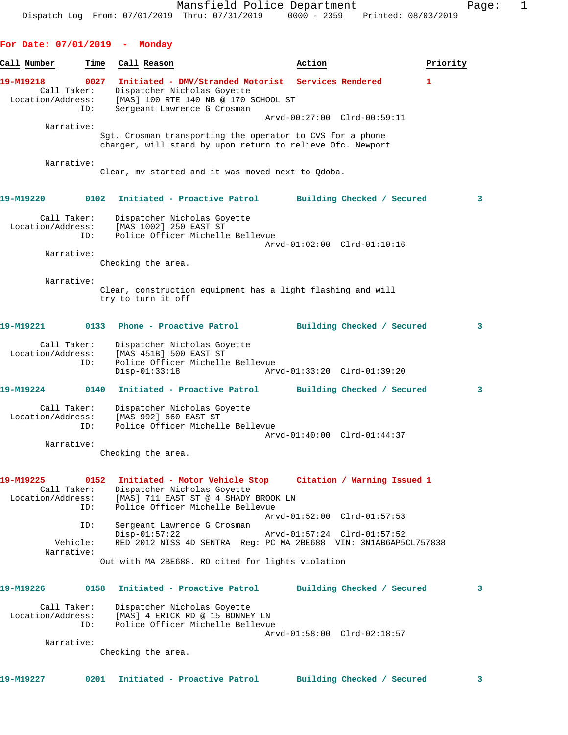# Mansfield Police Department

Dispatch Log From: 07/01/2019 Thru: 07/31/2019 0000 - 2359 Printed: 08/03/2019

## For Date: 07/01/2019 - Monday

| Call Number | Time | Call Reason | Action | Priority |
|---|---|---|---|---|

**19-M19218 0027 Initiated - DMV/Stranded Motorist — Services Rendered — 1**

Call Taker: Dispatcher Nicholas Goyette
Location/Address: [MAS] 100 RTE 140 NB @ 170 SCHOOL ST
ID: Sergeant Lawrence G Crosman
Arvd-00:27:00 Clrd-00:59:11

Narrative:
Sgt. Crosman transporting the operator to CVS for a phone charger, will stand by upon return to relieve Ofc. Newport

Narrative:
Clear, mv started and it was moved next to Qdoba.

**19-M19220 0102 Initiated - Proactive Patrol — Building Checked / Secured — 3**

Call Taker: Dispatcher Nicholas Goyette
Location/Address: [MAS 1002] 250 EAST ST
ID: Police Officer Michelle Bellevue
Arvd-01:02:00 Clrd-01:10:16

Narrative:
Checking the area.

Narrative:
Clear, construction equipment has a light flashing and will try to turn it off

**19-M19221 0133 Phone - Proactive Patrol — Building Checked / Secured — 3**

Call Taker: Dispatcher Nicholas Goyette
Location/Address: [MAS 451B] 500 EAST ST
ID: Police Officer Michelle Bellevue
Disp-01:33:18 Arvd-01:33:20 Clrd-01:39:20

**19-M19224 0140 Initiated - Proactive Patrol — Building Checked / Secured — 3**

Call Taker: Dispatcher Nicholas Goyette
Location/Address: [MAS 992] 660 EAST ST
ID: Police Officer Michelle Bellevue
Arvd-01:40:00 Clrd-01:44:37

Narrative:
Checking the area.

**19-M19225 0152 Initiated - Motor Vehicle Stop — Citation / Warning Issued — 1**

Call Taker: Dispatcher Nicholas Goyette
Location/Address: [MAS] 711 EAST ST @ 4 SHADY BROOK LN
ID: Police Officer Michelle Bellevue
Arvd-01:52:00 Clrd-01:57:53
ID: Sergeant Lawrence G Crosman
Disp-01:57:22 Arvd-01:57:24 Clrd-01:57:52
Vehicle: RED 2012 NISS 4D SENTRA Reg: PC MA 2BE688 VIN: 3N1AB6AP5CL757838

Narrative:
Out with MA 2BE688. RO cited for lights violation

**19-M19226 0158 Initiated - Proactive Patrol — Building Checked / Secured — 3**

Call Taker: Dispatcher Nicholas Goyette
Location/Address: [MAS] 4 ERICK RD @ 15 BONNEY LN
ID: Police Officer Michelle Bellevue
Arvd-01:58:00 Clrd-02:18:57

Narrative:
Checking the area.

**19-M19227 0201 Initiated - Proactive Patrol — Building Checked / Secured — 3**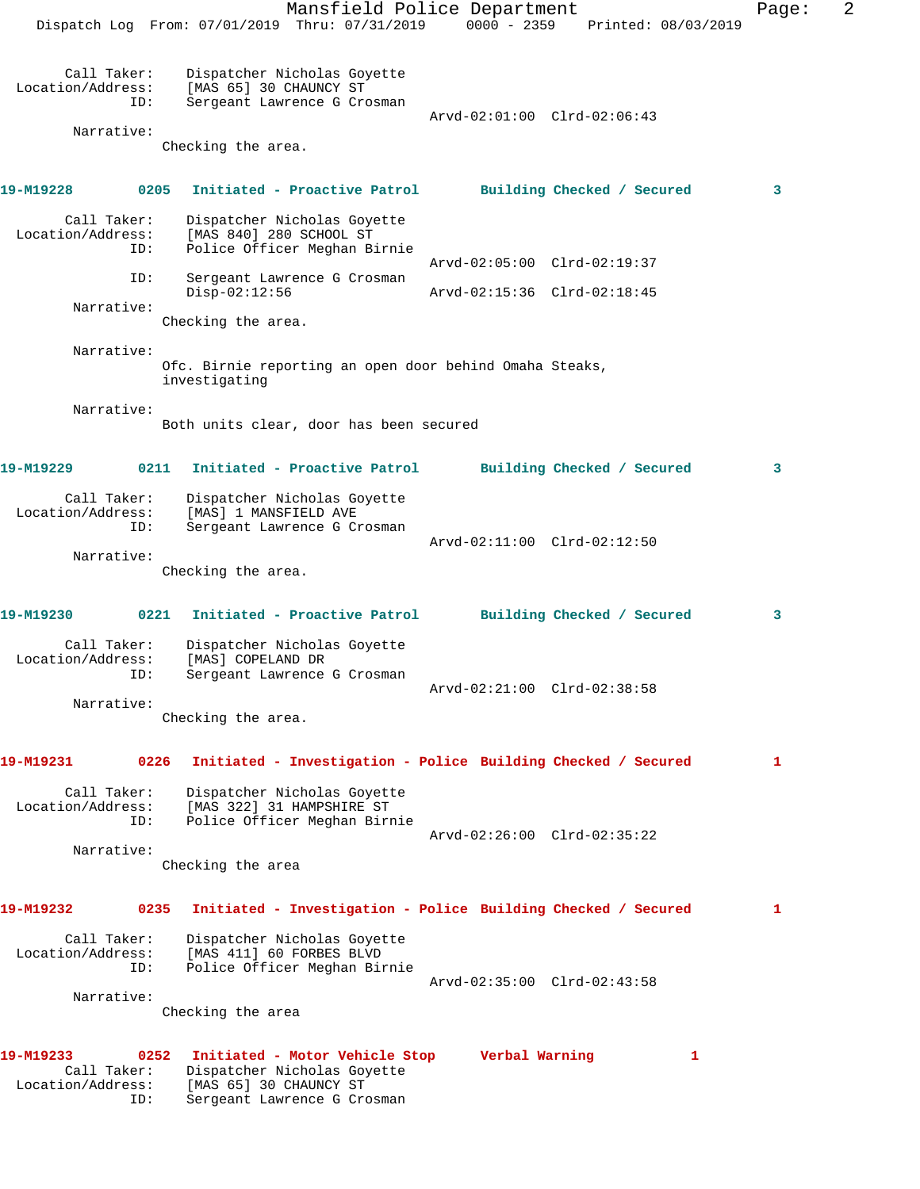```
        Call Taker:    Dispatcher Nicholas Goyette
  Location/Address:    [MAS 65] 30 CHAUNCY ST
                ID:    Sergeant Lawrence G Crosman
                                                  Arvd-02:01:00  Clrd-02:06:43
         Narrative:
                    Checking the area.
```

**19-M19228  0205  Initiated - Proactive Patrol  Building Checked / Secured  3**

```
        Call Taker:    Dispatcher Nicholas Goyette
  Location/Address:    [MAS 840] 280 SCHOOL ST
                ID:    Police Officer Meghan Birnie
                                                  Arvd-02:05:00  Clrd-02:19:37
                ID:    Sergeant Lawrence G Crosman
                       Disp-02:12:56              Arvd-02:15:36  Clrd-02:18:45
         Narrative:
                    Checking the area.

         Narrative:
                    Ofc. Birnie reporting an open door behind Omaha Steaks,
                    investigating

         Narrative:
                    Both units clear, door has been secured
```

**19-M19229  0211  Initiated - Proactive Patrol  Building Checked / Secured  3**

```
        Call Taker:    Dispatcher Nicholas Goyette
  Location/Address:    [MAS] 1 MANSFIELD AVE
                ID:    Sergeant Lawrence G Crosman
                                                  Arvd-02:11:00  Clrd-02:12:50
         Narrative:
                    Checking the area.
```

**19-M19230  0221  Initiated - Proactive Patrol  Building Checked / Secured  3**

```
        Call Taker:    Dispatcher Nicholas Goyette
  Location/Address:    [MAS] COPELAND DR
                ID:    Sergeant Lawrence G Crosman
                                                  Arvd-02:21:00  Clrd-02:38:58
         Narrative:
                    Checking the area.
```

**19-M19231  0226  Initiated - Investigation - Police  Building Checked / Secured  1**

```
        Call Taker:    Dispatcher Nicholas Goyette
  Location/Address:    [MAS 322] 31 HAMPSHIRE ST
                ID:    Police Officer Meghan Birnie
                                                  Arvd-02:26:00  Clrd-02:35:22
         Narrative:
                    Checking the area
```

**19-M19232  0235  Initiated - Investigation - Police  Building Checked / Secured  1**

```
        Call Taker:    Dispatcher Nicholas Goyette
  Location/Address:    [MAS 411] 60 FORBES BLVD
                ID:    Police Officer Meghan Birnie
                                                  Arvd-02:35:00  Clrd-02:43:58
         Narrative:
                    Checking the area
```

**19-M19233  0252  Initiated - Motor Vehicle Stop  Verbal Warning  1**

```
        Call Taker:    Dispatcher Nicholas Goyette
  Location/Address:    [MAS 65] 30 CHAUNCY ST
                ID:    Sergeant Lawrence G Crosman
```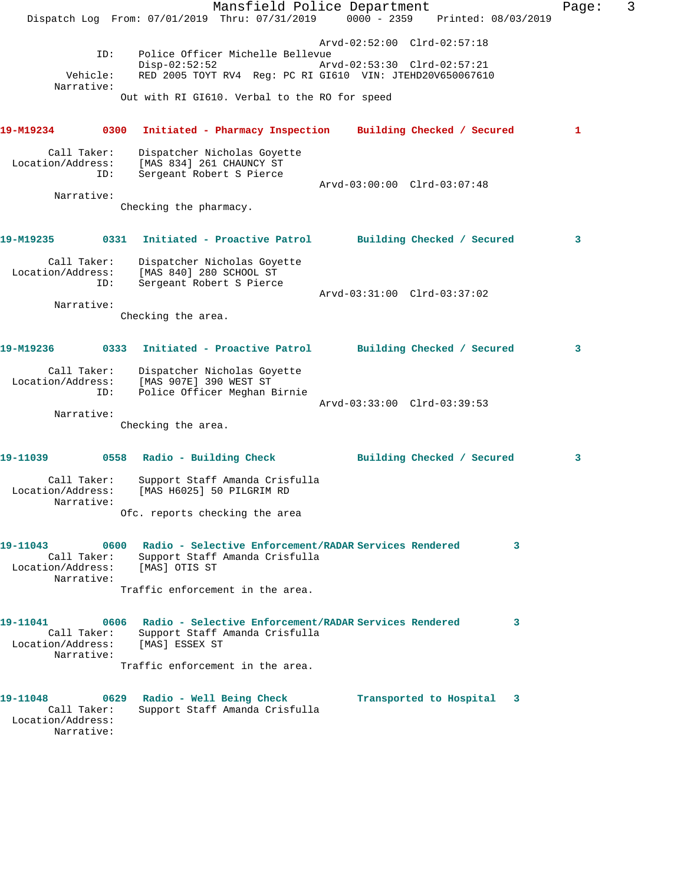```
                                        Arvd-02:52:00  Clrd-02:57:18
            ID:     Police Officer Michelle Bellevue
                    Disp-02:52:52                Arvd-02:53:30  Clrd-02:57:21
       Vehicle:     RED 2005 TOYT RV4  Reg: PC RI GI610  VIN: JTEHD20V650067610
     Narrative:
                   Out with RI GI610. Verbal to the RO for speed
```

**19-M19234        0300   Initiated - Pharmacy Inspection     Building Checked / Secured          1**

```
       Call Taker:    Dispatcher Nicholas Goyette
  Location/Address:   [MAS 834] 261 CHAUNCY ST
               ID:    Sergeant Robert S Pierce
                                        Arvd-03:00:00  Clrd-03:07:48
        Narrative:
                   Checking the pharmacy.
```

**19-M19235        0331   Initiated - Proactive Patrol       Building Checked / Secured          3**

```
       Call Taker:    Dispatcher Nicholas Goyette
  Location/Address:   [MAS 840] 280 SCHOOL ST
               ID:    Sergeant Robert S Pierce
                                        Arvd-03:31:00  Clrd-03:37:02
        Narrative:
                   Checking the area.
```

**19-M19236        0333   Initiated - Proactive Patrol       Building Checked / Secured          3**

```
       Call Taker:    Dispatcher Nicholas Goyette
  Location/Address:   [MAS 907E] 390 WEST ST
               ID:    Police Officer Meghan Birnie
                                        Arvd-03:33:00  Clrd-03:39:53
        Narrative:
                   Checking the area.
```

**19-11039         0558   Radio - Building Check             Building Checked / Secured          3**

```
       Call Taker:    Support Staff Amanda Crisfulla
  Location/Address:   [MAS H6025] 50 PILGRIM RD
        Narrative:
                   Ofc. reports checking the area
```

**19-11043         0600   Radio - Selective Enforcement/RADAR Services Rendered         3**

```
       Call Taker:    Support Staff Amanda Crisfulla
  Location/Address:   [MAS] OTIS ST
        Narrative:
                   Traffic enforcement in the area.
```

**19-11041         0606   Radio - Selective Enforcement/RADAR Services Rendered         3**

```
       Call Taker:    Support Staff Amanda Crisfulla
  Location/Address:   [MAS] ESSEX ST
        Narrative:
                   Traffic enforcement in the area.
```

**19-11048         0629   Radio - Well Being Check           Transported to Hospital    3**

```
       Call Taker:    Support Staff Amanda Crisfulla
  Location/Address:
        Narrative:
```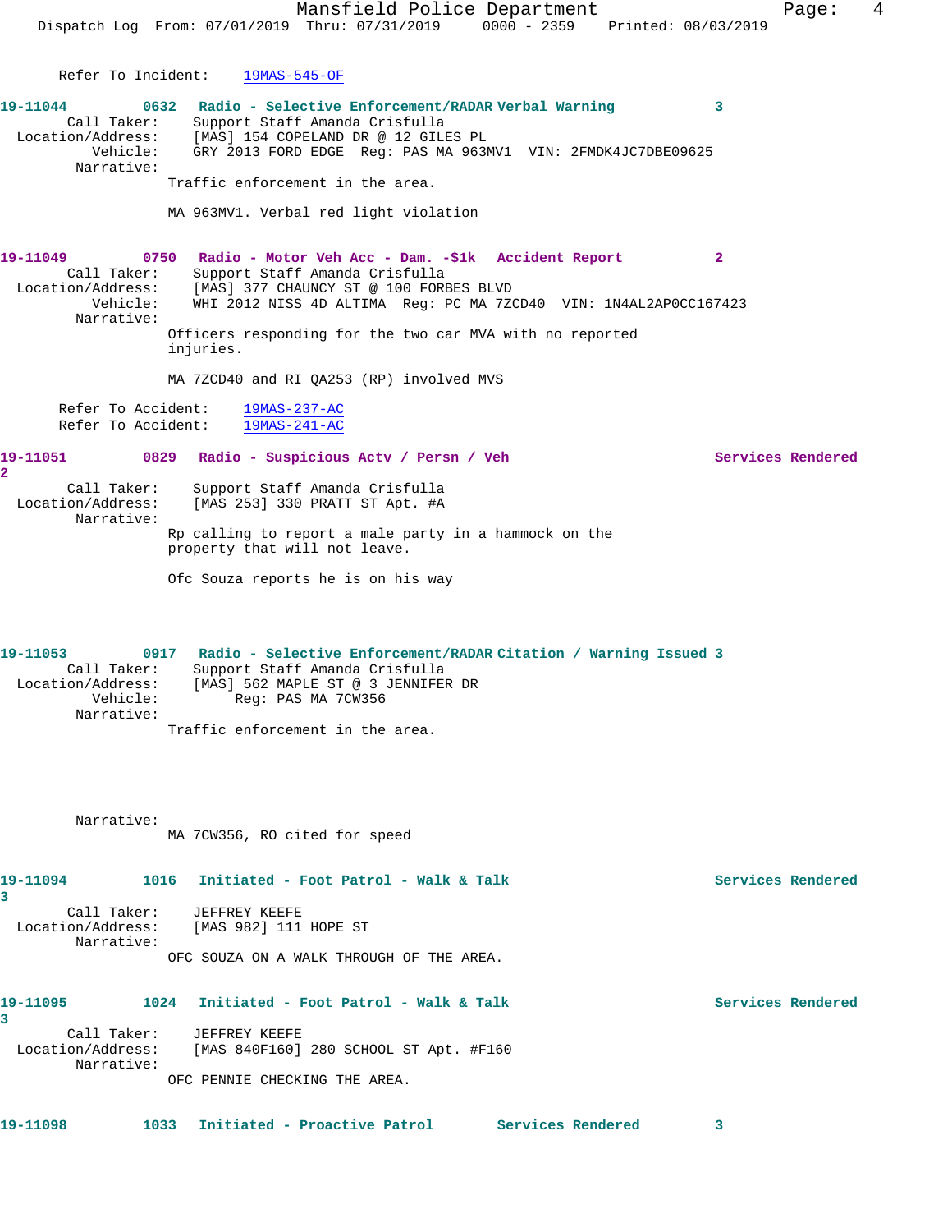Refer To Incident: 19MAS-545-OF

**19-11044** 0632 Radio - Selective Enforcement/RADAR Verbal Warning 3

Call Taker: Support Staff Amanda Crisfulla
Location/Address: [MAS] 154 COPELAND DR @ 12 GILES PL
Vehicle: GRY 2013 FORD EDGE Reg: PAS MA 963MV1 VIN: 2FMDK4JC7DBE09625
Narrative:

Traffic enforcement in the area.

MA 963MV1. Verbal red light violation

**19-11049** 0750 Radio - Motor Veh Acc - Dam. -$1k Accident Report 2

Call Taker: Support Staff Amanda Crisfulla
Location/Address: [MAS] 377 CHAUNCY ST @ 100 FORBES BLVD
Vehicle: WHI 2012 NISS 4D ALTIMA Reg: PC MA 7ZCD40 VIN: 1N4AL2AP0CC167423
Narrative:

Officers responding for the two car MVA with no reported injuries.

MA 7ZCD40 and RI QA253 (RP) involved MVS

Refer To Accident: 19MAS-237-AC
Refer To Accident: 19MAS-241-AC

**19-11051** 0829 Radio - Suspicious Actv / Persn / Veh Services Rendered 2

Call Taker: Support Staff Amanda Crisfulla
Location/Address: [MAS 253] 330 PRATT ST Apt. #A
Narrative:

Rp calling to report a male party in a hammock on the property that will not leave.

Ofc Souza reports he is on his way

**19-11053** 0917 Radio - Selective Enforcement/RADAR Citation / Warning Issued 3

Call Taker: Support Staff Amanda Crisfulla
Location/Address: [MAS] 562 MAPLE ST @ 3 JENNIFER DR
Vehicle: Reg: PAS MA 7CW356
Narrative:

Traffic enforcement in the area.

Narrative:

MA 7CW356, RO cited for speed

**19-11094** 1016 Initiated - Foot Patrol - Walk & Talk Services Rendered 3

Call Taker: JEFFREY KEEFE
Location/Address: [MAS 982] 111 HOPE ST
Narrative:

OFC SOUZA ON A WALK THROUGH OF THE AREA.

**19-11095** 1024 Initiated - Foot Patrol - Walk & Talk Services Rendered 3

Call Taker: JEFFREY KEEFE
Location/Address: [MAS 840F160] 280 SCHOOL ST Apt. #F160
Narrative:

OFC PENNIE CHECKING THE AREA.

**19-11098** 1033 Initiated - Proactive Patrol Services Rendered 3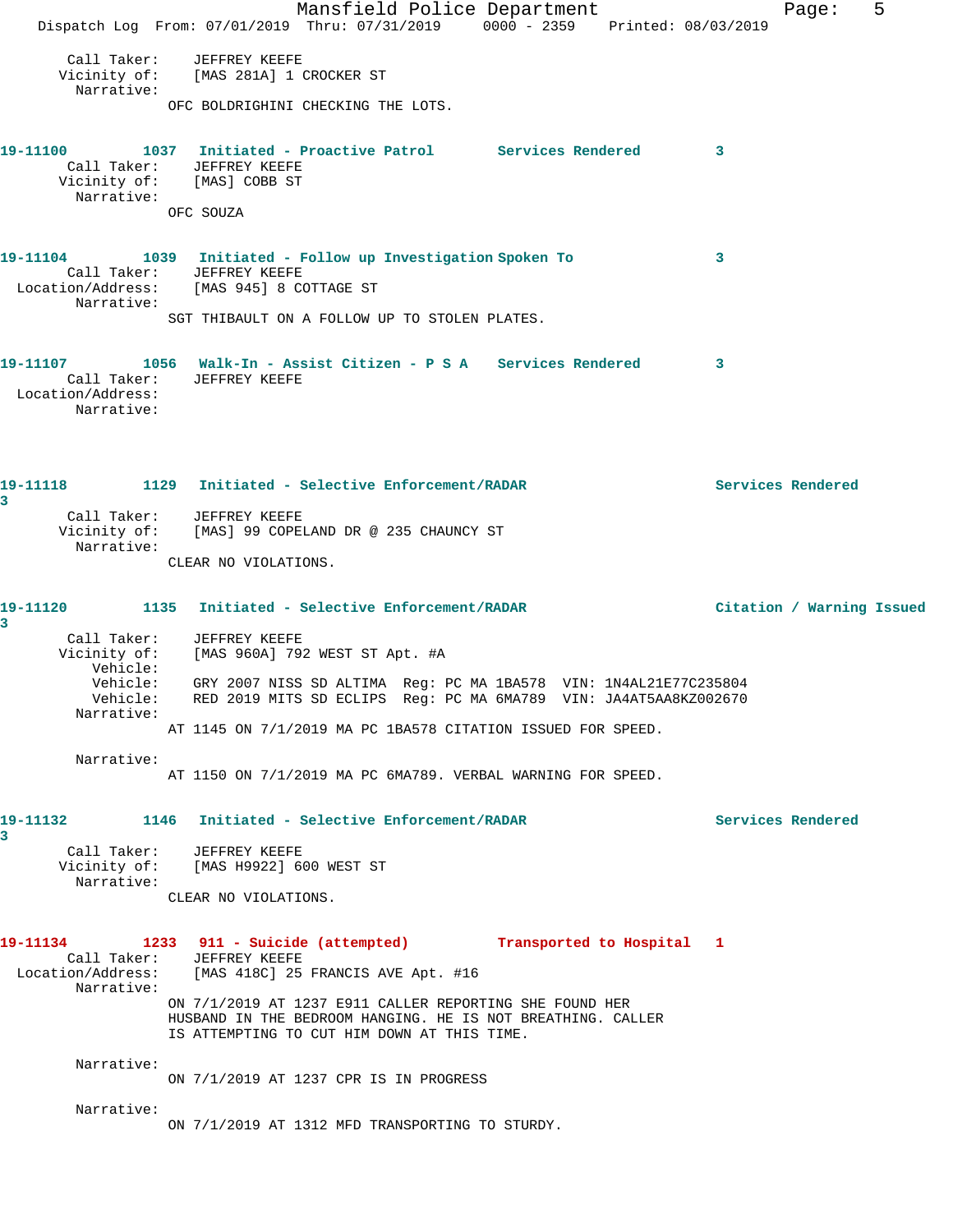Call Taker: JEFFREY KEEFE
Vicinity of: [MAS 281A] 1 CROCKER ST
Narrative:
OFC BOLDRIGHINI CHECKING THE LOTS.

**19-11100 1037 Initiated - Proactive Patrol Services Rendered 3**
Call Taker: JEFFREY KEEFE
Vicinity of: [MAS] COBB ST
Narrative:
OFC SOUZA

**19-11104 1039 Initiated - Follow up Investigation Spoken To 3**
Call Taker: JEFFREY KEEFE
Location/Address: [MAS 945] 8 COTTAGE ST
Narrative:
SGT THIBAULT ON A FOLLOW UP TO STOLEN PLATES.

**19-11107 1056 Walk-In - Assist Citizen - P S A Services Rendered 3**
Call Taker: JEFFREY KEEFE
Location/Address:
Narrative:

**19-11118 1129 Initiated - Selective Enforcement/RADAR Services Rendered 3**
Call Taker: JEFFREY KEEFE
Vicinity of: [MAS] 99 COPELAND DR @ 235 CHAUNCY ST
Narrative:
CLEAR NO VIOLATIONS.

**19-11120 1135 Initiated - Selective Enforcement/RADAR Citation / Warning Issued 3**
Call Taker: JEFFREY KEEFE
Vicinity of: [MAS 960A] 792 WEST ST Apt. #A
Vehicle:
Vehicle: GRY 2007 NISS SD ALTIMA Reg: PC MA 1BA578 VIN: 1N4AL21E77C235804
Vehicle: RED 2019 MITS SD ECLIPS Reg: PC MA 6MA789 VIN: JA4AT5AA8KZ002670
Narrative:
AT 1145 ON 7/1/2019 MA PC 1BA578 CITATION ISSUED FOR SPEED.

Narrative:
AT 1150 ON 7/1/2019 MA PC 6MA789. VERBAL WARNING FOR SPEED.

**19-11132 1146 Initiated - Selective Enforcement/RADAR Services Rendered 3**
Call Taker: JEFFREY KEEFE
Vicinity of: [MAS H9922] 600 WEST ST
Narrative:
CLEAR NO VIOLATIONS.

**19-11134 1233 911 - Suicide (attempted) Transported to Hospital 1**
Call Taker: JEFFREY KEEFE
Location/Address: [MAS 418C] 25 FRANCIS AVE Apt. #16
Narrative:
ON 7/1/2019 AT 1237 E911 CALLER REPORTING SHE FOUND HER HUSBAND IN THE BEDROOM HANGING. HE IS NOT BREATHING. CALLER IS ATTEMPTING TO CUT HIM DOWN AT THIS TIME.

Narrative:
ON 7/1/2019 AT 1237 CPR IS IN PROGRESS

Narrative:
ON 7/1/2019 AT 1312 MFD TRANSPORTING TO STURDY.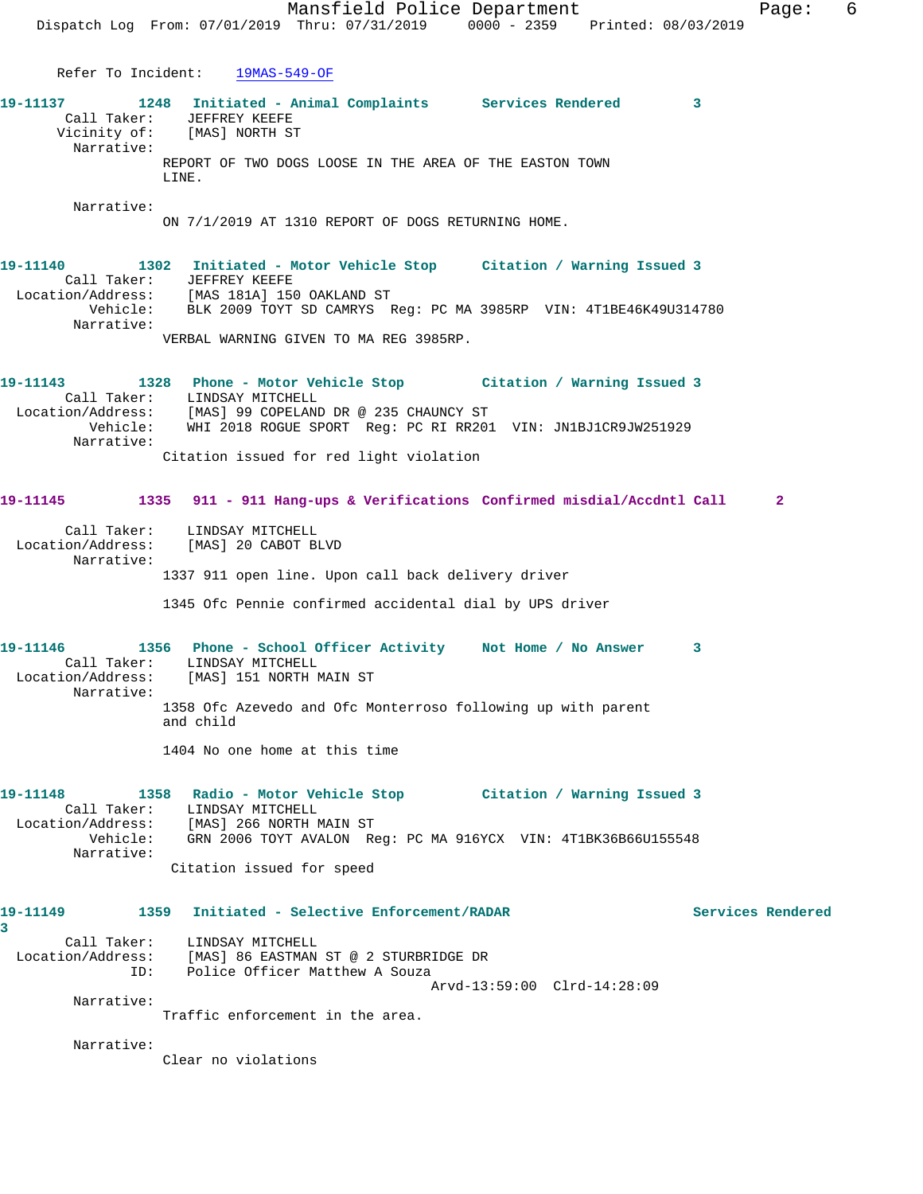Refer To Incident: 19MAS-549-OF

**19-11137** 1248 Initiated - Animal Complaints Services Rendered 3
Call Taker: JEFFREY KEEFE
Vicinity of: [MAS] NORTH ST
Narrative:
REPORT OF TWO DOGS LOOSE IN THE AREA OF THE EASTON TOWN LINE.

Narrative:
ON 7/1/2019 AT 1310 REPORT OF DOGS RETURNING HOME.

**19-11140** 1302 Initiated - Motor Vehicle Stop Citation / Warning Issued 3
Call Taker: JEFFREY KEEFE
Location/Address: [MAS 181A] 150 OAKLAND ST
Vehicle: BLK 2009 TOYT SD CAMRYS Reg: PC MA 3985RP VIN: 4T1BE46K49U314780
Narrative:
VERBAL WARNING GIVEN TO MA REG 3985RP.

**19-11143** 1328 Phone - Motor Vehicle Stop Citation / Warning Issued 3
Call Taker: LINDSAY MITCHELL
Location/Address: [MAS] 99 COPELAND DR @ 235 CHAUNCY ST
Vehicle: WHI 2018 ROGUE SPORT Reg: PC RI RR201 VIN: JN1BJ1CR9JW251929
Narrative:
Citation issued for red light violation

**19-11145** 1335 911 - 911 Hang-ups & Verifications Confirmed misdial/Accdntl Call 2
Call Taker: LINDSAY MITCHELL
Location/Address: [MAS] 20 CABOT BLVD
Narrative:
1337 911 open line. Upon call back delivery driver

1345 Ofc Pennie confirmed accidental dial by UPS driver

**19-11146** 1356 Phone - School Officer Activity Not Home / No Answer 3
Call Taker: LINDSAY MITCHELL
Location/Address: [MAS] 151 NORTH MAIN ST
Narrative:
1358 Ofc Azevedo and Ofc Monterroso following up with parent and child

1404 No one home at this time

**19-11148** 1358 Radio - Motor Vehicle Stop Citation / Warning Issued 3
Call Taker: LINDSAY MITCHELL
Location/Address: [MAS] 266 NORTH MAIN ST
Vehicle: GRN 2006 TOYT AVALON Reg: PC MA 916YCX VIN: 4T1BK36B66U155548
Narrative:
Citation issued for speed

**19-11149** 1359 Initiated - Selective Enforcement/RADAR Services Rendered 3
Call Taker: LINDSAY MITCHELL
Location/Address: [MAS] 86 EASTMAN ST @ 2 STURBRIDGE DR
ID: Police Officer Matthew A Souza
Arvd-13:59:00 Clrd-14:28:09
Narrative:
Traffic enforcement in the area.

Narrative:
Clear no violations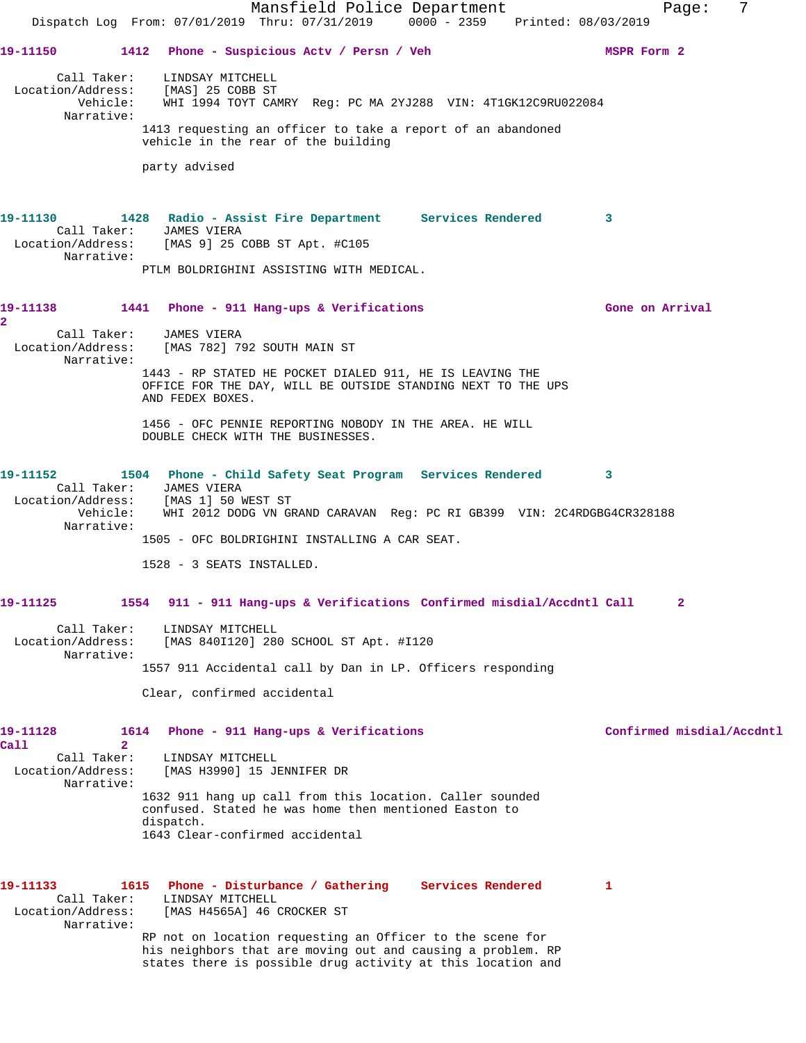**19-11150** 1412 Phone - Suspicious Actv / Persn / Veh MSPR Form 2

Call Taker: LINDSAY MITCHELL
Location/Address: [MAS] 25 COBB ST
Vehicle: WHI 1994 TOYT CAMRY Reg: PC MA 2YJ288 VIN: 4T1GK12C9RU022084
Narrative:
1413 requesting an officer to take a report of an abandoned vehicle in the rear of the building

party advised

**19-11130** 1428 Radio - Assist Fire Department Services Rendered 3
Call Taker: JAMES VIERA
Location/Address: [MAS 9] 25 COBB ST Apt. #C105
Narrative:
PTLM BOLDRIGHINI ASSISTING WITH MEDICAL.

**19-11138** 1441 Phone - 911 Hang-ups & Verifications Gone on Arrival 2
Call Taker: JAMES VIERA
Location/Address: [MAS 782] 792 SOUTH MAIN ST
Narrative:
1443 - RP STATED HE POCKET DIALED 911, HE IS LEAVING THE OFFICE FOR THE DAY, WILL BE OUTSIDE STANDING NEXT TO THE UPS AND FEDEX BOXES.

1456 - OFC PENNIE REPORTING NOBODY IN THE AREA. HE WILL DOUBLE CHECK WITH THE BUSINESSES.

**19-11152** 1504 Phone - Child Safety Seat Program Services Rendered 3
Call Taker: JAMES VIERA
Location/Address: [MAS 1] 50 WEST ST
Vehicle: WHI 2012 DODG VN GRAND CARAVAN Reg: PC RI GB399 VIN: 2C4RDGBG4CR328188
Narrative:
1505 - OFC BOLDRIGHINI INSTALLING A CAR SEAT.

1528 - 3 SEATS INSTALLED.

**19-11125** 1554 911 - 911 Hang-ups & Verifications Confirmed misdial/Accdntl Call 2

Call Taker: LINDSAY MITCHELL
Location/Address: [MAS 840I120] 280 SCHOOL ST Apt. #I120
Narrative:
1557 911 Accidental call by Dan in LP. Officers responding

Clear, confirmed accidental

**19-11128** 1614 Phone - 911 Hang-ups & Verifications Confirmed misdial/Accdntl Call 2
Call Taker: LINDSAY MITCHELL
Location/Address: [MAS H3990] 15 JENNIFER DR
Narrative:
1632 911 hang up call from this location. Caller sounded confused. Stated he was home then mentioned Easton to dispatch.
1643 Clear-confirmed accidental

**19-11133** 1615 Phone - Disturbance / Gathering Services Rendered 1
Call Taker: LINDSAY MITCHELL
Location/Address: [MAS H4565A] 46 CROCKER ST
Narrative:
RP not on location requesting an Officer to the scene for his neighbors that are moving out and causing a problem. RP states there is possible drug activity at this location and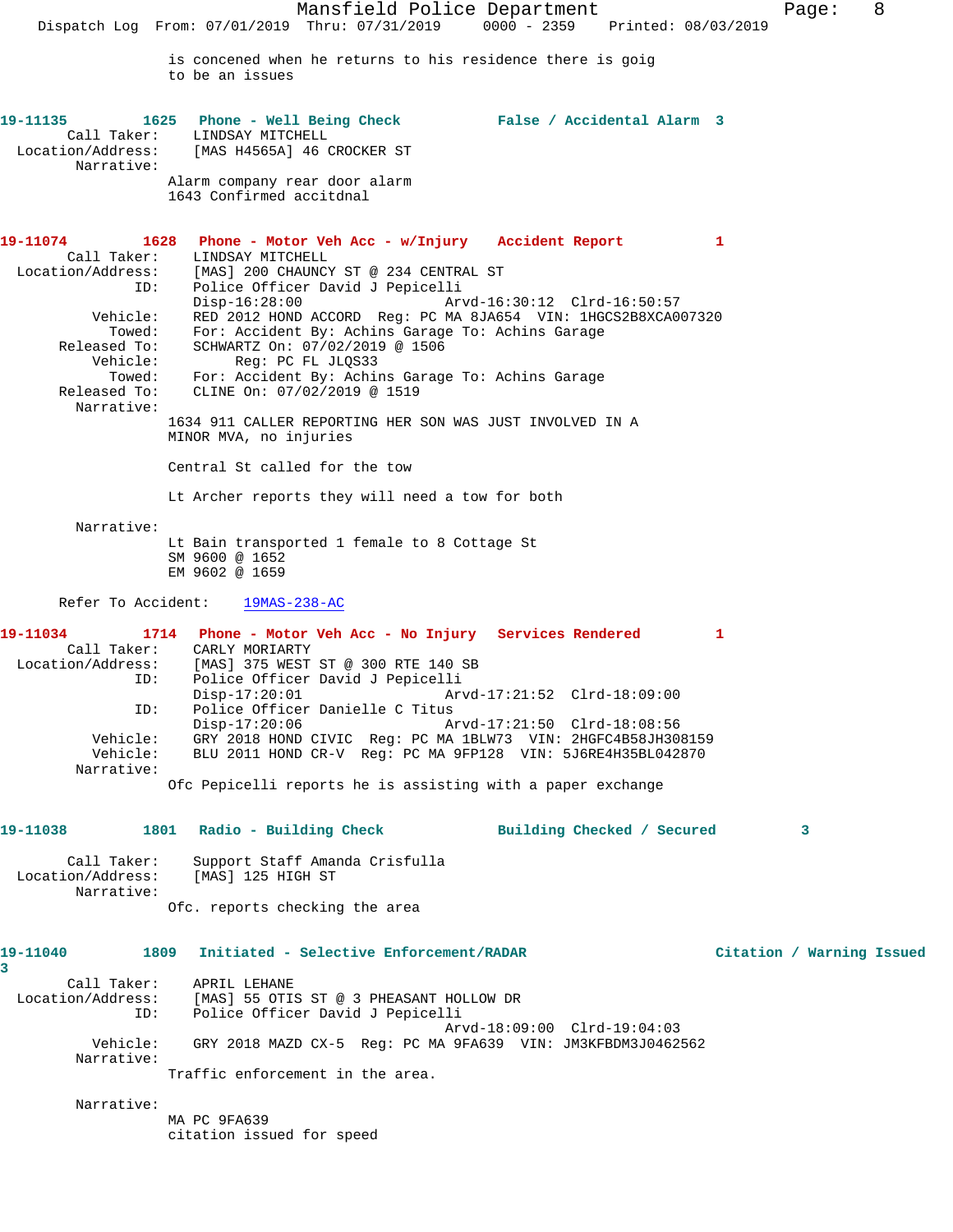is concened when he returns to his residence there is goig
to be an issues

**19-11135 1625 Phone - Well Being Check False / Accidental Alarm 3**

Call Taker: LINDSAY MITCHELL
Location/Address: [MAS H4565A] 46 CROCKER ST
Narrative:
Alarm company rear door alarm
1643 Confirmed accitdnal

**19-11074 1628 Phone - Motor Veh Acc - w/Injury Accident Report 1**

Call Taker: LINDSAY MITCHELL
Location/Address: [MAS] 200 CHAUNCY ST @ 234 CENTRAL ST
ID: Police Officer David J Pepicelli
Disp-16:28:00 Arvd-16:30:12 Clrd-16:50:57
Vehicle: RED 2012 HOND ACCORD Reg: PC MA 8JA654 VIN: 1HGCS2B8XCA007320
Towed: For: Accident By: Achins Garage To: Achins Garage
Released To: SCHWARTZ On: 07/02/2019 @ 1506
Vehicle: Reg: PC FL JLQS33
Towed: For: Accident By: Achins Garage To: Achins Garage
Released To: CLINE On: 07/02/2019 @ 1519
Narrative:
1634 911 CALLER REPORTING HER SON WAS JUST INVOLVED IN A
MINOR MVA, no injuries

Central St called for the tow

Lt Archer reports they will need a tow for both

Narrative:
Lt Bain transported 1 female to 8 Cottage St
SM 9600 @ 1652
EM 9602 @ 1659

Refer To Accident: 19MAS-238-AC

**19-11034 1714 Phone - Motor Veh Acc - No Injury Services Rendered 1**

Call Taker: CARLY MORIARTY
Location/Address: [MAS] 375 WEST ST @ 300 RTE 140 SB
ID: Police Officer David J Pepicelli
Disp-17:20:01 Arvd-17:21:52 Clrd-18:09:00
ID: Police Officer Danielle C Titus
Disp-17:20:06 Arvd-17:21:50 Clrd-18:08:56
Vehicle: GRY 2018 HOND CIVIC Reg: PC MA 1BLW73 VIN: 2HGFC4B58JH308159
Vehicle: BLU 2011 HOND CR-V Reg: PC MA 9FP128 VIN: 5J6RE4H35BL042870
Narrative:
Ofc Pepicelli reports he is assisting with a paper exchange

**19-11038 1801 Radio - Building Check Building Checked / Secured 3**

Call Taker: Support Staff Amanda Crisfulla
Location/Address: [MAS] 125 HIGH ST
Narrative:
Ofc. reports checking the area

**19-11040 1809 Initiated - Selective Enforcement/RADAR Citation / Warning Issued 3**

Call Taker: APRIL LEHANE
Location/Address: [MAS] 55 OTIS ST @ 3 PHEASANT HOLLOW DR
ID: Police Officer David J Pepicelli
Arvd-18:09:00 Clrd-19:04:03
Vehicle: GRY 2018 MAZD CX-5 Reg: PC MA 9FA639 VIN: JM3KFBDM3J0462562
Narrative:
Traffic enforcement in the area.

Narrative:
MA PC 9FA639
citation issued for speed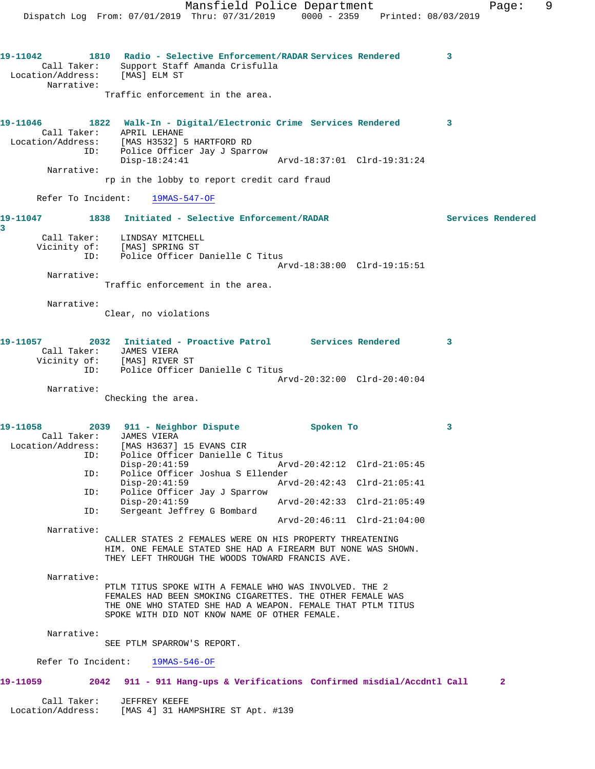**19-11042 1810 Radio - Selective Enforcement/RADAR Services Rendered 3**

Call Taker: Support Staff Amanda Crisfulla
Location/Address: [MAS] ELM ST
Narrative:
Traffic enforcement in the area.

**19-11046 1822 Walk-In - Digital/Electronic Crime Services Rendered 3**

Call Taker: APRIL LEHANE
Location/Address: [MAS H3532] 5 HARTFORD RD
ID: Police Officer Jay J Sparrow
Disp-18:24:41 Arvd-18:37:01 Clrd-19:31:24
Narrative:
rp in the lobby to report credit card fraud

Refer To Incident: 19MAS-547-OF

**19-11047 1838 Initiated - Selective Enforcement/RADAR Services Rendered 3**

Call Taker: LINDSAY MITCHELL
Vicinity of: [MAS] SPRING ST
ID: Police Officer Danielle C Titus
Arvd-18:38:00 Clrd-19:15:51
Narrative:
Traffic enforcement in the area.

Narrative:
Clear, no violations

**19-11057 2032 Initiated - Proactive Patrol Services Rendered 3**

Call Taker: JAMES VIERA
Vicinity of: [MAS] RIVER ST
ID: Police Officer Danielle C Titus
Arvd-20:32:00 Clrd-20:40:04
Narrative:
Checking the area.

**19-11058 2039 911 - Neighbor Dispute Spoken To 3**

Call Taker: JAMES VIERA
Location/Address: [MAS H3637] 15 EVANS CIR
ID: Police Officer Danielle C Titus
Disp-20:41:59 Arvd-20:42:12 Clrd-21:05:45
ID: Police Officer Joshua S Ellender
Disp-20:41:59 Arvd-20:42:43 Clrd-21:05:41
ID: Police Officer Jay J Sparrow
Disp-20:41:59 Arvd-20:42:33 Clrd-21:05:49
ID: Sergeant Jeffrey G Bombard
Arvd-20:46:11 Clrd-21:04:00
Narrative:
CALLER STATES 2 FEMALES WERE ON HIS PROPERTY THREATENING HIM. ONE FEMALE STATED SHE HAD A FIREARM BUT NONE WAS SHOWN. THEY LEFT THROUGH THE WOODS TOWARD FRANCIS AVE.

Narrative:
PTLM TITUS SPOKE WITH A FEMALE WHO WAS INVOLVED. THE 2 FEMALES HAD BEEN SMOKING CIGARETTES. THE OTHER FEMALE WAS THE ONE WHO STATED SHE HAD A WEAPON. FEMALE THAT PTLM TITUS SPOKE WITH DID NOT KNOW NAME OF OTHER FEMALE.

Narrative:
SEE PTLM SPARROW'S REPORT.

Refer To Incident: 19MAS-546-OF

**19-11059 2042 911 - 911 Hang-ups & Verifications Confirmed misdial/Accdntl Call 2**

Call Taker: JEFFREY KEEFE
Location/Address: [MAS 4] 31 HAMPSHIRE ST Apt. #139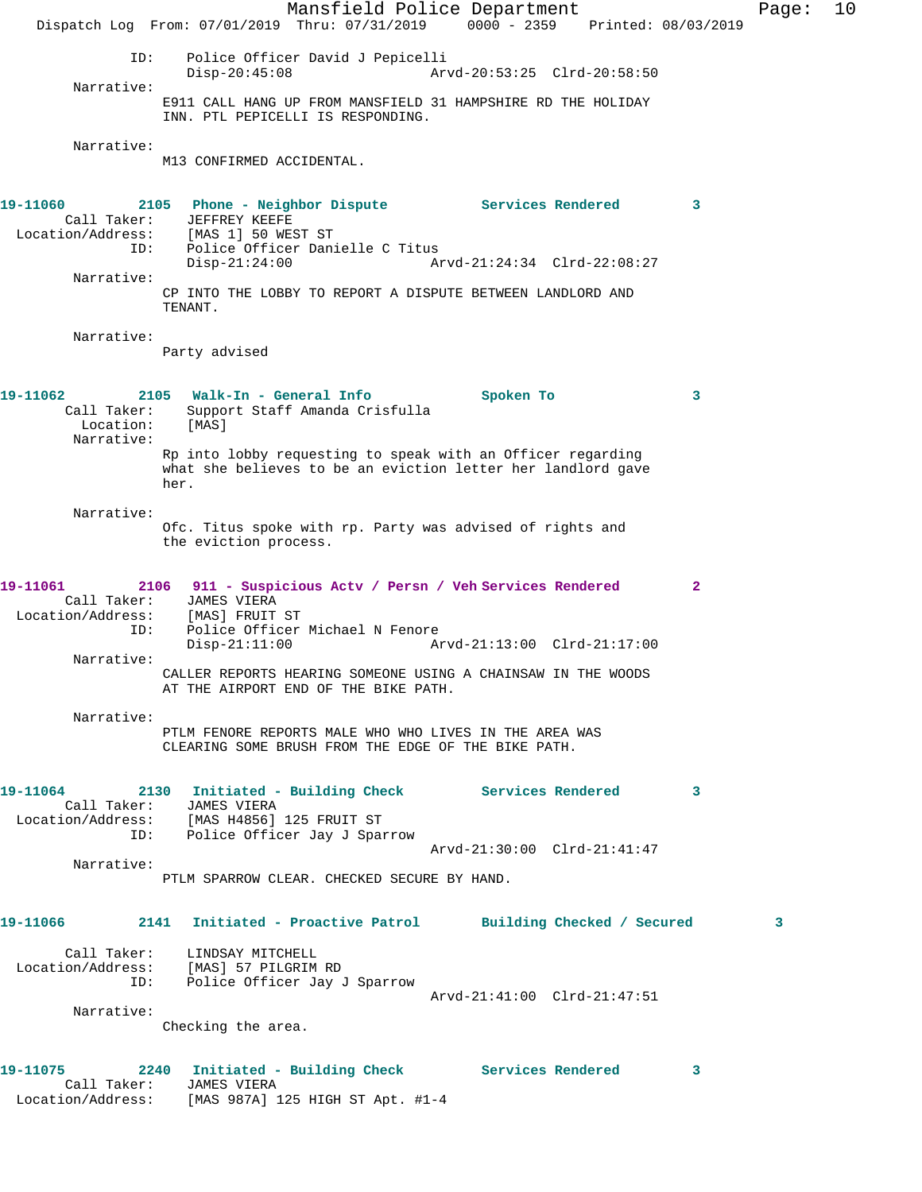ID: Police Officer David J Pepicelli
Disp-20:45:08 Arvd-20:53:25 Clrd-20:58:50

Narrative:
E911 CALL HANG UP FROM MANSFIELD 31 HAMPSHIRE RD THE HOLIDAY INN. PTL PEPICELLI IS RESPONDING.

Narrative:
M13 CONFIRMED ACCIDENTAL.

**19-11060 2105 Phone - Neighbor Dispute Services Rendered 3**

Call Taker: JEFFREY KEEFE
Location/Address: [MAS 1] 50 WEST ST
ID: Police Officer Danielle C Titus
Disp-21:24:00 Arvd-21:24:34 Clrd-22:08:27

Narrative:
CP INTO THE LOBBY TO REPORT A DISPUTE BETWEEN LANDLORD AND TENANT.

Narrative:
Party advised

**19-11062 2105 Walk-In - General Info Spoken To 3**

Call Taker: Support Staff Amanda Crisfulla
Location: [MAS]

Narrative:
Rp into lobby requesting to speak with an Officer regarding what she believes to be an eviction letter her landlord gave her.

Narrative:
Ofc. Titus spoke with rp. Party was advised of rights and the eviction process.

**19-11061 2106 911 - Suspicious Actv / Persn / Veh Services Rendered 2**

Call Taker: JAMES VIERA
Location/Address: [MAS] FRUIT ST
ID: Police Officer Michael N Fenore
Disp-21:11:00 Arvd-21:13:00 Clrd-21:17:00

Narrative:
CALLER REPORTS HEARING SOMEONE USING A CHAINSAW IN THE WOODS AT THE AIRPORT END OF THE BIKE PATH.

Narrative:
PTLM FENORE REPORTS MALE WHO WHO LIVES IN THE AREA WAS CLEARING SOME BRUSH FROM THE EDGE OF THE BIKE PATH.

**19-11064 2130 Initiated - Building Check Services Rendered 3**

Call Taker: JAMES VIERA
Location/Address: [MAS H4856] 125 FRUIT ST
ID: Police Officer Jay J Sparrow
Arvd-21:30:00 Clrd-21:41:47

Narrative:
PTLM SPARROW CLEAR. CHECKED SECURE BY HAND.

**19-11066 2141 Initiated - Proactive Patrol Building Checked / Secured 3**

Call Taker: LINDSAY MITCHELL
Location/Address: [MAS] 57 PILGRIM RD
ID: Police Officer Jay J Sparrow
Arvd-21:41:00 Clrd-21:47:51

Narrative:
Checking the area.

**19-11075 2240 Initiated - Building Check Services Rendered 3**

Call Taker: JAMES VIERA
Location/Address: [MAS 987A] 125 HIGH ST Apt. #1-4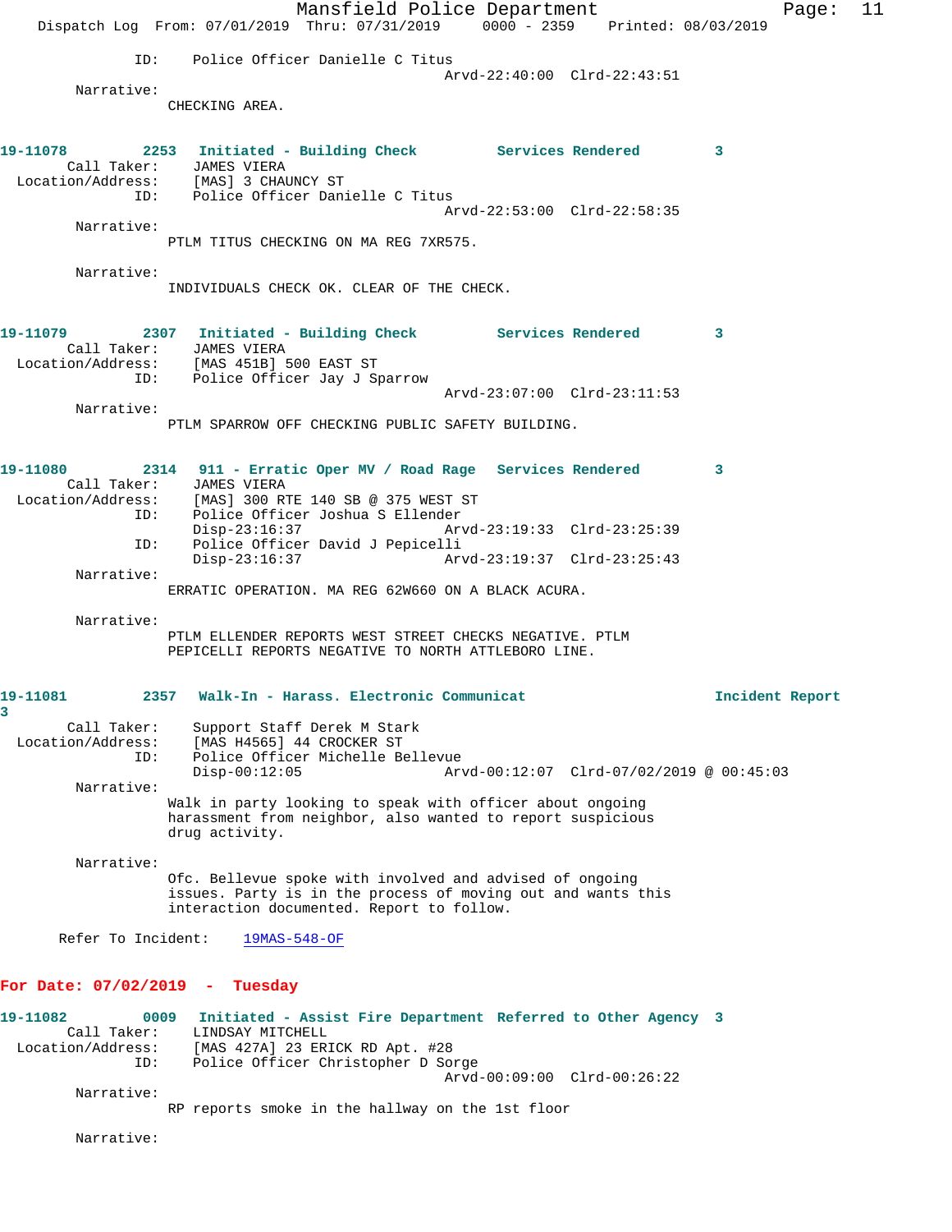ID: Police Officer Danielle C Titus
Arvd-22:40:00 Clrd-22:43:51

Narrative:
CHECKING AREA.

**19-11078 2253 Initiated - Building Check Services Rendered 3**

Call Taker: JAMES VIERA
Location/Address: [MAS] 3 CHAUNCY ST
ID: Police Officer Danielle C Titus
Arvd-22:53:00 Clrd-22:58:35

Narrative:
PTLM TITUS CHECKING ON MA REG 7XR575.

Narrative:
INDIVIDUALS CHECK OK. CLEAR OF THE CHECK.

**19-11079 2307 Initiated - Building Check Services Rendered 3**

Call Taker: JAMES VIERA
Location/Address: [MAS 451B] 500 EAST ST
ID: Police Officer Jay J Sparrow
Arvd-23:07:00 Clrd-23:11:53

Narrative:
PTLM SPARROW OFF CHECKING PUBLIC SAFETY BUILDING.

**19-11080 2314 911 - Erratic Oper MV / Road Rage Services Rendered 3**

Call Taker: JAMES VIERA
Location/Address: [MAS] 300 RTE 140 SB @ 375 WEST ST
ID: Police Officer Joshua S Ellender
Disp-23:16:37 Arvd-23:19:33 Clrd-23:25:39
ID: Police Officer David J Pepicelli
Disp-23:16:37 Arvd-23:19:37 Clrd-23:25:43

Narrative:
ERRATIC OPERATION. MA REG 62W660 ON A BLACK ACURA.

Narrative:
PTLM ELLENDER REPORTS WEST STREET CHECKS NEGATIVE. PTLM PEPICELLI REPORTS NEGATIVE TO NORTH ATTLEBORO LINE.

**19-11081 2357 Walk-In - Harass. Electronic Communicat Incident Report 3**

Call Taker: Support Staff Derek M Stark
Location/Address: [MAS H4565] 44 CROCKER ST
ID: Police Officer Michelle Bellevue
Disp-00:12:05 Arvd-00:12:07 Clrd-07/02/2019 @ 00:45:03

Narrative:
Walk in party looking to speak with officer about ongoing harassment from neighbor, also wanted to report suspicious drug activity.

Narrative:
Ofc. Bellevue spoke with involved and advised of ongoing issues. Party is in the process of moving out and wants this interaction documented. Report to follow.

Refer To Incident: 19MAS-548-OF

## For Date: 07/02/2019 - Tuesday

**19-11082 0009 Initiated - Assist Fire Department Referred to Other Agency 3**

Call Taker: LINDSAY MITCHELL
Location/Address: [MAS 427A] 23 ERICK RD Apt. #28
ID: Police Officer Christopher D Sorge
Arvd-00:09:00 Clrd-00:26:22

Narrative:
RP reports smoke in the hallway on the 1st floor

Narrative: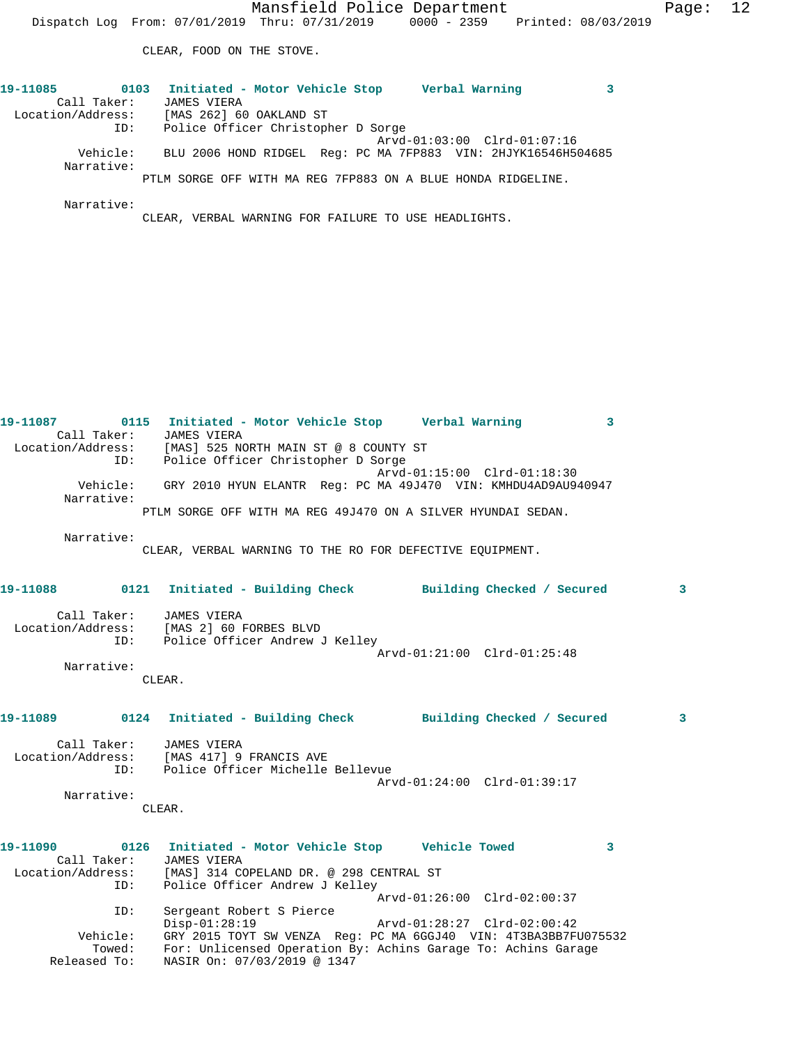CLEAR, FOOD ON THE STOVE.

**19-11085 0103 Initiated - Motor Vehicle Stop Verbal Warning 3**

Call Taker: JAMES VIERA
Location/Address: [MAS 262] 60 OAKLAND ST
ID: Police Officer Christopher D Sorge
Arvd-01:03:00 Clrd-01:07:16
Vehicle: BLU 2006 HOND RIDGEL Reg: PC MA 7FP883 VIN: 2HJYK16546H504685
Narrative:
PTLM SORGE OFF WITH MA REG 7FP883 ON A BLUE HONDA RIDGELINE.

Narrative:
CLEAR, VERBAL WARNING FOR FAILURE TO USE HEADLIGHTS.

**19-11087 0115 Initiated - Motor Vehicle Stop Verbal Warning 3**

Call Taker: JAMES VIERA
Location/Address: [MAS] 525 NORTH MAIN ST @ 8 COUNTY ST
ID: Police Officer Christopher D Sorge
Arvd-01:15:00 Clrd-01:18:30
Vehicle: GRY 2010 HYUN ELANTR Reg: PC MA 49J470 VIN: KMHDU4AD9AU940947
Narrative:
PTLM SORGE OFF WITH MA REG 49J470 ON A SILVER HYUNDAI SEDAN.

Narrative:
CLEAR, VERBAL WARNING TO THE RO FOR DEFECTIVE EQUIPMENT.

**19-11088 0121 Initiated - Building Check Building Checked / Secured 3**

Call Taker: JAMES VIERA
Location/Address: [MAS 2] 60 FORBES BLVD
ID: Police Officer Andrew J Kelley
Arvd-01:21:00 Clrd-01:25:48
Narrative:
CLEAR.

**19-11089 0124 Initiated - Building Check Building Checked / Secured 3**

Call Taker: JAMES VIERA
Location/Address: [MAS 417] 9 FRANCIS AVE
ID: Police Officer Michelle Bellevue
Arvd-01:24:00 Clrd-01:39:17
Narrative:
CLEAR.

**19-11090 0126 Initiated - Motor Vehicle Stop Vehicle Towed 3**

Call Taker: JAMES VIERA
Location/Address: [MAS] 314 COPELAND DR. @ 298 CENTRAL ST
ID: Police Officer Andrew J Kelley
Arvd-01:26:00 Clrd-02:00:37
ID: Sergeant Robert S Pierce
Disp-01:28:19 Arvd-01:28:27 Clrd-02:00:42
Vehicle: GRY 2015 TOYT SW VENZA Reg: PC MA 6GGJ40 VIN: 4T3BA3BB7FU075532
Towed: For: Unlicensed Operation By: Achins Garage To: Achins Garage
Released To: NASIR On: 07/03/2019 @ 1347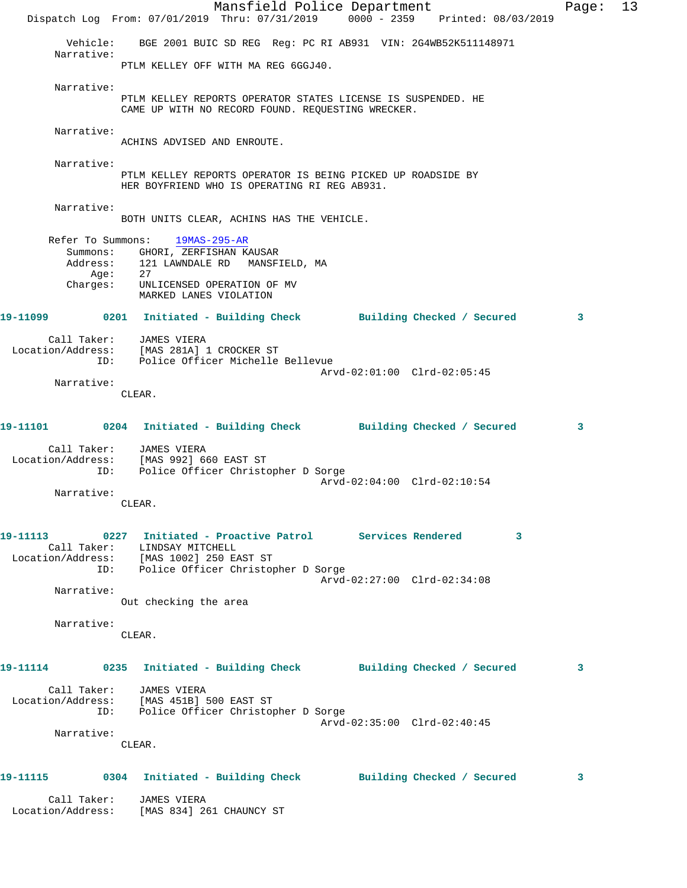Vehicle: BGE 2001 BUIC SD REG Reg: PC RI AB931 VIN: 2G4WB52K511148971

Narrative:
PTLM KELLEY OFF WITH MA REG 6GGJ40.

Narrative:
PTLM KELLEY REPORTS OPERATOR STATES LICENSE IS SUSPENDED. HE CAME UP WITH NO RECORD FOUND. REQUESTING WRECKER.

Narrative:
ACHINS ADVISED AND ENROUTE.

Narrative:
PTLM KELLEY REPORTS OPERATOR IS BEING PICKED UP ROADSIDE BY HER BOYFRIEND WHO IS OPERATING RI REG AB931.

Narrative:
BOTH UNITS CLEAR, ACHINS HAS THE VEHICLE.

Refer To Summons: 19MAS-295-AR
Summons: GHORI, ZERFISHAN KAUSAR
Address: 121 LAWNDALE RD MANSFIELD, MA
Age: 27
Charges: UNLICENSED OPERATION OF MV
MARKED LANES VIOLATION

**19-11099 0201 Initiated - Building Check Building Checked / Secured 3**

Call Taker: JAMES VIERA
Location/Address: [MAS 281A] 1 CROCKER ST
ID: Police Officer Michelle Bellevue
Arvd-02:01:00 Clrd-02:05:45

Narrative:
CLEAR.

**19-11101 0204 Initiated - Building Check Building Checked / Secured 3**

Call Taker: JAMES VIERA
Location/Address: [MAS 992] 660 EAST ST
ID: Police Officer Christopher D Sorge
Arvd-02:04:00 Clrd-02:10:54

Narrative:
CLEAR.

**19-11113 0227 Initiated - Proactive Patrol Services Rendered 3**

Call Taker: LINDSAY MITCHELL
Location/Address: [MAS 1002] 250 EAST ST
ID: Police Officer Christopher D Sorge
Arvd-02:27:00 Clrd-02:34:08

Narrative:
Out checking the area

Narrative:
CLEAR.

**19-11114 0235 Initiated - Building Check Building Checked / Secured 3**

Call Taker: JAMES VIERA
Location/Address: [MAS 451B] 500 EAST ST
ID: Police Officer Christopher D Sorge
Arvd-02:35:00 Clrd-02:40:45

Narrative:
CLEAR.

**19-11115 0304 Initiated - Building Check Building Checked / Secured 3**

Call Taker: JAMES VIERA
Location/Address: [MAS 834] 261 CHAUNCY ST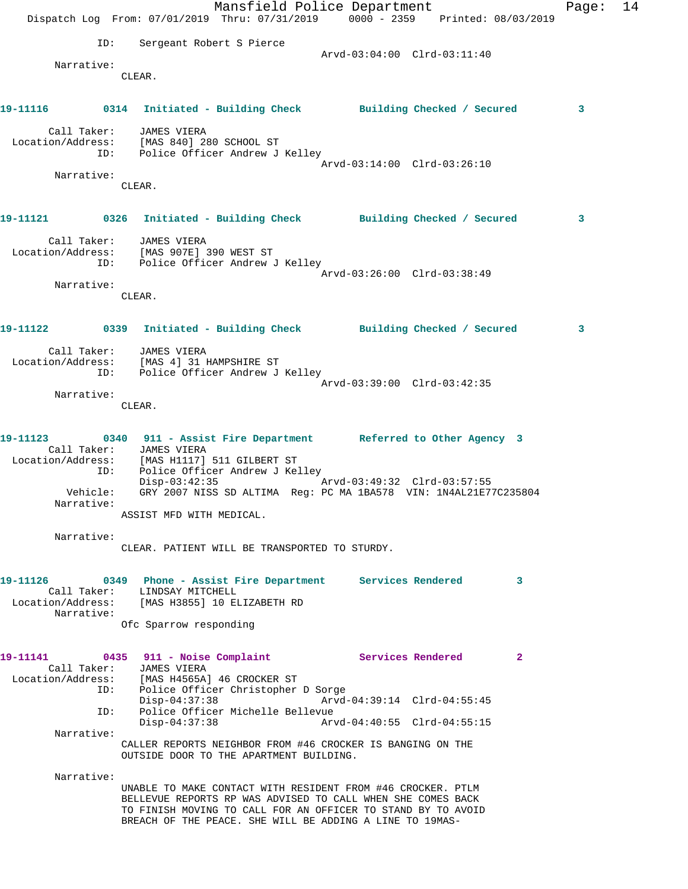```
            ID:    Sergeant Robert S Pierce
                                          Arvd-03:04:00  Clrd-03:11:40
       Narrative:
                CLEAR.


19-11116         0314   Initiated - Building Check          Building Checked / Secured         3

       Call Taker:    JAMES VIERA
  Location/Address:    [MAS 840] 280 SCHOOL ST
              ID:    Police Officer Andrew J Kelley
                                          Arvd-03:14:00  Clrd-03:26:10
       Narrative:
                CLEAR.


19-11121         0326   Initiated - Building Check          Building Checked / Secured         3

       Call Taker:    JAMES VIERA
  Location/Address:    [MAS 907E] 390 WEST ST
              ID:    Police Officer Andrew J Kelley
                                          Arvd-03:26:00  Clrd-03:38:49
       Narrative:
                CLEAR.


19-11122         0339   Initiated - Building Check          Building Checked / Secured         3

       Call Taker:    JAMES VIERA
  Location/Address:    [MAS 4] 31 HAMPSHIRE ST
              ID:    Police Officer Andrew J Kelley
                                          Arvd-03:39:00  Clrd-03:42:35
       Narrative:
                CLEAR.


19-11123         0340   911 - Assist Fire Department        Referred to Other Agency  3
       Call Taker:    JAMES VIERA
  Location/Address:    [MAS H1117] 511 GILBERT ST
              ID:    Police Officer Andrew J Kelley
                     Disp-03:42:35                Arvd-03:49:32  Clrd-03:57:55
         Vehicle:    GRY 2007 NISS SD ALTIMA  Reg: PC MA 1BA578  VIN: 1N4AL21E77C235804
       Narrative:
                ASSIST MFD WITH MEDICAL.

       Narrative:
                CLEAR. PATIENT WILL BE TRANSPORTED TO STURDY.


19-11126         0349   Phone - Assist Fire Department      Services Rendered          3
       Call Taker:    LINDSAY MITCHELL
  Location/Address:    [MAS H3855] 10 ELIZABETH RD
       Narrative:
                Ofc Sparrow responding


19-11141         0435   911 - Noise Complaint               Services Rendered          2
       Call Taker:    JAMES VIERA
  Location/Address:    [MAS H4565A] 46 CROCKER ST
              ID:    Police Officer Christopher D Sorge
                     Disp-04:37:38                Arvd-04:39:14  Clrd-04:55:45
              ID:    Police Officer Michelle Bellevue
                     Disp-04:37:38                Arvd-04:40:55  Clrd-04:55:15
       Narrative:
                CALLER REPORTS NEIGHBOR FROM #46 CROCKER IS BANGING ON THE
                OUTSIDE DOOR TO THE APARTMENT BUILDING.

       Narrative:
                UNABLE TO MAKE CONTACT WITH RESIDENT FROM #46 CROCKER. PTLM
                BELLEVUE REPORTS RP WAS ADVISED TO CALL WHEN SHE COMES BACK
                TO FINISH MOVING TO CALL FOR AN OFFICER TO STAND BY TO AVOID
                BREACH OF THE PEACE. SHE WILL BE ADDING A LINE TO 19MAS-
```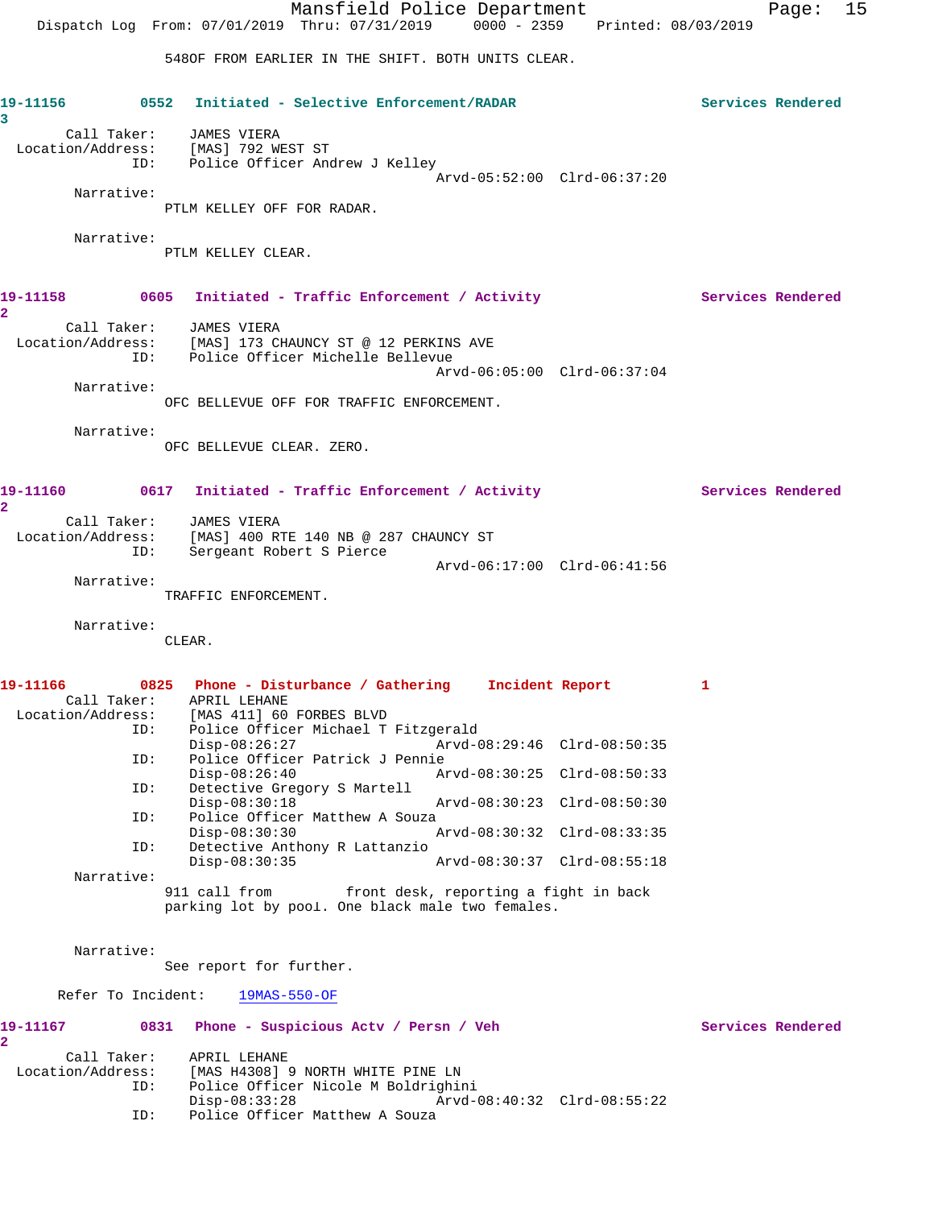548OF FROM EARLIER IN THE SHIFT. BOTH UNITS CLEAR.

**19-11156 3** 0552 Initiated - Selective Enforcement/RADAR Services Rendered

Call Taker: JAMES VIERA
Location/Address: [MAS] 792 WEST ST
ID: Police Officer Andrew J Kelley
Arvd-05:52:00 Clrd-06:37:20

Narrative:
PTLM KELLEY OFF FOR RADAR.

Narrative:
PTLM KELLEY CLEAR.

**19-11158 2** 0605 Initiated - Traffic Enforcement / Activity Services Rendered

Call Taker: JAMES VIERA
Location/Address: [MAS] 173 CHAUNCY ST @ 12 PERKINS AVE
ID: Police Officer Michelle Bellevue
Arvd-06:05:00 Clrd-06:37:04

Narrative:
OFC BELLEVUE OFF FOR TRAFFIC ENFORCEMENT.

Narrative:
OFC BELLEVUE CLEAR. ZERO.

**19-11160 2** 0617 Initiated - Traffic Enforcement / Activity Services Rendered

Call Taker: JAMES VIERA
Location/Address: [MAS] 400 RTE 140 NB @ 287 CHAUNCY ST
ID: Sergeant Robert S Pierce
Arvd-06:17:00 Clrd-06:41:56

Narrative:
TRAFFIC ENFORCEMENT.

Narrative:
CLEAR.

**19-11166** 0825 Phone - Disturbance / Gathering Incident Report 1

Call Taker: APRIL LEHANE
Location/Address: [MAS 411] 60 FORBES BLVD
ID: Police Officer Michael T Fitzgerald
Disp-08:26:27 Arvd-08:29:46 Clrd-08:50:35
ID: Police Officer Patrick J Pennie
Disp-08:26:40 Arvd-08:30:25 Clrd-08:50:33
ID: Detective Gregory S Martell
Disp-08:30:18 Arvd-08:30:23 Clrd-08:50:30
ID: Police Officer Matthew A Souza
Disp-08:30:30 Arvd-08:30:32 Clrd-08:33:35
ID: Detective Anthony R Lattanzio
Disp-08:30:35 Arvd-08:30:37 Clrd-08:55:18

Narrative:
911 call from front desk, reporting a fight in back parking lot by pool. One black male two females.

Narrative:
See report for further.

Refer To Incident: 19MAS-550-OF

**19-11167 2** 0831 Phone - Suspicious Actv / Persn / Veh Services Rendered

Call Taker: APRIL LEHANE
Location/Address: [MAS H4308] 9 NORTH WHITE PINE LN
ID: Police Officer Nicole M Boldrighini
Disp-08:33:28 Arvd-08:40:32 Clrd-08:55:22
ID: Police Officer Matthew A Souza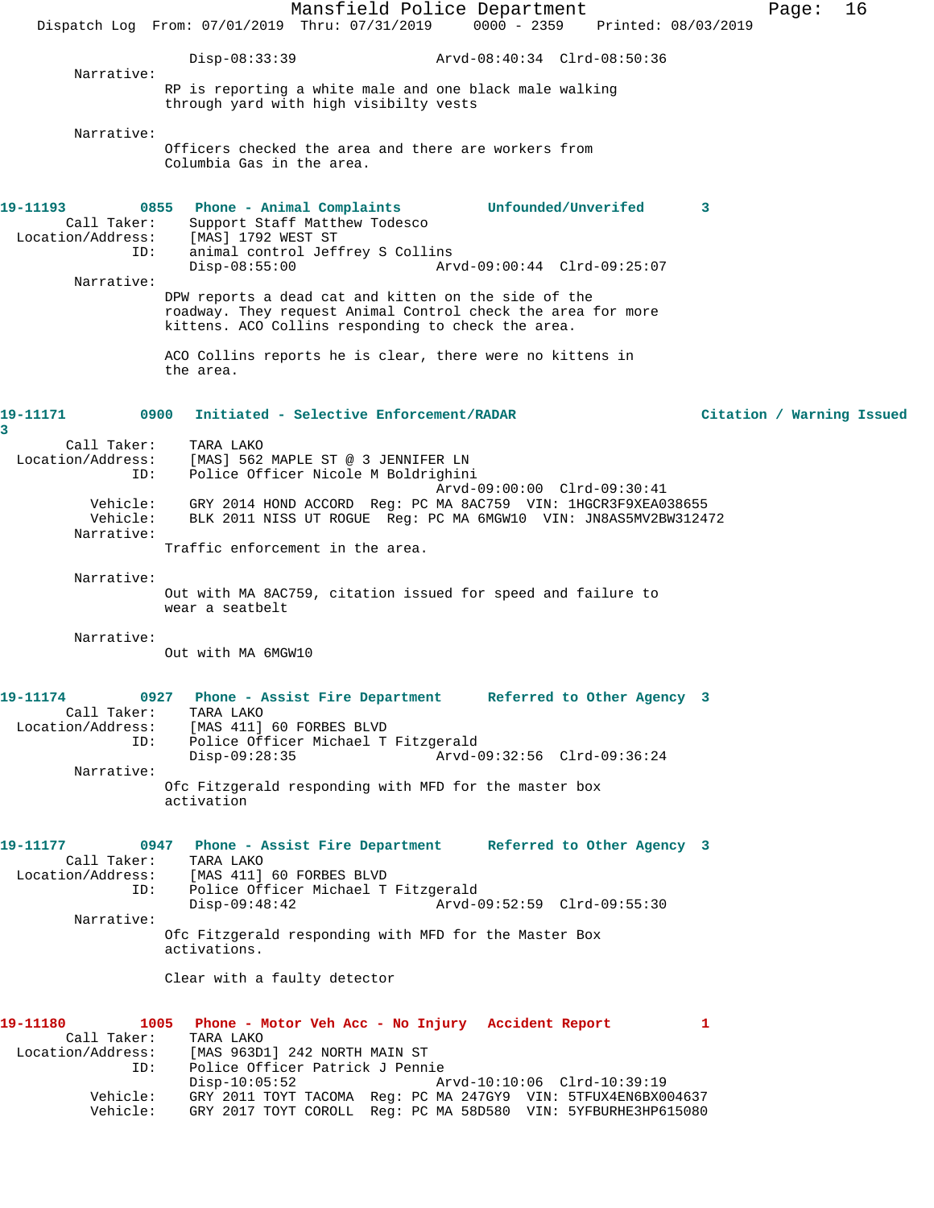Disp-08:33:39 Arvd-08:40:34 Clrd-08:50:36

Narrative:
RP is reporting a white male and one black male walking through yard with high visibilty vests

Narrative:
Officers checked the area and there are workers from Columbia Gas in the area.

**19-11193 0855 Phone - Animal Complaints Unfounded/Unverifed 3**

Call Taker: Support Staff Matthew Todesco
Location/Address: [MAS] 1792 WEST ST
ID: animal control Jeffrey S Collins
Disp-08:55:00 Arvd-09:00:44 Clrd-09:25:07

Narrative:
DPW reports a dead cat and kitten on the side of the roadway. They request Animal Control check the area for more kittens. ACO Collins responding to check the area.

ACO Collins reports he is clear, there were no kittens in the area.

**19-11171 0900 Initiated - Selective Enforcement/RADAR Citation / Warning Issued 3**

Call Taker: TARA LAKO
Location/Address: [MAS] 562 MAPLE ST @ 3 JENNIFER LN
ID: Police Officer Nicole M Boldrighini
Arvd-09:00:00 Clrd-09:30:41
Vehicle: GRY 2014 HOND ACCORD Reg: PC MA 8AC759 VIN: 1HGCR3F9XEA038655
Vehicle: BLK 2011 NISS UT ROGUE Reg: PC MA 6MGW10 VIN: JN8AS5MV2BW312472

Narrative:
Traffic enforcement in the area.

Narrative:
Out with MA 8AC759, citation issued for speed and failure to wear a seatbelt

Narrative:
Out with MA 6MGW10

**19-11174 0927 Phone - Assist Fire Department Referred to Other Agency 3**

Call Taker: TARA LAKO
Location/Address: [MAS 411] 60 FORBES BLVD
ID: Police Officer Michael T Fitzgerald
Disp-09:28:35 Arvd-09:32:56 Clrd-09:36:24

Narrative:
Ofc Fitzgerald responding with MFD for the master box activation

**19-11177 0947 Phone - Assist Fire Department Referred to Other Agency 3**

Call Taker: TARA LAKO
Location/Address: [MAS 411] 60 FORBES BLVD
ID: Police Officer Michael T Fitzgerald
Disp-09:48:42 Arvd-09:52:59 Clrd-09:55:30

Narrative:
Ofc Fitzgerald responding with MFD for the Master Box activations.

Clear with a faulty detector

**19-11180 1005 Phone - Motor Veh Acc - No Injury Accident Report 1**

Call Taker: TARA LAKO
Location/Address: [MAS 963D1] 242 NORTH MAIN ST
ID: Police Officer Patrick J Pennie
Disp-10:05:52 Arvd-10:10:06 Clrd-10:39:19
Vehicle: GRY 2011 TOYT TACOMA Reg: PC MA 247GY9 VIN: 5TFUX4EN6BX004637
Vehicle: GRY 2017 TOYT COROLL Reg: PC MA 58D580 VIN: 5YFBURHE3HP615080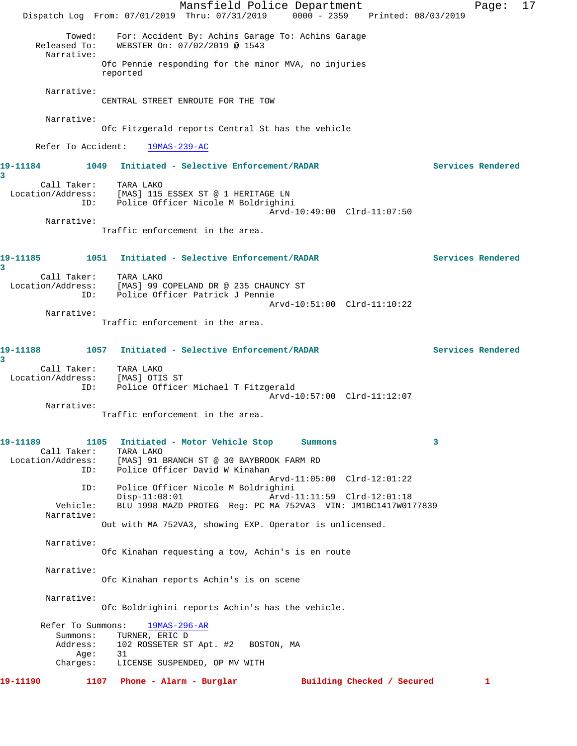```
        Towed:    For: Accident By: Achins Garage To: Achins Garage
  Released To:    WEBSTER On: 07/02/2019 @ 1543
    Narrative:
                 Ofc Pennie responding for the minor MVA, no injuries
                 reported

    Narrative:
                 CENTRAL STREET ENROUTE FOR THE TOW

    Narrative:
                 Ofc Fitzgerald reports Central St has the vehicle

    Refer To Accident:    19MAS-239-AC
```

```
19-11184         1049   Initiated - Selective Enforcement/RADAR               Services Rendered
3
       Call Taker:    TARA LAKO
  Location/Address:    [MAS] 115 ESSEX ST @ 1 HERITAGE LN
               ID:    Police Officer Nicole M Boldrighini
                                         Arvd-10:49:00  Clrd-11:07:50
        Narrative:
                 Traffic enforcement in the area.
```

```
19-11185         1051   Initiated - Selective Enforcement/RADAR               Services Rendered
3
       Call Taker:    TARA LAKO
  Location/Address:    [MAS] 99 COPELAND DR @ 235 CHAUNCY ST
               ID:    Police Officer Patrick J Pennie
                                         Arvd-10:51:00  Clrd-11:10:22
        Narrative:
                 Traffic enforcement in the area.
```

```
19-11188         1057   Initiated - Selective Enforcement/RADAR               Services Rendered
3
       Call Taker:    TARA LAKO
  Location/Address:    [MAS] OTIS ST
               ID:    Police Officer Michael T Fitzgerald
                                         Arvd-10:57:00  Clrd-11:12:07
        Narrative:
                 Traffic enforcement in the area.
```

```
19-11189         1105   Initiated - Motor Vehicle Stop      Summons               3
       Call Taker:    TARA LAKO
  Location/Address:    [MAS] 91 BRANCH ST @ 30 BAYBROOK FARM RD
               ID:    Police Officer David W Kinahan
                                         Arvd-11:05:00  Clrd-12:01:22
               ID:    Police Officer Nicole M Boldrighini
                      Disp-11:08:01      Arvd-11:11:59  Clrd-12:01:18
          Vehicle:    BLU 1998 MAZD PROTEG  Reg: PC MA 752VA3  VIN: JM1BC1417W0177839
        Narrative:
                 Out with MA 752VA3, showing EXP. Operator is unlicensed.

        Narrative:
                 Ofc Kinahan requesting a tow, Achin's is en route

        Narrative:
                 Ofc Kinahan reports Achin's is on scene

        Narrative:
                 Ofc Boldrighini reports Achin's has the vehicle.

       Refer To Summons:    19MAS-296-AR
         Summons:    TURNER, ERIC D
         Address:    102 ROSSETER ST Apt. #2   BOSTON, MA
             Age:    31
         Charges:    LICENSE SUSPENDED, OP MV WITH
```

```
19-11190         1107   Phone - Alarm - Burglar             Building Checked / Secured         1
```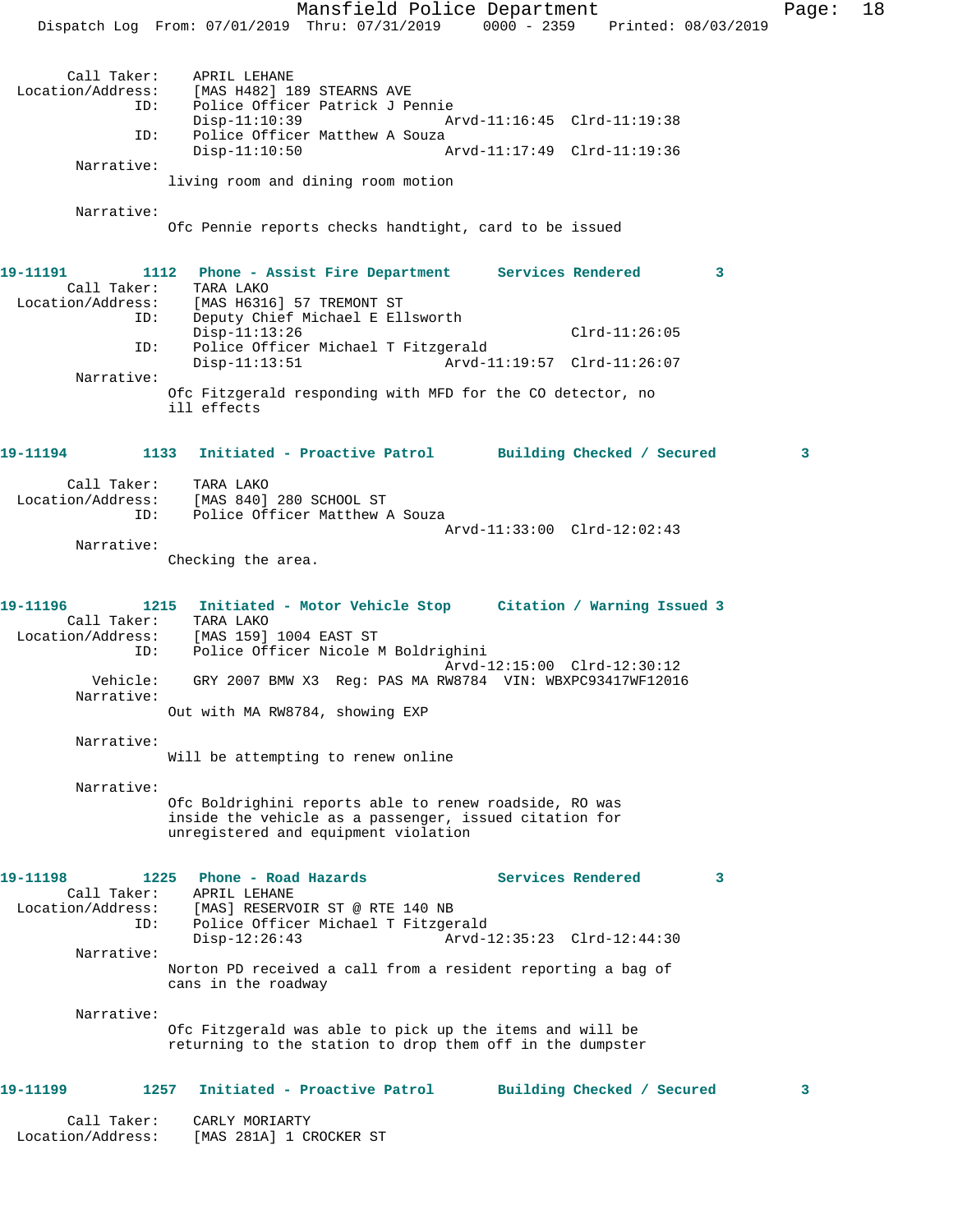```
        Call Taker:    APRIL LEHANE
  Location/Address:    [MAS H482] 189 STEARNS AVE
                ID:    Police Officer Patrick J Pennie
                       Disp-11:10:39                 Arvd-11:16:45  Clrd-11:19:38
                ID:    Police Officer Matthew A Souza
                       Disp-11:10:50                 Arvd-11:17:49  Clrd-11:19:36
         Narrative:
                      living room and dining room motion

         Narrative:
                      Ofc Pennie reports checks handtight, card to be issued


19-11191         1112   Phone - Assist Fire Department      Services Rendered         3
        Call Taker:    TARA LAKO
  Location/Address:    [MAS H6316] 57 TREMONT ST
                ID:    Deputy Chief Michael E Ellsworth
                       Disp-11:13:26                                Clrd-11:26:05
                ID:    Police Officer Michael T Fitzgerald
                       Disp-11:13:51                 Arvd-11:19:57  Clrd-11:26:07
         Narrative:
                      Ofc Fitzgerald responding with MFD for the CO detector, no
                      ill effects


19-11194         1133   Initiated - Proactive Patrol       Building Checked / Secured         3

        Call Taker:    TARA LAKO
  Location/Address:    [MAS 840] 280 SCHOOL ST
                ID:    Police Officer Matthew A Souza
                                                     Arvd-11:33:00  Clrd-12:02:43
         Narrative:
                      Checking the area.


19-11196         1215   Initiated - Motor Vehicle Stop      Citation / Warning Issued 3
        Call Taker:    TARA LAKO
  Location/Address:    [MAS 159] 1004 EAST ST
                ID:    Police Officer Nicole M Boldrighini
                                                     Arvd-12:15:00  Clrd-12:30:12
           Vehicle:    GRY 2007 BMW X3  Reg: PAS MA RW8784  VIN: WBXPC93417WF12016
         Narrative:
                      Out with MA RW8784, showing EXP

         Narrative:
                      Will be attempting to renew online

         Narrative:
                      Ofc Boldrighini reports able to renew roadside, RO was
                      inside the vehicle as a passenger, issued citation for
                      unregistered and equipment violation


19-11198         1225   Phone - Road Hazards                Services Rendered         3
        Call Taker:    APRIL LEHANE
  Location/Address:    [MAS] RESERVOIR ST @ RTE 140 NB
                ID:    Police Officer Michael T Fitzgerald
                       Disp-12:26:43                 Arvd-12:35:23  Clrd-12:44:30
         Narrative:
                      Norton PD received a call from a resident reporting a bag of
                      cans in the roadway

         Narrative:
                      Ofc Fitzgerald was able to pick up the items and will be
                      returning to the station to drop them off in the dumpster


19-11199         1257   Initiated - Proactive Patrol       Building Checked / Secured         3

        Call Taker:    CARLY MORIARTY
  Location/Address:    [MAS 281A] 1 CROCKER ST
```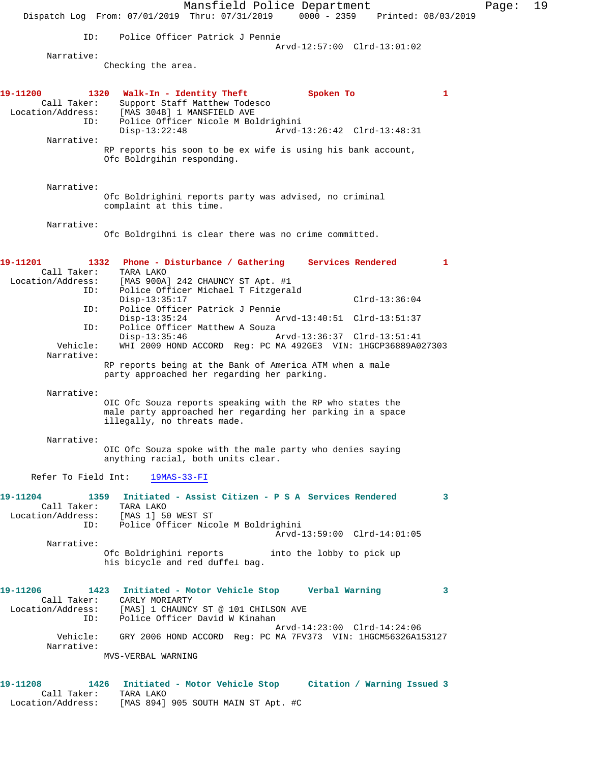```
            ID:    Police Officer Patrick J Pennie
                                         Arvd-12:57:00  Clrd-13:01:02
       Narrative:
                Checking the area.


19-11200        1320  Walk-In - Identity Theft         Spoken To            1
       Call Taker:    Support Staff Matthew Todesco
  Location/Address:   [MAS 304B] 1 MANSFIELD AVE
               ID:    Police Officer Nicole M Boldrighini
                      Disp-13:22:48              Arvd-13:26:42  Clrd-13:48:31
       Narrative:
                RP reports his soon to be ex wife is using his bank account,
                Ofc Boldrgihin responding.


       Narrative:
                Ofc Boldrighini reports party was advised, no criminal
                complaint at this time.

       Narrative:
                Ofc Boldrgihni is clear there was no crime committed.


19-11201        1332  Phone - Disturbance / Gathering    Services Rendered       1
       Call Taker:    TARA LAKO
  Location/Address:   [MAS 900A] 242 CHAUNCY ST Apt. #1
               ID:    Police Officer Michael T Fitzgerald
                      Disp-13:35:17                             Clrd-13:36:04
               ID:    Police Officer Patrick J Pennie
                      Disp-13:35:24              Arvd-13:40:51  Clrd-13:51:37
               ID:    Police Officer Matthew A Souza
                      Disp-13:35:46              Arvd-13:36:37  Clrd-13:51:41
          Vehicle:    WHI 2009 HOND ACCORD  Reg: PC MA 492GE3  VIN: 1HGCP36889A027303
       Narrative:
                RP reports being at the Bank of America ATM when a male
                party approached her regarding her parking.

       Narrative:
                OIC Ofc Souza reports speaking with the RP who states the
                male party approached her regarding her parking in a space
                illegally, no threats made.

       Narrative:
                OIC Ofc Souza spoke with the male party who denies saying
                anything racial, both units clear.

     Refer To Field Int:    19MAS-33-FI

19-11204        1359  Initiated - Assist Citizen - P S A  Services Rendered       3
       Call Taker:    TARA LAKO
  Location/Address:   [MAS 1] 50 WEST ST
               ID:    Police Officer Nicole M Boldrighini
                                         Arvd-13:59:00  Clrd-14:01:05
       Narrative:
                Ofc Boldrighini reports         into the lobby to pick up
                his bicycle and red duffel bag.


19-11206        1423  Initiated - Motor Vehicle Stop      Verbal Warning          3
       Call Taker:    CARLY MORIARTY
  Location/Address:   [MAS] 1 CHAUNCY ST @ 101 CHILSON AVE
               ID:    Police Officer David W Kinahan
                                         Arvd-14:23:00  Clrd-14:24:06
          Vehicle:    GRY 2006 HOND ACCORD  Reg: PC MA 7FV373  VIN: 1HGCM56326A153127
       Narrative:
                MVS-VERBAL WARNING


19-11208        1426  Initiated - Motor Vehicle Stop      Citation / Warning Issued 3
       Call Taker:    TARA LAKO
  Location/Address:   [MAS 894] 905 SOUTH MAIN ST Apt. #C
```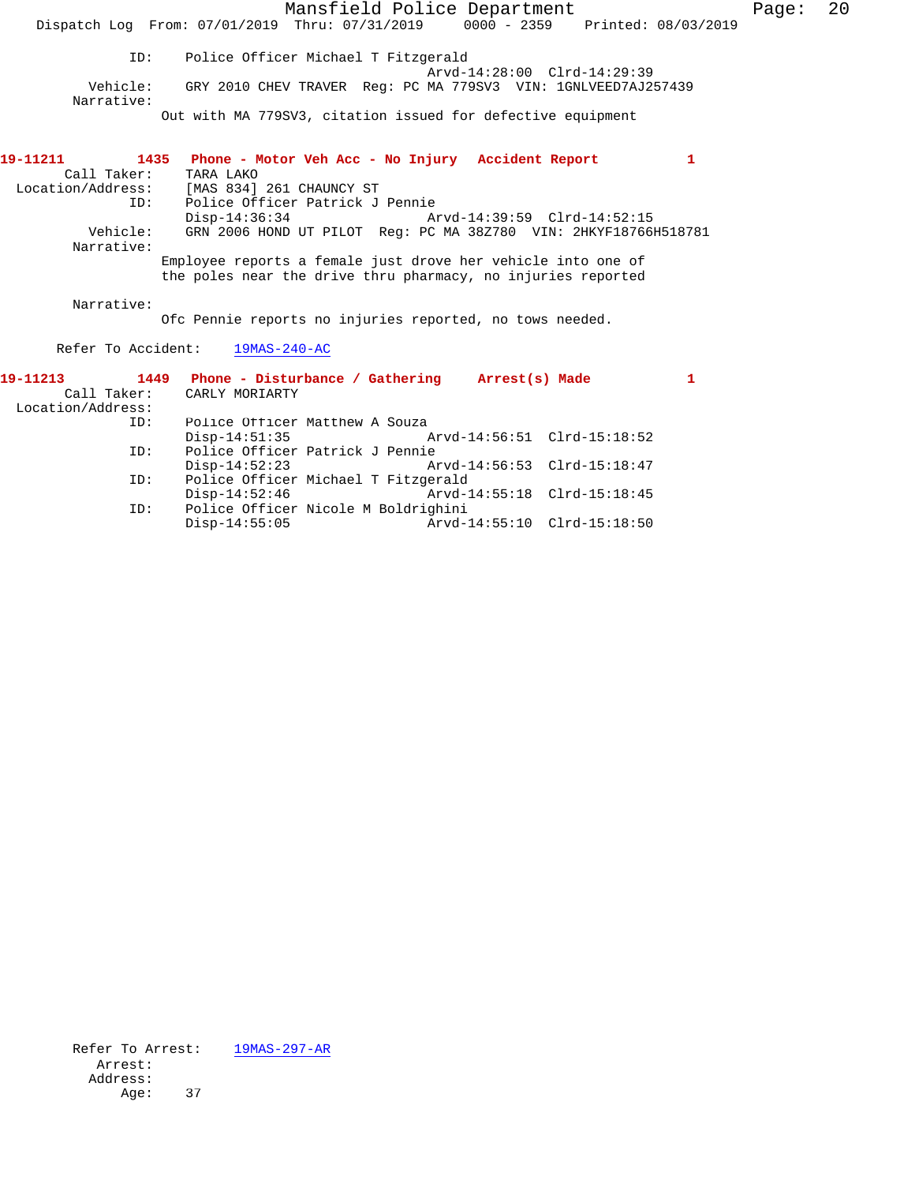ID: Police Officer Michael T Fitzgerald
Arvd-14:28:00 Clrd-14:29:39
Vehicle: GRY 2010 CHEV TRAVER Reg: PC MA 779SV3 VIN: 1GNLVEED7AJ257439
Narrative:
Out with MA 779SV3, citation issued for defective equipment

**19-11211 1435 Phone - Motor Veh Acc - No Injury Accident Report 1**

Call Taker: TARA LAKO
Location/Address: [MAS 834] 261 CHAUNCY ST
ID: Police Officer Patrick J Pennie
Disp-14:36:34 Arvd-14:39:59 Clrd-14:52:15
Vehicle: GRN 2006 HOND UT PILOT Reg: PC MA 38Z780 VIN: 2HKYF18766H518781
Narrative:
Employee reports a female just drove her vehicle into one of the poles near the drive thru pharmacy, no injuries reported

Narrative:
Ofc Pennie reports no injuries reported, no tows needed.

Refer To Accident: 19MAS-240-AC

**19-11213 1449 Phone - Disturbance / Gathering Arrest(s) Made 1**

Call Taker: CARLY MORIARTY
Location/Address:
ID: Police Officer Matthew A Souza
Disp-14:51:35 Arvd-14:56:51 Clrd-15:18:52
ID: Police Officer Patrick J Pennie
Disp-14:52:23 Arvd-14:56:53 Clrd-15:18:47
ID: Police Officer Michael T Fitzgerald
Disp-14:52:46 Arvd-14:55:18 Clrd-15:18:45
ID: Police Officer Nicole M Boldrighini
Disp-14:55:05 Arvd-14:55:10 Clrd-15:18:50

Refer To Arrest: 19MAS-297-AR
Arrest:
Address:
Age: 37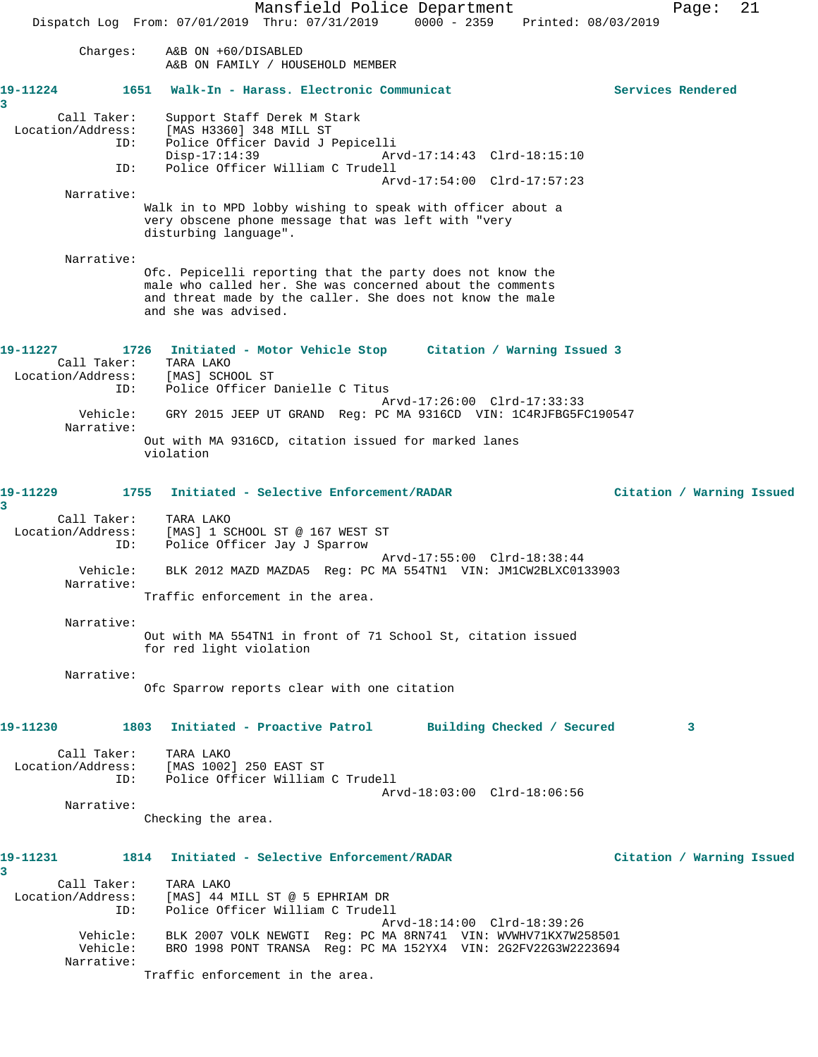Charges: A&B ON +60/DISABLED
A&B ON FAMILY / HOUSEHOLD MEMBER

**19-11224 1651 Walk-In - Harass. Electronic Communicat Services Rendered 3**

Call Taker: Support Staff Derek M Stark
Location/Address: [MAS H3360] 348 MILL ST
ID: Police Officer David J Pepicelli
Disp-17:14:39 Arvd-17:14:43 Clrd-18:15:10
ID: Police Officer William C Trudell
Arvd-17:54:00 Clrd-17:57:23

Narrative:
Walk in to MPD lobby wishing to speak with officer about a very obscene phone message that was left with "very disturbing language".

Narrative:
Ofc. Pepicelli reporting that the party does not know the male who called her. She was concerned about the comments and threat made by the caller. She does not know the male and she was advised.

**19-11227 1726 Initiated - Motor Vehicle Stop Citation / Warning Issued 3**

Call Taker: TARA LAKO
Location/Address: [MAS] SCHOOL ST
ID: Police Officer Danielle C Titus
Arvd-17:26:00 Clrd-17:33:33
Vehicle: GRY 2015 JEEP UT GRAND Reg: PC MA 9316CD VIN: 1C4RJFBG5FC190547

Narrative:
Out with MA 9316CD, citation issued for marked lanes violation

**19-11229 1755 Initiated - Selective Enforcement/RADAR Citation / Warning Issued 3**

Call Taker: TARA LAKO
Location/Address: [MAS] 1 SCHOOL ST @ 167 WEST ST
ID: Police Officer Jay J Sparrow
Arvd-17:55:00 Clrd-18:38:44
Vehicle: BLK 2012 MAZD MAZDA5 Reg: PC MA 554TN1 VIN: JM1CW2BLXC0133903

Narrative:
Traffic enforcement in the area.

Narrative:
Out with MA 554TN1 in front of 71 School St, citation issued for red light violation

Narrative:
Ofc Sparrow reports clear with one citation

**19-11230 1803 Initiated - Proactive Patrol Building Checked / Secured 3**

Call Taker: TARA LAKO
Location/Address: [MAS 1002] 250 EAST ST
ID: Police Officer William C Trudell
Arvd-18:03:00 Clrd-18:06:56

Narrative:
Checking the area.

**19-11231 1814 Initiated - Selective Enforcement/RADAR Citation / Warning Issued 3**

Call Taker: TARA LAKO
Location/Address: [MAS] 44 MILL ST @ 5 EPHRIAM DR
ID: Police Officer William C Trudell
Arvd-18:14:00 Clrd-18:39:26
Vehicle: BLK 2007 VOLK NEWGTI Reg: PC MA 8RN741 VIN: WVWHV71KX7W258501
Vehicle: BRO 1998 PONT TRANSA Reg: PC MA 152YX4 VIN: 2G2FV22G3W2223694

Narrative:
Traffic enforcement in the area.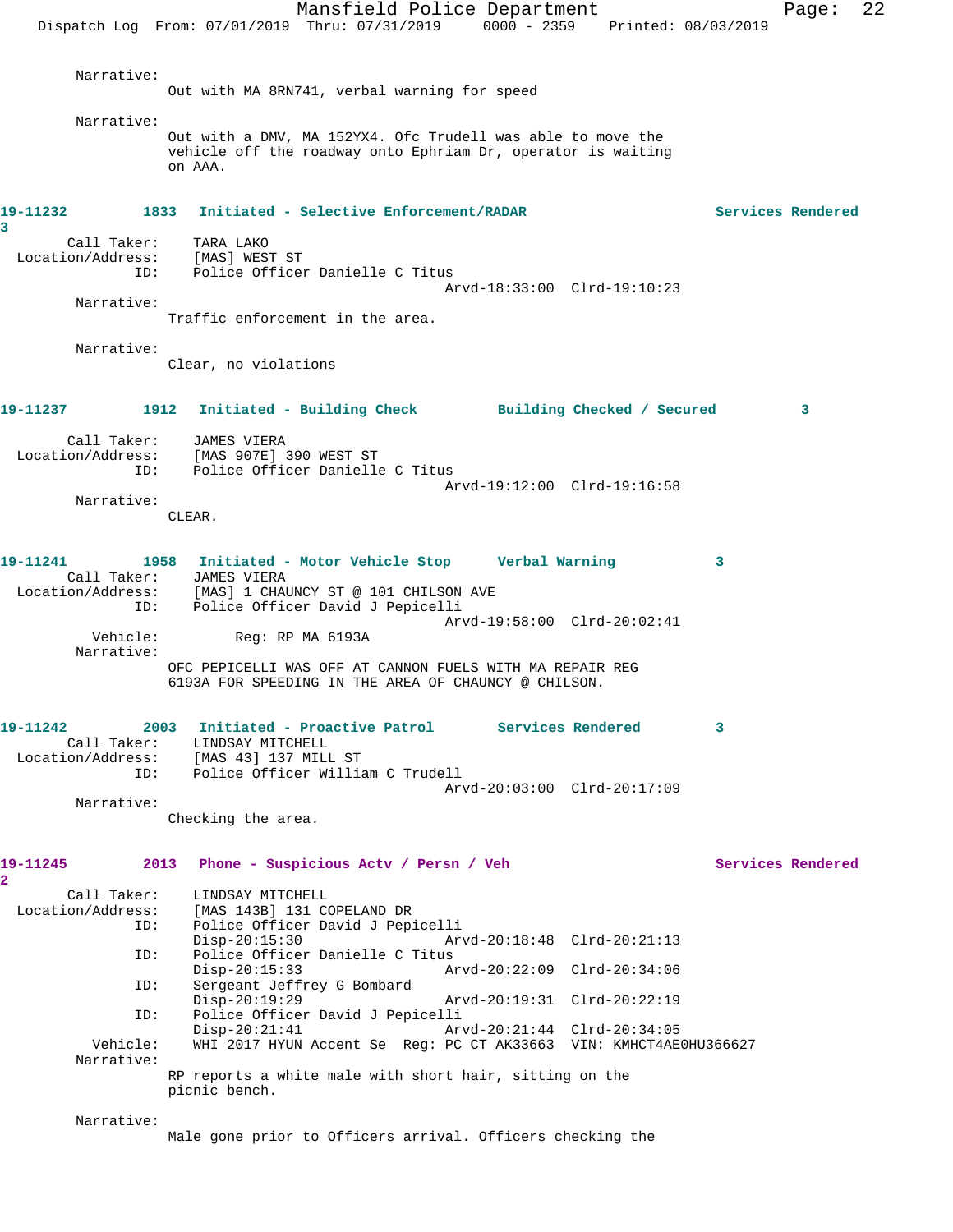Narrative:
Out with MA 8RN741, verbal warning for speed

Narrative:
Out with a DMV, MA 152YX4. Ofc Trudell was able to move the vehicle off the roadway onto Ephriam Dr, operator is waiting on AAA.

**19-11232 1833 Initiated - Selective Enforcement/RADAR Services Rendered 3**

Call Taker: TARA LAKO
Location/Address: [MAS] WEST ST
ID: Police Officer Danielle C Titus
Arvd-18:33:00 Clrd-19:10:23

Narrative:
Traffic enforcement in the area.

Narrative:
Clear, no violations

**19-11237 1912 Initiated - Building Check Building Checked / Secured 3**

Call Taker: JAMES VIERA
Location/Address: [MAS 907E] 390 WEST ST
ID: Police Officer Danielle C Titus
Arvd-19:12:00 Clrd-19:16:58

Narrative:
CLEAR.

**19-11241 1958 Initiated - Motor Vehicle Stop Verbal Warning 3**

Call Taker: JAMES VIERA
Location/Address: [MAS] 1 CHAUNCY ST @ 101 CHILSON AVE
ID: Police Officer David J Pepicelli
Arvd-19:58:00 Clrd-20:02:41
Vehicle: Reg: RP MA 6193A

Narrative:
OFC PEPICELLI WAS OFF AT CANNON FUELS WITH MA REPAIR REG 6193A FOR SPEEDING IN THE AREA OF CHAUNCY @ CHILSON.

**19-11242 2003 Initiated - Proactive Patrol Services Rendered 3**

Call Taker: LINDSAY MITCHELL
Location/Address: [MAS 43] 137 MILL ST
ID: Police Officer William C Trudell
Arvd-20:03:00 Clrd-20:17:09

Narrative:
Checking the area.

**19-11245 2013 Phone - Suspicious Actv / Persn / Veh Services Rendered 2**

Call Taker: LINDSAY MITCHELL
Location/Address: [MAS 143B] 131 COPELAND DR
ID: Police Officer David J Pepicelli
Disp-20:15:30 Arvd-20:18:48 Clrd-20:21:13
ID: Police Officer Danielle C Titus
Disp-20:15:33 Arvd-20:22:09 Clrd-20:34:06
ID: Sergeant Jeffrey G Bombard
Disp-20:19:29 Arvd-20:19:31 Clrd-20:22:19
ID: Police Officer David J Pepicelli
Disp-20:21:41 Arvd-20:21:44 Clrd-20:34:05
Vehicle: WHI 2017 HYUN Accent Se Reg: PC CT AK33663 VIN: KMHCT4AE0HU366627

Narrative:
RP reports a white male with short hair, sitting on the picnic bench.

Narrative:
Male gone prior to Officers arrival. Officers checking the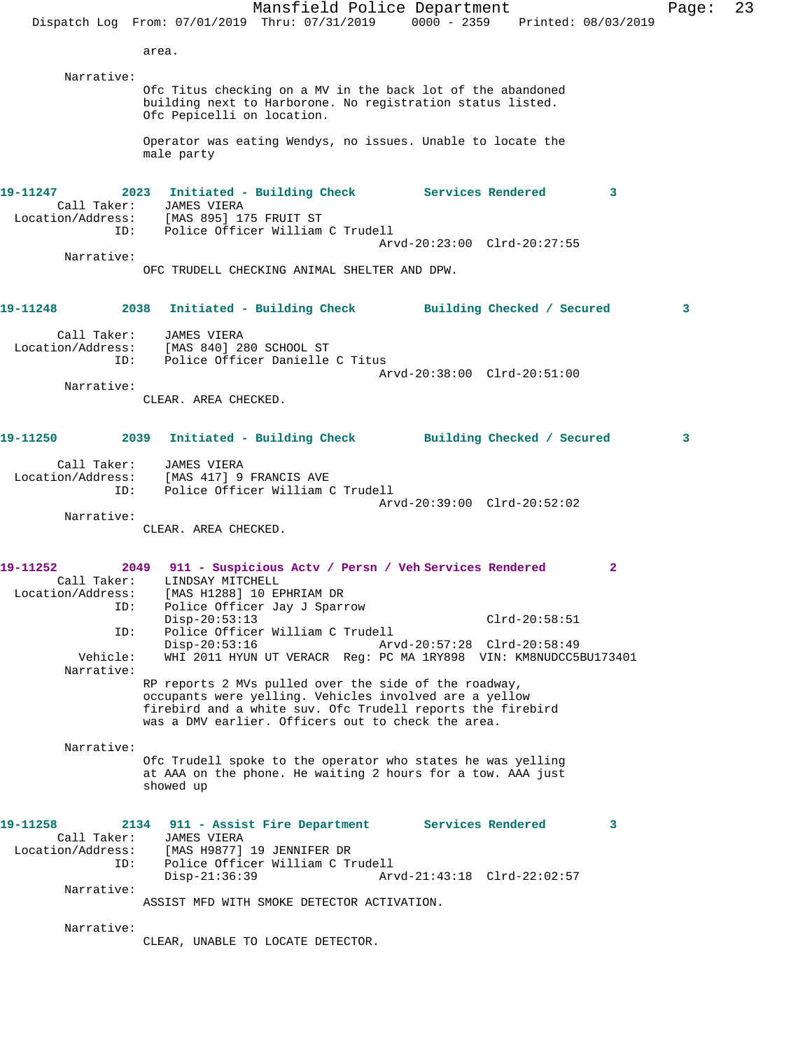area.

Narrative:
Ofc Titus checking on a MV in the back lot of the abandoned building next to Harborone. No registration status listed. Ofc Pepicelli on location.

Operator was eating Wendys, no issues. Unable to locate the male party

**19-11247** 2023 Initiated - Building Check — Services Rendered 3
Call Taker: JAMES VIERA
Location/Address: [MAS 895] 175 FRUIT ST
ID: Police Officer William C Trudell
Arvd-20:23:00 Clrd-20:27:55
Narrative:
OFC TRUDELL CHECKING ANIMAL SHELTER AND DPW.

**19-11248** 2038 Initiated - Building Check — Building Checked / Secured 3
Call Taker: JAMES VIERA
Location/Address: [MAS 840] 280 SCHOOL ST
ID: Police Officer Danielle C Titus
Arvd-20:38:00 Clrd-20:51:00
Narrative:
CLEAR. AREA CHECKED.

**19-11250** 2039 Initiated - Building Check — Building Checked / Secured 3
Call Taker: JAMES VIERA
Location/Address: [MAS 417] 9 FRANCIS AVE
ID: Police Officer William C Trudell
Arvd-20:39:00 Clrd-20:52:02
Narrative:
CLEAR. AREA CHECKED.

**19-11252** 2049 911 - Suspicious Actv / Persn / Veh — Services Rendered 2
Call Taker: LINDSAY MITCHELL
Location/Address: [MAS H1288] 10 EPHRIAM DR
ID: Police Officer Jay J Sparrow
Disp-20:53:13 Clrd-20:58:51
ID: Police Officer William C Trudell
Disp-20:53:16 Arvd-20:57:28 Clrd-20:58:49
Vehicle: WHI 2011 HYUN UT VERACR Reg: PC MA 1RY898 VIN: KM8NUDCC5BU173401
Narrative:
RP reports 2 MVs pulled over the side of the roadway, occupants were yelling. Vehicles involved are a yellow firebird and a white suv. Ofc Trudell reports the firebird was a DMV earlier. Officers out to check the area.

Narrative:
Ofc Trudell spoke to the operator who states he was yelling at AAA on the phone. He waiting 2 hours for a tow. AAA just showed up

**19-11258** 2134 911 - Assist Fire Department — Services Rendered 3
Call Taker: JAMES VIERA
Location/Address: [MAS H9877] 19 JENNIFER DR
ID: Police Officer William C Trudell
Disp-21:36:39 Arvd-21:43:18 Clrd-22:02:57
Narrative:
ASSIST MFD WITH SMOKE DETECTOR ACTIVATION.

Narrative:
CLEAR, UNABLE TO LOCATE DETECTOR.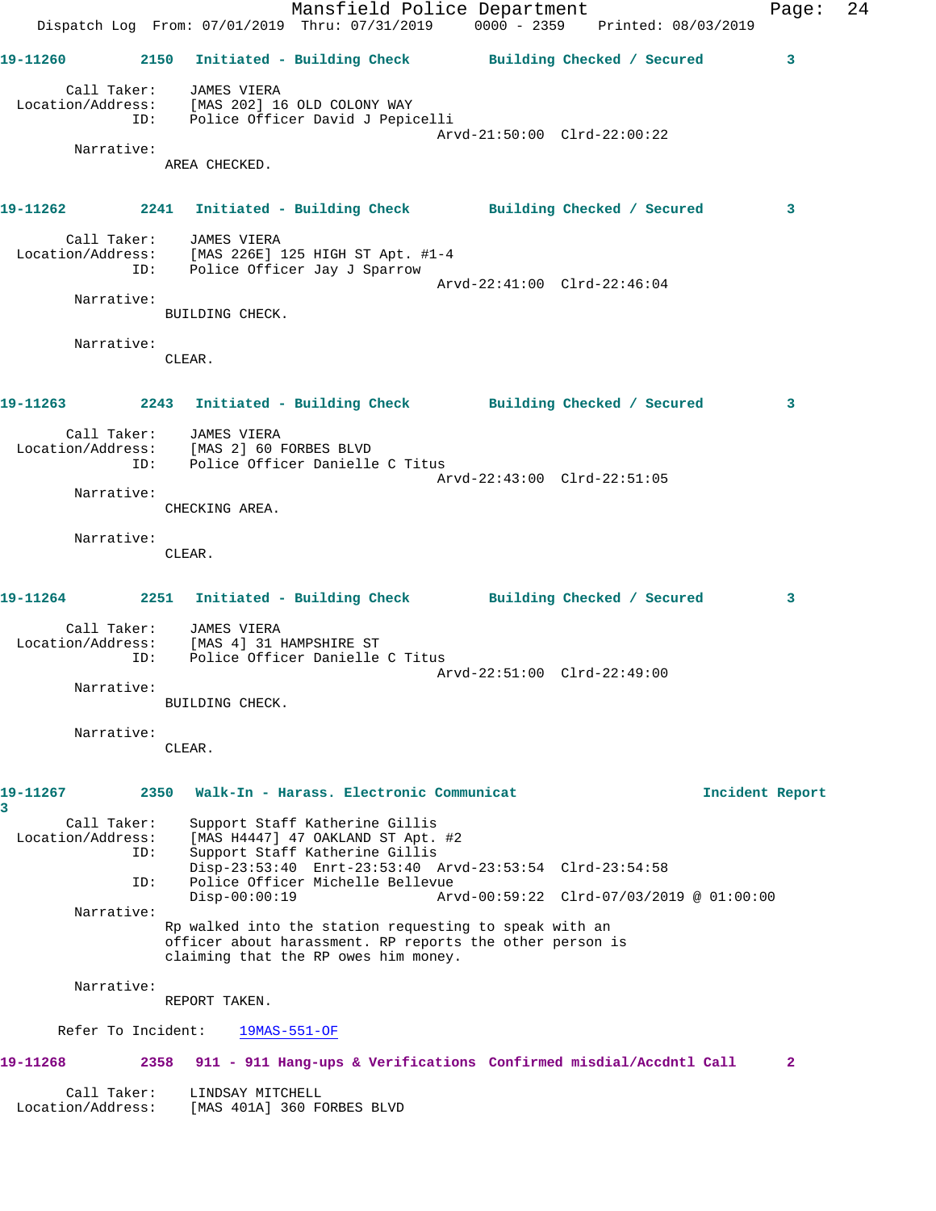**19-11260** 2150 **Initiated - Building Check** **Building Checked / Secured** **3**

Call Taker: JAMES VIERA
Location/Address: [MAS 202] 16 OLD COLONY WAY
ID: Police Officer David J Pepicelli
Arvd-21:50:00 Clrd-22:00:22

Narrative:
AREA CHECKED.

**19-11262** 2241 **Initiated - Building Check** **Building Checked / Secured** **3**

Call Taker: JAMES VIERA
Location/Address: [MAS 226E] 125 HIGH ST Apt. #1-4
ID: Police Officer Jay J Sparrow
Arvd-22:41:00 Clrd-22:46:04

Narrative:
BUILDING CHECK.

Narrative:
CLEAR.

**19-11263** 2243 **Initiated - Building Check** **Building Checked / Secured** **3**

Call Taker: JAMES VIERA
Location/Address: [MAS 2] 60 FORBES BLVD
ID: Police Officer Danielle C Titus
Arvd-22:43:00 Clrd-22:51:05

Narrative:
CHECKING AREA.

Narrative:
CLEAR.

**19-11264** 2251 **Initiated - Building Check** **Building Checked / Secured** **3**

Call Taker: JAMES VIERA
Location/Address: [MAS 4] 31 HAMPSHIRE ST
ID: Police Officer Danielle C Titus
Arvd-22:51:00 Clrd-22:49:00

Narrative:
BUILDING CHECK.

Narrative:
CLEAR.

**19-11267** 2350 **Walk-In - Harass. Electronic Communicat** **Incident Report** **3**

Call Taker: Support Staff Katherine Gillis
Location/Address: [MAS H4447] 47 OAKLAND ST Apt. #2
ID: Support Staff Katherine Gillis
Disp-23:53:40 Enrt-23:53:40 Arvd-23:53:54 Clrd-23:54:58
ID: Police Officer Michelle Bellevue
Disp-00:00:19 Arvd-00:59:22 Clrd-07/03/2019 @ 01:00:00

Narrative:
Rp walked into the station requesting to speak with an officer about harassment. RP reports the other person is claiming that the RP owes him money.

Narrative:
REPORT TAKEN.

Refer To Incident: 19MAS-551-OF

**19-11268** 2358 **911 - 911 Hang-ups & Verifications** **Confirmed misdial/Accdntl Call** **2**

Call Taker: LINDSAY MITCHELL
Location/Address: [MAS 401A] 360 FORBES BLVD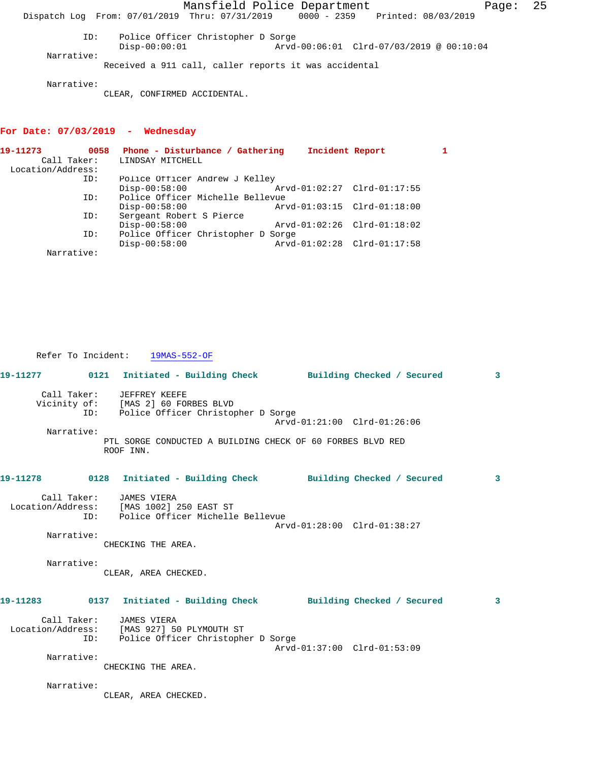ID: Police Officer Christopher D Sorge
Disp-00:00:01 Arvd-00:06:01 Clrd-07/03/2019 @ 00:10:04

Narrative:
Received a 911 call, caller reports it was accidental

Narrative:
CLEAR, CONFIRMED ACCIDENTAL.

## For Date: 07/03/2019 - Wednesday

**19-11273 0058 Phone - Disturbance / Gathering Incident Report 1**

Call Taker: LINDSAY MITCHELL
Location/Address:
ID: Police Officer Andrew J Kelley
Disp-00:58:00 Arvd-01:02:27 Clrd-01:17:55
ID: Police Officer Michelle Bellevue
Disp-00:58:00 Arvd-01:03:15 Clrd-01:18:00
ID: Sergeant Robert S Pierce
Disp-00:58:00 Arvd-01:02:26 Clrd-01:18:02
ID: Police Officer Christopher D Sorge
Disp-00:58:00 Arvd-01:02:28 Clrd-01:17:58

Narrative:

Refer To Incident: 19MAS-552-OF

**19-11277 0121 Initiated - Building Check Building Checked / Secured 3**

Call Taker: JEFFREY KEEFE
Vicinity of: [MAS 2] 60 FORBES BLVD
ID: Police Officer Christopher D Sorge
Arvd-01:21:00 Clrd-01:26:06

Narrative:
PTL SORGE CONDUCTED A BUILDING CHECK OF 60 FORBES BLVD RED ROOF INN.

**19-11278 0128 Initiated - Building Check Building Checked / Secured 3**

Call Taker: JAMES VIERA
Location/Address: [MAS 1002] 250 EAST ST
ID: Police Officer Michelle Bellevue
Arvd-01:28:00 Clrd-01:38:27

Narrative:
CHECKING THE AREA.

Narrative:
CLEAR, AREA CHECKED.

**19-11283 0137 Initiated - Building Check Building Checked / Secured 3**

Call Taker: JAMES VIERA
Location/Address: [MAS 927] 50 PLYMOUTH ST
ID: Police Officer Christopher D Sorge
Arvd-01:37:00 Clrd-01:53:09

Narrative:
CHECKING THE AREA.

Narrative:
CLEAR, AREA CHECKED.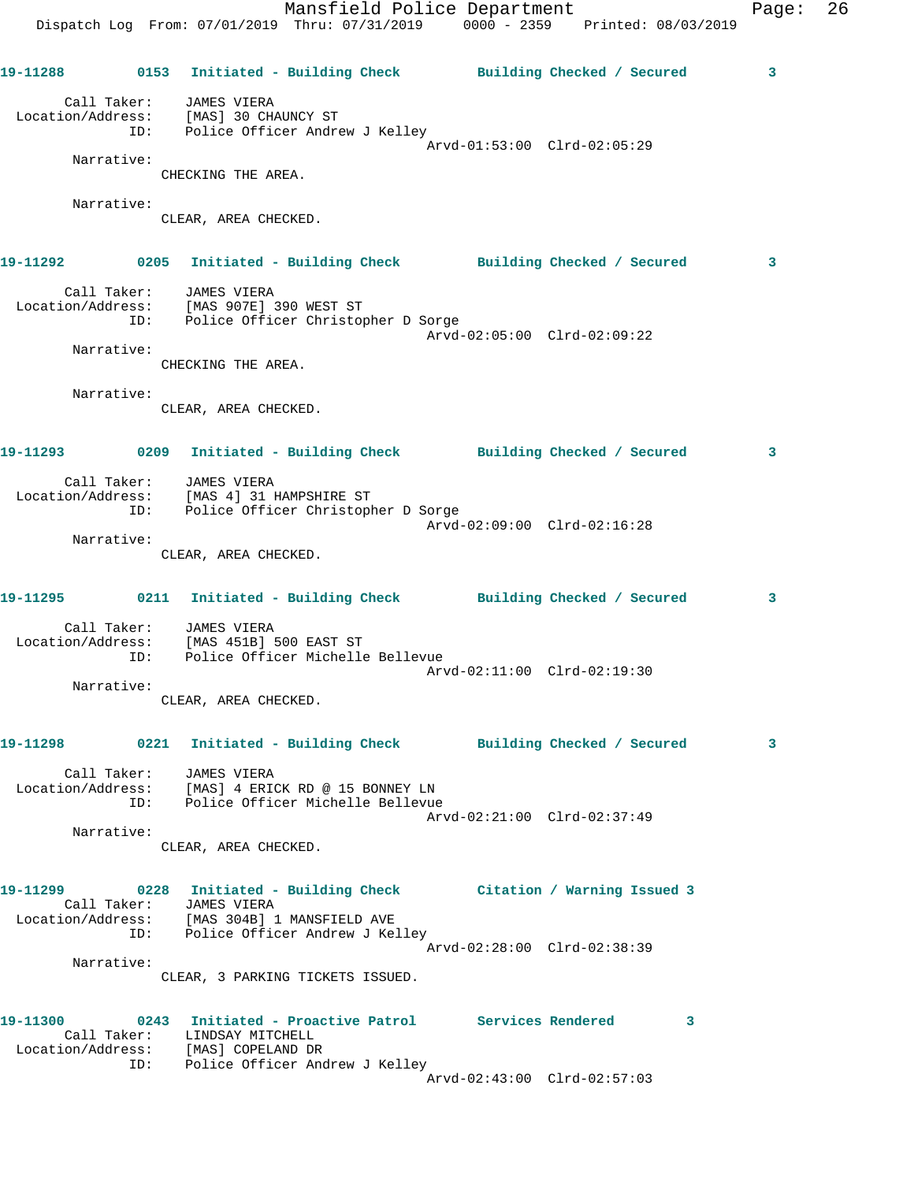**19-11288** 0153 Initiated - Building Check Building Checked / Secured 3

Call Taker: JAMES VIERA
Location/Address: [MAS] 30 CHAUNCY ST
ID: Police Officer Andrew J Kelley
Arvd-01:53:00 Clrd-02:05:29

Narrative:
CHECKING THE AREA.

Narrative:
CLEAR, AREA CHECKED.

**19-11292** 0205 Initiated - Building Check Building Checked / Secured 3

Call Taker: JAMES VIERA
Location/Address: [MAS 907E] 390 WEST ST
ID: Police Officer Christopher D Sorge
Arvd-02:05:00 Clrd-02:09:22

Narrative:
CHECKING THE AREA.

Narrative:
CLEAR, AREA CHECKED.

**19-11293** 0209 Initiated - Building Check Building Checked / Secured 3

Call Taker: JAMES VIERA
Location/Address: [MAS 4] 31 HAMPSHIRE ST
ID: Police Officer Christopher D Sorge
Arvd-02:09:00 Clrd-02:16:28

Narrative:
CLEAR, AREA CHECKED.

**19-11295** 0211 Initiated - Building Check Building Checked / Secured 3

Call Taker: JAMES VIERA
Location/Address: [MAS 451B] 500 EAST ST
ID: Police Officer Michelle Bellevue
Arvd-02:11:00 Clrd-02:19:30

Narrative:
CLEAR, AREA CHECKED.

**19-11298** 0221 Initiated - Building Check Building Checked / Secured 3

Call Taker: JAMES VIERA
Location/Address: [MAS] 4 ERICK RD @ 15 BONNEY LN
ID: Police Officer Michelle Bellevue
Arvd-02:21:00 Clrd-02:37:49

Narrative:
CLEAR, AREA CHECKED.

**19-11299** 0228 Initiated - Building Check Citation / Warning Issued 3

Call Taker: JAMES VIERA
Location/Address: [MAS 304B] 1 MANSFIELD AVE
ID: Police Officer Andrew J Kelley
Arvd-02:28:00 Clrd-02:38:39

Narrative:
CLEAR, 3 PARKING TICKETS ISSUED.

**19-11300** 0243 Initiated - Proactive Patrol Services Rendered 3

Call Taker: LINDSAY MITCHELL
Location/Address: [MAS] COPELAND DR
ID: Police Officer Andrew J Kelley
Arvd-02:43:00 Clrd-02:57:03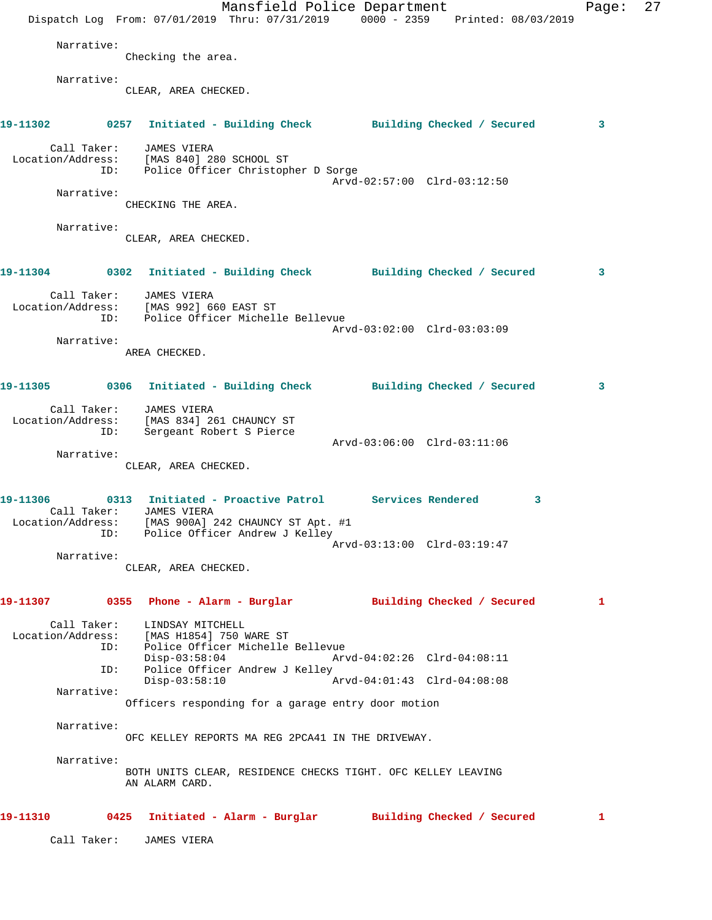Narrative:
Checking the area.

Narrative:
CLEAR, AREA CHECKED.

**19-11302 0257 Initiated - Building Check Building Checked / Secured 3**

Call Taker: JAMES VIERA
Location/Address: [MAS 840] 280 SCHOOL ST
ID: Police Officer Christopher D Sorge
Arvd-02:57:00 Clrd-03:12:50
Narrative:
CHECKING THE AREA.

Narrative:
CLEAR, AREA CHECKED.

**19-11304 0302 Initiated - Building Check Building Checked / Secured 3**

Call Taker: JAMES VIERA
Location/Address: [MAS 992] 660 EAST ST
ID: Police Officer Michelle Bellevue
Arvd-03:02:00 Clrd-03:03:09
Narrative:
AREA CHECKED.

**19-11305 0306 Initiated - Building Check Building Checked / Secured 3**

Call Taker: JAMES VIERA
Location/Address: [MAS 834] 261 CHAUNCY ST
ID: Sergeant Robert S Pierce
Arvd-03:06:00 Clrd-03:11:06
Narrative:
CLEAR, AREA CHECKED.

**19-11306 0313 Initiated - Proactive Patrol Services Rendered 3**

Call Taker: JAMES VIERA
Location/Address: [MAS 900A] 242 CHAUNCY ST Apt. #1
ID: Police Officer Andrew J Kelley
Arvd-03:13:00 Clrd-03:19:47
Narrative:
CLEAR, AREA CHECKED.

**19-11307 0355 Phone - Alarm - Burglar Building Checked / Secured 1**

Call Taker: LINDSAY MITCHELL
Location/Address: [MAS H1854] 750 WARE ST
ID: Police Officer Michelle Bellevue
Disp-03:58:04 Arvd-04:02:26 Clrd-04:08:11
ID: Police Officer Andrew J Kelley
Disp-03:58:10 Arvd-04:01:43 Clrd-04:08:08
Narrative:
Officers responding for a garage entry door motion

Narrative:
OFC KELLEY REPORTS MA REG 2PCA41 IN THE DRIVEWAY.

Narrative:
BOTH UNITS CLEAR, RESIDENCE CHECKS TIGHT. OFC KELLEY LEAVING AN ALARM CARD.

**19-11310 0425 Initiated - Alarm - Burglar Building Checked / Secured 1**

Call Taker: JAMES VIERA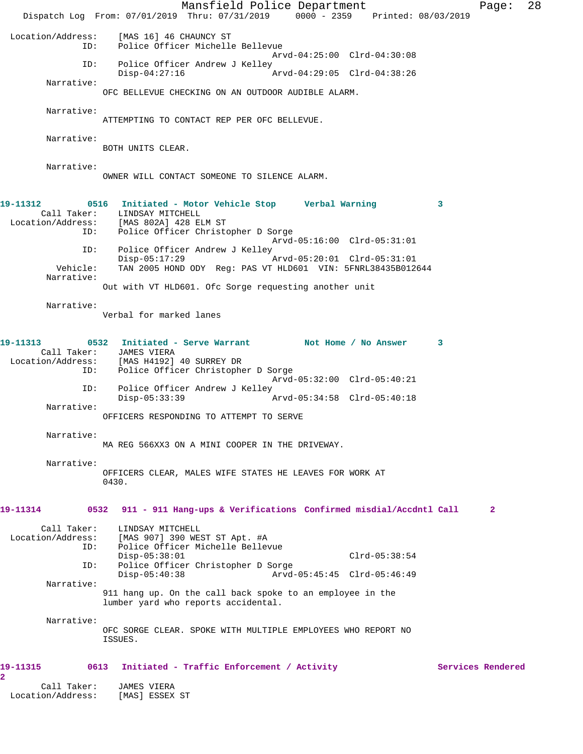```
Location/Address:    [MAS 16] 46 CHAUNCY ST
              ID:    Police Officer Michelle Bellevue
                                             Arvd-04:25:00  Clrd-04:30:08
              ID:    Police Officer Andrew J Kelley
                     Disp-04:27:16           Arvd-04:29:05  Clrd-04:38:26
       Narrative:
                     OFC BELLEVUE CHECKING ON AN OUTDOOR AUDIBLE ALARM.

       Narrative:
                     ATTEMPTING TO CONTACT REP PER OFC BELLEVUE.

       Narrative:
                     BOTH UNITS CLEAR.

       Narrative:
                     OWNER WILL CONTACT SOMEONE TO SILENCE ALARM.
```

**19-11312** 0516 **Initiated - Motor Vehicle Stop** **Verbal Warning** **3**

```
      Call Taker:    LINDSAY MITCHELL
Location/Address:    [MAS 802A] 428 ELM ST
              ID:    Police Officer Christopher D Sorge
                                             Arvd-05:16:00  Clrd-05:31:01
              ID:    Police Officer Andrew J Kelley
                     Disp-05:17:29           Arvd-05:20:01  Clrd-05:31:01
         Vehicle:    TAN 2005 HOND ODY  Reg: PAS VT HLD601  VIN: 5FNRL38435B012644
       Narrative:
                     Out with VT HLD601. Ofc Sorge requesting another unit

       Narrative:
                     Verbal for marked lanes
```

**19-11313** 0532 **Initiated - Serve Warrant** **Not Home / No Answer** **3**

```
      Call Taker:    JAMES VIERA
Location/Address:    [MAS H4192] 40 SURREY DR
              ID:    Police Officer Christopher D Sorge
                                             Arvd-05:32:00  Clrd-05:40:21
              ID:    Police Officer Andrew J Kelley
                     Disp-05:33:39           Arvd-05:34:58  Clrd-05:40:18
       Narrative:
                     OFFICERS RESPONDING TO ATTEMPT TO SERVE

       Narrative:
                     MA REG 566XX3 ON A MINI COOPER IN THE DRIVEWAY.

       Narrative:
                     OFFICERS CLEAR, MALES WIFE STATES HE LEAVES FOR WORK AT
                     0430.
```

**19-11314** 0532 **911 - 911 Hang-ups & Verifications** **Confirmed misdial/Accdntl Call** **2**

```
      Call Taker:    LINDSAY MITCHELL
Location/Address:    [MAS 907] 390 WEST ST Apt. #A
              ID:    Police Officer Michelle Bellevue
                     Disp-05:38:01                          Clrd-05:38:54
              ID:    Police Officer Christopher D Sorge
                     Disp-05:40:38           Arvd-05:45:45  Clrd-05:46:49
       Narrative:
                     911 hang up. On the call back spoke to an employee in the
                     lumber yard who reports accidental.

       Narrative:
                     OFC SORGE CLEAR. SPOKE WITH MULTIPLE EMPLOYEES WHO REPORT NO
                     ISSUES.
```

**19-11315** 0613 **Initiated - Traffic Enforcement / Activity** **Services Rendered** **2**

```
      Call Taker:    JAMES VIERA
Location/Address:    [MAS] ESSEX ST
```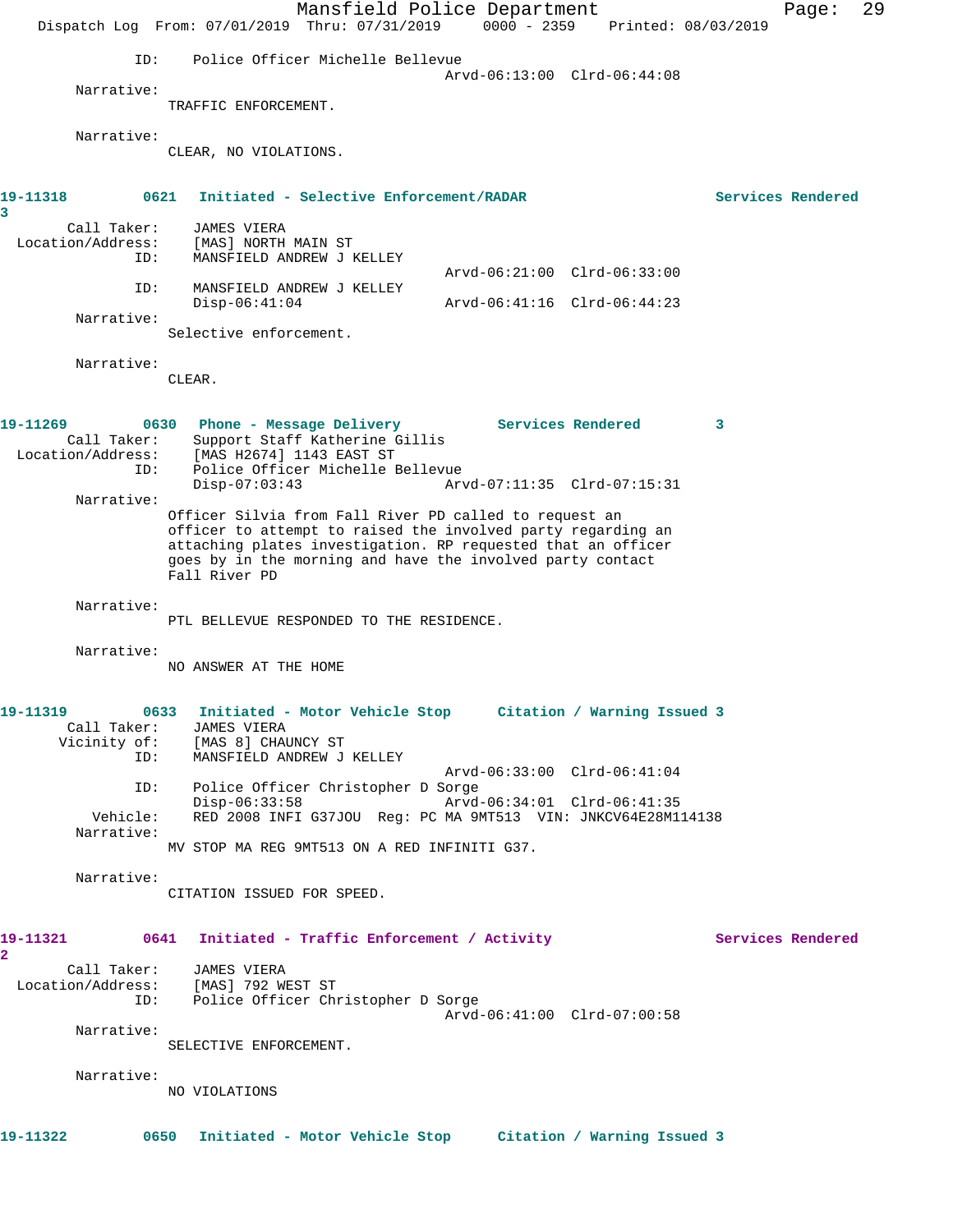ID: Police Officer Michelle Bellevue
Arvd-06:13:00 Clrd-06:44:08

Narrative:
TRAFFIC ENFORCEMENT.

Narrative:
CLEAR, NO VIOLATIONS.

**19-11318 0621 Initiated - Selective Enforcement/RADAR Services Rendered 3**

Call Taker: JAMES VIERA
Location/Address: [MAS] NORTH MAIN ST
ID: MANSFIELD ANDREW J KELLEY
Arvd-06:21:00 Clrd-06:33:00
ID: MANSFIELD ANDREW J KELLEY
Disp-06:41:04 Arvd-06:41:16 Clrd-06:44:23

Narrative:
Selective enforcement.

Narrative:
CLEAR.

**19-11269 0630 Phone - Message Delivery Services Rendered 3**

Call Taker: Support Staff Katherine Gillis
Location/Address: [MAS H2674] 1143 EAST ST
ID: Police Officer Michelle Bellevue
Disp-07:03:43 Arvd-07:11:35 Clrd-07:15:31

Narrative:
Officer Silvia from Fall River PD called to request an officer to attempt to raised the involved party regarding an attaching plates investigation. RP requested that an officer goes by in the morning and have the involved party contact Fall River PD

Narrative:
PTL BELLEVUE RESPONDED TO THE RESIDENCE.

Narrative:
NO ANSWER AT THE HOME

**19-11319 0633 Initiated - Motor Vehicle Stop Citation / Warning Issued 3**

Call Taker: JAMES VIERA
Vicinity of: [MAS 8] CHAUNCY ST
ID: MANSFIELD ANDREW J KELLEY
Arvd-06:33:00 Clrd-06:41:04
ID: Police Officer Christopher D Sorge
Disp-06:33:58 Arvd-06:34:01 Clrd-06:41:35
Vehicle: RED 2008 INFI G37JOU Reg: PC MA 9MT513 VIN: JNKCV64E28M114138

Narrative:
MV STOP MA REG 9MT513 ON A RED INFINITI G37.

Narrative:
CITATION ISSUED FOR SPEED.

**19-11321 0641 Initiated - Traffic Enforcement / Activity Services Rendered 2**

Call Taker: JAMES VIERA
Location/Address: [MAS] 792 WEST ST
ID: Police Officer Christopher D Sorge
Arvd-06:41:00 Clrd-07:00:58

Narrative:
SELECTIVE ENFORCEMENT.

Narrative:
NO VIOLATIONS

**19-11322 0650 Initiated - Motor Vehicle Stop Citation / Warning Issued 3**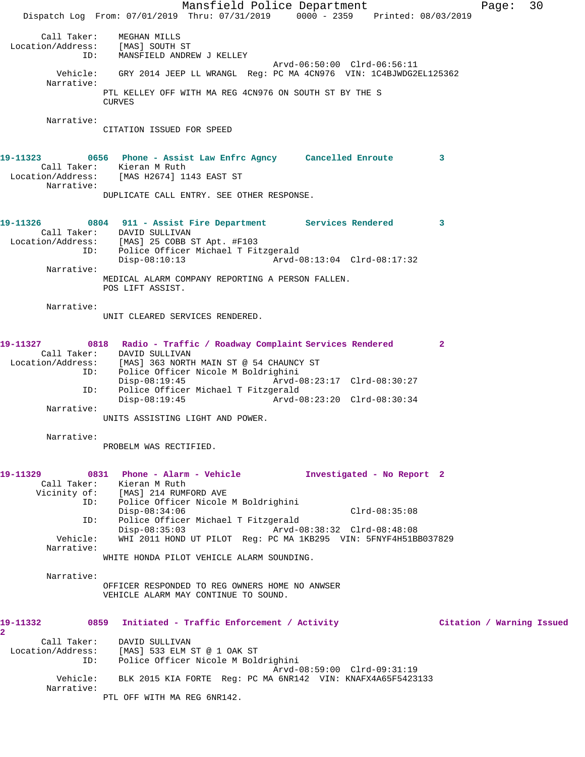```
        Call Taker:    MEGHAN MILLS
  Location/Address:    [MAS] SOUTH ST
                ID:    MANSFIELD ANDREW J KELLEY
                                             Arvd-06:50:00  Clrd-06:56:11
           Vehicle:    GRY 2014 JEEP LL WRANGL  Reg: PC MA 4CN976  VIN: 1C4BJWDG2EL125362
         Narrative:    
                      PTL KELLEY OFF WITH MA REG 4CN976 ON SOUTH ST BY THE S
                      CURVES

         Narrative:    
                      CITATION ISSUED FOR SPEED


19-11323        0656   Phone - Assist Law Enfrc Agncy      Cancelled Enroute        3
        Call Taker:    Kieran M Ruth
  Location/Address:    [MAS H2674] 1143 EAST ST
         Narrative:    
                      DUPLICATE CALL ENTRY. SEE OTHER RESPONSE.


19-11326        0804   911 - Assist Fire Department        Services Rendered        3
        Call Taker:    DAVID SULLIVAN
  Location/Address:    [MAS] 25 COBB ST Apt. #F103
                ID:    Police Officer Michael T Fitzgerald
                       Disp-08:10:13                 Arvd-08:13:04  Clrd-08:17:32
         Narrative:    
                      MEDICAL ALARM COMPANY REPORTING A PERSON FALLEN.
                      POS LIFT ASSIST.

         Narrative:    
                      UNIT CLEARED SERVICES RENDERED.


19-11327        0818   Radio - Traffic / Roadway Complaint Services Rendered        2
        Call Taker:    DAVID SULLIVAN
  Location/Address:    [MAS] 363 NORTH MAIN ST @ 54 CHAUNCY ST
                ID:    Police Officer Nicole M Boldrighini
                       Disp-08:19:45                 Arvd-08:23:17  Clrd-08:30:27
                ID:    Police Officer Michael T Fitzgerald
                       Disp-08:19:45                 Arvd-08:23:20  Clrd-08:30:34
         Narrative:    
                      UNITS ASSISTING LIGHT AND POWER.

         Narrative:    
                      PROBELM WAS RECTIFIED.


19-11329        0831   Phone - Alarm - Vehicle             Investigated - No Report  2
        Call Taker:    Kieran M Ruth
       Vicinity of:    [MAS] 214 RUMFORD AVE
                ID:    Police Officer Nicole M Boldrighini
                       Disp-08:34:06                                Clrd-08:35:08
                ID:    Police Officer Michael T Fitzgerald
                       Disp-08:35:03                 Arvd-08:38:32  Clrd-08:48:08
           Vehicle:    WHI 2011 HOND UT PILOT  Reg: PC MA 1KB295  VIN: 5FNYF4H51BB037829
         Narrative:    
                      WHITE HONDA PILOT VEHICLE ALARM SOUNDING.

         Narrative:    
                      OFFICER RESPONDED TO REG OWNERS HOME NO ANWSER
                      VEHICLE ALARM MAY CONTINUE TO SOUND.


19-11332        0859   Initiated - Traffic Enforcement / Activity                  Citation / Warning Issued
2
        Call Taker:    DAVID SULLIVAN
  Location/Address:    [MAS] 533 ELM ST @ 1 OAK ST
                ID:    Police Officer Nicole M Boldrighini
                                             Arvd-08:59:00  Clrd-09:31:19
           Vehicle:    BLK 2015 KIA FORTE  Reg: PC MA 6NR142  VIN: KNAFX4A65F5423133
         Narrative:    
                      PTL OFF WITH MA REG 6NR142.
```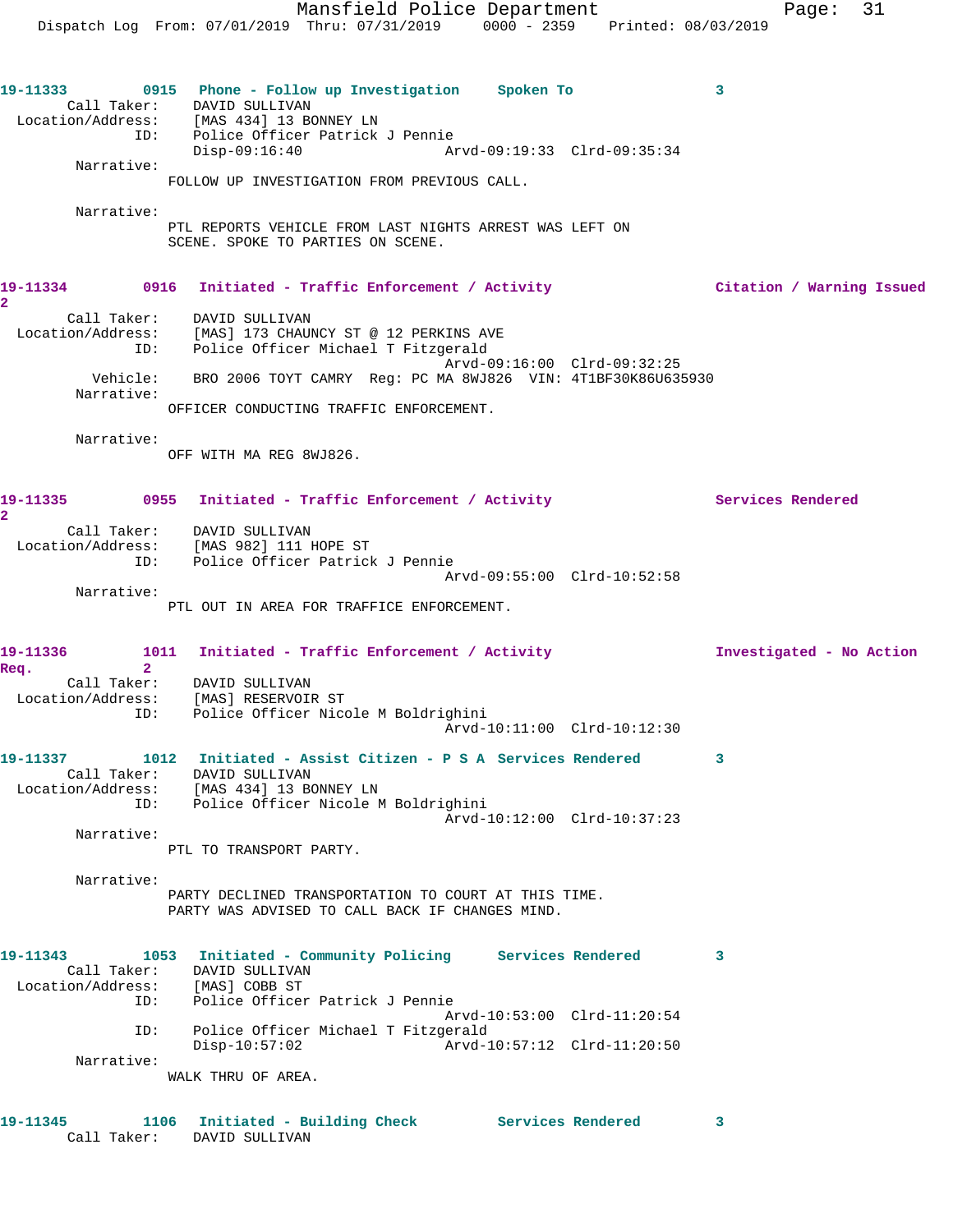**19-11333** 0915 **Phone - Follow up Investigation** **Spoken To** 3

Call Taker: DAVID SULLIVAN
Location/Address: [MAS 434] 13 BONNEY LN
ID: Police Officer Patrick J Pennie
Disp-09:16:40 Arvd-09:19:33 Clrd-09:35:34

Narrative:
FOLLOW UP INVESTIGATION FROM PREVIOUS CALL.

Narrative:
PTL REPORTS VEHICLE FROM LAST NIGHTS ARREST WAS LEFT ON SCENE. SPOKE TO PARTIES ON SCENE.

**19-11334** 0916 **Initiated - Traffic Enforcement / Activity** **Citation / Warning Issued** 2

Call Taker: DAVID SULLIVAN
Location/Address: [MAS] 173 CHAUNCY ST @ 12 PERKINS AVE
ID: Police Officer Michael T Fitzgerald
Arvd-09:16:00 Clrd-09:32:25
Vehicle: BRO 2006 TOYT CAMRY Reg: PC MA 8WJ826 VIN: 4T1BF30K86U635930

Narrative:
OFFICER CONDUCTING TRAFFIC ENFORCEMENT.

Narrative:
OFF WITH MA REG 8WJ826.

**19-11335** 0955 **Initiated - Traffic Enforcement / Activity** **Services Rendered** 2

Call Taker: DAVID SULLIVAN
Location/Address: [MAS 982] 111 HOPE ST
ID: Police Officer Patrick J Pennie
Arvd-09:55:00 Clrd-10:52:58

Narrative:
PTL OUT IN AREA FOR TRAFFICE ENFORCEMENT.

**19-11336** 1011 **Initiated - Traffic Enforcement / Activity** **Investigated - No Action Req.** 2

Call Taker: DAVID SULLIVAN
Location/Address: [MAS] RESERVOIR ST
ID: Police Officer Nicole M Boldrighini
Arvd-10:11:00 Clrd-10:12:30

**19-11337** 1012 **Initiated - Assist Citizen - P S A** **Services Rendered** 3

Call Taker: DAVID SULLIVAN
Location/Address: [MAS 434] 13 BONNEY LN
ID: Police Officer Nicole M Boldrighini
Arvd-10:12:00 Clrd-10:37:23

Narrative:
PTL TO TRANSPORT PARTY.

Narrative:
PARTY DECLINED TRANSPORTATION TO COURT AT THIS TIME. PARTY WAS ADVISED TO CALL BACK IF CHANGES MIND.

**19-11343** 1053 **Initiated - Community Policing** **Services Rendered** 3

Call Taker: DAVID SULLIVAN
Location/Address: [MAS] COBB ST
ID: Police Officer Patrick J Pennie
Arvd-10:53:00 Clrd-11:20:54
ID: Police Officer Michael T Fitzgerald
Disp-10:57:02 Arvd-10:57:12 Clrd-11:20:50

Narrative:
WALK THRU OF AREA.

**19-11345** 1106 **Initiated - Building Check** **Services Rendered** 3

Call Taker: DAVID SULLIVAN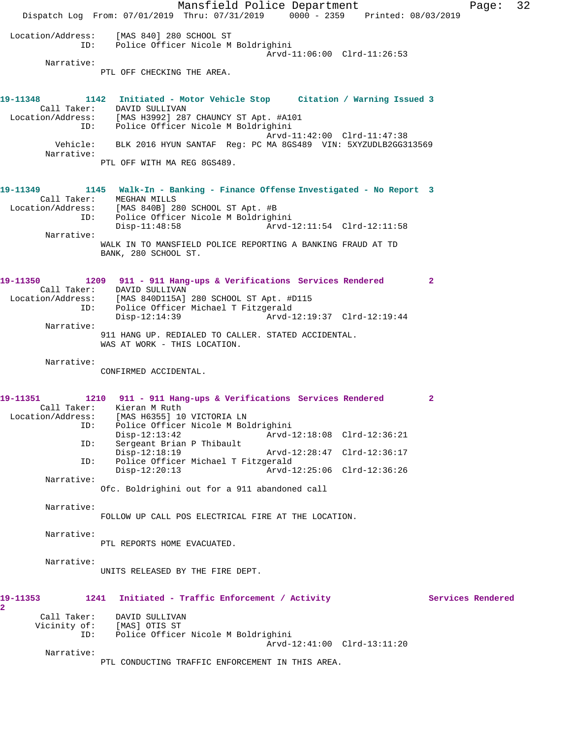Location/Address: [MAS 840] 280 SCHOOL ST
ID: Police Officer Nicole M Boldrighini
Arvd-11:06:00 Clrd-11:26:53
Narrative:
PTL OFF CHECKING THE AREA.

**19-11348 1142 Initiated - Motor Vehicle Stop Citation / Warning Issued 3**
Call Taker: DAVID SULLIVAN
Location/Address: [MAS H3992] 287 CHAUNCY ST Apt. #A101
ID: Police Officer Nicole M Boldrighini
Arvd-11:42:00 Clrd-11:47:38
Vehicle: BLK 2016 HYUN SANTAF Reg: PC MA 8GS489 VIN: 5XYZUDLB2GG313569
Narrative:
PTL OFF WITH MA REG 8GS489.

**19-11349 1145 Walk-In - Banking - Finance Offense Investigated - No Report 3**
Call Taker: MEGHAN MILLS
Location/Address: [MAS 840B] 280 SCHOOL ST Apt. #B
ID: Police Officer Nicole M Boldrighini
Disp-11:48:58 Arvd-12:11:54 Clrd-12:11:58
Narrative:
WALK IN TO MANSFIELD POLICE REPORTING A BANKING FRAUD AT TD BANK, 280 SCHOOL ST.

**19-11350 1209 911 - 911 Hang-ups & Verifications Services Rendered 2**
Call Taker: DAVID SULLIVAN
Location/Address: [MAS 840D115A] 280 SCHOOL ST Apt. #D115
ID: Police Officer Michael T Fitzgerald
Disp-12:14:39 Arvd-12:19:37 Clrd-12:19:44
Narrative:
911 HANG UP. REDIALED TO CALLER. STATED ACCIDENTAL. WAS AT WORK - THIS LOCATION.

Narrative:
CONFIRMED ACCIDENTAL.

**19-11351 1210 911 - 911 Hang-ups & Verifications Services Rendered 2**
Call Taker: Kieran M Ruth
Location/Address: [MAS H6355] 10 VICTORIA LN
ID: Police Officer Nicole M Boldrighini
Disp-12:13:42 Arvd-12:18:08 Clrd-12:36:21
ID: Sergeant Brian P Thibault
Disp-12:18:19 Arvd-12:28:47 Clrd-12:36:17
ID: Police Officer Michael T Fitzgerald
Disp-12:20:13 Arvd-12:25:06 Clrd-12:36:26
Narrative:
Ofc. Boldrighini out for a 911 abandoned call

Narrative:
FOLLOW UP CALL POS ELECTRICAL FIRE AT THE LOCATION.

Narrative:
PTL REPORTS HOME EVACUATED.

Narrative:
UNITS RELEASED BY THE FIRE DEPT.

**19-11353 1241 Initiated - Traffic Enforcement / Activity Services Rendered 2**
Call Taker: DAVID SULLIVAN
Vicinity of: [MAS] OTIS ST
ID: Police Officer Nicole M Boldrighini
Arvd-12:41:00 Clrd-13:11:20
Narrative:
PTL CONDUCTING TRAFFIC ENFORCEMENT IN THIS AREA.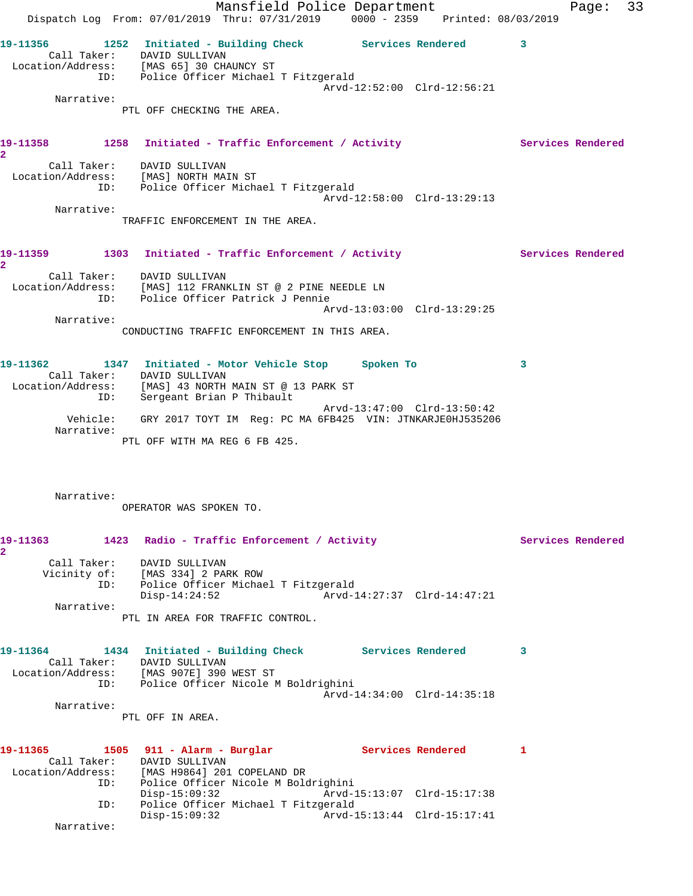**19-11356** 1252 **Initiated - Building Check** Services Rendered 3

Call Taker: DAVID SULLIVAN
Location/Address: [MAS 65] 30 CHAUNCY ST
ID: Police Officer Michael T Fitzgerald
Arvd-12:52:00 Clrd-12:56:21

Narrative:
PTL OFF CHECKING THE AREA.

**19-11358** 1258 **Initiated - Traffic Enforcement / Activity** Services Rendered 2

Call Taker: DAVID SULLIVAN
Location/Address: [MAS] NORTH MAIN ST
ID: Police Officer Michael T Fitzgerald
Arvd-12:58:00 Clrd-13:29:13

Narrative:
TRAFFIC ENFORCEMENT IN THE AREA.

**19-11359** 1303 **Initiated - Traffic Enforcement / Activity** Services Rendered 2

Call Taker: DAVID SULLIVAN
Location/Address: [MAS] 112 FRANKLIN ST @ 2 PINE NEEDLE LN
ID: Police Officer Patrick J Pennie
Arvd-13:03:00 Clrd-13:29:25

Narrative:
CONDUCTING TRAFFIC ENFORCEMENT IN THIS AREA.

**19-11362** 1347 **Initiated - Motor Vehicle Stop** Spoken To 3

Call Taker: DAVID SULLIVAN
Location/Address: [MAS] 43 NORTH MAIN ST @ 13 PARK ST
ID: Sergeant Brian P Thibault
Arvd-13:47:00 Clrd-13:50:42
Vehicle: GRY 2017 TOYT IM Reg: PC MA 6FB425 VIN: JTNKARJE0HJ535206

Narrative:
PTL OFF WITH MA REG 6 FB 425.

Narrative:
OPERATOR WAS SPOKEN TO.

**19-11363** 1423 **Radio - Traffic Enforcement / Activity** Services Rendered 2

Call Taker: DAVID SULLIVAN
Vicinity of: [MAS 334] 2 PARK ROW
ID: Police Officer Michael T Fitzgerald
Disp-14:24:52 Arvd-14:27:37 Clrd-14:47:21

Narrative:
PTL IN AREA FOR TRAFFIC CONTROL.

**19-11364** 1434 **Initiated - Building Check** Services Rendered 3

Call Taker: DAVID SULLIVAN
Location/Address: [MAS 907E] 390 WEST ST
ID: Police Officer Nicole M Boldrighini
Arvd-14:34:00 Clrd-14:35:18

Narrative:
PTL OFF IN AREA.

**19-11365** 1505 **911 - Alarm - Burglar** Services Rendered 1

Call Taker: DAVID SULLIVAN
Location/Address: [MAS H9864] 201 COPELAND DR
ID: Police Officer Nicole M Boldrighini
Disp-15:09:32 Arvd-15:13:07 Clrd-15:17:38
ID: Police Officer Michael T Fitzgerald
Disp-15:09:32 Arvd-15:13:44 Clrd-15:17:41

Narrative: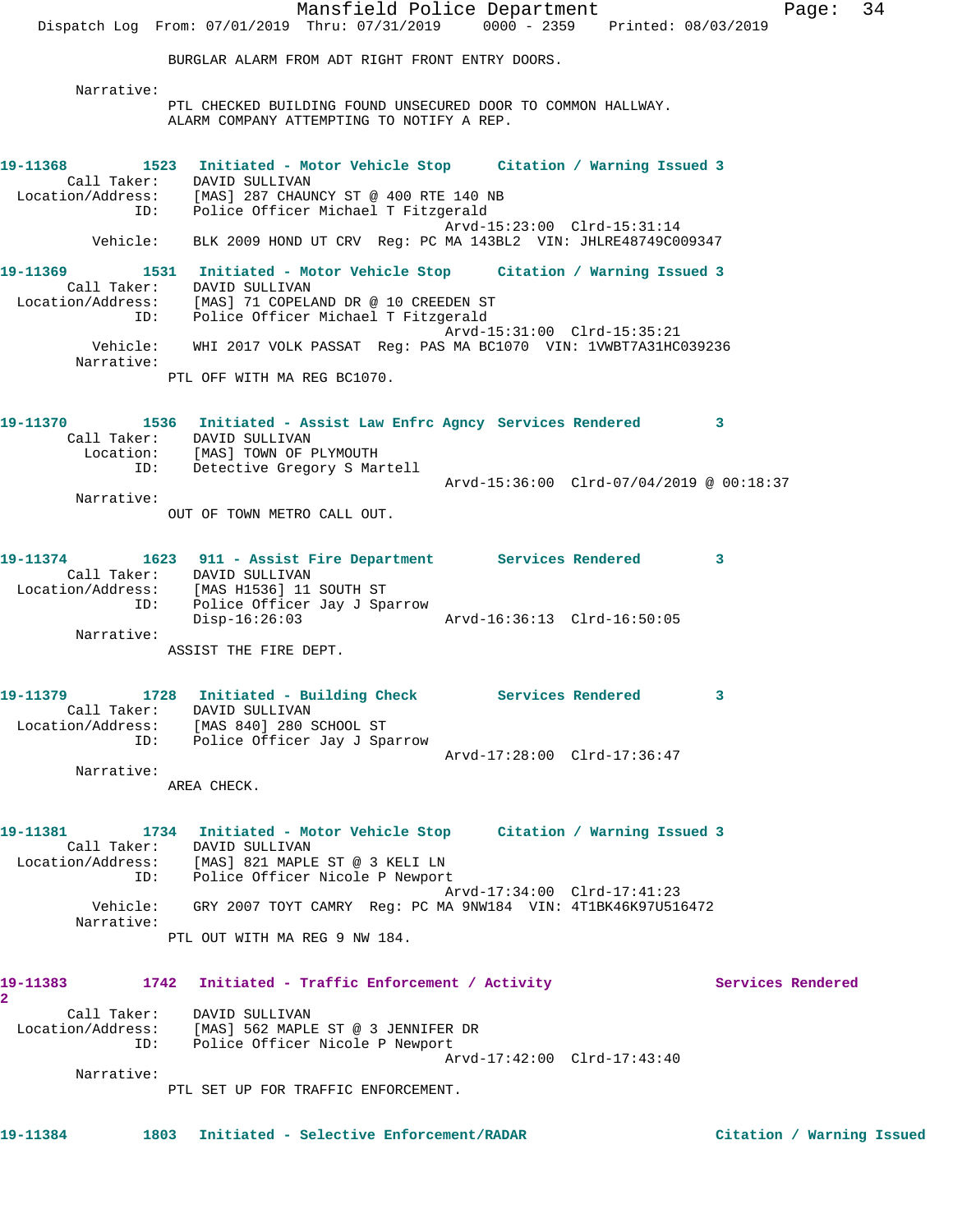BURGLAR ALARM FROM ADT RIGHT FRONT ENTRY DOORS.

Narrative:
PTL CHECKED BUILDING FOUND UNSECURED DOOR TO COMMON HALLWAY.
ALARM COMPANY ATTEMPTING TO NOTIFY A REP.

**19-11368 1523 Initiated - Motor Vehicle Stop Citation / Warning Issued 3**

Call Taker: DAVID SULLIVAN
Location/Address: [MAS] 287 CHAUNCY ST @ 400 RTE 140 NB
ID: Police Officer Michael T Fitzgerald
Arvd-15:23:00 Clrd-15:31:14
Vehicle: BLK 2009 HOND UT CRV Reg: PC MA 143BL2 VIN: JHLRE48749C009347

**19-11369 1531 Initiated - Motor Vehicle Stop Citation / Warning Issued 3**

Call Taker: DAVID SULLIVAN
Location/Address: [MAS] 71 COPELAND DR @ 10 CREEDEN ST
ID: Police Officer Michael T Fitzgerald
Arvd-15:31:00 Clrd-15:35:21
Vehicle: WHI 2017 VOLK PASSAT Reg: PAS MA BC1070 VIN: 1VWBT7A31HC039236
Narrative:
PTL OFF WITH MA REG BC1070.

**19-11370 1536 Initiated - Assist Law Enfrc Agncy Services Rendered 3**

Call Taker: DAVID SULLIVAN
Location: [MAS] TOWN OF PLYMOUTH
ID: Detective Gregory S Martell
Arvd-15:36:00 Clrd-07/04/2019 @ 00:18:37
Narrative:
OUT OF TOWN METRO CALL OUT.

**19-11374 1623 911 - Assist Fire Department Services Rendered 3**

Call Taker: DAVID SULLIVAN
Location/Address: [MAS H1536] 11 SOUTH ST
ID: Police Officer Jay J Sparrow
Disp-16:26:03 Arvd-16:36:13 Clrd-16:50:05
Narrative:
ASSIST THE FIRE DEPT.

**19-11379 1728 Initiated - Building Check Services Rendered 3**

Call Taker: DAVID SULLIVAN
Location/Address: [MAS 840] 280 SCHOOL ST
ID: Police Officer Jay J Sparrow
Arvd-17:28:00 Clrd-17:36:47
Narrative:
AREA CHECK.

**19-11381 1734 Initiated - Motor Vehicle Stop Citation / Warning Issued 3**

Call Taker: DAVID SULLIVAN
Location/Address: [MAS] 821 MAPLE ST @ 3 KELI LN
ID: Police Officer Nicole P Newport
Arvd-17:34:00 Clrd-17:41:23
Vehicle: GRY 2007 TOYT CAMRY Reg: PC MA 9NW184 VIN: 4T1BK46K97U516472
Narrative:
PTL OUT WITH MA REG 9 NW 184.

**19-11383 1742 Initiated - Traffic Enforcement / Activity Services Rendered 2**

Call Taker: DAVID SULLIVAN
Location/Address: [MAS] 562 MAPLE ST @ 3 JENNIFER DR
ID: Police Officer Nicole P Newport
Arvd-17:42:00 Clrd-17:43:40
Narrative:
PTL SET UP FOR TRAFFIC ENFORCEMENT.

**19-11384 1803 Initiated - Selective Enforcement/RADAR Citation / Warning Issued**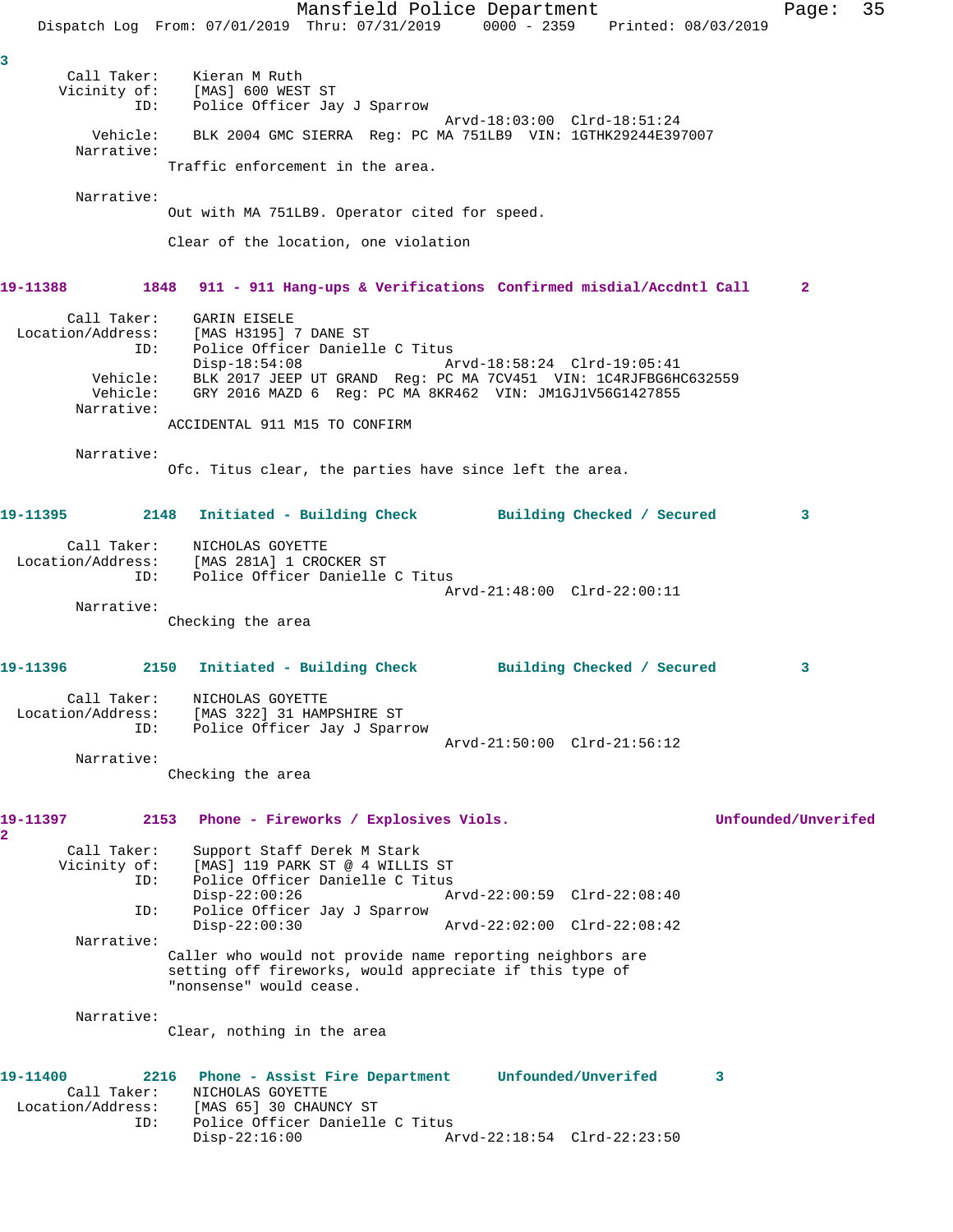3

```
      Call Taker:    Kieran M Ruth
     Vicinity of:    [MAS] 600 WEST ST
              ID:    Police Officer Jay J Sparrow
                                         Arvd-18:03:00  Clrd-18:51:24
         Vehicle:    BLK 2004 GMC SIERRA  Reg: PC MA 751LB9  VIN: 1GTHK29244E397007
       Narrative:
                    Traffic enforcement in the area.

       Narrative:
                    Out with MA 751LB9. Operator cited for speed.

                    Clear of the location, one violation
```

**19-11388    1848  911 - 911 Hang-ups & Verifications  Confirmed misdial/Accdntl Call    2**

```
      Call Taker:    GARIN EISELE
Location/Address:    [MAS H3195] 7 DANE ST
              ID:    Police Officer Danielle C Titus
                     Disp-18:54:08               Arvd-18:58:24  Clrd-19:05:41
         Vehicle:    BLK 2017 JEEP UT GRAND  Reg: PC MA 7CV451  VIN: 1C4RJFBG6HC632559
         Vehicle:    GRY 2016 MAZD 6  Reg: PC MA 8KR462  VIN: JM1GJ1V56G1427855
       Narrative:
                    ACCIDENTAL 911 M15 TO CONFIRM

       Narrative:
                    Ofc. Titus clear, the parties have since left the area.
```

**19-11395    2148  Initiated - Building Check    Building Checked / Secured    3**

```
      Call Taker:    NICHOLAS GOYETTE
Location/Address:    [MAS 281A] 1 CROCKER ST
              ID:    Police Officer Danielle C Titus
                                         Arvd-21:48:00  Clrd-22:00:11
       Narrative:
                    Checking the area
```

**19-11396    2150  Initiated - Building Check    Building Checked / Secured    3**

```
      Call Taker:    NICHOLAS GOYETTE
Location/Address:    [MAS 322] 31 HAMPSHIRE ST
              ID:    Police Officer Jay J Sparrow
                                         Arvd-21:50:00  Clrd-21:56:12
       Narrative:
                    Checking the area
```

**19-11397    2153  Phone - Fireworks / Explosives Viols.    Unfounded/Unverifed**
**2**

```
      Call Taker:    Support Staff Derek M Stark
     Vicinity of:    [MAS] 119 PARK ST @ 4 WILLIS ST
              ID:    Police Officer Danielle C Titus
                     Disp-22:00:26               Arvd-22:00:59  Clrd-22:08:40
              ID:    Police Officer Jay J Sparrow
                     Disp-22:00:30               Arvd-22:02:00  Clrd-22:08:42
       Narrative:
                    Caller who would not provide name reporting neighbors are
                    setting off fireworks, would appreciate if this type of
                    "nonsense" would cease.

       Narrative:
                    Clear, nothing in the area
```

**19-11400    2216  Phone - Assist Fire Department    Unfounded/Unverifed    3**

```
      Call Taker:    NICHOLAS GOYETTE
Location/Address:    [MAS 65] 30 CHAUNCY ST
              ID:    Police Officer Danielle C Titus
                     Disp-22:16:00               Arvd-22:18:54  Clrd-22:23:50
```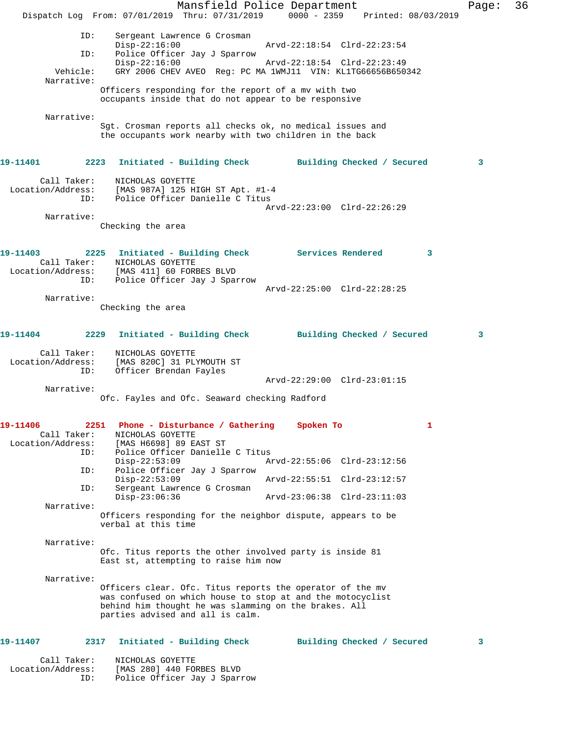```
            ID:    Sergeant Lawrence G Crosman
                   Disp-22:16:00                 Arvd-22:18:54  Clrd-22:23:54
            ID:    Police Officer Jay J Sparrow
                   Disp-22:16:00                 Arvd-22:18:54  Clrd-22:23:49
       Vehicle:    GRY 2006 CHEV AVEO  Reg: PC MA 1WMJ11  VIN: KL1TG66656B650342
     Narrative:
                  Officers responding for the report of a mv with two
                  occupants inside that do not appear to be responsive

     Narrative:
                  Sgt. Crosman reports all checks ok, no medical issues and
                  the occupants work nearby with two children in the back
```

**19-11401** 2223 **Initiated - Building Check** **Building Checked / Secured** 3

```
    Call Taker:    NICHOLAS GOYETTE
Location/Address:  [MAS 987A] 125 HIGH ST Apt. #1-4
            ID:    Police Officer Danielle C Titus
                                                 Arvd-22:23:00  Clrd-22:26:29
     Narrative:
                  Checking the area
```

**19-11403** 2225 **Initiated - Building Check** **Services Rendered** 3

```
    Call Taker:    NICHOLAS GOYETTE
Location/Address:  [MAS 411] 60 FORBES BLVD
            ID:    Police Officer Jay J Sparrow
                                                 Arvd-22:25:00  Clrd-22:28:25
     Narrative:
                  Checking the area
```

**19-11404** 2229 **Initiated - Building Check** **Building Checked / Secured** 3

```
    Call Taker:    NICHOLAS GOYETTE
Location/Address:  [MAS 820C] 31 PLYMOUTH ST
            ID:    Officer Brendan Fayles
                                                 Arvd-22:29:00  Clrd-23:01:15
     Narrative:
                  Ofc. Fayles and Ofc. Seaward checking Radford
```

**19-11406** 2251 **Phone - Disturbance / Gathering** **Spoken To** 1

```
    Call Taker:    NICHOLAS GOYETTE
Location/Address:  [MAS H6698] 89 EAST ST
            ID:    Police Officer Danielle C Titus
                   Disp-22:53:09                 Arvd-22:55:06  Clrd-23:12:56
            ID:    Police Officer Jay J Sparrow
                   Disp-22:53:09                 Arvd-22:55:51  Clrd-23:12:57
            ID:    Sergeant Lawrence G Crosman
                   Disp-23:06:36                 Arvd-23:06:38  Clrd-23:11:03
     Narrative:
                  Officers responding for the neighbor dispute, appears to be
                  verbal at this time

     Narrative:
                  Ofc. Titus reports the other involved party is inside 81
                  East st, attempting to raise him now

     Narrative:
                  Officers clear. Ofc. Titus reports the operator of the mv
                  was confused on which house to stop at and the motocyclist
                  behind him thought he was slamming on the brakes. All
                  parties advised and all is calm.
```

**19-11407** 2317 **Initiated - Building Check** **Building Checked / Secured** 3

```
    Call Taker:    NICHOLAS GOYETTE
Location/Address:  [MAS 280] 440 FORBES BLVD
            ID:    Police Officer Jay J Sparrow
```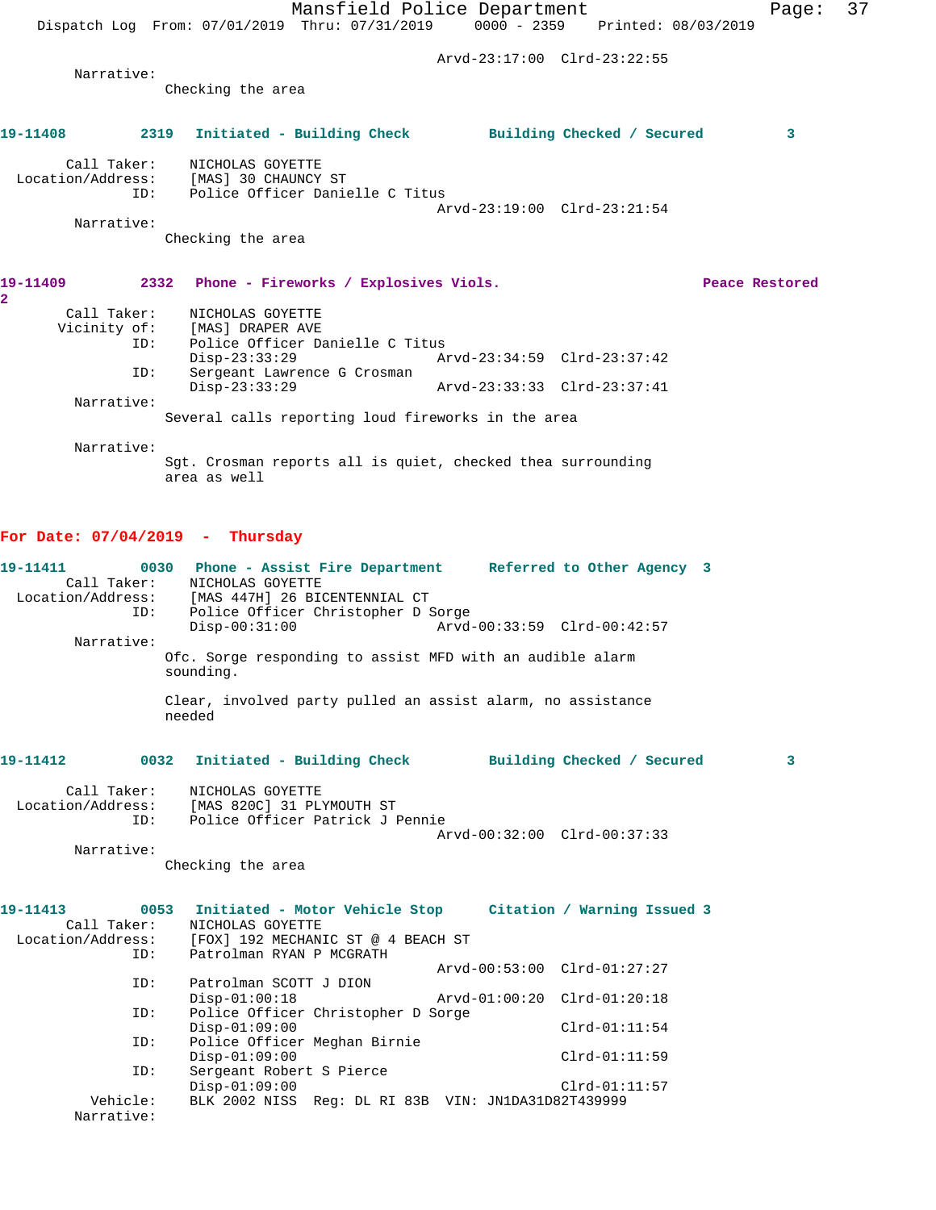Arvd-23:17:00 Clrd-23:22:55

Narrative:
Checking the area

**19-11408 2319 Initiated - Building Check Building Checked / Secured 3**

Call Taker: NICHOLAS GOYETTE
Location/Address: [MAS] 30 CHAUNCY ST
ID: Police Officer Danielle C Titus
Arvd-23:19:00 Clrd-23:21:54

Narrative:
Checking the area

**19-11409 2332 Phone - Fireworks / Explosives Viols. Peace Restored 2**

Call Taker: NICHOLAS GOYETTE
Vicinity of: [MAS] DRAPER AVE
ID: Police Officer Danielle C Titus
Disp-23:33:29 Arvd-23:34:59 Clrd-23:37:42
ID: Sergeant Lawrence G Crosman
Disp-23:33:29 Arvd-23:33:33 Clrd-23:37:41

Narrative:
Several calls reporting loud fireworks in the area

Narrative:
Sgt. Crosman reports all is quiet, checked thea surrounding area as well

## For Date: 07/04/2019 - Thursday

**19-11411 0030 Phone - Assist Fire Department Referred to Other Agency 3**

Call Taker: NICHOLAS GOYETTE
Location/Address: [MAS 447H] 26 BICENTENNIAL CT
ID: Police Officer Christopher D Sorge
Disp-00:31:00 Arvd-00:33:59 Clrd-00:42:57

Narrative:
Ofc. Sorge responding to assist MFD with an audible alarm sounding.

Clear, involved party pulled an assist alarm, no assistance needed

**19-11412 0032 Initiated - Building Check Building Checked / Secured 3**

Call Taker: NICHOLAS GOYETTE
Location/Address: [MAS 820C] 31 PLYMOUTH ST
ID: Police Officer Patrick J Pennie
Arvd-00:32:00 Clrd-00:37:33

Narrative:
Checking the area

**19-11413 0053 Initiated - Motor Vehicle Stop Citation / Warning Issued 3**

Call Taker: NICHOLAS GOYETTE
Location/Address: [FOX] 192 MECHANIC ST @ 4 BEACH ST
ID: Patrolman RYAN P MCGRATH
Arvd-00:53:00 Clrd-01:27:27
ID: Patrolman SCOTT J DION
Disp-01:00:18 Arvd-01:00:20 Clrd-01:20:18
ID: Police Officer Christopher D Sorge
Disp-01:09:00 Clrd-01:11:54
ID: Police Officer Meghan Birnie
Disp-01:09:00 Clrd-01:11:59
ID: Sergeant Robert S Pierce
Disp-01:09:00 Clrd-01:11:57
Vehicle: BLK 2002 NISS Reg: DL RI 83B VIN: JN1DA31D82T439999

Narrative: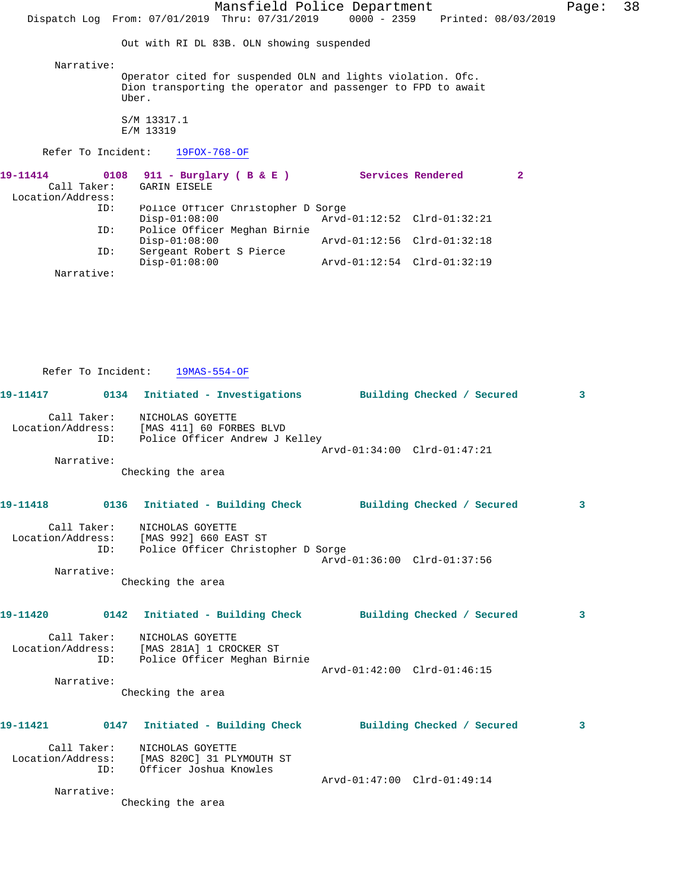Out with RI DL 83B. OLN showing suspended

Narrative:

Operator cited for suspended OLN and lights violation. Ofc. Dion transporting the operator and passenger to FPD to await Uber.

S/M 13317.1
E/M 13319

Refer To Incident: 19FOX-768-OF

**19-11414 0108 911 - Burglary ( B & E ) Services Rendered 2**

Call Taker: GARIN EISELE
Location/Address:
ID: Police Officer Christopher D Sorge
Disp-01:08:00 Arvd-01:12:52 Clrd-01:32:21
ID: Police Officer Meghan Birnie
Disp-01:08:00 Arvd-01:12:56 Clrd-01:32:18
ID: Sergeant Robert S Pierce
Disp-01:08:00 Arvd-01:12:54 Clrd-01:32:19
Narrative:

Refer To Incident: 19MAS-554-OF

**19-11417 0134 Initiated - Investigations Building Checked / Secured 3**

Call Taker: NICHOLAS GOYETTE
Location/Address: [MAS 411] 60 FORBES BLVD
ID: Police Officer Andrew J Kelley
Arvd-01:34:00 Clrd-01:47:21
Narrative:
Checking the area

**19-11418 0136 Initiated - Building Check Building Checked / Secured 3**

Call Taker: NICHOLAS GOYETTE
Location/Address: [MAS 992] 660 EAST ST
ID: Police Officer Christopher D Sorge
Arvd-01:36:00 Clrd-01:37:56
Narrative:
Checking the area

**19-11420 0142 Initiated - Building Check Building Checked / Secured 3**

Call Taker: NICHOLAS GOYETTE
Location/Address: [MAS 281A] 1 CROCKER ST
ID: Police Officer Meghan Birnie
Arvd-01:42:00 Clrd-01:46:15
Narrative:
Checking the area

**19-11421 0147 Initiated - Building Check Building Checked / Secured 3**

Call Taker: NICHOLAS GOYETTE
Location/Address: [MAS 820C] 31 PLYMOUTH ST
ID: Officer Joshua Knowles
Arvd-01:47:00 Clrd-01:49:14
Narrative:
Checking the area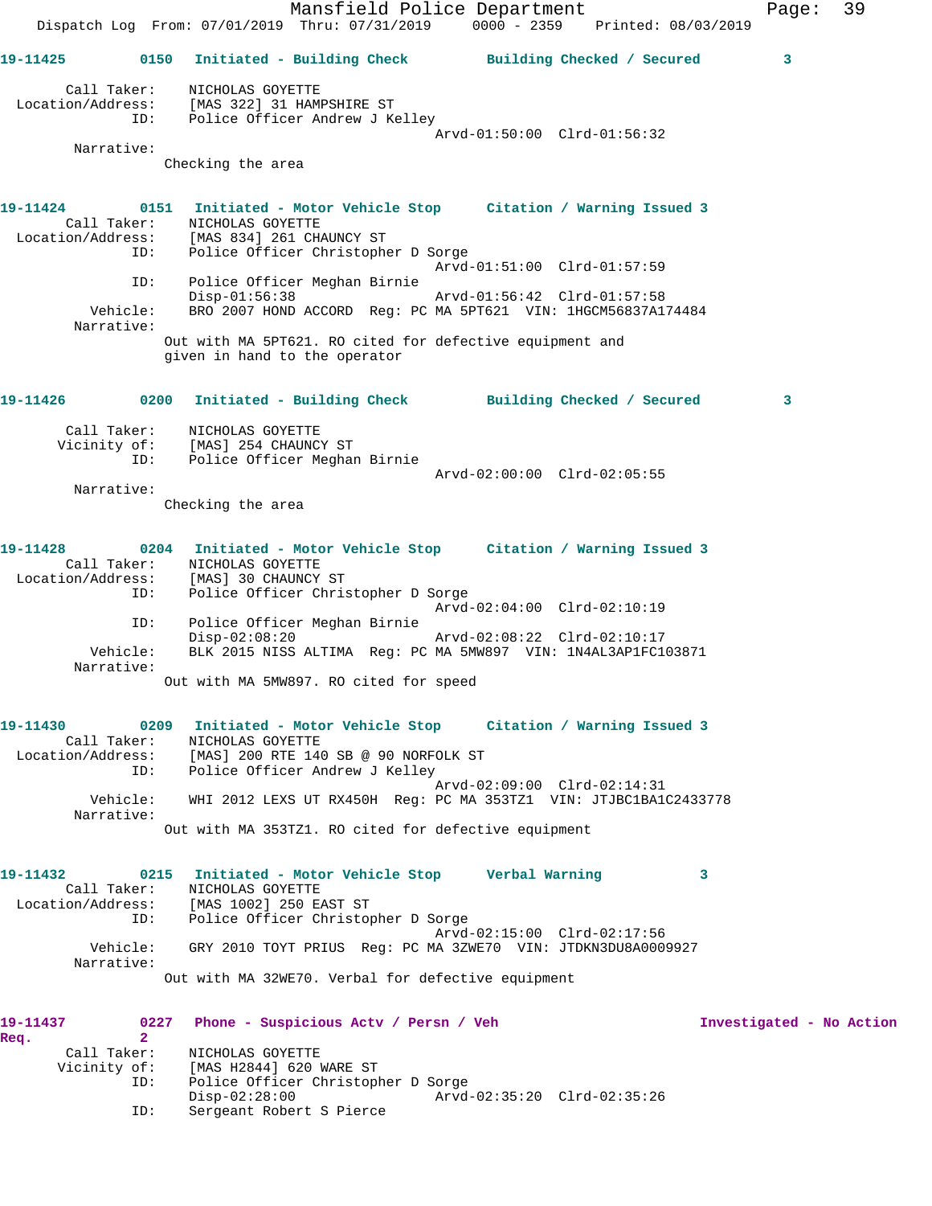19-11425 0150 Initiated - Building Check Building Checked / Secured 3

Call Taker: NICHOLAS GOYETTE
Location/Address: [MAS 322] 31 HAMPSHIRE ST
ID: Police Officer Andrew J Kelley
Arvd-01:50:00 Clrd-01:56:32
Narrative:
Checking the area

19-11424 0151 Initiated - Motor Vehicle Stop Citation / Warning Issued 3
Call Taker: NICHOLAS GOYETTE
Location/Address: [MAS 834] 261 CHAUNCY ST
ID: Police Officer Christopher D Sorge
Arvd-01:51:00 Clrd-01:57:59
ID: Police Officer Meghan Birnie
Disp-01:56:38 Arvd-01:56:42 Clrd-01:57:58
Vehicle: BRO 2007 HOND ACCORD Reg: PC MA 5PT621 VIN: 1HGCM56837A174484
Narrative:
Out with MA 5PT621. RO cited for defective equipment and given in hand to the operator

19-11426 0200 Initiated - Building Check Building Checked / Secured 3

Call Taker: NICHOLAS GOYETTE
Vicinity of: [MAS] 254 CHAUNCY ST
ID: Police Officer Meghan Birnie
Arvd-02:00:00 Clrd-02:05:55
Narrative:
Checking the area

19-11428 0204 Initiated - Motor Vehicle Stop Citation / Warning Issued 3
Call Taker: NICHOLAS GOYETTE
Location/Address: [MAS] 30 CHAUNCY ST
ID: Police Officer Christopher D Sorge
Arvd-02:04:00 Clrd-02:10:19
ID: Police Officer Meghan Birnie
Disp-02:08:20 Arvd-02:08:22 Clrd-02:10:17
Vehicle: BLK 2015 NISS ALTIMA Reg: PC MA 5MW897 VIN: 1N4AL3AP1FC103871
Narrative:
Out with MA 5MW897. RO cited for speed

19-11430 0209 Initiated - Motor Vehicle Stop Citation / Warning Issued 3
Call Taker: NICHOLAS GOYETTE
Location/Address: [MAS] 200 RTE 140 SB @ 90 NORFOLK ST
ID: Police Officer Andrew J Kelley
Arvd-02:09:00 Clrd-02:14:31
Vehicle: WHI 2012 LEXS UT RX450H Reg: PC MA 353TZ1 VIN: JTJBC1BA1C2433778
Narrative:
Out with MA 353TZ1. RO cited for defective equipment

19-11432 0215 Initiated - Motor Vehicle Stop Verbal Warning 3
Call Taker: NICHOLAS GOYETTE
Location/Address: [MAS 1002] 250 EAST ST
ID: Police Officer Christopher D Sorge
Arvd-02:15:00 Clrd-02:17:56
Vehicle: GRY 2010 TOYT PRIUS Reg: PC MA 3ZWE70 VIN: JTDKN3DU8A0009927
Narrative:
Out with MA 32WE70. Verbal for defective equipment

19-11437 0227 Phone - Suspicious Actv / Persn / Veh Investigated - No Action Req. 2
Call Taker: NICHOLAS GOYETTE
Vicinity of: [MAS H2844] 620 WARE ST
ID: Police Officer Christopher D Sorge
Disp-02:28:00 Arvd-02:35:20 Clrd-02:35:26
ID: Sergeant Robert S Pierce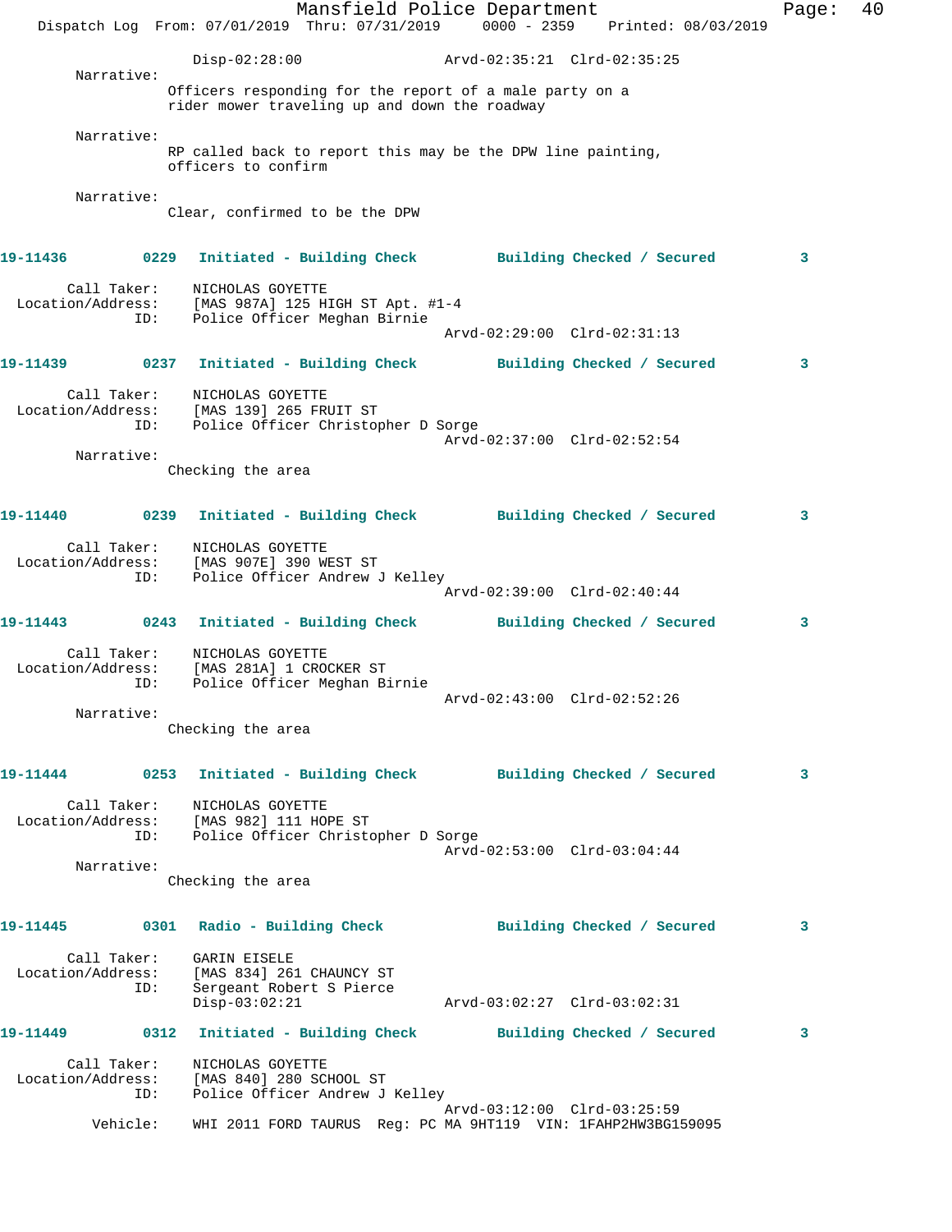Disp-02:28:00 Arvd-02:35:21 Clrd-02:35:25

Narrative:
Officers responding for the report of a male party on a rider mower traveling up and down the roadway

Narrative:
RP called back to report this may be the DPW line painting, officers to confirm

Narrative:
Clear, confirmed to be the DPW

**19-11436** 0229 **Initiated - Building Check** **Building Checked / Secured** 3

Call Taker: NICHOLAS GOYETTE
Location/Address: [MAS 987A] 125 HIGH ST Apt. #1-4
ID: Police Officer Meghan Birnie
Arvd-02:29:00 Clrd-02:31:13

**19-11439** 0237 **Initiated - Building Check** **Building Checked / Secured** 3

Call Taker: NICHOLAS GOYETTE
Location/Address: [MAS 139] 265 FRUIT ST
ID: Police Officer Christopher D Sorge
Arvd-02:37:00 Clrd-02:52:54

Narrative:
Checking the area

**19-11440** 0239 **Initiated - Building Check** **Building Checked / Secured** 3

Call Taker: NICHOLAS GOYETTE
Location/Address: [MAS 907E] 390 WEST ST
ID: Police Officer Andrew J Kelley
Arvd-02:39:00 Clrd-02:40:44

**19-11443** 0243 **Initiated - Building Check** **Building Checked / Secured** 3

Call Taker: NICHOLAS GOYETTE
Location/Address: [MAS 281A] 1 CROCKER ST
ID: Police Officer Meghan Birnie
Arvd-02:43:00 Clrd-02:52:26

Narrative:
Checking the area

**19-11444** 0253 **Initiated - Building Check** **Building Checked / Secured** 3

Call Taker: NICHOLAS GOYETTE
Location/Address: [MAS 982] 111 HOPE ST
ID: Police Officer Christopher D Sorge
Arvd-02:53:00 Clrd-03:04:44

Narrative:
Checking the area

**19-11445** 0301 **Radio - Building Check** **Building Checked / Secured** 3

Call Taker: GARIN EISELE
Location/Address: [MAS 834] 261 CHAUNCY ST
ID: Sergeant Robert S Pierce
Disp-03:02:21 Arvd-03:02:27 Clrd-03:02:31

**19-11449** 0312 **Initiated - Building Check** **Building Checked / Secured** 3

Call Taker: NICHOLAS GOYETTE
Location/Address: [MAS 840] 280 SCHOOL ST
ID: Police Officer Andrew J Kelley
Arvd-03:12:00 Clrd-03:25:59
Vehicle: WHI 2011 FORD TAURUS Reg: PC MA 9HT119 VIN: 1FAHP2HW3BG159095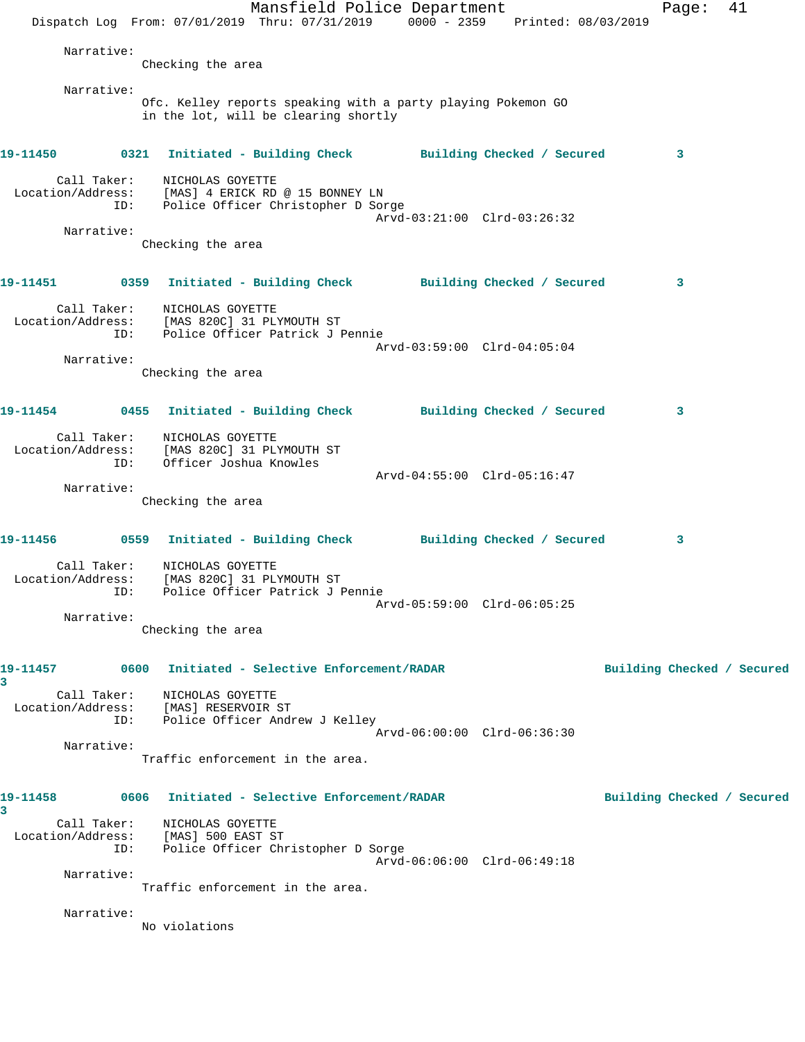Narrative:
Checking the area

Narrative:
Ofc. Kelley reports speaking with a party playing Pokemon GO in the lot, will be clearing shortly

**19-11450** 0321 **Initiated - Building Check** **Building Checked / Secured** 3

Call Taker: NICHOLAS GOYETTE
Location/Address: [MAS] 4 ERICK RD @ 15 BONNEY LN
ID: Police Officer Christopher D Sorge
Arvd-03:21:00 Clrd-03:26:32

Narrative:
Checking the area

**19-11451** 0359 **Initiated - Building Check** **Building Checked / Secured** 3

Call Taker: NICHOLAS GOYETTE
Location/Address: [MAS 820C] 31 PLYMOUTH ST
ID: Police Officer Patrick J Pennie
Arvd-03:59:00 Clrd-04:05:04

Narrative:
Checking the area

**19-11454** 0455 **Initiated - Building Check** **Building Checked / Secured** 3

Call Taker: NICHOLAS GOYETTE
Location/Address: [MAS 820C] 31 PLYMOUTH ST
ID: Officer Joshua Knowles
Arvd-04:55:00 Clrd-05:16:47

Narrative:
Checking the area

**19-11456** 0559 **Initiated - Building Check** **Building Checked / Secured** 3

Call Taker: NICHOLAS GOYETTE
Location/Address: [MAS 820C] 31 PLYMOUTH ST
ID: Police Officer Patrick J Pennie
Arvd-05:59:00 Clrd-06:05:25

Narrative:
Checking the area

**19-11457** 0600 **Initiated - Selective Enforcement/RADAR** **Building Checked / Secured** 3

Call Taker: NICHOLAS GOYETTE
Location/Address: [MAS] RESERVOIR ST
ID: Police Officer Andrew J Kelley
Arvd-06:00:00 Clrd-06:36:30

Narrative:
Traffic enforcement in the area.

**19-11458** 0606 **Initiated - Selective Enforcement/RADAR** **Building Checked / Secured** 3

Call Taker: NICHOLAS GOYETTE
Location/Address: [MAS] 500 EAST ST
ID: Police Officer Christopher D Sorge
Arvd-06:06:00 Clrd-06:49:18

Narrative:
Traffic enforcement in the area.

Narrative:
No violations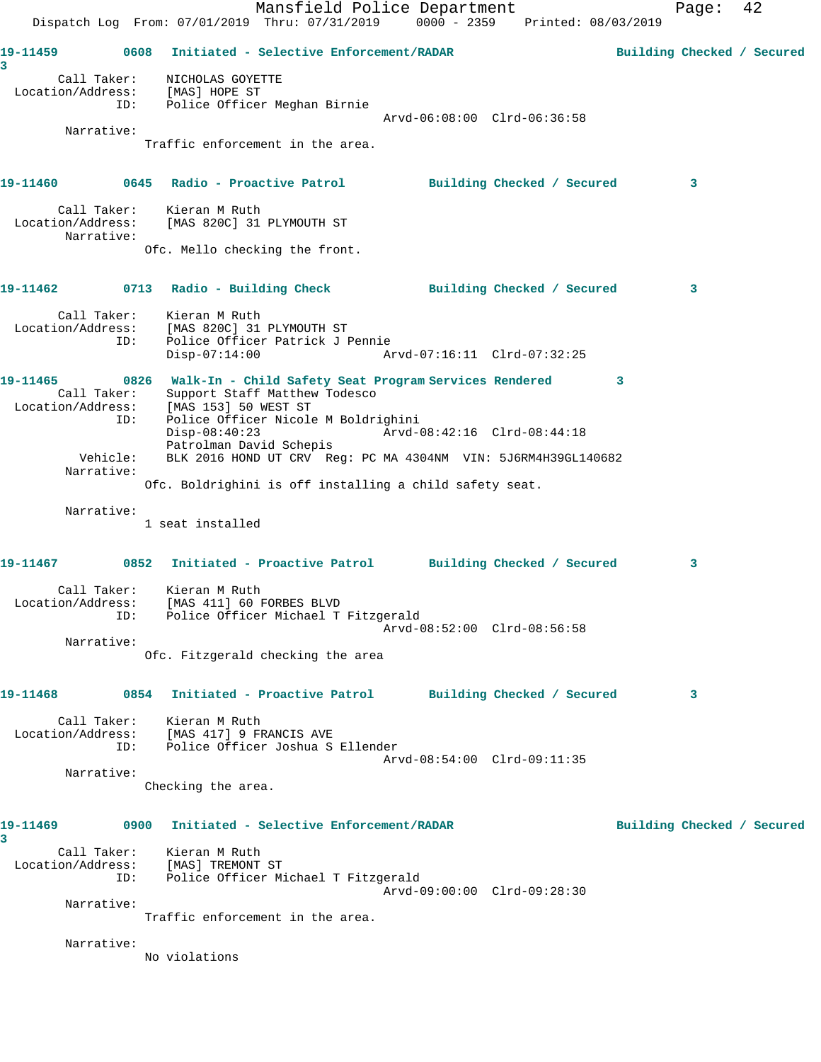19-11459 0608 Initiated - Selective Enforcement/RADAR Building Checked / Secured 3

Call Taker: NICHOLAS GOYETTE
Location/Address: [MAS] HOPE ST
ID: Police Officer Meghan Birnie
Arvd-06:08:00 Clrd-06:36:58

Narrative:
Traffic enforcement in the area.

19-11460 0645 Radio - Proactive Patrol Building Checked / Secured 3

Call Taker: Kieran M Ruth
Location/Address: [MAS 820C] 31 PLYMOUTH ST

Narrative:
Ofc. Mello checking the front.

19-11462 0713 Radio - Building Check Building Checked / Secured 3

Call Taker: Kieran M Ruth
Location/Address: [MAS 820C] 31 PLYMOUTH ST
ID: Police Officer Patrick J Pennie
Disp-07:14:00 Arvd-07:16:11 Clrd-07:32:25

19-11465 0826 Walk-In - Child Safety Seat Program Services Rendered 3

Call Taker: Support Staff Matthew Todesco
Location/Address: [MAS 153] 50 WEST ST
ID: Police Officer Nicole M Boldrighini
Disp-08:40:23 Arvd-08:42:16 Clrd-08:44:18
Patrolman David Schepis
Vehicle: BLK 2016 HOND UT CRV Reg: PC MA 4304NM VIN: 5J6RM4H39GL140682

Narrative:
Ofc. Boldrighini is off installing a child safety seat.

Narrative:
1 seat installed

19-11467 0852 Initiated - Proactive Patrol Building Checked / Secured 3

Call Taker: Kieran M Ruth
Location/Address: [MAS 411] 60 FORBES BLVD
ID: Police Officer Michael T Fitzgerald
Arvd-08:52:00 Clrd-08:56:58

Narrative:
Ofc. Fitzgerald checking the area

19-11468 0854 Initiated - Proactive Patrol Building Checked / Secured 3

Call Taker: Kieran M Ruth
Location/Address: [MAS 417] 9 FRANCIS AVE
ID: Police Officer Joshua S Ellender
Arvd-08:54:00 Clrd-09:11:35

Narrative:
Checking the area.

19-11469 0900 Initiated - Selective Enforcement/RADAR Building Checked / Secured 3

Call Taker: Kieran M Ruth
Location/Address: [MAS] TREMONT ST
ID: Police Officer Michael T Fitzgerald
Arvd-09:00:00 Clrd-09:28:30

Narrative:
Traffic enforcement in the area.

Narrative:
No violations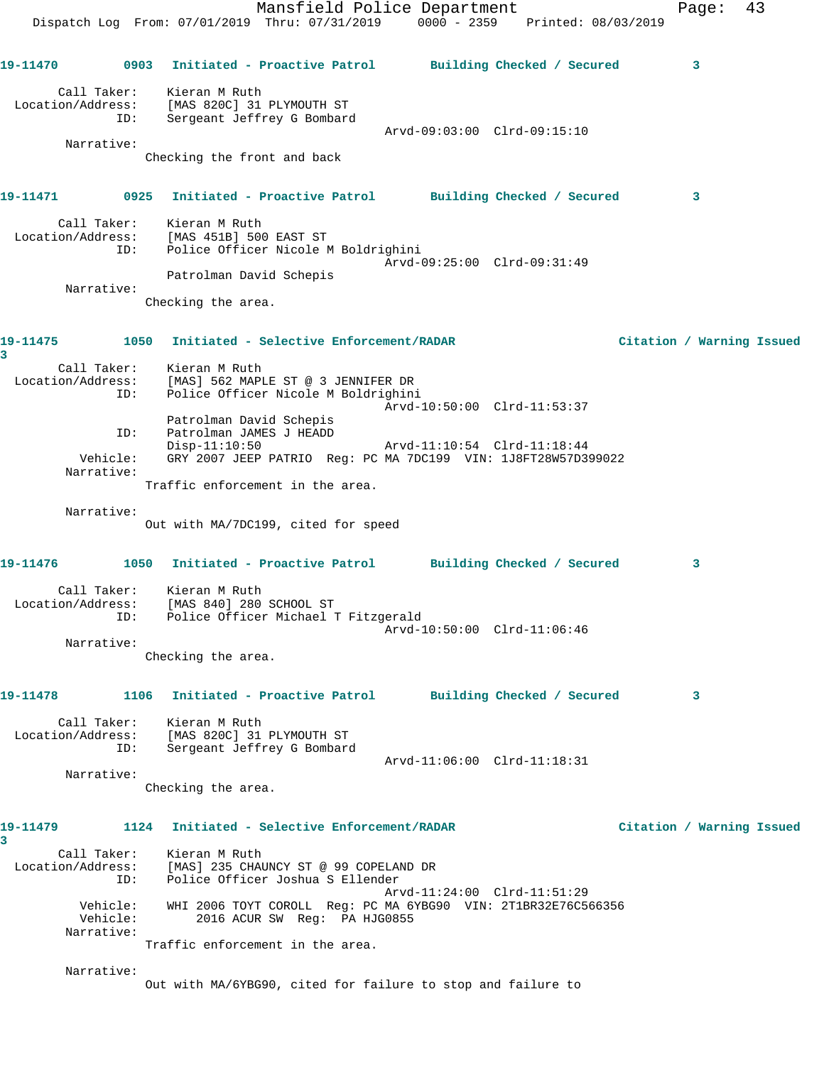**19-11470** 0903 Initiated - Proactive Patrol Building Checked / Secured 3

Call Taker: Kieran M Ruth
Location/Address: [MAS 820C] 31 PLYMOUTH ST
ID: Sergeant Jeffrey G Bombard
Arvd-09:03:00 Clrd-09:15:10
Narrative:
Checking the front and back

**19-11471** 0925 Initiated - Proactive Patrol Building Checked / Secured 3

Call Taker: Kieran M Ruth
Location/Address: [MAS 451B] 500 EAST ST
ID: Police Officer Nicole M Boldrighini
Arvd-09:25:00 Clrd-09:31:49
Patrolman David Schepis
Narrative:
Checking the area.

**19-11475** 1050 Initiated - Selective Enforcement/RADAR Citation / Warning Issued 3

Call Taker: Kieran M Ruth
Location/Address: [MAS] 562 MAPLE ST @ 3 JENNIFER DR
ID: Police Officer Nicole M Boldrighini
Arvd-10:50:00 Clrd-11:53:37
Patrolman David Schepis
ID: Patrolman JAMES J HEADD
Disp-11:10:50 Arvd-11:10:54 Clrd-11:18:44
Vehicle: GRY 2007 JEEP PATRIO Reg: PC MA 7DC199 VIN: 1J8FT28W57D399022
Narrative:
Traffic enforcement in the area.

Narrative:
Out with MA/7DC199, cited for speed

**19-11476** 1050 Initiated - Proactive Patrol Building Checked / Secured 3

Call Taker: Kieran M Ruth
Location/Address: [MAS 840] 280 SCHOOL ST
ID: Police Officer Michael T Fitzgerald
Arvd-10:50:00 Clrd-11:06:46
Narrative:
Checking the area.

**19-11478** 1106 Initiated - Proactive Patrol Building Checked / Secured 3

Call Taker: Kieran M Ruth
Location/Address: [MAS 820C] 31 PLYMOUTH ST
ID: Sergeant Jeffrey G Bombard
Arvd-11:06:00 Clrd-11:18:31
Narrative:
Checking the area.

**19-11479** 1124 Initiated - Selective Enforcement/RADAR Citation / Warning Issued 3

Call Taker: Kieran M Ruth
Location/Address: [MAS] 235 CHAUNCY ST @ 99 COPELAND DR
ID: Police Officer Joshua S Ellender
Arvd-11:24:00 Clrd-11:51:29
Vehicle: WHI 2006 TOYT COROLL Reg: PC MA 6YBG90 VIN: 2T1BR32E76C566356
Vehicle: 2016 ACUR SW Reg: PA HJG0855
Narrative:
Traffic enforcement in the area.

Narrative:
Out with MA/6YBG90, cited for failure to stop and failure to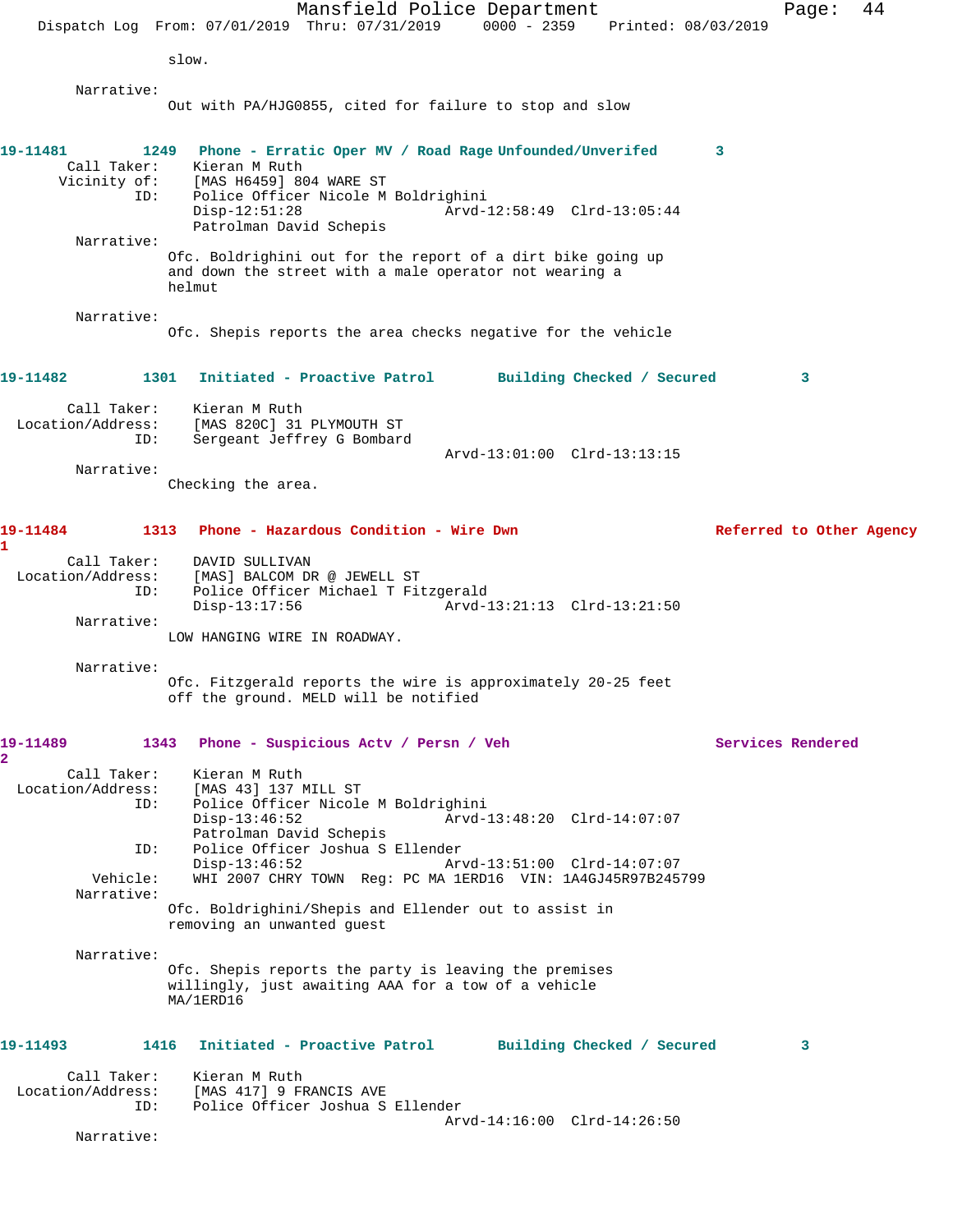slow.

Narrative:
Out with PA/HJG0855, cited for failure to stop and slow

**19-11481 1249 Phone - Erratic Oper MV / Road Rage Unfounded/Unverifed 3**

Call Taker: Kieran M Ruth
Vicinity of: [MAS H6459] 804 WARE ST
ID: Police Officer Nicole M Boldrighini
Disp-12:51:28 Arvd-12:58:49 Clrd-13:05:44
Patrolman David Schepis

Narrative:
Ofc. Boldrighini out for the report of a dirt bike going up and down the street with a male operator not wearing a helmut

Narrative:
Ofc. Shepis reports the area checks negative for the vehicle

**19-11482 1301 Initiated - Proactive Patrol Building Checked / Secured 3**

Call Taker: Kieran M Ruth
Location/Address: [MAS 820C] 31 PLYMOUTH ST
ID: Sergeant Jeffrey G Bombard
Arvd-13:01:00 Clrd-13:13:15

Narrative:
Checking the area.

**19-11484 1313 Phone - Hazardous Condition - Wire Dwn Referred to Other Agency 1**

Call Taker: DAVID SULLIVAN
Location/Address: [MAS] BALCOM DR @ JEWELL ST
ID: Police Officer Michael T Fitzgerald
Disp-13:17:56 Arvd-13:21:13 Clrd-13:21:50

Narrative:
LOW HANGING WIRE IN ROADWAY.

Narrative:
Ofc. Fitzgerald reports the wire is approximately 20-25 feet off the ground. MELD will be notified

**19-11489 1343 Phone - Suspicious Actv / Persn / Veh Services Rendered 2**

Call Taker: Kieran M Ruth
Location/Address: [MAS 43] 137 MILL ST
ID: Police Officer Nicole M Boldrighini
Disp-13:46:52 Arvd-13:48:20 Clrd-14:07:07
Patrolman David Schepis
ID: Police Officer Joshua S Ellender
Disp-13:46:52 Arvd-13:51:00 Clrd-14:07:07
Vehicle: WHI 2007 CHRY TOWN Reg: PC MA 1ERD16 VIN: 1A4GJ45R97B245799

Narrative:
Ofc. Boldrighini/Shepis and Ellender out to assist in removing an unwanted guest

Narrative:
Ofc. Shepis reports the party is leaving the premises willingly, just awaiting AAA for a tow of a vehicle MA/1ERD16

**19-11493 1416 Initiated - Proactive Patrol Building Checked / Secured 3**

Call Taker: Kieran M Ruth
Location/Address: [MAS 417] 9 FRANCIS AVE
ID: Police Officer Joshua S Ellender
Arvd-14:16:00 Clrd-14:26:50

Narrative: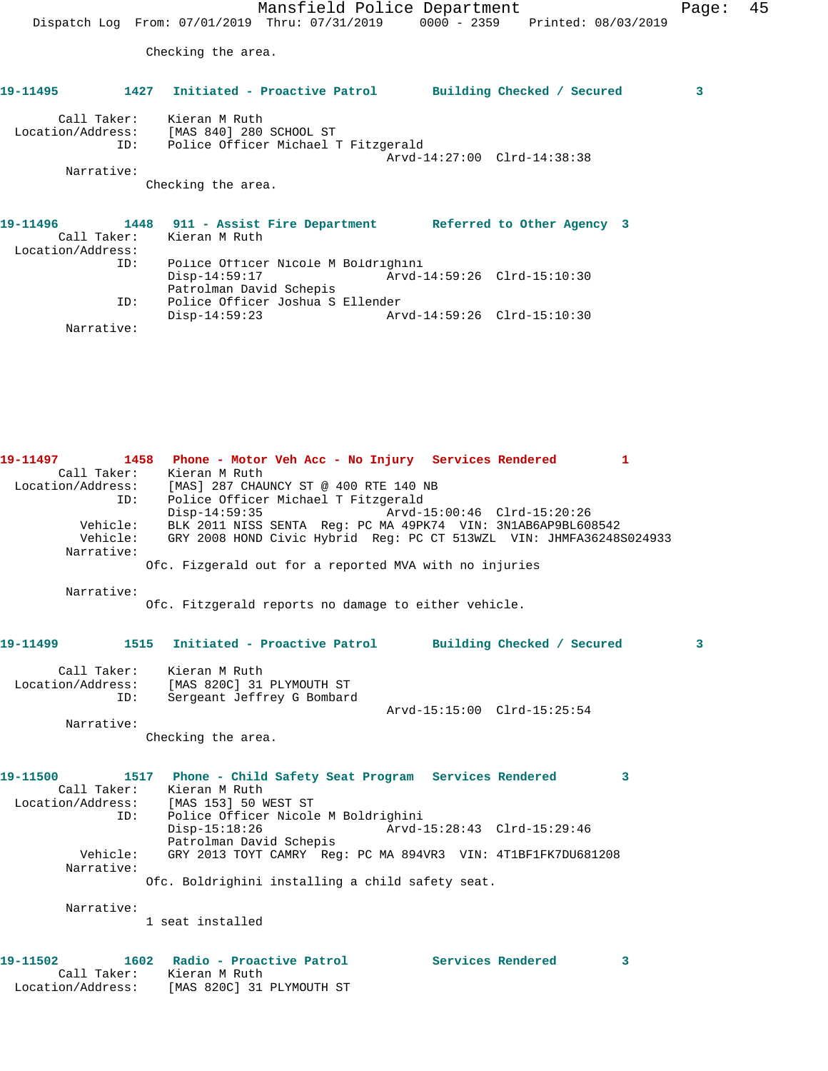Checking the area.

**19-11495 1427 Initiated - Proactive Patrol Building Checked / Secured 3**

Call Taker: Kieran M Ruth
Location/Address: [MAS 840] 280 SCHOOL ST
ID: Police Officer Michael T Fitzgerald
Arvd-14:27:00 Clrd-14:38:38
Narrative:
Checking the area.

**19-11496 1448 911 - Assist Fire Department Referred to Other Agency 3**

Call Taker: Kieran M Ruth
Location/Address:
ID: Police Officer Nicole M Boldrighini
Disp-14:59:17 Arvd-14:59:26 Clrd-15:10:30
Patrolman David Schepis
ID: Police Officer Joshua S Ellender
Disp-14:59:23 Arvd-14:59:26 Clrd-15:10:30
Narrative:

**19-11497 1458 Phone - Motor Veh Acc - No Injury Services Rendered 1**

Call Taker: Kieran M Ruth
Location/Address: [MAS] 287 CHAUNCY ST @ 400 RTE 140 NB
ID: Police Officer Michael T Fitzgerald
Disp-14:59:35 Arvd-15:00:46 Clrd-15:20:26
Vehicle: BLK 2011 NISS SENTA Reg: PC MA 49PK74 VIN: 3N1AB6AP9BL608542
Vehicle: GRY 2008 HOND Civic Hybrid Reg: PC CT 513WZL VIN: JHMFA36248S024933
Narrative:
Ofc. Fizgerald out for a reported MVA with no injuries

Narrative:
Ofc. Fitzgerald reports no damage to either vehicle.

**19-11499 1515 Initiated - Proactive Patrol Building Checked / Secured 3**

Call Taker: Kieran M Ruth
Location/Address: [MAS 820C] 31 PLYMOUTH ST
ID: Sergeant Jeffrey G Bombard
Arvd-15:15:00 Clrd-15:25:54
Narrative:
Checking the area.

**19-11500 1517 Phone - Child Safety Seat Program Services Rendered 3**

Call Taker: Kieran M Ruth
Location/Address: [MAS 153] 50 WEST ST
ID: Police Officer Nicole M Boldrighini
Disp-15:18:26 Arvd-15:28:43 Clrd-15:29:46
Patrolman David Schepis
Vehicle: GRY 2013 TOYT CAMRY Reg: PC MA 894VR3 VIN: 4T1BF1FK7DU681208
Narrative:
Ofc. Boldrighini installing a child safety seat.

Narrative:
1 seat installed

**19-11502 1602 Radio - Proactive Patrol Services Rendered 3**

Call Taker: Kieran M Ruth
Location/Address: [MAS 820C] 31 PLYMOUTH ST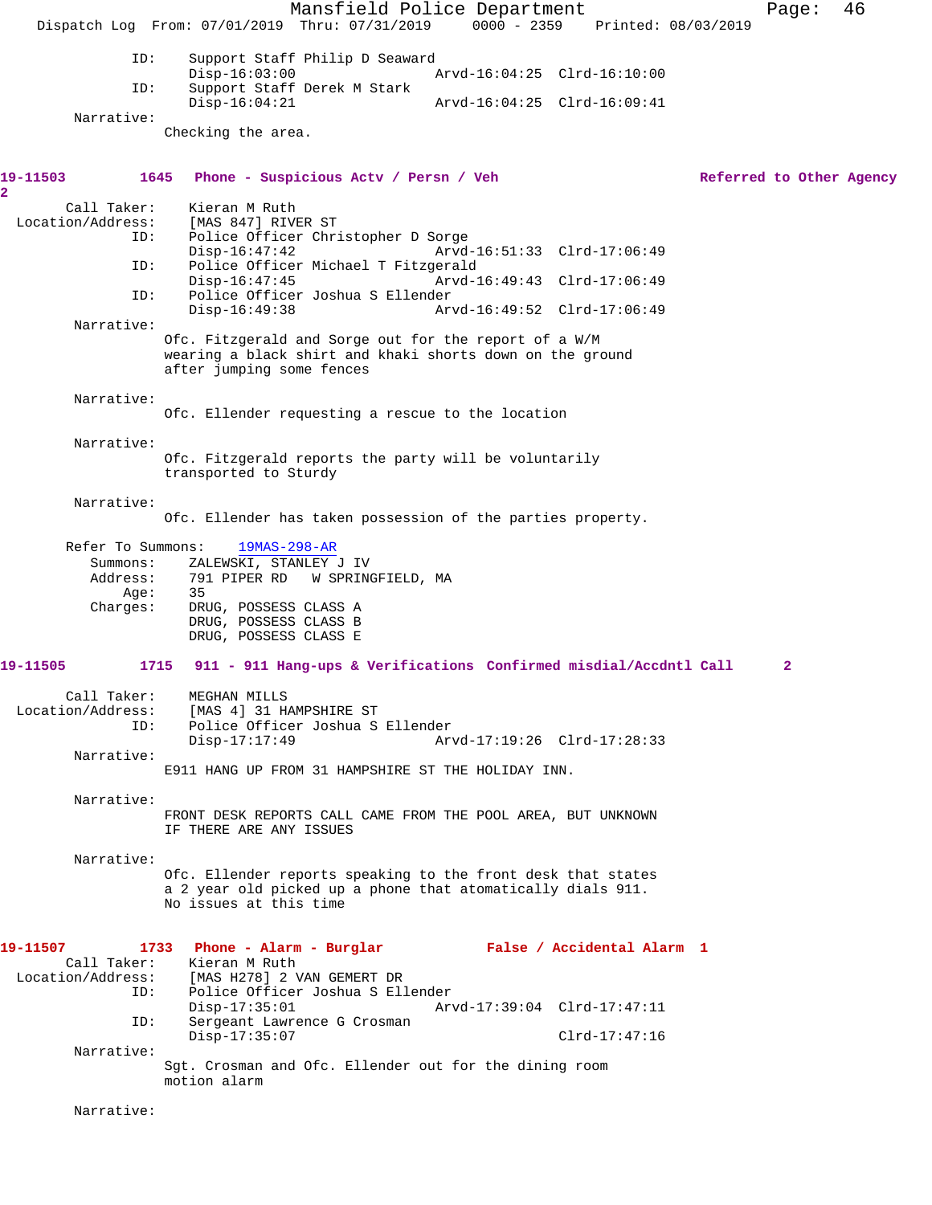```
            ID:    Support Staff Philip D Seaward
                   Disp-16:03:00                   Arvd-16:04:25  Clrd-16:10:00
            ID:    Support Staff Derek M Stark
                   Disp-16:04:21                   Arvd-16:04:25  Clrd-16:09:41
      Narrative:
                   Checking the area.
```

**19-11503    1645   Phone - Suspicious Actv / Persn / Veh    Referred to Other Agency 2**

```
     Call Taker:   Kieran M Ruth
 Location/Address: [MAS 847] RIVER ST
            ID:    Police Officer Christopher D Sorge
                   Disp-16:47:42                   Arvd-16:51:33  Clrd-17:06:49
            ID:    Police Officer Michael T Fitzgerald
                   Disp-16:47:45                   Arvd-16:49:43  Clrd-17:06:49
            ID:    Police Officer Joshua S Ellender
                   Disp-16:49:38                   Arvd-16:49:52  Clrd-17:06:49
      Narrative:
                   Ofc. Fitzgerald and Sorge out for the report of a W/M
                   wearing a black shirt and khaki shorts down on the ground
                   after jumping some fences

      Narrative:
                   Ofc. Ellender requesting a rescue to the location

      Narrative:
                   Ofc. Fitzgerald reports the party will be voluntarily
                   transported to Sturdy

      Narrative:
                   Ofc. Ellender has taken possession of the parties property.

   Refer To Summons:   19MAS-298-AR
        Summons:   ZALEWSKI, STANLEY J IV
        Address:   791 PIPER RD   W SPRINGFIELD, MA
            Age:   35
        Charges:   DRUG, POSSESS CLASS A
                   DRUG, POSSESS CLASS B
                   DRUG, POSSESS CLASS E
```

**19-11505    1715   911 - 911 Hang-ups & Verifications  Confirmed misdial/Accdntl Call   2**

```
     Call Taker:   MEGHAN MILLS
 Location/Address: [MAS 4] 31 HAMPSHIRE ST
            ID:    Police Officer Joshua S Ellender
                   Disp-17:17:49                   Arvd-17:19:26  Clrd-17:28:33
      Narrative:
                   E911 HANG UP FROM 31 HAMPSHIRE ST THE HOLIDAY INN.

      Narrative:
                   FRONT DESK REPORTS CALL CAME FROM THE POOL AREA, BUT UNKNOWN
                   IF THERE ARE ANY ISSUES

      Narrative:
                   Ofc. Ellender reports speaking to the front desk that states
                   a 2 year old picked up a phone that atomatically dials 911.
                   No issues at this time
```

**19-11507    1733   Phone - Alarm - Burglar    False / Accidental Alarm  1**

```
     Call Taker:   Kieran M Ruth
 Location/Address: [MAS H278] 2 VAN GEMERT DR
            ID:    Police Officer Joshua S Ellender
                   Disp-17:35:01                   Arvd-17:39:04  Clrd-17:47:11
            ID:    Sergeant Lawrence G Crosman
                   Disp-17:35:07                                  Clrd-17:47:16
      Narrative:
                   Sgt. Crosman and Ofc. Ellender out for the dining room
                   motion alarm

      Narrative:
```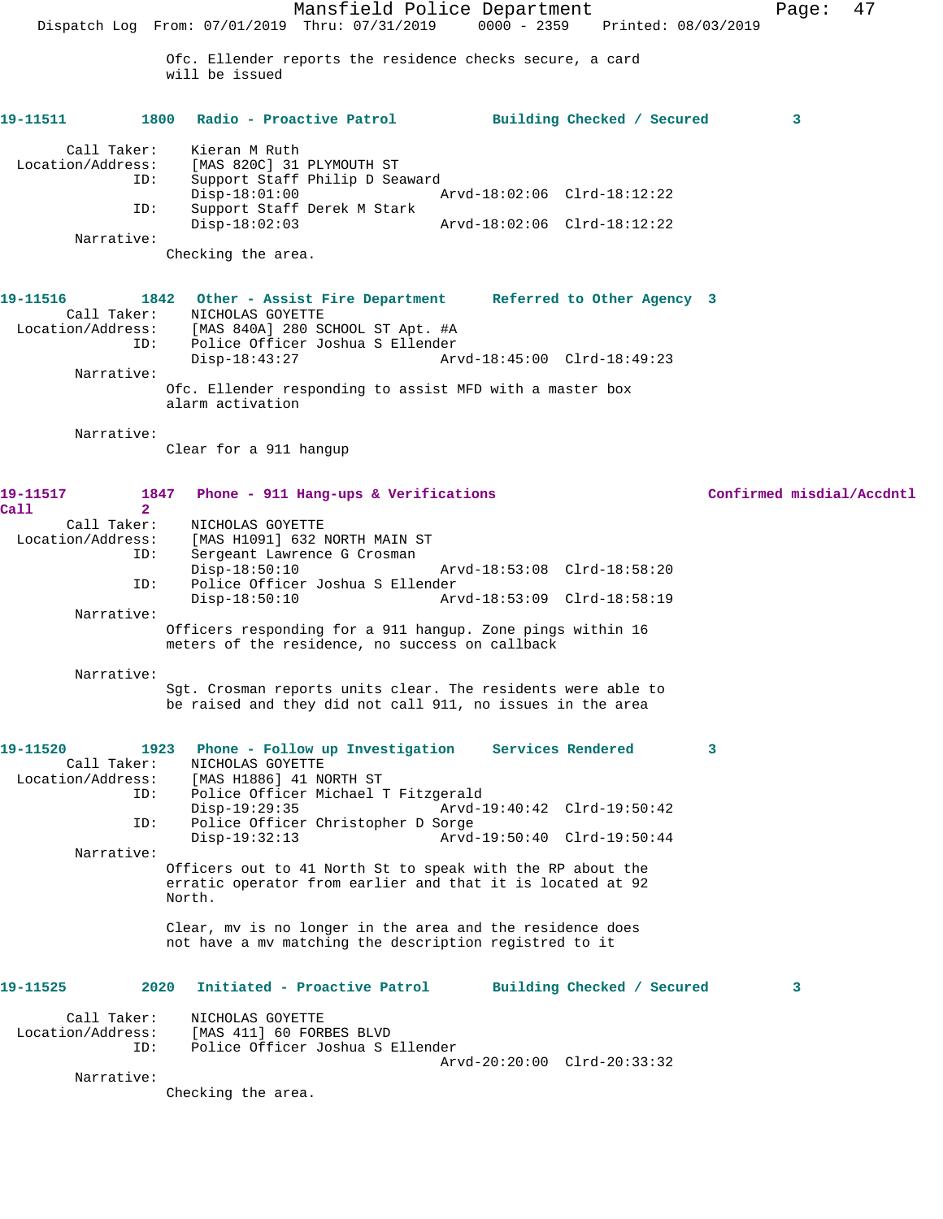Ofc. Ellender reports the residence checks secure, a card will be issued

**19-11511** 1800 Radio - Proactive Patrol — Building Checked / Secured — 3

Call Taker: Kieran M Ruth
Location/Address: [MAS 820C] 31 PLYMOUTH ST
ID: Support Staff Philip D Seaward
Disp-18:01:00 Arvd-18:02:06 Clrd-18:12:22
ID: Support Staff Derek M Stark
Disp-18:02:03 Arvd-18:02:06 Clrd-18:12:22
Narrative:
Checking the area.

**19-11516** 1842 Other - Assist Fire Department — Referred to Other Agency — 3

Call Taker: NICHOLAS GOYETTE
Location/Address: [MAS 840A] 280 SCHOOL ST Apt. #A
ID: Police Officer Joshua S Ellender
Disp-18:43:27 Arvd-18:45:00 Clrd-18:49:23
Narrative:
Ofc. Ellender responding to assist MFD with a master box alarm activation

Narrative:
Clear for a 911 hangup

**19-11517** 1847 Phone - 911 Hang-ups & Verifications — Confirmed misdial/Accdntl Call — 2

Call Taker: NICHOLAS GOYETTE
Location/Address: [MAS H1091] 632 NORTH MAIN ST
ID: Sergeant Lawrence G Crosman
Disp-18:50:10 Arvd-18:53:08 Clrd-18:58:20
ID: Police Officer Joshua S Ellender
Disp-18:50:10 Arvd-18:53:09 Clrd-18:58:19
Narrative:
Officers responding for a 911 hangup. Zone pings within 16 meters of the residence, no success on callback

Narrative:
Sgt. Crosman reports units clear. The residents were able to be raised and they did not call 911, no issues in the area

**19-11520** 1923 Phone - Follow up Investigation — Services Rendered — 3

Call Taker: NICHOLAS GOYETTE
Location/Address: [MAS H1886] 41 NORTH ST
ID: Police Officer Michael T Fitzgerald
Disp-19:29:35 Arvd-19:40:42 Clrd-19:50:42
ID: Police Officer Christopher D Sorge
Disp-19:32:13 Arvd-19:50:40 Clrd-19:50:44
Narrative:
Officers out to 41 North St to speak with the RP about the erratic operator from earlier and that it is located at 92 North.

Clear, mv is no longer in the area and the residence does not have a mv matching the description registred to it

**19-11525** 2020 Initiated - Proactive Patrol — Building Checked / Secured — 3

Call Taker: NICHOLAS GOYETTE
Location/Address: [MAS 411] 60 FORBES BLVD
ID: Police Officer Joshua S Ellender
Arvd-20:20:00 Clrd-20:33:32
Narrative:
Checking the area.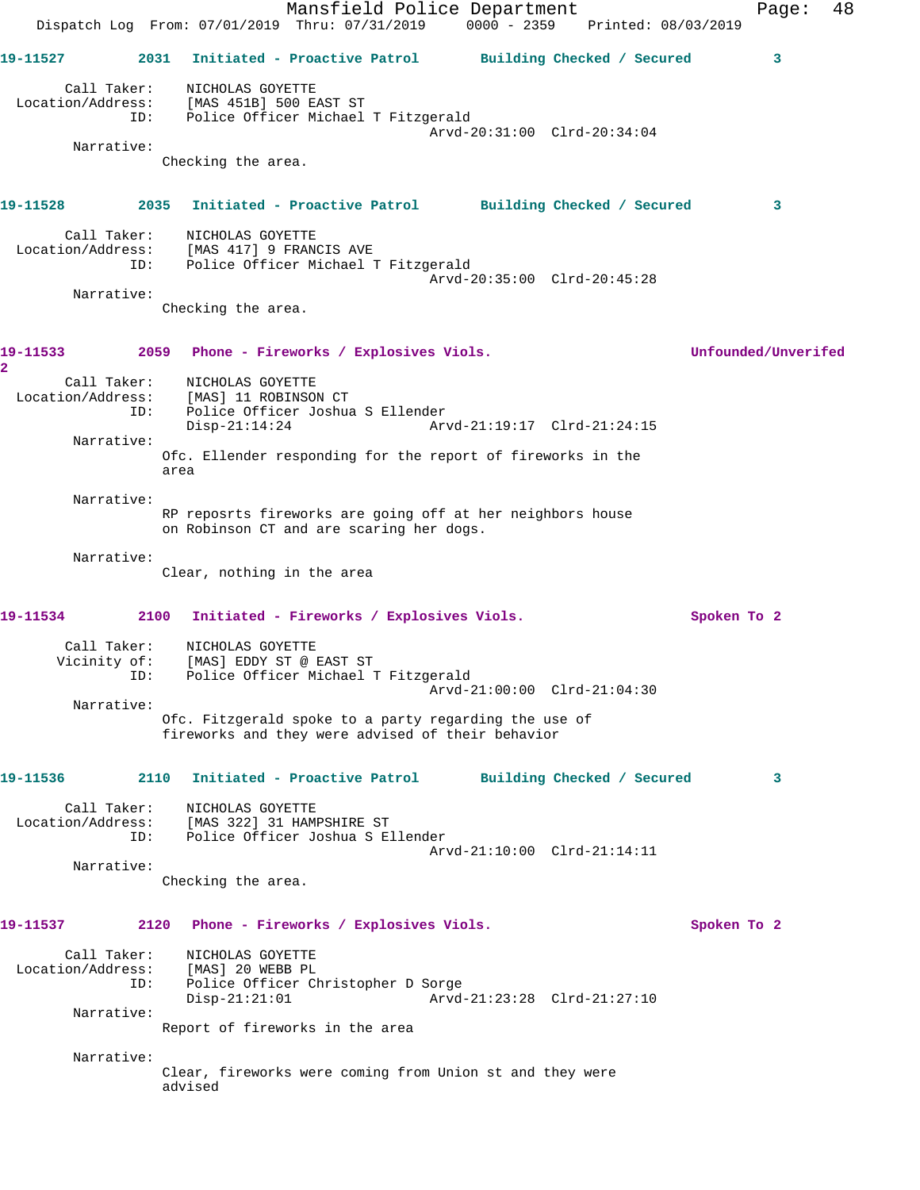**19-11527** 2031 **Initiated - Proactive Patrol** **Building Checked / Secured** 3

Call Taker: NICHOLAS GOYETTE
Location/Address: [MAS 451B] 500 EAST ST
ID: Police Officer Michael T Fitzgerald
Arvd-20:31:00 Clrd-20:34:04

Narrative:
Checking the area.

**19-11528** 2035 **Initiated - Proactive Patrol** **Building Checked / Secured** 3

Call Taker: NICHOLAS GOYETTE
Location/Address: [MAS 417] 9 FRANCIS AVE
ID: Police Officer Michael T Fitzgerald
Arvd-20:35:00 Clrd-20:45:28

Narrative:
Checking the area.

**19-11533** 2059 **Phone - Fireworks / Explosives Viols.** **Unfounded/Unverifed** 2

Call Taker: NICHOLAS GOYETTE
Location/Address: [MAS] 11 ROBINSON CT
ID: Police Officer Joshua S Ellender
Disp-21:14:24 Arvd-21:19:17 Clrd-21:24:15

Narrative:
Ofc. Ellender responding for the report of fireworks in the area

Narrative:
RP reposrts fireworks are going off at her neighbors house on Robinson CT and are scaring her dogs.

Narrative:
Clear, nothing in the area

**19-11534** 2100 **Initiated - Fireworks / Explosives Viols.** **Spoken To** 2

Call Taker: NICHOLAS GOYETTE
Vicinity of: [MAS] EDDY ST @ EAST ST
ID: Police Officer Michael T Fitzgerald
Arvd-21:00:00 Clrd-21:04:30

Narrative:
Ofc. Fitzgerald spoke to a party regarding the use of fireworks and they were advised of their behavior

**19-11536** 2110 **Initiated - Proactive Patrol** **Building Checked / Secured** 3

Call Taker: NICHOLAS GOYETTE
Location/Address: [MAS 322] 31 HAMPSHIRE ST
ID: Police Officer Joshua S Ellender
Arvd-21:10:00 Clrd-21:14:11

Narrative:
Checking the area.

**19-11537** 2120 **Phone - Fireworks / Explosives Viols.** **Spoken To** 2

Call Taker: NICHOLAS GOYETTE
Location/Address: [MAS] 20 WEBB PL
ID: Police Officer Christopher D Sorge
Disp-21:21:01 Arvd-21:23:28 Clrd-21:27:10

Narrative:
Report of fireworks in the area

Narrative:
Clear, fireworks were coming from Union st and they were advised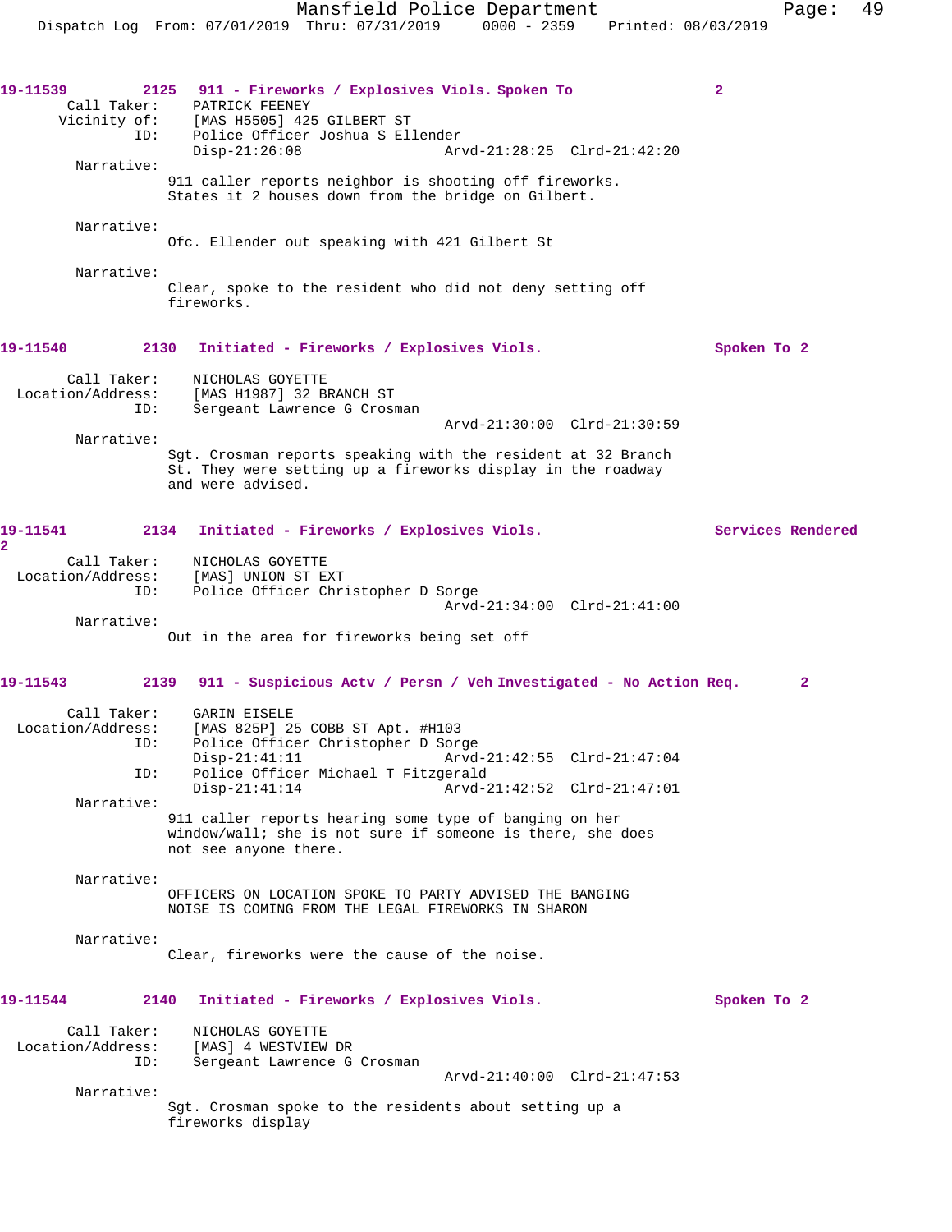**19-11539** 2125 **911 - Fireworks / Explosives Viols. Spoken To** 2

Call Taker: PATRICK FEENEY
Vicinity of: [MAS H5505] 425 GILBERT ST
ID: Police Officer Joshua S Ellender
Disp-21:26:08 Arvd-21:28:25 Clrd-21:42:20

Narrative:
911 caller reports neighbor is shooting off fireworks. States it 2 houses down from the bridge on Gilbert.

Narrative:
Ofc. Ellender out speaking with 421 Gilbert St

Narrative:
Clear, spoke to the resident who did not deny setting off fireworks.

**19-11540** 2130 **Initiated - Fireworks / Explosives Viols. Spoken To** 2

Call Taker: NICHOLAS GOYETTE
Location/Address: [MAS H1987] 32 BRANCH ST
ID: Sergeant Lawrence G Crosman
Arvd-21:30:00 Clrd-21:30:59

Narrative:
Sgt. Crosman reports speaking with the resident at 32 Branch St. They were setting up a fireworks display in the roadway and were advised.

**19-11541** 2134 **Initiated - Fireworks / Explosives Viols. Services Rendered** 2

Call Taker: NICHOLAS GOYETTE
Location/Address: [MAS] UNION ST EXT
ID: Police Officer Christopher D Sorge
Arvd-21:34:00 Clrd-21:41:00

Narrative:
Out in the area for fireworks being set off

**19-11543** 2139 **911 - Suspicious Actv / Persn / Veh Investigated - No Action Req.** 2

Call Taker: GARIN EISELE
Location/Address: [MAS 825P] 25 COBB ST Apt. #H103
ID: Police Officer Christopher D Sorge
Disp-21:41:11 Arvd-21:42:55 Clrd-21:47:04
ID: Police Officer Michael T Fitzgerald
Disp-21:41:14 Arvd-21:42:52 Clrd-21:47:01

Narrative:
911 caller reports hearing some type of banging on her window/wall; she is not sure if someone is there, she does not see anyone there.

Narrative:
OFFICERS ON LOCATION SPOKE TO PARTY ADVISED THE BANGING NOISE IS COMING FROM THE LEGAL FIREWORKS IN SHARON

Narrative:
Clear, fireworks were the cause of the noise.

**19-11544** 2140 **Initiated - Fireworks / Explosives Viols. Spoken To** 2

Call Taker: NICHOLAS GOYETTE
Location/Address: [MAS] 4 WESTVIEW DR
ID: Sergeant Lawrence G Crosman
Arvd-21:40:00 Clrd-21:47:53

Narrative:
Sgt. Crosman spoke to the residents about setting up a fireworks display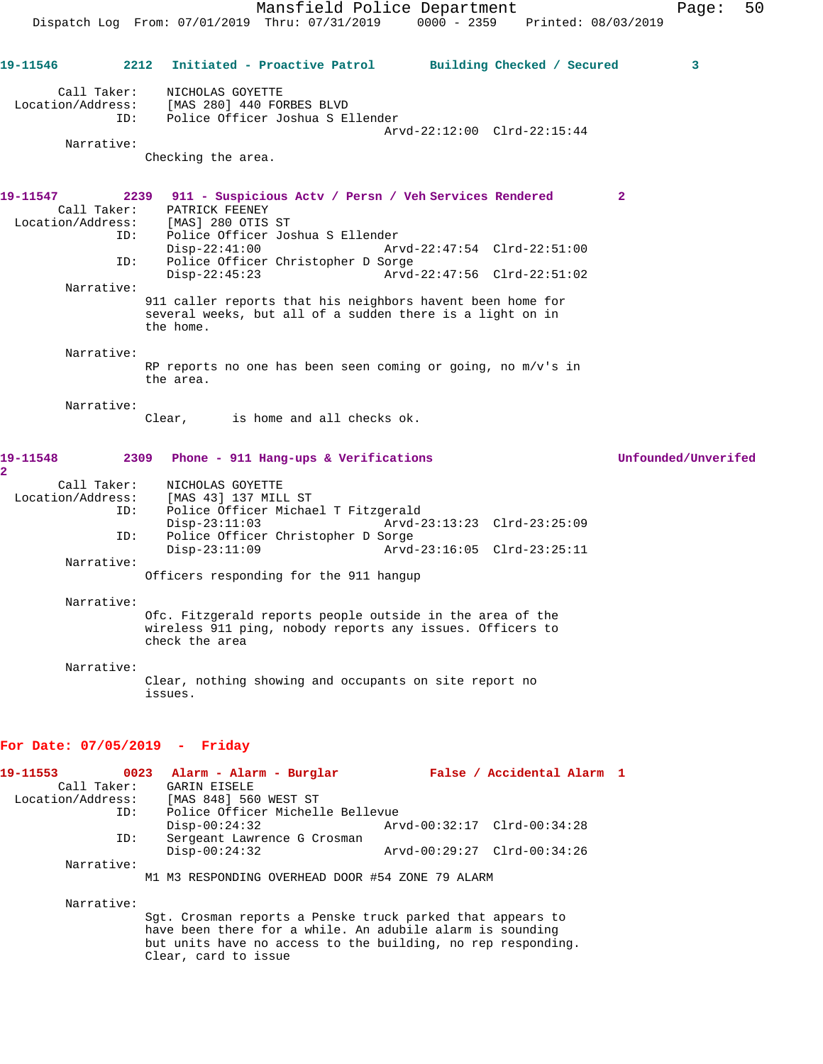**19-11546** 2212 **Initiated - Proactive Patrol** **Building Checked / Secured** 3

Call Taker: NICHOLAS GOYETTE
Location/Address: [MAS 280] 440 FORBES BLVD
ID: Police Officer Joshua S Ellender
Arvd-22:12:00 Clrd-22:15:44

Narrative:
Checking the area.

**19-11547** 2239 **911 - Suspicious Actv / Persn / Veh Services Rendered** 2

Call Taker: PATRICK FEENEY
Location/Address: [MAS] 280 OTIS ST
ID: Police Officer Joshua S Ellender
Disp-22:41:00 Arvd-22:47:54 Clrd-22:51:00
ID: Police Officer Christopher D Sorge
Disp-22:45:23 Arvd-22:47:56 Clrd-22:51:02

Narrative:
911 caller reports that his neighbors havent been home for several weeks, but all of a sudden there is a light on in the home.

Narrative:
RP reports no one has been seen coming or going, no m/v's in the area.

Narrative:
Clear, is home and all checks ok.

**19-11548** 2309 **Phone - 911 Hang-ups & Verifications** **Unfounded/Unverifed** 2

Call Taker: NICHOLAS GOYETTE
Location/Address: [MAS 43] 137 MILL ST
ID: Police Officer Michael T Fitzgerald
Disp-23:11:03 Arvd-23:13:23 Clrd-23:25:09
ID: Police Officer Christopher D Sorge
Disp-23:11:09 Arvd-23:16:05 Clrd-23:25:11

Narrative:
Officers responding for the 911 hangup

Narrative:
Ofc. Fitzgerald reports people outside in the area of the wireless 911 ping, nobody reports any issues. Officers to check the area

Narrative:
Clear, nothing showing and occupants on site report no issues.

## For Date: 07/05/2019 - Friday

**19-11553** 0023 **Alarm - Alarm - Burglar** **False / Accidental Alarm** 1

Call Taker: GARIN EISELE
Location/Address: [MAS 848] 560 WEST ST
ID: Police Officer Michelle Bellevue
Disp-00:24:32 Arvd-00:32:17 Clrd-00:34:28
ID: Sergeant Lawrence G Crosman
Disp-00:24:32 Arvd-00:29:27 Clrd-00:34:26

Narrative:
M1 M3 RESPONDING OVERHEAD DOOR #54 ZONE 79 ALARM

Narrative:
Sgt. Crosman reports a Penske truck parked that appears to have been there for a while. An adubile alarm is sounding but units have no access to the building, no rep responding. Clear, card to issue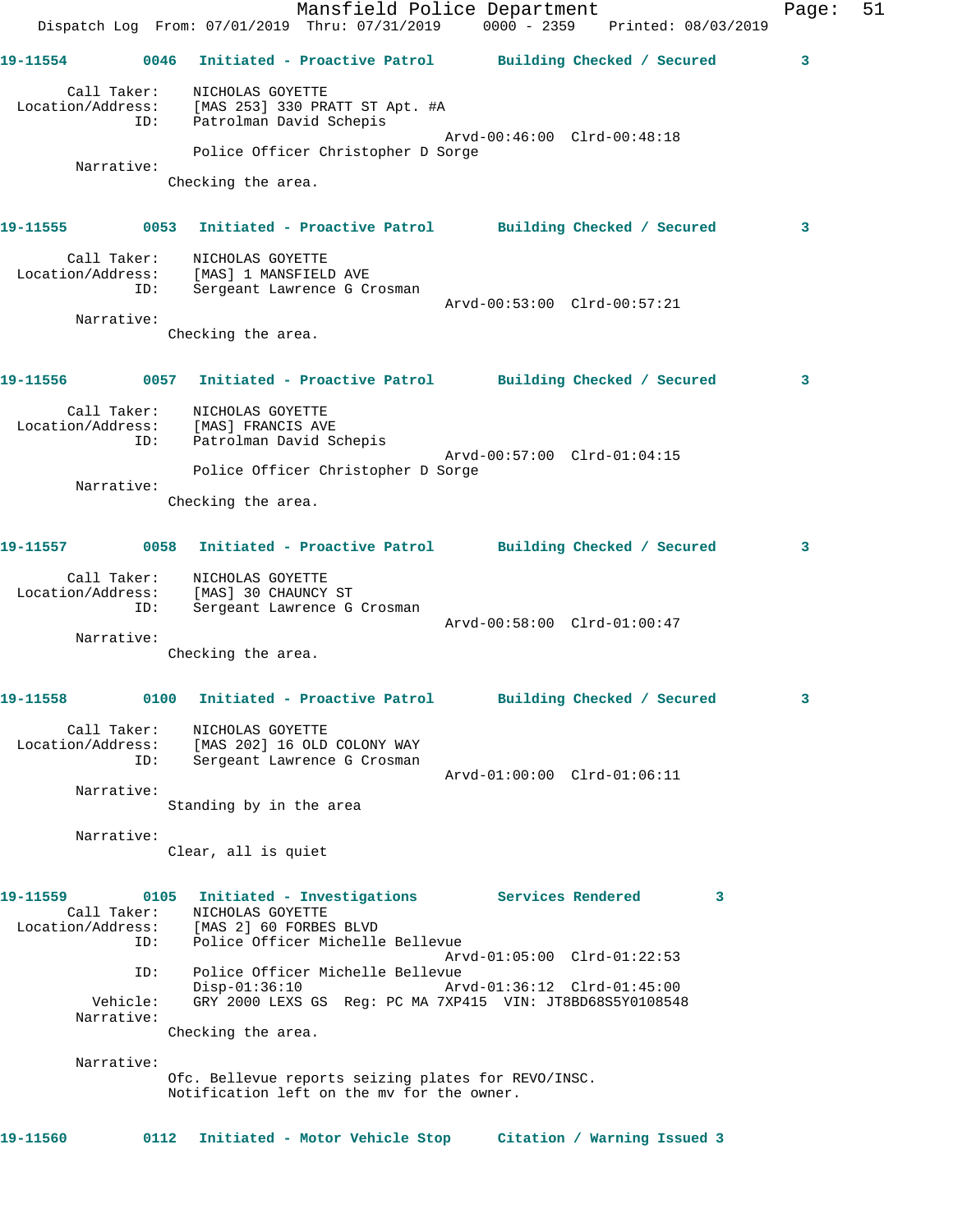**19-11554** 0046 **Initiated - Proactive Patrol** **Building Checked / Secured** 3

Call Taker: NICHOLAS GOYETTE
Location/Address: [MAS 253] 330 PRATT ST Apt. #A
ID: Patrolman David Schepis
Arvd-00:46:00 Clrd-00:48:18
Police Officer Christopher D Sorge
Narrative:
Checking the area.

**19-11555** 0053 **Initiated - Proactive Patrol** **Building Checked / Secured** 3

Call Taker: NICHOLAS GOYETTE
Location/Address: [MAS] 1 MANSFIELD AVE
ID: Sergeant Lawrence G Crosman
Arvd-00:53:00 Clrd-00:57:21
Narrative:
Checking the area.

**19-11556** 0057 **Initiated - Proactive Patrol** **Building Checked / Secured** 3

Call Taker: NICHOLAS GOYETTE
Location/Address: [MAS] FRANCIS AVE
ID: Patrolman David Schepis
Arvd-00:57:00 Clrd-01:04:15
Police Officer Christopher D Sorge
Narrative:
Checking the area.

**19-11557** 0058 **Initiated - Proactive Patrol** **Building Checked / Secured** 3

Call Taker: NICHOLAS GOYETTE
Location/Address: [MAS] 30 CHAUNCY ST
ID: Sergeant Lawrence G Crosman
Arvd-00:58:00 Clrd-01:00:47
Narrative:
Checking the area.

**19-11558** 0100 **Initiated - Proactive Patrol** **Building Checked / Secured** 3

Call Taker: NICHOLAS GOYETTE
Location/Address: [MAS 202] 16 OLD COLONY WAY
ID: Sergeant Lawrence G Crosman
Arvd-01:00:00 Clrd-01:06:11
Narrative:
Standing by in the area

Narrative:
Clear, all is quiet

**19-11559** 0105 **Initiated - Investigations** **Services Rendered** 3

Call Taker: NICHOLAS GOYETTE
Location/Address: [MAS 2] 60 FORBES BLVD
ID: Police Officer Michelle Bellevue
Arvd-01:05:00 Clrd-01:22:53
ID: Police Officer Michelle Bellevue
Disp-01:36:10 Arvd-01:36:12 Clrd-01:45:00
Vehicle: GRY 2000 LEXS GS Reg: PC MA 7XP415 VIN: JT8BD68S5Y0108548
Narrative:
Checking the area.

Narrative:
Ofc. Bellevue reports seizing plates for REVO/INSC.
Notification left on the mv for the owner.

**19-11560** 0112 **Initiated - Motor Vehicle Stop** **Citation / Warning Issued** 3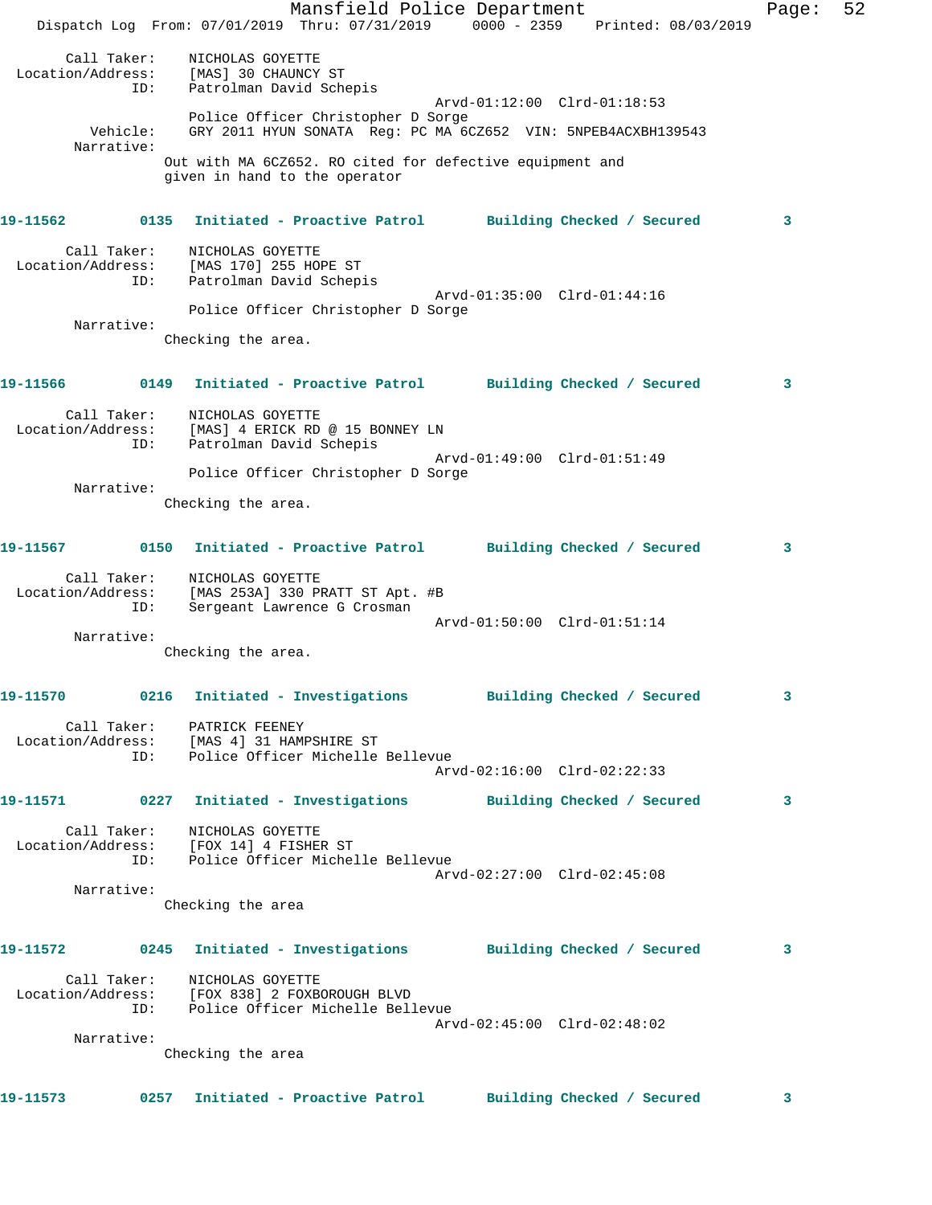Call Taker: NICHOLAS GOYETTE
Location/Address: [MAS] 30 CHAUNCY ST
ID: Patrolman David Schepis
Arvd-01:12:00 Clrd-01:18:53
Police Officer Christopher D Sorge
Vehicle: GRY 2011 HYUN SONATA Reg: PC MA 6CZ652 VIN: 5NPEB4ACXBH139543
Narrative:
Out with MA 6CZ652. RO cited for defective equipment and given in hand to the operator

**19-11562 0135 Initiated - Proactive Patrol Building Checked / Secured 3**

Call Taker: NICHOLAS GOYETTE
Location/Address: [MAS 170] 255 HOPE ST
ID: Patrolman David Schepis
Arvd-01:35:00 Clrd-01:44:16
Police Officer Christopher D Sorge
Narrative:
Checking the area.

**19-11566 0149 Initiated - Proactive Patrol Building Checked / Secured 3**

Call Taker: NICHOLAS GOYETTE
Location/Address: [MAS] 4 ERICK RD @ 15 BONNEY LN
ID: Patrolman David Schepis
Arvd-01:49:00 Clrd-01:51:49
Police Officer Christopher D Sorge
Narrative:
Checking the area.

**19-11567 0150 Initiated - Proactive Patrol Building Checked / Secured 3**

Call Taker: NICHOLAS GOYETTE
Location/Address: [MAS 253A] 330 PRATT ST Apt. #B
ID: Sergeant Lawrence G Crosman
Arvd-01:50:00 Clrd-01:51:14
Narrative:
Checking the area.

**19-11570 0216 Initiated - Investigations Building Checked / Secured 3**

Call Taker: PATRICK FEENEY
Location/Address: [MAS 4] 31 HAMPSHIRE ST
ID: Police Officer Michelle Bellevue
Arvd-02:16:00 Clrd-02:22:33

**19-11571 0227 Initiated - Investigations Building Checked / Secured 3**

Call Taker: NICHOLAS GOYETTE
Location/Address: [FOX 14] 4 FISHER ST
ID: Police Officer Michelle Bellevue
Arvd-02:27:00 Clrd-02:45:08
Narrative:
Checking the area

**19-11572 0245 Initiated - Investigations Building Checked / Secured 3**

Call Taker: NICHOLAS GOYETTE
Location/Address: [FOX 838] 2 FOXBOROUGH BLVD
ID: Police Officer Michelle Bellevue
Arvd-02:45:00 Clrd-02:48:02
Narrative:
Checking the area

**19-11573 0257 Initiated - Proactive Patrol Building Checked / Secured 3**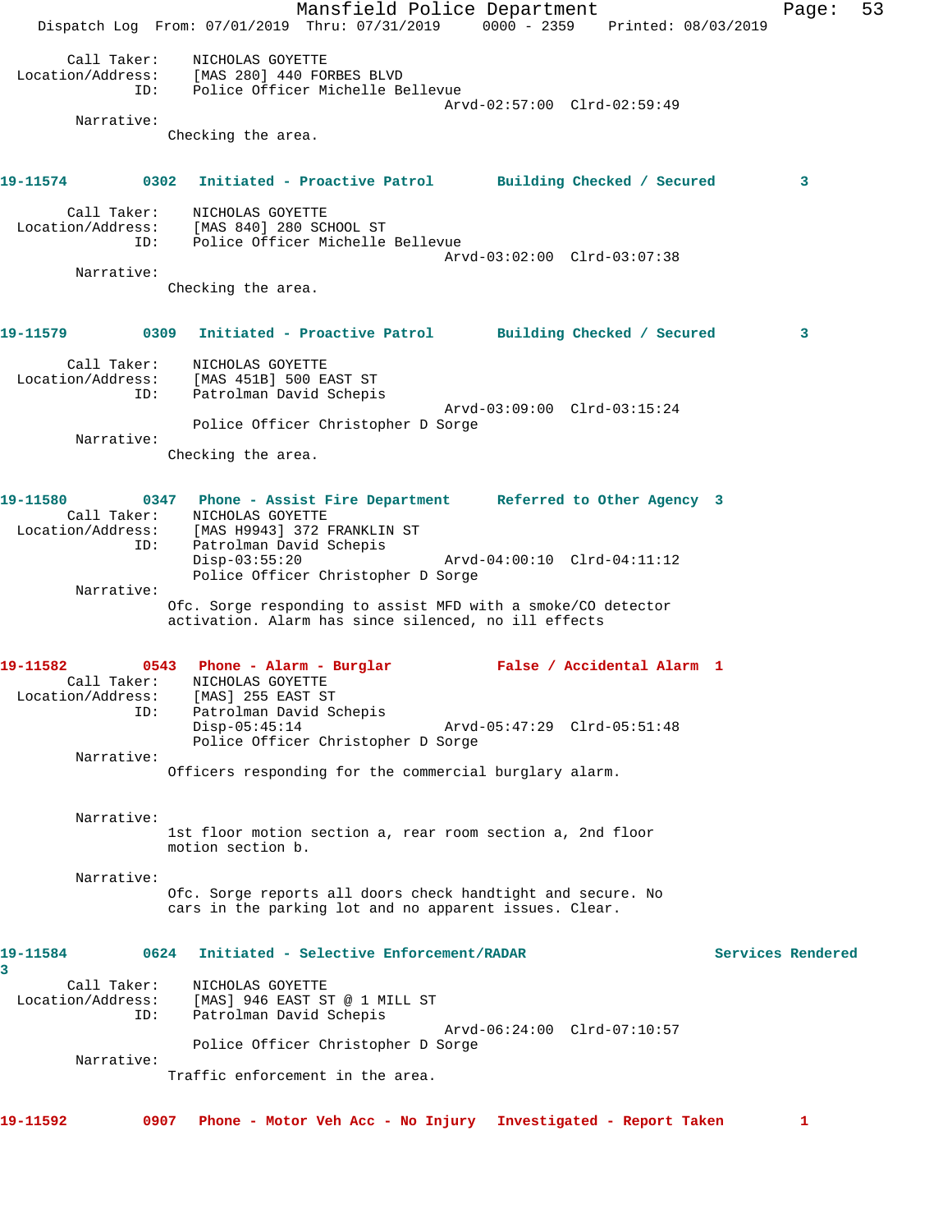Call Taker: NICHOLAS GOYETTE
Location/Address: [MAS 280] 440 FORBES BLVD
ID: Police Officer Michelle Bellevue
Arvd-02:57:00 Clrd-02:59:49

Narrative:
Checking the area.

**19-11574 0302 Initiated - Proactive Patrol Building Checked / Secured 3**

Call Taker: NICHOLAS GOYETTE
Location/Address: [MAS 840] 280 SCHOOL ST
ID: Police Officer Michelle Bellevue
Arvd-03:02:00 Clrd-03:07:38

Narrative:
Checking the area.

**19-11579 0309 Initiated - Proactive Patrol Building Checked / Secured 3**

Call Taker: NICHOLAS GOYETTE
Location/Address: [MAS 451B] 500 EAST ST
ID: Patrolman David Schepis
Arvd-03:09:00 Clrd-03:15:24
Police Officer Christopher D Sorge

Narrative:
Checking the area.

**19-11580 0347 Phone - Assist Fire Department Referred to Other Agency 3**

Call Taker: NICHOLAS GOYETTE
Location/Address: [MAS H9943] 372 FRANKLIN ST
ID: Patrolman David Schepis
Disp-03:55:20 Arvd-04:00:10 Clrd-04:11:12
Police Officer Christopher D Sorge

Narrative:
Ofc. Sorge responding to assist MFD with a smoke/CO detector activation. Alarm has since silenced, no ill effects

**19-11582 0543 Phone - Alarm - Burglar False / Accidental Alarm 1**

Call Taker: NICHOLAS GOYETTE
Location/Address: [MAS] 255 EAST ST
ID: Patrolman David Schepis
Disp-05:45:14 Arvd-05:47:29 Clrd-05:51:48
Police Officer Christopher D Sorge

Narrative:
Officers responding for the commercial burglary alarm.

Narrative:
1st floor motion section a, rear room section a, 2nd floor motion section b.

Narrative:
Ofc. Sorge reports all doors check handtight and secure. No cars in the parking lot and no apparent issues. Clear.

**19-11584 0624 Initiated - Selective Enforcement/RADAR Services Rendered 3**

Call Taker: NICHOLAS GOYETTE
Location/Address: [MAS] 946 EAST ST @ 1 MILL ST
ID: Patrolman David Schepis
Arvd-06:24:00 Clrd-07:10:57
Police Officer Christopher D Sorge

Narrative:
Traffic enforcement in the area.

**19-11592 0907 Phone - Motor Veh Acc - No Injury Investigated - Report Taken 1**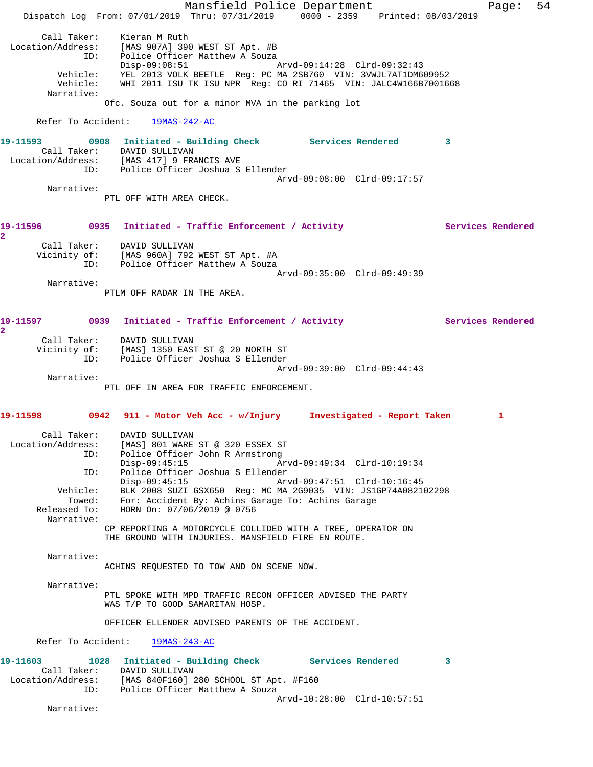```
      Call Taker:    Kieran M Ruth
Location/Address:    [MAS 907A] 390 WEST ST Apt. #B
              ID:    Police Officer Matthew A Souza
                     Disp-09:08:51                   Arvd-09:14:28  Clrd-09:32:43
         Vehicle:    YEL 2013 VOLK BEETLE  Reg: PC MA 2SB760  VIN: 3VWJL7AT1DM609952
         Vehicle:    WHI 2011 ISU TK ISU NPR  Reg: CO RI 71465  VIN: JALC4W166B7001668
       Narrative:
                    Ofc. Souza out for a minor MVA in the parking lot

      Refer To Accident:    19MAS-242-AC

19-11593        0908   Initiated - Building Check         Services Rendered        3
      Call Taker:    DAVID SULLIVAN
Location/Address:    [MAS 417] 9 FRANCIS AVE
              ID:    Police Officer Joshua S Ellender
                                                     Arvd-09:08:00  Clrd-09:17:57
       Narrative:
                    PTL OFF WITH AREA CHECK.

19-11596        0935   Initiated - Traffic Enforcement / Activity                Services Rendered
2
      Call Taker:    DAVID SULLIVAN
      Vicinity of:   [MAS 960A] 792 WEST ST Apt. #A
              ID:    Police Officer Matthew A Souza
                                                     Arvd-09:35:00  Clrd-09:49:39
       Narrative:
                    PTLM OFF RADAR IN THE AREA.

19-11597        0939   Initiated - Traffic Enforcement / Activity                Services Rendered
2
      Call Taker:    DAVID SULLIVAN
      Vicinity of:   [MAS] 1350 EAST ST @ 20 NORTH ST
              ID:    Police Officer Joshua S Ellender
                                                     Arvd-09:39:00  Clrd-09:44:43
       Narrative:
                    PTL OFF IN AREA FOR TRAFFIC ENFORCEMENT.

19-11598        0942   911 - Motor Veh Acc - w/Injury      Investigated - Report Taken        1

      Call Taker:    DAVID SULLIVAN
Location/Address:    [MAS] 801 WARE ST @ 320 ESSEX ST
              ID:    Police Officer John R Armstrong
                     Disp-09:45:15                   Arvd-09:49:34  Clrd-10:19:34
              ID:    Police Officer Joshua S Ellender
                     Disp-09:45:15                   Arvd-09:47:51  Clrd-10:16:45
         Vehicle:    BLK 2008 SUZI GSX650  Reg: MC MA 2G9035  VIN: JS1GP74A082102298
           Towed:    For: Accident By: Achins Garage To: Achins Garage
     Released To:    HORN On: 07/06/2019 @ 0756
       Narrative:
                    CP REPORTING A MOTORCYCLE COLLIDED WITH A TREE, OPERATOR ON
                    THE GROUND WITH INJURIES. MANSFIELD FIRE EN ROUTE.

       Narrative:
                    ACHINS REQUESTED TO TOW AND ON SCENE NOW.

       Narrative:
                    PTL SPOKE WITH MPD TRAFFIC RECON OFFICER ADVISED THE PARTY
                    WAS T/P TO GOOD SAMARITAN HOSP.

                    OFFICER ELLENDER ADVISED PARENTS OF THE ACCIDENT.

      Refer To Accident:    19MAS-243-AC

19-11603        1028   Initiated - Building Check         Services Rendered        3
      Call Taker:    DAVID SULLIVAN
Location/Address:    [MAS 840F160] 280 SCHOOL ST Apt. #F160
              ID:    Police Officer Matthew A Souza
                                                     Arvd-10:28:00  Clrd-10:57:51
       Narrative:
```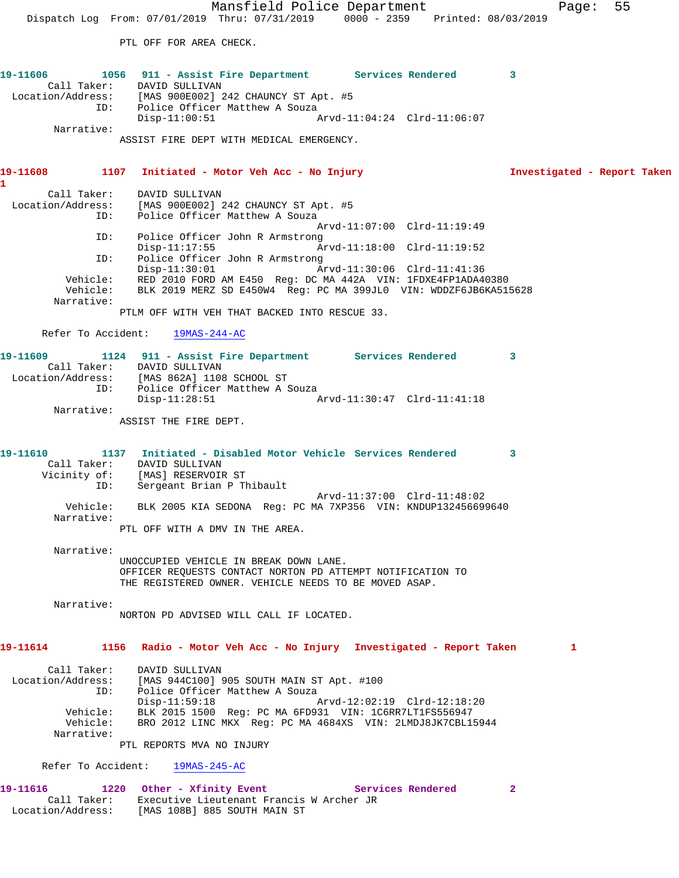PTL OFF FOR AREA CHECK.

**19-11606 1056 911 - Assist Fire Department Services Rendered 3**

```
       Call Taker:     DAVID SULLIVAN
  Location/Address:    [MAS 900E002] 242 CHAUNCY ST Apt. #5
                ID:    Police Officer Matthew A Souza
                       Disp-11:00:51               Arvd-11:04:24  Clrd-11:06:07
        Narrative:
                      ASSIST FIRE DEPT WITH MEDICAL EMERGENCY.
```

**19-11608 1107 Initiated - Motor Veh Acc - No Injury Investigated - Report Taken 1**

```
       Call Taker:     DAVID SULLIVAN
  Location/Address:    [MAS 900E002] 242 CHAUNCY ST Apt. #5
                ID:    Police Officer Matthew A Souza
                                                   Arvd-11:07:00  Clrd-11:19:49
                ID:    Police Officer John R Armstrong
                       Disp-11:17:55               Arvd-11:18:00  Clrd-11:19:52
                ID:    Police Officer John R Armstrong
                       Disp-11:30:01               Arvd-11:30:06  Clrd-11:41:36
          Vehicle:     RED 2010 FORD AM E450  Reg: DC MA 442A  VIN: 1FDXE4FP1ADA40380
          Vehicle:     BLK 2019 MERZ SD E450W4  Reg: PC MA 399JL0  VIN: WDDZF6JB6KA515628
        Narrative:
                      PTLM OFF WITH VEH THAT BACKED INTO RESCUE 33.

      Refer To Accident:    19MAS-244-AC
```

**19-11609 1124 911 - Assist Fire Department Services Rendered 3**

```
       Call Taker:     DAVID SULLIVAN
  Location/Address:    [MAS 862A] 1108 SCHOOL ST
                ID:    Police Officer Matthew A Souza
                       Disp-11:28:51               Arvd-11:30:47  Clrd-11:41:18
        Narrative:
                      ASSIST THE FIRE DEPT.
```

**19-11610 1137 Initiated - Disabled Motor Vehicle Services Rendered 3**

```
       Call Taker:     DAVID SULLIVAN
      Vicinity of:     [MAS] RESERVOIR ST
                ID:    Sergeant Brian P Thibault
                                                   Arvd-11:37:00  Clrd-11:48:02
          Vehicle:     BLK 2005 KIA SEDONA  Reg: PC MA 7XP356  VIN: KNDUP132456699640
        Narrative:
                      PTL OFF WITH A DMV IN THE AREA.

        Narrative:
                      UNOCCUPIED VEHICLE IN BREAK DOWN LANE.
                      OFFICER REQUESTS CONTACT NORTON PD ATTEMPT NOTIFICATION TO
                      THE REGISTERED OWNER. VEHICLE NEEDS TO BE MOVED ASAP.

        Narrative:
                      NORTON PD ADVISED WILL CALL IF LOCATED.
```

**19-11614 1156 Radio - Motor Veh Acc - No Injury Investigated - Report Taken 1**

```
       Call Taker:     DAVID SULLIVAN
  Location/Address:    [MAS 944C100] 905 SOUTH MAIN ST Apt. #100
                ID:    Police Officer Matthew A Souza
                       Disp-11:59:18               Arvd-12:02:19  Clrd-12:18:20
          Vehicle:     BLK 2015 1500  Reg: PC MA 6FD931  VIN: 1C6RR7LT1FS556947
          Vehicle:     BRO 2012 LINC MKX  Reg: PC MA 4684XS  VIN: 2LMDJ8JK7CBL15944
        Narrative:
                      PTL REPORTS MVA NO INJURY

      Refer To Accident:    19MAS-245-AC
```

**19-11616 1220 Other - Xfinity Event Services Rendered 2**

```
       Call Taker:     Executive Lieutenant Francis W Archer JR
  Location/Address:    [MAS 108B] 885 SOUTH MAIN ST
```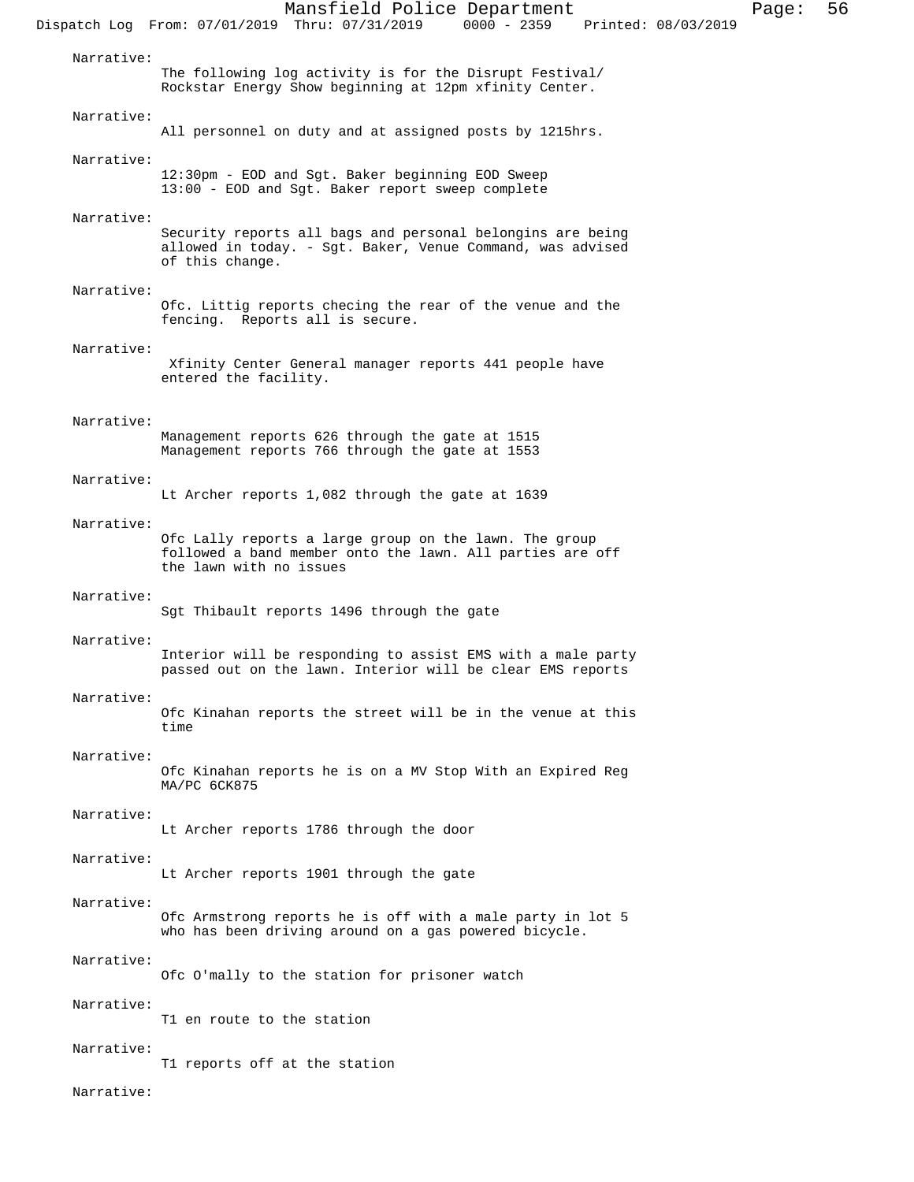Narrative:
The following log activity is for the Disrupt Festival/ Rockstar Energy Show beginning at 12pm xfinity Center.

Narrative:
All personnel on duty and at assigned posts by 1215hrs.

Narrative:
12:30pm - EOD and Sgt. Baker beginning EOD Sweep
13:00 - EOD and Sgt. Baker report sweep complete

Narrative:
Security reports all bags and personal belongins are being allowed in today. - Sgt. Baker, Venue Command, was advised of this change.

Narrative:
Ofc. Littig reports checing the rear of the venue and the fencing. Reports all is secure.

Narrative:
Xfinity Center General manager reports 441 people have entered the facility.

Narrative:
Management reports 626 through the gate at 1515
Management reports 766 through the gate at 1553

Narrative:
Lt Archer reports 1,082 through the gate at 1639

Narrative:
Ofc Lally reports a large group on the lawn. The group followed a band member onto the lawn. All parties are off the lawn with no issues

Narrative:
Sgt Thibault reports 1496 through the gate

Narrative:
Interior will be responding to assist EMS with a male party passed out on the lawn. Interior will be clear EMS reports

Narrative:
Ofc Kinahan reports the street will be in the venue at this time

Narrative:
Ofc Kinahan reports he is on a MV Stop With an Expired Reg MA/PC 6CK875

Narrative:
Lt Archer reports 1786 through the door

Narrative:
Lt Archer reports 1901 through the gate

Narrative:
Ofc Armstrong reports he is off with a male party in lot 5 who has been driving around on a gas powered bicycle.

Narrative:
Ofc O'mally to the station for prisoner watch

Narrative:
T1 en route to the station

Narrative:
T1 reports off at the station

Narrative: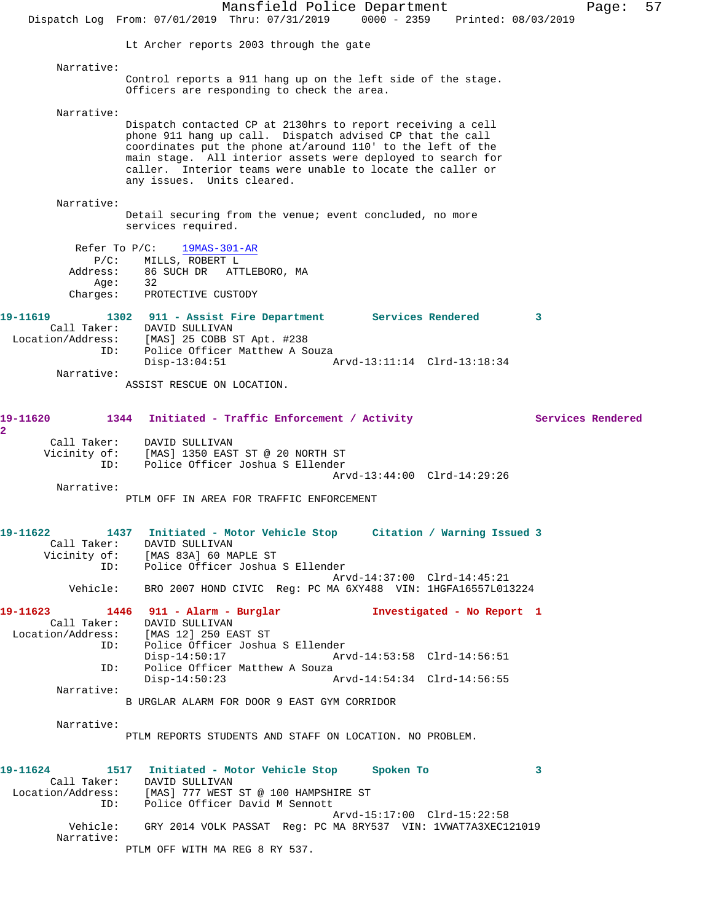Lt Archer reports 2003 through the gate

Narrative:
Control reports a 911 hang up on the left side of the stage. Officers are responding to check the area.

Narrative:
Dispatch contacted CP at 2130hrs to report receiving a cell phone 911 hang up call. Dispatch advised CP that the call coordinates put the phone at/around 110' to the left of the main stage. All interior assets were deployed to search for caller. Interior teams were unable to locate the caller or any issues. Units cleared.

Narrative:
Detail securing from the venue; event concluded, no more services required.

Refer To P/C: 19MAS-301-AR
P/C: MILLS, ROBERT L
Address: 86 SUCH DR ATTLEBORO, MA
Age: 32
Charges: PROTECTIVE CUSTODY

**19-11619** 1302 911 - Assist Fire Department Services Rendered 3
Call Taker: DAVID SULLIVAN
Location/Address: [MAS] 25 COBB ST Apt. #238
ID: Police Officer Matthew A Souza
Disp-13:04:51 Arvd-13:11:14 Clrd-13:18:34
Narrative:
ASSIST RESCUE ON LOCATION.

**19-11620** 1344 Initiated - Traffic Enforcement / Activity Services Rendered 2
Call Taker: DAVID SULLIVAN
Vicinity of: [MAS] 1350 EAST ST @ 20 NORTH ST
ID: Police Officer Joshua S Ellender
Arvd-13:44:00 Clrd-14:29:26
Narrative:
PTLM OFF IN AREA FOR TRAFFIC ENFORCEMENT

**19-11622** 1437 Initiated - Motor Vehicle Stop Citation / Warning Issued 3
Call Taker: DAVID SULLIVAN
Vicinity of: [MAS 83A] 60 MAPLE ST
ID: Police Officer Joshua S Ellender
Arvd-14:37:00 Clrd-14:45:21
Vehicle: BRO 2007 HOND CIVIC Reg: PC MA 6XY488 VIN: 1HGFA16557L013224

**19-11623** 1446 911 - Alarm - Burglar Investigated - No Report 1
Call Taker: DAVID SULLIVAN
Location/Address: [MAS 12] 250 EAST ST
ID: Police Officer Joshua S Ellender
Disp-14:50:17 Arvd-14:53:58 Clrd-14:56:51
ID: Police Officer Matthew A Souza
Disp-14:50:23 Arvd-14:54:34 Clrd-14:56:55
Narrative:
B URGLAR ALARM FOR DOOR 9 EAST GYM CORRIDOR

Narrative:
PTLM REPORTS STUDENTS AND STAFF ON LOCATION. NO PROBLEM.

**19-11624** 1517 Initiated - Motor Vehicle Stop Spoken To 3
Call Taker: DAVID SULLIVAN
Location/Address: [MAS] 777 WEST ST @ 100 HAMPSHIRE ST
ID: Police Officer David M Sennott
Arvd-15:17:00 Clrd-15:22:58
Vehicle: GRY 2014 VOLK PASSAT Reg: PC MA 8RY537 VIN: 1VWAT7A3XEC121019
Narrative:
PTLM OFF WITH MA REG 8 RY 537.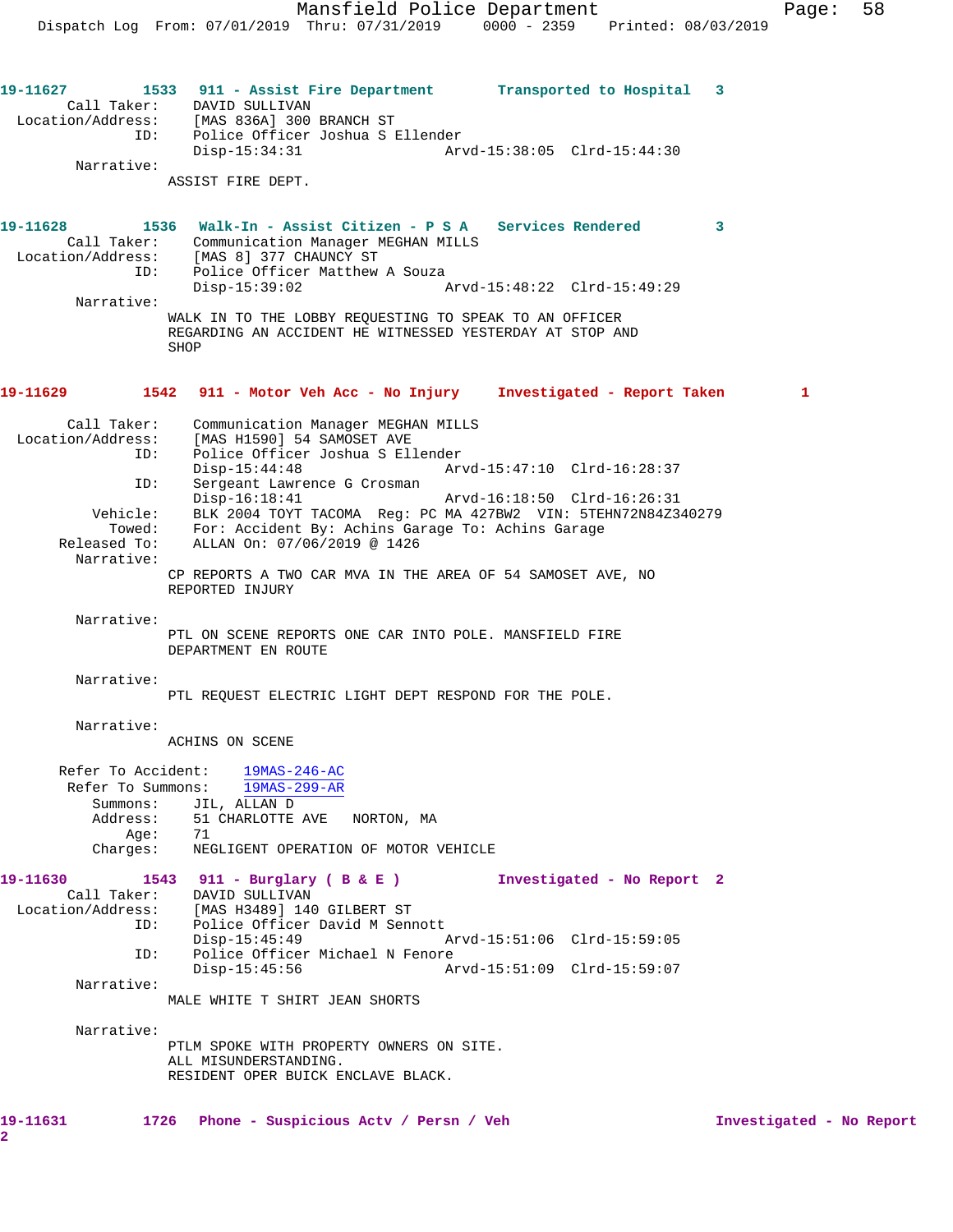**19-11627** 1533 **911 - Assist Fire Department** **Transported to Hospital** 3

Call Taker: DAVID SULLIVAN
Location/Address: [MAS 836A] 300 BRANCH ST
ID: Police Officer Joshua S Ellender
Disp-15:34:31 Arvd-15:38:05 Clrd-15:44:30

Narrative:
ASSIST FIRE DEPT.

**19-11628** 1536 **Walk-In - Assist Citizen - P S A** **Services Rendered** 3

Call Taker: Communication Manager MEGHAN MILLS
Location/Address: [MAS 8] 377 CHAUNCY ST
ID: Police Officer Matthew A Souza
Disp-15:39:02 Arvd-15:48:22 Clrd-15:49:29

Narrative:
WALK IN TO THE LOBBY REQUESTING TO SPEAK TO AN OFFICER REGARDING AN ACCIDENT HE WITNESSED YESTERDAY AT STOP AND SHOP

**19-11629** 1542 **911 - Motor Veh Acc - No Injury** **Investigated - Report Taken** 1

Call Taker: Communication Manager MEGHAN MILLS
Location/Address: [MAS H1590] 54 SAMOSET AVE
ID: Police Officer Joshua S Ellender
Disp-15:44:48 Arvd-15:47:10 Clrd-16:28:37
ID: Sergeant Lawrence G Crosman
Disp-16:18:41 Arvd-16:18:50 Clrd-16:26:31
Vehicle: BLK 2004 TOYT TACOMA Reg: PC MA 427BW2 VIN: 5TEHN72N84Z340279
Towed: For: Accident By: Achins Garage To: Achins Garage
Released To: ALLAN On: 07/06/2019 @ 1426

Narrative:
CP REPORTS A TWO CAR MVA IN THE AREA OF 54 SAMOSET AVE, NO REPORTED INJURY

Narrative:
PTL ON SCENE REPORTS ONE CAR INTO POLE. MANSFIELD FIRE DEPARTMENT EN ROUTE

Narrative:
PTL REQUEST ELECTRIC LIGHT DEPT RESPOND FOR THE POLE.

Narrative:
ACHINS ON SCENE

Refer To Accident: 19MAS-246-AC
Refer To Summons: 19MAS-299-AR
Summons: JIL, ALLAN D
Address: 51 CHARLOTTE AVE NORTON, MA
Age: 71
Charges: NEGLIGENT OPERATION OF MOTOR VEHICLE

**19-11630** 1543 **911 - Burglary ( B & E )** **Investigated - No Report** 2

Call Taker: DAVID SULLIVAN
Location/Address: [MAS H3489] 140 GILBERT ST
ID: Police Officer David M Sennott
Disp-15:45:49 Arvd-15:51:06 Clrd-15:59:05
ID: Police Officer Michael N Fenore
Disp-15:45:56 Arvd-15:51:09 Clrd-15:59:07

Narrative:
MALE WHITE T SHIRT JEAN SHORTS

Narrative:
PTLM SPOKE WITH PROPERTY OWNERS ON SITE.
ALL MISUNDERSTANDING.
RESIDENT OPER BUICK ENCLAVE BLACK.

**19-11631** 1726 **Phone - Suspicious Actv / Persn / Veh** **Investigated - No Report** 2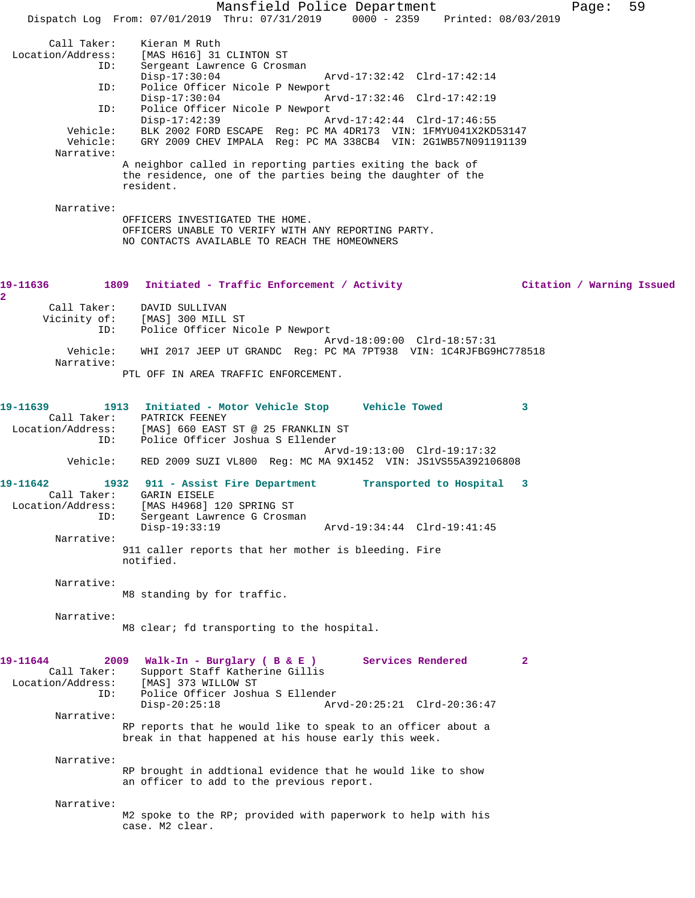```
Call Taker:     Kieran M Ruth
Location/Address:     [MAS H616] 31 CLINTON ST
ID:     Sergeant Lawrence G Crosman
        Disp-17:30:04                Arvd-17:32:42  Clrd-17:42:14
ID:     Police Officer Nicole P Newport
        Disp-17:30:04                Arvd-17:32:46  Clrd-17:42:19
ID:     Police Officer Nicole P Newport
        Disp-17:42:39                Arvd-17:42:44  Clrd-17:46:55
Vehicle:     BLK 2002 FORD ESCAPE  Reg: PC MA 4DR173  VIN: 1FMYU041X2KD53147
Vehicle:     GRY 2009 CHEV IMPALA  Reg: PC MA 338CB4  VIN: 2G1WB57N091191139
Narrative:
        A neighbor called in reporting parties exiting the back of
        the residence, one of the parties being the daughter of the
        resident.

Narrative:
        OFFICERS INVESTIGATED THE HOME.
        OFFICERS UNABLE TO VERIFY WITH ANY REPORTING PARTY.
        NO CONTACTS AVAILABLE TO REACH THE HOMEOWNERS
```

**19-11636** 1809 **Initiated - Traffic Enforcement / Activity** **Citation / Warning Issued** 2

```
Call Taker:     DAVID SULLIVAN
Vicinity of:     [MAS] 300 MILL ST
ID:     Police Officer Nicole P Newport
                                     Arvd-18:09:00  Clrd-18:57:31
Vehicle:     WHI 2017 JEEP UT GRANDC  Reg: PC MA 7PT938  VIN: 1C4RJFBG9HC778518
Narrative:
        PTL OFF IN AREA TRAFFIC ENFORCEMENT.
```

**19-11639** 1913 **Initiated - Motor Vehicle Stop** **Vehicle Towed** 3

```
Call Taker:     PATRICK FEENEY
Location/Address:     [MAS] 660 EAST ST @ 25 FRANKLIN ST
ID:     Police Officer Joshua S Ellender
                                     Arvd-19:13:00  Clrd-19:17:32
Vehicle:     RED 2009 SUZI VL800  Reg: MC MA 9X1452  VIN: JS1VS55A392106808
```

**19-11642** 1932 **911 - Assist Fire Department** **Transported to Hospital** 3

```
Call Taker:     GARIN EISELE
Location/Address:     [MAS H4968] 120 SPRING ST
ID:     Sergeant Lawrence G Crosman
        Disp-19:33:19                Arvd-19:34:44  Clrd-19:41:45
Narrative:
        911 caller reports that her mother is bleeding. Fire
        notified.

Narrative:
        M8 standing by for traffic.

Narrative:
        M8 clear; fd transporting to the hospital.
```

**19-11644** 2009 **Walk-In - Burglary ( B & E )** **Services Rendered** 2

```
Call Taker:     Support Staff Katherine Gillis
Location/Address:     [MAS] 373 WILLOW ST
ID:     Police Officer Joshua S Ellender
        Disp-20:25:18                Arvd-20:25:21  Clrd-20:36:47
Narrative:
        RP reports that he would like to speak to an officer about a
        break in that happened at his house early this week.

Narrative:
        RP brought in addtional evidence that he would like to show
        an officer to add to the previous report.

Narrative:
        M2 spoke to the RP; provided with paperwork to help with his
        case. M2 clear.
```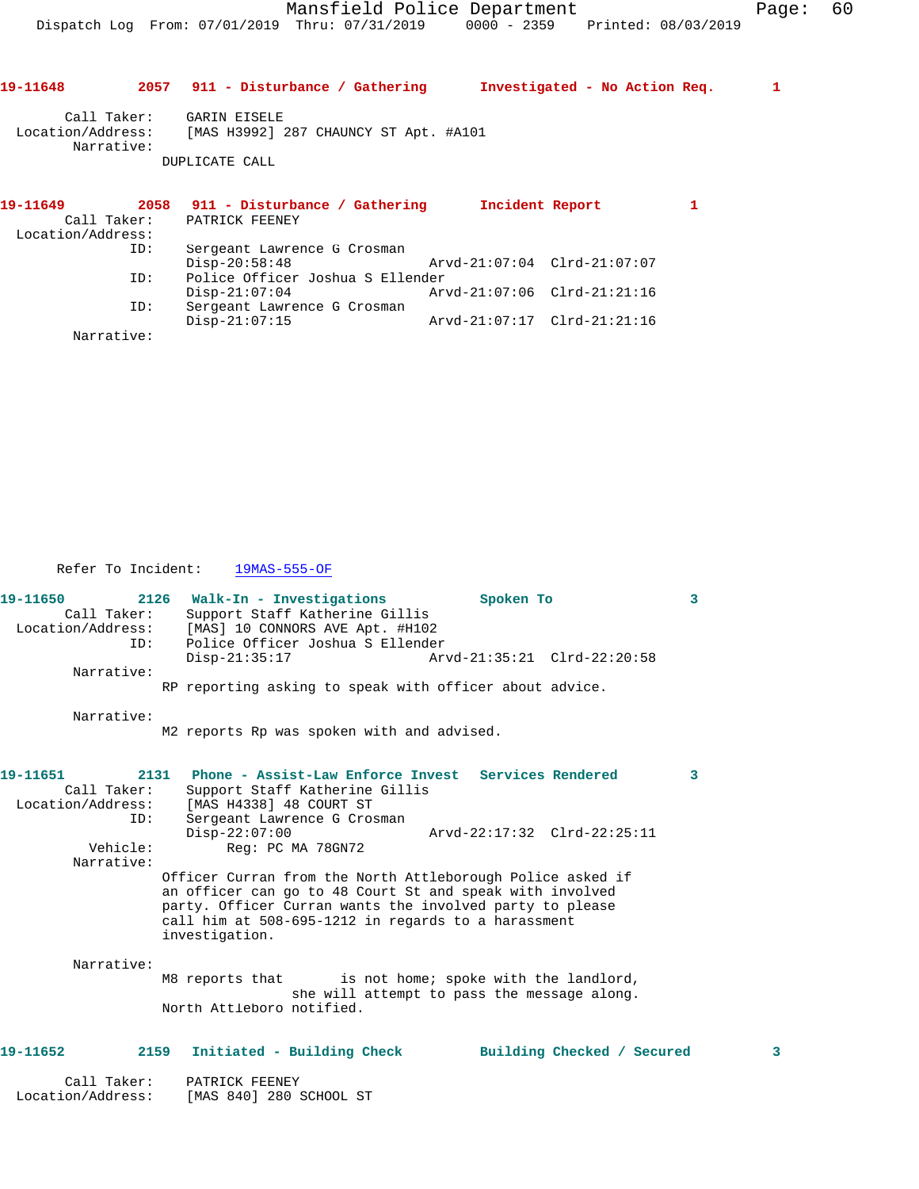**19-11648** 2057 **911 - Disturbance / Gathering** **Investigated - No Action Req.** 1

Call Taker: GARIN EISELE
Location/Address: [MAS H3992] 287 CHAUNCY ST Apt. #A101
Narrative:
DUPLICATE CALL

**19-11649** 2058 **911 - Disturbance / Gathering** **Incident Report** 1
Call Taker: PATRICK FEENEY
Location/Address:
ID: Sergeant Lawrence G Crosman
Disp-20:58:48 Arvd-21:07:04 Clrd-21:07:07
ID: Police Officer Joshua S Ellender
Disp-21:07:04 Arvd-21:07:06 Clrd-21:21:16
ID: Sergeant Lawrence G Crosman
Disp-21:07:15 Arvd-21:07:17 Clrd-21:21:16
Narrative:

Refer To Incident: 19MAS-555-OF

**19-11650** 2126 **Walk-In - Investigations** **Spoken To** 3
Call Taker: Support Staff Katherine Gillis
Location/Address: [MAS] 10 CONNORS AVE Apt. #H102
ID: Police Officer Joshua S Ellender
Disp-21:35:17 Arvd-21:35:21 Clrd-22:20:58
Narrative:
RP reporting asking to speak with officer about advice.

Narrative:
M2 reports Rp was spoken with and advised.

**19-11651** 2131 **Phone - Assist-Law Enforce Invest** **Services Rendered** 3
Call Taker: Support Staff Katherine Gillis
Location/Address: [MAS H4338] 48 COURT ST
ID: Sergeant Lawrence G Crosman
Disp-22:07:00 Arvd-22:17:32 Clrd-22:25:11
Vehicle: Reg: PC MA 78GN72
Narrative:
Officer Curran from the North Attleborough Police asked if an officer can go to 48 Court St and speak with involved party. Officer Curran wants the involved party to please call him at 508-695-1212 in regards to a harassment investigation.

Narrative:
M8 reports that is not home; spoke with the landlord, she will attempt to pass the message along.
North Attleboro notified.

**19-11652** 2159 **Initiated - Building Check** **Building Checked / Secured** 3

Call Taker: PATRICK FEENEY
Location/Address: [MAS 840] 280 SCHOOL ST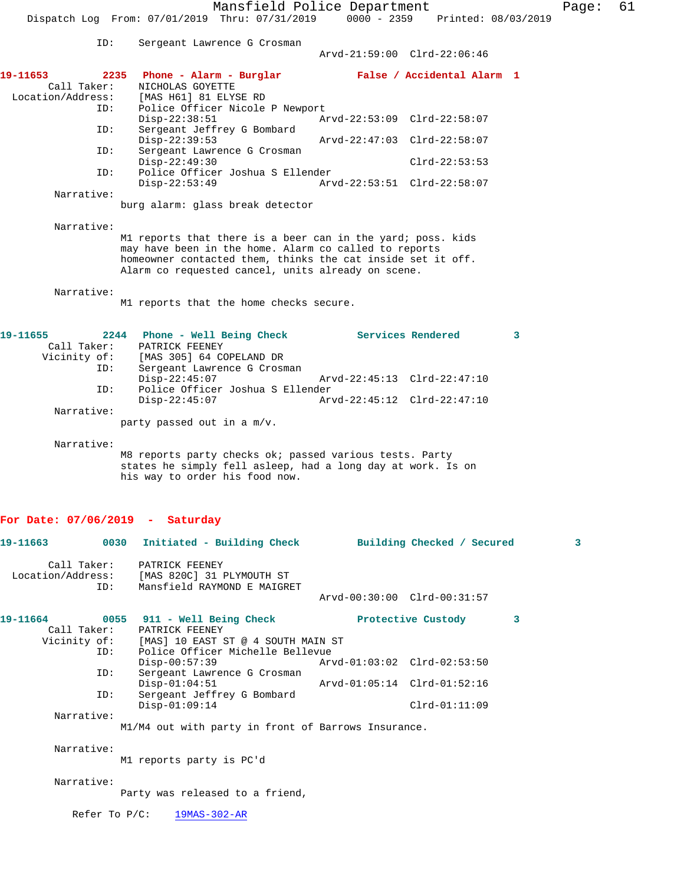ID: Sergeant Lawrence G Crosman
Arvd-21:59:00 Clrd-22:06:46

**19-11653 2235 Phone - Alarm - Burglar False / Accidental Alarm 1**

Call Taker: NICHOLAS GOYETTE
Location/Address: [MAS H61] 81 ELYSE RD
ID: Police Officer Nicole P Newport
Disp-22:38:51 Arvd-22:53:09 Clrd-22:58:07
ID: Sergeant Jeffrey G Bombard
Disp-22:39:53 Arvd-22:47:03 Clrd-22:58:07
ID: Sergeant Lawrence G Crosman
Disp-22:49:30 Clrd-22:53:53
ID: Police Officer Joshua S Ellender
Disp-22:53:49 Arvd-22:53:51 Clrd-22:58:07

Narrative:
burg alarm: glass break detector

Narrative:
M1 reports that there is a beer can in the yard; poss. kids may have been in the home. Alarm co called to reports homeowner contacted them, thinks the cat inside set it off. Alarm co requested cancel, units already on scene.

Narrative:
M1 reports that the home checks secure.

**19-11655 2244 Phone - Well Being Check Services Rendered 3**

Call Taker: PATRICK FEENEY
Vicinity of: [MAS 305] 64 COPELAND DR
ID: Sergeant Lawrence G Crosman
Disp-22:45:07 Arvd-22:45:13 Clrd-22:47:10
ID: Police Officer Joshua S Ellender
Disp-22:45:07 Arvd-22:45:12 Clrd-22:47:10

Narrative:
party passed out in a m/v.

Narrative:
M8 reports party checks ok; passed various tests. Party states he simply fell asleep, had a long day at work. Is on his way to order his food now.

## For Date: 07/06/2019 - Saturday

**19-11663 0030 Initiated - Building Check Building Checked / Secured 3**

Call Taker: PATRICK FEENEY
Location/Address: [MAS 820C] 31 PLYMOUTH ST
ID: Mansfield RAYMOND E MAIGRET
Arvd-00:30:00 Clrd-00:31:57

**19-11664 0055 911 - Well Being Check Protective Custody 3**

Call Taker: PATRICK FEENEY
Vicinity of: [MAS] 10 EAST ST @ 4 SOUTH MAIN ST
ID: Police Officer Michelle Bellevue
Disp-00:57:39 Arvd-01:03:02 Clrd-02:53:50
ID: Sergeant Lawrence G Crosman
Disp-01:04:51 Arvd-01:05:14 Clrd-01:52:16
ID: Sergeant Jeffrey G Bombard
Disp-01:09:14 Clrd-01:11:09

Narrative:
M1/M4 out with party in front of Barrows Insurance.

Narrative:
M1 reports party is PC'd

Narrative:
Party was released to a friend,

Refer To P/C: 19MAS-302-AR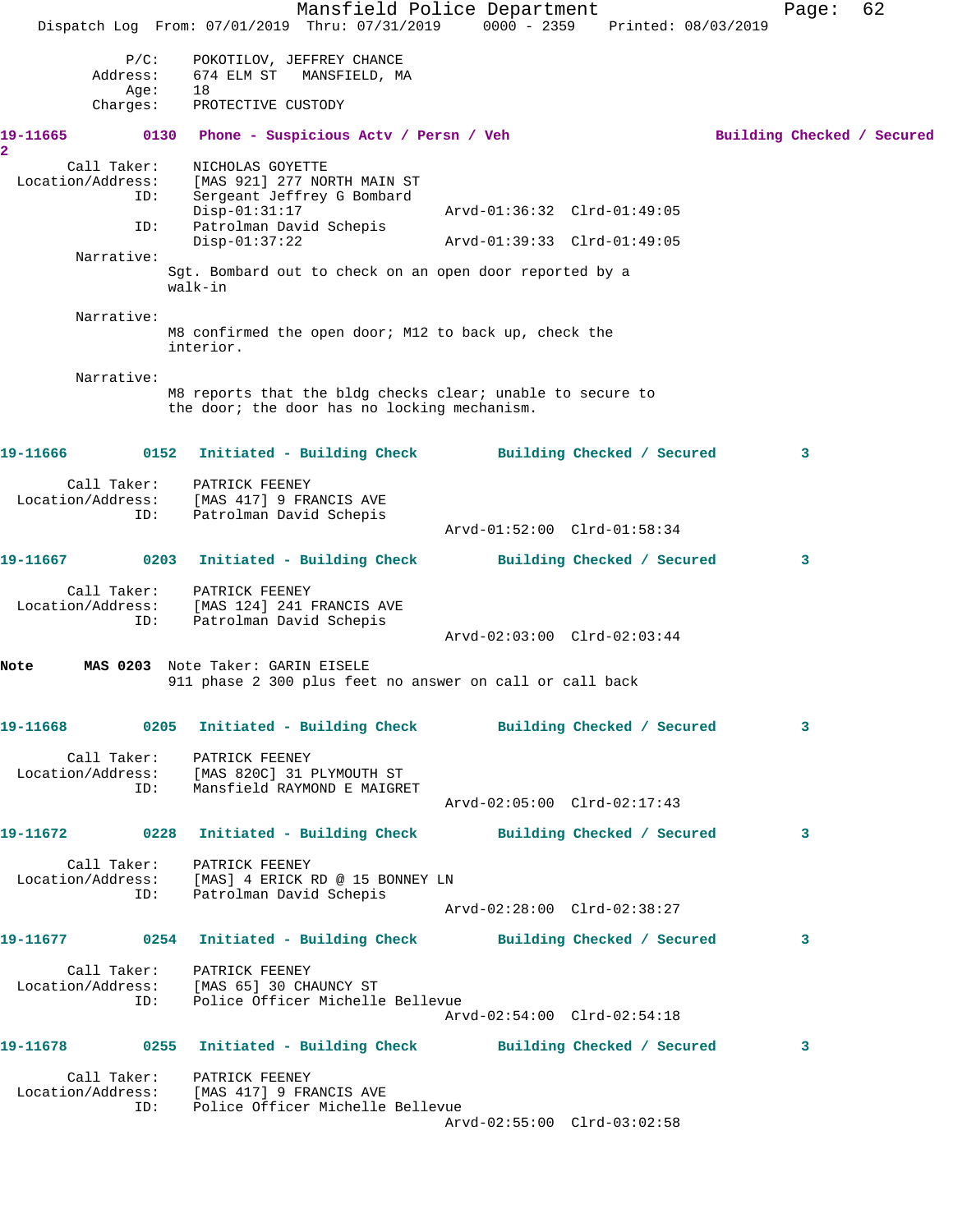```
            P/C:    POKOTILOV, JEFFREY CHANCE
        Address:    674 ELM ST   MANSFIELD, MA
            Age:    18
        Charges:    PROTECTIVE CUSTODY

19-11665        0130   Phone - Suspicious Actv / Persn / Veh                    Building Checked / Secured
2
        Call Taker:    NICHOLAS GOYETTE
  Location/Address:    [MAS 921] 277 NORTH MAIN ST
                ID:    Sergeant Jeffrey G Bombard
                       Disp-01:31:17                Arvd-01:36:32  Clrd-01:49:05
                ID:    Patrolman David Schepis
                       Disp-01:37:22                Arvd-01:39:33  Clrd-01:49:05
         Narrative:
                       Sgt. Bombard out to check on an open door reported by a
                       walk-in

         Narrative:
                       M8 confirmed the open door; M12 to back up, check the
                       interior.

         Narrative:
                       M8 reports that the bldg checks clear; unable to secure to
                       the door; the door has no locking mechanism.

19-11666        0152   Initiated - Building Check         Building Checked / Secured          3

        Call Taker:    PATRICK FEENEY
  Location/Address:    [MAS 417] 9 FRANCIS AVE
                ID:    Patrolman David Schepis
                                                    Arvd-01:52:00  Clrd-01:58:34

19-11667        0203   Initiated - Building Check         Building Checked / Secured          3

        Call Taker:    PATRICK FEENEY
  Location/Address:    [MAS 124] 241 FRANCIS AVE
                ID:    Patrolman David Schepis
                                                    Arvd-02:03:00  Clrd-02:03:44

Note       MAS 0203  Note Taker: GARIN EISELE
                     911 phase 2 300 plus feet no answer on call or call back

19-11668        0205   Initiated - Building Check         Building Checked / Secured          3

        Call Taker:    PATRICK FEENEY
  Location/Address:    [MAS 820C] 31 PLYMOUTH ST
                ID:    Mansfield RAYMOND E MAIGRET
                                                    Arvd-02:05:00  Clrd-02:17:43

19-11672        0228   Initiated - Building Check         Building Checked / Secured          3

        Call Taker:    PATRICK FEENEY
  Location/Address:    [MAS] 4 ERICK RD @ 15 BONNEY LN
                ID:    Patrolman David Schepis
                                                    Arvd-02:28:00  Clrd-02:38:27

19-11677        0254   Initiated - Building Check         Building Checked / Secured          3

        Call Taker:    PATRICK FEENEY
  Location/Address:    [MAS 65] 30 CHAUNCY ST
                ID:    Police Officer Michelle Bellevue
                                                    Arvd-02:54:00  Clrd-02:54:18

19-11678        0255   Initiated - Building Check         Building Checked / Secured          3

        Call Taker:    PATRICK FEENEY
  Location/Address:    [MAS 417] 9 FRANCIS AVE
                ID:    Police Officer Michelle Bellevue
                                                    Arvd-02:55:00  Clrd-03:02:58
```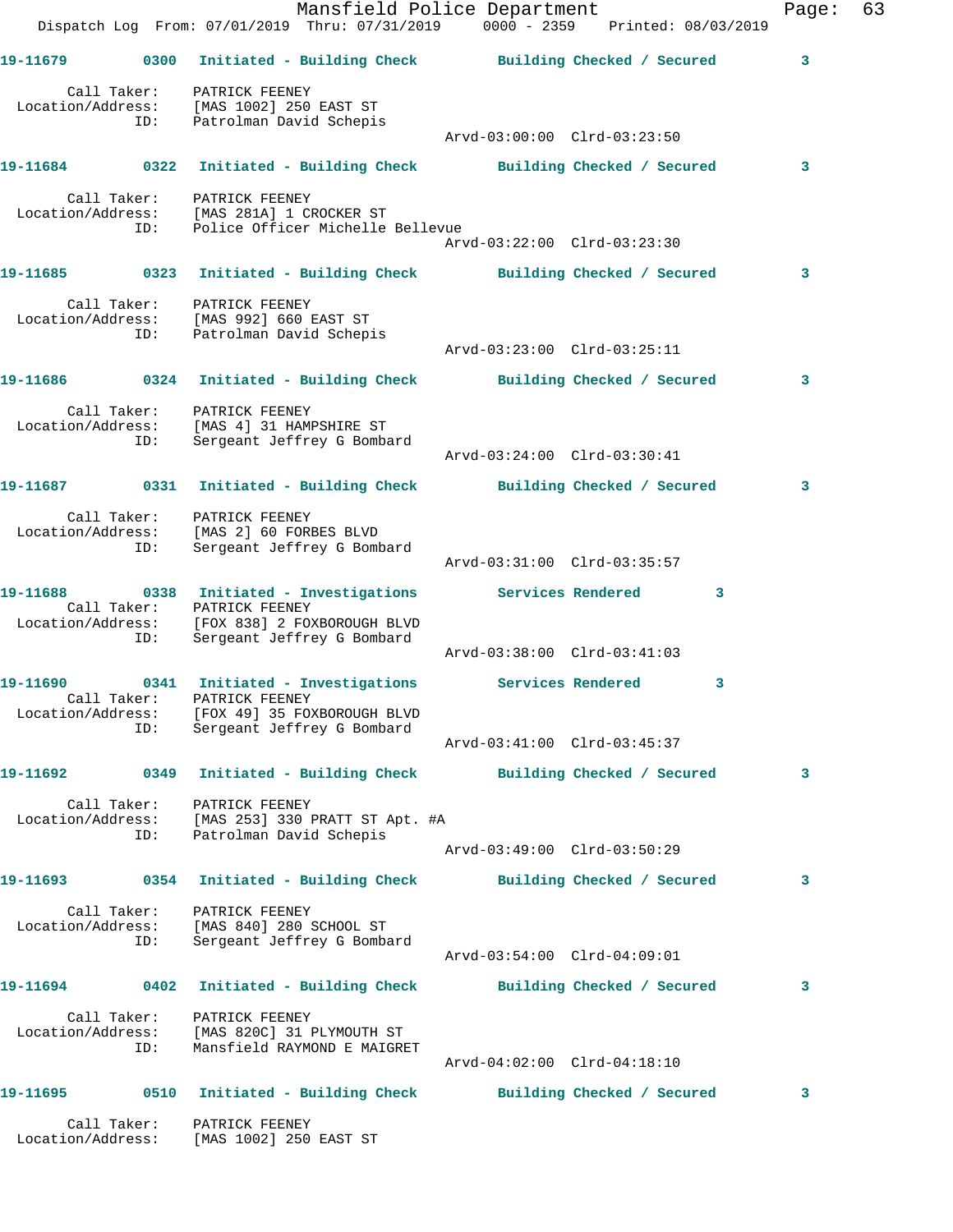Mansfield Police Department
Dispatch Log From: 07/01/2019 Thru: 07/31/2019 0000 - 2359 Printed: 08/03/2019

**19-11679 0300 Initiated - Building Check Building Checked / Secured 3**

Call Taker: PATRICK FEENEY
Location/Address: [MAS 1002] 250 EAST ST
ID: Patrolman David Schepis
Arvd-03:00:00 Clrd-03:23:50

**19-11684 0322 Initiated - Building Check Building Checked / Secured 3**

Call Taker: PATRICK FEENEY
Location/Address: [MAS 281A] 1 CROCKER ST
ID: Police Officer Michelle Bellevue
Arvd-03:22:00 Clrd-03:23:30

**19-11685 0323 Initiated - Building Check Building Checked / Secured 3**

Call Taker: PATRICK FEENEY
Location/Address: [MAS 992] 660 EAST ST
ID: Patrolman David Schepis
Arvd-03:23:00 Clrd-03:25:11

**19-11686 0324 Initiated - Building Check Building Checked / Secured 3**

Call Taker: PATRICK FEENEY
Location/Address: [MAS 4] 31 HAMPSHIRE ST
ID: Sergeant Jeffrey G Bombard
Arvd-03:24:00 Clrd-03:30:41

**19-11687 0331 Initiated - Building Check Building Checked / Secured 3**

Call Taker: PATRICK FEENEY
Location/Address: [MAS 2] 60 FORBES BLVD
ID: Sergeant Jeffrey G Bombard
Arvd-03:31:00 Clrd-03:35:57

**19-11688 0338 Initiated - Investigations Services Rendered 3**

Call Taker: PATRICK FEENEY
Location/Address: [FOX 838] 2 FOXBOROUGH BLVD
ID: Sergeant Jeffrey G Bombard
Arvd-03:38:00 Clrd-03:41:03

**19-11690 0341 Initiated - Investigations Services Rendered 3**

Call Taker: PATRICK FEENEY
Location/Address: [FOX 49] 35 FOXBOROUGH BLVD
ID: Sergeant Jeffrey G Bombard
Arvd-03:41:00 Clrd-03:45:37

**19-11692 0349 Initiated - Building Check Building Checked / Secured 3**

Call Taker: PATRICK FEENEY
Location/Address: [MAS 253] 330 PRATT ST Apt. #A
ID: Patrolman David Schepis
Arvd-03:49:00 Clrd-03:50:29

**19-11693 0354 Initiated - Building Check Building Checked / Secured 3**

Call Taker: PATRICK FEENEY
Location/Address: [MAS 840] 280 SCHOOL ST
ID: Sergeant Jeffrey G Bombard
Arvd-03:54:00 Clrd-04:09:01

**19-11694 0402 Initiated - Building Check Building Checked / Secured 3**

Call Taker: PATRICK FEENEY
Location/Address: [MAS 820C] 31 PLYMOUTH ST
ID: Mansfield RAYMOND E MAIGRET
Arvd-04:02:00 Clrd-04:18:10

**19-11695 0510 Initiated - Building Check Building Checked / Secured 3**

Call Taker: PATRICK FEENEY
Location/Address: [MAS 1002] 250 EAST ST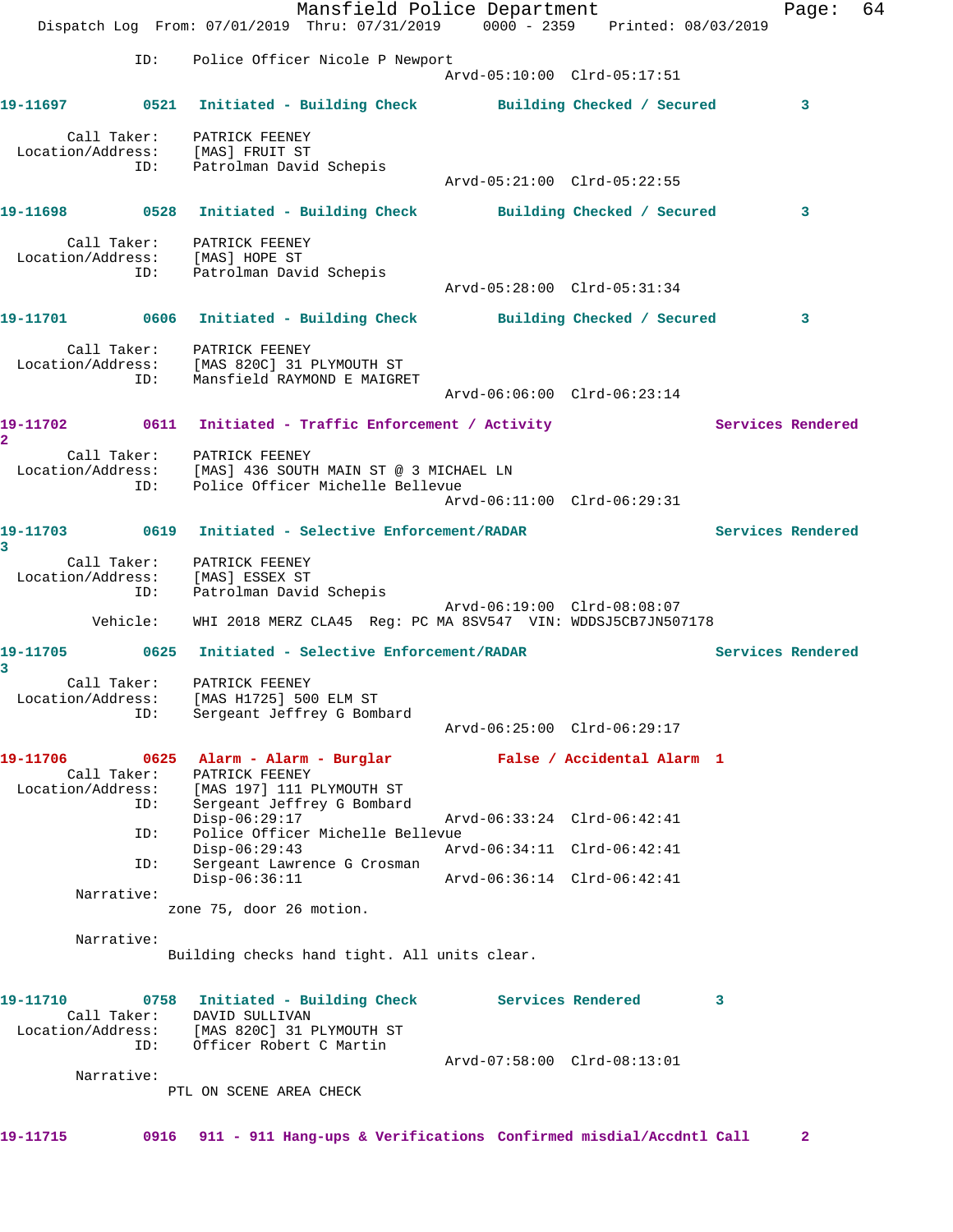ID: Police Officer Nicole P Newport
Arvd-05:10:00 Clrd-05:17:51

**19-11697 0521 Initiated - Building Check Building Checked / Secured 3**

Call Taker: PATRICK FEENEY
Location/Address: [MAS] FRUIT ST
ID: Patrolman David Schepis
Arvd-05:21:00 Clrd-05:22:55

**19-11698 0528 Initiated - Building Check Building Checked / Secured 3**

Call Taker: PATRICK FEENEY
Location/Address: [MAS] HOPE ST
ID: Patrolman David Schepis
Arvd-05:28:00 Clrd-05:31:34

**19-11701 0606 Initiated - Building Check Building Checked / Secured 3**

Call Taker: PATRICK FEENEY
Location/Address: [MAS 820C] 31 PLYMOUTH ST
ID: Mansfield RAYMOND E MAIGRET
Arvd-06:06:00 Clrd-06:23:14

**19-11702 0611 Initiated - Traffic Enforcement / Activity Services Rendered 2**

Call Taker: PATRICK FEENEY
Location/Address: [MAS] 436 SOUTH MAIN ST @ 3 MICHAEL LN
ID: Police Officer Michelle Bellevue
Arvd-06:11:00 Clrd-06:29:31

**19-11703 0619 Initiated - Selective Enforcement/RADAR Services Rendered 3**

Call Taker: PATRICK FEENEY
Location/Address: [MAS] ESSEX ST
ID: Patrolman David Schepis
Arvd-06:19:00 Clrd-08:08:07
Vehicle: WHI 2018 MERZ CLA45 Reg: PC MA 8SV547 VIN: WDDSJ5CB7JN507178

**19-11705 0625 Initiated - Selective Enforcement/RADAR Services Rendered 3**

Call Taker: PATRICK FEENEY
Location/Address: [MAS H1725] 500 ELM ST
ID: Sergeant Jeffrey G Bombard
Arvd-06:25:00 Clrd-06:29:17

**19-11706 0625 Alarm - Alarm - Burglar False / Accidental Alarm 1**

Call Taker: PATRICK FEENEY
Location/Address: [MAS 197] 111 PLYMOUTH ST
ID: Sergeant Jeffrey G Bombard
Disp-06:29:17 Arvd-06:33:24 Clrd-06:42:41
ID: Police Officer Michelle Bellevue
Disp-06:29:43 Arvd-06:34:11 Clrd-06:42:41
ID: Sergeant Lawrence G Crosman
Disp-06:36:11 Arvd-06:36:14 Clrd-06:42:41

Narrative:
zone 75, door 26 motion.

Narrative:
Building checks hand tight. All units clear.

**19-11710 0758 Initiated - Building Check Services Rendered 3**

Call Taker: DAVID SULLIVAN
Location/Address: [MAS 820C] 31 PLYMOUTH ST
ID: Officer Robert C Martin
Arvd-07:58:00 Clrd-08:13:01

Narrative:
PTL ON SCENE AREA CHECK

**19-11715 0916 911 - 911 Hang-ups & Verifications Confirmed misdial/Accdntl Call 2**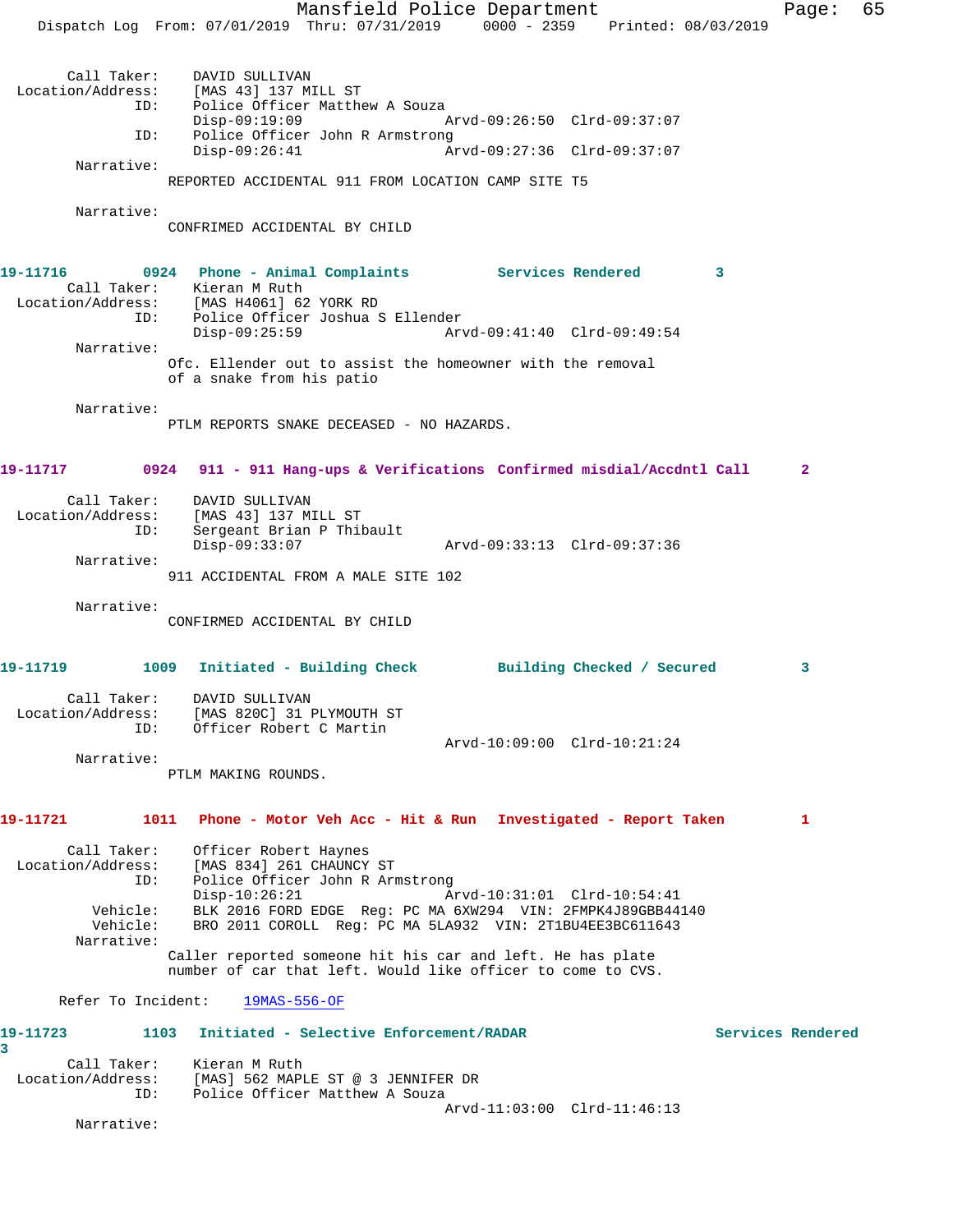```
    Call Taker:    DAVID SULLIVAN
Location/Address:    [MAS 43] 137 MILL ST
            ID:    Police Officer Matthew A Souza
                   Disp-09:19:09                Arvd-09:26:50  Clrd-09:37:07
            ID:    Police Officer John R Armstrong
                   Disp-09:26:41                Arvd-09:27:36  Clrd-09:37:07
     Narrative:
                 REPORTED ACCIDENTAL 911 FROM LOCATION CAMP SITE T5

     Narrative:
                 CONFIRMED ACCIDENTAL BY CHILD
```

**19-11716** **0924** **Phone - Animal Complaints** **Services Rendered** **3**

```
    Call Taker:    Kieran M Ruth
Location/Address:    [MAS H4061] 62 YORK RD
            ID:    Police Officer Joshua S Ellender
                   Disp-09:25:59                Arvd-09:41:40  Clrd-09:49:54
     Narrative:
                 Ofc. Ellender out to assist the homeowner with the removal
                 of a snake from his patio

     Narrative:
                 PTLM REPORTS SNAKE DECEASED - NO HAZARDS.
```

**19-11717** **0924** **911 - 911 Hang-ups & Verifications** **Confirmed misdial/Accdntl Call** **2**

```
    Call Taker:    DAVID SULLIVAN
Location/Address:    [MAS 43] 137 MILL ST
            ID:    Sergeant Brian P Thibault
                   Disp-09:33:07                Arvd-09:33:13  Clrd-09:37:36
     Narrative:
                 911 ACCIDENTAL FROM A MALE SITE 102

     Narrative:
                 CONFIRMED ACCIDENTAL BY CHILD
```

**19-11719** **1009** **Initiated - Building Check** **Building Checked / Secured** **3**

```
    Call Taker:    DAVID SULLIVAN
Location/Address:    [MAS 820C] 31 PLYMOUTH ST
            ID:    Officer Robert C Martin
                                                Arvd-10:09:00  Clrd-10:21:24
     Narrative:
                 PTLM MAKING ROUNDS.
```

**19-11721** **1011** **Phone - Motor Veh Acc - Hit & Run** **Investigated - Report Taken** **1**

```
    Call Taker:    Officer Robert Haynes
Location/Address:    [MAS 834] 261 CHAUNCY ST
            ID:    Police Officer John R Armstrong
                   Disp-10:26:21                Arvd-10:31:01  Clrd-10:54:41
       Vehicle:    BLK 2016 FORD EDGE  Reg: PC MA 6XW294  VIN: 2FMPK4J89GBB44140
       Vehicle:    BRO 2011 COROLL  Reg: PC MA 5LA932  VIN: 2T1BU4EE3BC611643
     Narrative:
                 Caller reported someone hit his car and left. He has plate
                 number of car that left. Would like officer to come to CVS.

   Refer To Incident:    19MAS-556-OF
```

**19-11723** **1103** **Initiated - Selective Enforcement/RADAR** **Services Rendered** **3**

```
    Call Taker:    Kieran M Ruth
Location/Address:    [MAS] 562 MAPLE ST @ 3 JENNIFER DR
            ID:    Police Officer Matthew A Souza
                                                Arvd-11:03:00  Clrd-11:46:13
     Narrative:
```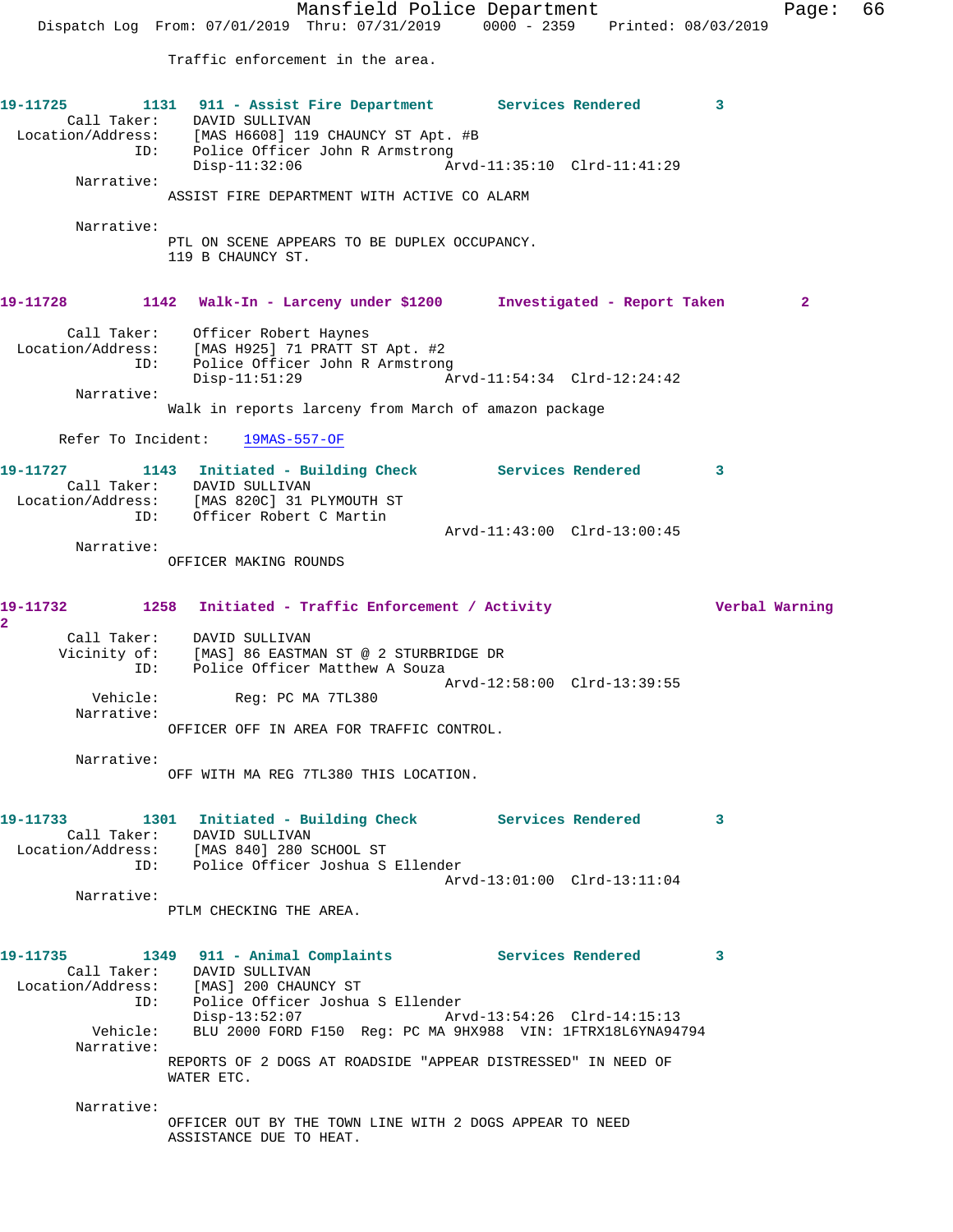Traffic enforcement in the area.

**19-11725 1131 911 - Assist Fire Department Services Rendered 3**

```
       Call Taker:    DAVID SULLIVAN
 Location/Address:    [MAS H6608] 119 CHAUNCY ST Apt. #B
               ID:    Police Officer John R Armstrong
                      Disp-11:32:06                 Arvd-11:35:10  Clrd-11:41:29
        Narrative:
                    ASSIST FIRE DEPARTMENT WITH ACTIVE CO ALARM

        Narrative:
                    PTL ON SCENE APPEARS TO BE DUPLEX OCCUPANCY.
                    119 B CHAUNCY ST.
```

**19-11728 1142 Walk-In - Larceny under $1200 Investigated - Report Taken 2**

```
       Call Taker:    Officer Robert Haynes
 Location/Address:    [MAS H925] 71 PRATT ST Apt. #2
               ID:    Police Officer John R Armstrong
                      Disp-11:51:29                 Arvd-11:54:34  Clrd-12:24:42
        Narrative:
                    Walk in reports larceny from March of amazon package

      Refer To Incident:    19MAS-557-OF
```

**19-11727 1143 Initiated - Building Check Services Rendered 3**

```
       Call Taker:    DAVID SULLIVAN
 Location/Address:    [MAS 820C] 31 PLYMOUTH ST
               ID:    Officer Robert C Martin
                                                    Arvd-11:43:00  Clrd-13:00:45
        Narrative:
                    OFFICER MAKING ROUNDS
```

**19-11732 1258 Initiated - Traffic Enforcement / Activity Verbal Warning 2**

```
       Call Taker:    DAVID SULLIVAN
      Vicinity of:    [MAS] 86 EASTMAN ST @ 2 STURBRIDGE DR
               ID:    Police Officer Matthew A Souza
                                                    Arvd-12:58:00  Clrd-13:39:55
          Vehicle:         Reg: PC MA 7TL380
        Narrative:
                    OFFICER OFF IN AREA FOR TRAFFIC CONTROL.

        Narrative:
                    OFF WITH MA REG 7TL380 THIS LOCATION.
```

**19-11733 1301 Initiated - Building Check Services Rendered 3**

```
       Call Taker:    DAVID SULLIVAN
 Location/Address:    [MAS 840] 280 SCHOOL ST
               ID:    Police Officer Joshua S Ellender
                                                    Arvd-13:01:00  Clrd-13:11:04
        Narrative:
                    PTLM CHECKING THE AREA.
```

**19-11735 1349 911 - Animal Complaints Services Rendered 3**

```
       Call Taker:    DAVID SULLIVAN
 Location/Address:    [MAS] 200 CHAUNCY ST
               ID:    Police Officer Joshua S Ellender
                      Disp-13:52:07                 Arvd-13:54:26  Clrd-14:15:13
          Vehicle:    BLU 2000 FORD F150  Reg: PC MA 9HX988  VIN: 1FTRX18L6YNA94794
        Narrative:
                    REPORTS OF 2 DOGS AT ROADSIDE "APPEAR DISTRESSED" IN NEED OF
                    WATER ETC.

        Narrative:
                    OFFICER OUT BY THE TOWN LINE WITH 2 DOGS APPEAR TO NEED
                    ASSISTANCE DUE TO HEAT.
```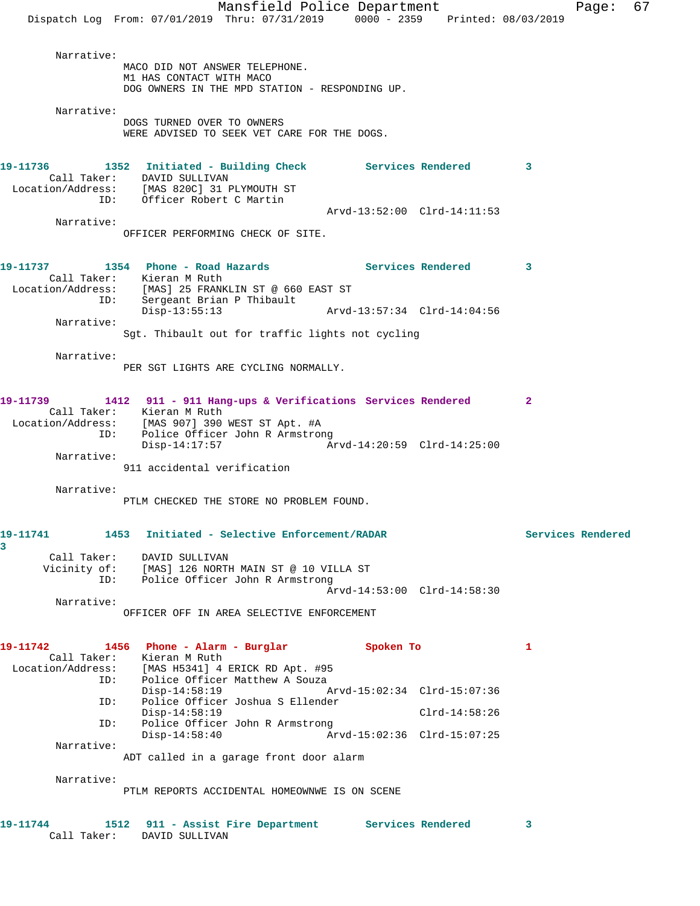Narrative:
MACO DID NOT ANSWER TELEPHONE.
M1 HAS CONTACT WITH MACO
DOG OWNERS IN THE MPD STATION - RESPONDING UP.

Narrative:
DOGS TURNED OVER TO OWNERS
WERE ADVISED TO SEEK VET CARE FOR THE DOGS.

**19-11736 1352 Initiated - Building Check Services Rendered 3**

Call Taker: DAVID SULLIVAN
Location/Address: [MAS 820C] 31 PLYMOUTH ST
ID: Officer Robert C Martin
Arvd-13:52:00 Clrd-14:11:53

Narrative:
OFFICER PERFORMING CHECK OF SITE.

**19-11737 1354 Phone - Road Hazards Services Rendered 3**

Call Taker: Kieran M Ruth
Location/Address: [MAS] 25 FRANKLIN ST @ 660 EAST ST
ID: Sergeant Brian P Thibault
Disp-13:55:13 Arvd-13:57:34 Clrd-14:04:56

Narrative:
Sgt. Thibault out for traffic lights not cycling

Narrative:
PER SGT LIGHTS ARE CYCLING NORMALLY.

**19-11739 1412 911 - 911 Hang-ups & Verifications Services Rendered 2**

Call Taker: Kieran M Ruth
Location/Address: [MAS 907] 390 WEST ST Apt. #A
ID: Police Officer John R Armstrong
Disp-14:17:57 Arvd-14:20:59 Clrd-14:25:00

Narrative:
911 accidental verification

Narrative:
PTLM CHECKED THE STORE NO PROBLEM FOUND.

**19-11741 1453 Initiated - Selective Enforcement/RADAR Services Rendered 3**

Call Taker: DAVID SULLIVAN
Vicinity of: [MAS] 126 NORTH MAIN ST @ 10 VILLA ST
ID: Police Officer John R Armstrong
Arvd-14:53:00 Clrd-14:58:30

Narrative:
OFFICER OFF IN AREA SELECTIVE ENFORCEMENT

**19-11742 1456 Phone - Alarm - Burglar Spoken To 1**

Call Taker: Kieran M Ruth
Location/Address: [MAS H5341] 4 ERICK RD Apt. #95
ID: Police Officer Matthew A Souza
Disp-14:58:19 Arvd-15:02:34 Clrd-15:07:36
ID: Police Officer Joshua S Ellender
Disp-14:58:19 Clrd-14:58:26
ID: Police Officer John R Armstrong
Disp-14:58:40 Arvd-15:02:36 Clrd-15:07:25

Narrative:
ADT called in a garage front door alarm

Narrative:
PTLM REPORTS ACCIDENTAL HOMEOWNWE IS ON SCENE

**19-11744 1512 911 - Assist Fire Department Services Rendered 3**

Call Taker: DAVID SULLIVAN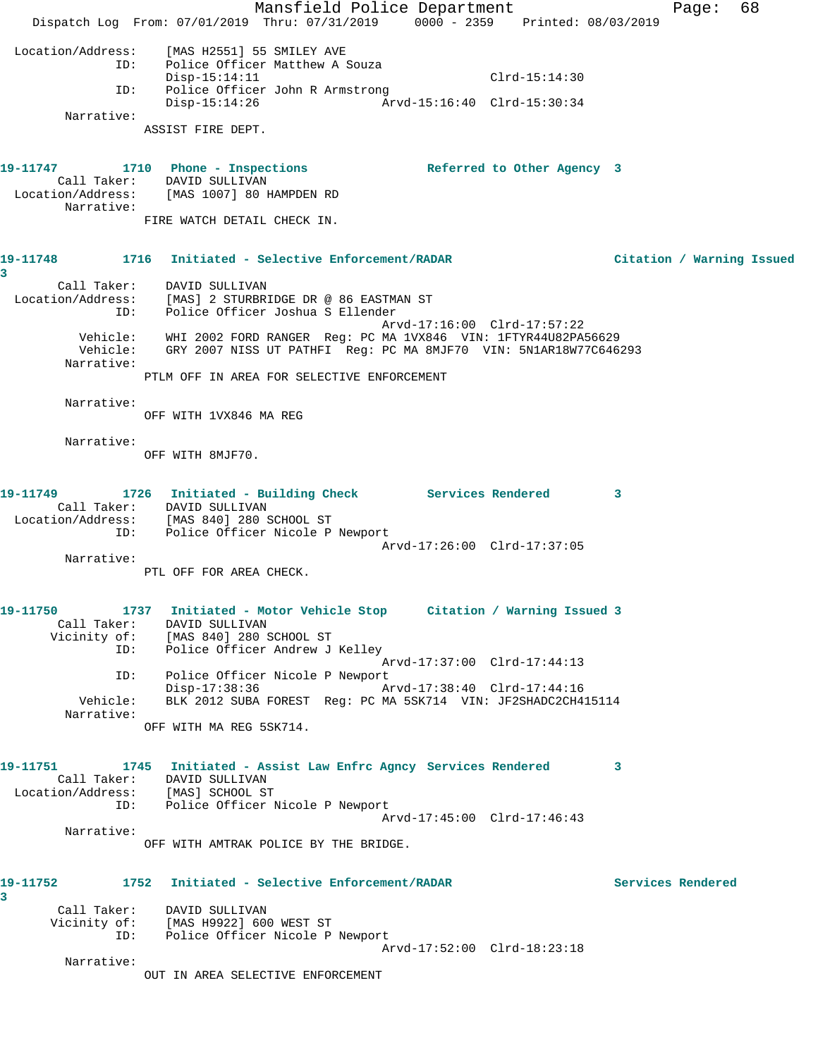```
 Location/Address:    [MAS H2551] 55 SMILEY AVE
               ID:    Police Officer Matthew A Souza
                      Disp-15:14:11                        Clrd-15:14:30
               ID:    Police Officer John R Armstrong
                      Disp-15:14:26               Arvd-15:16:40  Clrd-15:30:34
        Narrative:
                     ASSIST FIRE DEPT.


19-11747        1710   Phone - Inspections             Referred to Other Agency  3
       Call Taker:    DAVID SULLIVAN
 Location/Address:    [MAS 1007] 80 HAMPDEN RD
        Narrative:
                     FIRE WATCH DETAIL CHECK IN.


19-11748        1716   Initiated - Selective Enforcement/RADAR                 Citation / Warning Issued
3
       Call Taker:    DAVID SULLIVAN
 Location/Address:    [MAS] 2 STURBRIDGE DR @ 86 EASTMAN ST
               ID:    Police Officer Joshua S Ellender
                                                  Arvd-17:16:00  Clrd-17:57:22
          Vehicle:    WHI 2002 FORD RANGER  Reg: PC MA 1VX846  VIN: 1FTYR44U82PA56629
          Vehicle:    GRY 2007 NISS UT PATHFI  Reg: PC MA 8MJF70  VIN: 5N1AR18W77C646293
        Narrative:
                     PTLM OFF IN AREA FOR SELECTIVE ENFORCEMENT

        Narrative:
                     OFF WITH 1VX846 MA REG

        Narrative:
                     OFF WITH 8MJF70.


19-11749        1726   Initiated - Building Check        Services Rendered        3
       Call Taker:    DAVID SULLIVAN
 Location/Address:    [MAS 840] 280 SCHOOL ST
               ID:    Police Officer Nicole P Newport
                                                  Arvd-17:26:00  Clrd-17:37:05
        Narrative:
                     PTL OFF FOR AREA CHECK.


19-11750        1737   Initiated - Motor Vehicle Stop     Citation / Warning Issued 3
       Call Taker:    DAVID SULLIVAN
      Vicinity of:    [MAS 840] 280 SCHOOL ST
               ID:    Police Officer Andrew J Kelley
                                                  Arvd-17:37:00  Clrd-17:44:13
               ID:    Police Officer Nicole P Newport
                      Disp-17:38:36               Arvd-17:38:40  Clrd-17:44:16
          Vehicle:    BLK 2012 SUBA FOREST  Reg: PC MA 5SK714  VIN: JF2SHADC2CH415114
        Narrative:
                     OFF WITH MA REG 5SK714.


19-11751        1745   Initiated - Assist Law Enfrc Agncy  Services Rendered        3
       Call Taker:    DAVID SULLIVAN
 Location/Address:    [MAS] SCHOOL ST
               ID:    Police Officer Nicole P Newport
                                                  Arvd-17:45:00  Clrd-17:46:43
        Narrative:
                     OFF WITH AMTRAK POLICE BY THE BRIDGE.


19-11752        1752   Initiated - Selective Enforcement/RADAR                 Services Rendered
3
       Call Taker:    DAVID SULLIVAN
      Vicinity of:    [MAS H9922] 600 WEST ST
               ID:    Police Officer Nicole P Newport
                                                  Arvd-17:52:00  Clrd-18:23:18
        Narrative:
                     OUT IN AREA SELECTIVE ENFORCEMENT
```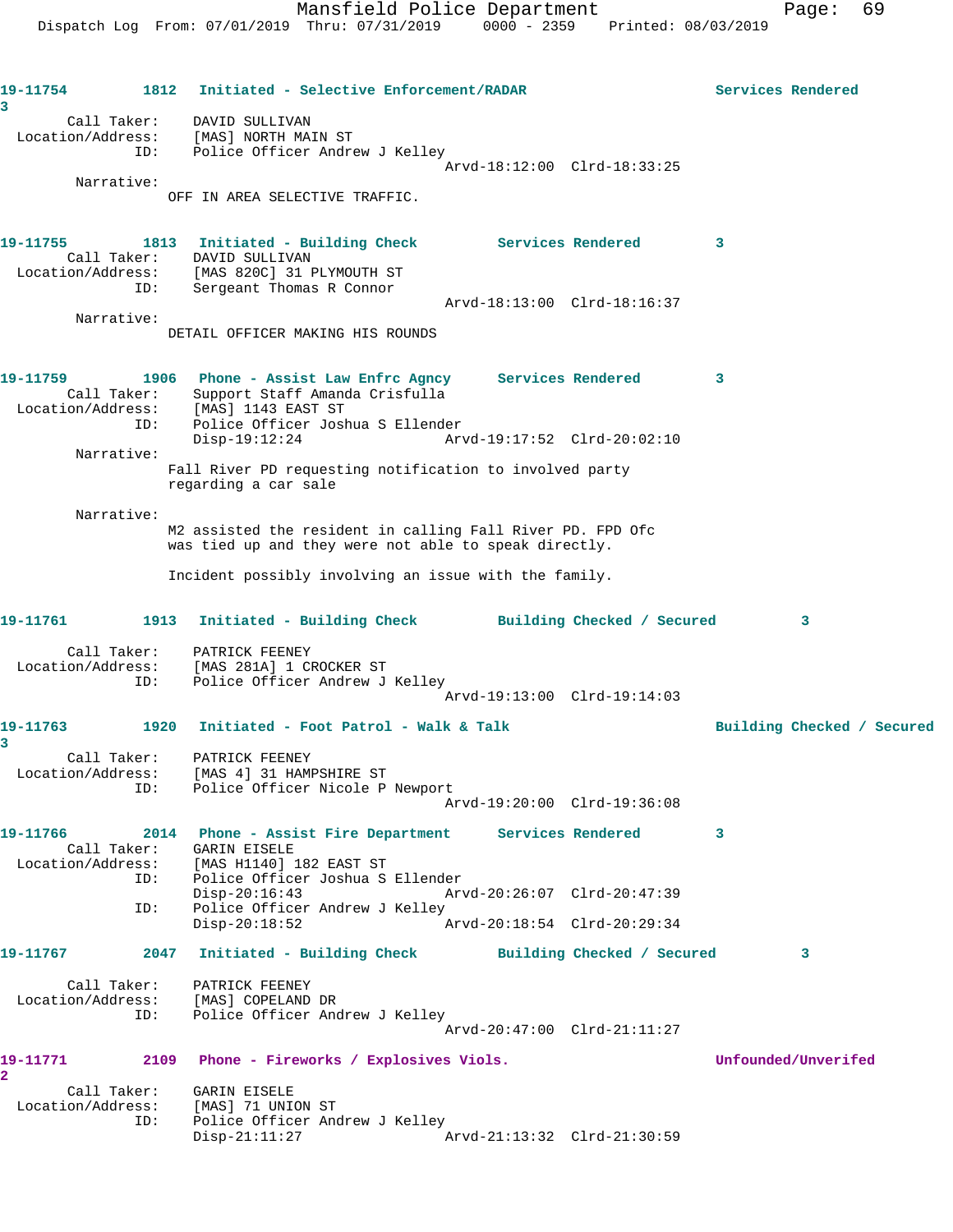**19-11754** 1812 Initiated - Selective Enforcement/RADAR Services Rendered 3

Call Taker: DAVID SULLIVAN
Location/Address: [MAS] NORTH MAIN ST
ID: Police Officer Andrew J Kelley
Arvd-18:12:00 Clrd-18:33:25

Narrative:
OFF IN AREA SELECTIVE TRAFFIC.

**19-11755** 1813 Initiated - Building Check Services Rendered 3

Call Taker: DAVID SULLIVAN
Location/Address: [MAS 820C] 31 PLYMOUTH ST
ID: Sergeant Thomas R Connor
Arvd-18:13:00 Clrd-18:16:37

Narrative:
DETAIL OFFICER MAKING HIS ROUNDS

**19-11759** 1906 Phone - Assist Law Enfrc Agncy Services Rendered 3

Call Taker: Support Staff Amanda Crisfulla
Location/Address: [MAS] 1143 EAST ST
ID: Police Officer Joshua S Ellender
Disp-19:12:24 Arvd-19:17:52 Clrd-20:02:10

Narrative:
Fall River PD requesting notification to involved party regarding a car sale

Narrative:
M2 assisted the resident in calling Fall River PD. FPD Ofc was tied up and they were not able to speak directly.

Incident possibly involving an issue with the family.

**19-11761** 1913 Initiated - Building Check Building Checked / Secured 3

Call Taker: PATRICK FEENEY
Location/Address: [MAS 281A] 1 CROCKER ST
ID: Police Officer Andrew J Kelley
Arvd-19:13:00 Clrd-19:14:03

**19-11763** 1920 Initiated - Foot Patrol - Walk & Talk Building Checked / Secured 3

Call Taker: PATRICK FEENEY
Location/Address: [MAS 4] 31 HAMPSHIRE ST
ID: Police Officer Nicole P Newport
Arvd-19:20:00 Clrd-19:36:08

**19-11766** 2014 Phone - Assist Fire Department Services Rendered 3

Call Taker: GARIN EISELE
Location/Address: [MAS H1140] 182 EAST ST
ID: Police Officer Joshua S Ellender
Disp-20:16:43 Arvd-20:26:07 Clrd-20:47:39
ID: Police Officer Andrew J Kelley
Disp-20:18:52 Arvd-20:18:54 Clrd-20:29:34

**19-11767** 2047 Initiated - Building Check Building Checked / Secured 3

Call Taker: PATRICK FEENEY
Location/Address: [MAS] COPELAND DR
ID: Police Officer Andrew J Kelley
Arvd-20:47:00 Clrd-21:11:27

**19-11771** 2109 Phone - Fireworks / Explosives Viols. Unfounded/Unverifed 2

Call Taker: GARIN EISELE
Location/Address: [MAS] 71 UNION ST
ID: Police Officer Andrew J Kelley
Disp-21:11:27 Arvd-21:13:32 Clrd-21:30:59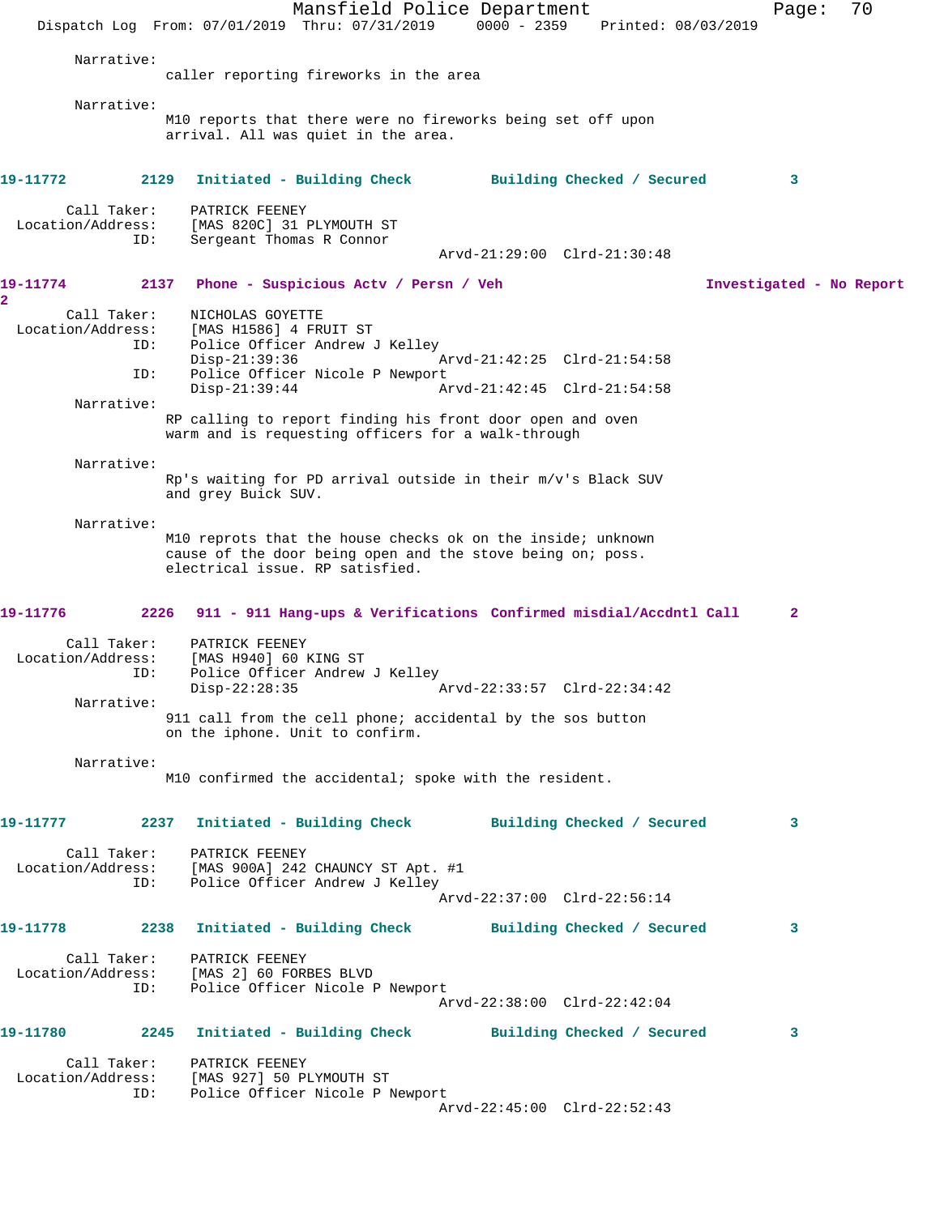Narrative:
caller reporting fireworks in the area

Narrative:
M10 reports that there were no fireworks being set off upon arrival. All was quiet in the area.

**19-11772** 2129 **Initiated - Building Check** **Building Checked / Secured** 3

Call Taker: PATRICK FEENEY
Location/Address: [MAS 820C] 31 PLYMOUTH ST
ID: Sergeant Thomas R Connor
Arvd-21:29:00 Clrd-21:30:48

**19-11774** 2137 **Phone - Suspicious Actv / Persn / Veh** **Investigated - No Report** 2

Call Taker: NICHOLAS GOYETTE
Location/Address: [MAS H1586] 4 FRUIT ST
ID: Police Officer Andrew J Kelley
Disp-21:39:36 Arvd-21:42:25 Clrd-21:54:58
ID: Police Officer Nicole P Newport
Disp-21:39:44 Arvd-21:42:45 Clrd-21:54:58

Narrative:
RP calling to report finding his front door open and oven warm and is requesting officers for a walk-through

Narrative:
Rp's waiting for PD arrival outside in their m/v's Black SUV and grey Buick SUV.

Narrative:
M10 reprots that the house checks ok on the inside; unknown cause of the door being open and the stove being on; poss. electrical issue. RP satisfied.

**19-11776** 2226 **911 - 911 Hang-ups & Verifications** **Confirmed misdial/Accdntl Call** 2

Call Taker: PATRICK FEENEY
Location/Address: [MAS H940] 60 KING ST
ID: Police Officer Andrew J Kelley
Disp-22:28:35 Arvd-22:33:57 Clrd-22:34:42

Narrative:
911 call from the cell phone; accidental by the sos button on the iphone. Unit to confirm.

Narrative:
M10 confirmed the accidental; spoke with the resident.

**19-11777** 2237 **Initiated - Building Check** **Building Checked / Secured** 3

Call Taker: PATRICK FEENEY
Location/Address: [MAS 900A] 242 CHAUNCY ST Apt. #1
ID: Police Officer Andrew J Kelley
Arvd-22:37:00 Clrd-22:56:14

**19-11778** 2238 **Initiated - Building Check** **Building Checked / Secured** 3

Call Taker: PATRICK FEENEY
Location/Address: [MAS 2] 60 FORBES BLVD
ID: Police Officer Nicole P Newport
Arvd-22:38:00 Clrd-22:42:04

**19-11780** 2245 **Initiated - Building Check** **Building Checked / Secured** 3

Call Taker: PATRICK FEENEY
Location/Address: [MAS 927] 50 PLYMOUTH ST
ID: Police Officer Nicole P Newport
Arvd-22:45:00 Clrd-22:52:43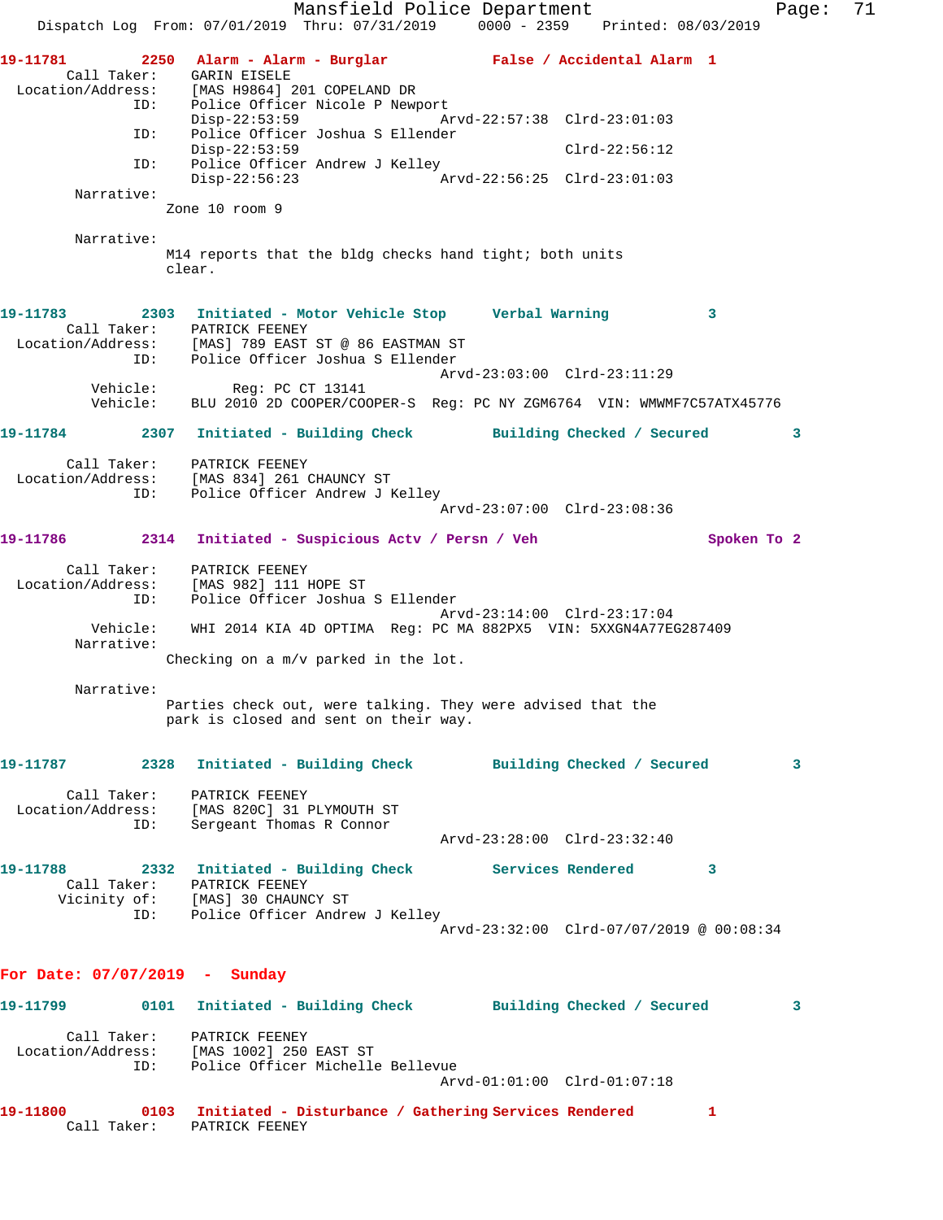19-11781 2250 Alarm - Alarm - Burglar False / Accidental Alarm 1
Call Taker: GARIN EISELE
Location/Address: [MAS H9864] 201 COPELAND DR
ID: Police Officer Nicole P Newport
Disp-22:53:59 Arvd-22:57:38 Clrd-23:01:03
ID: Police Officer Joshua S Ellender
Disp-22:53:59 Clrd-22:56:12
ID: Police Officer Andrew J Kelley
Disp-22:56:23 Arvd-22:56:25 Clrd-23:01:03
Narrative:
Zone 10 room 9

Narrative:
M14 reports that the bldg checks hand tight; both units clear.

19-11783 2303 Initiated - Motor Vehicle Stop Verbal Warning 3
Call Taker: PATRICK FEENEY
Location/Address: [MAS] 789 EAST ST @ 86 EASTMAN ST
ID: Police Officer Joshua S Ellender
Arvd-23:03:00 Clrd-23:11:29
Vehicle: Reg: PC CT 13141
Vehicle: BLU 2010 2D COOPER/COOPER-S Reg: PC NY ZGM6764 VIN: WMWMF7C57ATX45776

19-11784 2307 Initiated - Building Check Building Checked / Secured 3
Call Taker: PATRICK FEENEY
Location/Address: [MAS 834] 261 CHAUNCY ST
ID: Police Officer Andrew J Kelley
Arvd-23:07:00 Clrd-23:08:36

19-11786 2314 Initiated - Suspicious Actv / Persn / Veh Spoken To 2
Call Taker: PATRICK FEENEY
Location/Address: [MAS 982] 111 HOPE ST
ID: Police Officer Joshua S Ellender
Arvd-23:14:00 Clrd-23:17:04
Vehicle: WHI 2014 KIA 4D OPTIMA Reg: PC MA 882PX5 VIN: 5XXGN4A77EG287409
Narrative:
Checking on a m/v parked in the lot.

Narrative:
Parties check out, were talking. They were advised that the park is closed and sent on their way.

19-11787 2328 Initiated - Building Check Building Checked / Secured 3
Call Taker: PATRICK FEENEY
Location/Address: [MAS 820C] 31 PLYMOUTH ST
ID: Sergeant Thomas R Connor
Arvd-23:28:00 Clrd-23:32:40

19-11788 2332 Initiated - Building Check Services Rendered 3
Call Taker: PATRICK FEENEY
Vicinity of: [MAS] 30 CHAUNCY ST
ID: Police Officer Andrew J Kelley
Arvd-23:32:00 Clrd-07/07/2019 @ 00:08:34

**For Date: 07/07/2019 - Sunday**

19-11799 0101 Initiated - Building Check Building Checked / Secured 3
Call Taker: PATRICK FEENEY
Location/Address: [MAS 1002] 250 EAST ST
ID: Police Officer Michelle Bellevue
Arvd-01:01:00 Clrd-01:07:18

19-11800 0103 Initiated - Disturbance / Gathering Services Rendered 1
Call Taker: PATRICK FEENEY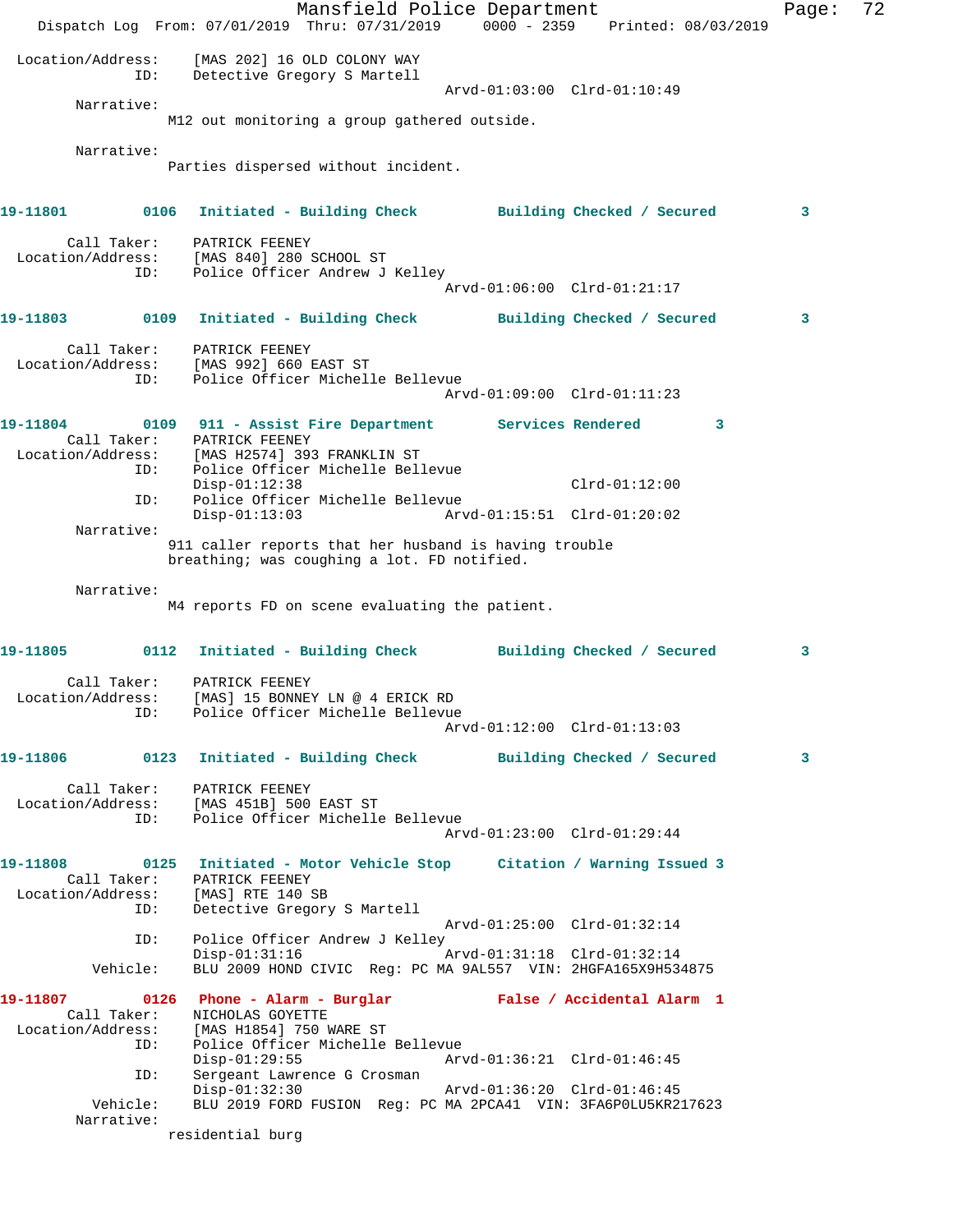```
 Location/Address:    [MAS 202] 16 OLD COLONY WAY
              ID:    Detective Gregory S Martell
                                             Arvd-01:03:00  Clrd-01:10:49
       Narrative:
                 M12 out monitoring a group gathered outside.

       Narrative:
                 Parties dispersed without incident.

19-11801         0106   Initiated - Building Check         Building Checked / Secured          3

      Call Taker:    PATRICK FEENEY
 Location/Address:    [MAS 840] 280 SCHOOL ST
              ID:    Police Officer Andrew J Kelley
                                             Arvd-01:06:00  Clrd-01:21:17

19-11803         0109   Initiated - Building Check         Building Checked / Secured          3

      Call Taker:    PATRICK FEENEY
 Location/Address:    [MAS 992] 660 EAST ST
              ID:    Police Officer Michelle Bellevue
                                             Arvd-01:09:00  Clrd-01:11:23

19-11804         0109   911 - Assist Fire Department       Services Rendered          3
      Call Taker:    PATRICK FEENEY
 Location/Address:    [MAS H2574] 393 FRANKLIN ST
              ID:    Police Officer Michelle Bellevue
                     Disp-01:12:38                          Clrd-01:12:00
              ID:    Police Officer Michelle Bellevue
                     Disp-01:13:03              Arvd-01:15:51  Clrd-01:20:02
       Narrative:
                 911 caller reports that her husband is having trouble
                 breathing; was coughing a lot. FD notified.

       Narrative:
                 M4 reports FD on scene evaluating the patient.

19-11805         0112   Initiated - Building Check         Building Checked / Secured          3

      Call Taker:    PATRICK FEENEY
 Location/Address:    [MAS] 15 BONNEY LN @ 4 ERICK RD
              ID:    Police Officer Michelle Bellevue
                                             Arvd-01:12:00  Clrd-01:13:03

19-11806         0123   Initiated - Building Check         Building Checked / Secured          3

      Call Taker:    PATRICK FEENEY
 Location/Address:    [MAS 451B] 500 EAST ST
              ID:    Police Officer Michelle Bellevue
                                             Arvd-01:23:00  Clrd-01:29:44

19-11808         0125   Initiated - Motor Vehicle Stop     Citation / Warning Issued 3
      Call Taker:    PATRICK FEENEY
 Location/Address:    [MAS] RTE 140 SB
              ID:    Detective Gregory S Martell
                                             Arvd-01:25:00  Clrd-01:32:14
              ID:    Police Officer Andrew J Kelley
                     Disp-01:31:16              Arvd-01:31:18  Clrd-01:32:14
         Vehicle:    BLU 2009 HOND CIVIC  Reg: PC MA 9AL557  VIN: 2HGFA165X9H534875

19-11807         0126   Phone - Alarm - Burglar            False / Accidental Alarm  1
      Call Taker:    NICHOLAS GOYETTE
 Location/Address:    [MAS H1854] 750 WARE ST
              ID:    Police Officer Michelle Bellevue
                     Disp-01:29:55              Arvd-01:36:21  Clrd-01:46:45
              ID:    Sergeant Lawrence G Crosman
                     Disp-01:32:30              Arvd-01:36:20  Clrd-01:46:45
         Vehicle:    BLU 2019 FORD FUSION  Reg: PC MA 2PCA41  VIN: 3FA6P0LU5KR217623
       Narrative:
                 residential burg
```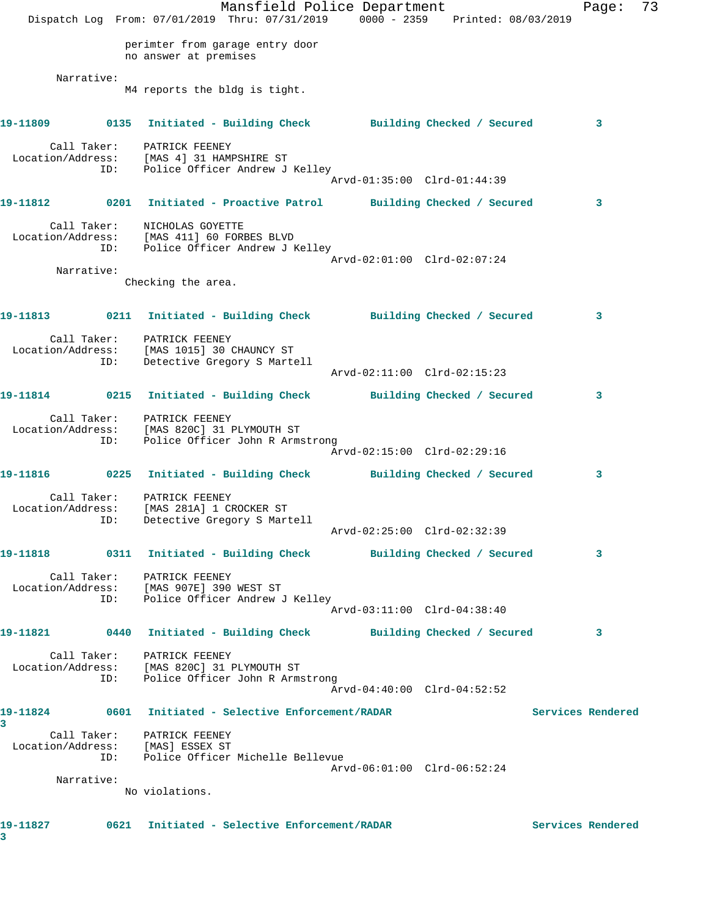perimter from garage entry door
no answer at premises

Narrative:
M4 reports the bldg is tight.

**19-11809 0135 Initiated - Building Check Building Checked / Secured 3**

Call Taker: PATRICK FEENEY
Location/Address: [MAS 4] 31 HAMPSHIRE ST
ID: Police Officer Andrew J Kelley
Arvd-01:35:00 Clrd-01:44:39

**19-11812 0201 Initiated - Proactive Patrol Building Checked / Secured 3**

Call Taker: NICHOLAS GOYETTE
Location/Address: [MAS 411] 60 FORBES BLVD
ID: Police Officer Andrew J Kelley
Arvd-02:01:00 Clrd-02:07:24

Narrative:
Checking the area.

**19-11813 0211 Initiated - Building Check Building Checked / Secured 3**

Call Taker: PATRICK FEENEY
Location/Address: [MAS 1015] 30 CHAUNCY ST
ID: Detective Gregory S Martell
Arvd-02:11:00 Clrd-02:15:23

**19-11814 0215 Initiated - Building Check Building Checked / Secured 3**

Call Taker: PATRICK FEENEY
Location/Address: [MAS 820C] 31 PLYMOUTH ST
ID: Police Officer John R Armstrong
Arvd-02:15:00 Clrd-02:29:16

**19-11816 0225 Initiated - Building Check Building Checked / Secured 3**

Call Taker: PATRICK FEENEY
Location/Address: [MAS 281A] 1 CROCKER ST
ID: Detective Gregory S Martell
Arvd-02:25:00 Clrd-02:32:39

**19-11818 0311 Initiated - Building Check Building Checked / Secured 3**

Call Taker: PATRICK FEENEY
Location/Address: [MAS 907E] 390 WEST ST
ID: Police Officer Andrew J Kelley
Arvd-03:11:00 Clrd-04:38:40

**19-11821 0440 Initiated - Building Check Building Checked / Secured 3**

Call Taker: PATRICK FEENEY
Location/Address: [MAS 820C] 31 PLYMOUTH ST
ID: Police Officer John R Armstrong
Arvd-04:40:00 Clrd-04:52:52

**19-11824 0601 Initiated - Selective Enforcement/RADAR Services Rendered 3**

Call Taker: PATRICK FEENEY
Location/Address: [MAS] ESSEX ST
ID: Police Officer Michelle Bellevue
Arvd-06:01:00 Clrd-06:52:24

Narrative:
No violations.

**19-11827 0621 Initiated - Selective Enforcement/RADAR Services Rendered 3**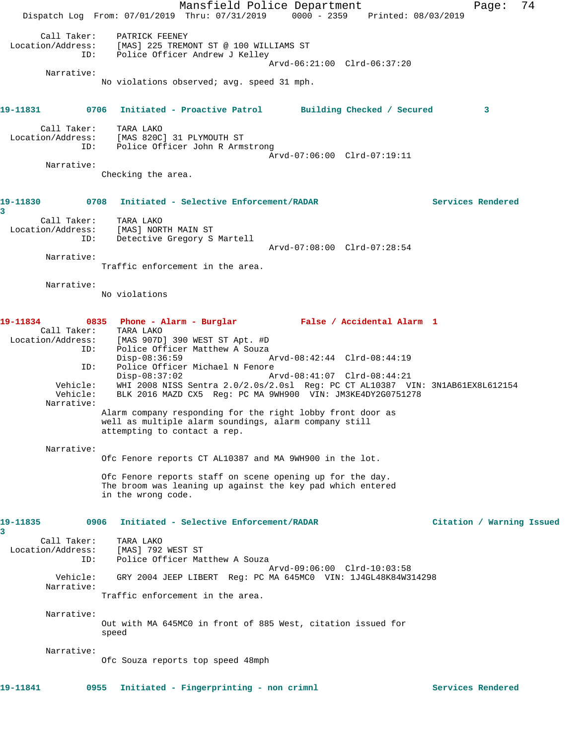Call Taker: PATRICK FEENEY
Location/Address: [MAS] 225 TREMONT ST @ 100 WILLIAMS ST
ID: Police Officer Andrew J Kelley
Arvd-06:21:00 Clrd-06:37:20

Narrative:
No violations observed; avg. speed 31 mph.

**19-11831 0706 Initiated - Proactive Patrol Building Checked / Secured 3**

Call Taker: TARA LAKO
Location/Address: [MAS 820C] 31 PLYMOUTH ST
ID: Police Officer John R Armstrong
Arvd-07:06:00 Clrd-07:19:11

Narrative:
Checking the area.

**19-11830 0708 Initiated - Selective Enforcement/RADAR Services Rendered 3**

Call Taker: TARA LAKO
Location/Address: [MAS] NORTH MAIN ST
ID: Detective Gregory S Martell
Arvd-07:08:00 Clrd-07:28:54

Narrative:
Traffic enforcement in the area.

Narrative:
No violations

**19-11834 0835 Phone - Alarm - Burglar False / Accidental Alarm 1**

Call Taker: TARA LAKO
Location/Address: [MAS 907D] 390 WEST ST Apt. #D
ID: Police Officer Matthew A Souza
Disp-08:36:59 Arvd-08:42:44 Clrd-08:44:19
ID: Police Officer Michael N Fenore
Disp-08:37:02 Arvd-08:41:07 Clrd-08:44:21
Vehicle: WHI 2008 NISS Sentra 2.0/2.0s/2.0sl Reg: PC CT AL10387 VIN: 3N1AB61EX8L612154
Vehicle: BLK 2016 MAZD CX5 Reg: PC MA 9WH900 VIN: JM3KE4DY2G0751278

Narrative:
Alarm company responding for the right lobby front door as well as multiple alarm soundings, alarm company still attempting to contact a rep.

Narrative:
Ofc Fenore reports CT AL10387 and MA 9WH900 in the lot.

Ofc Fenore reports staff on scene opening up for the day. The broom was leaning up against the key pad which entered in the wrong code.

**19-11835 0906 Initiated - Selective Enforcement/RADAR Citation / Warning Issued 3**

Call Taker: TARA LAKO
Location/Address: [MAS] 792 WEST ST
ID: Police Officer Matthew A Souza
Arvd-09:06:00 Clrd-10:03:58
Vehicle: GRY 2004 JEEP LIBERT Reg: PC MA 645MC0 VIN: 1J4GL48K84W314298

Narrative:
Traffic enforcement in the area.

Narrative:
Out with MA 645MC0 in front of 885 West, citation issued for speed

Narrative:
Ofc Souza reports top speed 48mph

**19-11841 0955 Initiated - Fingerprinting - non crimnl Services Rendered**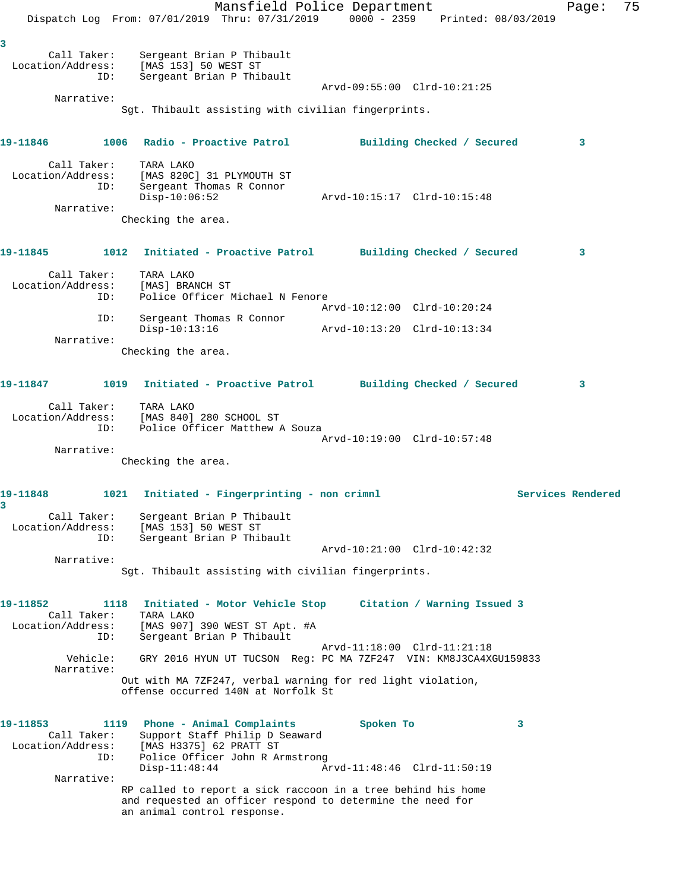3

Call Taker: Sergeant Brian P Thibault
Location/Address: [MAS 153] 50 WEST ST
ID: Sergeant Brian P Thibault
Arvd-09:55:00 Clrd-10:21:25
Narrative:
Sgt. Thibault assisting with civilian fingerprints.

**19-11846 1006 Radio - Proactive Patrol Building Checked / Secured 3**

Call Taker: TARA LAKO
Location/Address: [MAS 820C] 31 PLYMOUTH ST
ID: Sergeant Thomas R Connor
Disp-10:06:52 Arvd-10:15:17 Clrd-10:15:48
Narrative:
Checking the area.

**19-11845 1012 Initiated - Proactive Patrol Building Checked / Secured 3**

Call Taker: TARA LAKO
Location/Address: [MAS] BRANCH ST
ID: Police Officer Michael N Fenore
Arvd-10:12:00 Clrd-10:20:24
ID: Sergeant Thomas R Connor
Disp-10:13:16 Arvd-10:13:20 Clrd-10:13:34
Narrative:
Checking the area.

**19-11847 1019 Initiated - Proactive Patrol Building Checked / Secured 3**

Call Taker: TARA LAKO
Location/Address: [MAS 840] 280 SCHOOL ST
ID: Police Officer Matthew A Souza
Arvd-10:19:00 Clrd-10:57:48
Narrative:
Checking the area.

**19-11848 1021 Initiated - Fingerprinting - non crimnl Services Rendered 3**

Call Taker: Sergeant Brian P Thibault
Location/Address: [MAS 153] 50 WEST ST
ID: Sergeant Brian P Thibault
Arvd-10:21:00 Clrd-10:42:32
Narrative:
Sgt. Thibault assisting with civilian fingerprints.

**19-11852 1118 Initiated - Motor Vehicle Stop Citation / Warning Issued 3**

Call Taker: TARA LAKO
Location/Address: [MAS 907] 390 WEST ST Apt. #A
ID: Sergeant Brian P Thibault
Arvd-11:18:00 Clrd-11:21:18
Vehicle: GRY 2016 HYUN UT TUCSON Reg: PC MA 7ZF247 VIN: KM8J3CA4XGU159833
Narrative:
Out with MA 7ZF247, verbal warning for red light violation, offense occurred 140N at Norfolk St

**19-11853 1119 Phone - Animal Complaints Spoken To 3**

Call Taker: Support Staff Philip D Seaward
Location/Address: [MAS H3375] 62 PRATT ST
ID: Police Officer John R Armstrong
Disp-11:48:44 Arvd-11:48:46 Clrd-11:50:19
Narrative:
RP called to report a sick raccoon in a tree behind his home and requested an officer respond to determine the need for an animal control response.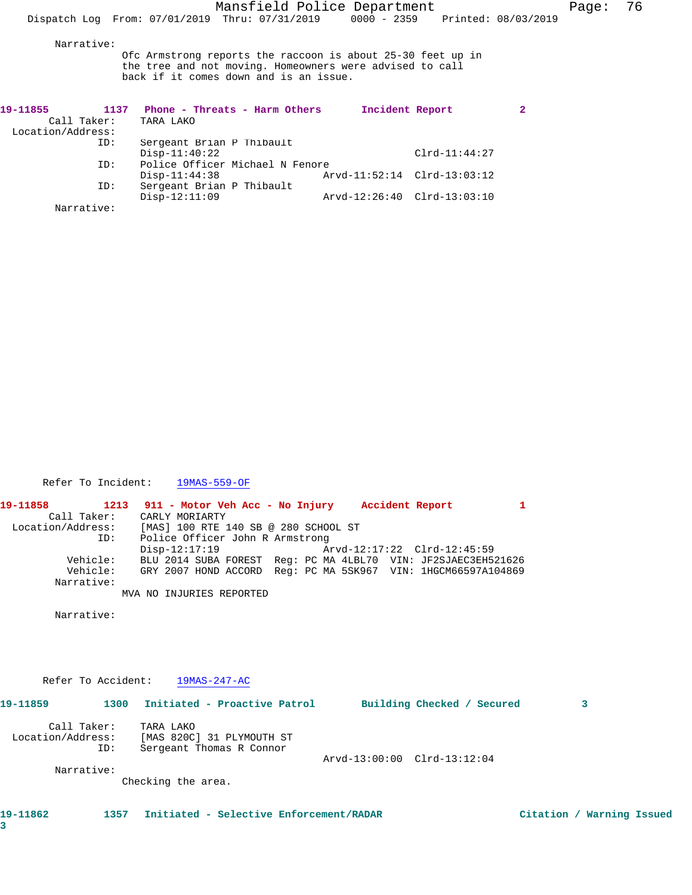Narrative:
Ofc Armstrong reports the raccoon is about 25-30 feet up in the tree and not moving. Homeowners were advised to call back if it comes down and is an issue.

**19-11855 1137 Phone - Threats - Harm Others Incident Report 2**

Call Taker: TARA LAKO
Location/Address:
ID: Sergeant Brian P Thibault
Disp-11:40:22 Clrd-11:44:27
ID: Police Officer Michael N Fenore
Disp-11:44:38 Arvd-11:52:14 Clrd-13:03:12
ID: Sergeant Brian P Thibault
Disp-12:11:09 Arvd-12:26:40 Clrd-13:03:10
Narrative:

Refer To Incident: 19MAS-559-OF

**19-11858 1213 911 - Motor Veh Acc - No Injury Accident Report 1**

Call Taker: CARLY MORIARTY
Location/Address: [MAS] 100 RTE 140 SB @ 280 SCHOOL ST
ID: Police Officer John R Armstrong
Disp-12:17:19 Arvd-12:17:22 Clrd-12:45:59
Vehicle: BLU 2014 SUBA FOREST Reg: PC MA 4LBL70 VIN: JF2SJAEC3EH521626
Vehicle: GRY 2007 HOND ACCORD Reg: PC MA 5SK967 VIN: 1HGCM66597A104869
Narrative:
MVA NO INJURIES REPORTED

Narrative:

Refer To Accident: 19MAS-247-AC

**19-11859 1300 Initiated - Proactive Patrol Building Checked / Secured 3**

Call Taker: TARA LAKO
Location/Address: [MAS 820C] 31 PLYMOUTH ST
ID: Sergeant Thomas R Connor
Arvd-13:00:00 Clrd-13:12:04
Narrative:
Checking the area.

**19-11862 1357 Initiated - Selective Enforcement/RADAR Citation / Warning Issued 3**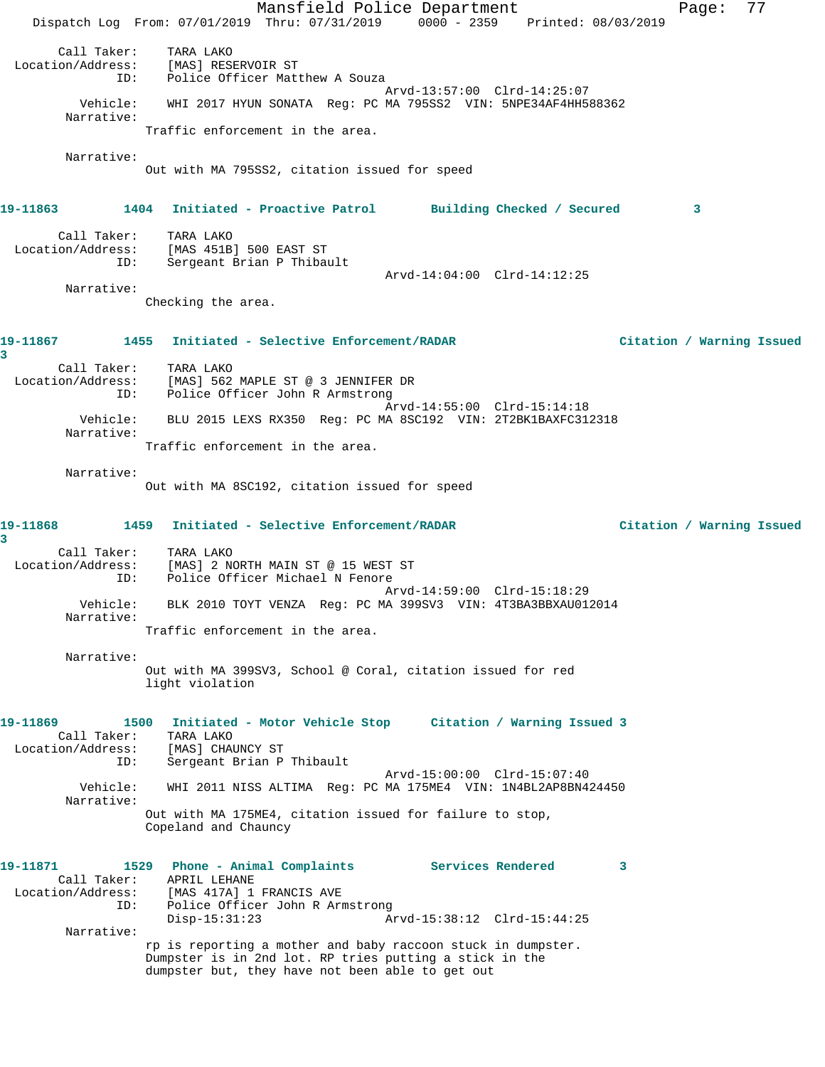Call Taker: TARA LAKO
Location/Address: [MAS] RESERVOIR ST
ID: Police Officer Matthew A Souza
Arvd-13:57:00 Clrd-14:25:07
Vehicle: WHI 2017 HYUN SONATA Reg: PC MA 795SS2 VIN: 5NPE34AF4HH588362
Narrative:
Traffic enforcement in the area.

Narrative:
Out with MA 795SS2, citation issued for speed

**19-11863 1404 Initiated - Proactive Patrol Building Checked / Secured 3**

Call Taker: TARA LAKO
Location/Address: [MAS 451B] 500 EAST ST
ID: Sergeant Brian P Thibault
Arvd-14:04:00 Clrd-14:12:25
Narrative:
Checking the area.

**19-11867 1455 Initiated - Selective Enforcement/RADAR Citation / Warning Issued 3**

Call Taker: TARA LAKO
Location/Address: [MAS] 562 MAPLE ST @ 3 JENNIFER DR
ID: Police Officer John R Armstrong
Arvd-14:55:00 Clrd-15:14:18
Vehicle: BLU 2015 LEXS RX350 Reg: PC MA 8SC192 VIN: 2T2BK1BAXFC312318
Narrative:
Traffic enforcement in the area.

Narrative:
Out with MA 8SC192, citation issued for speed

**19-11868 1459 Initiated - Selective Enforcement/RADAR Citation / Warning Issued 3**

Call Taker: TARA LAKO
Location/Address: [MAS] 2 NORTH MAIN ST @ 15 WEST ST
ID: Police Officer Michael N Fenore
Arvd-14:59:00 Clrd-15:18:29
Vehicle: BLK 2010 TOYT VENZA Reg: PC MA 399SV3 VIN: 4T3BA3BBXAU012014
Narrative:
Traffic enforcement in the area.

Narrative:
Out with MA 399SV3, School @ Coral, citation issued for red light violation

**19-11869 1500 Initiated - Motor Vehicle Stop Citation / Warning Issued 3**

Call Taker: TARA LAKO
Location/Address: [MAS] CHAUNCY ST
ID: Sergeant Brian P Thibault
Arvd-15:00:00 Clrd-15:07:40
Vehicle: WHI 2011 NISS ALTIMA Reg: PC MA 175ME4 VIN: 1N4BL2AP8BN424450
Narrative:
Out with MA 175ME4, citation issued for failure to stop, Copeland and Chauncy

**19-11871 1529 Phone - Animal Complaints Services Rendered 3**

Call Taker: APRIL LEHANE
Location/Address: [MAS 417A] 1 FRANCIS AVE
ID: Police Officer John R Armstrong
Disp-15:31:23 Arvd-15:38:12 Clrd-15:44:25
Narrative:
rp is reporting a mother and baby raccoon stuck in dumpster. Dumpster is in 2nd lot. RP tries putting a stick in the dumpster but, they have not been able to get out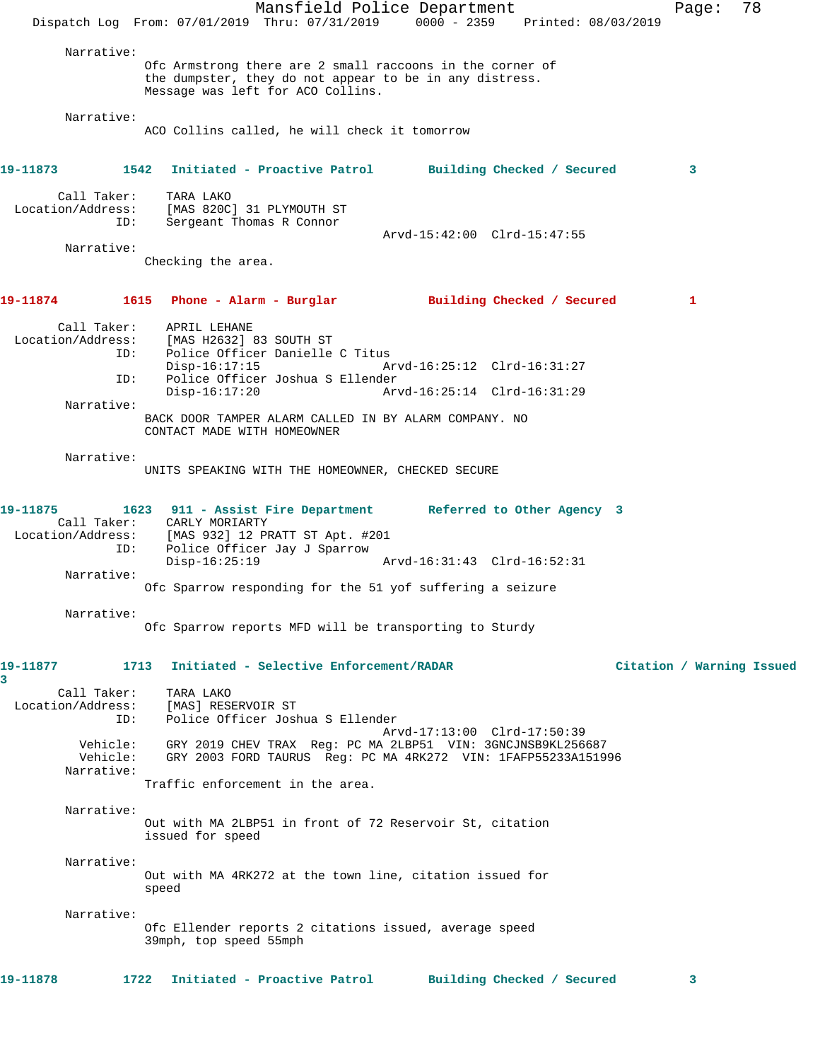Narrative:
Ofc Armstrong there are 2 small raccoons in the corner of the dumpster, they do not appear to be in any distress. Message was left for ACO Collins.

Narrative:
ACO Collins called, he will check it tomorrow

**19-11873    1542  Initiated - Proactive Patrol    Building Checked / Secured    3**

Call Taker: TARA LAKO
Location/Address: [MAS 820C] 31 PLYMOUTH ST
ID: Sergeant Thomas R Connor
Arvd-15:42:00 Clrd-15:47:55

Narrative:
Checking the area.

**19-11874    1615  Phone - Alarm - Burglar    Building Checked / Secured    1**

Call Taker: APRIL LEHANE
Location/Address: [MAS H2632] 83 SOUTH ST
ID: Police Officer Danielle C Titus
Disp-16:17:15 Arvd-16:25:12 Clrd-16:31:27
ID: Police Officer Joshua S Ellender
Disp-16:17:20 Arvd-16:25:14 Clrd-16:31:29

Narrative:
BACK DOOR TAMPER ALARM CALLED IN BY ALARM COMPANY. NO CONTACT MADE WITH HOMEOWNER

Narrative:
UNITS SPEAKING WITH THE HOMEOWNER, CHECKED SECURE

**19-11875    1623  911 - Assist Fire Department    Referred to Other Agency  3**

Call Taker: CARLY MORIARTY
Location/Address: [MAS 932] 12 PRATT ST Apt. #201
ID: Police Officer Jay J Sparrow
Disp-16:25:19 Arvd-16:31:43 Clrd-16:52:31

Narrative:
Ofc Sparrow responding for the 51 yof suffering a seizure

Narrative:
Ofc Sparrow reports MFD will be transporting to Sturdy

**19-11877    1713  Initiated - Selective Enforcement/RADAR    Citation / Warning Issued 3**

Call Taker: TARA LAKO
Location/Address: [MAS] RESERVOIR ST
ID: Police Officer Joshua S Ellender
Arvd-17:13:00 Clrd-17:50:39
Vehicle: GRY 2019 CHEV TRAX Reg: PC MA 2LBP51 VIN: 3GNCJNSB9KL256687
Vehicle: GRY 2003 FORD TAURUS Reg: PC MA 4RK272 VIN: 1FAFP55233A151996

Narrative:
Traffic enforcement in the area.

Narrative:
Out with MA 2LBP51 in front of 72 Reservoir St, citation issued for speed

Narrative:
Out with MA 4RK272 at the town line, citation issued for speed

Narrative:
Ofc Ellender reports 2 citations issued, average speed 39mph, top speed 55mph

**19-11878    1722  Initiated - Proactive Patrol    Building Checked / Secured    3**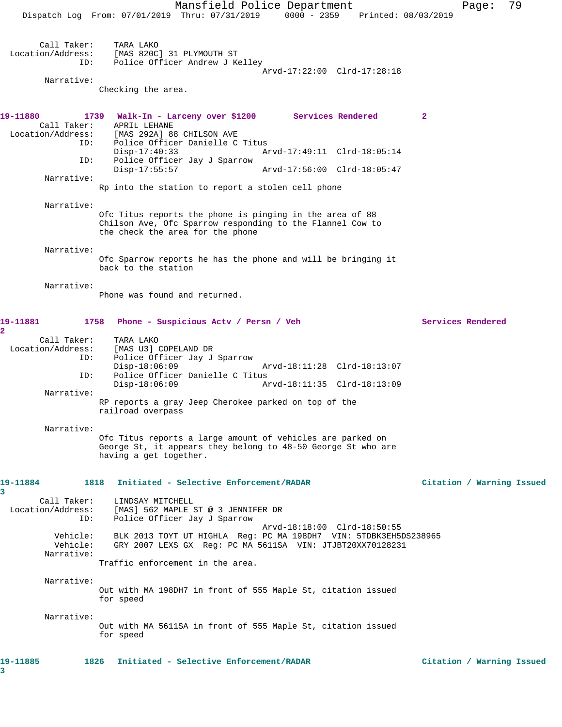Call Taker: TARA LAKO
Location/Address: [MAS 820C] 31 PLYMOUTH ST
ID: Police Officer Andrew J Kelley
Arvd-17:22:00 Clrd-17:28:18

Narrative:
Checking the area.

**19-11880 1739 Walk-In - Larceny over $1200 Services Rendered 2**

Call Taker: APRIL LEHANE
Location/Address: [MAS 292A] 88 CHILSON AVE
ID: Police Officer Danielle C Titus
Disp-17:40:33 Arvd-17:49:11 Clrd-18:05:14
ID: Police Officer Jay J Sparrow
Disp-17:55:57 Arvd-17:56:00 Clrd-18:05:47

Narrative:
Rp into the station to report a stolen cell phone

Narrative:
Ofc Titus reports the phone is pinging in the area of 88 Chilson Ave, Ofc Sparrow responding to the Flannel Cow to the check the area for the phone

Narrative:
Ofc Sparrow reports he has the phone and will be bringing it back to the station

Narrative:
Phone was found and returned.

**19-11881 1758 Phone - Suspicious Actv / Persn / Veh Services Rendered 2**

Call Taker: TARA LAKO
Location/Address: [MAS U3] COPELAND DR
ID: Police Officer Jay J Sparrow
Disp-18:06:09 Arvd-18:11:28 Clrd-18:13:07
ID: Police Officer Danielle C Titus
Disp-18:06:09 Arvd-18:11:35 Clrd-18:13:09

Narrative:
RP reports a gray Jeep Cherokee parked on top of the railroad overpass

Narrative:
Ofc Titus reports a large amount of vehicles are parked on George St, it appears they belong to 48-50 George St who are having a get together.

**19-11884 1818 Initiated - Selective Enforcement/RADAR Citation / Warning Issued 3**

Call Taker: LINDSAY MITCHELL
Location/Address: [MAS] 562 MAPLE ST @ 3 JENNIFER DR
ID: Police Officer Jay J Sparrow
Arvd-18:18:00 Clrd-18:50:55
Vehicle: BLK 2013 TOYT UT HIGHLA Reg: PC MA 198DH7 VIN: 5TDBK3EH5DS238965
Vehicle: GRY 2007 LEXS GX Reg: PC MA 5611SA VIN: JTJBT20XX70128231

Narrative:
Traffic enforcement in the area.

Narrative:
Out with MA 198DH7 in front of 555 Maple St, citation issued for speed

Narrative:
Out with MA 5611SA in front of 555 Maple St, citation issued for speed

**19-11885 1826 Initiated - Selective Enforcement/RADAR Citation / Warning Issued 3**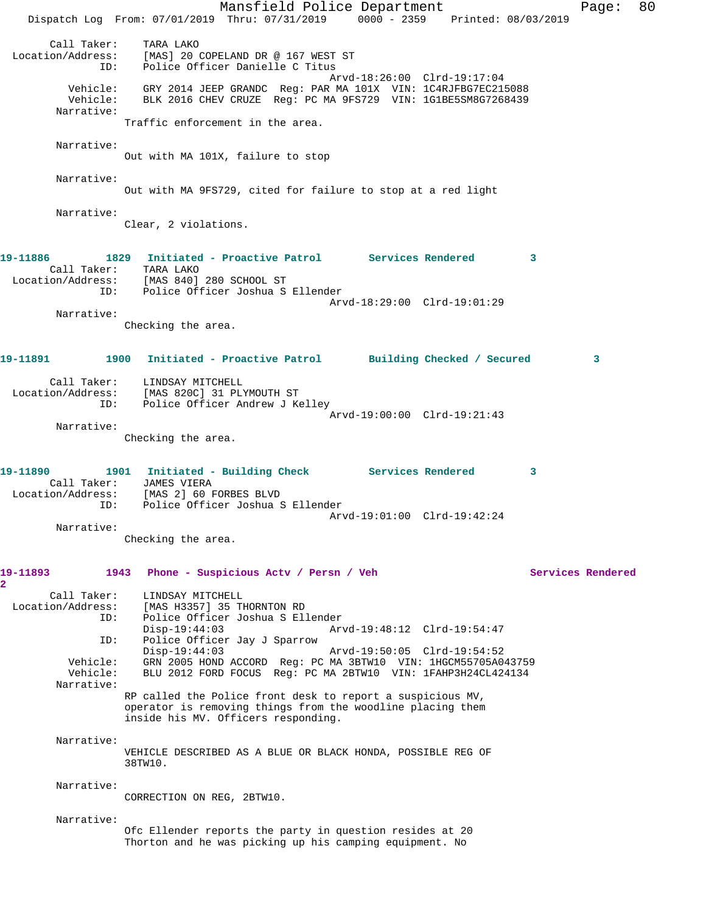```
        Call Taker:    TARA LAKO
  Location/Address:    [MAS] 20 COPELAND DR @ 167 WEST ST
                ID:    Police Officer Danielle C Titus
                                              Arvd-18:26:00  Clrd-19:17:04
           Vehicle:    GRY 2014 JEEP GRANDC  Reg: PAR MA 101X  VIN: 1C4RJFBG7EC215088
           Vehicle:    BLK 2016 CHEV CRUZE  Reg: PC MA 9FS729  VIN: 1G1BE5SM8G7268439
         Narrative:
                Traffic enforcement in the area.

         Narrative:
                Out with MA 101X, failure to stop

         Narrative:
                Out with MA 9FS729, cited for failure to stop at a red light

         Narrative:
                Clear, 2 violations.


19-11886        1829   Initiated - Proactive Patrol       Services Rendered        3
        Call Taker:    TARA LAKO
  Location/Address:    [MAS 840] 280 SCHOOL ST
                ID:    Police Officer Joshua S Ellender
                                              Arvd-18:29:00  Clrd-19:01:29
         Narrative:
                Checking the area.


19-11891        1900   Initiated - Proactive Patrol       Building Checked / Secured        3

        Call Taker:    LINDSAY MITCHELL
  Location/Address:    [MAS 820C] 31 PLYMOUTH ST
                ID:    Police Officer Andrew J Kelley
                                              Arvd-19:00:00  Clrd-19:21:43
         Narrative:
                Checking the area.


19-11890        1901   Initiated - Building Check         Services Rendered        3
        Call Taker:    JAMES VIERA
  Location/Address:    [MAS 2] 60 FORBES BLVD
                ID:    Police Officer Joshua S Ellender
                                              Arvd-19:01:00  Clrd-19:42:24
         Narrative:
                Checking the area.


19-11893        1943   Phone - Suspicious Actv / Persn / Veh                   Services Rendered
2
        Call Taker:    LINDSAY MITCHELL
  Location/Address:    [MAS H3357] 35 THORNTON RD
                ID:    Police Officer Joshua S Ellender
                       Disp-19:44:03          Arvd-19:48:12  Clrd-19:54:47
                ID:    Police Officer Jay J Sparrow
                       Disp-19:44:03          Arvd-19:50:05  Clrd-19:54:52
           Vehicle:    GRN 2005 HOND ACCORD  Reg: PC MA 3BTW10  VIN: 1HGCM55705A043759
           Vehicle:    BLU 2012 FORD FOCUS  Reg: PC MA 2BTW10  VIN: 1FAHP3H24CL424134
         Narrative:
                RP called the Police front desk to report a suspicious MV,
                operator is removing things from the woodline placing them
                inside his MV. Officers responding.

         Narrative:
                VEHICLE DESCRIBED AS A BLUE OR BLACK HONDA, POSSIBLE REG OF
                38TW10.

         Narrative:
                CORRECTION ON REG, 2BTW10.

         Narrative:
                Ofc Ellender reports the party in question resides at 20
                Thorton and he was picking up his camping equipment. No
```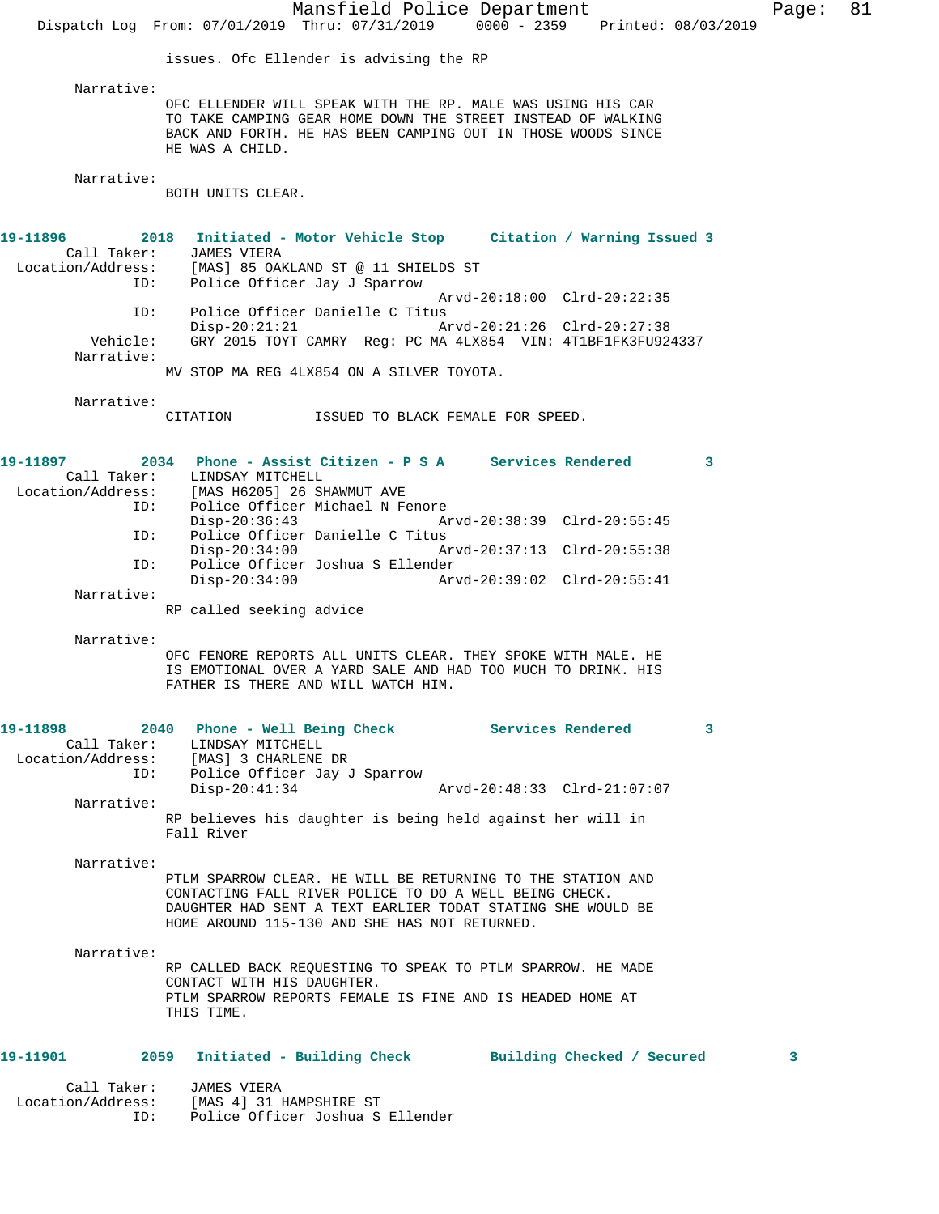issues. Ofc Ellender is advising the RP

Narrative:
OFC ELLENDER WILL SPEAK WITH THE RP. MALE WAS USING HIS CAR TO TAKE CAMPING GEAR HOME DOWN THE STREET INSTEAD OF WALKING BACK AND FORTH. HE HAS BEEN CAMPING OUT IN THOSE WOODS SINCE HE WAS A CHILD.

Narrative:
BOTH UNITS CLEAR.

**19-11896 2018 Initiated - Motor Vehicle Stop Citation / Warning Issued 3**

Call Taker: JAMES VIERA
Location/Address: [MAS] 85 OAKLAND ST @ 11 SHIELDS ST
ID: Police Officer Jay J Sparrow
Arvd-20:18:00 Clrd-20:22:35
ID: Police Officer Danielle C Titus
Disp-20:21:21 Arvd-20:21:26 Clrd-20:27:38
Vehicle: GRY 2015 TOYT CAMRY Reg: PC MA 4LX854 VIN: 4T1BF1FK3FU924337
Narrative:
MV STOP MA REG 4LX854 ON A SILVER TOYOTA.

Narrative:
CITATION ISSUED TO BLACK FEMALE FOR SPEED.

**19-11897 2034 Phone - Assist Citizen - P S A Services Rendered 3**

Call Taker: LINDSAY MITCHELL
Location/Address: [MAS H6205] 26 SHAWMUT AVE
ID: Police Officer Michael N Fenore
Disp-20:36:43 Arvd-20:38:39 Clrd-20:55:45
ID: Police Officer Danielle C Titus
Disp-20:34:00 Arvd-20:37:13 Clrd-20:55:38
ID: Police Officer Joshua S Ellender
Disp-20:34:00 Arvd-20:39:02 Clrd-20:55:41
Narrative:
RP called seeking advice

Narrative:
OFC FENORE REPORTS ALL UNITS CLEAR. THEY SPOKE WITH MALE. HE IS EMOTIONAL OVER A YARD SALE AND HAD TOO MUCH TO DRINK. HIS FATHER IS THERE AND WILL WATCH HIM.

**19-11898 2040 Phone - Well Being Check Services Rendered 3**

Call Taker: LINDSAY MITCHELL
Location/Address: [MAS] 3 CHARLENE DR
ID: Police Officer Jay J Sparrow
Disp-20:41:34 Arvd-20:48:33 Clrd-21:07:07
Narrative:
RP believes his daughter is being held against her will in Fall River

Narrative:
PTLM SPARROW CLEAR. HE WILL BE RETURNING TO THE STATION AND CONTACTING FALL RIVER POLICE TO DO A WELL BEING CHECK. DAUGHTER HAD SENT A TEXT EARLIER TODAT STATING SHE WOULD BE HOME AROUND 115-130 AND SHE HAS NOT RETURNED.

Narrative:
RP CALLED BACK REQUESTING TO SPEAK TO PTLM SPARROW. HE MADE CONTACT WITH HIS DAUGHTER.
PTLM SPARROW REPORTS FEMALE IS FINE AND IS HEADED HOME AT THIS TIME.

**19-11901 2059 Initiated - Building Check Building Checked / Secured 3**

Call Taker: JAMES VIERA
Location/Address: [MAS 4] 31 HAMPSHIRE ST
ID: Police Officer Joshua S Ellender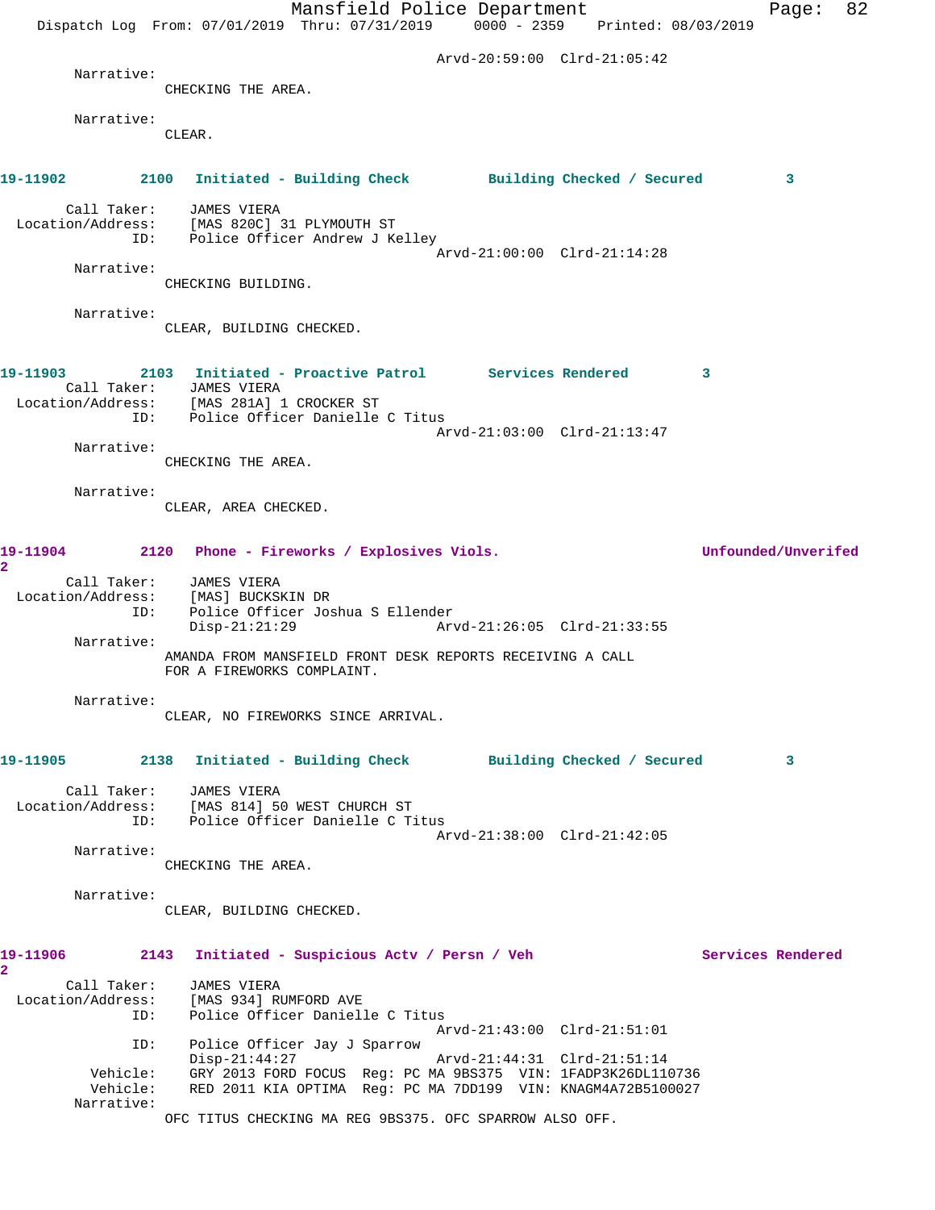Arvd-20:59:00 Clrd-21:05:42

Narrative:
CHECKING THE AREA.

Narrative:
CLEAR.

**19-11902 2100 Initiated - Building Check Building Checked / Secured 3**

Call Taker: JAMES VIERA
Location/Address: [MAS 820C] 31 PLYMOUTH ST
ID: Police Officer Andrew J Kelley
Arvd-21:00:00 Clrd-21:14:28

Narrative:
CHECKING BUILDING.

Narrative:
CLEAR, BUILDING CHECKED.

**19-11903 2103 Initiated - Proactive Patrol Services Rendered 3**

Call Taker: JAMES VIERA
Location/Address: [MAS 281A] 1 CROCKER ST
ID: Police Officer Danielle C Titus
Arvd-21:03:00 Clrd-21:13:47

Narrative:
CHECKING THE AREA.

Narrative:
CLEAR, AREA CHECKED.

**19-11904 2120 Phone - Fireworks / Explosives Viols. Unfounded/Unverifed 2**

Call Taker: JAMES VIERA
Location/Address: [MAS] BUCKSKIN DR
ID: Police Officer Joshua S Ellender
Disp-21:21:29 Arvd-21:26:05 Clrd-21:33:55

Narrative:
AMANDA FROM MANSFIELD FRONT DESK REPORTS RECEIVING A CALL FOR A FIREWORKS COMPLAINT.

Narrative:
CLEAR, NO FIREWORKS SINCE ARRIVAL.

**19-11905 2138 Initiated - Building Check Building Checked / Secured 3**

Call Taker: JAMES VIERA
Location/Address: [MAS 814] 50 WEST CHURCH ST
ID: Police Officer Danielle C Titus
Arvd-21:38:00 Clrd-21:42:05

Narrative:
CHECKING THE AREA.

Narrative:
CLEAR, BUILDING CHECKED.

**19-11906 2143 Initiated - Suspicious Actv / Persn / Veh Services Rendered 2**

Call Taker: JAMES VIERA
Location/Address: [MAS 934] RUMFORD AVE
ID: Police Officer Danielle C Titus
Arvd-21:43:00 Clrd-21:51:01
ID: Police Officer Jay J Sparrow
Disp-21:44:27 Arvd-21:44:31 Clrd-21:51:14
Vehicle: GRY 2013 FORD FOCUS Reg: PC MA 9BS375 VIN: 1FADP3K26DL110736
Vehicle: RED 2011 KIA OPTIMA Reg: PC MA 7DD199 VIN: KNAGM4A72B5100027

Narrative:
OFC TITUS CHECKING MA REG 9BS375. OFC SPARROW ALSO OFF.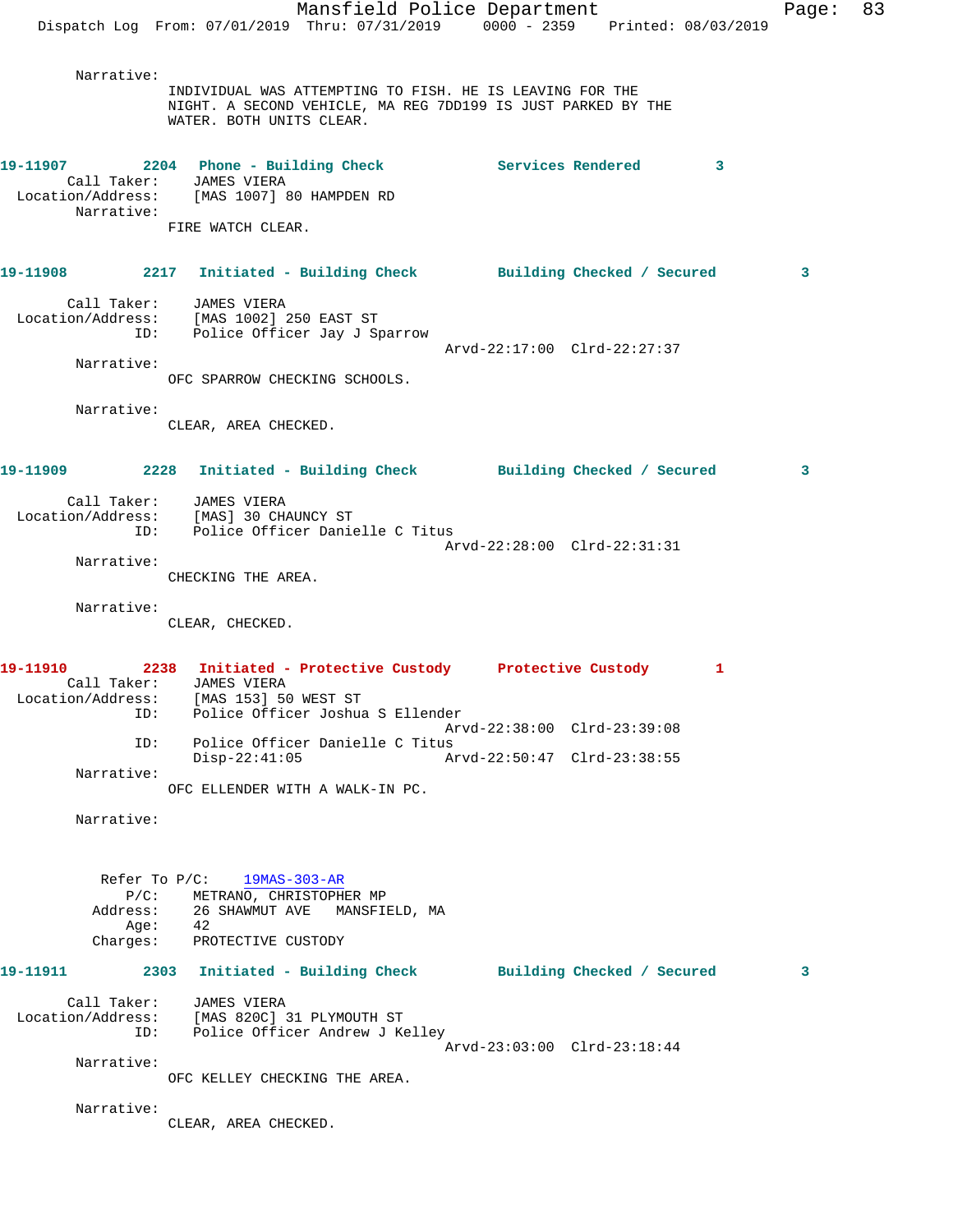Narrative:
INDIVIDUAL WAS ATTEMPTING TO FISH. HE IS LEAVING FOR THE NIGHT. A SECOND VEHICLE, MA REG 7DD199 IS JUST PARKED BY THE WATER. BOTH UNITS CLEAR.

**19-11907 2204 Phone - Building Check — Services Rendered 3**

Call Taker: JAMES VIERA
Location/Address: [MAS 1007] 80 HAMPDEN RD
Narrative:
FIRE WATCH CLEAR.

**19-11908 2217 Initiated - Building Check — Building Checked / Secured 3**

Call Taker: JAMES VIERA
Location/Address: [MAS 1002] 250 EAST ST
ID: Police Officer Jay J Sparrow
Arvd-22:17:00 Clrd-22:27:37
Narrative:
OFC SPARROW CHECKING SCHOOLS.

Narrative:
CLEAR, AREA CHECKED.

**19-11909 2228 Initiated - Building Check — Building Checked / Secured 3**

Call Taker: JAMES VIERA
Location/Address: [MAS] 30 CHAUNCY ST
ID: Police Officer Danielle C Titus
Arvd-22:28:00 Clrd-22:31:31
Narrative:
CHECKING THE AREA.

Narrative:
CLEAR, CHECKED.

**19-11910 2238 Initiated - Protective Custody — Protective Custody 1**

Call Taker: JAMES VIERA
Location/Address: [MAS 153] 50 WEST ST
ID: Police Officer Joshua S Ellender
Arvd-22:38:00 Clrd-23:39:08
ID: Police Officer Danielle C Titus
Disp-22:41:05 Arvd-22:50:47 Clrd-23:38:55
Narrative:
OFC ELLENDER WITH A WALK-IN PC.

Narrative:

Refer To P/C: 19MAS-303-AR
P/C: METRANO, CHRISTOPHER MP
Address: 26 SHAWMUT AVE MANSFIELD, MA
Age: 42
Charges: PROTECTIVE CUSTODY

**19-11911 2303 Initiated - Building Check — Building Checked / Secured 3**

Call Taker: JAMES VIERA
Location/Address: [MAS 820C] 31 PLYMOUTH ST
ID: Police Officer Andrew J Kelley
Arvd-23:03:00 Clrd-23:18:44
Narrative:
OFC KELLEY CHECKING THE AREA.

Narrative:
CLEAR, AREA CHECKED.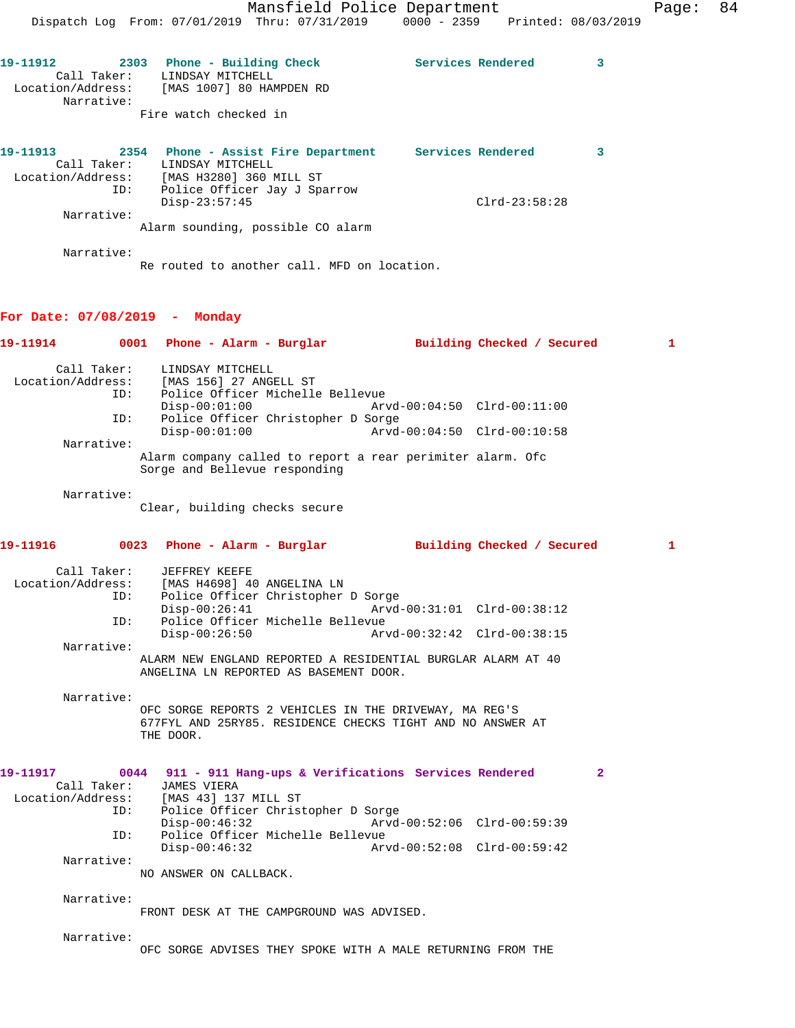**19-11912** 2303 Phone - Building Check Services Rendered 3

Call Taker: LINDSAY MITCHELL
Location/Address: [MAS 1007] 80 HAMPDEN RD
Narrative:
Fire watch checked in

**19-11913** 2354 Phone - Assist Fire Department Services Rendered 3

Call Taker: LINDSAY MITCHELL
Location/Address: [MAS H3280] 360 MILL ST
ID: Police Officer Jay J Sparrow
Disp-23:57:45 Clrd-23:58:28
Narrative:
Alarm sounding, possible CO alarm

Narrative:
Re routed to another call. MFD on location.

## For Date: 07/08/2019 - Monday

**19-11914** 0001 Phone - Alarm - Burglar Building Checked / Secured 1

Call Taker: LINDSAY MITCHELL
Location/Address: [MAS 156] 27 ANGELL ST
ID: Police Officer Michelle Bellevue
Disp-00:01:00 Arvd-00:04:50 Clrd-00:11:00
ID: Police Officer Christopher D Sorge
Disp-00:01:00 Arvd-00:04:50 Clrd-00:10:58
Narrative:
Alarm company called to report a rear perimiter alarm. Ofc Sorge and Bellevue responding

Narrative:
Clear, building checks secure

**19-11916** 0023 Phone - Alarm - Burglar Building Checked / Secured 1

Call Taker: JEFFREY KEEFE
Location/Address: [MAS H4698] 40 ANGELINA LN
ID: Police Officer Christopher D Sorge
Disp-00:26:41 Arvd-00:31:01 Clrd-00:38:12
ID: Police Officer Michelle Bellevue
Disp-00:26:50 Arvd-00:32:42 Clrd-00:38:15
Narrative:
ALARM NEW ENGLAND REPORTED A RESIDENTIAL BURGLAR ALARM AT 40 ANGELINA LN REPORTED AS BASEMENT DOOR.

Narrative:
OFC SORGE REPORTS 2 VEHICLES IN THE DRIVEWAY, MA REG'S 677FYL AND 25RY85. RESIDENCE CHECKS TIGHT AND NO ANSWER AT THE DOOR.

**19-11917** 0044 911 - 911 Hang-ups & Verifications Services Rendered 2

Call Taker: JAMES VIERA
Location/Address: [MAS 43] 137 MILL ST
ID: Police Officer Christopher D Sorge
Disp-00:46:32 Arvd-00:52:06 Clrd-00:59:39
ID: Police Officer Michelle Bellevue
Disp-00:46:32 Arvd-00:52:08 Clrd-00:59:42
Narrative:
NO ANSWER ON CALLBACK.

Narrative:
FRONT DESK AT THE CAMPGROUND WAS ADVISED.

Narrative:
OFC SORGE ADVISES THEY SPOKE WITH A MALE RETURNING FROM THE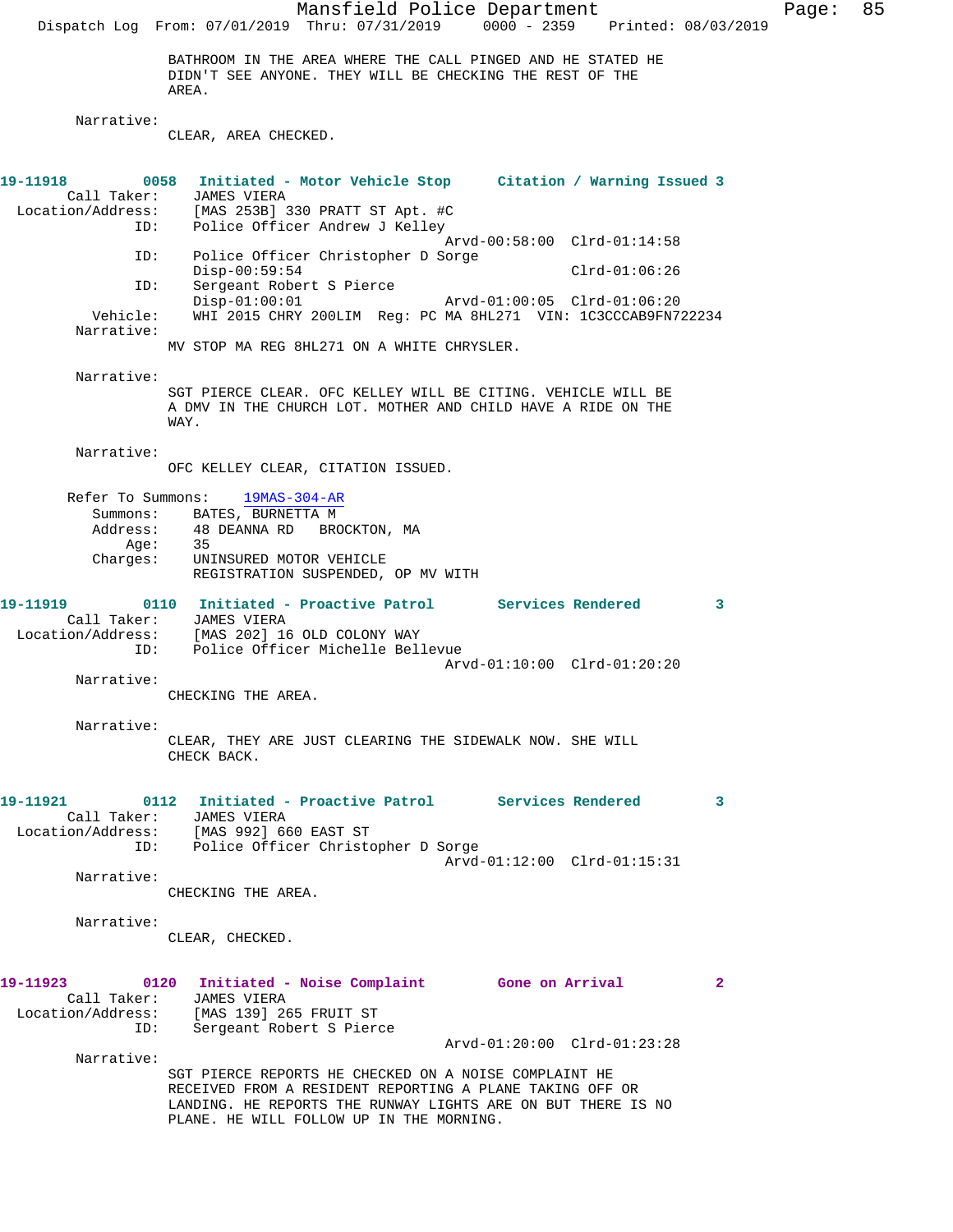BATHROOM IN THE AREA WHERE THE CALL PINGED AND HE STATED HE DIDN'T SEE ANYONE. THEY WILL BE CHECKING THE REST OF THE AREA.

Narrative:
CLEAR, AREA CHECKED.

**19-11918 0058 Initiated - Motor Vehicle Stop — Citation / Warning Issued 3**

Call Taker: JAMES VIERA
Location/Address: [MAS 253B] 330 PRATT ST Apt. #C
ID: Police Officer Andrew J Kelley
Arvd-00:58:00 Clrd-01:14:58
ID: Police Officer Christopher D Sorge
Disp-00:59:54 Clrd-01:06:26
ID: Sergeant Robert S Pierce
Disp-01:00:01 Arvd-01:00:05 Clrd-01:06:20
Vehicle: WHI 2015 CHRY 200LIM Reg: PC MA 8HL271 VIN: 1C3CCCAB9FN722234

Narrative:
MV STOP MA REG 8HL271 ON A WHITE CHRYSLER.

Narrative:
SGT PIERCE CLEAR. OFC KELLEY WILL BE CITING. VEHICLE WILL BE A DMV IN THE CHURCH LOT. MOTHER AND CHILD HAVE A RIDE ON THE WAY.

Narrative:
OFC KELLEY CLEAR, CITATION ISSUED.

Refer To Summons: 19MAS-304-AR
Summons: BATES, BURNETTA M
Address: 48 DEANNA RD BROCKTON, MA
Age: 35
Charges: UNINSURED MOTOR VEHICLE
REGISTRATION SUSPENDED, OP MV WITH

**19-11919 0110 Initiated - Proactive Patrol — Services Rendered 3**

Call Taker: JAMES VIERA
Location/Address: [MAS 202] 16 OLD COLONY WAY
ID: Police Officer Michelle Bellevue
Arvd-01:10:00 Clrd-01:20:20

Narrative:
CHECKING THE AREA.

Narrative:
CLEAR, THEY ARE JUST CLEARING THE SIDEWALK NOW. SHE WILL CHECK BACK.

**19-11921 0112 Initiated - Proactive Patrol — Services Rendered 3**

Call Taker: JAMES VIERA
Location/Address: [MAS 992] 660 EAST ST
ID: Police Officer Christopher D Sorge
Arvd-01:12:00 Clrd-01:15:31

Narrative:
CHECKING THE AREA.

Narrative:
CLEAR, CHECKED.

**19-11923 0120 Initiated - Noise Complaint — Gone on Arrival 2**

Call Taker: JAMES VIERA
Location/Address: [MAS 139] 265 FRUIT ST
ID: Sergeant Robert S Pierce
Arvd-01:20:00 Clrd-01:23:28

Narrative:
SGT PIERCE REPORTS HE CHECKED ON A NOISE COMPLAINT HE RECEIVED FROM A RESIDENT REPORTING A PLANE TAKING OFF OR LANDING. HE REPORTS THE RUNWAY LIGHTS ARE ON BUT THERE IS NO PLANE. HE WILL FOLLOW UP IN THE MORNING.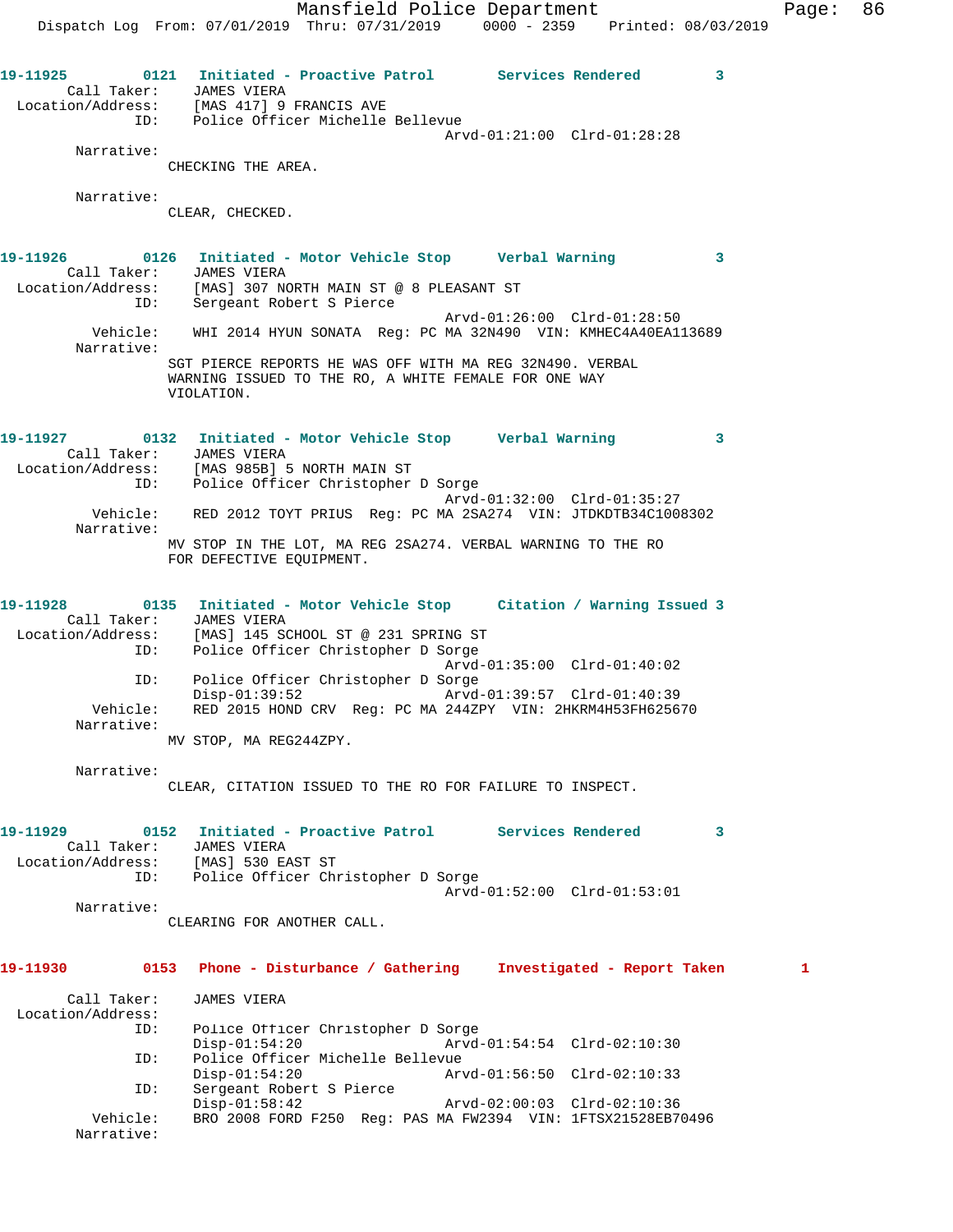19-11925 0121 Initiated - Proactive Patrol Services Rendered 3

Call Taker: JAMES VIERA
Location/Address: [MAS 417] 9 FRANCIS AVE
ID: Police Officer Michelle Bellevue
Arvd-01:21:00 Clrd-01:28:28

Narrative:
CHECKING THE AREA.

Narrative:
CLEAR, CHECKED.

19-11926 0126 Initiated - Motor Vehicle Stop Verbal Warning 3

Call Taker: JAMES VIERA
Location/Address: [MAS] 307 NORTH MAIN ST @ 8 PLEASANT ST
ID: Sergeant Robert S Pierce
Arvd-01:26:00 Clrd-01:28:50
Vehicle: WHI 2014 HYUN SONATA Reg: PC MA 32N490 VIN: KMHEC4A40EA113689

Narrative:
SGT PIERCE REPORTS HE WAS OFF WITH MA REG 32N490. VERBAL WARNING ISSUED TO THE RO, A WHITE FEMALE FOR ONE WAY VIOLATION.

19-11927 0132 Initiated - Motor Vehicle Stop Verbal Warning 3

Call Taker: JAMES VIERA
Location/Address: [MAS 985B] 5 NORTH MAIN ST
ID: Police Officer Christopher D Sorge
Arvd-01:32:00 Clrd-01:35:27
Vehicle: RED 2012 TOYT PRIUS Reg: PC MA 2SA274 VIN: JTDKDTB34C1008302

Narrative:
MV STOP IN THE LOT, MA REG 2SA274. VERBAL WARNING TO THE RO FOR DEFECTIVE EQUIPMENT.

19-11928 0135 Initiated - Motor Vehicle Stop Citation / Warning Issued 3

Call Taker: JAMES VIERA
Location/Address: [MAS] 145 SCHOOL ST @ 231 SPRING ST
ID: Police Officer Christopher D Sorge
Arvd-01:35:00 Clrd-01:40:02
ID: Police Officer Christopher D Sorge
Disp-01:39:52 Arvd-01:39:57 Clrd-01:40:39
Vehicle: RED 2015 HOND CRV Reg: PC MA 244ZPY VIN: 2HKRM4H53FH625670

Narrative:
MV STOP, MA REG244ZPY.

Narrative:
CLEAR, CITATION ISSUED TO THE RO FOR FAILURE TO INSPECT.

19-11929 0152 Initiated - Proactive Patrol Services Rendered 3

Call Taker: JAMES VIERA
Location/Address: [MAS] 530 EAST ST
ID: Police Officer Christopher D Sorge
Arvd-01:52:00 Clrd-01:53:01

Narrative:
CLEARING FOR ANOTHER CALL.

19-11930 0153 Phone - Disturbance / Gathering Investigated - Report Taken 1

Call Taker: JAMES VIERA
Location/Address:
ID: Police Officer Christopher D Sorge
Disp-01:54:20 Arvd-01:54:54 Clrd-02:10:30
ID: Police Officer Michelle Bellevue
Disp-01:54:20 Arvd-01:56:50 Clrd-02:10:33
ID: Sergeant Robert S Pierce
Disp-01:58:42 Arvd-02:00:03 Clrd-02:10:36
Vehicle: BRO 2008 FORD F250 Reg: PAS MA FW2394 VIN: 1FTSX21528EB70496

Narrative: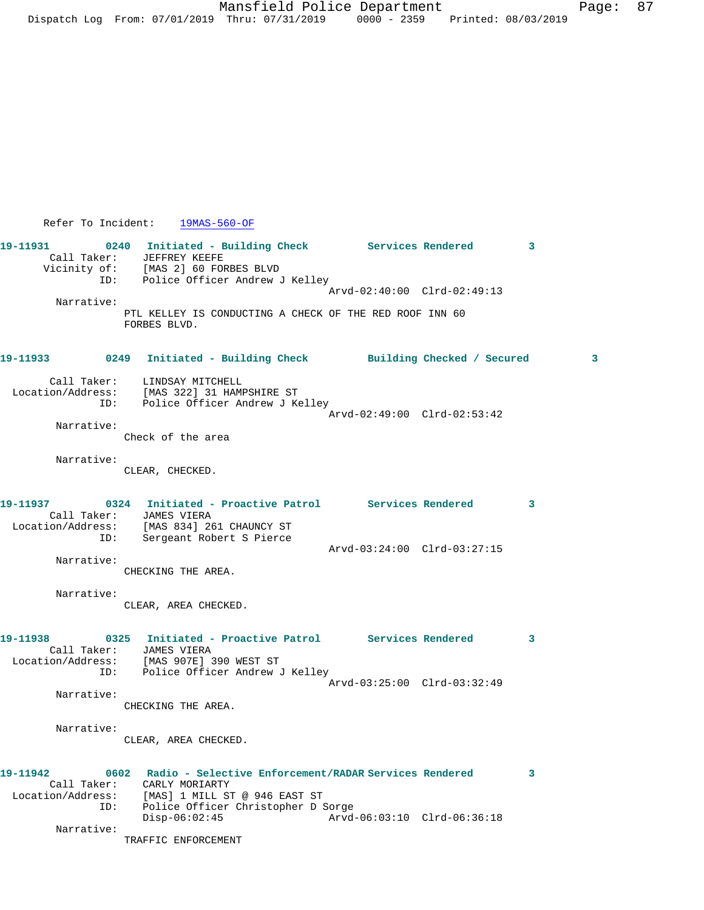Refer To Incident: 19MAS-560-OF

**19-11931** 0240 Initiated - Building Check Services Rendered 3
Call Taker: JEFFREY KEEFE
Vicinity of: [MAS 2] 60 FORBES BLVD
ID: Police Officer Andrew J Kelley
Arvd-02:40:00 Clrd-02:49:13
Narrative:
PTL KELLEY IS CONDUCTING A CHECK OF THE RED ROOF INN 60 FORBES BLVD.

**19-11933** 0249 Initiated - Building Check Building Checked / Secured 3
Call Taker: LINDSAY MITCHELL
Location/Address: [MAS 322] 31 HAMPSHIRE ST
ID: Police Officer Andrew J Kelley
Arvd-02:49:00 Clrd-02:53:42
Narrative:
Check of the area
Narrative:
CLEAR, CHECKED.

**19-11937** 0324 Initiated - Proactive Patrol Services Rendered 3
Call Taker: JAMES VIERA
Location/Address: [MAS 834] 261 CHAUNCY ST
ID: Sergeant Robert S Pierce
Arvd-03:24:00 Clrd-03:27:15
Narrative:
CHECKING THE AREA.
Narrative:
CLEAR, AREA CHECKED.

**19-11938** 0325 Initiated - Proactive Patrol Services Rendered 3
Call Taker: JAMES VIERA
Location/Address: [MAS 907E] 390 WEST ST
ID: Police Officer Andrew J Kelley
Arvd-03:25:00 Clrd-03:32:49
Narrative:
CHECKING THE AREA.
Narrative:
CLEAR, AREA CHECKED.

**19-11942** 0602 Radio - Selective Enforcement/RADAR Services Rendered 3
Call Taker: CARLY MORIARTY
Location/Address: [MAS] 1 MILL ST @ 946 EAST ST
ID: Police Officer Christopher D Sorge
Disp-06:02:45 Arvd-06:03:10 Clrd-06:36:18
Narrative:
TRAFFIC ENFORCEMENT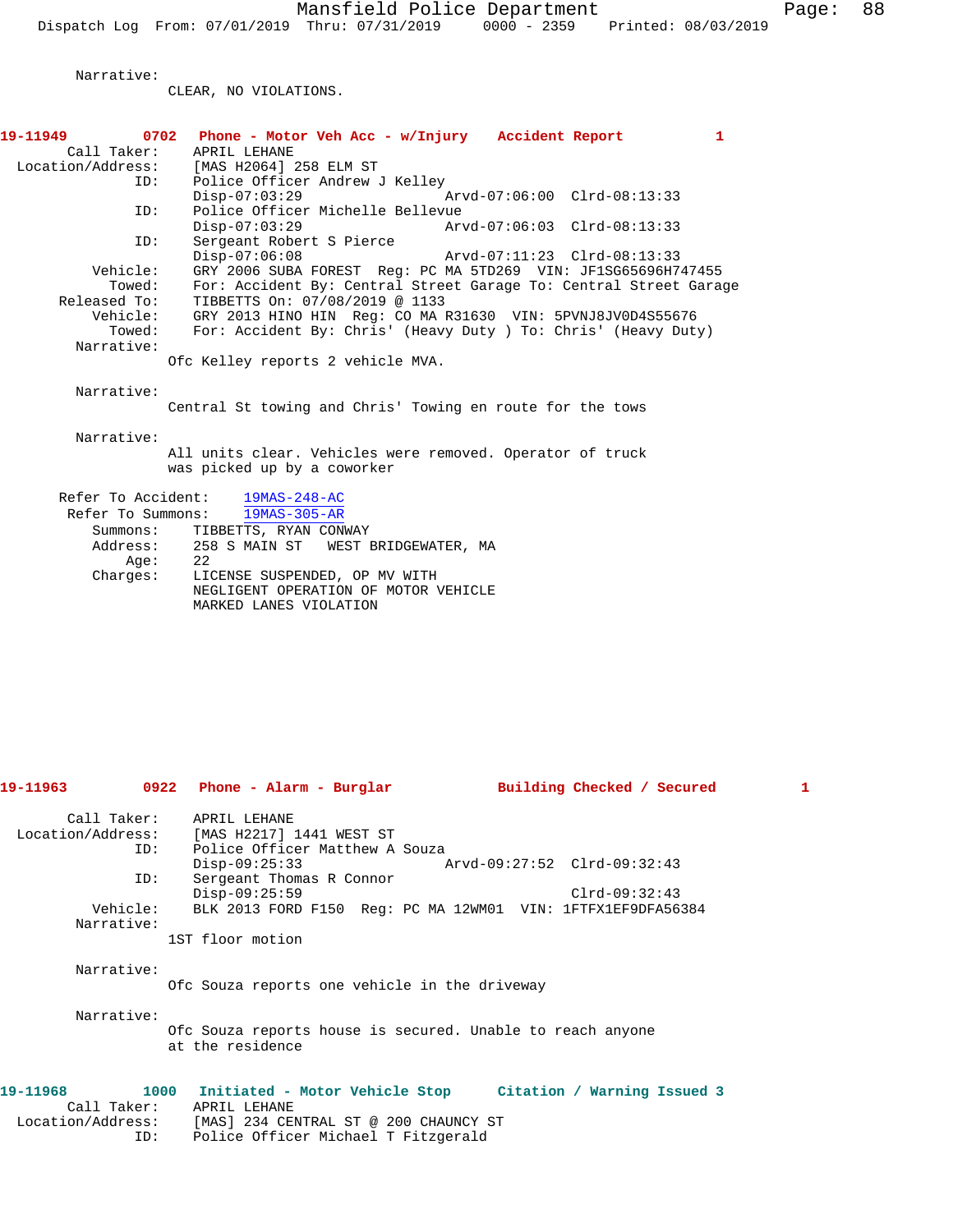Narrative:
CLEAR, NO VIOLATIONS.

**19-11949 0702 Phone - Motor Veh Acc - w/Injury Accident Report 1**

Call Taker: APRIL LEHANE
Location/Address: [MAS H2064] 258 ELM ST
ID: Police Officer Andrew J Kelley
Disp-07:03:29 Arvd-07:06:00 Clrd-08:13:33
ID: Police Officer Michelle Bellevue
Disp-07:03:29 Arvd-07:06:03 Clrd-08:13:33
ID: Sergeant Robert S Pierce
Disp-07:06:08 Arvd-07:11:23 Clrd-08:13:33
Vehicle: GRY 2006 SUBA FOREST Reg: PC MA 5TD269 VIN: JF1SG65696H747455
Towed: For: Accident By: Central Street Garage To: Central Street Garage
Released To: TIBBETTS On: 07/08/2019 @ 1133
Vehicle: GRY 2013 HINO HIN Reg: CO MA R31630 VIN: 5PVNJ8JV0D4S55676
Towed: For: Accident By: Chris' (Heavy Duty ) To: Chris' (Heavy Duty)
Narrative:
Ofc Kelley reports 2 vehicle MVA.

Narrative:
Central St towing and Chris' Towing en route for the tows

Narrative:
All units clear. Vehicles were removed. Operator of truck was picked up by a coworker

Refer To Accident: 19MAS-248-AC
Refer To Summons: 19MAS-305-AR
Summons: TIBBETTS, RYAN CONWAY
Address: 258 S MAIN ST WEST BRIDGEWATER, MA
Age: 22
Charges: LICENSE SUSPENDED, OP MV WITH
NEGLIGENT OPERATION OF MOTOR VEHICLE
MARKED LANES VIOLATION

**19-11963 0922 Phone - Alarm - Burglar Building Checked / Secured 1**

Call Taker: APRIL LEHANE
Location/Address: [MAS H2217] 1441 WEST ST
ID: Police Officer Matthew A Souza
Disp-09:25:33 Arvd-09:27:52 Clrd-09:32:43
ID: Sergeant Thomas R Connor
Disp-09:25:59 Clrd-09:32:43
Vehicle: BLK 2013 FORD F150 Reg: PC MA 12WM01 VIN: 1FTFX1EF9DFA56384
Narrative:
1ST floor motion

Narrative:
Ofc Souza reports one vehicle in the driveway

Narrative:
Ofc Souza reports house is secured. Unable to reach anyone at the residence

**19-11968 1000 Initiated - Motor Vehicle Stop Citation / Warning Issued 3**

Call Taker: APRIL LEHANE
Location/Address: [MAS] 234 CENTRAL ST @ 200 CHAUNCY ST
ID: Police Officer Michael T Fitzgerald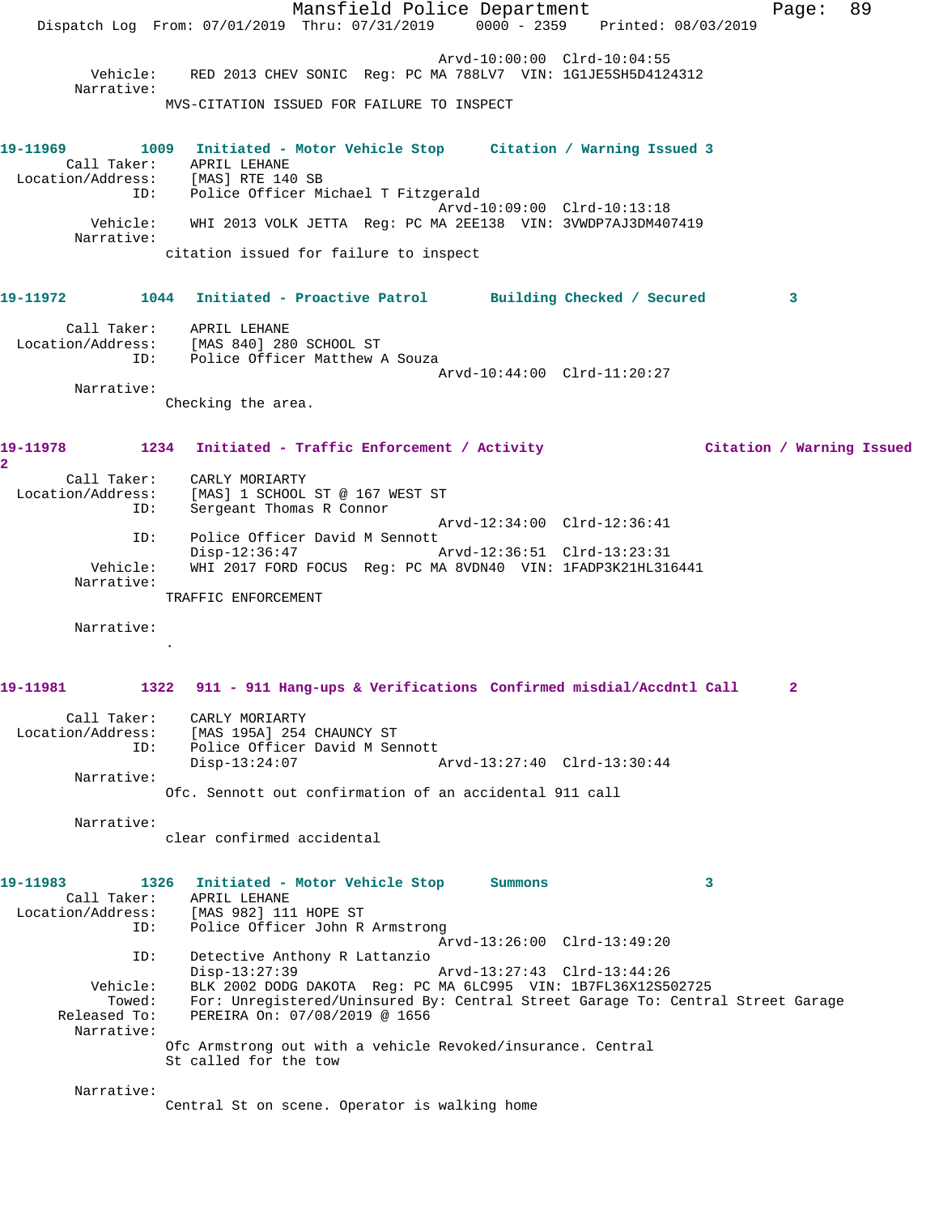Arvd-10:00:00 Clrd-10:04:55
Vehicle: RED 2013 CHEV SONIC Reg: PC MA 788LV7 VIN: 1G1JE5SH5D4124312
Narrative:
MVS-CITATION ISSUED FOR FAILURE TO INSPECT

**19-11969 1009 Initiated - Motor Vehicle Stop Citation / Warning Issued 3**
Call Taker: APRIL LEHANE
Location/Address: [MAS] RTE 140 SB
ID: Police Officer Michael T Fitzgerald
Arvd-10:09:00 Clrd-10:13:18
Vehicle: WHI 2013 VOLK JETTA Reg: PC MA 2EE138 VIN: 3VWDP7AJ3DM407419
Narrative:
citation issued for failure to inspect

**19-11972 1044 Initiated - Proactive Patrol Building Checked / Secured 3**
Call Taker: APRIL LEHANE
Location/Address: [MAS 840] 280 SCHOOL ST
ID: Police Officer Matthew A Souza
Arvd-10:44:00 Clrd-11:20:27
Narrative:
Checking the area.

**19-11978 1234 Initiated - Traffic Enforcement / Activity Citation / Warning Issued 2**
Call Taker: CARLY MORIARTY
Location/Address: [MAS] 1 SCHOOL ST @ 167 WEST ST
ID: Sergeant Thomas R Connor
Arvd-12:34:00 Clrd-12:36:41
ID: Police Officer David M Sennott
Disp-12:36:47 Arvd-12:36:51 Clrd-13:23:31
Vehicle: WHI 2017 FORD FOCUS Reg: PC MA 8VDN40 VIN: 1FADP3K21HL316441
Narrative:
TRAFFIC ENFORCEMENT

Narrative:
.

**19-11981 1322 911 - 911 Hang-ups & Verifications Confirmed misdial/Accdntl Call 2**
Call Taker: CARLY MORIARTY
Location/Address: [MAS 195A] 254 CHAUNCY ST
ID: Police Officer David M Sennott
Disp-13:24:07 Arvd-13:27:40 Clrd-13:30:44
Narrative:
Ofc. Sennott out confirmation of an accidental 911 call

Narrative:
clear confirmed accidental

**19-11983 1326 Initiated - Motor Vehicle Stop Summons 3**
Call Taker: APRIL LEHANE
Location/Address: [MAS 982] 111 HOPE ST
ID: Police Officer John R Armstrong
Arvd-13:26:00 Clrd-13:49:20
ID: Detective Anthony R Lattanzio
Disp-13:27:39 Arvd-13:27:43 Clrd-13:44:26
Vehicle: BLK 2002 DODG DAKOTA Reg: PC MA 6LC995 VIN: 1B7FL36X12S502725
Towed: For: Unregistered/Uninsured By: Central Street Garage To: Central Street Garage
Released To: PEREIRA On: 07/08/2019 @ 1656
Narrative:
Ofc Armstrong out with a vehicle Revoked/insurance. Central St called for the tow

Narrative:
Central St on scene. Operator is walking home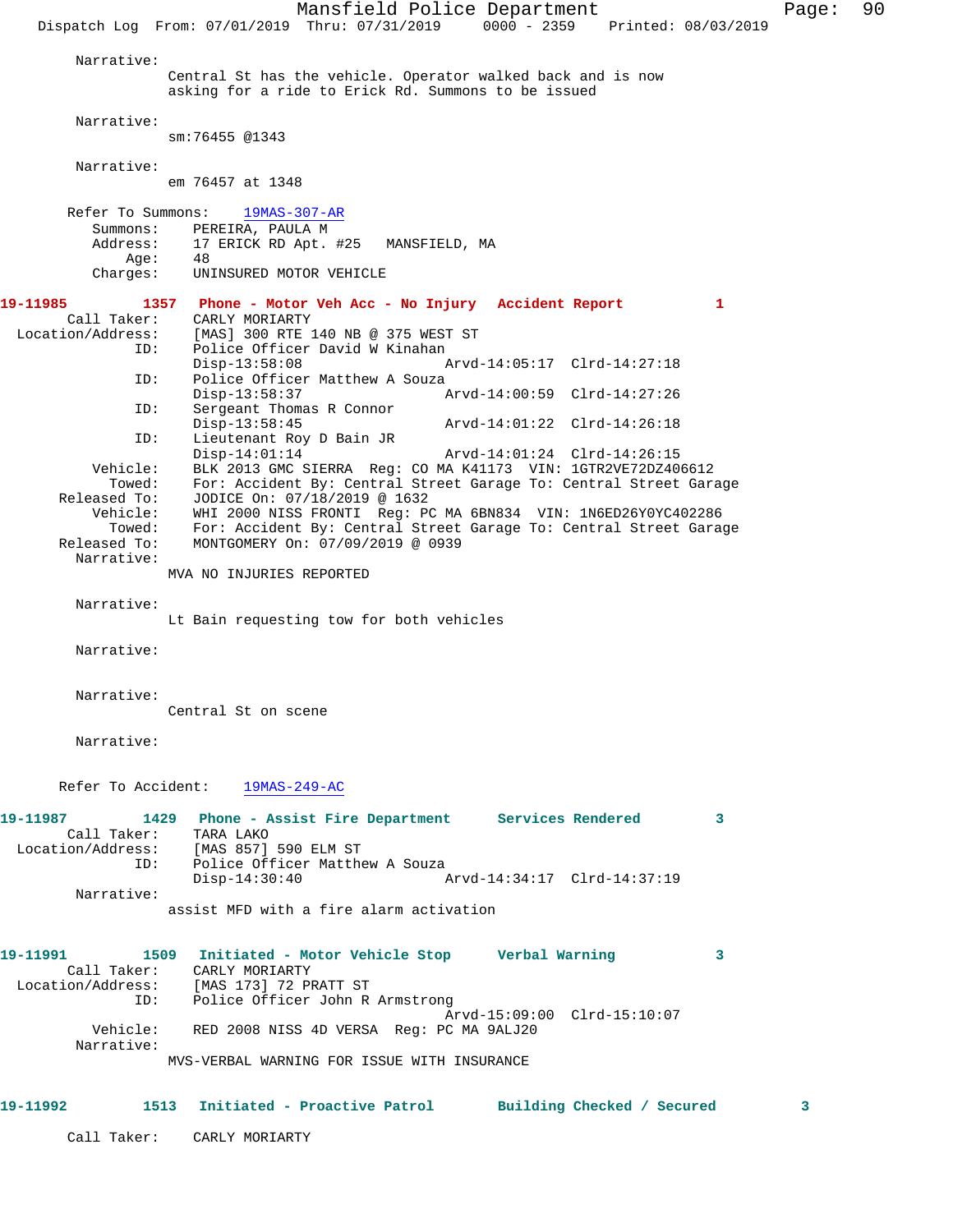Narrative:
Central St has the vehicle. Operator walked back and is now asking for a ride to Erick Rd. Summons to be issued

Narrative:
sm:76455 @1343

Narrative:
em 76457 at 1348

Refer To Summons: 19MAS-307-AR
Summons: PEREIRA, PAULA M
Address: 17 ERICK RD Apt. #25 MANSFIELD, MA
Age: 48
Charges: UNINSURED MOTOR VEHICLE

**19-11985 1357 Phone - Motor Veh Acc - No Injury Accident Report 1**

Call Taker: CARLY MORIARTY
Location/Address: [MAS] 300 RTE 140 NB @ 375 WEST ST
ID: Police Officer David W Kinahan
Disp-13:58:08 Arvd-14:05:17 Clrd-14:27:18
ID: Police Officer Matthew A Souza
Disp-13:58:37 Arvd-14:00:59 Clrd-14:27:26
ID: Sergeant Thomas R Connor
Disp-13:58:45 Arvd-14:01:22 Clrd-14:26:18
ID: Lieutenant Roy D Bain JR
Disp-14:01:14 Arvd-14:01:24 Clrd-14:26:15
Vehicle: BLK 2013 GMC SIERRA Reg: CO MA K41173 VIN: 1GTR2VE72DZ406612
Towed: For: Accident By: Central Street Garage To: Central Street Garage
Released To: JODICE On: 07/18/2019 @ 1632
Vehicle: WHI 2000 NISS FRONTI Reg: PC MA 6BN834 VIN: 1N6ED26Y0YC402286
Towed: For: Accident By: Central Street Garage To: Central Street Garage
Released To: MONTGOMERY On: 07/09/2019 @ 0939
Narrative:
MVA NO INJURIES REPORTED

Narrative:
Lt Bain requesting tow for both vehicles

Narrative:

Narrative:
Central St on scene

Narrative:

Refer To Accident: 19MAS-249-AC

**19-11987 1429 Phone - Assist Fire Department Services Rendered 3**

Call Taker: TARA LAKO
Location/Address: [MAS 857] 590 ELM ST
ID: Police Officer Matthew A Souza
Disp-14:30:40 Arvd-14:34:17 Clrd-14:37:19
Narrative:
assist MFD with a fire alarm activation

**19-11991 1509 Initiated - Motor Vehicle Stop Verbal Warning 3**

Call Taker: CARLY MORIARTY
Location/Address: [MAS 173] 72 PRATT ST
ID: Police Officer John R Armstrong
Arvd-15:09:00 Clrd-15:10:07
Vehicle: RED 2008 NISS 4D VERSA Reg: PC MA 9ALJ20
Narrative:
MVS-VERBAL WARNING FOR ISSUE WITH INSURANCE

**19-11992 1513 Initiated - Proactive Patrol Building Checked / Secured 3**

Call Taker: CARLY MORIARTY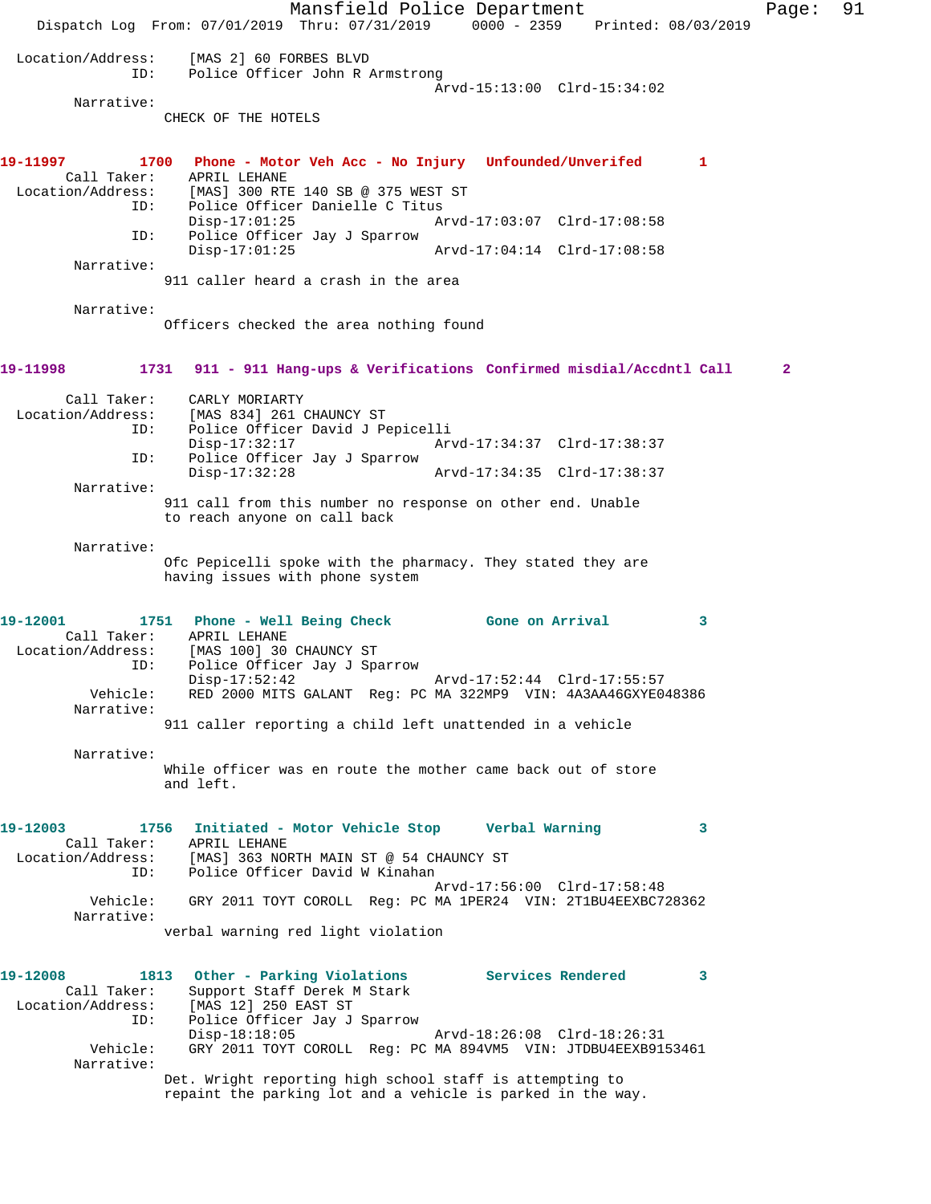Location/Address: [MAS 2] 60 FORBES BLVD
ID: Police Officer John R Armstrong
Arvd-15:13:00 Clrd-15:34:02
Narrative:
CHECK OF THE HOTELS

**19-11997 1700 Phone - Motor Veh Acc - No Injury Unfounded/Unverifed 1**
Call Taker: APRIL LEHANE
Location/Address: [MAS] 300 RTE 140 SB @ 375 WEST ST
ID: Police Officer Danielle C Titus
Disp-17:01:25 Arvd-17:03:07 Clrd-17:08:58
ID: Police Officer Jay J Sparrow
Disp-17:01:25 Arvd-17:04:14 Clrd-17:08:58
Narrative:
911 caller heard a crash in the area

Narrative:
Officers checked the area nothing found

**19-11998 1731 911 - 911 Hang-ups & Verifications Confirmed misdial/Accdntl Call 2**
Call Taker: CARLY MORIARTY
Location/Address: [MAS 834] 261 CHAUNCY ST
ID: Police Officer David J Pepicelli
Disp-17:32:17 Arvd-17:34:37 Clrd-17:38:37
ID: Police Officer Jay J Sparrow
Disp-17:32:28 Arvd-17:34:35 Clrd-17:38:37
Narrative:
911 call from this number no response on other end. Unable to reach anyone on call back

Narrative:
Ofc Pepicelli spoke with the pharmacy. They stated they are having issues with phone system

**19-12001 1751 Phone - Well Being Check Gone on Arrival 3**
Call Taker: APRIL LEHANE
Location/Address: [MAS 100] 30 CHAUNCY ST
ID: Police Officer Jay J Sparrow
Disp-17:52:42 Arvd-17:52:44 Clrd-17:55:57
Vehicle: RED 2000 MITS GALANT Reg: PC MA 322MP9 VIN: 4A3AA46GXYE048386
Narrative:
911 caller reporting a child left unattended in a vehicle

Narrative:
While officer was en route the mother came back out of store and left.

**19-12003 1756 Initiated - Motor Vehicle Stop Verbal Warning 3**
Call Taker: APRIL LEHANE
Location/Address: [MAS] 363 NORTH MAIN ST @ 54 CHAUNCY ST
ID: Police Officer David W Kinahan
Arvd-17:56:00 Clrd-17:58:48
Vehicle: GRY 2011 TOYT COROLL Reg: PC MA 1PER24 VIN: 2T1BU4EEXBC728362
Narrative:
verbal warning red light violation

**19-12008 1813 Other - Parking Violations Services Rendered 3**
Call Taker: Support Staff Derek M Stark
Location/Address: [MAS 12] 250 EAST ST
ID: Police Officer Jay J Sparrow
Disp-18:18:05 Arvd-18:26:08 Clrd-18:26:31
Vehicle: GRY 2011 TOYT COROLL Reg: PC MA 894VM5 VIN: JTDBU4EEXB9153461
Narrative:
Det. Wright reporting high school staff is attempting to repaint the parking lot and a vehicle is parked in the way.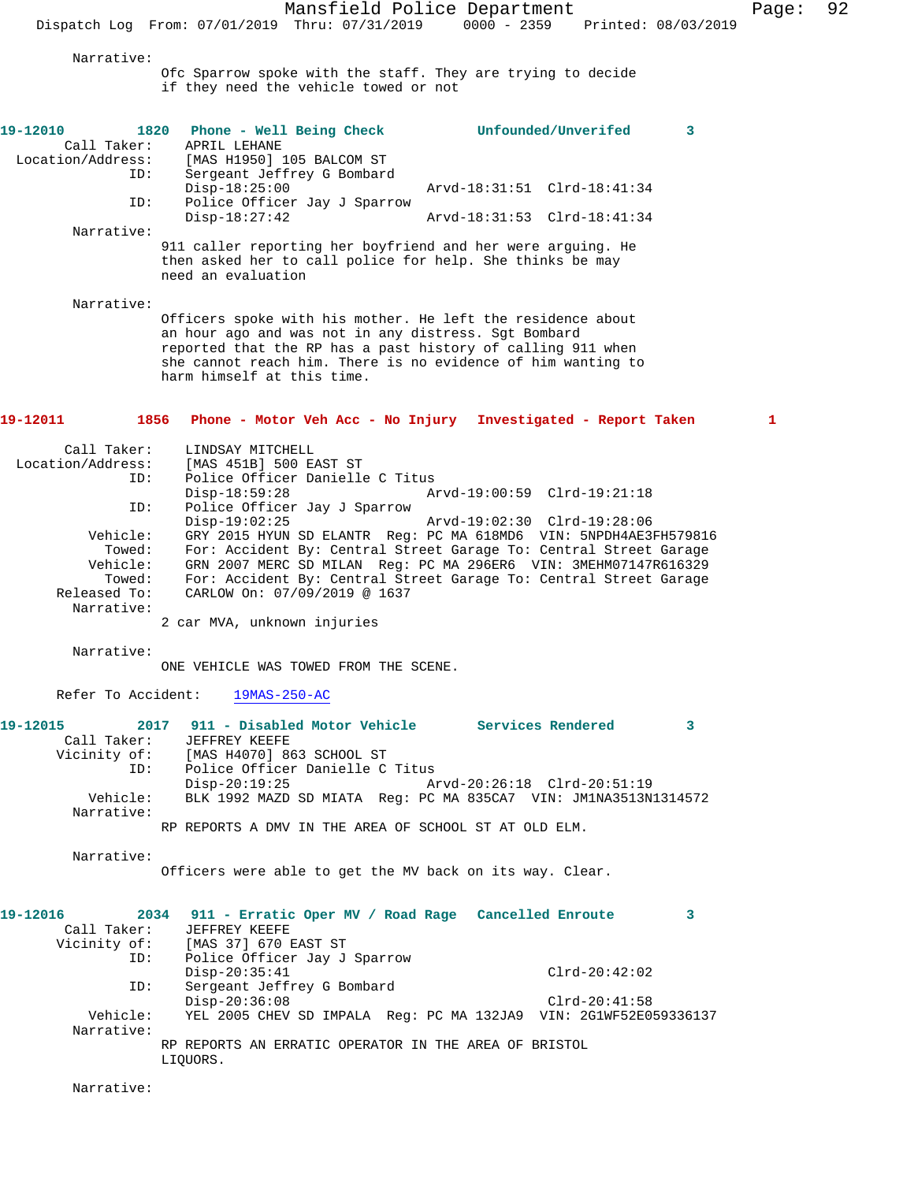Narrative:
Ofc Sparrow spoke with the staff. They are trying to decide if they need the vehicle towed or not

**19-12010 1820 Phone - Well Being Check Unfounded/Unverifed 3**

Call Taker: APRIL LEHANE
Location/Address: [MAS H1950] 105 BALCOM ST
ID: Sergeant Jeffrey G Bombard
Disp-18:25:00 Arvd-18:31:51 Clrd-18:41:34
ID: Police Officer Jay J Sparrow
Disp-18:27:42 Arvd-18:31:53 Clrd-18:41:34

Narrative:
911 caller reporting her boyfriend and her were arguing. He then asked her to call police for help. She thinks be may need an evaluation

Narrative:
Officers spoke with his mother. He left the residence about an hour ago and was not in any distress. Sgt Bombard reported that the RP has a past history of calling 911 when she cannot reach him. There is no evidence of him wanting to harm himself at this time.

**19-12011 1856 Phone - Motor Veh Acc - No Injury Investigated - Report Taken 1**

Call Taker: LINDSAY MITCHELL
Location/Address: [MAS 451B] 500 EAST ST
ID: Police Officer Danielle C Titus
Disp-18:59:28 Arvd-19:00:59 Clrd-19:21:18
ID: Police Officer Jay J Sparrow
Disp-19:02:25 Arvd-19:02:30 Clrd-19:28:06
Vehicle: GRY 2015 HYUN SD ELANTR Reg: PC MA 618MD6 VIN: 5NPDH4AE3FH579816
Towed: For: Accident By: Central Street Garage To: Central Street Garage
Vehicle: GRN 2007 MERC SD MILAN Reg: PC MA 296ER6 VIN: 3MEHM07147R616329
Towed: For: Accident By: Central Street Garage To: Central Street Garage
Released To: CARLOW On: 07/09/2019 @ 1637

Narrative:
2 car MVA, unknown injuries

Narrative:
ONE VEHICLE WAS TOWED FROM THE SCENE.

Refer To Accident: 19MAS-250-AC

**19-12015 2017 911 - Disabled Motor Vehicle Services Rendered 3**

Call Taker: JEFFREY KEEFE
Vicinity of: [MAS H4070] 863 SCHOOL ST
ID: Police Officer Danielle C Titus
Disp-20:19:25 Arvd-20:26:18 Clrd-20:51:19
Vehicle: BLK 1992 MAZD SD MIATA Reg: PC MA 835CA7 VIN: JM1NA3513N1314572

Narrative:
RP REPORTS A DMV IN THE AREA OF SCHOOL ST AT OLD ELM.

Narrative:
Officers were able to get the MV back on its way. Clear.

**19-12016 2034 911 - Erratic Oper MV / Road Rage Cancelled Enroute 3**

Call Taker: JEFFREY KEEFE
Vicinity of: [MAS 37] 670 EAST ST
ID: Police Officer Jay J Sparrow
Disp-20:35:41 Clrd-20:42:02
ID: Sergeant Jeffrey G Bombard
Disp-20:36:08 Clrd-20:41:58
Vehicle: YEL 2005 CHEV SD IMPALA Reg: PC MA 132JA9 VIN: 2G1WF52E059336137

Narrative:
RP REPORTS AN ERRATIC OPERATOR IN THE AREA OF BRISTOL LIQUORS.

Narrative: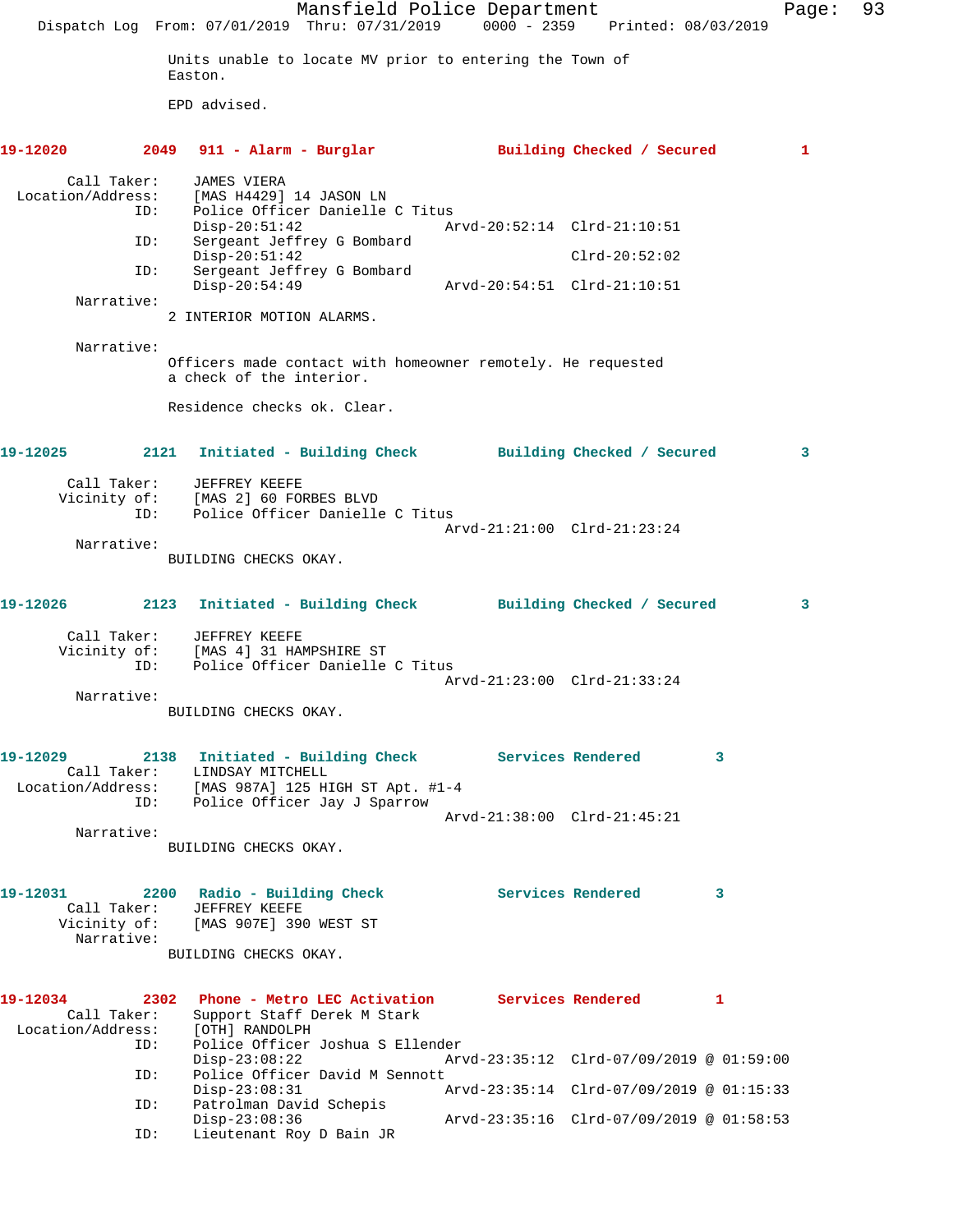Units unable to locate MV prior to entering the Town of Easton.

EPD advised.

**19-12020 2049 911 - Alarm - Burglar Building Checked / Secured 1**

Call Taker: JAMES VIERA
Location/Address: [MAS H4429] 14 JASON LN
ID: Police Officer Danielle C Titus
Disp-20:51:42 Arvd-20:52:14 Clrd-21:10:51
ID: Sergeant Jeffrey G Bombard
Disp-20:51:42 Clrd-20:52:02
ID: Sergeant Jeffrey G Bombard
Disp-20:54:49 Arvd-20:54:51 Clrd-21:10:51
Narrative:
2 INTERIOR MOTION ALARMS.

Narrative:
Officers made contact with homeowner remotely. He requested a check of the interior.

Residence checks ok. Clear.

**19-12025 2121 Initiated - Building Check Building Checked / Secured 3**

Call Taker: JEFFREY KEEFE
Vicinity of: [MAS 2] 60 FORBES BLVD
ID: Police Officer Danielle C Titus
Arvd-21:21:00 Clrd-21:23:24
Narrative:
BUILDING CHECKS OKAY.

**19-12026 2123 Initiated - Building Check Building Checked / Secured 3**

Call Taker: JEFFREY KEEFE
Vicinity of: [MAS 4] 31 HAMPSHIRE ST
ID: Police Officer Danielle C Titus
Arvd-21:23:00 Clrd-21:33:24
Narrative:
BUILDING CHECKS OKAY.

**19-12029 2138 Initiated - Building Check Services Rendered 3**

Call Taker: LINDSAY MITCHELL
Location/Address: [MAS 987A] 125 HIGH ST Apt. #1-4
ID: Police Officer Jay J Sparrow
Arvd-21:38:00 Clrd-21:45:21
Narrative:
BUILDING CHECKS OKAY.

**19-12031 2200 Radio - Building Check Services Rendered 3**

Call Taker: JEFFREY KEEFE
Vicinity of: [MAS 907E] 390 WEST ST
Narrative:
BUILDING CHECKS OKAY.

**19-12034 2302 Phone - Metro LEC Activation Services Rendered 1**

Call Taker: Support Staff Derek M Stark
Location/Address: [OTH] RANDOLPH
ID: Police Officer Joshua S Ellender
Disp-23:08:22 Arvd-23:35:12 Clrd-07/09/2019 @ 01:59:00
ID: Police Officer David M Sennott
Disp-23:08:31 Arvd-23:35:14 Clrd-07/09/2019 @ 01:15:33
ID: Patrolman David Schepis
Disp-23:08:36 Arvd-23:35:16 Clrd-07/09/2019 @ 01:58:53
ID: Lieutenant Roy D Bain JR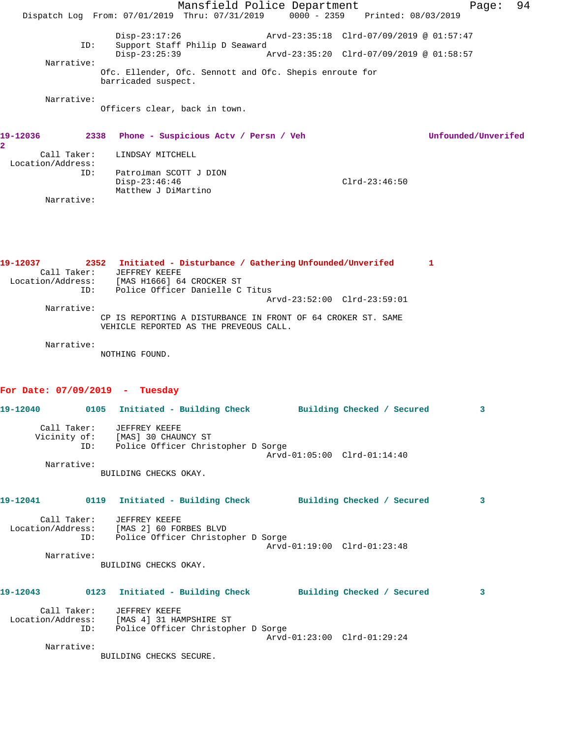```
                Disp-23:17:26                 Arvd-23:35:18  Clrd-07/09/2019 @ 01:57:47
          ID:   Support Staff Philip D Seaward
                Disp-23:25:39                 Arvd-23:35:20  Clrd-07/09/2019 @ 01:58:57
   Narrative:
                Ofc. Ellender, Ofc. Sennott and Ofc. Shepis enroute for
                barricaded suspect.

   Narrative:
                Officers clear, back in town.
```

**19-12036  2338  Phone - Suspicious Actv / Persn / Veh  Unfounded/Unverifed  2**

```
  Call Taker:   LINDSAY MITCHELL
  Location/Address:
          ID:   Patrolman SCOTT J DION
                Disp-23:46:46                                Clrd-23:46:50
                Matthew J DiMartino
   Narrative:
```

**19-12037  2352  Initiated - Disturbance / Gathering  Unfounded/Unverifed  1**

```
  Call Taker:   JEFFREY KEEFE
  Location/Address:   [MAS H1666] 64 CROCKER ST
          ID:   Police Officer Danielle C Titus
                                              Arvd-23:52:00  Clrd-23:59:01
   Narrative:
                CP IS REPORTING A DISTURBANCE IN FRONT OF 64 CROKER ST. SAME
                VEHICLE REPORTED AS THE PREVEOUS CALL.

   Narrative:
                NOTHING FOUND.
```

## For Date: 07/09/2019 - Tuesday

**19-12040  0105  Initiated - Building Check  Building Checked / Secured  3**

```
  Call Taker:   JEFFREY KEEFE
  Vicinity of:  [MAS] 30 CHAUNCY ST
          ID:   Police Officer Christopher D Sorge
                                              Arvd-01:05:00  Clrd-01:14:40
   Narrative:
                BUILDING CHECKS OKAY.
```

**19-12041  0119  Initiated - Building Check  Building Checked / Secured  3**

```
  Call Taker:   JEFFREY KEEFE
  Location/Address:   [MAS 2] 60 FORBES BLVD
          ID:   Police Officer Christopher D Sorge
                                              Arvd-01:19:00  Clrd-01:23:48
   Narrative:
                BUILDING CHECKS OKAY.
```

**19-12043  0123  Initiated - Building Check  Building Checked / Secured  3**

```
  Call Taker:   JEFFREY KEEFE
  Location/Address:   [MAS 4] 31 HAMPSHIRE ST
          ID:   Police Officer Christopher D Sorge
                                              Arvd-01:23:00  Clrd-01:29:24
   Narrative:
                BUILDING CHECKS SECURE.
```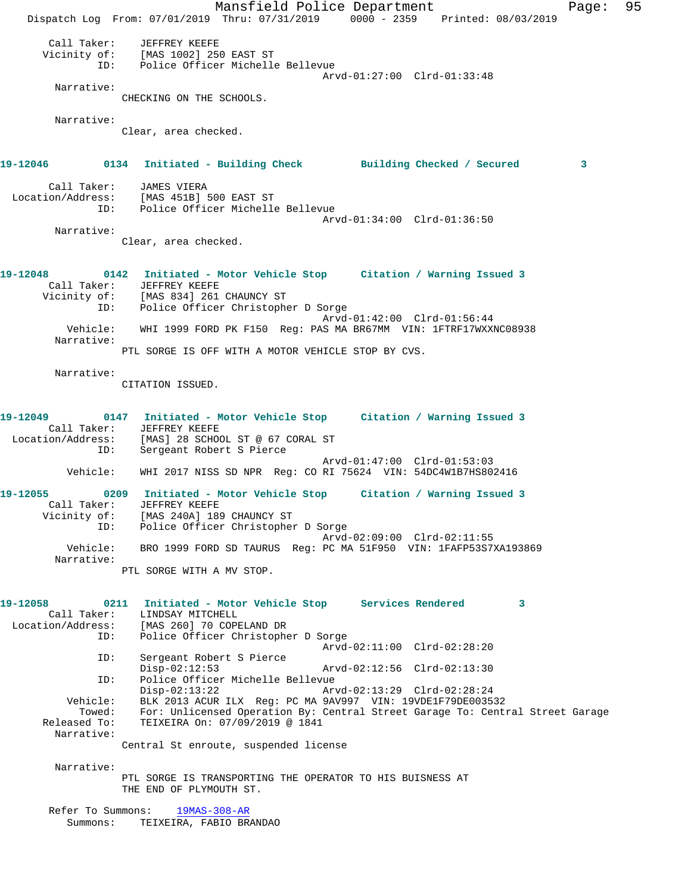```
      Call Taker:    JEFFREY KEEFE
     Vicinity of:    [MAS 1002] 250 EAST ST
              ID:    Police Officer Michelle Bellevue
                                          Arvd-01:27:00  Clrd-01:33:48
       Narrative:
                 CHECKING ON THE SCHOOLS.

       Narrative:
                 Clear, area checked.
```

**19-12046     0134   Initiated - Building Check     Building Checked / Secured     3**

```
      Call Taker:    JAMES VIERA
Location/Address:    [MAS 451B] 500 EAST ST
              ID:    Police Officer Michelle Bellevue
                                          Arvd-01:34:00  Clrd-01:36:50
       Narrative:
                 Clear, area checked.
```

**19-12048     0142   Initiated - Motor Vehicle Stop     Citation / Warning Issued 3**

```
      Call Taker:    JEFFREY KEEFE
     Vicinity of:    [MAS 834] 261 CHAUNCY ST
              ID:    Police Officer Christopher D Sorge
                                          Arvd-01:42:00  Clrd-01:56:44
         Vehicle:    WHI 1999 FORD PK F150  Reg: PAS MA BR67MM  VIN: 1FTRF17WXXNC08938
       Narrative:
                 PTL SORGE IS OFF WITH A MOTOR VEHICLE STOP BY CVS.

       Narrative:
                 CITATION ISSUED.
```

**19-12049     0147   Initiated - Motor Vehicle Stop     Citation / Warning Issued 3**

```
      Call Taker:    JEFFREY KEEFE
Location/Address:    [MAS] 28 SCHOOL ST @ 67 CORAL ST
              ID:    Sergeant Robert S Pierce
                                          Arvd-01:47:00  Clrd-01:53:03
         Vehicle:    WHI 2017 NISS SD NPR  Reg: CO RI 75624  VIN: 54DC4W1B7HS802416
```

**19-12055     0209   Initiated - Motor Vehicle Stop     Citation / Warning Issued 3**

```
      Call Taker:    JEFFREY KEEFE
     Vicinity of:    [MAS 240A] 189 CHAUNCY ST
              ID:    Police Officer Christopher D Sorge
                                          Arvd-02:09:00  Clrd-02:11:55
         Vehicle:    BRO 1999 FORD SD TAURUS  Reg: PC MA 51F950  VIN: 1FAFP53S7XA193869
       Narrative:
                 PTL SORGE WITH A MV STOP.
```

**19-12058     0211   Initiated - Motor Vehicle Stop     Services Rendered     3**

```
      Call Taker:    LINDSAY MITCHELL
Location/Address:    [MAS 260] 70 COPELAND DR
              ID:    Police Officer Christopher D Sorge
                                          Arvd-02:11:00  Clrd-02:28:20
              ID:    Sergeant Robert S Pierce
                     Disp-02:12:53        Arvd-02:12:56  Clrd-02:13:30
              ID:    Police Officer Michelle Bellevue
                     Disp-02:13:22        Arvd-02:13:29  Clrd-02:28:24
         Vehicle:    BLK 2013 ACUR ILX  Reg: PC MA 9AV997  VIN: 19VDE1F79DE003532
           Towed:    For: Unlicensed Operation By: Central Street Garage To: Central Street Garage
     Released To:    TEIXEIRA On: 07/09/2019 @ 1841
       Narrative:
                 Central St enroute, suspended license

       Narrative:
                 PTL SORGE IS TRANSPORTING THE OPERATOR TO HIS BUISNESS AT
                 THE END OF PLYMOUTH ST.

   Refer To Summons:    19MAS-308-AR
         Summons:    TEIXEIRA, FABIO BRANDAO
```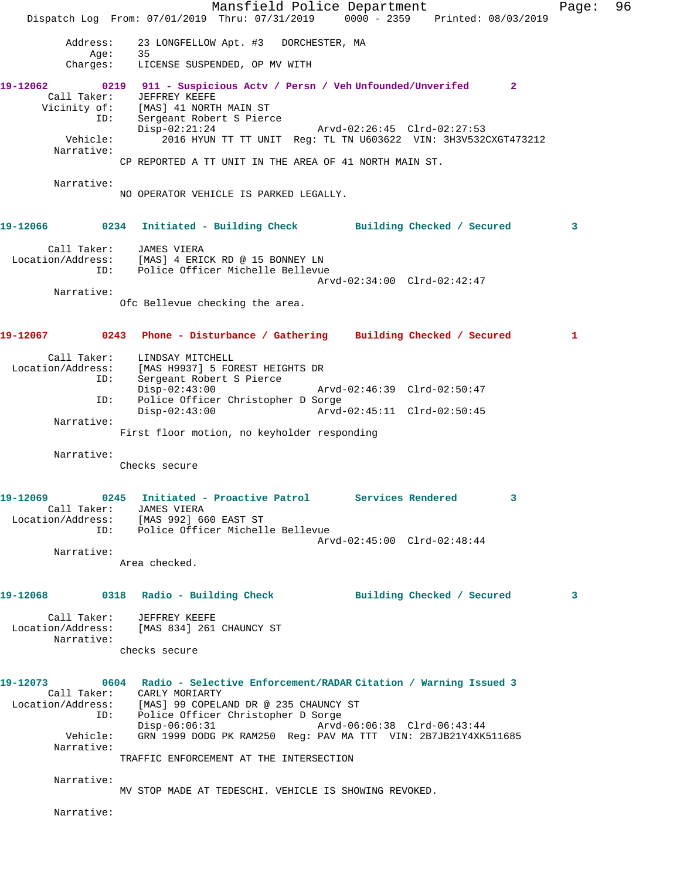Address: 23 LONGFELLOW Apt. #3 DORCHESTER, MA
Age: 35
Charges: LICENSE SUSPENDED, OP MV WITH

**19-12062 0219 911 - Suspicious Actv / Persn / Veh Unfounded/Unverifed 2**

Call Taker: JEFFREY KEEFE
Vicinity of: [MAS] 41 NORTH MAIN ST
ID: Sergeant Robert S Pierce
Disp-02:21:24 Arvd-02:26:45 Clrd-02:27:53
Vehicle: 2016 HYUN TT TT UNIT Reg: TL TN U603622 VIN: 3H3V532CXGT473212
Narrative:
CP REPORTED A TT UNIT IN THE AREA OF 41 NORTH MAIN ST.

Narrative:
NO OPERATOR VEHICLE IS PARKED LEGALLY.

**19-12066 0234 Initiated - Building Check Building Checked / Secured 3**

Call Taker: JAMES VIERA
Location/Address: [MAS] 4 ERICK RD @ 15 BONNEY LN
ID: Police Officer Michelle Bellevue
Arvd-02:34:00 Clrd-02:42:47
Narrative:
Ofc Bellevue checking the area.

**19-12067 0243 Phone - Disturbance / Gathering Building Checked / Secured 1**

Call Taker: LINDSAY MITCHELL
Location/Address: [MAS H9937] 5 FOREST HEIGHTS DR
ID: Sergeant Robert S Pierce
Disp-02:43:00 Arvd-02:46:39 Clrd-02:50:47
ID: Police Officer Christopher D Sorge
Disp-02:43:00 Arvd-02:45:11 Clrd-02:50:45
Narrative:
First floor motion, no keyholder responding

Narrative:
Checks secure

**19-12069 0245 Initiated - Proactive Patrol Services Rendered 3**

Call Taker: JAMES VIERA
Location/Address: [MAS 992] 660 EAST ST
ID: Police Officer Michelle Bellevue
Arvd-02:45:00 Clrd-02:48:44
Narrative:
Area checked.

**19-12068 0318 Radio - Building Check Building Checked / Secured 3**

Call Taker: JEFFREY KEEFE
Location/Address: [MAS 834] 261 CHAUNCY ST
Narrative:
checks secure

**19-12073 0604 Radio - Selective Enforcement/RADAR Citation / Warning Issued 3**

Call Taker: CARLY MORIARTY
Location/Address: [MAS] 99 COPELAND DR @ 235 CHAUNCY ST
ID: Police Officer Christopher D Sorge
Disp-06:06:31 Arvd-06:06:38 Clrd-06:43:44
Vehicle: GRN 1999 DODG PK RAM250 Reg: PAV MA TTT VIN: 2B7JB21Y4XK511685
Narrative:
TRAFFIC ENFORCEMENT AT THE INTERSECTION

Narrative:
MV STOP MADE AT TEDESCHI. VEHICLE IS SHOWING REVOKED.

Narrative: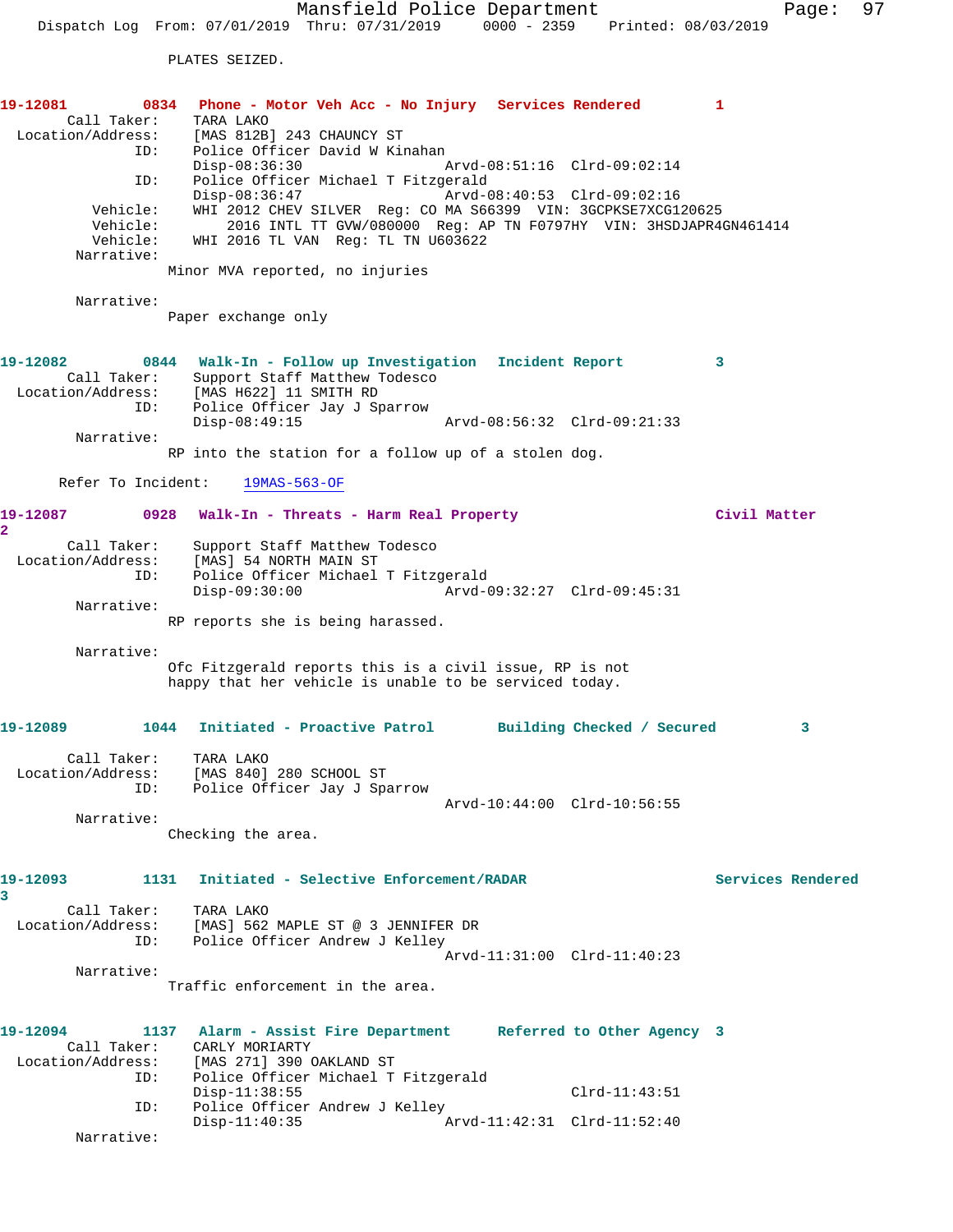PLATES SEIZED.

**19-12081** 0834 **Phone - Motor Veh Acc - No Injury** Services Rendered 1

Call Taker: TARA LAKO
Location/Address: [MAS 812B] 243 CHAUNCY ST
ID: Police Officer David W Kinahan
Disp-08:36:30 Arvd-08:51:16 Clrd-09:02:14
ID: Police Officer Michael T Fitzgerald
Disp-08:36:47 Arvd-08:40:53 Clrd-09:02:16
Vehicle: WHI 2012 CHEV SILVER Reg: CO MA S66399 VIN: 3GCPKSE7XCG120625
Vehicle: 2016 INTL TT GVW/080000 Reg: AP TN F0797HY VIN: 3HSDJAPR4GN461414
Vehicle: WHI 2016 TL VAN Reg: TL TN U603622
Narrative:
Minor MVA reported, no injuries

Narrative:
Paper exchange only

**19-12082** 0844 **Walk-In - Follow up Investigation** Incident Report 3

Call Taker: Support Staff Matthew Todesco
Location/Address: [MAS H622] 11 SMITH RD
ID: Police Officer Jay J Sparrow
Disp-08:49:15 Arvd-08:56:32 Clrd-09:21:33
Narrative:
RP into the station for a follow up of a stolen dog.

Refer To Incident: 19MAS-563-OF

**19-12087** 0928 **Walk-In - Threats - Harm Real Property** Civil Matter 2

Call Taker: Support Staff Matthew Todesco
Location/Address: [MAS] 54 NORTH MAIN ST
ID: Police Officer Michael T Fitzgerald
Disp-09:30:00 Arvd-09:32:27 Clrd-09:45:31
Narrative:
RP reports she is being harassed.

Narrative:
Ofc Fitzgerald reports this is a civil issue, RP is not happy that her vehicle is unable to be serviced today.

**19-12089** 1044 **Initiated - Proactive Patrol** Building Checked / Secured 3

Call Taker: TARA LAKO
Location/Address: [MAS 840] 280 SCHOOL ST
ID: Police Officer Jay J Sparrow
Arvd-10:44:00 Clrd-10:56:55
Narrative:
Checking the area.

**19-12093** 1131 **Initiated - Selective Enforcement/RADAR** Services Rendered 3

Call Taker: TARA LAKO
Location/Address: [MAS] 562 MAPLE ST @ 3 JENNIFER DR
ID: Police Officer Andrew J Kelley
Arvd-11:31:00 Clrd-11:40:23
Narrative:
Traffic enforcement in the area.

**19-12094** 1137 **Alarm - Assist Fire Department** Referred to Other Agency 3

Call Taker: CARLY MORIARTY
Location/Address: [MAS 271] 390 OAKLAND ST
ID: Police Officer Michael T Fitzgerald
Disp-11:38:55 Clrd-11:43:51
ID: Police Officer Andrew J Kelley
Disp-11:40:35 Arvd-11:42:31 Clrd-11:52:40
Narrative: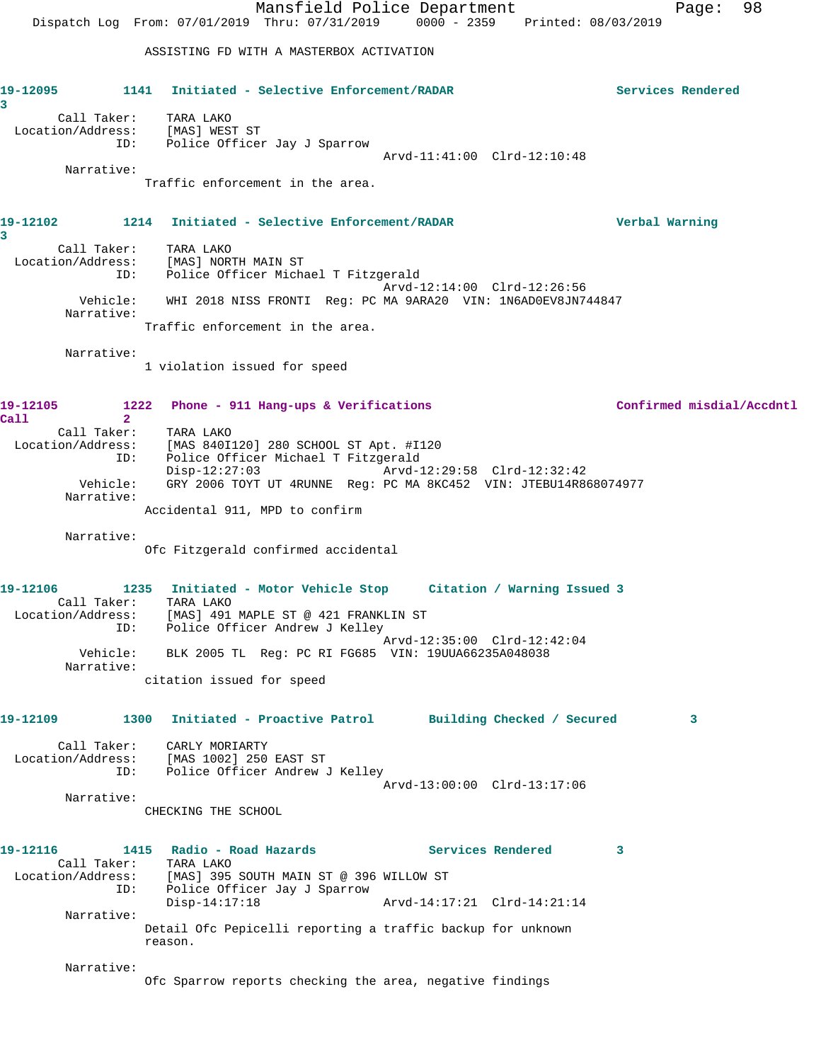ASSISTING FD WITH A MASTERBOX ACTIVATION

**19-12095** 1141 Initiated - Selective Enforcement/RADAR — Services Rendered 3

Call Taker: TARA LAKO
Location/Address: [MAS] WEST ST
ID: Police Officer Jay J Sparrow
Arvd-11:41:00 Clrd-12:10:48

Narrative:
Traffic enforcement in the area.

**19-12102** 1214 Initiated - Selective Enforcement/RADAR — Verbal Warning 3

Call Taker: TARA LAKO
Location/Address: [MAS] NORTH MAIN ST
ID: Police Officer Michael T Fitzgerald
Arvd-12:14:00 Clrd-12:26:56
Vehicle: WHI 2018 NISS FRONTI Reg: PC MA 9ARA20 VIN: 1N6AD0EV8JN744847

Narrative:
Traffic enforcement in the area.

Narrative:
1 violation issued for speed

**19-12105** 1222 Phone - 911 Hang-ups & Verifications — Confirmed misdial/Accdntl Call 2

Call Taker: TARA LAKO
Location/Address: [MAS 840I120] 280 SCHOOL ST Apt. #I120
ID: Police Officer Michael T Fitzgerald
Disp-12:27:03 Arvd-12:29:58 Clrd-12:32:42
Vehicle: GRY 2006 TOYT UT 4RUNNE Reg: PC MA 8KC452 VIN: JTEBU14R868074977

Narrative:
Accidental 911, MPD to confirm

Narrative:
Ofc Fitzgerald confirmed accidental

**19-12106** 1235 Initiated - Motor Vehicle Stop — Citation / Warning Issued 3

Call Taker: TARA LAKO
Location/Address: [MAS] 491 MAPLE ST @ 421 FRANKLIN ST
ID: Police Officer Andrew J Kelley
Arvd-12:35:00 Clrd-12:42:04
Vehicle: BLK 2005 TL Reg: PC RI FG685 VIN: 19UUA66235A048038

Narrative:
citation issued for speed

**19-12109** 1300 Initiated - Proactive Patrol — Building Checked / Secured 3

Call Taker: CARLY MORIARTY
Location/Address: [MAS 1002] 250 EAST ST
ID: Police Officer Andrew J Kelley
Arvd-13:00:00 Clrd-13:17:06

Narrative:
CHECKING THE SCHOOL

**19-12116** 1415 Radio - Road Hazards — Services Rendered 3

Call Taker: TARA LAKO
Location/Address: [MAS] 395 SOUTH MAIN ST @ 396 WILLOW ST
ID: Police Officer Jay J Sparrow
Disp-14:17:18 Arvd-14:17:21 Clrd-14:21:14

Narrative:
Detail Ofc Pepicelli reporting a traffic backup for unknown reason.

Narrative:
Ofc Sparrow reports checking the area, negative findings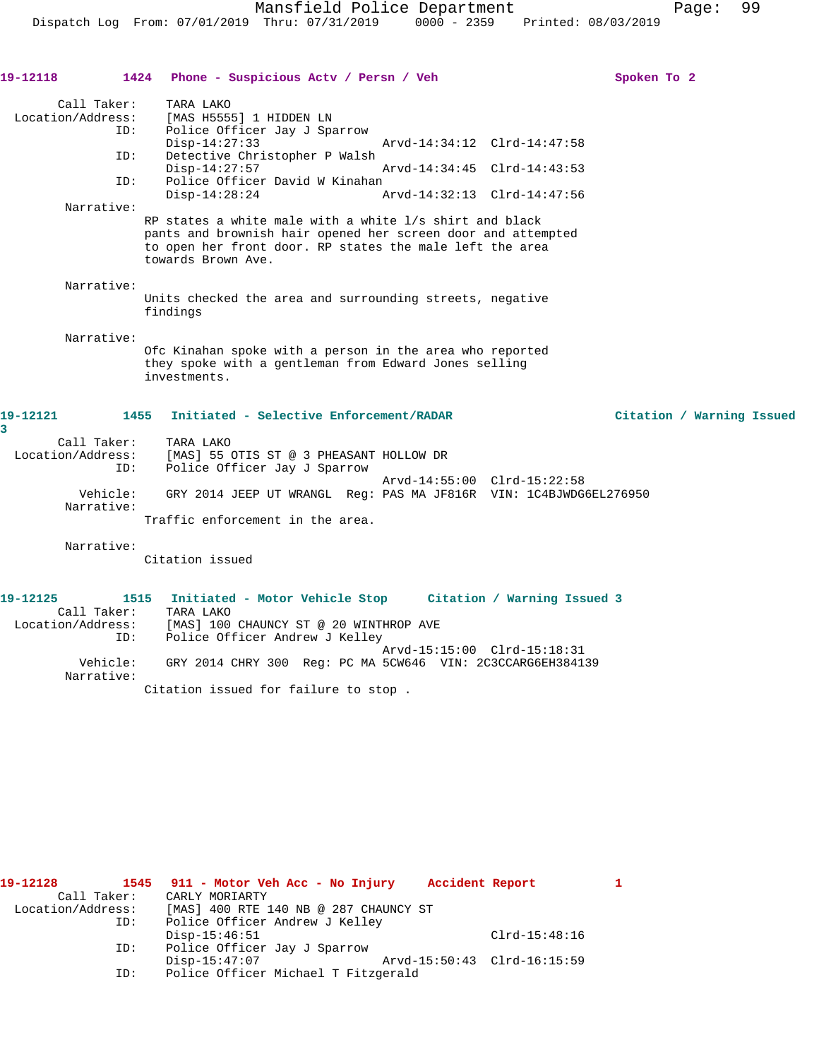**19-12118 1424 Phone - Suspicious Actv / Persn / Veh Spoken To 2**

```
        Call Taker:    TARA LAKO
  Location/Address:    [MAS H5555] 1 HIDDEN LN
                ID:    Police Officer Jay J Sparrow
                       Disp-14:27:33                 Arvd-14:34:12  Clrd-14:47:58
                ID:    Detective Christopher P Walsh
                       Disp-14:27:57                 Arvd-14:34:45  Clrd-14:43:53
                ID:    Police Officer David W Kinahan
                       Disp-14:28:24                 Arvd-14:32:13  Clrd-14:47:56
         Narrative:
                      RP states a white male with a white l/s shirt and black
                      pants and brownish hair opened her screen door and attempted
                      to open her front door. RP states the male left the area
                      towards Brown Ave.

         Narrative:
                      Units checked the area and surrounding streets, negative
                      findings

         Narrative:
                      Ofc Kinahan spoke with a person in the area who reported
                      they spoke with a gentleman from Edward Jones selling
                      investments.
```

**19-12121 1455 Initiated - Selective Enforcement/RADAR Citation / Warning Issued 3**

```
        Call Taker:    TARA LAKO
  Location/Address:    [MAS] 55 OTIS ST @ 3 PHEASANT HOLLOW DR
                ID:    Police Officer Jay J Sparrow
                                                     Arvd-14:55:00  Clrd-15:22:58
           Vehicle:    GRY 2014 JEEP UT WRANGL  Reg: PAS MA JF816R  VIN: 1C4BJWDG6EL276950
         Narrative:
                      Traffic enforcement in the area.

         Narrative:
                      Citation issued
```

**19-12125 1515 Initiated - Motor Vehicle Stop Citation / Warning Issued 3**

```
        Call Taker:    TARA LAKO
  Location/Address:    [MAS] 100 CHAUNCY ST @ 20 WINTHROP AVE
                ID:    Police Officer Andrew J Kelley
                                                     Arvd-15:15:00  Clrd-15:18:31
           Vehicle:    GRY 2014 CHRY 300  Reg: PC MA 5CW646  VIN: 2C3CCARG6EH384139
         Narrative:
                      Citation issued for failure to stop .
```

**19-12128 1545 911 - Motor Veh Acc - No Injury Accident Report 1**

```
        Call Taker:    CARLY MORIARTY
  Location/Address:    [MAS] 400 RTE 140 NB @ 287 CHAUNCY ST
                ID:    Police Officer Andrew J Kelley
                       Disp-15:46:51                                Clrd-15:48:16
                ID:    Police Officer Jay J Sparrow
                       Disp-15:47:07                 Arvd-15:50:43  Clrd-16:15:59
                ID:    Police Officer Michael T Fitzgerald
```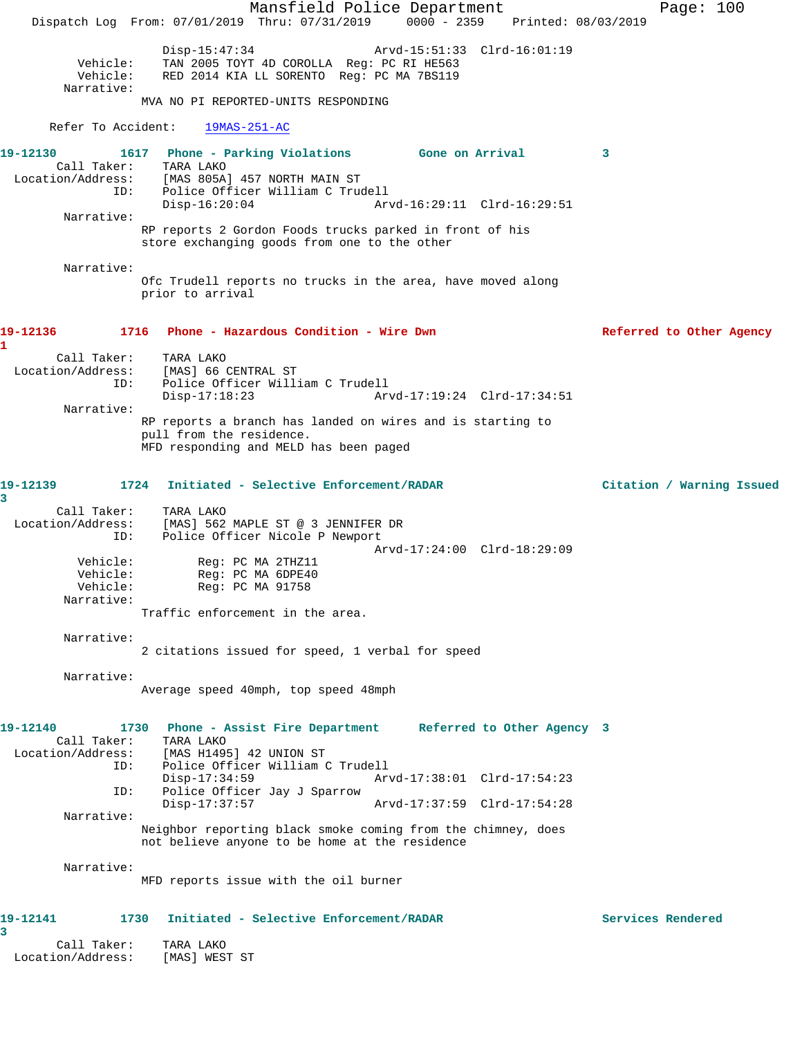Disp-15:47:34 Arvd-15:51:33 Clrd-16:01:19
Vehicle: TAN 2005 TOYT 4D COROLLA Reg: PC RI HE563
Vehicle: RED 2014 KIA LL SORENTO Reg: PC MA 7BS119
Narrative:
MVA NO PI REPORTED-UNITS RESPONDING

Refer To Accident: 19MAS-251-AC

**19-12130 1617 Phone - Parking Violations Gone on Arrival 3**

Call Taker: TARA LAKO
Location/Address: [MAS 805A] 457 NORTH MAIN ST
ID: Police Officer William C Trudell
Disp-16:20:04 Arvd-16:29:11 Clrd-16:29:51
Narrative:
RP reports 2 Gordon Foods trucks parked in front of his store exchanging goods from one to the other

Narrative:
Ofc Trudell reports no trucks in the area, have moved along prior to arrival

**19-12136 1716 Phone - Hazardous Condition - Wire Dwn Referred to Other Agency 1**

Call Taker: TARA LAKO
Location/Address: [MAS] 66 CENTRAL ST
ID: Police Officer William C Trudell
Disp-17:18:23 Arvd-17:19:24 Clrd-17:34:51
Narrative:
RP reports a branch has landed on wires and is starting to pull from the residence.
MFD responding and MELD has been paged

**19-12139 1724 Initiated - Selective Enforcement/RADAR Citation / Warning Issued 3**

Call Taker: TARA LAKO
Location/Address: [MAS] 562 MAPLE ST @ 3 JENNIFER DR
ID: Police Officer Nicole P Newport
Arvd-17:24:00 Clrd-18:29:09
Vehicle: Reg: PC MA 2THZ11
Vehicle: Reg: PC MA 6DPE40
Vehicle: Reg: PC MA 91758
Narrative:
Traffic enforcement in the area.

Narrative:
2 citations issued for speed, 1 verbal for speed

Narrative:
Average speed 40mph, top speed 48mph

**19-12140 1730 Phone - Assist Fire Department Referred to Other Agency 3**

Call Taker: TARA LAKO
Location/Address: [MAS H1495] 42 UNION ST
ID: Police Officer William C Trudell
Disp-17:34:59 Arvd-17:38:01 Clrd-17:54:23
ID: Police Officer Jay J Sparrow
Disp-17:37:57 Arvd-17:37:59 Clrd-17:54:28
Narrative:
Neighbor reporting black smoke coming from the chimney, does not believe anyone to be home at the residence

Narrative:
MFD reports issue with the oil burner

**19-12141 1730 Initiated - Selective Enforcement/RADAR Services Rendered 3**

Call Taker: TARA LAKO
Location/Address: [MAS] WEST ST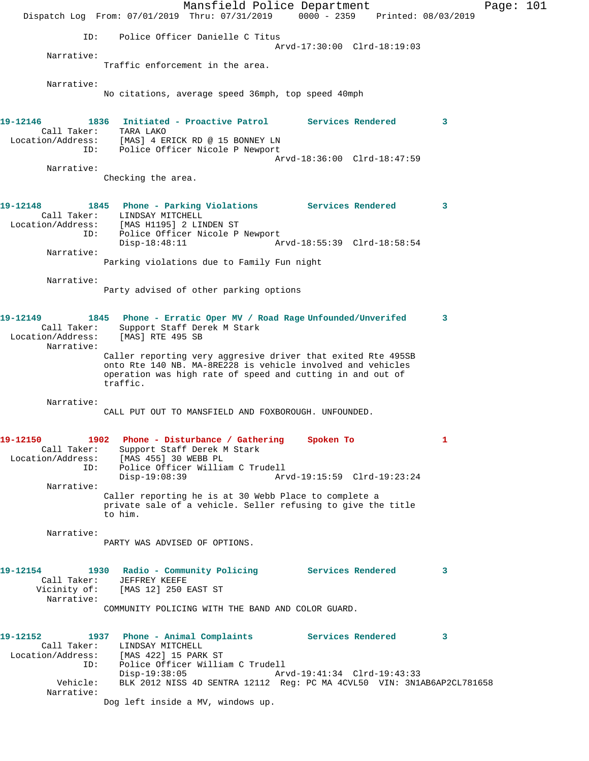ID: Police Officer Danielle C Titus
Arvd-17:30:00 Clrd-18:19:03

Narrative:
Traffic enforcement in the area.

Narrative:
No citations, average speed 36mph, top speed 40mph

**19-12146 1836 Initiated - Proactive Patrol Services Rendered 3**

Call Taker: TARA LAKO
Location/Address: [MAS] 4 ERICK RD @ 15 BONNEY LN
ID: Police Officer Nicole P Newport
Arvd-18:36:00 Clrd-18:47:59

Narrative:
Checking the area.

**19-12148 1845 Phone - Parking Violations Services Rendered 3**

Call Taker: LINDSAY MITCHELL
Location/Address: [MAS H1195] 2 LINDEN ST
ID: Police Officer Nicole P Newport
Disp-18:48:11 Arvd-18:55:39 Clrd-18:58:54

Narrative:
Parking violations due to Family Fun night

Narrative:
Party advised of other parking options

**19-12149 1845 Phone - Erratic Oper MV / Road Rage Unfounded/Unverifed 3**

Call Taker: Support Staff Derek M Stark
Location/Address: [MAS] RTE 495 SB

Narrative:
Caller reporting very aggresive driver that exited Rte 495SB onto Rte 140 NB. MA-8RE228 is vehicle involved and vehicles operation was high rate of speed and cutting in and out of traffic.

Narrative:
CALL PUT OUT TO MANSFIELD AND FOXBOROUGH. UNFOUNDED.

**19-12150 1902 Phone - Disturbance / Gathering Spoken To 1**

Call Taker: Support Staff Derek M Stark
Location/Address: [MAS 455] 30 WEBB PL
ID: Police Officer William C Trudell
Disp-19:08:39 Arvd-19:15:59 Clrd-19:23:24

Narrative:
Caller reporting he is at 30 Webb Place to complete a private sale of a vehicle. Seller refusing to give the title to him.

Narrative:
PARTY WAS ADVISED OF OPTIONS.

**19-12154 1930 Radio - Community Policing Services Rendered 3**

Call Taker: JEFFREY KEEFE
Vicinity of: [MAS 12] 250 EAST ST

Narrative:
COMMUNITY POLICING WITH THE BAND AND COLOR GUARD.

**19-12152 1937 Phone - Animal Complaints Services Rendered 3**

Call Taker: LINDSAY MITCHELL
Location/Address: [MAS 422] 15 PARK ST
ID: Police Officer William C Trudell
Disp-19:38:05 Arvd-19:41:34 Clrd-19:43:33
Vehicle: BLK 2012 NISS 4D SENTRA 12112 Reg: PC MA 4CVL50 VIN: 3N1AB6AP2CL781658

Narrative:
Dog left inside a MV, windows up.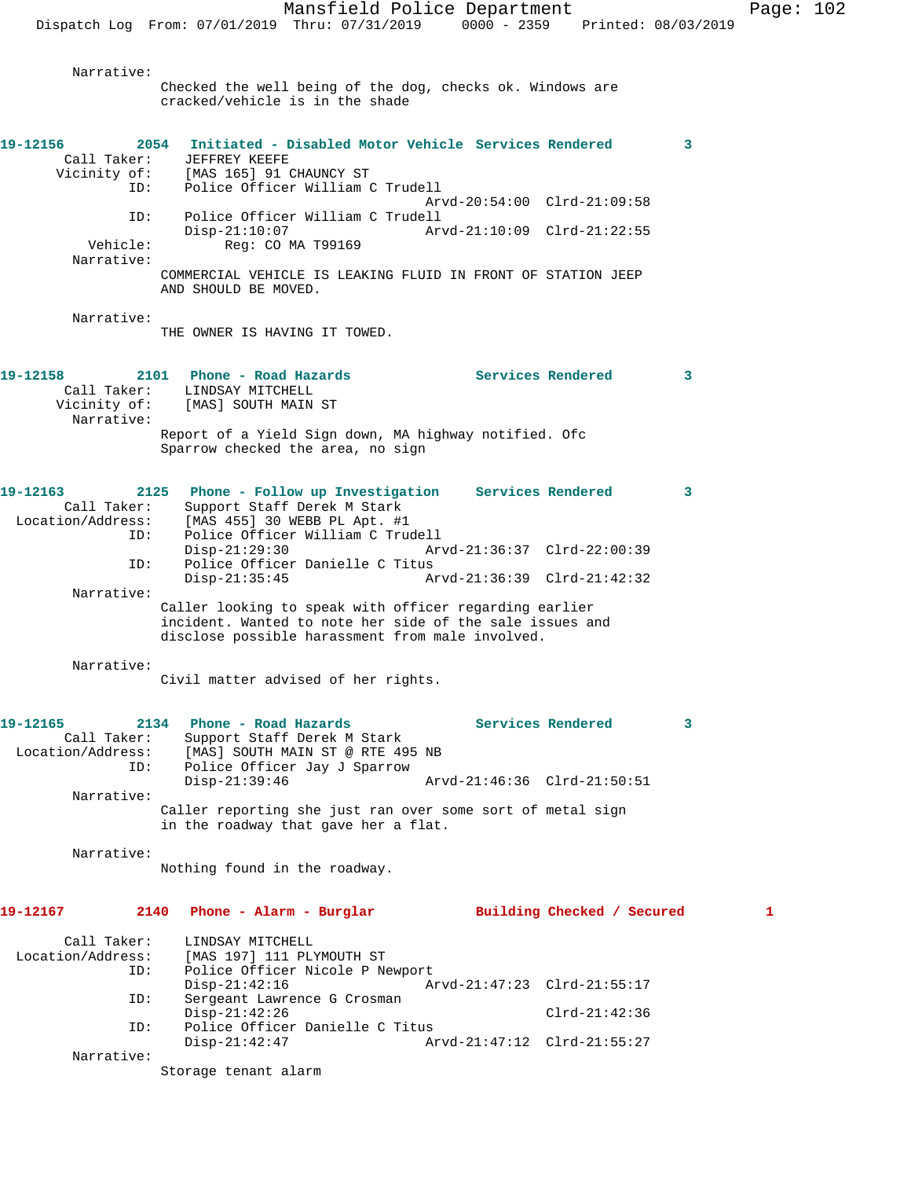Narrative:
Checked the well being of the dog, checks ok. Windows are cracked/vehicle is in the shade

**19-12156 2054 Initiated - Disabled Motor Vehicle Services Rendered 3**

Call Taker: JEFFREY KEEFE
Vicinity of: [MAS 165] 91 CHAUNCY ST
ID: Police Officer William C Trudell
Arvd-20:54:00 Clrd-21:09:58
ID: Police Officer William C Trudell
Disp-21:10:07 Arvd-21:10:09 Clrd-21:22:55
Vehicle: Reg: CO MA T99169
Narrative:
COMMERCIAL VEHICLE IS LEAKING FLUID IN FRONT OF STATION JEEP AND SHOULD BE MOVED.

Narrative:
THE OWNER IS HAVING IT TOWED.

**19-12158 2101 Phone - Road Hazards Services Rendered 3**

Call Taker: LINDSAY MITCHELL
Vicinity of: [MAS] SOUTH MAIN ST
Narrative:
Report of a Yield Sign down, MA highway notified. Ofc Sparrow checked the area, no sign

**19-12163 2125 Phone - Follow up Investigation Services Rendered 3**

Call Taker: Support Staff Derek M Stark
Location/Address: [MAS 455] 30 WEBB PL Apt. #1
ID: Police Officer William C Trudell
Disp-21:29:30 Arvd-21:36:37 Clrd-22:00:39
ID: Police Officer Danielle C Titus
Disp-21:35:45 Arvd-21:36:39 Clrd-21:42:32
Narrative:
Caller looking to speak with officer regarding earlier incident. Wanted to note her side of the sale issues and disclose possible harassment from male involved.

Narrative:
Civil matter advised of her rights.

**19-12165 2134 Phone - Road Hazards Services Rendered 3**

Call Taker: Support Staff Derek M Stark
Location/Address: [MAS] SOUTH MAIN ST @ RTE 495 NB
ID: Police Officer Jay J Sparrow
Disp-21:39:46 Arvd-21:46:36 Clrd-21:50:51
Narrative:
Caller reporting she just ran over some sort of metal sign in the roadway that gave her a flat.

Narrative:
Nothing found in the roadway.

**19-12167 2140 Phone - Alarm - Burglar Building Checked / Secured 1**

Call Taker: LINDSAY MITCHELL
Location/Address: [MAS 197] 111 PLYMOUTH ST
ID: Police Officer Nicole P Newport
Disp-21:42:16 Arvd-21:47:23 Clrd-21:55:17
ID: Sergeant Lawrence G Crosman
Disp-21:42:26 Clrd-21:42:36
ID: Police Officer Danielle C Titus
Disp-21:42:47 Arvd-21:47:12 Clrd-21:55:27
Narrative:
Storage tenant alarm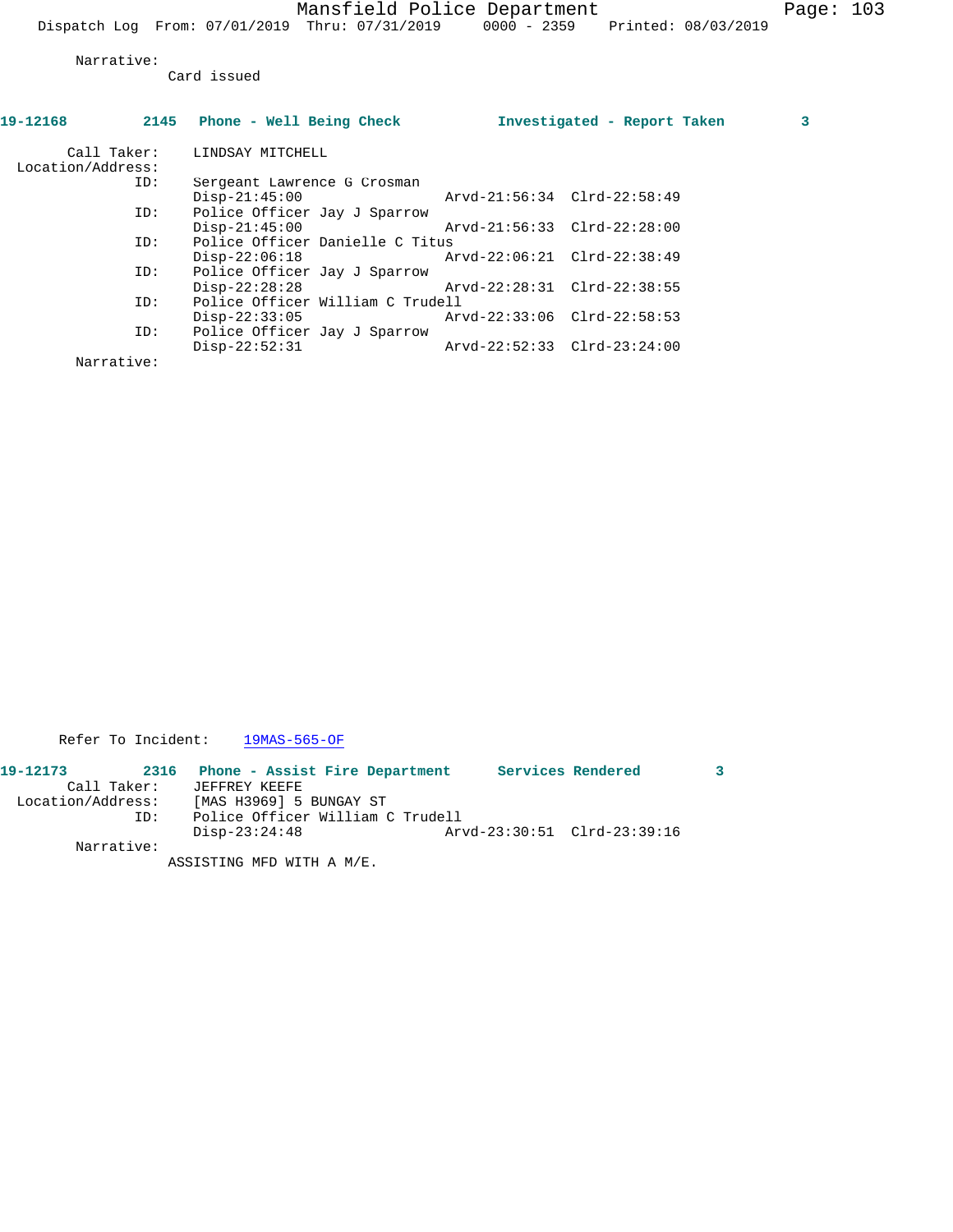Narrative:
Card issued

**19-12168 2145 Phone - Well Being Check Investigated - Report Taken 3**

Call Taker: LINDSAY MITCHELL
Location/Address:
ID: Sergeant Lawrence G Crosman
Disp-21:45:00 Arvd-21:56:34 Clrd-22:58:49
ID: Police Officer Jay J Sparrow
Disp-21:45:00 Arvd-21:56:33 Clrd-22:28:00
ID: Police Officer Danielle C Titus
Disp-22:06:18 Arvd-22:06:21 Clrd-22:38:49
ID: Police Officer Jay J Sparrow
Disp-22:28:28 Arvd-22:28:31 Clrd-22:38:55
ID: Police Officer William C Trudell
Disp-22:33:05 Arvd-22:33:06 Clrd-22:58:53
ID: Police Officer Jay J Sparrow
Disp-22:52:31 Arvd-22:52:33 Clrd-23:24:00
Narrative:

Refer To Incident: 19MAS-565-OF

**19-12173 2316 Phone - Assist Fire Department Services Rendered 3**

Call Taker: JEFFREY KEEFE
Location/Address: [MAS H3969] 5 BUNGAY ST
ID: Police Officer William C Trudell
Disp-23:24:48 Arvd-23:30:51 Clrd-23:39:16
Narrative:
ASSISTING MFD WITH A M/E.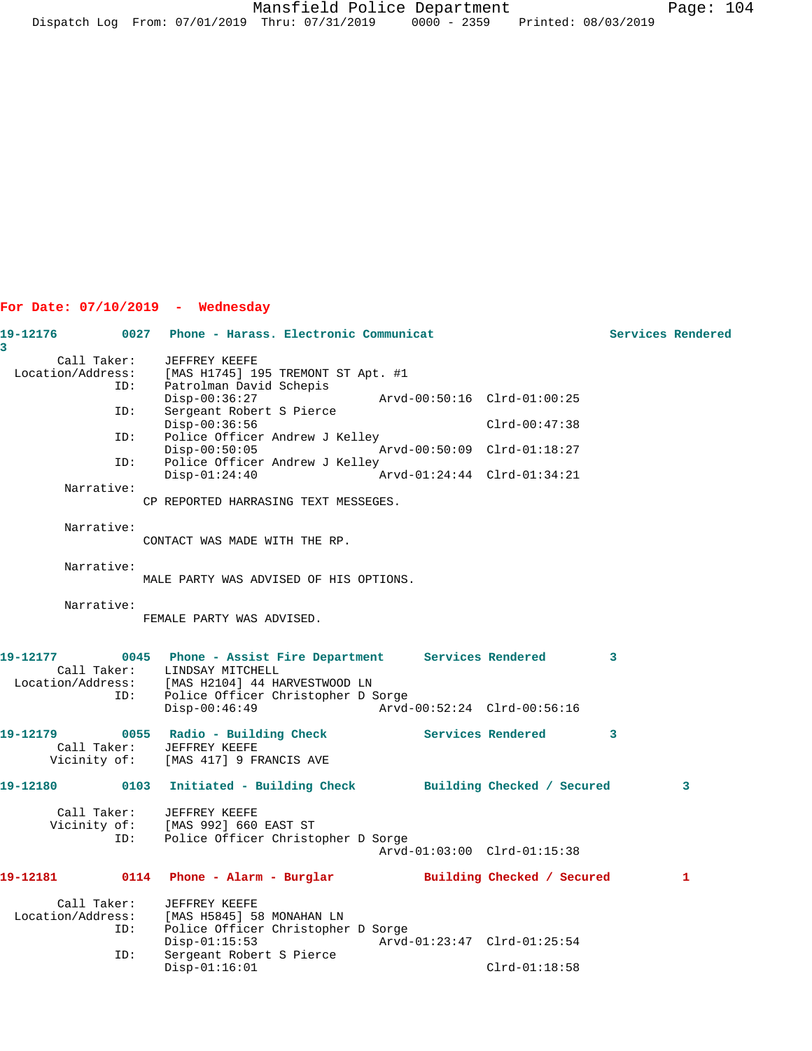## For Date: 07/10/2019 - Wednesday

```
19-12176         0027   Phone - Harass. Electronic Communicat                       Services Rendered
3
       Call Taker:     JEFFREY KEEFE
  Location/Address:    [MAS H1745] 195 TREMONT ST Apt. #1
                ID:    Patrolman David Schepis
                       Disp-00:36:27               Arvd-00:50:16  Clrd-01:00:25
                ID:    Sergeant Robert S Pierce
                       Disp-00:36:56                              Clrd-00:47:38
                ID:    Police Officer Andrew J Kelley
                       Disp-00:50:05               Arvd-00:50:09  Clrd-01:18:27
                ID:    Police Officer Andrew J Kelley
                       Disp-01:24:40               Arvd-01:24:44  Clrd-01:34:21
        Narrative:
                     CP REPORTED HARRASING TEXT MESSEGES.

        Narrative:
                     CONTACT WAS MADE WITH THE RP.

        Narrative:
                     MALE PARTY WAS ADVISED OF HIS OPTIONS.

        Narrative:
                     FEMALE PARTY WAS ADVISED.


19-12177         0045   Phone - Assist Fire Department      Services Rendered        3
       Call Taker:     LINDSAY MITCHELL
  Location/Address:    [MAS H2104] 44 HARVESTWOOD LN
                ID:    Police Officer Christopher D Sorge
                       Disp-00:46:49               Arvd-00:52:24  Clrd-00:56:16

19-12179         0055   Radio - Building Check              Services Rendered        3
       Call Taker:     JEFFREY KEEFE
      Vicinity of:     [MAS 417] 9 FRANCIS AVE

19-12180         0103   Initiated - Building Check          Building Checked / Secured          3

       Call Taker:     JEFFREY KEEFE
      Vicinity of:     [MAS 992] 660 EAST ST
                ID:    Police Officer Christopher D Sorge
                                                   Arvd-01:03:00  Clrd-01:15:38

19-12181         0114   Phone - Alarm - Burglar             Building Checked / Secured          1

       Call Taker:     JEFFREY KEEFE
  Location/Address:    [MAS H5845] 58 MONAHAN LN
                ID:    Police Officer Christopher D Sorge
                       Disp-01:15:53               Arvd-01:23:47  Clrd-01:25:54
                ID:    Sergeant Robert S Pierce
                       Disp-01:16:01                              Clrd-01:18:58
```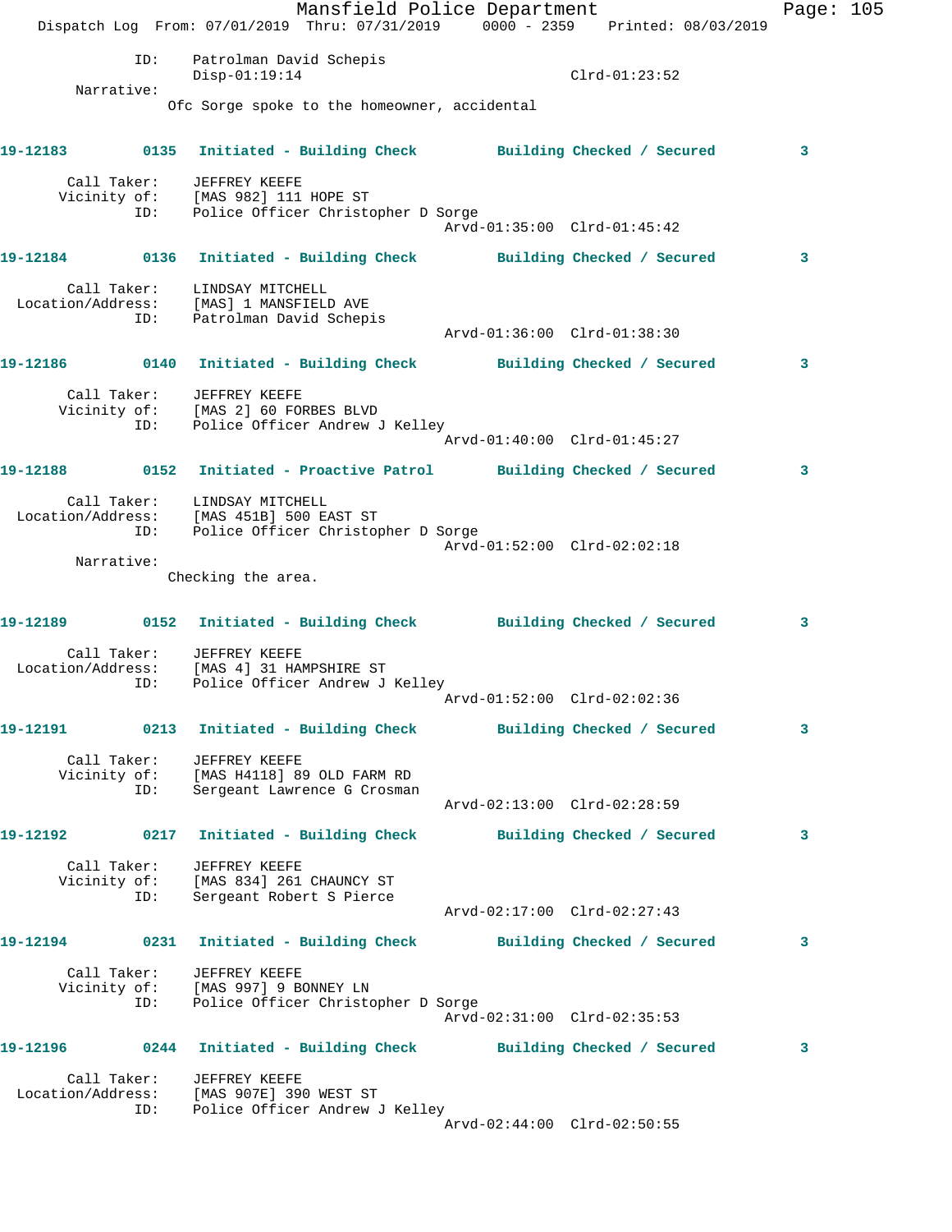ID: Patrolman David Schepis
Disp-01:19:14 Clrd-01:23:52

Narrative:
Ofc Sorge spoke to the homeowner, accidental

**19-12183 0135 Initiated - Building Check Building Checked / Secured 3**

Call Taker: JEFFREY KEEFE
Vicinity of: [MAS 982] 111 HOPE ST
ID: Police Officer Christopher D Sorge
Arvd-01:35:00 Clrd-01:45:42

**19-12184 0136 Initiated - Building Check Building Checked / Secured 3**

Call Taker: LINDSAY MITCHELL
Location/Address: [MAS] 1 MANSFIELD AVE
ID: Patrolman David Schepis
Arvd-01:36:00 Clrd-01:38:30

**19-12186 0140 Initiated - Building Check Building Checked / Secured 3**

Call Taker: JEFFREY KEEFE
Vicinity of: [MAS 2] 60 FORBES BLVD
ID: Police Officer Andrew J Kelley
Arvd-01:40:00 Clrd-01:45:27

**19-12188 0152 Initiated - Proactive Patrol Building Checked / Secured 3**

Call Taker: LINDSAY MITCHELL
Location/Address: [MAS 451B] 500 EAST ST
ID: Police Officer Christopher D Sorge
Arvd-01:52:00 Clrd-02:02:18

Narrative:
Checking the area.

**19-12189 0152 Initiated - Building Check Building Checked / Secured 3**

Call Taker: JEFFREY KEEFE
Location/Address: [MAS 4] 31 HAMPSHIRE ST
ID: Police Officer Andrew J Kelley
Arvd-01:52:00 Clrd-02:02:36

**19-12191 0213 Initiated - Building Check Building Checked / Secured 3**

Call Taker: JEFFREY KEEFE
Vicinity of: [MAS H4118] 89 OLD FARM RD
ID: Sergeant Lawrence G Crosman
Arvd-02:13:00 Clrd-02:28:59

**19-12192 0217 Initiated - Building Check Building Checked / Secured 3**

Call Taker: JEFFREY KEEFE
Vicinity of: [MAS 834] 261 CHAUNCY ST
ID: Sergeant Robert S Pierce
Arvd-02:17:00 Clrd-02:27:43

**19-12194 0231 Initiated - Building Check Building Checked / Secured 3**

Call Taker: JEFFREY KEEFE
Vicinity of: [MAS 997] 9 BONNEY LN
ID: Police Officer Christopher D Sorge
Arvd-02:31:00 Clrd-02:35:53

**19-12196 0244 Initiated - Building Check Building Checked / Secured 3**

Call Taker: JEFFREY KEEFE
Location/Address: [MAS 907E] 390 WEST ST
ID: Police Officer Andrew J Kelley
Arvd-02:44:00 Clrd-02:50:55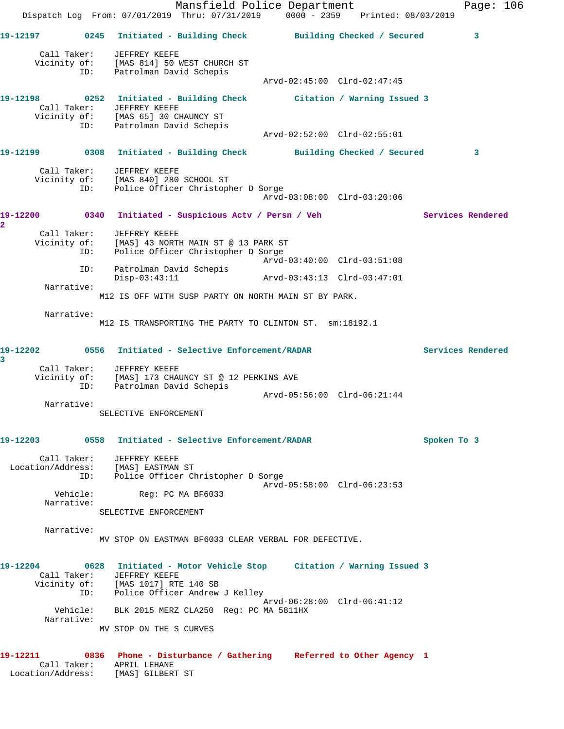19-12197 0245 Initiated - Building Check Building Checked / Secured 3

Call Taker: JEFFREY KEEFE
Vicinity of: [MAS 814] 50 WEST CHURCH ST
ID: Patrolman David Schepis
Arvd-02:45:00 Clrd-02:47:45

19-12198 0252 Initiated - Building Check Citation / Warning Issued 3
Call Taker: JEFFREY KEEFE
Vicinity of: [MAS 65] 30 CHAUNCY ST
ID: Patrolman David Schepis
Arvd-02:52:00 Clrd-02:55:01

19-12199 0308 Initiated - Building Check Building Checked / Secured 3

Call Taker: JEFFREY KEEFE
Vicinity of: [MAS 840] 280 SCHOOL ST
ID: Police Officer Christopher D Sorge
Arvd-03:08:00 Clrd-03:20:06

19-12200 0340 Initiated - Suspicious Actv / Persn / Veh Services Rendered 2

Call Taker: JEFFREY KEEFE
Vicinity of: [MAS] 43 NORTH MAIN ST @ 13 PARK ST
ID: Police Officer Christopher D Sorge
Arvd-03:40:00 Clrd-03:51:08
ID: Patrolman David Schepis
Disp-03:43:11 Arvd-03:43:13 Clrd-03:47:01
Narrative:
M12 IS OFF WITH SUSP PARTY ON NORTH MAIN ST BY PARK.

Narrative:
M12 IS TRANSPORTING THE PARTY TO CLINTON ST. sm:18192.1

19-12202 0556 Initiated - Selective Enforcement/RADAR Services Rendered 3

Call Taker: JEFFREY KEEFE
Vicinity of: [MAS] 173 CHAUNCY ST @ 12 PERKINS AVE
ID: Patrolman David Schepis
Arvd-05:56:00 Clrd-06:21:44
Narrative:
SELECTIVE ENFORCEMENT

19-12203 0558 Initiated - Selective Enforcement/RADAR Spoken To 3

Call Taker: JEFFREY KEEFE
Location/Address: [MAS] EASTMAN ST
ID: Police Officer Christopher D Sorge
Arvd-05:58:00 Clrd-06:23:53
Vehicle: Reg: PC MA BF6033
Narrative:
SELECTIVE ENFORCEMENT

Narrative:
MV STOP ON EASTMAN BF6033 CLEAR VERBAL FOR DEFECTIVE.

19-12204 0628 Initiated - Motor Vehicle Stop Citation / Warning Issued 3
Call Taker: JEFFREY KEEFE
Vicinity of: [MAS 1017] RTE 140 SB
ID: Police Officer Andrew J Kelley
Arvd-06:28:00 Clrd-06:41:12
Vehicle: BLK 2015 MERZ CLA250 Reg: PC MA 5811HX
Narrative:
MV STOP ON THE S CURVES

19-12211 0836 Phone - Disturbance / Gathering Referred to Other Agency 1
Call Taker: APRIL LEHANE
Location/Address: [MAS] GILBERT ST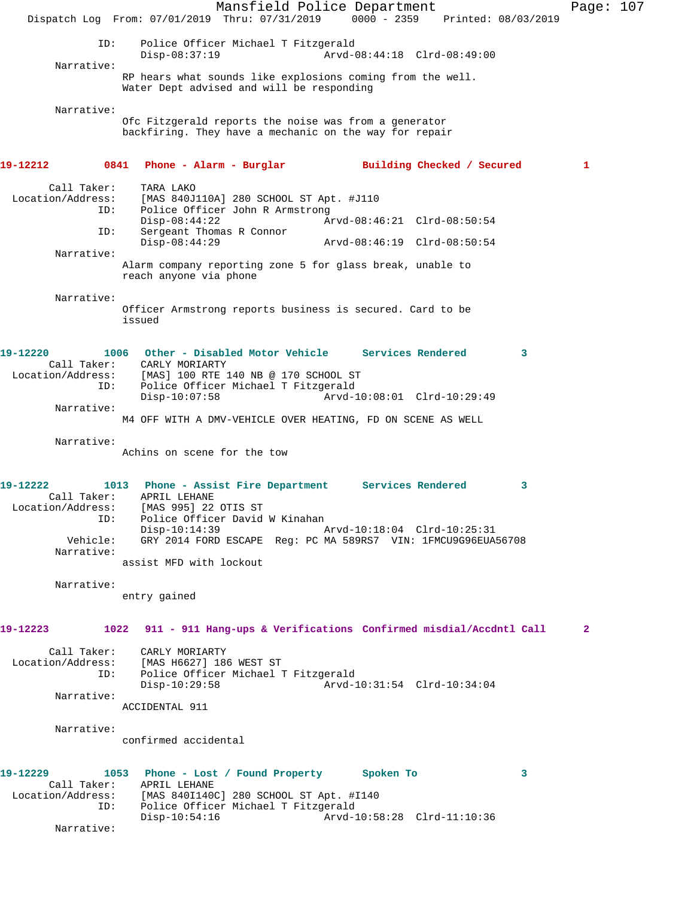```
            ID:    Police Officer Michael T Fitzgerald
                   Disp-08:37:19                 Arvd-08:44:18  Clrd-08:49:00
        Narrative:
                   RP hears what sounds like explosions coming from the well.
                   Water Dept advised and will be responding

        Narrative:
                   Ofc Fitzgerald reports the noise was from a generator
                   backfiring. They have a mechanic on the way for repair
```

**19-12212    0841   Phone - Alarm - Burglar    Building Checked / Secured    1**

```
       Call Taker:    TARA LAKO
 Location/Address:    [MAS 840J110A] 280 SCHOOL ST Apt. #J110
               ID:    Police Officer John R Armstrong
                      Disp-08:44:22                 Arvd-08:46:21  Clrd-08:50:54
               ID:    Sergeant Thomas R Connor
                      Disp-08:44:29                 Arvd-08:46:19  Clrd-08:50:54
        Narrative:
                      Alarm company reporting zone 5 for glass break, unable to
                      reach anyone via phone

        Narrative:
                      Officer Armstrong reports business is secured. Card to be
                      issued
```

**19-12220    1006   Other - Disabled Motor Vehicle    Services Rendered    3**

```
       Call Taker:    CARLY MORIARTY
 Location/Address:    [MAS] 100 RTE 140 NB @ 170 SCHOOL ST
               ID:    Police Officer Michael T Fitzgerald
                      Disp-10:07:58                 Arvd-10:08:01  Clrd-10:29:49
        Narrative:
                      M4 OFF WITH A DMV-VEHICLE OVER HEATING, FD ON SCENE AS WELL

        Narrative:
                      Achins on scene for the tow
```

**19-12222    1013   Phone - Assist Fire Department    Services Rendered    3**

```
       Call Taker:    APRIL LEHANE
 Location/Address:    [MAS 995] 22 OTIS ST
               ID:    Police Officer David W Kinahan
                      Disp-10:14:39                 Arvd-10:18:04  Clrd-10:25:31
          Vehicle:    GRY 2014 FORD ESCAPE  Reg: PC MA 589RS7  VIN: 1FMCU9G96EUA56708
        Narrative:
                      assist MFD with lockout

        Narrative:
                      entry gained
```

**19-12223    1022   911 - 911 Hang-ups & Verifications    Confirmed misdial/Accdntl Call    2**

```
       Call Taker:    CARLY MORIARTY
 Location/Address:    [MAS H6627] 186 WEST ST
               ID:    Police Officer Michael T Fitzgerald
                      Disp-10:29:58                 Arvd-10:31:54  Clrd-10:34:04
        Narrative:
                      ACCIDENTAL 911

        Narrative:
                      confirmed accidental
```

**19-12229    1053   Phone - Lost / Found Property    Spoken To    3**

```
       Call Taker:    APRIL LEHANE
 Location/Address:    [MAS 840I140C] 280 SCHOOL ST Apt. #I140
               ID:    Police Officer Michael T Fitzgerald
                      Disp-10:54:16                 Arvd-10:58:28  Clrd-11:10:36
        Narrative:
```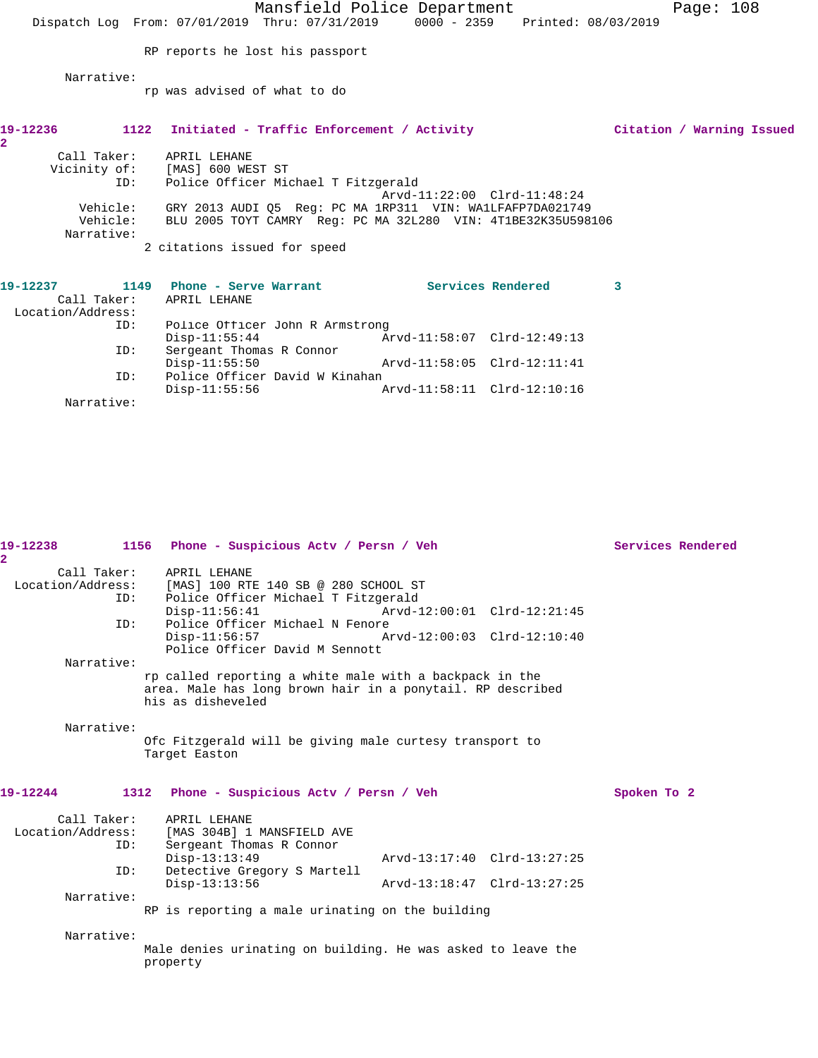RP reports he lost his passport

Narrative:
rp was advised of what to do

**19-12236 2** 1122 **Initiated - Traffic Enforcement / Activity** **Citation / Warning Issued**

Call Taker: APRIL LEHANE
Vicinity of: [MAS] 600 WEST ST
ID: Police Officer Michael T Fitzgerald
Arvd-11:22:00 Clrd-11:48:24
Vehicle: GRY 2013 AUDI Q5 Reg: PC MA 1RP311 VIN: WA1LFAFP7DA021749
Vehicle: BLU 2005 TOYT CAMRY Reg: PC MA 32L280 VIN: 4T1BE32K35U598106
Narrative:
2 citations issued for speed

**19-12237** 1149 **Phone - Serve Warrant** **Services Rendered** 3

Call Taker: APRIL LEHANE
Location/Address:
ID: Police Officer John R Armstrong
Disp-11:55:44 Arvd-11:58:07 Clrd-12:49:13
ID: Sergeant Thomas R Connor
Disp-11:55:50 Arvd-11:58:05 Clrd-12:11:41
ID: Police Officer David W Kinahan
Disp-11:55:56 Arvd-11:58:11 Clrd-12:10:16
Narrative:

**19-12238 2** 1156 **Phone - Suspicious Actv / Persn / Veh** **Services Rendered**

Call Taker: APRIL LEHANE
Location/Address: [MAS] 100 RTE 140 SB @ 280 SCHOOL ST
ID: Police Officer Michael T Fitzgerald
Disp-11:56:41 Arvd-12:00:01 Clrd-12:21:45
ID: Police Officer Michael N Fenore
Disp-11:56:57 Arvd-12:00:03 Clrd-12:10:40
Police Officer David M Sennott
Narrative:
rp called reporting a white male with a backpack in the area. Male has long brown hair in a ponytail. RP described his as disheveled

Narrative:
Ofc Fitzgerald will be giving male curtesy transport to Target Easton

**19-12244** 1312 **Phone - Suspicious Actv / Persn / Veh** **Spoken To 2**

Call Taker: APRIL LEHANE
Location/Address: [MAS 304B] 1 MANSFIELD AVE
ID: Sergeant Thomas R Connor
Disp-13:13:49 Arvd-13:17:40 Clrd-13:27:25
ID: Detective Gregory S Martell
Disp-13:13:56 Arvd-13:18:47 Clrd-13:27:25
Narrative:
RP is reporting a male urinating on the building

Narrative:
Male denies urinating on building. He was asked to leave the property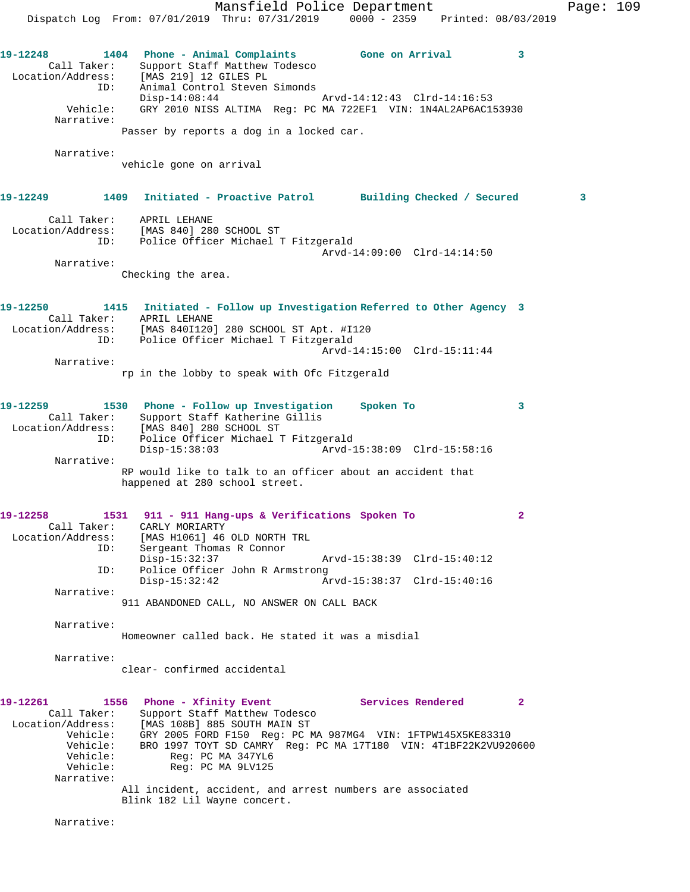**19-12248** 1404 Phone - Animal Complaints Gone on Arrival 3

Call Taker: Support Staff Matthew Todesco
Location/Address: [MAS 219] 12 GILES PL
ID: Animal Control Steven Simonds
Disp-14:08:44 Arvd-14:12:43 Clrd-14:16:53
Vehicle: GRY 2010 NISS ALTIMA Reg: PC MA 722EF1 VIN: 1N4AL2AP6AC153930
Narrative:
Passer by reports a dog in a locked car.

Narrative:
vehicle gone on arrival

**19-12249** 1409 Initiated - Proactive Patrol Building Checked / Secured 3

Call Taker: APRIL LEHANE
Location/Address: [MAS 840] 280 SCHOOL ST
ID: Police Officer Michael T Fitzgerald
Arvd-14:09:00 Clrd-14:14:50
Narrative:
Checking the area.

**19-12250** 1415 Initiated - Follow up Investigation Referred to Other Agency 3

Call Taker: APRIL LEHANE
Location/Address: [MAS 840I120] 280 SCHOOL ST Apt. #I120
ID: Police Officer Michael T Fitzgerald
Arvd-14:15:00 Clrd-15:11:44
Narrative:
rp in the lobby to speak with Ofc Fitzgerald

**19-12259** 1530 Phone - Follow up Investigation Spoken To 3

Call Taker: Support Staff Katherine Gillis
Location/Address: [MAS 840] 280 SCHOOL ST
ID: Police Officer Michael T Fitzgerald
Disp-15:38:03 Arvd-15:38:09 Clrd-15:58:16
Narrative:
RP would like to talk to an officer about an accident that happened at 280 school street.

**19-12258** 1531 911 - 911 Hang-ups & Verifications Spoken To 2

Call Taker: CARLY MORIARTY
Location/Address: [MAS H1061] 46 OLD NORTH TRL
ID: Sergeant Thomas R Connor
Disp-15:32:37 Arvd-15:38:39 Clrd-15:40:12
ID: Police Officer John R Armstrong
Disp-15:32:42 Arvd-15:38:37 Clrd-15:40:16
Narrative:
911 ABANDONED CALL, NO ANSWER ON CALL BACK

Narrative:
Homeowner called back. He stated it was a misdial

Narrative:
clear- confirmed accidental

**19-12261** 1556 Phone - Xfinity Event Services Rendered 2

Call Taker: Support Staff Matthew Todesco
Location/Address: [MAS 108B] 885 SOUTH MAIN ST
Vehicle: GRY 2005 FORD F150 Reg: PC MA 987MG4 VIN: 1FTPW145X5KE83310
Vehicle: BRO 1997 TOYT SD CAMRY Reg: PC MA 17T180 VIN: 4T1BF22K2VU920600
Vehicle: Reg: PC MA 347YL6
Vehicle: Reg: PC MA 9LV125
Narrative:
All incident, accident, and arrest numbers are associated Blink 182 Lil Wayne concert.

Narrative: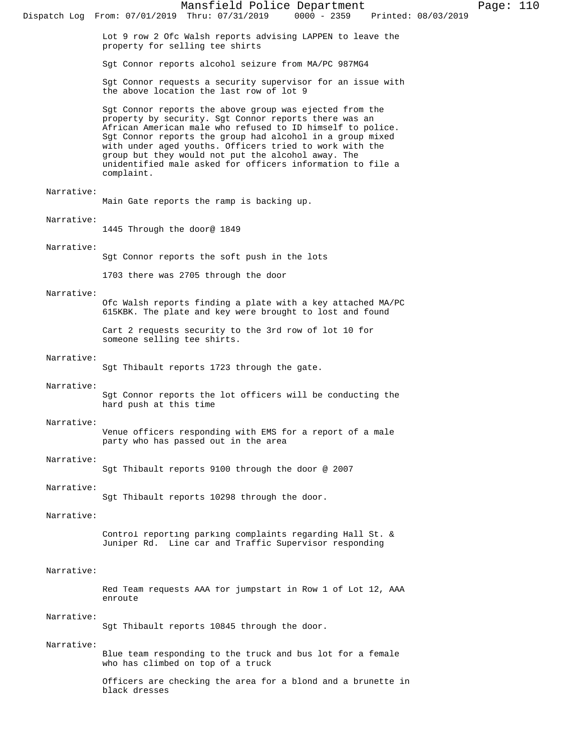Lot 9 row 2 Ofc Walsh reports advising LAPPEN to leave the property for selling tee shirts

Sgt Connor reports alcohol seizure from MA/PC 987MG4

Sgt Connor requests a security supervisor for an issue with the above location the last row of lot 9

Sgt Connor reports the above group was ejected from the property by security. Sgt Connor reports there was an African American male who refused to ID himself to police. Sgt Connor reports the group had alcohol in a group mixed with under aged youths. Officers tried to work with the group but they would not put the alcohol away. The unidentified male asked for officers information to file a complaint.

Narrative:
Main Gate reports the ramp is backing up.

Narrative:
1445 Through the door@ 1849

Narrative:
Sgt Connor reports the soft push in the lots

1703 there was 2705 through the door

Narrative:
Ofc Walsh reports finding a plate with a key attached MA/PC 615KBK. The plate and key were brought to lost and found

Cart 2 requests security to the 3rd row of lot 10 for someone selling tee shirts.

Narrative:
Sgt Thibault reports 1723 through the gate.

Narrative:
Sgt Connor reports the lot officers will be conducting the hard push at this time

Narrative:
Venue officers responding with EMS for a report of a male party who has passed out in the area

Narrative:
Sgt Thibault reports 9100 through the door @ 2007

Narrative:
Sgt Thibault reports 10298 through the door.

Narrative:

Control reporting parking complaints regarding Hall St. & Juniper Rd. Line car and Traffic Supervisor responding

Narrative:

Red Team requests AAA for jumpstart in Row 1 of Lot 12, AAA enroute

Narrative:
Sgt Thibault reports 10845 through the door.

Narrative:
Blue team responding to the truck and bus lot for a female who has climbed on top of a truck

Officers are checking the area for a blond and a brunette in black dresses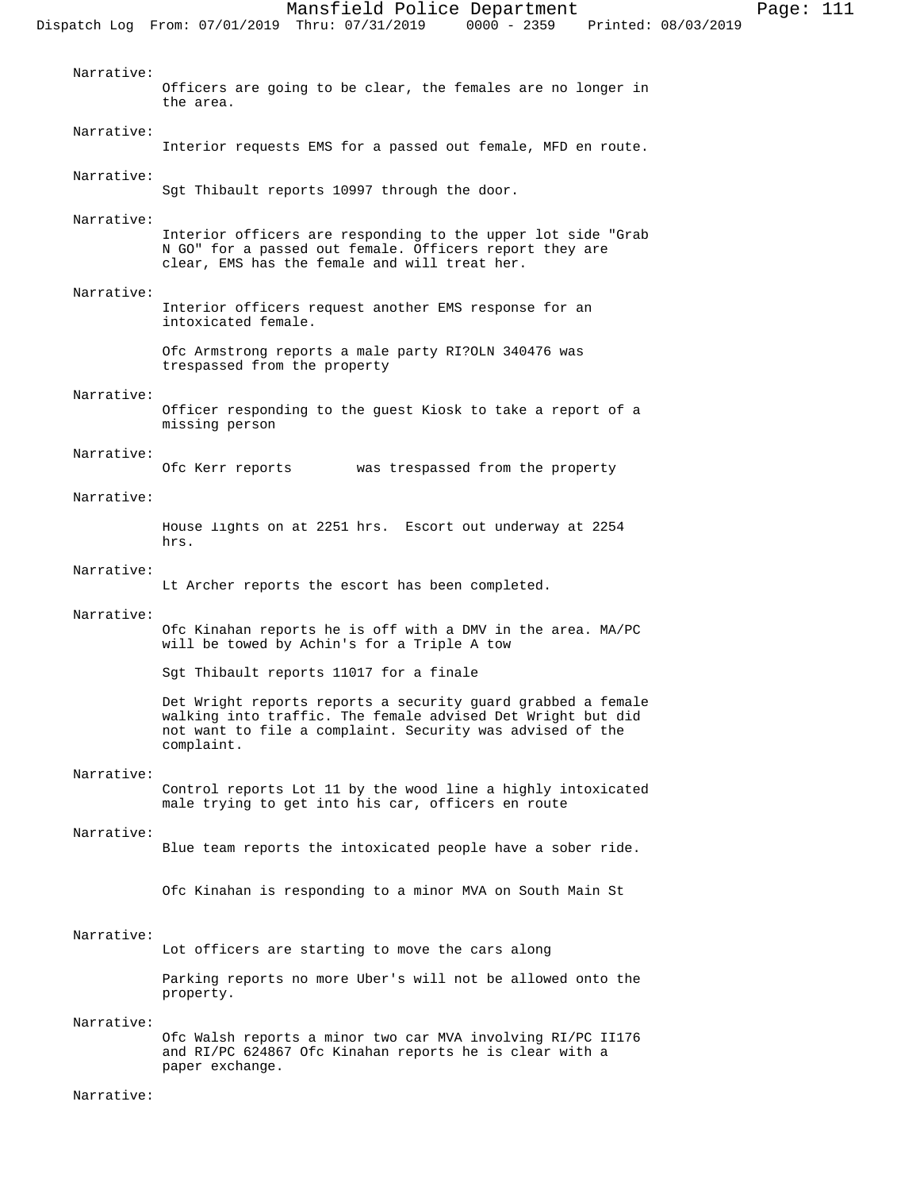Narrative:
Officers are going to be clear, the females are no longer in the area.

Narrative:
Interior requests EMS for a passed out female, MFD en route.

Narrative:
Sgt Thibault reports 10997 through the door.

Narrative:
Interior officers are responding to the upper lot side "Grab N GO" for a passed out female. Officers report they are clear, EMS has the female and will treat her.

Narrative:
Interior officers request another EMS response for an intoxicated female.

Ofc Armstrong reports a male party RI?OLN 340476 was trespassed from the property

Narrative:
Officer responding to the guest Kiosk to take a report of a missing person

Narrative:
Ofc Kerr reports was trespassed from the property

Narrative:

House lights on at 2251 hrs. Escort out underway at 2254 hrs.

Narrative:
Lt Archer reports the escort has been completed.

Narrative:
Ofc Kinahan reports he is off with a DMV in the area. MA/PC will be towed by Achin's for a Triple A tow

Sgt Thibault reports 11017 for a finale

Det Wright reports reports a security guard grabbed a female walking into traffic. The female advised Det Wright but did not want to file a complaint. Security was advised of the complaint.

Narrative:
Control reports Lot 11 by the wood line a highly intoxicated male trying to get into his car, officers en route

Narrative:
Blue team reports the intoxicated people have a sober ride.

Ofc Kinahan is responding to a minor MVA on South Main St

Narrative:
Lot officers are starting to move the cars along

Parking reports no more Uber's will not be allowed onto the property.

Narrative:
Ofc Walsh reports a minor two car MVA involving RI/PC II176 and RI/PC 624867 Ofc Kinahan reports he is clear with a paper exchange.

Narrative: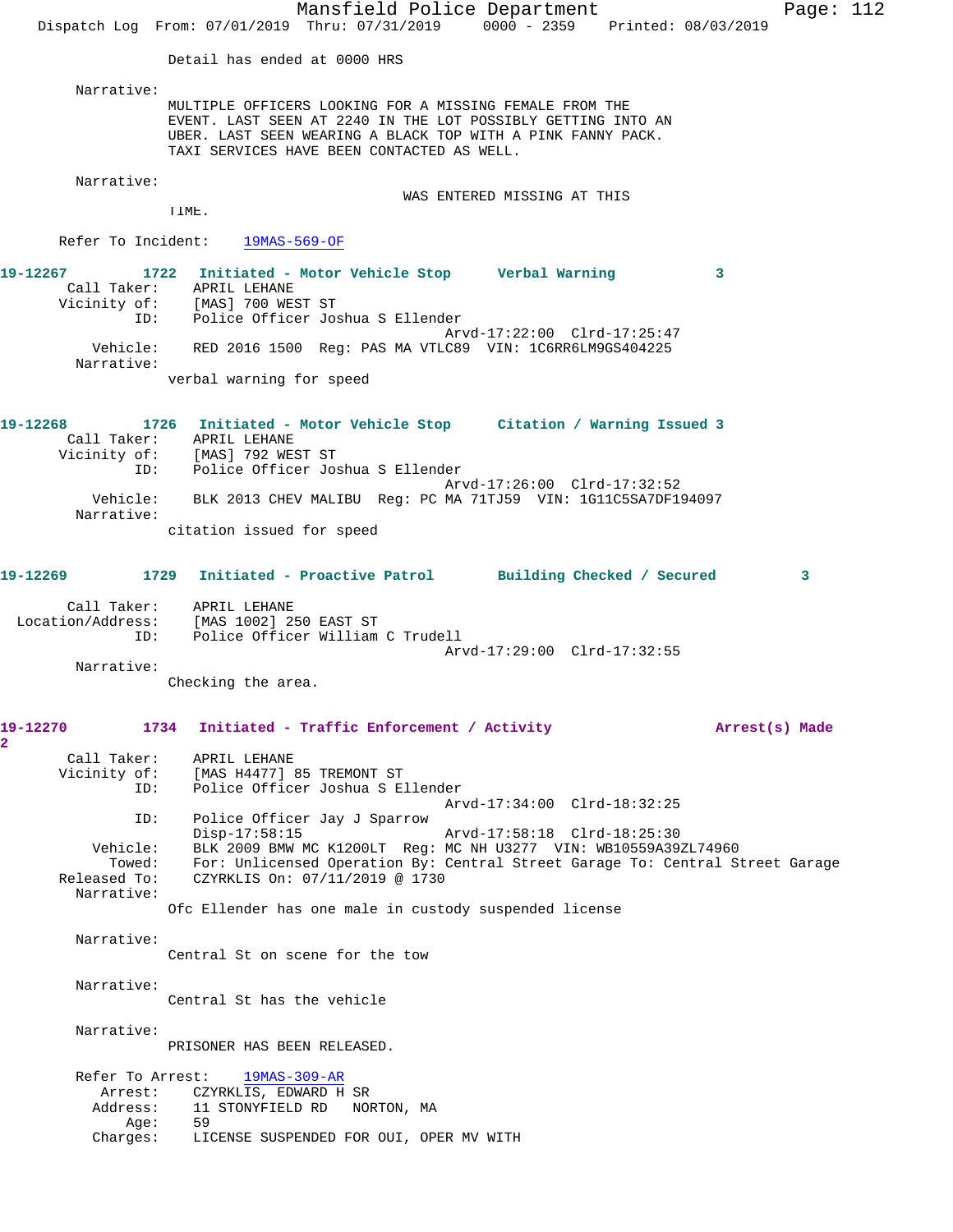Detail has ended at 0000 HRS

Narrative:
MULTIPLE OFFICERS LOOKING FOR A MISSING FEMALE FROM THE EVENT. LAST SEEN AT 2240 IN THE LOT POSSIBLY GETTING INTO AN UBER. LAST SEEN WEARING A BLACK TOP WITH A PINK FANNY PACK. TAXI SERVICES HAVE BEEN CONTACTED AS WELL.

Narrative:
WAS ENTERED MISSING AT THIS TIME.

Refer To Incident: 19MAS-569-OF

**19-12267** 1722 Initiated - Motor Vehicle Stop — Verbal Warning 3

Call Taker: APRIL LEHANE
Vicinity of: [MAS] 700 WEST ST
ID: Police Officer Joshua S Ellender
Arvd-17:22:00 Clrd-17:25:47
Vehicle: RED 2016 1500 Reg: PAS MA VTLC89 VIN: 1C6RR6LM9GS404225
Narrative:
verbal warning for speed

**19-12268** 1726 Initiated - Motor Vehicle Stop — Citation / Warning Issued 3

Call Taker: APRIL LEHANE
Vicinity of: [MAS] 792 WEST ST
ID: Police Officer Joshua S Ellender
Arvd-17:26:00 Clrd-17:32:52
Vehicle: BLK 2013 CHEV MALIBU Reg: PC MA 71TJ59 VIN: 1G11C5SA7DF194097
Narrative:
citation issued for speed

**19-12269** 1729 Initiated - Proactive Patrol — Building Checked / Secured 3

Call Taker: APRIL LEHANE
Location/Address: [MAS 1002] 250 EAST ST
ID: Police Officer William C Trudell
Arvd-17:29:00 Clrd-17:32:55
Narrative:
Checking the area.

**19-12270** 1734 Initiated - Traffic Enforcement / Activity — Arrest(s) Made 2

Call Taker: APRIL LEHANE
Vicinity of: [MAS H4477] 85 TREMONT ST
ID: Police Officer Joshua S Ellender
Arvd-17:34:00 Clrd-18:32:25
ID: Police Officer Jay J Sparrow
Disp-17:58:15 Arvd-17:58:18 Clrd-18:25:30
Vehicle: BLK 2009 BMW MC K1200LT Reg: MC NH U3277 VIN: WB10559A39ZL74960
Towed: For: Unlicensed Operation By: Central Street Garage To: Central Street Garage
Released To: CZYRKLIS On: 07/11/2019 @ 1730
Narrative:
Ofc Ellender has one male in custody suspended license

Narrative:
Central St on scene for the tow

Narrative:
Central St has the vehicle

Narrative:
PRISONER HAS BEEN RELEASED.

Refer To Arrest: 19MAS-309-AR
Arrest: CZYRKLIS, EDWARD H SR
Address: 11 STONYFIELD RD NORTON, MA
Age: 59
Charges: LICENSE SUSPENDED FOR OUI, OPER MV WITH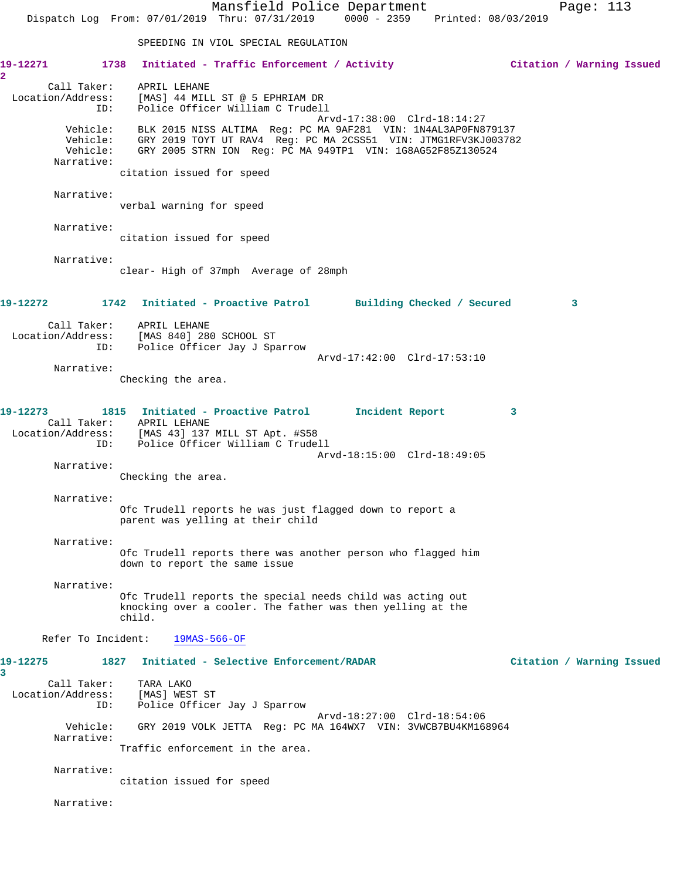SPEEDING IN VIOL SPECIAL REGULATION

**19-12271** 1738 Initiated - Traffic Enforcement / Activity Citation / Warning Issued 2

Call Taker: APRIL LEHANE
Location/Address: [MAS] 44 MILL ST @ 5 EPHRIAM DR
ID: Police Officer William C Trudell
Arvd-17:38:00 Clrd-18:14:27
Vehicle: BLK 2015 NISS ALTIMA Reg: PC MA 9AF281 VIN: 1N4AL3AP0FN879137
Vehicle: GRY 2019 TOYT UT RAV4 Reg: PC MA 2CSS51 VIN: JTMG1RFV3KJ003782
Vehicle: GRY 2005 STRN ION Reg: PC MA 949TP1 VIN: 1G8AG52F85Z130524

Narrative:
citation issued for speed

Narrative:
verbal warning for speed

Narrative:
citation issued for speed

Narrative:
clear- High of 37mph Average of 28mph

**19-12272** 1742 Initiated - Proactive Patrol Building Checked / Secured 3

Call Taker: APRIL LEHANE
Location/Address: [MAS 840] 280 SCHOOL ST
ID: Police Officer Jay J Sparrow
Arvd-17:42:00 Clrd-17:53:10

Narrative:
Checking the area.

**19-12273** 1815 Initiated - Proactive Patrol Incident Report 3

Call Taker: APRIL LEHANE
Location/Address: [MAS 43] 137 MILL ST Apt. #S58
ID: Police Officer William C Trudell
Arvd-18:15:00 Clrd-18:49:05

Narrative:
Checking the area.

Narrative:
Ofc Trudell reports he was just flagged down to report a parent was yelling at their child

Narrative:
Ofc Trudell reports there was another person who flagged him down to report the same issue

Narrative:
Ofc Trudell reports the special needs child was acting out knocking over a cooler. The father was then yelling at the child.

Refer To Incident: 19MAS-566-OF

**19-12275** 1827 Initiated - Selective Enforcement/RADAR Citation / Warning Issued 3

Call Taker: TARA LAKO
Location/Address: [MAS] WEST ST
ID: Police Officer Jay J Sparrow
Arvd-18:27:00 Clrd-18:54:06
Vehicle: GRY 2019 VOLK JETTA Reg: PC MA 164WX7 VIN: 3VWCB7BU4KM168964

Narrative:
Traffic enforcement in the area.

Narrative:
citation issued for speed

Narrative: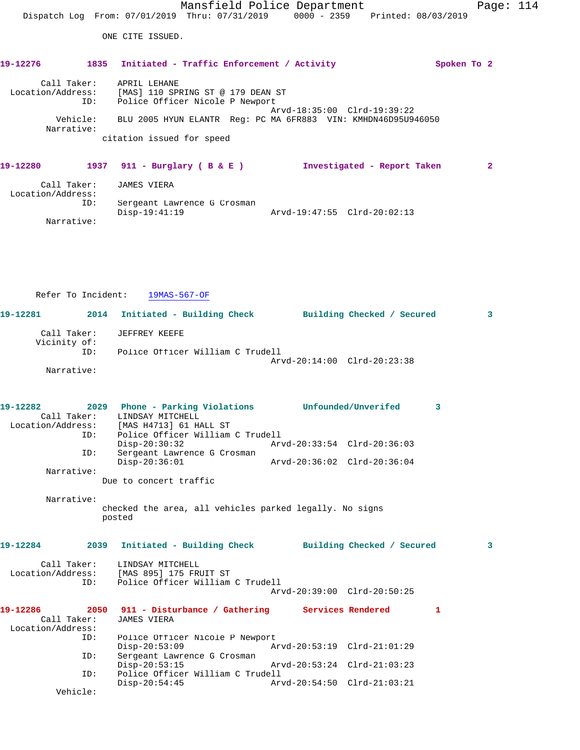ONE CITE ISSUED.

**19-12276 1835 Initiated - Traffic Enforcement / Activity Spoken To 2**

Call Taker: APRIL LEHANE
Location/Address: [MAS] 110 SPRING ST @ 179 DEAN ST
ID: Police Officer Nicole P Newport
Arvd-18:35:00 Clrd-19:39:22
Vehicle: BLU 2005 HYUN ELANTR Reg: PC MA 6FR883 VIN: KMHDN46D95U946050
Narrative:
citation issued for speed

**19-12280 1937 911 - Burglary ( B & E ) Investigated - Report Taken 2**

Call Taker: JAMES VIERA
Location/Address:
ID: Sergeant Lawrence G Crosman
Disp-19:41:19 Arvd-19:47:55 Clrd-20:02:13
Narrative:

Refer To Incident: 19MAS-567-OF

**19-12281 2014 Initiated - Building Check Building Checked / Secured 3**

Call Taker: JEFFREY KEEFE
Vicinity of:
ID: Police Officer William C Trudell
Arvd-20:14:00 Clrd-20:23:38
Narrative:

**19-12282 2029 Phone - Parking Violations Unfounded/Unverifed 3**

Call Taker: LINDSAY MITCHELL
Location/Address: [MAS H4713] 61 HALL ST
ID: Police Officer William C Trudell
Disp-20:30:32 Arvd-20:33:54 Clrd-20:36:03
ID: Sergeant Lawrence G Crosman
Disp-20:36:01 Arvd-20:36:02 Clrd-20:36:04
Narrative:
Due to concert traffic

Narrative:
checked the area, all vehicles parked legally. No signs posted

**19-12284 2039 Initiated - Building Check Building Checked / Secured 3**

Call Taker: LINDSAY MITCHELL
Location/Address: [MAS 895] 175 FRUIT ST
ID: Police Officer William C Trudell
Arvd-20:39:00 Clrd-20:50:25

**19-12286 2050 911 - Disturbance / Gathering Services Rendered 1**

Call Taker: JAMES VIERA
Location/Address:
ID: Police Officer Nicole P Newport
Disp-20:53:09 Arvd-20:53:19 Clrd-21:01:29
ID: Sergeant Lawrence G Crosman
Disp-20:53:15 Arvd-20:53:24 Clrd-21:03:23
ID: Police Officer William C Trudell
Disp-20:54:45 Arvd-20:54:50 Clrd-21:03:21
Vehicle: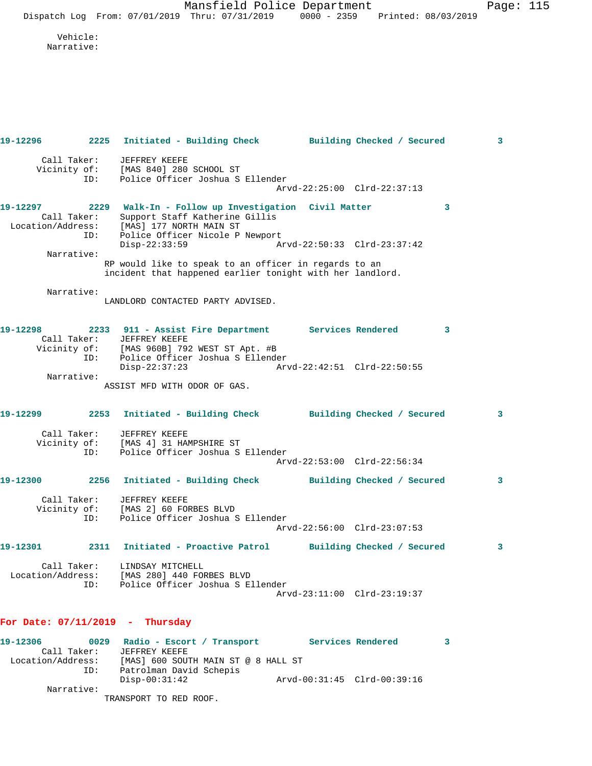Vehicle:
Narrative:

**19-12296** 2225 **Initiated - Building Check** **Building Checked / Secured** 3

Call Taker: JEFFREY KEEFE
Vicinity of: [MAS 840] 280 SCHOOL ST
ID: Police Officer Joshua S Ellender
Arvd-22:25:00 Clrd-22:37:13

**19-12297** 2229 **Walk-In - Follow up Investigation** **Civil Matter** 3

Call Taker: Support Staff Katherine Gillis
Location/Address: [MAS] 177 NORTH MAIN ST
ID: Police Officer Nicole P Newport
Disp-22:33:59 Arvd-22:50:33 Clrd-23:37:42

Narrative:
RP would like to speak to an officer in regards to an incident that happened earlier tonight with her landlord.

Narrative:
LANDLORD CONTACTED PARTY ADVISED.

**19-12298** 2233 **911 - Assist Fire Department** **Services Rendered** 3

Call Taker: JEFFREY KEEFE
Vicinity of: [MAS 960B] 792 WEST ST Apt. #B
ID: Police Officer Joshua S Ellender
Disp-22:37:23 Arvd-22:42:51 Clrd-22:50:55

Narrative:
ASSIST MFD WITH ODOR OF GAS.

**19-12299** 2253 **Initiated - Building Check** **Building Checked / Secured** 3

Call Taker: JEFFREY KEEFE
Vicinity of: [MAS 4] 31 HAMPSHIRE ST
ID: Police Officer Joshua S Ellender
Arvd-22:53:00 Clrd-22:56:34

**19-12300** 2256 **Initiated - Building Check** **Building Checked / Secured** 3

Call Taker: JEFFREY KEEFE
Vicinity of: [MAS 2] 60 FORBES BLVD
ID: Police Officer Joshua S Ellender
Arvd-22:56:00 Clrd-23:07:53

**19-12301** 2311 **Initiated - Proactive Patrol** **Building Checked / Secured** 3

Call Taker: LINDSAY MITCHELL
Location/Address: [MAS 280] 440 FORBES BLVD
ID: Police Officer Joshua S Ellender
Arvd-23:11:00 Clrd-23:19:37

## For Date: 07/11/2019 - Thursday

**19-12306** 0029 **Radio - Escort / Transport** **Services Rendered** 3

Call Taker: JEFFREY KEEFE
Location/Address: [MAS] 600 SOUTH MAIN ST @ 8 HALL ST
ID: Patrolman David Schepis
Disp-00:31:42 Arvd-00:31:45 Clrd-00:39:16

Narrative:
TRANSPORT TO RED ROOF.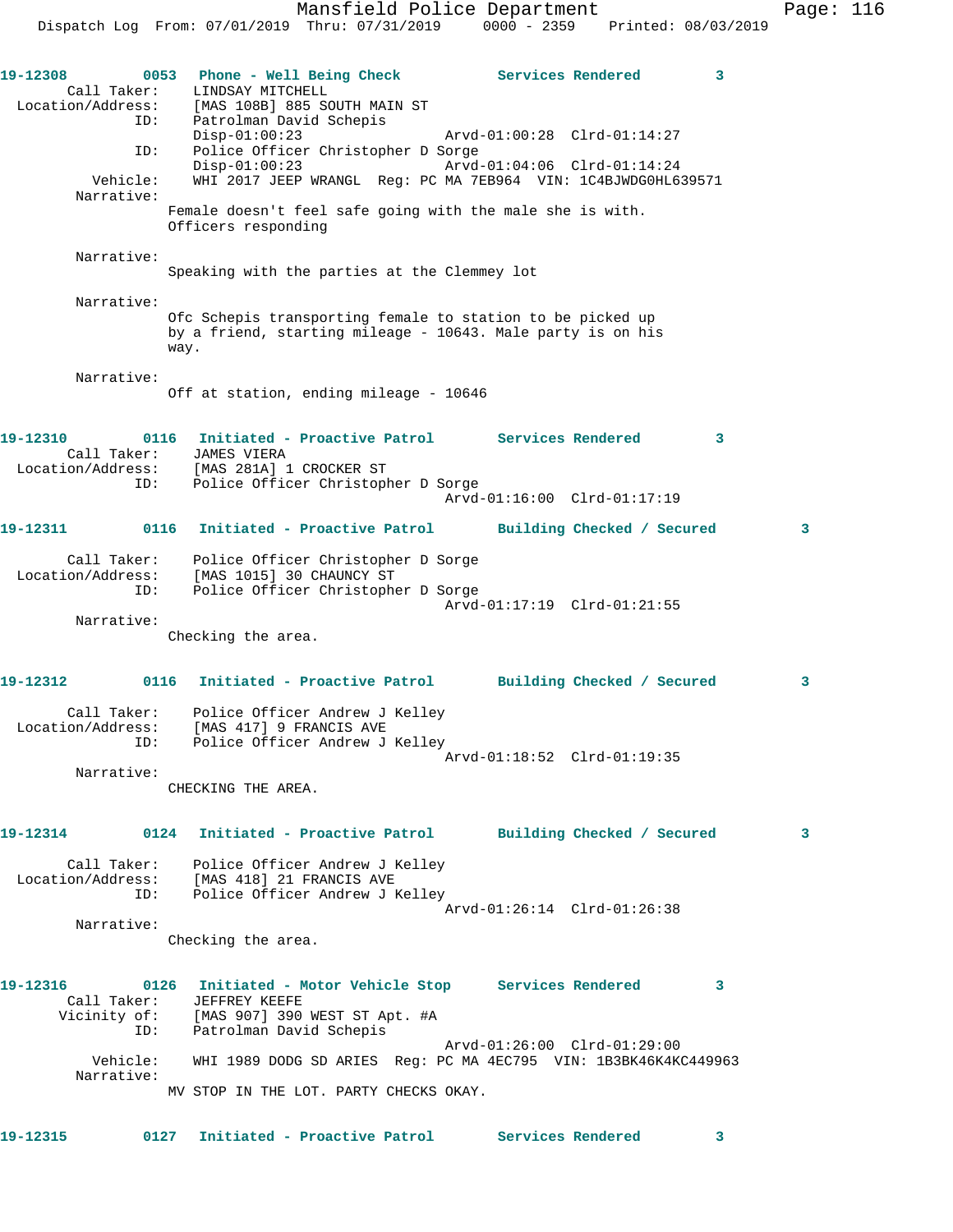**19-12308** 0053 **Phone - Well Being Check** **Services Rendered** 3

Call Taker: LINDSAY MITCHELL
Location/Address: [MAS 108B] 885 SOUTH MAIN ST
ID: Patrolman David Schepis
Disp-01:00:23 Arvd-01:00:28 Clrd-01:14:27
ID: Police Officer Christopher D Sorge
Disp-01:00:23 Arvd-01:04:06 Clrd-01:14:24
Vehicle: WHI 2017 JEEP WRANGL Reg: PC MA 7EB964 VIN: 1C4BJWDG0HL639571

Narrative:
Female doesn't feel safe going with the male she is with. Officers responding

Narrative:
Speaking with the parties at the Clemmey lot

Narrative:
Ofc Schepis transporting female to station to be picked up by a friend, starting mileage - 10643. Male party is on his way.

Narrative:
Off at station, ending mileage - 10646

**19-12310** 0116 **Initiated - Proactive Patrol** **Services Rendered** 3

Call Taker: JAMES VIERA
Location/Address: [MAS 281A] 1 CROCKER ST
ID: Police Officer Christopher D Sorge
Arvd-01:16:00 Clrd-01:17:19

**19-12311** 0116 **Initiated - Proactive Patrol** **Building Checked / Secured** 3

Call Taker: Police Officer Christopher D Sorge
Location/Address: [MAS 1015] 30 CHAUNCY ST
ID: Police Officer Christopher D Sorge
Arvd-01:17:19 Clrd-01:21:55

Narrative:
Checking the area.

**19-12312** 0116 **Initiated - Proactive Patrol** **Building Checked / Secured** 3

Call Taker: Police Officer Andrew J Kelley
Location/Address: [MAS 417] 9 FRANCIS AVE
ID: Police Officer Andrew J Kelley
Arvd-01:18:52 Clrd-01:19:35

Narrative:
CHECKING THE AREA.

**19-12314** 0124 **Initiated - Proactive Patrol** **Building Checked / Secured** 3

Call Taker: Police Officer Andrew J Kelley
Location/Address: [MAS 418] 21 FRANCIS AVE
ID: Police Officer Andrew J Kelley
Arvd-01:26:14 Clrd-01:26:38

Narrative:
Checking the area.

**19-12316** 0126 **Initiated - Motor Vehicle Stop** **Services Rendered** 3

Call Taker: JEFFREY KEEFE
Vicinity of: [MAS 907] 390 WEST ST Apt. #A
ID: Patrolman David Schepis
Arvd-01:26:00 Clrd-01:29:00
Vehicle: WHI 1989 DODG SD ARIES Reg: PC MA 4EC795 VIN: 1B3BK46K4KC449963

Narrative:
MV STOP IN THE LOT. PARTY CHECKS OKAY.

**19-12315** 0127 **Initiated - Proactive Patrol** **Services Rendered** 3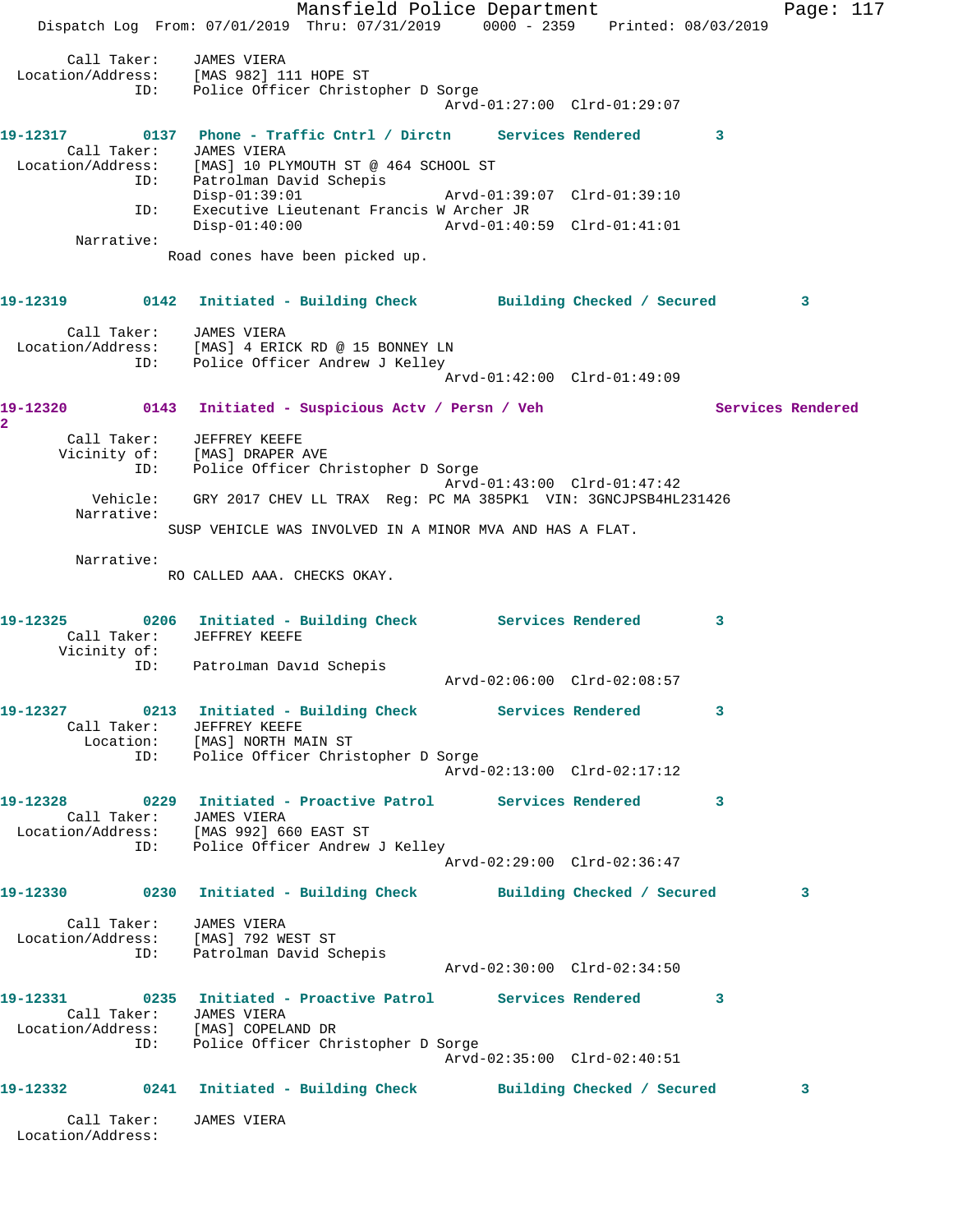Call Taker: JAMES VIERA
Location/Address: [MAS 982] 111 HOPE ST
ID: Police Officer Christopher D Sorge
Arvd-01:27:00 Clrd-01:29:07

**19-12317 0137 Phone - Traffic Cntrl / Dirctn Services Rendered 3**

Call Taker: JAMES VIERA
Location/Address: [MAS] 10 PLYMOUTH ST @ 464 SCHOOL ST
ID: Patrolman David Schepis
Disp-01:39:01 Arvd-01:39:07 Clrd-01:39:10
ID: Executive Lieutenant Francis W Archer JR
Disp-01:40:00 Arvd-01:40:59 Clrd-01:41:01
Narrative:
Road cones have been picked up.

**19-12319 0142 Initiated - Building Check Building Checked / Secured 3**

Call Taker: JAMES VIERA
Location/Address: [MAS] 4 ERICK RD @ 15 BONNEY LN
ID: Police Officer Andrew J Kelley
Arvd-01:42:00 Clrd-01:49:09

**19-12320 0143 Initiated - Suspicious Actv / Persn / Veh Services Rendered 2**

Call Taker: JEFFREY KEEFE
Vicinity of: [MAS] DRAPER AVE
ID: Police Officer Christopher D Sorge
Arvd-01:43:00 Clrd-01:47:42
Vehicle: GRY 2017 CHEV LL TRAX Reg: PC MA 385PK1 VIN: 3GNCJPSB4HL231426
Narrative:
SUSP VEHICLE WAS INVOLVED IN A MINOR MVA AND HAS A FLAT.

Narrative:
RO CALLED AAA. CHECKS OKAY.

**19-12325 0206 Initiated - Building Check Services Rendered 3**

Call Taker: JEFFREY KEEFE
Vicinity of:
ID: Patrolman David Schepis
Arvd-02:06:00 Clrd-02:08:57

**19-12327 0213 Initiated - Building Check Services Rendered 3**

Call Taker: JEFFREY KEEFE
Location: [MAS] NORTH MAIN ST
ID: Police Officer Christopher D Sorge
Arvd-02:13:00 Clrd-02:17:12

**19-12328 0229 Initiated - Proactive Patrol Services Rendered 3**

Call Taker: JAMES VIERA
Location/Address: [MAS 992] 660 EAST ST
ID: Police Officer Andrew J Kelley
Arvd-02:29:00 Clrd-02:36:47

**19-12330 0230 Initiated - Building Check Building Checked / Secured 3**

Call Taker: JAMES VIERA
Location/Address: [MAS] 792 WEST ST
ID: Patrolman David Schepis
Arvd-02:30:00 Clrd-02:34:50

**19-12331 0235 Initiated - Proactive Patrol Services Rendered 3**

Call Taker: JAMES VIERA
Location/Address: [MAS] COPELAND DR
ID: Police Officer Christopher D Sorge
Arvd-02:35:00 Clrd-02:40:51

**19-12332 0241 Initiated - Building Check Building Checked / Secured 3**

Call Taker: JAMES VIERA
Location/Address: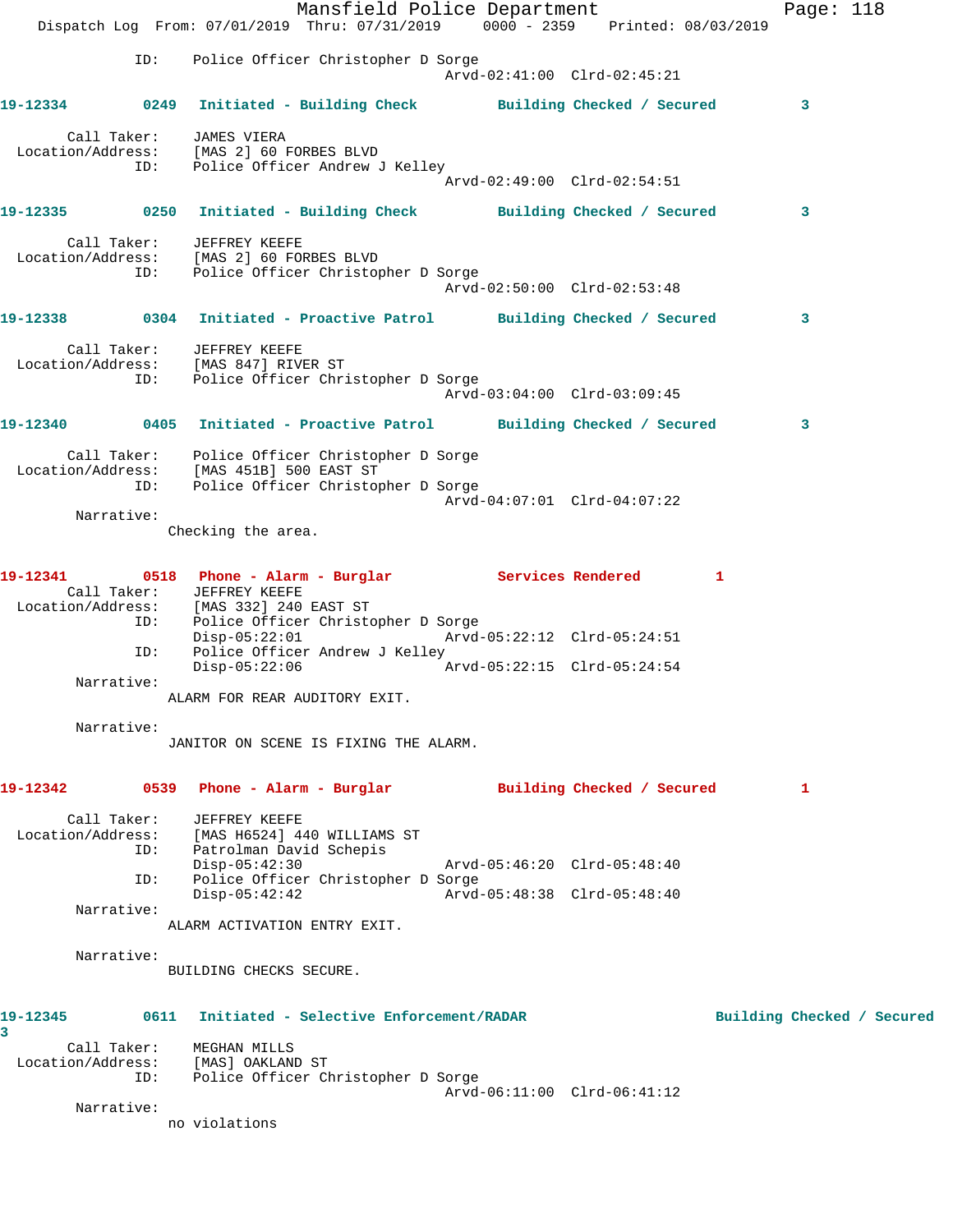ID: Police Officer Christopher D Sorge
Arvd-02:41:00 Clrd-02:45:21

**19-12334 0249 Initiated - Building Check Building Checked / Secured 3**

Call Taker: JAMES VIERA
Location/Address: [MAS 2] 60 FORBES BLVD
ID: Police Officer Andrew J Kelley
Arvd-02:49:00 Clrd-02:54:51

**19-12335 0250 Initiated - Building Check Building Checked / Secured 3**

Call Taker: JEFFREY KEEFE
Location/Address: [MAS 2] 60 FORBES BLVD
ID: Police Officer Christopher D Sorge
Arvd-02:50:00 Clrd-02:53:48

**19-12338 0304 Initiated - Proactive Patrol Building Checked / Secured 3**

Call Taker: JEFFREY KEEFE
Location/Address: [MAS 847] RIVER ST
ID: Police Officer Christopher D Sorge
Arvd-03:04:00 Clrd-03:09:45

**19-12340 0405 Initiated - Proactive Patrol Building Checked / Secured 3**

Call Taker: Police Officer Christopher D Sorge
Location/Address: [MAS 451B] 500 EAST ST
ID: Police Officer Christopher D Sorge
Arvd-04:07:01 Clrd-04:07:22
Narrative:
Checking the area.

**19-12341 0518 Phone - Alarm - Burglar Services Rendered 1**

Call Taker: JEFFREY KEEFE
Location/Address: [MAS 332] 240 EAST ST
ID: Police Officer Christopher D Sorge
Disp-05:22:01 Arvd-05:22:12 Clrd-05:24:51
ID: Police Officer Andrew J Kelley
Disp-05:22:06 Arvd-05:22:15 Clrd-05:24:54
Narrative:
ALARM FOR REAR AUDITORY EXIT.

Narrative:
JANITOR ON SCENE IS FIXING THE ALARM.

**19-12342 0539 Phone - Alarm - Burglar Building Checked / Secured 1**

Call Taker: JEFFREY KEEFE
Location/Address: [MAS H6524] 440 WILLIAMS ST
ID: Patrolman David Schepis
Disp-05:42:30 Arvd-05:46:20 Clrd-05:48:40
ID: Police Officer Christopher D Sorge
Disp-05:42:42 Arvd-05:48:38 Clrd-05:48:40
Narrative:
ALARM ACTIVATION ENTRY EXIT.

Narrative:
BUILDING CHECKS SECURE.

**19-12345 0611 Initiated - Selective Enforcement/RADAR Building Checked / Secured 3**

Call Taker: MEGHAN MILLS
Location/Address: [MAS] OAKLAND ST
ID: Police Officer Christopher D Sorge
Arvd-06:11:00 Clrd-06:41:12
Narrative:
no violations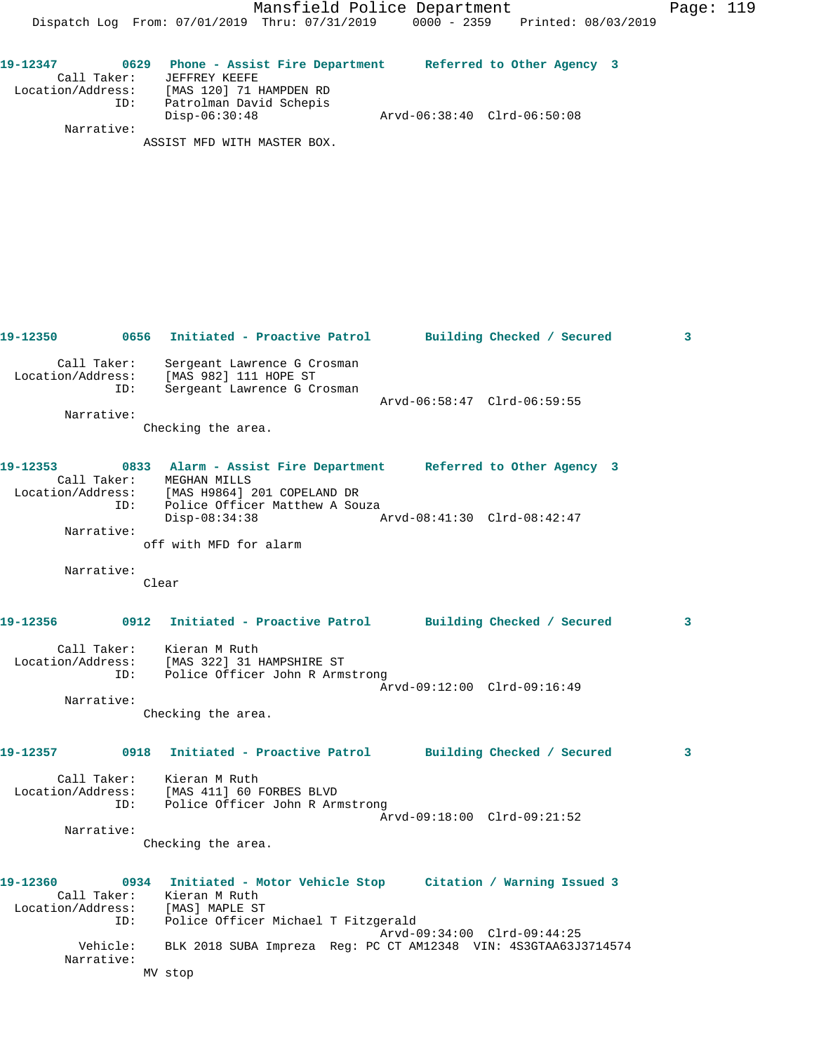**19-12347** 0629 **Phone - Assist Fire Department** **Referred to Other Agency 3**

Call Taker: JEFFREY KEEFE
Location/Address: [MAS 120] 71 HAMPDEN RD
ID: Patrolman David Schepis
Disp-06:30:48 Arvd-06:38:40 Clrd-06:50:08

Narrative:
ASSIST MFD WITH MASTER BOX.

**19-12350** 0656 **Initiated - Proactive Patrol** **Building Checked / Secured** **3**

Call Taker: Sergeant Lawrence G Crosman
Location/Address: [MAS 982] 111 HOPE ST
ID: Sergeant Lawrence G Crosman
Arvd-06:58:47 Clrd-06:59:55

Narrative:
Checking the area.

**19-12353** 0833 **Alarm - Assist Fire Department** **Referred to Other Agency 3**

Call Taker: MEGHAN MILLS
Location/Address: [MAS H9864] 201 COPELAND DR
ID: Police Officer Matthew A Souza
Disp-08:34:38 Arvd-08:41:30 Clrd-08:42:47

Narrative:
off with MFD for alarm

Narrative:
Clear

**19-12356** 0912 **Initiated - Proactive Patrol** **Building Checked / Secured** **3**

Call Taker: Kieran M Ruth
Location/Address: [MAS 322] 31 HAMPSHIRE ST
ID: Police Officer John R Armstrong
Arvd-09:12:00 Clrd-09:16:49

Narrative:
Checking the area.

**19-12357** 0918 **Initiated - Proactive Patrol** **Building Checked / Secured** **3**

Call Taker: Kieran M Ruth
Location/Address: [MAS 411] 60 FORBES BLVD
ID: Police Officer John R Armstrong
Arvd-09:18:00 Clrd-09:21:52

Narrative:
Checking the area.

**19-12360** 0934 **Initiated - Motor Vehicle Stop** **Citation / Warning Issued 3**

Call Taker: Kieran M Ruth
Location/Address: [MAS] MAPLE ST
ID: Police Officer Michael T Fitzgerald
Arvd-09:34:00 Clrd-09:44:25
Vehicle: BLK 2018 SUBA Impreza Reg: PC CT AM12348 VIN: 4S3GTAA63J3714574

Narrative:
MV stop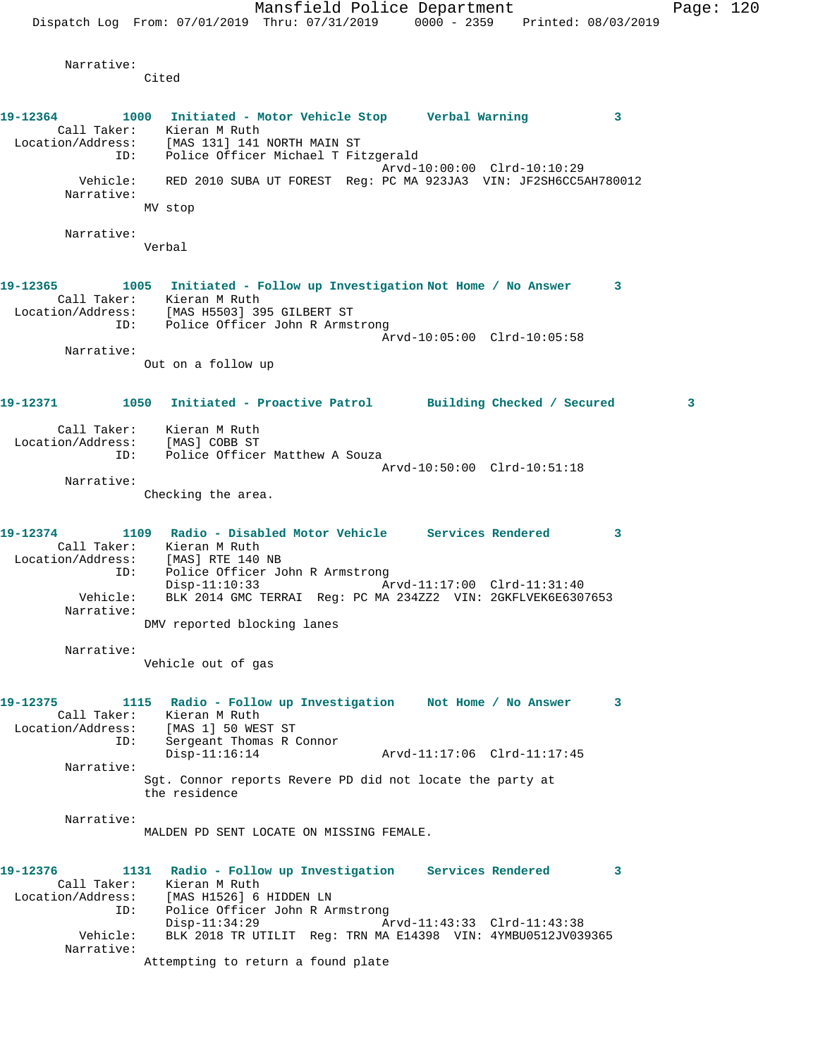Narrative:
Cited

**19-12364 1000 Initiated - Motor Vehicle Stop Verbal Warning 3**

Call Taker: Kieran M Ruth
Location/Address: [MAS 131] 141 NORTH MAIN ST
ID: Police Officer Michael T Fitzgerald
Arvd-10:00:00 Clrd-10:10:29
Vehicle: RED 2010 SUBA UT FOREST Reg: PC MA 923JA3 VIN: JF2SH6CC5AH780012
Narrative:
MV stop

Narrative:
Verbal

**19-12365 1005 Initiated - Follow up Investigation Not Home / No Answer 3**

Call Taker: Kieran M Ruth
Location/Address: [MAS H5503] 395 GILBERT ST
ID: Police Officer John R Armstrong
Arvd-10:05:00 Clrd-10:05:58
Narrative:
Out on a follow up

**19-12371 1050 Initiated - Proactive Patrol Building Checked / Secured 3**

Call Taker: Kieran M Ruth
Location/Address: [MAS] COBB ST
ID: Police Officer Matthew A Souza
Arvd-10:50:00 Clrd-10:51:18
Narrative:
Checking the area.

**19-12374 1109 Radio - Disabled Motor Vehicle Services Rendered 3**

Call Taker: Kieran M Ruth
Location/Address: [MAS] RTE 140 NB
ID: Police Officer John R Armstrong
Disp-11:10:33 Arvd-11:17:00 Clrd-11:31:40
Vehicle: BLK 2014 GMC TERRAI Reg: PC MA 234ZZ2 VIN: 2GKFLVEK6E6307653
Narrative:
DMV reported blocking lanes

Narrative:
Vehicle out of gas

**19-12375 1115 Radio - Follow up Investigation Not Home / No Answer 3**

Call Taker: Kieran M Ruth
Location/Address: [MAS 1] 50 WEST ST
ID: Sergeant Thomas R Connor
Disp-11:16:14 Arvd-11:17:06 Clrd-11:17:45
Narrative:
Sgt. Connor reports Revere PD did not locate the party at the residence

Narrative:
MALDEN PD SENT LOCATE ON MISSING FEMALE.

**19-12376 1131 Radio - Follow up Investigation Services Rendered 3**

Call Taker: Kieran M Ruth
Location/Address: [MAS H1526] 6 HIDDEN LN
ID: Police Officer John R Armstrong
Disp-11:34:29 Arvd-11:43:33 Clrd-11:43:38
Vehicle: BLK 2018 TR UTILIT Reg: TRN MA E14398 VIN: 4YMBU0512JV039365
Narrative:
Attempting to return a found plate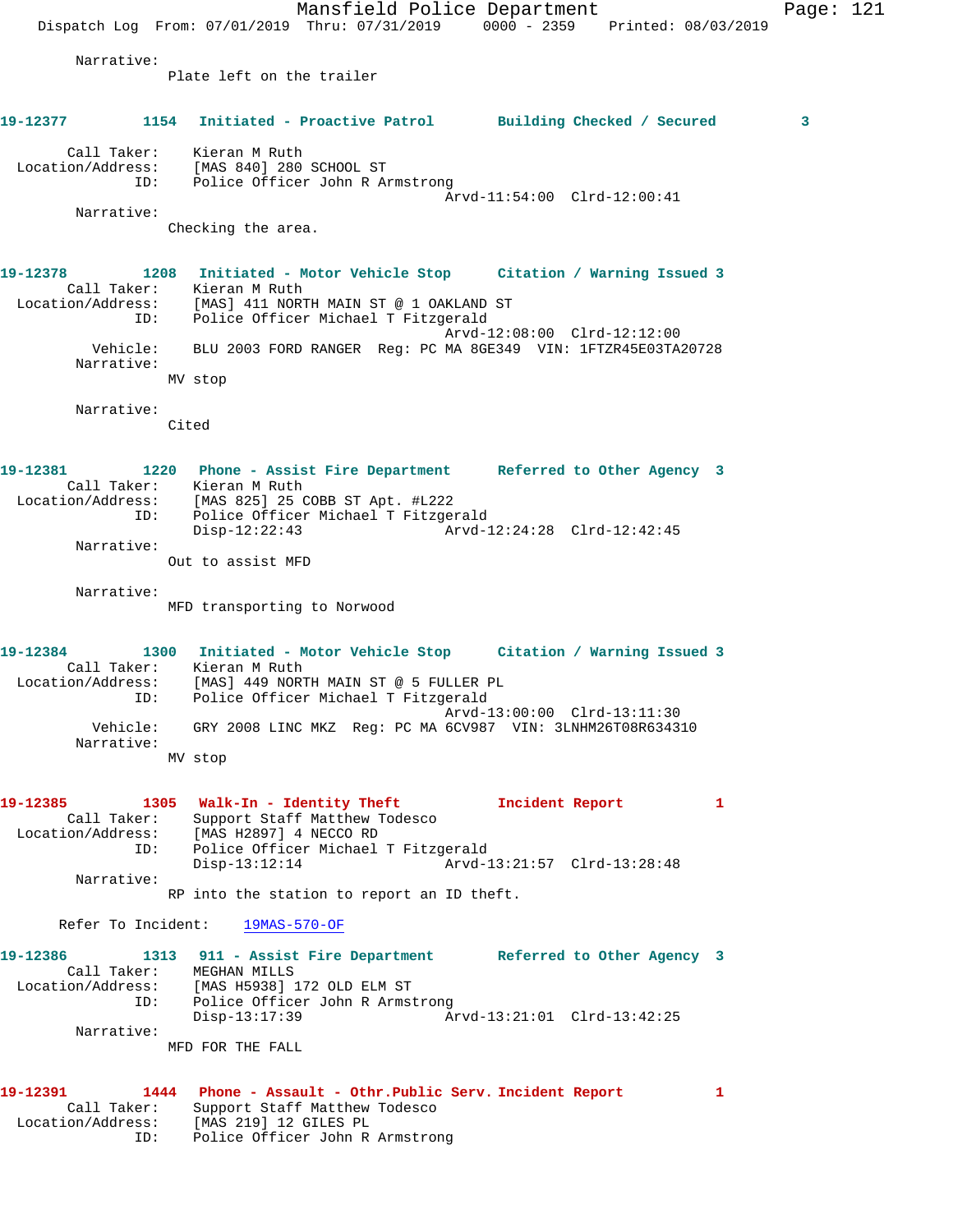Narrative:
 Plate left on the trailer

**19-12377 1154 Initiated - Proactive Patrol Building Checked / Secured 3**

Call Taker: Kieran M Ruth
Location/Address: [MAS 840] 280 SCHOOL ST
ID: Police Officer John R Armstrong
 Arvd-11:54:00 Clrd-12:00:41
Narrative:
 Checking the area.

**19-12378 1208 Initiated - Motor Vehicle Stop Citation / Warning Issued 3**

Call Taker: Kieran M Ruth
Location/Address: [MAS] 411 NORTH MAIN ST @ 1 OAKLAND ST
ID: Police Officer Michael T Fitzgerald
 Arvd-12:08:00 Clrd-12:12:00
Vehicle: BLU 2003 FORD RANGER Reg: PC MA 8GE349 VIN: 1FTZR45E03TA20728
Narrative:
 MV stop

Narrative:
 Cited

**19-12381 1220 Phone - Assist Fire Department Referred to Other Agency 3**

Call Taker: Kieran M Ruth
Location/Address: [MAS 825] 25 COBB ST Apt. #L222
ID: Police Officer Michael T Fitzgerald
 Disp-12:22:43 Arvd-12:24:28 Clrd-12:42:45
Narrative:
 Out to assist MFD

Narrative:
 MFD transporting to Norwood

**19-12384 1300 Initiated - Motor Vehicle Stop Citation / Warning Issued 3**

Call Taker: Kieran M Ruth
Location/Address: [MAS] 449 NORTH MAIN ST @ 5 FULLER PL
ID: Police Officer Michael T Fitzgerald
 Arvd-13:00:00 Clrd-13:11:30
Vehicle: GRY 2008 LINC MKZ Reg: PC MA 6CV987 VIN: 3LNHM26T08R634310
Narrative:
 MV stop

**19-12385 1305 Walk-In - Identity Theft Incident Report 1**

Call Taker: Support Staff Matthew Todesco
Location/Address: [MAS H2897] 4 NECCO RD
ID: Police Officer Michael T Fitzgerald
 Disp-13:12:14 Arvd-13:21:57 Clrd-13:28:48
Narrative:
 RP into the station to report an ID theft.

Refer To Incident: 19MAS-570-OF

**19-12386 1313 911 - Assist Fire Department Referred to Other Agency 3**

Call Taker: MEGHAN MILLS
Location/Address: [MAS H5938] 172 OLD ELM ST
ID: Police Officer John R Armstrong
 Disp-13:17:39 Arvd-13:21:01 Clrd-13:42:25
Narrative:
 MFD FOR THE FALL

**19-12391 1444 Phone - Assault - Othr.Public Serv. Incident Report 1**

Call Taker: Support Staff Matthew Todesco
Location/Address: [MAS 219] 12 GILES PL
ID: Police Officer John R Armstrong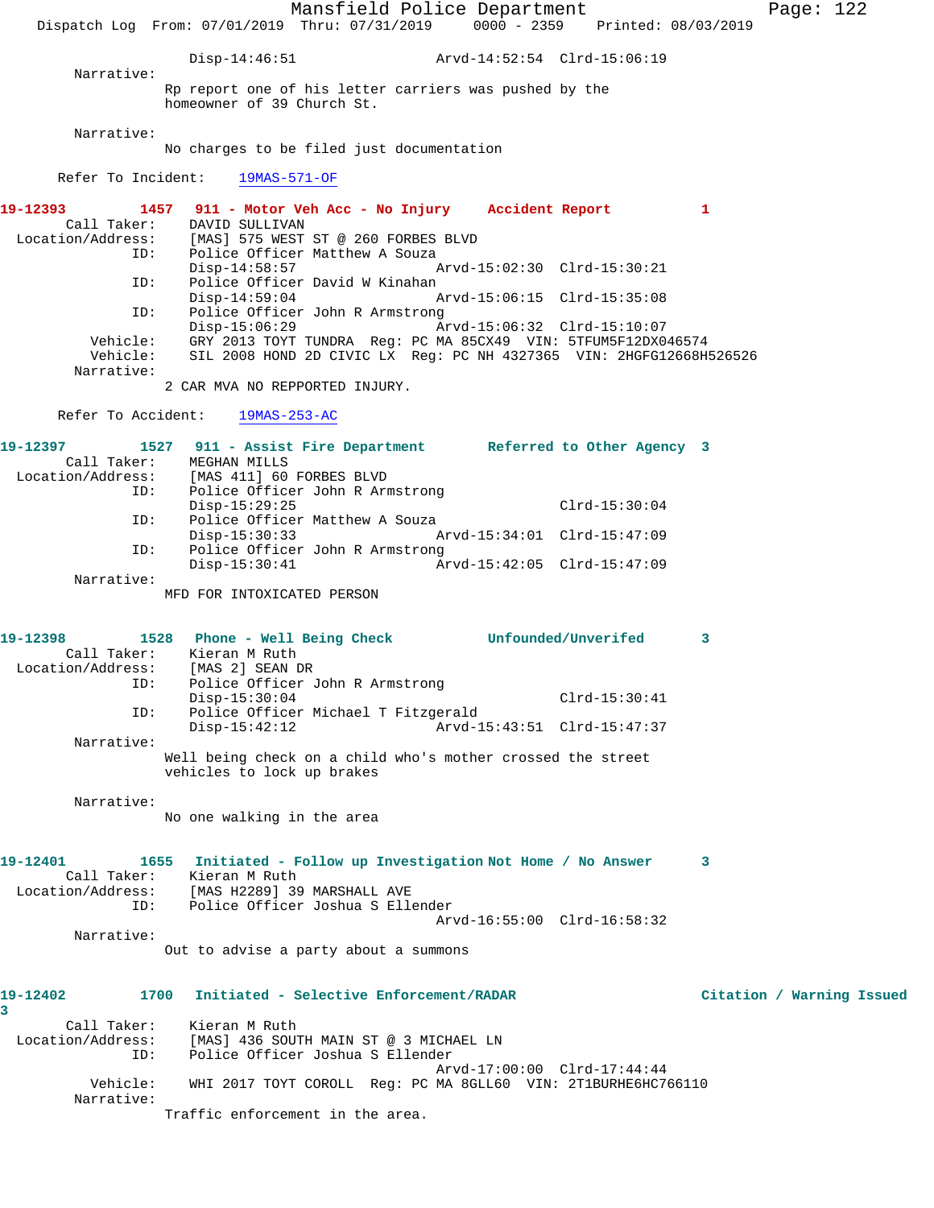Disp-14:46:51 Arvd-14:52:54 Clrd-15:06:19

Narrative:
Rp report one of his letter carriers was pushed by the homeowner of 39 Church St.

Narrative:
No charges to be filed just documentation

Refer To Incident: 19MAS-571-OF

**19-12393** 1457 911 - Motor Veh Acc - No Injury Accident Report 1

Call Taker: DAVID SULLIVAN
Location/Address: [MAS] 575 WEST ST @ 260 FORBES BLVD
ID: Police Officer Matthew A Souza
Disp-14:58:57 Arvd-15:02:30 Clrd-15:30:21
ID: Police Officer David W Kinahan
Disp-14:59:04 Arvd-15:06:15 Clrd-15:35:08
ID: Police Officer John R Armstrong
Disp-15:06:29 Arvd-15:06:32 Clrd-15:10:07
Vehicle: GRY 2013 TOYT TUNDRA Reg: PC MA 85CX49 VIN: 5TFUM5F12DX046574
Vehicle: SIL 2008 HOND 2D CIVIC LX Reg: PC NH 4327365 VIN: 2HGFG12668H526526

Narrative:
2 CAR MVA NO REPPORTED INJURY.

Refer To Accident: 19MAS-253-AC

**19-12397** 1527 911 - Assist Fire Department Referred to Other Agency 3

Call Taker: MEGHAN MILLS
Location/Address: [MAS 411] 60 FORBES BLVD
ID: Police Officer John R Armstrong
Disp-15:29:25 Clrd-15:30:04
ID: Police Officer Matthew A Souza
Disp-15:30:33 Arvd-15:34:01 Clrd-15:47:09
ID: Police Officer John R Armstrong
Disp-15:30:41 Arvd-15:42:05 Clrd-15:47:09

Narrative:
MFD FOR INTOXICATED PERSON

**19-12398** 1528 Phone - Well Being Check Unfounded/Unverifed 3

Call Taker: Kieran M Ruth
Location/Address: [MAS 2] SEAN DR
ID: Police Officer John R Armstrong
Disp-15:30:04 Clrd-15:30:41
ID: Police Officer Michael T Fitzgerald
Disp-15:42:12 Arvd-15:43:51 Clrd-15:47:37

Narrative:
Well being check on a child who's mother crossed the street vehicles to lock up brakes

Narrative:
No one walking in the area

**19-12401** 1655 Initiated - Follow up Investigation Not Home / No Answer 3

Call Taker: Kieran M Ruth
Location/Address: [MAS H2289] 39 MARSHALL AVE
ID: Police Officer Joshua S Ellender
Arvd-16:55:00 Clrd-16:58:32

Narrative:
Out to advise a party about a summons

**19-12402** 1700 Initiated - Selective Enforcement/RADAR Citation / Warning Issued 3

Call Taker: Kieran M Ruth
Location/Address: [MAS] 436 SOUTH MAIN ST @ 3 MICHAEL LN
ID: Police Officer Joshua S Ellender
Arvd-17:00:00 Clrd-17:44:44
Vehicle: WHI 2017 TOYT COROLL Reg: PC MA 8GLL60 VIN: 2T1BURHE6HC766110

Narrative:
Traffic enforcement in the area.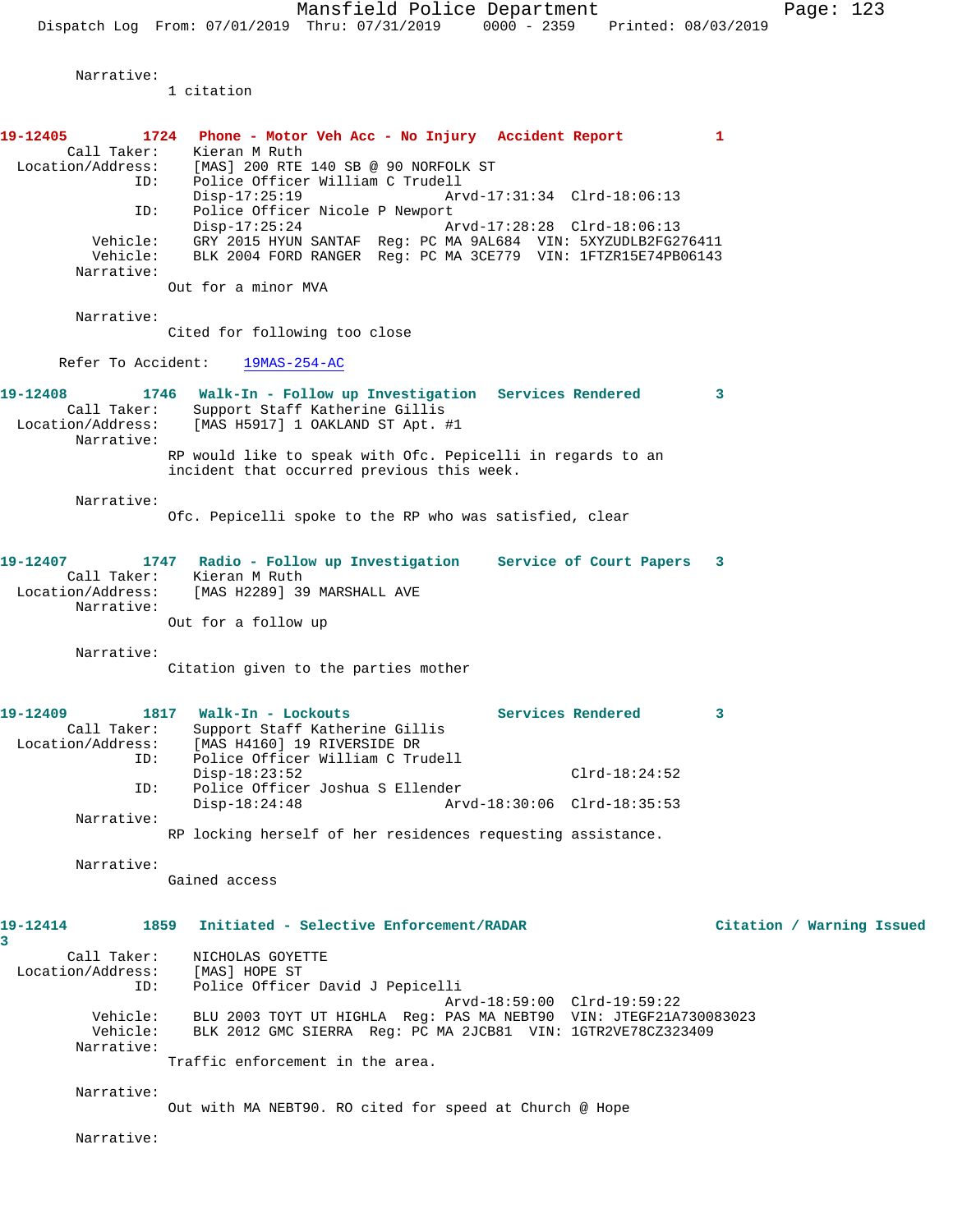Narrative:
1 citation

**19-12405 1724 Phone - Motor Veh Acc - No Injury Accident Report 1**

Call Taker: Kieran M Ruth
Location/Address: [MAS] 200 RTE 140 SB @ 90 NORFOLK ST
ID: Police Officer William C Trudell
Disp-17:25:19 Arvd-17:31:34 Clrd-18:06:13
ID: Police Officer Nicole P Newport
Disp-17:25:24 Arvd-17:28:28 Clrd-18:06:13
Vehicle: GRY 2015 HYUN SANTAF Reg: PC MA 9AL684 VIN: 5XYZUDLB2FG276411
Vehicle: BLK 2004 FORD RANGER Reg: PC MA 3CE779 VIN: 1FTZR15E74PB06143
Narrative:
Out for a minor MVA

Narrative:
Cited for following too close

Refer To Accident: 19MAS-254-AC

**19-12408 1746 Walk-In - Follow up Investigation Services Rendered 3**

Call Taker: Support Staff Katherine Gillis
Location/Address: [MAS H5917] 1 OAKLAND ST Apt. #1
Narrative:
RP would like to speak with Ofc. Pepicelli in regards to an incident that occurred previous this week.

Narrative:
Ofc. Pepicelli spoke to the RP who was satisfied, clear

**19-12407 1747 Radio - Follow up Investigation Service of Court Papers 3**

Call Taker: Kieran M Ruth
Location/Address: [MAS H2289] 39 MARSHALL AVE
Narrative:
Out for a follow up

Narrative:
Citation given to the parties mother

**19-12409 1817 Walk-In - Lockouts Services Rendered 3**

Call Taker: Support Staff Katherine Gillis
Location/Address: [MAS H4160] 19 RIVERSIDE DR
ID: Police Officer William C Trudell
Disp-18:23:52 Clrd-18:24:52
ID: Police Officer Joshua S Ellender
Disp-18:24:48 Arvd-18:30:06 Clrd-18:35:53
Narrative:
RP locking herself of her residences requesting assistance.

Narrative:
Gained access

**19-12414 1859 Initiated - Selective Enforcement/RADAR Citation / Warning Issued 3**

Call Taker: NICHOLAS GOYETTE
Location/Address: [MAS] HOPE ST
ID: Police Officer David J Pepicelli
Arvd-18:59:00 Clrd-19:59:22
Vehicle: BLU 2003 TOYT UT HIGHLA Reg: PAS MA NEBT90 VIN: JTEGF21A730083023
Vehicle: BLK 2012 GMC SIERRA Reg: PC MA 2JCB81 VIN: 1GTR2VE78CZ323409
Narrative:
Traffic enforcement in the area.

Narrative:
Out with MA NEBT90. RO cited for speed at Church @ Hope

Narrative: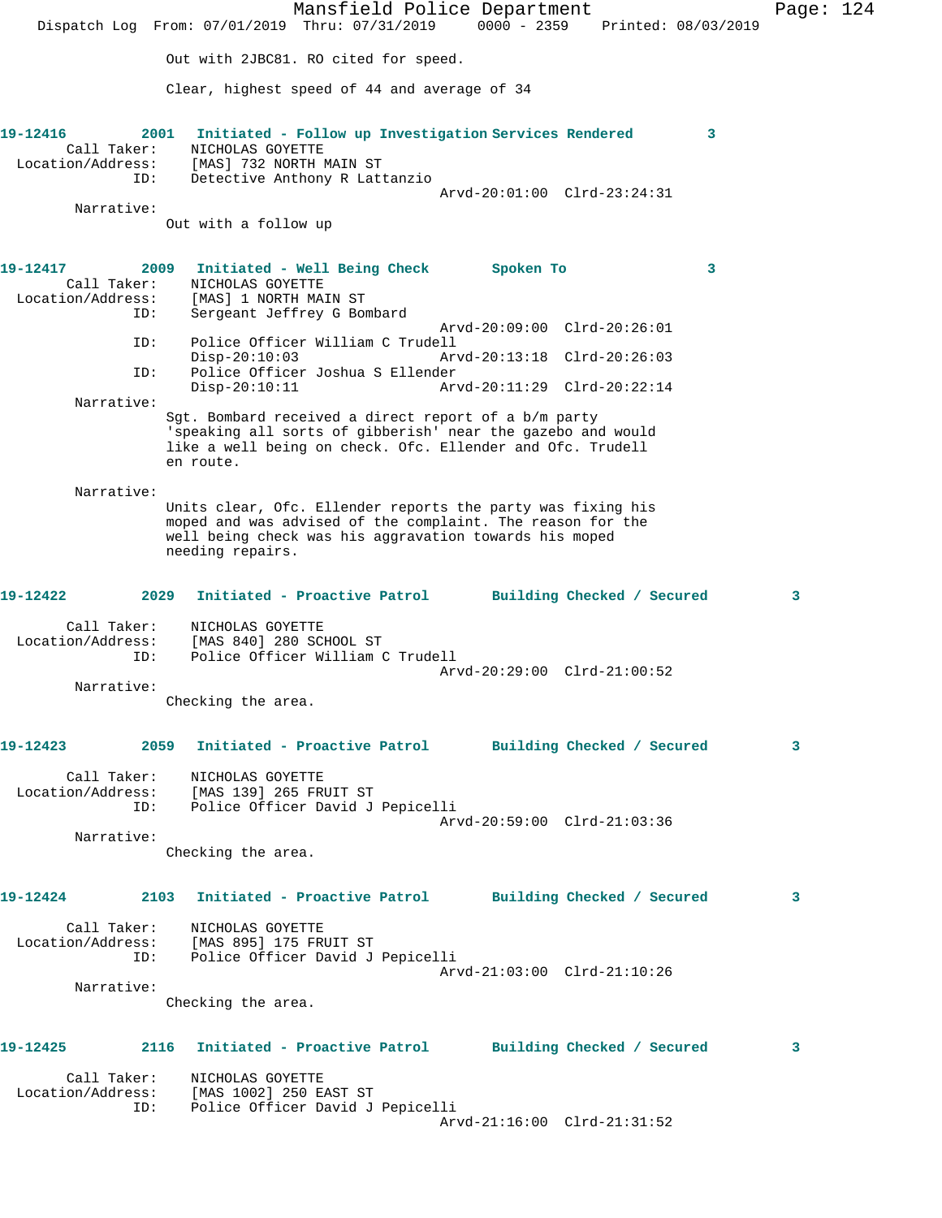Out with 2JBC81. RO cited for speed.

Clear, highest speed of 44 and average of 34

**19-12416 2001 Initiated - Follow up Investigation Services Rendered 3**

Call Taker: NICHOLAS GOYETTE
Location/Address: [MAS] 732 NORTH MAIN ST
ID: Detective Anthony R Lattanzio
Arvd-20:01:00 Clrd-23:24:31

Narrative:
Out with a follow up

**19-12417 2009 Initiated - Well Being Check Spoken To 3**

Call Taker: NICHOLAS GOYETTE
Location/Address: [MAS] 1 NORTH MAIN ST
ID: Sergeant Jeffrey G Bombard
Arvd-20:09:00 Clrd-20:26:01
ID: Police Officer William C Trudell
Disp-20:10:03 Arvd-20:13:18 Clrd-20:26:03
ID: Police Officer Joshua S Ellender
Disp-20:10:11 Arvd-20:11:29 Clrd-20:22:14

Narrative:
Sgt. Bombard received a direct report of a b/m party 'speaking all sorts of gibberish' near the gazebo and would like a well being on check. Ofc. Ellender and Ofc. Trudell en route.

Narrative:
Units clear, Ofc. Ellender reports the party was fixing his moped and was advised of the complaint. The reason for the well being check was his aggravation towards his moped needing repairs.

**19-12422 2029 Initiated - Proactive Patrol Building Checked / Secured 3**

Call Taker: NICHOLAS GOYETTE
Location/Address: [MAS 840] 280 SCHOOL ST
ID: Police Officer William C Trudell
Arvd-20:29:00 Clrd-21:00:52

Narrative:
Checking the area.

**19-12423 2059 Initiated - Proactive Patrol Building Checked / Secured 3**

Call Taker: NICHOLAS GOYETTE
Location/Address: [MAS 139] 265 FRUIT ST
ID: Police Officer David J Pepicelli
Arvd-20:59:00 Clrd-21:03:36

Narrative:
Checking the area.

**19-12424 2103 Initiated - Proactive Patrol Building Checked / Secured 3**

Call Taker: NICHOLAS GOYETTE
Location/Address: [MAS 895] 175 FRUIT ST
ID: Police Officer David J Pepicelli
Arvd-21:03:00 Clrd-21:10:26

Narrative:
Checking the area.

**19-12425 2116 Initiated - Proactive Patrol Building Checked / Secured 3**

Call Taker: NICHOLAS GOYETTE
Location/Address: [MAS 1002] 250 EAST ST
ID: Police Officer David J Pepicelli
Arvd-21:16:00 Clrd-21:31:52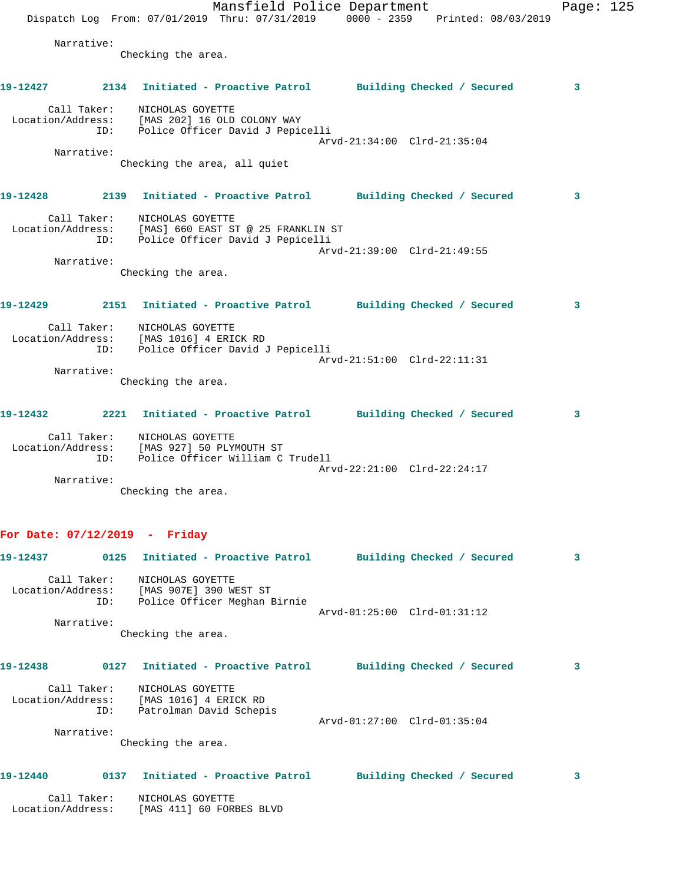Narrative:
Checking the area.

**19-12427 2134 Initiated - Proactive Patrol Building Checked / Secured 3**

Call Taker: NICHOLAS GOYETTE
Location/Address: [MAS 202] 16 OLD COLONY WAY
ID: Police Officer David J Pepicelli
Arvd-21:34:00 Clrd-21:35:04
Narrative:
Checking the area, all quiet

**19-12428 2139 Initiated - Proactive Patrol Building Checked / Secured 3**

Call Taker: NICHOLAS GOYETTE
Location/Address: [MAS] 660 EAST ST @ 25 FRANKLIN ST
ID: Police Officer David J Pepicelli
Arvd-21:39:00 Clrd-21:49:55
Narrative:
Checking the area.

**19-12429 2151 Initiated - Proactive Patrol Building Checked / Secured 3**

Call Taker: NICHOLAS GOYETTE
Location/Address: [MAS 1016] 4 ERICK RD
ID: Police Officer David J Pepicelli
Arvd-21:51:00 Clrd-22:11:31
Narrative:
Checking the area.

**19-12432 2221 Initiated - Proactive Patrol Building Checked / Secured 3**

Call Taker: NICHOLAS GOYETTE
Location/Address: [MAS 927] 50 PLYMOUTH ST
ID: Police Officer William C Trudell
Arvd-22:21:00 Clrd-22:24:17
Narrative:
Checking the area.

## For Date: 07/12/2019 - Friday

**19-12437 0125 Initiated - Proactive Patrol Building Checked / Secured 3**

Call Taker: NICHOLAS GOYETTE
Location/Address: [MAS 907E] 390 WEST ST
ID: Police Officer Meghan Birnie
Arvd-01:25:00 Clrd-01:31:12
Narrative:
Checking the area.

**19-12438 0127 Initiated - Proactive Patrol Building Checked / Secured 3**

Call Taker: NICHOLAS GOYETTE
Location/Address: [MAS 1016] 4 ERICK RD
ID: Patrolman David Schepis
Arvd-01:27:00 Clrd-01:35:04
Narrative:
Checking the area.

**19-12440 0137 Initiated - Proactive Patrol Building Checked / Secured 3**

Call Taker: NICHOLAS GOYETTE
Location/Address: [MAS 411] 60 FORBES BLVD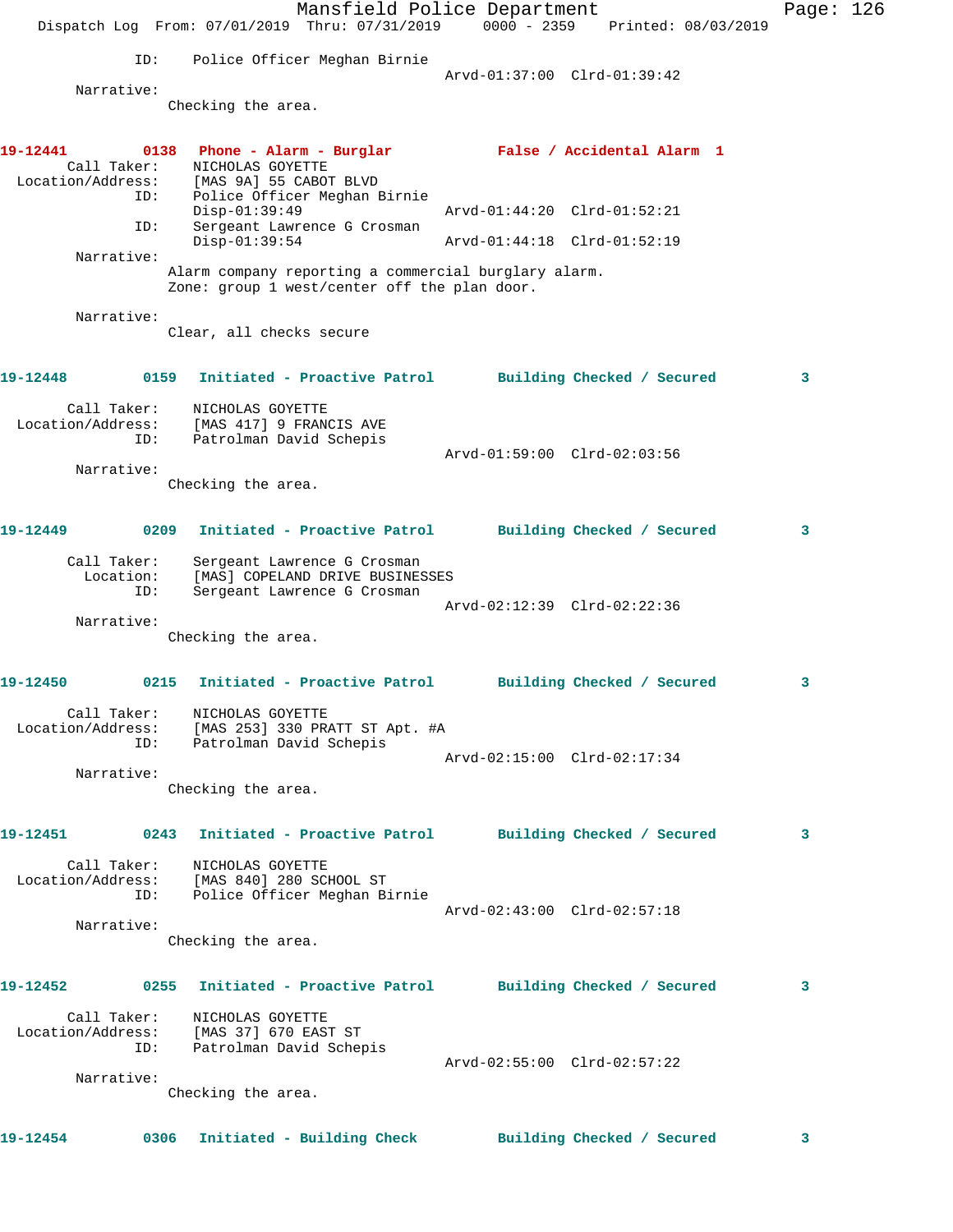```
            ID:    Police Officer Meghan Birnie
                                             Arvd-01:37:00  Clrd-01:39:42
      Narrative:
                Checking the area.


19-12441        0138   Phone - Alarm - Burglar          False / Accidental Alarm  1
      Call Taker:    NICHOLAS GOYETTE
  Location/Address:    [MAS 9A] 55 CABOT BLVD
            ID:    Police Officer Meghan Birnie
                   Disp-01:39:49                Arvd-01:44:20  Clrd-01:52:21
            ID:    Sergeant Lawrence G Crosman
                   Disp-01:39:54                Arvd-01:44:18  Clrd-01:52:19
      Narrative:
                Alarm company reporting a commercial burglary alarm.
                Zone: group 1 west/center off the plan door.

      Narrative:
                Clear, all checks secure


19-12448        0159   Initiated - Proactive Patrol     Building Checked / Secured        3

      Call Taker:    NICHOLAS GOYETTE
  Location/Address:    [MAS 417] 9 FRANCIS AVE
            ID:    Patrolman David Schepis
                                             Arvd-01:59:00  Clrd-02:03:56
      Narrative:
                Checking the area.


19-12449        0209   Initiated - Proactive Patrol     Building Checked / Secured        3

      Call Taker:    Sergeant Lawrence G Crosman
        Location:    [MAS] COPELAND DRIVE BUSINESSES
            ID:    Sergeant Lawrence G Crosman
                                             Arvd-02:12:39  Clrd-02:22:36
      Narrative:
                Checking the area.


19-12450        0215   Initiated - Proactive Patrol     Building Checked / Secured        3

      Call Taker:    NICHOLAS GOYETTE
  Location/Address:    [MAS 253] 330 PRATT ST Apt. #A
            ID:    Patrolman David Schepis
                                             Arvd-02:15:00  Clrd-02:17:34
      Narrative:
                Checking the area.


19-12451        0243   Initiated - Proactive Patrol     Building Checked / Secured        3

      Call Taker:    NICHOLAS GOYETTE
  Location/Address:    [MAS 840] 280 SCHOOL ST
            ID:    Police Officer Meghan Birnie
                                             Arvd-02:43:00  Clrd-02:57:18
      Narrative:
                Checking the area.


19-12452        0255   Initiated - Proactive Patrol     Building Checked / Secured        3

      Call Taker:    NICHOLAS GOYETTE
  Location/Address:    [MAS 37] 670 EAST ST
            ID:    Patrolman David Schepis
                                             Arvd-02:55:00  Clrd-02:57:22
      Narrative:
                Checking the area.


19-12454        0306   Initiated - Building Check       Building Checked / Secured        3
```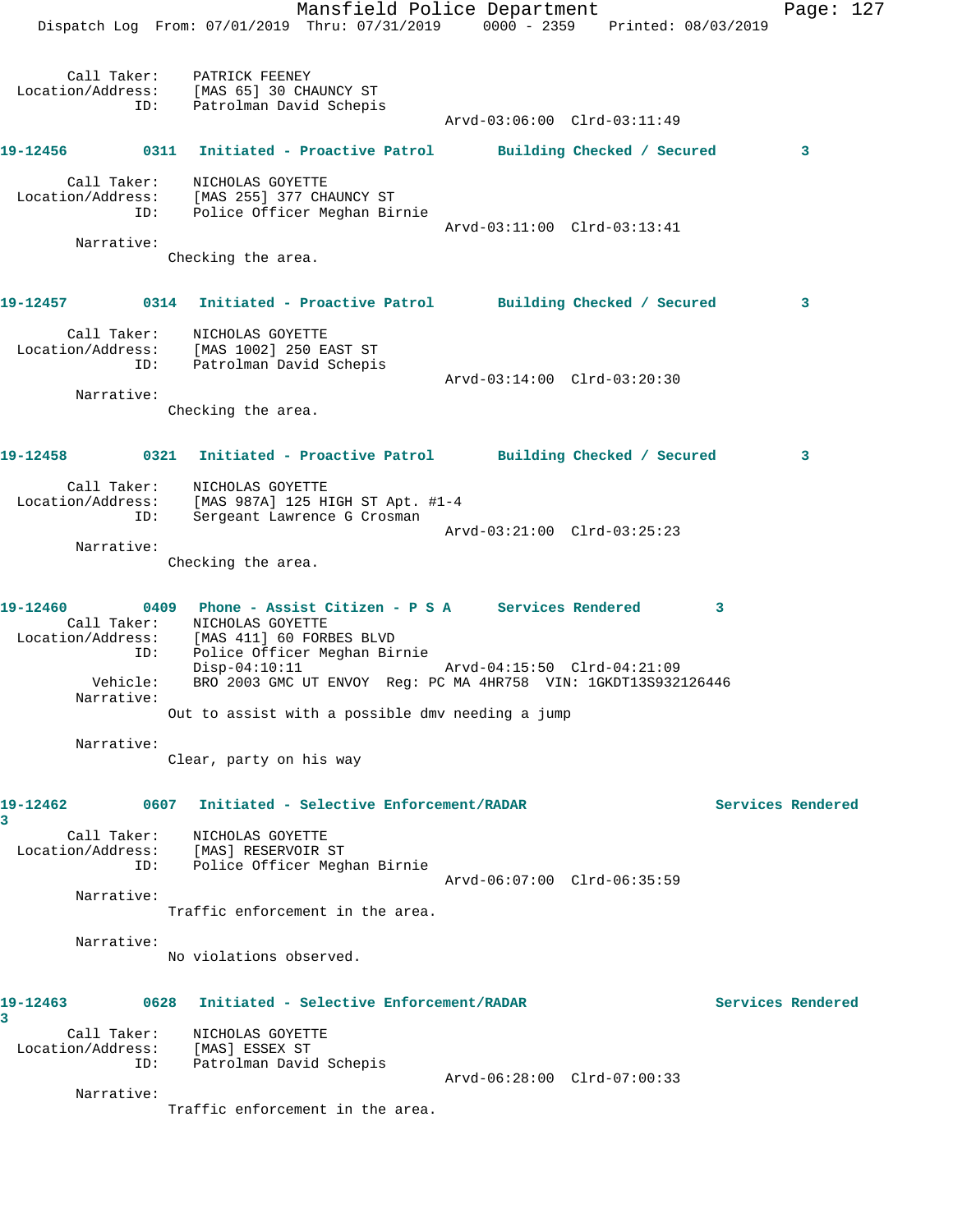Call Taker: PATRICK FEENEY
Location/Address: [MAS 65] 30 CHAUNCY ST
ID: Patrolman David Schepis
Arvd-03:06:00 Clrd-03:11:49

**19-12456** 0311 **Initiated - Proactive Patrol** **Building Checked / Secured** 3

Call Taker: NICHOLAS GOYETTE
Location/Address: [MAS 255] 377 CHAUNCY ST
ID: Police Officer Meghan Birnie
Arvd-03:11:00 Clrd-03:13:41
Narrative:
Checking the area.

**19-12457** 0314 **Initiated - Proactive Patrol** **Building Checked / Secured** 3

Call Taker: NICHOLAS GOYETTE
Location/Address: [MAS 1002] 250 EAST ST
ID: Patrolman David Schepis
Arvd-03:14:00 Clrd-03:20:30
Narrative:
Checking the area.

**19-12458** 0321 **Initiated - Proactive Patrol** **Building Checked / Secured** 3

Call Taker: NICHOLAS GOYETTE
Location/Address: [MAS 987A] 125 HIGH ST Apt. #1-4
ID: Sergeant Lawrence G Crosman
Arvd-03:21:00 Clrd-03:25:23
Narrative:
Checking the area.

**19-12460** 0409 **Phone - Assist Citizen - P S A** **Services Rendered** 3

Call Taker: NICHOLAS GOYETTE
Location/Address: [MAS 411] 60 FORBES BLVD
ID: Police Officer Meghan Birnie
Disp-04:10:11 Arvd-04:15:50 Clrd-04:21:09
Vehicle: BRO 2003 GMC UT ENVOY Reg: PC MA 4HR758 VIN: 1GKDT13S932126446
Narrative:
Out to assist with a possible dmv needing a jump

Narrative:
Clear, party on his way

**19-12462** 0607 **Initiated - Selective Enforcement/RADAR** **Services Rendered** 3

Call Taker: NICHOLAS GOYETTE
Location/Address: [MAS] RESERVOIR ST
ID: Police Officer Meghan Birnie
Arvd-06:07:00 Clrd-06:35:59
Narrative:
Traffic enforcement in the area.

Narrative:
No violations observed.

**19-12463** 0628 **Initiated - Selective Enforcement/RADAR** **Services Rendered** 3

Call Taker: NICHOLAS GOYETTE
Location/Address: [MAS] ESSEX ST
ID: Patrolman David Schepis
Arvd-06:28:00 Clrd-07:00:33
Narrative:
Traffic enforcement in the area.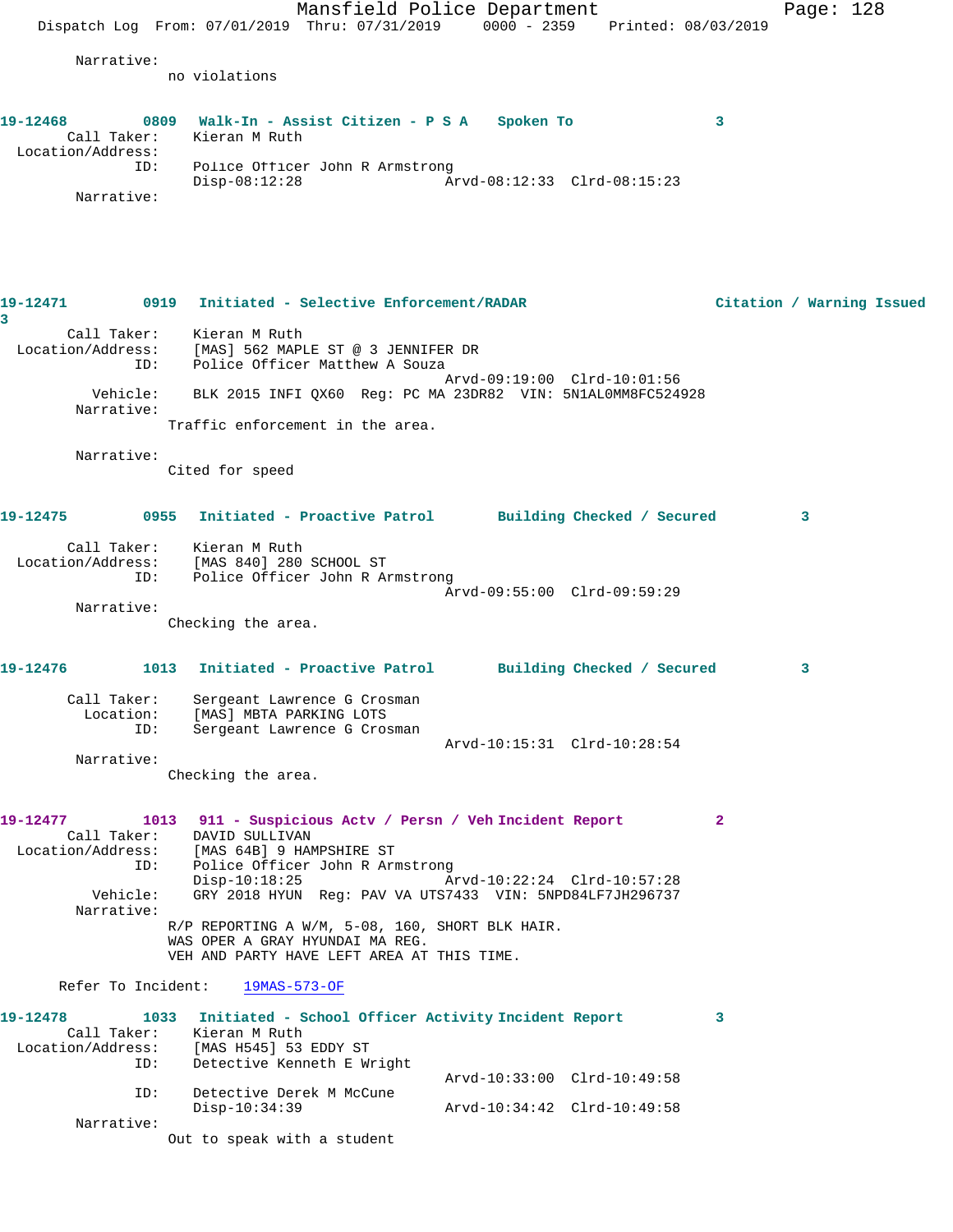Narrative:
no violations

**19-12468 0809 Walk-In - Assist Citizen - P S A Spoken To 3**

Call Taker: Kieran M Ruth
Location/Address:
ID: Police Officer John R Armstrong
Disp-08:12:28 Arvd-08:12:33 Clrd-08:15:23
Narrative:

**19-12471 0919 Initiated - Selective Enforcement/RADAR Citation / Warning Issued 3**

Call Taker: Kieran M Ruth
Location/Address: [MAS] 562 MAPLE ST @ 3 JENNIFER DR
ID: Police Officer Matthew A Souza
Arvd-09:19:00 Clrd-10:01:56
Vehicle: BLK 2015 INFI QX60 Reg: PC MA 23DR82 VIN: 5N1AL0MM8FC524928
Narrative:
Traffic enforcement in the area.

Narrative:
Cited for speed

**19-12475 0955 Initiated - Proactive Patrol Building Checked / Secured 3**

Call Taker: Kieran M Ruth
Location/Address: [MAS 840] 280 SCHOOL ST
ID: Police Officer John R Armstrong
Arvd-09:55:00 Clrd-09:59:29
Narrative:
Checking the area.

**19-12476 1013 Initiated - Proactive Patrol Building Checked / Secured 3**

Call Taker: Sergeant Lawrence G Crosman
Location: [MAS] MBTA PARKING LOTS
ID: Sergeant Lawrence G Crosman
Arvd-10:15:31 Clrd-10:28:54
Narrative:
Checking the area.

**19-12477 1013 911 - Suspicious Actv / Persn / Veh Incident Report 2**

Call Taker: DAVID SULLIVAN
Location/Address: [MAS 64B] 9 HAMPSHIRE ST
ID: Police Officer John R Armstrong
Disp-10:18:25 Arvd-10:22:24 Clrd-10:57:28
Vehicle: GRY 2018 HYUN Reg: PAV VA UTS7433 VIN: 5NPD84LF7JH296737
Narrative:
R/P REPORTING A W/M, 5-08, 160, SHORT BLK HAIR.
WAS OPER A GRAY HYUNDAI MA REG.
VEH AND PARTY HAVE LEFT AREA AT THIS TIME.

Refer To Incident: 19MAS-573-OF

**19-12478 1033 Initiated - School Officer Activity Incident Report 3**

Call Taker: Kieran M Ruth
Location/Address: [MAS H545] 53 EDDY ST
ID: Detective Kenneth E Wright
Arvd-10:33:00 Clrd-10:49:58
ID: Detective Derek M McCune
Disp-10:34:39 Arvd-10:34:42 Clrd-10:49:58
Narrative:
Out to speak with a student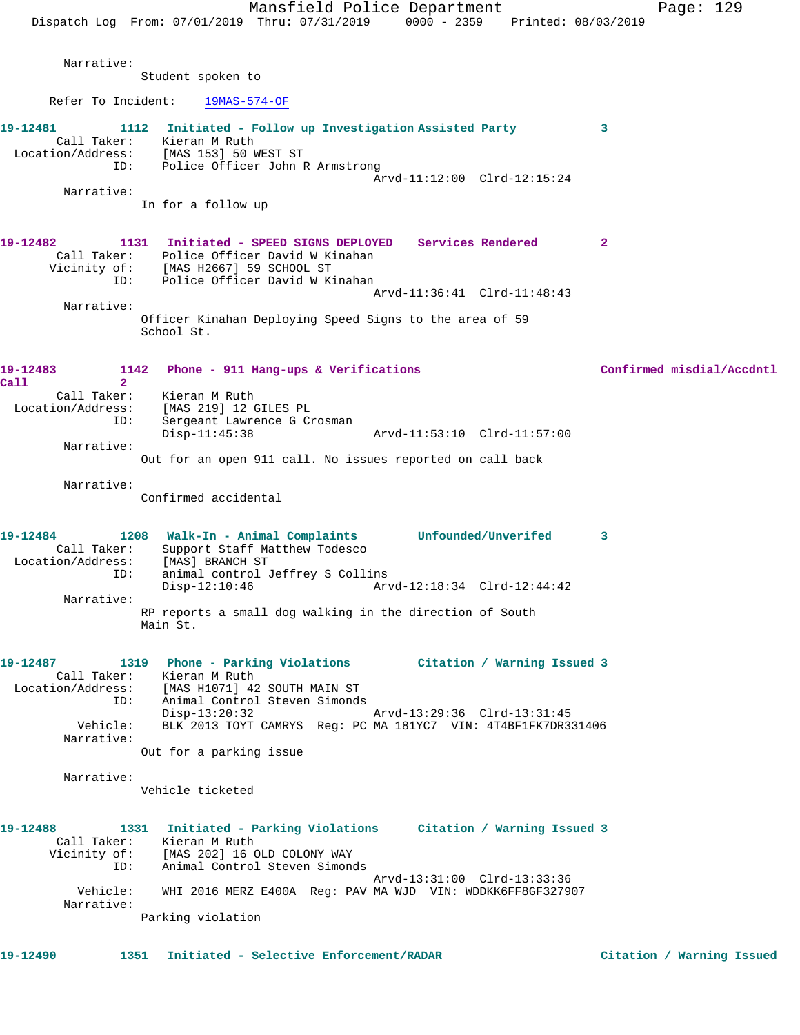Narrative:
Student spoken to

Refer To Incident: 19MAS-574-OF

**19-12481** 1112 **Initiated - Follow up Investigation Assisted Party** 3
Call Taker: Kieran M Ruth
Location/Address: [MAS 153] 50 WEST ST
ID: Police Officer John R Armstrong
Arvd-11:12:00 Clrd-12:15:24
Narrative:
In for a follow up

**19-12482** 1131 **Initiated - SPEED SIGNS DEPLOYED Services Rendered** 2
Call Taker: Police Officer David W Kinahan
Vicinity of: [MAS H2667] 59 SCHOOL ST
ID: Police Officer David W Kinahan
Arvd-11:36:41 Clrd-11:48:43
Narrative:
Officer Kinahan Deploying Speed Signs to the area of 59 School St.

**19-12483** 1142 **Phone - 911 Hang-ups & Verifications Confirmed misdial/Accdntl Call** 2
Call Taker: Kieran M Ruth
Location/Address: [MAS 219] 12 GILES PL
ID: Sergeant Lawrence G Crosman
Disp-11:45:38 Arvd-11:53:10 Clrd-11:57:00
Narrative:
Out for an open 911 call. No issues reported on call back

Narrative:
Confirmed accidental

**19-12484** 1208 **Walk-In - Animal Complaints Unfounded/Unverifed** 3
Call Taker: Support Staff Matthew Todesco
Location/Address: [MAS] BRANCH ST
ID: animal control Jeffrey S Collins
Disp-12:10:46 Arvd-12:18:34 Clrd-12:44:42
Narrative:
RP reports a small dog walking in the direction of South Main St.

**19-12487** 1319 **Phone - Parking Violations Citation / Warning Issued** 3
Call Taker: Kieran M Ruth
Location/Address: [MAS H1071] 42 SOUTH MAIN ST
ID: Animal Control Steven Simonds
Disp-13:20:32 Arvd-13:29:36 Clrd-13:31:45
Vehicle: BLK 2013 TOYT CAMRYS Reg: PC MA 181YC7 VIN: 4T4BF1FK7DR331406
Narrative:
Out for a parking issue

Narrative:
Vehicle ticketed

**19-12488** 1331 **Initiated - Parking Violations Citation / Warning Issued** 3
Call Taker: Kieran M Ruth
Vicinity of: [MAS 202] 16 OLD COLONY WAY
ID: Animal Control Steven Simonds
Arvd-13:31:00 Clrd-13:33:36
Vehicle: WHI 2016 MERZ E400A Reg: PAV MA WJD VIN: WDDKK6FF8GF327907
Narrative:
Parking violation

**19-12490** 1351 **Initiated - Selective Enforcement/RADAR Citation / Warning Issued**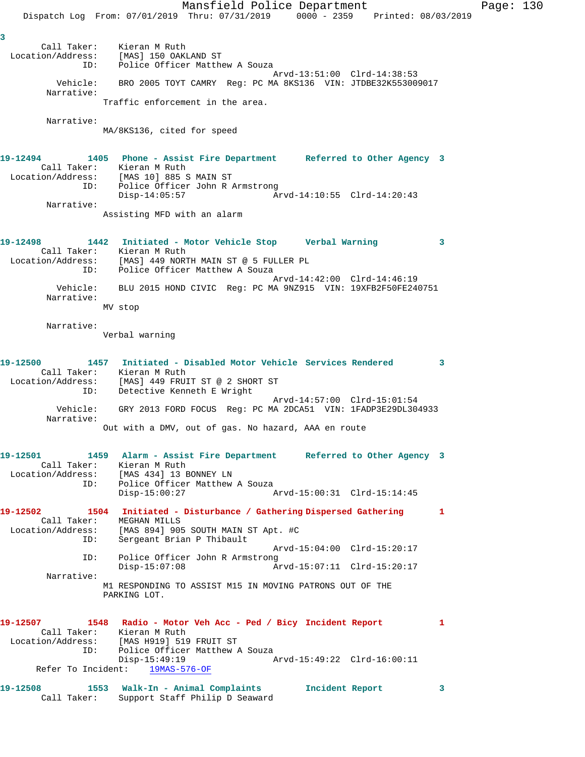3

Call Taker: Kieran M Ruth
Location/Address: [MAS] 150 OAKLAND ST
ID: Police Officer Matthew A Souza
Arvd-13:51:00 Clrd-14:38:53
Vehicle: BRO 2005 TOYT CAMRY Reg: PC MA 8KS136 VIN: JTDBE32K553009017
Narrative:
Traffic enforcement in the area.

Narrative:
MA/8KS136, cited for speed

**19-12494 1405 Phone - Assist Fire Department Referred to Other Agency 3**

Call Taker: Kieran M Ruth
Location/Address: [MAS 10] 885 S MAIN ST
ID: Police Officer John R Armstrong
Disp-14:05:57 Arvd-14:10:55 Clrd-14:20:43
Narrative:
Assisting MFD with an alarm

**19-12498 1442 Initiated - Motor Vehicle Stop Verbal Warning 3**

Call Taker: Kieran M Ruth
Location/Address: [MAS] 449 NORTH MAIN ST @ 5 FULLER PL
ID: Police Officer Matthew A Souza
Arvd-14:42:00 Clrd-14:46:19
Vehicle: BLU 2015 HOND CIVIC Reg: PC MA 9NZ915 VIN: 19XFB2F50FE240751
Narrative:
MV stop

Narrative:
Verbal warning

**19-12500 1457 Initiated - Disabled Motor Vehicle Services Rendered 3**

Call Taker: Kieran M Ruth
Location/Address: [MAS] 449 FRUIT ST @ 2 SHORT ST
ID: Detective Kenneth E Wright
Arvd-14:57:00 Clrd-15:01:54
Vehicle: GRY 2013 FORD FOCUS Reg: PC MA 2DCA51 VIN: 1FADP3E29DL304933
Narrative:
Out with a DMV, out of gas. No hazard, AAA en route

**19-12501 1459 Alarm - Assist Fire Department Referred to Other Agency 3**

Call Taker: Kieran M Ruth
Location/Address: [MAS 434] 13 BONNEY LN
ID: Police Officer Matthew A Souza
Disp-15:00:27 Arvd-15:00:31 Clrd-15:14:45

**19-12502 1504 Initiated - Disturbance / Gathering Dispersed Gathering 1**

Call Taker: MEGHAN MILLS
Location/Address: [MAS 894] 905 SOUTH MAIN ST Apt. #C
ID: Sergeant Brian P Thibault
Arvd-15:04:00 Clrd-15:20:17
ID: Police Officer John R Armstrong
Disp-15:07:08 Arvd-15:07:11 Clrd-15:20:17
Narrative:
M1 RESPONDING TO ASSIST M15 IN MOVING PATRONS OUT OF THE PARKING LOT.

**19-12507 1548 Radio - Motor Veh Acc - Ped / Bicy Incident Report 1**

Call Taker: Kieran M Ruth
Location/Address: [MAS H919] 519 FRUIT ST
ID: Police Officer Matthew A Souza
Disp-15:49:19 Arvd-15:49:22 Clrd-16:00:11
Refer To Incident: 19MAS-576-OF

**19-12508 1553 Walk-In - Animal Complaints Incident Report 3**

Call Taker: Support Staff Philip D Seaward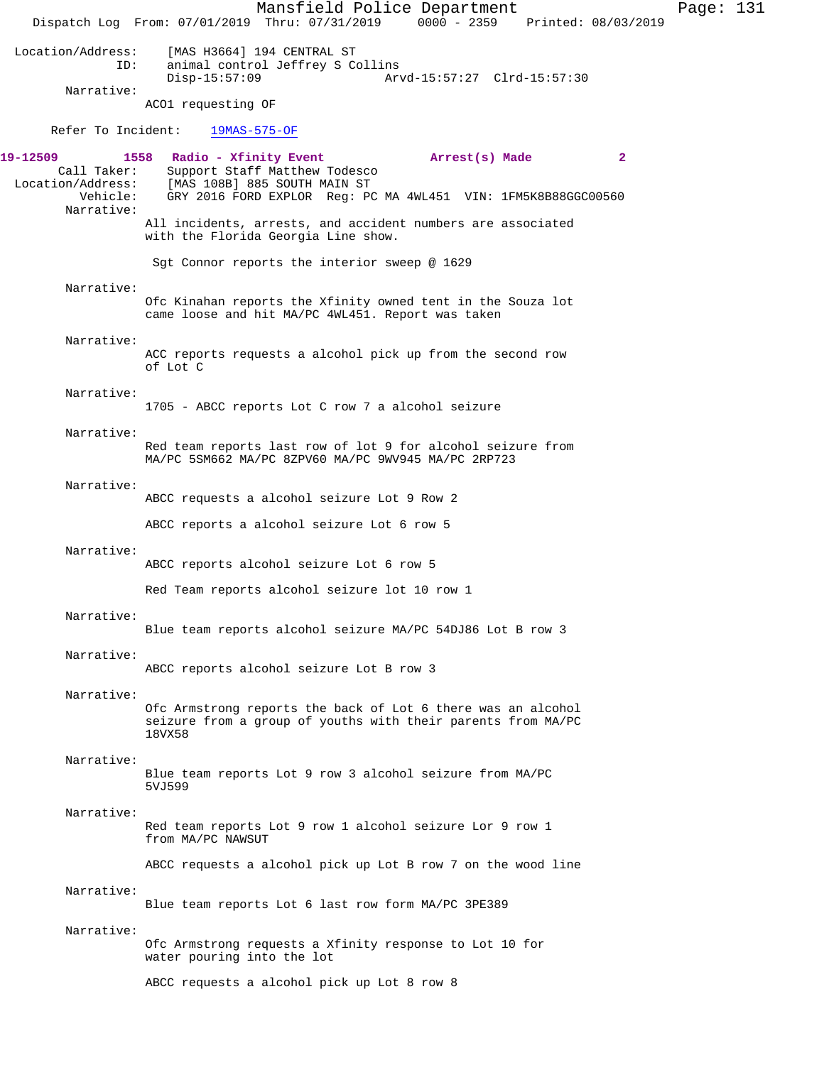Location/Address: [MAS H3664] 194 CENTRAL ST
ID: animal control Jeffrey S Collins
Disp-15:57:09 Arvd-15:57:27 Clrd-15:57:30

Narrative:
ACO1 requesting OF

Refer To Incident: 19MAS-575-OF

**19-12509 1558 Radio - Xfinity Event Arrest(s) Made 2**

Call Taker: Support Staff Matthew Todesco
Location/Address: [MAS 108B] 885 SOUTH MAIN ST
Vehicle: GRY 2016 FORD EXPLOR Reg: PC MA 4WL451 VIN: 1FM5K8B88GGC00560

Narrative:
All incidents, arrests, and accident numbers are associated with the Florida Georgia Line show.

Sgt Connor reports the interior sweep @ 1629

Narrative:
Ofc Kinahan reports the Xfinity owned tent in the Souza lot came loose and hit MA/PC 4WL451. Report was taken

Narrative:
ACC reports requests a alcohol pick up from the second row of Lot C

Narrative:
1705 - ABCC reports Lot C row 7 a alcohol seizure

Narrative:
Red team reports last row of lot 9 for alcohol seizure from MA/PC 5SM662 MA/PC 8ZPV60 MA/PC 9WV945 MA/PC 2RP723

Narrative:
ABCC requests a alcohol seizure Lot 9 Row 2

ABCC reports a alcohol seizure Lot 6 row 5

Narrative:
ABCC reports alcohol seizure Lot 6 row 5

Red Team reports alcohol seizure lot 10 row 1

Narrative:
Blue team reports alcohol seizure MA/PC 54DJ86 Lot B row 3

Narrative:
ABCC reports alcohol seizure Lot B row 3

Narrative:
Ofc Armstrong reports the back of Lot 6 there was an alcohol seizure from a group of youths with their parents from MA/PC 18VX58

Narrative:
Blue team reports Lot 9 row 3 alcohol seizure from MA/PC 5VJ599

Narrative:
Red team reports Lot 9 row 1 alcohol seizure Lor 9 row 1 from MA/PC NAWSUT

ABCC requests a alcohol pick up Lot B row 7 on the wood line

Narrative:
Blue team reports Lot 6 last row form MA/PC 3PE389

Narrative:
Ofc Armstrong requests a Xfinity response to Lot 10 for water pouring into the lot

ABCC requests a alcohol pick up Lot 8 row 8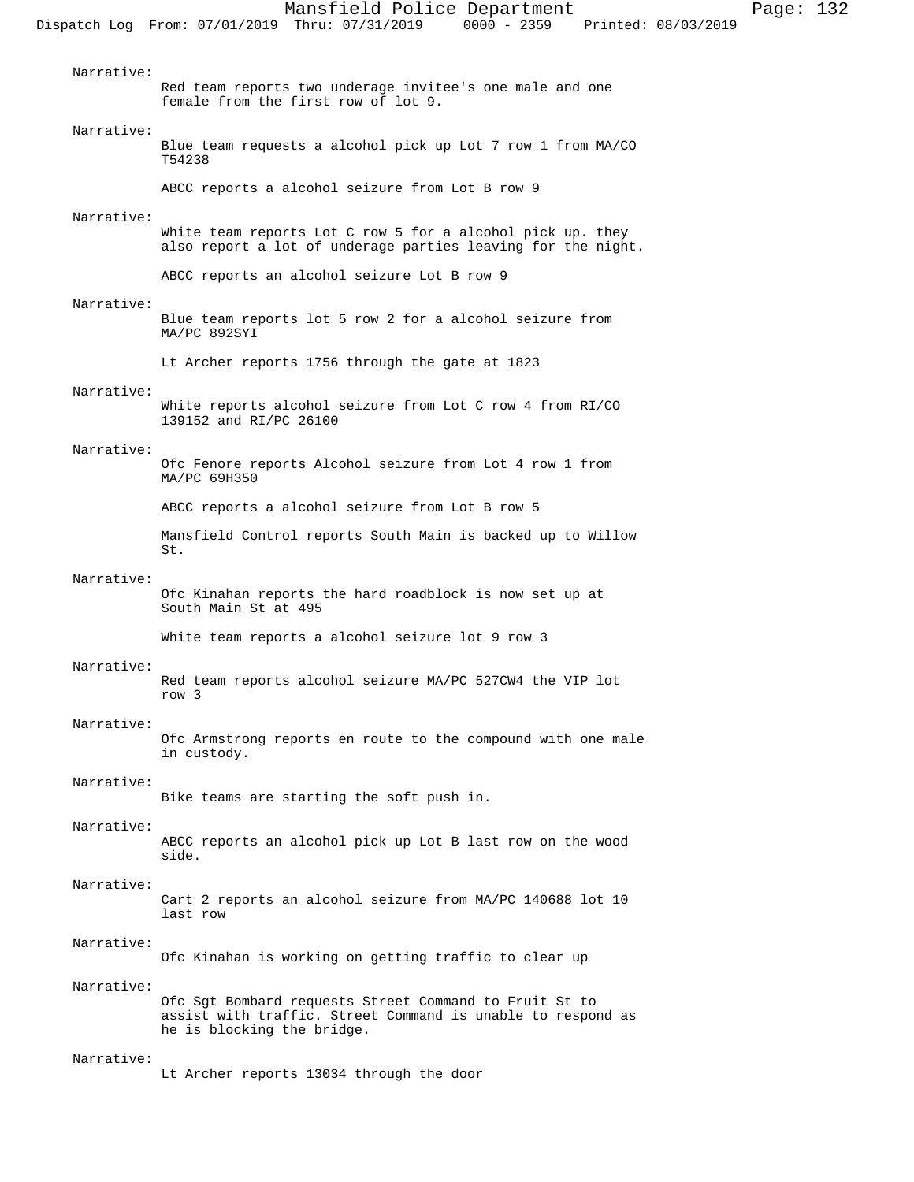Narrative:
Red team reports two underage invitee's one male and one female from the first row of lot 9.

Narrative:
Blue team requests a alcohol pick up Lot 7 row 1 from MA/CO T54238

ABCC reports a alcohol seizure from Lot B row 9

Narrative:
White team reports Lot C row 5 for a alcohol pick up. they also report a lot of underage parties leaving for the night.

ABCC reports an alcohol seizure Lot B row 9

Narrative:
Blue team reports lot 5 row 2 for a alcohol seizure from MA/PC 892SYI

Lt Archer reports 1756 through the gate at 1823

Narrative:
White reports alcohol seizure from Lot C row 4 from RI/CO 139152 and RI/PC 26100

Narrative:
Ofc Fenore reports Alcohol seizure from Lot 4 row 1 from MA/PC 69H350

ABCC reports a alcohol seizure from Lot B row 5

Mansfield Control reports South Main is backed up to Willow St.

Narrative:
Ofc Kinahan reports the hard roadblock is now set up at South Main St at 495

White team reports a alcohol seizure lot 9 row 3

Narrative:
Red team reports alcohol seizure MA/PC 527CW4 the VIP lot row 3

Narrative:
Ofc Armstrong reports en route to the compound with one male in custody.

Narrative:
Bike teams are starting the soft push in.

Narrative:
ABCC reports an alcohol pick up Lot B last row on the wood side.

Narrative:
Cart 2 reports an alcohol seizure from MA/PC 140688 lot 10 last row

Narrative:
Ofc Kinahan is working on getting traffic to clear up

Narrative:
Ofc Sgt Bombard requests Street Command to Fruit St to assist with traffic. Street Command is unable to respond as he is blocking the bridge.

Narrative:
Lt Archer reports 13034 through the door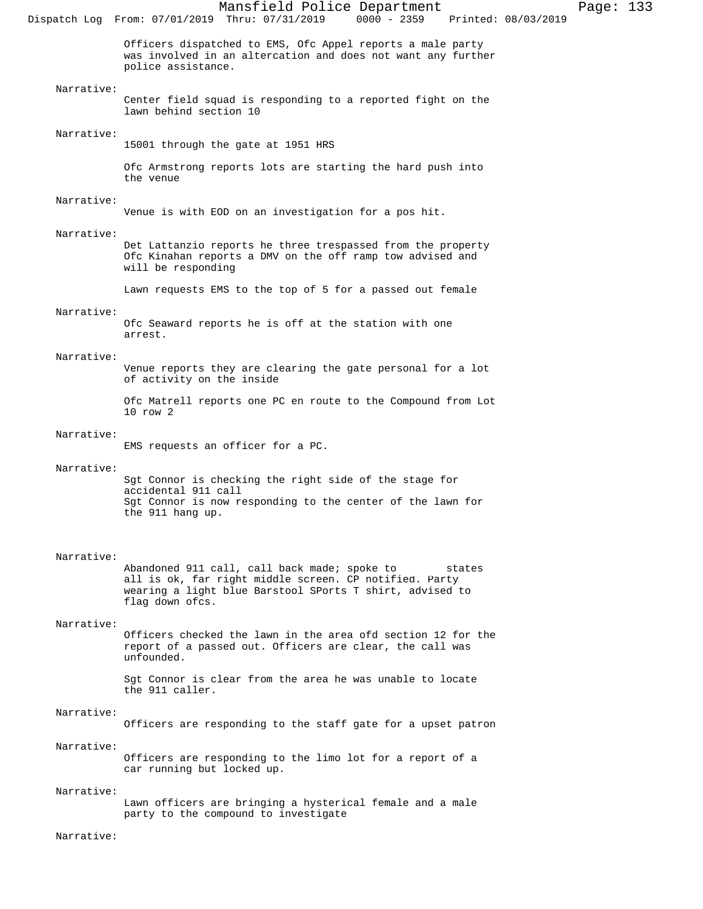Officers dispatched to EMS, Ofc Appel reports a male party was involved in an altercation and does not want any further police assistance.

Narrative:
Center field squad is responding to a reported fight on the lawn behind section 10

Narrative:
15001 through the gate at 1951 HRS

Ofc Armstrong reports lots are starting the hard push into the venue

Narrative:
Venue is with EOD on an investigation for a pos hit.

Narrative:
Det Lattanzio reports he three trespassed from the property
Ofc Kinahan reports a DMV on the off ramp tow advised and will be responding

Lawn requests EMS to the top of 5 for a passed out female

Narrative:
Ofc Seaward reports he is off at the station with one arrest.

Narrative:
Venue reports they are clearing the gate personal for a lot of activity on the inside

Ofc Matrell reports one PC en route to the Compound from Lot 10 row 2

Narrative:
EMS requests an officer for a PC.

Narrative:
Sgt Connor is checking the right side of the stage for accidental 911 call
Sgt Connor is now responding to the center of the lawn for the 911 hang up.

Narrative:
Abandoned 911 call, call back made; spoke to        states all is ok, far right middle screen. CP notified. Party wearing a light blue Barstool SPorts T shirt, advised to flag down ofcs.

Narrative:
Officers checked the lawn in the area ofd section 12 for the report of a passed out. Officers are clear, the call was unfounded.

Sgt Connor is clear from the area he was unable to locate the 911 caller.

Narrative:
Officers are responding to the staff gate for a upset patron

Narrative:
Officers are responding to the limo lot for a report of a car running but locked up.

Narrative:
Lawn officers are bringing a hysterical female and a male party to the compound to investigate

Narrative: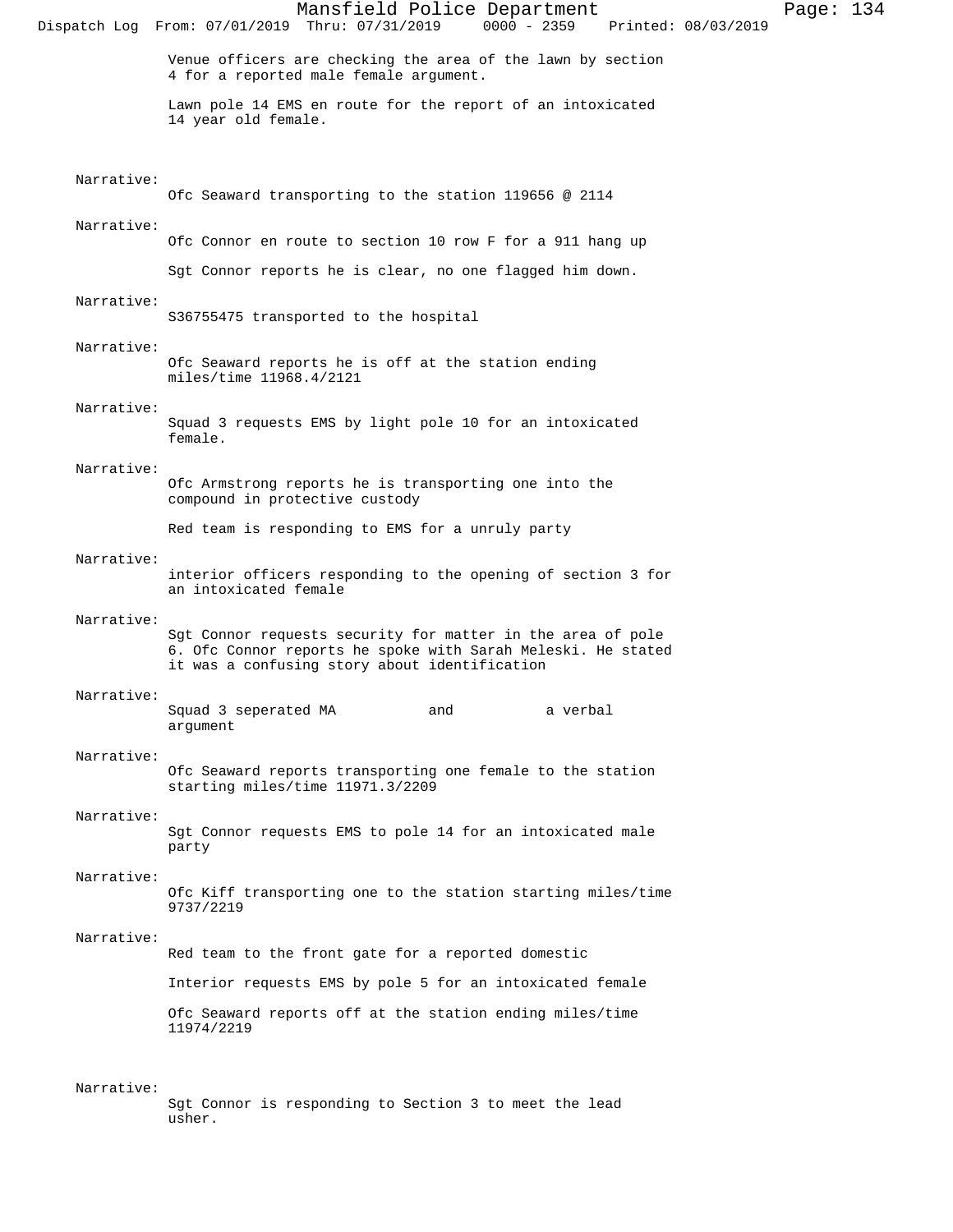Venue officers are checking the area of the lawn by section 4 for a reported male female argument.

Lawn pole 14 EMS en route for the report of an intoxicated 14 year old female.

Narrative:
Ofc Seaward transporting to the station 119656 @ 2114

Narrative:
Ofc Connor en route to section 10 row F for a 911 hang up

Sgt Connor reports he is clear, no one flagged him down.

Narrative:
S36755475 transported to the hospital

Narrative:
Ofc Seaward reports he is off at the station ending miles/time 11968.4/2121

Narrative:
Squad 3 requests EMS by light pole 10 for an intoxicated female.

Narrative:
Ofc Armstrong reports he is transporting one into the compound in protective custody

Red team is responding to EMS for a unruly party

Narrative:
interior officers responding to the opening of section 3 for an intoxicated female

Narrative:
Sgt Connor requests security for matter in the area of pole 6. Ofc Connor reports he spoke with Sarah Meleski. He stated it was a confusing story about identification

Narrative:
Squad 3 seperated MA and a verbal argument

Narrative:
Ofc Seaward reports transporting one female to the station starting miles/time 11971.3/2209

Narrative:
Sgt Connor requests EMS to pole 14 for an intoxicated male party

Narrative:
Ofc Kiff transporting one to the station starting miles/time 9737/2219

Narrative:
Red team to the front gate for a reported domestic

Interior requests EMS by pole 5 for an intoxicated female

Ofc Seaward reports off at the station ending miles/time 11974/2219

Narrative:
Sgt Connor is responding to Section 3 to meet the lead usher.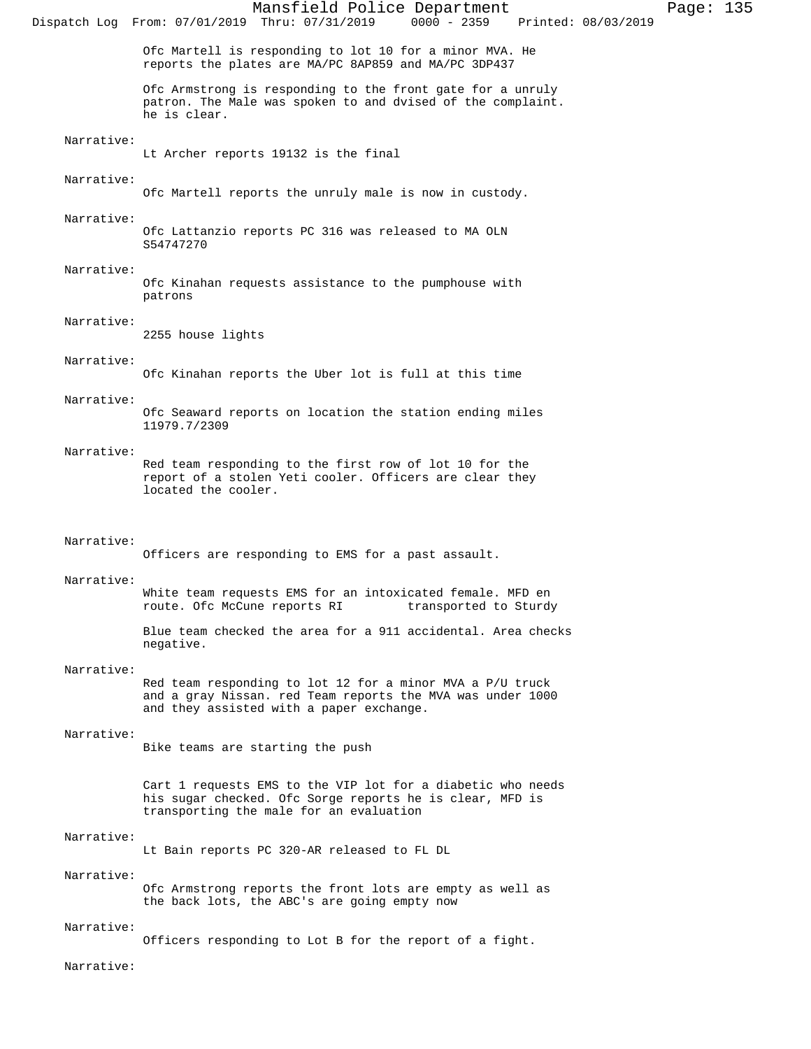Ofc Martell is responding to lot 10 for a minor MVA. He reports the plates are MA/PC 8AP859 and MA/PC 3DP437

Ofc Armstrong is responding to the front gate for a unruly patron. The Male was spoken to and dvised of the complaint. he is clear.

Narrative:
Lt Archer reports 19132 is the final

Narrative:
Ofc Martell reports the unruly male is now in custody.

Narrative:
Ofc Lattanzio reports PC 316 was released to MA OLN S54747270

Narrative:
Ofc Kinahan requests assistance to the pumphouse with patrons

Narrative:
2255 house lights

Narrative:
Ofc Kinahan reports the Uber lot is full at this time

Narrative:
Ofc Seaward reports on location the station ending miles 11979.7/2309

Narrative:
Red team responding to the first row of lot 10 for the report of a stolen Yeti cooler. Officers are clear they located the cooler.

Narrative:
Officers are responding to EMS for a past assault.

Narrative:
White team requests EMS for an intoxicated female. MFD en route. Ofc McCune reports RI transported to Sturdy

Blue team checked the area for a 911 accidental. Area checks negative.

Narrative:
Red team responding to lot 12 for a minor MVA a P/U truck and a gray Nissan. red Team reports the MVA was under 1000 and they assisted with a paper exchange.

Narrative:
Bike teams are starting the push

Cart 1 requests EMS to the VIP lot for a diabetic who needs his sugar checked. Ofc Sorge reports he is clear, MFD is transporting the male for an evaluation

Narrative:
Lt Bain reports PC 320-AR released to FL DL

Narrative:
Ofc Armstrong reports the front lots are empty as well as the back lots, the ABC's are going empty now

Narrative:
Officers responding to Lot B for the report of a fight.

Narrative: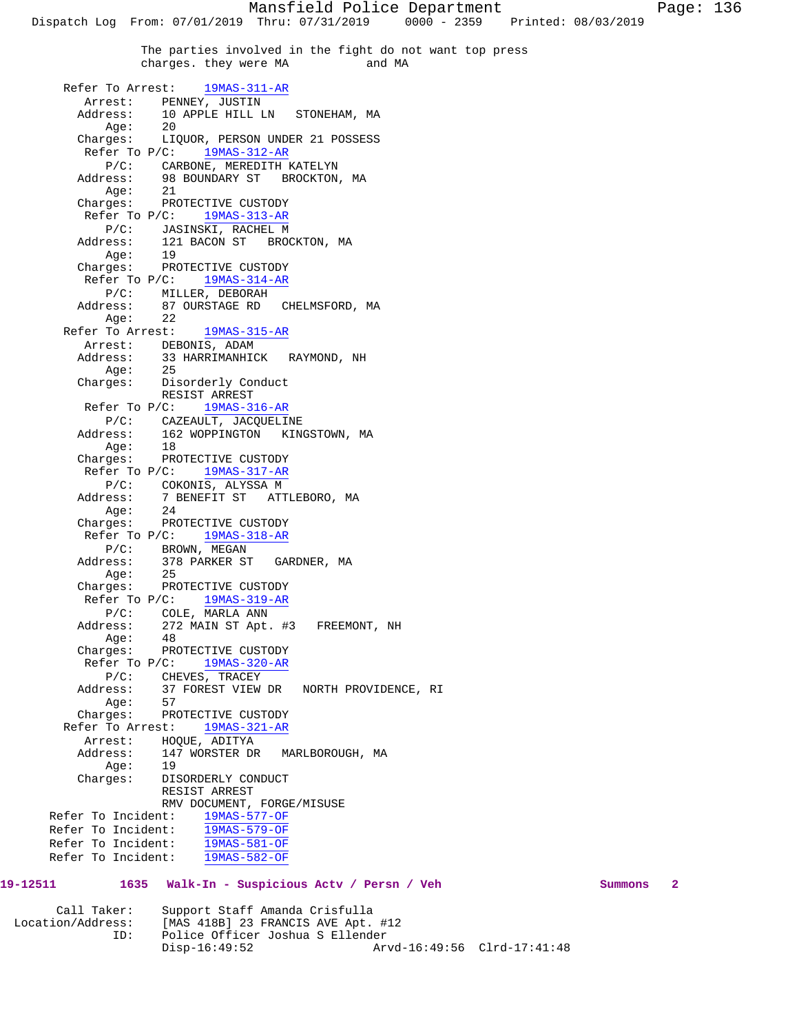The parties involved in the fight do not want top press charges. they were MA and MA

```
      Refer To Arrest:    19MAS-311-AR
         Arrest:    PENNEY, JUSTIN
        Address:    10 APPLE HILL LN   STONEHAM, MA
            Age:    20
        Charges:    LIQUOR, PERSON UNDER 21 POSSESS
         Refer To P/C:    19MAS-312-AR
            P/C:    CARBONE, MEREDITH KATELYN
        Address:    98 BOUNDARY ST   BROCKTON, MA
            Age:    21
        Charges:    PROTECTIVE CUSTODY
         Refer To P/C:    19MAS-313-AR
            P/C:    JASINSKI, RACHEL M
        Address:    121 BACON ST   BROCKTON, MA
            Age:    19
        Charges:    PROTECTIVE CUSTODY
         Refer To P/C:    19MAS-314-AR
            P/C:    MILLER, DEBORAH
        Address:    87 OURSTAGE RD   CHELMSFORD, MA
            Age:    22
      Refer To Arrest:    19MAS-315-AR
         Arrest:    DEBONIS, ADAM
        Address:    33 HARRIMANHICK   RAYMOND, NH
            Age:    25
        Charges:    Disorderly Conduct
                    RESIST ARREST
         Refer To P/C:    19MAS-316-AR
            P/C:    CAZEAULT, JACQUELINE
        Address:    162 WOPPINGTON   KINGSTOWN, MA
            Age:    18
        Charges:    PROTECTIVE CUSTODY
         Refer To P/C:    19MAS-317-AR
            P/C:    COKONIS, ALYSSA M
        Address:    7 BENEFIT ST   ATTLEBORO, MA
            Age:    24
        Charges:    PROTECTIVE CUSTODY
         Refer To P/C:    19MAS-318-AR
            P/C:    BROWN, MEGAN
        Address:    378 PARKER ST   GARDNER, MA
            Age:    25
        Charges:    PROTECTIVE CUSTODY
         Refer To P/C:    19MAS-319-AR
            P/C:    COLE, MARLA ANN
        Address:    272 MAIN ST Apt. #3   FREEMONT, NH
            Age:    48
        Charges:    PROTECTIVE CUSTODY
         Refer To P/C:    19MAS-320-AR
            P/C:    CHEVES, TRACEY
        Address:    37 FOREST VIEW DR   NORTH PROVIDENCE, RI
            Age:    57
        Charges:    PROTECTIVE CUSTODY
      Refer To Arrest:    19MAS-321-AR
         Arrest:    HOQUE, ADITYA
        Address:    147 WORSTER DR   MARLBOROUGH, MA
            Age:    19
        Charges:    DISORDERLY CONDUCT
                    RESIST ARREST
                    RMV DOCUMENT, FORGE/MISUSE
    Refer To Incident:    19MAS-577-OF
    Refer To Incident:    19MAS-579-OF
    Refer To Incident:    19MAS-581-OF
    Refer To Incident:    19MAS-582-OF
```

**19-12511    1635   Walk-In - Suspicious Actv / Persn / Veh    Summons   2**

```
       Call Taker:    Support Staff Amanda Crisfulla
 Location/Address:    [MAS 418B] 23 FRANCIS AVE Apt. #12
               ID:    Police Officer Joshua S Ellender
                      Disp-16:49:52              Arvd-16:49:56  Clrd-17:41:48
```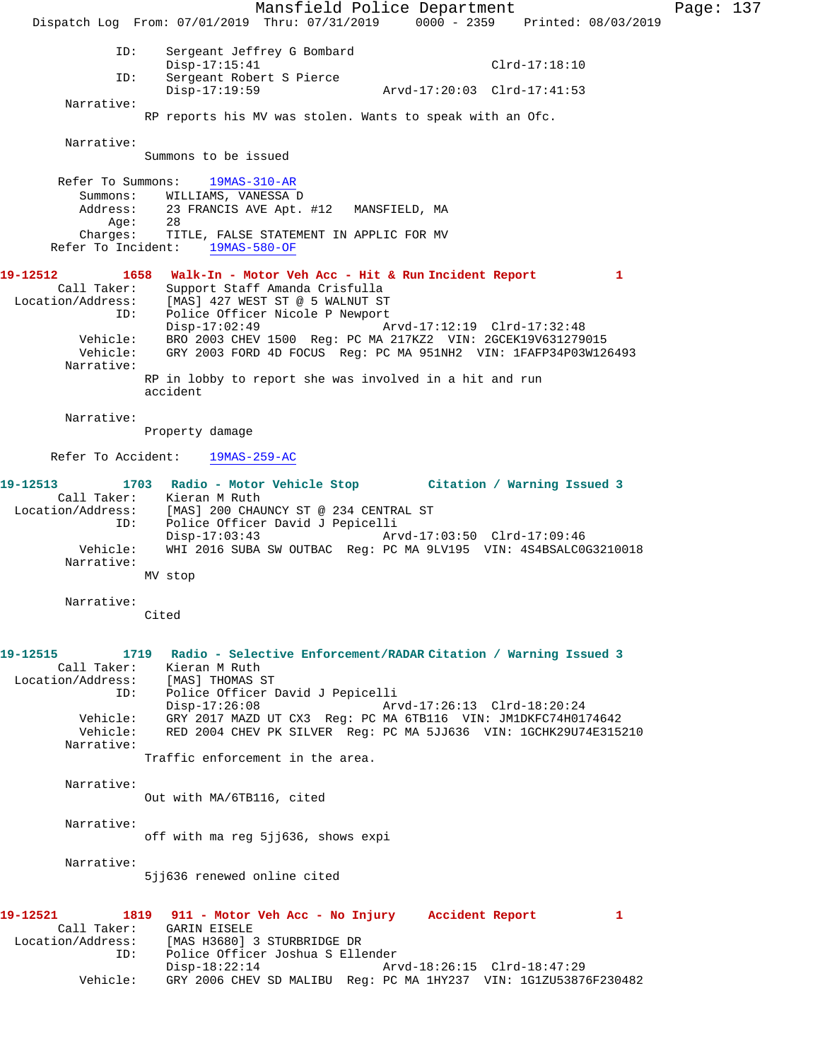```
            ID:    Sergeant Jeffrey G Bombard
                   Disp-17:15:41                        Clrd-17:18:10
            ID:    Sergeant Robert S Pierce
                   Disp-17:19:59               Arvd-17:20:03  Clrd-17:41:53
     Narrative:
                RP reports his MV was stolen. Wants to speak with an Ofc.

     Narrative:
                Summons to be issued

    Refer To Summons:    19MAS-310-AR
       Summons:    WILLIAMS, VANESSA D
       Address:    23 FRANCIS AVE Apt. #12   MANSFIELD, MA
           Age:    28
       Charges:    TITLE, FALSE STATEMENT IN APPLIC FOR MV
   Refer To Incident:    19MAS-580-OF

19-12512        1658   Walk-In - Motor Veh Acc - Hit & Run Incident Report          1
     Call Taker:    Support Staff Amanda Crisfulla
  Location/Address:    [MAS] 427 WEST ST @ 5 WALNUT ST
            ID:    Police Officer Nicole P Newport
                   Disp-17:02:49               Arvd-17:12:19  Clrd-17:32:48
       Vehicle:    BRO 2003 CHEV 1500  Reg: PC MA 217KZ2  VIN: 2GCEK19V631279015
       Vehicle:    GRY 2003 FORD 4D FOCUS  Reg: PC MA 951NH2  VIN: 1FAFP34P03W126493
     Narrative:
                RP in lobby to report she was involved in a hit and run
                accident

     Narrative:
                Property damage

   Refer To Accident:    19MAS-259-AC

19-12513        1703   Radio - Motor Vehicle Stop         Citation / Warning Issued 3
     Call Taker:    Kieran M Ruth
  Location/Address:    [MAS] 200 CHAUNCY ST @ 234 CENTRAL ST
            ID:    Police Officer David J Pepicelli
                   Disp-17:03:43               Arvd-17:03:50  Clrd-17:09:46
       Vehicle:    WHI 2016 SUBA SW OUTBAC  Reg: PC MA 9LV195  VIN: 4S4BSALC0G3210018
     Narrative:
                MV stop

     Narrative:
                Cited

19-12515        1719   Radio - Selective Enforcement/RADAR Citation / Warning Issued 3
     Call Taker:    Kieran M Ruth
  Location/Address:    [MAS] THOMAS ST
            ID:    Police Officer David J Pepicelli
                   Disp-17:26:08               Arvd-17:26:13  Clrd-18:20:24
       Vehicle:    GRY 2017 MAZD UT CX3  Reg: PC MA 6TB116  VIN: JM1DKFC74H0174642
       Vehicle:    RED 2004 CHEV PK SILVER  Reg: PC MA 5JJ636  VIN: 1GCHK29U74E315210
     Narrative:
                Traffic enforcement in the area.

     Narrative:
                Out with MA/6TB116, cited

     Narrative:
                off with ma reg 5jj636, shows expi

     Narrative:
                5jj636 renewed online cited

19-12521        1819   911 - Motor Veh Acc - No Injury     Accident Report          1
     Call Taker:    GARIN EISELE
  Location/Address:    [MAS H3680] 3 STURBRIDGE DR
            ID:    Police Officer Joshua S Ellender
                   Disp-18:22:14               Arvd-18:26:15  Clrd-18:47:29
       Vehicle:    GRY 2006 CHEV SD MALIBU  Reg: PC MA 1HY237  VIN: 1G1ZU53876F230482
```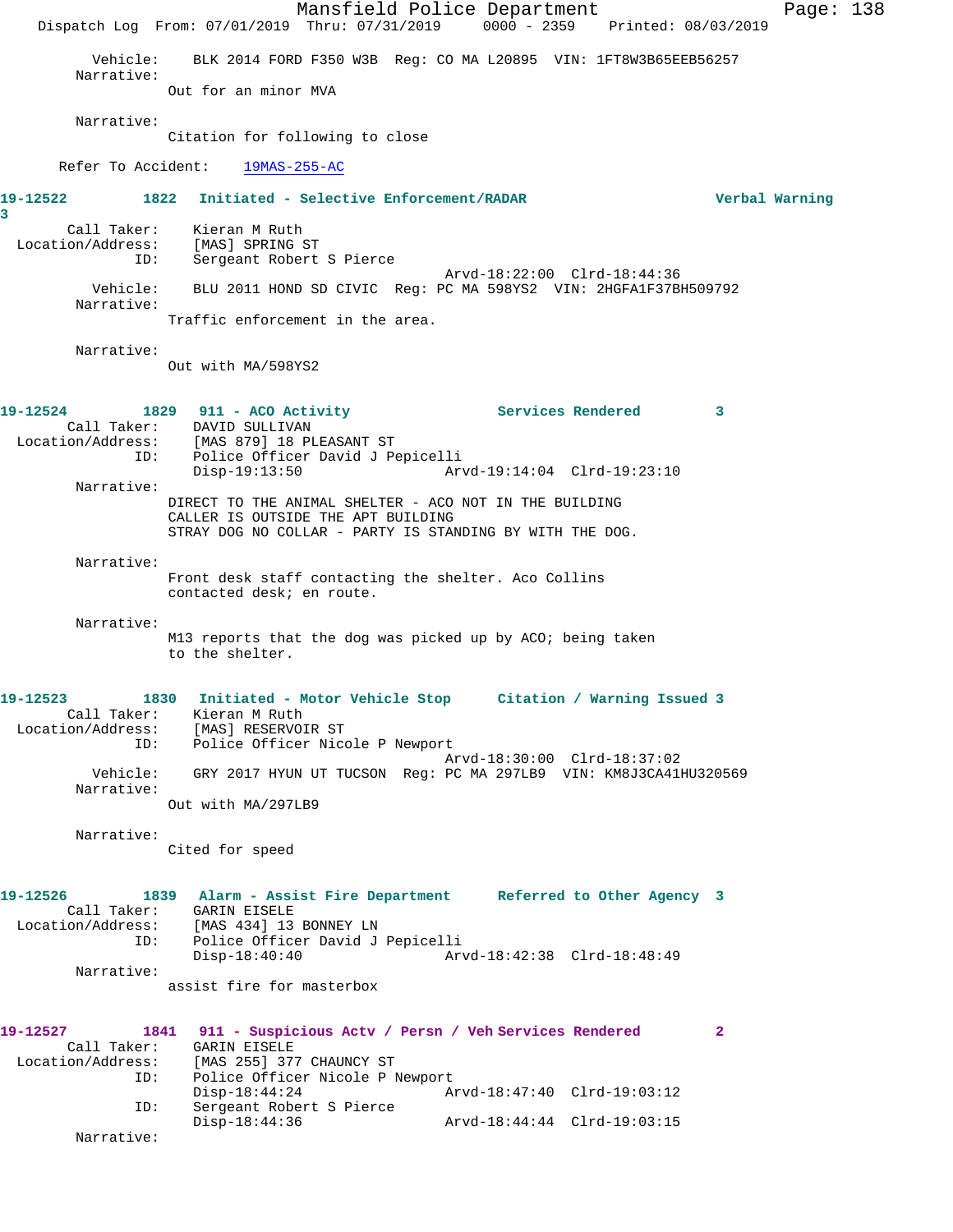Vehicle: BLK 2014 FORD F350 W3B Reg: CO MA L20895 VIN: 1FT8W3B65EEB56257

Narrative:
Out for an minor MVA

Narrative:
Citation for following to close

Refer To Accident: 19MAS-255-AC

**19-12522 1822 Initiated - Selective Enforcement/RADAR Verbal Warning 3**

Call Taker: Kieran M Ruth
Location/Address: [MAS] SPRING ST
ID: Sergeant Robert S Pierce
Arvd-18:22:00 Clrd-18:44:36
Vehicle: BLU 2011 HOND SD CIVIC Reg: PC MA 598YS2 VIN: 2HGFA1F37BH509792

Narrative:
Traffic enforcement in the area.

Narrative:
Out with MA/598YS2

**19-12524 1829 911 - ACO Activity Services Rendered 3**

Call Taker: DAVID SULLIVAN
Location/Address: [MAS 879] 18 PLEASANT ST
ID: Police Officer David J Pepicelli
Disp-19:13:50 Arvd-19:14:04 Clrd-19:23:10

Narrative:
DIRECT TO THE ANIMAL SHELTER - ACO NOT IN THE BUILDING
CALLER IS OUTSIDE THE APT BUILDING
STRAY DOG NO COLLAR - PARTY IS STANDING BY WITH THE DOG.

Narrative:
Front desk staff contacting the shelter. Aco Collins contacted desk; en route.

Narrative:
M13 reports that the dog was picked up by ACO; being taken to the shelter.

**19-12523 1830 Initiated - Motor Vehicle Stop Citation / Warning Issued 3**

Call Taker: Kieran M Ruth
Location/Address: [MAS] RESERVOIR ST
ID: Police Officer Nicole P Newport
Arvd-18:30:00 Clrd-18:37:02
Vehicle: GRY 2017 HYUN UT TUCSON Reg: PC MA 297LB9 VIN: KM8J3CA41HU320569

Narrative:
Out with MA/297LB9

Narrative:
Cited for speed

**19-12526 1839 Alarm - Assist Fire Department Referred to Other Agency 3**

Call Taker: GARIN EISELE
Location/Address: [MAS 434] 13 BONNEY LN
ID: Police Officer David J Pepicelli
Disp-18:40:40 Arvd-18:42:38 Clrd-18:48:49

Narrative:
assist fire for masterbox

**19-12527 1841 911 - Suspicious Actv / Persn / Veh Services Rendered 2**

Call Taker: GARIN EISELE
Location/Address: [MAS 255] 377 CHAUNCY ST
ID: Police Officer Nicole P Newport
Disp-18:44:24 Arvd-18:47:40 Clrd-19:03:12
ID: Sergeant Robert S Pierce
Disp-18:44:36 Arvd-18:44:44 Clrd-19:03:15

Narrative: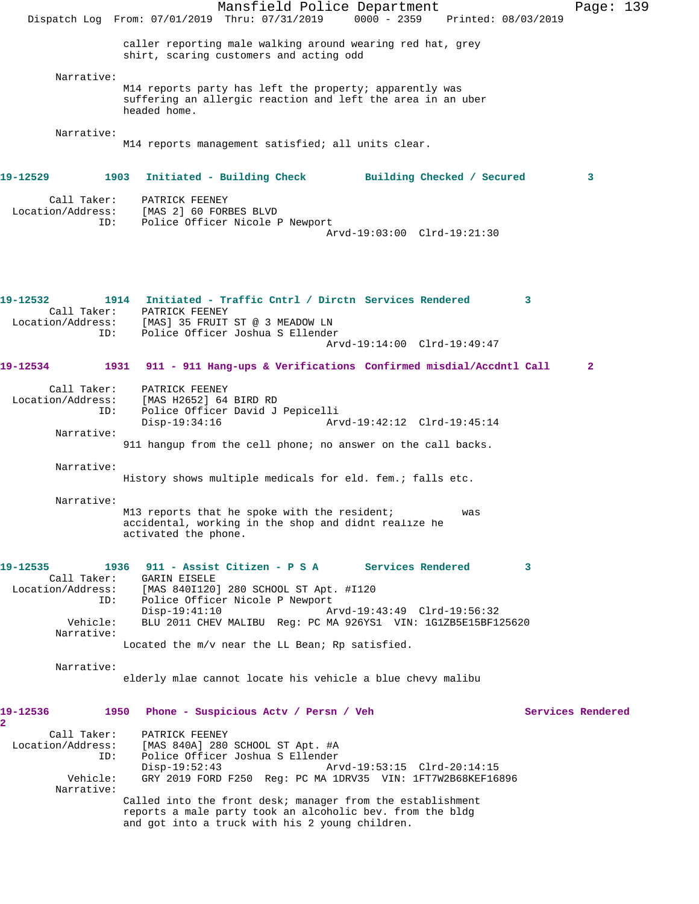caller reporting male walking around wearing red hat, grey shirt, scaring customers and acting odd

Narrative:
M14 reports party has left the property; apparently was suffering an allergic reaction and left the area in an uber headed home.

Narrative:
M14 reports management satisfied; all units clear.

**19-12529 1903 Initiated - Building Check Building Checked / Secured 3**

Call Taker: PATRICK FEENEY
Location/Address: [MAS 2] 60 FORBES BLVD
ID: Police Officer Nicole P Newport
Arvd-19:03:00 Clrd-19:21:30

**19-12532 1914 Initiated - Traffic Cntrl / Dirctn Services Rendered 3**

Call Taker: PATRICK FEENEY
Location/Address: [MAS] 35 FRUIT ST @ 3 MEADOW LN
ID: Police Officer Joshua S Ellender
Arvd-19:14:00 Clrd-19:49:47

**19-12534 1931 911 - 911 Hang-ups & Verifications Confirmed misdial/Accdntl Call 2**

Call Taker: PATRICK FEENEY
Location/Address: [MAS H2652] 64 BIRD RD
ID: Police Officer David J Pepicelli
Disp-19:34:16 Arvd-19:42:12 Clrd-19:45:14

Narrative:
911 hangup from the cell phone; no answer on the call backs.

Narrative:
History shows multiple medicals for eld. fem.; falls etc.

Narrative:
M13 reports that he spoke with the resident; was accidental, working in the shop and didnt realize he activated the phone.

**19-12535 1936 911 - Assist Citizen - P S A Services Rendered 3**

Call Taker: GARIN EISELE
Location/Address: [MAS 840I120] 280 SCHOOL ST Apt. #I120
ID: Police Officer Nicole P Newport
Disp-19:41:10 Arvd-19:43:49 Clrd-19:56:32
Vehicle: BLU 2011 CHEV MALIBU Reg: PC MA 926YS1 VIN: 1G1ZB5E15BF125620

Narrative:
Located the m/v near the LL Bean; Rp satisfied.

Narrative:
elderly mlae cannot locate his vehicle a blue chevy malibu

**19-12536 1950 Phone - Suspicious Actv / Persn / Veh Services Rendered 2**

Call Taker: PATRICK FEENEY
Location/Address: [MAS 840A] 280 SCHOOL ST Apt. #A
ID: Police Officer Joshua S Ellender
Disp-19:52:43 Arvd-19:53:15 Clrd-20:14:15
Vehicle: GRY 2019 FORD F250 Reg: PC MA 1DRV35 VIN: 1FT7W2B68KEF16896

Narrative:
Called into the front desk; manager from the establishment reports a male party took an alcoholic bev. from the bldg and got into a truck with his 2 young children.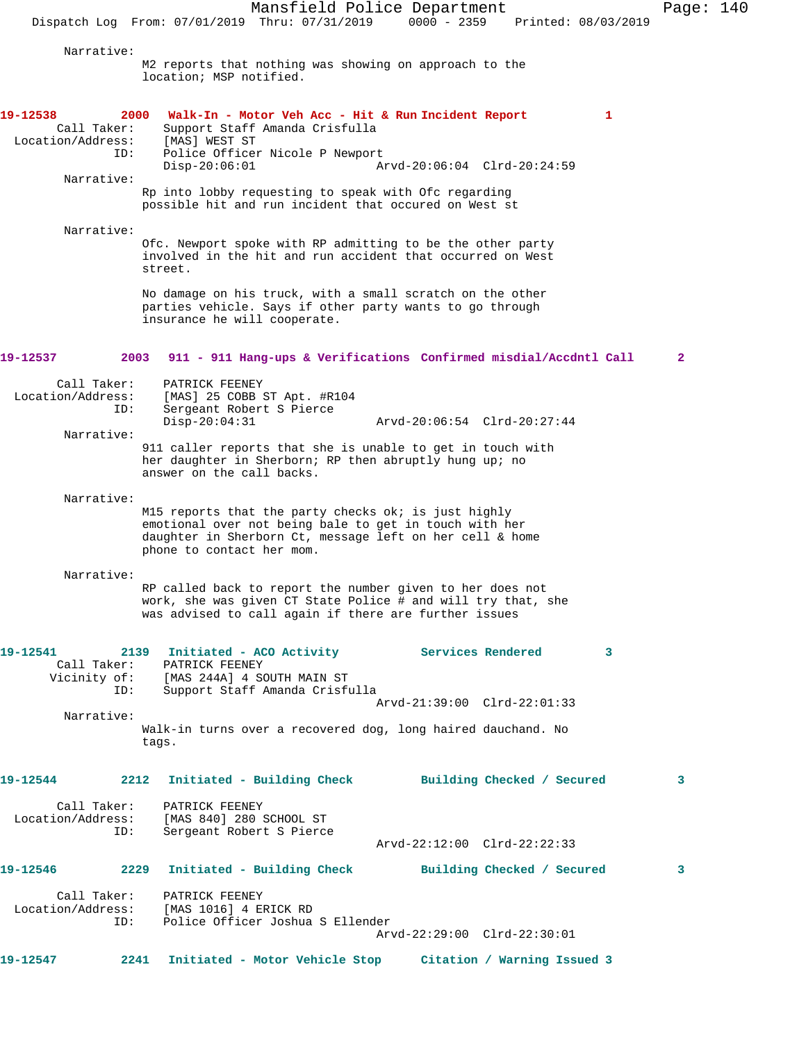Narrative:
M2 reports that nothing was showing on approach to the location; MSP notified.

**19-12538 2000 Walk-In - Motor Veh Acc - Hit & Run Incident Report 1**

Call Taker: Support Staff Amanda Crisfulla
Location/Address: [MAS] WEST ST
ID: Police Officer Nicole P Newport
Disp-20:06:01 Arvd-20:06:04 Clrd-20:24:59

Narrative:
Rp into lobby requesting to speak with Ofc regarding possible hit and run incident that occured on West st

Narrative:
Ofc. Newport spoke with RP admitting to be the other party involved in the hit and run accident that occurred on West street.

No damage on his truck, with a small scratch on the other parties vehicle. Says if other party wants to go through insurance he will cooperate.

**19-12537 2003 911 - 911 Hang-ups & Verifications Confirmed misdial/Accdntl Call 2**

Call Taker: PATRICK FEENEY
Location/Address: [MAS] 25 COBB ST Apt. #R104
ID: Sergeant Robert S Pierce
Disp-20:04:31 Arvd-20:06:54 Clrd-20:27:44

Narrative:
911 caller reports that she is unable to get in touch with her daughter in Sherborn; RP then abruptly hung up; no answer on the call backs.

Narrative:
M15 reports that the party checks ok; is just highly emotional over not being bale to get in touch with her daughter in Sherborn Ct, message left on her cell & home phone to contact her mom.

Narrative:
RP called back to report the number given to her does not work, she was given CT State Police # and will try that, she was advised to call again if there are further issues

**19-12541 2139 Initiated - ACO Activity Services Rendered 3**

Call Taker: PATRICK FEENEY
Vicinity of: [MAS 244A] 4 SOUTH MAIN ST
ID: Support Staff Amanda Crisfulla
Arvd-21:39:00 Clrd-22:01:33

Narrative:
Walk-in turns over a recovered dog, long haired dauchand. No tags.

**19-12544 2212 Initiated - Building Check Building Checked / Secured 3**

Call Taker: PATRICK FEENEY
Location/Address: [MAS 840] 280 SCHOOL ST
ID: Sergeant Robert S Pierce
Arvd-22:12:00 Clrd-22:22:33

**19-12546 2229 Initiated - Building Check Building Checked / Secured 3**

Call Taker: PATRICK FEENEY
Location/Address: [MAS 1016] 4 ERICK RD
ID: Police Officer Joshua S Ellender
Arvd-22:29:00 Clrd-22:30:01

**19-12547 2241 Initiated - Motor Vehicle Stop Citation / Warning Issued 3**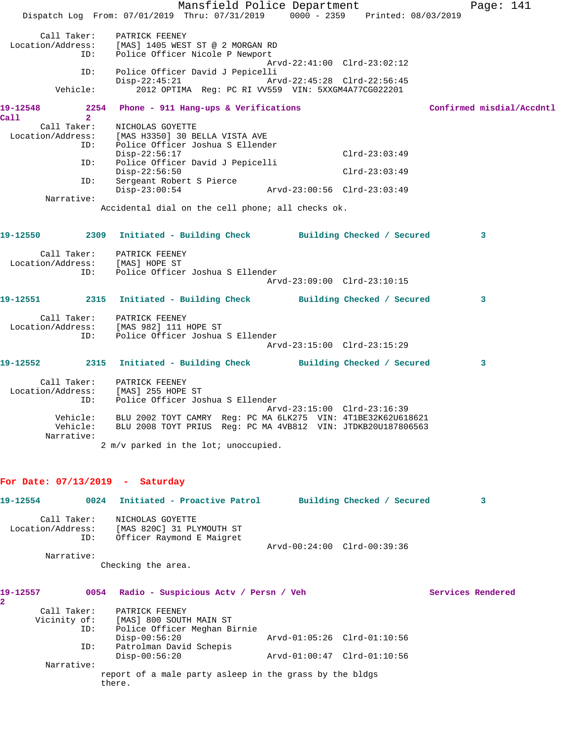```
        Call Taker:    PATRICK FEENEY
  Location/Address:    [MAS] 1405 WEST ST @ 2 MORGAN RD
                ID:    Police Officer Nicole P Newport
                                              Arvd-22:41:00  Clrd-23:02:12
                ID:    Police Officer David J Pepicelli
                       Disp-22:45:21          Arvd-22:45:28  Clrd-22:56:45
           Vehicle:       2012 OPTIMA  Reg: PC RI VV559  VIN: 5XXGM4A77CG022201
```

**19-12548 2254 Phone - 911 Hang-ups & Verifications — Confirmed misdial/Accdntl Call 2**

```
        Call Taker:    NICHOLAS GOYETTE
  Location/Address:    [MAS H3350] 30 BELLA VISTA AVE
                ID:    Police Officer Joshua S Ellender
                       Disp-22:56:17                         Clrd-23:03:49
                ID:    Police Officer David J Pepicelli
                       Disp-22:56:50                         Clrd-23:03:49
                ID:    Sergeant Robert S Pierce
                       Disp-23:00:54          Arvd-23:00:56  Clrd-23:03:49
         Narrative:
                    Accidental dial on the cell phone; all checks ok.
```

**19-12550 2309 Initiated - Building Check — Building Checked / Secured 3**

```
        Call Taker:    PATRICK FEENEY
  Location/Address:    [MAS] HOPE ST
                ID:    Police Officer Joshua S Ellender
                                              Arvd-23:09:00  Clrd-23:10:15
```

**19-12551 2315 Initiated - Building Check — Building Checked / Secured 3**

```
        Call Taker:    PATRICK FEENEY
  Location/Address:    [MAS 982] 111 HOPE ST
                ID:    Police Officer Joshua S Ellender
                                              Arvd-23:15:00  Clrd-23:15:29
```

**19-12552 2315 Initiated - Building Check — Building Checked / Secured 3**

```
        Call Taker:    PATRICK FEENEY
  Location/Address:    [MAS] 255 HOPE ST
                ID:    Police Officer Joshua S Ellender
                                              Arvd-23:15:00  Clrd-23:16:39
           Vehicle:    BLU 2002 TOYT CAMRY  Reg: PC MA 6LK275  VIN: 4T1BE32K62U618621
           Vehicle:    BLU 2008 TOYT PRIUS  Reg: PC MA 4VB812  VIN: JTDKB20U187806563
         Narrative:
                    2 m/v parked in the lot; unoccupied.
```

## For Date: 07/13/2019 - Saturday

**19-12554 0024 Initiated - Proactive Patrol — Building Checked / Secured 3**

```
        Call Taker:    NICHOLAS GOYETTE
  Location/Address:    [MAS 820C] 31 PLYMOUTH ST
                ID:    Officer Raymond E Maigret
                                              Arvd-00:24:00  Clrd-00:39:36
         Narrative:
                    Checking the area.
```

**19-12557 0054 Radio - Suspicious Actv / Persn / Veh — Services Rendered 2**

```
        Call Taker:    PATRICK FEENEY
       Vicinity of:    [MAS] 800 SOUTH MAIN ST
                ID:    Police Officer Meghan Birnie
                       Disp-00:56:20          Arvd-01:05:26  Clrd-01:10:56
                ID:    Patrolman David Schepis
                       Disp-00:56:20          Arvd-01:00:47  Clrd-01:10:56
         Narrative:
                    report of a male party asleep in the grass by the bldgs
                    there.
```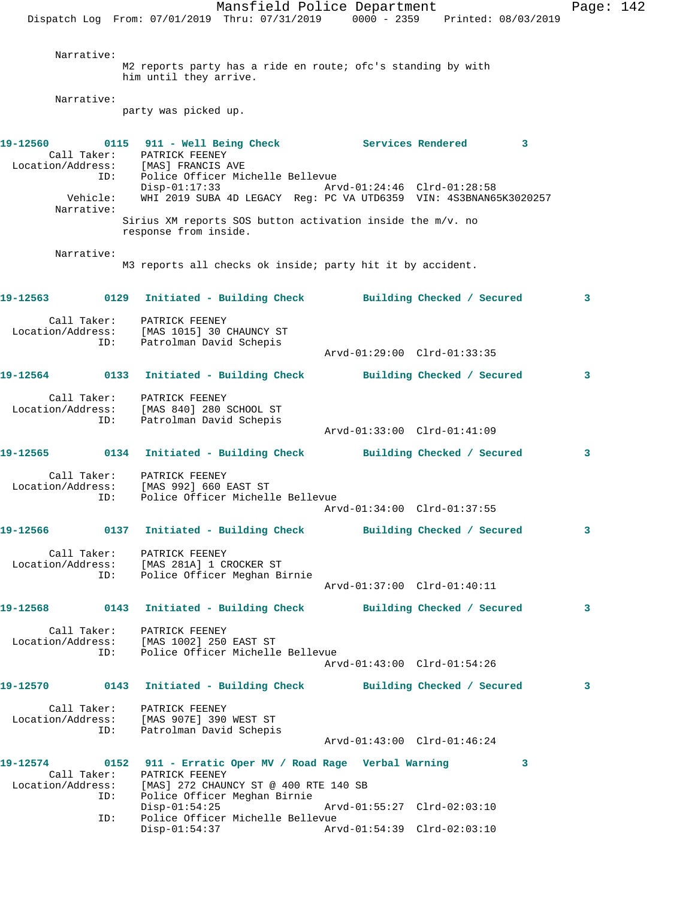Narrative:
M2 reports party has a ride en route; ofc's standing by with him until they arrive.

Narrative:
party was picked up.

**19-12560 0115 911 - Well Being Check Services Rendered 3**

Call Taker: PATRICK FEENEY
Location/Address: [MAS] FRANCIS AVE
ID: Police Officer Michelle Bellevue
Disp-01:17:33 Arvd-01:24:46 Clrd-01:28:58
Vehicle: WHI 2019 SUBA 4D LEGACY Reg: PC VA UTD6359 VIN: 4S3BNAN65K3020257
Narrative:
Sirius XM reports SOS button activation inside the m/v. no response from inside.

Narrative:
M3 reports all checks ok inside; party hit it by accident.

**19-12563 0129 Initiated - Building Check Building Checked / Secured 3**

Call Taker: PATRICK FEENEY
Location/Address: [MAS 1015] 30 CHAUNCY ST
ID: Patrolman David Schepis
Arvd-01:29:00 Clrd-01:33:35

**19-12564 0133 Initiated - Building Check Building Checked / Secured 3**

Call Taker: PATRICK FEENEY
Location/Address: [MAS 840] 280 SCHOOL ST
ID: Patrolman David Schepis
Arvd-01:33:00 Clrd-01:41:09

**19-12565 0134 Initiated - Building Check Building Checked / Secured 3**

Call Taker: PATRICK FEENEY
Location/Address: [MAS 992] 660 EAST ST
ID: Police Officer Michelle Bellevue
Arvd-01:34:00 Clrd-01:37:55

**19-12566 0137 Initiated - Building Check Building Checked / Secured 3**

Call Taker: PATRICK FEENEY
Location/Address: [MAS 281A] 1 CROCKER ST
ID: Police Officer Meghan Birnie
Arvd-01:37:00 Clrd-01:40:11

**19-12568 0143 Initiated - Building Check Building Checked / Secured 3**

Call Taker: PATRICK FEENEY
Location/Address: [MAS 1002] 250 EAST ST
ID: Police Officer Michelle Bellevue
Arvd-01:43:00 Clrd-01:54:26

**19-12570 0143 Initiated - Building Check Building Checked / Secured 3**

Call Taker: PATRICK FEENEY
Location/Address: [MAS 907E] 390 WEST ST
ID: Patrolman David Schepis
Arvd-01:43:00 Clrd-01:46:24

**19-12574 0152 911 - Erratic Oper MV / Road Rage Verbal Warning 3**

Call Taker: PATRICK FEENEY
Location/Address: [MAS] 272 CHAUNCY ST @ 400 RTE 140 SB
ID: Police Officer Meghan Birnie
Disp-01:54:25 Arvd-01:55:27 Clrd-02:03:10
ID: Police Officer Michelle Bellevue
Disp-01:54:37 Arvd-01:54:39 Clrd-02:03:10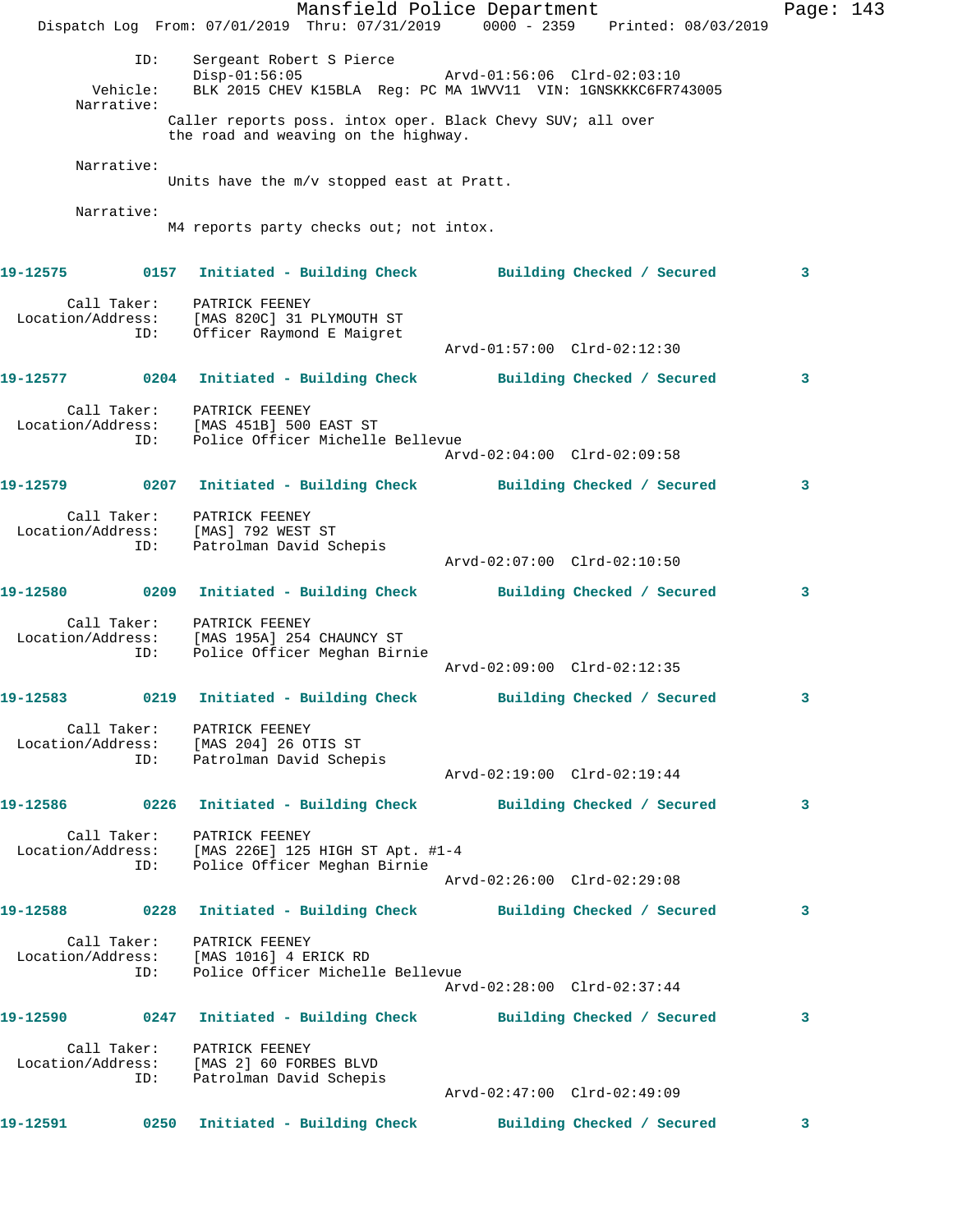ID: Sergeant Robert S Pierce
Disp-01:56:05 Arvd-01:56:06 Clrd-02:03:10
Vehicle: BLK 2015 CHEV K15BLA Reg: PC MA 1WVV11 VIN: 1GNSKKKC6FR743005
Narrative:
Caller reports poss. intox oper. Black Chevy SUV; all over the road and weaving on the highway.

Narrative:
Units have the m/v stopped east at Pratt.

Narrative:
M4 reports party checks out; not intox.

**19-12575** **0157** **Initiated - Building Check** **Building Checked / Secured** **3**

Call Taker: PATRICK FEENEY
Location/Address: [MAS 820C] 31 PLYMOUTH ST
ID: Officer Raymond E Maigret
Arvd-01:57:00 Clrd-02:12:30

**19-12577** **0204** **Initiated - Building Check** **Building Checked / Secured** **3**

Call Taker: PATRICK FEENEY
Location/Address: [MAS 451B] 500 EAST ST
ID: Police Officer Michelle Bellevue
Arvd-02:04:00 Clrd-02:09:58

**19-12579** **0207** **Initiated - Building Check** **Building Checked / Secured** **3**

Call Taker: PATRICK FEENEY
Location/Address: [MAS] 792 WEST ST
ID: Patrolman David Schepis
Arvd-02:07:00 Clrd-02:10:50

**19-12580** **0209** **Initiated - Building Check** **Building Checked / Secured** **3**

Call Taker: PATRICK FEENEY
Location/Address: [MAS 195A] 254 CHAUNCY ST
ID: Police Officer Meghan Birnie
Arvd-02:09:00 Clrd-02:12:35

**19-12583** **0219** **Initiated - Building Check** **Building Checked / Secured** **3**

Call Taker: PATRICK FEENEY
Location/Address: [MAS 204] 26 OTIS ST
ID: Patrolman David Schepis
Arvd-02:19:00 Clrd-02:19:44

**19-12586** **0226** **Initiated - Building Check** **Building Checked / Secured** **3**

Call Taker: PATRICK FEENEY
Location/Address: [MAS 226E] 125 HIGH ST Apt. #1-4
ID: Police Officer Meghan Birnie
Arvd-02:26:00 Clrd-02:29:08

**19-12588** **0228** **Initiated - Building Check** **Building Checked / Secured** **3**

Call Taker: PATRICK FEENEY
Location/Address: [MAS 1016] 4 ERICK RD
ID: Police Officer Michelle Bellevue
Arvd-02:28:00 Clrd-02:37:44

**19-12590** **0247** **Initiated - Building Check** **Building Checked / Secured** **3**

Call Taker: PATRICK FEENEY
Location/Address: [MAS 2] 60 FORBES BLVD
ID: Patrolman David Schepis
Arvd-02:47:00 Clrd-02:49:09

**19-12591** **0250** **Initiated - Building Check** **Building Checked / Secured** **3**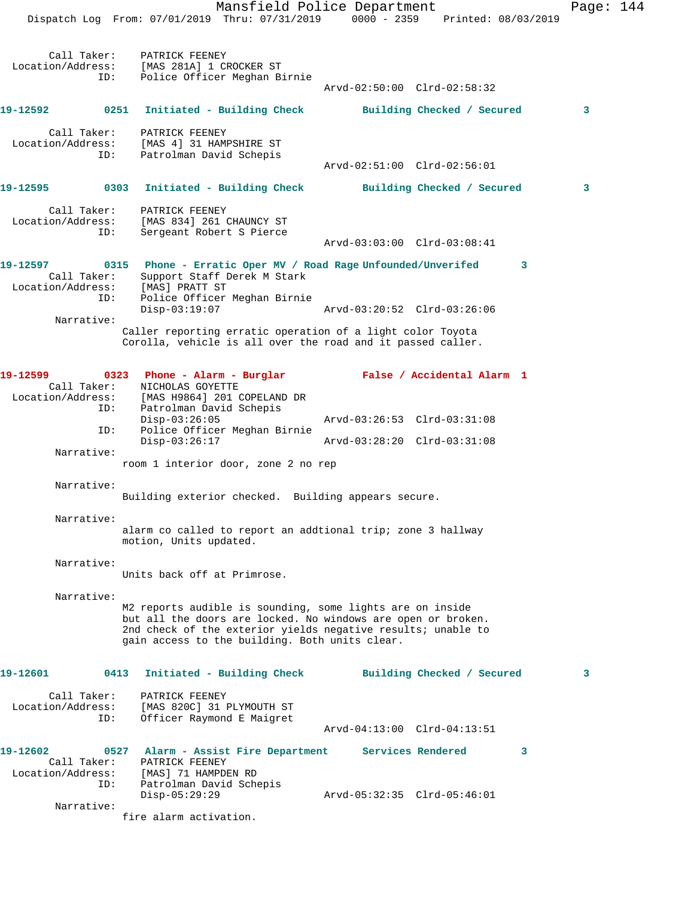```
        Call Taker:    PATRICK FEENEY
  Location/Address:    [MAS 281A] 1 CROCKER ST
                ID:    Police Officer Meghan Birnie
                                              Arvd-02:50:00  Clrd-02:58:32

19-12592         0251   Initiated - Building Check         Building Checked / Secured          3

        Call Taker:    PATRICK FEENEY
  Location/Address:    [MAS 4] 31 HAMPSHIRE ST
                ID:    Patrolman David Schepis
                                              Arvd-02:51:00  Clrd-02:56:01

19-12595         0303   Initiated - Building Check         Building Checked / Secured          3

        Call Taker:    PATRICK FEENEY
  Location/Address:    [MAS 834] 261 CHAUNCY ST
                ID:    Sergeant Robert S Pierce
                                              Arvd-03:03:00  Clrd-03:08:41

19-12597         0315   Phone - Erratic Oper MV / Road Rage Unfounded/Unverifed       3
        Call Taker:    Support Staff Derek M Stark
  Location/Address:    [MAS] PRATT ST
                ID:    Police Officer Meghan Birnie
                       Disp-03:19:07                  Arvd-03:20:52  Clrd-03:26:06
         Narrative: 
                      Caller reporting erratic operation of a light color Toyota
                      Corolla, vehicle is all over the road and it passed caller.

19-12599         0323   Phone - Alarm - Burglar            False / Accidental Alarm  1
        Call Taker:    NICHOLAS GOYETTE
  Location/Address:    [MAS H9864] 201 COPELAND DR
                ID:    Patrolman David Schepis
                       Disp-03:26:05                  Arvd-03:26:53  Clrd-03:31:08
                ID:    Police Officer Meghan Birnie
                       Disp-03:26:17                  Arvd-03:28:20  Clrd-03:31:08
         Narrative: 
                      room 1 interior door, zone 2 no rep

         Narrative: 
                      Building exterior checked.  Building appears secure.

         Narrative: 
                      alarm co called to report an addtional trip; zone 3 hallway
                      motion, Units updated.

         Narrative: 
                      Units back off at Primrose.

         Narrative: 
                      M2 reports audible is sounding, some lights are on inside
                      but all the doors are locked. No windows are open or broken.
                      2nd check of the exterior yields negative results; unable to
                      gain access to the building. Both units clear.

19-12601         0413   Initiated - Building Check         Building Checked / Secured          3

        Call Taker:    PATRICK FEENEY
  Location/Address:    [MAS 820C] 31 PLYMOUTH ST
                ID:    Officer Raymond E Maigret
                                              Arvd-04:13:00  Clrd-04:13:51

19-12602         0527   Alarm - Assist Fire Department     Services Rendered          3
        Call Taker:    PATRICK FEENEY
  Location/Address:    [MAS] 71 HAMPDEN RD
                ID:    Patrolman David Schepis
                       Disp-05:29:29                  Arvd-05:32:35  Clrd-05:46:01
         Narrative: 
                      fire alarm activation.
```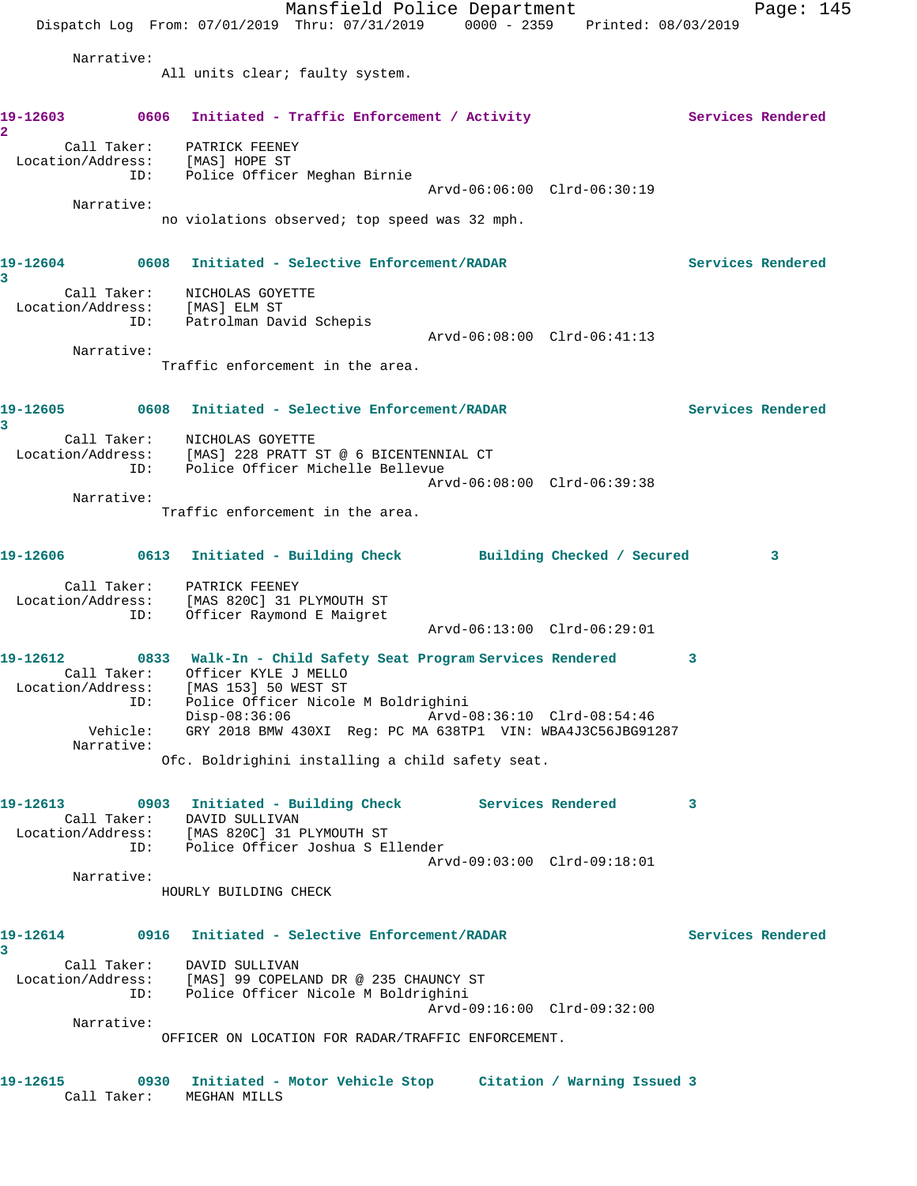Narrative:
All units clear; faulty system.

**19-12603** 0606 **Initiated - Traffic Enforcement / Activity** **Services Rendered** 2

Call Taker: PATRICK FEENEY
Location/Address: [MAS] HOPE ST
ID: Police Officer Meghan Birnie
Arvd-06:06:00 Clrd-06:30:19

Narrative:
no violations observed; top speed was 32 mph.

**19-12604** 0608 **Initiated - Selective Enforcement/RADAR** **Services Rendered** 3

Call Taker: NICHOLAS GOYETTE
Location/Address: [MAS] ELM ST
ID: Patrolman David Schepis
Arvd-06:08:00 Clrd-06:41:13

Narrative:
Traffic enforcement in the area.

**19-12605** 0608 **Initiated - Selective Enforcement/RADAR** **Services Rendered** 3

Call Taker: NICHOLAS GOYETTE
Location/Address: [MAS] 228 PRATT ST @ 6 BICENTENNIAL CT
ID: Police Officer Michelle Bellevue
Arvd-06:08:00 Clrd-06:39:38

Narrative:
Traffic enforcement in the area.

**19-12606** 0613 **Initiated - Building Check** **Building Checked / Secured** 3

Call Taker: PATRICK FEENEY
Location/Address: [MAS 820C] 31 PLYMOUTH ST
ID: Officer Raymond E Maigret
Arvd-06:13:00 Clrd-06:29:01

**19-12612** 0833 **Walk-In - Child Safety Seat Program** **Services Rendered** 3

Call Taker: Officer KYLE J MELLO
Location/Address: [MAS 153] 50 WEST ST
ID: Police Officer Nicole M Boldrighini
Disp-08:36:06 Arvd-08:36:10 Clrd-08:54:46
Vehicle: GRY 2018 BMW 430XI Reg: PC MA 638TP1 VIN: WBA4J3C56JBG91287

Narrative:
Ofc. Boldrighini installing a child safety seat.

**19-12613** 0903 **Initiated - Building Check** **Services Rendered** 3

Call Taker: DAVID SULLIVAN
Location/Address: [MAS 820C] 31 PLYMOUTH ST
ID: Police Officer Joshua S Ellender
Arvd-09:03:00 Clrd-09:18:01

Narrative:
HOURLY BUILDING CHECK

**19-12614** 0916 **Initiated - Selective Enforcement/RADAR** **Services Rendered** 3

Call Taker: DAVID SULLIVAN
Location/Address: [MAS] 99 COPELAND DR @ 235 CHAUNCY ST
ID: Police Officer Nicole M Boldrighini
Arvd-09:16:00 Clrd-09:32:00

Narrative:
OFFICER ON LOCATION FOR RADAR/TRAFFIC ENFORCEMENT.

**19-12615** 0930 **Initiated - Motor Vehicle Stop** **Citation / Warning Issued** 3

Call Taker: MEGHAN MILLS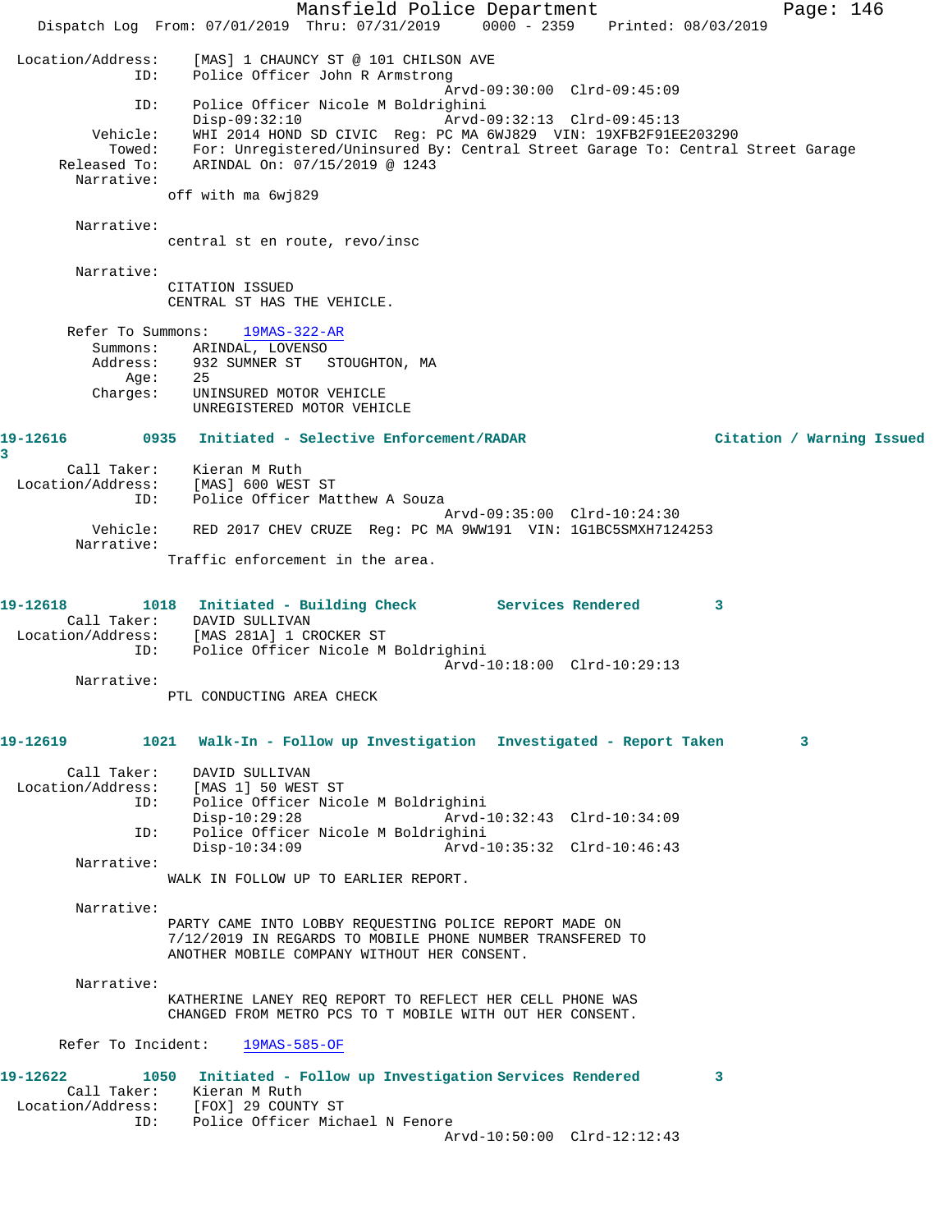```
Location/Address:    [MAS] 1 CHAUNCY ST @ 101 CHILSON AVE
              ID:    Police Officer John R Armstrong
                                          Arvd-09:30:00  Clrd-09:45:09
              ID:    Police Officer Nicole M Boldrighini
                     Disp-09:32:10        Arvd-09:32:13  Clrd-09:45:13
         Vehicle:    WHI 2014 HOND SD CIVIC  Reg: PC MA 6WJ829  VIN: 19XFB2F91EE203290
           Towed:    For: Unregistered/Uninsured By: Central Street Garage To: Central Street Garage
     Released To:    ARINDAL On: 07/15/2019 @ 1243
       Narrative:    
                   off with ma 6wj829

       Narrative:    
                   central st en route, revo/insc

       Narrative:    
                   CITATION ISSUED
                   CENTRAL ST HAS THE VEHICLE.

      Refer To Summons:    19MAS-322-AR
         Summons:    ARINDAL, LOVENSO
         Address:    932 SUMNER ST   STOUGHTON, MA
             Age:    25
         Charges:    UNINSURED MOTOR VEHICLE
                     UNREGISTERED MOTOR VEHICLE

19-12616         0935   Initiated - Selective Enforcement/RADAR              Citation / Warning Issued
3
      Call Taker:    Kieran M Ruth
Location/Address:    [MAS] 600 WEST ST
              ID:    Police Officer Matthew A Souza
                                          Arvd-09:35:00  Clrd-10:24:30
         Vehicle:    RED 2017 CHEV CRUZE  Reg: PC MA 9WW191  VIN: 1G1BC5SMXH7124253
       Narrative:    
                   Traffic enforcement in the area.


19-12618         1018   Initiated - Building Check        Services Rendered        3
      Call Taker:    DAVID SULLIVAN
Location/Address:    [MAS 281A] 1 CROCKER ST
              ID:    Police Officer Nicole M Boldrighini
                                          Arvd-10:18:00  Clrd-10:29:13
       Narrative:    
                   PTL CONDUCTING AREA CHECK


19-12619         1021   Walk-In - Follow up Investigation   Investigated - Report Taken        3

      Call Taker:    DAVID SULLIVAN
Location/Address:    [MAS 1] 50 WEST ST
              ID:    Police Officer Nicole M Boldrighini
                     Disp-10:29:28        Arvd-10:32:43  Clrd-10:34:09
              ID:    Police Officer Nicole M Boldrighini
                     Disp-10:34:09        Arvd-10:35:32  Clrd-10:46:43
       Narrative:    
                   WALK IN FOLLOW UP TO EARLIER REPORT.

       Narrative:    
                   PARTY CAME INTO LOBBY REQUESTING POLICE REPORT MADE ON
                   7/12/2019 IN REGARDS TO MOBILE PHONE NUMBER TRANSFERED TO
                   ANOTHER MOBILE COMPANY WITHOUT HER CONSENT.

       Narrative:    
                   KATHERINE LANEY REQ REPORT TO REFLECT HER CELL PHONE WAS
                   CHANGED FROM METRO PCS TO T MOBILE WITH OUT HER CONSENT.

     Refer To Incident:    19MAS-585-OF

19-12622         1050   Initiated - Follow up Investigation Services Rendered        3
      Call Taker:    Kieran M Ruth
Location/Address:    [FOX] 29 COUNTY ST
              ID:    Police Officer Michael N Fenore
                                          Arvd-10:50:00  Clrd-12:12:43
```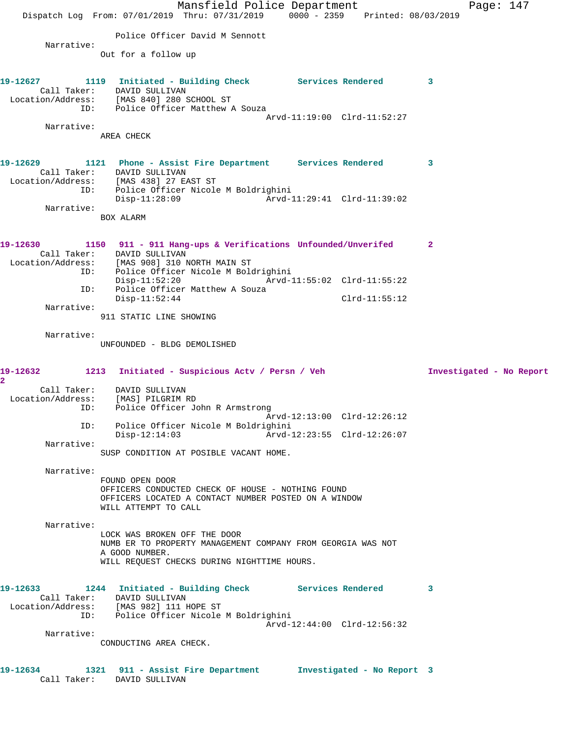Police Officer David M Sennott

Narrative:
Out for a follow up

**19-12627 1119 Initiated - Building Check Services Rendered 3**

Call Taker: DAVID SULLIVAN
Location/Address: [MAS 840] 280 SCHOOL ST
ID: Police Officer Matthew A Souza
Arvd-11:19:00 Clrd-11:52:27

Narrative:
AREA CHECK

**19-12629 1121 Phone - Assist Fire Department Services Rendered 3**

Call Taker: DAVID SULLIVAN
Location/Address: [MAS 438] 27 EAST ST
ID: Police Officer Nicole M Boldrighini
Disp-11:28:09 Arvd-11:29:41 Clrd-11:39:02

Narrative:
BOX ALARM

**19-12630 1150 911 - 911 Hang-ups & Verifications Unfounded/Unverifed 2**

Call Taker: DAVID SULLIVAN
Location/Address: [MAS 908] 310 NORTH MAIN ST
ID: Police Officer Nicole M Boldrighini
Disp-11:52:20 Arvd-11:55:02 Clrd-11:55:22
ID: Police Officer Matthew A Souza
Disp-11:52:44 Clrd-11:55:12

Narrative:
911 STATIC LINE SHOWING

Narrative:
UNFOUNDED - BLDG DEMOLISHED

**19-12632 1213 Initiated - Suspicious Actv / Persn / Veh Investigated - No Report 2**

Call Taker: DAVID SULLIVAN
Location/Address: [MAS] PILGRIM RD
ID: Police Officer John R Armstrong
Arvd-12:13:00 Clrd-12:26:12
ID: Police Officer Nicole M Boldrighini
Disp-12:14:03 Arvd-12:23:55 Clrd-12:26:07

Narrative:
SUSP CONDITION AT POSIBLE VACANT HOME.

Narrative:
FOUND OPEN DOOR
OFFICERS CONDUCTED CHECK OF HOUSE - NOTHING FOUND
OFFICERS LOCATED A CONTACT NUMBER POSTED ON A WINDOW
WILL ATTEMPT TO CALL

Narrative:
LOCK WAS BROKEN OFF THE DOOR
NUMB ER TO PROPERTY MANAGEMENT COMPANY FROM GEORGIA WAS NOT
A GOOD NUMBER.
WILL REQUEST CHECKS DURING NIGHTTIME HOURS.

**19-12633 1244 Initiated - Building Check Services Rendered 3**

Call Taker: DAVID SULLIVAN
Location/Address: [MAS 982] 111 HOPE ST
ID: Police Officer Nicole M Boldrighini
Arvd-12:44:00 Clrd-12:56:32

Narrative:
CONDUCTING AREA CHECK.

**19-12634 1321 911 - Assist Fire Department Investigated - No Report 3**

Call Taker: DAVID SULLIVAN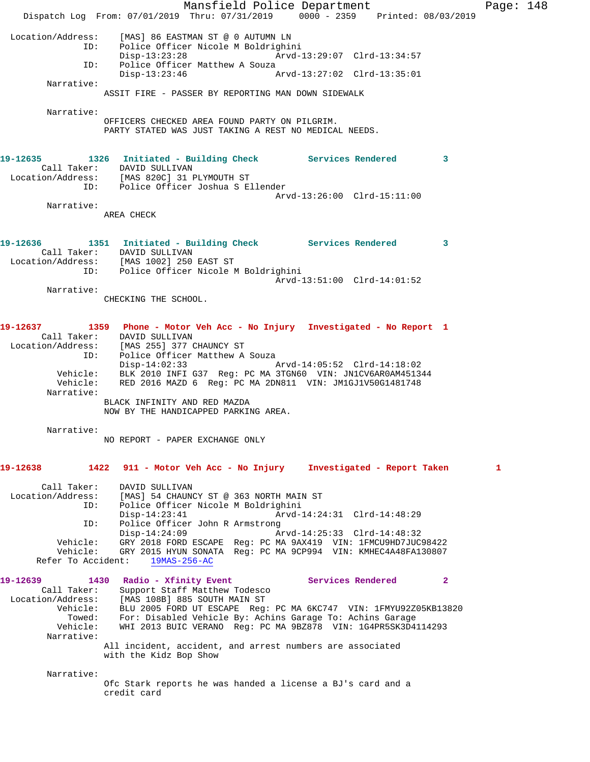```
Location/Address:     [MAS] 86 EASTMAN ST @ 0 AUTUMN LN
              ID:     Police Officer Nicole M Boldrighini
                      Disp-13:23:28                 Arvd-13:29:07  Clrd-13:34:57
              ID:     Police Officer Matthew A Souza
                      Disp-13:23:46                 Arvd-13:27:02  Clrd-13:35:01
       Narrative:
                    ASSIT FIRE - PASSER BY REPORTING MAN DOWN SIDEWALK

       Narrative:
                    OFFICERS CHECKED AREA FOUND PARTY ON PILGRIM.
                    PARTY STATED WAS JUST TAKING A REST NO MEDICAL NEEDS.


19-12635        1326   Initiated - Building Check          Services Rendered         3
      Call Taker:     DAVID SULLIVAN
Location/Address:     [MAS 820C] 31 PLYMOUTH ST
              ID:     Police Officer Joshua S Ellender
                                                    Arvd-13:26:00  Clrd-15:11:00
       Narrative:
                    AREA CHECK


19-12636        1351   Initiated - Building Check          Services Rendered         3
      Call Taker:     DAVID SULLIVAN
Location/Address:     [MAS 1002] 250 EAST ST
              ID:     Police Officer Nicole M Boldrighini
                                                    Arvd-13:51:00  Clrd-14:01:52
       Narrative:
                    CHECKING THE SCHOOL.


19-12637        1359   Phone - Motor Veh Acc - No Injury   Investigated - No Report  1
      Call Taker:     DAVID SULLIVAN
Location/Address:     [MAS 255] 377 CHAUNCY ST
              ID:     Police Officer Matthew A Souza
                      Disp-14:02:33                 Arvd-14:05:52  Clrd-14:18:02
         Vehicle:     BLK 2010 INFI G37  Reg: PC MA 3TGN60  VIN: JN1CV6AR0AM451344
         Vehicle:     RED 2016 MAZD 6  Reg: PC MA 2DN811  VIN: JM1GJ1V50G1481748
       Narrative:
                    BLACK INFINITY AND RED MAZDA
                    NOW BY THE HANDICAPPED PARKING AREA.

       Narrative:
                    NO REPORT - PAPER EXCHANGE ONLY


19-12638        1422   911 - Motor Veh Acc - No Injury     Investigated - Report Taken        1

      Call Taker:     DAVID SULLIVAN
Location/Address:     [MAS] 54 CHAUNCY ST @ 363 NORTH MAIN ST
              ID:     Police Officer Nicole M Boldrighini
                      Disp-14:23:41                 Arvd-14:24:31  Clrd-14:48:29
              ID:     Police Officer John R Armstrong
                      Disp-14:24:09                 Arvd-14:25:33  Clrd-14:48:32
         Vehicle:     GRY 2018 FORD ESCAPE  Reg: PC MA 9AX419  VIN: 1FMCU9HD7JUC98422
         Vehicle:     GRY 2015 HYUN SONATA  Reg: PC MA 9CP994  VIN: KMHEC4A48FA130807
     Refer To Accident:    19MAS-256-AC

19-12639        1430   Radio - Xfinity Event               Services Rendered         2
      Call Taker:     Support Staff Matthew Todesco
Location/Address:     [MAS 108B] 885 SOUTH MAIN ST
         Vehicle:     BLU 2005 FORD UT ESCAPE  Reg: PC MA 6KC747  VIN: 1FMYU92Z05KB13820
           Towed:     For: Disabled Vehicle By: Achins Garage To: Achins Garage
         Vehicle:     WHI 2013 BUIC VERANO  Reg: PC MA 9BZ878  VIN: 1G4PR5SK3D4114293
       Narrative:
                    All incident, accident, and arrest numbers are associated
                    with the Kidz Bop Show

       Narrative:
                    Ofc Stark reports he was handed a license a BJ's card and a
                    credit card
```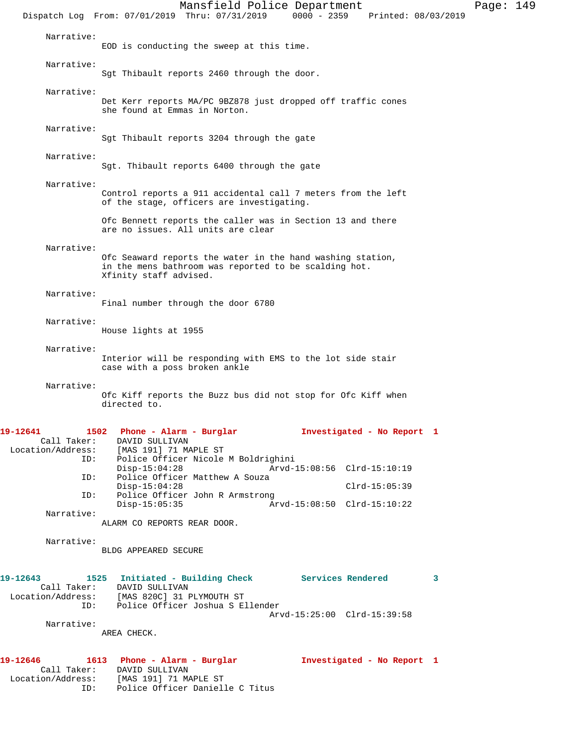Narrative:
EOD is conducting the sweep at this time.

Narrative:
Sgt Thibault reports 2460 through the door.

Narrative:
Det Kerr reports MA/PC 9BZ878 just dropped off traffic cones she found at Emmas in Norton.

Narrative:
Sgt Thibault reports 3204 through the gate

Narrative:
Sgt. Thibault reports 6400 through the gate

Narrative:
Control reports a 911 accidental call 7 meters from the left of the stage, officers are investigating.

Ofc Bennett reports the caller was in Section 13 and there are no issues. All units are clear

Narrative:
Ofc Seaward reports the water in the hand washing station, in the mens bathroom was reported to be scalding hot. Xfinity staff advised.

Narrative:
Final number through the door 6780

Narrative:
House lights at 1955

Narrative:
Interior will be responding with EMS to the lot side stair case with a poss broken ankle

Narrative:
Ofc Kiff reports the Buzz bus did not stop for Ofc Kiff when directed to.

**19-12641 1502 Phone - Alarm - Burglar — Investigated - No Report 1**

Call Taker: DAVID SULLIVAN
Location/Address: [MAS 191] 71 MAPLE ST
ID: Police Officer Nicole M Boldrighini
Disp-15:04:28 Arvd-15:08:56 Clrd-15:10:19
ID: Police Officer Matthew A Souza
Disp-15:04:28 Clrd-15:05:39
ID: Police Officer John R Armstrong
Disp-15:05:35 Arvd-15:08:50 Clrd-15:10:22

Narrative:
ALARM CO REPORTS REAR DOOR.

Narrative:
BLDG APPEARED SECURE

**19-12643 1525 Initiated - Building Check — Services Rendered 3**

Call Taker: DAVID SULLIVAN
Location/Address: [MAS 820C] 31 PLYMOUTH ST
ID: Police Officer Joshua S Ellender
Arvd-15:25:00 Clrd-15:39:58

Narrative:
AREA CHECK.

**19-12646 1613 Phone - Alarm - Burglar — Investigated - No Report 1**

Call Taker: DAVID SULLIVAN
Location/Address: [MAS 191] 71 MAPLE ST
ID: Police Officer Danielle C Titus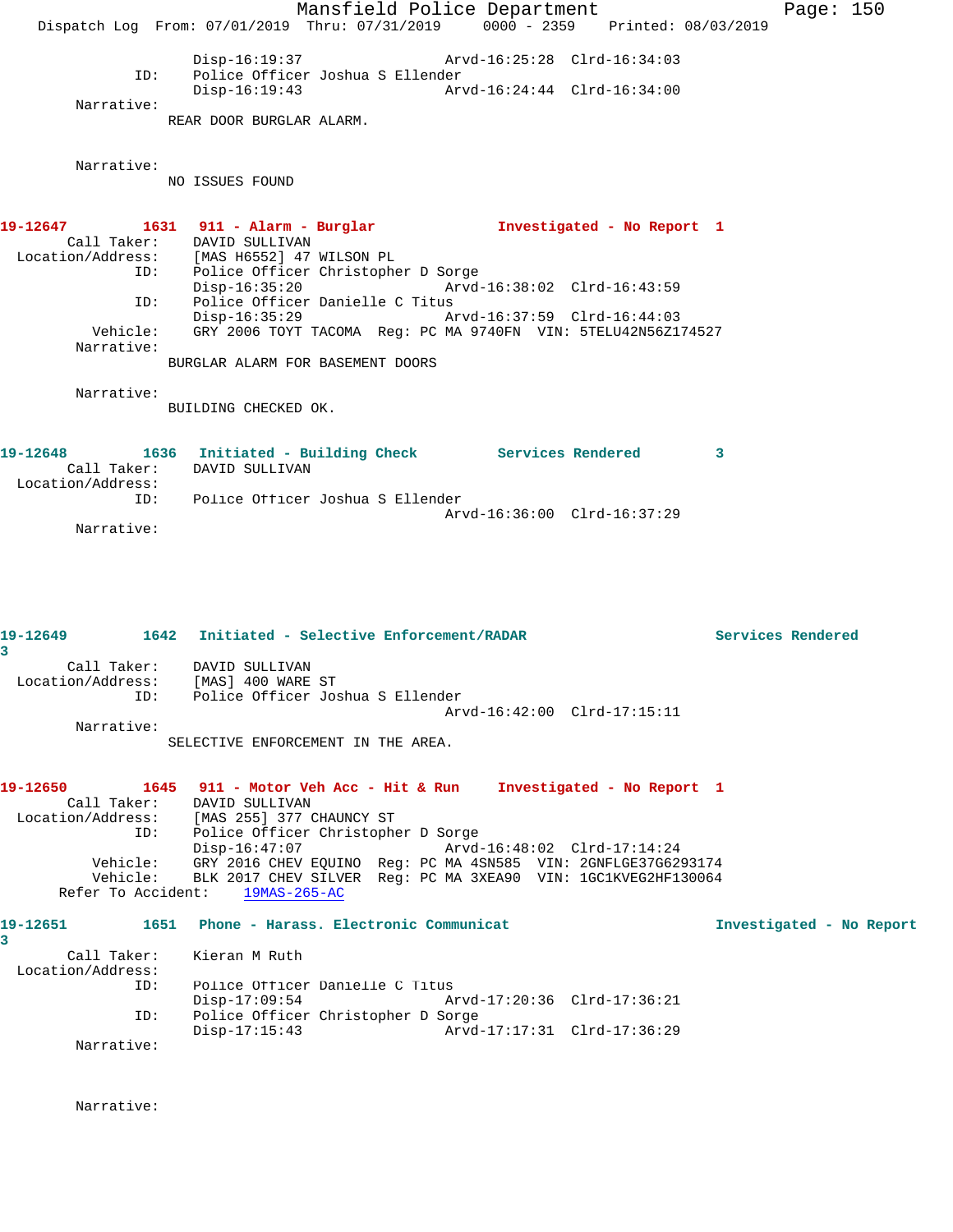```
                Disp-16:19:37                   Arvd-16:25:28  Clrd-16:34:03
           ID:  Police Officer Joshua S Ellender
                Disp-16:19:43                   Arvd-16:24:44  Clrd-16:34:00
    Narrative:
              REAR DOOR BURGLAR ALARM.


    Narrative:
              NO ISSUES FOUND
```

**19-12647** 1631 **911 - Alarm - Burglar** **Investigated - No Report** 1

```
   Call Taker:  DAVID SULLIVAN
Location/Address:  [MAS H6552] 47 WILSON PL
           ID:  Police Officer Christopher D Sorge
                Disp-16:35:20                   Arvd-16:38:02  Clrd-16:43:59
           ID:  Police Officer Danielle C Titus
                Disp-16:35:29                   Arvd-16:37:59  Clrd-16:44:03
      Vehicle:  GRY 2006 TOYT TACOMA  Reg: PC MA 9740FN  VIN: 5TELU42N56Z174527
    Narrative:
              BURGLAR ALARM FOR BASEMENT DOORS

    Narrative:
              BUILDING CHECKED OK.
```

**19-12648** 1636 **Initiated - Building Check** **Services Rendered** 3

```
   Call Taker:  DAVID SULLIVAN
Location/Address:
           ID:  Police Officer Joshua S Ellender
                                                Arvd-16:36:00  Clrd-16:37:29
    Narrative:
```

**19-12649** 1642 **Initiated - Selective Enforcement/RADAR** **Services Rendered** 3

```
   Call Taker:  DAVID SULLIVAN
Location/Address:  [MAS] 400 WARE ST
           ID:  Police Officer Joshua S Ellender
                                                Arvd-16:42:00  Clrd-17:15:11
    Narrative:
              SELECTIVE ENFORCEMENT IN THE AREA.
```

**19-12650** 1645 **911 - Motor Veh Acc - Hit & Run** **Investigated - No Report** 1

```
   Call Taker:  DAVID SULLIVAN
Location/Address:  [MAS 255] 377 CHAUNCY ST
           ID:  Police Officer Christopher D Sorge
                Disp-16:47:07                   Arvd-16:48:02  Clrd-17:14:24
      Vehicle:  GRY 2016 CHEV EQUINO  Reg: PC MA 4SN585  VIN: 2GNFLGE37G6293174
      Vehicle:  BLK 2017 CHEV SILVER  Reg: PC MA 3XEA90  VIN: 1GC1KVEG2HF130064
  Refer To Accident:  19MAS-265-AC
```

**19-12651** 1651 **Phone - Harass. Electronic Communicat** **Investigated - No Report** 3

```
   Call Taker:  Kieran M Ruth
Location/Address:
           ID:  Police Officer Danielle C Titus
                Disp-17:09:54                   Arvd-17:20:36  Clrd-17:36:21
           ID:  Police Officer Christopher D Sorge
                Disp-17:15:43                   Arvd-17:17:31  Clrd-17:36:29
    Narrative:


    Narrative:
```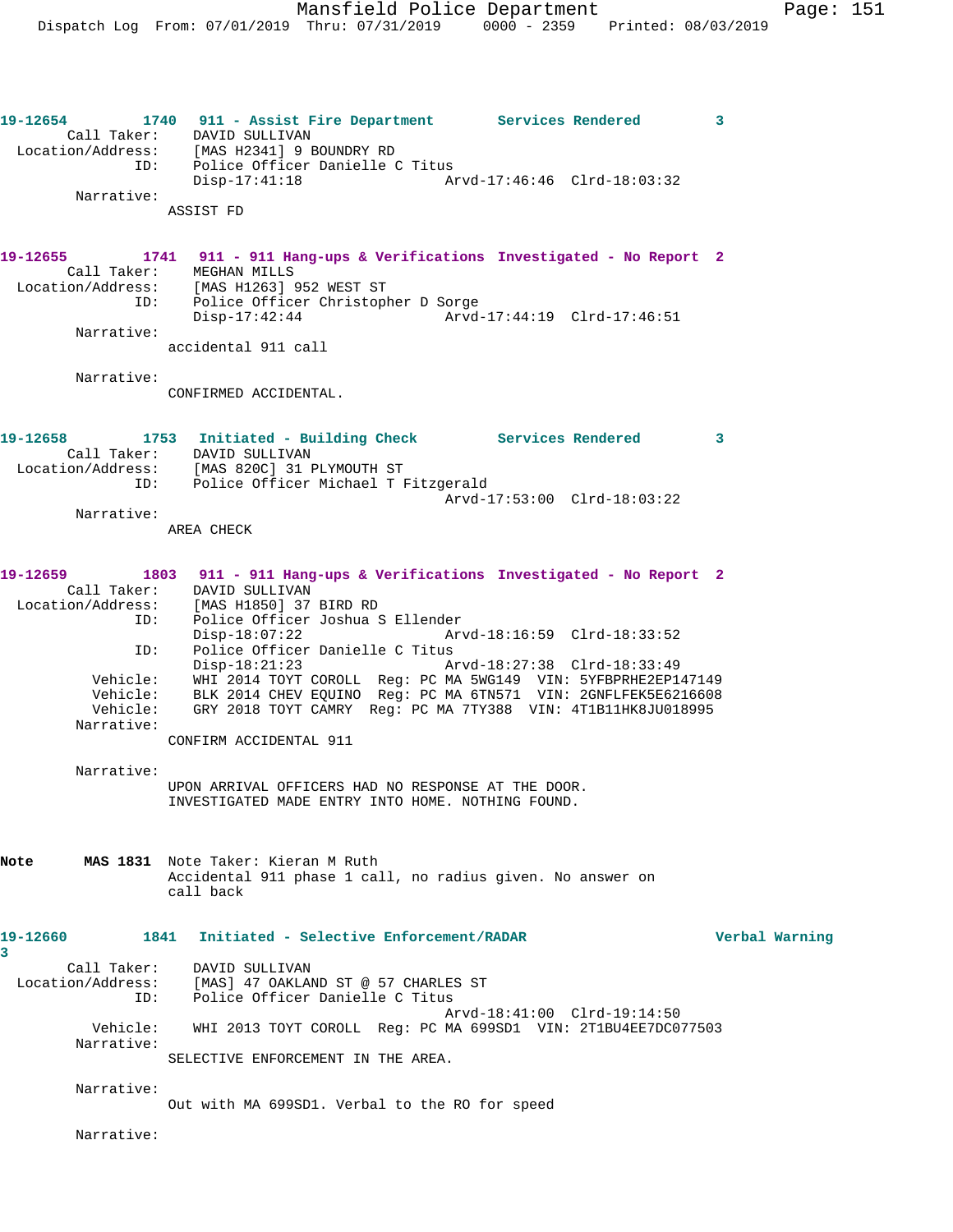**19-12654** 1740 **911 - Assist Fire Department** **Services Rendered** 3

Call Taker: DAVID SULLIVAN
Location/Address: [MAS H2341] 9 BOUNDRY RD
ID: Police Officer Danielle C Titus
Disp-17:41:18 Arvd-17:46:46 Clrd-18:03:32

Narrative:
ASSIST FD

**19-12655** 1741 **911 - 911 Hang-ups & Verifications** **Investigated - No Report** 2

Call Taker: MEGHAN MILLS
Location/Address: [MAS H1263] 952 WEST ST
ID: Police Officer Christopher D Sorge
Disp-17:42:44 Arvd-17:44:19 Clrd-17:46:51

Narrative:
accidental 911 call

Narrative:
CONFIRMED ACCIDENTAL.

**19-12658** 1753 **Initiated - Building Check** **Services Rendered** 3

Call Taker: DAVID SULLIVAN
Location/Address: [MAS 820C] 31 PLYMOUTH ST
ID: Police Officer Michael T Fitzgerald
Arvd-17:53:00 Clrd-18:03:22

Narrative:
AREA CHECK

**19-12659** 1803 **911 - 911 Hang-ups & Verifications** **Investigated - No Report** 2

Call Taker: DAVID SULLIVAN
Location/Address: [MAS H1850] 37 BIRD RD
ID: Police Officer Joshua S Ellender
Disp-18:07:22 Arvd-18:16:59 Clrd-18:33:52
ID: Police Officer Danielle C Titus
Disp-18:21:23 Arvd-18:27:38 Clrd-18:33:49
Vehicle: WHI 2014 TOYT COROLL Reg: PC MA 5WG149 VIN: 5YFBPRHE2EP147149
Vehicle: BLK 2014 CHEV EQUINO Reg: PC MA 6TN571 VIN: 2GNFLFEK5E6216608
Vehicle: GRY 2018 TOYT CAMRY Reg: PC MA 7TY388 VIN: 4T1B11HK8JU018995

Narrative:
CONFIRM ACCIDENTAL 911

Narrative:
UPON ARRIVAL OFFICERS HAD NO RESPONSE AT THE DOOR.
INVESTIGATED MADE ENTRY INTO HOME. NOTHING FOUND.

**Note** **MAS 1831** Note Taker: Kieran M Ruth
Accidental 911 phase 1 call, no radius given. No answer on call back

**19-12660** 1841 **Initiated - Selective Enforcement/RADAR** **Verbal Warning** 3

Call Taker: DAVID SULLIVAN
Location/Address: [MAS] 47 OAKLAND ST @ 57 CHARLES ST
ID: Police Officer Danielle C Titus
Arvd-18:41:00 Clrd-19:14:50
Vehicle: WHI 2013 TOYT COROLL Reg: PC MA 699SD1 VIN: 2T1BU4EE7DC077503

Narrative:
SELECTIVE ENFORCEMENT IN THE AREA.

Narrative:
Out with MA 699SD1. Verbal to the RO for speed

Narrative: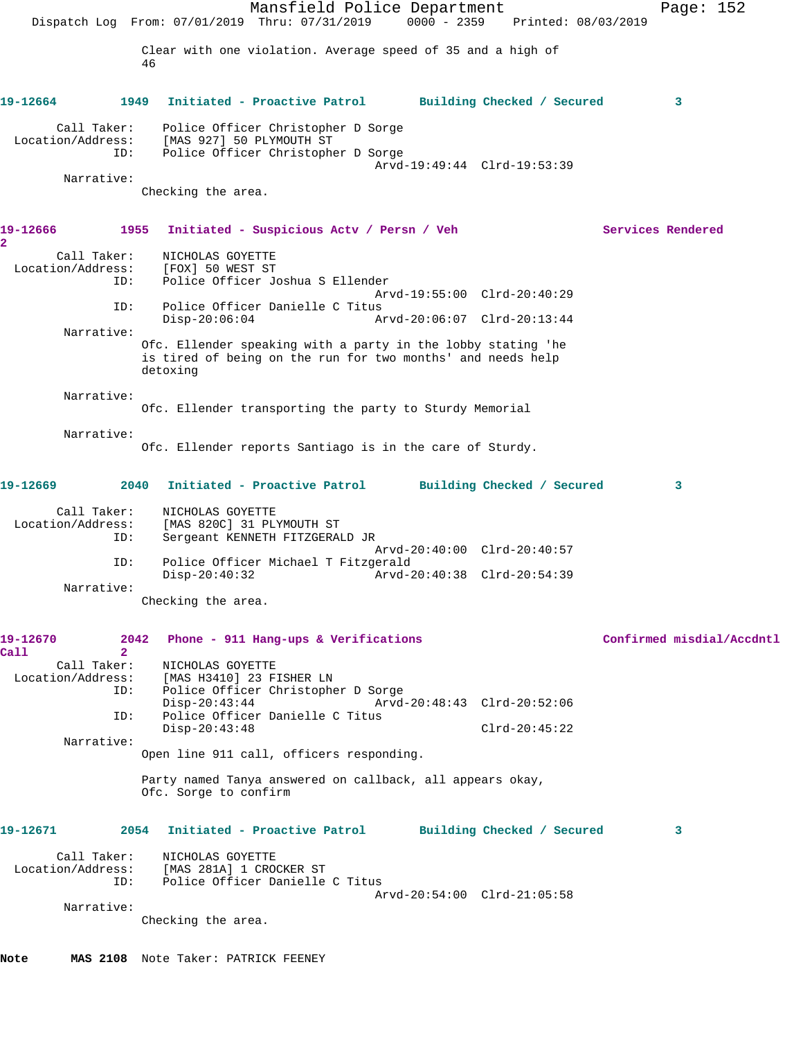Clear with one violation. Average speed of 35 and a high of 46

**19-12664** 1949 **Initiated - Proactive Patrol** **Building Checked / Secured** 3

Call Taker: Police Officer Christopher D Sorge
Location/Address: [MAS 927] 50 PLYMOUTH ST
ID: Police Officer Christopher D Sorge
Arvd-19:49:44 Clrd-19:53:39

Narrative:
Checking the area.

**19-12666** 1955 **Initiated - Suspicious Actv / Persn / Veh** **Services Rendered** 2

Call Taker: NICHOLAS GOYETTE
Location/Address: [FOX] 50 WEST ST
ID: Police Officer Joshua S Ellender
Arvd-19:55:00 Clrd-20:40:29
ID: Police Officer Danielle C Titus
Disp-20:06:04 Arvd-20:06:07 Clrd-20:13:44

Narrative:
Ofc. Ellender speaking with a party in the lobby stating 'he is tired of being on the run for two months' and needs help detoxing

Narrative:
Ofc. Ellender transporting the party to Sturdy Memorial

Narrative:
Ofc. Ellender reports Santiago is in the care of Sturdy.

**19-12669** 2040 **Initiated - Proactive Patrol** **Building Checked / Secured** 3

Call Taker: NICHOLAS GOYETTE
Location/Address: [MAS 820C] 31 PLYMOUTH ST
ID: Sergeant KENNETH FITZGERALD JR
Arvd-20:40:00 Clrd-20:40:57
ID: Police Officer Michael T Fitzgerald
Disp-20:40:32 Arvd-20:40:38 Clrd-20:54:39

Narrative:
Checking the area.

**19-12670** 2042 **Phone - 911 Hang-ups & Verifications** **Confirmed misdial/Accdntl Call** 2

Call Taker: NICHOLAS GOYETTE
Location/Address: [MAS H3410] 23 FISHER LN
ID: Police Officer Christopher D Sorge
Disp-20:43:44 Arvd-20:48:43 Clrd-20:52:06
ID: Police Officer Danielle C Titus
Disp-20:43:48 Clrd-20:45:22

Narrative:
Open line 911 call, officers responding.

Party named Tanya answered on callback, all appears okay, Ofc. Sorge to confirm

**19-12671** 2054 **Initiated - Proactive Patrol** **Building Checked / Secured** 3

Call Taker: NICHOLAS GOYETTE
Location/Address: [MAS 281A] 1 CROCKER ST
ID: Police Officer Danielle C Titus
Arvd-20:54:00 Clrd-21:05:58

Narrative:
Checking the area.

**Note** **MAS 2108** Note Taker: PATRICK FEENEY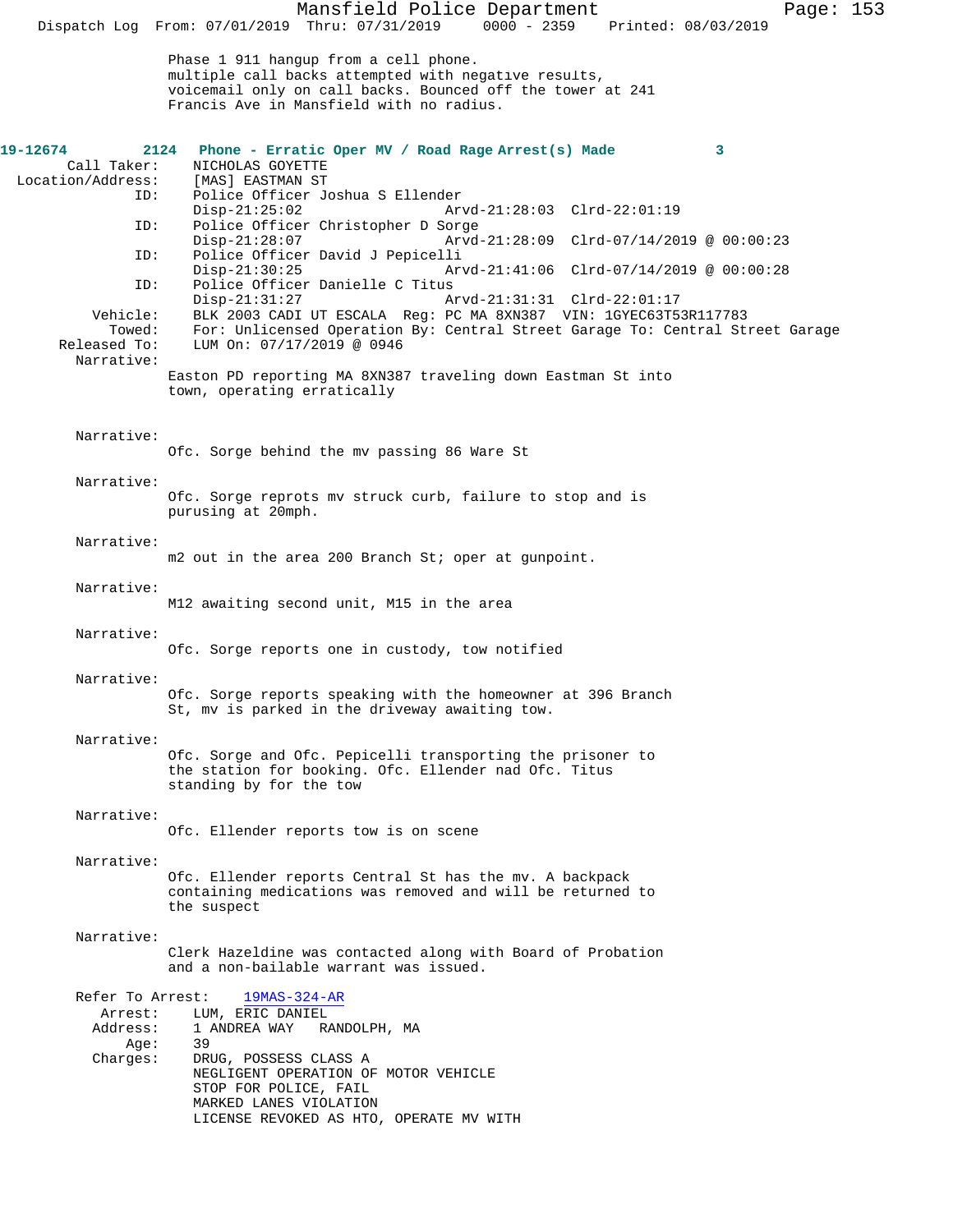Phase 1 911 hangup from a cell phone.
multiple call backs attempted with negative results,
voicemail only on call backs. Bounced off the tower at 241
Francis Ave in Mansfield with no radius.

**19-12674 2124 Phone - Erratic Oper MV / Road Rage Arrest(s) Made 3**

Call Taker: NICHOLAS GOYETTE
Location/Address: [MAS] EASTMAN ST
ID: Police Officer Joshua S Ellender
Disp-21:25:02 Arvd-21:28:03 Clrd-22:01:19
ID: Police Officer Christopher D Sorge
Disp-21:28:07 Arvd-21:28:09 Clrd-07/14/2019 @ 00:00:23
ID: Police Officer David J Pepicelli
Disp-21:30:25 Arvd-21:41:06 Clrd-07/14/2019 @ 00:00:28
ID: Police Officer Danielle C Titus
Disp-21:31:27 Arvd-21:31:31 Clrd-22:01:17
Vehicle: BLK 2003 CADI UT ESCALA Reg: PC MA 8XN387 VIN: 1GYEC63T53R117783
Towed: For: Unlicensed Operation By: Central Street Garage To: Central Street Garage
Released To: LUM On: 07/17/2019 @ 0946
Narrative:
Easton PD reporting MA 8XN387 traveling down Eastman St into
town, operating erratically

Narrative:
Ofc. Sorge behind the mv passing 86 Ware St

Narrative:
Ofc. Sorge reprots mv struck curb, failure to stop and is
purusing at 20mph.

Narrative:
m2 out in the area 200 Branch St; oper at gunpoint.

Narrative:
M12 awaiting second unit, M15 in the area

Narrative:
Ofc. Sorge reports one in custody, tow notified

Narrative:
Ofc. Sorge reports speaking with the homeowner at 396 Branch
St, mv is parked in the driveway awaiting tow.

Narrative:
Ofc. Sorge and Ofc. Pepicelli transporting the prisoner to
the station for booking. Ofc. Ellender nad Ofc. Titus
standing by for the tow

Narrative:
Ofc. Ellender reports tow is on scene

Narrative:
Ofc. Ellender reports Central St has the mv. A backpack
containing medications was removed and will be returned to
the suspect

Narrative:
Clerk Hazeldine was contacted along with Board of Probation
and a non-bailable warrant was issued.

Refer To Arrest: 19MAS-324-AR
Arrest: LUM, ERIC DANIEL
Address: 1 ANDREA WAY RANDOLPH, MA
Age: 39
Charges: DRUG, POSSESS CLASS A
NEGLIGENT OPERATION OF MOTOR VEHICLE
STOP FOR POLICE, FAIL
MARKED LANES VIOLATION
LICENSE REVOKED AS HTO, OPERATE MV WITH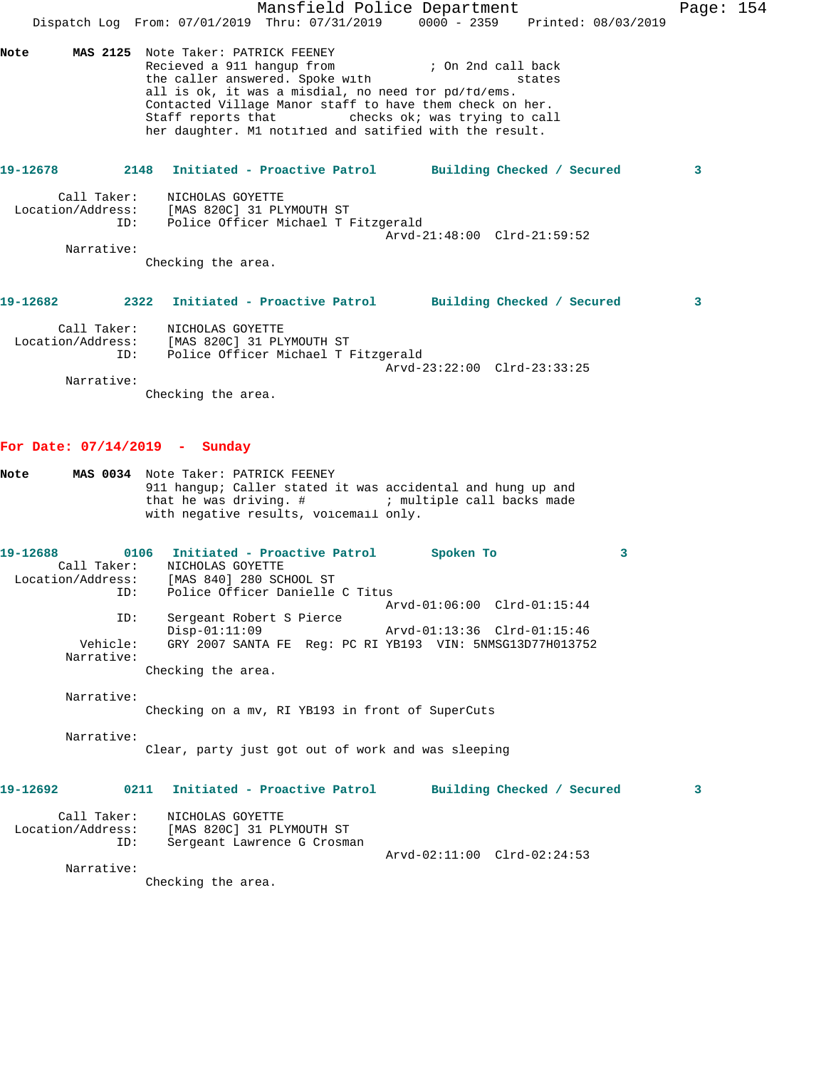**Note** **MAS 2125** Note Taker: PATRICK FEENEY
Recieved a 911 hangup from ; On 2nd call back the caller answered. Spoke with states all is ok, it was a misdial, no need for pd/fd/ems. Contacted Village Manor staff to have them check on her. Staff reports that checks ok; was trying to call her daughter. M1 notified and satified with the result.

**19-12678** **2148** **Initiated - Proactive Patrol** **Building Checked / Secured** **3**

Call Taker: NICHOLAS GOYETTE
Location/Address: [MAS 820C] 31 PLYMOUTH ST
ID: Police Officer Michael T Fitzgerald
Arvd-21:48:00 Clrd-21:59:52

Narrative:
Checking the area.

**19-12682** **2322** **Initiated - Proactive Patrol** **Building Checked / Secured** **3**

Call Taker: NICHOLAS GOYETTE
Location/Address: [MAS 820C] 31 PLYMOUTH ST
ID: Police Officer Michael T Fitzgerald
Arvd-23:22:00 Clrd-23:33:25

Narrative:
Checking the area.

## For Date: 07/14/2019 - Sunday

**Note** **MAS 0034** Note Taker: PATRICK FEENEY
911 hangup; Caller stated it was accidental and hung up and that he was driving. # ; multiple call backs made with negative results, voicemail only.

**19-12688** **0106** **Initiated - Proactive Patrol** **Spoken To** **3**

Call Taker: NICHOLAS GOYETTE
Location/Address: [MAS 840] 280 SCHOOL ST
ID: Police Officer Danielle C Titus
Arvd-01:06:00 Clrd-01:15:44
ID: Sergeant Robert S Pierce
Disp-01:11:09 Arvd-01:13:36 Clrd-01:15:46
Vehicle: GRY 2007 SANTA FE Reg: PC RI YB193 VIN: 5NMSG13D77H013752

Narrative:
Checking the area.

Narrative:
Checking on a mv, RI YB193 in front of SuperCuts

Narrative:
Clear, party just got out of work and was sleeping

**19-12692** **0211** **Initiated - Proactive Patrol** **Building Checked / Secured** **3**

Call Taker: NICHOLAS GOYETTE
Location/Address: [MAS 820C] 31 PLYMOUTH ST
ID: Sergeant Lawrence G Crosman
Arvd-02:11:00 Clrd-02:24:53

Narrative:
Checking the area.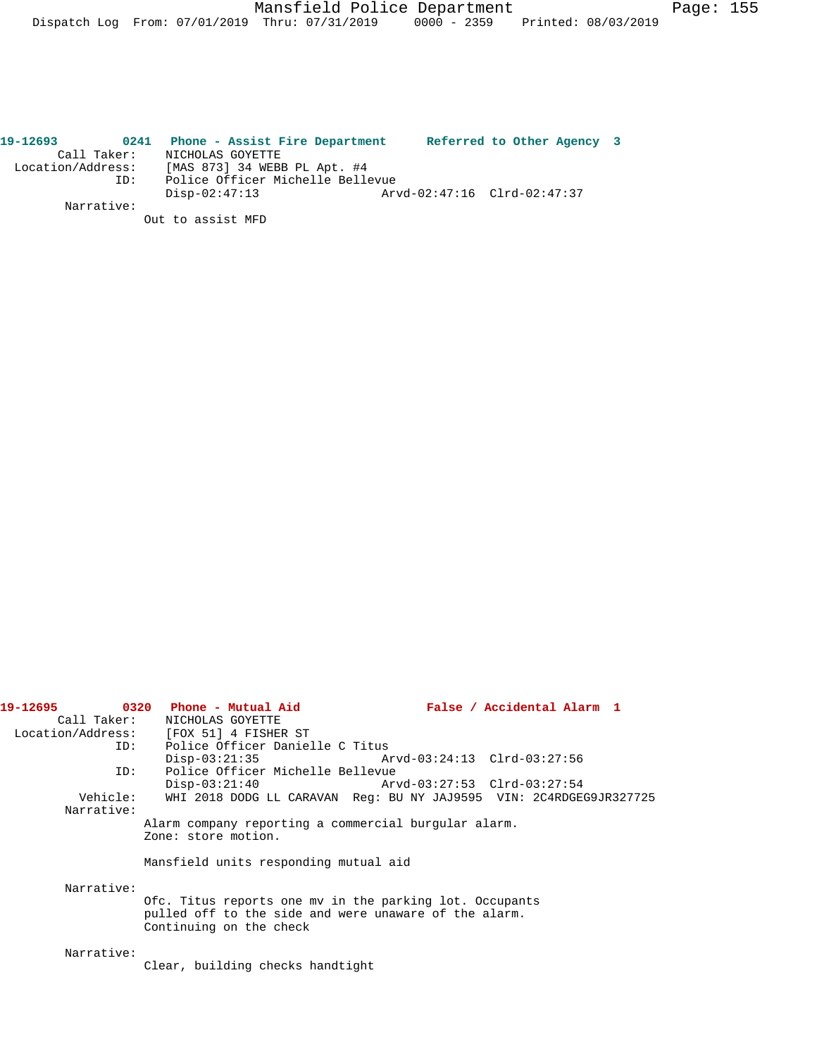**19-12693 0241 Phone - Assist Fire Department Referred to Other Agency 3**

Call Taker: NICHOLAS GOYETTE
Location/Address: [MAS 873] 34 WEBB PL Apt. #4
ID: Police Officer Michelle Bellevue
Disp-02:47:13 Arvd-02:47:16 Clrd-02:47:37
Narrative:
Out to assist MFD

**19-12695 0320 Phone - Mutual Aid False / Accidental Alarm 1**

Call Taker: NICHOLAS GOYETTE
Location/Address: [FOX 51] 4 FISHER ST
ID: Police Officer Danielle C Titus
Disp-03:21:35 Arvd-03:24:13 Clrd-03:27:56
ID: Police Officer Michelle Bellevue
Disp-03:21:40 Arvd-03:27:53 Clrd-03:27:54
Vehicle: WHI 2018 DODG LL CARAVAN Reg: BU NY JAJ9595 VIN: 2C4RDGEG9JR327725
Narrative:
Alarm company reporting a commercial burgular alarm.
Zone: store motion.

Mansfield units responding mutual aid

Narrative:
Ofc. Titus reports one mv in the parking lot. Occupants pulled off to the side and were unaware of the alarm.
Continuing on the check

Narrative:
Clear, building checks handtight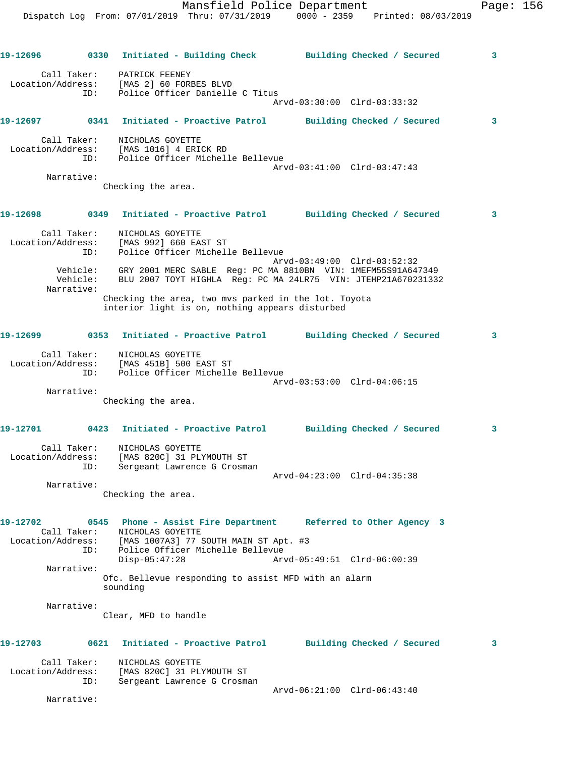**19-12696 0330 Initiated - Building Check Building Checked / Secured 3**

Call Taker: PATRICK FEENEY
Location/Address: [MAS 2] 60 FORBES BLVD
ID: Police Officer Danielle C Titus
Arvd-03:30:00 Clrd-03:33:32

**19-12697 0341 Initiated - Proactive Patrol Building Checked / Secured 3**

Call Taker: NICHOLAS GOYETTE
Location/Address: [MAS 1016] 4 ERICK RD
ID: Police Officer Michelle Bellevue
Arvd-03:41:00 Clrd-03:47:43

Narrative:
Checking the area.

**19-12698 0349 Initiated - Proactive Patrol Building Checked / Secured 3**

Call Taker: NICHOLAS GOYETTE
Location/Address: [MAS 992] 660 EAST ST
ID: Police Officer Michelle Bellevue
Arvd-03:49:00 Clrd-03:52:32
Vehicle: GRY 2001 MERC SABLE Reg: PC MA 8810BN VIN: 1MEFM55S91A647349
Vehicle: BLU 2007 TOYT HIGHLA Reg: PC MA 24LR75 VIN: JTEHP21A670231332

Narrative:
Checking the area, two mvs parked in the lot. Toyota interior light is on, nothing appears disturbed

**19-12699 0353 Initiated - Proactive Patrol Building Checked / Secured 3**

Call Taker: NICHOLAS GOYETTE
Location/Address: [MAS 451B] 500 EAST ST
ID: Police Officer Michelle Bellevue
Arvd-03:53:00 Clrd-04:06:15

Narrative:
Checking the area.

**19-12701 0423 Initiated - Proactive Patrol Building Checked / Secured 3**

Call Taker: NICHOLAS GOYETTE
Location/Address: [MAS 820C] 31 PLYMOUTH ST
ID: Sergeant Lawrence G Crosman
Arvd-04:23:00 Clrd-04:35:38

Narrative:
Checking the area.

**19-12702 0545 Phone - Assist Fire Department Referred to Other Agency 3**

Call Taker: NICHOLAS GOYETTE
Location/Address: [MAS 1007A3] 77 SOUTH MAIN ST Apt. #3
ID: Police Officer Michelle Bellevue
Disp-05:47:28 Arvd-05:49:51 Clrd-06:00:39

Narrative:
Ofc. Bellevue responding to assist MFD with an alarm sounding

Narrative:
Clear, MFD to handle

**19-12703 0621 Initiated - Proactive Patrol Building Checked / Secured 3**

Call Taker: NICHOLAS GOYETTE
Location/Address: [MAS 820C] 31 PLYMOUTH ST
ID: Sergeant Lawrence G Crosman
Arvd-06:21:00 Clrd-06:43:40

Narrative: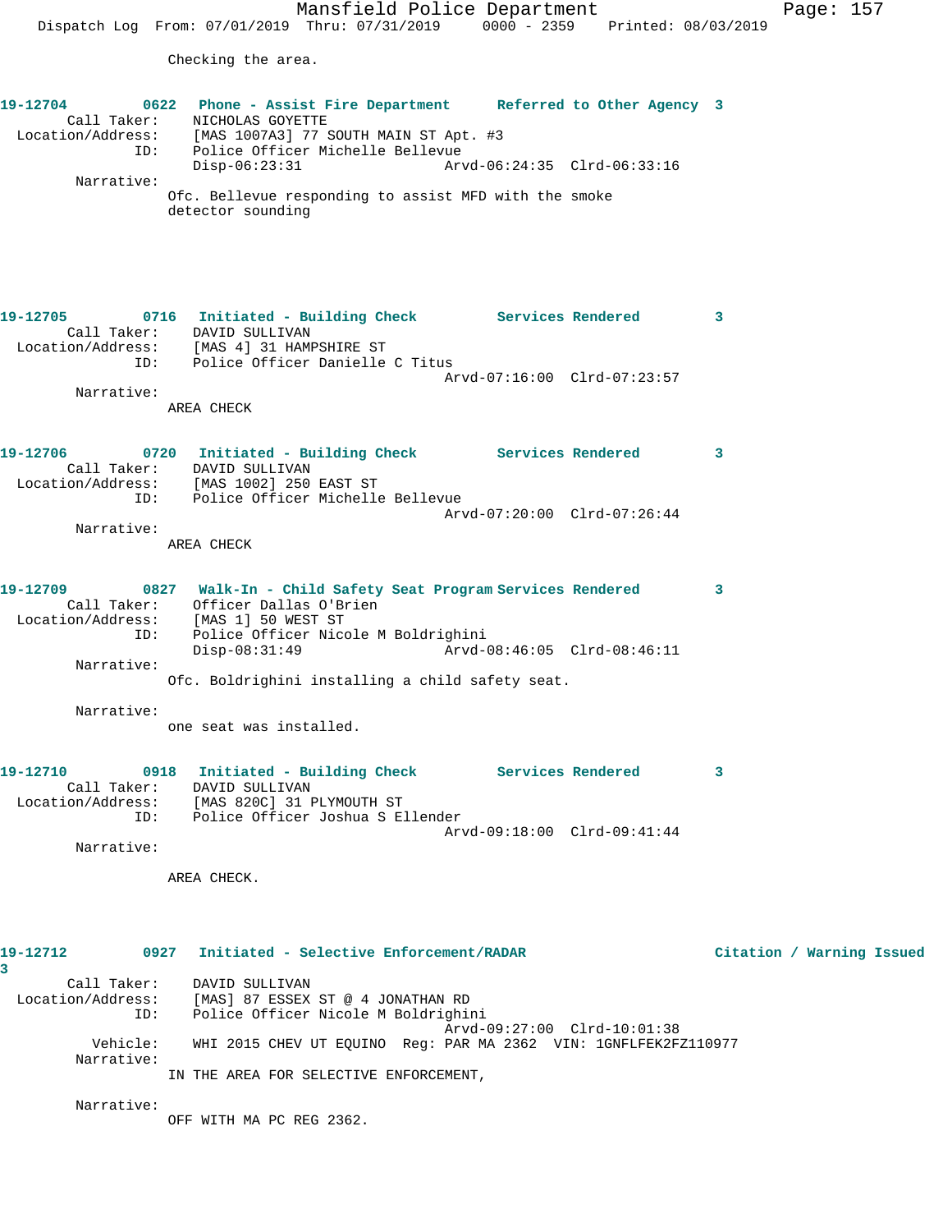Checking the area.

**19-12704** 0622 **Phone - Assist Fire Department** **Referred to Other Agency 3**

Call Taker: NICHOLAS GOYETTE
Location/Address: [MAS 1007A3] 77 SOUTH MAIN ST Apt. #3
ID: Police Officer Michelle Bellevue
Disp-06:23:31 Arvd-06:24:35 Clrd-06:33:16

Narrative:
Ofc. Bellevue responding to assist MFD with the smoke detector sounding

**19-12705** 0716 **Initiated - Building Check** **Services Rendered 3**

Call Taker: DAVID SULLIVAN
Location/Address: [MAS 4] 31 HAMPSHIRE ST
ID: Police Officer Danielle C Titus
Arvd-07:16:00 Clrd-07:23:57

Narrative:
AREA CHECK

**19-12706** 0720 **Initiated - Building Check** **Services Rendered 3**

Call Taker: DAVID SULLIVAN
Location/Address: [MAS 1002] 250 EAST ST
ID: Police Officer Michelle Bellevue
Arvd-07:20:00 Clrd-07:26:44

Narrative:
AREA CHECK

**19-12709** 0827 **Walk-In - Child Safety Seat Program** **Services Rendered 3**

Call Taker: Officer Dallas O'Brien
Location/Address: [MAS 1] 50 WEST ST
ID: Police Officer Nicole M Boldrighini
Disp-08:31:49 Arvd-08:46:05 Clrd-08:46:11

Narrative:
Ofc. Boldrighini installing a child safety seat.

Narrative:
one seat was installed.

**19-12710** 0918 **Initiated - Building Check** **Services Rendered 3**

Call Taker: DAVID SULLIVAN
Location/Address: [MAS 820C] 31 PLYMOUTH ST
ID: Police Officer Joshua S Ellender
Arvd-09:18:00 Clrd-09:41:44

Narrative:
AREA CHECK.

**19-12712** 0927 **Initiated - Selective Enforcement/RADAR** **Citation / Warning Issued 3**

Call Taker: DAVID SULLIVAN
Location/Address: [MAS] 87 ESSEX ST @ 4 JONATHAN RD
ID: Police Officer Nicole M Boldrighini
Arvd-09:27:00 Clrd-10:01:38
Vehicle: WHI 2015 CHEV UT EQUINO Reg: PAR MA 2362 VIN: 1GNFLFEK2FZ110977

Narrative:
IN THE AREA FOR SELECTIVE ENFORCEMENT,

Narrative:
OFF WITH MA PC REG 2362.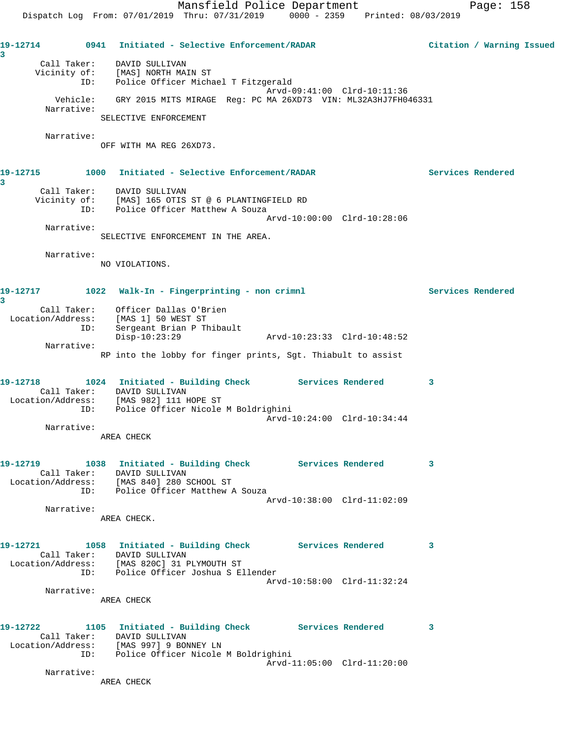**19-12714** 0941 Initiated - Selective Enforcement/RADAR — Citation / Warning Issued
3

Call Taker: DAVID SULLIVAN
Vicinity of: [MAS] NORTH MAIN ST
ID: Police Officer Michael T Fitzgerald
Arvd-09:41:00 Clrd-10:11:36
Vehicle: GRY 2015 MITS MIRAGE Reg: PC MA 26XD73 VIN: ML32A3HJ7FH046331
Narrative:
SELECTIVE ENFORCEMENT

Narrative:
OFF WITH MA REG 26XD73.

**19-12715** 1000 Initiated - Selective Enforcement/RADAR — Services Rendered
3

Call Taker: DAVID SULLIVAN
Vicinity of: [MAS] 165 OTIS ST @ 6 PLANTINGFIELD RD
ID: Police Officer Matthew A Souza
Arvd-10:00:00 Clrd-10:28:06
Narrative:
SELECTIVE ENFORCEMENT IN THE AREA.

Narrative:
NO VIOLATIONS.

**19-12717** 1022 Walk-In - Fingerprinting - non crimnl — Services Rendered
3

Call Taker: Officer Dallas O'Brien
Location/Address: [MAS 1] 50 WEST ST
ID: Sergeant Brian P Thibault
Disp-10:23:29 Arvd-10:23:33 Clrd-10:48:52
Narrative:
RP into the lobby for finger prints, Sgt. Thiabult to assist

**19-12718** 1024 Initiated - Building Check — Services Rendered 3

Call Taker: DAVID SULLIVAN
Location/Address: [MAS 982] 111 HOPE ST
ID: Police Officer Nicole M Boldrighini
Arvd-10:24:00 Clrd-10:34:44
Narrative:
AREA CHECK

**19-12719** 1038 Initiated - Building Check — Services Rendered 3

Call Taker: DAVID SULLIVAN
Location/Address: [MAS 840] 280 SCHOOL ST
ID: Police Officer Matthew A Souza
Arvd-10:38:00 Clrd-11:02:09
Narrative:
AREA CHECK.

**19-12721** 1058 Initiated - Building Check — Services Rendered 3

Call Taker: DAVID SULLIVAN
Location/Address: [MAS 820C] 31 PLYMOUTH ST
ID: Police Officer Joshua S Ellender
Arvd-10:58:00 Clrd-11:32:24
Narrative:
AREA CHECK

**19-12722** 1105 Initiated - Building Check — Services Rendered 3

Call Taker: DAVID SULLIVAN
Location/Address: [MAS 997] 9 BONNEY LN
ID: Police Officer Nicole M Boldrighini
Arvd-11:05:00 Clrd-11:20:00
Narrative:
AREA CHECK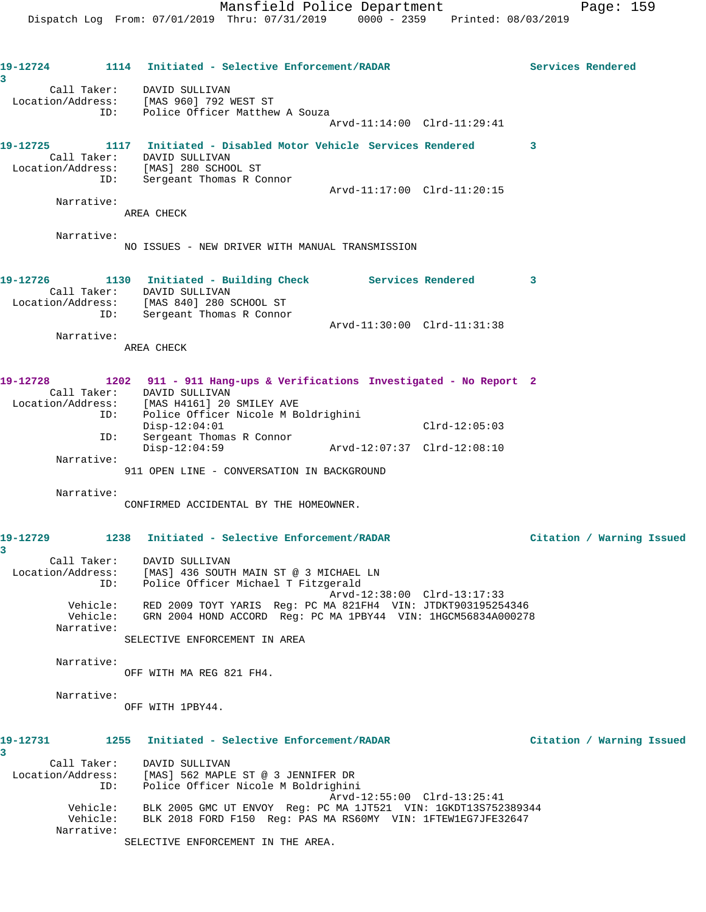19-12724 1114 Initiated - Selective Enforcement/RADAR Services Rendered 3

Call Taker: DAVID SULLIVAN
Location/Address: [MAS 960] 792 WEST ST
ID: Police Officer Matthew A Souza
Arvd-11:14:00 Clrd-11:29:41

19-12725 1117 Initiated - Disabled Motor Vehicle Services Rendered 3

Call Taker: DAVID SULLIVAN
Location/Address: [MAS] 280 SCHOOL ST
ID: Sergeant Thomas R Connor
Arvd-11:17:00 Clrd-11:20:15

Narrative:
AREA CHECK

Narrative:
NO ISSUES - NEW DRIVER WITH MANUAL TRANSMISSION

19-12726 1130 Initiated - Building Check Services Rendered 3

Call Taker: DAVID SULLIVAN
Location/Address: [MAS 840] 280 SCHOOL ST
ID: Sergeant Thomas R Connor
Arvd-11:30:00 Clrd-11:31:38

Narrative:
AREA CHECK

19-12728 1202 911 - 911 Hang-ups & Verifications Investigated - No Report 2

Call Taker: DAVID SULLIVAN
Location/Address: [MAS H4161] 20 SMILEY AVE
ID: Police Officer Nicole M Boldrighini
Disp-12:04:01 Clrd-12:05:03
ID: Sergeant Thomas R Connor
Disp-12:04:59 Arvd-12:07:37 Clrd-12:08:10

Narrative:
911 OPEN LINE - CONVERSATION IN BACKGROUND

Narrative:
CONFIRMED ACCIDENTAL BY THE HOMEOWNER.

19-12729 1238 Initiated - Selective Enforcement/RADAR Citation / Warning Issued 3

Call Taker: DAVID SULLIVAN
Location/Address: [MAS] 436 SOUTH MAIN ST @ 3 MICHAEL LN
ID: Police Officer Michael T Fitzgerald
Arvd-12:38:00 Clrd-13:17:33
Vehicle: RED 2009 TOYT YARIS Reg: PC MA 821FH4 VIN: JTDKT903195254346
Vehicle: GRN 2004 HOND ACCORD Reg: PC MA 1PBY44 VIN: 1HGCM56834A000278

Narrative:
SELECTIVE ENFORCEMENT IN AREA

Narrative:
OFF WITH MA REG 821 FH4.

Narrative:
OFF WITH 1PBY44.

19-12731 1255 Initiated - Selective Enforcement/RADAR Citation / Warning Issued 3

Call Taker: DAVID SULLIVAN
Location/Address: [MAS] 562 MAPLE ST @ 3 JENNIFER DR
ID: Police Officer Nicole M Boldrighini
Arvd-12:55:00 Clrd-13:25:41
Vehicle: BLK 2005 GMC UT ENVOY Reg: PC MA 1JT521 VIN: 1GKDT13S752389344
Vehicle: BLK 2018 FORD F150 Reg: PAS MA RS60MY VIN: 1FTEW1EG7JFE32647

Narrative:
SELECTIVE ENFORCEMENT IN THE AREA.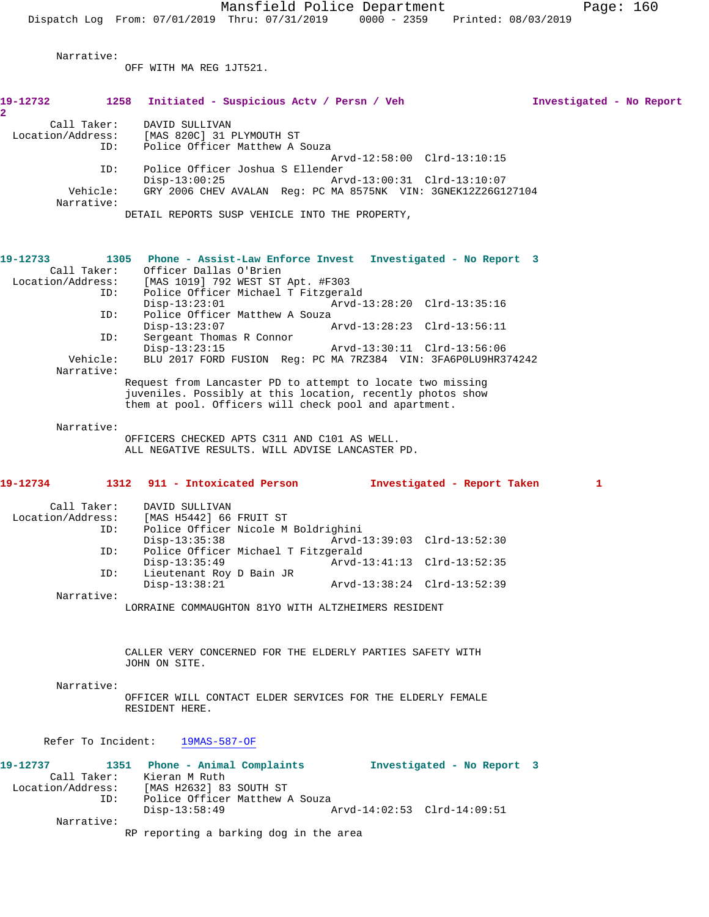Narrative:
OFF WITH MA REG 1JT521.

**19-12732** 1258 **Initiated - Suspicious Actv / Persn / Veh** **Investigated - No Report** 2

Call Taker: DAVID SULLIVAN
Location/Address: [MAS 820C] 31 PLYMOUTH ST
ID: Police Officer Matthew A Souza
Arvd-12:58:00 Clrd-13:10:15
ID: Police Officer Joshua S Ellender
Disp-13:00:25 Arvd-13:00:31 Clrd-13:10:07
Vehicle: GRY 2006 CHEV AVALAN Reg: PC MA 8575NK VIN: 3GNEK12Z26G127104
Narrative:
DETAIL REPORTS SUSP VEHICLE INTO THE PROPERTY,

**19-12733** 1305 **Phone - Assist-Law Enforce Invest** **Investigated - No Report** 3

Call Taker: Officer Dallas O'Brien
Location/Address: [MAS 1019] 792 WEST ST Apt. #F303
ID: Police Officer Michael T Fitzgerald
Disp-13:23:01 Arvd-13:28:20 Clrd-13:35:16
ID: Police Officer Matthew A Souza
Disp-13:23:07 Arvd-13:28:23 Clrd-13:56:11
ID: Sergeant Thomas R Connor
Disp-13:23:15 Arvd-13:30:11 Clrd-13:56:06
Vehicle: BLU 2017 FORD FUSION Reg: PC MA 7RZ384 VIN: 3FA6P0LU9HR374242
Narrative:
Request from Lancaster PD to attempt to locate two missing juveniles. Possibly at this location, recently photos show them at pool. Officers will check pool and apartment.

Narrative:
OFFICERS CHECKED APTS C311 AND C101 AS WELL.
ALL NEGATIVE RESULTS. WILL ADVISE LANCASTER PD.

**19-12734** 1312 **911 - Intoxicated Person** **Investigated - Report Taken** 1

Call Taker: DAVID SULLIVAN
Location/Address: [MAS H5442] 66 FRUIT ST
ID: Police Officer Nicole M Boldrighini
Disp-13:35:38 Arvd-13:39:03 Clrd-13:52:30
ID: Police Officer Michael T Fitzgerald
Disp-13:35:49 Arvd-13:41:13 Clrd-13:52:35
ID: Lieutenant Roy D Bain JR
Disp-13:38:21 Arvd-13:38:24 Clrd-13:52:39
Narrative:
LORRAINE COMMAUGHTON 81YO WITH ALTZHEIMERS RESIDENT

CALLER VERY CONCERNED FOR THE ELDERLY PARTIES SAFETY WITH JOHN ON SITE.

Narrative:
OFFICER WILL CONTACT ELDER SERVICES FOR THE ELDERLY FEMALE RESIDENT HERE.

Refer To Incident: 19MAS-587-OF

**19-12737** 1351 **Phone - Animal Complaints** **Investigated - No Report** 3

Call Taker: Kieran M Ruth
Location/Address: [MAS H2632] 83 SOUTH ST
ID: Police Officer Matthew A Souza
Disp-13:58:49 Arvd-14:02:53 Clrd-14:09:51
Narrative:
RP reporting a barking dog in the area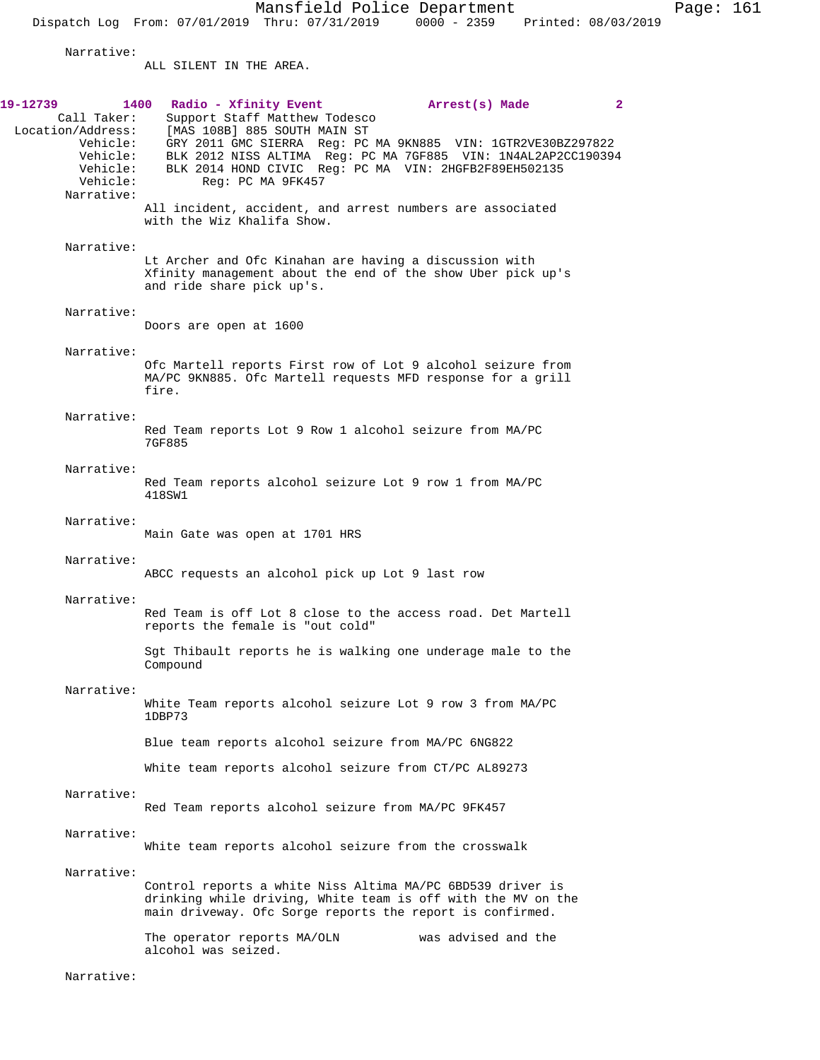Narrative:
ALL SILENT IN THE AREA.

**19-12739 1400 Radio - Xfinity Event Arrest(s) Made 2**

Call Taker: Support Staff Matthew Todesco
Location/Address: [MAS 108B] 885 SOUTH MAIN ST
Vehicle: GRY 2011 GMC SIERRA Reg: PC MA 9KN885 VIN: 1GTR2VE30BZ297822
Vehicle: BLK 2012 NISS ALTIMA Reg: PC MA 7GF885 VIN: 1N4AL2AP2CC190394
Vehicle: BLK 2014 HOND CIVIC Reg: PC MA VIN: 2HGFB2F89EH502135
Vehicle: Reg: PC MA 9FK457

Narrative:
All incident, accident, and arrest numbers are associated with the Wiz Khalifa Show.

Narrative:
Lt Archer and Ofc Kinahan are having a discussion with Xfinity management about the end of the show Uber pick up's and ride share pick up's.

Narrative:
Doors are open at 1600

Narrative:
Ofc Martell reports First row of Lot 9 alcohol seizure from MA/PC 9KN885. Ofc Martell requests MFD response for a grill fire.

Narrative:
Red Team reports Lot 9 Row 1 alcohol seizure from MA/PC 7GF885

Narrative:
Red Team reports alcohol seizure Lot 9 row 1 from MA/PC 418SW1

Narrative:
Main Gate was open at 1701 HRS

Narrative:
ABCC requests an alcohol pick up Lot 9 last row

Narrative:
Red Team is off Lot 8 close to the access road. Det Martell reports the female is "out cold"

Sgt Thibault reports he is walking one underage male to the Compound

Narrative:
White Team reports alcohol seizure Lot 9 row 3 from MA/PC 1DBP73

Blue team reports alcohol seizure from MA/PC 6NG822

White team reports alcohol seizure from CT/PC AL89273

Narrative:
Red Team reports alcohol seizure from MA/PC 9FK457

Narrative:
White team reports alcohol seizure from the crosswalk

Narrative:
Control reports a white Niss Altima MA/PC 6BD539 driver is drinking while driving, White team is off with the MV on the main driveway. Ofc Sorge reports the report is confirmed.

The operator reports MA/OLN was advised and the alcohol was seized.

Narrative: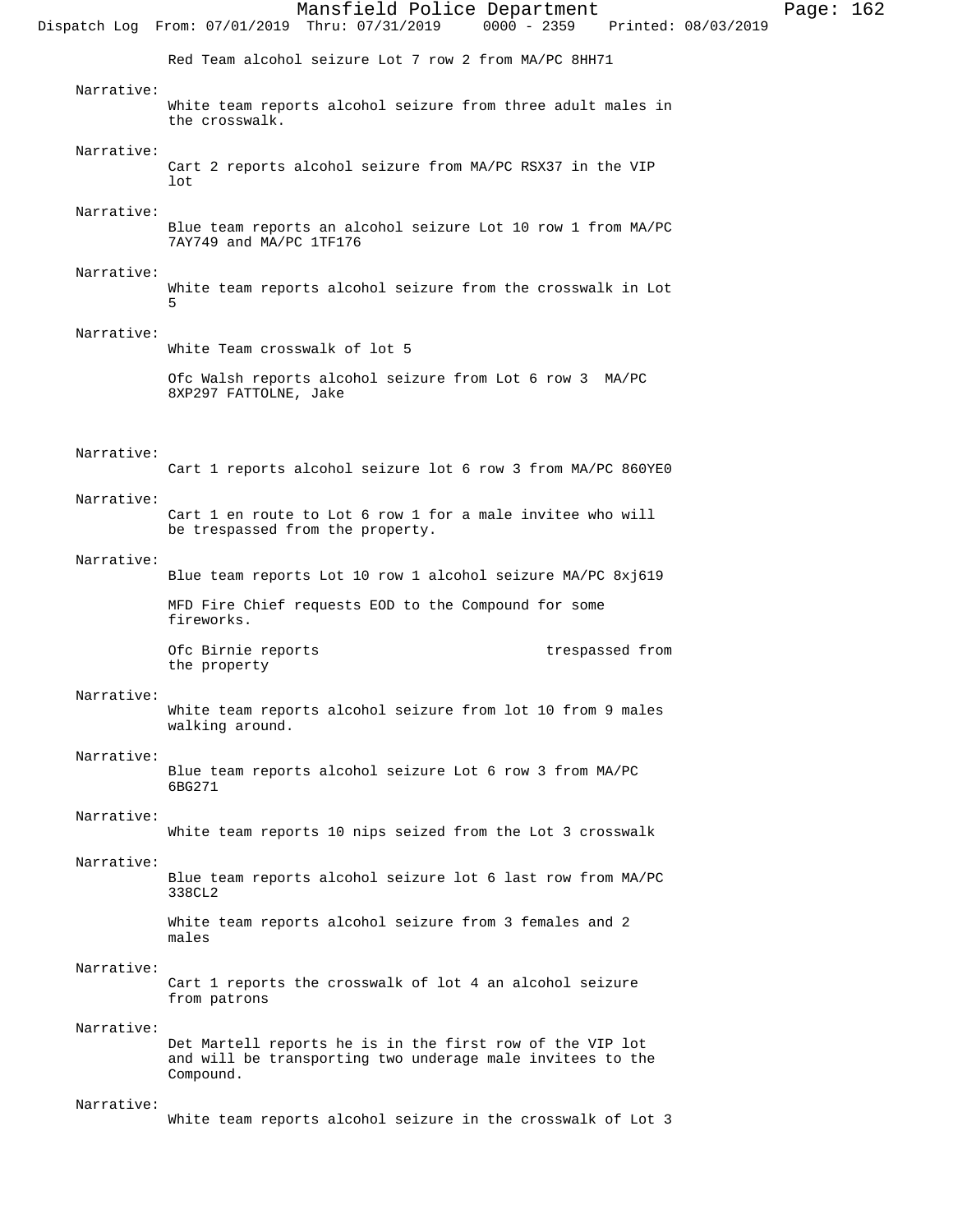Red Team alcohol seizure Lot 7 row 2 from MA/PC 8HH71

Narrative:
White team reports alcohol seizure from three adult males in the crosswalk.

Narrative:
Cart 2 reports alcohol seizure from MA/PC RSX37 in the VIP lot

Narrative:
Blue team reports an alcohol seizure Lot 10 row 1 from MA/PC 7AY749 and MA/PC 1TF176

Narrative:
White team reports alcohol seizure from the crosswalk in Lot 5

Narrative:
White Team crosswalk of lot 5

Ofc Walsh reports alcohol seizure from Lot 6 row 3 MA/PC 8XP297 FATTOLNE, Jake

Narrative:
Cart 1 reports alcohol seizure lot 6 row 3 from MA/PC 860YE0

Narrative:
Cart 1 en route to Lot 6 row 1 for a male invitee who will be trespassed from the property.

Narrative:
Blue team reports Lot 10 row 1 alcohol seizure MA/PC 8xj619

MFD Fire Chief requests EOD to the Compound for some fireworks.

Ofc Birnie reports trespassed from the property

Narrative:
White team reports alcohol seizure from lot 10 from 9 males walking around.

Narrative:
Blue team reports alcohol seizure Lot 6 row 3 from MA/PC 6BG271

Narrative:
White team reports 10 nips seized from the Lot 3 crosswalk

Narrative:
Blue team reports alcohol seizure lot 6 last row from MA/PC 338CL2

White team reports alcohol seizure from 3 females and 2 males

Narrative:
Cart 1 reports the crosswalk of lot 4 an alcohol seizure from patrons

Narrative:
Det Martell reports he is in the first row of the VIP lot and will be transporting two underage male invitees to the Compound.

Narrative:
White team reports alcohol seizure in the crosswalk of Lot 3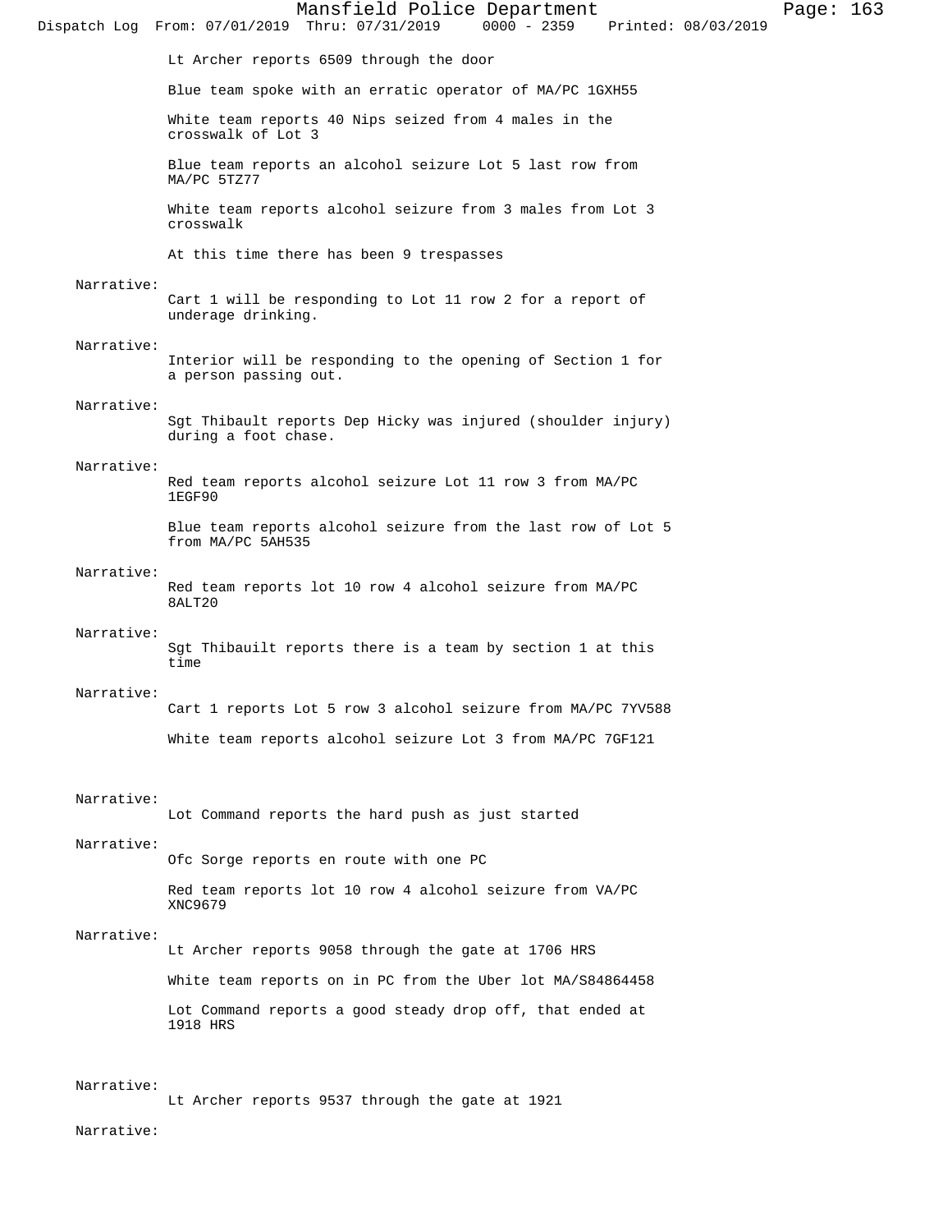Lt Archer reports 6509 through the door

Blue team spoke with an erratic operator of MA/PC 1GXH55

White team reports 40 Nips seized from 4 males in the crosswalk of Lot 3

Blue team reports an alcohol seizure Lot 5 last row from MA/PC 5TZ77

White team reports alcohol seizure from 3 males from Lot 3 crosswalk

At this time there has been 9 trespasses

Narrative:
Cart 1 will be responding to Lot 11 row 2 for a report of underage drinking.

Narrative:
Interior will be responding to the opening of Section 1 for a person passing out.

Narrative:
Sgt Thibault reports Dep Hicky was injured (shoulder injury) during a foot chase.

Narrative:
Red team reports alcohol seizure Lot 11 row 3 from MA/PC 1EGF90

Blue team reports alcohol seizure from the last row of Lot 5 from MA/PC 5AH535

Narrative:
Red team reports lot 10 row 4 alcohol seizure from MA/PC 8ALT20

Narrative:
Sgt Thibauilt reports there is a team by section 1 at this time

Narrative:
Cart 1 reports Lot 5 row 3 alcohol seizure from MA/PC 7YV588

White team reports alcohol seizure Lot 3 from MA/PC 7GF121

Narrative:
Lot Command reports the hard push as just started

Narrative:
Ofc Sorge reports en route with one PC

Red team reports lot 10 row 4 alcohol seizure from VA/PC XNC9679

Narrative:
Lt Archer reports 9058 through the gate at 1706 HRS

White team reports on in PC from the Uber lot MA/S84864458

Lot Command reports a good steady drop off, that ended at 1918 HRS

Narrative:
Lt Archer reports 9537 through the gate at 1921

Narrative: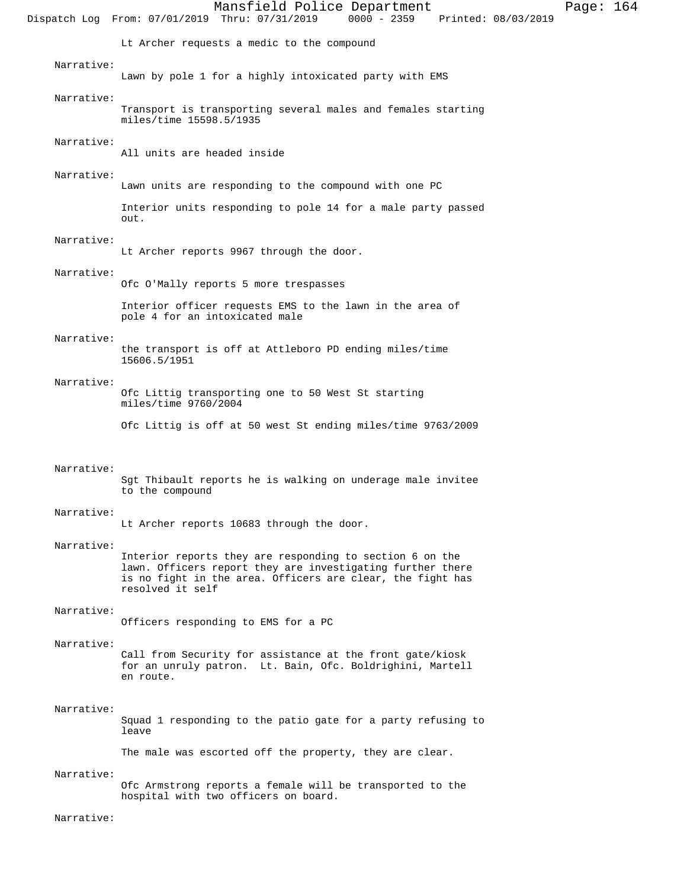Lt Archer requests a medic to the compound

Narrative:
Lawn by pole 1 for a highly intoxicated party with EMS

Narrative:
Transport is transporting several males and females starting miles/time 15598.5/1935

Narrative:
All units are headed inside

Narrative:
Lawn units are responding to the compound with one PC

Interior units responding to pole 14 for a male party passed out.

Narrative:
Lt Archer reports 9967 through the door.

Narrative:
Ofc O'Mally reports 5 more trespasses

Interior officer requests EMS to the lawn in the area of pole 4 for an intoxicated male

Narrative:
the transport is off at Attleboro PD ending miles/time 15606.5/1951

Narrative:
Ofc Littig transporting one to 50 West St starting miles/time 9760/2004

Ofc Littig is off at 50 west St ending miles/time 9763/2009

Narrative:
Sgt Thibault reports he is walking on underage male invitee to the compound

Narrative:
Lt Archer reports 10683 through the door.

Narrative:
Interior reports they are responding to section 6 on the lawn. Officers report they are investigating further there is no fight in the area. Officers are clear, the fight has resolved it self

Narrative:
Officers responding to EMS for a PC

Narrative:
Call from Security for assistance at the front gate/kiosk for an unruly patron. Lt. Bain, Ofc. Boldrighini, Martell en route.

Narrative:
Squad 1 responding to the patio gate for a party refusing to leave

The male was escorted off the property, they are clear.

Narrative:
Ofc Armstrong reports a female will be transported to the hospital with two officers on board.

Narrative: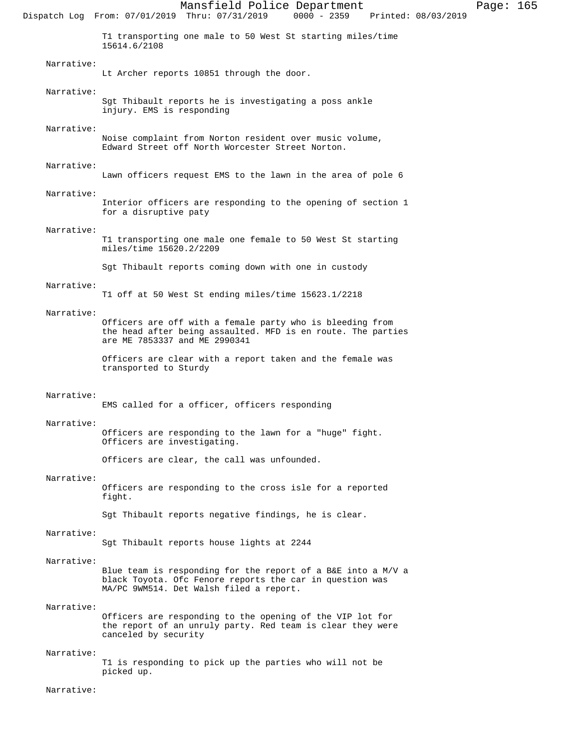T1 transporting one male to 50 West St starting miles/time 15614.6/2108

Narrative:
Lt Archer reports 10851 through the door.

Narrative:
Sgt Thibault reports he is investigating a poss ankle injury. EMS is responding

Narrative:
Noise complaint from Norton resident over music volume, Edward Street off North Worcester Street Norton.

Narrative:
Lawn officers request EMS to the lawn in the area of pole 6

Narrative:
Interior officers are responding to the opening of section 1 for a disruptive paty

Narrative:
T1 transporting one male one female to 50 West St starting miles/time 15620.2/2209

Sgt Thibault reports coming down with one in custody

Narrative:
T1 off at 50 West St ending miles/time 15623.1/2218

Narrative:
Officers are off with a female party who is bleeding from the head after being assaulted. MFD is en route. The parties are ME 7853337 and ME 2990341

Officers are clear with a report taken and the female was transported to Sturdy

Narrative:
EMS called for a officer, officers responding

Narrative:
Officers are responding to the lawn for a "huge" fight. Officers are investigating.

Officers are clear, the call was unfounded.

Narrative:
Officers are responding to the cross isle for a reported fight.

Sgt Thibault reports negative findings, he is clear.

Narrative:
Sgt Thibault reports house lights at 2244

Narrative:
Blue team is responding for the report of a B&E into a M/V a black Toyota. Ofc Fenore reports the car in question was MA/PC 9WM514. Det Walsh filed a report.

Narrative:
Officers are responding to the opening of the VIP lot for the report of an unruly party. Red team is clear they were canceled by security

Narrative:
T1 is responding to pick up the parties who will not be picked up.

Narrative: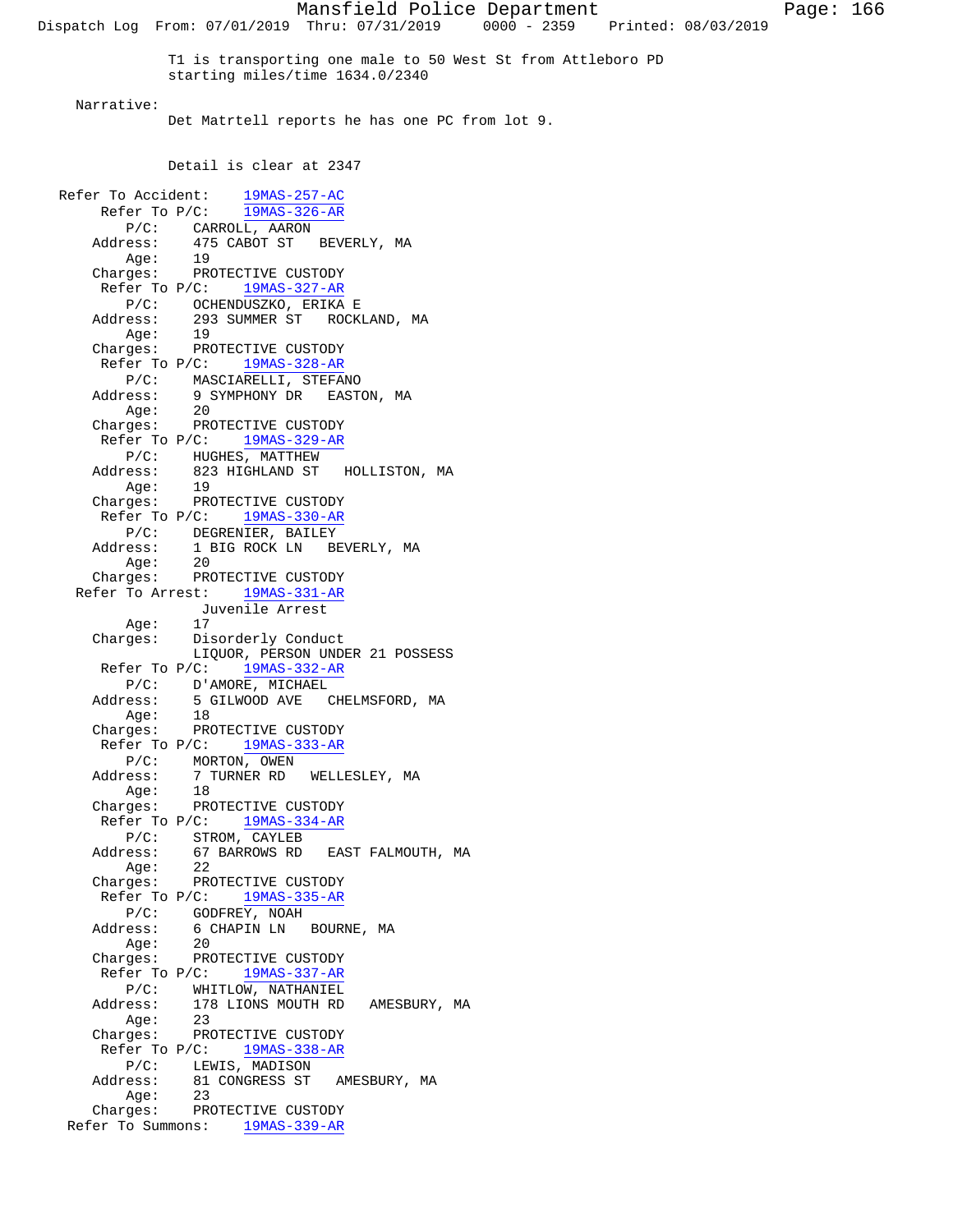T1 is transporting one male to 50 West St from Attleboro PD starting miles/time 1634.0/2340

Narrative:

Det Matrtell reports he has one PC from lot 9.

Detail is clear at 2347

Refer To Accident: 19MAS-257-AC

Refer To P/C: 19MAS-326-AR
P/C: CARROLL, AARON
Address: 475 CABOT ST BEVERLY, MA
Age: 19
Charges: PROTECTIVE CUSTODY

Refer To P/C: 19MAS-327-AR
P/C: OCHENDUSZKO, ERIKA E
Address: 293 SUMMER ST ROCKLAND, MA
Age: 19
Charges: PROTECTIVE CUSTODY

Refer To P/C: 19MAS-328-AR
P/C: MASCIARELLI, STEFANO
Address: 9 SYMPHONY DR EASTON, MA
Age: 20
Charges: PROTECTIVE CUSTODY

Refer To P/C: 19MAS-329-AR
P/C: HUGHES, MATTHEW
Address: 823 HIGHLAND ST HOLLISTON, MA
Age: 19
Charges: PROTECTIVE CUSTODY

Refer To P/C: 19MAS-330-AR
P/C: DEGRENIER, BAILEY
Address: 1 BIG ROCK LN BEVERLY, MA
Age: 20
Charges: PROTECTIVE CUSTODY

Refer To Arrest: 19MAS-331-AR
Juvenile Arrest
Age: 17
Charges: Disorderly Conduct
LIQUOR, PERSON UNDER 21 POSSESS

Refer To P/C: 19MAS-332-AR
P/C: D'AMORE, MICHAEL
Address: 5 GILWOOD AVE CHELMSFORD, MA
Age: 18
Charges: PROTECTIVE CUSTODY

Refer To P/C: 19MAS-333-AR
P/C: MORTON, OWEN
Address: 7 TURNER RD WELLESLEY, MA
Age: 18
Charges: PROTECTIVE CUSTODY

Refer To P/C: 19MAS-334-AR
P/C: STROM, CAYLEB
Address: 67 BARROWS RD EAST FALMOUTH, MA
Age: 22
Charges: PROTECTIVE CUSTODY

Refer To P/C: 19MAS-335-AR
P/C: GODFREY, NOAH
Address: 6 CHAPIN LN BOURNE, MA
Age: 20
Charges: PROTECTIVE CUSTODY

Refer To P/C: 19MAS-337-AR
P/C: WHITLOW, NATHANIEL
Address: 178 LIONS MOUTH RD AMESBURY, MA
Age: 23
Charges: PROTECTIVE CUSTODY

Refer To P/C: 19MAS-338-AR
P/C: LEWIS, MADISON
Address: 81 CONGRESS ST AMESBURY, MA
Age: 23
Charges: PROTECTIVE CUSTODY

Refer To Summons: 19MAS-339-AR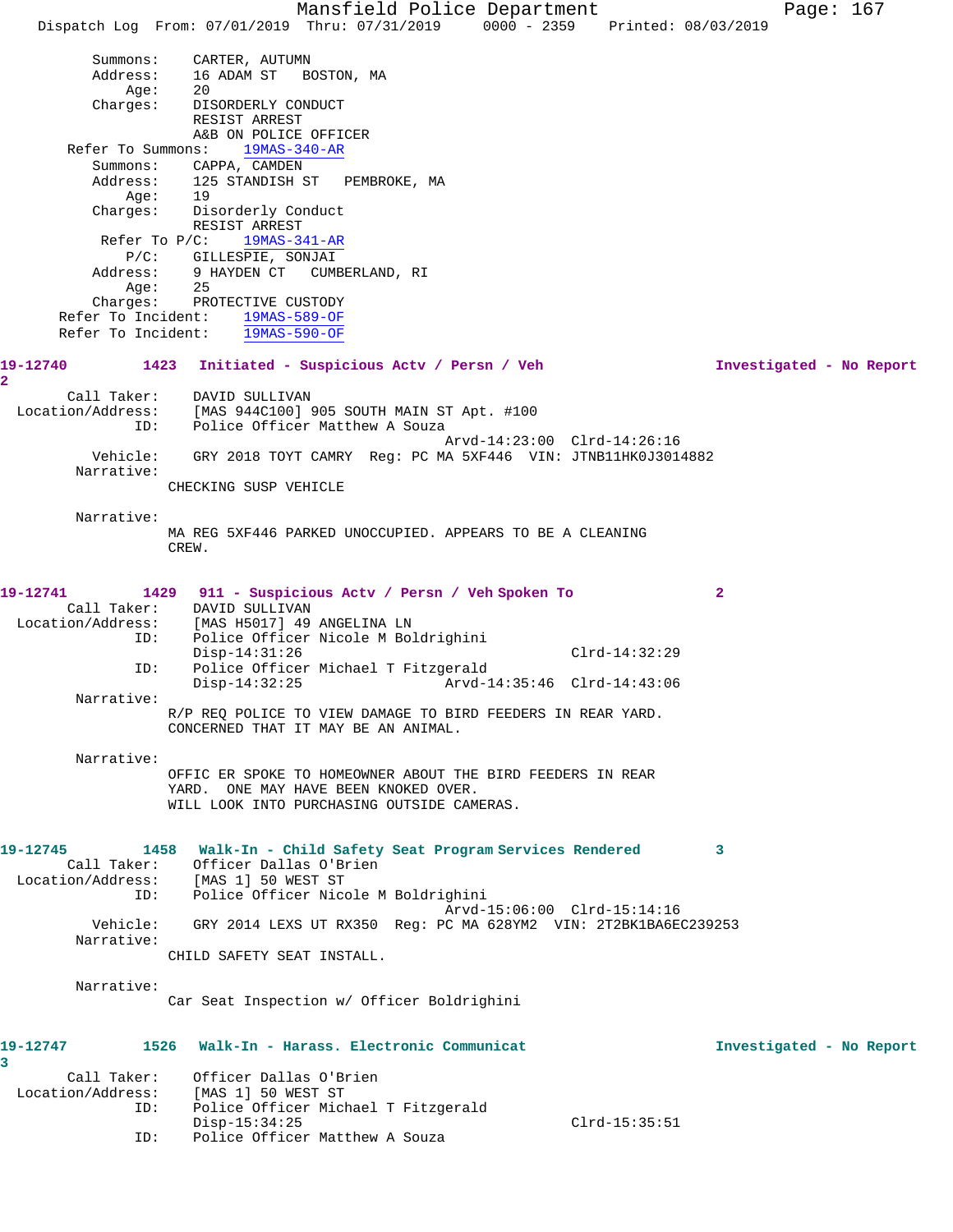```
        Summons:    CARTER, AUTUMN
        Address:    16 ADAM ST   BOSTON, MA
            Age:    20
        Charges:    DISORDERLY CONDUCT
                    RESIST ARREST
                    A&B ON POLICE OFFICER
    Refer To Summons:    19MAS-340-AR
        Summons:    CAPPA, CAMDEN
        Address:    125 STANDISH ST   PEMBROKE, MA
            Age:    19
        Charges:    Disorderly Conduct
                    RESIST ARREST
     Refer To P/C:    19MAS-341-AR
            P/C:    GILLESPIE, SONJAI
        Address:    9 HAYDEN CT   CUMBERLAND, RI
            Age:    25
        Charges:    PROTECTIVE CUSTODY
   Refer To Incident:    19MAS-589-OF
   Refer To Incident:    19MAS-590-OF
```

**19-12740** 1423 **Initiated - Suspicious Actv / Persn / Veh** **Investigated - No Report** 2

```
       Call Taker:    DAVID SULLIVAN
 Location/Address:    [MAS 944C100] 905 SOUTH MAIN ST Apt. #100
               ID:    Police Officer Matthew A Souza
                                        Arvd-14:23:00  Clrd-14:26:16
          Vehicle:    GRY 2018 TOYT CAMRY  Reg: PC MA 5XF446  VIN: JTNB11HK0J3014882
        Narrative:
                   CHECKING SUSP VEHICLE

        Narrative:
                   MA REG 5XF446 PARKED UNOCCUPIED. APPEARS TO BE A CLEANING
                   CREW.
```

**19-12741** 1429 **911 - Suspicious Actv / Persn / Veh Spoken To** 2

```
       Call Taker:    DAVID SULLIVAN
 Location/Address:    [MAS H5017] 49 ANGELINA LN
               ID:    Police Officer Nicole M Boldrighini
                      Disp-14:31:26                      Clrd-14:32:29
               ID:    Police Officer Michael T Fitzgerald
                      Disp-14:32:25         Arvd-14:35:46  Clrd-14:43:06
        Narrative:
                   R/P REQ POLICE TO VIEW DAMAGE TO BIRD FEEDERS IN REAR YARD.
                   CONCERNED THAT IT MAY BE AN ANIMAL.

        Narrative:
                   OFFIC ER SPOKE TO HOMEOWNER ABOUT THE BIRD FEEDERS IN REAR
                   YARD.  ONE MAY HAVE BEEN KNOKED OVER.
                   WILL LOOK INTO PURCHASING OUTSIDE CAMERAS.
```

**19-12745** 1458 **Walk-In - Child Safety Seat Program Services Rendered** 3

```
       Call Taker:    Officer Dallas O'Brien
 Location/Address:    [MAS 1] 50 WEST ST
               ID:    Police Officer Nicole M Boldrighini
                                        Arvd-15:06:00  Clrd-15:14:16
          Vehicle:    GRY 2014 LEXS UT RX350  Reg: PC MA 628YM2  VIN: 2T2BK1BA6EC239253
        Narrative:
                   CHILD SAFETY SEAT INSTALL.

        Narrative:
                   Car Seat Inspection w/ Officer Boldrighini
```

**19-12747** 1526 **Walk-In - Harass. Electronic Communicat** **Investigated - No Report** 3

```
       Call Taker:    Officer Dallas O'Brien
 Location/Address:    [MAS 1] 50 WEST ST
               ID:    Police Officer Michael T Fitzgerald
                      Disp-15:34:25                      Clrd-15:35:51
               ID:    Police Officer Matthew A Souza
```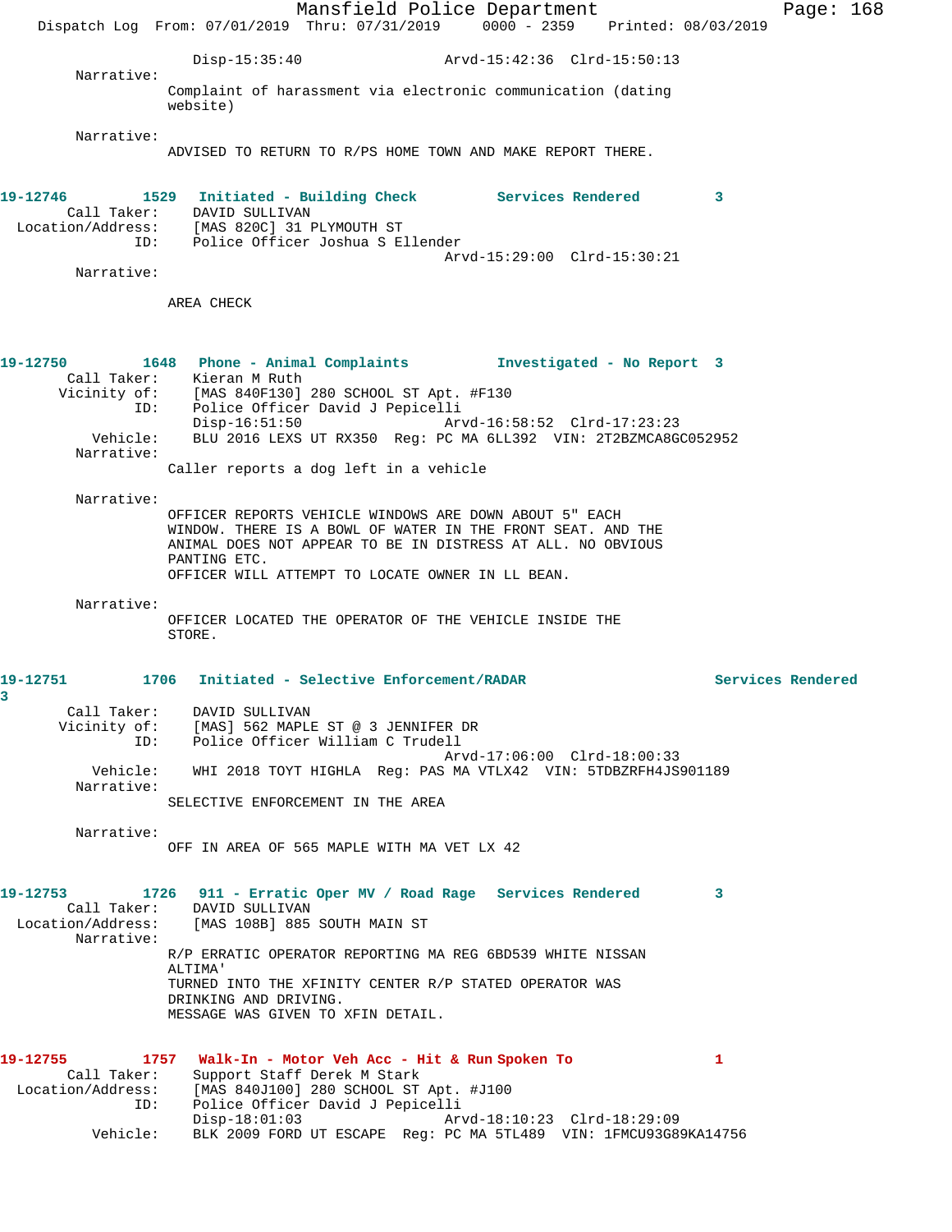```
                Disp-15:35:40                 Arvd-15:42:36  Clrd-15:50:13
        Narrative:
                Complaint of harassment via electronic communication (dating
                website)

        Narrative:
                ADVISED TO RETURN TO R/PS HOME TOWN AND MAKE REPORT THERE.


19-12746         1529   Initiated - Building Check         Services Rendered         3
       Call Taker:     DAVID SULLIVAN
  Location/Address:    [MAS 820C] 31 PLYMOUTH ST
                ID:    Police Officer Joshua S Ellender
                                              Arvd-15:29:00  Clrd-15:30:21
        Narrative:

                AREA CHECK



19-12750         1648   Phone - Animal Complaints          Investigated - No Report  3
       Call Taker:     Kieran M Ruth
       Vicinity of:    [MAS 840F130] 280 SCHOOL ST Apt. #F130
                ID:    Police Officer David J Pepicelli
                       Disp-16:51:50                 Arvd-16:58:52  Clrd-17:23:23
          Vehicle:     BLU 2016 LEXS UT RX350  Reg: PC MA 6LL392  VIN: 2T2BZMCA8GC052952
        Narrative:
                Caller reports a dog left in a vehicle

        Narrative:
                OFFICER REPORTS VEHICLE WINDOWS ARE DOWN ABOUT 5" EACH
                WINDOW. THERE IS A BOWL OF WATER IN THE FRONT SEAT. AND THE
                ANIMAL DOES NOT APPEAR TO BE IN DISTRESS AT ALL. NO OBVIOUS
                PANTING ETC.
                OFFICER WILL ATTEMPT TO LOCATE OWNER IN LL BEAN.

        Narrative:
                OFFICER LOCATED THE OPERATOR OF THE VEHICLE INSIDE THE
                STORE.


19-12751         1706   Initiated - Selective Enforcement/RADAR                   Services Rendered
3
       Call Taker:     DAVID SULLIVAN
       Vicinity of:    [MAS] 562 MAPLE ST @ 3 JENNIFER DR
                ID:    Police Officer William C Trudell
                                              Arvd-17:06:00  Clrd-18:00:33
          Vehicle:     WHI 2018 TOYT HIGHLA  Reg: PAS MA VTLX42  VIN: 5TDBZRFH4JS901189
        Narrative:
                SELECTIVE ENFORCEMENT IN THE AREA

        Narrative:
                OFF IN AREA OF 565 MAPLE WITH MA VET LX 42


19-12753         1726   911 - Erratic Oper MV / Road Rage   Services Rendered        3
       Call Taker:     DAVID SULLIVAN
  Location/Address:    [MAS 108B] 885 SOUTH MAIN ST
        Narrative:
                R/P ERRATIC OPERATOR REPORTING MA REG 6BD539 WHITE NISSAN
                ALTIMA'
                TURNED INTO THE XFINITY CENTER R/P STATED OPERATOR WAS
                DRINKING AND DRIVING.
                MESSAGE WAS GIVEN TO XFIN DETAIL.


19-12755         1757   Walk-In - Motor Veh Acc - Hit & Run Spoken To            1
       Call Taker:     Support Staff Derek M Stark
  Location/Address:    [MAS 840J100] 280 SCHOOL ST Apt. #J100
                ID:    Police Officer David J Pepicelli
                       Disp-18:01:03                 Arvd-18:10:23  Clrd-18:29:09
          Vehicle:     BLK 2009 FORD UT ESCAPE  Reg: PC MA 5TL489  VIN: 1FMCU93G89KA14756
```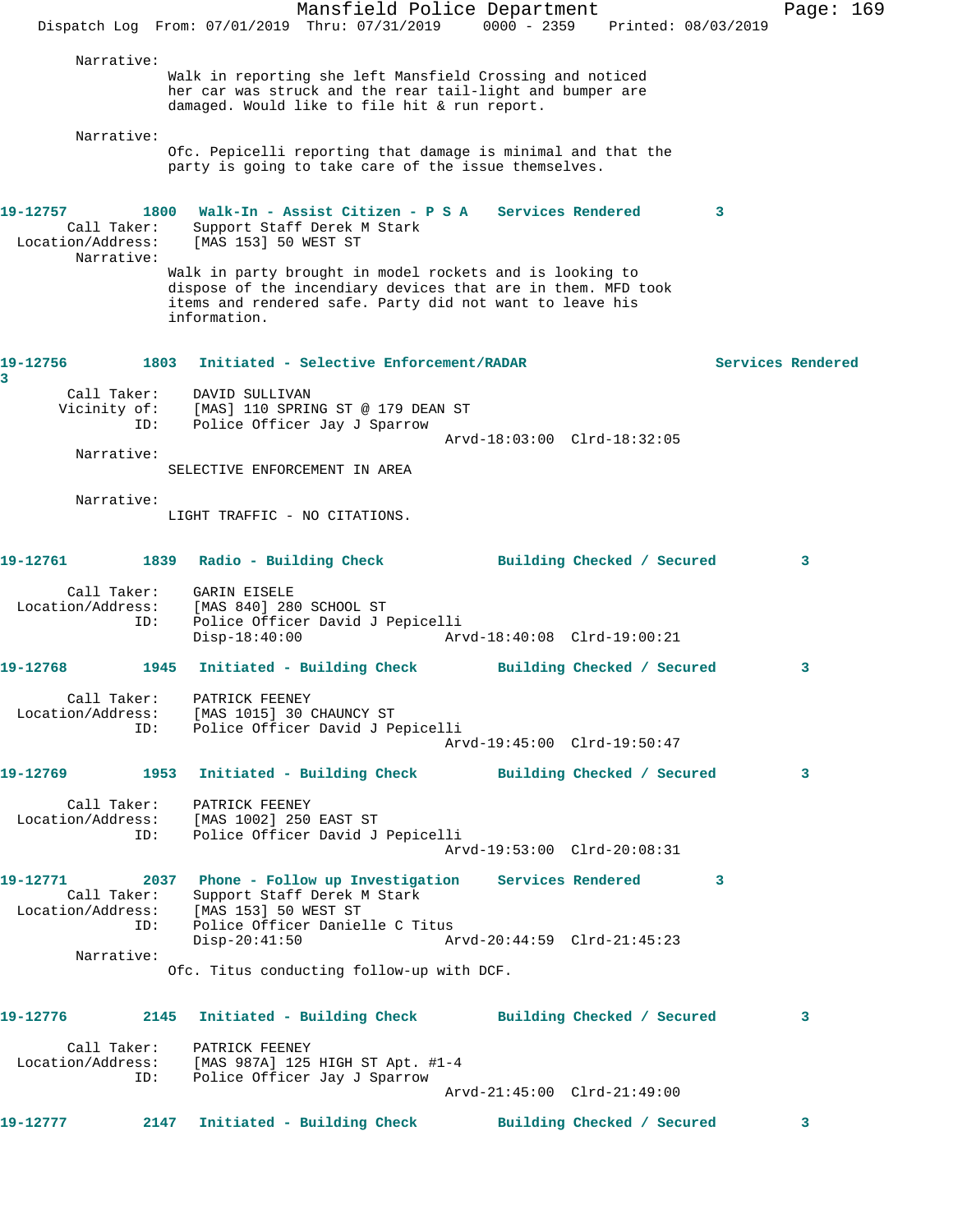Narrative:
Walk in reporting she left Mansfield Crossing and noticed her car was struck and the rear tail-light and bumper are damaged. Would like to file hit & run report.

Narrative:
Ofc. Pepicelli reporting that damage is minimal and that the party is going to take care of the issue themselves.

**19-12757 1800 Walk-In - Assist Citizen - P S A Services Rendered 3**

Call Taker: Support Staff Derek M Stark
Location/Address: [MAS 153] 50 WEST ST

Narrative:
Walk in party brought in model rockets and is looking to dispose of the incendiary devices that are in them. MFD took items and rendered safe. Party did not want to leave his information.

**19-12756 1803 Initiated - Selective Enforcement/RADAR Services Rendered 3**

Call Taker: DAVID SULLIVAN
Vicinity of: [MAS] 110 SPRING ST @ 179 DEAN ST
ID: Police Officer Jay J Sparrow
Arvd-18:03:00 Clrd-18:32:05

Narrative:
SELECTIVE ENFORCEMENT IN AREA

Narrative:
LIGHT TRAFFIC - NO CITATIONS.

**19-12761 1839 Radio - Building Check Building Checked / Secured 3**

Call Taker: GARIN EISELE
Location/Address: [MAS 840] 280 SCHOOL ST
ID: Police Officer David J Pepicelli
Disp-18:40:00 Arvd-18:40:08 Clrd-19:00:21

**19-12768 1945 Initiated - Building Check Building Checked / Secured 3**

Call Taker: PATRICK FEENEY
Location/Address: [MAS 1015] 30 CHAUNCY ST
ID: Police Officer David J Pepicelli
Arvd-19:45:00 Clrd-19:50:47

**19-12769 1953 Initiated - Building Check Building Checked / Secured 3**

Call Taker: PATRICK FEENEY
Location/Address: [MAS 1002] 250 EAST ST
ID: Police Officer David J Pepicelli
Arvd-19:53:00 Clrd-20:08:31

**19-12771 2037 Phone - Follow up Investigation Services Rendered 3**

Call Taker: Support Staff Derek M Stark
Location/Address: [MAS 153] 50 WEST ST
ID: Police Officer Danielle C Titus
Disp-20:41:50 Arvd-20:44:59 Clrd-21:45:23

Narrative:
Ofc. Titus conducting follow-up with DCF.

**19-12776 2145 Initiated - Building Check Building Checked / Secured 3**

Call Taker: PATRICK FEENEY
Location/Address: [MAS 987A] 125 HIGH ST Apt. #1-4
ID: Police Officer Jay J Sparrow
Arvd-21:45:00 Clrd-21:49:00

**19-12777 2147 Initiated - Building Check Building Checked / Secured 3**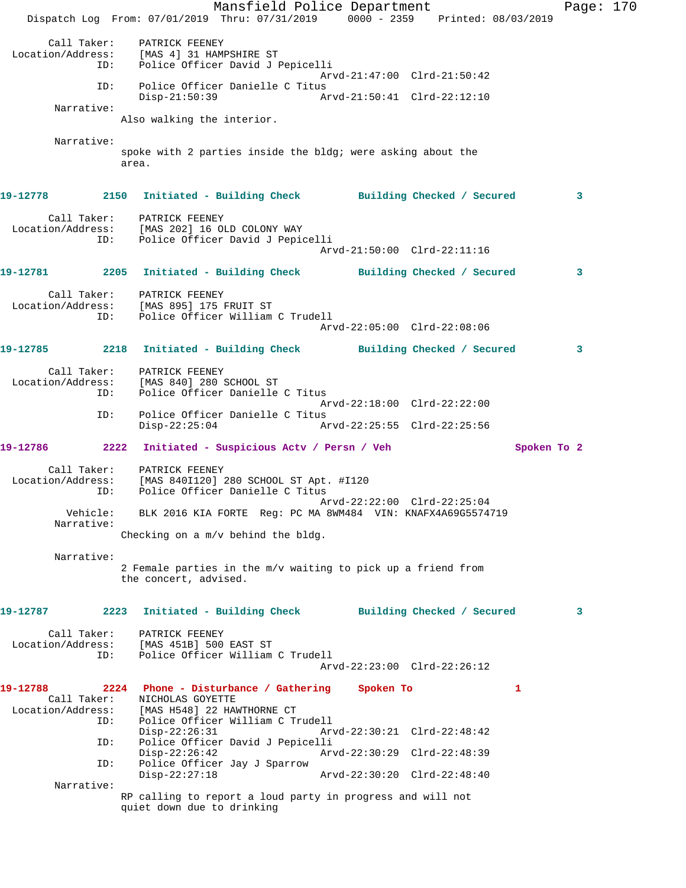```
Call Taker:     PATRICK FEENEY
 Location/Address:     [MAS 4] 31 HAMPSHIRE ST
               ID:     Police Officer David J Pepicelli
                                              Arvd-21:47:00  Clrd-21:50:42
               ID:     Police Officer Danielle C Titus
                       Disp-21:50:39          Arvd-21:50:41  Clrd-22:12:10
        Narrative:
                    Also walking the interior.

        Narrative:
                    spoke with 2 parties inside the bldg; were asking about the
                    area.

19-12778        2150   Initiated - Building Check        Building Checked / Secured         3

       Call Taker:     PATRICK FEENEY
 Location/Address:     [MAS 202] 16 OLD COLONY WAY
               ID:     Police Officer David J Pepicelli
                                              Arvd-21:50:00  Clrd-22:11:16

19-12781        2205   Initiated - Building Check        Building Checked / Secured         3

       Call Taker:     PATRICK FEENEY
 Location/Address:     [MAS 895] 175 FRUIT ST
               ID:     Police Officer William C Trudell
                                              Arvd-22:05:00  Clrd-22:08:06

19-12785        2218   Initiated - Building Check        Building Checked / Secured         3

       Call Taker:     PATRICK FEENEY
 Location/Address:     [MAS 840] 280 SCHOOL ST
               ID:     Police Officer Danielle C Titus
                                              Arvd-22:18:00  Clrd-22:22:00
               ID:     Police Officer Danielle C Titus
                       Disp-22:25:04          Arvd-22:25:55  Clrd-22:25:56

19-12786        2222   Initiated - Suspicious Actv / Persn / Veh                 Spoken To 2

       Call Taker:     PATRICK FEENEY
 Location/Address:     [MAS 840I120] 280 SCHOOL ST Apt. #I120
               ID:     Police Officer Danielle C Titus
                                              Arvd-22:22:00  Clrd-22:25:04
          Vehicle:     BLK 2016 KIA FORTE  Reg: PC MA 8WM484  VIN: KNAFX4A69G5574719
        Narrative:
                    Checking on a m/v behind the bldg.

        Narrative:
                    2 Female parties in the m/v waiting to pick up a friend from
                    the concert, advised.

19-12787        2223   Initiated - Building Check        Building Checked / Secured         3

       Call Taker:     PATRICK FEENEY
 Location/Address:     [MAS 451B] 500 EAST ST
               ID:     Police Officer William C Trudell
                                              Arvd-22:23:00  Clrd-22:26:12

19-12788        2224   Phone - Disturbance / Gathering    Spoken To                 1
       Call Taker:     NICHOLAS GOYETTE
 Location/Address:     [MAS H548] 22 HAWTHORNE CT
               ID:     Police Officer William C Trudell
                       Disp-22:26:31          Arvd-22:30:21  Clrd-22:48:42
               ID:     Police Officer David J Pepicelli
                       Disp-22:26:42          Arvd-22:30:29  Clrd-22:48:39
               ID:     Police Officer Jay J Sparrow
                       Disp-22:27:18          Arvd-22:30:20  Clrd-22:48:40
        Narrative:
                    RP calling to report a loud party in progress and will not
                    quiet down due to drinking
```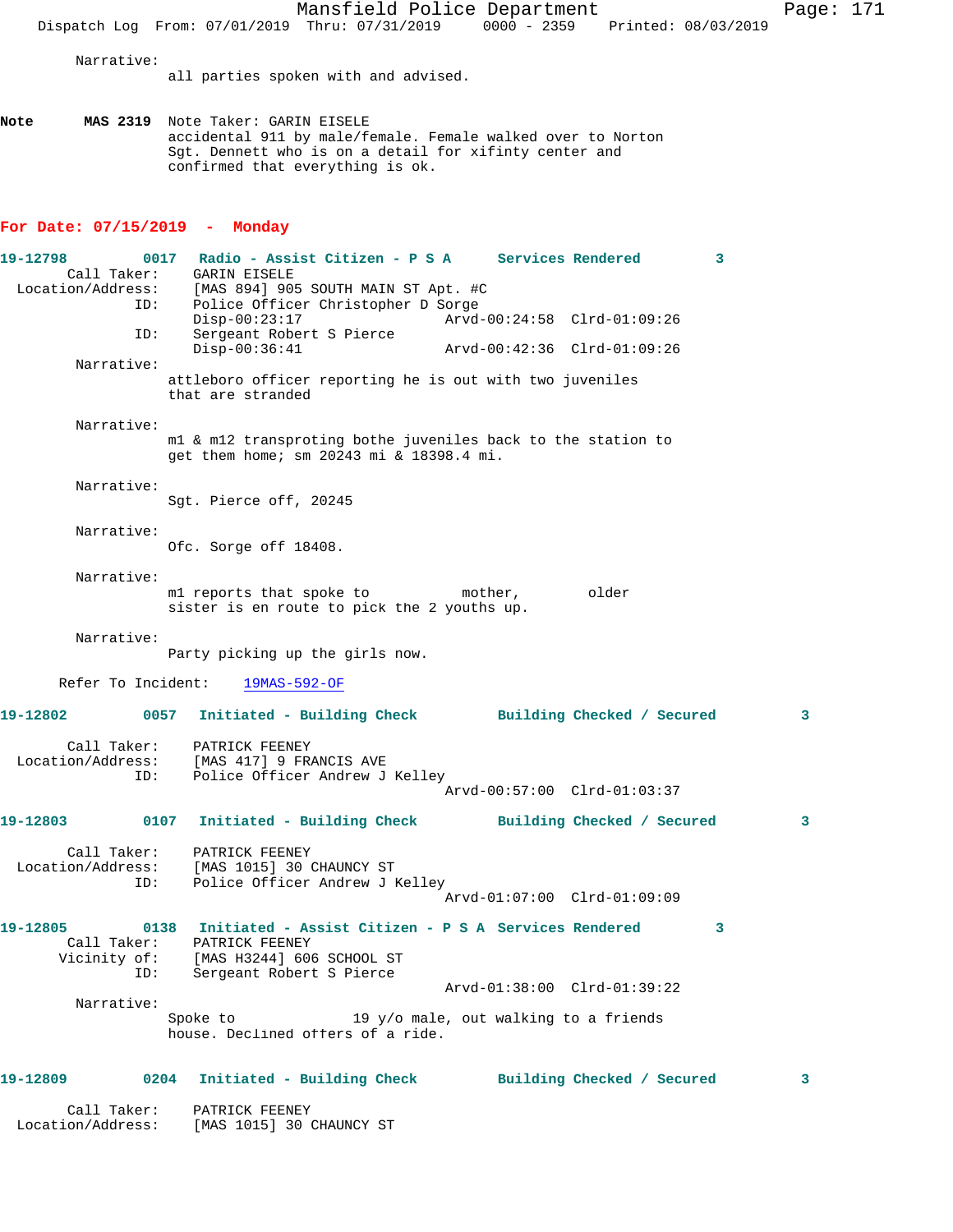Narrative:
all parties spoken with and advised.

**Note** **MAS 2319** Note Taker: GARIN EISELE
accidental 911 by male/female. Female walked over to Norton Sgt. Dennett who is on a detail for xifinty center and confirmed that everything is ok.

## For Date: 07/15/2019 - Monday

**19-12798** **0017** **Radio - Assist Citizen - P S A** **Services Rendered** **3**
Call Taker: GARIN EISELE
Location/Address: [MAS 894] 905 SOUTH MAIN ST Apt. #C
ID: Police Officer Christopher D Sorge
Disp-00:23:17 Arvd-00:24:58 Clrd-01:09:26
ID: Sergeant Robert S Pierce
Disp-00:36:41 Arvd-00:42:36 Clrd-01:09:26

Narrative:
attleboro officer reporting he is out with two juveniles that are stranded

Narrative:
m1 & m12 transproting bothe juveniles back to the station to get them home; sm 20243 mi & 18398.4 mi.

Narrative:
Sgt. Pierce off, 20245

Narrative:
Ofc. Sorge off 18408.

Narrative:
m1 reports that spoke to mother, older sister is en route to pick the 2 youths up.

Narrative:
Party picking up the girls now.

Refer To Incident: 19MAS-592-OF

**19-12802** **0057** **Initiated - Building Check** **Building Checked / Secured** **3**
Call Taker: PATRICK FEENEY
Location/Address: [MAS 417] 9 FRANCIS AVE
ID: Police Officer Andrew J Kelley
Arvd-00:57:00 Clrd-01:03:37

**19-12803** **0107** **Initiated - Building Check** **Building Checked / Secured** **3**
Call Taker: PATRICK FEENEY
Location/Address: [MAS 1015] 30 CHAUNCY ST
ID: Police Officer Andrew J Kelley
Arvd-01:07:00 Clrd-01:09:09

**19-12805** **0138** **Initiated - Assist Citizen - P S A** **Services Rendered** **3**
Call Taker: PATRICK FEENEY
Vicinity of: [MAS H3244] 606 SCHOOL ST
ID: Sergeant Robert S Pierce
Arvd-01:38:00 Clrd-01:39:22

Narrative:
Spoke to 19 y/o male, out walking to a friends house. Declined offers of a ride.

**19-12809** **0204** **Initiated - Building Check** **Building Checked / Secured** **3**
Call Taker: PATRICK FEENEY
Location/Address: [MAS 1015] 30 CHAUNCY ST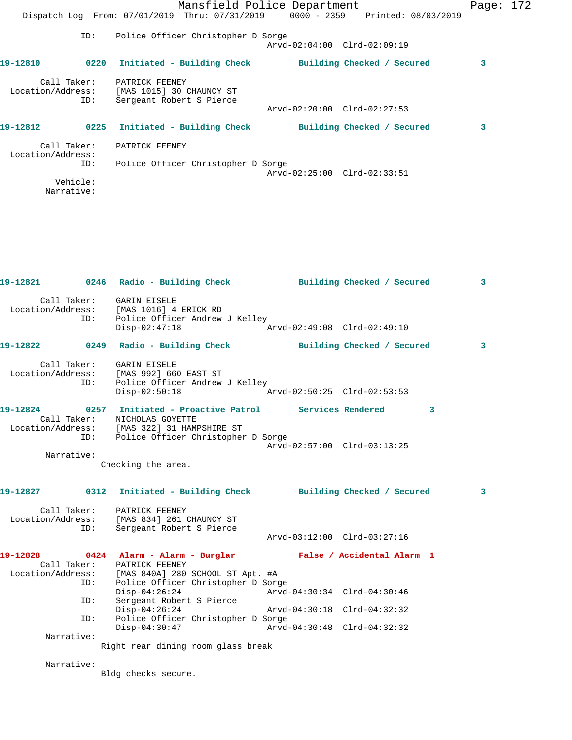ID: Police Officer Christopher D Sorge
Arvd-02:04:00 Clrd-02:09:19

**19-12810 0220 Initiated - Building Check Building Checked / Secured 3**

Call Taker: PATRICK FEENEY
Location/Address: [MAS 1015] 30 CHAUNCY ST
ID: Sergeant Robert S Pierce
Arvd-02:20:00 Clrd-02:27:53

**19-12812 0225 Initiated - Building Check Building Checked / Secured 3**

Call Taker: PATRICK FEENEY
Location/Address:
ID: Police Officer Christopher D Sorge
Arvd-02:25:00 Clrd-02:33:51
Vehicle:
Narrative:

**19-12821 0246 Radio - Building Check Building Checked / Secured 3**

Call Taker: GARIN EISELE
Location/Address: [MAS 1016] 4 ERICK RD
ID: Police Officer Andrew J Kelley
Disp-02:47:18 Arvd-02:49:08 Clrd-02:49:10

**19-12822 0249 Radio - Building Check Building Checked / Secured 3**

Call Taker: GARIN EISELE
Location/Address: [MAS 992] 660 EAST ST
ID: Police Officer Andrew J Kelley
Disp-02:50:18 Arvd-02:50:25 Clrd-02:53:53

**19-12824 0257 Initiated - Proactive Patrol Services Rendered 3**

Call Taker: NICHOLAS GOYETTE
Location/Address: [MAS 322] 31 HAMPSHIRE ST
ID: Police Officer Christopher D Sorge
Arvd-02:57:00 Clrd-03:13:25
Narrative:
Checking the area.

**19-12827 0312 Initiated - Building Check Building Checked / Secured 3**

Call Taker: PATRICK FEENEY
Location/Address: [MAS 834] 261 CHAUNCY ST
ID: Sergeant Robert S Pierce
Arvd-03:12:00 Clrd-03:27:16

**19-12828 0424 Alarm - Alarm - Burglar False / Accidental Alarm 1**

Call Taker: PATRICK FEENEY
Location/Address: [MAS 840A] 280 SCHOOL ST Apt. #A
ID: Police Officer Christopher D Sorge
Disp-04:26:24 Arvd-04:30:34 Clrd-04:30:46
ID: Sergeant Robert S Pierce
Disp-04:26:24 Arvd-04:30:18 Clrd-04:32:32
ID: Police Officer Christopher D Sorge
Disp-04:30:47 Arvd-04:30:48 Clrd-04:32:32
Narrative:
Right rear dining room glass break

Narrative:
Bldg checks secure.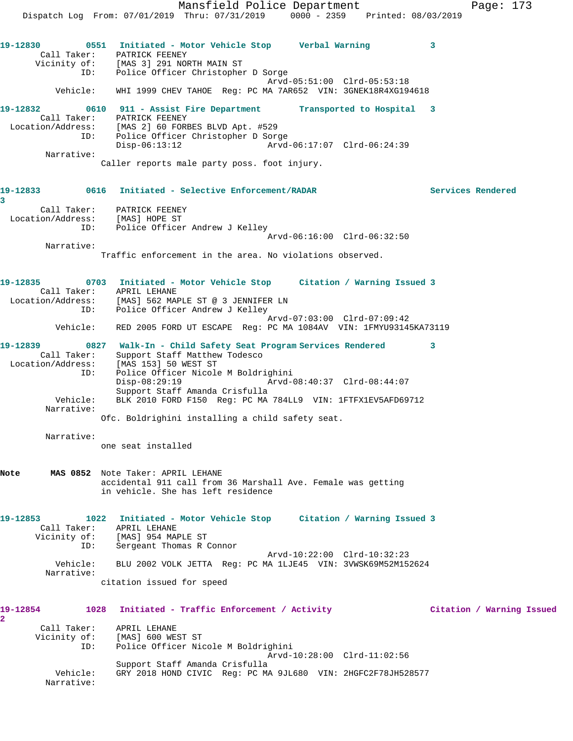19-12830 0551 Initiated - Motor Vehicle Stop Verbal Warning 3

Call Taker: PATRICK FEENEY
Vicinity of: [MAS 3] 291 NORTH MAIN ST
ID: Police Officer Christopher D Sorge
Arvd-05:51:00 Clrd-05:53:18
Vehicle: WHI 1999 CHEV TAHOE Reg: PC MA 7AR652 VIN: 3GNEK18R4XG194618

19-12832 0610 911 - Assist Fire Department Transported to Hospital 3

Call Taker: PATRICK FEENEY
Location/Address: [MAS 2] 60 FORBES BLVD Apt. #529
ID: Police Officer Christopher D Sorge
Disp-06:13:12 Arvd-06:17:07 Clrd-06:24:39
Narrative:
Caller reports male party poss. foot injury.

19-12833 0616 Initiated - Selective Enforcement/RADAR Services Rendered 3

Call Taker: PATRICK FEENEY
Location/Address: [MAS] HOPE ST
ID: Police Officer Andrew J Kelley
Arvd-06:16:00 Clrd-06:32:50
Narrative:
Traffic enforcement in the area. No violations observed.

19-12835 0703 Initiated - Motor Vehicle Stop Citation / Warning Issued 3

Call Taker: APRIL LEHANE
Location/Address: [MAS] 562 MAPLE ST @ 3 JENNIFER LN
ID: Police Officer Andrew J Kelley
Arvd-07:03:00 Clrd-07:09:42
Vehicle: RED 2005 FORD UT ESCAPE Reg: PC MA 1084AV VIN: 1FMYU93145KA73119

19-12839 0827 Walk-In - Child Safety Seat Program Services Rendered 3

Call Taker: Support Staff Matthew Todesco
Location/Address: [MAS 153] 50 WEST ST
ID: Police Officer Nicole M Boldrighini
Disp-08:29:19 Arvd-08:40:37 Clrd-08:44:07
Support Staff Amanda Crisfulla
Vehicle: BLK 2010 FORD F150 Reg: PC MA 784LL9 VIN: 1FTFX1EV5AFD69712
Narrative:
Ofc. Boldrighini installing a child safety seat.

Narrative:
one seat installed

**Note MAS 0852** Note Taker: APRIL LEHANE
accidental 911 call from 36 Marshall Ave. Female was getting in vehicle. She has left residence

19-12853 1022 Initiated - Motor Vehicle Stop Citation / Warning Issued 3

Call Taker: APRIL LEHANE
Vicinity of: [MAS] 954 MAPLE ST
ID: Sergeant Thomas R Connor
Arvd-10:22:00 Clrd-10:32:23
Vehicle: BLU 2002 VOLK JETTA Reg: PC MA 1LJE45 VIN: 3VWSK69M52M152624
Narrative:
citation issued for speed

19-12854 1028 Initiated - Traffic Enforcement / Activity Citation / Warning Issued 2

Call Taker: APRIL LEHANE
Vicinity of: [MAS] 600 WEST ST
ID: Police Officer Nicole M Boldrighini
Arvd-10:28:00 Clrd-11:02:56
Support Staff Amanda Crisfulla
Vehicle: GRY 2018 HOND CIVIC Reg: PC MA 9JL680 VIN: 2HGFC2F78JH528577
Narrative: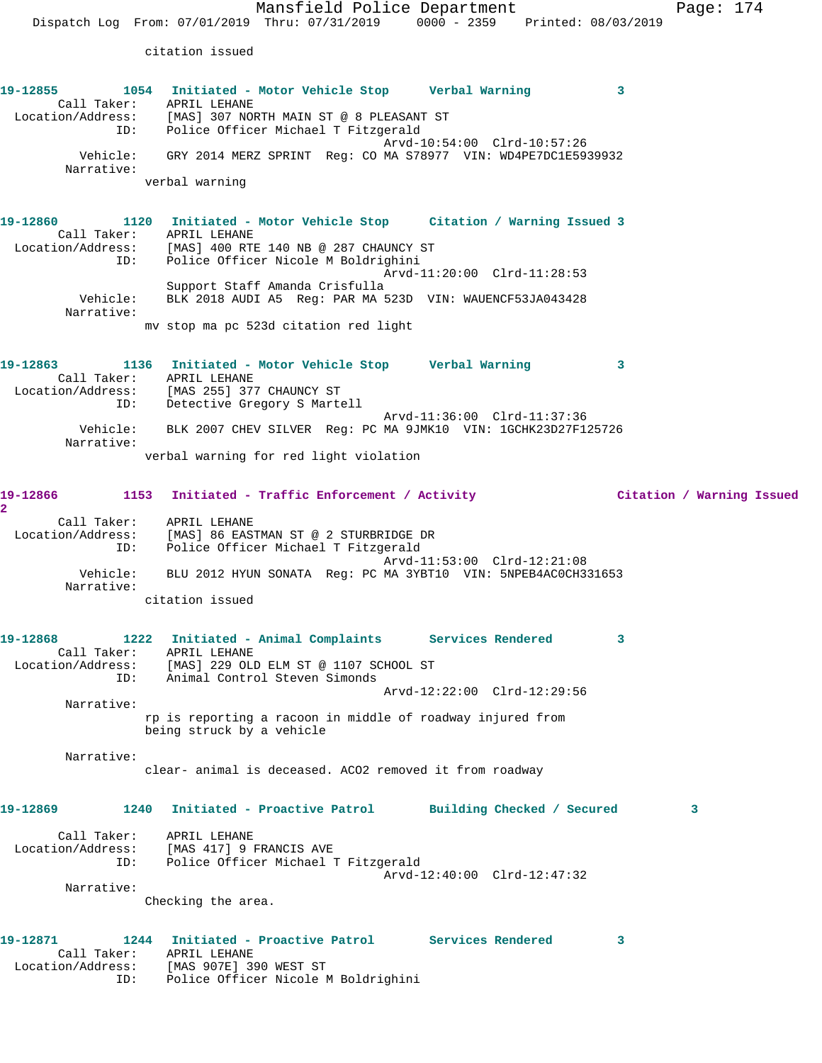citation issued

**19-12855** 1054 Initiated - Motor Vehicle Stop Verbal Warning 3
Call Taker: APRIL LEHANE
Location/Address: [MAS] 307 NORTH MAIN ST @ 8 PLEASANT ST
ID: Police Officer Michael T Fitzgerald
Arvd-10:54:00 Clrd-10:57:26
Vehicle: GRY 2014 MERZ SPRINT Reg: CO MA S78977 VIN: WD4PE7DC1E5939932
Narrative:
verbal warning

**19-12860** 1120 Initiated - Motor Vehicle Stop Citation / Warning Issued 3
Call Taker: APRIL LEHANE
Location/Address: [MAS] 400 RTE 140 NB @ 287 CHAUNCY ST
ID: Police Officer Nicole M Boldrighini
Arvd-11:20:00 Clrd-11:28:53
Support Staff Amanda Crisfulla
Vehicle: BLK 2018 AUDI A5 Reg: PAR MA 523D VIN: WAUENCF53JA043428
Narrative:
mv stop ma pc 523d citation red light

**19-12863** 1136 Initiated - Motor Vehicle Stop Verbal Warning 3
Call Taker: APRIL LEHANE
Location/Address: [MAS 255] 377 CHAUNCY ST
ID: Detective Gregory S Martell
Arvd-11:36:00 Clrd-11:37:36
Vehicle: BLK 2007 CHEV SILVER Reg: PC MA 9JMK10 VIN: 1GCHK23D27F125726
Narrative:
verbal warning for red light violation

**19-12866** 1153 Initiated - Traffic Enforcement / Activity Citation / Warning Issued 2
Call Taker: APRIL LEHANE
Location/Address: [MAS] 86 EASTMAN ST @ 2 STURBRIDGE DR
ID: Police Officer Michael T Fitzgerald
Arvd-11:53:00 Clrd-12:21:08
Vehicle: BLU 2012 HYUN SONATA Reg: PC MA 3YBT10 VIN: 5NPEB4AC0CH331653
Narrative:
citation issued

**19-12868** 1222 Initiated - Animal Complaints Services Rendered 3
Call Taker: APRIL LEHANE
Location/Address: [MAS] 229 OLD ELM ST @ 1107 SCHOOL ST
ID: Animal Control Steven Simonds
Arvd-12:22:00 Clrd-12:29:56
Narrative:
rp is reporting a racoon in middle of roadway injured from being struck by a vehicle

Narrative:
clear- animal is deceased. ACO2 removed it from roadway

**19-12869** 1240 Initiated - Proactive Patrol Building Checked / Secured 3
Call Taker: APRIL LEHANE
Location/Address: [MAS 417] 9 FRANCIS AVE
ID: Police Officer Michael T Fitzgerald
Arvd-12:40:00 Clrd-12:47:32
Narrative:
Checking the area.

**19-12871** 1244 Initiated - Proactive Patrol Services Rendered 3
Call Taker: APRIL LEHANE
Location/Address: [MAS 907E] 390 WEST ST
ID: Police Officer Nicole M Boldrighini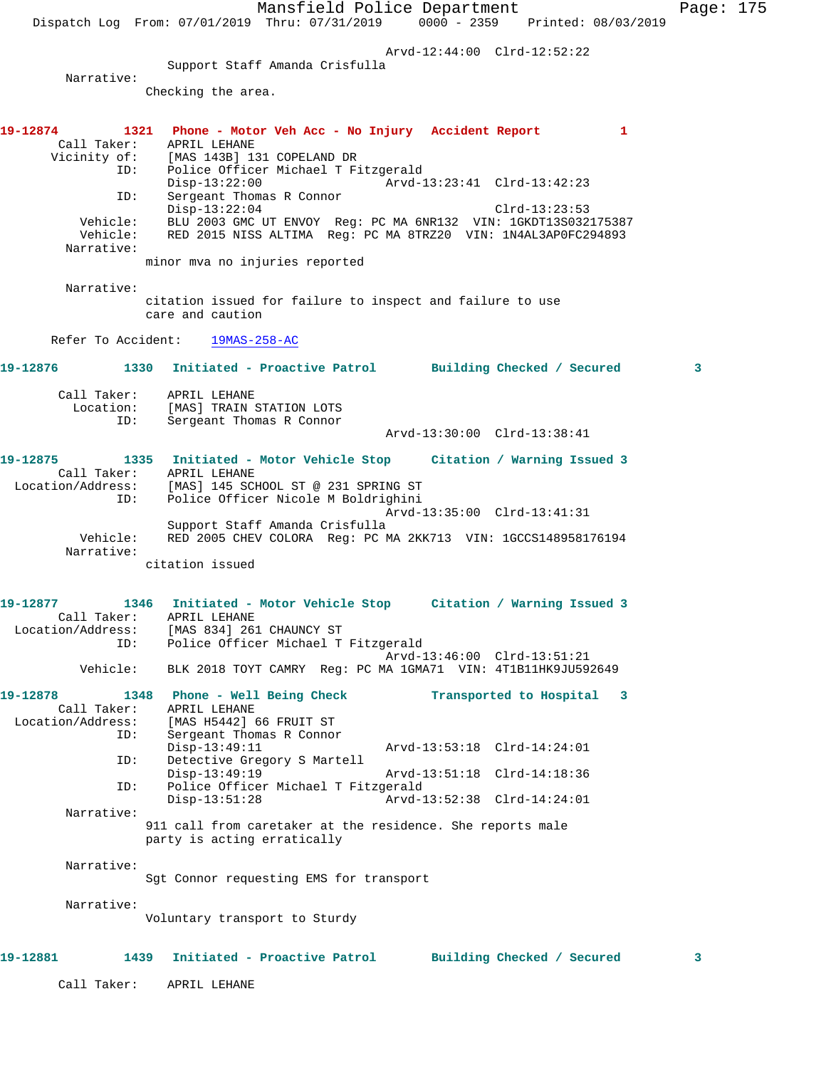```
                                          Arvd-12:44:00  Clrd-12:52:22
                Support Staff Amanda Crisfulla
        Narrative:
               Checking the area.


19-12874        1321  Phone - Motor Veh Acc - No Injury  Accident Report          1
        Call Taker:     APRIL LEHANE
       Vicinity of:     [MAS 143B] 131 COPELAND DR
                ID:     Police Officer Michael T Fitzgerald
                        Disp-13:22:00              Arvd-13:23:41  Clrd-13:42:23
                ID:     Sergeant Thomas R Connor
                        Disp-13:22:04                             Clrd-13:23:53
           Vehicle:     BLU 2003 GMC UT ENVOY  Reg: PC MA 6NR132  VIN: 1GKDT13S032175387
           Vehicle:     RED 2015 NISS ALTIMA  Reg: PC MA 8TRZ20  VIN: 1N4AL3AP0FC294893
         Narrative:
               minor mva no injuries reported

         Narrative:
               citation issued for failure to inspect and failure to use
               care and caution

      Refer To Accident:    19MAS-258-AC

19-12876        1330  Initiated - Proactive Patrol       Building Checked / Secured          3

        Call Taker:     APRIL LEHANE
          Location:     [MAS] TRAIN STATION LOTS
                ID:     Sergeant Thomas R Connor
                                                   Arvd-13:30:00  Clrd-13:38:41

19-12875        1335  Initiated - Motor Vehicle Stop     Citation / Warning Issued 3
        Call Taker:     APRIL LEHANE
  Location/Address:     [MAS] 145 SCHOOL ST @ 231 SPRING ST
                ID:     Police Officer Nicole M Boldrighini
                                                   Arvd-13:35:00  Clrd-13:41:31
                        Support Staff Amanda Crisfulla
           Vehicle:     RED 2005 CHEV COLORA  Reg: PC MA 2KK713  VIN: 1GCCS148958176194
         Narrative:
               citation issued


19-12877        1346  Initiated - Motor Vehicle Stop     Citation / Warning Issued 3
        Call Taker:     APRIL LEHANE
  Location/Address:     [MAS 834] 261 CHAUNCY ST
                ID:     Police Officer Michael T Fitzgerald
                                                   Arvd-13:46:00  Clrd-13:51:21
           Vehicle:     BLK 2018 TOYT CAMRY  Reg: PC MA 1GMA71  VIN: 4T1B11HK9JU592649

19-12878        1348  Phone - Well Being Check           Transported to Hospital    3
        Call Taker:     APRIL LEHANE
  Location/Address:     [MAS H5442] 66 FRUIT ST
                ID:     Sergeant Thomas R Connor
                        Disp-13:49:11              Arvd-13:53:18  Clrd-14:24:01
                ID:     Detective Gregory S Martell
                        Disp-13:49:19              Arvd-13:51:18  Clrd-14:18:36
                ID:     Police Officer Michael T Fitzgerald
                        Disp-13:51:28              Arvd-13:52:38  Clrd-14:24:01
         Narrative:
               911 call from caretaker at the residence. She reports male
               party is acting erratically

         Narrative:
               Sgt Connor requesting EMS for transport

         Narrative:
               Voluntary transport to Sturdy


19-12881        1439  Initiated - Proactive Patrol       Building Checked / Secured          3

        Call Taker:     APRIL LEHANE
```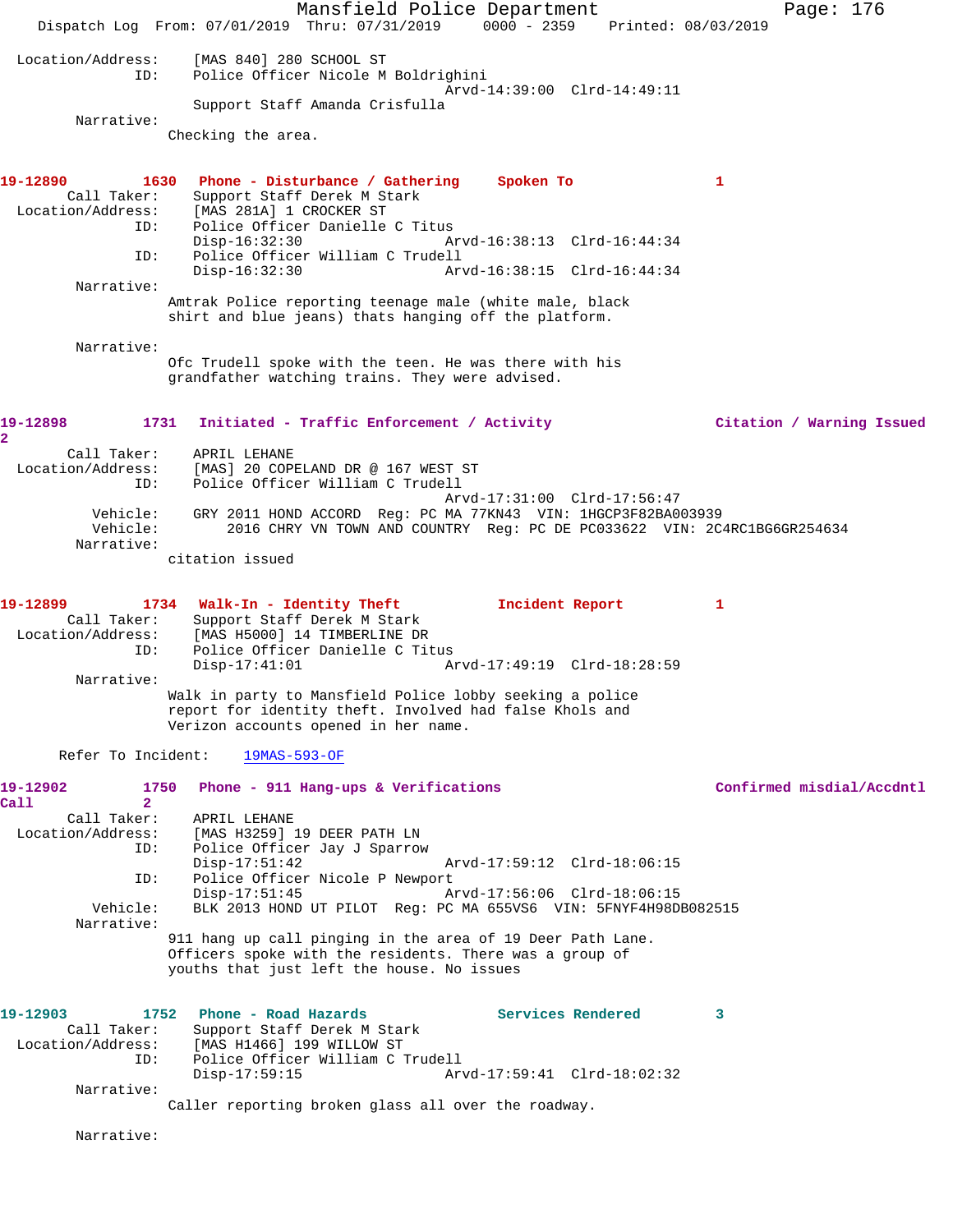```
 Location/Address:    [MAS 840] 280 SCHOOL ST
               ID:    Police Officer Nicole M Boldrighini
                                          Arvd-14:39:00  Clrd-14:49:11
                      Support Staff Amanda Crisfulla
        Narrative:
                    Checking the area.


19-12890        1630   Phone - Disturbance / Gathering     Spoken To                1
        Call Taker:    Support Staff Derek M Stark
  Location/Address:    [MAS 281A] 1 CROCKER ST
               ID:    Police Officer Danielle C Titus
                      Disp-16:32:30               Arvd-16:38:13  Clrd-16:44:34
               ID:    Police Officer William C Trudell
                      Disp-16:32:30               Arvd-16:38:15  Clrd-16:44:34
        Narrative:
                    Amtrak Police reporting teenage male (white male, black
                    shirt and blue jeans) thats hanging off the platform.

        Narrative:
                    Ofc Trudell spoke with the teen. He was there with his
                    grandfather watching trains. They were advised.


19-12898        1731   Initiated - Traffic Enforcement / Activity              Citation / Warning Issued
2
        Call Taker:    APRIL LEHANE
  Location/Address:    [MAS] 20 COPELAND DR @ 167 WEST ST
               ID:    Police Officer William C Trudell
                                          Arvd-17:31:00  Clrd-17:56:47
          Vehicle:    GRY 2011 HOND ACCORD  Reg: PC MA 77KN43  VIN: 1HGCP3F82BA003939
          Vehicle:         2016 CHRY VN TOWN AND COUNTRY  Reg: PC DE PC033622  VIN: 2C4RC1BG6GR254634
        Narrative:
                    citation issued


19-12899        1734   Walk-In - Identity Theft            Incident Report          1
        Call Taker:    Support Staff Derek M Stark
  Location/Address:    [MAS H5000] 14 TIMBERLINE DR
               ID:    Police Officer Danielle C Titus
                      Disp-17:41:01               Arvd-17:49:19  Clrd-18:28:59
        Narrative:
                    Walk in party to Mansfield Police lobby seeking a police
                    report for identity theft. Involved had false Khols and
                    Verizon accounts opened in her name.

      Refer To Incident:    19MAS-593-OF

19-12902        1750   Phone - 911 Hang-ups & Verifications                    Confirmed misdial/Accdntl
Call            2
        Call Taker:    APRIL LEHANE
  Location/Address:    [MAS H3259] 19 DEER PATH LN
               ID:    Police Officer Jay J Sparrow
                      Disp-17:51:42               Arvd-17:59:12  Clrd-18:06:15
               ID:    Police Officer Nicole P Newport
                      Disp-17:51:45               Arvd-17:56:06  Clrd-18:06:15
          Vehicle:    BLK 2013 HOND UT PILOT  Reg: PC MA 655VS6  VIN: 5FNYF4H98DB082515
        Narrative:
                    911 hang up call pinging in the area of 19 Deer Path Lane.
                    Officers spoke with the residents. There was a group of
                    youths that just left the house. No issues


19-12903        1752   Phone - Road Hazards                Services Rendered        3
        Call Taker:    Support Staff Derek M Stark
  Location/Address:    [MAS H1466] 199 WILLOW ST
               ID:    Police Officer William C Trudell
                      Disp-17:59:15               Arvd-17:59:41  Clrd-18:02:32
        Narrative:
                    Caller reporting broken glass all over the roadway.

        Narrative:
```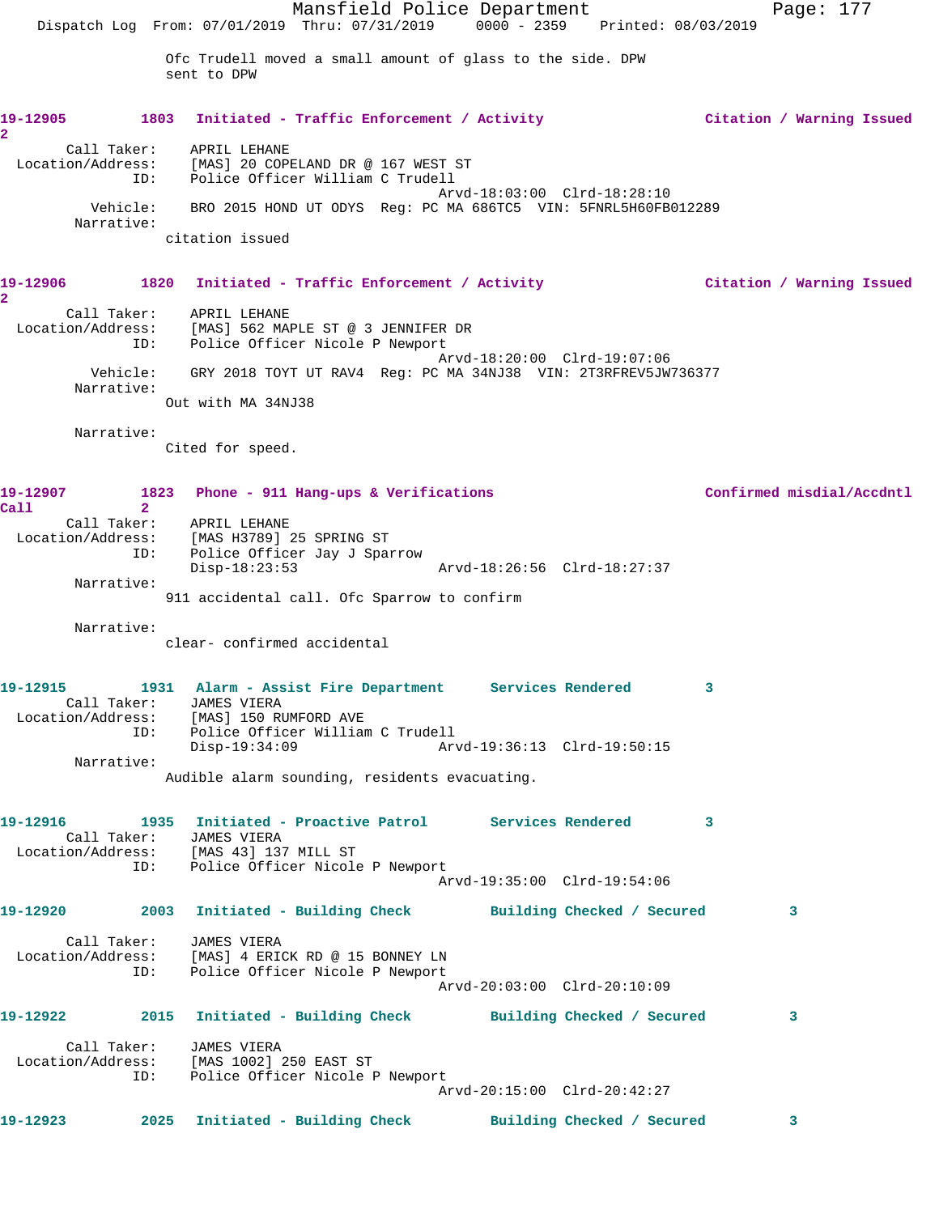Ofc Trudell moved a small amount of glass to the side. DPW sent to DPW

**19-12905** 1803 **Initiated - Traffic Enforcement / Activity** **Citation / Warning Issued** 2

Call Taker: APRIL LEHANE
Location/Address: [MAS] 20 COPELAND DR @ 167 WEST ST
ID: Police Officer William C Trudell
Arvd-18:03:00 Clrd-18:28:10
Vehicle: BRO 2015 HOND UT ODYS Reg: PC MA 686TC5 VIN: 5FNRL5H60FB012289
Narrative:
citation issued

**19-12906** 1820 **Initiated - Traffic Enforcement / Activity** **Citation / Warning Issued** 2

Call Taker: APRIL LEHANE
Location/Address: [MAS] 562 MAPLE ST @ 3 JENNIFER DR
ID: Police Officer Nicole P Newport
Arvd-18:20:00 Clrd-19:07:06
Vehicle: GRY 2018 TOYT UT RAV4 Reg: PC MA 34NJ38 VIN: 2T3RFREV5JW736377
Narrative:
Out with MA 34NJ38

Narrative:
Cited for speed.

**19-12907** 1823 **Phone - 911 Hang-ups & Verifications** **Confirmed misdial/Accdntl Call** 2

Call Taker: APRIL LEHANE
Location/Address: [MAS H3789] 25 SPRING ST
ID: Police Officer Jay J Sparrow
Disp-18:23:53 Arvd-18:26:56 Clrd-18:27:37
Narrative:
911 accidental call. Ofc Sparrow to confirm

Narrative:
clear- confirmed accidental

**19-12915** 1931 **Alarm - Assist Fire Department** **Services Rendered** 3

Call Taker: JAMES VIERA
Location/Address: [MAS] 150 RUMFORD AVE
ID: Police Officer William C Trudell
Disp-19:34:09 Arvd-19:36:13 Clrd-19:50:15
Narrative:
Audible alarm sounding, residents evacuating.

**19-12916** 1935 **Initiated - Proactive Patrol** **Services Rendered** 3

Call Taker: JAMES VIERA
Location/Address: [MAS 43] 137 MILL ST
ID: Police Officer Nicole P Newport
Arvd-19:35:00 Clrd-19:54:06

**19-12920** 2003 **Initiated - Building Check** **Building Checked / Secured** 3

Call Taker: JAMES VIERA
Location/Address: [MAS] 4 ERICK RD @ 15 BONNEY LN
ID: Police Officer Nicole P Newport
Arvd-20:03:00 Clrd-20:10:09

**19-12922** 2015 **Initiated - Building Check** **Building Checked / Secured** 3

Call Taker: JAMES VIERA
Location/Address: [MAS 1002] 250 EAST ST
ID: Police Officer Nicole P Newport
Arvd-20:15:00 Clrd-20:42:27

**19-12923** 2025 **Initiated - Building Check** **Building Checked / Secured** 3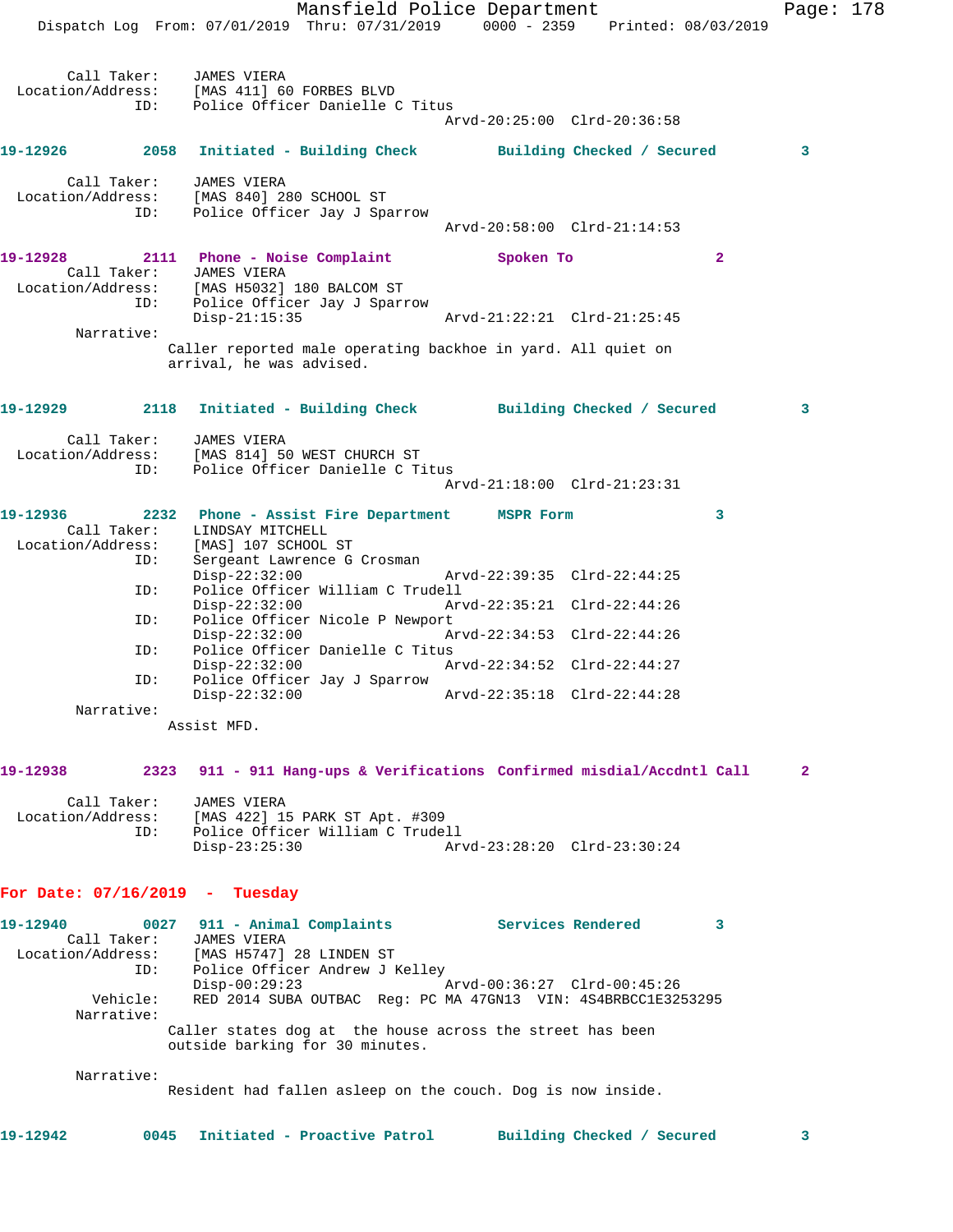Call Taker: JAMES VIERA
Location/Address: [MAS 411] 60 FORBES BLVD
ID: Police Officer Danielle C Titus
Arvd-20:25:00 Clrd-20:36:58

**19-12926 2058 Initiated - Building Check Building Checked / Secured 3**

Call Taker: JAMES VIERA
Location/Address: [MAS 840] 280 SCHOOL ST
ID: Police Officer Jay J Sparrow
Arvd-20:58:00 Clrd-21:14:53

**19-12928 2111 Phone - Noise Complaint Spoken To 2**

Call Taker: JAMES VIERA
Location/Address: [MAS H5032] 180 BALCOM ST
ID: Police Officer Jay J Sparrow
Disp-21:15:35 Arvd-21:22:21 Clrd-21:25:45

Narrative:
Caller reported male operating backhoe in yard. All quiet on arrival, he was advised.

**19-12929 2118 Initiated - Building Check Building Checked / Secured 3**

Call Taker: JAMES VIERA
Location/Address: [MAS 814] 50 WEST CHURCH ST
ID: Police Officer Danielle C Titus
Arvd-21:18:00 Clrd-21:23:31

**19-12936 2232 Phone - Assist Fire Department MSPR Form 3**

Call Taker: LINDSAY MITCHELL
Location/Address: [MAS] 107 SCHOOL ST
ID: Sergeant Lawrence G Crosman
Disp-22:32:00 Arvd-22:39:35 Clrd-22:44:25
ID: Police Officer William C Trudell
Disp-22:32:00 Arvd-22:35:21 Clrd-22:44:26
ID: Police Officer Nicole P Newport
Disp-22:32:00 Arvd-22:34:53 Clrd-22:44:26
ID: Police Officer Danielle C Titus
Disp-22:32:00 Arvd-22:34:52 Clrd-22:44:27
ID: Police Officer Jay J Sparrow
Disp-22:32:00 Arvd-22:35:18 Clrd-22:44:28

Narrative:
Assist MFD.

**19-12938 2323 911 - 911 Hang-ups & Verifications Confirmed misdial/Accdntl Call 2**

Call Taker: JAMES VIERA
Location/Address: [MAS 422] 15 PARK ST Apt. #309
ID: Police Officer William C Trudell
Disp-23:25:30 Arvd-23:28:20 Clrd-23:30:24

## For Date: 07/16/2019 - Tuesday

**19-12940 0027 911 - Animal Complaints Services Rendered 3**

Call Taker: JAMES VIERA
Location/Address: [MAS H5747] 28 LINDEN ST
ID: Police Officer Andrew J Kelley
Disp-00:29:23 Arvd-00:36:27 Clrd-00:45:26
Vehicle: RED 2014 SUBA OUTBAC Reg: PC MA 47GN13 VIN: 4S4BRBCC1E3253295

Narrative:
Caller states dog at the house across the street has been outside barking for 30 minutes.

Narrative:
Resident had fallen asleep on the couch. Dog is now inside.

**19-12942 0045 Initiated - Proactive Patrol Building Checked / Secured 3**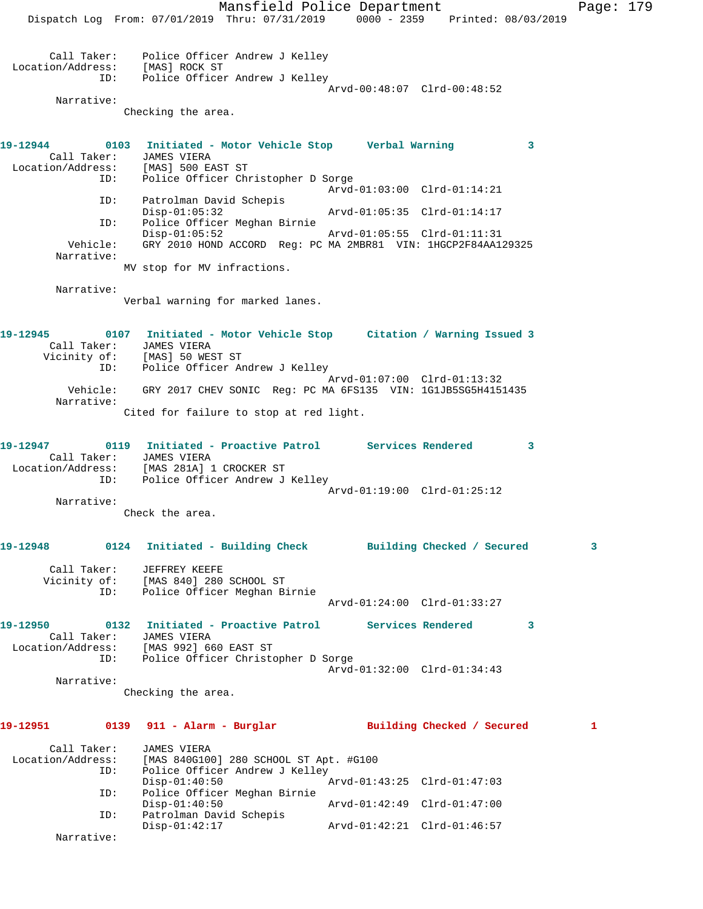```
        Call Taker:    Police Officer Andrew J Kelley
  Location/Address:    [MAS] ROCK ST
                ID:    Police Officer Andrew J Kelley
                                                Arvd-00:48:07  Clrd-00:48:52
         Narrative:
                      Checking the area.
```

**19-12944** 0103 **Initiated - Motor Vehicle Stop** **Verbal Warning** 3

```
        Call Taker:    JAMES VIERA
  Location/Address:    [MAS] 500 EAST ST
                ID:    Police Officer Christopher D Sorge
                                                Arvd-01:03:00  Clrd-01:14:21
                ID:    Patrolman David Schepis
                       Disp-01:05:32            Arvd-01:05:35  Clrd-01:14:17
                ID:    Police Officer Meghan Birnie
                       Disp-01:05:52            Arvd-01:05:55  Clrd-01:11:31
           Vehicle:    GRY 2010 HOND ACCORD  Reg: PC MA 2MBR81  VIN: 1HGCP2F84AA129325
         Narrative:
                      MV stop for MV infractions.

         Narrative:
                      Verbal warning for marked lanes.
```

**19-12945** 0107 **Initiated - Motor Vehicle Stop** **Citation / Warning Issued** 3

```
        Call Taker:    JAMES VIERA
       Vicinity of:    [MAS] 50 WEST ST
                ID:    Police Officer Andrew J Kelley
                                                Arvd-01:07:00  Clrd-01:13:32
           Vehicle:    GRY 2017 CHEV SONIC  Reg: PC MA 6FS135  VIN: 1G1JB5SG5H4151435
         Narrative:
                      Cited for failure to stop at red light.
```

**19-12947** 0119 **Initiated - Proactive Patrol** **Services Rendered** 3

```
        Call Taker:    JAMES VIERA
  Location/Address:    [MAS 281A] 1 CROCKER ST
                ID:    Police Officer Andrew J Kelley
                                                Arvd-01:19:00  Clrd-01:25:12
         Narrative:
                      Check the area.
```

**19-12948** 0124 **Initiated - Building Check** **Building Checked / Secured** 3

```
        Call Taker:    JEFFREY KEEFE
       Vicinity of:    [MAS 840] 280 SCHOOL ST
                ID:    Police Officer Meghan Birnie
                                                Arvd-01:24:00  Clrd-01:33:27
```

**19-12950** 0132 **Initiated - Proactive Patrol** **Services Rendered** 3

```
        Call Taker:    JAMES VIERA
  Location/Address:    [MAS 992] 660 EAST ST
                ID:    Police Officer Christopher D Sorge
                                                Arvd-01:32:00  Clrd-01:34:43
         Narrative:
                      Checking the area.
```

**19-12951** 0139 **911 - Alarm - Burglar** **Building Checked / Secured** 1

```
        Call Taker:    JAMES VIERA
  Location/Address:    [MAS 840G100] 280 SCHOOL ST Apt. #G100
                ID:    Police Officer Andrew J Kelley
                       Disp-01:40:50            Arvd-01:43:25  Clrd-01:47:03
                ID:    Police Officer Meghan Birnie
                       Disp-01:40:50            Arvd-01:42:49  Clrd-01:47:00
                ID:    Patrolman David Schepis
                       Disp-01:42:17            Arvd-01:42:21  Clrd-01:46:57
         Narrative:
```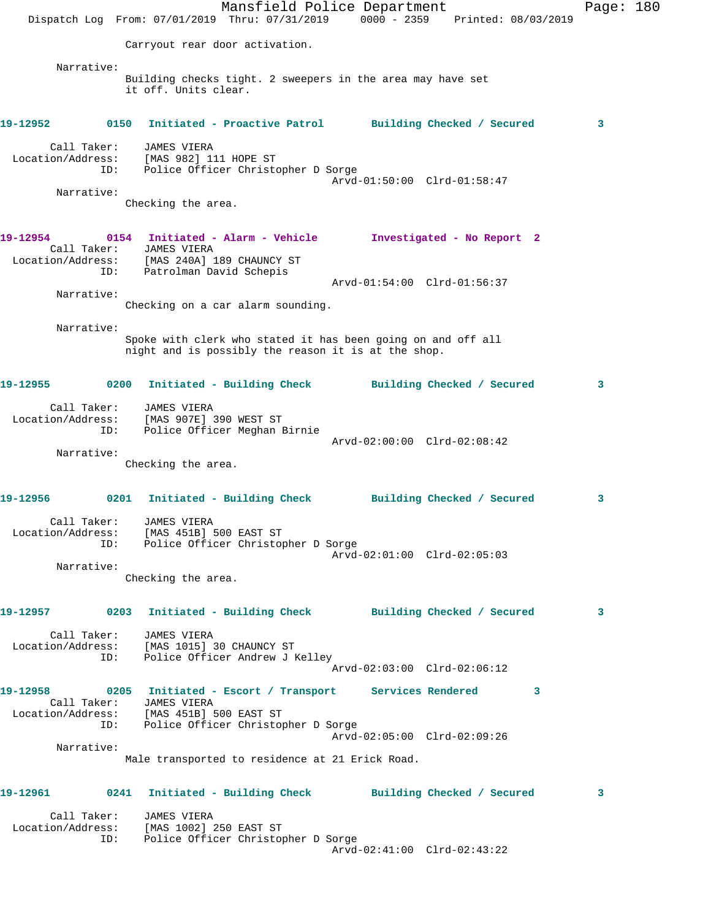Carryout rear door activation.

Narrative:
Building checks tight. 2 sweepers in the area may have set it off. Units clear.

**19-12952** 0150 Initiated - Proactive Patrol — Building Checked / Secured 3

Call Taker: JAMES VIERA
Location/Address: [MAS 982] 111 HOPE ST
ID: Police Officer Christopher D Sorge
Arvd-01:50:00 Clrd-01:58:47

Narrative:
Checking the area.

**19-12954** 0154 Initiated - Alarm - Vehicle — Investigated - No Report 2

Call Taker: JAMES VIERA
Location/Address: [MAS 240A] 189 CHAUNCY ST
ID: Patrolman David Schepis
Arvd-01:54:00 Clrd-01:56:37

Narrative:
Checking on a car alarm sounding.

Narrative:
Spoke with clerk who stated it has been going on and off all night and is possibly the reason it is at the shop.

**19-12955** 0200 Initiated - Building Check — Building Checked / Secured 3

Call Taker: JAMES VIERA
Location/Address: [MAS 907E] 390 WEST ST
ID: Police Officer Meghan Birnie
Arvd-02:00:00 Clrd-02:08:42

Narrative:
Checking the area.

**19-12956** 0201 Initiated - Building Check — Building Checked / Secured 3

Call Taker: JAMES VIERA
Location/Address: [MAS 451B] 500 EAST ST
ID: Police Officer Christopher D Sorge
Arvd-02:01:00 Clrd-02:05:03

Narrative:
Checking the area.

**19-12957** 0203 Initiated - Building Check — Building Checked / Secured 3

Call Taker: JAMES VIERA
Location/Address: [MAS 1015] 30 CHAUNCY ST
ID: Police Officer Andrew J Kelley
Arvd-02:03:00 Clrd-02:06:12

**19-12958** 0205 Initiated - Escort / Transport — Services Rendered 3

Call Taker: JAMES VIERA
Location/Address: [MAS 451B] 500 EAST ST
ID: Police Officer Christopher D Sorge
Arvd-02:05:00 Clrd-02:09:26

Narrative:
Male transported to residence at 21 Erick Road.

**19-12961** 0241 Initiated - Building Check — Building Checked / Secured 3

Call Taker: JAMES VIERA
Location/Address: [MAS 1002] 250 EAST ST
ID: Police Officer Christopher D Sorge
Arvd-02:41:00 Clrd-02:43:22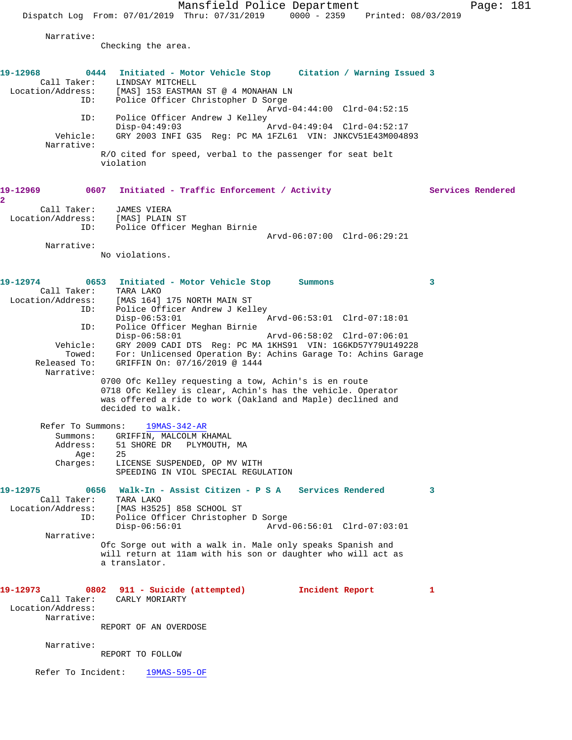Narrative:
Checking the area.

**19-12968** 0444 **Initiated - Motor Vehicle Stop** **Citation / Warning Issued 3**

Call Taker: LINDSAY MITCHELL
Location/Address: [MAS] 153 EASTMAN ST @ 4 MONAHAN LN
ID: Police Officer Christopher D Sorge
Arvd-04:44:00 Clrd-04:52:15
ID: Police Officer Andrew J Kelley
Disp-04:49:03 Arvd-04:49:04 Clrd-04:52:17
Vehicle: GRY 2003 INFI G35 Reg: PC MA 1FZL61 VIN: JNKCV51E43M004893
Narrative:
R/O cited for speed, verbal to the passenger for seat belt violation

**19-12969** 0607 **Initiated - Traffic Enforcement / Activity** **Services Rendered 2**

Call Taker: JAMES VIERA
Location/Address: [MAS] PLAIN ST
ID: Police Officer Meghan Birnie
Arvd-06:07:00 Clrd-06:29:21
Narrative:
No violations.

**19-12974** 0653 **Initiated - Motor Vehicle Stop** **Summons 3**

Call Taker: TARA LAKO
Location/Address: [MAS 164] 175 NORTH MAIN ST
ID: Police Officer Andrew J Kelley
Disp-06:53:01 Arvd-06:53:01 Clrd-07:18:01
ID: Police Officer Meghan Birnie
Disp-06:58:01 Arvd-06:58:02 Clrd-07:06:01
Vehicle: GRY 2009 CADI DTS Reg: PC MA 1KHS91 VIN: 1G6KD57Y79U149228
Towed: For: Unlicensed Operation By: Achins Garage To: Achins Garage
Released To: GRIFFIN On: 07/16/2019 @ 1444
Narrative:
0700 Ofc Kelley requesting a tow, Achin's is en route
0718 Ofc Kelley is clear, Achin's has the vehicle. Operator was offered a ride to work (Oakland and Maple) declined and decided to walk.

Refer To Summons: 19MAS-342-AR
Summons: GRIFFIN, MALCOLM KHAMAL
Address: 51 SHORE DR PLYMOUTH, MA
Age: 25
Charges: LICENSE SUSPENDED, OP MV WITH
SPEEDING IN VIOL SPECIAL REGULATION

**19-12975** 0656 **Walk-In - Assist Citizen - P S A** **Services Rendered 3**

Call Taker: TARA LAKO
Location/Address: [MAS H3525] 858 SCHOOL ST
ID: Police Officer Christopher D Sorge
Disp-06:56:01 Arvd-06:56:01 Clrd-07:03:01
Narrative:
Ofc Sorge out with a walk in. Male only speaks Spanish and will return at 11am with his son or daughter who will act as a translator.

**19-12973** 0802 **911 - Suicide (attempted)** **Incident Report 1**

Call Taker: CARLY MORIARTY
Location/Address:
Narrative:
REPORT OF AN OVERDOSE

Narrative:
REPORT TO FOLLOW

Refer To Incident: 19MAS-595-OF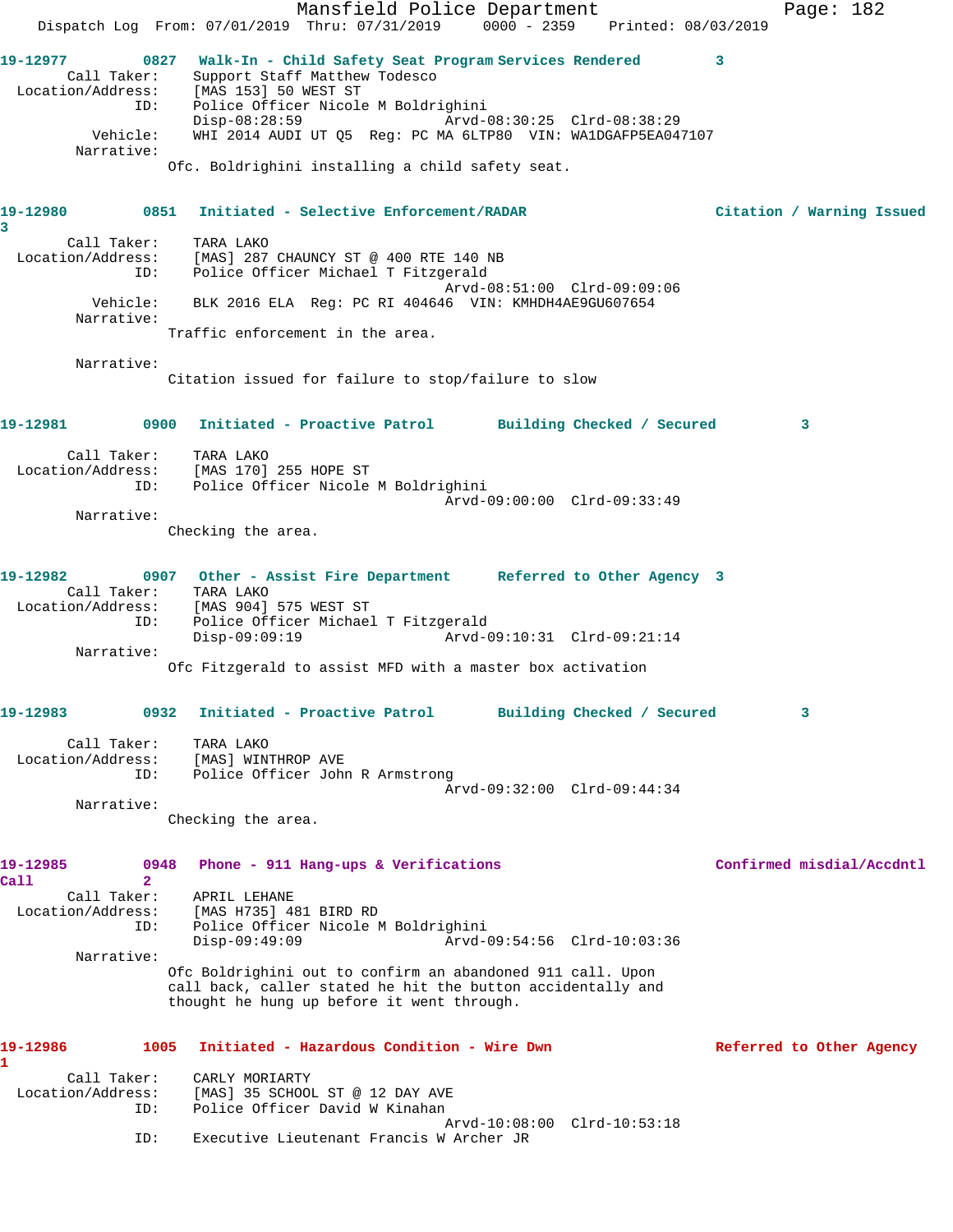**19-12977** 0827 **Walk-In - Child Safety Seat Program Services Rendered** 3

Call Taker: Support Staff Matthew Todesco
Location/Address: [MAS 153] 50 WEST ST
ID: Police Officer Nicole M Boldrighini
Disp-08:28:59 Arvd-08:30:25 Clrd-08:38:29
Vehicle: WHI 2014 AUDI UT Q5 Reg: PC MA 6LTP80 VIN: WA1DGAFP5EA047107
Narrative:
Ofc. Boldrighini installing a child safety seat.

**19-12980** 0851 **Initiated - Selective Enforcement/RADAR** **Citation / Warning Issued** 3

Call Taker: TARA LAKO
Location/Address: [MAS] 287 CHAUNCY ST @ 400 RTE 140 NB
ID: Police Officer Michael T Fitzgerald
Arvd-08:51:00 Clrd-09:09:06
Vehicle: BLK 2016 ELA Reg: PC RI 404646 VIN: KMHDH4AE9GU607654
Narrative:
Traffic enforcement in the area.

Narrative:
Citation issued for failure to stop/failure to slow

**19-12981** 0900 **Initiated - Proactive Patrol** **Building Checked / Secured** 3

Call Taker: TARA LAKO
Location/Address: [MAS 170] 255 HOPE ST
ID: Police Officer Nicole M Boldrighini
Arvd-09:00:00 Clrd-09:33:49
Narrative:
Checking the area.

**19-12982** 0907 **Other - Assist Fire Department** **Referred to Other Agency** 3

Call Taker: TARA LAKO
Location/Address: [MAS 904] 575 WEST ST
ID: Police Officer Michael T Fitzgerald
Disp-09:09:19 Arvd-09:10:31 Clrd-09:21:14
Narrative:
Ofc Fitzgerald to assist MFD with a master box activation

**19-12983** 0932 **Initiated - Proactive Patrol** **Building Checked / Secured** 3

Call Taker: TARA LAKO
Location/Address: [MAS] WINTHROP AVE
ID: Police Officer John R Armstrong
Arvd-09:32:00 Clrd-09:44:34
Narrative:
Checking the area.

**19-12985** 0948 **Phone - 911 Hang-ups & Verifications** **Confirmed misdial/Accdntl Call** 2

Call Taker: APRIL LEHANE
Location/Address: [MAS H735] 481 BIRD RD
ID: Police Officer Nicole M Boldrighini
Disp-09:49:09 Arvd-09:54:56 Clrd-10:03:36
Narrative:
Ofc Boldrighini out to confirm an abandoned 911 call. Upon call back, caller stated he hit the button accidentally and thought he hung up before it went through.

**19-12986** 1005 **Initiated - Hazardous Condition - Wire Dwn** **Referred to Other Agency** 1

Call Taker: CARLY MORIARTY
Location/Address: [MAS] 35 SCHOOL ST @ 12 DAY AVE
ID: Police Officer David W Kinahan
Arvd-10:08:00 Clrd-10:53:18
ID: Executive Lieutenant Francis W Archer JR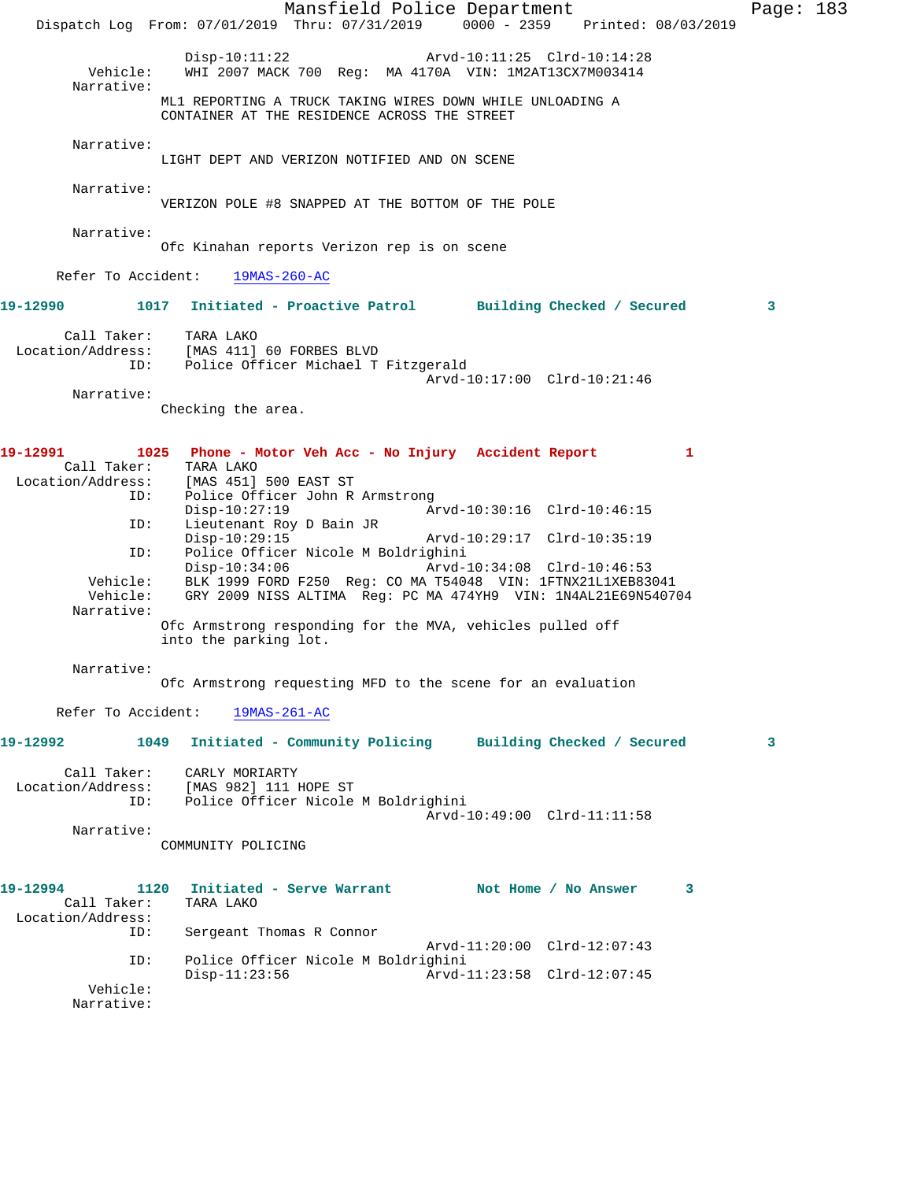```
                Disp-10:11:22                 Arvd-10:11:25  Clrd-10:14:28
        Vehicle:    WHI 2007 MACK 700  Reg:  MA 4170A  VIN: 1M2AT13CX7M003414
      Narrative:
                 ML1 REPORTING A TRUCK TAKING WIRES DOWN WHILE UNLOADING A
                 CONTAINER AT THE RESIDENCE ACROSS THE STREET

      Narrative:
                 LIGHT DEPT AND VERIZON NOTIFIED AND ON SCENE

      Narrative:
                 VERIZON POLE #8 SNAPPED AT THE BOTTOM OF THE POLE

      Narrative:
                 Ofc Kinahan reports Verizon rep is on scene

     Refer To Accident:    19MAS-260-AC

19-12990        1017   Initiated - Proactive Patrol       Building Checked / Secured         3

       Call Taker:    TARA LAKO
  Location/Address:    [MAS 411] 60 FORBES BLVD
               ID:    Police Officer Michael T Fitzgerald
                                              Arvd-10:17:00  Clrd-10:21:46
      Narrative:
                 Checking the area.


19-12991        1025   Phone - Motor Veh Acc - No Injury   Accident Report          1
       Call Taker:    TARA LAKO
  Location/Address:    [MAS 451] 500 EAST ST
               ID:    Police Officer John R Armstrong
                      Disp-10:27:19                 Arvd-10:30:16  Clrd-10:46:15
               ID:    Lieutenant Roy D Bain JR
                      Disp-10:29:15                 Arvd-10:29:17  Clrd-10:35:19
               ID:    Police Officer Nicole M Boldrighini
                      Disp-10:34:06                 Arvd-10:34:08  Clrd-10:46:53
        Vehicle:    BLK 1999 FORD F250  Reg: CO MA T54048  VIN: 1FTNX21L1XEB83041
        Vehicle:    GRY 2009 NISS ALTIMA  Reg: PC MA 474YH9  VIN: 1N4AL21E69N540704
      Narrative:
                 Ofc Armstrong responding for the MVA, vehicles pulled off
                 into the parking lot.

      Narrative:
                 Ofc Armstrong requesting MFD to the scene for an evaluation

     Refer To Accident:    19MAS-261-AC

19-12992        1049   Initiated - Community Policing     Building Checked / Secured         3

       Call Taker:    CARLY MORIARTY
  Location/Address:    [MAS 982] 111 HOPE ST
               ID:    Police Officer Nicole M Boldrighini
                                              Arvd-10:49:00  Clrd-11:11:58
      Narrative:
                 COMMUNITY POLICING


19-12994        1120   Initiated - Serve Warrant          Not Home / No Answer      3
       Call Taker:    TARA LAKO
  Location/Address:
               ID:    Sergeant Thomas R Connor
                                              Arvd-11:20:00  Clrd-12:07:43
               ID:    Police Officer Nicole M Boldrighini
                      Disp-11:23:56                 Arvd-11:23:58  Clrd-12:07:45
        Vehicle:
      Narrative:
```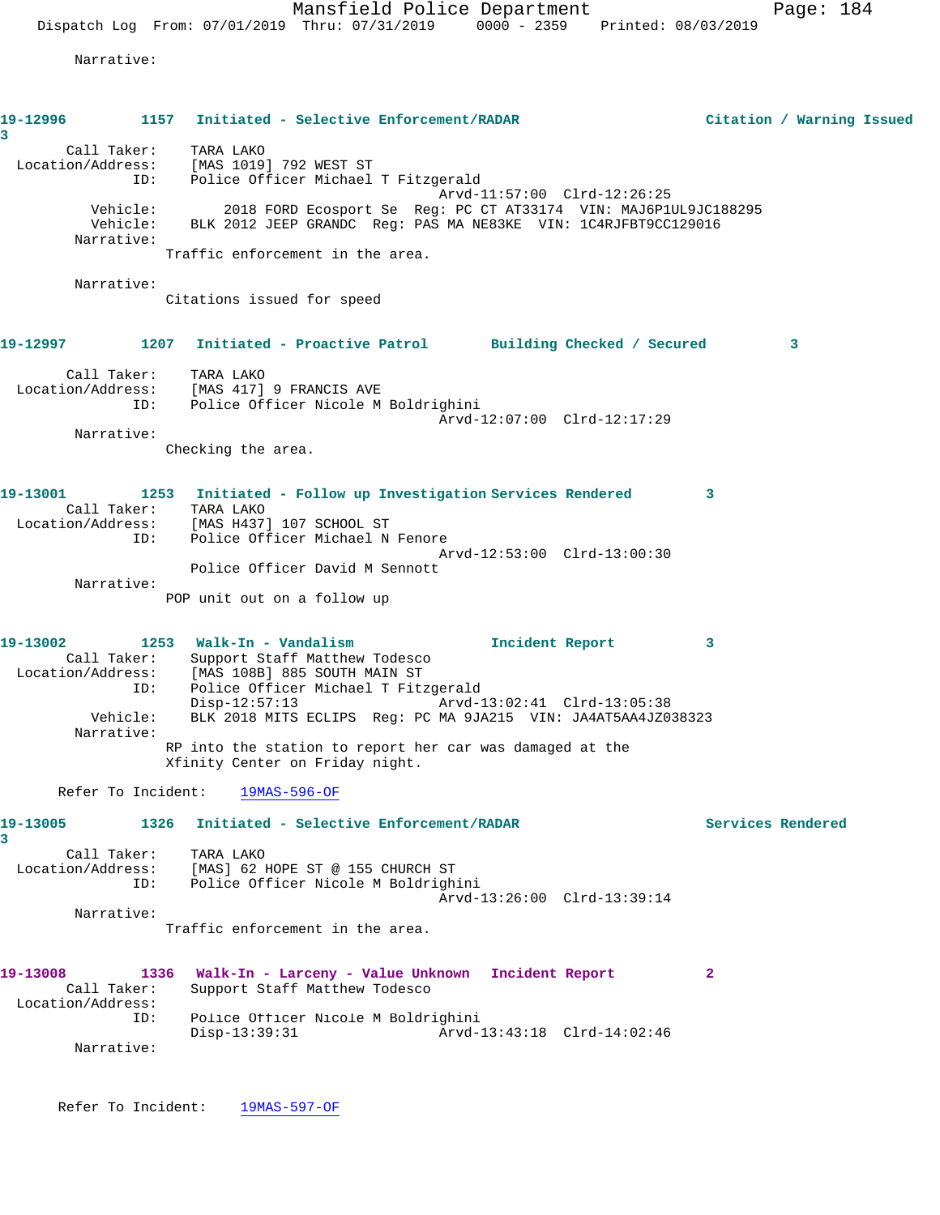Narrative:

**19-12996** 1157 Initiated - Selective Enforcement/RADAR — Citation / Warning Issued 3

Call Taker: TARA LAKO
Location/Address: [MAS 1019] 792 WEST ST
ID: Police Officer Michael T Fitzgerald
Arvd-11:57:00 Clrd-12:26:25
Vehicle: 2018 FORD Ecosport Se Reg: PC CT AT33174 VIN: MAJ6P1UL9JC188295
Vehicle: BLK 2012 JEEP GRANDC Reg: PAS MA NE83KE VIN: 1C4RJFBT9CC129016
Narrative:
Traffic enforcement in the area.

Narrative:
Citations issued for speed

**19-12997** 1207 Initiated - Proactive Patrol — Building Checked / Secured 3

Call Taker: TARA LAKO
Location/Address: [MAS 417] 9 FRANCIS AVE
ID: Police Officer Nicole M Boldrighini
Arvd-12:07:00 Clrd-12:17:29
Narrative:
Checking the area.

**19-13001** 1253 Initiated - Follow up Investigation — Services Rendered 3

Call Taker: TARA LAKO
Location/Address: [MAS H437] 107 SCHOOL ST
ID: Police Officer Michael N Fenore
Arvd-12:53:00 Clrd-13:00:30
Police Officer David M Sennott
Narrative:
POP unit out on a follow up

**19-13002** 1253 Walk-In - Vandalism — Incident Report 3

Call Taker: Support Staff Matthew Todesco
Location/Address: [MAS 108B] 885 SOUTH MAIN ST
ID: Police Officer Michael T Fitzgerald
Disp-12:57:13 Arvd-13:02:41 Clrd-13:05:38
Vehicle: BLK 2018 MITS ECLIPS Reg: PC MA 9JA215 VIN: JA4AT5AA4JZ038323
Narrative:
RP into the station to report her car was damaged at the Xfinity Center on Friday night.

Refer To Incident: 19MAS-596-OF

**19-13005** 1326 Initiated - Selective Enforcement/RADAR — Services Rendered 3

Call Taker: TARA LAKO
Location/Address: [MAS] 62 HOPE ST @ 155 CHURCH ST
ID: Police Officer Nicole M Boldrighini
Arvd-13:26:00 Clrd-13:39:14
Narrative:
Traffic enforcement in the area.

**19-13008** 1336 Walk-In - Larceny - Value Unknown — Incident Report 2

Call Taker: Support Staff Matthew Todesco
Location/Address:
ID: Police Officer Nicole M Boldrighini
Disp-13:39:31 Arvd-13:43:18 Clrd-14:02:46
Narrative:

Refer To Incident: 19MAS-597-OF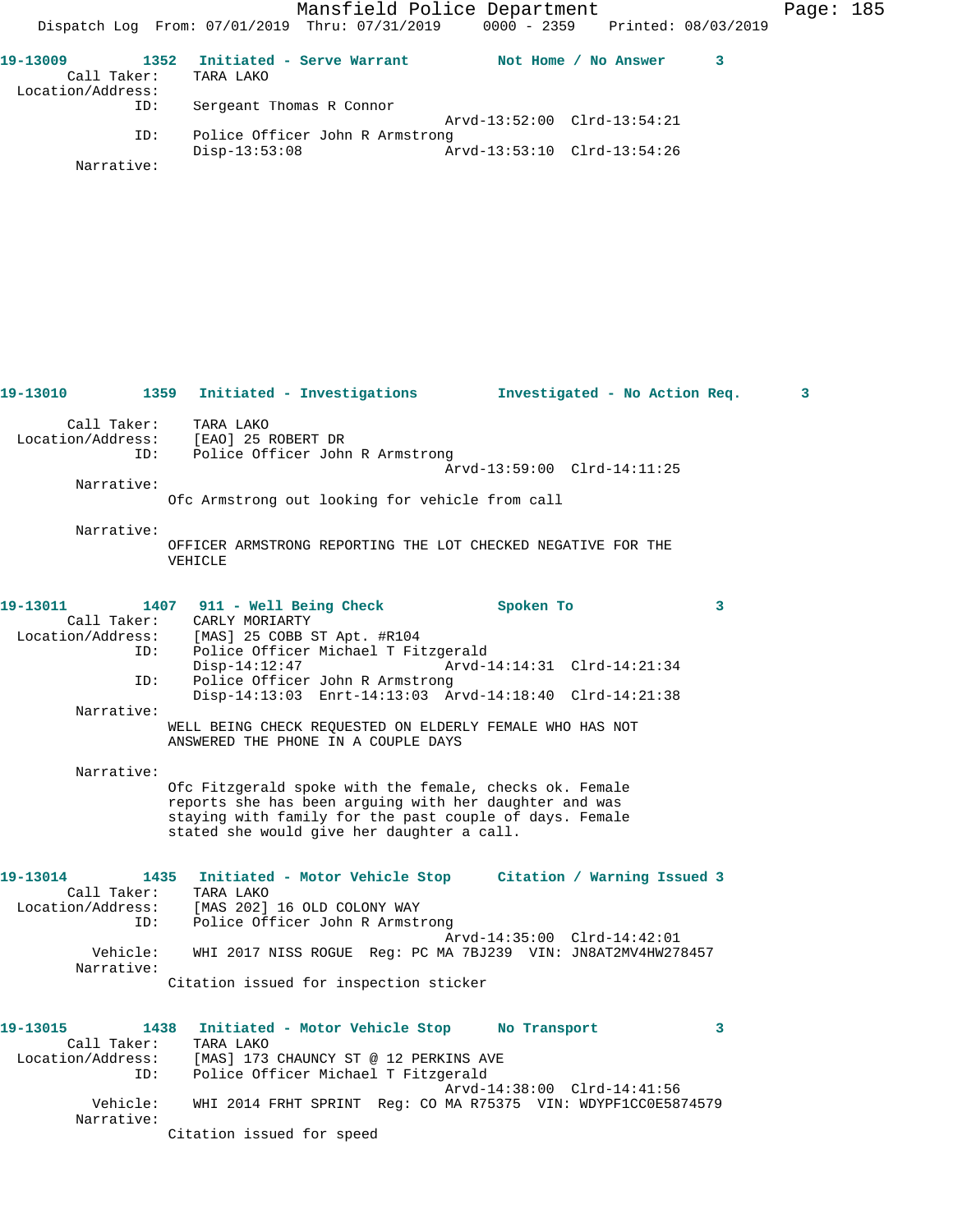19-13009 1352 Initiated - Serve Warrant Not Home / No Answer 3

Call Taker: TARA LAKO
Location/Address:
ID: Sergeant Thomas R Connor
Arvd-13:52:00 Clrd-13:54:21
ID: Police Officer John R Armstrong
Disp-13:53:08 Arvd-13:53:10 Clrd-13:54:26
Narrative:

19-13010 1359 Initiated - Investigations Investigated - No Action Req. 3

Call Taker: TARA LAKO
Location/Address: [EAO] 25 ROBERT DR
ID: Police Officer John R Armstrong
Arvd-13:59:00 Clrd-14:11:25
Narrative:
Ofc Armstrong out looking for vehicle from call

Narrative:
OFFICER ARMSTRONG REPORTING THE LOT CHECKED NEGATIVE FOR THE VEHICLE

19-13011 1407 911 - Well Being Check Spoken To 3

Call Taker: CARLY MORIARTY
Location/Address: [MAS] 25 COBB ST Apt. #R104
ID: Police Officer Michael T Fitzgerald
Disp-14:12:47 Arvd-14:14:31 Clrd-14:21:34
ID: Police Officer John R Armstrong
Disp-14:13:03 Enrt-14:13:03 Arvd-14:18:40 Clrd-14:21:38
Narrative:
WELL BEING CHECK REQUESTED ON ELDERLY FEMALE WHO HAS NOT ANSWERED THE PHONE IN A COUPLE DAYS

Narrative:
Ofc Fitzgerald spoke with the female, checks ok. Female reports she has been arguing with her daughter and was staying with family for the past couple of days. Female stated she would give her daughter a call.

19-13014 1435 Initiated - Motor Vehicle Stop Citation / Warning Issued 3

Call Taker: TARA LAKO
Location/Address: [MAS 202] 16 OLD COLONY WAY
ID: Police Officer John R Armstrong
Arvd-14:35:00 Clrd-14:42:01
Vehicle: WHI 2017 NISS ROGUE Reg: PC MA 7BJ239 VIN: JN8AT2MV4HW278457
Narrative:
Citation issued for inspection sticker

19-13015 1438 Initiated - Motor Vehicle Stop No Transport 3

Call Taker: TARA LAKO
Location/Address: [MAS] 173 CHAUNCY ST @ 12 PERKINS AVE
ID: Police Officer Michael T Fitzgerald
Arvd-14:38:00 Clrd-14:41:56
Vehicle: WHI 2014 FRHT SPRINT Reg: CO MA R75375 VIN: WDYPF1CC0E5874579
Narrative:
Citation issued for speed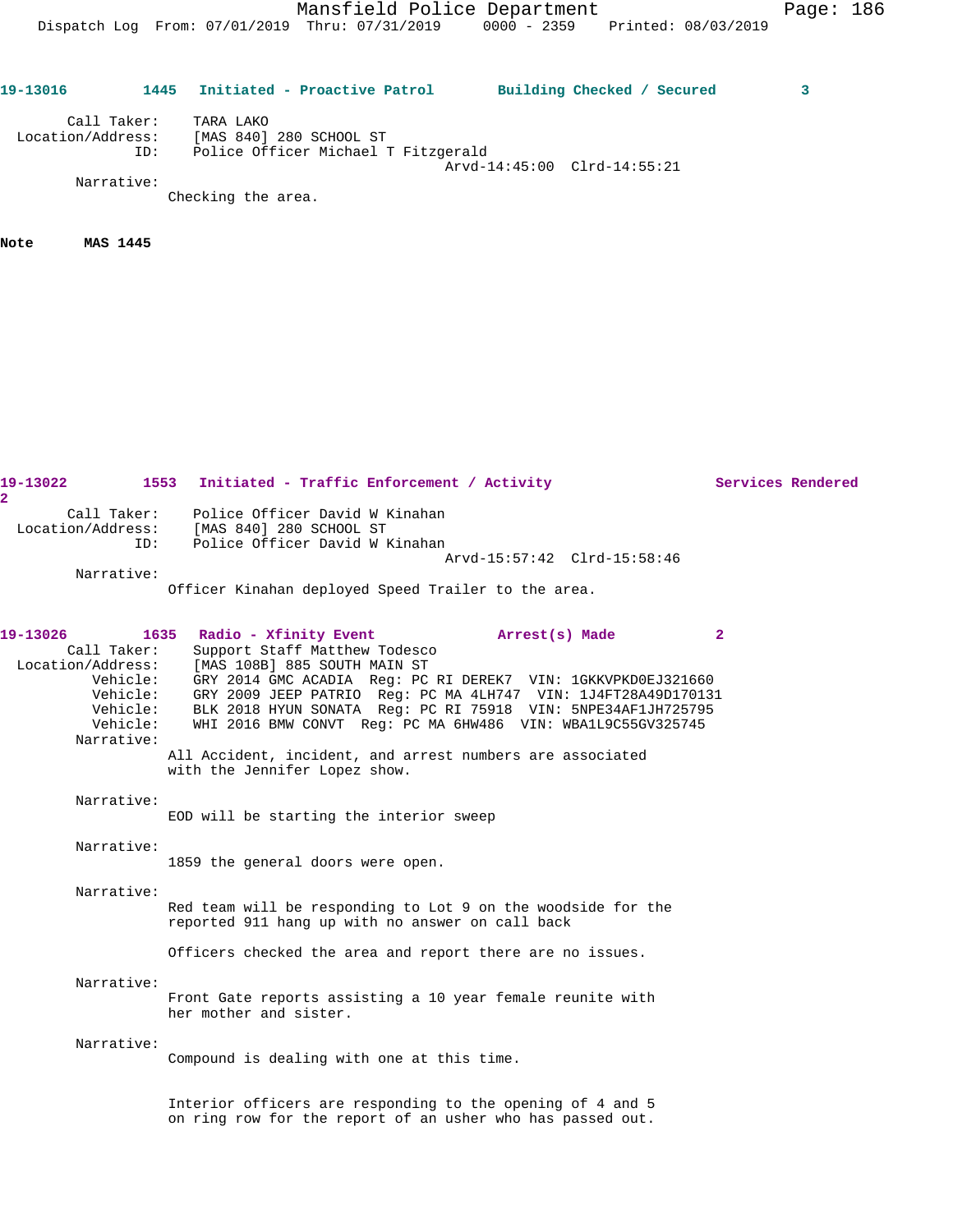**19-13016 1445 Initiated - Proactive Patrol Building Checked / Secured 3**

Call Taker: TARA LAKO
Location/Address: [MAS 840] 280 SCHOOL ST
ID: Police Officer Michael T Fitzgerald
Arvd-14:45:00 Clrd-14:55:21

Narrative:
Checking the area.

**Note MAS 1445**

**19-13022 1553 Initiated - Traffic Enforcement / Activity Services Rendered 2**

Call Taker: Police Officer David W Kinahan
Location/Address: [MAS 840] 280 SCHOOL ST
ID: Police Officer David W Kinahan
Arvd-15:57:42 Clrd-15:58:46

Narrative:
Officer Kinahan deployed Speed Trailer to the area.

**19-13026 1635 Radio - Xfinity Event Arrest(s) Made 2**

Call Taker: Support Staff Matthew Todesco
Location/Address: [MAS 108B] 885 SOUTH MAIN ST
Vehicle: GRY 2014 GMC ACADIA Reg: PC RI DEREK7 VIN: 1GKKVPKD0EJ321660
Vehicle: GRY 2009 JEEP PATRIO Reg: PC MA 4LH747 VIN: 1J4FT28A49D170131
Vehicle: BLK 2018 HYUN SONATA Reg: PC RI 75918 VIN: 5NPE34AF1JH725795
Vehicle: WHI 2016 BMW CONVT Reg: PC MA 6HW486 VIN: WBA1L9C55GV325745

Narrative:
All Accident, incident, and arrest numbers are associated with the Jennifer Lopez show.

Narrative:
EOD will be starting the interior sweep

Narrative:
1859 the general doors were open.

Narrative:
Red team will be responding to Lot 9 on the woodside for the reported 911 hang up with no answer on call back

Officers checked the area and report there are no issues.

Narrative:
Front Gate reports assisting a 10 year female reunite with her mother and sister.

Narrative:
Compound is dealing with one at this time.

Interior officers are responding to the opening of 4 and 5 on ring row for the report of an usher who has passed out.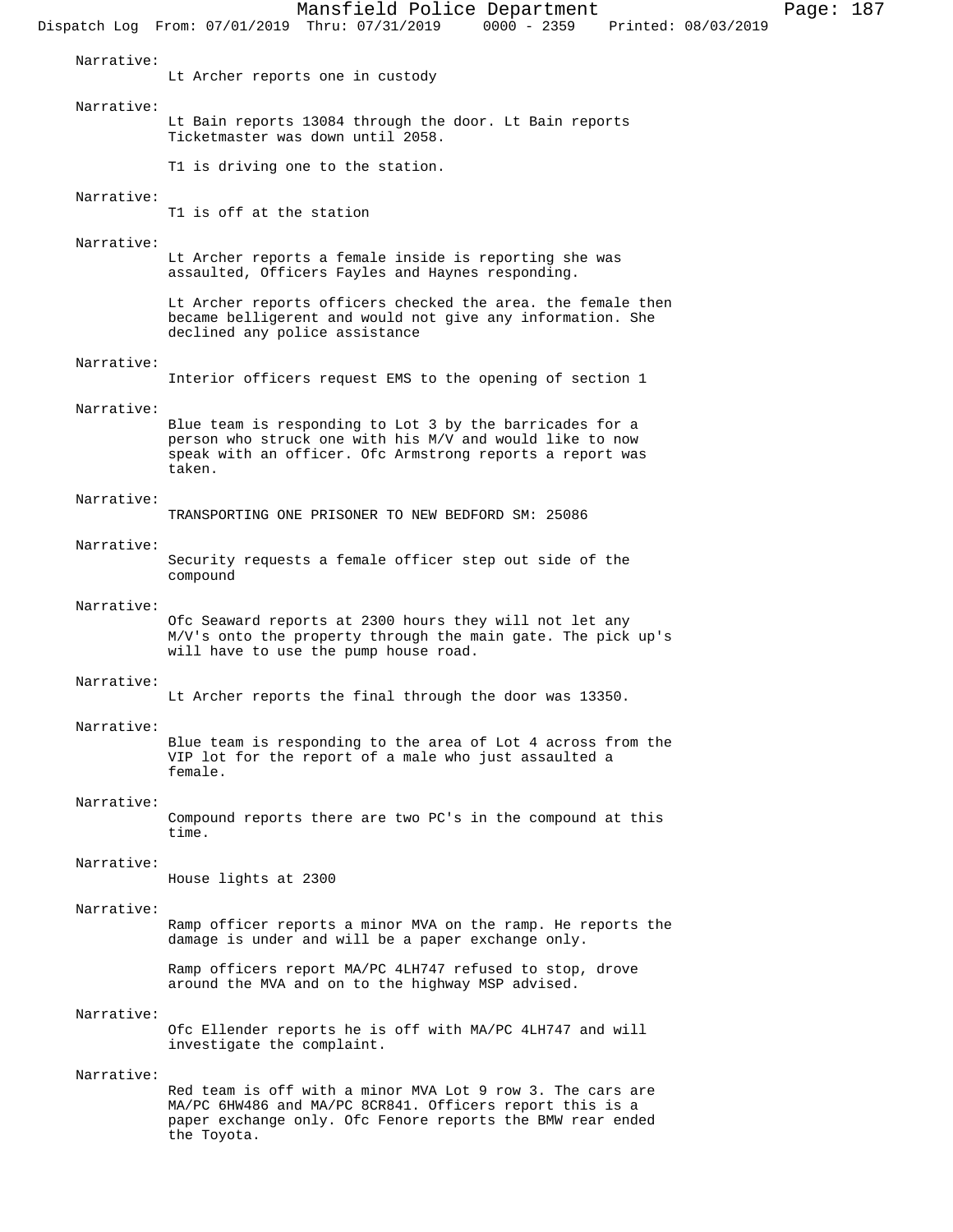Narrative:
Lt Archer reports one in custody

Narrative:
Lt Bain reports 13084 through the door. Lt Bain reports Ticketmaster was down until 2058.

T1 is driving one to the station.

Narrative:
T1 is off at the station

Narrative:
Lt Archer reports a female inside is reporting she was assaulted, Officers Fayles and Haynes responding.

Lt Archer reports officers checked the area. the female then became belligerent and would not give any information. She declined any police assistance

Narrative:
Interior officers request EMS to the opening of section 1

Narrative:
Blue team is responding to Lot 3 by the barricades for a person who struck one with his M/V and would like to now speak with an officer. Ofc Armstrong reports a report was taken.

Narrative:
TRANSPORTING ONE PRISONER TO NEW BEDFORD SM: 25086

Narrative:
Security requests a female officer step out side of the compound

Narrative:
Ofc Seaward reports at 2300 hours they will not let any M/V's onto the property through the main gate. The pick up's will have to use the pump house road.

Narrative:
Lt Archer reports the final through the door was 13350.

Narrative:
Blue team is responding to the area of Lot 4 across from the VIP lot for the report of a male who just assaulted a female.

Narrative:
Compound reports there are two PC's in the compound at this time.

Narrative:
House lights at 2300

Narrative:
Ramp officer reports a minor MVA on the ramp. He reports the damage is under and will be a paper exchange only.

Ramp officers report MA/PC 4LH747 refused to stop, drove around the MVA and on to the highway MSP advised.

Narrative:
Ofc Ellender reports he is off with MA/PC 4LH747 and will investigate the complaint.

Narrative:
Red team is off with a minor MVA Lot 9 row 3. The cars are MA/PC 6HW486 and MA/PC 8CR841. Officers report this is a paper exchange only. Ofc Fenore reports the BMW rear ended the Toyota.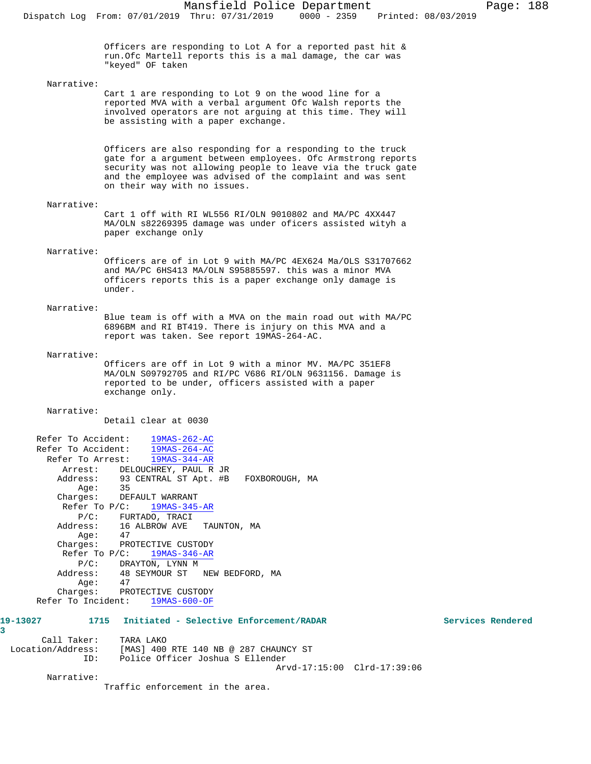Officers are responding to Lot A for a reported past hit & run.Ofc Martell reports this is a mal damage, the car was "keyed" OF taken

Narrative:

Cart 1 are responding to Lot 9 on the wood line for a reported MVA with a verbal arguent Ofc Walsh reports the involved operators are not arguing at this time. They will be assisting with a paper exchange.

Officers are also responding for a responding to the truck gate for a argument between employees. Ofc Armstrong reports security was not allowing people to leave via the truck gate and the employee was advised of the complaint and was sent on their way with no issues.

Narrative:

Cart 1 off with RI WL556 RI/OLN 9010802 and MA/PC 4XX447 MA/OLN s82269395 damage was under oficers assisted wityh a paper exchange only

Narrative:

Officers are of in Lot 9 with MA/PC 4EX624 Ma/OLS S31707662 and MA/PC 6HS413 MA/OLN S95885597. this was a minor MVA officers reports this is a paper exchange only damage is under.

Narrative:

Blue team is off with a MVA on the main road out with MA/PC 6896BM and RI BT419. There is injury on this MVA and a report was taken. See report 19MAS-264-AC.

Narrative:

Officers are off in Lot 9 with a minor MV. MA/PC 351EF8 MA/OLN S09792705 and RI/PC V686 RI/OLN 9631156. Damage is reported to be under, officers assisted with a paper exchange only.

Narrative:

Detail clear at 0030

Refer To Accident: 19MAS-262-AC
Refer To Accident: 19MAS-264-AC
Refer To Arrest: 19MAS-344-AR
Arrest: DELOUCHREY, PAUL R JR
Address: 93 CENTRAL ST Apt. #B FOXBOROUGH, MA
Age: 35
Charges: DEFAULT WARRANT
Refer To P/C: 19MAS-345-AR
P/C: FURTADO, TRACI
Address: 16 ALBROW AVE TAUNTON, MA
Age: 47
Charges: PROTECTIVE CUSTODY
Refer To P/C: 19MAS-346-AR
P/C: DRAYTON, LYNN M
Address: 48 SEYMOUR ST NEW BEDFORD, MA
Age: 47
Charges: PROTECTIVE CUSTODY
Refer To Incident: 19MAS-600-OF

**19-13027 1715 Initiated - Selective Enforcement/RADAR Services Rendered**
**3**

Call Taker: TARA LAKO
Location/Address: [MAS] 400 RTE 140 NB @ 287 CHAUNCY ST
ID: Police Officer Joshua S Ellender
Arvd-17:15:00 Clrd-17:39:06

Narrative:

Traffic enforcement in the area.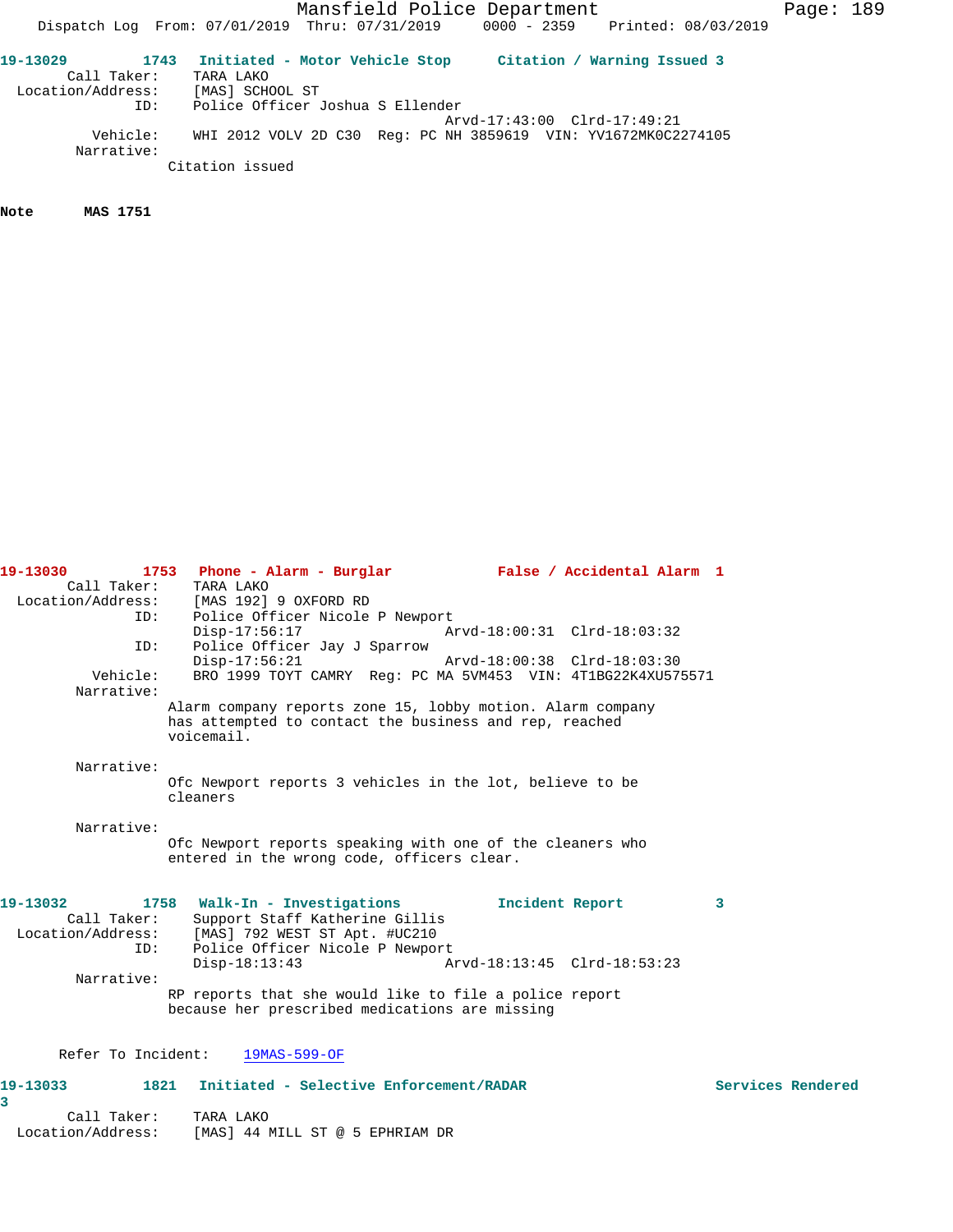**19-13029** **1743 Initiated - Motor Vehicle Stop** **Citation / Warning Issued 3**

```
        Call Taker:    TARA LAKO
  Location/Address:    [MAS] SCHOOL ST
                ID:    Police Officer Joshua S Ellender
                                           Arvd-17:43:00  Clrd-17:49:21
           Vehicle:    WHI 2012 VOLV 2D C30  Reg: PC NH 3859619  VIN: YV1672MK0C2274105
         Narrative:
                    Citation issued
```

**Note MAS 1751**

**19-13030** **1753 Phone - Alarm - Burglar** **False / Accidental Alarm 1**

```
        Call Taker:    TARA LAKO
  Location/Address:    [MAS 192] 9 OXFORD RD
                ID:    Police Officer Nicole P Newport
                       Disp-17:56:17               Arvd-18:00:31  Clrd-18:03:32
                ID:    Police Officer Jay J Sparrow
                       Disp-17:56:21               Arvd-18:00:38  Clrd-18:03:30
           Vehicle:    BRO 1999 TOYT CAMRY  Reg: PC MA 5VM453  VIN: 4T1BG22K4XU575571
         Narrative:
                    Alarm company reports zone 15, lobby motion. Alarm company
                    has attempted to contact the business and rep, reached
                    voicemail.

         Narrative:
                    Ofc Newport reports 3 vehicles in the lot, believe to be
                    cleaners

         Narrative:
                    Ofc Newport reports speaking with one of the cleaners who
                    entered in the wrong code, officers clear.
```

**19-13032** **1758 Walk-In - Investigations** **Incident Report 3**

```
        Call Taker:    Support Staff Katherine Gillis
  Location/Address:    [MAS] 792 WEST ST Apt. #UC210
                ID:    Police Officer Nicole P Newport
                       Disp-18:13:43               Arvd-18:13:45  Clrd-18:53:23
         Narrative:
                    RP reports that she would like to file a police report
                    because her prescribed medications are missing

       Refer To Incident:    19MAS-599-OF
```

**19-13033** **1821 Initiated - Selective Enforcement/RADAR** **Services Rendered 3**

```
        Call Taker:    TARA LAKO
  Location/Address:    [MAS] 44 MILL ST @ 5 EPHRIAM DR
```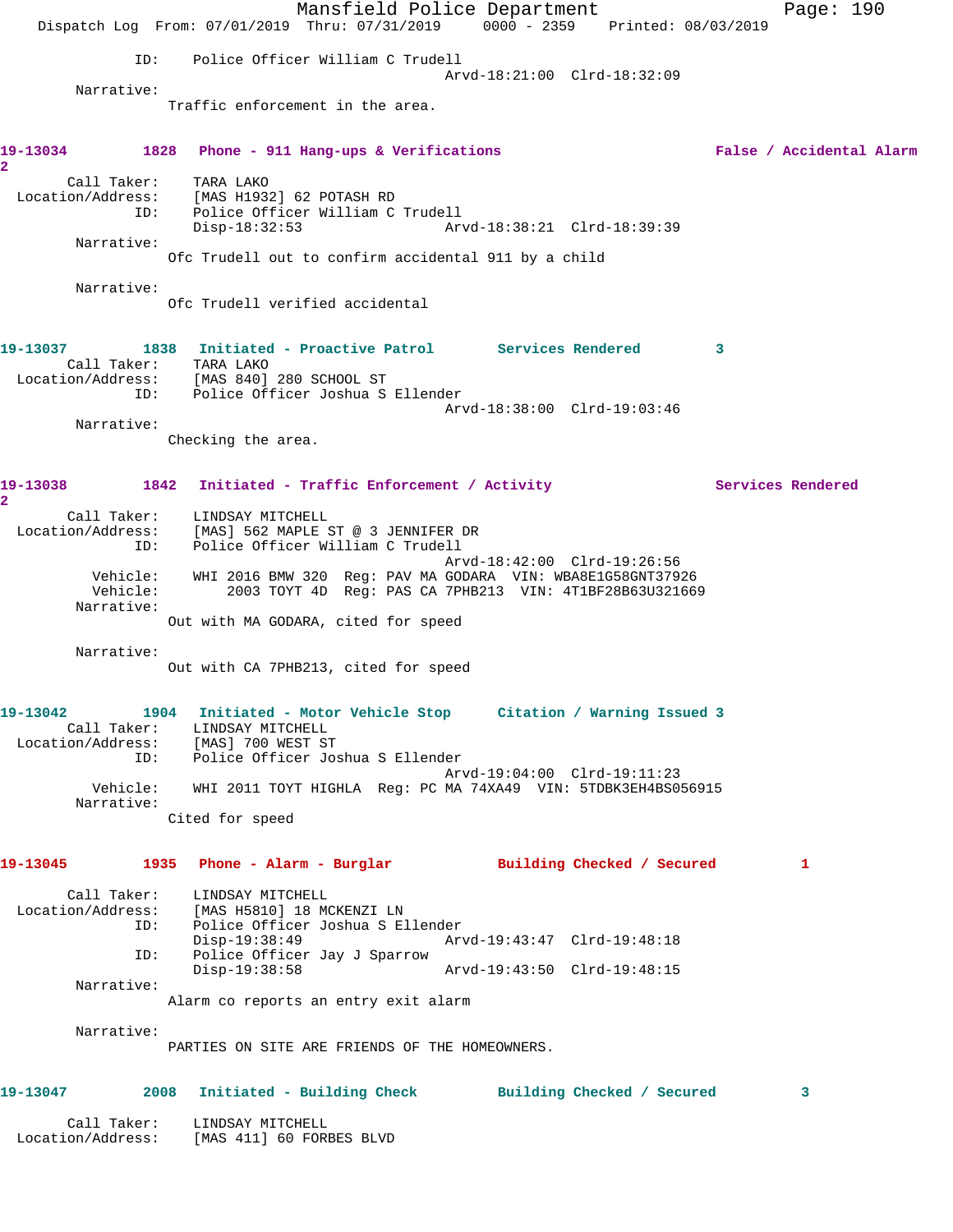ID: Police Officer William C Trudell
Arvd-18:21:00 Clrd-18:32:09

Narrative:
Traffic enforcement in the area.

**19-13034 1828 Phone - 911 Hang-ups & Verifications False / Accidental Alarm 2**

Call Taker: TARA LAKO
Location/Address: [MAS H1932] 62 POTASH RD
ID: Police Officer William C Trudell
Disp-18:32:53 Arvd-18:38:21 Clrd-18:39:39

Narrative:
Ofc Trudell out to confirm accidental 911 by a child

Narrative:
Ofc Trudell verified accidental

**19-13037 1838 Initiated - Proactive Patrol Services Rendered 3**

Call Taker: TARA LAKO
Location/Address: [MAS 840] 280 SCHOOL ST
ID: Police Officer Joshua S Ellender
Arvd-18:38:00 Clrd-19:03:46

Narrative:
Checking the area.

**19-13038 1842 Initiated - Traffic Enforcement / Activity Services Rendered 2**

Call Taker: LINDSAY MITCHELL
Location/Address: [MAS] 562 MAPLE ST @ 3 JENNIFER DR
ID: Police Officer William C Trudell
Arvd-18:42:00 Clrd-19:26:56
Vehicle: WHI 2016 BMW 320 Reg: PAV MA GODARA VIN: WBA8E1G58GNT37926
Vehicle: 2003 TOYT 4D Reg: PAS CA 7PHB213 VIN: 4T1BF28B63U321669

Narrative:
Out with MA GODARA, cited for speed

Narrative:
Out with CA 7PHB213, cited for speed

**19-13042 1904 Initiated - Motor Vehicle Stop Citation / Warning Issued 3**

Call Taker: LINDSAY MITCHELL
Location/Address: [MAS] 700 WEST ST
ID: Police Officer Joshua S Ellender
Arvd-19:04:00 Clrd-19:11:23
Vehicle: WHI 2011 TOYT HIGHLA Reg: PC MA 74XA49 VIN: 5TDBK3EH4BS056915

Narrative:
Cited for speed

**19-13045 1935 Phone - Alarm - Burglar Building Checked / Secured 1**

Call Taker: LINDSAY MITCHELL
Location/Address: [MAS H5810] 18 MCKENZI LN
ID: Police Officer Joshua S Ellender
Disp-19:38:49 Arvd-19:43:47 Clrd-19:48:18
ID: Police Officer Jay J Sparrow
Disp-19:38:58 Arvd-19:43:50 Clrd-19:48:15

Narrative:
Alarm co reports an entry exit alarm

Narrative:
PARTIES ON SITE ARE FRIENDS OF THE HOMEOWNERS.

**19-13047 2008 Initiated - Building Check Building Checked / Secured 3**

Call Taker: LINDSAY MITCHELL
Location/Address: [MAS 411] 60 FORBES BLVD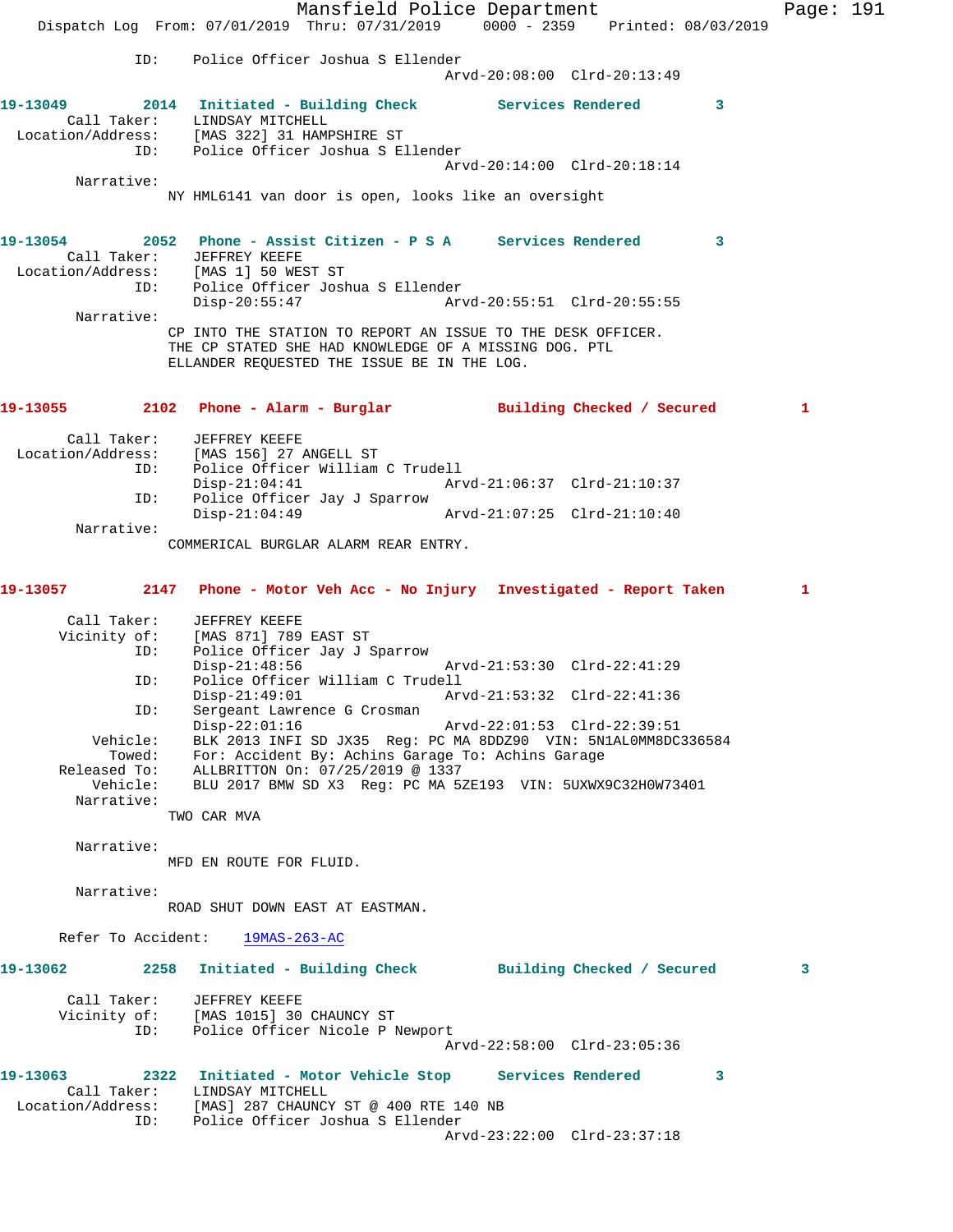ID: Police Officer Joshua S Ellender
Arvd-20:08:00 Clrd-20:13:49

**19-13049 2014 Initiated - Building Check Services Rendered 3**

Call Taker: LINDSAY MITCHELL
Location/Address: [MAS 322] 31 HAMPSHIRE ST
ID: Police Officer Joshua S Ellender
Arvd-20:14:00 Clrd-20:18:14

Narrative:
NY HML6141 van door is open, looks like an oversight

**19-13054 2052 Phone - Assist Citizen - P S A Services Rendered 3**

Call Taker: JEFFREY KEEFE
Location/Address: [MAS 1] 50 WEST ST
ID: Police Officer Joshua S Ellender
Disp-20:55:47 Arvd-20:55:51 Clrd-20:55:55

Narrative:
CP INTO THE STATION TO REPORT AN ISSUE TO THE DESK OFFICER. THE CP STATED SHE HAD KNOWLEDGE OF A MISSING DOG. PTL ELLANDER REQUESTED THE ISSUE BE IN THE LOG.

**19-13055 2102 Phone - Alarm - Burglar Building Checked / Secured 1**

Call Taker: JEFFREY KEEFE
Location/Address: [MAS 156] 27 ANGELL ST
ID: Police Officer William C Trudell
Disp-21:04:41 Arvd-21:06:37 Clrd-21:10:37
ID: Police Officer Jay J Sparrow
Disp-21:04:49 Arvd-21:07:25 Clrd-21:10:40

Narrative:
COMMERCIAL BURGLAR ALARM REAR ENTRY.

**19-13057 2147 Phone - Motor Veh Acc - No Injury Investigated - Report Taken 1**

Call Taker: JEFFREY KEEFE
Vicinity of: [MAS 871] 789 EAST ST
ID: Police Officer Jay J Sparrow
Disp-21:48:56 Arvd-21:53:30 Clrd-22:41:29
ID: Police Officer William C Trudell
Disp-21:49:01 Arvd-21:53:32 Clrd-22:41:36
ID: Sergeant Lawrence G Crosman
Disp-22:01:16 Arvd-22:01:53 Clrd-22:39:51
Vehicle: BLK 2013 INFI SD JX35 Reg: PC MA 8DDZ90 VIN: 5N1AL0MM8DC336584
Towed: For: Accident By: Achins Garage To: Achins Garage
Released To: ALLBRITTON On: 07/25/2019 @ 1337
Vehicle: BLU 2017 BMW SD X3 Reg: PC MA 5ZE193 VIN: 5UXWX9C32H0W73401

Narrative:
TWO CAR MVA

Narrative:
MFD EN ROUTE FOR FLUID.

Narrative:
ROAD SHUT DOWN EAST AT EASTMAN.

Refer To Accident: 19MAS-263-AC

**19-13062 2258 Initiated - Building Check Building Checked / Secured 3**

Call Taker: JEFFREY KEEFE
Vicinity of: [MAS 1015] 30 CHAUNCY ST
ID: Police Officer Nicole P Newport
Arvd-22:58:00 Clrd-23:05:36

**19-13063 2322 Initiated - Motor Vehicle Stop Services Rendered 3**

Call Taker: LINDSAY MITCHELL
Location/Address: [MAS] 287 CHAUNCY ST @ 400 RTE 140 NB
ID: Police Officer Joshua S Ellender
Arvd-23:22:00 Clrd-23:37:18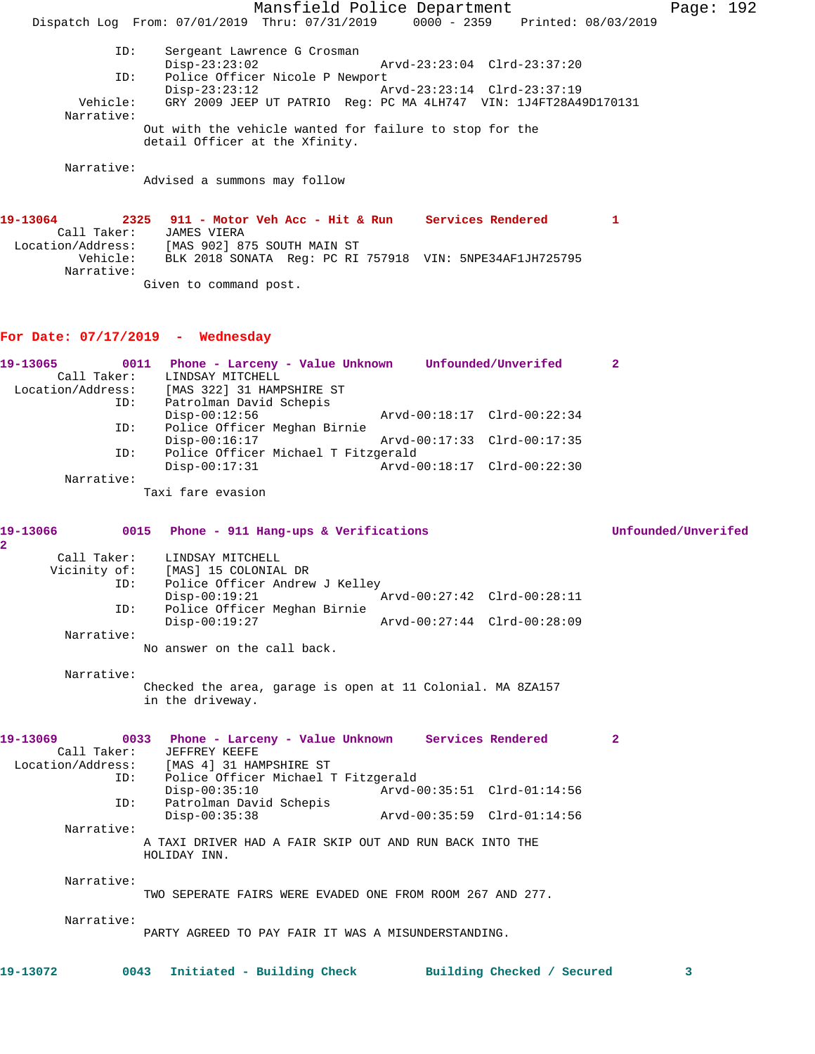```
            ID:    Sergeant Lawrence G Crosman
                   Disp-23:23:02              Arvd-23:23:04  Clrd-23:37:20
            ID:    Police Officer Nicole P Newport
                   Disp-23:23:12              Arvd-23:23:14  Clrd-23:37:19
       Vehicle:    GRY 2009 JEEP UT PATRIO  Reg: PC MA 4LH747  VIN: 1J4FT28A49D170131
     Narrative:
                 Out with the vehicle wanted for failure to stop for the
                 detail Officer at the Xfinity.

     Narrative:
                 Advised a summons may follow
```

**19-13064 2325 911 - Motor Veh Acc - Hit & Run Services Rendered 1**

```
    Call Taker:    JAMES VIERA
Location/Address:  [MAS 902] 875 SOUTH MAIN ST
       Vehicle:    BLK 2018 SONATA  Reg: PC RI 757918  VIN: 5NPE34AF1JH725795
     Narrative:
                 Given to command post.
```

## For Date: 07/17/2019 - Wednesday

**19-13065 0011 Phone - Larceny - Value Unknown Unfounded/Unverifed 2**

```
    Call Taker:    LINDSAY MITCHELL
Location/Address:  [MAS 322] 31 HAMPSHIRE ST
            ID:    Patrolman David Schepis
                   Disp-00:12:56              Arvd-00:18:17  Clrd-00:22:34
            ID:    Police Officer Meghan Birnie
                   Disp-00:16:17              Arvd-00:17:33  Clrd-00:17:35
            ID:    Police Officer Michael T Fitzgerald
                   Disp-00:17:31              Arvd-00:18:17  Clrd-00:22:30
     Narrative:
                 Taxi fare evasion
```

**19-13066 0015 Phone - 911 Hang-ups & Verifications Unfounded/Unverifed 2**

```
    Call Taker:    LINDSAY MITCHELL
   Vicinity of:    [MAS] 15 COLONIAL DR
            ID:    Police Officer Andrew J Kelley
                   Disp-00:19:21              Arvd-00:27:42  Clrd-00:28:11
            ID:    Police Officer Meghan Birnie
                   Disp-00:19:27              Arvd-00:27:44  Clrd-00:28:09
     Narrative:
                 No answer on the call back.

     Narrative:
                 Checked the area, garage is open at 11 Colonial. MA 8ZA157
                 in the driveway.
```

**19-13069 0033 Phone - Larceny - Value Unknown Services Rendered 2**

```
    Call Taker:    JEFFREY KEEFE
Location/Address:  [MAS 4] 31 HAMPSHIRE ST
            ID:    Police Officer Michael T Fitzgerald
                   Disp-00:35:10              Arvd-00:35:51  Clrd-01:14:56
            ID:    Patrolman David Schepis
                   Disp-00:35:38              Arvd-00:35:59  Clrd-01:14:56
     Narrative:
                 A TAXI DRIVER HAD A FAIR SKIP OUT AND RUN BACK INTO THE
                 HOLIDAY INN.

     Narrative:
                 TWO SEPERATE FAIRS WERE EVADED ONE FROM ROOM 267 AND 277.

     Narrative:
                 PARTY AGREED TO PAY FAIR IT WAS A MISUNDERSTANDING.
```

**19-13072 0043 Initiated - Building Check Building Checked / Secured 3**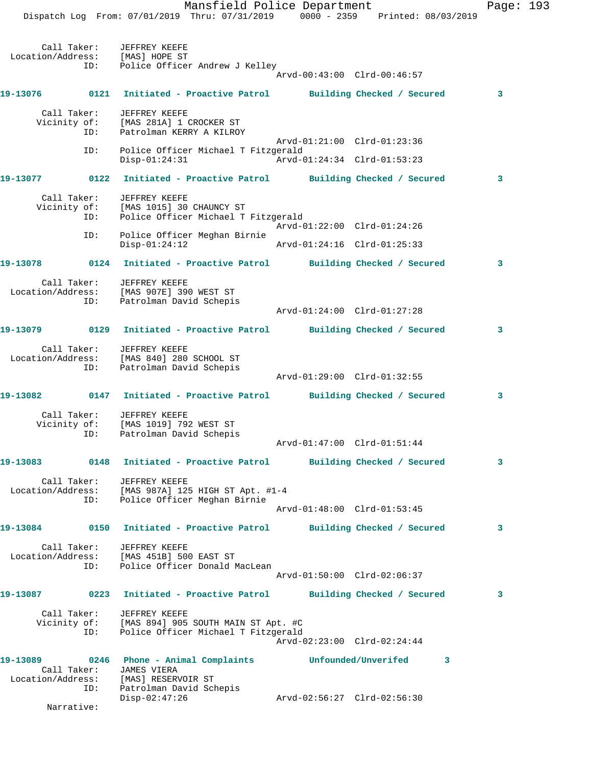Call Taker: JEFFREY KEEFE
Location/Address: [MAS] HOPE ST
ID: Police Officer Andrew J Kelley
Arvd-00:43:00 Clrd-00:46:57

**19-13076 0121 Initiated - Proactive Patrol Building Checked / Secured 3**

Call Taker: JEFFREY KEEFE
Vicinity of: [MAS 281A] 1 CROCKER ST
ID: Patrolman KERRY A KILROY
Arvd-01:21:00 Clrd-01:23:36
ID: Police Officer Michael T Fitzgerald
Disp-01:24:31 Arvd-01:24:34 Clrd-01:53:23

**19-13077 0122 Initiated - Proactive Patrol Building Checked / Secured 3**

Call Taker: JEFFREY KEEFE
Vicinity of: [MAS 1015] 30 CHAUNCY ST
ID: Police Officer Michael T Fitzgerald
Arvd-01:22:00 Clrd-01:24:26
ID: Police Officer Meghan Birnie
Disp-01:24:12 Arvd-01:24:16 Clrd-01:25:33

**19-13078 0124 Initiated - Proactive Patrol Building Checked / Secured 3**

Call Taker: JEFFREY KEEFE
Location/Address: [MAS 907E] 390 WEST ST
ID: Patrolman David Schepis
Arvd-01:24:00 Clrd-01:27:28

**19-13079 0129 Initiated - Proactive Patrol Building Checked / Secured 3**

Call Taker: JEFFREY KEEFE
Location/Address: [MAS 840] 280 SCHOOL ST
ID: Patrolman David Schepis
Arvd-01:29:00 Clrd-01:32:55

**19-13082 0147 Initiated - Proactive Patrol Building Checked / Secured 3**

Call Taker: JEFFREY KEEFE
Vicinity of: [MAS 1019] 792 WEST ST
ID: Patrolman David Schepis
Arvd-01:47:00 Clrd-01:51:44

**19-13083 0148 Initiated - Proactive Patrol Building Checked / Secured 3**

Call Taker: JEFFREY KEEFE
Location/Address: [MAS 987A] 125 HIGH ST Apt. #1-4
ID: Police Officer Meghan Birnie
Arvd-01:48:00 Clrd-01:53:45

**19-13084 0150 Initiated - Proactive Patrol Building Checked / Secured 3**

Call Taker: JEFFREY KEEFE
Location/Address: [MAS 451B] 500 EAST ST
ID: Police Officer Donald MacLean
Arvd-01:50:00 Clrd-02:06:37

**19-13087 0223 Initiated - Proactive Patrol Building Checked / Secured 3**

Call Taker: JEFFREY KEEFE
Vicinity of: [MAS 894] 905 SOUTH MAIN ST Apt. #C
ID: Police Officer Michael T Fitzgerald
Arvd-02:23:00 Clrd-02:24:44

**19-13089 0246 Phone - Animal Complaints Unfounded/Unverifed 3**

Call Taker: JAMES VIERA
Location/Address: [MAS] RESERVOIR ST
ID: Patrolman David Schepis
Disp-02:47:26 Arvd-02:56:27 Clrd-02:56:30
Narrative: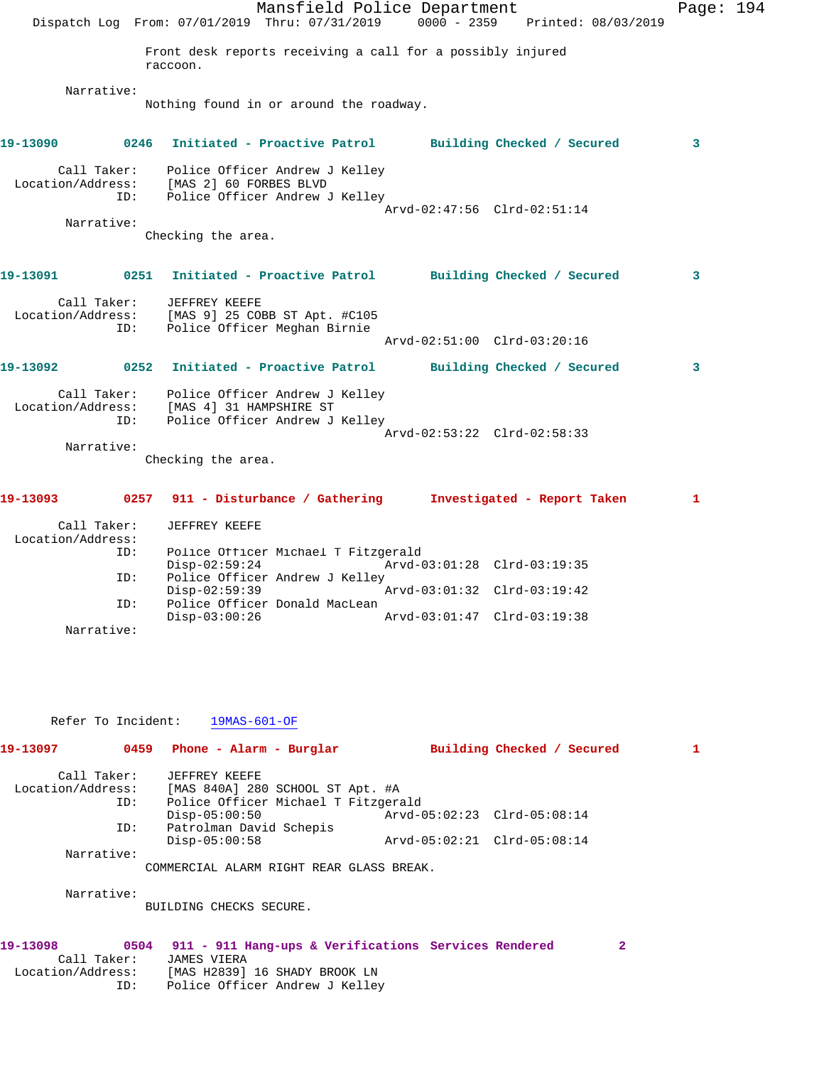Front desk reports receiving a call for a possibly injured raccoon.

Narrative:
Nothing found in or around the roadway.

**19-13090 0246 Initiated - Proactive Patrol Building Checked / Secured 3**

Call Taker: Police Officer Andrew J Kelley
Location/Address: [MAS 2] 60 FORBES BLVD
ID: Police Officer Andrew J Kelley
Arvd-02:47:56 Clrd-02:51:14

Narrative:
Checking the area.

**19-13091 0251 Initiated - Proactive Patrol Building Checked / Secured 3**

Call Taker: JEFFREY KEEFE
Location/Address: [MAS 9] 25 COBB ST Apt. #C105
ID: Police Officer Meghan Birnie
Arvd-02:51:00 Clrd-03:20:16

**19-13092 0252 Initiated - Proactive Patrol Building Checked / Secured 3**

Call Taker: Police Officer Andrew J Kelley
Location/Address: [MAS 4] 31 HAMPSHIRE ST
ID: Police Officer Andrew J Kelley
Arvd-02:53:22 Clrd-02:58:33

Narrative:
Checking the area.

**19-13093 0257 911 - Disturbance / Gathering Investigated - Report Taken 1**

Call Taker: JEFFREY KEEFE
Location/Address:
ID: Police Officer Michael T Fitzgerald
Disp-02:59:24 Arvd-03:01:28 Clrd-03:19:35
ID: Police Officer Andrew J Kelley
Disp-02:59:39 Arvd-03:01:32 Clrd-03:19:42
ID: Police Officer Donald MacLean
Disp-03:00:26 Arvd-03:01:47 Clrd-03:19:38

Narrative:

Refer To Incident: 19MAS-601-OF

**19-13097 0459 Phone - Alarm - Burglar Building Checked / Secured 1**

Call Taker: JEFFREY KEEFE
Location/Address: [MAS 840A] 280 SCHOOL ST Apt. #A
ID: Police Officer Michael T Fitzgerald
Disp-05:00:50 Arvd-05:02:23 Clrd-05:08:14
ID: Patrolman David Schepis
Disp-05:00:58 Arvd-05:02:21 Clrd-05:08:14

Narrative:
COMMERCIAL ALARM RIGHT REAR GLASS BREAK.

Narrative:
BUILDING CHECKS SECURE.

**19-13098 0504 911 - 911 Hang-ups & Verifications Services Rendered 2**

Call Taker: JAMES VIERA
Location/Address: [MAS H2839] 16 SHADY BROOK LN
ID: Police Officer Andrew J Kelley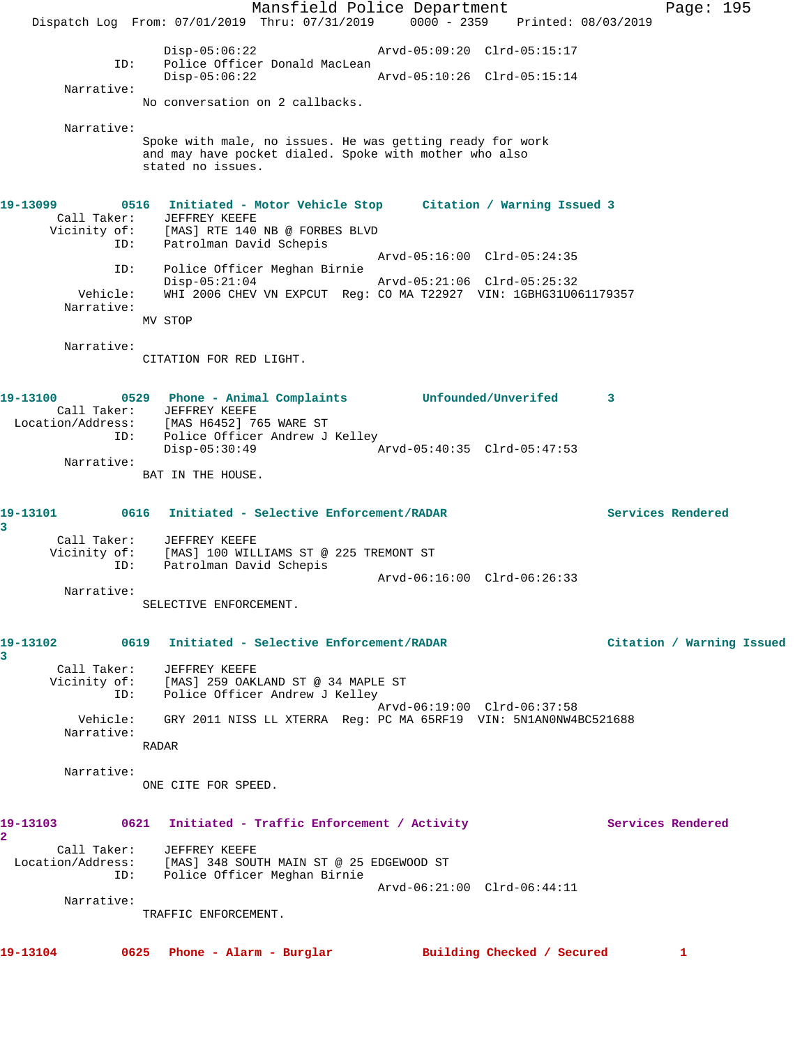```
                Disp-05:06:22                 Arvd-05:09:20  Clrd-05:15:17
         ID:    Police Officer Donald MacLean
                Disp-05:06:22                 Arvd-05:10:26  Clrd-05:15:14
  Narrative:
               No conversation on 2 callbacks.

  Narrative:
               Spoke with male, no issues. He was getting ready for work
               and may have pocket dialed. Spoke with mother who also
               stated no issues.
```

**19-13099    0516   Initiated - Motor Vehicle Stop      Citation / Warning Issued 3**

```
 Call Taker:    JEFFREY KEEFE
 Vicinity of:   [MAS] RTE 140 NB @ FORBES BLVD
         ID:    Patrolman David Schepis
                                              Arvd-05:16:00  Clrd-05:24:35
         ID:    Police Officer Meghan Birnie
                Disp-05:21:04                 Arvd-05:21:06  Clrd-05:25:32
    Vehicle:    WHI 2006 CHEV VN EXPCUT  Reg: CO MA T22927  VIN: 1GBHG31U061179357
  Narrative:
               MV STOP

  Narrative:
               CITATION FOR RED LIGHT.
```

**19-13100    0529   Phone - Animal Complaints      Unfounded/Unverifed      3**

```
 Call Taker:    JEFFREY KEEFE
Location/Address: [MAS H6452] 765 WARE ST
         ID:    Police Officer Andrew J Kelley
                Disp-05:30:49                 Arvd-05:40:35  Clrd-05:47:53
  Narrative:
               BAT IN THE HOUSE.
```

**19-13101    0616   Initiated - Selective Enforcement/RADAR      Services Rendered 3**

```
 Call Taker:    JEFFREY KEEFE
 Vicinity of:   [MAS] 100 WILLIAMS ST @ 225 TREMONT ST
         ID:    Patrolman David Schepis
                                              Arvd-06:16:00  Clrd-06:26:33
  Narrative:
               SELECTIVE ENFORCEMENT.
```

**19-13102    0619   Initiated - Selective Enforcement/RADAR      Citation / Warning Issued 3**

```
 Call Taker:    JEFFREY KEEFE
 Vicinity of:   [MAS] 259 OAKLAND ST @ 34 MAPLE ST
         ID:    Police Officer Andrew J Kelley
                                              Arvd-06:19:00  Clrd-06:37:58
    Vehicle:    GRY 2011 NISS LL XTERRA  Reg: PC MA 65RF19  VIN: 5N1AN0NW4BC521688
  Narrative:
               RADAR

  Narrative:
               ONE CITE FOR SPEED.
```

**19-13103    0621   Initiated - Traffic Enforcement / Activity      Services Rendered 2**

```
 Call Taker:    JEFFREY KEEFE
Location/Address: [MAS] 348 SOUTH MAIN ST @ 25 EDGEWOOD ST
         ID:    Police Officer Meghan Birnie
                                              Arvd-06:21:00  Clrd-06:44:11
  Narrative:
               TRAFFIC ENFORCEMENT.
```

**19-13104    0625   Phone - Alarm - Burglar      Building Checked / Secured      1**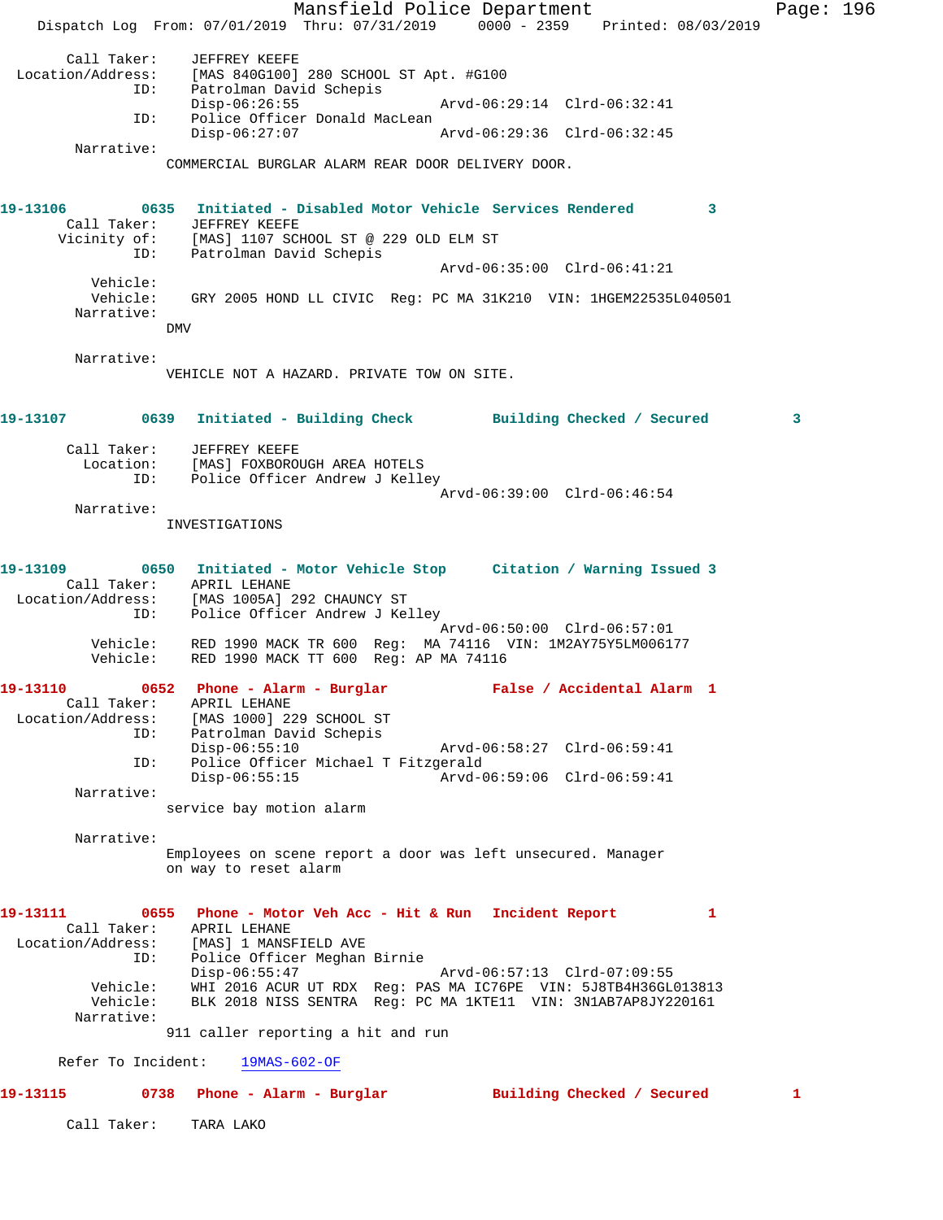Call Taker: JEFFREY KEEFE
Location/Address: [MAS 840G100] 280 SCHOOL ST Apt. #G100
ID: Patrolman David Schepis
Disp-06:26:55 Arvd-06:29:14 Clrd-06:32:41
ID: Police Officer Donald MacLean
Disp-06:27:07 Arvd-06:29:36 Clrd-06:32:45
Narrative:
COMMERCIAL BURGLAR ALARM REAR DOOR DELIVERY DOOR.

**19-13106 0635 Initiated - Disabled Motor Vehicle Services Rendered 3**
Call Taker: JEFFREY KEEFE
Vicinity of: [MAS] 1107 SCHOOL ST @ 229 OLD ELM ST
ID: Patrolman David Schepis
Arvd-06:35:00 Clrd-06:41:21
Vehicle:
Vehicle: GRY 2005 HOND LL CIVIC Reg: PC MA 31K210 VIN: 1HGEM22535L040501
Narrative:
DMV

Narrative:
VEHICLE NOT A HAZARD. PRIVATE TOW ON SITE.

**19-13107 0639 Initiated - Building Check Building Checked / Secured 3**
Call Taker: JEFFREY KEEFE
Location: [MAS] FOXBOROUGH AREA HOTELS
ID: Police Officer Andrew J Kelley
Arvd-06:39:00 Clrd-06:46:54
Narrative:
INVESTIGATIONS

**19-13109 0650 Initiated - Motor Vehicle Stop Citation / Warning Issued 3**
Call Taker: APRIL LEHANE
Location/Address: [MAS 1005A] 292 CHAUNCY ST
ID: Police Officer Andrew J Kelley
Arvd-06:50:00 Clrd-06:57:01
Vehicle: RED 1990 MACK TR 600 Reg: MA 74116 VIN: 1M2AY75Y5LM006177
Vehicle: RED 1990 MACK TT 600 Reg: AP MA 74116

**19-13110 0652 Phone - Alarm - Burglar False / Accidental Alarm 1**
Call Taker: APRIL LEHANE
Location/Address: [MAS 1000] 229 SCHOOL ST
ID: Patrolman David Schepis
Disp-06:55:10 Arvd-06:58:27 Clrd-06:59:41
ID: Police Officer Michael T Fitzgerald
Disp-06:55:15 Arvd-06:59:06 Clrd-06:59:41
Narrative:
service bay motion alarm

Narrative:
Employees on scene report a door was left unsecured. Manager on way to reset alarm

**19-13111 0655 Phone - Motor Veh Acc - Hit & Run Incident Report 1**
Call Taker: APRIL LEHANE
Location/Address: [MAS] 1 MANSFIELD AVE
ID: Police Officer Meghan Birnie
Disp-06:55:47 Arvd-06:57:13 Clrd-07:09:55
Vehicle: WHI 2016 ACUR UT RDX Reg: PAS MA IC76PE VIN: 5J8TB4H36GL013813
Vehicle: BLK 2018 NISS SENTRA Reg: PC MA 1KTE11 VIN: 3N1AB7AP8JY220161
Narrative:
911 caller reporting a hit and run

Refer To Incident: 19MAS-602-OF

**19-13115 0738 Phone - Alarm - Burglar Building Checked / Secured 1**

Call Taker: TARA LAKO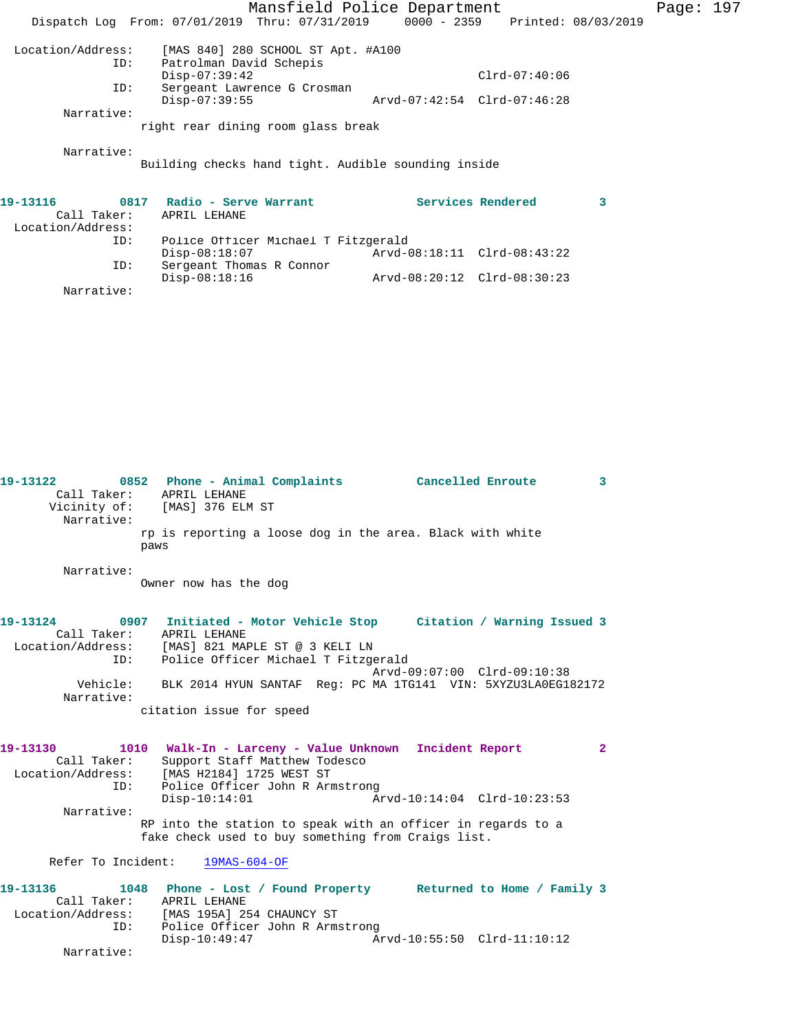```
Location/Address:    [MAS 840] 280 SCHOOL ST Apt. #A100
              ID:    Patrolman David Schepis
                     Disp-07:39:42                          Clrd-07:40:06
              ID:    Sergeant Lawrence G Crosman
                     Disp-07:39:55              Arvd-07:42:54  Clrd-07:46:28
       Narrative:
                   right rear dining room glass break

       Narrative:
                   Building checks hand tight. Audible sounding inside
```

**19-13116 0817 Radio - Serve Warrant — Services Rendered 3**

```
      Call Taker:    APRIL LEHANE
Location/Address:
              ID:    Police Officer Michael T Fitzgerald
                     Disp-08:18:07              Arvd-08:18:11  Clrd-08:43:22
              ID:    Sergeant Thomas R Connor
                     Disp-08:18:16              Arvd-08:20:12  Clrd-08:30:23
       Narrative:
```

**19-13122 0852 Phone - Animal Complaints — Cancelled Enroute 3**

```
      Call Taker:    APRIL LEHANE
     Vicinity of:    [MAS] 376 ELM ST
       Narrative:
                   rp is reporting a loose dog in the area. Black with white
                   paws

       Narrative:
                   Owner now has the dog
```

**19-13124 0907 Initiated - Motor Vehicle Stop — Citation / Warning Issued 3**

```
      Call Taker:    APRIL LEHANE
Location/Address:    [MAS] 821 MAPLE ST @ 3 KELI LN
              ID:    Police Officer Michael T Fitzgerald
                                                Arvd-09:07:00  Clrd-09:10:38
         Vehicle:    BLK 2014 HYUN SANTAF  Reg: PC MA 1TG141  VIN: 5XYZU3LA0EG182172
       Narrative:
                   citation issue for speed
```

**19-13130 1010 Walk-In - Larceny - Value Unknown — Incident Report 2**

```
      Call Taker:    Support Staff Matthew Todesco
Location/Address:    [MAS H2184] 1725 WEST ST
              ID:    Police Officer John R Armstrong
                     Disp-10:14:01              Arvd-10:14:04  Clrd-10:23:53
       Narrative:
                   RP into the station to speak with an officer in regards to a
                   fake check used to buy something from Craigs list.

     Refer To Incident:    19MAS-604-OF
```

**19-13136 1048 Phone - Lost / Found Property — Returned to Home / Family 3**

```
      Call Taker:    APRIL LEHANE
Location/Address:    [MAS 195A] 254 CHAUNCY ST
              ID:    Police Officer John R Armstrong
                     Disp-10:49:47              Arvd-10:55:50  Clrd-11:10:12
       Narrative:
```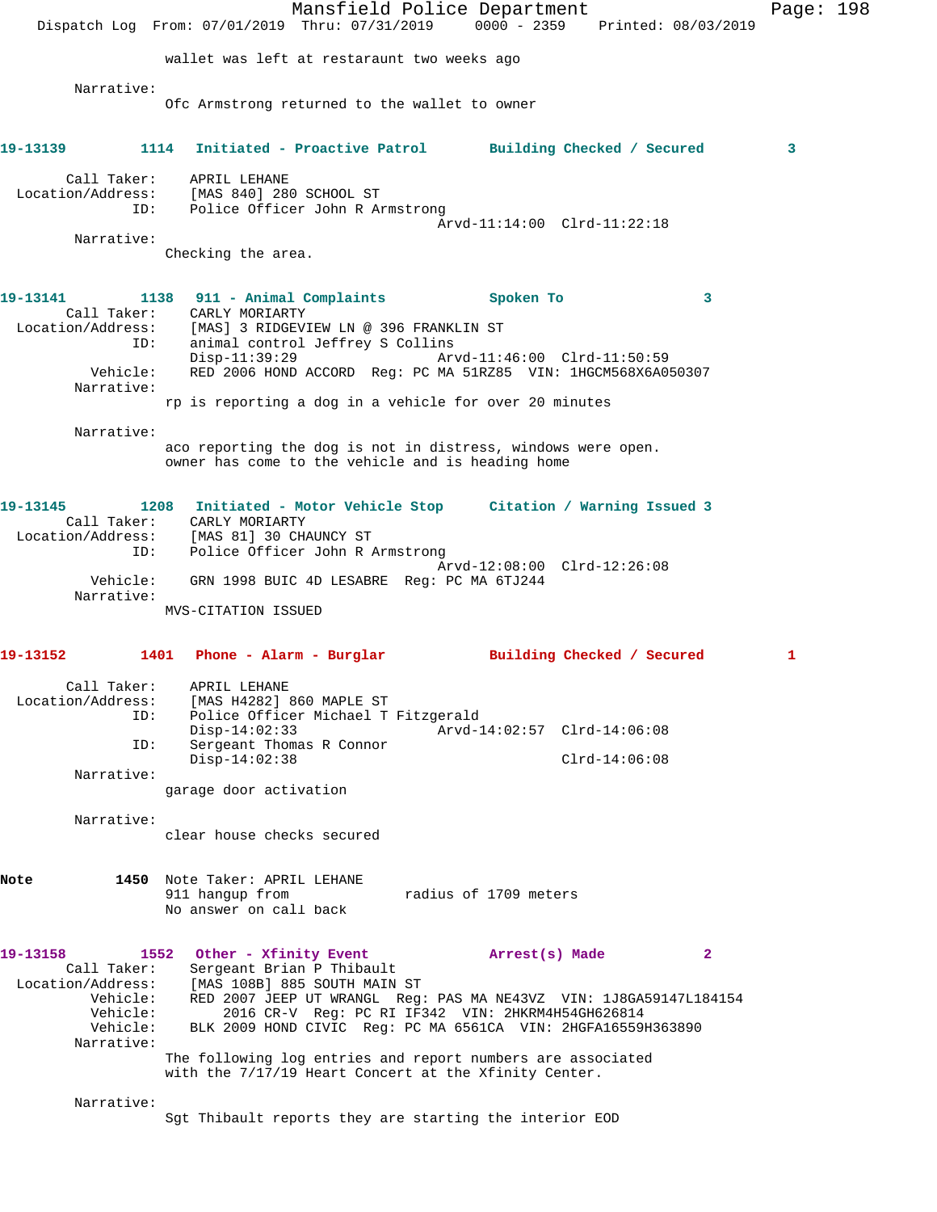wallet was left at restaraunt two weeks ago

Narrative:
Ofc Armstrong returned to the wallet to owner

**19-13139 1114 Initiated - Proactive Patrol Building Checked / Secured 3**

Call Taker: APRIL LEHANE
Location/Address: [MAS 840] 280 SCHOOL ST
ID: Police Officer John R Armstrong
Arvd-11:14:00 Clrd-11:22:18

Narrative:
Checking the area.

**19-13141 1138 911 - Animal Complaints Spoken To 3**

Call Taker: CARLY MORIARTY
Location/Address: [MAS] 3 RIDGEVIEW LN @ 396 FRANKLIN ST
ID: animal control Jeffrey S Collins
Disp-11:39:29 Arvd-11:46:00 Clrd-11:50:59
Vehicle: RED 2006 HOND ACCORD Reg: PC MA 51RZ85 VIN: 1HGCM568X6A050307

Narrative:
rp is reporting a dog in a vehicle for over 20 minutes

Narrative:
aco reporting the dog is not in distress, windows were open. owner has come to the vehicle and is heading home

**19-13145 1208 Initiated - Motor Vehicle Stop Citation / Warning Issued 3**

Call Taker: CARLY MORIARTY
Location/Address: [MAS 81] 30 CHAUNCY ST
ID: Police Officer John R Armstrong
Arvd-12:08:00 Clrd-12:26:08
Vehicle: GRN 1998 BUIC 4D LESABRE Reg: PC MA 6TJ244

Narrative:
MVS-CITATION ISSUED

**19-13152 1401 Phone - Alarm - Burglar Building Checked / Secured 1**

Call Taker: APRIL LEHANE
Location/Address: [MAS H4282] 860 MAPLE ST
ID: Police Officer Michael T Fitzgerald
Disp-14:02:33 Arvd-14:02:57 Clrd-14:06:08
ID: Sergeant Thomas R Connor
Disp-14:02:38 Clrd-14:06:08

Narrative:
garage door activation

Narrative:
clear house checks secured

**Note 1450** Note Taker: APRIL LEHANE
911 hangup from radius of 1709 meters
No answer on call back

**19-13158 1552 Other - Xfinity Event Arrest(s) Made 2**

Call Taker: Sergeant Brian P Thibault
Location/Address: [MAS 108B] 885 SOUTH MAIN ST
Vehicle: RED 2007 JEEP UT WRANGL Reg: PAS MA NE43VZ VIN: 1J8GA59147L184154
Vehicle: 2016 CR-V Reg: PC RI IF342 VIN: 2HKRM4H54GH626814
Vehicle: BLK 2009 HOND CIVIC Reg: PC MA 6561CA VIN: 2HGFA16559H363890

Narrative:
The following log entries and report numbers are associated with the 7/17/19 Heart Concert at the Xfinity Center.

Narrative:
Sgt Thibault reports they are starting the interior EOD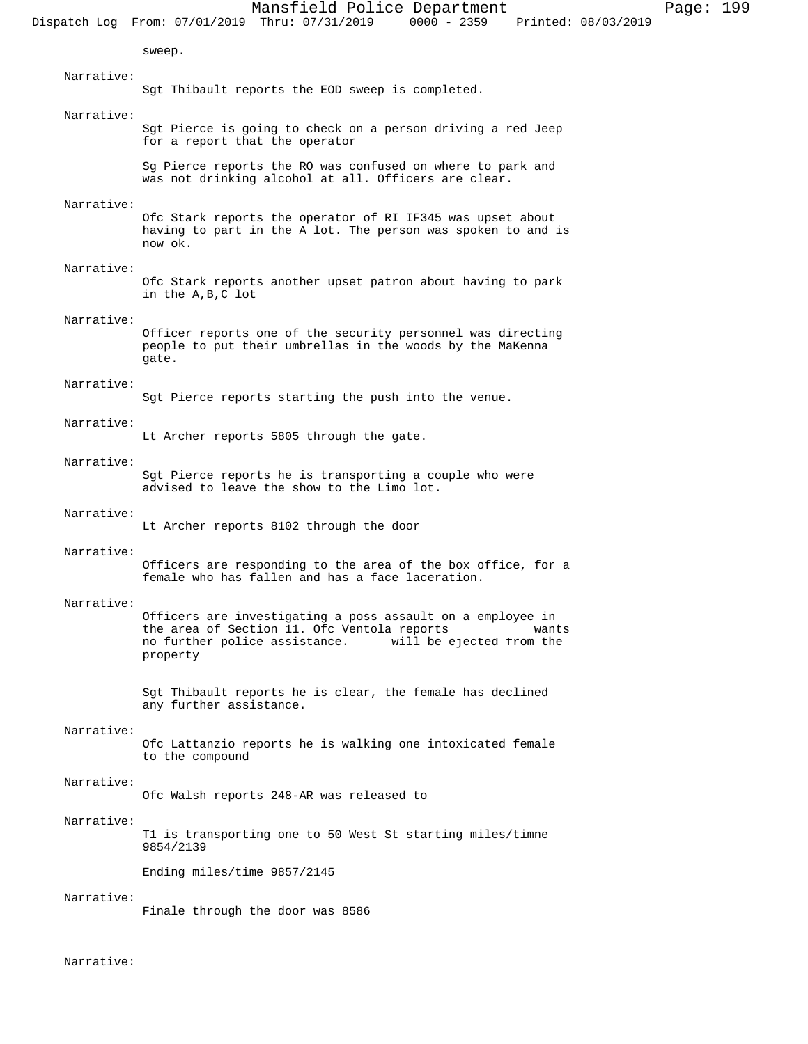sweep.

Narrative:
Sgt Thibault reports the EOD sweep is completed.

Narrative:
Sgt Pierce is going to check on a person driving a red Jeep for a report that the operator

Sg Pierce reports the RO was confused on where to park and was not drinking alcohol at all. Officers are clear.

Narrative:
Ofc Stark reports the operator of RI IF345 was upset about having to part in the A lot. The person was spoken to and is now ok.

Narrative:
Ofc Stark reports another upset patron about having to park in the A,B,C lot

Narrative:
Officer reports one of the security personnel was directing people to put their umbrellas in the woods by the MaKenna gate.

Narrative:
Sgt Pierce reports starting the push into the venue.

Narrative:
Lt Archer reports 5805 through the gate.

Narrative:
Sgt Pierce reports he is transporting a couple who were advised to leave the show to the Limo lot.

Narrative:
Lt Archer reports 8102 through the door

Narrative:
Officers are responding to the area of the box office, for a female who has fallen and has a face laceration.

Narrative:
Officers are investigating a poss assault on a employee in the area of Section 11. Ofc Ventola reports wants no further police assistance. will be ejected from the property

Sgt Thibault reports he is clear, the female has declined any further assistance.

Narrative:
Ofc Lattanzio reports he is walking one intoxicated female to the compound

Narrative:
Ofc Walsh reports 248-AR was released to

Narrative:
T1 is transporting one to 50 West St starting miles/timne 9854/2139

Ending miles/time 9857/2145

Narrative:
Finale through the door was 8586

Narrative: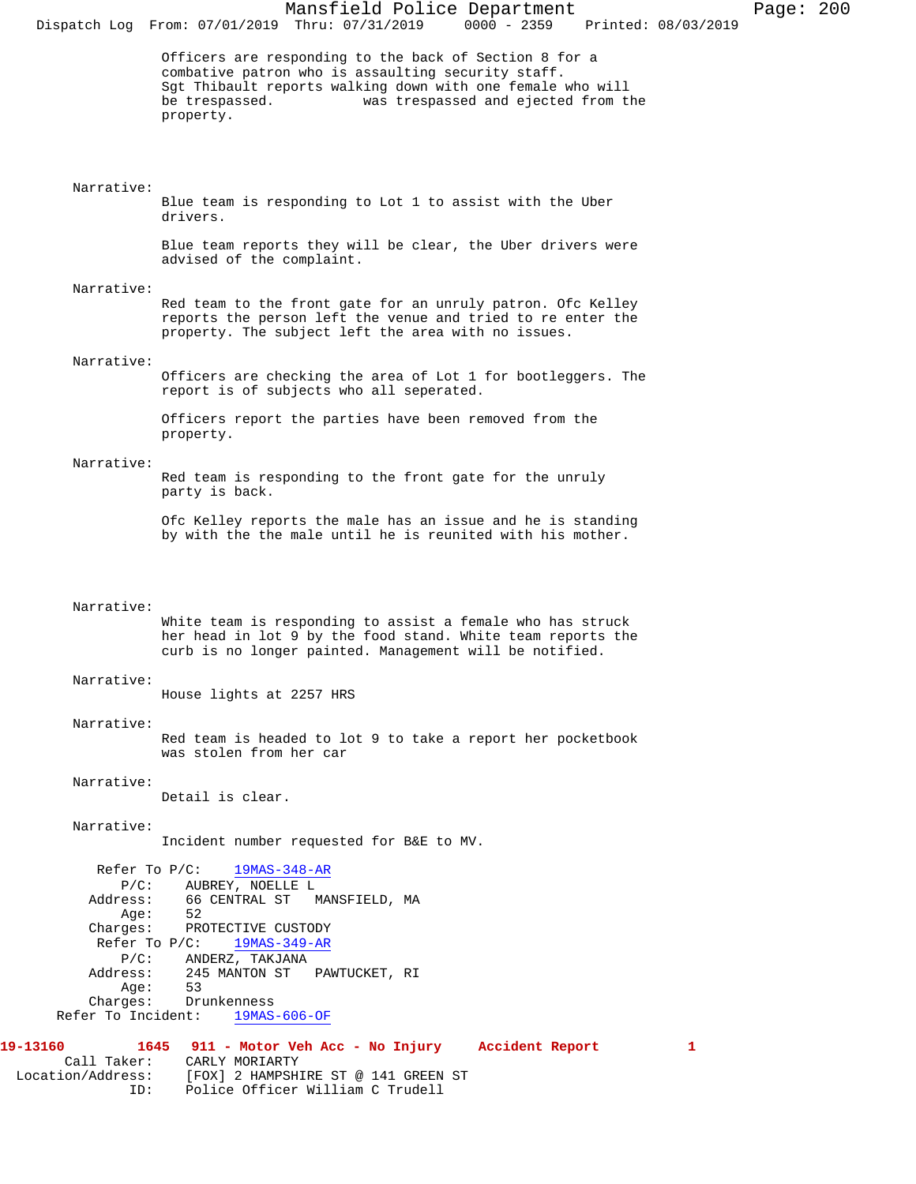Officers are responding to the back of Section 8 for a combative patron who is assaulting security staff.
Sgt Thibault reports walking down with one female who will be trespassed. was trespassed and ejected from the property.

Narrative:
Blue team is responding to Lot 1 to assist with the Uber drivers.

Blue team reports they will be clear, the Uber drivers were advised of the complaint.

Narrative:
Red team to the front gate for an unruly patron. Ofc Kelley reports the person left the venue and tried to re enter the property. The subject left the area with no issues.

Narrative:
Officers are checking the area of Lot 1 for bootleggers. The report is of subjects who all seperated.

Officers report the parties have been removed from the property.

Narrative:
Red team is responding to the front gate for the unruly party is back.

Ofc Kelley reports the male has an issue and he is standing by with the the male until he is reunited with his mother.

Narrative:
White team is responding to assist a female who has struck her head in lot 9 by the food stand. White team reports the curb is no longer painted. Management will be notified.

Narrative:
House lights at 2257 HRS

Narrative:
Red team is headed to lot 9 to take a report her pocketbook was stolen from her car

Narrative:
Detail is clear.

Narrative:
Incident number requested for B&E to MV.

Refer To P/C: 19MAS-348-AR
P/C: AUBREY, NOELLE L
Address: 66 CENTRAL ST MANSFIELD, MA
Age: 52
Charges: PROTECTIVE CUSTODY
Refer To P/C: 19MAS-349-AR
P/C: ANDERZ, TAKJANA
Address: 245 MANTON ST PAWTUCKET, RI
Age: 53
Charges: Drunkenness
Refer To Incident: 19MAS-606-OF

**19-13160 1645 911 - Motor Veh Acc - No Injury Accident Report 1**
Call Taker: CARLY MORIARTY
Location/Address: [FOX] 2 HAMPSHIRE ST @ 141 GREEN ST
ID: Police Officer William C Trudell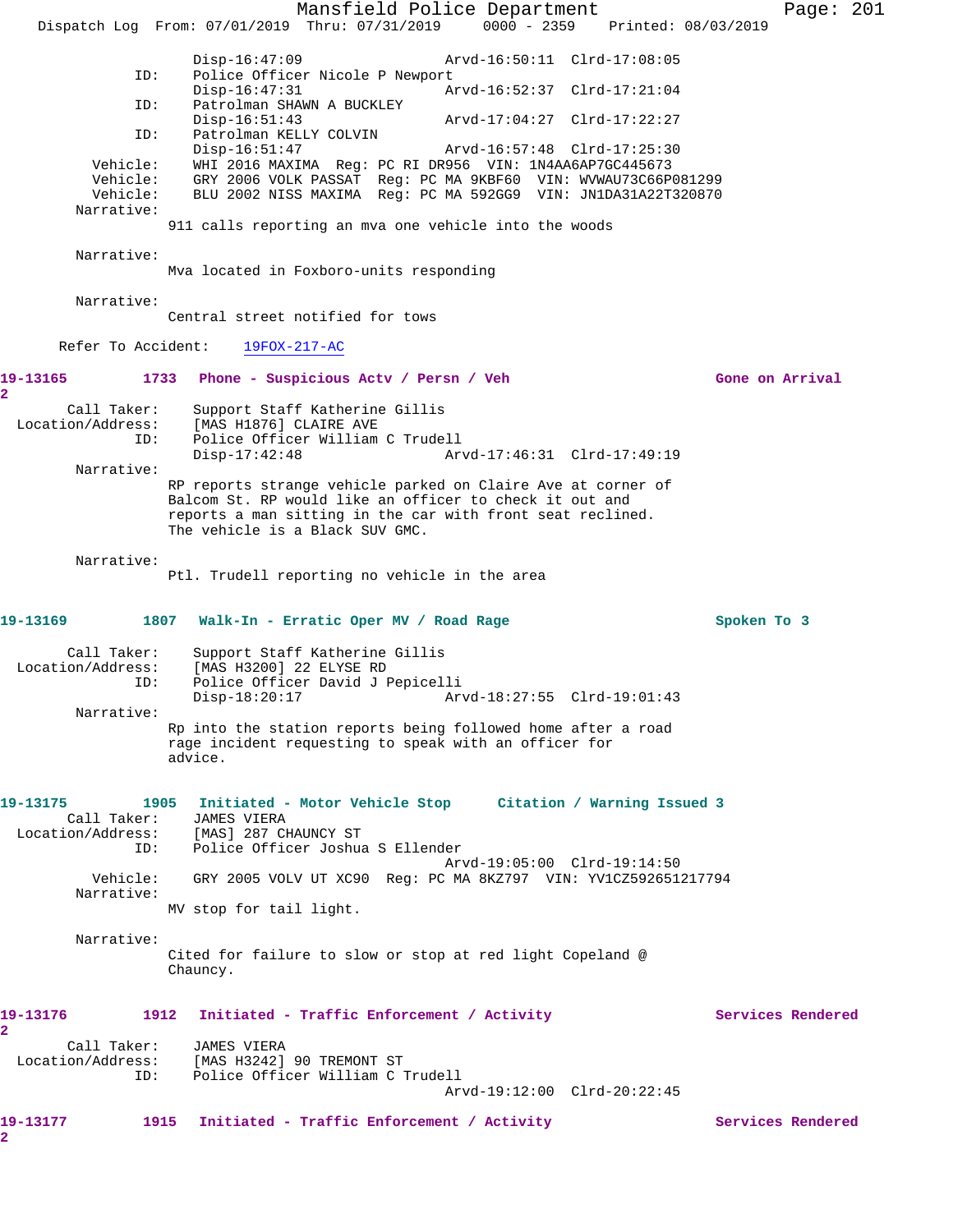```
                Disp-16:47:09                 Arvd-16:50:11  Clrd-17:08:05
          ID:   Police Officer Nicole P Newport
                Disp-16:47:31                 Arvd-16:52:37  Clrd-17:21:04
          ID:   Patrolman SHAWN A BUCKLEY
                Disp-16:51:43                 Arvd-17:04:27  Clrd-17:22:27
          ID:   Patrolman KELLY COLVIN
                Disp-16:51:47                 Arvd-16:57:48  Clrd-17:25:30
     Vehicle:   WHI 2016 MAXIMA  Reg: PC RI DR956  VIN: 1N4AA6AP7GC445673
     Vehicle:   GRY 2006 VOLK PASSAT  Reg: PC MA 9KBF60  VIN: WVWAU73C66P081299
     Vehicle:   BLU 2002 NISS MAXIMA  Reg: PC MA 592GG9  VIN: JN1DA31A22T320870
   Narrative:
              911 calls reporting an mva one vehicle into the woods

   Narrative:
              Mva located in Foxboro-units responding

   Narrative:
              Central street notified for tows

  Refer To Accident:   19FOX-217-AC
```

**19-13165** 1733 **Phone - Suspicious Actv / Persn / Veh** **Gone on Arrival 2**

```
  Call Taker:   Support Staff Katherine Gillis
Location/Address:   [MAS H1876] CLAIRE AVE
          ID:   Police Officer William C Trudell
                Disp-17:42:48                 Arvd-17:46:31  Clrd-17:49:19
   Narrative:
              RP reports strange vehicle parked on Claire Ave at corner of
              Balcom St. RP would like an officer to check it out and
              reports a man sitting in the car with front seat reclined.
              The vehicle is a Black SUV GMC.

   Narrative:
              Ptl. Trudell reporting no vehicle in the area
```

**19-13169** 1807 **Walk-In - Erratic Oper MV / Road Rage** **Spoken To 3**

```
  Call Taker:   Support Staff Katherine Gillis
Location/Address:   [MAS H3200] 22 ELYSE RD
          ID:   Police Officer David J Pepicelli
                Disp-18:20:17                 Arvd-18:27:55  Clrd-19:01:43
   Narrative:
              Rp into the station reports being followed home after a road
              rage incident requesting to speak with an officer for
              advice.
```

**19-13175** 1905 **Initiated - Motor Vehicle Stop** **Citation / Warning Issued 3**

```
  Call Taker:   JAMES VIERA
Location/Address:   [MAS] 287 CHAUNCY ST
          ID:   Police Officer Joshua S Ellender
                                              Arvd-19:05:00  Clrd-19:14:50
     Vehicle:   GRY 2005 VOLV UT XC90  Reg: PC MA 8KZ797  VIN: YV1CZ592651217794
   Narrative:
              MV stop for tail light.

   Narrative:
              Cited for failure to slow or stop at red light Copeland @
              Chauncy.
```

**19-13176** 1912 **Initiated - Traffic Enforcement / Activity** **Services Rendered 2**

```
  Call Taker:   JAMES VIERA
Location/Address:   [MAS H3242] 90 TREMONT ST
          ID:   Police Officer William C Trudell
                                              Arvd-19:12:00  Clrd-20:22:45
```

**19-13177** 1915 **Initiated - Traffic Enforcement / Activity** **Services Rendered 2**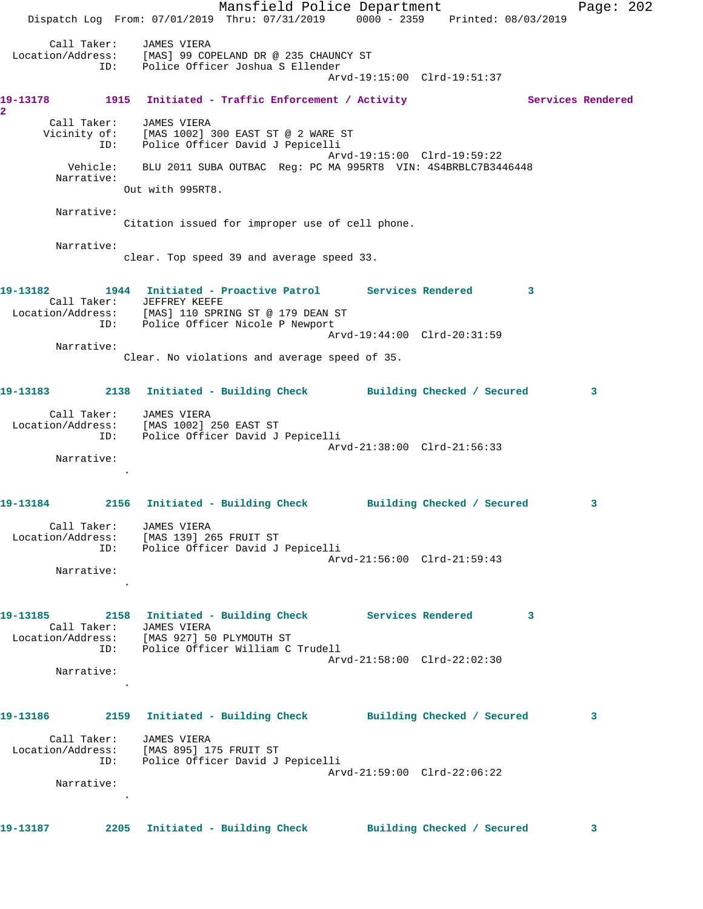Call Taker: JAMES VIERA
Location/Address: [MAS] 99 COPELAND DR @ 235 CHAUNCY ST
ID: Police Officer Joshua S Ellender
Arvd-19:15:00 Clrd-19:51:37

**19-13178 1915 Initiated - Traffic Enforcement / Activity Services Rendered 2**

Call Taker: JAMES VIERA
Vicinity of: [MAS 1002] 300 EAST ST @ 2 WARE ST
ID: Police Officer David J Pepicelli
Arvd-19:15:00 Clrd-19:59:22
Vehicle: BLU 2011 SUBA OUTBAC Reg: PC MA 995RT8 VIN: 4S4BRBLC7B3446448
Narrative:
Out with 995RT8.

Narrative:
Citation issued for improper use of cell phone.

Narrative:
clear. Top speed 39 and average speed 33.

**19-13182 1944 Initiated - Proactive Patrol Services Rendered 3**

Call Taker: JEFFREY KEEFE
Location/Address: [MAS] 110 SPRING ST @ 179 DEAN ST
ID: Police Officer Nicole P Newport
Arvd-19:44:00 Clrd-20:31:59
Narrative:
Clear. No violations and average speed of 35.

**19-13183 2138 Initiated - Building Check Building Checked / Secured 3**

Call Taker: JAMES VIERA
Location/Address: [MAS 1002] 250 EAST ST
ID: Police Officer David J Pepicelli
Arvd-21:38:00 Clrd-21:56:33
Narrative:
.

**19-13184 2156 Initiated - Building Check Building Checked / Secured 3**

Call Taker: JAMES VIERA
Location/Address: [MAS 139] 265 FRUIT ST
ID: Police Officer David J Pepicelli
Arvd-21:56:00 Clrd-21:59:43
Narrative:
.

**19-13185 2158 Initiated - Building Check Services Rendered 3**

Call Taker: JAMES VIERA
Location/Address: [MAS 927] 50 PLYMOUTH ST
ID: Police Officer William C Trudell
Arvd-21:58:00 Clrd-22:02:30
Narrative:
.

**19-13186 2159 Initiated - Building Check Building Checked / Secured 3**

Call Taker: JAMES VIERA
Location/Address: [MAS 895] 175 FRUIT ST
ID: Police Officer David J Pepicelli
Arvd-21:59:00 Clrd-22:06:22
Narrative:
.

**19-13187 2205 Initiated - Building Check Building Checked / Secured 3**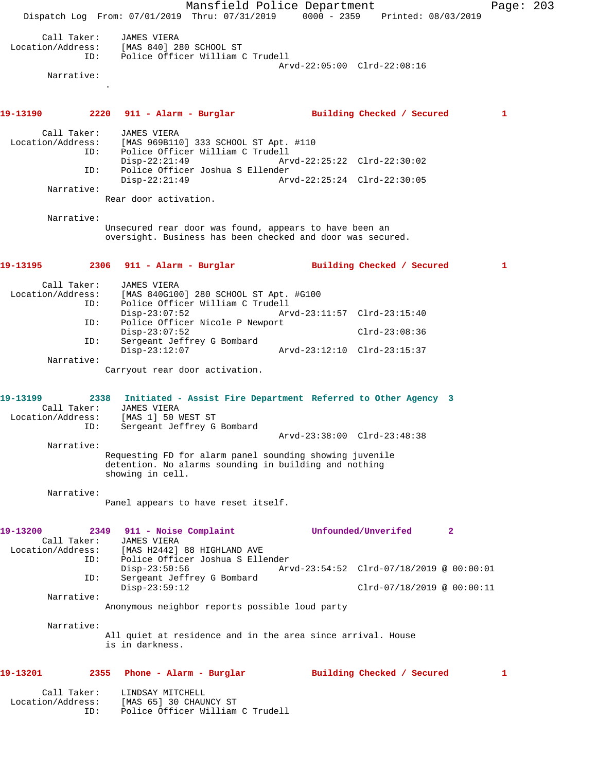```
        Call Taker:    JAMES VIERA
  Location/Address:    [MAS 840] 280 SCHOOL ST
                ID:    Police Officer William C Trudell
                                             Arvd-22:05:00  Clrd-22:08:16
         Narrative:
                  .
```

**19-13190    2220   911 - Alarm - Burglar    Building Checked / Secured    1**

```
        Call Taker:    JAMES VIERA
  Location/Address:    [MAS 969B110] 333 SCHOOL ST Apt. #110
                ID:    Police Officer William C Trudell
                       Disp-22:21:49         Arvd-22:25:22  Clrd-22:30:02
                ID:    Police Officer Joshua S Ellender
                       Disp-22:21:49         Arvd-22:25:24  Clrd-22:30:05
         Narrative:
                  Rear door activation.

         Narrative:
                  Unsecured rear door was found, appears to have been an
                  oversight. Business has been checked and door was secured.
```

**19-13195    2306   911 - Alarm - Burglar    Building Checked / Secured    1**

```
        Call Taker:    JAMES VIERA
  Location/Address:    [MAS 840G100] 280 SCHOOL ST Apt. #G100
                ID:    Police Officer William C Trudell
                       Disp-23:07:52         Arvd-23:11:57  Clrd-23:15:40
                ID:    Police Officer Nicole P Newport
                       Disp-23:07:52                        Clrd-23:08:36
                ID:    Sergeant Jeffrey G Bombard
                       Disp-23:12:07         Arvd-23:12:10  Clrd-23:15:37
         Narrative:
                  Carryout rear door activation.
```

**19-13199    2338   Initiated - Assist Fire Department    Referred to Other Agency    3**

```
        Call Taker:    JAMES VIERA
  Location/Address:    [MAS 1] 50 WEST ST
                ID:    Sergeant Jeffrey G Bombard
                                             Arvd-23:38:00  Clrd-23:48:38
         Narrative:
                  Requesting FD for alarm panel sounding showing juvenile
                  detention. No alarms sounding in building and nothing
                  showing in cell.

         Narrative:
                  Panel appears to have reset itself.
```

**19-13200    2349   911 - Noise Complaint    Unfounded/Unverifed    2**

```
        Call Taker:    JAMES VIERA
  Location/Address:    [MAS H2442] 88 HIGHLAND AVE
                ID:    Police Officer Joshua S Ellender
                       Disp-23:50:56         Arvd-23:54:52  Clrd-07/18/2019 @ 00:00:01
                ID:    Sergeant Jeffrey G Bombard
                       Disp-23:59:12                        Clrd-07/18/2019 @ 00:00:11
         Narrative:
                  Anonymous neighbor reports possible loud party

         Narrative:
                  All quiet at residence and in the area since arrival. House
                  is in darkness.
```

**19-13201    2355   Phone - Alarm - Burglar    Building Checked / Secured    1**

```
        Call Taker:    LINDSAY MITCHELL
  Location/Address:    [MAS 65] 30 CHAUNCY ST
                ID:    Police Officer William C Trudell
```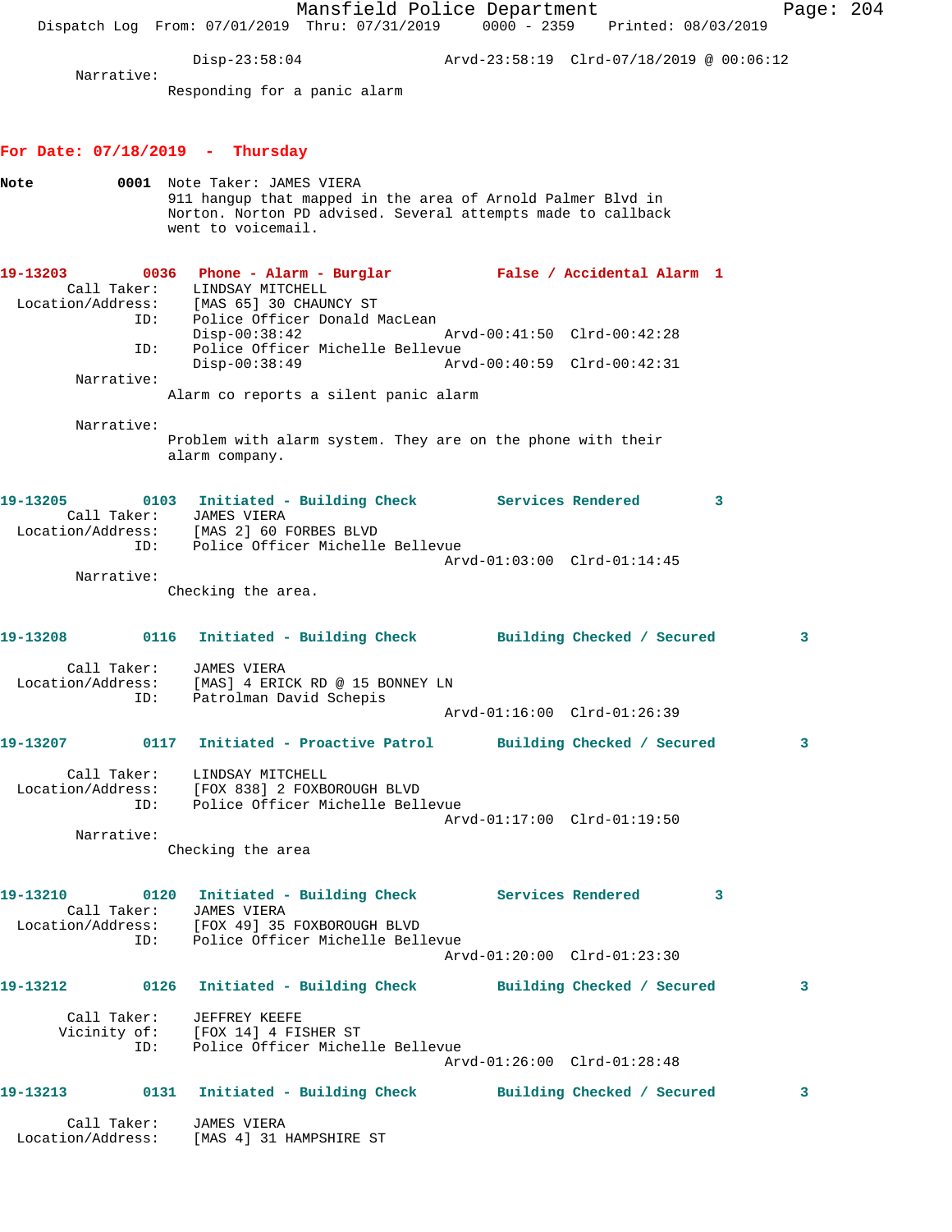Disp-23:58:04 Arvd-23:58:19 Clrd-07/18/2019 @ 00:06:12

Narrative:
Responding for a panic alarm

## For Date: 07/18/2019 - Thursday

**Note** **0001** Note Taker: JAMES VIERA
911 hangup that mapped in the area of Arnold Palmer Blvd in Norton. Norton PD advised. Several attempts made to callback went to voicemail.

**19-13203** **0036** **Phone - Alarm - Burglar** **False / Accidental Alarm 1**
Call Taker: LINDSAY MITCHELL
Location/Address: [MAS 65] 30 CHAUNCY ST
ID: Police Officer Donald MacLean
Disp-00:38:42 Arvd-00:41:50 Clrd-00:42:28
ID: Police Officer Michelle Bellevue
Disp-00:38:49 Arvd-00:40:59 Clrd-00:42:31

Narrative:
Alarm co reports a silent panic alarm

Narrative:
Problem with alarm system. They are on the phone with their alarm company.

**19-13205** **0103** **Initiated - Building Check** **Services Rendered 3**
Call Taker: JAMES VIERA
Location/Address: [MAS 2] 60 FORBES BLVD
ID: Police Officer Michelle Bellevue
Arvd-01:03:00 Clrd-01:14:45

Narrative:
Checking the area.

**19-13208** **0116** **Initiated - Building Check** **Building Checked / Secured 3**
Call Taker: JAMES VIERA
Location/Address: [MAS] 4 ERICK RD @ 15 BONNEY LN
ID: Patrolman David Schepis
Arvd-01:16:00 Clrd-01:26:39

**19-13207** **0117** **Initiated - Proactive Patrol** **Building Checked / Secured 3**
Call Taker: LINDSAY MITCHELL
Location/Address: [FOX 838] 2 FOXBOROUGH BLVD
ID: Police Officer Michelle Bellevue
Arvd-01:17:00 Clrd-01:19:50

Narrative:
Checking the area

**19-13210** **0120** **Initiated - Building Check** **Services Rendered 3**
Call Taker: JAMES VIERA
Location/Address: [FOX 49] 35 FOXBOROUGH BLVD
ID: Police Officer Michelle Bellevue
Arvd-01:20:00 Clrd-01:23:30

**19-13212** **0126** **Initiated - Building Check** **Building Checked / Secured 3**
Call Taker: JEFFREY KEEFE
Vicinity of: [FOX 14] 4 FISHER ST
ID: Police Officer Michelle Bellevue
Arvd-01:26:00 Clrd-01:28:48

**19-13213** **0131** **Initiated - Building Check** **Building Checked / Secured 3**
Call Taker: JAMES VIERA
Location/Address: [MAS 4] 31 HAMPSHIRE ST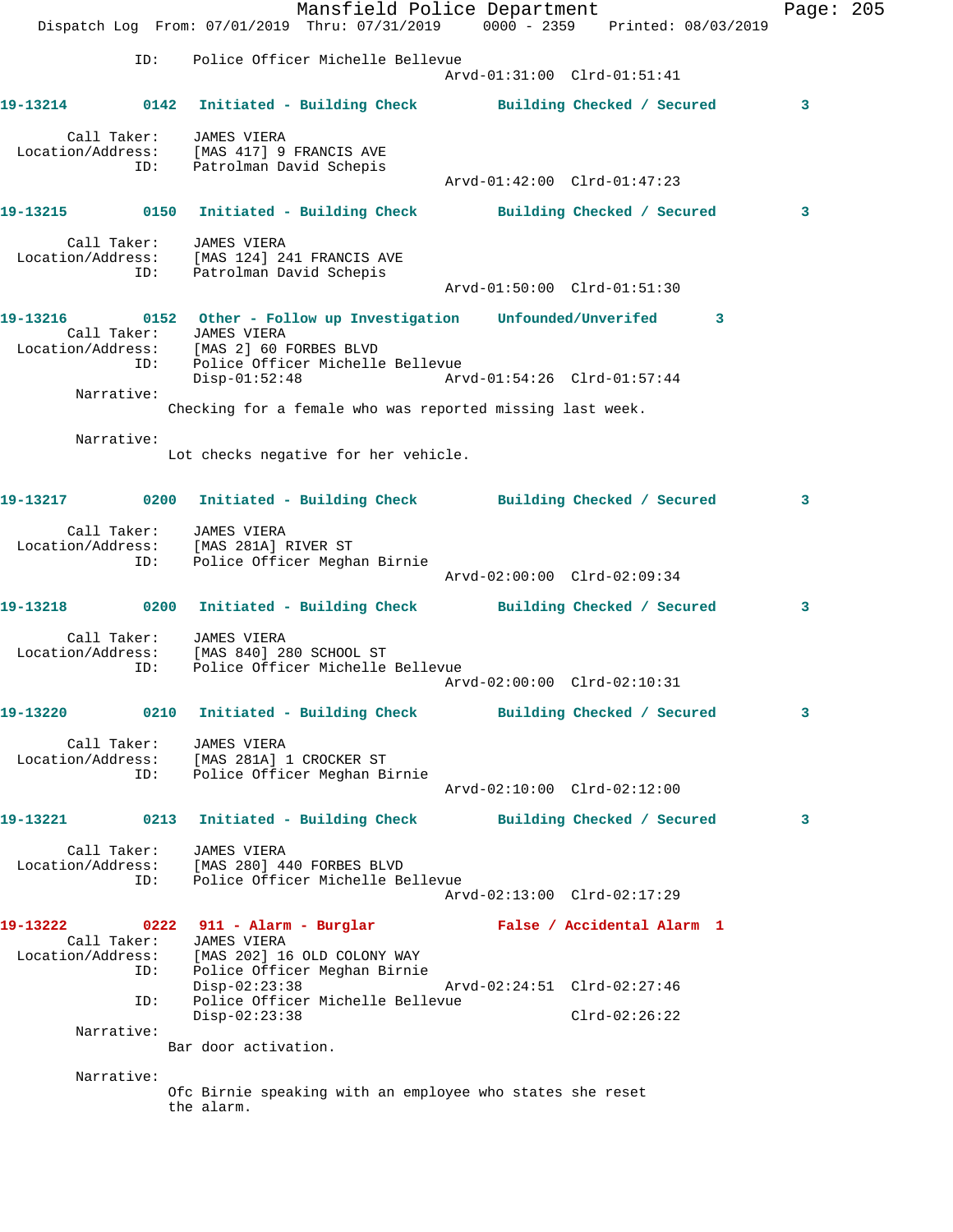```
            ID:    Police Officer Michelle Bellevue
                                        Arvd-01:31:00  Clrd-01:51:41

19-13214        0142   Initiated - Building Check        Building Checked / Secured         3

        Call Taker:    JAMES VIERA
  Location/Address:    [MAS 417] 9 FRANCIS AVE
               ID:    Patrolman David Schepis
                                        Arvd-01:42:00  Clrd-01:47:23

19-13215        0150   Initiated - Building Check        Building Checked / Secured         3

        Call Taker:    JAMES VIERA
  Location/Address:    [MAS 124] 241 FRANCIS AVE
               ID:    Patrolman David Schepis
                                        Arvd-01:50:00  Clrd-01:51:30

19-13216        0152   Other - Follow up Investigation    Unfounded/Unverifed       3
        Call Taker:    JAMES VIERA
  Location/Address:    [MAS 2] 60 FORBES BLVD
               ID:    Police Officer Michelle Bellevue
                      Disp-01:52:48             Arvd-01:54:26  Clrd-01:57:44
         Narrative:
                Checking for a female who was reported missing last week.

         Narrative:
                Lot checks negative for her vehicle.

19-13217        0200   Initiated - Building Check        Building Checked / Secured         3

        Call Taker:    JAMES VIERA
  Location/Address:    [MAS 281A] RIVER ST
               ID:    Police Officer Meghan Birnie
                                        Arvd-02:00:00  Clrd-02:09:34

19-13218        0200   Initiated - Building Check        Building Checked / Secured         3

        Call Taker:    JAMES VIERA
  Location/Address:    [MAS 840] 280 SCHOOL ST
               ID:    Police Officer Michelle Bellevue
                                        Arvd-02:00:00  Clrd-02:10:31

19-13220        0210   Initiated - Building Check        Building Checked / Secured         3

        Call Taker:    JAMES VIERA
  Location/Address:    [MAS 281A] 1 CROCKER ST
               ID:    Police Officer Meghan Birnie
                                        Arvd-02:10:00  Clrd-02:12:00

19-13221        0213   Initiated - Building Check        Building Checked / Secured         3

        Call Taker:    JAMES VIERA
  Location/Address:    [MAS 280] 440 FORBES BLVD
               ID:    Police Officer Michelle Bellevue
                                        Arvd-02:13:00  Clrd-02:17:29

19-13222        0222   911 - Alarm - Burglar             False / Accidental Alarm  1
        Call Taker:    JAMES VIERA
  Location/Address:    [MAS 202] 16 OLD COLONY WAY
               ID:    Police Officer Meghan Birnie
                      Disp-02:23:38             Arvd-02:24:51  Clrd-02:27:46
               ID:    Police Officer Michelle Bellevue
                      Disp-02:23:38                            Clrd-02:26:22
         Narrative:
                Bar door activation.

         Narrative:
                Ofc Birnie speaking with an employee who states she reset
                the alarm.
```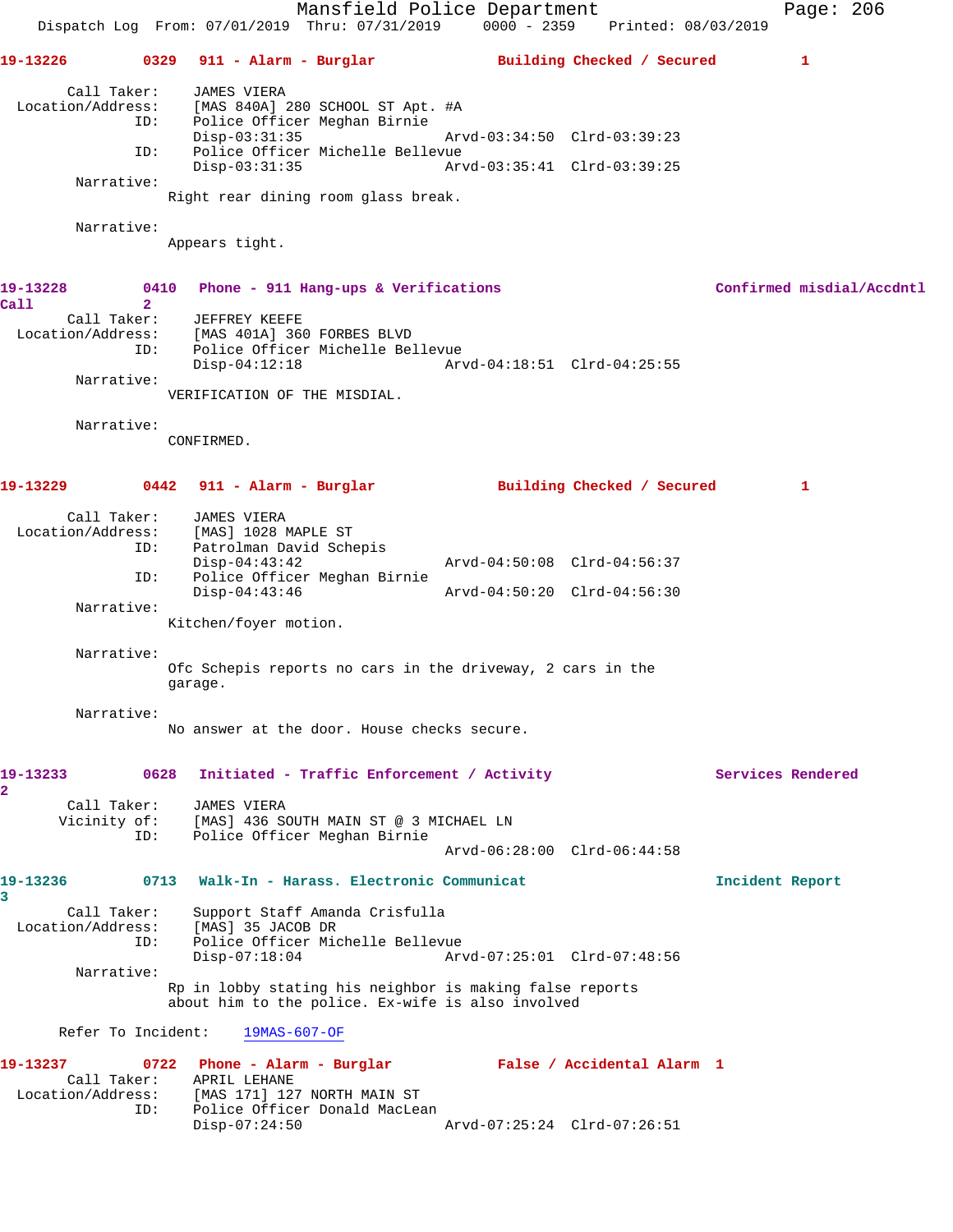Mansfield Police Department
Dispatch Log From: 07/01/2019 Thru: 07/31/2019 0000 - 2359 Printed: 08/03/2019

**19-13226** 0329 **911 - Alarm - Burglar** **Building Checked / Secured** 1

Call Taker: JAMES VIERA
Location/Address: [MAS 840A] 280 SCHOOL ST Apt. #A
ID: Police Officer Meghan Birnie
Disp-03:31:35 Arvd-03:34:50 Clrd-03:39:23
ID: Police Officer Michelle Bellevue
Disp-03:31:35 Arvd-03:35:41 Clrd-03:39:25
Narrative:
Right rear dining room glass break.

Narrative:
Appears tight.

**19-13228** 0410 **Phone - 911 Hang-ups & Verifications** **Confirmed misdial/Accdntl Call** 2

Call Taker: JEFFREY KEEFE
Location/Address: [MAS 401A] 360 FORBES BLVD
ID: Police Officer Michelle Bellevue
Disp-04:12:18 Arvd-04:18:51 Clrd-04:25:55
Narrative:
VERIFICATION OF THE MISDIAL.

Narrative:
CONFIRMED.

**19-13229** 0442 **911 - Alarm - Burglar** **Building Checked / Secured** 1

Call Taker: JAMES VIERA
Location/Address: [MAS] 1028 MAPLE ST
ID: Patrolman David Schepis
Disp-04:43:42 Arvd-04:50:08 Clrd-04:56:37
ID: Police Officer Meghan Birnie
Disp-04:43:46 Arvd-04:50:20 Clrd-04:56:30
Narrative:
Kitchen/foyer motion.

Narrative:
Ofc Schepis reports no cars in the driveway, 2 cars in the garage.

Narrative:
No answer at the door. House checks secure.

**19-13233** 0628 **Initiated - Traffic Enforcement / Activity** **Services Rendered** 2

Call Taker: JAMES VIERA
Vicinity of: [MAS] 436 SOUTH MAIN ST @ 3 MICHAEL LN
ID: Police Officer Meghan Birnie
Arvd-06:28:00 Clrd-06:44:58

**19-13236** 0713 **Walk-In - Harass. Electronic Communicat** **Incident Report** 3

Call Taker: Support Staff Amanda Crisfulla
Location/Address: [MAS] 35 JACOB DR
ID: Police Officer Michelle Bellevue
Disp-07:18:04 Arvd-07:25:01 Clrd-07:48:56
Narrative:
Rp in lobby stating his neighbor is making false reports about him to the police. Ex-wife is also involved

Refer To Incident: 19MAS-607-OF

**19-13237** 0722 **Phone - Alarm - Burglar** **False / Accidental Alarm** 1

Call Taker: APRIL LEHANE
Location/Address: [MAS 171] 127 NORTH MAIN ST
ID: Police Officer Donald MacLean
Disp-07:24:50 Arvd-07:25:24 Clrd-07:26:51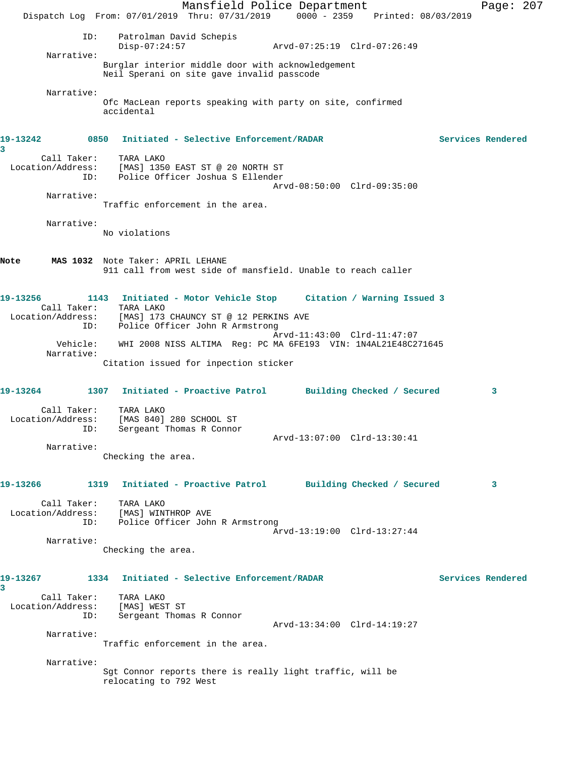ID: Patrolman David Schepis
Disp-07:24:57 Arvd-07:25:19 Clrd-07:26:49

Narrative:
Burglar interior middle door with acknowledgement
Neil Sperani on site gave invalid passcode

Narrative:
Ofc MacLean reports speaking with party on site, confirmed accidental

**19-13242 0850 Initiated - Selective Enforcement/RADAR Services Rendered 3**

Call Taker: TARA LAKO
Location/Address: [MAS] 1350 EAST ST @ 20 NORTH ST
ID: Police Officer Joshua S Ellender
Arvd-08:50:00 Clrd-09:35:00

Narrative:
Traffic enforcement in the area.

Narrative:
No violations

**Note MAS 1032** Note Taker: APRIL LEHANE
911 call from west side of mansfield. Unable to reach caller

**19-13256 1143 Initiated - Motor Vehicle Stop Citation / Warning Issued 3**

Call Taker: TARA LAKO
Location/Address: [MAS] 173 CHAUNCY ST @ 12 PERKINS AVE
ID: Police Officer John R Armstrong
Arvd-11:43:00 Clrd-11:47:07
Vehicle: WHI 2008 NISS ALTIMA Reg: PC MA 6FE193 VIN: 1N4AL21E48C271645

Narrative:
Citation issued for inpection sticker

**19-13264 1307 Initiated - Proactive Patrol Building Checked / Secured 3**

Call Taker: TARA LAKO
Location/Address: [MAS 840] 280 SCHOOL ST
ID: Sergeant Thomas R Connor
Arvd-13:07:00 Clrd-13:30:41

Narrative:
Checking the area.

**19-13266 1319 Initiated - Proactive Patrol Building Checked / Secured 3**

Call Taker: TARA LAKO
Location/Address: [MAS] WINTHROP AVE
ID: Police Officer John R Armstrong
Arvd-13:19:00 Clrd-13:27:44

Narrative:
Checking the area.

**19-13267 1334 Initiated - Selective Enforcement/RADAR Services Rendered 3**

Call Taker: TARA LAKO
Location/Address: [MAS] WEST ST
ID: Sergeant Thomas R Connor
Arvd-13:34:00 Clrd-14:19:27

Narrative:
Traffic enforcement in the area.

Narrative:
Sgt Connor reports there is really light traffic, will be relocating to 792 West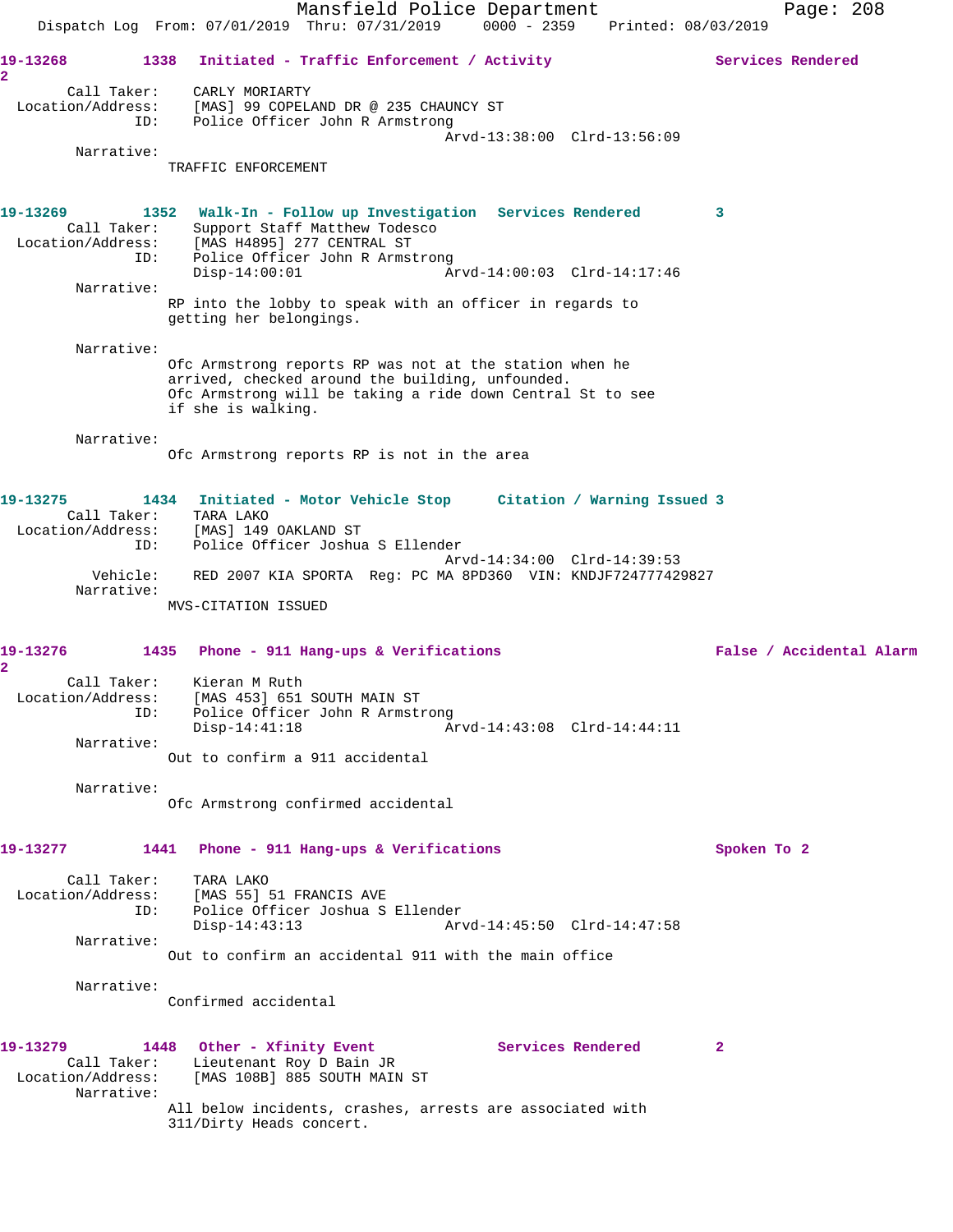**19-13268** 1338 **Initiated - Traffic Enforcement / Activity** **Services Rendered 2**

Call Taker: CARLY MORIARTY
Location/Address: [MAS] 99 COPELAND DR @ 235 CHAUNCY ST
ID: Police Officer John R Armstrong
Arvd-13:38:00 Clrd-13:56:09

Narrative:
TRAFFIC ENFORCEMENT

**19-13269** 1352 **Walk-In - Follow up Investigation** **Services Rendered 3**

Call Taker: Support Staff Matthew Todesco
Location/Address: [MAS H4895] 277 CENTRAL ST
ID: Police Officer John R Armstrong
Disp-14:00:01 Arvd-14:00:03 Clrd-14:17:46

Narrative:
RP into the lobby to speak with an officer in regards to getting her belongings.

Narrative:
Ofc Armstrong reports RP was not at the station when he arrived, checked around the building, unfounded.
Ofc Armstrong will be taking a ride down Central St to see if she is walking.

Narrative:
Ofc Armstrong reports RP is not in the area

**19-13275** 1434 **Initiated - Motor Vehicle Stop** **Citation / Warning Issued 3**

Call Taker: TARA LAKO
Location/Address: [MAS] 149 OAKLAND ST
ID: Police Officer Joshua S Ellender
Arvd-14:34:00 Clrd-14:39:53
Vehicle: RED 2007 KIA SPORTA Reg: PC MA 8PD360 VIN: KNDJF724777429827

Narrative:
MVS-CITATION ISSUED

**19-13276** 1435 **Phone - 911 Hang-ups & Verifications** **False / Accidental Alarm 2**

Call Taker: Kieran M Ruth
Location/Address: [MAS 453] 651 SOUTH MAIN ST
ID: Police Officer John R Armstrong
Disp-14:41:18 Arvd-14:43:08 Clrd-14:44:11

Narrative:
Out to confirm a 911 accidental

Narrative:
Ofc Armstrong confirmed accidental

**19-13277** 1441 **Phone - 911 Hang-ups & Verifications** **Spoken To 2**

Call Taker: TARA LAKO
Location/Address: [MAS 55] 51 FRANCIS AVE
ID: Police Officer Joshua S Ellender
Disp-14:43:13 Arvd-14:45:50 Clrd-14:47:58

Narrative:
Out to confirm an accidental 911 with the main office

Narrative:
Confirmed accidental

**19-13279** 1448 **Other - Xfinity Event** **Services Rendered 2**

Call Taker: Lieutenant Roy D Bain JR
Location/Address: [MAS 108B] 885 SOUTH MAIN ST

Narrative:
All below incidents, crashes, arrests are associated with 311/Dirty Heads concert.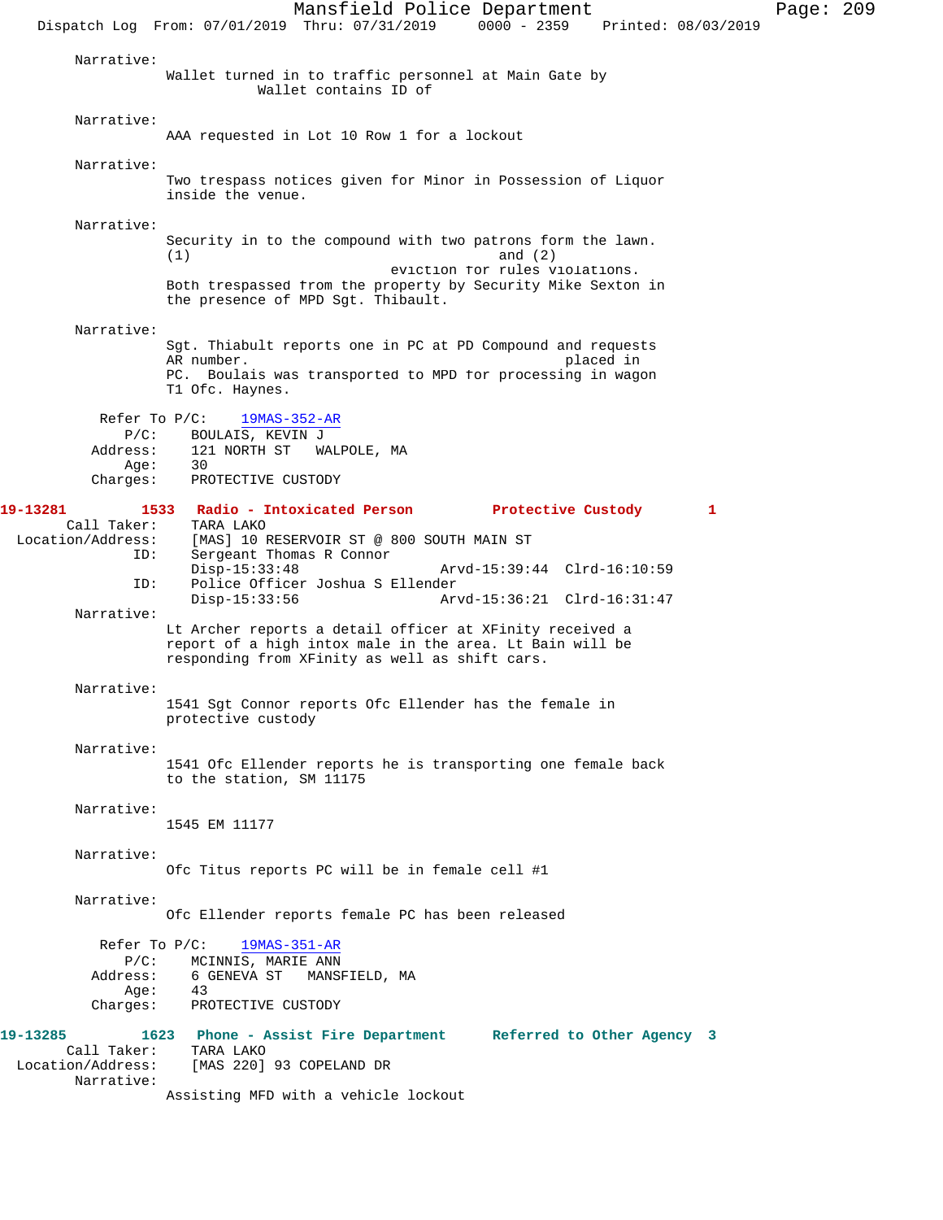Narrative:
Wallet turned in to traffic personnel at Main Gate by
Wallet contains ID of

Narrative:
AAA requested in Lot 10 Row 1 for a lockout

Narrative:
Two trespass notices given for Minor in Possession of Liquor inside the venue.

Narrative:
Security in to the compound with two patrons form the lawn.
(1) and (2)
eviction for rules violations.
Both trespassed from the property by Security Mike Sexton in the presence of MPD Sgt. Thibault.

Narrative:
Sgt. Thiabult reports one in PC at PD Compound and requests AR number. placed in PC. Boulais was transported to MPD for processing in wagon T1 Ofc. Haynes.

Refer To P/C: 19MAS-352-AR
P/C: BOULAIS, KEVIN J
Address: 121 NORTH ST WALPOLE, MA
Age: 30
Charges: PROTECTIVE CUSTODY

**19-13281 1533 Radio - Intoxicated Person Protective Custody 1**
Call Taker: TARA LAKO
Location/Address: [MAS] 10 RESERVOIR ST @ 800 SOUTH MAIN ST
ID: Sergeant Thomas R Connor
Disp-15:33:48 Arvd-15:39:44 Clrd-16:10:59
ID: Police Officer Joshua S Ellender
Disp-15:33:56 Arvd-15:36:21 Clrd-16:31:47

Narrative:
Lt Archer reports a detail officer at XFinity received a report of a high intox male in the area. Lt Bain will be responding from XFinity as well as shift cars.

Narrative:
1541 Sgt Connor reports Ofc Ellender has the female in protective custody

Narrative:
1541 Ofc Ellender reports he is transporting one female back to the station, SM 11175

Narrative:
1545 EM 11177

Narrative:
Ofc Titus reports PC will be in female cell #1

Narrative:
Ofc Ellender reports female PC has been released

Refer To P/C: 19MAS-351-AR
P/C: MCINNIS, MARIE ANN
Address: 6 GENEVA ST MANSFIELD, MA
Age: 43
Charges: PROTECTIVE CUSTODY

**19-13285 1623 Phone - Assist Fire Department Referred to Other Agency 3**
Call Taker: TARA LAKO
Location/Address: [MAS 220] 93 COPELAND DR
Narrative:
Assisting MFD with a vehicle lockout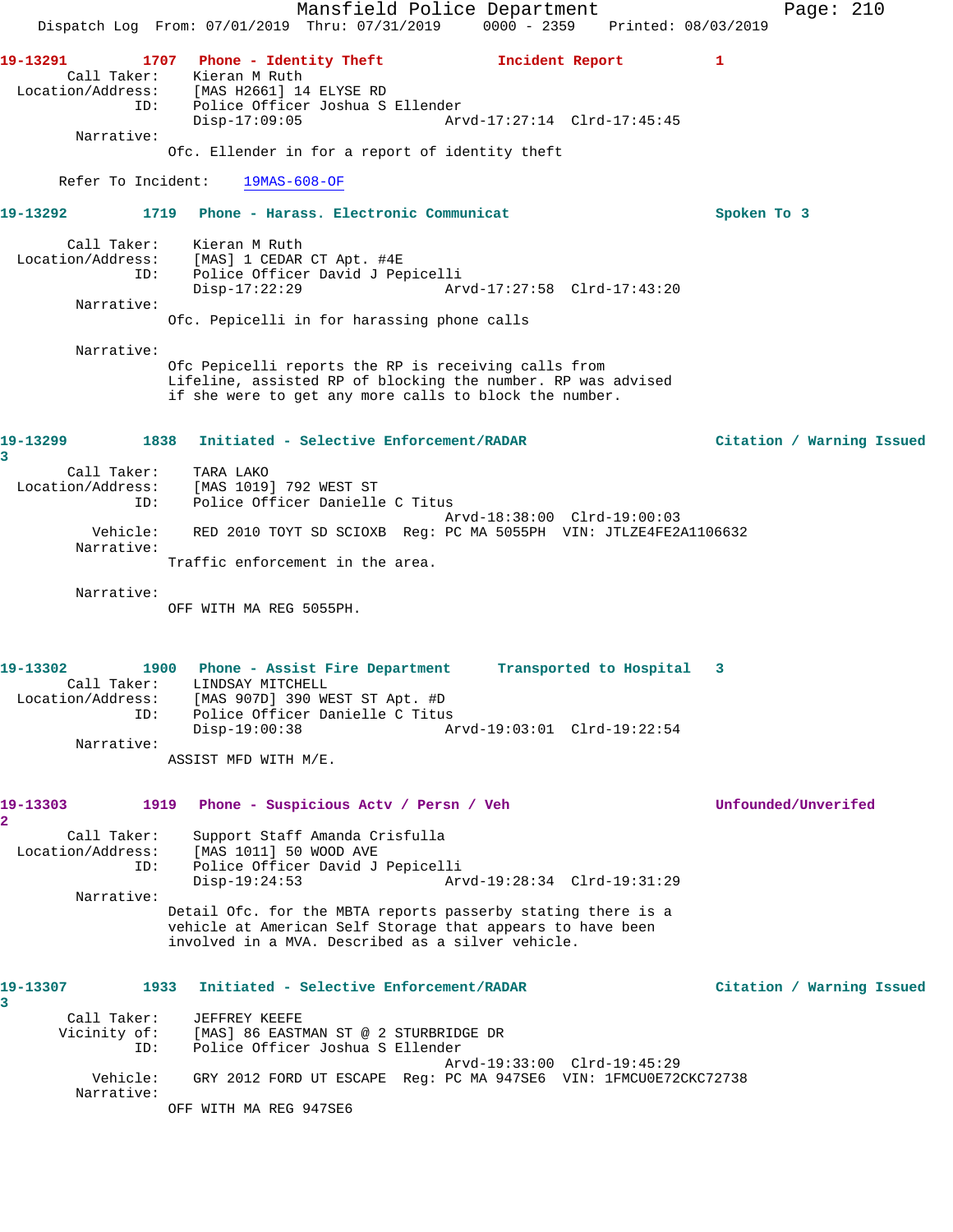**19-13291** 1707 Phone - Identity Theft — Incident Report 1

Call Taker: Kieran M Ruth
Location/Address: [MAS H2661] 14 ELYSE RD
ID: Police Officer Joshua S Ellender
Disp-17:09:05 Arvd-17:27:14 Clrd-17:45:45

Narrative:
Ofc. Ellender in for a report of identity theft

Refer To Incident: 19MAS-608-OF

**19-13292** 1719 Phone - Harass. Electronic Communicat — Spoken To 3

Call Taker: Kieran M Ruth
Location/Address: [MAS] 1 CEDAR CT Apt. #4E
ID: Police Officer David J Pepicelli
Disp-17:22:29 Arvd-17:27:58 Clrd-17:43:20

Narrative:
Ofc. Pepicelli in for harassing phone calls

Narrative:
Ofc Pepicelli reports the RP is receiving calls from Lifeline, assisted RP of blocking the number. RP was advised if she were to get any more calls to block the number.

**19-13299** 1838 Initiated - Selective Enforcement/RADAR — Citation / Warning Issued 3

Call Taker: TARA LAKO
Location/Address: [MAS 1019] 792 WEST ST
ID: Police Officer Danielle C Titus
Arvd-18:38:00 Clrd-19:00:03
Vehicle: RED 2010 TOYT SD SCIOXB Reg: PC MA 5055PH VIN: JTLZE4FE2A1106632

Narrative:
Traffic enforcement in the area.

Narrative:
OFF WITH MA REG 5055PH.

**19-13302** 1900 Phone - Assist Fire Department — Transported to Hospital 3

Call Taker: LINDSAY MITCHELL
Location/Address: [MAS 907D] 390 WEST ST Apt. #D
ID: Police Officer Danielle C Titus
Disp-19:00:38 Arvd-19:03:01 Clrd-19:22:54

Narrative:
ASSIST MFD WITH M/E.

**19-13303** 1919 Phone - Suspicious Actv / Persn / Veh — Unfounded/Unverifed 2

Call Taker: Support Staff Amanda Crisfulla
Location/Address: [MAS 1011] 50 WOOD AVE
ID: Police Officer David J Pepicelli
Disp-19:24:53 Arvd-19:28:34 Clrd-19:31:29

Narrative:
Detail Ofc. for the MBTA reports passerby stating there is a vehicle at American Self Storage that appears to have been involved in a MVA. Described as a silver vehicle.

**19-13307** 1933 Initiated - Selective Enforcement/RADAR — Citation / Warning Issued 3

Call Taker: JEFFREY KEEFE
Vicinity of: [MAS] 86 EASTMAN ST @ 2 STURBRIDGE DR
ID: Police Officer Joshua S Ellender
Arvd-19:33:00 Clrd-19:45:29
Vehicle: GRY 2012 FORD UT ESCAPE Reg: PC MA 947SE6 VIN: 1FMCU0E72CKC72738

Narrative:
OFF WITH MA REG 947SE6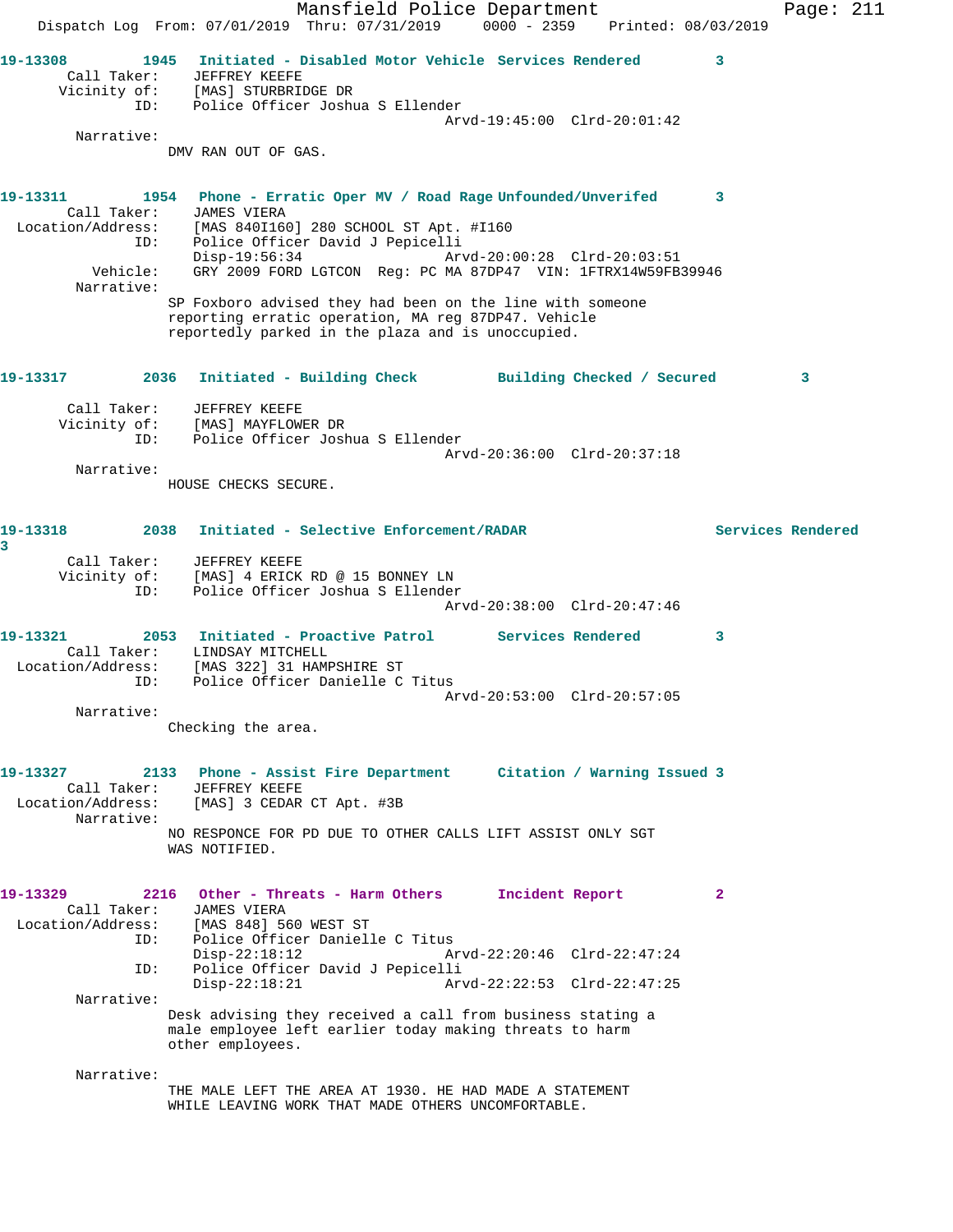19-13308 1945 Initiated - Disabled Motor Vehicle Services Rendered 3
Call Taker: JEFFREY KEEFE
Vicinity of: [MAS] STURBRIDGE DR
ID: Police Officer Joshua S Ellender
Arvd-19:45:00 Clrd-20:01:42
Narrative:
DMV RAN OUT OF GAS.

19-13311 1954 Phone - Erratic Oper MV / Road Rage Unfounded/Unverifed 3
Call Taker: JAMES VIERA
Location/Address: [MAS 840I160] 280 SCHOOL ST Apt. #I160
ID: Police Officer David J Pepicelli
Disp-19:56:34 Arvd-20:00:28 Clrd-20:03:51
Vehicle: GRY 2009 FORD LGTCON Reg: PC MA 87DP47 VIN: 1FTRX14W59FB39946
Narrative:
SP Foxboro advised they had been on the line with someone reporting erratic operation, MA reg 87DP47. Vehicle reportedly parked in the plaza and is unoccupied.

19-13317 2036 Initiated - Building Check Building Checked / Secured 3
Call Taker: JEFFREY KEEFE
Vicinity of: [MAS] MAYFLOWER DR
ID: Police Officer Joshua S Ellender
Arvd-20:36:00 Clrd-20:37:18
Narrative:
HOUSE CHECKS SECURE.

19-13318 2038 Initiated - Selective Enforcement/RADAR Services Rendered 3
Call Taker: JEFFREY KEEFE
Vicinity of: [MAS] 4 ERICK RD @ 15 BONNEY LN
ID: Police Officer Joshua S Ellender
Arvd-20:38:00 Clrd-20:47:46

19-13321 2053 Initiated - Proactive Patrol Services Rendered 3
Call Taker: LINDSAY MITCHELL
Location/Address: [MAS 322] 31 HAMPSHIRE ST
ID: Police Officer Danielle C Titus
Arvd-20:53:00 Clrd-20:57:05
Narrative:
Checking the area.

19-13327 2133 Phone - Assist Fire Department Citation / Warning Issued 3
Call Taker: JEFFREY KEEFE
Location/Address: [MAS] 3 CEDAR CT Apt. #3B
Narrative:
NO RESPONCE FOR PD DUE TO OTHER CALLS LIFT ASSIST ONLY SGT WAS NOTIFIED.

19-13329 2216 Other - Threats - Harm Others Incident Report 2
Call Taker: JAMES VIERA
Location/Address: [MAS 848] 560 WEST ST
ID: Police Officer Danielle C Titus
Disp-22:18:12 Arvd-22:20:46 Clrd-22:47:24
ID: Police Officer David J Pepicelli
Disp-22:18:21 Arvd-22:22:53 Clrd-22:47:25
Narrative:
Desk advising they received a call from business stating a male employee left earlier today making threats to harm other employees.

Narrative:
THE MALE LEFT THE AREA AT 1930. HE HAD MADE A STATEMENT WHILE LEAVING WORK THAT MADE OTHERS UNCOMFORTABLE.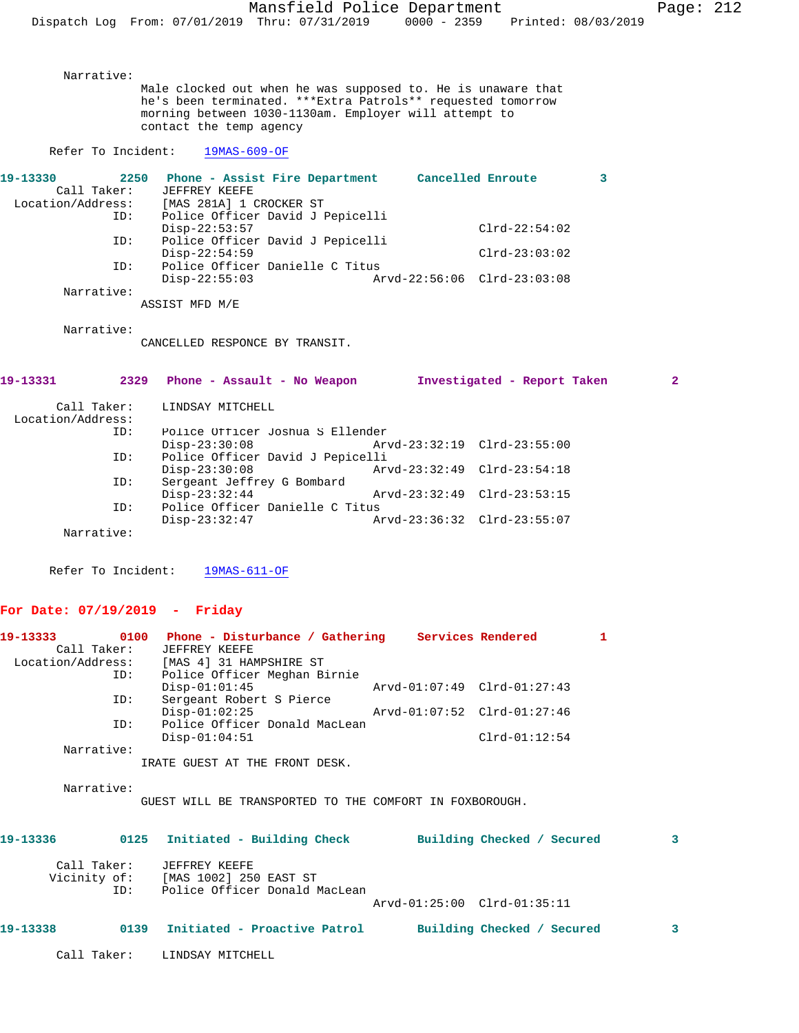Narrative:
Male clocked out when he was supposed to. He is unaware that he's been terminated. ***Extra Patrols** requested tomorrow morning between 1030-1130am. Employer will attempt to contact the temp agency

Refer To Incident: 19MAS-609-OF

**19-13330 2250 Phone - Assist Fire Department Cancelled Enroute 3**

Call Taker: JEFFREY KEEFE
Location/Address: [MAS 281A] 1 CROCKER ST
ID: Police Officer David J Pepicelli
Disp-22:53:57 Clrd-22:54:02
ID: Police Officer David J Pepicelli
Disp-22:54:59 Clrd-23:03:02
ID: Police Officer Danielle C Titus
Disp-22:55:03 Arvd-22:56:06 Clrd-23:03:08

Narrative:
ASSIST MFD M/E

Narrative:
CANCELLED RESPONCE BY TRANSIT.

**19-13331 2329 Phone - Assault - No Weapon Investigated - Report Taken 2**

Call Taker: LINDSAY MITCHELL
Location/Address:
ID: Police Officer Joshua S Ellender
Disp-23:30:08 Arvd-23:32:19 Clrd-23:55:00
ID: Police Officer David J Pepicelli
Disp-23:30:08 Arvd-23:32:49 Clrd-23:54:18
ID: Sergeant Jeffrey G Bombard
Disp-23:32:44 Arvd-23:32:49 Clrd-23:53:15
ID: Police Officer Danielle C Titus
Disp-23:32:47 Arvd-23:36:32 Clrd-23:55:07

Narrative:

Refer To Incident: 19MAS-611-OF

## For Date: 07/19/2019 - Friday

**19-13333 0100 Phone - Disturbance / Gathering Services Rendered 1**

Call Taker: JEFFREY KEEFE
Location/Address: [MAS 4] 31 HAMPSHIRE ST
ID: Police Officer Meghan Birnie
Disp-01:01:45 Arvd-01:07:49 Clrd-01:27:43
ID: Sergeant Robert S Pierce
Disp-01:02:25 Arvd-01:07:52 Clrd-01:27:46
ID: Police Officer Donald MacLean
Disp-01:04:51 Clrd-01:12:54

Narrative:
IRATE GUEST AT THE FRONT DESK.

Narrative:
GUEST WILL BE TRANSPORTED TO THE COMFORT IN FOXBOROUGH.

**19-13336 0125 Initiated - Building Check Building Checked / Secured 3**

Call Taker: JEFFREY KEEFE
Vicinity of: [MAS 1002] 250 EAST ST
ID: Police Officer Donald MacLean
Arvd-01:25:00 Clrd-01:35:11

**19-13338 0139 Initiated - Proactive Patrol Building Checked / Secured 3**

Call Taker: LINDSAY MITCHELL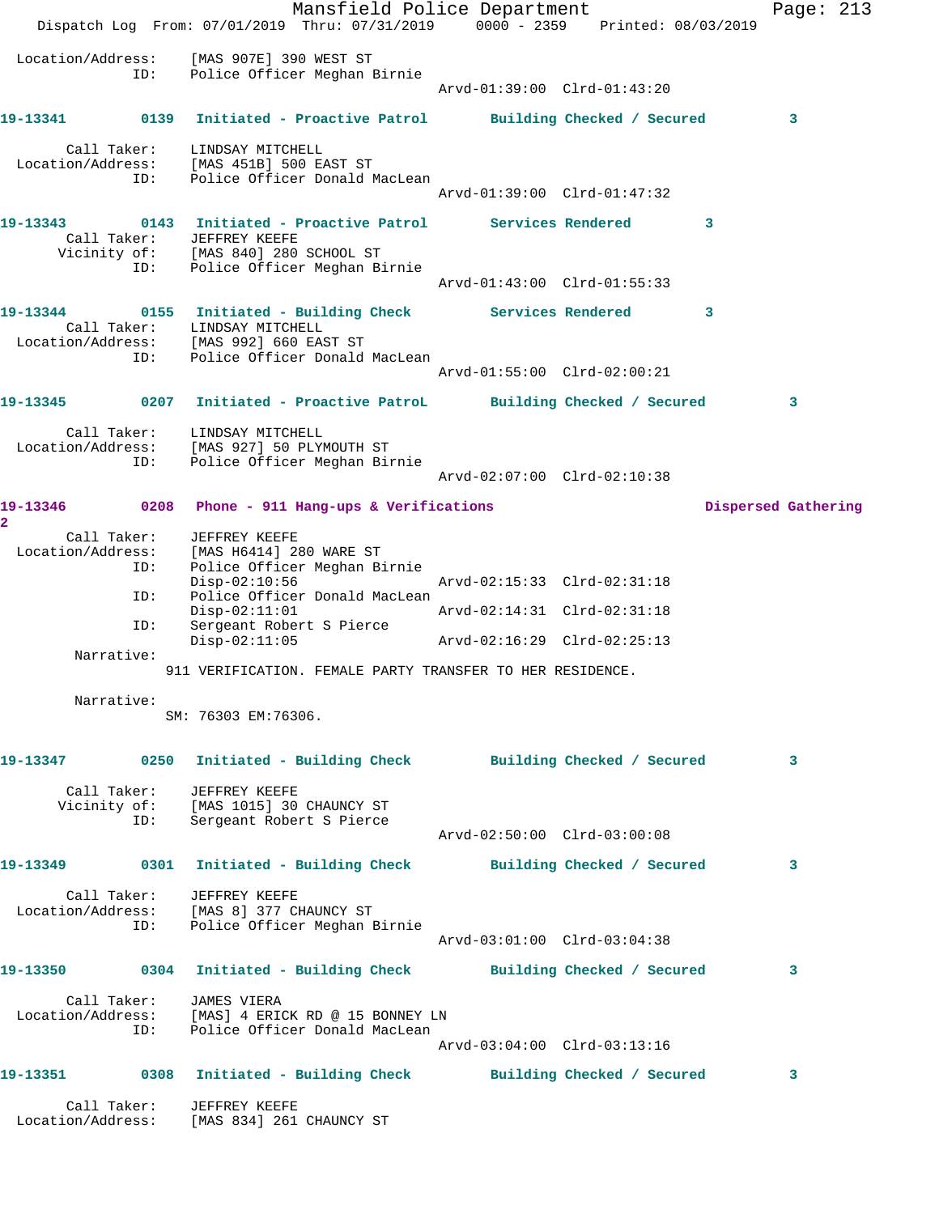Location/Address: [MAS 907E] 390 WEST ST
ID: Police Officer Meghan Birnie
Arvd-01:39:00 Clrd-01:43:20

**19-13341** 0139 **Initiated - Proactive Patrol** **Building Checked / Secured** 3

Call Taker: LINDSAY MITCHELL
Location/Address: [MAS 451B] 500 EAST ST
ID: Police Officer Donald MacLean
Arvd-01:39:00 Clrd-01:47:32

**19-13343** 0143 **Initiated - Proactive Patrol** **Services Rendered** 3

Call Taker: JEFFREY KEEFE
Vicinity of: [MAS 840] 280 SCHOOL ST
ID: Police Officer Meghan Birnie
Arvd-01:43:00 Clrd-01:55:33

**19-13344** 0155 **Initiated - Building Check** **Services Rendered** 3

Call Taker: LINDSAY MITCHELL
Location/Address: [MAS 992] 660 EAST ST
ID: Police Officer Donald MacLean
Arvd-01:55:00 Clrd-02:00:21

**19-13345** 0207 **Initiated - Proactive PatroL** **Building Checked / Secured** 3

Call Taker: LINDSAY MITCHELL
Location/Address: [MAS 927] 50 PLYMOUTH ST
ID: Police Officer Meghan Birnie
Arvd-02:07:00 Clrd-02:10:38

**19-13346** 0208 **Phone - 911 Hang-ups & Verifications** **Dispersed Gathering** 2

Call Taker: JEFFREY KEEFE
Location/Address: [MAS H6414] 280 WARE ST
ID: Police Officer Meghan Birnie
Disp-02:10:56 Arvd-02:15:33 Clrd-02:31:18
ID: Police Officer Donald MacLean
Disp-02:11:01 Arvd-02:14:31 Clrd-02:31:18
ID: Sergeant Robert S Pierce
Disp-02:11:05 Arvd-02:16:29 Clrd-02:25:13

Narrative:
911 VERIFICATION. FEMALE PARTY TRANSFER TO HER RESIDENCE.

Narrative:
SM: 76303 EM:76306.

**19-13347** 0250 **Initiated - Building Check** **Building Checked / Secured** 3

Call Taker: JEFFREY KEEFE
Vicinity of: [MAS 1015] 30 CHAUNCY ST
ID: Sergeant Robert S Pierce
Arvd-02:50:00 Clrd-03:00:08

**19-13349** 0301 **Initiated - Building Check** **Building Checked / Secured** 3

Call Taker: JEFFREY KEEFE
Location/Address: [MAS 8] 377 CHAUNCY ST
ID: Police Officer Meghan Birnie
Arvd-03:01:00 Clrd-03:04:38

**19-13350** 0304 **Initiated - Building Check** **Building Checked / Secured** 3

Call Taker: JAMES VIERA
Location/Address: [MAS] 4 ERICK RD @ 15 BONNEY LN
ID: Police Officer Donald MacLean
Arvd-03:04:00 Clrd-03:13:16

**19-13351** 0308 **Initiated - Building Check** **Building Checked / Secured** 3

Call Taker: JEFFREY KEEFE
Location/Address: [MAS 834] 261 CHAUNCY ST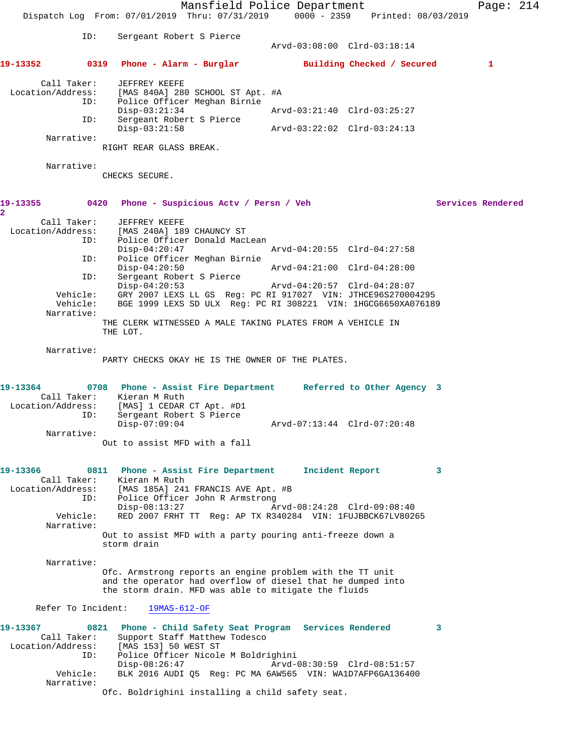ID: Sergeant Robert S Pierce
Arvd-03:08:00 Clrd-03:18:14

**19-13352 0319 Phone - Alarm - Burglar Building Checked / Secured 1**

Call Taker: JEFFREY KEEFE
Location/Address: [MAS 840A] 280 SCHOOL ST Apt. #A
ID: Police Officer Meghan Birnie
Disp-03:21:34 Arvd-03:21:40 Clrd-03:25:27
ID: Sergeant Robert S Pierce
Disp-03:21:58 Arvd-03:22:02 Clrd-03:24:13
Narrative:
RIGHT REAR GLASS BREAK.

Narrative:
CHECKS SECURE.

**19-13355 0420 Phone - Suspicious Actv / Persn / Veh Services Rendered 2**

Call Taker: JEFFREY KEEFE
Location/Address: [MAS 240A] 189 CHAUNCY ST
ID: Police Officer Donald MacLean
Disp-04:20:47 Arvd-04:20:55 Clrd-04:27:58
ID: Police Officer Meghan Birnie
Disp-04:20:50 Arvd-04:21:00 Clrd-04:28:00
ID: Sergeant Robert S Pierce
Disp-04:20:53 Arvd-04:20:57 Clrd-04:28:07
Vehicle: GRY 2007 LEXS LL GS Reg: PC RI 917027 VIN: JTHCE96S270004295
Vehicle: BGE 1999 LEXS SD ULX Reg: PC RI 308221 VIN: 1HGCG6650XA076189
Narrative:
THE CLERK WITNESSED A MALE TAKING PLATES FROM A VEHICLE IN THE LOT.

Narrative:
PARTY CHECKS OKAY HE IS THE OWNER OF THE PLATES.

**19-13364 0708 Phone - Assist Fire Department Referred to Other Agency 3**

Call Taker: Kieran M Ruth
Location/Address: [MAS] 1 CEDAR CT Apt. #D1
ID: Sergeant Robert S Pierce
Disp-07:09:04 Arvd-07:13:44 Clrd-07:20:48
Narrative:
Out to assist MFD with a fall

**19-13366 0811 Phone - Assist Fire Department Incident Report 3**

Call Taker: Kieran M Ruth
Location/Address: [MAS 185A] 241 FRANCIS AVE Apt. #B
ID: Police Officer John R Armstrong
Disp-08:13:27 Arvd-08:24:28 Clrd-09:08:40
Vehicle: RED 2007 FRHT TT Reg: AP TX R340284 VIN: 1FUJBBCK67LV80265
Narrative:
Out to assist MFD with a party pouring anti-freeze down a storm drain

Narrative:
Ofc. Armstrong reports an engine problem with the TT unit and the operator had overflow of diesel that he dumped into the storm drain. MFD was able to mitigate the fluids

Refer To Incident: 19MAS-612-OF

**19-13367 0821 Phone - Child Safety Seat Program Services Rendered 3**

Call Taker: Support Staff Matthew Todesco
Location/Address: [MAS 153] 50 WEST ST
ID: Police Officer Nicole M Boldrighini
Disp-08:26:47 Arvd-08:30:59 Clrd-08:51:57
Vehicle: BLK 2016 AUDI Q5 Reg: PC MA 6AW565 VIN: WA1D7AFP6GA136400
Narrative:
Ofc. Boldrighini installing a child safety seat.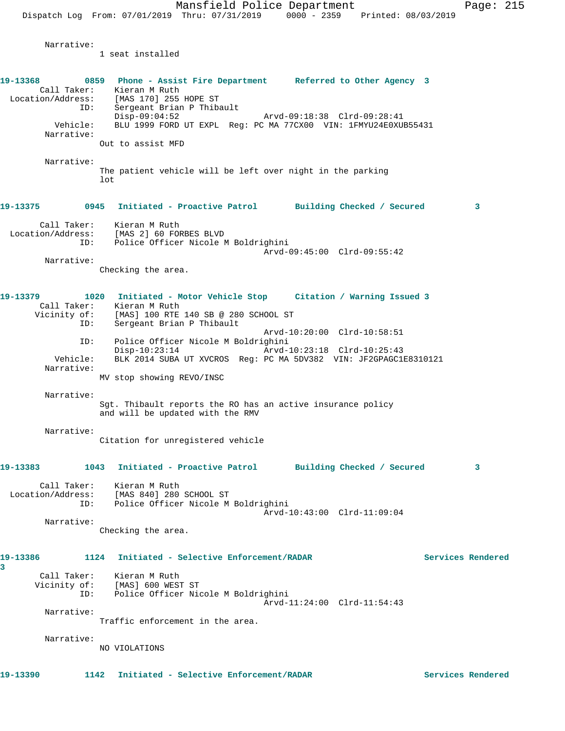Narrative:
1 seat installed

**19-13368** 0859 **Phone - Assist Fire Department** **Referred to Other Agency 3**

Call Taker: Kieran M Ruth
Location/Address: [MAS 170] 255 HOPE ST
ID: Sergeant Brian P Thibault
Disp-09:04:52 Arvd-09:18:38 Clrd-09:28:41
Vehicle: BLU 1999 FORD UT EXPL Reg: PC MA 77CX00 VIN: 1FMYU24E0XUB55431
Narrative:
Out to assist MFD

Narrative:
The patient vehicle will be left over night in the parking lot

**19-13375** 0945 **Initiated - Proactive Patrol** **Building Checked / Secured 3**

Call Taker: Kieran M Ruth
Location/Address: [MAS 2] 60 FORBES BLVD
ID: Police Officer Nicole M Boldrighini
Arvd-09:45:00 Clrd-09:55:42
Narrative:
Checking the area.

**19-13379** 1020 **Initiated - Motor Vehicle Stop** **Citation / Warning Issued 3**

Call Taker: Kieran M Ruth
Vicinity of: [MAS] 100 RTE 140 SB @ 280 SCHOOL ST
ID: Sergeant Brian P Thibault
Arvd-10:20:00 Clrd-10:58:51
ID: Police Officer Nicole M Boldrighini
Disp-10:23:14 Arvd-10:23:18 Clrd-10:25:43
Vehicle: BLK 2014 SUBA UT XVCROS Reg: PC MA 5DV382 VIN: JF2GPAGC1E8310121
Narrative:
MV stop showing REVO/INSC

Narrative:
Sgt. Thibault reports the RO has an active insurance policy and will be updated with the RMV

Narrative:
Citation for unregistered vehicle

**19-13383** 1043 **Initiated - Proactive Patrol** **Building Checked / Secured 3**

Call Taker: Kieran M Ruth
Location/Address: [MAS 840] 280 SCHOOL ST
ID: Police Officer Nicole M Boldrighini
Arvd-10:43:00 Clrd-11:09:04
Narrative:
Checking the area.

**19-13386** 1124 **Initiated - Selective Enforcement/RADAR** **Services Rendered 3**

Call Taker: Kieran M Ruth
Vicinity of: [MAS] 600 WEST ST
ID: Police Officer Nicole M Boldrighini
Arvd-11:24:00 Clrd-11:54:43
Narrative:
Traffic enforcement in the area.

Narrative:
NO VIOLATIONS

**19-13390** 1142 **Initiated - Selective Enforcement/RADAR** **Services Rendered**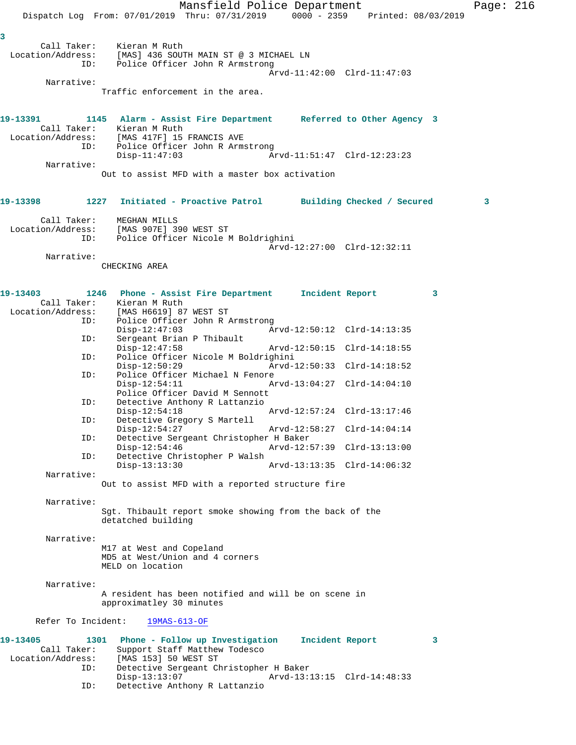3

Call Taker: Kieran M Ruth
Location/Address: [MAS] 436 SOUTH MAIN ST @ 3 MICHAEL LN
ID: Police Officer John R Armstrong
Arvd-11:42:00 Clrd-11:47:03
Narrative:
Traffic enforcement in the area.

**19-13391 1145 Alarm - Assist Fire Department Referred to Other Agency 3**
Call Taker: Kieran M Ruth
Location/Address: [MAS 417F] 15 FRANCIS AVE
ID: Police Officer John R Armstrong
Disp-11:47:03 Arvd-11:51:47 Clrd-12:23:23
Narrative:
Out to assist MFD with a master box activation

**19-13398 1227 Initiated - Proactive Patrol Building Checked / Secured 3**
Call Taker: MEGHAN MILLS
Location/Address: [MAS 907E] 390 WEST ST
ID: Police Officer Nicole M Boldrighini
Arvd-12:27:00 Clrd-12:32:11
Narrative:
CHECKING AREA

**19-13403 1246 Phone - Assist Fire Department Incident Report 3**
Call Taker: Kieran M Ruth
Location/Address: [MAS H6619] 87 WEST ST
ID: Police Officer John R Armstrong
Disp-12:47:03 Arvd-12:50:12 Clrd-14:13:35
ID: Sergeant Brian P Thibault
Disp-12:47:58 Arvd-12:50:15 Clrd-14:18:55
ID: Police Officer Nicole M Boldrighini
Disp-12:50:29 Arvd-12:50:33 Clrd-14:18:52
ID: Police Officer Michael N Fenore
Disp-12:54:11 Arvd-13:04:27 Clrd-14:04:10
Police Officer David M Sennott
ID: Detective Anthony R Lattanzio
Disp-12:54:18 Arvd-12:57:24 Clrd-13:17:46
ID: Detective Gregory S Martell
Disp-12:54:27 Arvd-12:58:27 Clrd-14:04:14
ID: Detective Sergeant Christopher H Baker
Disp-12:54:46 Arvd-12:57:39 Clrd-13:13:00
ID: Detective Christopher P Walsh
Disp-13:13:30 Arvd-13:13:35 Clrd-14:06:32
Narrative:
Out to assist MFD with a reported structure fire

Narrative:
Sgt. Thibault report smoke showing from the back of the detatched building

Narrative:
M17 at West and Copeland
MD5 at West/Union and 4 corners
MELD on location

Narrative:
A resident has been notified and will be on scene in approximatley 30 minutes

Refer To Incident: 19MAS-613-OF

**19-13405 1301 Phone - Follow up Investigation Incident Report 3**
Call Taker: Support Staff Matthew Todesco
Location/Address: [MAS 153] 50 WEST ST
ID: Detective Sergeant Christopher H Baker
Disp-13:13:07 Arvd-13:13:15 Clrd-14:48:33
ID: Detective Anthony R Lattanzio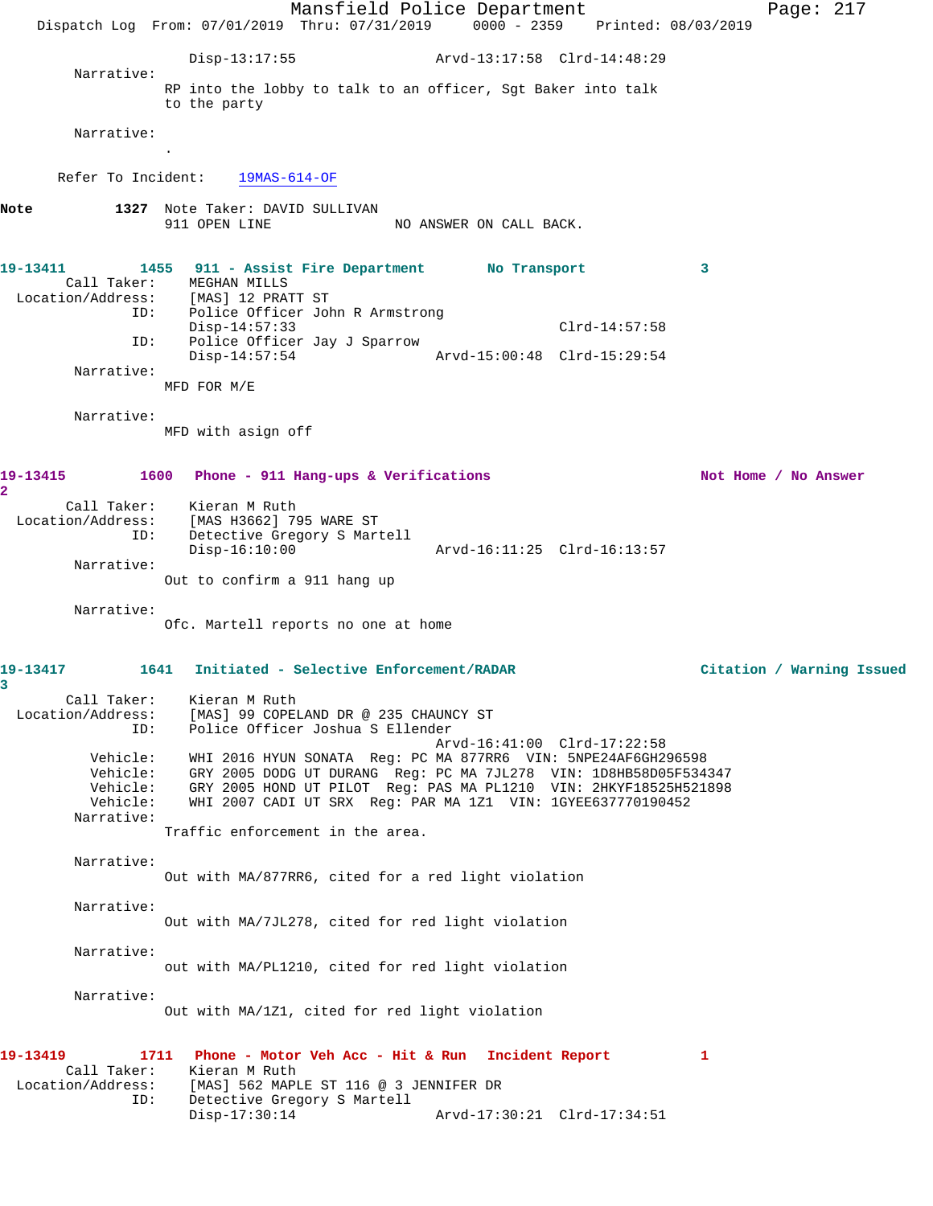```
                Disp-13:17:55                Arvd-13:17:58  Clrd-14:48:29
        Narrative:
              RP into the lobby to talk to an officer, Sgt Baker into talk
              to the party

        Narrative:
              .

      Refer To Incident:    19MAS-614-OF

Note          1327  Note Taker: DAVID SULLIVAN
              911 OPEN LINE              NO ANSWER ON CALL BACK.


19-13411        1455  911 - Assist Fire Department       No Transport              3
        Call Taker:    MEGHAN MILLS
  Location/Address:    [MAS] 12 PRATT ST
               ID:    Police Officer John R Armstrong
                      Disp-14:57:33                              Clrd-14:57:58
               ID:    Police Officer Jay J Sparrow
                      Disp-14:57:54                Arvd-15:00:48  Clrd-15:29:54
        Narrative:
              MFD FOR M/E

        Narrative:
              MFD with asign off


19-13415        1600  Phone - 911 Hang-ups & Verifications                Not Home / No Answer
2
        Call Taker:    Kieran M Ruth
  Location/Address:    [MAS H3662] 795 WARE ST
               ID:    Detective Gregory S Martell
                      Disp-16:10:00                Arvd-16:11:25  Clrd-16:13:57
        Narrative:
              Out to confirm a 911 hang up

        Narrative:
              Ofc. Martell reports no one at home


19-13417        1641  Initiated - Selective Enforcement/RADAR              Citation / Warning Issued
3
        Call Taker:    Kieran M Ruth
  Location/Address:    [MAS] 99 COPELAND DR @ 235 CHAUNCY ST
               ID:    Police Officer Joshua S Ellender
                                                   Arvd-16:41:00  Clrd-17:22:58
          Vehicle:    WHI 2016 HYUN SONATA  Reg: PC MA 877RR6  VIN: 5NPE24AF6GH296598
          Vehicle:    GRY 2005 DODG UT DURANG  Reg: PC MA 7JL278  VIN: 1D8HB58D05F534347
          Vehicle:    GRY 2005 HOND UT PILOT  Reg: PAS MA PL1210  VIN: 2HKYF18525H521898
          Vehicle:    WHI 2007 CADI UT SRX  Reg: PAR MA 1Z1  VIN: 1GYEE637770190452
        Narrative:
              Traffic enforcement in the area.

        Narrative:
              Out with MA/877RR6, cited for a red light violation

        Narrative:
              Out with MA/7JL278, cited for red light violation

        Narrative:
              out with MA/PL1210, cited for red light violation

        Narrative:
              Out with MA/1Z1, cited for red light violation


19-13419        1711  Phone - Motor Veh Acc - Hit & Run   Incident Report          1
        Call Taker:    Kieran M Ruth
  Location/Address:    [MAS] 562 MAPLE ST 116 @ 3 JENNIFER DR
               ID:    Detective Gregory S Martell
                      Disp-17:30:14                Arvd-17:30:21  Clrd-17:34:51
```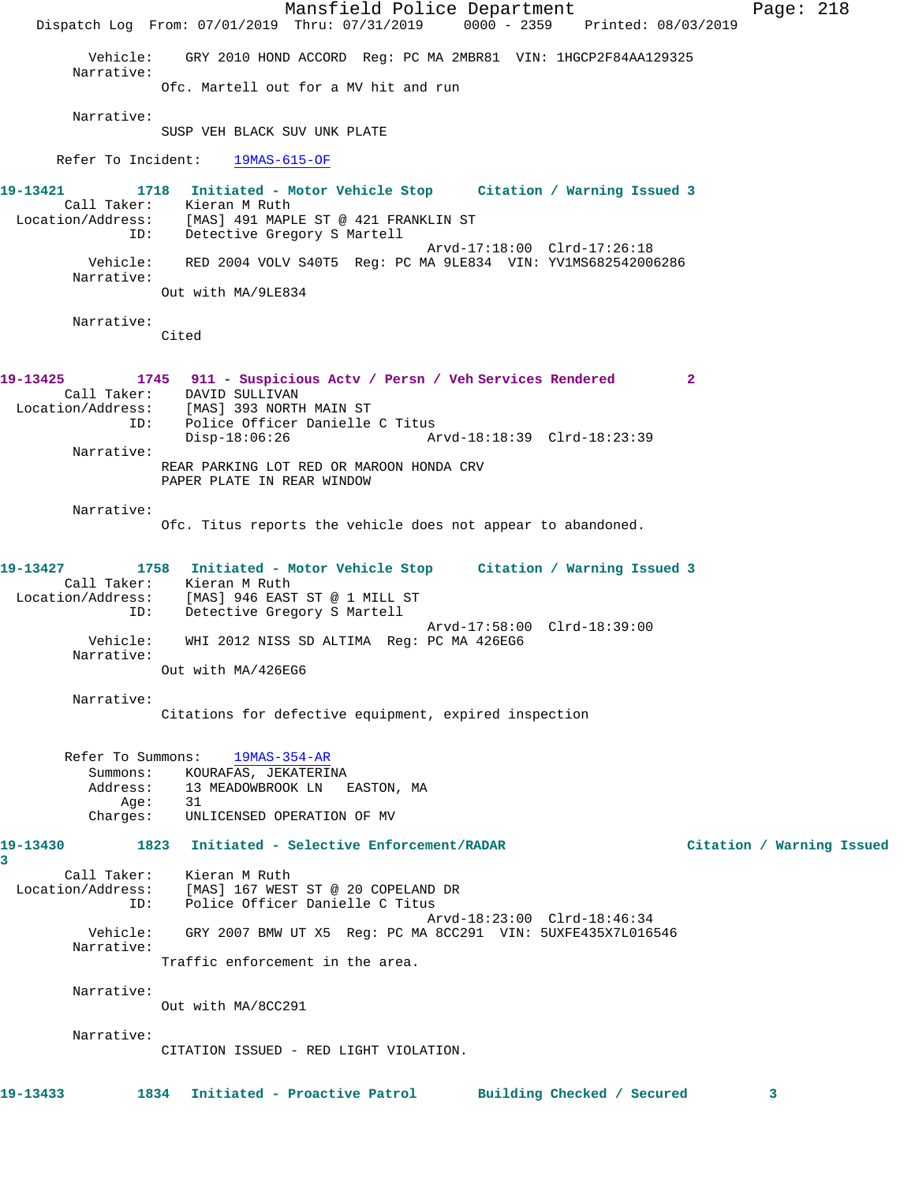Vehicle: GRY 2010 HOND ACCORD Reg: PC MA 2MBR81 VIN: 1HGCP2F84AA129325

Narrative:
Ofc. Martell out for a MV hit and run

Narrative:
SUSP VEH BLACK SUV UNK PLATE

Refer To Incident: 19MAS-615-OF

**19-13421 1718 Initiated - Motor Vehicle Stop Citation / Warning Issued 3**

Call Taker: Kieran M Ruth
Location/Address: [MAS] 491 MAPLE ST @ 421 FRANKLIN ST
ID: Detective Gregory S Martell
Arvd-17:18:00 Clrd-17:26:18
Vehicle: RED 2004 VOLV S40T5 Reg: PC MA 9LE834 VIN: YV1MS682542006286

Narrative:
Out with MA/9LE834

Narrative:
Cited

**19-13425 1745 911 - Suspicious Actv / Persn / Veh Services Rendered 2**

Call Taker: DAVID SULLIVAN
Location/Address: [MAS] 393 NORTH MAIN ST
ID: Police Officer Danielle C Titus
Disp-18:06:26 Arvd-18:18:39 Clrd-18:23:39

Narrative:
REAR PARKING LOT RED OR MAROON HONDA CRV
PAPER PLATE IN REAR WINDOW

Narrative:
Ofc. Titus reports the vehicle does not appear to abandoned.

**19-13427 1758 Initiated - Motor Vehicle Stop Citation / Warning Issued 3**

Call Taker: Kieran M Ruth
Location/Address: [MAS] 946 EAST ST @ 1 MILL ST
ID: Detective Gregory S Martell
Arvd-17:58:00 Clrd-18:39:00
Vehicle: WHI 2012 NISS SD ALTIMA Reg: PC MA 426EG6

Narrative:
Out with MA/426EG6

Narrative:
Citations for defective equipment, expired inspection

Refer To Summons: 19MAS-354-AR
Summons: KOURAFAS, JEKATERINA
Address: 13 MEADOWBROOK LN EASTON, MA
Age: 31
Charges: UNLICENSED OPERATION OF MV

**19-13430 1823 Initiated - Selective Enforcement/RADAR Citation / Warning Issued 3**

Call Taker: Kieran M Ruth
Location/Address: [MAS] 167 WEST ST @ 20 COPELAND DR
ID: Police Officer Danielle C Titus
Arvd-18:23:00 Clrd-18:46:34
Vehicle: GRY 2007 BMW UT X5 Reg: PC MA 8CC291 VIN: 5UXFE435X7L016546

Narrative:
Traffic enforcement in the area.

Narrative:
Out with MA/8CC291

Narrative:
CITATION ISSUED - RED LIGHT VIOLATION.

**19-13433 1834 Initiated - Proactive Patrol Building Checked / Secured 3**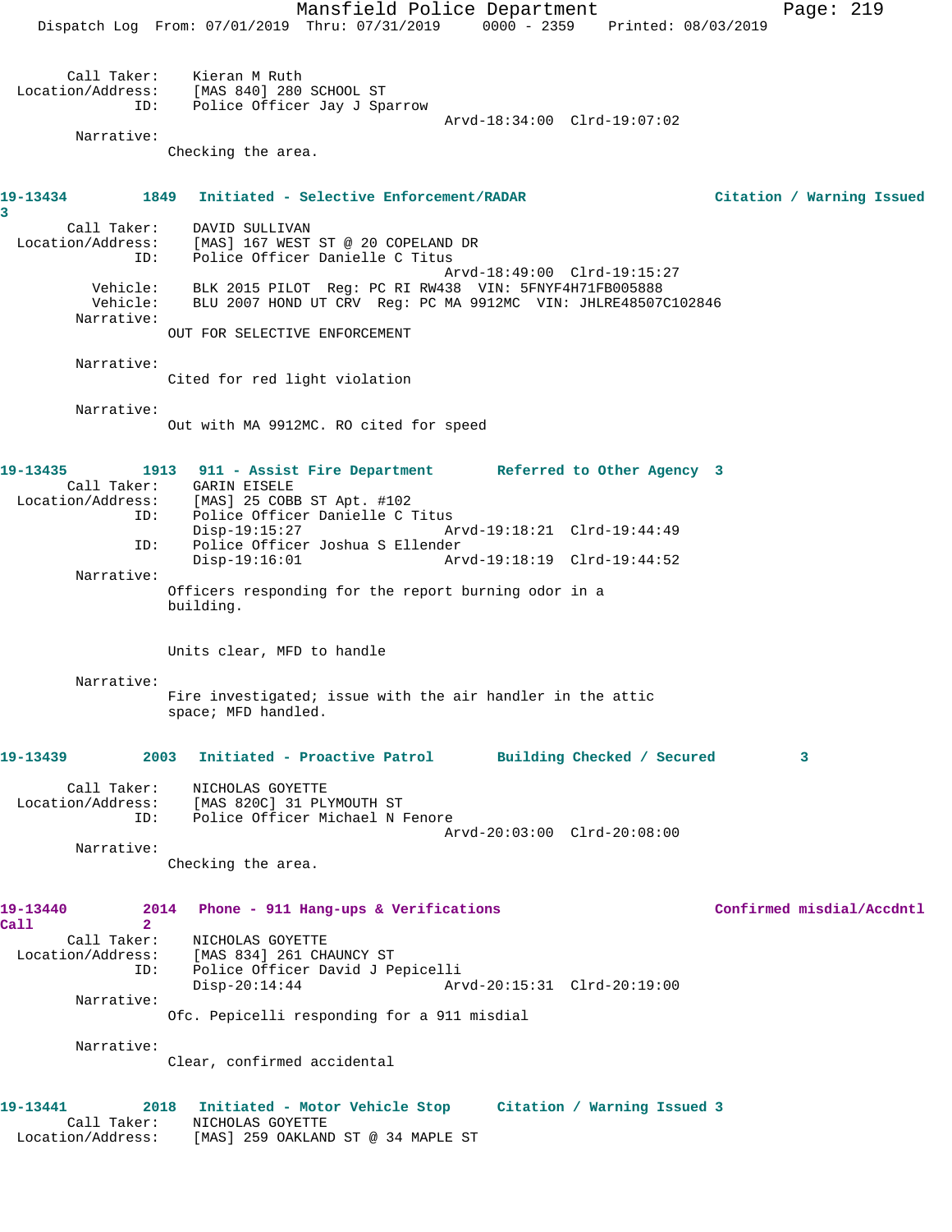Call Taker: Kieran M Ruth
Location/Address: [MAS 840] 280 SCHOOL ST
ID: Police Officer Jay J Sparrow
Arvd-18:34:00 Clrd-19:07:02

Narrative:
Checking the area.

**19-13434** 1849 **Initiated - Selective Enforcement/RADAR** **Citation / Warning Issued 3**

Call Taker: DAVID SULLIVAN
Location/Address: [MAS] 167 WEST ST @ 20 COPELAND DR
ID: Police Officer Danielle C Titus
Arvd-18:49:00 Clrd-19:15:27
Vehicle: BLK 2015 PILOT Reg: PC RI RW438 VIN: 5FNYF4H71FB005888
Vehicle: BLU 2007 HOND UT CRV Reg: PC MA 9912MC VIN: JHLRE48507C102846

Narrative:
OUT FOR SELECTIVE ENFORCEMENT

Narrative:
Cited for red light violation

Narrative:
Out with MA 9912MC. RO cited for speed

**19-13435** 1913 **911 - Assist Fire Department** **Referred to Other Agency 3**

Call Taker: GARIN EISELE
Location/Address: [MAS] 25 COBB ST Apt. #102
ID: Police Officer Danielle C Titus
Disp-19:15:27 Arvd-19:18:21 Clrd-19:44:49
ID: Police Officer Joshua S Ellender
Disp-19:16:01 Arvd-19:18:19 Clrd-19:44:52

Narrative:
Officers responding for the report burning odor in a building.

Units clear, MFD to handle

Narrative:
Fire investigated; issue with the air handler in the attic space; MFD handled.

**19-13439** 2003 **Initiated - Proactive Patrol** **Building Checked / Secured 3**

Call Taker: NICHOLAS GOYETTE
Location/Address: [MAS 820C] 31 PLYMOUTH ST
ID: Police Officer Michael N Fenore
Arvd-20:03:00 Clrd-20:08:00

Narrative:
Checking the area.

**19-13440** 2014 **Phone - 911 Hang-ups & Verifications** **Confirmed misdial/Accdntl Call 2**

Call Taker: NICHOLAS GOYETTE
Location/Address: [MAS 834] 261 CHAUNCY ST
ID: Police Officer David J Pepicelli
Disp-20:14:44 Arvd-20:15:31 Clrd-20:19:00

Narrative:
Ofc. Pepicelli responding for a 911 misdial

Narrative:
Clear, confirmed accidental

**19-13441** 2018 **Initiated - Motor Vehicle Stop** **Citation / Warning Issued 3**

Call Taker: NICHOLAS GOYETTE
Location/Address: [MAS] 259 OAKLAND ST @ 34 MAPLE ST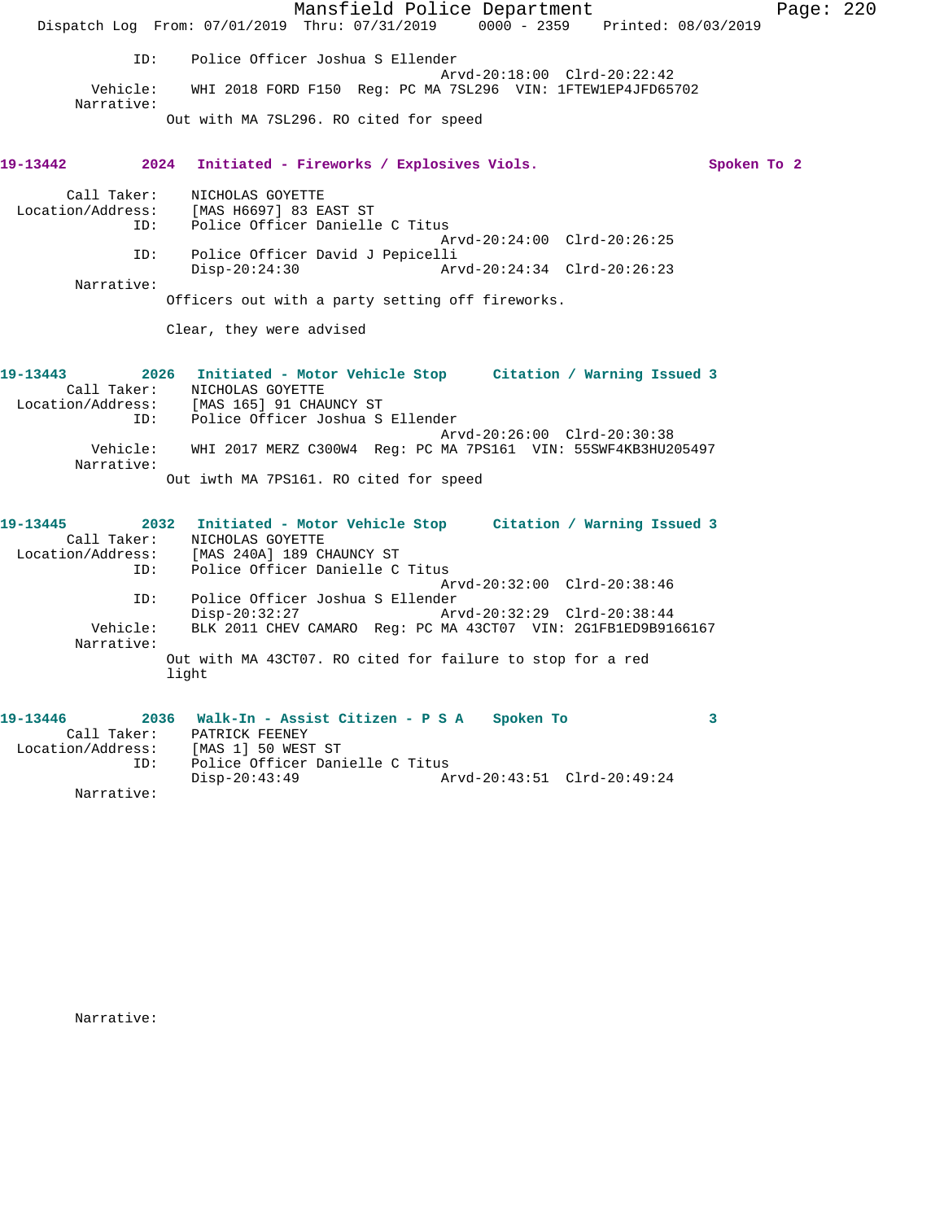ID: Police Officer Joshua S Ellender
Arvd-20:18:00 Clrd-20:22:42
Vehicle: WHI 2018 FORD F150 Reg: PC MA 7SL296 VIN: 1FTEW1EP4JFD65702
Narrative:
Out with MA 7SL296. RO cited for speed

**19-13442 2024 Initiated - Fireworks / Explosives Viols. Spoken To 2**

Call Taker: NICHOLAS GOYETTE
Location/Address: [MAS H6697] 83 EAST ST
ID: Police Officer Danielle C Titus
Arvd-20:24:00 Clrd-20:26:25
ID: Police Officer David J Pepicelli
Disp-20:24:30 Arvd-20:24:34 Clrd-20:26:23
Narrative:
Officers out with a party setting off fireworks.

Clear, they were advised

**19-13443 2026 Initiated - Motor Vehicle Stop Citation / Warning Issued 3**

Call Taker: NICHOLAS GOYETTE
Location/Address: [MAS 165] 91 CHAUNCY ST
ID: Police Officer Joshua S Ellender
Arvd-20:26:00 Clrd-20:30:38
Vehicle: WHI 2017 MERZ C300W4 Reg: PC MA 7PS161 VIN: 55SWF4KB3HU205497
Narrative:
Out iwth MA 7PS161. RO cited for speed

**19-13445 2032 Initiated - Motor Vehicle Stop Citation / Warning Issued 3**

Call Taker: NICHOLAS GOYETTE
Location/Address: [MAS 240A] 189 CHAUNCY ST
ID: Police Officer Danielle C Titus
Arvd-20:32:00 Clrd-20:38:46
ID: Police Officer Joshua S Ellender
Disp-20:32:27 Arvd-20:32:29 Clrd-20:38:44
Vehicle: BLK 2011 CHEV CAMARO Reg: PC MA 43CT07 VIN: 2G1FB1ED9B9166167
Narrative:
Out with MA 43CT07. RO cited for failure to stop for a red light

**19-13446 2036 Walk-In - Assist Citizen - P S A Spoken To 3**

Call Taker: PATRICK FEENEY
Location/Address: [MAS 1] 50 WEST ST
ID: Police Officer Danielle C Titus
Disp-20:43:49 Arvd-20:43:51 Clrd-20:49:24
Narrative:

Narrative: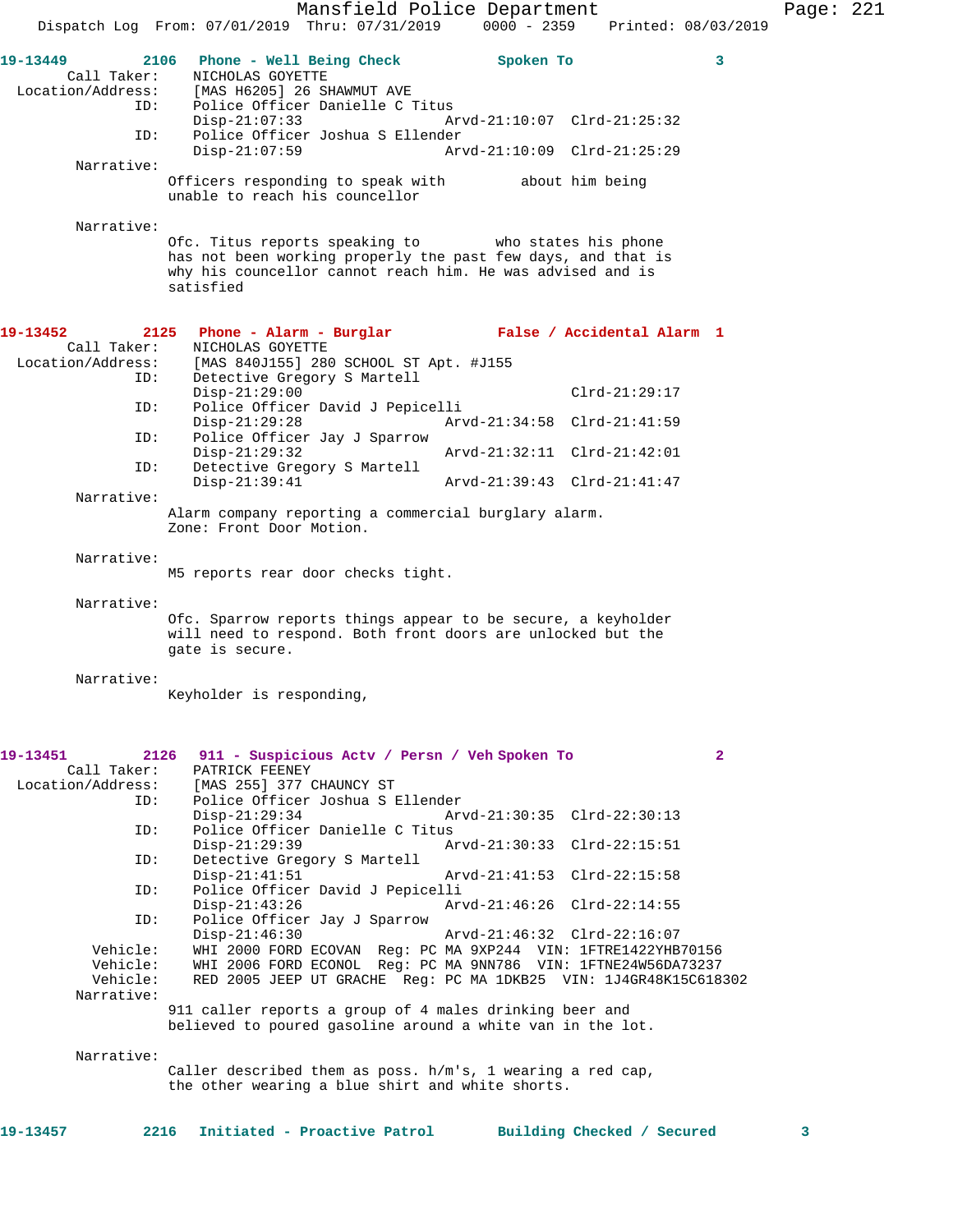Mansfield Police Department
Dispatch Log From: 07/01/2019 Thru: 07/31/2019 0000 - 2359 Printed: 08/03/2019

**19-13449 2106 Phone - Well Being Check Spoken To 3**

Call Taker: NICHOLAS GOYETTE
Location/Address: [MAS H6205] 26 SHAWMUT AVE
ID: Police Officer Danielle C Titus
Disp-21:07:33 Arvd-21:10:07 Clrd-21:25:32
ID: Police Officer Joshua S Ellender
Disp-21:07:59 Arvd-21:10:09 Clrd-21:25:29

Narrative:
Officers responding to speak with about him being unable to reach his councellor

Narrative:
Ofc. Titus reports speaking to who states his phone has not been working properly the past few days, and that is why his councellor cannot reach him. He was advised and is satisfied

**19-13452 2125 Phone - Alarm - Burglar False / Accidental Alarm 1**

Call Taker: NICHOLAS GOYETTE
Location/Address: [MAS 840J155] 280 SCHOOL ST Apt. #J155
ID: Detective Gregory S Martell
Disp-21:29:00 Clrd-21:29:17
ID: Police Officer David J Pepicelli
Disp-21:29:28 Arvd-21:34:58 Clrd-21:41:59
ID: Police Officer Jay J Sparrow
Disp-21:29:32 Arvd-21:32:11 Clrd-21:42:01
ID: Detective Gregory S Martell
Disp-21:39:41 Arvd-21:39:43 Clrd-21:41:47

Narrative:
Alarm company reporting a commercial burglary alarm.
Zone: Front Door Motion.

Narrative:
M5 reports rear door checks tight.

Narrative:
Ofc. Sparrow reports things appear to be secure, a keyholder will need to respond. Both front doors are unlocked but the gate is secure.

Narrative:
Keyholder is responding,

**19-13451 2126 911 - Suspicious Actv / Persn / Veh Spoken To 2**

Call Taker: PATRICK FEENEY
Location/Address: [MAS 255] 377 CHAUNCY ST
ID: Police Officer Joshua S Ellender
Disp-21:29:34 Arvd-21:30:35 Clrd-22:30:13
ID: Police Officer Danielle C Titus
Disp-21:29:39 Arvd-21:30:33 Clrd-22:15:51
ID: Detective Gregory S Martell
Disp-21:41:51 Arvd-21:41:53 Clrd-22:15:58
ID: Police Officer David J Pepicelli
Disp-21:43:26 Arvd-21:46:26 Clrd-22:14:55
ID: Police Officer Jay J Sparrow
Disp-21:46:30 Arvd-21:46:32 Clrd-22:16:07
Vehicle: WHI 2000 FORD ECOVAN Reg: PC MA 9XP244 VIN: 1FTRE1422YHB70156
Vehicle: WHI 2006 FORD ECONOL Reg: PC MA 9NN786 VIN: 1FTNE24W56DA73237
Vehicle: RED 2005 JEEP UT GRACHE Reg: PC MA 1DKB25 VIN: 1J4GR48K15C618302

Narrative:
911 caller reports a group of 4 males drinking beer and believed to poured gasoline around a white van in the lot.

Narrative:
Caller described them as poss. h/m's, 1 wearing a red cap, the other wearing a blue shirt and white shorts.

**19-13457 2216 Initiated - Proactive Patrol Building Checked / Secured 3**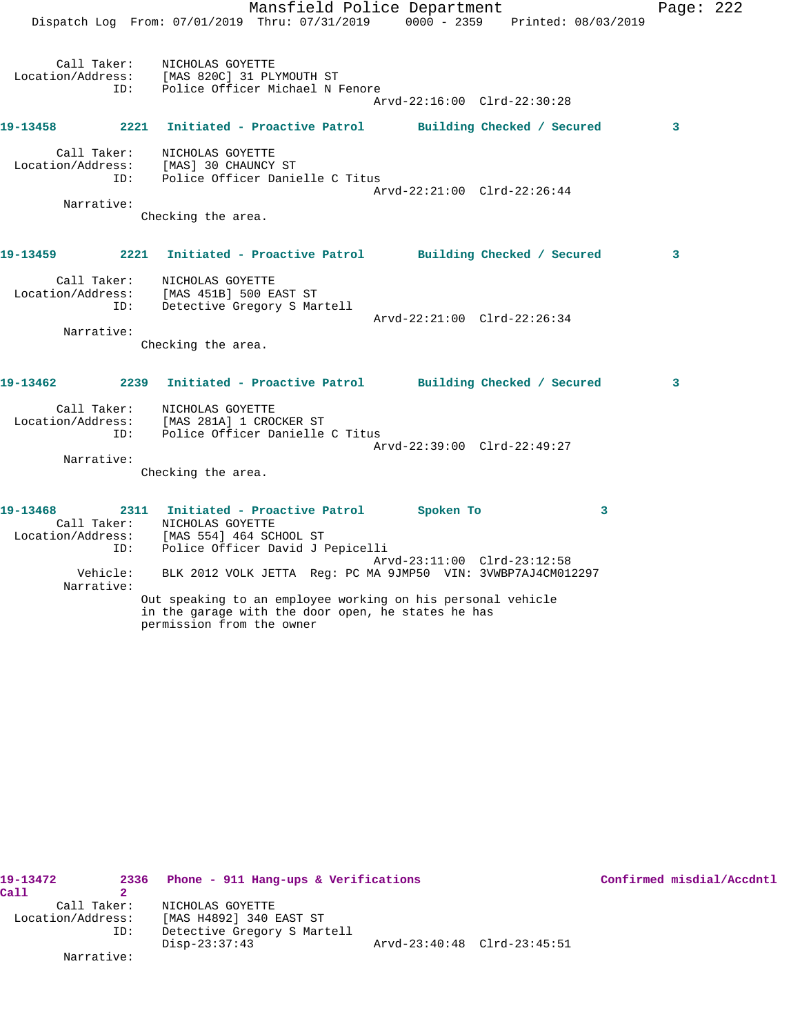Call Taker: NICHOLAS GOYETTE
Location/Address: [MAS 820C] 31 PLYMOUTH ST
ID: Police Officer Michael N Fenore
Arvd-22:16:00 Clrd-22:30:28

**19-13458 2221 Initiated - Proactive Patrol Building Checked / Secured 3**

Call Taker: NICHOLAS GOYETTE
Location/Address: [MAS] 30 CHAUNCY ST
ID: Police Officer Danielle C Titus
Arvd-22:21:00 Clrd-22:26:44
Narrative:
Checking the area.

**19-13459 2221 Initiated - Proactive Patrol Building Checked / Secured 3**

Call Taker: NICHOLAS GOYETTE
Location/Address: [MAS 451B] 500 EAST ST
ID: Detective Gregory S Martell
Arvd-22:21:00 Clrd-22:26:34
Narrative:
Checking the area.

**19-13462 2239 Initiated - Proactive Patrol Building Checked / Secured 3**

Call Taker: NICHOLAS GOYETTE
Location/Address: [MAS 281A] 1 CROCKER ST
ID: Police Officer Danielle C Titus
Arvd-22:39:00 Clrd-22:49:27
Narrative:
Checking the area.

**19-13468 2311 Initiated - Proactive Patrol Spoken To 3**

Call Taker: NICHOLAS GOYETTE
Location/Address: [MAS 554] 464 SCHOOL ST
ID: Police Officer David J Pepicelli
Arvd-23:11:00 Clrd-23:12:58
Vehicle: BLK 2012 VOLK JETTA Reg: PC MA 9JMP50 VIN: 3VWBP7AJ4CM012297
Narrative:
Out speaking to an employee working on his personal vehicle in the garage with the door open, he states he has permission from the owner

**19-13472 2336 Phone - 911 Hang-ups & Verifications Confirmed misdial/Accdntl Call 2**

Call Taker: NICHOLAS GOYETTE
Location/Address: [MAS H4892] 340 EAST ST
ID: Detective Gregory S Martell
Disp-23:37:43 Arvd-23:40:48 Clrd-23:45:51
Narrative: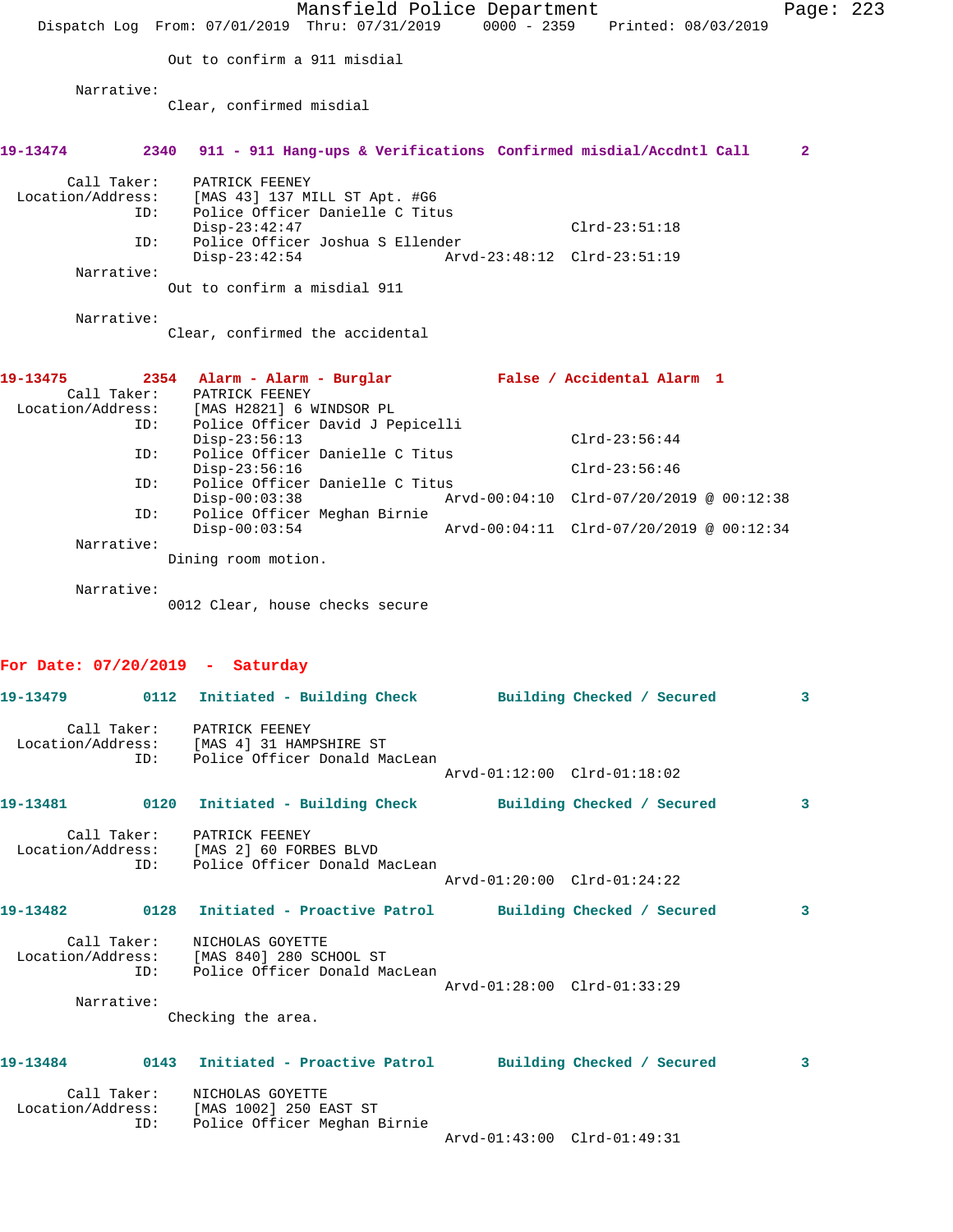Out to confirm a 911 misdial

Narrative:
Clear, confirmed misdial

**19-13474 2340 911 - 911 Hang-ups & Verifications Confirmed misdial/Accdntl Call 2**

Call Taker: PATRICK FEENEY
Location/Address: [MAS 43] 137 MILL ST Apt. #G6
ID: Police Officer Danielle C Titus
Disp-23:42:47 Clrd-23:51:18
ID: Police Officer Joshua S Ellender
Disp-23:42:54 Arvd-23:48:12 Clrd-23:51:19
Narrative:
Out to confirm a misdial 911

Narrative:
Clear, confirmed the accidental

**19-13475 2354 Alarm - Alarm - Burglar False / Accidental Alarm 1**

Call Taker: PATRICK FEENEY
Location/Address: [MAS H2821] 6 WINDSOR PL
ID: Police Officer David J Pepicelli
Disp-23:56:13 Clrd-23:56:44
ID: Police Officer Danielle C Titus
Disp-23:56:16 Clrd-23:56:46
ID: Police Officer Danielle C Titus
Disp-00:03:38 Arvd-00:04:10 Clrd-07/20/2019 @ 00:12:38
ID: Police Officer Meghan Birnie
Disp-00:03:54 Arvd-00:04:11 Clrd-07/20/2019 @ 00:12:34
Narrative:
Dining room motion.

Narrative:
0012 Clear, house checks secure

## For Date: 07/20/2019 - Saturday

**19-13479 0112 Initiated - Building Check Building Checked / Secured 3**

Call Taker: PATRICK FEENEY
Location/Address: [MAS 4] 31 HAMPSHIRE ST
ID: Police Officer Donald MacLean
Arvd-01:12:00 Clrd-01:18:02

**19-13481 0120 Initiated - Building Check Building Checked / Secured 3**

Call Taker: PATRICK FEENEY
Location/Address: [MAS 2] 60 FORBES BLVD
ID: Police Officer Donald MacLean
Arvd-01:20:00 Clrd-01:24:22

**19-13482 0128 Initiated - Proactive Patrol Building Checked / Secured 3**

Call Taker: NICHOLAS GOYETTE
Location/Address: [MAS 840] 280 SCHOOL ST
ID: Police Officer Donald MacLean
Arvd-01:28:00 Clrd-01:33:29
Narrative:
Checking the area.

**19-13484 0143 Initiated - Proactive Patrol Building Checked / Secured 3**

Call Taker: NICHOLAS GOYETTE
Location/Address: [MAS 1002] 250 EAST ST
ID: Police Officer Meghan Birnie
Arvd-01:43:00 Clrd-01:49:31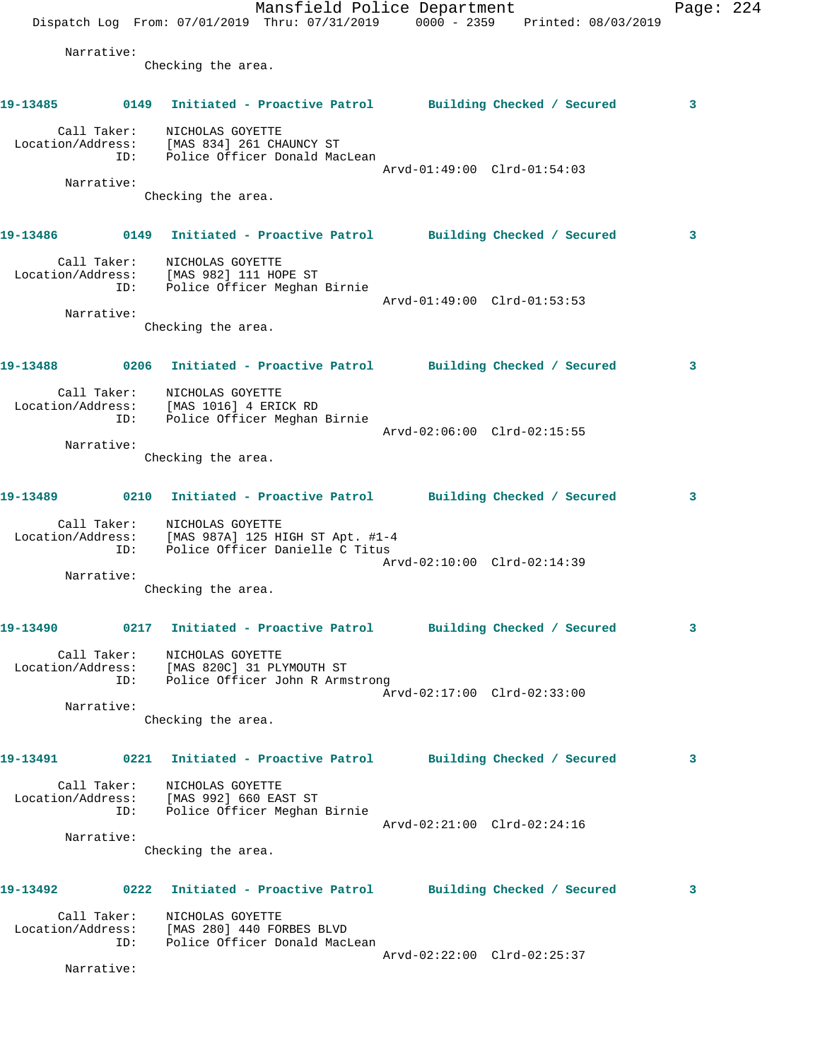Narrative:
Checking the area.

**19-13485** 0149 **Initiated - Proactive Patrol** **Building Checked / Secured** 3

Call Taker: NICHOLAS GOYETTE
Location/Address: [MAS 834] 261 CHAUNCY ST
ID: Police Officer Donald MacLean
Arvd-01:49:00 Clrd-01:54:03

Narrative:
Checking the area.

**19-13486** 0149 **Initiated - Proactive Patrol** **Building Checked / Secured** 3

Call Taker: NICHOLAS GOYETTE
Location/Address: [MAS 982] 111 HOPE ST
ID: Police Officer Meghan Birnie
Arvd-01:49:00 Clrd-01:53:53

Narrative:
Checking the area.

**19-13488** 0206 **Initiated - Proactive Patrol** **Building Checked / Secured** 3

Call Taker: NICHOLAS GOYETTE
Location/Address: [MAS 1016] 4 ERICK RD
ID: Police Officer Meghan Birnie
Arvd-02:06:00 Clrd-02:15:55

Narrative:
Checking the area.

**19-13489** 0210 **Initiated - Proactive Patrol** **Building Checked / Secured** 3

Call Taker: NICHOLAS GOYETTE
Location/Address: [MAS 987A] 125 HIGH ST Apt. #1-4
ID: Police Officer Danielle C Titus
Arvd-02:10:00 Clrd-02:14:39

Narrative:
Checking the area.

**19-13490** 0217 **Initiated - Proactive Patrol** **Building Checked / Secured** 3

Call Taker: NICHOLAS GOYETTE
Location/Address: [MAS 820C] 31 PLYMOUTH ST
ID: Police Officer John R Armstrong
Arvd-02:17:00 Clrd-02:33:00

Narrative:
Checking the area.

**19-13491** 0221 **Initiated - Proactive Patrol** **Building Checked / Secured** 3

Call Taker: NICHOLAS GOYETTE
Location/Address: [MAS 992] 660 EAST ST
ID: Police Officer Meghan Birnie
Arvd-02:21:00 Clrd-02:24:16

Narrative:
Checking the area.

**19-13492** 0222 **Initiated - Proactive Patrol** **Building Checked / Secured** 3

Call Taker: NICHOLAS GOYETTE
Location/Address: [MAS 280] 440 FORBES BLVD
ID: Police Officer Donald MacLean
Arvd-02:22:00 Clrd-02:25:37

Narrative: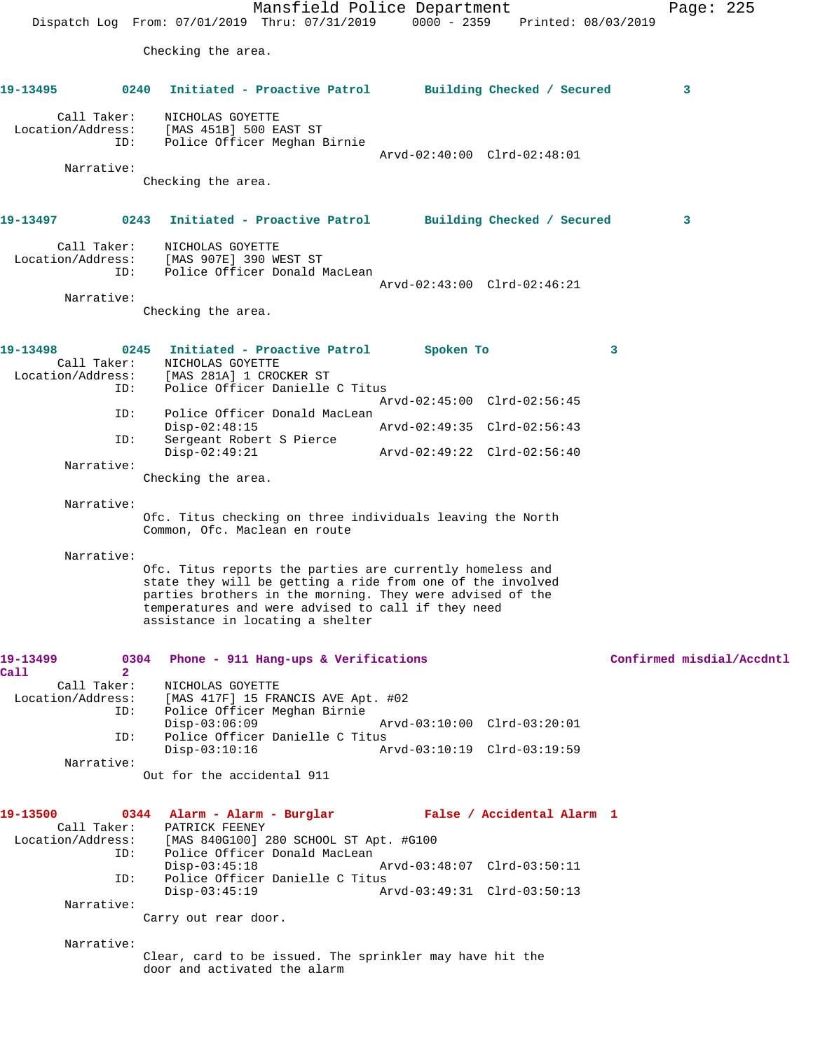Checking the area.

**19-13495** 0240 Initiated - Proactive Patrol Building Checked / Secured 3

Call Taker: NICHOLAS GOYETTE
Location/Address: [MAS 451B] 500 EAST ST
ID: Police Officer Meghan Birnie
Arvd-02:40:00 Clrd-02:48:01

Narrative:
Checking the area.

**19-13497** 0243 Initiated - Proactive Patrol Building Checked / Secured 3

Call Taker: NICHOLAS GOYETTE
Location/Address: [MAS 907E] 390 WEST ST
ID: Police Officer Donald MacLean
Arvd-02:43:00 Clrd-02:46:21

Narrative:
Checking the area.

**19-13498** 0245 Initiated - Proactive Patrol Spoken To 3

Call Taker: NICHOLAS GOYETTE
Location/Address: [MAS 281A] 1 CROCKER ST
ID: Police Officer Danielle C Titus
Arvd-02:45:00 Clrd-02:56:45
ID: Police Officer Donald MacLean
Disp-02:48:15 Arvd-02:49:35 Clrd-02:56:43
ID: Sergeant Robert S Pierce
Disp-02:49:21 Arvd-02:49:22 Clrd-02:56:40

Narrative:
Checking the area.

Narrative:
Ofc. Titus checking on three individuals leaving the North Common, Ofc. Maclean en route

Narrative:
Ofc. Titus reports the parties are currently homeless and state they will be getting a ride from one of the involved parties brothers in the morning. They were advised of the temperatures and were advised to call if they need assistance in locating a shelter

**19-13499** 0304 Phone - 911 Hang-ups & Verifications Confirmed misdial/Accdntl Call 2

Call Taker: NICHOLAS GOYETTE
Location/Address: [MAS 417F] 15 FRANCIS AVE Apt. #02
ID: Police Officer Meghan Birnie
Disp-03:06:09 Arvd-03:10:00 Clrd-03:20:01
ID: Police Officer Danielle C Titus
Disp-03:10:16 Arvd-03:10:19 Clrd-03:19:59

Narrative:
Out for the accidental 911

**19-13500** 0344 Alarm - Alarm - Burglar False / Accidental Alarm 1

Call Taker: PATRICK FEENEY
Location/Address: [MAS 840G100] 280 SCHOOL ST Apt. #G100
ID: Police Officer Donald MacLean
Disp-03:45:18 Arvd-03:48:07 Clrd-03:50:11
ID: Police Officer Danielle C Titus
Disp-03:45:19 Arvd-03:49:31 Clrd-03:50:13

Narrative:
Carry out rear door.

Narrative:
Clear, card to be issued. The sprinkler may have hit the door and activated the alarm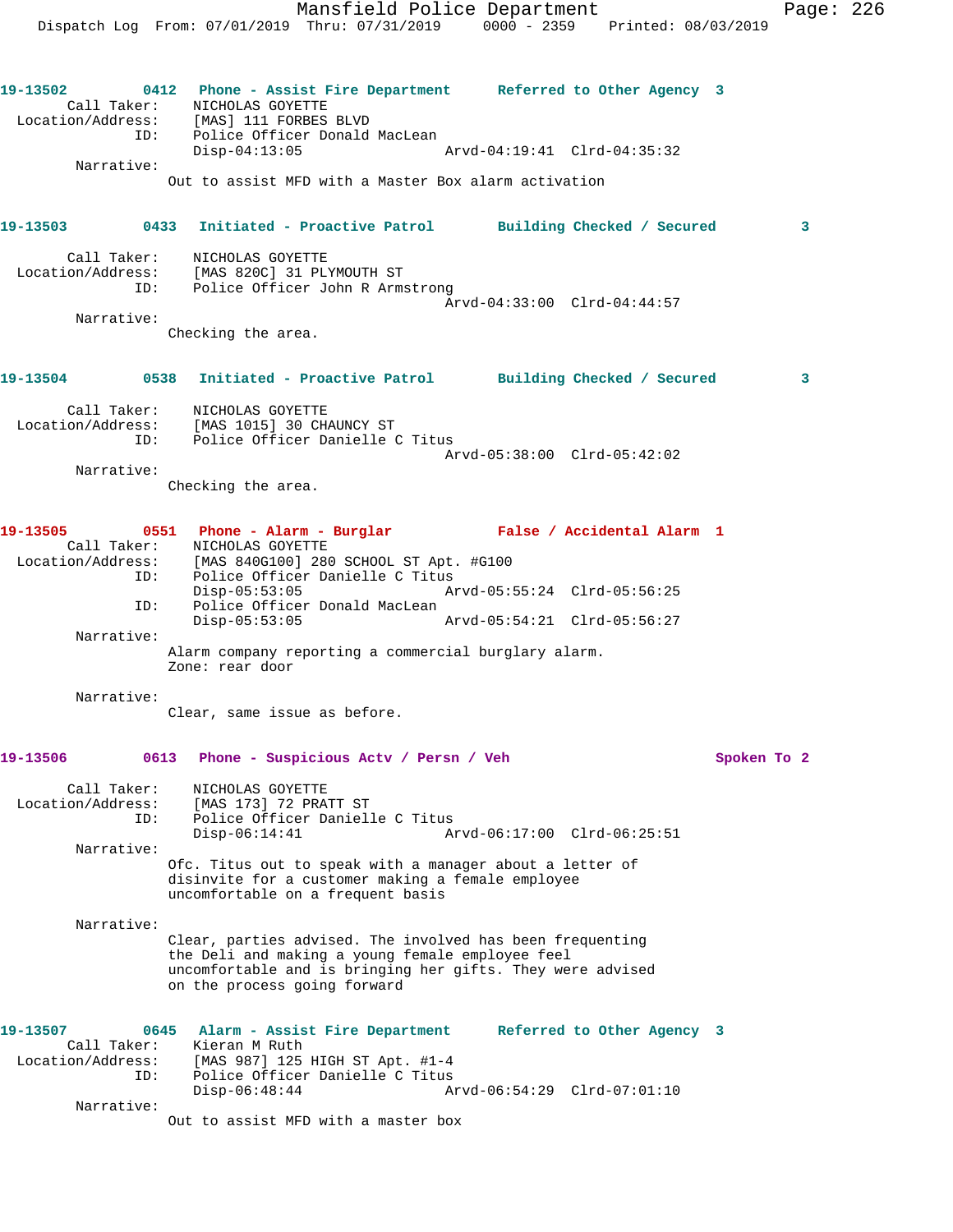**19-13502** 0412 Phone - Assist Fire Department — Referred to Other Agency 3

Call Taker: NICHOLAS GOYETTE
Location/Address: [MAS] 111 FORBES BLVD
ID: Police Officer Donald MacLean
Disp-04:13:05 Arvd-04:19:41 Clrd-04:35:32

Narrative:
Out to assist MFD with a Master Box alarm activation

**19-13503** 0433 Initiated - Proactive Patrol — Building Checked / Secured 3

Call Taker: NICHOLAS GOYETTE
Location/Address: [MAS 820C] 31 PLYMOUTH ST
ID: Police Officer John R Armstrong
Arvd-04:33:00 Clrd-04:44:57

Narrative:
Checking the area.

**19-13504** 0538 Initiated - Proactive Patrol — Building Checked / Secured 3

Call Taker: NICHOLAS GOYETTE
Location/Address: [MAS 1015] 30 CHAUNCY ST
ID: Police Officer Danielle C Titus
Arvd-05:38:00 Clrd-05:42:02

Narrative:
Checking the area.

**19-13505** 0551 Phone - Alarm - Burglar — False / Accidental Alarm 1

Call Taker: NICHOLAS GOYETTE
Location/Address: [MAS 840G100] 280 SCHOOL ST Apt. #G100
ID: Police Officer Danielle C Titus
Disp-05:53:05 Arvd-05:55:24 Clrd-05:56:25
ID: Police Officer Donald MacLean
Disp-05:53:05 Arvd-05:54:21 Clrd-05:56:27

Narrative:
Alarm company reporting a commercial burglary alarm.
Zone: rear door

Narrative:
Clear, same issue as before.

**19-13506** 0613 Phone - Suspicious Actv / Persn / Veh — Spoken To 2

Call Taker: NICHOLAS GOYETTE
Location/Address: [MAS 173] 72 PRATT ST
ID: Police Officer Danielle C Titus
Disp-06:14:41 Arvd-06:17:00 Clrd-06:25:51

Narrative:
Ofc. Titus out to speak with a manager about a letter of disinvite for a customer making a female employee uncomfortable on a frequent basis

Narrative:
Clear, parties advised. The involved has been frequenting the Deli and making a young female employee feel uncomfortable and is bringing her gifts. They were advised on the process going forward

**19-13507** 0645 Alarm - Assist Fire Department — Referred to Other Agency 3

Call Taker: Kieran M Ruth
Location/Address: [MAS 987] 125 HIGH ST Apt. #1-4
ID: Police Officer Danielle C Titus
Disp-06:48:44 Arvd-06:54:29 Clrd-07:01:10

Narrative:
Out to assist MFD with a master box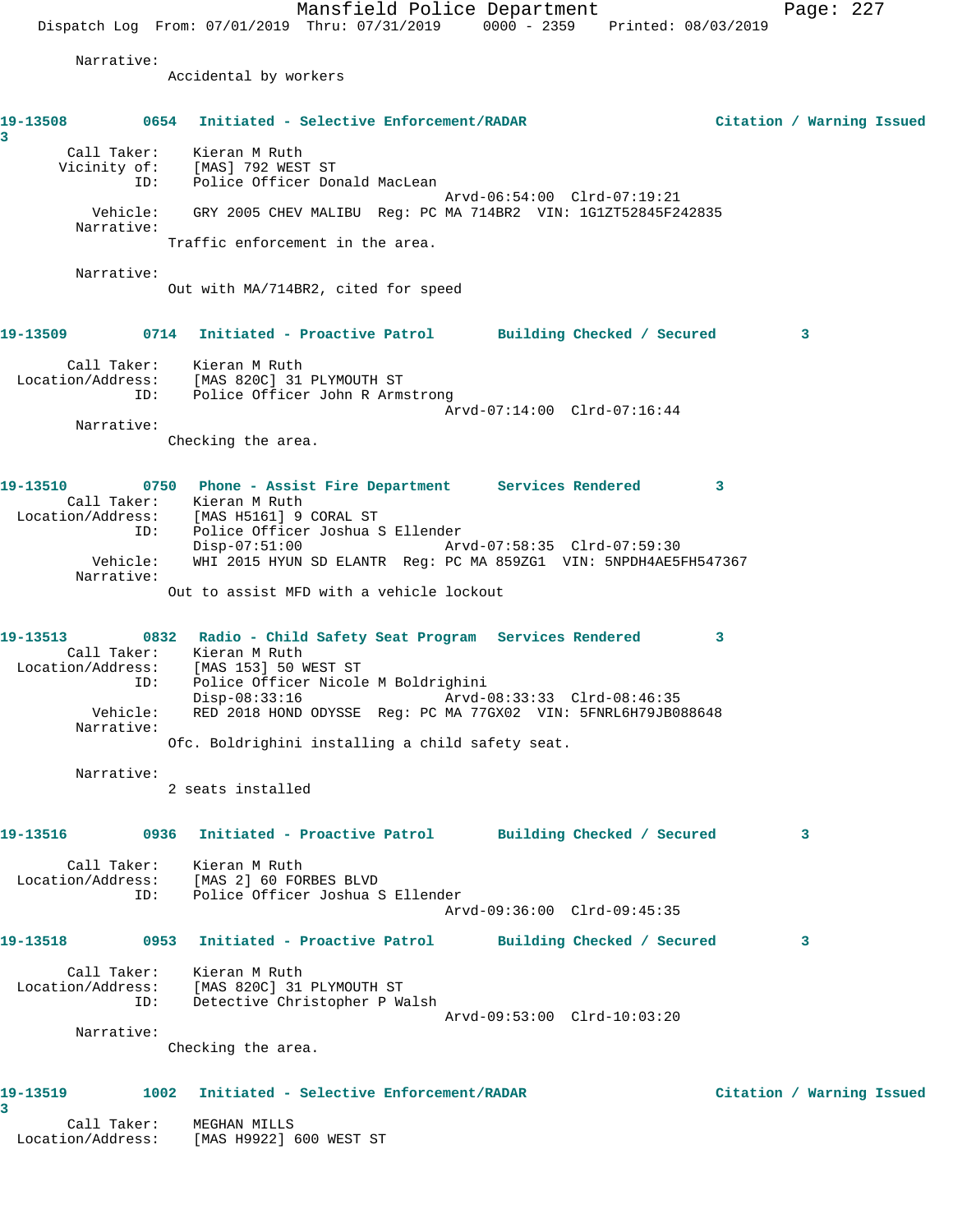Narrative:
Accidental by workers

**19-13508 0654 Initiated - Selective Enforcement/RADAR Citation / Warning Issued 3**

Call Taker: Kieran M Ruth
Vicinity of: [MAS] 792 WEST ST
ID: Police Officer Donald MacLean
Arvd-06:54:00 Clrd-07:19:21
Vehicle: GRY 2005 CHEV MALIBU Reg: PC MA 714BR2 VIN: 1G1ZT52845F242835
Narrative:
Traffic enforcement in the area.

Narrative:
Out with MA/714BR2, cited for speed

**19-13509 0714 Initiated - Proactive Patrol Building Checked / Secured 3**

Call Taker: Kieran M Ruth
Location/Address: [MAS 820C] 31 PLYMOUTH ST
ID: Police Officer John R Armstrong
Arvd-07:14:00 Clrd-07:16:44
Narrative:
Checking the area.

**19-13510 0750 Phone - Assist Fire Department Services Rendered 3**

Call Taker: Kieran M Ruth
Location/Address: [MAS H5161] 9 CORAL ST
ID: Police Officer Joshua S Ellender
Disp-07:51:00 Arvd-07:58:35 Clrd-07:59:30
Vehicle: WHI 2015 HYUN SD ELANTR Reg: PC MA 859ZG1 VIN: 5NPDH4AE5FH547367
Narrative:
Out to assist MFD with a vehicle lockout

**19-13513 0832 Radio - Child Safety Seat Program Services Rendered 3**

Call Taker: Kieran M Ruth
Location/Address: [MAS 153] 50 WEST ST
ID: Police Officer Nicole M Boldrighini
Disp-08:33:16 Arvd-08:33:33 Clrd-08:46:35
Vehicle: RED 2018 HOND ODYSSE Reg: PC MA 77GX02 VIN: 5FNRL6H79JB088648
Narrative:
Ofc. Boldrighini installing a child safety seat.

Narrative:
2 seats installed

**19-13516 0936 Initiated - Proactive Patrol Building Checked / Secured 3**

Call Taker: Kieran M Ruth
Location/Address: [MAS 2] 60 FORBES BLVD
ID: Police Officer Joshua S Ellender
Arvd-09:36:00 Clrd-09:45:35

**19-13518 0953 Initiated - Proactive Patrol Building Checked / Secured 3**

Call Taker: Kieran M Ruth
Location/Address: [MAS 820C] 31 PLYMOUTH ST
ID: Detective Christopher P Walsh
Arvd-09:53:00 Clrd-10:03:20
Narrative:
Checking the area.

**19-13519 1002 Initiated - Selective Enforcement/RADAR Citation / Warning Issued 3**

Call Taker: MEGHAN MILLS
Location/Address: [MAS H9922] 600 WEST ST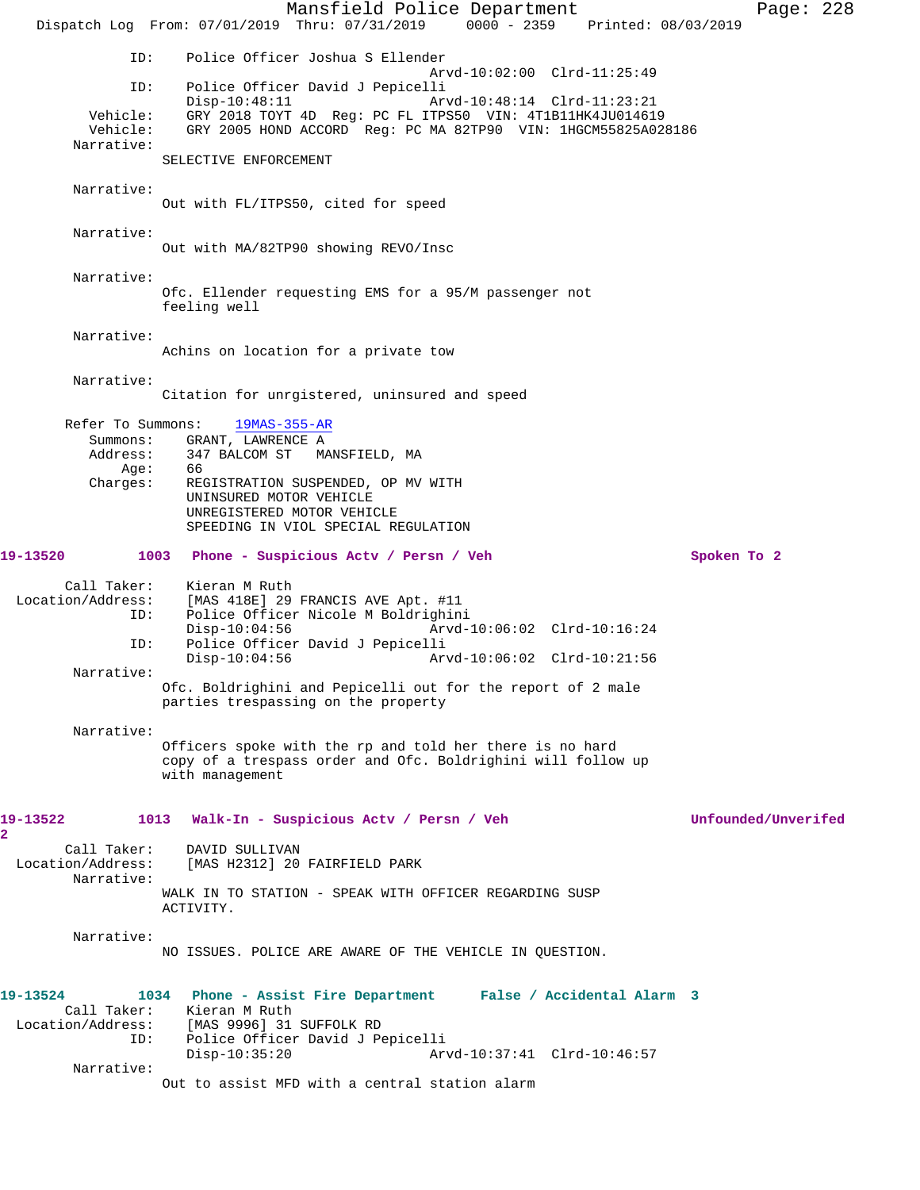```
            ID:    Police Officer Joshua S Ellender
                                         Arvd-10:02:00  Clrd-11:25:49
            ID:    Police Officer David J Pepicelli
                   Disp-10:48:11         Arvd-10:48:14  Clrd-11:23:21
       Vehicle:    GRY 2018 TOYT 4D  Reg: PC FL ITPS50  VIN: 4T1B11HK4JU014619
       Vehicle:    GRY 2005 HOND ACCORD  Reg: PC MA 82TP90  VIN: 1HGCM55825A028186
     Narrative:
                SELECTIVE ENFORCEMENT

     Narrative:
                Out with FL/ITPS50, cited for speed

     Narrative:
                Out with MA/82TP90 showing REVO/Insc

     Narrative:
                Ofc. Ellender requesting EMS for a 95/M passenger not
                feeling well

     Narrative:
                Achins on location for a private tow

     Narrative:
                Citation for unrgistered, uninsured and speed

    Refer To Summons:    19MAS-355-AR
      Summons:    GRANT, LAWRENCE A
      Address:    347 BALCOM ST   MANSFIELD, MA
          Age:    66
      Charges:    REGISTRATION SUSPENDED, OP MV WITH
                  UNINSURED MOTOR VEHICLE
                  UNREGISTERED MOTOR VEHICLE
                  SPEEDING IN VIOL SPECIAL REGULATION

19-13520        1003   Phone - Suspicious Actv / Persn / Veh                 Spoken To 2

    Call Taker:    Kieran M Ruth
 Location/Address:    [MAS 418E] 29 FRANCIS AVE Apt. #11
            ID:    Police Officer Nicole M Boldrighini
                   Disp-10:04:56         Arvd-10:06:02  Clrd-10:16:24
            ID:    Police Officer David J Pepicelli
                   Disp-10:04:56         Arvd-10:06:02  Clrd-10:21:56
     Narrative:
                Ofc. Boldrighini and Pepicelli out for the report of 2 male
                parties trespassing on the property

     Narrative:
                Officers spoke with the rp and told her there is no hard
                copy of a trespass order and Ofc. Boldrighini will follow up
                with management

19-13522        1013   Walk-In - Suspicious Actv / Persn / Veh               Unfounded/Unverifed
2
    Call Taker:    DAVID SULLIVAN
 Location/Address:    [MAS H2312] 20 FAIRFIELD PARK
     Narrative:
                WALK IN TO STATION - SPEAK WITH OFFICER REGARDING SUSP
                ACTIVITY.

     Narrative:
                NO ISSUES. POLICE ARE AWARE OF THE VEHICLE IN QUESTION.

19-13524        1034   Phone - Assist Fire Department      False / Accidental Alarm  3
    Call Taker:    Kieran M Ruth
 Location/Address:    [MAS 9996] 31 SUFFOLK RD
            ID:    Police Officer David J Pepicelli
                   Disp-10:35:20         Arvd-10:37:41  Clrd-10:46:57
     Narrative:
                Out to assist MFD with a central station alarm
```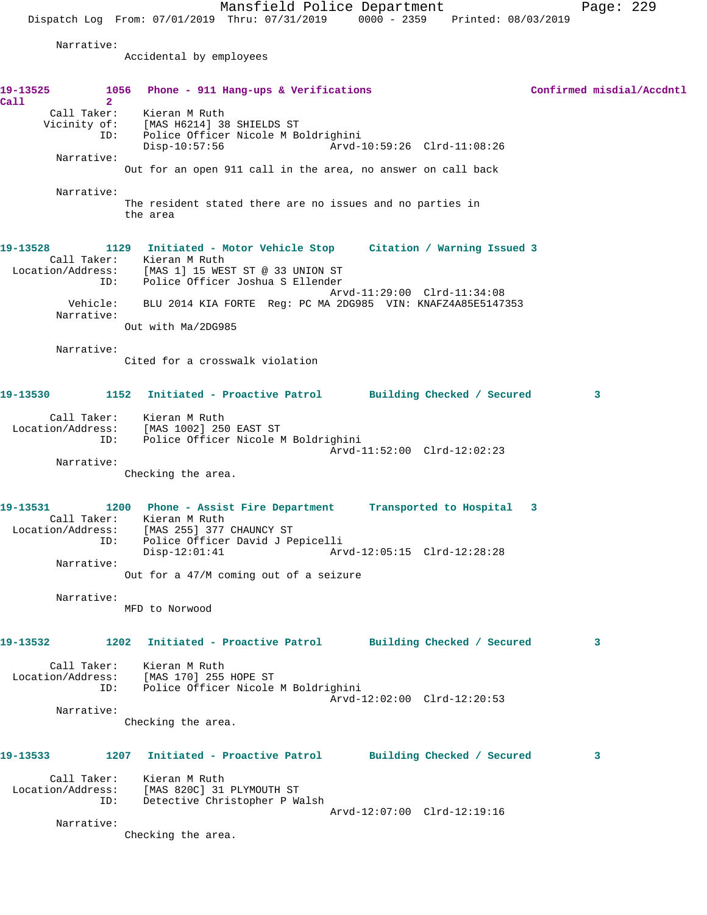Narrative:
Accidental by employees

**19-13525 1056 Phone - 911 Hang-ups & Verifications Confirmed misdial/Accdntl Call 2**

Call Taker: Kieran M Ruth
Vicinity of: [MAS H6214] 38 SHIELDS ST
ID: Police Officer Nicole M Boldrighini
Disp-10:57:56 Arvd-10:59:26 Clrd-11:08:26

Narrative:
Out for an open 911 call in the area, no answer on call back

Narrative:
The resident stated there are no issues and no parties in the area

**19-13528 1129 Initiated - Motor Vehicle Stop Citation / Warning Issued 3**

Call Taker: Kieran M Ruth
Location/Address: [MAS 1] 15 WEST ST @ 33 UNION ST
ID: Police Officer Joshua S Ellender
Arvd-11:29:00 Clrd-11:34:08
Vehicle: BLU 2014 KIA FORTE Reg: PC MA 2DG985 VIN: KNAFZ4A85E5147353

Narrative:
Out with Ma/2DG985

Narrative:
Cited for a crosswalk violation

**19-13530 1152 Initiated - Proactive Patrol Building Checked / Secured 3**

Call Taker: Kieran M Ruth
Location/Address: [MAS 1002] 250 EAST ST
ID: Police Officer Nicole M Boldrighini
Arvd-11:52:00 Clrd-12:02:23

Narrative:
Checking the area.

**19-13531 1200 Phone - Assist Fire Department Transported to Hospital 3**

Call Taker: Kieran M Ruth
Location/Address: [MAS 255] 377 CHAUNCY ST
ID: Police Officer David J Pepicelli
Disp-12:01:41 Arvd-12:05:15 Clrd-12:28:28

Narrative:
Out for a 47/M coming out of a seizure

Narrative:
MFD to Norwood

**19-13532 1202 Initiated - Proactive Patrol Building Checked / Secured 3**

Call Taker: Kieran M Ruth
Location/Address: [MAS 170] 255 HOPE ST
ID: Police Officer Nicole M Boldrighini
Arvd-12:02:00 Clrd-12:20:53

Narrative:
Checking the area.

**19-13533 1207 Initiated - Proactive Patrol Building Checked / Secured 3**

Call Taker: Kieran M Ruth
Location/Address: [MAS 820C] 31 PLYMOUTH ST
ID: Detective Christopher P Walsh
Arvd-12:07:00 Clrd-12:19:16

Narrative:
Checking the area.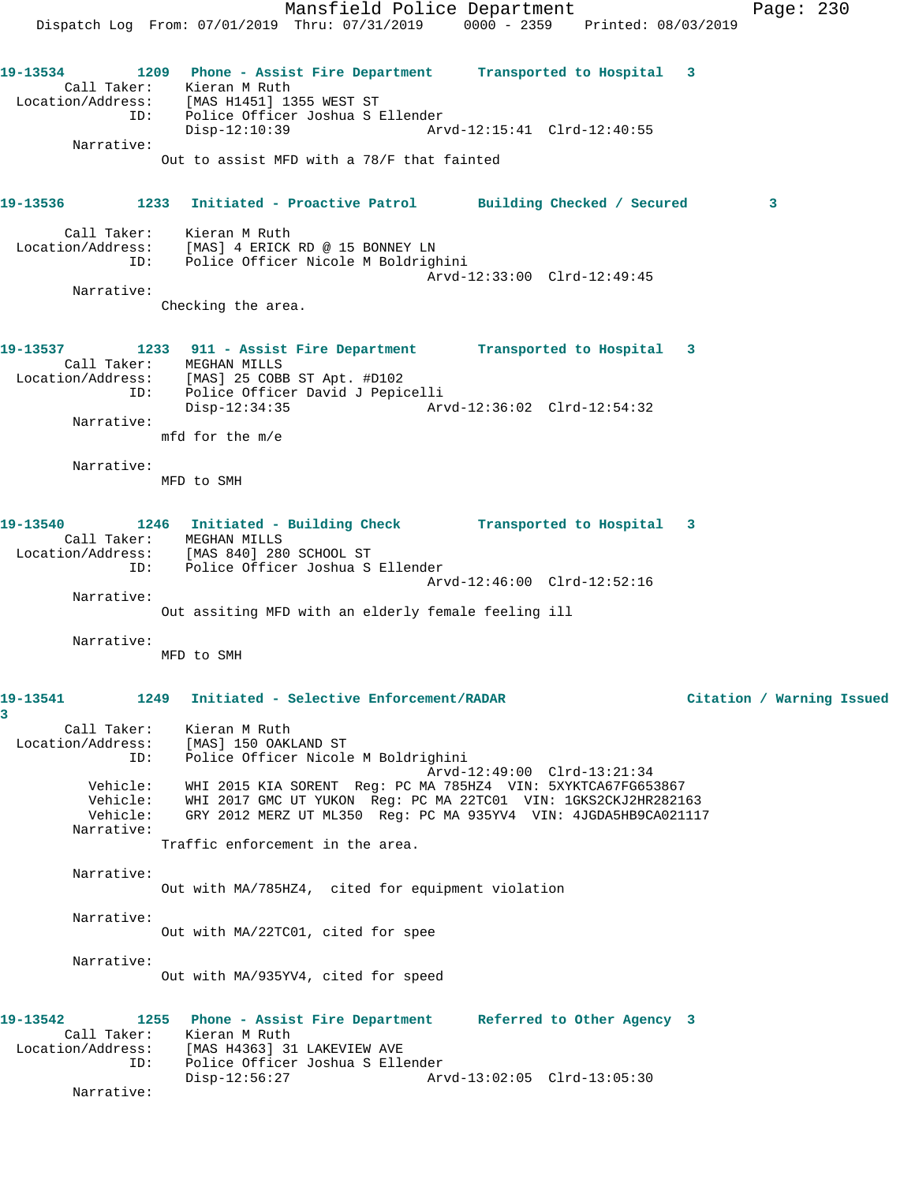**19-13534** 1209 **Phone - Assist Fire Department** **Transported to Hospital** 3

Call Taker: Kieran M Ruth
Location/Address: [MAS H1451] 1355 WEST ST
ID: Police Officer Joshua S Ellender
Disp-12:10:39 Arvd-12:15:41 Clrd-12:40:55

Narrative:
Out to assist MFD with a 78/F that fainted

**19-13536** 1233 **Initiated - Proactive Patrol** **Building Checked / Secured** 3

Call Taker: Kieran M Ruth
Location/Address: [MAS] 4 ERICK RD @ 15 BONNEY LN
ID: Police Officer Nicole M Boldrighini
Arvd-12:33:00 Clrd-12:49:45

Narrative:
Checking the area.

**19-13537** 1233 **911 - Assist Fire Department** **Transported to Hospital** 3

Call Taker: MEGHAN MILLS
Location/Address: [MAS] 25 COBB ST Apt. #D102
ID: Police Officer David J Pepicelli
Disp-12:34:35 Arvd-12:36:02 Clrd-12:54:32

Narrative:
mfd for the m/e

Narrative:
MFD to SMH

**19-13540** 1246 **Initiated - Building Check** **Transported to Hospital** 3

Call Taker: MEGHAN MILLS
Location/Address: [MAS 840] 280 SCHOOL ST
ID: Police Officer Joshua S Ellender
Arvd-12:46:00 Clrd-12:52:16

Narrative:
Out assiting MFD with an elderly female feeling ill

Narrative:
MFD to SMH

**19-13541** 1249 **Initiated - Selective Enforcement/RADAR** **Citation / Warning Issued** 3

Call Taker: Kieran M Ruth
Location/Address: [MAS] 150 OAKLAND ST
ID: Police Officer Nicole M Boldrighini
Arvd-12:49:00 Clrd-13:21:34
Vehicle: WHI 2015 KIA SORENT Reg: PC MA 785HZ4 VIN: 5XYKTCA67FG653867
Vehicle: WHI 2017 GMC UT YUKON Reg: PC MA 22TC01 VIN: 1GKS2CKJ2HR282163
Vehicle: GRY 2012 MERZ UT ML350 Reg: PC MA 935YV4 VIN: 4JGDA5HB9CA021117

Narrative:
Traffic enforcement in the area.

Narrative:
Out with MA/785HZ4, cited for equipment violation

Narrative:
Out with MA/22TC01, cited for spee

Narrative:
Out with MA/935YV4, cited for speed

**19-13542** 1255 **Phone - Assist Fire Department** **Referred to Other Agency** 3

Call Taker: Kieran M Ruth
Location/Address: [MAS H4363] 31 LAKEVIEW AVE
ID: Police Officer Joshua S Ellender
Disp-12:56:27 Arvd-13:02:05 Clrd-13:05:30

Narrative: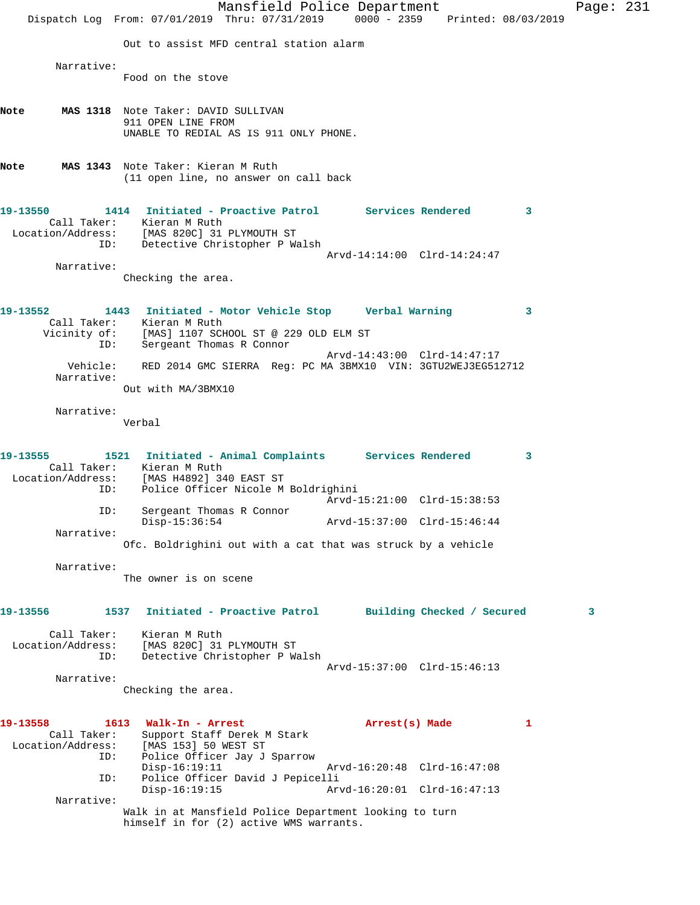Out to assist MFD central station alarm

Narrative:
Food on the stove

**Note** MAS 1318 Note Taker: DAVID SULLIVAN
911 OPEN LINE FROM
UNABLE TO REDIAL AS IS 911 ONLY PHONE.

**Note** MAS 1343 Note Taker: Kieran M Ruth
(11 open line, no answer on call back

**19-13550** 1414 **Initiated - Proactive Patrol** **Services Rendered** 3
Call Taker: Kieran M Ruth
Location/Address: [MAS 820C] 31 PLYMOUTH ST
ID: Detective Christopher P Walsh
Arvd-14:14:00 Clrd-14:24:47
Narrative:
Checking the area.

**19-13552** 1443 **Initiated - Motor Vehicle Stop** **Verbal Warning** 3
Call Taker: Kieran M Ruth
Vicinity of: [MAS] 1107 SCHOOL ST @ 229 OLD ELM ST
ID: Sergeant Thomas R Connor
Arvd-14:43:00 Clrd-14:47:17
Vehicle: RED 2014 GMC SIERRA Reg: PC MA 3BMX10 VIN: 3GTU2WEJ3EG512712
Narrative:
Out with MA/3BMX10

Narrative:
Verbal

**19-13555** 1521 **Initiated - Animal Complaints** **Services Rendered** 3
Call Taker: Kieran M Ruth
Location/Address: [MAS H4892] 340 EAST ST
ID: Police Officer Nicole M Boldrighini
Arvd-15:21:00 Clrd-15:38:53
ID: Sergeant Thomas R Connor
Disp-15:36:54 Arvd-15:37:00 Clrd-15:46:44
Narrative:
Ofc. Boldrighini out with a cat that was struck by a vehicle

Narrative:
The owner is on scene

**19-13556** 1537 **Initiated - Proactive Patrol** **Building Checked / Secured** 3
Call Taker: Kieran M Ruth
Location/Address: [MAS 820C] 31 PLYMOUTH ST
ID: Detective Christopher P Walsh
Arvd-15:37:00 Clrd-15:46:13
Narrative:
Checking the area.

**19-13558** 1613 **Walk-In - Arrest** **Arrest(s) Made** 1
Call Taker: Support Staff Derek M Stark
Location/Address: [MAS 153] 50 WEST ST
ID: Police Officer Jay J Sparrow
Disp-16:19:11 Arvd-16:20:48 Clrd-16:47:08
ID: Police Officer David J Pepicelli
Disp-16:19:15 Arvd-16:20:01 Clrd-16:47:13
Narrative:
Walk in at Mansfield Police Department looking to turn himself in for (2) active WMS warrants.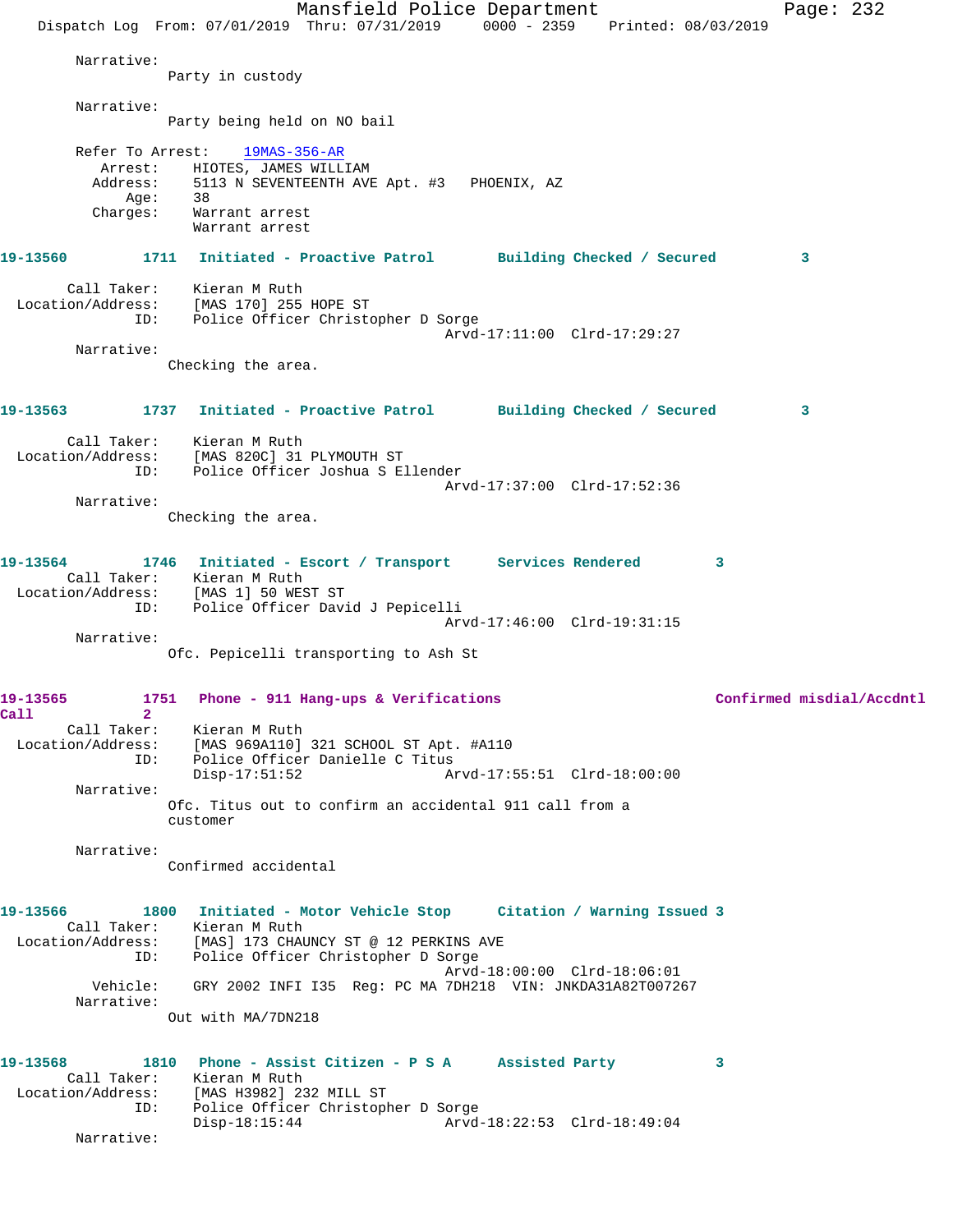Narrative:
Party in custody

Narrative:
Party being held on NO bail

Refer To Arrest: 19MAS-356-AR
Arrest: HIOTES, JAMES WILLIAM
Address: 5113 N SEVENTEENTH AVE Apt. #3 PHOENIX, AZ
Age: 38
Charges: Warrant arrest
Warrant arrest

**19-13560 1711 Initiated - Proactive Patrol Building Checked / Secured 3**

Call Taker: Kieran M Ruth
Location/Address: [MAS 170] 255 HOPE ST
ID: Police Officer Christopher D Sorge
Arvd-17:11:00 Clrd-17:29:27
Narrative:
Checking the area.

**19-13563 1737 Initiated - Proactive Patrol Building Checked / Secured 3**

Call Taker: Kieran M Ruth
Location/Address: [MAS 820C] 31 PLYMOUTH ST
ID: Police Officer Joshua S Ellender
Arvd-17:37:00 Clrd-17:52:36
Narrative:
Checking the area.

**19-13564 1746 Initiated - Escort / Transport Services Rendered 3**
Call Taker: Kieran M Ruth
Location/Address: [MAS 1] 50 WEST ST
ID: Police Officer David J Pepicelli
Arvd-17:46:00 Clrd-19:31:15
Narrative:
Ofc. Pepicelli transporting to Ash St

**19-13565 1751 Phone - 911 Hang-ups & Verifications Confirmed misdial/Accdntl Call 2**
Call Taker: Kieran M Ruth
Location/Address: [MAS 969A110] 321 SCHOOL ST Apt. #A110
ID: Police Officer Danielle C Titus
Disp-17:51:52 Arvd-17:55:51 Clrd-18:00:00
Narrative:
Ofc. Titus out to confirm an accidental 911 call from a customer

Narrative:
Confirmed accidental

**19-13566 1800 Initiated - Motor Vehicle Stop Citation / Warning Issued 3**
Call Taker: Kieran M Ruth
Location/Address: [MAS] 173 CHAUNCY ST @ 12 PERKINS AVE
ID: Police Officer Christopher D Sorge
Arvd-18:00:00 Clrd-18:06:01
Vehicle: GRY 2002 INFI I35 Reg: PC MA 7DH218 VIN: JNKDA31A82T007267
Narrative:
Out with MA/7DN218

**19-13568 1810 Phone - Assist Citizen - P S A Assisted Party 3**
Call Taker: Kieran M Ruth
Location/Address: [MAS H3982] 232 MILL ST
ID: Police Officer Christopher D Sorge
Disp-18:15:44 Arvd-18:22:53 Clrd-18:49:04
Narrative: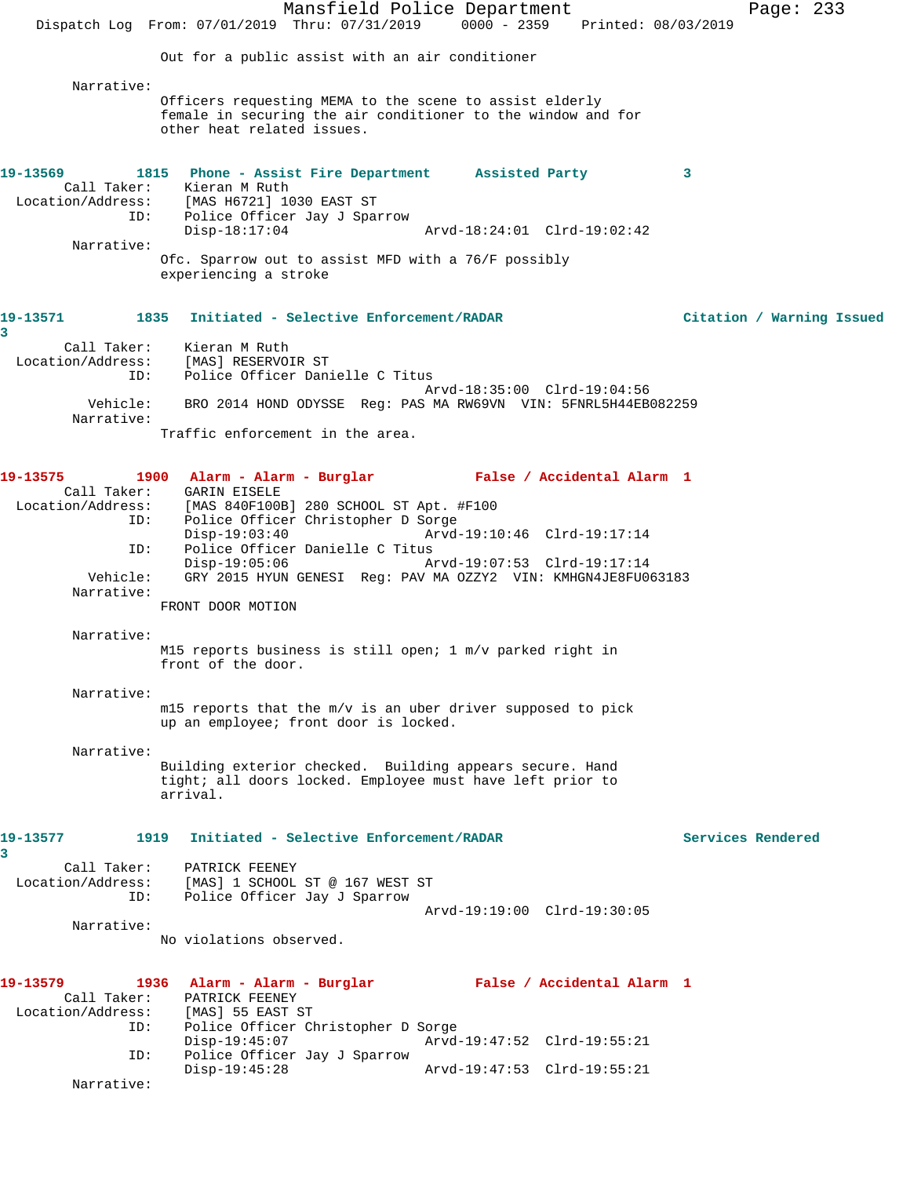Out for a public assist with an air conditioner

Narrative:

Officers requesting MEMA to the scene to assist elderly female in securing the air conditioner to the window and for other heat related issues.

**19-13569 1815 Phone - Assist Fire Department Assisted Party 3**

Call Taker: Kieran M Ruth
Location/Address: [MAS H6721] 1030 EAST ST
ID: Police Officer Jay J Sparrow
Disp-18:17:04 Arvd-18:24:01 Clrd-19:02:42

Narrative:

Ofc. Sparrow out to assist MFD with a 76/F possibly experiencing a stroke

**19-13571 1835 Initiated - Selective Enforcement/RADAR Citation / Warning Issued 3**

Call Taker: Kieran M Ruth
Location/Address: [MAS] RESERVOIR ST
ID: Police Officer Danielle C Titus
Arvd-18:35:00 Clrd-19:04:56
Vehicle: BRO 2014 HOND ODYSSE Reg: PAS MA RW69VN VIN: 5FNRL5H44EB082259

Narrative:

Traffic enforcement in the area.

**19-13575 1900 Alarm - Alarm - Burglar False / Accidental Alarm 1**

Call Taker: GARIN EISELE
Location/Address: [MAS 840F100B] 280 SCHOOL ST Apt. #F100
ID: Police Officer Christopher D Sorge
Disp-19:03:40 Arvd-19:10:46 Clrd-19:17:14
ID: Police Officer Danielle C Titus
Disp-19:05:06 Arvd-19:07:53 Clrd-19:17:14
Vehicle: GRY 2015 HYUN GENESI Reg: PAV MA OZZY2 VIN: KMHGN4JE8FU063183

Narrative:

FRONT DOOR MOTION

Narrative:

M15 reports business is still open; 1 m/v parked right in front of the door.

Narrative:

m15 reports that the m/v is an uber driver supposed to pick up an employee; front door is locked.

Narrative:

Building exterior checked. Building appears secure. Hand tight; all doors locked. Employee must have left prior to arrival.

**19-13577 1919 Initiated - Selective Enforcement/RADAR Services Rendered 3**

Call Taker: PATRICK FEENEY
Location/Address: [MAS] 1 SCHOOL ST @ 167 WEST ST
ID: Police Officer Jay J Sparrow
Arvd-19:19:00 Clrd-19:30:05

Narrative:

No violations observed.

**19-13579 1936 Alarm - Alarm - Burglar False / Accidental Alarm 1**

Call Taker: PATRICK FEENEY
Location/Address: [MAS] 55 EAST ST
ID: Police Officer Christopher D Sorge
Disp-19:45:07 Arvd-19:47:52 Clrd-19:55:21
ID: Police Officer Jay J Sparrow
Disp-19:45:28 Arvd-19:47:53 Clrd-19:55:21

Narrative: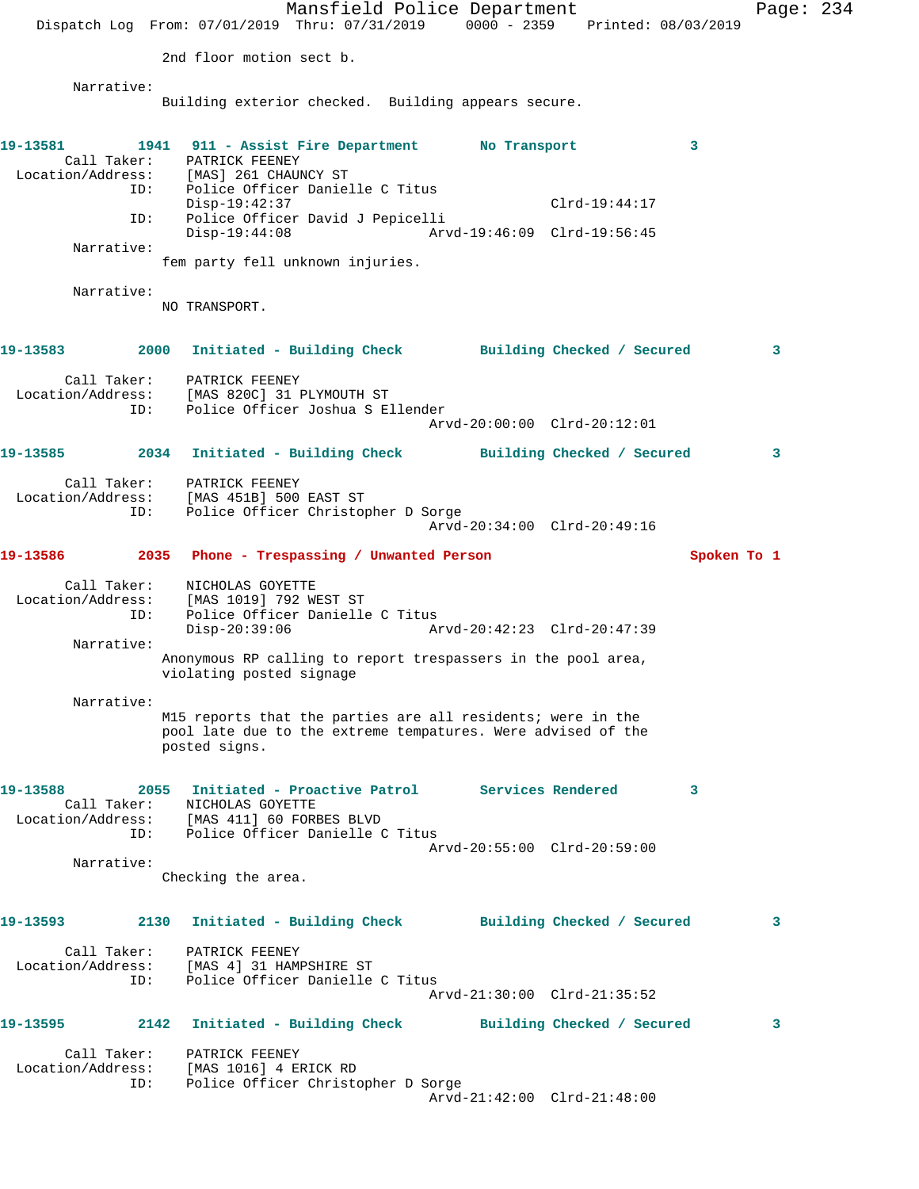2nd floor motion sect b.

Narrative:
Building exterior checked. Building appears secure.

**19-13581** 1941 **911 - Assist Fire Department** No Transport 3

Call Taker: PATRICK FEENEY
Location/Address: [MAS] 261 CHAUNCY ST
ID: Police Officer Danielle C Titus
Disp-19:42:37 Clrd-19:44:17
ID: Police Officer David J Pepicelli
Disp-19:44:08 Arvd-19:46:09 Clrd-19:56:45

Narrative:
fem party fell unknown injuries.

Narrative:
NO TRANSPORT.

**19-13583** 2000 **Initiated - Building Check** Building Checked / Secured 3

Call Taker: PATRICK FEENEY
Location/Address: [MAS 820C] 31 PLYMOUTH ST
ID: Police Officer Joshua S Ellender
Arvd-20:00:00 Clrd-20:12:01

**19-13585** 2034 **Initiated - Building Check** Building Checked / Secured 3

Call Taker: PATRICK FEENEY
Location/Address: [MAS 451B] 500 EAST ST
ID: Police Officer Christopher D Sorge
Arvd-20:34:00 Clrd-20:49:16

**19-13586** 2035 **Phone - Trespassing / Unwanted Person** Spoken To 1

Call Taker: NICHOLAS GOYETTE
Location/Address: [MAS 1019] 792 WEST ST
ID: Police Officer Danielle C Titus
Disp-20:39:06 Arvd-20:42:23 Clrd-20:47:39

Narrative:
Anonymous RP calling to report trespassers in the pool area, violating posted signage

Narrative:
M15 reports that the parties are all residents; were in the pool late due to the extreme tempatures. Were advised of the posted signs.

**19-13588** 2055 **Initiated - Proactive Patrol** Services Rendered 3

Call Taker: NICHOLAS GOYETTE
Location/Address: [MAS 411] 60 FORBES BLVD
ID: Police Officer Danielle C Titus
Arvd-20:55:00 Clrd-20:59:00

Narrative:
Checking the area.

**19-13593** 2130 **Initiated - Building Check** Building Checked / Secured 3

Call Taker: PATRICK FEENEY
Location/Address: [MAS 4] 31 HAMPSHIRE ST
ID: Police Officer Danielle C Titus
Arvd-21:30:00 Clrd-21:35:52

**19-13595** 2142 **Initiated - Building Check** Building Checked / Secured 3

Call Taker: PATRICK FEENEY
Location/Address: [MAS 1016] 4 ERICK RD
ID: Police Officer Christopher D Sorge
Arvd-21:42:00 Clrd-21:48:00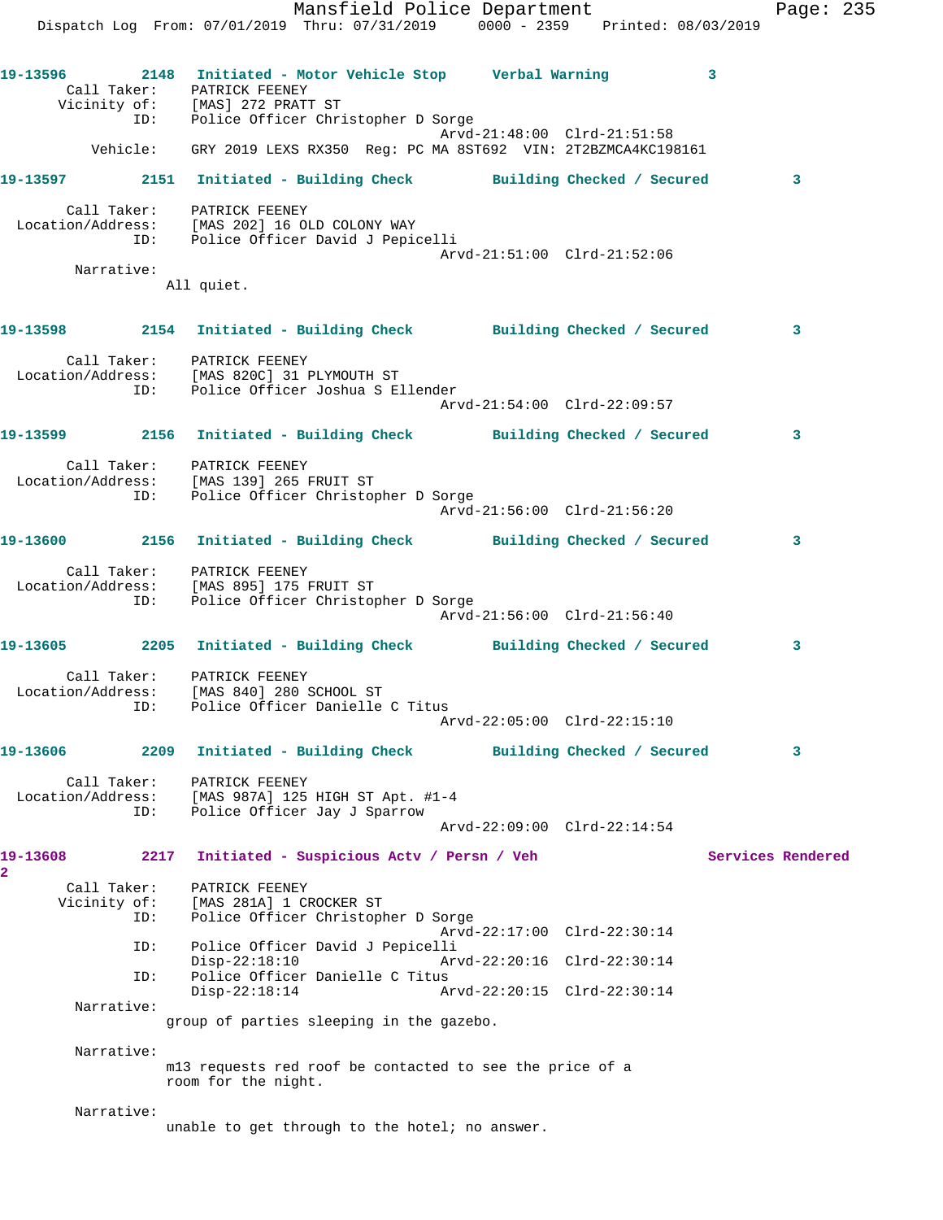**19-13596** 2148 **Initiated - Motor Vehicle Stop** **Verbal Warning** 3

Call Taker: PATRICK FEENEY
Vicinity of: [MAS] 272 PRATT ST
ID: Police Officer Christopher D Sorge
Arvd-21:48:00 Clrd-21:51:58
Vehicle: GRY 2019 LEXS RX350 Reg: PC MA 8ST692 VIN: 2T2BZMCA4KC198161

**19-13597** 2151 **Initiated - Building Check** **Building Checked / Secured** 3

Call Taker: PATRICK FEENEY
Location/Address: [MAS 202] 16 OLD COLONY WAY
ID: Police Officer David J Pepicelli
Arvd-21:51:00 Clrd-21:52:06
Narrative:
All quiet.

**19-13598** 2154 **Initiated - Building Check** **Building Checked / Secured** 3

Call Taker: PATRICK FEENEY
Location/Address: [MAS 820C] 31 PLYMOUTH ST
ID: Police Officer Joshua S Ellender
Arvd-21:54:00 Clrd-22:09:57

**19-13599** 2156 **Initiated - Building Check** **Building Checked / Secured** 3

Call Taker: PATRICK FEENEY
Location/Address: [MAS 139] 265 FRUIT ST
ID: Police Officer Christopher D Sorge
Arvd-21:56:00 Clrd-21:56:20

**19-13600** 2156 **Initiated - Building Check** **Building Checked / Secured** 3

Call Taker: PATRICK FEENEY
Location/Address: [MAS 895] 175 FRUIT ST
ID: Police Officer Christopher D Sorge
Arvd-21:56:00 Clrd-21:56:40

**19-13605** 2205 **Initiated - Building Check** **Building Checked / Secured** 3

Call Taker: PATRICK FEENEY
Location/Address: [MAS 840] 280 SCHOOL ST
ID: Police Officer Danielle C Titus
Arvd-22:05:00 Clrd-22:15:10

**19-13606** 2209 **Initiated - Building Check** **Building Checked / Secured** 3

Call Taker: PATRICK FEENEY
Location/Address: [MAS 987A] 125 HIGH ST Apt. #1-4
ID: Police Officer Jay J Sparrow
Arvd-22:09:00 Clrd-22:14:54

**19-13608** 2217 **Initiated - Suspicious Actv / Persn / Veh** **Services Rendered** 2

Call Taker: PATRICK FEENEY
Vicinity of: [MAS 281A] 1 CROCKER ST
ID: Police Officer Christopher D Sorge
Arvd-22:17:00 Clrd-22:30:14
ID: Police Officer David J Pepicelli
Disp-22:18:10 Arvd-22:20:16 Clrd-22:30:14
ID: Police Officer Danielle C Titus
Disp-22:18:14 Arvd-22:20:15 Clrd-22:30:14
Narrative:
group of parties sleeping in the gazebo.

Narrative:
m13 requests red roof be contacted to see the price of a room for the night.

Narrative:
unable to get through to the hotel; no answer.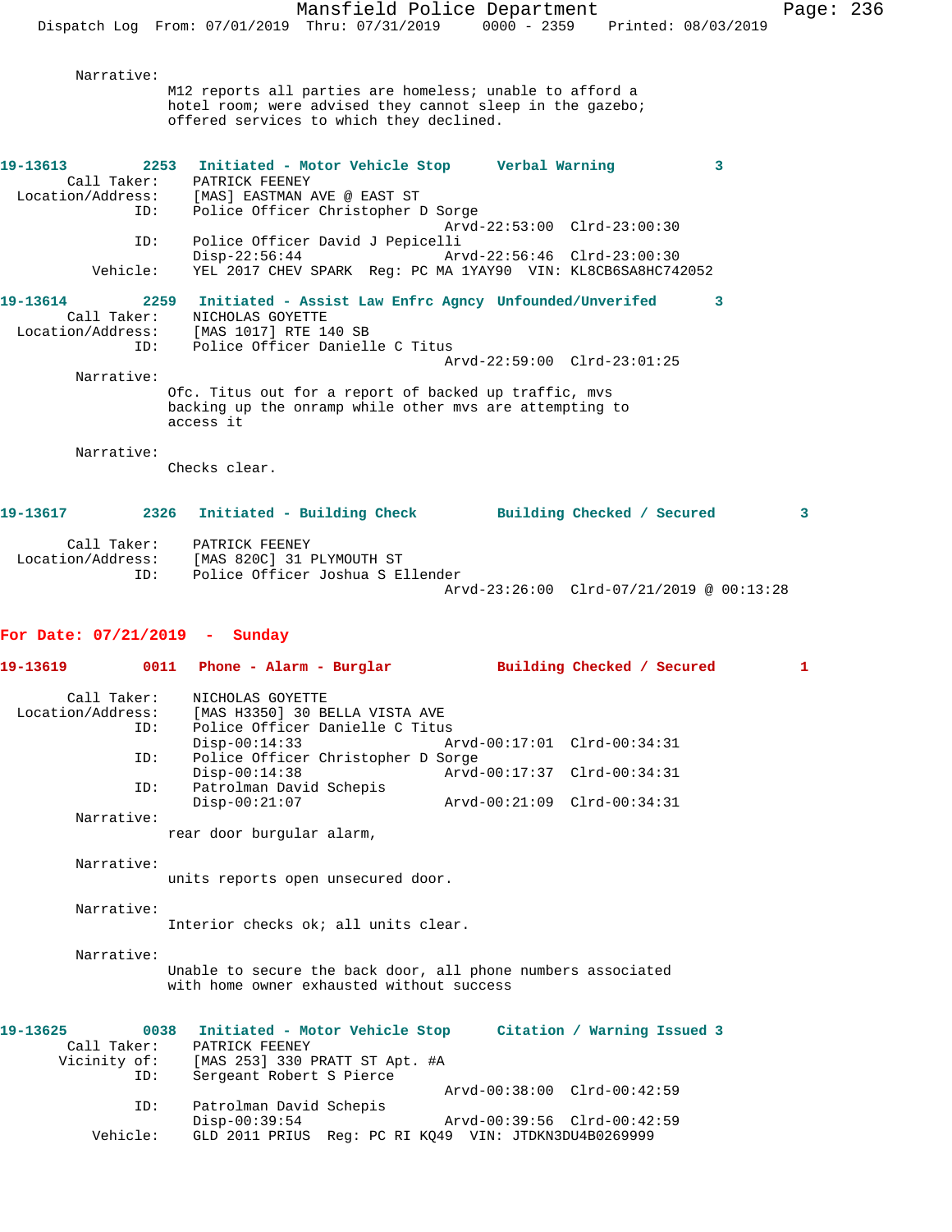Narrative:
M12 reports all parties are homeless; unable to afford a hotel room; were advised they cannot sleep in the gazebo; offered services to which they declined.

**19-13613 2253 Initiated - Motor Vehicle Stop Verbal Warning 3**

Call Taker: PATRICK FEENEY
Location/Address: [MAS] EASTMAN AVE @ EAST ST
ID: Police Officer Christopher D Sorge
Arvd-22:53:00 Clrd-23:00:30
ID: Police Officer David J Pepicelli
Disp-22:56:44 Arvd-22:56:46 Clrd-23:00:30
Vehicle: YEL 2017 CHEV SPARK Reg: PC MA 1YAY90 VIN: KL8CB6SA8HC742052

**19-13614 2259 Initiated - Assist Law Enfrc Agncy Unfounded/Unverifed 3**

Call Taker: NICHOLAS GOYETTE
Location/Address: [MAS 1017] RTE 140 SB
ID: Police Officer Danielle C Titus
Arvd-22:59:00 Clrd-23:01:25

Narrative:
Ofc. Titus out for a report of backed up traffic, mvs backing up the onramp while other mvs are attempting to access it

Narrative:
Checks clear.

**19-13617 2326 Initiated - Building Check Building Checked / Secured 3**

Call Taker: PATRICK FEENEY
Location/Address: [MAS 820C] 31 PLYMOUTH ST
ID: Police Officer Joshua S Ellender
Arvd-23:26:00 Clrd-07/21/2019 @ 00:13:28

## For Date: 07/21/2019 - Sunday

**19-13619 0011 Phone - Alarm - Burglar Building Checked / Secured 1**

Call Taker: NICHOLAS GOYETTE
Location/Address: [MAS H3350] 30 BELLA VISTA AVE
ID: Police Officer Danielle C Titus
Disp-00:14:33 Arvd-00:17:01 Clrd-00:34:31
ID: Police Officer Christopher D Sorge
Disp-00:14:38 Arvd-00:17:37 Clrd-00:34:31
ID: Patrolman David Schepis
Disp-00:21:07 Arvd-00:21:09 Clrd-00:34:31

Narrative:
rear door burgular alarm,

Narrative:
units reports open unsecured door.

Narrative:
Interior checks ok; all units clear.

Narrative:
Unable to secure the back door, all phone numbers associated with home owner exhausted without success

**19-13625 0038 Initiated - Motor Vehicle Stop Citation / Warning Issued 3**

Call Taker: PATRICK FEENEY
Vicinity of: [MAS 253] 330 PRATT ST Apt. #A
ID: Sergeant Robert S Pierce
Arvd-00:38:00 Clrd-00:42:59
ID: Patrolman David Schepis
Disp-00:39:54 Arvd-00:39:56 Clrd-00:42:59
Vehicle: GLD 2011 PRIUS Reg: PC RI KQ49 VIN: JTDKN3DU4B0269999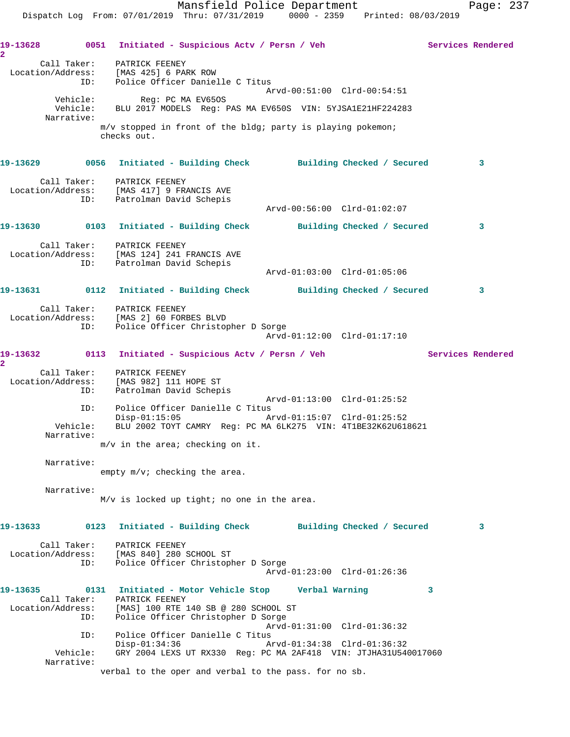19-13628 0051 Initiated - Suspicious Actv / Persn / Veh Services Rendered 2

Call Taker: PATRICK FEENEY
Location/Address: [MAS 425] 6 PARK ROW
ID: Police Officer Danielle C Titus
Arvd-00:51:00 Clrd-00:54:51
Vehicle: Reg: PC MA EV650S
Vehicle: BLU 2017 MODELS Reg: PAS MA EV650S VIN: 5YJSA1E21HF224283
Narrative:
m/v stopped in front of the bldg; party is playing pokemon; checks out.

19-13629 0056 Initiated - Building Check Building Checked / Secured 3

Call Taker: PATRICK FEENEY
Location/Address: [MAS 417] 9 FRANCIS AVE
ID: Patrolman David Schepis
Arvd-00:56:00 Clrd-01:02:07

19-13630 0103 Initiated - Building Check Building Checked / Secured 3

Call Taker: PATRICK FEENEY
Location/Address: [MAS 124] 241 FRANCIS AVE
ID: Patrolman David Schepis
Arvd-01:03:00 Clrd-01:05:06

19-13631 0112 Initiated - Building Check Building Checked / Secured 3

Call Taker: PATRICK FEENEY
Location/Address: [MAS 2] 60 FORBES BLVD
ID: Police Officer Christopher D Sorge
Arvd-01:12:00 Clrd-01:17:10

19-13632 0113 Initiated - Suspicious Actv / Persn / Veh Services Rendered 2

Call Taker: PATRICK FEENEY
Location/Address: [MAS 982] 111 HOPE ST
ID: Patrolman David Schepis
Arvd-01:13:00 Clrd-01:25:52
ID: Police Officer Danielle C Titus
Disp-01:15:05 Arvd-01:15:07 Clrd-01:25:52
Vehicle: BLU 2002 TOYT CAMRY Reg: PC MA 6LK275 VIN: 4T1BE32K62U618621
Narrative:
m/v in the area; checking on it.

Narrative:
empty m/v; checking the area.

Narrative:
M/v is locked up tight; no one in the area.

19-13633 0123 Initiated - Building Check Building Checked / Secured 3

Call Taker: PATRICK FEENEY
Location/Address: [MAS 840] 280 SCHOOL ST
ID: Police Officer Christopher D Sorge
Arvd-01:23:00 Clrd-01:26:36

19-13635 0131 Initiated - Motor Vehicle Stop Verbal Warning 3

Call Taker: PATRICK FEENEY
Location/Address: [MAS] 100 RTE 140 SB @ 280 SCHOOL ST
ID: Police Officer Christopher D Sorge
Arvd-01:31:00 Clrd-01:36:32
ID: Police Officer Danielle C Titus
Disp-01:34:36 Arvd-01:34:38 Clrd-01:36:32
Vehicle: GRY 2004 LEXS UT RX330 Reg: PC MA 2AF418 VIN: JTJHA31U540017060
Narrative:
verbal to the oper and verbal to the pass. for no sb.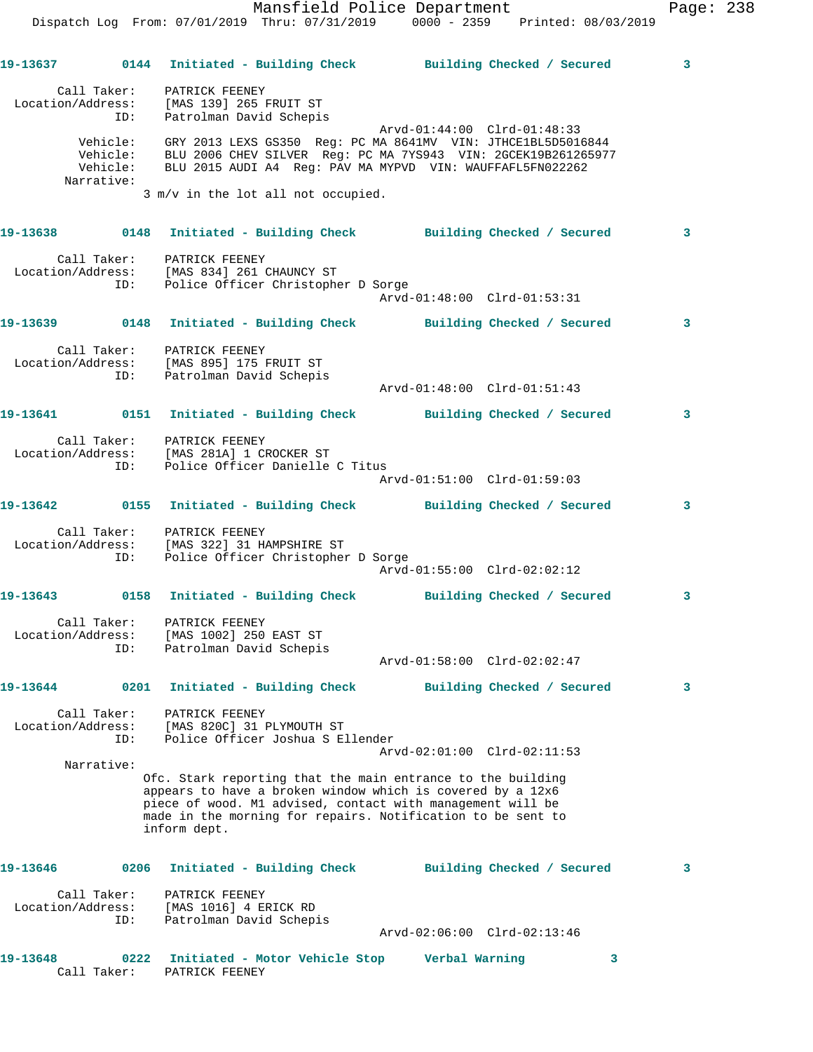19-13637 0144 Initiated - Building Check Building Checked / Secured 3

Call Taker: PATRICK FEENEY
Location/Address: [MAS 139] 265 FRUIT ST
ID: Patrolman David Schepis
Arvd-01:44:00 Clrd-01:48:33
Vehicle: GRY 2013 LEXS GS350 Reg: PC MA 8641MV VIN: JTHCE1BL5D5016844
Vehicle: BLU 2006 CHEV SILVER Reg: PC MA 7YS943 VIN: 2GCEK19B261265977
Vehicle: BLU 2015 AUDI A4 Reg: PAV MA MYPVD VIN: WAUFFAFL5FN022262
Narrative:
3 m/v in the lot all not occupied.

19-13638 0148 Initiated - Building Check Building Checked / Secured 3

Call Taker: PATRICK FEENEY
Location/Address: [MAS 834] 261 CHAUNCY ST
ID: Police Officer Christopher D Sorge
Arvd-01:48:00 Clrd-01:53:31

19-13639 0148 Initiated - Building Check Building Checked / Secured 3

Call Taker: PATRICK FEENEY
Location/Address: [MAS 895] 175 FRUIT ST
ID: Patrolman David Schepis
Arvd-01:48:00 Clrd-01:51:43

19-13641 0151 Initiated - Building Check Building Checked / Secured 3

Call Taker: PATRICK FEENEY
Location/Address: [MAS 281A] 1 CROCKER ST
ID: Police Officer Danielle C Titus
Arvd-01:51:00 Clrd-01:59:03

19-13642 0155 Initiated - Building Check Building Checked / Secured 3

Call Taker: PATRICK FEENEY
Location/Address: [MAS 322] 31 HAMPSHIRE ST
ID: Police Officer Christopher D Sorge
Arvd-01:55:00 Clrd-02:02:12

19-13643 0158 Initiated - Building Check Building Checked / Secured 3

Call Taker: PATRICK FEENEY
Location/Address: [MAS 1002] 250 EAST ST
ID: Patrolman David Schepis
Arvd-01:58:00 Clrd-02:02:47

19-13644 0201 Initiated - Building Check Building Checked / Secured 3

Call Taker: PATRICK FEENEY
Location/Address: [MAS 820C] 31 PLYMOUTH ST
ID: Police Officer Joshua S Ellender
Arvd-02:01:00 Clrd-02:11:53
Narrative:
Ofc. Stark reporting that the main entrance to the building appears to have a broken window which is covered by a 12x6 piece of wood. M1 advised, contact with management will be made in the morning for repairs. Notification to be sent to inform dept.

19-13646 0206 Initiated - Building Check Building Checked / Secured 3

Call Taker: PATRICK FEENEY
Location/Address: [MAS 1016] 4 ERICK RD
ID: Patrolman David Schepis
Arvd-02:06:00 Clrd-02:13:46

19-13648 0222 Initiated - Motor Vehicle Stop Verbal Warning 3
Call Taker: PATRICK FEENEY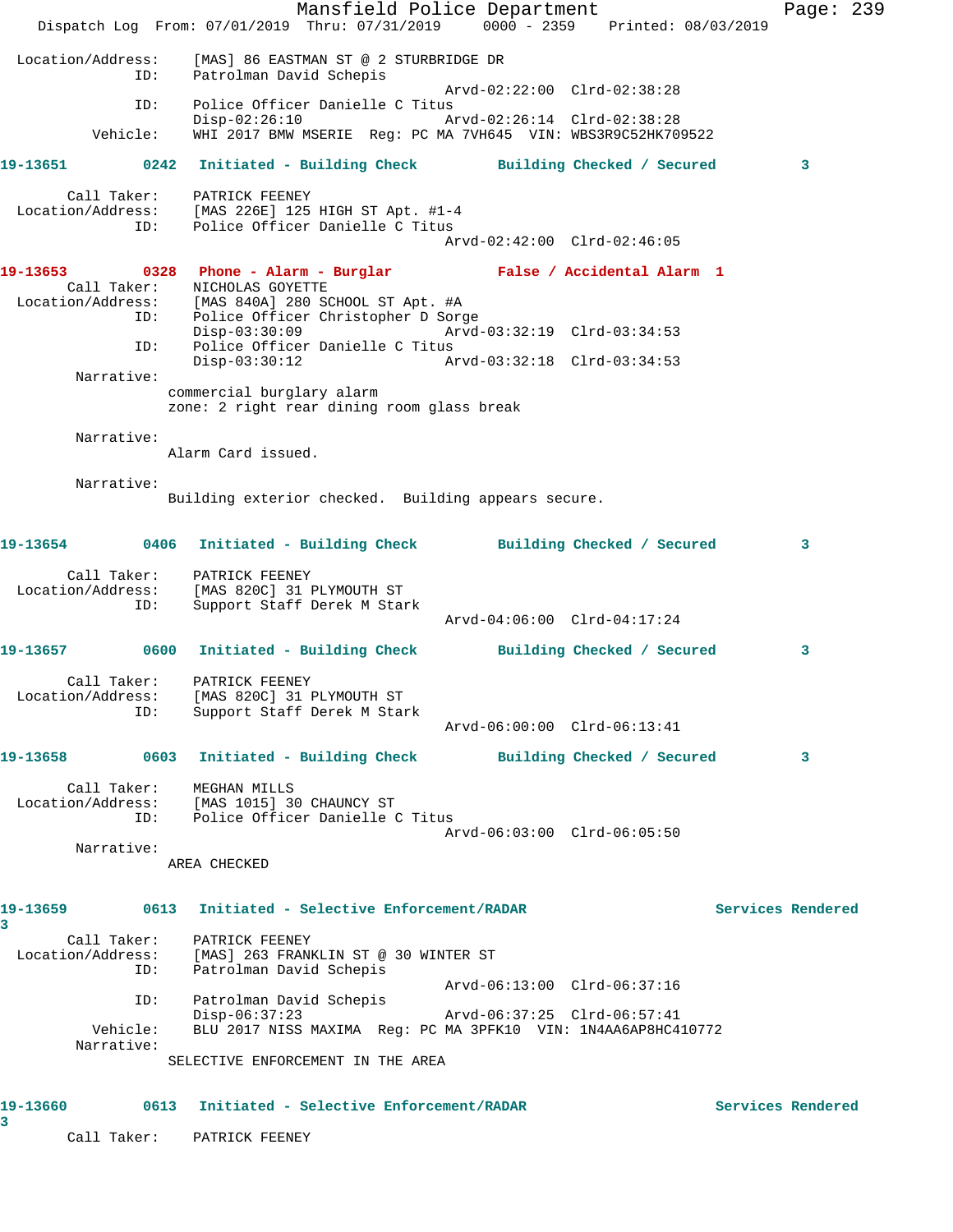Location/Address: [MAS] 86 EASTMAN ST @ 2 STURBRIDGE DR
ID: Patrolman David Schepis
Arvd-02:22:00 Clrd-02:38:28
ID: Police Officer Danielle C Titus
Disp-02:26:10 Arvd-02:26:14 Clrd-02:38:28
Vehicle: WHI 2017 BMW MSERIE Reg: PC MA 7VH645 VIN: WBS3R9C52HK709522

**19-13651 0242 Initiated - Building Check Building Checked / Secured 3**

Call Taker: PATRICK FEENEY
Location/Address: [MAS 226E] 125 HIGH ST Apt. #1-4
ID: Police Officer Danielle C Titus
Arvd-02:42:00 Clrd-02:46:05

**19-13653 0328 Phone - Alarm - Burglar False / Accidental Alarm 1**

Call Taker: NICHOLAS GOYETTE
Location/Address: [MAS 840A] 280 SCHOOL ST Apt. #A
ID: Police Officer Christopher D Sorge
Disp-03:30:09 Arvd-03:32:19 Clrd-03:34:53
ID: Police Officer Danielle C Titus
Disp-03:30:12 Arvd-03:32:18 Clrd-03:34:53
Narrative:
commercial burglary alarm
zone: 2 right rear dining room glass break

Narrative:
Alarm Card issued.

Narrative:
Building exterior checked. Building appears secure.

**19-13654 0406 Initiated - Building Check Building Checked / Secured 3**

Call Taker: PATRICK FEENEY
Location/Address: [MAS 820C] 31 PLYMOUTH ST
ID: Support Staff Derek M Stark
Arvd-04:06:00 Clrd-04:17:24

**19-13657 0600 Initiated - Building Check Building Checked / Secured 3**

Call Taker: PATRICK FEENEY
Location/Address: [MAS 820C] 31 PLYMOUTH ST
ID: Support Staff Derek M Stark
Arvd-06:00:00 Clrd-06:13:41

**19-13658 0603 Initiated - Building Check Building Checked / Secured 3**

Call Taker: MEGHAN MILLS
Location/Address: [MAS 1015] 30 CHAUNCY ST
ID: Police Officer Danielle C Titus
Arvd-06:03:00 Clrd-06:05:50
Narrative:
AREA CHECKED

**19-13659 0613 Initiated - Selective Enforcement/RADAR Services Rendered 3**

Call Taker: PATRICK FEENEY
Location/Address: [MAS] 263 FRANKLIN ST @ 30 WINTER ST
ID: Patrolman David Schepis
Arvd-06:13:00 Clrd-06:37:16
ID: Patrolman David Schepis
Disp-06:37:23 Arvd-06:37:25 Clrd-06:57:41
Vehicle: BLU 2017 NISS MAXIMA Reg: PC MA 3PFK10 VIN: 1N4AA6AP8HC410772
Narrative:
SELECTIVE ENFORCEMENT IN THE AREA

**19-13660 0613 Initiated - Selective Enforcement/RADAR Services Rendered 3**

Call Taker: PATRICK FEENEY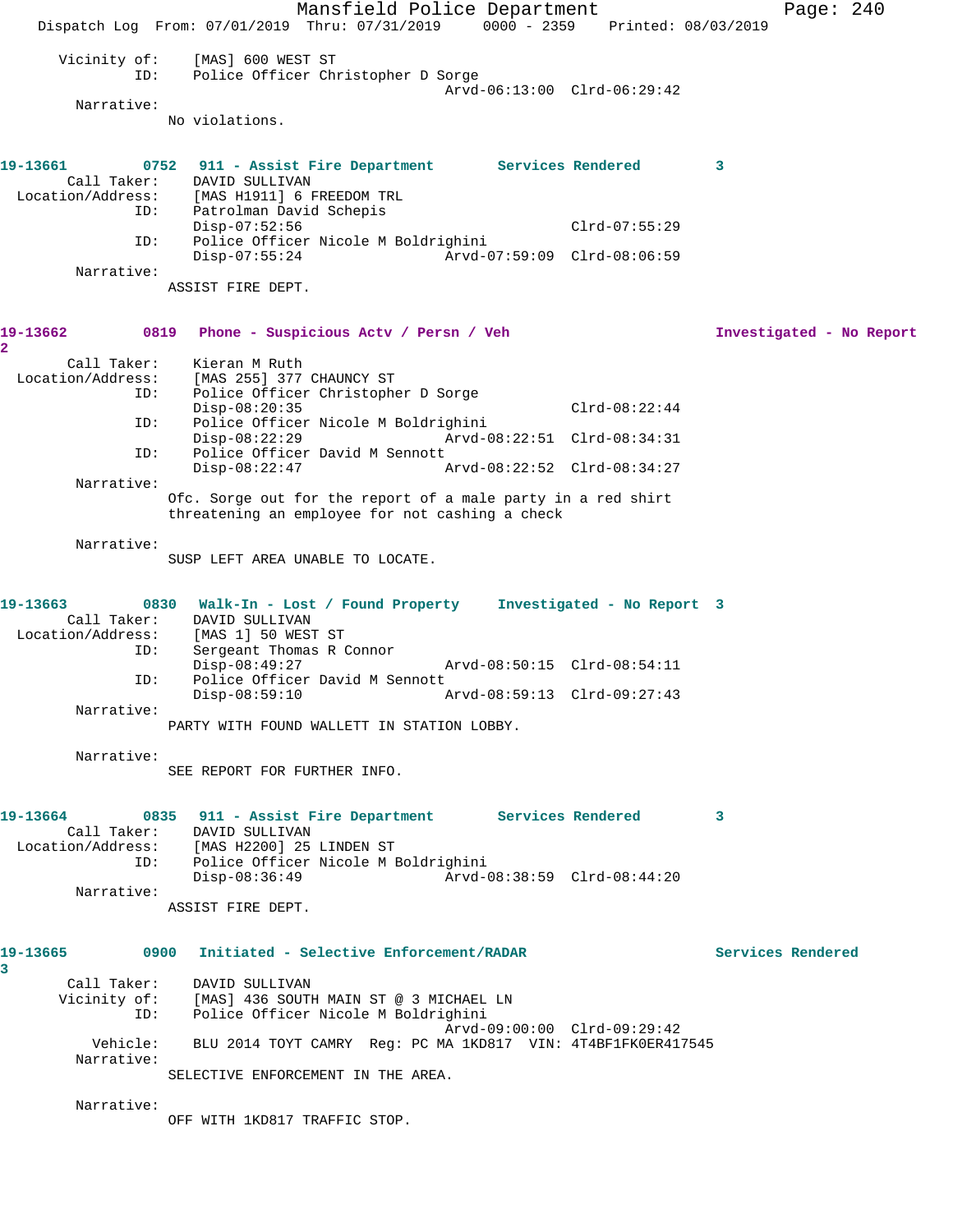```
      Vicinity of:    [MAS] 600 WEST ST
               ID:    Police Officer Christopher D Sorge
                                          Arvd-06:13:00  Clrd-06:29:42
        Narrative:
                      No violations.


19-13661        0752   911 - Assist Fire Department       Services Rendered         3
       Call Taker:    DAVID SULLIVAN
 Location/Address:    [MAS H1911] 6 FREEDOM TRL
               ID:    Patrolman David Schepis
                      Disp-07:52:56                        Clrd-07:55:29
               ID:    Police Officer Nicole M Boldrighini
                      Disp-07:55:24           Arvd-07:59:09  Clrd-08:06:59
        Narrative:
                      ASSIST FIRE DEPT.


19-13662        0819   Phone - Suspicious Actv / Persn / Veh                    Investigated - No Report
2
       Call Taker:    Kieran M Ruth
 Location/Address:    [MAS 255] 377 CHAUNCY ST
               ID:    Police Officer Christopher D Sorge
                      Disp-08:20:35                        Clrd-08:22:44
               ID:    Police Officer Nicole M Boldrighini
                      Disp-08:22:29           Arvd-08:22:51  Clrd-08:34:31
               ID:    Police Officer David M Sennott
                      Disp-08:22:47           Arvd-08:22:52  Clrd-08:34:27
        Narrative:
                      Ofc. Sorge out for the report of a male party in a red shirt
                      threatening an employee for not cashing a check

        Narrative:
                      SUSP LEFT AREA UNABLE TO LOCATE.


19-13663        0830   Walk-In - Lost / Found Property     Investigated - No Report  3
       Call Taker:    DAVID SULLIVAN
 Location/Address:    [MAS 1] 50 WEST ST
               ID:    Sergeant Thomas R Connor
                      Disp-08:49:27           Arvd-08:50:15  Clrd-08:54:11
               ID:    Police Officer David M Sennott
                      Disp-08:59:10           Arvd-08:59:13  Clrd-09:27:43
        Narrative:
                      PARTY WITH FOUND WALLETT IN STATION LOBBY.

        Narrative:
                      SEE REPORT FOR FURTHER INFO.


19-13664        0835   911 - Assist Fire Department       Services Rendered         3
       Call Taker:    DAVID SULLIVAN
 Location/Address:    [MAS H2200] 25 LINDEN ST
               ID:    Police Officer Nicole M Boldrighini
                      Disp-08:36:49           Arvd-08:38:59  Clrd-08:44:20
        Narrative:
                      ASSIST FIRE DEPT.


19-13665        0900   Initiated - Selective Enforcement/RADAR                  Services Rendered
3
       Call Taker:    DAVID SULLIVAN
      Vicinity of:    [MAS] 436 SOUTH MAIN ST @ 3 MICHAEL LN
               ID:    Police Officer Nicole M Boldrighini
                                          Arvd-09:00:00  Clrd-09:29:42
          Vehicle:    BLU 2014 TOYT CAMRY  Reg: PC MA 1KD817  VIN: 4T4BF1FK0ER417545
        Narrative:
                      SELECTIVE ENFORCEMENT IN THE AREA.

        Narrative:
                      OFF WITH 1KD817 TRAFFIC STOP.
```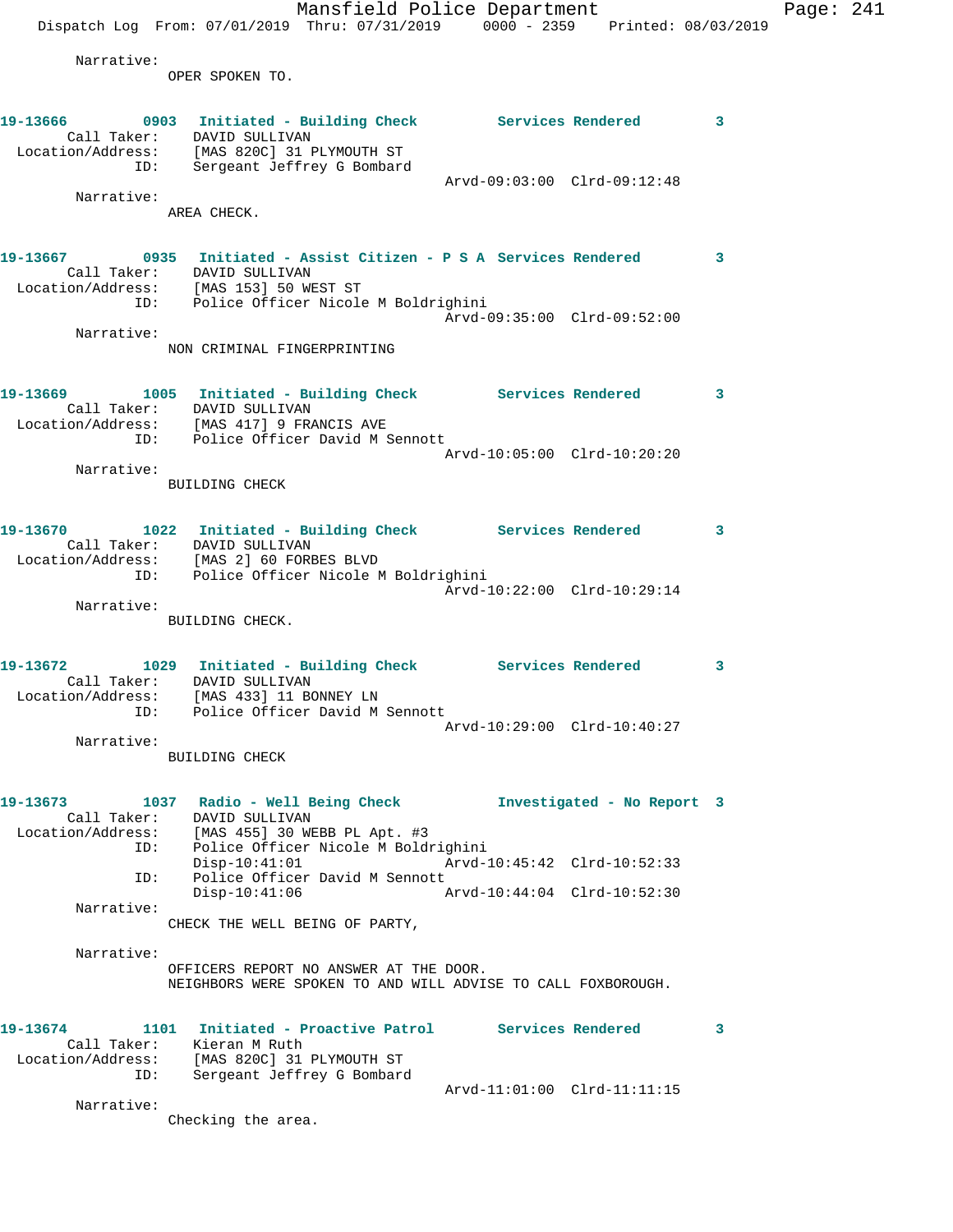Narrative:
OPER SPOKEN TO.

**19-13666 0903 Initiated - Building Check Services Rendered 3**
Call Taker: DAVID SULLIVAN
Location/Address: [MAS 820C] 31 PLYMOUTH ST
ID: Sergeant Jeffrey G Bombard
Arvd-09:03:00 Clrd-09:12:48
Narrative:
AREA CHECK.

**19-13667 0935 Initiated - Assist Citizen - P S A Services Rendered 3**
Call Taker: DAVID SULLIVAN
Location/Address: [MAS 153] 50 WEST ST
ID: Police Officer Nicole M Boldrighini
Arvd-09:35:00 Clrd-09:52:00
Narrative:
NON CRIMINAL FINGERPRINTING

**19-13669 1005 Initiated - Building Check Services Rendered 3**
Call Taker: DAVID SULLIVAN
Location/Address: [MAS 417] 9 FRANCIS AVE
ID: Police Officer David M Sennott
Arvd-10:05:00 Clrd-10:20:20
Narrative:
BUILDING CHECK

**19-13670 1022 Initiated - Building Check Services Rendered 3**
Call Taker: DAVID SULLIVAN
Location/Address: [MAS 2] 60 FORBES BLVD
ID: Police Officer Nicole M Boldrighini
Arvd-10:22:00 Clrd-10:29:14
Narrative:
BUILDING CHECK.

**19-13672 1029 Initiated - Building Check Services Rendered 3**
Call Taker: DAVID SULLIVAN
Location/Address: [MAS 433] 11 BONNEY LN
ID: Police Officer David M Sennott
Arvd-10:29:00 Clrd-10:40:27
Narrative:
BUILDING CHECK

**19-13673 1037 Radio - Well Being Check Investigated - No Report 3**
Call Taker: DAVID SULLIVAN
Location/Address: [MAS 455] 30 WEBB PL Apt. #3
ID: Police Officer Nicole M Boldrighini
Disp-10:41:01 Arvd-10:45:42 Clrd-10:52:33
ID: Police Officer David M Sennott
Disp-10:41:06 Arvd-10:44:04 Clrd-10:52:30
Narrative:
CHECK THE WELL BEING OF PARTY,

Narrative:
OFFICERS REPORT NO ANSWER AT THE DOOR.
NEIGHBORS WERE SPOKEN TO AND WILL ADVISE TO CALL FOXBOROUGH.

**19-13674 1101 Initiated - Proactive Patrol Services Rendered 3**
Call Taker: Kieran M Ruth
Location/Address: [MAS 820C] 31 PLYMOUTH ST
ID: Sergeant Jeffrey G Bombard
Arvd-11:01:00 Clrd-11:11:15
Narrative:
Checking the area.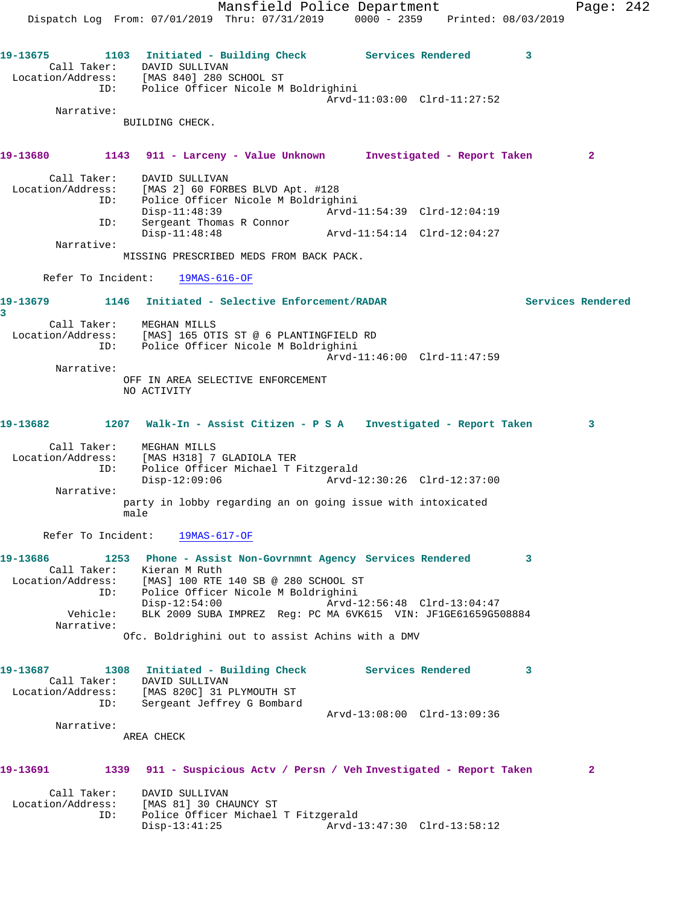19-13675 1103 Initiated - Building Check Services Rendered 3
Call Taker: DAVID SULLIVAN
Location/Address: [MAS 840] 280 SCHOOL ST
ID: Police Officer Nicole M Boldrighini
Arvd-11:03:00 Clrd-11:27:52
Narrative:
BUILDING CHECK.

19-13680 1143 911 - Larceny - Value Unknown Investigated - Report Taken 2
Call Taker: DAVID SULLIVAN
Location/Address: [MAS 2] 60 FORBES BLVD Apt. #128
ID: Police Officer Nicole M Boldrighini
Disp-11:48:39 Arvd-11:54:39 Clrd-12:04:19
ID: Sergeant Thomas R Connor
Disp-11:48:48 Arvd-11:54:14 Clrd-12:04:27
Narrative:
MISSING PRESCRIBED MEDS FROM BACK PACK.

Refer To Incident: 19MAS-616-OF

19-13679 1146 Initiated - Selective Enforcement/RADAR Services Rendered 3
Call Taker: MEGHAN MILLS
Location/Address: [MAS] 165 OTIS ST @ 6 PLANTINGFIELD RD
ID: Police Officer Nicole M Boldrighini
Arvd-11:46:00 Clrd-11:47:59
Narrative:
OFF IN AREA SELECTIVE ENFORCEMENT
NO ACTIVITY

19-13682 1207 Walk-In - Assist Citizen - P S A Investigated - Report Taken 3
Call Taker: MEGHAN MILLS
Location/Address: [MAS H318] 7 GLADIOLA TER
ID: Police Officer Michael T Fitzgerald
Disp-12:09:06 Arvd-12:30:26 Clrd-12:37:00
Narrative:
party in lobby regarding an on going issue with intoxicated male

Refer To Incident: 19MAS-617-OF

19-13686 1253 Phone - Assist Non-Govrnmnt Agency Services Rendered 3
Call Taker: Kieran M Ruth
Location/Address: [MAS] 100 RTE 140 SB @ 280 SCHOOL ST
ID: Police Officer Nicole M Boldrighini
Disp-12:54:00 Arvd-12:56:48 Clrd-13:04:47
Vehicle: BLK 2009 SUBA IMPREZ Reg: PC MA 6VK615 VIN: JF1GE61659G508884
Narrative:
Ofc. Boldrighini out to assist Achins with a DMV

19-13687 1308 Initiated - Building Check Services Rendered 3
Call Taker: DAVID SULLIVAN
Location/Address: [MAS 820C] 31 PLYMOUTH ST
ID: Sergeant Jeffrey G Bombard
Arvd-13:08:00 Clrd-13:09:36
Narrative:
AREA CHECK

19-13691 1339 911 - Suspicious Actv / Persn / Veh Investigated - Report Taken 2
Call Taker: DAVID SULLIVAN
Location/Address: [MAS 81] 30 CHAUNCY ST
ID: Police Officer Michael T Fitzgerald
Disp-13:41:25 Arvd-13:47:30 Clrd-13:58:12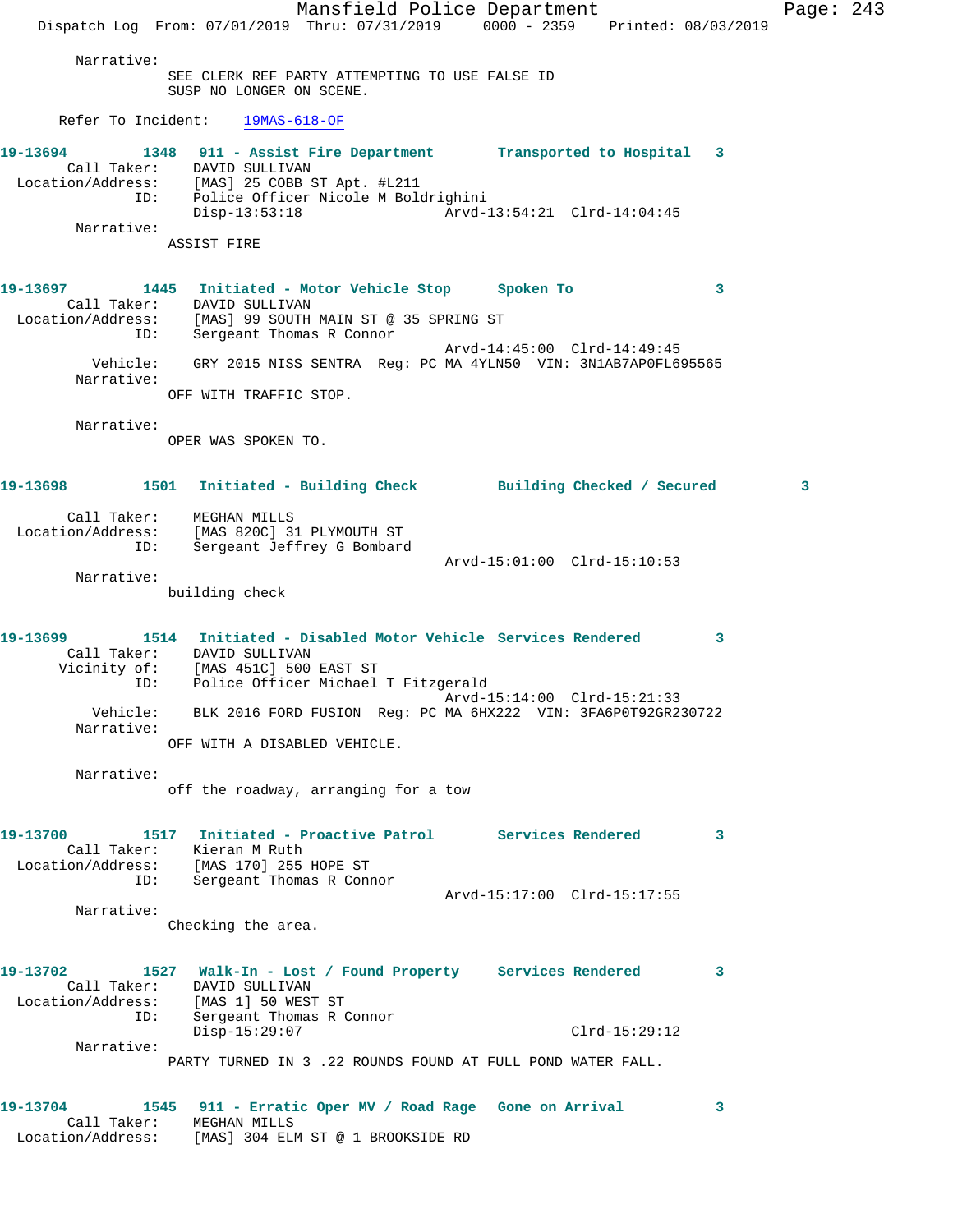Narrative:
SEE CLERK REF PARTY ATTEMPTING TO USE FALSE ID
SUSP NO LONGER ON SCENE.

Refer To Incident: 19MAS-618-OF

**19-13694 1348 911 - Assist Fire Department Transported to Hospital 3**
Call Taker: DAVID SULLIVAN
Location/Address: [MAS] 25 COBB ST Apt. #L211
ID: Police Officer Nicole M Boldrighini
Disp-13:53:18 Arvd-13:54:21 Clrd-14:04:45
Narrative:
ASSIST FIRE

**19-13697 1445 Initiated - Motor Vehicle Stop Spoken To 3**
Call Taker: DAVID SULLIVAN
Location/Address: [MAS] 99 SOUTH MAIN ST @ 35 SPRING ST
ID: Sergeant Thomas R Connor
Arvd-14:45:00 Clrd-14:49:45
Vehicle: GRY 2015 NISS SENTRA Reg: PC MA 4YLN50 VIN: 3N1AB7AP0FL695565
Narrative:
OFF WITH TRAFFIC STOP.

Narrative:
OPER WAS SPOKEN TO.

**19-13698 1501 Initiated - Building Check Building Checked / Secured 3**
Call Taker: MEGHAN MILLS
Location/Address: [MAS 820C] 31 PLYMOUTH ST
ID: Sergeant Jeffrey G Bombard
Arvd-15:01:00 Clrd-15:10:53
Narrative:
building check

**19-13699 1514 Initiated - Disabled Motor Vehicle Services Rendered 3**
Call Taker: DAVID SULLIVAN
Vicinity of: [MAS 451C] 500 EAST ST
ID: Police Officer Michael T Fitzgerald
Arvd-15:14:00 Clrd-15:21:33
Vehicle: BLK 2016 FORD FUSION Reg: PC MA 6HX222 VIN: 3FA6P0T92GR230722
Narrative:
OFF WITH A DISABLED VEHICLE.

Narrative:
off the roadway, arranging for a tow

**19-13700 1517 Initiated - Proactive Patrol Services Rendered 3**
Call Taker: Kieran M Ruth
Location/Address: [MAS 170] 255 HOPE ST
ID: Sergeant Thomas R Connor
Arvd-15:17:00 Clrd-15:17:55
Narrative:
Checking the area.

**19-13702 1527 Walk-In - Lost / Found Property Services Rendered 3**
Call Taker: DAVID SULLIVAN
Location/Address: [MAS 1] 50 WEST ST
ID: Sergeant Thomas R Connor
Disp-15:29:07 Clrd-15:29:12
Narrative:
PARTY TURNED IN 3 .22 ROUNDS FOUND AT FULL POND WATER FALL.

**19-13704 1545 911 - Erratic Oper MV / Road Rage Gone on Arrival 3**
Call Taker: MEGHAN MILLS
Location/Address: [MAS] 304 ELM ST @ 1 BROOKSIDE RD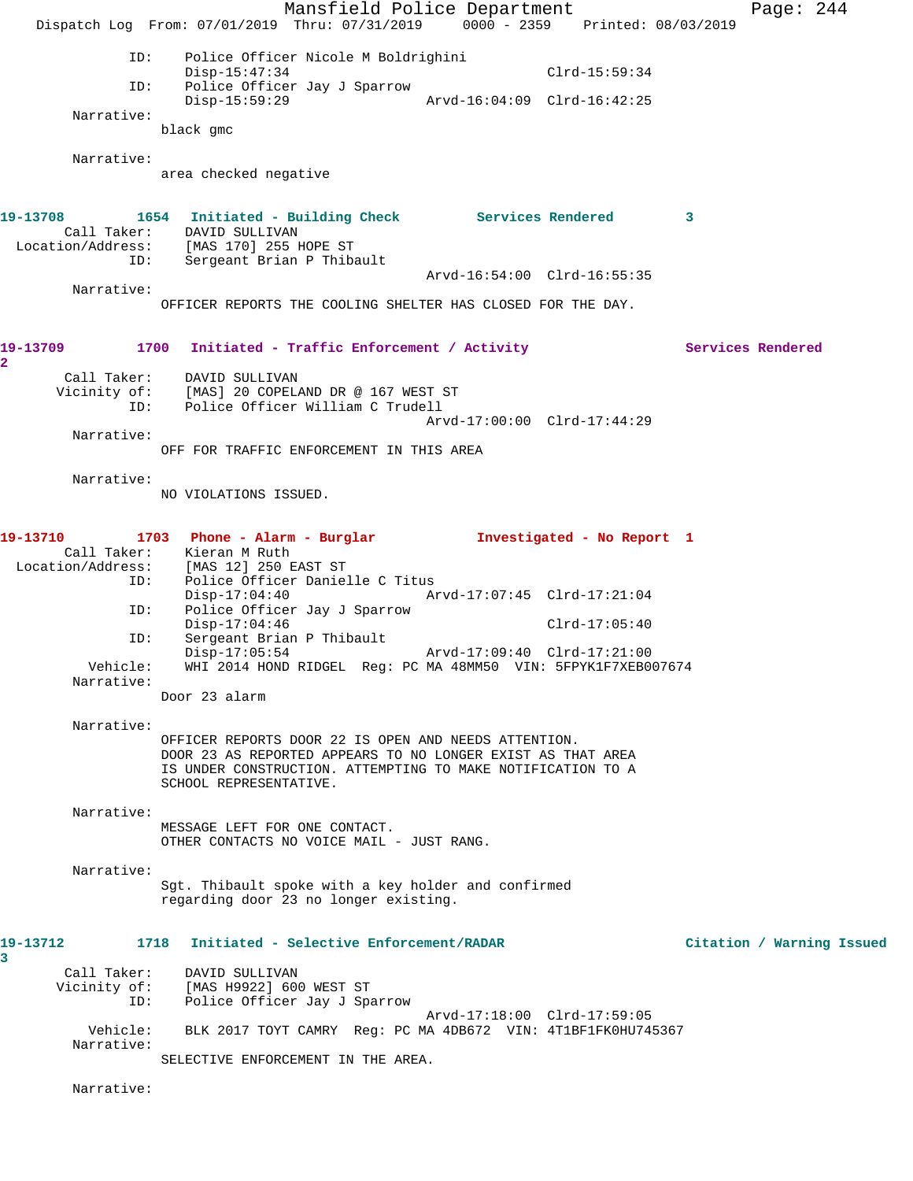```
            ID:    Police Officer Nicole M Boldrighini
                   Disp-15:47:34                          Clrd-15:59:34
            ID:    Police Officer Jay J Sparrow
                   Disp-15:59:29             Arvd-16:04:09  Clrd-16:42:25
     Narrative:
                  black gmc

     Narrative:
                  area checked negative


19-13708         1654   Initiated - Building Check         Services Rendered        3
       Call Taker:     DAVID SULLIVAN
  Location/Address:    [MAS 170] 255 HOPE ST
            ID:    Sergeant Brian P Thibault
                                             Arvd-16:54:00  Clrd-16:55:35
     Narrative:
                  OFFICER REPORTS THE COOLING SHELTER HAS CLOSED FOR THE DAY.


19-13709         1700   Initiated - Traffic Enforcement / Activity              Services Rendered
2
       Call Taker:     DAVID SULLIVAN
      Vicinity of:     [MAS] 20 COPELAND DR @ 167 WEST ST
            ID:    Police Officer William C Trudell
                                             Arvd-17:00:00  Clrd-17:44:29
     Narrative:
                  OFF FOR TRAFFIC ENFORCEMENT IN THIS AREA

     Narrative:
                  NO VIOLATIONS ISSUED.


19-13710         1703   Phone - Alarm - Burglar            Investigated - No Report  1
       Call Taker:     Kieran M Ruth
  Location/Address:    [MAS 12] 250 EAST ST
            ID:    Police Officer Danielle C Titus
                   Disp-17:04:40             Arvd-17:07:45  Clrd-17:21:04
            ID:    Police Officer Jay J Sparrow
                   Disp-17:04:46                          Clrd-17:05:40
            ID:    Sergeant Brian P Thibault
                   Disp-17:05:54             Arvd-17:09:40  Clrd-17:21:00
        Vehicle:   WHI 2014 HOND RIDGEL  Reg: PC MA 48MM50  VIN: 5FPYK1F7XEB007674
     Narrative:
                  Door 23 alarm

     Narrative:
                  OFFICER REPORTS DOOR 22 IS OPEN AND NEEDS ATTENTION.
                  DOOR 23 AS REPORTED APPEARS TO NO LONGER EXIST AS THAT AREA
                  IS UNDER CONSTRUCTION. ATTEMPTING TO MAKE NOTIFICATION TO A
                  SCHOOL REPRESENTATIVE.

     Narrative:
                  MESSAGE LEFT FOR ONE CONTACT.
                  OTHER CONTACTS NO VOICE MAIL - JUST RANG.

     Narrative:
                  Sgt. Thibault spoke with a key holder and confirmed
                  regarding door 23 no longer existing.

19-13712         1718   Initiated - Selective Enforcement/RADAR                 Citation / Warning Issued
3
       Call Taker:     DAVID SULLIVAN
      Vicinity of:     [MAS H9922] 600 WEST ST
            ID:    Police Officer Jay J Sparrow
                                             Arvd-17:18:00  Clrd-17:59:05
        Vehicle:   BLK 2017 TOYT CAMRY  Reg: PC MA 4DB672  VIN: 4T1BF1FK0HU745367
     Narrative:
                  SELECTIVE ENFORCEMENT IN THE AREA.

     Narrative:
```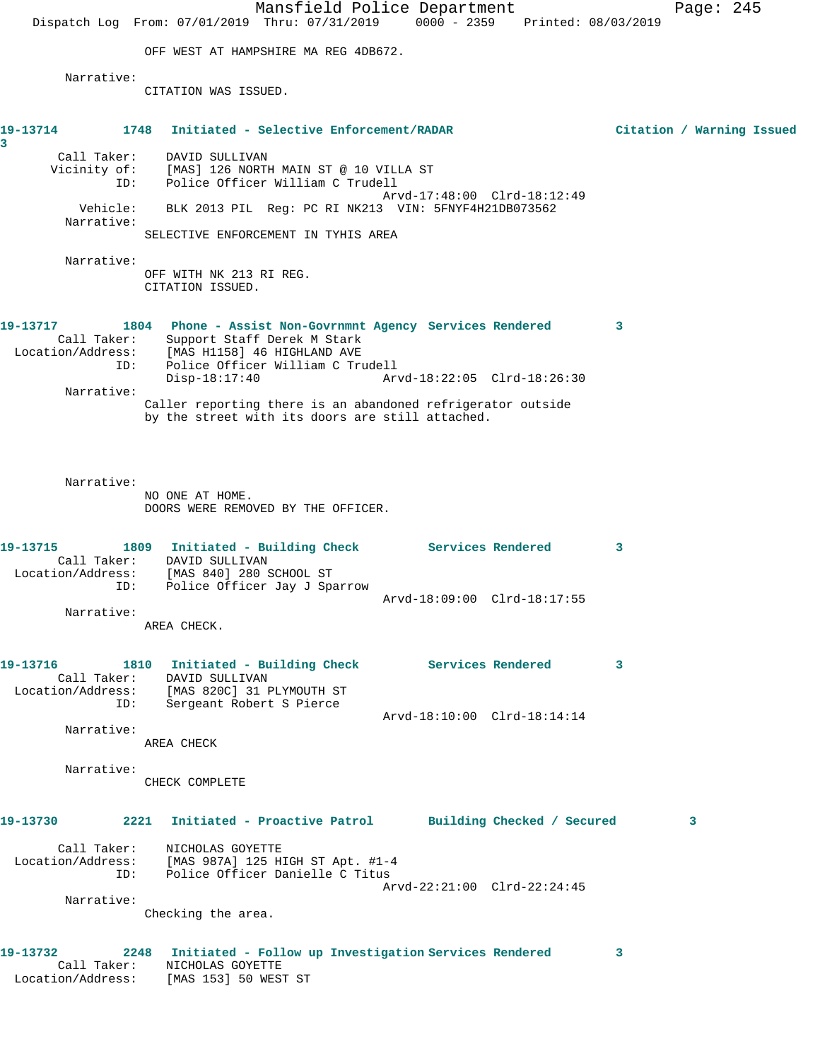OFF WEST AT HAMPSHIRE MA REG 4DB672.

Narrative:
CITATION WAS ISSUED.

**19-13714 1748 Initiated - Selective Enforcement/RADAR Citation / Warning Issued 3**

Call Taker: DAVID SULLIVAN
Vicinity of: [MAS] 126 NORTH MAIN ST @ 10 VILLA ST
ID: Police Officer William C Trudell
Arvd-17:48:00 Clrd-18:12:49
Vehicle: BLK 2013 PIL Reg: PC RI NK213 VIN: 5FNYF4H21DB073562
Narrative:
SELECTIVE ENFORCEMENT IN TYHIS AREA

Narrative:
OFF WITH NK 213 RI REG.
CITATION ISSUED.

**19-13717 1804 Phone - Assist Non-Govrnmnt Agency Services Rendered 3**

Call Taker: Support Staff Derek M Stark
Location/Address: [MAS H1158] 46 HIGHLAND AVE
ID: Police Officer William C Trudell
Disp-18:17:40 Arvd-18:22:05 Clrd-18:26:30
Narrative:
Caller reporting there is an abandoned refrigerator outside by the street with its doors are still attached.

Narrative:
NO ONE AT HOME.
DOORS WERE REMOVED BY THE OFFICER.

**19-13715 1809 Initiated - Building Check Services Rendered 3**

Call Taker: DAVID SULLIVAN
Location/Address: [MAS 840] 280 SCHOOL ST
ID: Police Officer Jay J Sparrow
Arvd-18:09:00 Clrd-18:17:55
Narrative:
AREA CHECK.

**19-13716 1810 Initiated - Building Check Services Rendered 3**

Call Taker: DAVID SULLIVAN
Location/Address: [MAS 820C] 31 PLYMOUTH ST
ID: Sergeant Robert S Pierce
Arvd-18:10:00 Clrd-18:14:14
Narrative:
AREA CHECK

Narrative:
CHECK COMPLETE

**19-13730 2221 Initiated - Proactive Patrol Building Checked / Secured 3**

Call Taker: NICHOLAS GOYETTE
Location/Address: [MAS 987A] 125 HIGH ST Apt. #1-4
ID: Police Officer Danielle C Titus
Arvd-22:21:00 Clrd-22:24:45
Narrative:
Checking the area.

**19-13732 2248 Initiated - Follow up Investigation Services Rendered 3**

Call Taker: NICHOLAS GOYETTE
Location/Address: [MAS 153] 50 WEST ST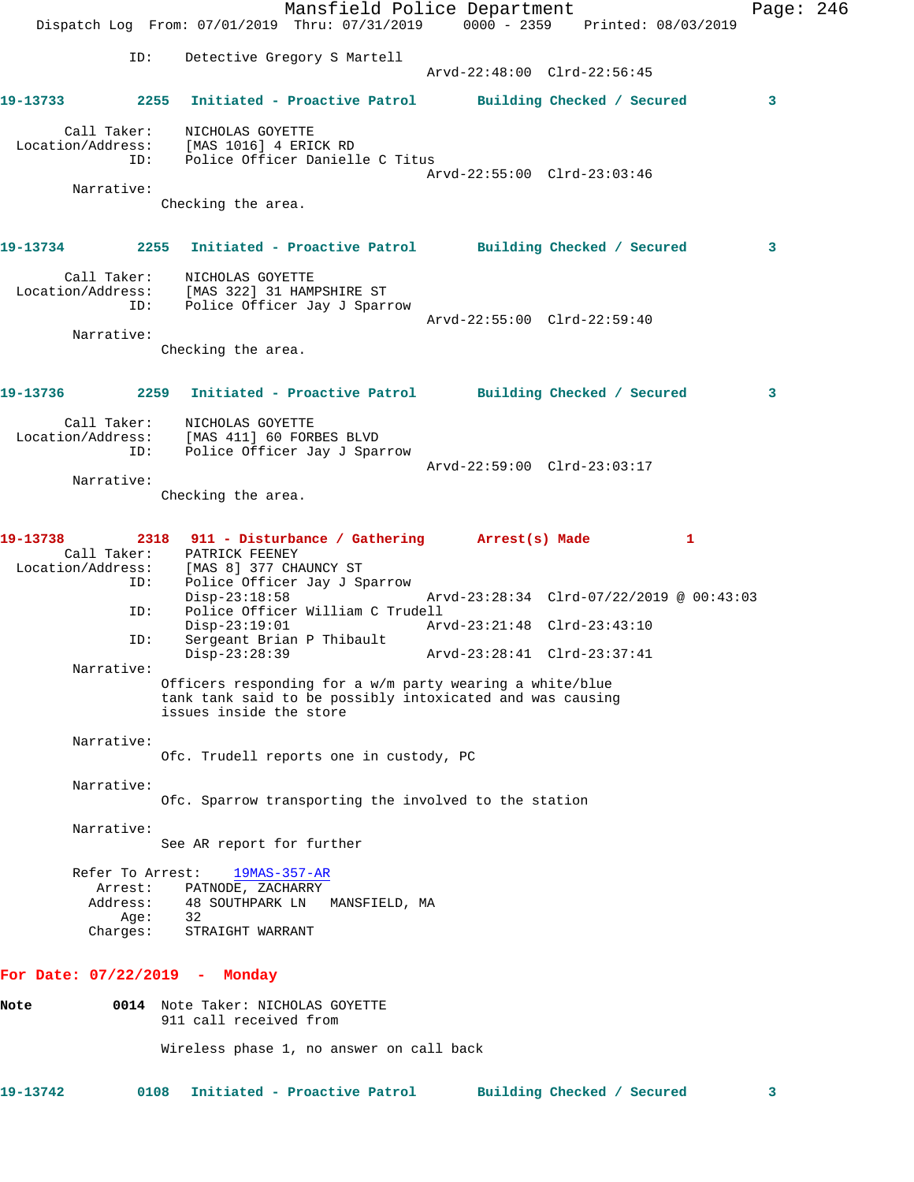ID: Detective Gregory S Martell
Arvd-22:48:00 Clrd-22:56:45

**19-13733** 2255 **Initiated - Proactive Patrol** **Building Checked / Secured** 3

Call Taker: NICHOLAS GOYETTE
Location/Address: [MAS 1016] 4 ERICK RD
ID: Police Officer Danielle C Titus
Arvd-22:55:00 Clrd-23:03:46

Narrative:
Checking the area.

**19-13734** 2255 **Initiated - Proactive Patrol** **Building Checked / Secured** 3

Call Taker: NICHOLAS GOYETTE
Location/Address: [MAS 322] 31 HAMPSHIRE ST
ID: Police Officer Jay J Sparrow
Arvd-22:55:00 Clrd-22:59:40

Narrative:
Checking the area.

**19-13736** 2259 **Initiated - Proactive Patrol** **Building Checked / Secured** 3

Call Taker: NICHOLAS GOYETTE
Location/Address: [MAS 411] 60 FORBES BLVD
ID: Police Officer Jay J Sparrow
Arvd-22:59:00 Clrd-23:03:17

Narrative:
Checking the area.

**19-13738** 2318 **911 - Disturbance / Gathering** **Arrest(s) Made** 1

Call Taker: PATRICK FEENEY
Location/Address: [MAS 8] 377 CHAUNCY ST
ID: Police Officer Jay J Sparrow
Disp-23:18:58 Arvd-23:28:34 Clrd-07/22/2019 @ 00:43:03
ID: Police Officer William C Trudell
Disp-23:19:01 Arvd-23:21:48 Clrd-23:43:10
ID: Sergeant Brian P Thibault
Disp-23:28:39 Arvd-23:28:41 Clrd-23:37:41

Narrative:
Officers responding for a w/m party wearing a white/blue tank tank said to be possibly intoxicated and was causing issues inside the store

Narrative:
Ofc. Trudell reports one in custody, PC

Narrative:
Ofc. Sparrow transporting the involved to the station

Narrative:
See AR report for further

Refer To Arrest: 19MAS-357-AR
Arrest: PATNODE, ZACHARRY
Address: 48 SOUTHPARK LN MANSFIELD, MA
Age: 32
Charges: STRAIGHT WARRANT

## For Date: 07/22/2019 - Monday

**Note** 0014 Note Taker: NICHOLAS GOYETTE
911 call received from

Wireless phase 1, no answer on call back

**19-13742** 0108 **Initiated - Proactive Patrol** **Building Checked / Secured** 3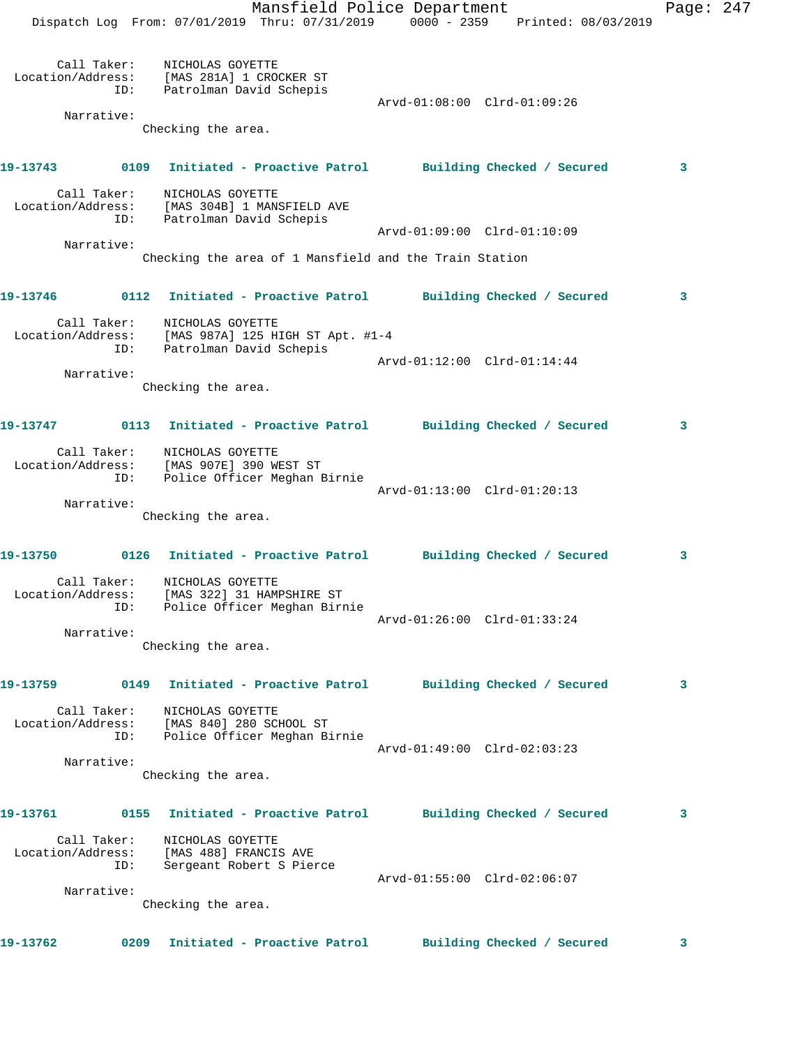Call Taker: NICHOLAS GOYETTE
Location/Address: [MAS 281A] 1 CROCKER ST
ID: Patrolman David Schepis
Arvd-01:08:00 Clrd-01:09:26
Narrative:
Checking the area.

**19-13743 0109 Initiated - Proactive Patrol Building Checked / Secured 3**

Call Taker: NICHOLAS GOYETTE
Location/Address: [MAS 304B] 1 MANSFIELD AVE
ID: Patrolman David Schepis
Arvd-01:09:00 Clrd-01:10:09
Narrative:
Checking the area of 1 Mansfield and the Train Station

**19-13746 0112 Initiated - Proactive Patrol Building Checked / Secured 3**

Call Taker: NICHOLAS GOYETTE
Location/Address: [MAS 987A] 125 HIGH ST Apt. #1-4
ID: Patrolman David Schepis
Arvd-01:12:00 Clrd-01:14:44
Narrative:
Checking the area.

**19-13747 0113 Initiated - Proactive Patrol Building Checked / Secured 3**

Call Taker: NICHOLAS GOYETTE
Location/Address: [MAS 907E] 390 WEST ST
ID: Police Officer Meghan Birnie
Arvd-01:13:00 Clrd-01:20:13
Narrative:
Checking the area.

**19-13750 0126 Initiated - Proactive Patrol Building Checked / Secured 3**

Call Taker: NICHOLAS GOYETTE
Location/Address: [MAS 322] 31 HAMPSHIRE ST
ID: Police Officer Meghan Birnie
Arvd-01:26:00 Clrd-01:33:24
Narrative:
Checking the area.

**19-13759 0149 Initiated - Proactive Patrol Building Checked / Secured 3**

Call Taker: NICHOLAS GOYETTE
Location/Address: [MAS 840] 280 SCHOOL ST
ID: Police Officer Meghan Birnie
Arvd-01:49:00 Clrd-02:03:23
Narrative:
Checking the area.

**19-13761 0155 Initiated - Proactive Patrol Building Checked / Secured 3**

Call Taker: NICHOLAS GOYETTE
Location/Address: [MAS 488] FRANCIS AVE
ID: Sergeant Robert S Pierce
Arvd-01:55:00 Clrd-02:06:07
Narrative:
Checking the area.

**19-13762 0209 Initiated - Proactive Patrol Building Checked / Secured 3**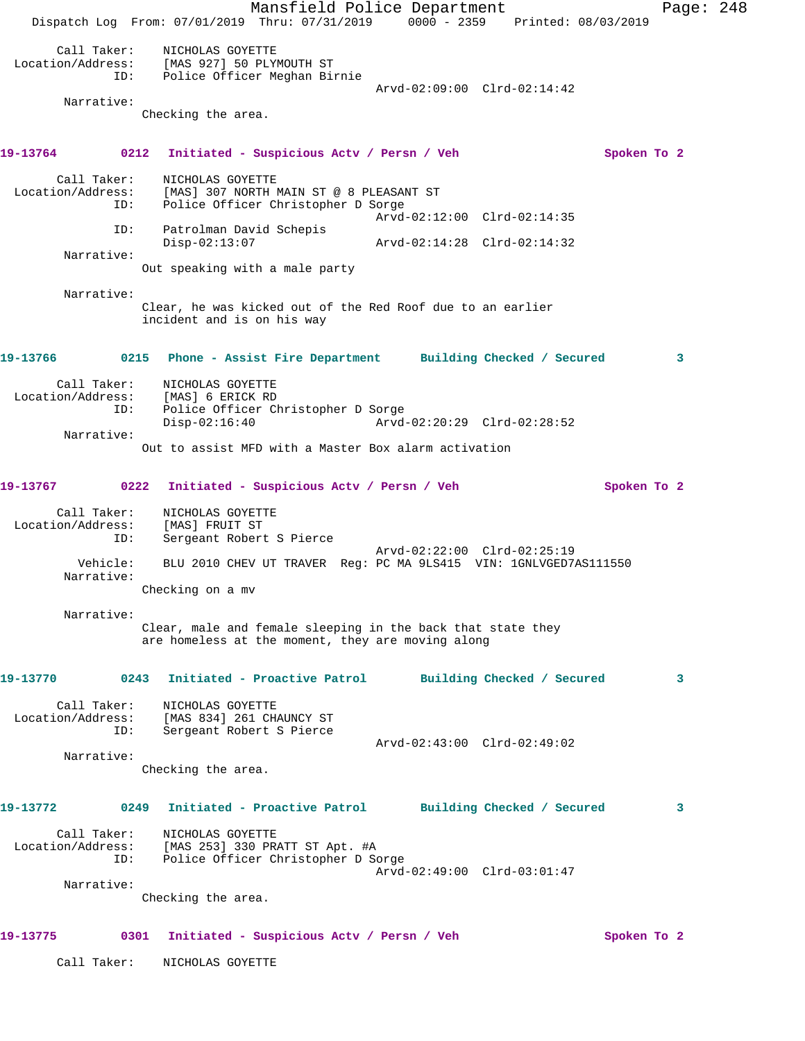Call Taker: NICHOLAS GOYETTE
Location/Address: [MAS 927] 50 PLYMOUTH ST
ID: Police Officer Meghan Birnie
Arvd-02:09:00 Clrd-02:14:42

Narrative:
Checking the area.

**19-13764 0212 Initiated - Suspicious Actv / Persn / Veh Spoken To 2**

Call Taker: NICHOLAS GOYETTE
Location/Address: [MAS] 307 NORTH MAIN ST @ 8 PLEASANT ST
ID: Police Officer Christopher D Sorge
Arvd-02:12:00 Clrd-02:14:35
ID: Patrolman David Schepis
Disp-02:13:07 Arvd-02:14:28 Clrd-02:14:32

Narrative:
Out speaking with a male party

Narrative:
Clear, he was kicked out of the Red Roof due to an earlier incident and is on his way

**19-13766 0215 Phone - Assist Fire Department Building Checked / Secured 3**

Call Taker: NICHOLAS GOYETTE
Location/Address: [MAS] 6 ERICK RD
ID: Police Officer Christopher D Sorge
Disp-02:16:40 Arvd-02:20:29 Clrd-02:28:52

Narrative:
Out to assist MFD with a Master Box alarm activation

**19-13767 0222 Initiated - Suspicious Actv / Persn / Veh Spoken To 2**

Call Taker: NICHOLAS GOYETTE
Location/Address: [MAS] FRUIT ST
ID: Sergeant Robert S Pierce
Arvd-02:22:00 Clrd-02:25:19
Vehicle: BLU 2010 CHEV UT TRAVER Reg: PC MA 9LS415 VIN: 1GNLVGED7AS111550

Narrative:
Checking on a mv

Narrative:
Clear, male and female sleeping in the back that state they are homeless at the moment, they are moving along

**19-13770 0243 Initiated - Proactive Patrol Building Checked / Secured 3**

Call Taker: NICHOLAS GOYETTE
Location/Address: [MAS 834] 261 CHAUNCY ST
ID: Sergeant Robert S Pierce
Arvd-02:43:00 Clrd-02:49:02

Narrative:
Checking the area.

**19-13772 0249 Initiated - Proactive Patrol Building Checked / Secured 3**

Call Taker: NICHOLAS GOYETTE
Location/Address: [MAS 253] 330 PRATT ST Apt. #A
ID: Police Officer Christopher D Sorge
Arvd-02:49:00 Clrd-03:01:47

Narrative:
Checking the area.

**19-13775 0301 Initiated - Suspicious Actv / Persn / Veh Spoken To 2**

Call Taker: NICHOLAS GOYETTE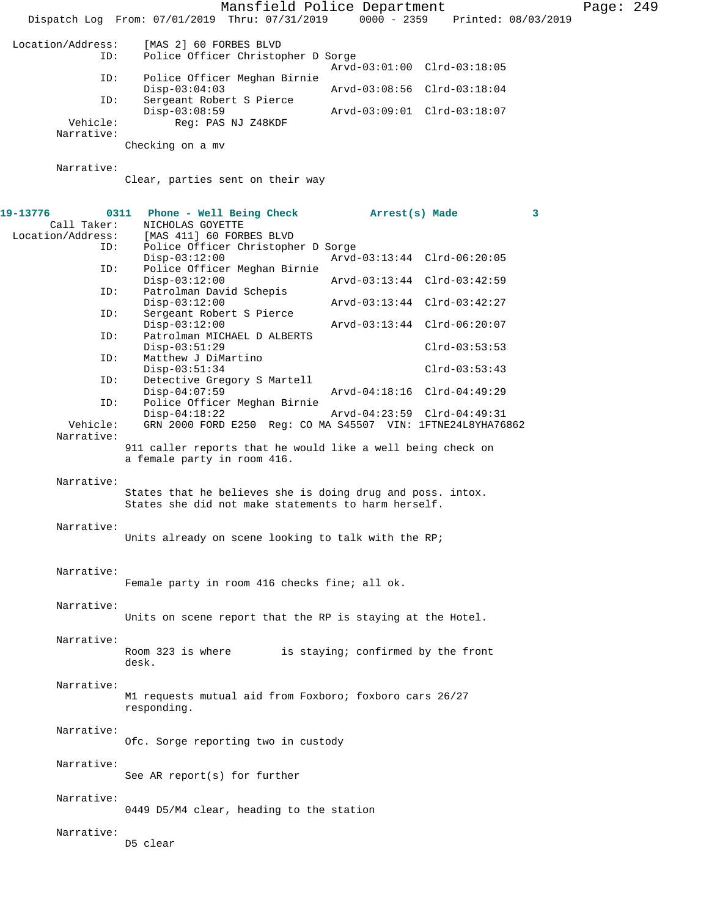Location/Address: [MAS 2] 60 FORBES BLVD

ID: Police Officer Christopher D Sorge
Arvd-03:01:00 Clrd-03:18:05

ID: Police Officer Meghan Birnie
Disp-03:04:03 Arvd-03:08:56 Clrd-03:18:04

ID: Sergeant Robert S Pierce
Disp-03:08:59 Arvd-03:09:01 Clrd-03:18:07

Vehicle: Reg: PAS NJ Z48KDF

Narrative:
Checking on a mv

Narrative:
Clear, parties sent on their way

**19-13776 0311 Phone - Well Being Check Arrest(s) Made 3**

Call Taker: NICHOLAS GOYETTE

Location/Address: [MAS 411] 60 FORBES BLVD

ID: Police Officer Christopher D Sorge
Disp-03:12:00 Arvd-03:13:44 Clrd-06:20:05

ID: Police Officer Meghan Birnie
Disp-03:12:00 Arvd-03:13:44 Clrd-03:42:59

ID: Patrolman David Schepis
Disp-03:12:00 Arvd-03:13:44 Clrd-03:42:27

ID: Sergeant Robert S Pierce
Disp-03:12:00 Arvd-03:13:44 Clrd-06:20:07

ID: Patrolman MICHAEL D ALBERTS
Disp-03:51:29 Clrd-03:53:53

ID: Matthew J DiMartino
Disp-03:51:34 Clrd-03:53:43

ID: Detective Gregory S Martell
Disp-04:07:59 Arvd-04:18:16 Clrd-04:49:29

ID: Police Officer Meghan Birnie
Disp-04:18:22 Arvd-04:23:59 Clrd-04:49:31

Vehicle: GRN 2000 FORD E250 Reg: CO MA S45507 VIN: 1FTNE24L8YHA76862

Narrative:
911 caller reports that he would like a well being check on a female party in room 416.

Narrative:
States that he believes she is doing drug and poss. intox. States she did not make statements to harm herself.

Narrative:
Units already on scene looking to talk with the RP;

Narrative:
Female party in room 416 checks fine; all ok.

Narrative:
Units on scene report that the RP is staying at the Hotel.

Narrative:
Room 323 is where is staying; confirmed by the front desk.

Narrative:
M1 requests mutual aid from Foxboro; foxboro cars 26/27 responding.

Narrative:
Ofc. Sorge reporting two in custody

Narrative:
See AR report(s) for further

Narrative:
0449 D5/M4 clear, heading to the station

Narrative:
D5 clear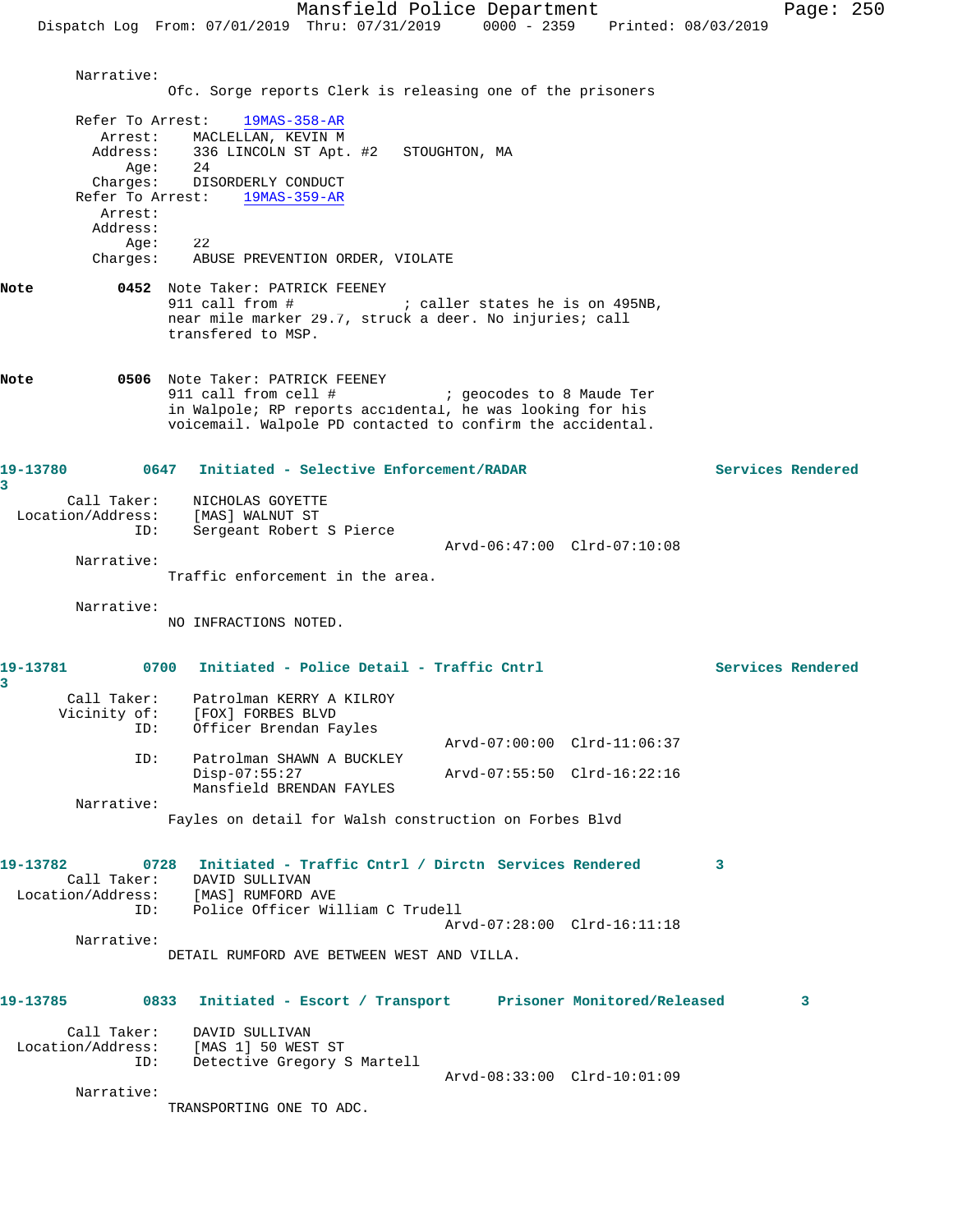Narrative:
Ofc. Sorge reports Clerk is releasing one of the prisoners

Refer To Arrest: 19MAS-358-AR
Arrest: MACLELLAN, KEVIN M
Address: 336 LINCOLN ST Apt. #2 STOUGHTON, MA
Age: 24
Charges: DISORDERLY CONDUCT

Refer To Arrest: 19MAS-359-AR
Arrest:
Address:
Age: 22
Charges: ABUSE PREVENTION ORDER, VIOLATE

**Note** **0452** Note Taker: PATRICK FEENEY
911 call from # ; caller states he is on 495NB, near mile marker 29.7, struck a deer. No injuries; call transfered to MSP.

**Note** **0506** Note Taker: PATRICK FEENEY
911 call from cell # ; geocodes to 8 Maude Ter in Walpole; RP reports accidental, he was looking for his voicemail. Walpole PD contacted to confirm the accidental.

**19-13780** **0647 Initiated - Selective Enforcement/RADAR** **Services Rendered 3**
Call Taker: NICHOLAS GOYETTE
Location/Address: [MAS] WALNUT ST
ID: Sergeant Robert S Pierce
Arvd-06:47:00 Clrd-07:10:08
Narrative:
Traffic enforcement in the area.
Narrative:
NO INFRACTIONS NOTED.

**19-13781** **0700 Initiated - Police Detail - Traffic Cntrl** **Services Rendered 3**
Call Taker: Patrolman KERRY A KILROY
Vicinity of: [FOX] FORBES BLVD
ID: Officer Brendan Fayles
Arvd-07:00:00 Clrd-11:06:37
ID: Patrolman SHAWN A BUCKLEY
Disp-07:55:27 Arvd-07:55:50 Clrd-16:22:16
Mansfield BRENDAN FAYLES
Narrative:
Fayles on detail for Walsh construction on Forbes Blvd

**19-13782** **0728 Initiated - Traffic Cntrl / Dirctn** **Services Rendered 3**
Call Taker: DAVID SULLIVAN
Location/Address: [MAS] RUMFORD AVE
ID: Police Officer William C Trudell
Arvd-07:28:00 Clrd-16:11:18
Narrative:
DETAIL RUMFORD AVE BETWEEN WEST AND VILLA.

**19-13785** **0833 Initiated - Escort / Transport** **Prisoner Monitored/Released 3**
Call Taker: DAVID SULLIVAN
Location/Address: [MAS 1] 50 WEST ST
ID: Detective Gregory S Martell
Arvd-08:33:00 Clrd-10:01:09
Narrative:
TRANSPORTING ONE TO ADC.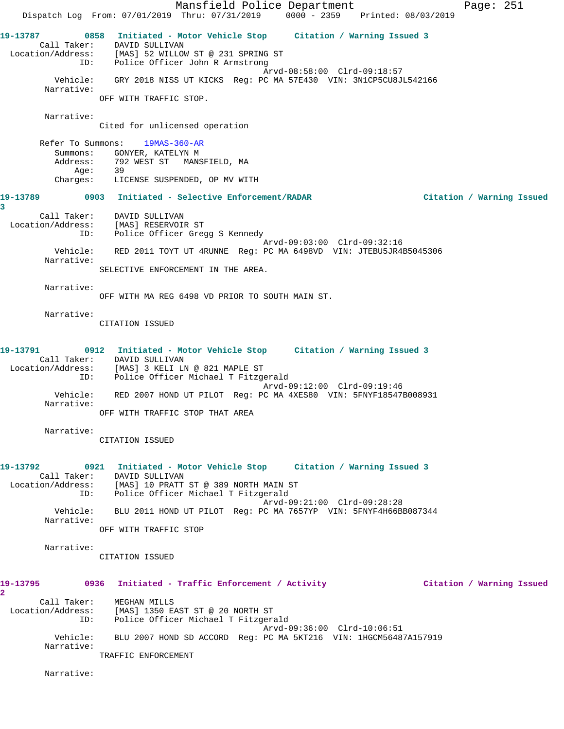**19-13787** 0858 **Initiated - Motor Vehicle Stop** **Citation / Warning Issued 3**

Call Taker: DAVID SULLIVAN
Location/Address: [MAS] 52 WILLOW ST @ 231 SPRING ST
ID: Police Officer John R Armstrong
Arvd-08:58:00 Clrd-09:18:57
Vehicle: GRY 2018 NISS UT KICKS Reg: PC MA 57E430 VIN: 3N1CP5CU8JL542166
Narrative:
OFF WITH TRAFFIC STOP.

Narrative:
Cited for unlicensed operation

Refer To Summons: 19MAS-360-AR
Summons: GONYER, KATELYN M
Address: 792 WEST ST MANSFIELD, MA
Age: 39
Charges: LICENSE SUSPENDED, OP MV WITH

**19-13789** 0903 **Initiated - Selective Enforcement/RADAR** **Citation / Warning Issued 3**

Call Taker: DAVID SULLIVAN
Location/Address: [MAS] RESERVOIR ST
ID: Police Officer Gregg S Kennedy
Arvd-09:03:00 Clrd-09:32:16
Vehicle: RED 2011 TOYT UT 4RUNNE Reg: PC MA 6498VD VIN: JTEBU5JR4B5045306
Narrative:
SELECTIVE ENFORCEMENT IN THE AREA.

Narrative:
OFF WITH MA REG 6498 VD PRIOR TO SOUTH MAIN ST.

Narrative:
CITATION ISSUED

**19-13791** 0912 **Initiated - Motor Vehicle Stop** **Citation / Warning Issued 3**

Call Taker: DAVID SULLIVAN
Location/Address: [MAS] 3 KELI LN @ 821 MAPLE ST
ID: Police Officer Michael T Fitzgerald
Arvd-09:12:00 Clrd-09:19:46
Vehicle: RED 2007 HOND UT PILOT Reg: PC MA 4XES80 VIN: 5FNYF18547B008931
Narrative:
OFF WITH TRAFFIC STOP THAT AREA

Narrative:
CITATION ISSUED

**19-13792** 0921 **Initiated - Motor Vehicle Stop** **Citation / Warning Issued 3**

Call Taker: DAVID SULLIVAN
Location/Address: [MAS] 10 PRATT ST @ 389 NORTH MAIN ST
ID: Police Officer Michael T Fitzgerald
Arvd-09:21:00 Clrd-09:28:28
Vehicle: BLU 2011 HOND UT PILOT Reg: PC MA 7657YP VIN: 5FNYF4H66BB087344
Narrative:
OFF WITH TRAFFIC STOP

Narrative:
CITATION ISSUED

**19-13795** 0936 **Initiated - Traffic Enforcement / Activity** **Citation / Warning Issued 2**

Call Taker: MEGHAN MILLS
Location/Address: [MAS] 1350 EAST ST @ 20 NORTH ST
ID: Police Officer Michael T Fitzgerald
Arvd-09:36:00 Clrd-10:06:51
Vehicle: BLU 2007 HOND SD ACCORD Reg: PC MA 5KT216 VIN: 1HGCM56487A157919
Narrative:
TRAFFIC ENFORCEMENT

Narrative: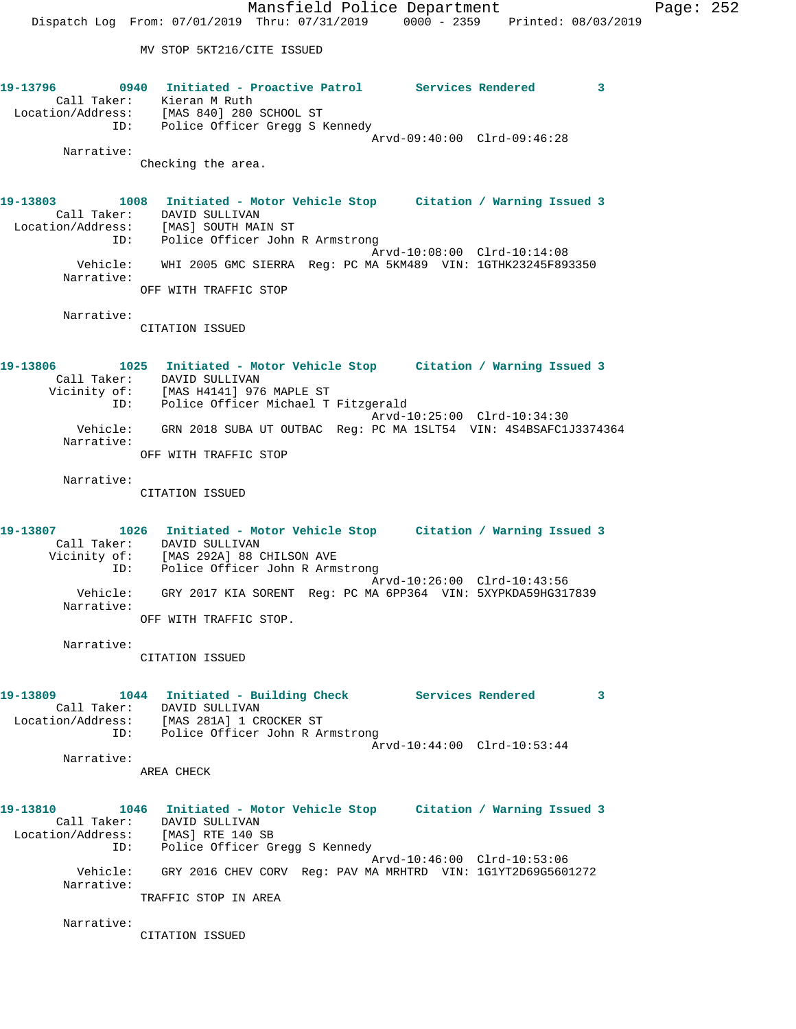MV STOP 5KT216/CITE ISSUED

**19-13796 0940 Initiated - Proactive Patrol Services Rendered 3**

Call Taker: Kieran M Ruth
Location/Address: [MAS 840] 280 SCHOOL ST
ID: Police Officer Gregg S Kennedy
Arvd-09:40:00 Clrd-09:46:28

Narrative:
Checking the area.

**19-13803 1008 Initiated - Motor Vehicle Stop Citation / Warning Issued 3**

Call Taker: DAVID SULLIVAN
Location/Address: [MAS] SOUTH MAIN ST
ID: Police Officer John R Armstrong
Arvd-10:08:00 Clrd-10:14:08
Vehicle: WHI 2005 GMC SIERRA Reg: PC MA 5KM489 VIN: 1GTHK23245F893350

Narrative:
OFF WITH TRAFFIC STOP

Narrative:
CITATION ISSUED

**19-13806 1025 Initiated - Motor Vehicle Stop Citation / Warning Issued 3**

Call Taker: DAVID SULLIVAN
Vicinity of: [MAS H4141] 976 MAPLE ST
ID: Police Officer Michael T Fitzgerald
Arvd-10:25:00 Clrd-10:34:30
Vehicle: GRN 2018 SUBA UT OUTBAC Reg: PC MA 1SLT54 VIN: 4S4BSAFC1J3374364

Narrative:
OFF WITH TRAFFIC STOP

Narrative:
CITATION ISSUED

**19-13807 1026 Initiated - Motor Vehicle Stop Citation / Warning Issued 3**

Call Taker: DAVID SULLIVAN
Vicinity of: [MAS 292A] 88 CHILSON AVE
ID: Police Officer John R Armstrong
Arvd-10:26:00 Clrd-10:43:56
Vehicle: GRY 2017 KIA SORENT Reg: PC MA 6PP364 VIN: 5XYPKDA59HG317839

Narrative:
OFF WITH TRAFFIC STOP.

Narrative:
CITATION ISSUED

**19-13809 1044 Initiated - Building Check Services Rendered 3**

Call Taker: DAVID SULLIVAN
Location/Address: [MAS 281A] 1 CROCKER ST
ID: Police Officer John R Armstrong
Arvd-10:44:00 Clrd-10:53:44

Narrative:
AREA CHECK

**19-13810 1046 Initiated - Motor Vehicle Stop Citation / Warning Issued 3**

Call Taker: DAVID SULLIVAN
Location/Address: [MAS] RTE 140 SB
ID: Police Officer Gregg S Kennedy
Arvd-10:46:00 Clrd-10:53:06
Vehicle: GRY 2016 CHEV CORV Reg: PAV MA MRHTRD VIN: 1G1YT2D69G5601272

Narrative:
TRAFFIC STOP IN AREA

Narrative:
CITATION ISSUED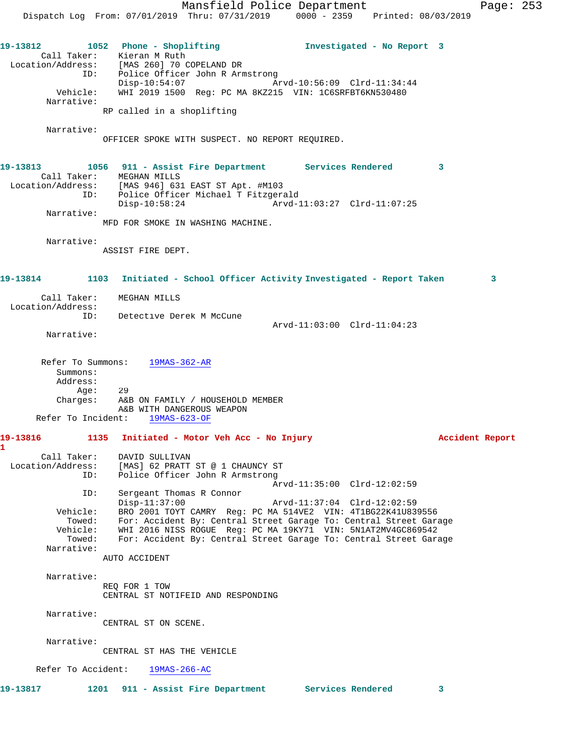19-13812 1052 Phone - Shoplifting Investigated - No Report 3

Call Taker: Kieran M Ruth
Location/Address: [MAS 260] 70 COPELAND DR
ID: Police Officer John R Armstrong
Disp-10:54:07 Arvd-10:56:09 Clrd-11:34:44
Vehicle: WHI 2019 1500 Reg: PC MA 8KZ215 VIN: 1C6SRFBT6KN530480
Narrative:
RP called in a shoplifting

Narrative:
OFFICER SPOKE WITH SUSPECT. NO REPORT REQUIRED.

19-13813 1056 911 - Assist Fire Department Services Rendered 3

Call Taker: MEGHAN MILLS
Location/Address: [MAS 946] 631 EAST ST Apt. #M103
ID: Police Officer Michael T Fitzgerald
Disp-10:58:24 Arvd-11:03:27 Clrd-11:07:25
Narrative:
MFD FOR SMOKE IN WASHING MACHINE.

Narrative:
ASSIST FIRE DEPT.

19-13814 1103 Initiated - School Officer Activity Investigated - Report Taken 3

Call Taker: MEGHAN MILLS
Location/Address:
ID: Detective Derek M McCune
Arvd-11:03:00 Clrd-11:04:23
Narrative:

Refer To Summons: 19MAS-362-AR
Summons:
Address:
Age: 29
Charges: A&B ON FAMILY / HOUSEHOLD MEMBER
A&B WITH DANGEROUS WEAPON
Refer To Incident: 19MAS-623-OF

19-13816 1135 Initiated - Motor Veh Acc - No Injury Accident Report 1

Call Taker: DAVID SULLIVAN
Location/Address: [MAS] 62 PRATT ST @ 1 CHAUNCY ST
ID: Police Officer John R Armstrong
Arvd-11:35:00 Clrd-12:02:59
ID: Sergeant Thomas R Connor
Disp-11:37:00 Arvd-11:37:04 Clrd-12:02:59
Vehicle: BRO 2001 TOYT CAMRY Reg: PC MA 514VE2 VIN: 4T1BG22K41U839556
Towed: For: Accident By: Central Street Garage To: Central Street Garage
Vehicle: WHI 2016 NISS ROGUE Reg: PC MA 19KY71 VIN: 5N1AT2MV4GC869542
Towed: For: Accident By: Central Street Garage To: Central Street Garage
Narrative:
AUTO ACCIDENT

Narrative:
REQ FOR 1 TOW
CENTRAL ST NOTIFEID AND RESPONDING

Narrative:
CENTRAL ST ON SCENE.

Narrative:
CENTRAL ST HAS THE VEHICLE

Refer To Accident: 19MAS-266-AC

19-13817 1201 911 - Assist Fire Department Services Rendered 3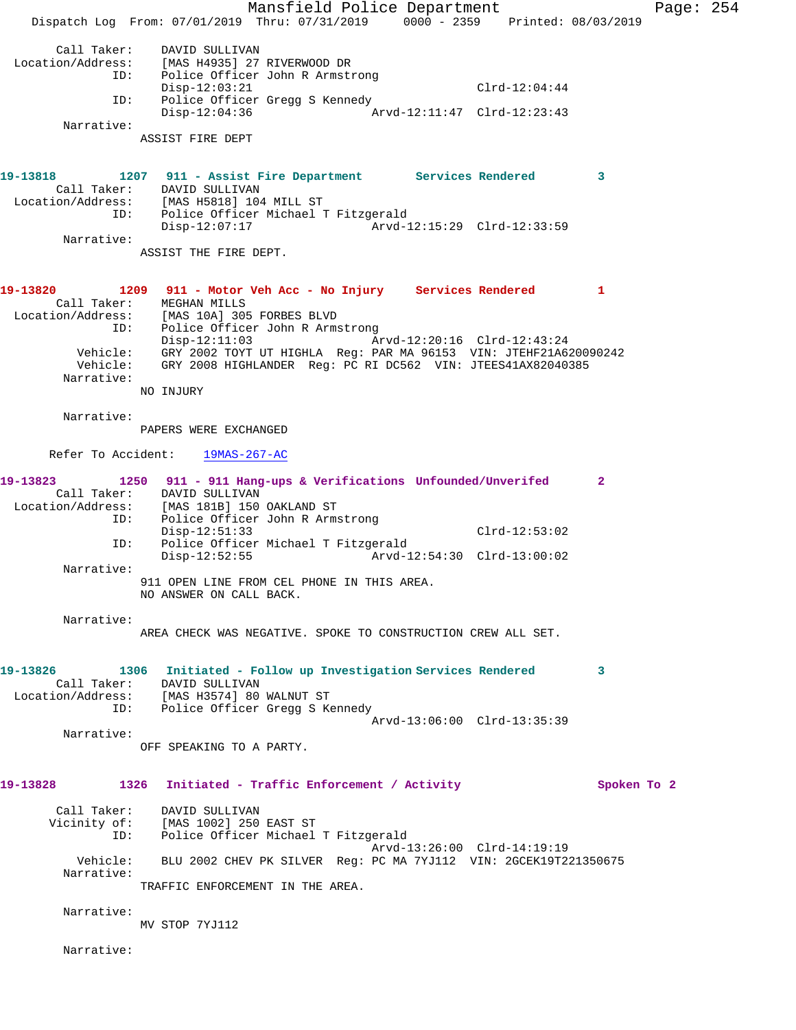```
Call Taker:    DAVID SULLIVAN
 Location/Address:    [MAS H4935] 27 RIVERWOOD DR
              ID:    Police Officer John R Armstrong
                     Disp-12:03:21                           Clrd-12:04:44
              ID:    Police Officer Gregg S Kennedy
                     Disp-12:04:36                 Arvd-12:11:47  Clrd-12:23:43
        Narrative:
                    ASSIST FIRE DEPT
```

```
19-13818        1207   911 - Assist Fire Department       Services Rendered        3
        Call Taker:    DAVID SULLIVAN
 Location/Address:    [MAS H5818] 104 MILL ST
              ID:    Police Officer Michael T Fitzgerald
                     Disp-12:07:17                 Arvd-12:15:29  Clrd-12:33:59
        Narrative:
                    ASSIST THE FIRE DEPT.
```

```
19-13820        1209   911 - Motor Veh Acc - No Injury     Services Rendered        1
        Call Taker:    MEGHAN MILLS
 Location/Address:    [MAS 10A] 305 FORBES BLVD
              ID:    Police Officer John R Armstrong
                     Disp-12:11:03                 Arvd-12:20:16  Clrd-12:43:24
          Vehicle:    GRY 2002 TOYT UT HIGHLA  Reg: PAR MA 96153  VIN: JTEHF21A620090242
          Vehicle:    GRY 2008 HIGHLANDER  Reg: PC RI DC562  VIN: JTEES41AX82040385
        Narrative:
                    NO INJURY

        Narrative:
                    PAPERS WERE EXCHANGED

      Refer To Accident:    19MAS-267-AC
```

```
19-13823        1250   911 - 911 Hang-ups & Verifications  Unfounded/Unverifed       2
        Call Taker:    DAVID SULLIVAN
 Location/Address:    [MAS 181B] 150 OAKLAND ST
              ID:    Police Officer John R Armstrong
                     Disp-12:51:33                           Clrd-12:53:02
              ID:    Police Officer Michael T Fitzgerald
                     Disp-12:52:55                 Arvd-12:54:30  Clrd-13:00:02
        Narrative:
                    911 OPEN LINE FROM CEL PHONE IN THIS AREA.
                    NO ANSWER ON CALL BACK.

        Narrative:
                    AREA CHECK WAS NEGATIVE. SPOKE TO CONSTRUCTION CREW ALL SET.
```

```
19-13826        1306   Initiated - Follow up Investigation Services Rendered        3
        Call Taker:    DAVID SULLIVAN
 Location/Address:    [MAS H3574] 80 WALNUT ST
              ID:    Police Officer Gregg S Kennedy
                                                   Arvd-13:06:00  Clrd-13:35:39
        Narrative:
                    OFF SPEAKING TO A PARTY.
```

```
19-13828        1326   Initiated - Traffic Enforcement / Activity              Spoken To 2

        Call Taker:    DAVID SULLIVAN
       Vicinity of:    [MAS 1002] 250 EAST ST
              ID:    Police Officer Michael T Fitzgerald
                                                   Arvd-13:26:00  Clrd-14:19:19
          Vehicle:    BLU 2002 CHEV PK SILVER  Reg: PC MA 7YJ112  VIN: 2GCEK19T221350675
        Narrative:
                    TRAFFIC ENFORCEMENT IN THE AREA.

        Narrative:
                    MV STOP 7YJ112

        Narrative:
```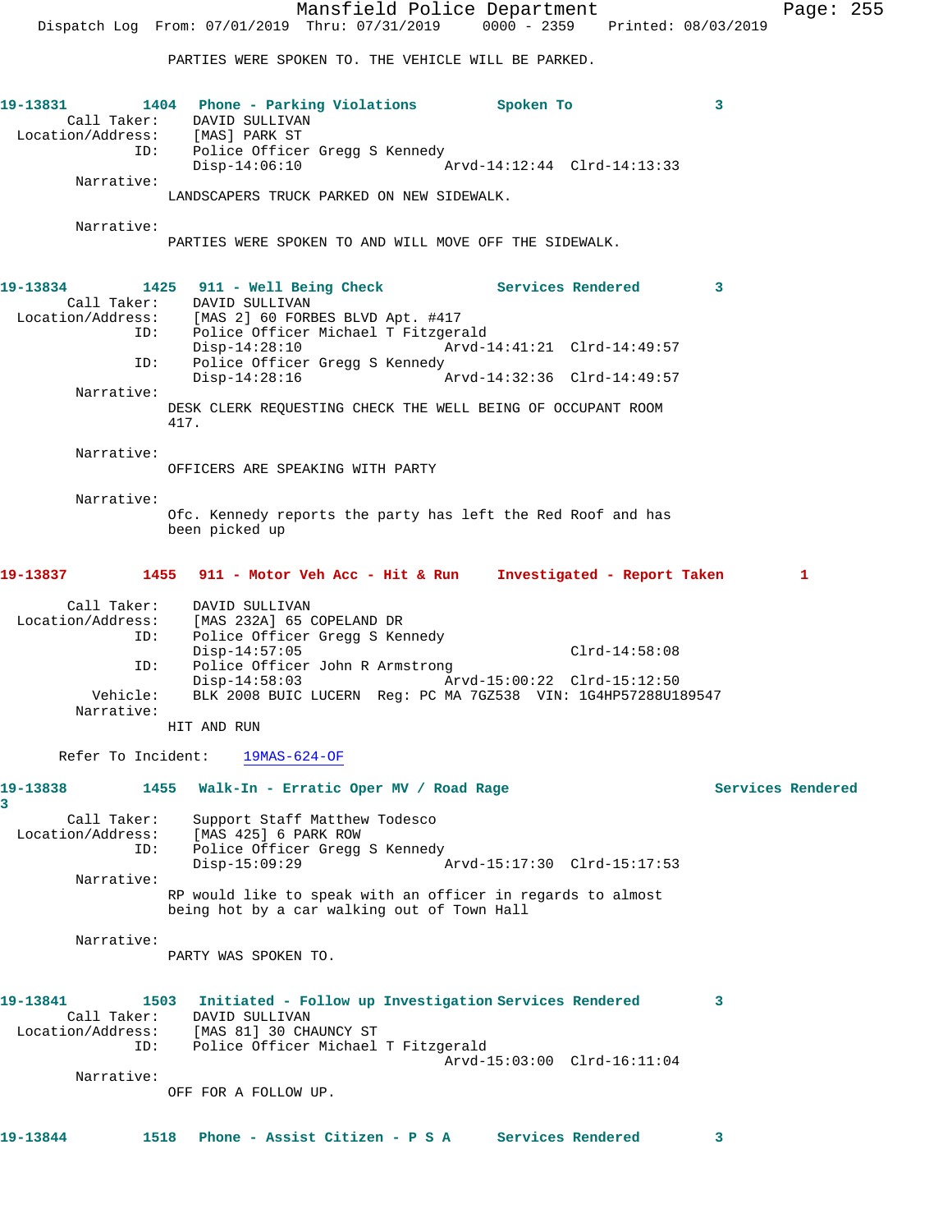PARTIES WERE SPOKEN TO. THE VEHICLE WILL BE PARKED.

**19-13831 1404 Phone - Parking Violations Spoken To 3**

Call Taker: DAVID SULLIVAN
Location/Address: [MAS] PARK ST
ID: Police Officer Gregg S Kennedy
Disp-14:06:10 Arvd-14:12:44 Clrd-14:13:33

Narrative:
LANDSCAPERS TRUCK PARKED ON NEW SIDEWALK.

Narrative:
PARTIES WERE SPOKEN TO AND WILL MOVE OFF THE SIDEWALK.

**19-13834 1425 911 - Well Being Check Services Rendered 3**

Call Taker: DAVID SULLIVAN
Location/Address: [MAS 2] 60 FORBES BLVD Apt. #417
ID: Police Officer Michael T Fitzgerald
Disp-14:28:10 Arvd-14:41:21 Clrd-14:49:57
ID: Police Officer Gregg S Kennedy
Disp-14:28:16 Arvd-14:32:36 Clrd-14:49:57

Narrative:
DESK CLERK REQUESTING CHECK THE WELL BEING OF OCCUPANT ROOM 417.

Narrative:
OFFICERS ARE SPEAKING WITH PARTY

Narrative:
Ofc. Kennedy reports the party has left the Red Roof and has been picked up

**19-13837 1455 911 - Motor Veh Acc - Hit & Run Investigated - Report Taken 1**

Call Taker: DAVID SULLIVAN
Location/Address: [MAS 232A] 65 COPELAND DR
ID: Police Officer Gregg S Kennedy
Disp-14:57:05 Clrd-14:58:08
ID: Police Officer John R Armstrong
Disp-14:58:03 Arvd-15:00:22 Clrd-15:12:50
Vehicle: BLK 2008 BUIC LUCERN Reg: PC MA 7GZ538 VIN: 1G4HP57288U189547

Narrative:
HIT AND RUN

Refer To Incident: 19MAS-624-OF

**19-13838 1455 Walk-In - Erratic Oper MV / Road Rage Services Rendered 3**

Call Taker: Support Staff Matthew Todesco
Location/Address: [MAS 425] 6 PARK ROW
ID: Police Officer Gregg S Kennedy
Disp-15:09:29 Arvd-15:17:30 Clrd-15:17:53

Narrative:
RP would like to speak with an officer in regards to almost being hot by a car walking out of Town Hall

Narrative:
PARTY WAS SPOKEN TO.

**19-13841 1503 Initiated - Follow up Investigation Services Rendered 3**

Call Taker: DAVID SULLIVAN
Location/Address: [MAS 81] 30 CHAUNCY ST
ID: Police Officer Michael T Fitzgerald
Arvd-15:03:00 Clrd-16:11:04

Narrative:
OFF FOR A FOLLOW UP.

**19-13844 1518 Phone - Assist Citizen - P S A Services Rendered 3**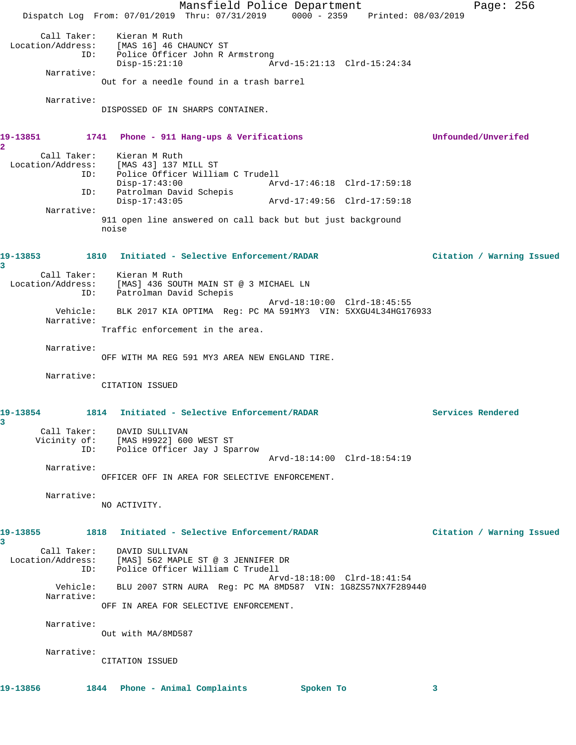Call Taker: Kieran M Ruth
Location/Address: [MAS 16] 46 CHAUNCY ST
ID: Police Officer John R Armstrong
Disp-15:21:10 Arvd-15:21:13 Clrd-15:24:34
Narrative:
Out for a needle found in a trash barrel

Narrative:
DISPOSSED OF IN SHARPS CONTAINER.

**19-13851 1741 Phone - 911 Hang-ups & Verifications Unfounded/Unverifed**
**2**

Call Taker: Kieran M Ruth
Location/Address: [MAS 43] 137 MILL ST
ID: Police Officer William C Trudell
Disp-17:43:00 Arvd-17:46:18 Clrd-17:59:18
ID: Patrolman David Schepis
Disp-17:43:05 Arvd-17:49:56 Clrd-17:59:18
Narrative:
911 open line answered on call back but but just background noise

**19-13853 1810 Initiated - Selective Enforcement/RADAR Citation / Warning Issued**
**3**

Call Taker: Kieran M Ruth
Location/Address: [MAS] 436 SOUTH MAIN ST @ 3 MICHAEL LN
ID: Patrolman David Schepis
Arvd-18:10:00 Clrd-18:45:55
Vehicle: BLK 2017 KIA OPTIMA Reg: PC MA 591MY3 VIN: 5XXGU4L34HG176933
Narrative:
Traffic enforcement in the area.

Narrative:
OFF WITH MA REG 591 MY3 AREA NEW ENGLAND TIRE.

Narrative:
CITATION ISSUED

**19-13854 1814 Initiated - Selective Enforcement/RADAR Services Rendered**
**3**

Call Taker: DAVID SULLIVAN
Vicinity of: [MAS H9922] 600 WEST ST
ID: Police Officer Jay J Sparrow
Arvd-18:14:00 Clrd-18:54:19
Narrative:
OFFICER OFF IN AREA FOR SELECTIVE ENFORCEMENT.

Narrative:
NO ACTIVITY.

**19-13855 1818 Initiated - Selective Enforcement/RADAR Citation / Warning Issued**
**3**

Call Taker: DAVID SULLIVAN
Location/Address: [MAS] 562 MAPLE ST @ 3 JENNIFER DR
ID: Police Officer William C Trudell
Arvd-18:18:00 Clrd-18:41:54
Vehicle: BLU 2007 STRN AURA Reg: PC MA 8MD587 VIN: 1G8ZS57NX7F289440
Narrative:
OFF IN AREA FOR SELECTIVE ENFORCEMENT.

Narrative:
Out with MA/8MD587

Narrative:
CITATION ISSUED

**19-13856 1844 Phone - Animal Complaints Spoken To 3**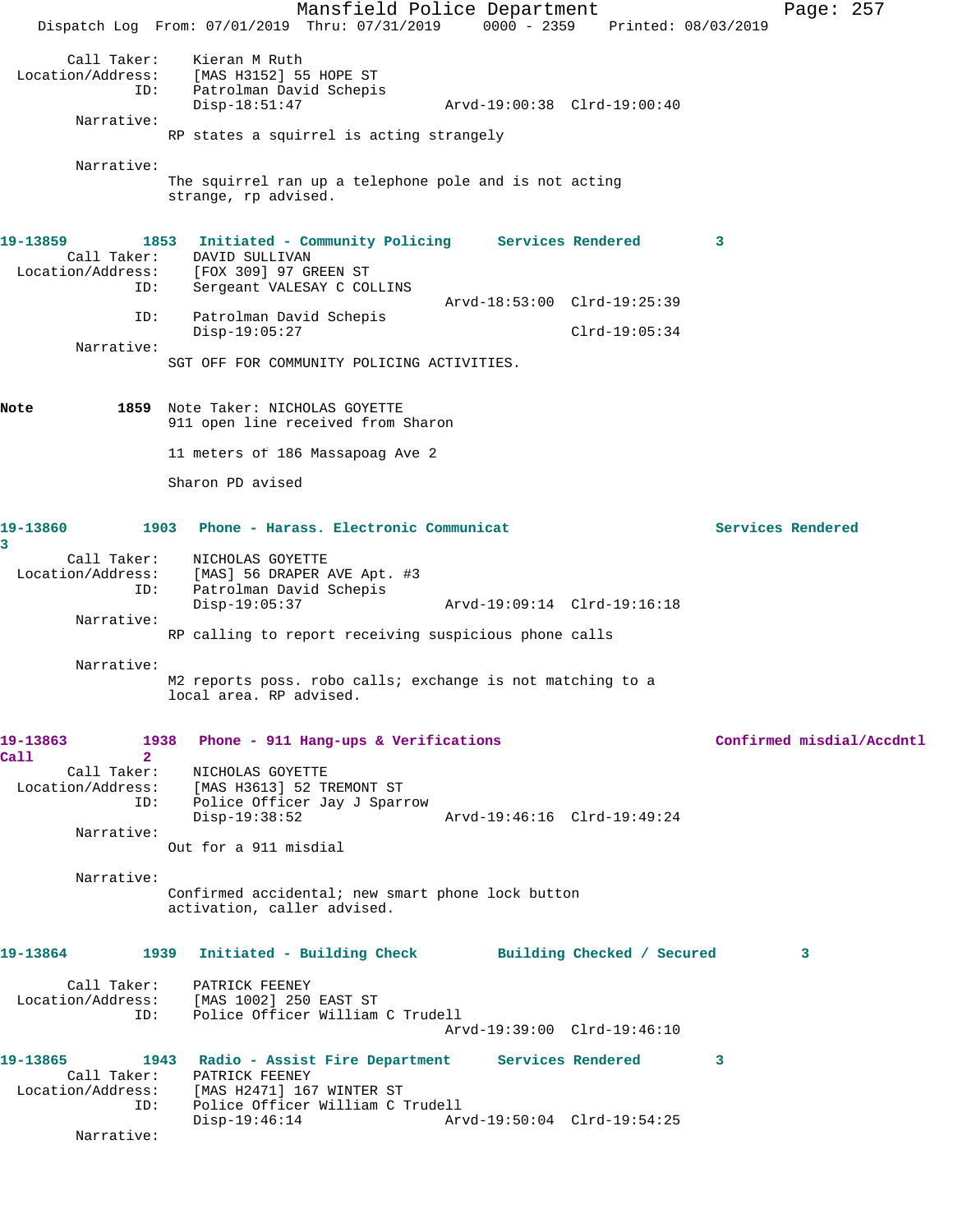```
        Call Taker:    Kieran M Ruth
  Location/Address:    [MAS H3152] 55 HOPE ST
                ID:    Patrolman David Schepis
                       Disp-18:51:47                 Arvd-19:00:38  Clrd-19:00:40
         Narrative:
                       RP states a squirrel is acting strangely

         Narrative:
                       The squirrel ran up a telephone pole and is not acting
                       strange, rp advised.

19-13859         1853  Initiated - Community Policing      Services Rendered         3
        Call Taker:    DAVID SULLIVAN
  Location/Address:    [FOX 309] 97 GREEN ST
                ID:    Sergeant VALESAY C COLLINS
                                                     Arvd-18:53:00  Clrd-19:25:39
                ID:    Patrolman David Schepis
                       Disp-19:05:27                                Clrd-19:05:34
         Narrative:
                       SGT OFF FOR COMMUNITY POLICING ACTIVITIES.

Note           1859  Note Taker: NICHOLAS GOYETTE
                     911 open line received from Sharon

                     11 meters of 186 Massapoag Ave 2

                     Sharon PD avised

19-13860         1903  Phone - Harass. Electronic Communicat                         Services Rendered
3
        Call Taker:    NICHOLAS GOYETTE
  Location/Address:    [MAS] 56 DRAPER AVE Apt. #3
                ID:    Patrolman David Schepis
                       Disp-19:05:37                 Arvd-19:09:14  Clrd-19:16:18
         Narrative:
                       RP calling to report receiving suspicious phone calls

         Narrative:
                       M2 reports poss. robo calls; exchange is not matching to a
                       local area. RP advised.

19-13863         1938  Phone - 911 Hang-ups & Verifications                          Confirmed misdial/Accdntl
Call             2
        Call Taker:    NICHOLAS GOYETTE
  Location/Address:    [MAS H3613] 52 TREMONT ST
                ID:    Police Officer Jay J Sparrow
                       Disp-19:38:52                 Arvd-19:46:16  Clrd-19:49:24
         Narrative:
                       Out for a 911 misdial

         Narrative:
                       Confirmed accidental; new smart phone lock button
                       activation, caller advised.

19-13864         1939  Initiated - Building Check          Building Checked / Secured         3

        Call Taker:    PATRICK FEENEY
  Location/Address:    [MAS 1002] 250 EAST ST
                ID:    Police Officer William C Trudell
                                                     Arvd-19:39:00  Clrd-19:46:10

19-13865         1943  Radio - Assist Fire Department      Services Rendered         3
        Call Taker:    PATRICK FEENEY
  Location/Address:    [MAS H2471] 167 WINTER ST
                ID:    Police Officer William C Trudell
                       Disp-19:46:14                 Arvd-19:50:04  Clrd-19:54:25
         Narrative:
```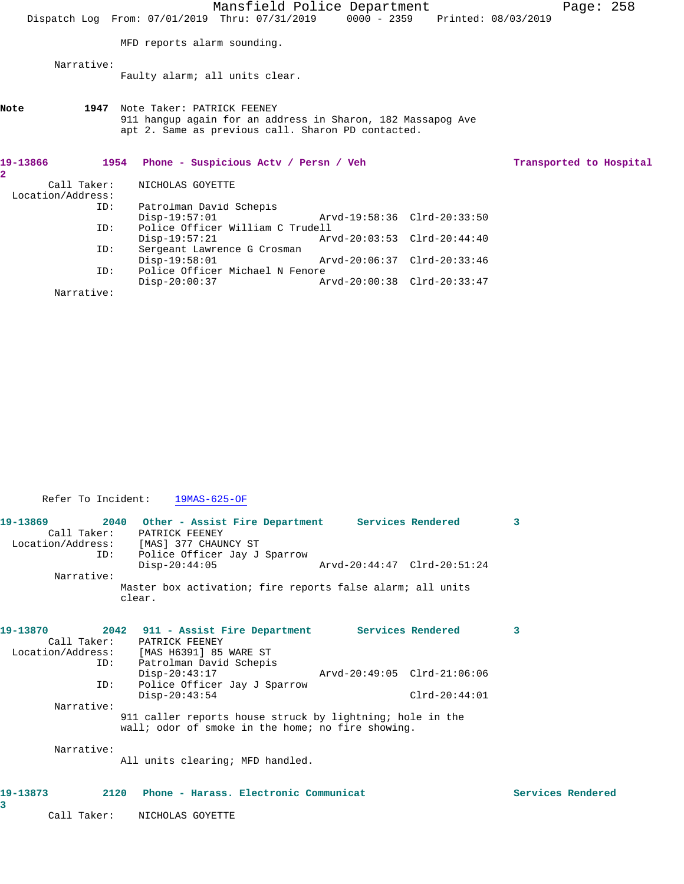MFD reports alarm sounding.

Narrative:
Faulty alarm; all units clear.

**Note** **1947** Note Taker: PATRICK FEENEY
911 hangup again for an address in Sharon, 182 Massapog Ave apt 2. Same as previous call. Sharon PD contacted.

**19-13866** **1954** **Phone - Suspicious Actv / Persn / Veh** **Transported to Hospital**
**2**

Call Taker: NICHOLAS GOYETTE
Location/Address:

| ID: | | | |
|---|---|---|---|
| Patrolman David Schepis | Disp-19:57:01 | Arvd-19:58:36 | Clrd-20:33:50 |
| Police Officer William C Trudell | Disp-19:57:21 | Arvd-20:03:53 | Clrd-20:44:40 |
| Sergeant Lawrence G Crosman | Disp-19:58:01 | Arvd-20:06:37 | Clrd-20:33:46 |
| Police Officer Michael N Fenore | Disp-20:00:37 | Arvd-20:00:38 | Clrd-20:33:47 |

Narrative:

Refer To Incident: 19MAS-625-OF

**19-13869** **2040** **Other - Assist Fire Department** **Services Rendered** **3**

Call Taker: PATRICK FEENEY
Location/Address: [MAS] 377 CHAUNCY ST

| ID: | | | |
|---|---|---|---|
| Police Officer Jay J Sparrow | Disp-20:44:05 | Arvd-20:44:47 | Clrd-20:51:24 |

Narrative:
Master box activation; fire reports false alarm; all units clear.

**19-13870** **2042** **911 - Assist Fire Department** **Services Rendered** **3**

Call Taker: PATRICK FEENEY
Location/Address: [MAS H6391] 85 WARE ST

| ID: | | | |
|---|---|---|---|
| Patrolman David Schepis | Disp-20:43:17 | Arvd-20:49:05 | Clrd-21:06:06 |
| Police Officer Jay J Sparrow | Disp-20:43:54 | | Clrd-20:44:01 |

Narrative:
911 caller reports house struck by lightning; hole in the wall; odor of smoke in the home; no fire showing.

Narrative:
All units clearing; MFD handled.

**19-13873** **2120** **Phone - Harass. Electronic Communicat** **Services Rendered**
**3**

Call Taker: NICHOLAS GOYETTE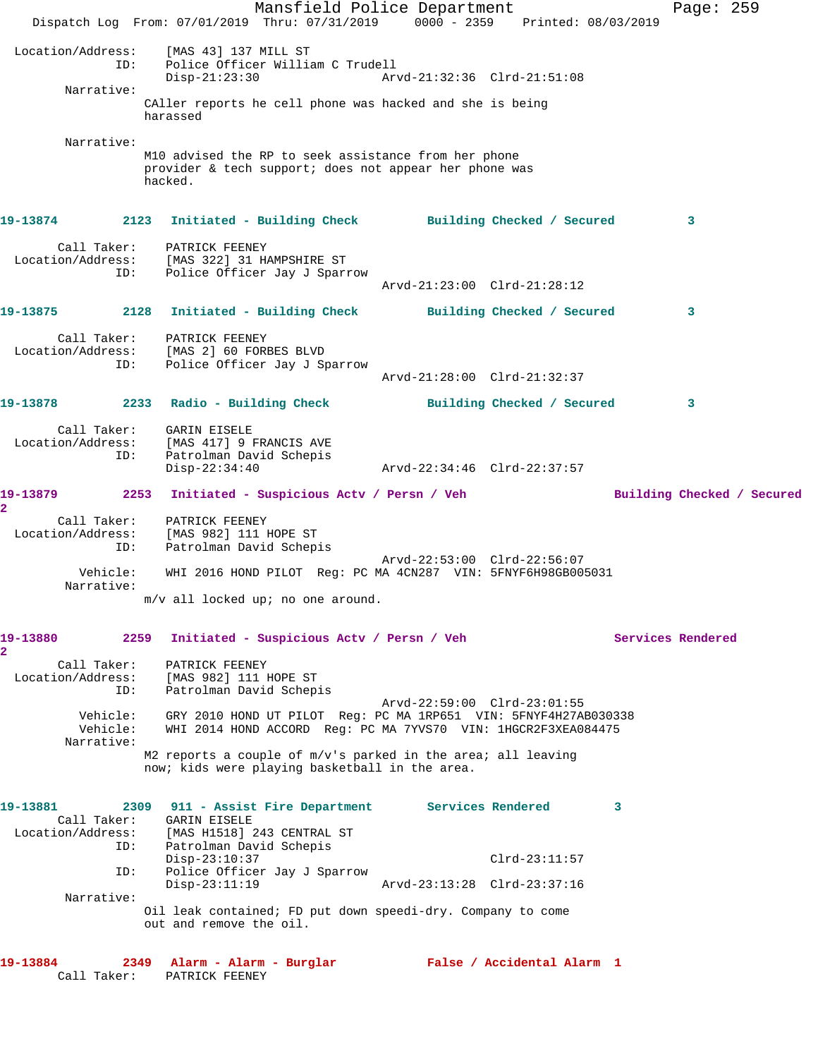```
 Location/Address:    [MAS 43] 137 MILL ST
              ID:    Police Officer William C Trudell
                     Disp-21:23:30                Arvd-21:32:36  Clrd-21:51:08
        Narrative:
                CAller reports he cell phone was hacked and she is being
                harassed

        Narrative:
                M10 advised the RP to seek assistance from her phone
                provider & tech support; does not appear her phone was
                hacked.

19-13874        2123   Initiated - Building Check         Building Checked / Secured        3

       Call Taker:    PATRICK FEENEY
 Location/Address:    [MAS 322] 31 HAMPSHIRE ST
              ID:    Police Officer Jay J Sparrow
                                                  Arvd-21:23:00  Clrd-21:28:12

19-13875        2128   Initiated - Building Check         Building Checked / Secured        3

       Call Taker:    PATRICK FEENEY
 Location/Address:    [MAS 2] 60 FORBES BLVD
              ID:    Police Officer Jay J Sparrow
                                                  Arvd-21:28:00  Clrd-21:32:37

19-13878        2233   Radio - Building Check             Building Checked / Secured        3

       Call Taker:    GARIN EISELE
 Location/Address:    [MAS 417] 9 FRANCIS AVE
              ID:    Patrolman David Schepis
                     Disp-22:34:40                Arvd-22:34:46  Clrd-22:37:57

19-13879        2253   Initiated - Suspicious Actv / Persn / Veh                Building Checked / Secured
2
       Call Taker:    PATRICK FEENEY
 Location/Address:    [MAS 982] 111 HOPE ST
              ID:    Patrolman David Schepis
                                                  Arvd-22:53:00  Clrd-22:56:07
          Vehicle:    WHI 2016 HOND PILOT  Reg: PC MA 4CN287  VIN: 5FNYF6H98GB005031
        Narrative:
                m/v all locked up; no one around.

19-13880        2259   Initiated - Suspicious Actv / Persn / Veh                Services Rendered
2
       Call Taker:    PATRICK FEENEY
 Location/Address:    [MAS 982] 111 HOPE ST
              ID:    Patrolman David Schepis
                                                  Arvd-22:59:00  Clrd-23:01:55
          Vehicle:    GRY 2010 HOND UT PILOT  Reg: PC MA 1RP651  VIN: 5FNYF4H27AB030338
          Vehicle:    WHI 2014 HOND ACCORD  Reg: PC MA 7YVS70  VIN: 1HGCR2F3XEA084475
        Narrative:
                M2 reports a couple of m/v's parked in the area; all leaving
                now; kids were playing basketball in the area.

19-13881        2309   911 - Assist Fire Department       Services Rendered        3
       Call Taker:    GARIN EISELE
 Location/Address:    [MAS H1518] 243 CENTRAL ST
              ID:    Patrolman David Schepis
                     Disp-23:10:37                               Clrd-23:11:57
              ID:    Police Officer Jay J Sparrow
                     Disp-23:11:19                Arvd-23:13:28  Clrd-23:37:16
        Narrative:
                Oil leak contained; FD put down speedi-dry. Company to come
                out and remove the oil.

19-13884        2349   Alarm - Alarm - Burglar            False / Accidental Alarm  1
       Call Taker:    PATRICK FEENEY
```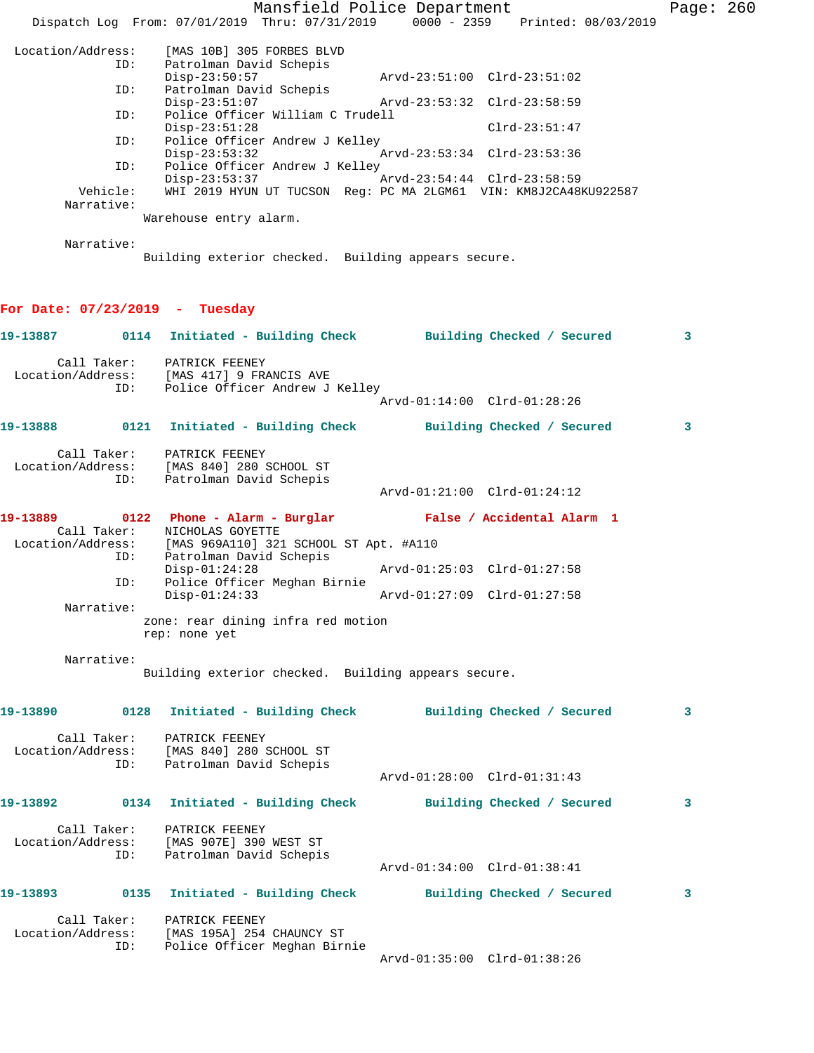```
Location/Address:    [MAS 10B] 305 FORBES BLVD
              ID:    Patrolman David Schepis
                     Disp-23:50:57              Arvd-23:51:00  Clrd-23:51:02
              ID:    Patrolman David Schepis
                     Disp-23:51:07              Arvd-23:53:32  Clrd-23:58:59
              ID:    Police Officer William C Trudell
                     Disp-23:51:28                             Clrd-23:51:47
              ID:    Police Officer Andrew J Kelley
                     Disp-23:53:32              Arvd-23:53:34  Clrd-23:53:36
              ID:    Police Officer Andrew J Kelley
                     Disp-23:53:37              Arvd-23:54:44  Clrd-23:58:59
         Vehicle:    WHI 2019 HYUN UT TUCSON  Reg: PC MA 2LGM61  VIN: KM8J2CA48KU922587
       Narrative:
                  Warehouse entry alarm.

       Narrative:
                  Building exterior checked.  Building appears secure.
```

**For Date: 07/23/2019 - Tuesday**

```
19-13887        0114   Initiated - Building Check        Building Checked / Secured        3

      Call Taker:    PATRICK FEENEY
Location/Address:    [MAS 417] 9 FRANCIS AVE
              ID:    Police Officer Andrew J Kelley
                                                Arvd-01:14:00  Clrd-01:28:26

19-13888        0121   Initiated - Building Check        Building Checked / Secured        3

      Call Taker:    PATRICK FEENEY
Location/Address:    [MAS 840] 280 SCHOOL ST
              ID:    Patrolman David Schepis
                                                Arvd-01:21:00  Clrd-01:24:12

19-13889        0122   Phone - Alarm - Burglar           False / Accidental Alarm  1
      Call Taker:    NICHOLAS GOYETTE
Location/Address:    [MAS 969A110] 321 SCHOOL ST Apt. #A110
              ID:    Patrolman David Schepis
                     Disp-01:24:28              Arvd-01:25:03  Clrd-01:27:58
              ID:    Police Officer Meghan Birnie
                     Disp-01:24:33              Arvd-01:27:09  Clrd-01:27:58
       Narrative:
                  zone: rear dining infra red motion
                  rep: none yet

       Narrative:
                  Building exterior checked.  Building appears secure.

19-13890        0128   Initiated - Building Check        Building Checked / Secured        3

      Call Taker:    PATRICK FEENEY
Location/Address:    [MAS 840] 280 SCHOOL ST
              ID:    Patrolman David Schepis
                                                Arvd-01:28:00  Clrd-01:31:43

19-13892        0134   Initiated - Building Check        Building Checked / Secured        3

      Call Taker:    PATRICK FEENEY
Location/Address:    [MAS 907E] 390 WEST ST
              ID:    Patrolman David Schepis
                                                Arvd-01:34:00  Clrd-01:38:41

19-13893        0135   Initiated - Building Check        Building Checked / Secured        3

      Call Taker:    PATRICK FEENEY
Location/Address:    [MAS 195A] 254 CHAUNCY ST
              ID:    Police Officer Meghan Birnie
                                                Arvd-01:35:00  Clrd-01:38:26
```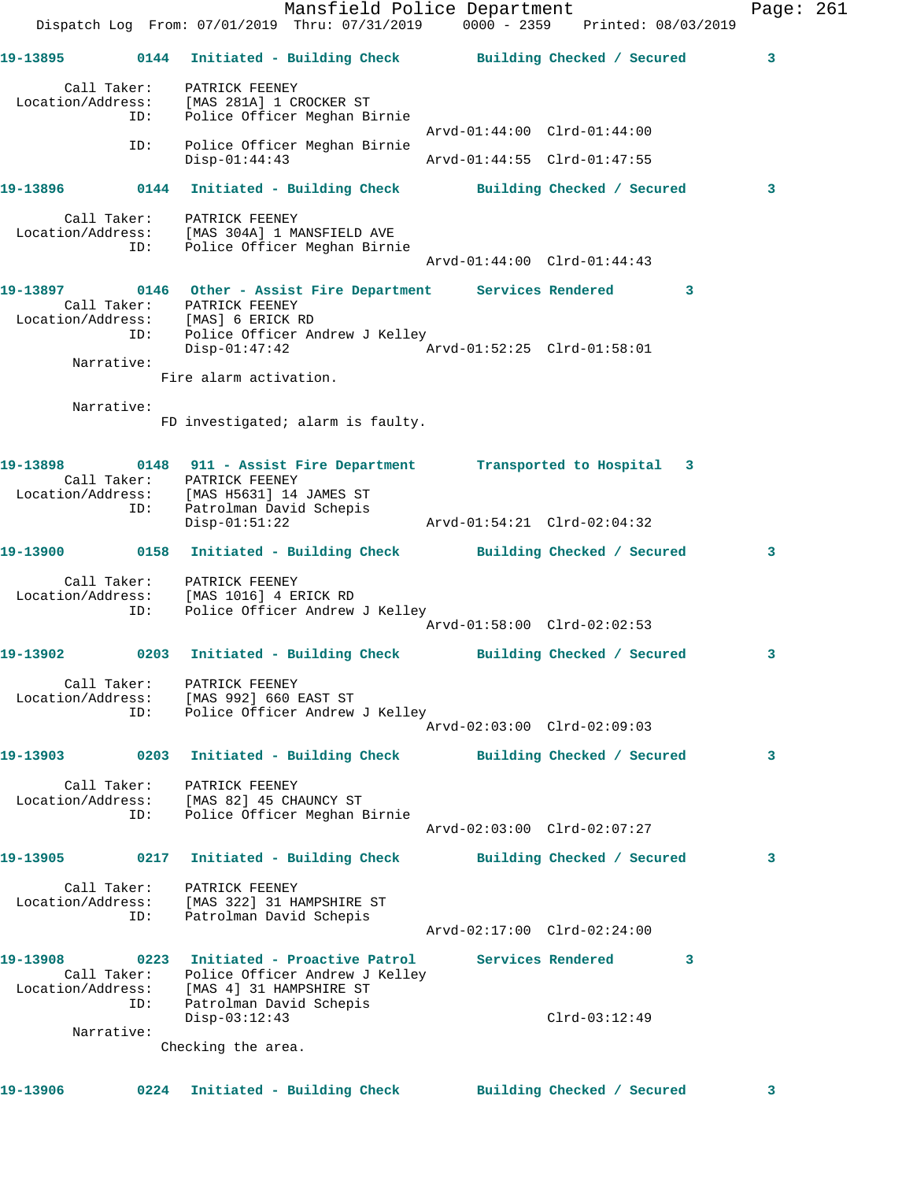**19-13895 0144 Initiated - Building Check — Building Checked / Secured 3**

Call Taker: PATRICK FEENEY
Location/Address: [MAS 281A] 1 CROCKER ST
ID: Police Officer Meghan Birnie
Arvd-01:44:00 Clrd-01:44:00
ID: Police Officer Meghan Birnie
Disp-01:44:43 Arvd-01:44:55 Clrd-01:47:55

**19-13896 0144 Initiated - Building Check — Building Checked / Secured 3**

Call Taker: PATRICK FEENEY
Location/Address: [MAS 304A] 1 MANSFIELD AVE
ID: Police Officer Meghan Birnie
Arvd-01:44:00 Clrd-01:44:43

**19-13897 0146 Other - Assist Fire Department — Services Rendered 3**

Call Taker: PATRICK FEENEY
Location/Address: [MAS] 6 ERICK RD
ID: Police Officer Andrew J Kelley
Disp-01:47:42 Arvd-01:52:25 Clrd-01:58:01

Narrative:
Fire alarm activation.

Narrative:
FD investigated; alarm is faulty.

**19-13898 0148 911 - Assist Fire Department — Transported to Hospital 3**

Call Taker: PATRICK FEENEY
Location/Address: [MAS H5631] 14 JAMES ST
ID: Patrolman David Schepis
Disp-01:51:22 Arvd-01:54:21 Clrd-02:04:32

**19-13900 0158 Initiated - Building Check — Building Checked / Secured 3**

Call Taker: PATRICK FEENEY
Location/Address: [MAS 1016] 4 ERICK RD
ID: Police Officer Andrew J Kelley
Arvd-01:58:00 Clrd-02:02:53

**19-13902 0203 Initiated - Building Check — Building Checked / Secured 3**

Call Taker: PATRICK FEENEY
Location/Address: [MAS 992] 660 EAST ST
ID: Police Officer Andrew J Kelley
Arvd-02:03:00 Clrd-02:09:03

**19-13903 0203 Initiated - Building Check — Building Checked / Secured 3**

Call Taker: PATRICK FEENEY
Location/Address: [MAS 82] 45 CHAUNCY ST
ID: Police Officer Meghan Birnie
Arvd-02:03:00 Clrd-02:07:27

**19-13905 0217 Initiated - Building Check — Building Checked / Secured 3**

Call Taker: PATRICK FEENEY
Location/Address: [MAS 322] 31 HAMPSHIRE ST
ID: Patrolman David Schepis
Arvd-02:17:00 Clrd-02:24:00

**19-13908 0223 Initiated - Proactive Patrol — Services Rendered 3**

Call Taker: Police Officer Andrew J Kelley
Location/Address: [MAS 4] 31 HAMPSHIRE ST
ID: Patrolman David Schepis
Disp-03:12:43 Clrd-03:12:49

Narrative:
Checking the area.

**19-13906 0224 Initiated - Building Check — Building Checked / Secured 3**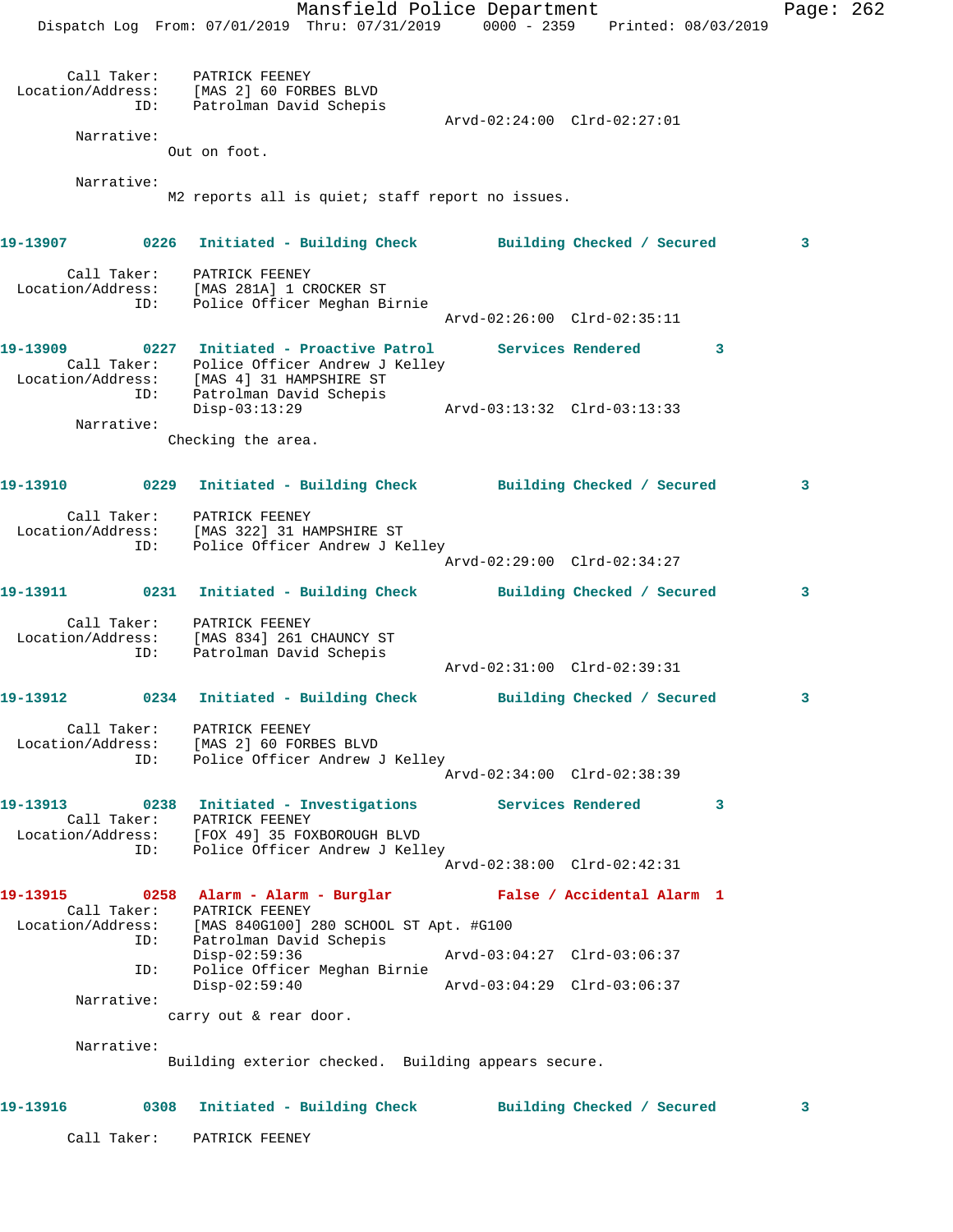```
        Call Taker:    PATRICK FEENEY
  Location/Address:    [MAS 2] 60 FORBES BLVD
                ID:    Patrolman David Schepis
                                             Arvd-02:24:00  Clrd-02:27:01
         Narrative:
                      Out on foot.

         Narrative:
                      M2 reports all is quiet; staff report no issues.


19-13907          0226  Initiated - Building Check         Building Checked / Secured         3

        Call Taker:    PATRICK FEENEY
  Location/Address:    [MAS 281A] 1 CROCKER ST
                ID:    Police Officer Meghan Birnie
                                             Arvd-02:26:00  Clrd-02:35:11

19-13909          0227  Initiated - Proactive Patrol       Services Rendered         3
        Call Taker:    Police Officer Andrew J Kelley
  Location/Address:    [MAS 4] 31 HAMPSHIRE ST
                ID:    Patrolman David Schepis
                       Disp-03:13:29                 Arvd-03:13:32  Clrd-03:13:33
         Narrative:
                      Checking the area.


19-13910          0229  Initiated - Building Check         Building Checked / Secured         3

        Call Taker:    PATRICK FEENEY
  Location/Address:    [MAS 322] 31 HAMPSHIRE ST
                ID:    Police Officer Andrew J Kelley
                                             Arvd-02:29:00  Clrd-02:34:27

19-13911          0231  Initiated - Building Check         Building Checked / Secured         3

        Call Taker:    PATRICK FEENEY
  Location/Address:    [MAS 834] 261 CHAUNCY ST
                ID:    Patrolman David Schepis
                                             Arvd-02:31:00  Clrd-02:39:31

19-13912          0234  Initiated - Building Check         Building Checked / Secured         3

        Call Taker:    PATRICK FEENEY
  Location/Address:    [MAS 2] 60 FORBES BLVD
                ID:    Police Officer Andrew J Kelley
                                             Arvd-02:34:00  Clrd-02:38:39

19-13913          0238  Initiated - Investigations         Services Rendered         3
        Call Taker:    PATRICK FEENEY
  Location/Address:    [FOX 49] 35 FOXBOROUGH BLVD
                ID:    Police Officer Andrew J Kelley
                                             Arvd-02:38:00  Clrd-02:42:31

19-13915          0258  Alarm - Alarm - Burglar            False / Accidental Alarm  1
        Call Taker:    PATRICK FEENEY
  Location/Address:    [MAS 840G100] 280 SCHOOL ST Apt. #G100
                ID:    Patrolman David Schepis
                       Disp-02:59:36                 Arvd-03:04:27  Clrd-03:06:37
                ID:    Police Officer Meghan Birnie
                       Disp-02:59:40                 Arvd-03:04:29  Clrd-03:06:37
         Narrative:
                      carry out & rear door.

         Narrative:
                      Building exterior checked.  Building appears secure.


19-13916          0308  Initiated - Building Check         Building Checked / Secured         3

        Call Taker:    PATRICK FEENEY
```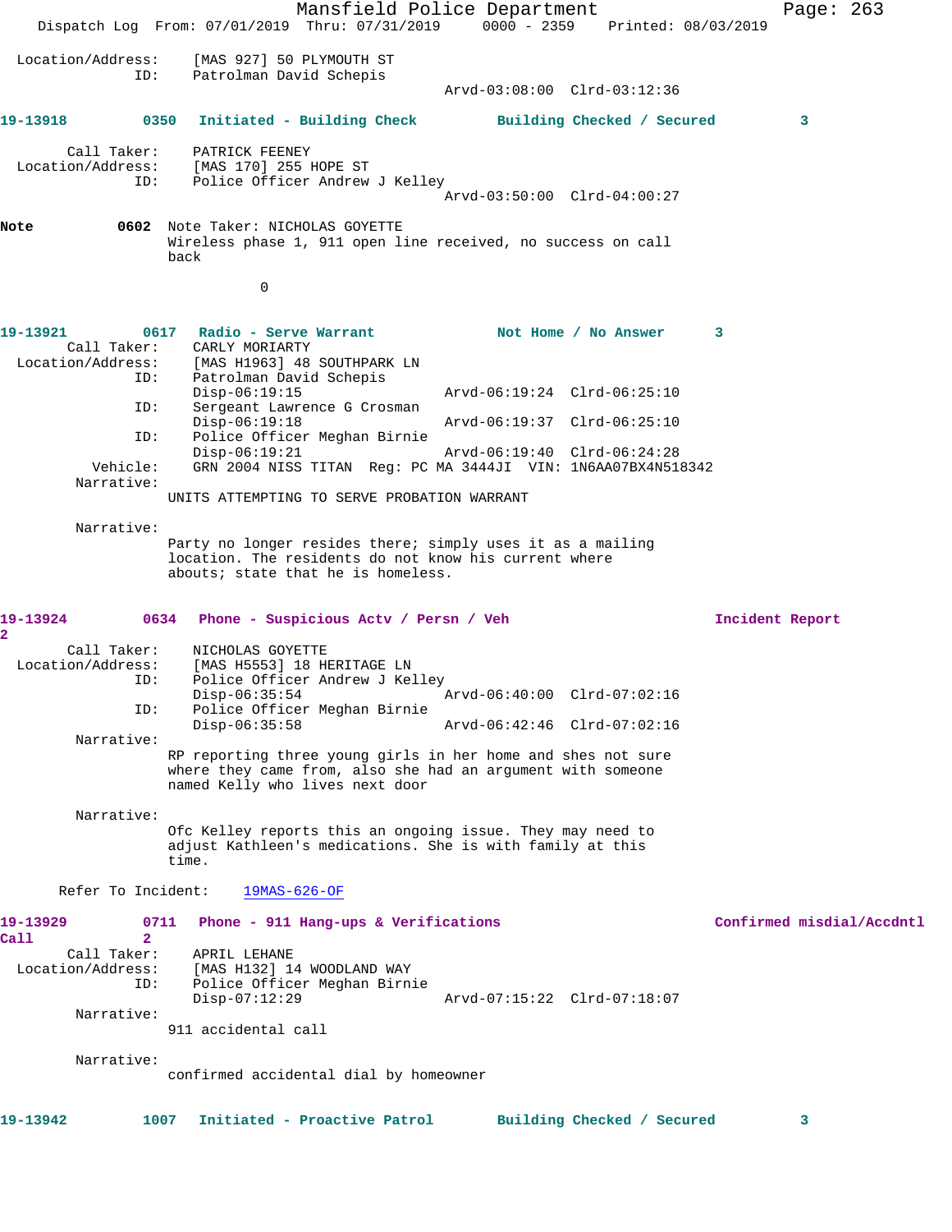```
  Location/Address:    [MAS 927] 50 PLYMOUTH ST
                ID:    Patrolman David Schepis
                                              Arvd-03:08:00  Clrd-03:12:36

19-13918         0350   Initiated - Building Check         Building Checked / Secured          3

        Call Taker:    PATRICK FEENEY
  Location/Address:    [MAS 170] 255 HOPE ST
                ID:    Police Officer Andrew J Kelley
                                              Arvd-03:50:00  Clrd-04:00:27

Note            0602  Note Taker: NICHOLAS GOYETTE
                      Wireless phase 1, 911 open line received, no success on call
                      back

                               0

19-13921         0617   Radio - Serve Warrant              Not Home / No Answer      3
        Call Taker:    CARLY MORIARTY
  Location/Address:    [MAS H1963] 48 SOUTHPARK LN
                ID:    Patrolman David Schepis
                       Disp-06:19:15                  Arvd-06:19:24  Clrd-06:25:10
                ID:    Sergeant Lawrence G Crosman
                       Disp-06:19:18                  Arvd-06:19:37  Clrd-06:25:10
                ID:    Police Officer Meghan Birnie
                       Disp-06:19:21                  Arvd-06:19:40  Clrd-06:24:28
           Vehicle:    GRN 2004 NISS TITAN  Reg: PC MA 3444JI  VIN: 1N6AA07BX4N518342
         Narrative:
                      UNITS ATTEMPTING TO SERVE PROBATION WARRANT

         Narrative:
                      Party no longer resides there; simply uses it as a mailing
                      location. The residents do not know his current where
                      abouts; state that he is homeless.

19-13924         0634   Phone - Suspicious Actv / Persn / Veh                       Incident Report
2
        Call Taker:    NICHOLAS GOYETTE
  Location/Address:    [MAS H5553] 18 HERITAGE LN
                ID:    Police Officer Andrew J Kelley
                       Disp-06:35:54                  Arvd-06:40:00  Clrd-07:02:16
                ID:    Police Officer Meghan Birnie
                       Disp-06:35:58                  Arvd-06:42:46  Clrd-07:02:16
         Narrative:
                      RP reporting three young girls in her home and shes not sure
                      where they came from, also she had an argument with someone
                      named Kelly who lives next door

         Narrative:
                      Ofc Kelley reports this an ongoing issue. They may need to
                      adjust Kathleen's medications. She is with family at this
                      time.

       Refer To Incident:    19MAS-626-OF

19-13929         0711   Phone - 911 Hang-ups & Verifications                        Confirmed misdial/Accdntl
Call             2
        Call Taker:    APRIL LEHANE
  Location/Address:    [MAS H132] 14 WOODLAND WAY
                ID:    Police Officer Meghan Birnie
                       Disp-07:12:29                  Arvd-07:15:22  Clrd-07:18:07
         Narrative:
                      911 accidental call

         Narrative:
                      confirmed accidental dial by homeowner

19-13942         1007   Initiated - Proactive Patrol       Building Checked / Secured          3
```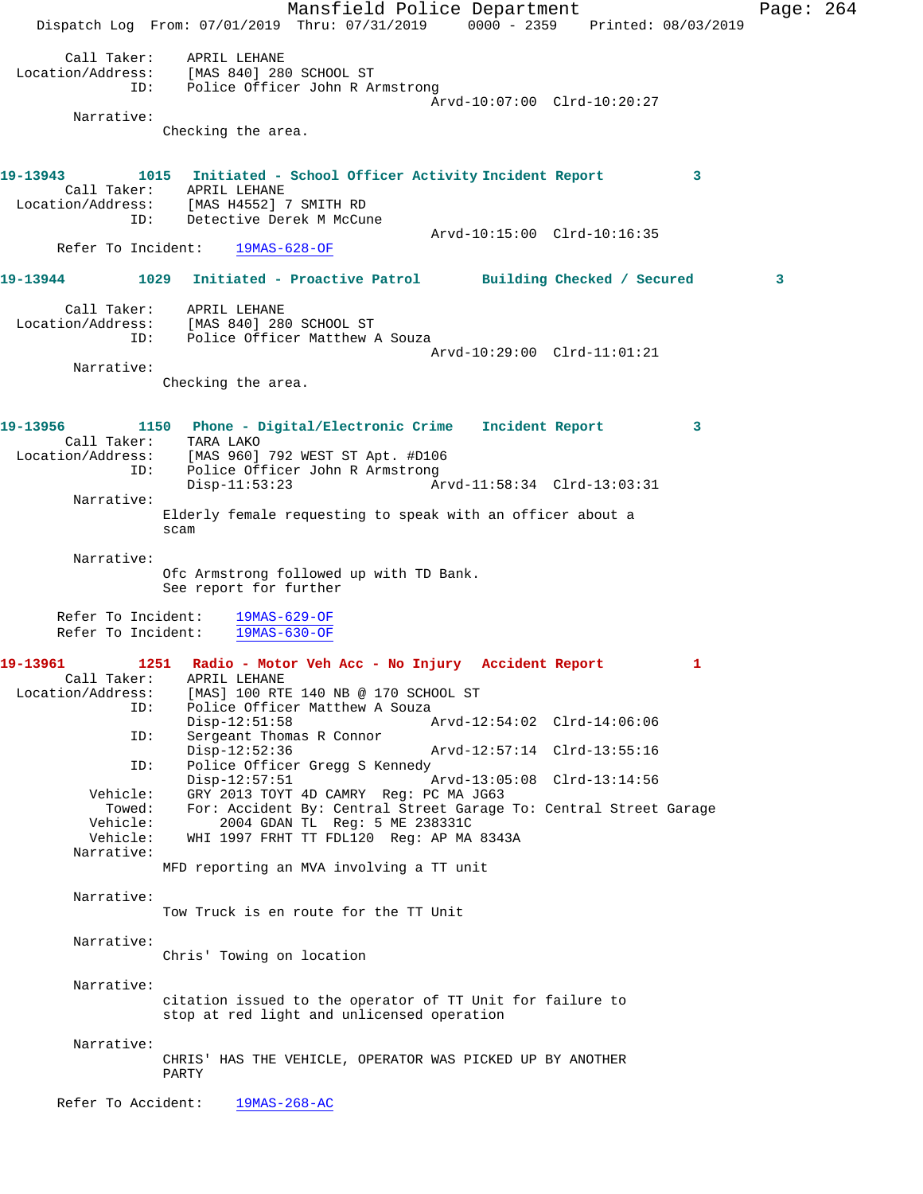Call Taker: APRIL LEHANE
Location/Address: [MAS 840] 280 SCHOOL ST
ID: Police Officer John R Armstrong
Arvd-10:07:00 Clrd-10:20:27

Narrative:
Checking the area.

**19-13943 1015 Initiated - School Officer Activity Incident Report 3**

Call Taker: APRIL LEHANE
Location/Address: [MAS H4552] 7 SMITH RD
ID: Detective Derek M McCune
Arvd-10:15:00 Clrd-10:16:35

Refer To Incident: 19MAS-628-OF

**19-13944 1029 Initiated - Proactive Patrol Building Checked / Secured 3**

Call Taker: APRIL LEHANE
Location/Address: [MAS 840] 280 SCHOOL ST
ID: Police Officer Matthew A Souza
Arvd-10:29:00 Clrd-11:01:21

Narrative:
Checking the area.

**19-13956 1150 Phone - Digital/Electronic Crime Incident Report 3**

Call Taker: TARA LAKO
Location/Address: [MAS 960] 792 WEST ST Apt. #D106
ID: Police Officer John R Armstrong
Disp-11:53:23 Arvd-11:58:34 Clrd-13:03:31

Narrative:
Elderly female requesting to speak with an officer about a scam

Narrative:
Ofc Armstrong followed up with TD Bank.
See report for further

Refer To Incident: 19MAS-629-OF
Refer To Incident: 19MAS-630-OF

**19-13961 1251 Radio - Motor Veh Acc - No Injury Accident Report 1**

Call Taker: APRIL LEHANE
Location/Address: [MAS] 100 RTE 140 NB @ 170 SCHOOL ST
ID: Police Officer Matthew A Souza
Disp-12:51:58 Arvd-12:54:02 Clrd-14:06:06
ID: Sergeant Thomas R Connor
Disp-12:52:36 Arvd-12:57:14 Clrd-13:55:16
ID: Police Officer Gregg S Kennedy
Disp-12:57:51 Arvd-13:05:08 Clrd-13:14:56
Vehicle: GRY 2013 TOYT 4D CAMRY Reg: PC MA JG63
Towed: For: Accident By: Central Street Garage To: Central Street Garage
Vehicle: 2004 GDAN TL Reg: 5 ME 238331C
Vehicle: WHI 1997 FRHT TT FDL120 Reg: AP MA 8343A

Narrative:
MFD reporting an MVA involving a TT unit

Narrative:
Tow Truck is en route for the TT Unit

Narrative:
Chris' Towing on location

Narrative:
citation issued to the operator of TT Unit for failure to stop at red light and unlicensed operation

Narrative:
CHRIS' HAS THE VEHICLE, OPERATOR WAS PICKED UP BY ANOTHER PARTY

Refer To Accident: 19MAS-268-AC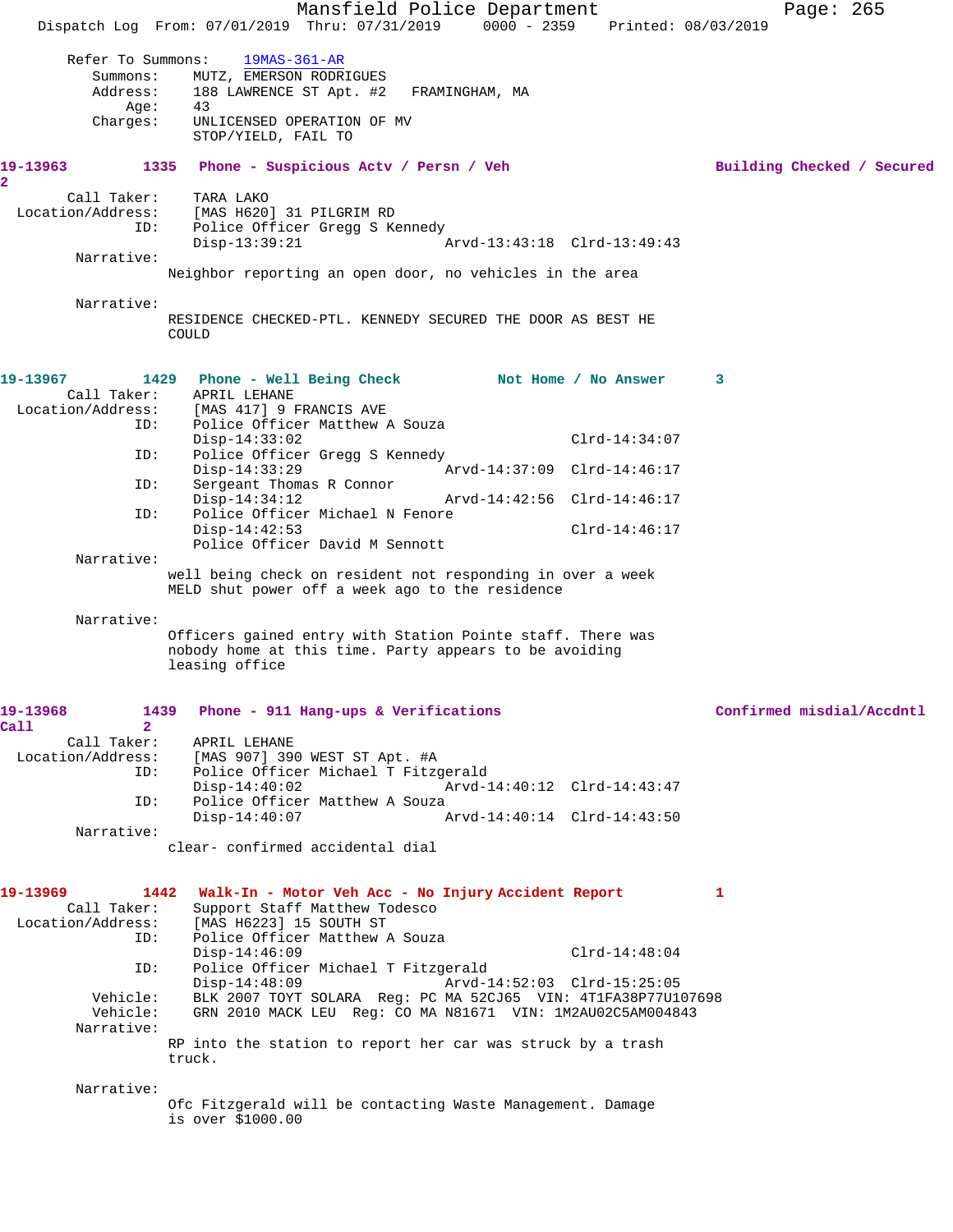Refer To Summons: 19MAS-361-AR
Summons: MUTZ, EMERSON RODRIGUES
Address: 188 LAWRENCE ST Apt. #2 FRAMINGHAM, MA
Age: 43
Charges: UNLICENSED OPERATION OF MV
STOP/YIELD, FAIL TO

**19-13963 1335 Phone - Suspicious Actv / Persn / Veh Building Checked / Secured 2**

Call Taker: TARA LAKO
Location/Address: [MAS H620] 31 PILGRIM RD
ID: Police Officer Gregg S Kennedy
Disp-13:39:21 Arvd-13:43:18 Clrd-13:49:43

Narrative:
Neighbor reporting an open door, no vehicles in the area

Narrative:
RESIDENCE CHECKED-PTL. KENNEDY SECURED THE DOOR AS BEST HE COULD

**19-13967 1429 Phone - Well Being Check Not Home / No Answer 3**

Call Taker: APRIL LEHANE
Location/Address: [MAS 417] 9 FRANCIS AVE
ID: Police Officer Matthew A Souza
Disp-14:33:02 Clrd-14:34:07
ID: Police Officer Gregg S Kennedy
Disp-14:33:29 Arvd-14:37:09 Clrd-14:46:17
ID: Sergeant Thomas R Connor
Disp-14:34:12 Arvd-14:42:56 Clrd-14:46:17
ID: Police Officer Michael N Fenore
Disp-14:42:53 Clrd-14:46:17
Police Officer David M Sennott

Narrative:
well being check on resident not responding in over a week
MELD shut power off a week ago to the residence

Narrative:
Officers gained entry with Station Pointe staff. There was nobody home at this time. Party appears to be avoiding leasing office

**19-13968 1439 Phone - 911 Hang-ups & Verifications Confirmed misdial/Accdntl Call 2**

Call Taker: APRIL LEHANE
Location/Address: [MAS 907] 390 WEST ST Apt. #A
ID: Police Officer Michael T Fitzgerald
Disp-14:40:02 Arvd-14:40:12 Clrd-14:43:47
ID: Police Officer Matthew A Souza
Disp-14:40:07 Arvd-14:40:14 Clrd-14:43:50

Narrative:
clear- confirmed accidental dial

**19-13969 1442 Walk-In - Motor Veh Acc - No Injury Accident Report 1**

Call Taker: Support Staff Matthew Todesco
Location/Address: [MAS H6223] 15 SOUTH ST
ID: Police Officer Matthew A Souza
Disp-14:46:09 Clrd-14:48:04
ID: Police Officer Michael T Fitzgerald
Disp-14:48:09 Arvd-14:52:03 Clrd-15:25:05
Vehicle: BLK 2007 TOYT SOLARA Reg: PC MA 52CJ65 VIN: 4T1FA38P77U107698
Vehicle: GRN 2010 MACK LEU Reg: CO MA N81671 VIN: 1M2AU02C5AM004843

Narrative:
RP into the station to report her car was struck by a trash truck.

Narrative:
Ofc Fitzgerald will be contacting Waste Management. Damage is over $1000.00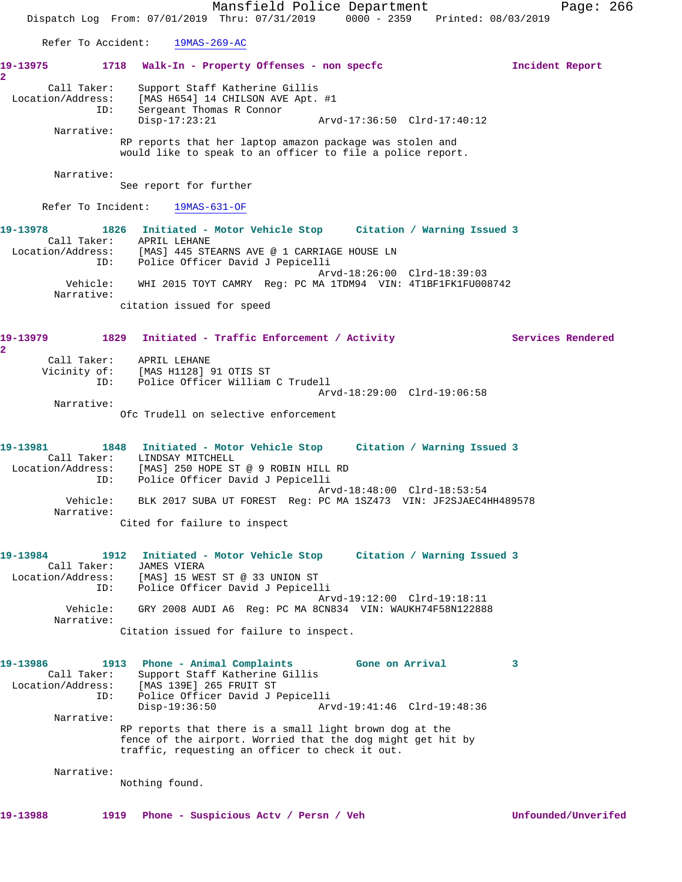Refer To Accident: 19MAS-269-AC

**19-13975 1718 Walk-In - Property Offenses - non specfc Incident Report 2**

Call Taker: Support Staff Katherine Gillis
Location/Address: [MAS H654] 14 CHILSON AVE Apt. #1
ID: Sergeant Thomas R Connor
Disp-17:23:21 Arvd-17:36:50 Clrd-17:40:12

Narrative:
RP reports that her laptop amazon package was stolen and would like to speak to an officer to file a police report.

Narrative:
See report for further

Refer To Incident: 19MAS-631-OF

**19-13978 1826 Initiated - Motor Vehicle Stop Citation / Warning Issued 3**

Call Taker: APRIL LEHANE
Location/Address: [MAS] 445 STEARNS AVE @ 1 CARRIAGE HOUSE LN
ID: Police Officer David J Pepicelli
Arvd-18:26:00 Clrd-18:39:03
Vehicle: WHI 2015 TOYT CAMRY Reg: PC MA 1TDM94 VIN: 4T1BF1FK1FU008742

Narrative:
citation issued for speed

**19-13979 1829 Initiated - Traffic Enforcement / Activity Services Rendered 2**

Call Taker: APRIL LEHANE
Vicinity of: [MAS H1128] 91 OTIS ST
ID: Police Officer William C Trudell
Arvd-18:29:00 Clrd-19:06:58

Narrative:
Ofc Trudell on selective enforcement

**19-13981 1848 Initiated - Motor Vehicle Stop Citation / Warning Issued 3**

Call Taker: LINDSAY MITCHELL
Location/Address: [MAS] 250 HOPE ST @ 9 ROBIN HILL RD
ID: Police Officer David J Pepicelli
Arvd-18:48:00 Clrd-18:53:54
Vehicle: BLK 2017 SUBA UT FOREST Reg: PC MA 1SZ473 VIN: JF2SJAEC4HH489578

Narrative:
Cited for failure to inspect

**19-13984 1912 Initiated - Motor Vehicle Stop Citation / Warning Issued 3**

Call Taker: JAMES VIERA
Location/Address: [MAS] 15 WEST ST @ 33 UNION ST
ID: Police Officer David J Pepicelli
Arvd-19:12:00 Clrd-19:18:11
Vehicle: GRY 2008 AUDI A6 Reg: PC MA 8CN834 VIN: WAUKH74F58N122888

Narrative:
Citation issued for failure to inspect.

**19-13986 1913 Phone - Animal Complaints Gone on Arrival 3**

Call Taker: Support Staff Katherine Gillis
Location/Address: [MAS 139E] 265 FRUIT ST
ID: Police Officer David J Pepicelli
Disp-19:36:50 Arvd-19:41:46 Clrd-19:48:36

Narrative:
RP reports that there is a small light brown dog at the fence of the airport. Worried that the dog might get hit by traffic, requesting an officer to check it out.

Narrative:
Nothing found.

**19-13988 1919 Phone - Suspicious Actv / Persn / Veh Unfounded/Unverifed**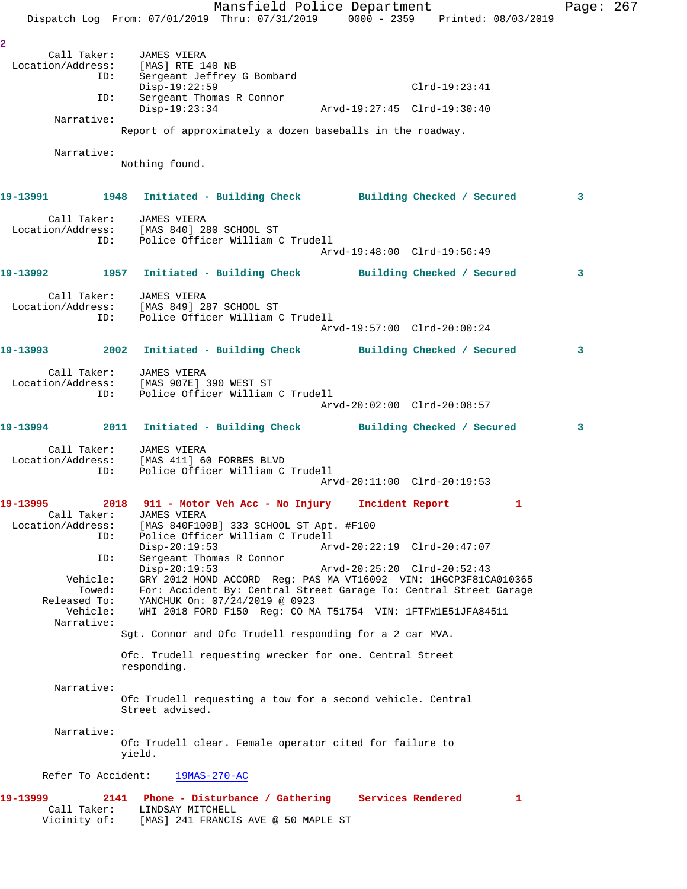2

Call Taker: JAMES VIERA
Location/Address: [MAS] RTE 140 NB
ID: Sergeant Jeffrey G Bombard
Disp-19:22:59 Clrd-19:23:41
ID: Sergeant Thomas R Connor
Disp-19:23:34 Arvd-19:27:45 Clrd-19:30:40
Narrative:
Report of approximately a dozen baseballs in the roadway.

Narrative:
Nothing found.

**19-13991 1948 Initiated - Building Check Building Checked / Secured 3**

Call Taker: JAMES VIERA
Location/Address: [MAS 840] 280 SCHOOL ST
ID: Police Officer William C Trudell
Arvd-19:48:00 Clrd-19:56:49

**19-13992 1957 Initiated - Building Check Building Checked / Secured 3**

Call Taker: JAMES VIERA
Location/Address: [MAS 849] 287 SCHOOL ST
ID: Police Officer William C Trudell
Arvd-19:57:00 Clrd-20:00:24

**19-13993 2002 Initiated - Building Check Building Checked / Secured 3**

Call Taker: JAMES VIERA
Location/Address: [MAS 907E] 390 WEST ST
ID: Police Officer William C Trudell
Arvd-20:02:00 Clrd-20:08:57

**19-13994 2011 Initiated - Building Check Building Checked / Secured 3**

Call Taker: JAMES VIERA
Location/Address: [MAS 411] 60 FORBES BLVD
ID: Police Officer William C Trudell
Arvd-20:11:00 Clrd-20:19:53

**19-13995 2018 911 - Motor Veh Acc - No Injury Incident Report 1**

Call Taker: JAMES VIERA
Location/Address: [MAS 840F100B] 333 SCHOOL ST Apt. #F100
ID: Police Officer William C Trudell
Disp-20:19:53 Arvd-20:22:19 Clrd-20:47:07
ID: Sergeant Thomas R Connor
Disp-20:19:53 Arvd-20:25:20 Clrd-20:52:43
Vehicle: GRY 2012 HOND ACCORD Reg: PAS MA VT16092 VIN: 1HGCP3F81CA010365
Towed: For: Accident By: Central Street Garage To: Central Street Garage
Released To: YANCHUK On: 07/24/2019 @ 0923
Vehicle: WHI 2018 FORD F150 Reg: CO MA T51754 VIN: 1FTFW1E51JFA84511
Narrative:
Sgt. Connor and Ofc Trudell responding for a 2 car MVA.

Ofc. Trudell requesting wrecker for one. Central Street responding.

Narrative:
Ofc Trudell requesting a tow for a second vehicle. Central Street advised.

Narrative:
Ofc Trudell clear. Female operator cited for failure to yield.

Refer To Accident: 19MAS-270-AC

**19-13999 2141 Phone - Disturbance / Gathering Services Rendered 1**

Call Taker: LINDSAY MITCHELL
Vicinity of: [MAS] 241 FRANCIS AVE @ 50 MAPLE ST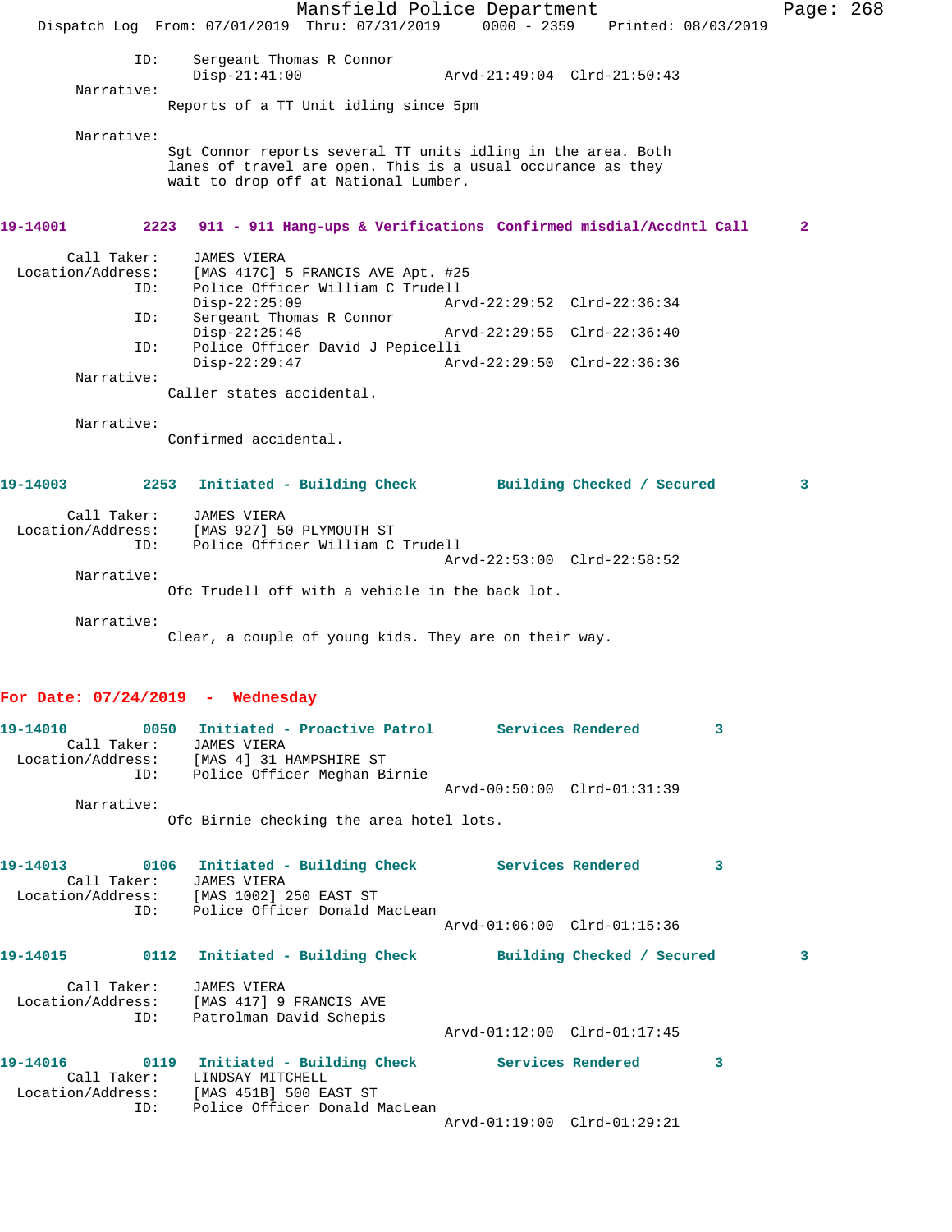ID: Sergeant Thomas R Connor
Disp-21:41:00 Arvd-21:49:04 Clrd-21:50:43

Narrative:
Reports of a TT Unit idling since 5pm

Narrative:
Sgt Connor reports several TT units idling in the area. Both lanes of travel are open. This is a usual occurance as they wait to drop off at National Lumber.

**19-14001 2223 911 - 911 Hang-ups & Verifications Confirmed misdial/Accdntl Call 2**

Call Taker: JAMES VIERA
Location/Address: [MAS 417C] 5 FRANCIS AVE Apt. #25
ID: Police Officer William C Trudell
Disp-22:25:09 Arvd-22:29:52 Clrd-22:36:34
ID: Sergeant Thomas R Connor
Disp-22:25:46 Arvd-22:29:55 Clrd-22:36:40
ID: Police Officer David J Pepicelli
Disp-22:29:47 Arvd-22:29:50 Clrd-22:36:36

Narrative:
Caller states accidental.

Narrative:
Confirmed accidental.

**19-14003 2253 Initiated - Building Check Building Checked / Secured 3**

Call Taker: JAMES VIERA
Location/Address: [MAS 927] 50 PLYMOUTH ST
ID: Police Officer William C Trudell
Arvd-22:53:00 Clrd-22:58:52

Narrative:
Ofc Trudell off with a vehicle in the back lot.

Narrative:
Clear, a couple of young kids. They are on their way.

## For Date: 07/24/2019 - Wednesday

**19-14010 0050 Initiated - Proactive Patrol Services Rendered 3**

Call Taker: JAMES VIERA
Location/Address: [MAS 4] 31 HAMPSHIRE ST
ID: Police Officer Meghan Birnie
Arvd-00:50:00 Clrd-01:31:39

Narrative:
Ofc Birnie checking the area hotel lots.

**19-14013 0106 Initiated - Building Check Services Rendered 3**

Call Taker: JAMES VIERA
Location/Address: [MAS 1002] 250 EAST ST
ID: Police Officer Donald MacLean
Arvd-01:06:00 Clrd-01:15:36

**19-14015 0112 Initiated - Building Check Building Checked / Secured 3**

Call Taker: JAMES VIERA
Location/Address: [MAS 417] 9 FRANCIS AVE
ID: Patrolman David Schepis
Arvd-01:12:00 Clrd-01:17:45

**19-14016 0119 Initiated - Building Check Services Rendered 3**

Call Taker: LINDSAY MITCHELL
Location/Address: [MAS 451B] 500 EAST ST
ID: Police Officer Donald MacLean
Arvd-01:19:00 Clrd-01:29:21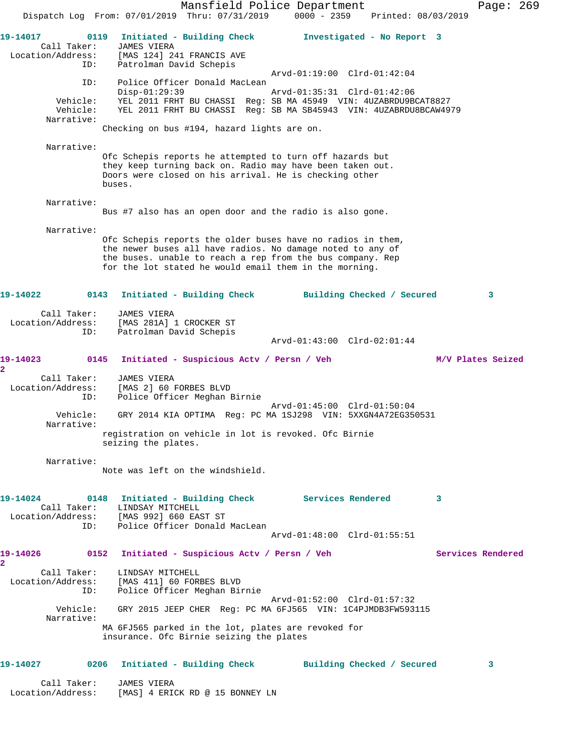19-14017 0119 Initiated - Building Check Investigated - No Report 3
Call Taker: JAMES VIERA
Location/Address: [MAS 124] 241 FRANCIS AVE
ID: Patrolman David Schepis
Arvd-01:19:00 Clrd-01:42:04
ID: Police Officer Donald MacLean
Disp-01:29:39 Arvd-01:35:31 Clrd-01:42:06
Vehicle: YEL 2011 FRHT BU CHASSI Reg: SB MA 45949 VIN: 4UZABRDU9BCAT8827
Vehicle: YEL 2011 FRHT BU CHASSI Reg: SB MA SB45943 VIN: 4UZABRDU8BCAW4979
Narrative:
Checking on bus #194, hazard lights are on.

Narrative:
Ofc Schepis reports he attempted to turn off hazards but they keep turning back on. Radio may have been taken out. Doors were closed on his arrival. He is checking other buses.

Narrative:
Bus #7 also has an open door and the radio is also gone.

Narrative:
Ofc Schepis reports the older buses have no radios in them, the newer buses all have radios. No damage noted to any of the buses. unable to reach a rep from the bus company. Rep for the lot stated he would email them in the morning.

19-14022 0143 Initiated - Building Check Building Checked / Secured 3
Call Taker: JAMES VIERA
Location/Address: [MAS 281A] 1 CROCKER ST
ID: Patrolman David Schepis
Arvd-01:43:00 Clrd-02:01:44

19-14023 0145 Initiated - Suspicious Actv / Persn / Veh M/V Plates Seized 2
Call Taker: JAMES VIERA
Location/Address: [MAS 2] 60 FORBES BLVD
ID: Police Officer Meghan Birnie
Arvd-01:45:00 Clrd-01:50:04
Vehicle: GRY 2014 KIA OPTIMA Reg: PC MA 1SJ298 VIN: 5XXGN4A72EG350531
Narrative:
registration on vehicle in lot is revoked. Ofc Birnie seizing the plates.

Narrative:
Note was left on the windshield.

19-14024 0148 Initiated - Building Check Services Rendered 3
Call Taker: LINDSAY MITCHELL
Location/Address: [MAS 992] 660 EAST ST
ID: Police Officer Donald MacLean
Arvd-01:48:00 Clrd-01:55:51

19-14026 0152 Initiated - Suspicious Actv / Persn / Veh Services Rendered 2
Call Taker: LINDSAY MITCHELL
Location/Address: [MAS 411] 60 FORBES BLVD
ID: Police Officer Meghan Birnie
Arvd-01:52:00 Clrd-01:57:32
Vehicle: GRY 2015 JEEP CHER Reg: PC MA 6FJ565 VIN: 1C4PJMDB3FW593115
Narrative:
MA 6FJ565 parked in the lot, plates are revoked for insurance. Ofc Birnie seizing the plates

19-14027 0206 Initiated - Building Check Building Checked / Secured 3
Call Taker: JAMES VIERA
Location/Address: [MAS] 4 ERICK RD @ 15 BONNEY LN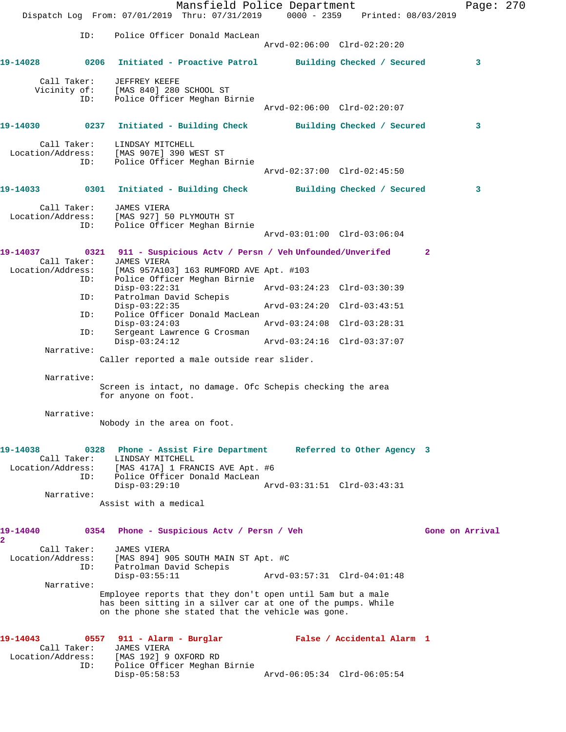```
                ID:    Police Officer Donald MacLean
                                                Arvd-02:06:00  Clrd-02:20:20

19-14028        0206   Initiated - Proactive Patrol       Building Checked / Secured          3

         Call Taker:    JEFFREY KEEFE
        Vicinity of:    [MAS 840] 280 SCHOOL ST
                ID:    Police Officer Meghan Birnie
                                                Arvd-02:06:00  Clrd-02:20:07

19-14030        0237   Initiated - Building Check         Building Checked / Secured          3

         Call Taker:    LINDSAY MITCHELL
   Location/Address:    [MAS 907E] 390 WEST ST
                ID:    Police Officer Meghan Birnie
                                                Arvd-02:37:00  Clrd-02:45:50

19-14033        0301   Initiated - Building Check         Building Checked / Secured          3

         Call Taker:    JAMES VIERA
   Location/Address:    [MAS 927] 50 PLYMOUTH ST
                ID:    Police Officer Meghan Birnie
                                                Arvd-03:01:00  Clrd-03:06:04

19-14037        0321   911 - Suspicious Actv / Persn / Veh Unfounded/Unverifed        2
         Call Taker:    JAMES VIERA
   Location/Address:    [MAS 957A103] 163 RUMFORD AVE Apt. #103
                ID:    Police Officer Meghan Birnie
                       Disp-03:22:31               Arvd-03:24:23  Clrd-03:30:39
                ID:    Patrolman David Schepis
                       Disp-03:22:35               Arvd-03:24:20  Clrd-03:43:51
                ID:    Police Officer Donald MacLean
                       Disp-03:24:03               Arvd-03:24:08  Clrd-03:28:31
                ID:    Sergeant Lawrence G Crosman
                       Disp-03:24:12               Arvd-03:24:16  Clrd-03:37:07
          Narrative:
                      Caller reported a male outside rear slider.

          Narrative:
                      Screen is intact, no damage. Ofc Schepis checking the area
                      for anyone on foot.

          Narrative:
                      Nobody in the area on foot.

19-14038        0328   Phone - Assist Fire Department     Referred to Other Agency  3
         Call Taker:    LINDSAY MITCHELL
   Location/Address:    [MAS 417A] 1 FRANCIS AVE Apt. #6
                ID:    Police Officer Donald MacLean
                       Disp-03:29:10               Arvd-03:31:51  Clrd-03:43:31
          Narrative:
                      Assist with a medical

19-14040        0354   Phone - Suspicious Actv / Persn / Veh                     Gone on Arrival
2
         Call Taker:    JAMES VIERA
   Location/Address:    [MAS 894] 905 SOUTH MAIN ST Apt. #C
                ID:    Patrolman David Schepis
                       Disp-03:55:11               Arvd-03:57:31  Clrd-04:01:48
          Narrative:
                      Employee reports that they don't open until 5am but a male
                      has been sitting in a silver car at one of the pumps. While
                      on the phone she stated that the vehicle was gone.

19-14043        0557   911 - Alarm - Burglar              False / Accidental Alarm  1
         Call Taker:    JAMES VIERA
   Location/Address:    [MAS 192] 9 OXFORD RD
                ID:    Police Officer Meghan Birnie
                       Disp-05:58:53               Arvd-06:05:34  Clrd-06:05:54
```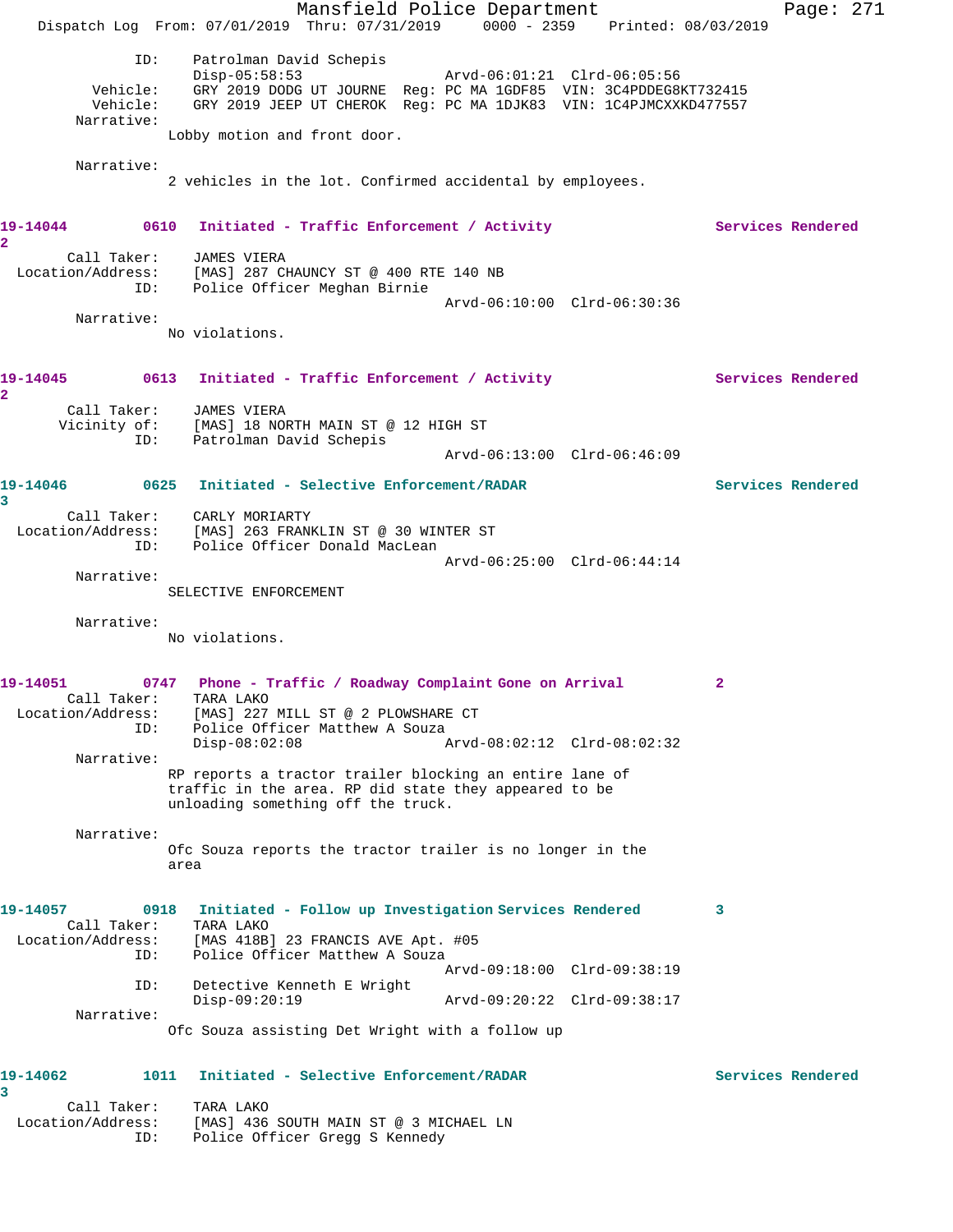```
            ID:    Patrolman David Schepis
                   Disp-05:58:53                Arvd-06:01:21  Clrd-06:05:56
       Vehicle:    GRY 2019 DODG UT JOURNE  Reg: PC MA 1GDF85  VIN: 3C4PDDEG8KT732415
       Vehicle:    GRY 2019 JEEP UT CHEROK  Reg: PC MA 1DJK83  VIN: 1C4PJMCXXKD477557
     Narrative:
                  Lobby motion and front door.

     Narrative:
                  2 vehicles in the lot. Confirmed accidental by employees.


19-14044        0610   Initiated - Traffic Enforcement / Activity              Services Rendered
2
      Call Taker:    JAMES VIERA
  Location/Address:    [MAS] 287 CHAUNCY ST @ 400 RTE 140 NB
            ID:    Police Officer Meghan Birnie
                                                Arvd-06:10:00  Clrd-06:30:36
     Narrative:
                  No violations.


19-14045        0613   Initiated - Traffic Enforcement / Activity              Services Rendered
2
      Call Taker:    JAMES VIERA
     Vicinity of:    [MAS] 18 NORTH MAIN ST @ 12 HIGH ST
            ID:    Patrolman David Schepis
                                                Arvd-06:13:00  Clrd-06:46:09

19-14046        0625   Initiated - Selective Enforcement/RADAR                 Services Rendered
3
      Call Taker:    CARLY MORIARTY
  Location/Address:    [MAS] 263 FRANKLIN ST @ 30 WINTER ST
            ID:    Police Officer Donald MacLean
                                                Arvd-06:25:00  Clrd-06:44:14
     Narrative:
                  SELECTIVE ENFORCEMENT

     Narrative:
                  No violations.


19-14051        0747   Phone - Traffic / Roadway Complaint Gone on Arrival          2
      Call Taker:    TARA LAKO
  Location/Address:    [MAS] 227 MILL ST @ 2 PLOWSHARE CT
            ID:    Police Officer Matthew A Souza
                   Disp-08:02:08                Arvd-08:02:12  Clrd-08:02:32
     Narrative:
                  RP reports a tractor trailer blocking an entire lane of
                  traffic in the area. RP did state they appeared to be
                  unloading something off the truck.

     Narrative:
                  Ofc Souza reports the tractor trailer is no longer in the
                  area


19-14057        0918   Initiated - Follow up Investigation Services Rendered        3
      Call Taker:    TARA LAKO
  Location/Address:    [MAS 418B] 23 FRANCIS AVE Apt. #05
            ID:    Police Officer Matthew A Souza
                                                Arvd-09:18:00  Clrd-09:38:19
            ID:    Detective Kenneth E Wright
                   Disp-09:20:19                Arvd-09:20:22  Clrd-09:38:17
     Narrative:
                  Ofc Souza assisting Det Wright with a follow up


19-14062        1011   Initiated - Selective Enforcement/RADAR                 Services Rendered
3
      Call Taker:    TARA LAKO
  Location/Address:    [MAS] 436 SOUTH MAIN ST @ 3 MICHAEL LN
            ID:    Police Officer Gregg S Kennedy
```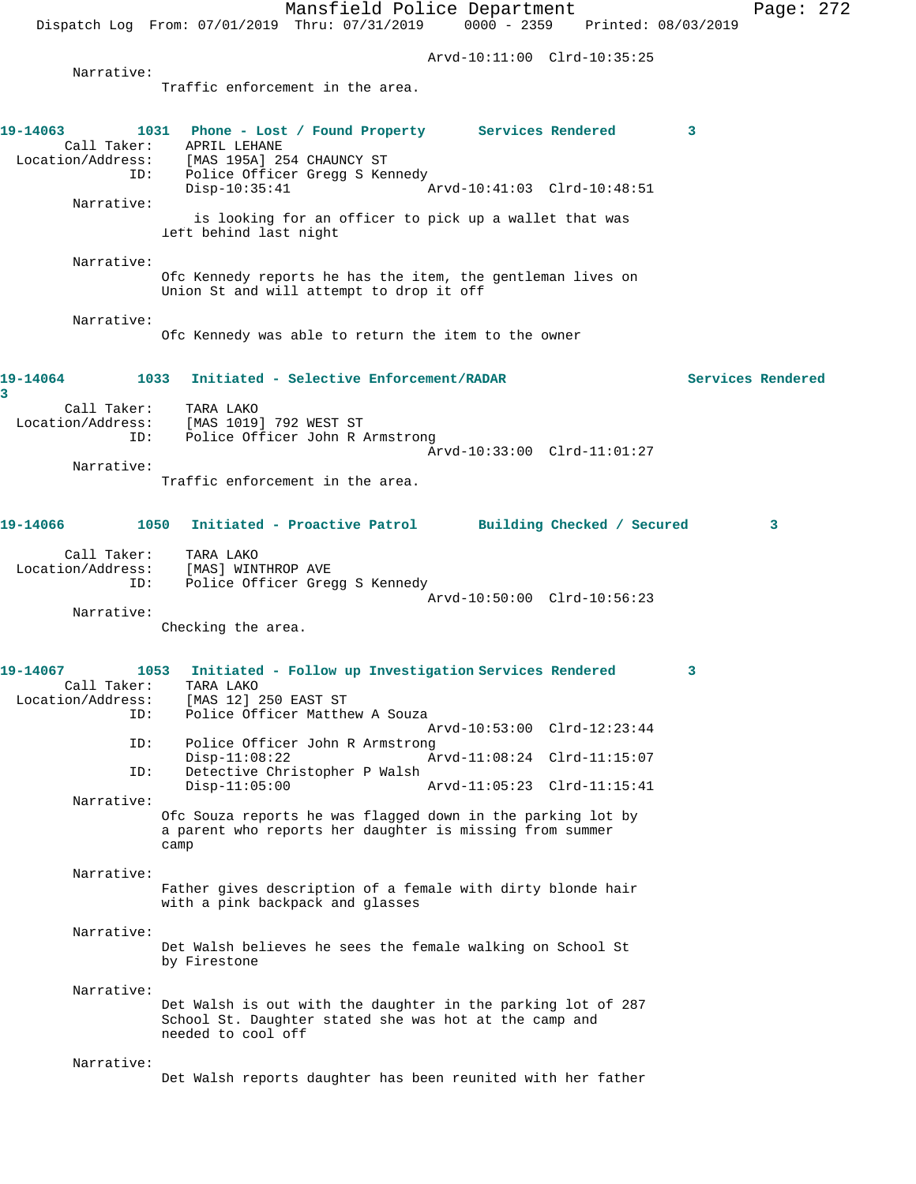Arvd-10:11:00 Clrd-10:35:25

Narrative:
Traffic enforcement in the area.

**19-14063 1031 Phone - Lost / Found Property Services Rendered 3**

Call Taker: APRIL LEHANE
Location/Address: [MAS 195A] 254 CHAUNCY ST
ID: Police Officer Gregg S Kennedy
Disp-10:35:41 Arvd-10:41:03 Clrd-10:48:51

Narrative:
is looking for an officer to pick up a wallet that was left behind last night

Narrative:
Ofc Kennedy reports he has the item, the gentleman lives on Union St and will attempt to drop it off

Narrative:
Ofc Kennedy was able to return the item to the owner

**19-14064 1033 Initiated - Selective Enforcement/RADAR Services Rendered 3**

Call Taker: TARA LAKO
Location/Address: [MAS 1019] 792 WEST ST
ID: Police Officer John R Armstrong
Arvd-10:33:00 Clrd-11:01:27

Narrative:
Traffic enforcement in the area.

**19-14066 1050 Initiated - Proactive Patrol Building Checked / Secured 3**

Call Taker: TARA LAKO
Location/Address: [MAS] WINTHROP AVE
ID: Police Officer Gregg S Kennedy
Arvd-10:50:00 Clrd-10:56:23

Narrative:
Checking the area.

**19-14067 1053 Initiated - Follow up Investigation Services Rendered 3**

Call Taker: TARA LAKO
Location/Address: [MAS 12] 250 EAST ST
ID: Police Officer Matthew A Souza
Arvd-10:53:00 Clrd-12:23:44
ID: Police Officer John R Armstrong
Disp-11:08:22 Arvd-11:08:24 Clrd-11:15:07
ID: Detective Christopher P Walsh
Disp-11:05:00 Arvd-11:05:23 Clrd-11:15:41

Narrative:
Ofc Souza reports he was flagged down in the parking lot by a parent who reports her daughter is missing from summer camp

Narrative:
Father gives description of a female with dirty blonde hair with a pink backpack and glasses

Narrative:
Det Walsh believes he sees the female walking on School St by Firestone

Narrative:
Det Walsh is out with the daughter in the parking lot of 287 School St. Daughter stated she was hot at the camp and needed to cool off

Narrative:
Det Walsh reports daughter has been reunited with her father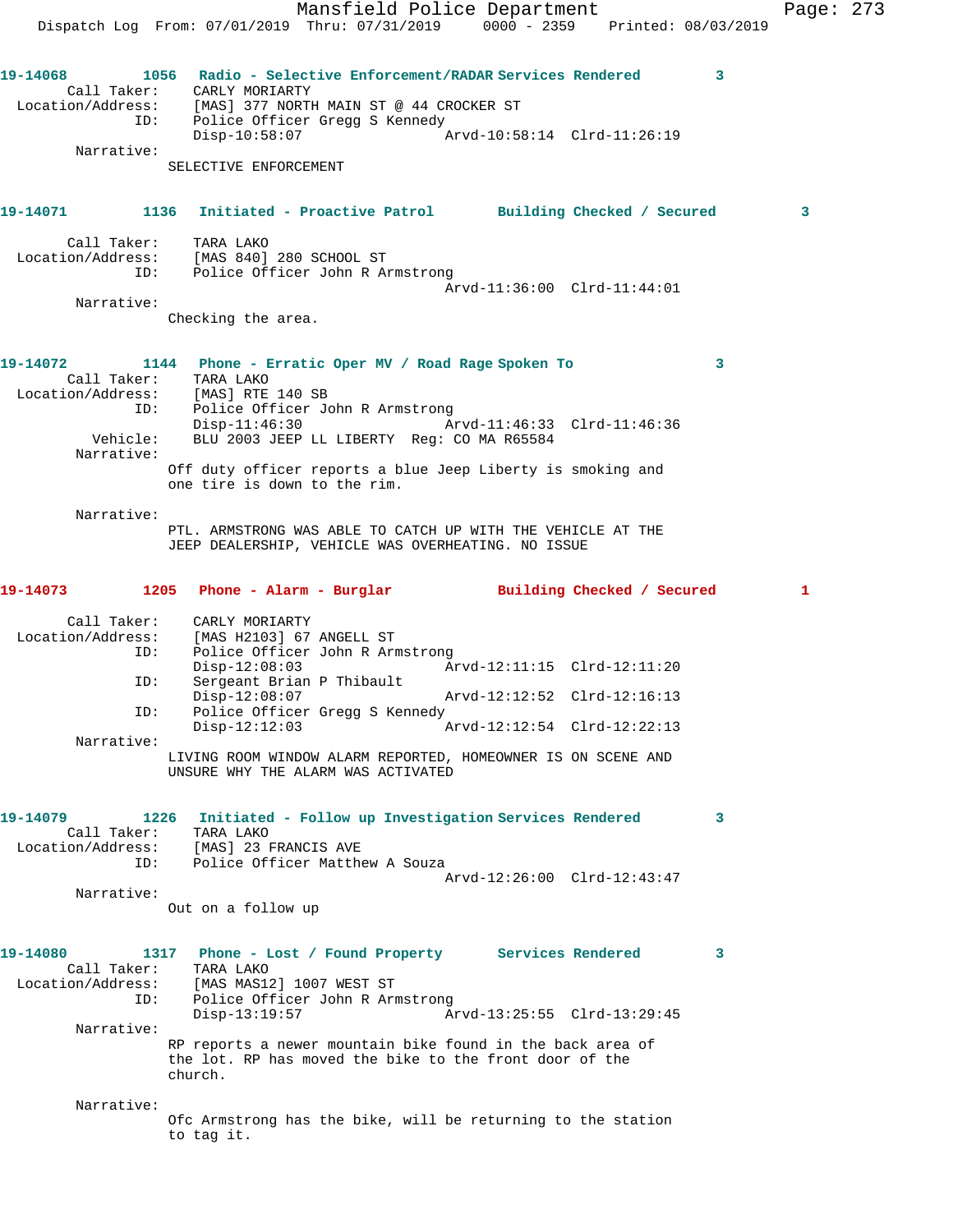Mansfield Police Department
Dispatch Log From: 07/01/2019 Thru: 07/31/2019 0000 - 2359 Printed: 08/03/2019

**19-14068** 1056 Radio - Selective Enforcement/RADAR Services Rendered 3
Call Taker: CARLY MORIARTY
Location/Address: [MAS] 377 NORTH MAIN ST @ 44 CROCKER ST
ID: Police Officer Gregg S Kennedy
Disp-10:58:07 Arvd-10:58:14 Clrd-11:26:19
Narrative:
SELECTIVE ENFORCEMENT

**19-14071** 1136 Initiated - Proactive Patrol Building Checked / Secured 3
Call Taker: TARA LAKO
Location/Address: [MAS 840] 280 SCHOOL ST
ID: Police Officer John R Armstrong
Arvd-11:36:00 Clrd-11:44:01
Narrative:
Checking the area.

**19-14072** 1144 Phone - Erratic Oper MV / Road Rage Spoken To 3
Call Taker: TARA LAKO
Location/Address: [MAS] RTE 140 SB
ID: Police Officer John R Armstrong
Disp-11:46:30 Arvd-11:46:33 Clrd-11:46:36
Vehicle: BLU 2003 JEEP LL LIBERTY Reg: CO MA R65584
Narrative:
Off duty officer reports a blue Jeep Liberty is smoking and one tire is down to the rim.
Narrative:
PTL. ARMSTRONG WAS ABLE TO CATCH UP WITH THE VEHICLE AT THE JEEP DEALERSHIP, VEHICLE WAS OVERHEATING. NO ISSUE

**19-14073** 1205 Phone - Alarm - Burglar Building Checked / Secured 1
Call Taker: CARLY MORIARTY
Location/Address: [MAS H2103] 67 ANGELL ST
ID: Police Officer John R Armstrong
Disp-12:08:03 Arvd-12:11:15 Clrd-12:11:20
ID: Sergeant Brian P Thibault
Disp-12:08:07 Arvd-12:12:52 Clrd-12:16:13
ID: Police Officer Gregg S Kennedy
Disp-12:12:03 Arvd-12:12:54 Clrd-12:22:13
Narrative:
LIVING ROOM WINDOW ALARM REPORTED, HOMEOWNER IS ON SCENE AND UNSURE WHY THE ALARM WAS ACTIVATED

**19-14079** 1226 Initiated - Follow up Investigation Services Rendered 3
Call Taker: TARA LAKO
Location/Address: [MAS] 23 FRANCIS AVE
ID: Police Officer Matthew A Souza
Arvd-12:26:00 Clrd-12:43:47
Narrative:
Out on a follow up

**19-14080** 1317 Phone - Lost / Found Property Services Rendered 3
Call Taker: TARA LAKO
Location/Address: [MAS MAS12] 1007 WEST ST
ID: Police Officer John R Armstrong
Disp-13:19:57 Arvd-13:25:55 Clrd-13:29:45
Narrative:
RP reports a newer mountain bike found in the back area of the lot. RP has moved the bike to the front door of the church.
Narrative:
Ofc Armstrong has the bike, will be returning to the station to tag it.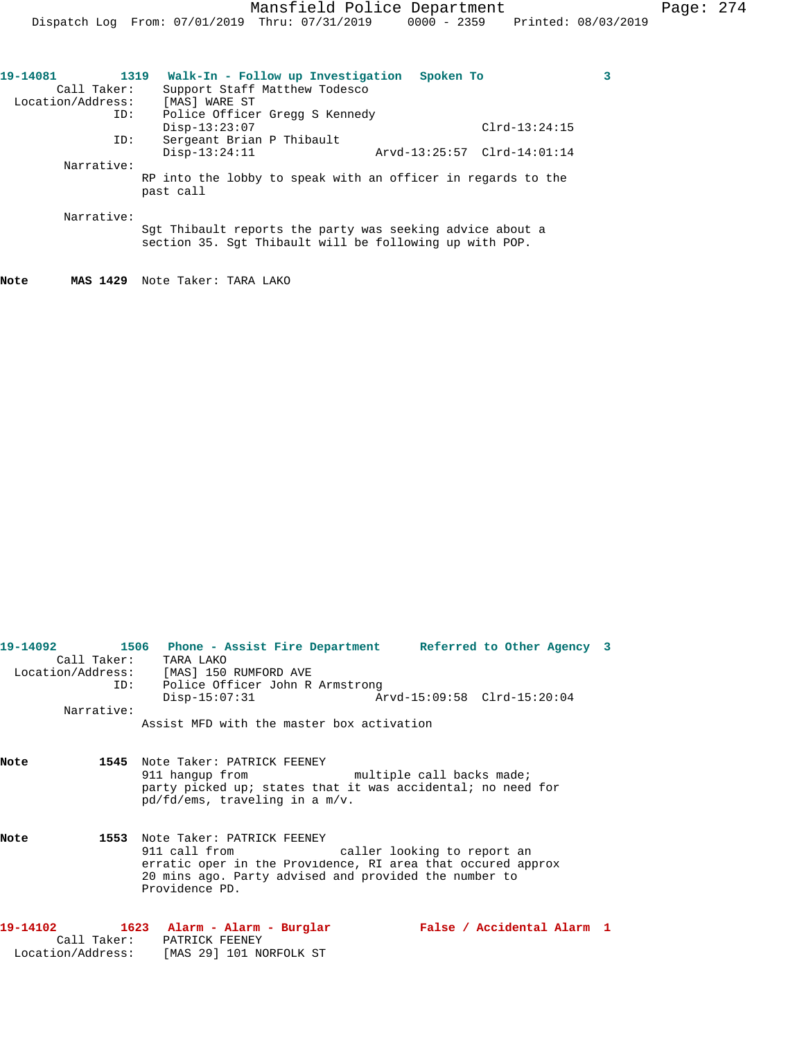**19-14081** 1319 **Walk-In - Follow up Investigation** **Spoken To** **3**

Call Taker: Support Staff Matthew Todesco
Location/Address: [MAS] WARE ST
ID: Police Officer Gregg S Kennedy
Disp-13:23:07 Clrd-13:24:15
ID: Sergeant Brian P Thibault
Disp-13:24:11 Arvd-13:25:57 Clrd-14:01:14

Narrative:
RP into the lobby to speak with an officer in regards to the past call

Narrative:
Sgt Thibault reports the party was seeking advice about a section 35. Sgt Thibault will be following up with POP.

**Note** **MAS 1429** Note Taker: TARA LAKO

**19-14092** 1506 **Phone - Assist Fire Department** **Referred to Other Agency** **3**

Call Taker: TARA LAKO
Location/Address: [MAS] 150 RUMFORD AVE
ID: Police Officer John R Armstrong
Disp-15:07:31 Arvd-15:09:58 Clrd-15:20:04

Narrative:
Assist MFD with the master box activation

**Note** **1545** Note Taker: PATRICK FEENEY
911 hangup from multiple call backs made; party picked up; states that it was accidental; no need for pd/fd/ems, traveling in a m/v.

**Note** **1553** Note Taker: PATRICK FEENEY
911 call from caller looking to report an erratic oper in the Providence, RI area that occured approx 20 mins ago. Party advised and provided the number to Providence PD.

**19-14102** 1623 **Alarm - Alarm - Burglar** **False / Accidental Alarm** **1**

Call Taker: PATRICK FEENEY
Location/Address: [MAS 29] 101 NORFOLK ST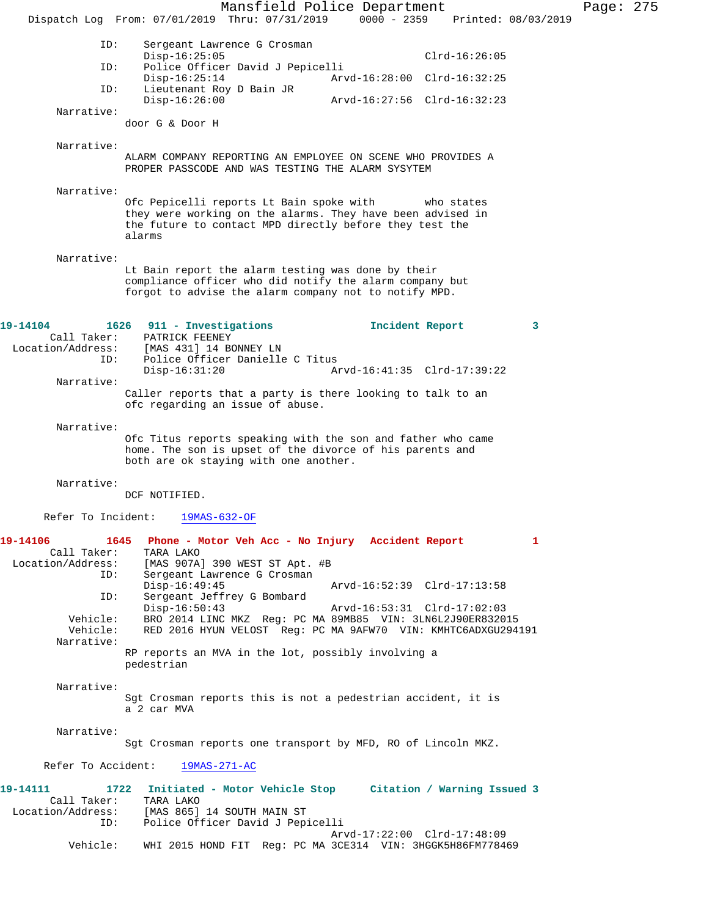```
            ID:    Sergeant Lawrence G Crosman
                   Disp-16:25:05                          Clrd-16:26:05
            ID:    Police Officer David J Pepicelli
                   Disp-16:25:14              Arvd-16:28:00  Clrd-16:32:25
            ID:    Lieutenant Roy D Bain JR
                   Disp-16:26:00              Arvd-16:27:56  Clrd-16:32:23
     Narrative:
                door G & Door H

     Narrative:
                ALARM COMPANY REPORTING AN EMPLOYEE ON SCENE WHO PROVIDES A
                PROPER PASSCODE AND WAS TESTING THE ALARM SYSYTEM

     Narrative:
                Ofc Pepicelli reports Lt Bain spoke with        who states
                they were working on the alarms. They have been advised in
                the future to contact MPD directly before they test the
                alarms

     Narrative:
                Lt Bain report the alarm testing was done by their
                compliance officer who did notify the alarm company but
                forgot to advise the alarm company not to notify MPD.
```

**19-14104** 1626 911 - Investigations — Incident Report 3

```
      Call Taker:    PATRICK FEENEY
  Location/Address:  [MAS 431] 14 BONNEY LN
            ID:      Police Officer Danielle C Titus
                     Disp-16:31:20              Arvd-16:41:35  Clrd-17:39:22
     Narrative:
                Caller reports that a party is there looking to talk to an
                ofc regarding an issue of abuse.

     Narrative:
                Ofc Titus reports speaking with the son and father who came
                home. The son is upset of the divorce of his parents and
                both are ok staying with one another.

     Narrative:
                DCF NOTIFIED.

    Refer To Incident:   19MAS-632-OF
```

**19-14106** 1645 Phone - Motor Veh Acc - No Injury — Accident Report 1

```
      Call Taker:    TARA LAKO
  Location/Address:  [MAS 907A] 390 WEST ST Apt. #B
            ID:      Sergeant Lawrence G Crosman
                     Disp-16:49:45              Arvd-16:52:39  Clrd-17:13:58
            ID:      Sergeant Jeffrey G Bombard
                     Disp-16:50:43              Arvd-16:53:31  Clrd-17:02:03
       Vehicle:      BRO 2014 LINC MKZ  Reg: PC MA 89MB85  VIN: 3LN6L2J90ER832015
       Vehicle:      RED 2016 HYUN VELOST  Reg: PC MA 9AFW70  VIN: KMHTC6ADXGU294191
     Narrative:
                RP reports an MVA in the lot, possibly involving a
                pedestrian

     Narrative:
                Sgt Crosman reports this is not a pedestrian accident, it is
                a 2 car MVA

     Narrative:
                Sgt Crosman reports one transport by MFD, RO of Lincoln MKZ.

    Refer To Accident:   19MAS-271-AC
```

**19-14111** 1722 Initiated - Motor Vehicle Stop — Citation / Warning Issued 3

```
      Call Taker:    TARA LAKO
  Location/Address:  [MAS 865] 14 SOUTH MAIN ST
            ID:      Police Officer David J Pepicelli
                                                Arvd-17:22:00  Clrd-17:48:09
       Vehicle:      WHI 2015 HOND FIT  Reg: PC MA 3CE314  VIN: 3HGGK5H86FM778469
```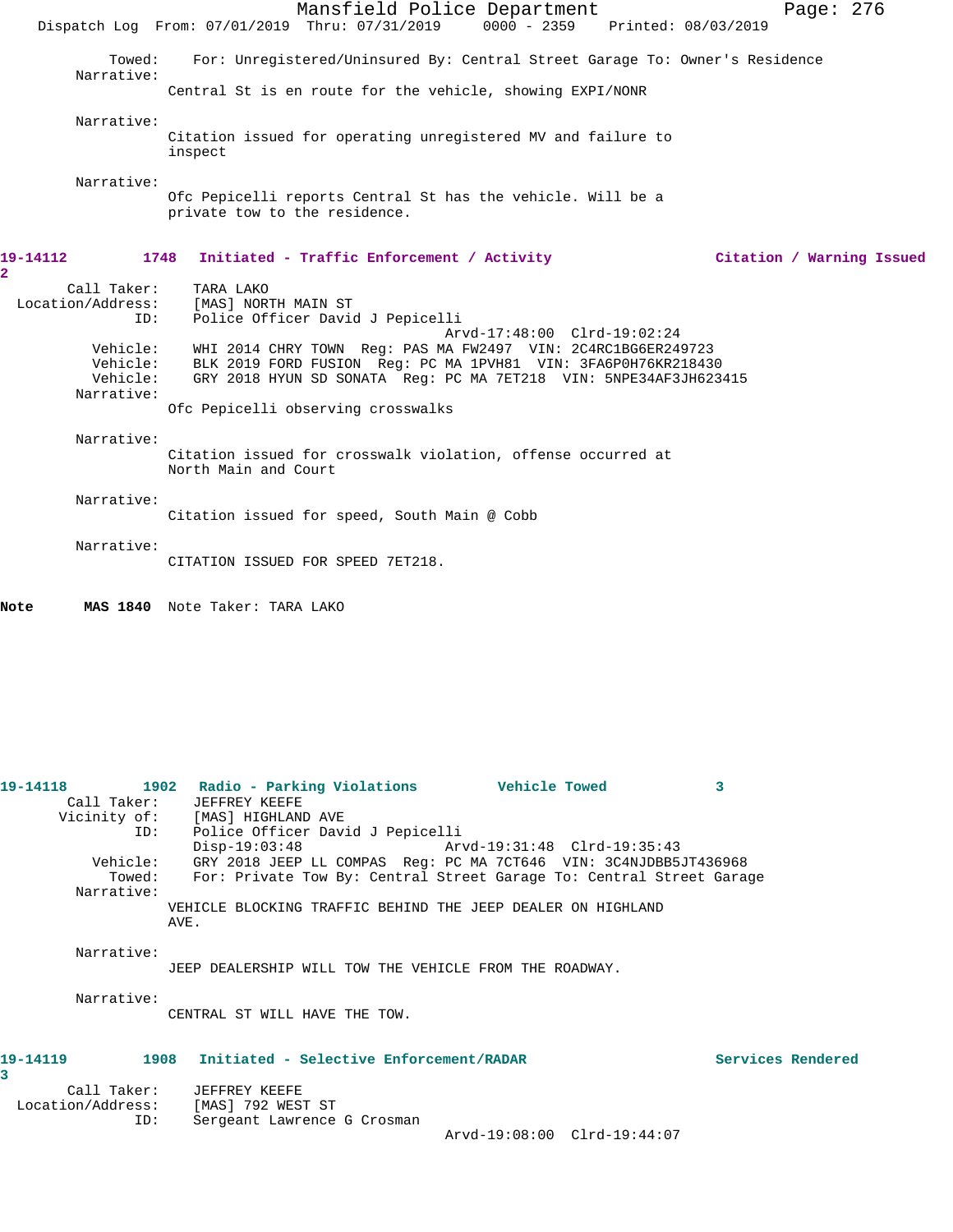Towed: For: Unregistered/Uninsured By: Central Street Garage To: Owner's Residence

Narrative:

Central St is en route for the vehicle, showing EXPI/NONR

Narrative:

Citation issued for operating unregistered MV and failure to inspect

Narrative:

Ofc Pepicelli reports Central St has the vehicle. Will be a private tow to the residence.

**19-14112 1748 Initiated - Traffic Enforcement / Activity — Citation / Warning Issued 2**

Call Taker: TARA LAKO
Location/Address: [MAS] NORTH MAIN ST
ID: Police Officer David J Pepicelli
Arvd-17:48:00 Clrd-19:02:24
Vehicle: WHI 2014 CHRY TOWN Reg: PAS MA FW2497 VIN: 2C4RC1BG6ER249723
Vehicle: BLK 2019 FORD FUSION Reg: PC MA 1PVH81 VIN: 3FA6P0H76KR218430
Vehicle: GRY 2018 HYUN SD SONATA Reg: PC MA 7ET218 VIN: 5NPE34AF3JH623415

Narrative:

Ofc Pepicelli observing crosswalks

Narrative:

Citation issued for crosswalk violation, offense occurred at North Main and Court

Narrative:

Citation issued for speed, South Main @ Cobb

Narrative:

CITATION ISSUED FOR SPEED 7ET218.

**Note MAS 1840** Note Taker: TARA LAKO

**19-14118 1902 Radio - Parking Violations — Vehicle Towed 3**

Call Taker: JEFFREY KEEFE
Vicinity of: [MAS] HIGHLAND AVE
ID: Police Officer David J Pepicelli
Disp-19:03:48 Arvd-19:31:48 Clrd-19:35:43
Vehicle: GRY 2018 JEEP LL COMPAS Reg: PC MA 7CT646 VIN: 3C4NJDBB5JT436968
Towed: For: Private Tow By: Central Street Garage To: Central Street Garage

Narrative:

VEHICLE BLOCKING TRAFFIC BEHIND THE JEEP DEALER ON HIGHLAND AVE.

Narrative:

JEEP DEALERSHIP WILL TOW THE VEHICLE FROM THE ROADWAY.

Narrative:

CENTRAL ST WILL HAVE THE TOW.

**19-14119 1908 Initiated - Selective Enforcement/RADAR — Services Rendered 3**

Call Taker: JEFFREY KEEFE
Location/Address: [MAS] 792 WEST ST
ID: Sergeant Lawrence G Crosman
Arvd-19:08:00 Clrd-19:44:07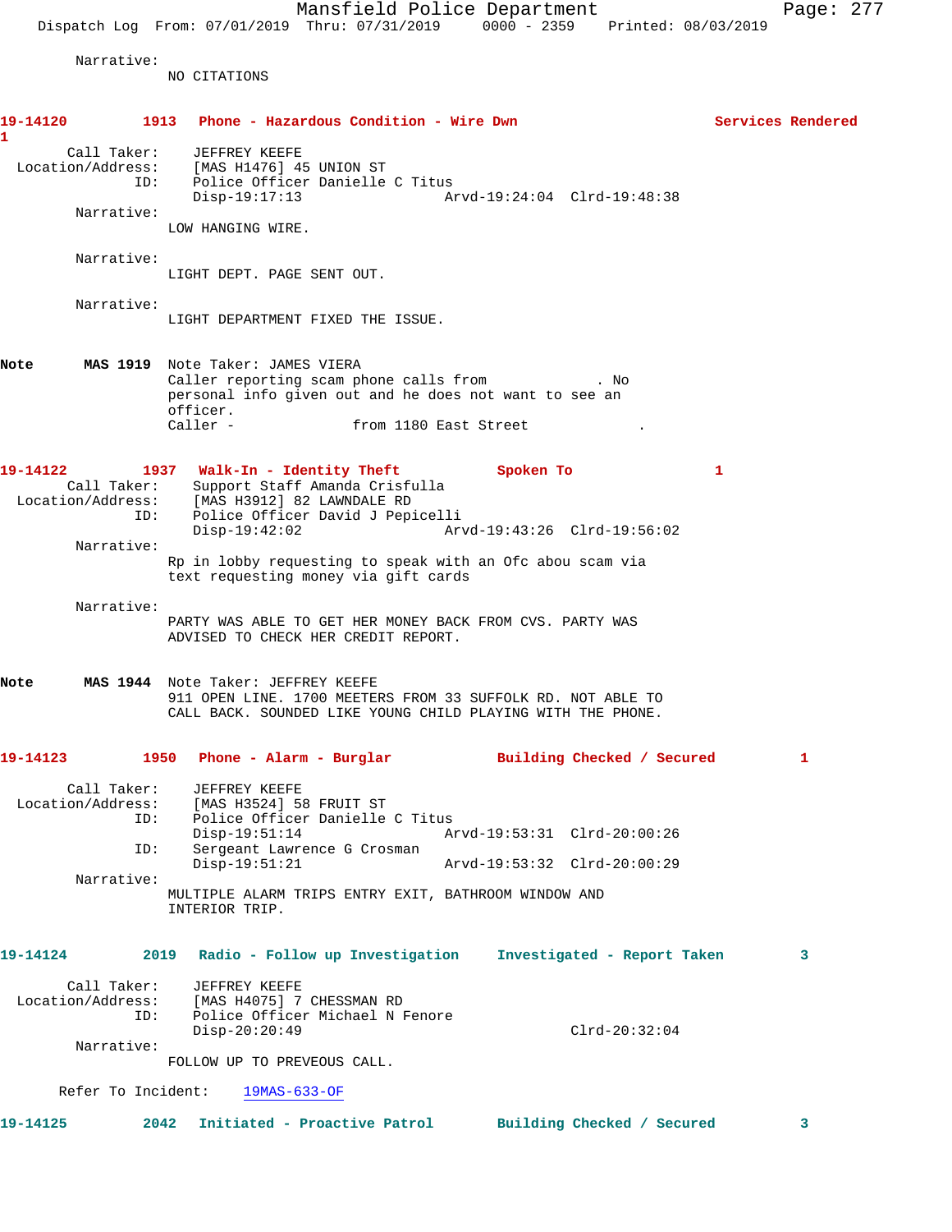Narrative:
NO CITATIONS

**19-14120** **1913 Phone - Hazardous Condition - Wire Dwn** **Services Rendered** **1**

Call Taker: JEFFREY KEEFE
Location/Address: [MAS H1476] 45 UNION ST
ID: Police Officer Danielle C Titus
Disp-19:17:13 Arvd-19:24:04 Clrd-19:48:38

Narrative:
LOW HANGING WIRE.

Narrative:
LIGHT DEPT. PAGE SENT OUT.

Narrative:
LIGHT DEPARTMENT FIXED THE ISSUE.

**Note** **MAS 1919** Note Taker: JAMES VIERA
Caller reporting scam phone calls from . No personal info given out and he does not want to see an officer.
Caller - from 1180 East Street .

**19-14122** **1937 Walk-In - Identity Theft** **Spoken To** **1**

Call Taker: Support Staff Amanda Crisfulla
Location/Address: [MAS H3912] 82 LAWNDALE RD
ID: Police Officer David J Pepicelli
Disp-19:42:02 Arvd-19:43:26 Clrd-19:56:02

Narrative:
Rp in lobby requesting to speak with an Ofc abou scam via text requesting money via gift cards

Narrative:
PARTY WAS ABLE TO GET HER MONEY BACK FROM CVS. PARTY WAS ADVISED TO CHECK HER CREDIT REPORT.

**Note** **MAS 1944** Note Taker: JEFFREY KEEFE
911 OPEN LINE. 1700 MEETERS FROM 33 SUFFOLK RD. NOT ABLE TO CALL BACK. SOUNDED LIKE YOUNG CHILD PLAYING WITH THE PHONE.

**19-14123** **1950 Phone - Alarm - Burglar** **Building Checked / Secured** **1**

Call Taker: JEFFREY KEEFE
Location/Address: [MAS H3524] 58 FRUIT ST
ID: Police Officer Danielle C Titus
Disp-19:51:14 Arvd-19:53:31 Clrd-20:00:26
ID: Sergeant Lawrence G Crosman
Disp-19:51:21 Arvd-19:53:32 Clrd-20:00:29

Narrative:
MULTIPLE ALARM TRIPS ENTRY EXIT, BATHROOM WINDOW AND INTERIOR TRIP.

**19-14124** **2019 Radio - Follow up Investigation** **Investigated - Report Taken** **3**

Call Taker: JEFFREY KEEFE
Location/Address: [MAS H4075] 7 CHESSMAN RD
ID: Police Officer Michael N Fenore
Disp-20:20:49 Clrd-20:32:04

Narrative:
FOLLOW UP TO PREVEOUS CALL.

Refer To Incident: 19MAS-633-OF

**19-14125** **2042 Initiated - Proactive Patrol** **Building Checked / Secured** **3**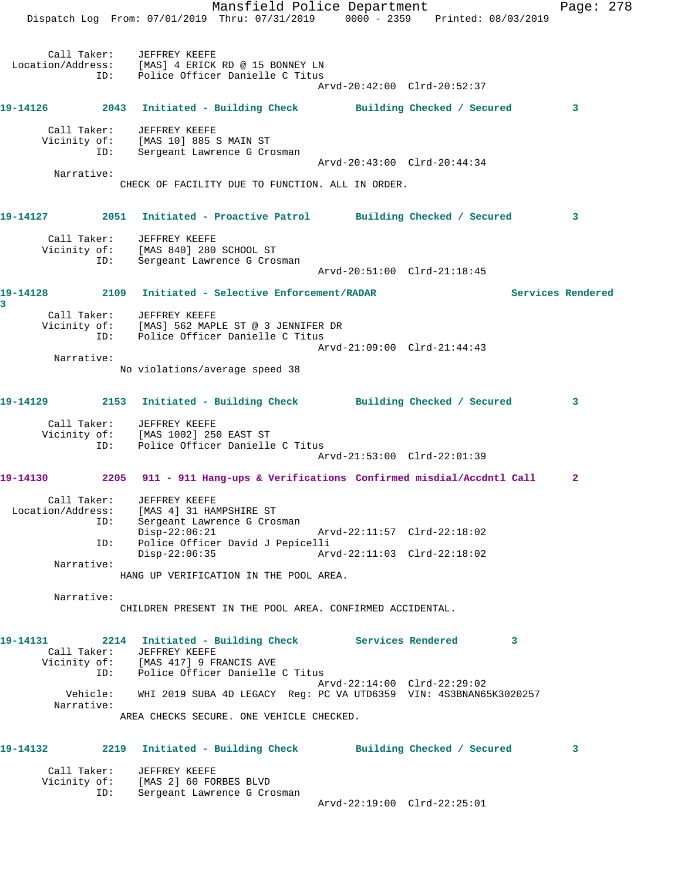```
    Call Taker:    JEFFREY KEEFE
 Location/Address:    [MAS] 4 ERICK RD @ 15 BONNEY LN
            ID:    Police Officer Danielle C Titus
                                        Arvd-20:42:00  Clrd-20:52:37

19-14126        2043   Initiated - Building Check        Building Checked / Secured         3

    Call Taker:    JEFFREY KEEFE
   Vicinity of:    [MAS 10] 885 S MAIN ST
            ID:    Sergeant Lawrence G Crosman
                                        Arvd-20:43:00  Clrd-20:44:34
     Narrative:
                CHECK OF FACILITY DUE TO FUNCTION. ALL IN ORDER.

19-14127        2051   Initiated - Proactive Patrol      Building Checked / Secured         3

    Call Taker:    JEFFREY KEEFE
   Vicinity of:    [MAS 840] 280 SCHOOL ST
            ID:    Sergeant Lawrence G Crosman
                                        Arvd-20:51:00  Clrd-21:18:45

19-14128        2109   Initiated - Selective Enforcement/RADAR                    Services Rendered
3
    Call Taker:    JEFFREY KEEFE
   Vicinity of:    [MAS] 562 MAPLE ST @ 3 JENNIFER DR
            ID:    Police Officer Danielle C Titus
                                        Arvd-21:09:00  Clrd-21:44:43
     Narrative:
                No violations/average speed 38

19-14129        2153   Initiated - Building Check        Building Checked / Secured         3

    Call Taker:    JEFFREY KEEFE
   Vicinity of:    [MAS 1002] 250 EAST ST
            ID:    Police Officer Danielle C Titus
                                        Arvd-21:53:00  Clrd-22:01:39

19-14130        2205   911 - 911 Hang-ups & Verifications  Confirmed misdial/Accdntl Call     2

    Call Taker:    JEFFREY KEEFE
 Location/Address:    [MAS 4] 31 HAMPSHIRE ST
            ID:    Sergeant Lawrence G Crosman
                   Disp-22:06:21        Arvd-22:11:57  Clrd-22:18:02
            ID:    Police Officer David J Pepicelli
                   Disp-22:06:35        Arvd-22:11:03  Clrd-22:18:02
     Narrative:
                HANG UP VERIFICATION IN THE POOL AREA.

     Narrative:
                CHILDREN PRESENT IN THE POOL AREA. CONFIRMED ACCIDENTAL.

19-14131        2214   Initiated - Building Check        Services Rendered        3
    Call Taker:    JEFFREY KEEFE
   Vicinity of:    [MAS 417] 9 FRANCIS AVE
            ID:    Police Officer Danielle C Titus
                                        Arvd-22:14:00  Clrd-22:29:02
       Vehicle:    WHI 2019 SUBA 4D LEGACY  Reg: PC VA UTD6359  VIN: 4S3BNAN65K3020257
     Narrative:
                AREA CHECKS SECURE. ONE VEHICLE CHECKED.

19-14132        2219   Initiated - Building Check        Building Checked / Secured         3

    Call Taker:    JEFFREY KEEFE
   Vicinity of:    [MAS 2] 60 FORBES BLVD
            ID:    Sergeant Lawrence G Crosman
                                        Arvd-22:19:00  Clrd-22:25:01
```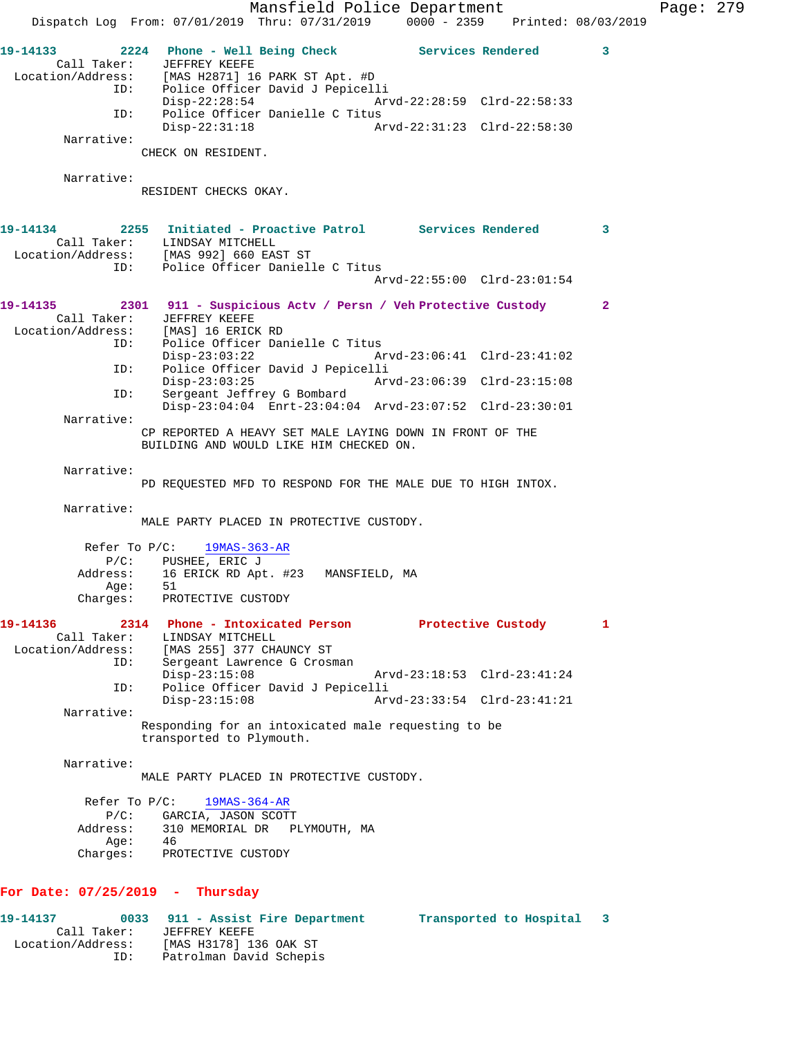**19-14133** 2224 Phone - Well Being Check Services Rendered 3

Call Taker: JEFFREY KEEFE
Location/Address: [MAS H2871] 16 PARK ST Apt. #D
ID: Police Officer David J Pepicelli
Disp-22:28:54 Arvd-22:28:59 Clrd-22:58:33
ID: Police Officer Danielle C Titus
Disp-22:31:18 Arvd-22:31:23 Clrd-22:58:30

Narrative:
CHECK ON RESIDENT.

Narrative:
RESIDENT CHECKS OKAY.

**19-14134** 2255 Initiated - Proactive Patrol Services Rendered 3

Call Taker: LINDSAY MITCHELL
Location/Address: [MAS 992] 660 EAST ST
ID: Police Officer Danielle C Titus
Arvd-22:55:00 Clrd-23:01:54

**19-14135** 2301 911 - Suspicious Actv / Persn / Veh Protective Custody 2

Call Taker: JEFFREY KEEFE
Location/Address: [MAS] 16 ERICK RD
ID: Police Officer Danielle C Titus
Disp-23:03:22 Arvd-23:06:41 Clrd-23:41:02
ID: Police Officer David J Pepicelli
Disp-23:03:25 Arvd-23:06:39 Clrd-23:15:08
ID: Sergeant Jeffrey G Bombard
Disp-23:04:04 Enrt-23:04:04 Arvd-23:07:52 Clrd-23:30:01

Narrative:
CP REPORTED A HEAVY SET MALE LAYING DOWN IN FRONT OF THE BUILDING AND WOULD LIKE HIM CHECKED ON.

Narrative:
PD REQUESTED MFD TO RESPOND FOR THE MALE DUE TO HIGH INTOX.

Narrative:
MALE PARTY PLACED IN PROTECTIVE CUSTODY.

Refer To P/C: 19MAS-363-AR
P/C: PUSHEE, ERIC J
Address: 16 ERICK RD Apt. #23 MANSFIELD, MA
Age: 51
Charges: PROTECTIVE CUSTODY

**19-14136** 2314 Phone - Intoxicated Person Protective Custody 1

Call Taker: LINDSAY MITCHELL
Location/Address: [MAS 255] 377 CHAUNCY ST
ID: Sergeant Lawrence G Crosman
Disp-23:15:08 Arvd-23:18:53 Clrd-23:41:24
ID: Police Officer David J Pepicelli
Disp-23:15:08 Arvd-23:33:54 Clrd-23:41:21

Narrative:
Responding for an intoxicated male requesting to be transported to Plymouth.

Narrative:
MALE PARTY PLACED IN PROTECTIVE CUSTODY.

Refer To P/C: 19MAS-364-AR
P/C: GARCIA, JASON SCOTT
Address: 310 MEMORIAL DR PLYMOUTH, MA
Age: 46
Charges: PROTECTIVE CUSTODY

## For Date: 07/25/2019 - Thursday

**19-14137** 0033 911 - Assist Fire Department Transported to Hospital 3

Call Taker: JEFFREY KEEFE
Location/Address: [MAS H3178] 136 OAK ST
ID: Patrolman David Schepis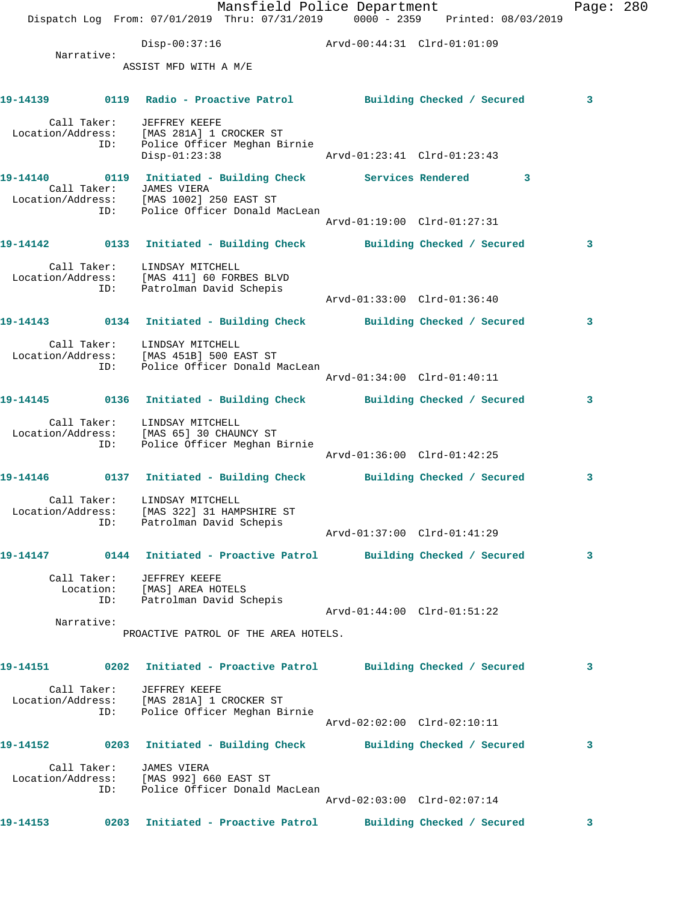Disp-00:37:16 Arvd-00:44:31 Clrd-01:01:09

Narrative:

ASSIST MFD WITH A M/E

**19-14139 0119 Radio - Proactive Patrol Building Checked / Secured 3**

Call Taker: JEFFREY KEEFE
Location/Address: [MAS 281A] 1 CROCKER ST
ID: Police Officer Meghan Birnie
Disp-01:23:38 Arvd-01:23:41 Clrd-01:23:43

**19-14140 0119 Initiated - Building Check Services Rendered 3**

Call Taker: JAMES VIERA
Location/Address: [MAS 1002] 250 EAST ST
ID: Police Officer Donald MacLean
Arvd-01:19:00 Clrd-01:27:31

**19-14142 0133 Initiated - Building Check Building Checked / Secured 3**

Call Taker: LINDSAY MITCHELL
Location/Address: [MAS 411] 60 FORBES BLVD
ID: Patrolman David Schepis
Arvd-01:33:00 Clrd-01:36:40

**19-14143 0134 Initiated - Building Check Building Checked / Secured 3**

Call Taker: LINDSAY MITCHELL
Location/Address: [MAS 451B] 500 EAST ST
ID: Police Officer Donald MacLean
Arvd-01:34:00 Clrd-01:40:11

**19-14145 0136 Initiated - Building Check Building Checked / Secured 3**

Call Taker: LINDSAY MITCHELL
Location/Address: [MAS 65] 30 CHAUNCY ST
ID: Police Officer Meghan Birnie
Arvd-01:36:00 Clrd-01:42:25

**19-14146 0137 Initiated - Building Check Building Checked / Secured 3**

Call Taker: LINDSAY MITCHELL
Location/Address: [MAS 322] 31 HAMPSHIRE ST
ID: Patrolman David Schepis
Arvd-01:37:00 Clrd-01:41:29

**19-14147 0144 Initiated - Proactive Patrol Building Checked / Secured 3**

Call Taker: JEFFREY KEEFE
Location: [MAS] AREA HOTELS
ID: Patrolman David Schepis
Arvd-01:44:00 Clrd-01:51:22

Narrative:

PROACTIVE PATROL OF THE AREA HOTELS.

**19-14151 0202 Initiated - Proactive Patrol Building Checked / Secured 3**

Call Taker: JEFFREY KEEFE
Location/Address: [MAS 281A] 1 CROCKER ST
ID: Police Officer Meghan Birnie
Arvd-02:02:00 Clrd-02:10:11

**19-14152 0203 Initiated - Building Check Building Checked / Secured 3**

Call Taker: JAMES VIERA
Location/Address: [MAS 992] 660 EAST ST
ID: Police Officer Donald MacLean
Arvd-02:03:00 Clrd-02:07:14

**19-14153 0203 Initiated - Proactive Patrol Building Checked / Secured 3**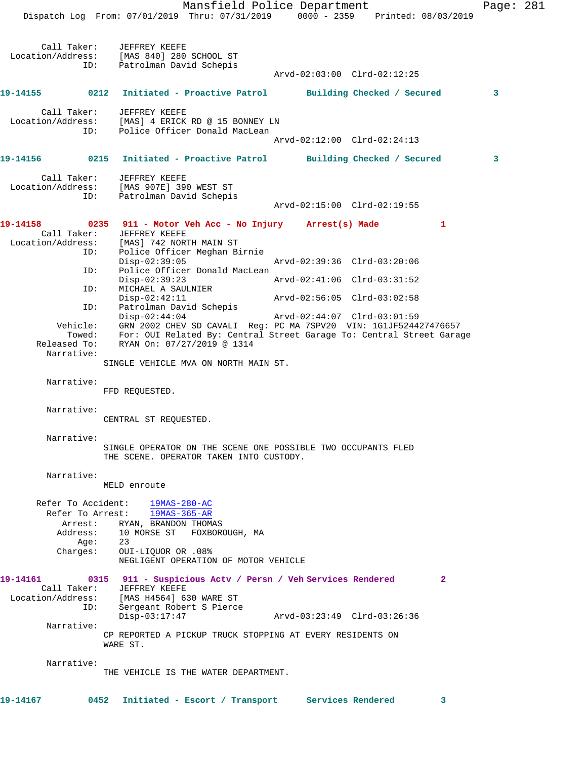Call Taker: JEFFREY KEEFE
Location/Address: [MAS 840] 280 SCHOOL ST
ID: Patrolman David Schepis
Arvd-02:03:00 Clrd-02:12:25

**19-14155 0212 Initiated - Proactive Patrol Building Checked / Secured 3**

Call Taker: JEFFREY KEEFE
Location/Address: [MAS] 4 ERICK RD @ 15 BONNEY LN
ID: Police Officer Donald MacLean
Arvd-02:12:00 Clrd-02:24:13

**19-14156 0215 Initiated - Proactive Patrol Building Checked / Secured 3**

Call Taker: JEFFREY KEEFE
Location/Address: [MAS 907E] 390 WEST ST
ID: Patrolman David Schepis
Arvd-02:15:00 Clrd-02:19:55

**19-14158 0235 911 - Motor Veh Acc - No Injury Arrest(s) Made 1**

Call Taker: JEFFREY KEEFE
Location/Address: [MAS] 742 NORTH MAIN ST
ID: Police Officer Meghan Birnie
Disp-02:39:05 Arvd-02:39:36 Clrd-03:20:06
ID: Police Officer Donald MacLean
Disp-02:39:23 Arvd-02:41:06 Clrd-03:31:52
ID: MICHAEL A SAULNIER
Disp-02:42:11 Arvd-02:56:05 Clrd-03:02:58
ID: Patrolman David Schepis
Disp-02:44:04 Arvd-02:44:07 Clrd-03:01:59
Vehicle: GRN 2002 CHEV SD CAVALI Reg: PC MA 7SPV20 VIN: 1G1JF524427476657
Towed: For: OUI Related By: Central Street Garage To: Central Street Garage
Released To: RYAN On: 07/27/2019 @ 1314

Narrative:
SINGLE VEHICLE MVA ON NORTH MAIN ST.

Narrative:
FFD REQUESTED.

Narrative:
CENTRAL ST REQUESTED.

Narrative:
SINGLE OPERATOR ON THE SCENE ONE POSSIBLE TWO OCCUPANTS FLED THE SCENE. OPERATOR TAKEN INTO CUSTODY.

Narrative:
MELD enroute

Refer To Accident: 19MAS-280-AC
Refer To Arrest: 19MAS-365-AR
Arrest: RYAN, BRANDON THOMAS
Address: 10 MORSE ST FOXBOROUGH, MA
Age: 23
Charges: OUI-LIQUOR OR .08%
NEGLIGENT OPERATION OF MOTOR VEHICLE

**19-14161 0315 911 - Suspicious Actv / Persn / Veh Services Rendered 2**

Call Taker: JEFFREY KEEFE
Location/Address: [MAS H4564] 630 WARE ST
ID: Sergeant Robert S Pierce
Disp-03:17:47 Arvd-03:23:49 Clrd-03:26:36

Narrative:
CP REPORTED A PICKUP TRUCK STOPPING AT EVERY RESIDENTS ON WARE ST.

Narrative:
THE VEHICLE IS THE WATER DEPARTMENT.

**19-14167 0452 Initiated - Escort / Transport Services Rendered 3**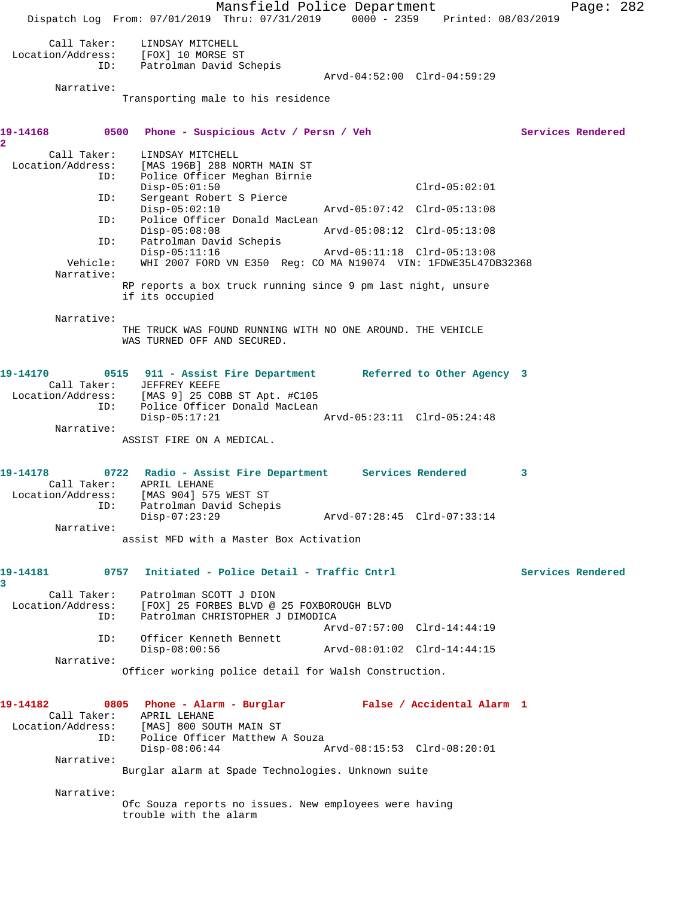Call Taker: LINDSAY MITCHELL
Location/Address: [FOX] 10 MORSE ST
ID: Patrolman David Schepis
Arvd-04:52:00 Clrd-04:59:29
Narrative:
Transporting male to his residence

**19-14168 0500 Phone - Suspicious Actv / Persn / Veh Services Rendered 2**

Call Taker: LINDSAY MITCHELL
Location/Address: [MAS 196B] 288 NORTH MAIN ST
ID: Police Officer Meghan Birnie
Disp-05:01:50 Clrd-05:02:01
ID: Sergeant Robert S Pierce
Disp-05:02:10 Arvd-05:07:42 Clrd-05:13:08
ID: Police Officer Donald MacLean
Disp-05:08:08 Arvd-05:08:12 Clrd-05:13:08
ID: Patrolman David Schepis
Disp-05:11:16 Arvd-05:11:18 Clrd-05:13:08
Vehicle: WHI 2007 FORD VN E350 Reg: CO MA N19074 VIN: 1FDWE35L47DB32368
Narrative:
RP reports a box truck running since 9 pm last night, unsure if its occupied

Narrative:
THE TRUCK WAS FOUND RUNNING WITH NO ONE AROUND. THE VEHICLE WAS TURNED OFF AND SECURED.

**19-14170 0515 911 - Assist Fire Department Referred to Other Agency 3**

Call Taker: JEFFREY KEEFE
Location/Address: [MAS 9] 25 COBB ST Apt. #C105
ID: Police Officer Donald MacLean
Disp-05:17:21 Arvd-05:23:11 Clrd-05:24:48
Narrative:
ASSIST FIRE ON A MEDICAL.

**19-14178 0722 Radio - Assist Fire Department Services Rendered 3**

Call Taker: APRIL LEHANE
Location/Address: [MAS 904] 575 WEST ST
ID: Patrolman David Schepis
Disp-07:23:29 Arvd-07:28:45 Clrd-07:33:14
Narrative:
assist MFD with a Master Box Activation

**19-14181 0757 Initiated - Police Detail - Traffic Cntrl Services Rendered 3**

Call Taker: Patrolman SCOTT J DION
Location/Address: [FOX] 25 FORBES BLVD @ 25 FOXBOROUGH BLVD
ID: Patrolman CHRISTOPHER J DIMODICA
Arvd-07:57:00 Clrd-14:44:19
ID: Officer Kenneth Bennett
Disp-08:00:56 Arvd-08:01:02 Clrd-14:44:15
Narrative:
Officer working police detail for Walsh Construction.

**19-14182 0805 Phone - Alarm - Burglar False / Accidental Alarm 1**

Call Taker: APRIL LEHANE
Location/Address: [MAS] 800 SOUTH MAIN ST
ID: Police Officer Matthew A Souza
Disp-08:06:44 Arvd-08:15:53 Clrd-08:20:01
Narrative:
Burglar alarm at Spade Technologies. Unknown suite

Narrative:
Ofc Souza reports no issues. New employees were having trouble with the alarm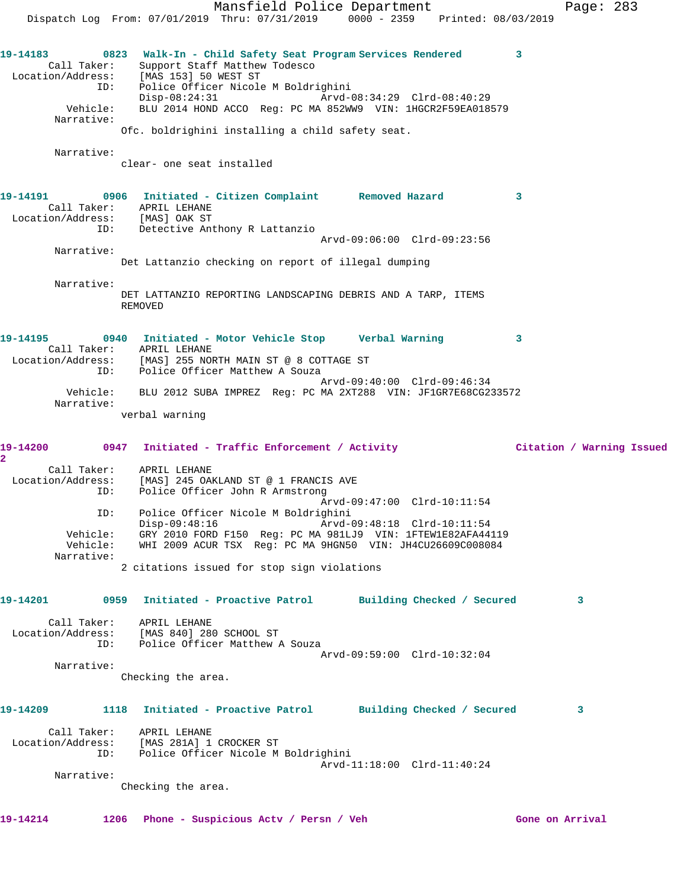**19-14183** 0823 **Walk-In - Child Safety Seat Program Services Rendered** 3

Call Taker: Support Staff Matthew Todesco
Location/Address: [MAS 153] 50 WEST ST
ID: Police Officer Nicole M Boldrighini
Disp-08:24:31 Arvd-08:34:29 Clrd-08:40:29
Vehicle: BLU 2014 HOND ACCO Reg: PC MA 852WW9 VIN: 1HGCR2F59EA018579
Narrative:
Ofc. boldrighini installing a child safety seat.

Narrative:
clear- one seat installed

**19-14191** 0906 **Initiated - Citizen Complaint Removed Hazard** 3

Call Taker: APRIL LEHANE
Location/Address: [MAS] OAK ST
ID: Detective Anthony R Lattanzio
Arvd-09:06:00 Clrd-09:23:56
Narrative:
Det Lattanzio checking on report of illegal dumping

Narrative:
DET LATTANZIO REPORTING LANDSCAPING DEBRIS AND A TARP, ITEMS REMOVED

**19-14195** 0940 **Initiated - Motor Vehicle Stop Verbal Warning** 3

Call Taker: APRIL LEHANE
Location/Address: [MAS] 255 NORTH MAIN ST @ 8 COTTAGE ST
ID: Police Officer Matthew A Souza
Arvd-09:40:00 Clrd-09:46:34
Vehicle: BLU 2012 SUBA IMPREZ Reg: PC MA 2XT288 VIN: JF1GR7E68CG233572
Narrative:
verbal warning

**19-14200** 0947 **Initiated - Traffic Enforcement / Activity Citation / Warning Issued** 2

Call Taker: APRIL LEHANE
Location/Address: [MAS] 245 OAKLAND ST @ 1 FRANCIS AVE
ID: Police Officer John R Armstrong
Arvd-09:47:00 Clrd-10:11:54
ID: Police Officer Nicole M Boldrighini
Disp-09:48:16 Arvd-09:48:18 Clrd-10:11:54
Vehicle: GRY 2010 FORD F150 Reg: PC MA 981LJ9 VIN: 1FTEW1E82AFA44119
Vehicle: WHI 2009 ACUR TSX Reg: PC MA 9HGN50 VIN: JH4CU26609C008084
Narrative:
2 citations issued for stop sign violations

**19-14201** 0959 **Initiated - Proactive Patrol Building Checked / Secured** 3

Call Taker: APRIL LEHANE
Location/Address: [MAS 840] 280 SCHOOL ST
ID: Police Officer Matthew A Souza
Arvd-09:59:00 Clrd-10:32:04
Narrative:
Checking the area.

**19-14209** 1118 **Initiated - Proactive Patrol Building Checked / Secured** 3

Call Taker: APRIL LEHANE
Location/Address: [MAS 281A] 1 CROCKER ST
ID: Police Officer Nicole M Boldrighini
Arvd-11:18:00 Clrd-11:40:24
Narrative:
Checking the area.

**19-14214** 1206 **Phone - Suspicious Actv / Persn / Veh Gone on Arrival**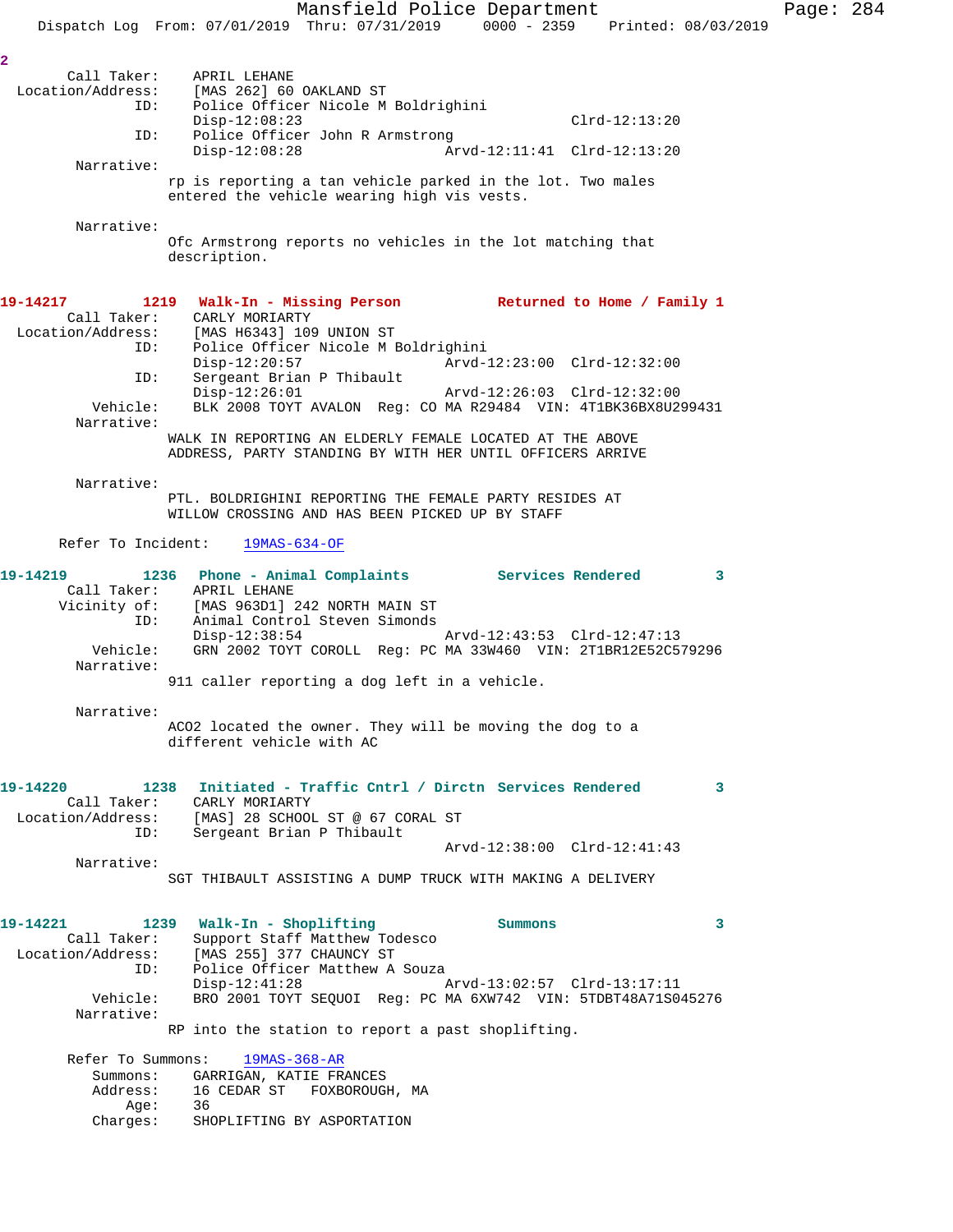2

Call Taker: APRIL LEHANE
Location/Address: [MAS 262] 60 OAKLAND ST
ID: Police Officer Nicole M Boldrighini
Disp-12:08:23 Clrd-12:13:20
ID: Police Officer John R Armstrong
Disp-12:08:28 Arvd-12:11:41 Clrd-12:13:20

Narrative:
rp is reporting a tan vehicle parked in the lot. Two males entered the vehicle wearing high vis vests.

Narrative:
Ofc Armstrong reports no vehicles in the lot matching that description.

**19-14217 1219 Walk-In - Missing Person Returned to Home / Family 1**

Call Taker: CARLY MORIARTY
Location/Address: [MAS H6343] 109 UNION ST
ID: Police Officer Nicole M Boldrighini
Disp-12:20:57 Arvd-12:23:00 Clrd-12:32:00
ID: Sergeant Brian P Thibault
Disp-12:26:01 Arvd-12:26:03 Clrd-12:32:00
Vehicle: BLK 2008 TOYT AVALON Reg: CO MA R29484 VIN: 4T1BK36BX8U299431

Narrative:
WALK IN REPORTING AN ELDERLY FEMALE LOCATED AT THE ABOVE ADDRESS, PARTY STANDING BY WITH HER UNTIL OFFICERS ARRIVE

Narrative:
PTL. BOLDRIGHINI REPORTING THE FEMALE PARTY RESIDES AT WILLOW CROSSING AND HAS BEEN PICKED UP BY STAFF

Refer To Incident: 19MAS-634-OF

**19-14219 1236 Phone - Animal Complaints Services Rendered 3**

Call Taker: APRIL LEHANE
Vicinity of: [MAS 963D1] 242 NORTH MAIN ST
ID: Animal Control Steven Simonds
Disp-12:38:54 Arvd-12:43:53 Clrd-12:47:13
Vehicle: GRN 2002 TOYT COROLL Reg: PC MA 33W460 VIN: 2T1BR12E52C579296

Narrative:
911 caller reporting a dog left in a vehicle.

Narrative:
ACO2 located the owner. They will be moving the dog to a different vehicle with AC

**19-14220 1238 Initiated - Traffic Cntrl / Dirctn Services Rendered 3**

Call Taker: CARLY MORIARTY
Location/Address: [MAS] 28 SCHOOL ST @ 67 CORAL ST
ID: Sergeant Brian P Thibault
Arvd-12:38:00 Clrd-12:41:43

Narrative:
SGT THIBAULT ASSISTING A DUMP TRUCK WITH MAKING A DELIVERY

**19-14221 1239 Walk-In - Shoplifting Summons 3**

Call Taker: Support Staff Matthew Todesco
Location/Address: [MAS 255] 377 CHAUNCY ST
ID: Police Officer Matthew A Souza
Disp-12:41:28 Arvd-13:02:57 Clrd-13:17:11
Vehicle: BRO 2001 TOYT SEQUOI Reg: PC MA 6XW742 VIN: 5TDBT48A71S045276

Narrative:
RP into the station to report a past shoplifting.

Refer To Summons: 19MAS-368-AR
Summons: GARRIGAN, KATIE FRANCES
Address: 16 CEDAR ST FOXBOROUGH, MA
Age: 36
Charges: SHOPLIFTING BY ASPORTATION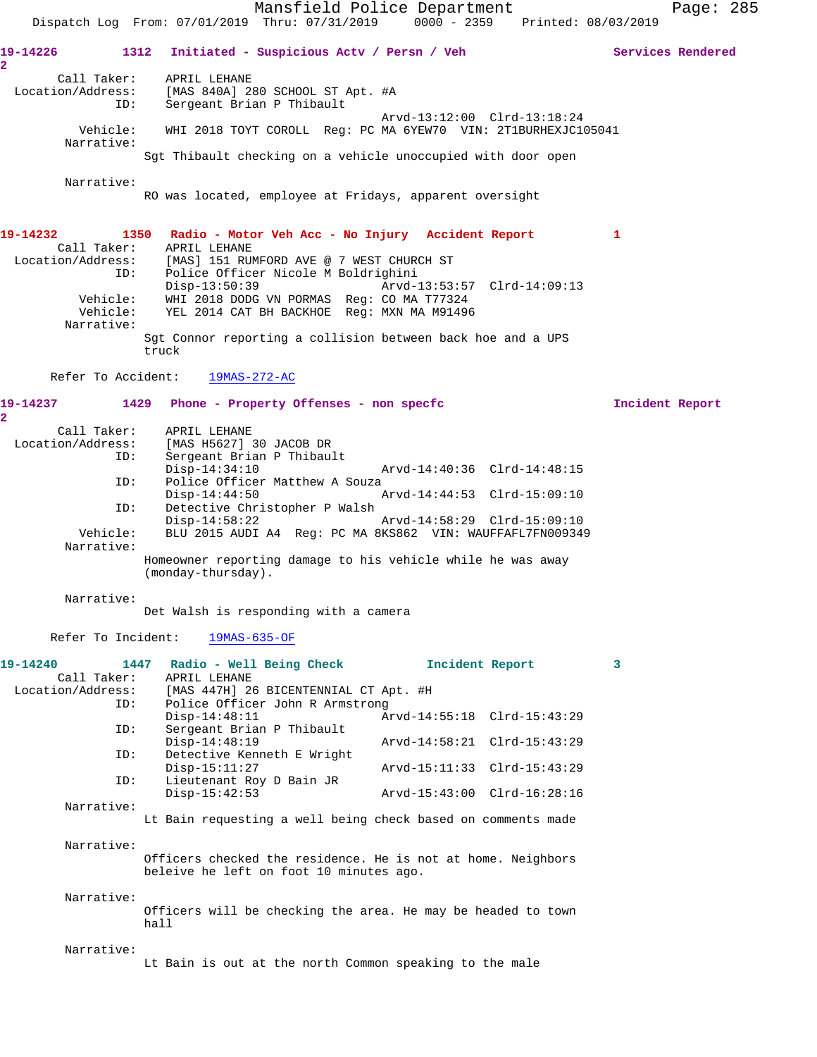19-14226 1312 Initiated - Suspicious Actv / Persn / Veh Services Rendered 2

Call Taker: APRIL LEHANE
Location/Address: [MAS 840A] 280 SCHOOL ST Apt. #A
ID: Sergeant Brian P Thibault
Arvd-13:12:00 Clrd-13:18:24
Vehicle: WHI 2018 TOYT COROLL Reg: PC MA 6YEW70 VIN: 2T1BURHEXJC105041
Narrative:
Sgt Thibault checking on a vehicle unoccupied with door open

Narrative:
RO was located, employee at Fridays, apparent oversight

19-14232 1350 Radio - Motor Veh Acc - No Injury Accident Report 1

Call Taker: APRIL LEHANE
Location/Address: [MAS] 151 RUMFORD AVE @ 7 WEST CHURCH ST
ID: Police Officer Nicole M Boldrighini
Disp-13:50:39 Arvd-13:53:57 Clrd-14:09:13
Vehicle: WHI 2018 DODG VN PORMAS Reg: CO MA T77324
Vehicle: YEL 2014 CAT BH BACKHOE Reg: MXN MA M91496
Narrative:
Sgt Connor reporting a collision between back hoe and a UPS truck

Refer To Accident: 19MAS-272-AC

19-14237 1429 Phone - Property Offenses - non specfc Incident Report 2

Call Taker: APRIL LEHANE
Location/Address: [MAS H5627] 30 JACOB DR
ID: Sergeant Brian P Thibault
Disp-14:34:10 Arvd-14:40:36 Clrd-14:48:15
ID: Police Officer Matthew A Souza
Disp-14:44:50 Arvd-14:44:53 Clrd-15:09:10
ID: Detective Christopher P Walsh
Disp-14:58:22 Arvd-14:58:29 Clrd-15:09:10
Vehicle: BLU 2015 AUDI A4 Reg: PC MA 8KS862 VIN: WAUFFAFL7FN009349
Narrative:
Homeowner reporting damage to his vehicle while he was away (monday-thursday).

Narrative:
Det Walsh is responding with a camera

Refer To Incident: 19MAS-635-OF

19-14240 1447 Radio - Well Being Check Incident Report 3

Call Taker: APRIL LEHANE
Location/Address: [MAS 447H] 26 BICENTENNIAL CT Apt. #H
ID: Police Officer John R Armstrong
Disp-14:48:11 Arvd-14:55:18 Clrd-15:43:29
ID: Sergeant Brian P Thibault
Disp-14:48:19 Arvd-14:58:21 Clrd-15:43:29
ID: Detective Kenneth E Wright
Disp-15:11:27 Arvd-15:11:33 Clrd-15:43:29
ID: Lieutenant Roy D Bain JR
Disp-15:42:53 Arvd-15:43:00 Clrd-16:28:16
Narrative:
Lt Bain requesting a well being check based on comments made

Narrative:
Officers checked the residence. He is not at home. Neighbors beleive he left on foot 10 minutes ago.

Narrative:
Officers will be checking the area. He may be headed to town hall

Narrative:
Lt Bain is out at the north Common speaking to the male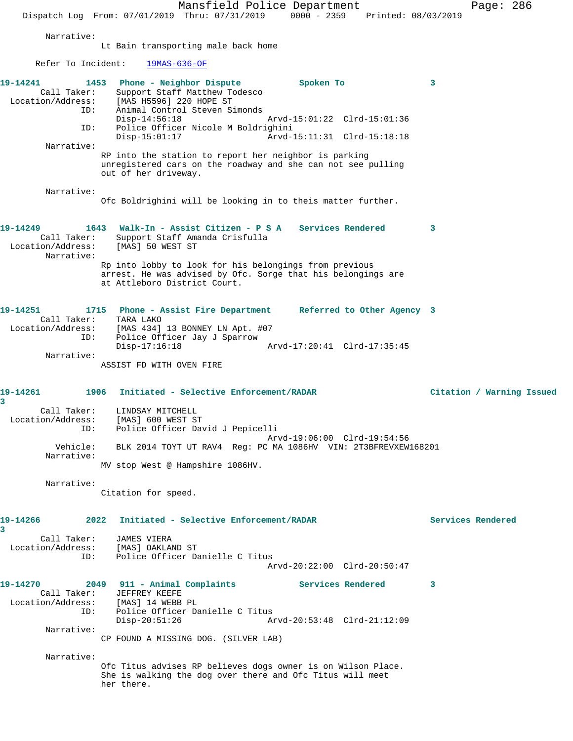Narrative:
Lt Bain transporting male back home

Refer To Incident: 19MAS-636-OF

**19-14241 1453 Phone - Neighbor Dispute Spoken To 3**

Call Taker: Support Staff Matthew Todesco
Location/Address: [MAS H5596] 220 HOPE ST
ID: Animal Control Steven Simonds
Disp-14:56:18 Arvd-15:01:22 Clrd-15:01:36
ID: Police Officer Nicole M Boldrighini
Disp-15:01:17 Arvd-15:11:31 Clrd-15:18:18

Narrative:
RP into the station to report her neighbor is parking unregistered cars on the roadway and she can not see pulling out of her driveway.

Narrative:
Ofc Boldrighini will be looking in to theis matter further.

**19-14249 1643 Walk-In - Assist Citizen - P S A Services Rendered 3**

Call Taker: Support Staff Amanda Crisfulla
Location/Address: [MAS] 50 WEST ST

Narrative:
Rp into lobby to look for his belongings from previous arrest. He was advised by Ofc. Sorge that his belongings are at Attleboro District Court.

**19-14251 1715 Phone - Assist Fire Department Referred to Other Agency 3**

Call Taker: TARA LAKO
Location/Address: [MAS 434] 13 BONNEY LN Apt. #07
ID: Police Officer Jay J Sparrow
Disp-17:16:18 Arvd-17:20:41 Clrd-17:35:45

Narrative:
ASSIST FD WITH OVEN FIRE

**19-14261 1906 Initiated - Selective Enforcement/RADAR Citation / Warning Issued 3**

Call Taker: LINDSAY MITCHELL
Location/Address: [MAS] 600 WEST ST
ID: Police Officer David J Pepicelli
Arvd-19:06:00 Clrd-19:54:56
Vehicle: BLK 2014 TOYT UT RAV4 Reg: PC MA 1086HV VIN: 2T3BFREVXEW168201

Narrative:
MV stop West @ Hampshire 1086HV.

Narrative:
Citation for speed.

**19-14266 2022 Initiated - Selective Enforcement/RADAR Services Rendered 3**

Call Taker: JAMES VIERA
Location/Address: [MAS] OAKLAND ST
ID: Police Officer Danielle C Titus
Arvd-20:22:00 Clrd-20:50:47

**19-14270 2049 911 - Animal Complaints Services Rendered 3**

Call Taker: JEFFREY KEEFE
Location/Address: [MAS] 14 WEBB PL
ID: Police Officer Danielle C Titus
Disp-20:51:26 Arvd-20:53:48 Clrd-21:12:09

Narrative:
CP FOUND A MISSING DOG. (SILVER LAB)

Narrative:
Ofc Titus advises RP believes dogs owner is on Wilson Place. She is walking the dog over there and Ofc Titus will meet her there.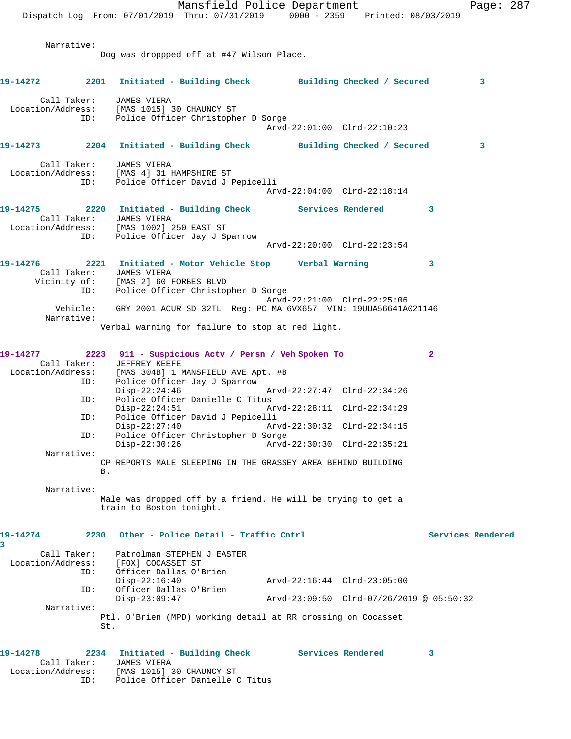Narrative:
Dog was droppped off at #47 Wilson Place.

**19-14272** 2201 **Initiated - Building Check** **Building Checked / Secured** 3

Call Taker: JAMES VIERA
Location/Address: [MAS 1015] 30 CHAUNCY ST
ID: Police Officer Christopher D Sorge
Arvd-22:01:00 Clrd-22:10:23

**19-14273** 2204 **Initiated - Building Check** **Building Checked / Secured** 3

Call Taker: JAMES VIERA
Location/Address: [MAS 4] 31 HAMPSHIRE ST
ID: Police Officer David J Pepicelli
Arvd-22:04:00 Clrd-22:18:14

**19-14275** 2220 **Initiated - Building Check** **Services Rendered** 3
Call Taker: JAMES VIERA
Location/Address: [MAS 1002] 250 EAST ST
ID: Police Officer Jay J Sparrow
Arvd-22:20:00 Clrd-22:23:54

**19-14276** 2221 **Initiated - Motor Vehicle Stop** **Verbal Warning** 3
Call Taker: JAMES VIERA
Vicinity of: [MAS 2] 60 FORBES BLVD
ID: Police Officer Christopher D Sorge
Arvd-22:21:00 Clrd-22:25:06
Vehicle: GRY 2001 ACUR SD 32TL Reg: PC MA 6VX657 VIN: 19UUA56641A021146
Narrative:
Verbal warning for failure to stop at red light.

**19-14277** 2223 **911 - Suspicious Actv / Persn / Veh** **Spoken To** 2
Call Taker: JEFFREY KEEFE
Location/Address: [MAS 304B] 1 MANSFIELD AVE Apt. #B
ID: Police Officer Jay J Sparrow
Disp-22:24:46 Arvd-22:27:47 Clrd-22:34:26
ID: Police Officer Danielle C Titus
Disp-22:24:51 Arvd-22:28:11 Clrd-22:34:29
ID: Police Officer David J Pepicelli
Disp-22:27:40 Arvd-22:30:32 Clrd-22:34:15
ID: Police Officer Christopher D Sorge
Disp-22:30:26 Arvd-22:30:30 Clrd-22:35:21
Narrative:
CP REPORTS MALE SLEEPING IN THE GRASSEY AREA BEHIND BUILDING B.

Narrative:
Male was dropped off by a friend. He will be trying to get a train to Boston tonight.

**19-14274** 2230 **Other - Police Detail - Traffic Cntrl** **Services Rendered** 3
Call Taker: Patrolman STEPHEN J EASTER
Location/Address: [FOX] COCASSET ST
ID: Officer Dallas O'Brien
Disp-22:16:40 Arvd-22:16:44 Clrd-23:05:00
ID: Officer Dallas O'Brien
Disp-23:09:47 Arvd-23:09:50 Clrd-07/26/2019 @ 05:50:32
Narrative:
Ptl. O'Brien (MPD) working detail at RR crossing on Cocasset St.

**19-14278** 2234 **Initiated - Building Check** **Services Rendered** 3
Call Taker: JAMES VIERA
Location/Address: [MAS 1015] 30 CHAUNCY ST
ID: Police Officer Danielle C Titus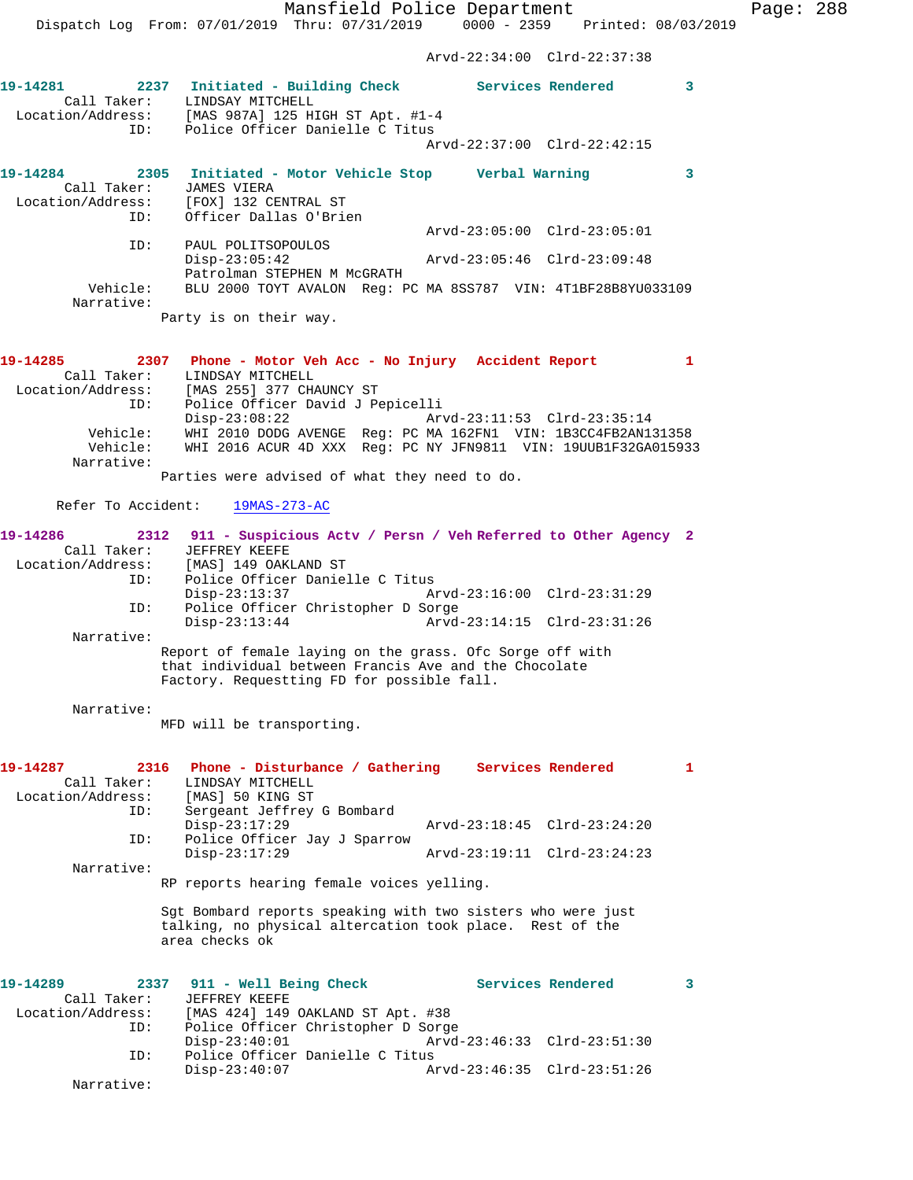Arvd-22:34:00 Clrd-22:37:38

**19-14281** 2237 **Initiated - Building Check** **Services Rendered** 3
Call Taker: LINDSAY MITCHELL
Location/Address: [MAS 987A] 125 HIGH ST Apt. #1-4
ID: Police Officer Danielle C Titus
Arvd-22:37:00 Clrd-22:42:15

**19-14284** 2305 **Initiated - Motor Vehicle Stop** **Verbal Warning** 3
Call Taker: JAMES VIERA
Location/Address: [FOX] 132 CENTRAL ST
ID: Officer Dallas O'Brien
Arvd-23:05:00 Clrd-23:05:01
ID: PAUL POLITSOPOULOS
Disp-23:05:42 Arvd-23:05:46 Clrd-23:09:48
Patrolman STEPHEN M McGRATH
Vehicle: BLU 2000 TOYT AVALON Reg: PC MA 8SS787 VIN: 4T1BF28B8YU033109
Narrative:
Party is on their way.

**19-14285** 2307 **Phone - Motor Veh Acc - No Injury** **Accident Report** 1
Call Taker: LINDSAY MITCHELL
Location/Address: [MAS 255] 377 CHAUNCY ST
ID: Police Officer David J Pepicelli
Disp-23:08:22 Arvd-23:11:53 Clrd-23:35:14
Vehicle: WHI 2010 DODG AVENGE Reg: PC MA 162FN1 VIN: 1B3CC4FB2AN131358
Vehicle: WHI 2016 ACUR 4D XXX Reg: PC NY JFN9811 VIN: 19UUB1F32GA015933
Narrative:
Parties were advised of what they need to do.

Refer To Accident: 19MAS-273-AC

**19-14286** 2312 **911 - Suspicious Actv / Persn / Veh** **Referred to Other Agency** 2
Call Taker: JEFFREY KEEFE
Location/Address: [MAS] 149 OAKLAND ST
ID: Police Officer Danielle C Titus
Disp-23:13:37 Arvd-23:16:00 Clrd-23:31:29
ID: Police Officer Christopher D Sorge
Disp-23:13:44 Arvd-23:14:15 Clrd-23:31:26
Narrative:
Report of female laying on the grass. Ofc Sorge off with that individual between Francis Ave and the Chocolate Factory. Requestting FD for possible fall.

Narrative:
MFD will be transporting.

**19-14287** 2316 **Phone - Disturbance / Gathering** **Services Rendered** 1
Call Taker: LINDSAY MITCHELL
Location/Address: [MAS] 50 KING ST
ID: Sergeant Jeffrey G Bombard
Disp-23:17:29 Arvd-23:18:45 Clrd-23:24:20
ID: Police Officer Jay J Sparrow
Disp-23:17:29 Arvd-23:19:11 Clrd-23:24:23
Narrative:
RP reports hearing female voices yelling.

Sgt Bombard reports speaking with two sisters who were just talking, no physical altercation took place. Rest of the area checks ok

**19-14289** 2337 **911 - Well Being Check** **Services Rendered** 3
Call Taker: JEFFREY KEEFE
Location/Address: [MAS 424] 149 OAKLAND ST Apt. #38
ID: Police Officer Christopher D Sorge
Disp-23:40:01 Arvd-23:46:33 Clrd-23:51:30
ID: Police Officer Danielle C Titus
Disp-23:40:07 Arvd-23:46:35 Clrd-23:51:26
Narrative: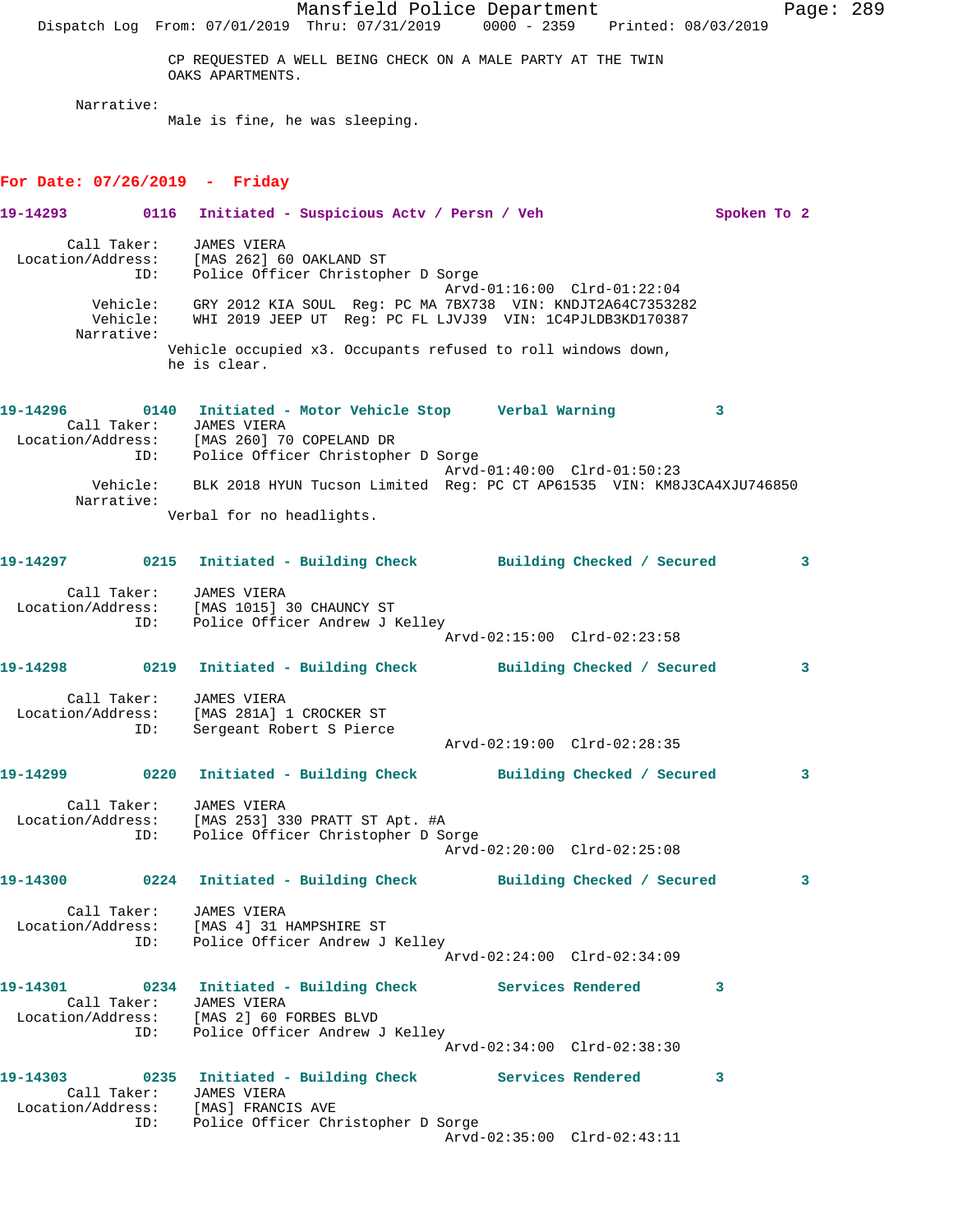CP REQUESTED A WELL BEING CHECK ON A MALE PARTY AT THE TWIN OAKS APARTMENTS.

Narrative:
Male is fine, he was sleeping.

**For Date: 07/26/2019 - Friday**

**19-14293 0116 Initiated - Suspicious Actv / Persn / Veh — Spoken To 2**

Call Taker: JAMES VIERA
Location/Address: [MAS 262] 60 OAKLAND ST
ID: Police Officer Christopher D Sorge
Arvd-01:16:00 Clrd-01:22:04
Vehicle: GRY 2012 KIA SOUL Reg: PC MA 7BX738 VIN: KNDJT2A64C7353282
Vehicle: WHI 2019 JEEP UT Reg: PC FL LJVJ39 VIN: 1C4PJLDB3KD170387
Narrative:
Vehicle occupied x3. Occupants refused to roll windows down, he is clear.

**19-14296 0140 Initiated - Motor Vehicle Stop — Verbal Warning 3**

Call Taker: JAMES VIERA
Location/Address: [MAS 260] 70 COPELAND DR
ID: Police Officer Christopher D Sorge
Arvd-01:40:00 Clrd-01:50:23
Vehicle: BLK 2018 HYUN Tucson Limited Reg: PC CT AP61535 VIN: KM8J3CA4XJU746850
Narrative:
Verbal for no headlights.

**19-14297 0215 Initiated - Building Check — Building Checked / Secured 3**

Call Taker: JAMES VIERA
Location/Address: [MAS 1015] 30 CHAUNCY ST
ID: Police Officer Andrew J Kelley
Arvd-02:15:00 Clrd-02:23:58

**19-14298 0219 Initiated - Building Check — Building Checked / Secured 3**

Call Taker: JAMES VIERA
Location/Address: [MAS 281A] 1 CROCKER ST
ID: Sergeant Robert S Pierce
Arvd-02:19:00 Clrd-02:28:35

**19-14299 0220 Initiated - Building Check — Building Checked / Secured 3**

Call Taker: JAMES VIERA
Location/Address: [MAS 253] 330 PRATT ST Apt. #A
ID: Police Officer Christopher D Sorge
Arvd-02:20:00 Clrd-02:25:08

**19-14300 0224 Initiated - Building Check — Building Checked / Secured 3**

Call Taker: JAMES VIERA
Location/Address: [MAS 4] 31 HAMPSHIRE ST
ID: Police Officer Andrew J Kelley
Arvd-02:24:00 Clrd-02:34:09

**19-14301 0234 Initiated - Building Check — Services Rendered 3**

Call Taker: JAMES VIERA
Location/Address: [MAS 2] 60 FORBES BLVD
ID: Police Officer Andrew J Kelley
Arvd-02:34:00 Clrd-02:38:30

**19-14303 0235 Initiated - Building Check — Services Rendered 3**

Call Taker: JAMES VIERA
Location/Address: [MAS] FRANCIS AVE
ID: Police Officer Christopher D Sorge
Arvd-02:35:00 Clrd-02:43:11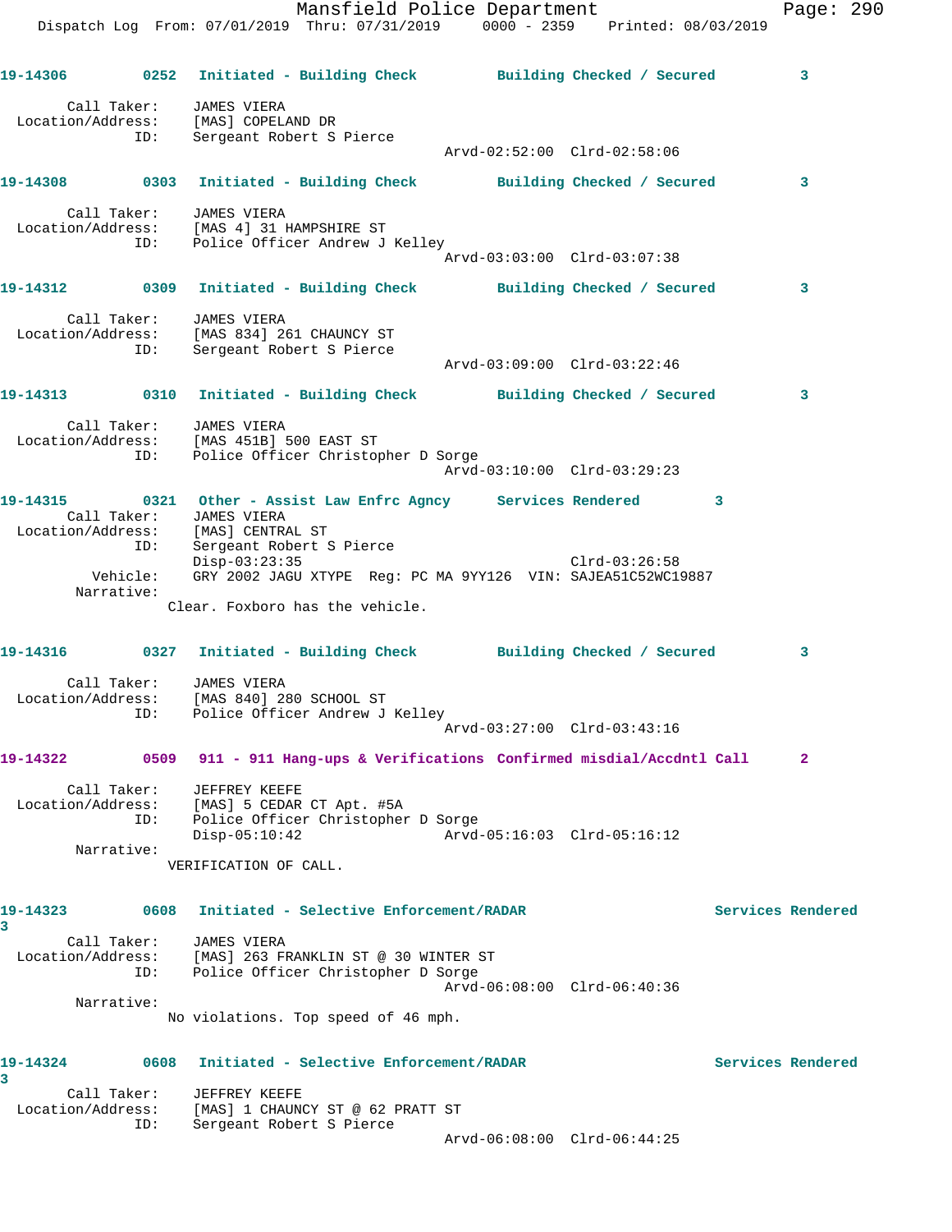**19-14306** 0252 Initiated - Building Check Building Checked / Secured 3

Call Taker: JAMES VIERA
Location/Address: [MAS] COPELAND DR
ID: Sergeant Robert S Pierce
Arvd-02:52:00 Clrd-02:58:06

**19-14308** 0303 Initiated - Building Check Building Checked / Secured 3

Call Taker: JAMES VIERA
Location/Address: [MAS 4] 31 HAMPSHIRE ST
ID: Police Officer Andrew J Kelley
Arvd-03:03:00 Clrd-03:07:38

**19-14312** 0309 Initiated - Building Check Building Checked / Secured 3

Call Taker: JAMES VIERA
Location/Address: [MAS 834] 261 CHAUNCY ST
ID: Sergeant Robert S Pierce
Arvd-03:09:00 Clrd-03:22:46

**19-14313** 0310 Initiated - Building Check Building Checked / Secured 3

Call Taker: JAMES VIERA
Location/Address: [MAS 451B] 500 EAST ST
ID: Police Officer Christopher D Sorge
Arvd-03:10:00 Clrd-03:29:23

**19-14315** 0321 Other - Assist Law Enfrc Agncy Services Rendered 3

Call Taker: JAMES VIERA
Location/Address: [MAS] CENTRAL ST
ID: Sergeant Robert S Pierce
Disp-03:23:35 Clrd-03:26:58
Vehicle: GRY 2002 JAGU XTYPE Reg: PC MA 9YY126 VIN: SAJEA51C52WC19887
Narrative:
Clear. Foxboro has the vehicle.

**19-14316** 0327 Initiated - Building Check Building Checked / Secured 3

Call Taker: JAMES VIERA
Location/Address: [MAS 840] 280 SCHOOL ST
ID: Police Officer Andrew J Kelley
Arvd-03:27:00 Clrd-03:43:16

**19-14322** 0509 911 - 911 Hang-ups & Verifications Confirmed misdial/Accdntl Call 2

Call Taker: JEFFREY KEEFE
Location/Address: [MAS] 5 CEDAR CT Apt. #5A
ID: Police Officer Christopher D Sorge
Disp-05:10:42 Arvd-05:16:03 Clrd-05:16:12
Narrative:
VERIFICATION OF CALL.

**19-14323** 0608 Initiated - Selective Enforcement/RADAR Services Rendered 3

Call Taker: JAMES VIERA
Location/Address: [MAS] 263 FRANKLIN ST @ 30 WINTER ST
ID: Police Officer Christopher D Sorge
Arvd-06:08:00 Clrd-06:40:36
Narrative:
No violations. Top speed of 46 mph.

**19-14324** 0608 Initiated - Selective Enforcement/RADAR Services Rendered 3

Call Taker: JEFFREY KEEFE
Location/Address: [MAS] 1 CHAUNCY ST @ 62 PRATT ST
ID: Sergeant Robert S Pierce
Arvd-06:08:00 Clrd-06:44:25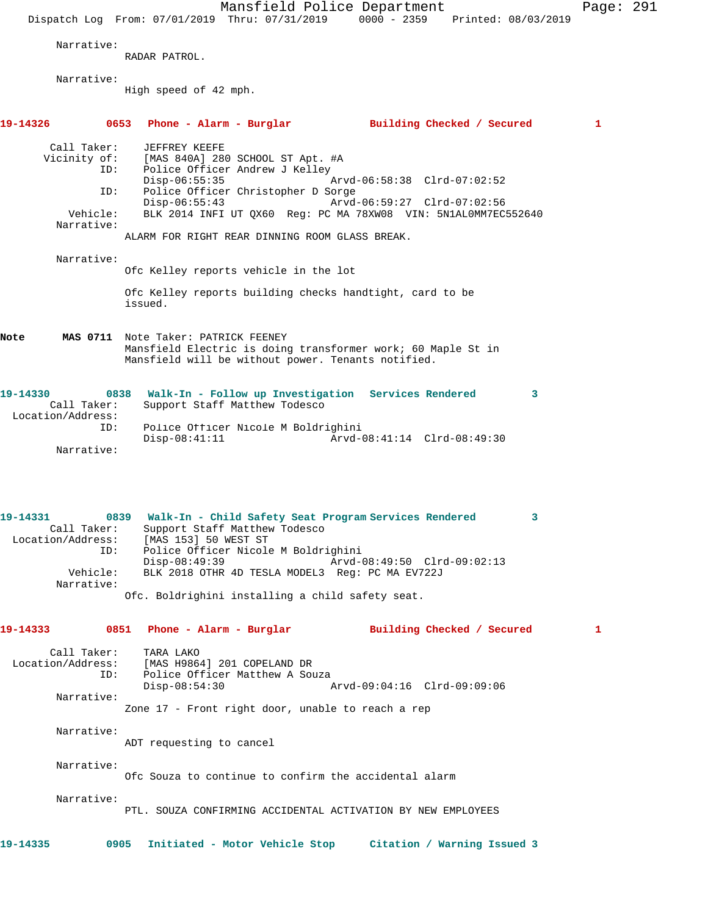Narrative:
RADAR PATROL.

Narrative:
High speed of 42 mph.

**19-14326 0653 Phone - Alarm - Burglar Building Checked / Secured 1**

Call Taker: JEFFREY KEEFE
Vicinity of: [MAS 840A] 280 SCHOOL ST Apt. #A
ID: Police Officer Andrew J Kelley
Disp-06:55:35 Arvd-06:58:38 Clrd-07:02:52
ID: Police Officer Christopher D Sorge
Disp-06:55:43 Arvd-06:59:27 Clrd-07:02:56
Vehicle: BLK 2014 INFI UT QX60 Reg: PC MA 78XW08 VIN: 5N1AL0MM7EC552640
Narrative:
ALARM FOR RIGHT REAR DINNING ROOM GLASS BREAK.

Narrative:
Ofc Kelley reports vehicle in the lot

Ofc Kelley reports building checks handtight, card to be issued.

**Note MAS 0711** Note Taker: PATRICK FEENEY
Mansfield Electric is doing transformer work; 60 Maple St in Mansfield will be without power. Tenants notified.

**19-14330 0838 Walk-In - Follow up Investigation Services Rendered 3**
Call Taker: Support Staff Matthew Todesco
Location/Address:
ID: Police Officer Nicole M Boldrighini
Disp-08:41:11 Arvd-08:41:14 Clrd-08:49:30
Narrative:

**19-14331 0839 Walk-In - Child Safety Seat Program Services Rendered 3**
Call Taker: Support Staff Matthew Todesco
Location/Address: [MAS 153] 50 WEST ST
ID: Police Officer Nicole M Boldrighini
Disp-08:49:39 Arvd-08:49:50 Clrd-09:02:13
Vehicle: BLK 2018 OTHR 4D TESLA MODEL3 Reg: PC MA EV722J
Narrative:
Ofc. Boldrighini installing a child safety seat.

**19-14333 0851 Phone - Alarm - Burglar Building Checked / Secured 1**

Call Taker: TARA LAKO
Location/Address: [MAS H9864] 201 COPELAND DR
ID: Police Officer Matthew A Souza
Disp-08:54:30 Arvd-09:04:16 Clrd-09:09:06
Narrative:
Zone 17 - Front right door, unable to reach a rep

Narrative:
ADT requesting to cancel

Narrative:
Ofc Souza to continue to confirm the accidental alarm

Narrative:
PTL. SOUZA CONFIRMING ACCIDENTAL ACTIVATION BY NEW EMPLOYEES

**19-14335 0905 Initiated - Motor Vehicle Stop Citation / Warning Issued 3**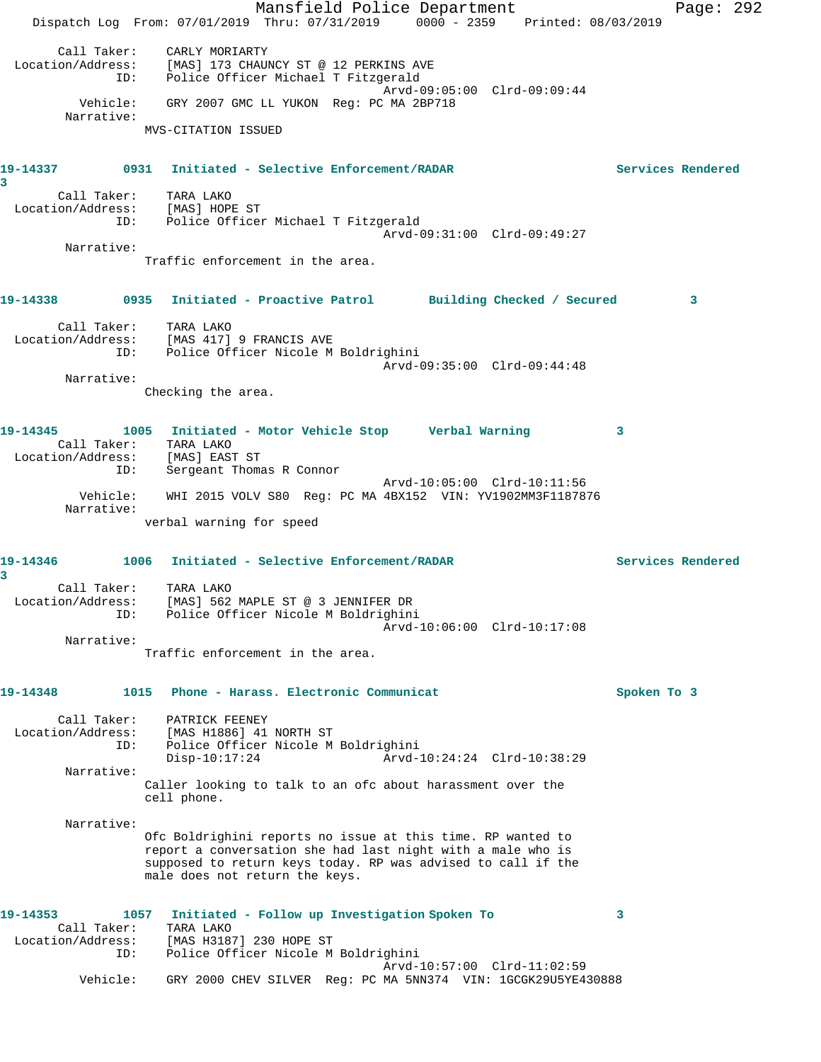```
        Call Taker:    CARLY MORIARTY
  Location/Address:    [MAS] 173 CHAUNCY ST @ 12 PERKINS AVE
                ID:    Police Officer Michael T Fitzgerald
                                                Arvd-09:05:00  Clrd-09:09:44
           Vehicle:    GRY 2007 GMC LL YUKON  Reg: PC MA 2BP718
         Narrative:
                   MVS-CITATION ISSUED
```

**19-14337        0931   Initiated - Selective Enforcement/RADAR                    Services Rendered 3**

```
        Call Taker:    TARA LAKO
  Location/Address:    [MAS] HOPE ST
                ID:    Police Officer Michael T Fitzgerald
                                                Arvd-09:31:00  Clrd-09:49:27
         Narrative:
                   Traffic enforcement in the area.
```

**19-14338        0935   Initiated - Proactive Patrol       Building Checked / Secured         3**

```
        Call Taker:    TARA LAKO
  Location/Address:    [MAS 417] 9 FRANCIS AVE
                ID:    Police Officer Nicole M Boldrighini
                                                Arvd-09:35:00  Clrd-09:44:48
         Narrative:
                   Checking the area.
```

**19-14345        1005   Initiated - Motor Vehicle Stop     Verbal Warning           3**

```
        Call Taker:    TARA LAKO
  Location/Address:    [MAS] EAST ST
                ID:    Sergeant Thomas R Connor
                                                Arvd-10:05:00  Clrd-10:11:56
           Vehicle:    WHI 2015 VOLV S80  Reg: PC MA 4BX152  VIN: YV1902MM3F1187876
         Narrative:
                   verbal warning for speed
```

**19-14346        1006   Initiated - Selective Enforcement/RADAR                    Services Rendered 3**

```
        Call Taker:    TARA LAKO
  Location/Address:    [MAS] 562 MAPLE ST @ 3 JENNIFER DR
                ID:    Police Officer Nicole M Boldrighini
                                                Arvd-10:06:00  Clrd-10:17:08
         Narrative:
                   Traffic enforcement in the area.
```

**19-14348        1015   Phone - Harass. Electronic Communicat                      Spoken To 3**

```
        Call Taker:    PATRICK FEENEY
  Location/Address:    [MAS H1886] 41 NORTH ST
                ID:    Police Officer Nicole M Boldrighini
                       Disp-10:17:24            Arvd-10:24:24  Clrd-10:38:29
         Narrative:
                   Caller looking to talk to an ofc about harassment over the
                   cell phone.

         Narrative:
                   Ofc Boldrighini reports no issue at this time. RP wanted to
                   report a conversation she had last night with a male who is
                   supposed to return keys today. RP was advised to call if the
                   male does not return the keys.
```

**19-14353        1057   Initiated - Follow up Investigation Spoken To              3**

```
        Call Taker:    TARA LAKO
  Location/Address:    [MAS H3187] 230 HOPE ST
                ID:    Police Officer Nicole M Boldrighini
                                                Arvd-10:57:00  Clrd-11:02:59
           Vehicle:    GRY 2000 CHEV SILVER  Reg: PC MA 5NN374  VIN: 1GCGK29U5YE430888
```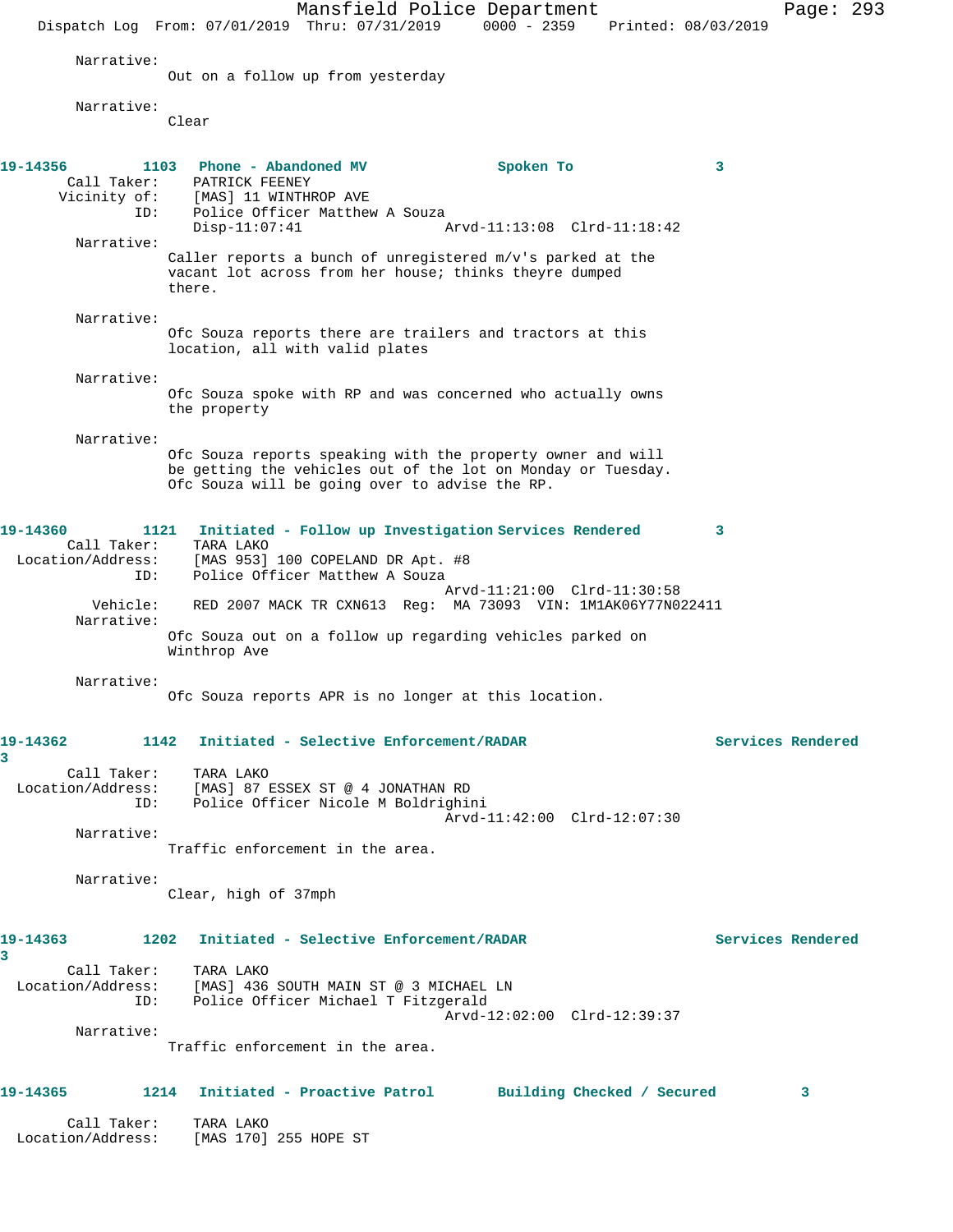Narrative:
    Out on a follow up from yesterday

Narrative:
    Clear

**19-14356 1103 Phone - Abandoned MV Spoken To 3**

Call Taker: PATRICK FEENEY
Vicinity of: [MAS] 11 WINTHROP AVE
ID: Police Officer Matthew A Souza
Disp-11:07:41 Arvd-11:13:08 Clrd-11:18:42

Narrative:
    Caller reports a bunch of unregistered m/v's parked at the vacant lot across from her house; thinks theyre dumped there.

Narrative:
    Ofc Souza reports there are trailers and tractors at this location, all with valid plates

Narrative:
    Ofc Souza spoke with RP and was concerned who actually owns the property

Narrative:
    Ofc Souza reports speaking with the property owner and will be getting the vehicles out of the lot on Monday or Tuesday. Ofc Souza will be going over to advise the RP.

**19-14360 1121 Initiated - Follow up Investigation Services Rendered 3**

Call Taker: TARA LAKO
Location/Address: [MAS 953] 100 COPELAND DR Apt. #8
ID: Police Officer Matthew A Souza
Arvd-11:21:00 Clrd-11:30:58
Vehicle: RED 2007 MACK TR CXN613 Reg: MA 73093 VIN: 1M1AK06Y77N022411

Narrative:
    Ofc Souza out on a follow up regarding vehicles parked on Winthrop Ave

Narrative:
    Ofc Souza reports APR is no longer at this location.

**19-14362 1142 Initiated - Selective Enforcement/RADAR Services Rendered 3**

Call Taker: TARA LAKO
Location/Address: [MAS] 87 ESSEX ST @ 4 JONATHAN RD
ID: Police Officer Nicole M Boldrighini
Arvd-11:42:00 Clrd-12:07:30

Narrative:
    Traffic enforcement in the area.

Narrative:
    Clear, high of 37mph

**19-14363 1202 Initiated - Selective Enforcement/RADAR Services Rendered 3**

Call Taker: TARA LAKO
Location/Address: [MAS] 436 SOUTH MAIN ST @ 3 MICHAEL LN
ID: Police Officer Michael T Fitzgerald
Arvd-12:02:00 Clrd-12:39:37

Narrative:
    Traffic enforcement in the area.

**19-14365 1214 Initiated - Proactive Patrol Building Checked / Secured 3**

Call Taker: TARA LAKO
Location/Address: [MAS 170] 255 HOPE ST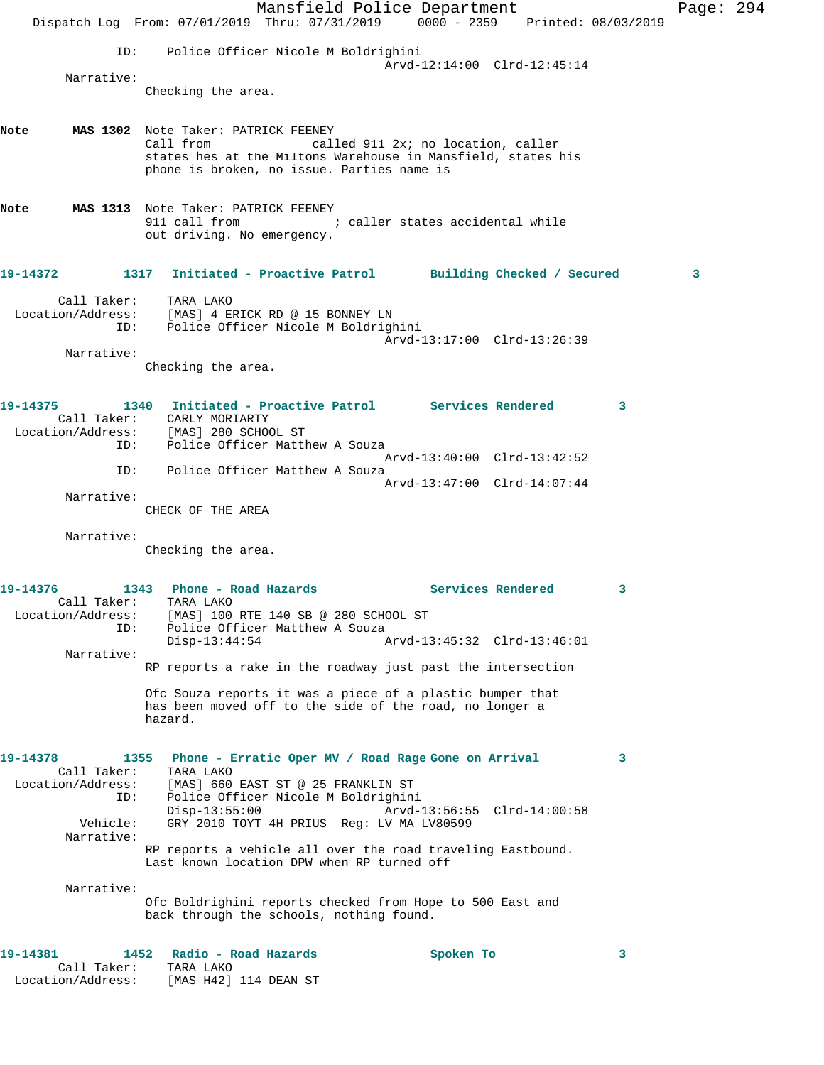```
            ID:    Police Officer Nicole M Boldrighini
                                         Arvd-12:14:00  Clrd-12:45:14
        Narrative:
                Checking the area.


Note      MAS 1302  Note Taker: PATRICK FEENEY
                Call from              called 911 2x; no location, caller
                states hes at the Miltons Warehouse in Mansfield, states his
                phone is broken, no issue. Parties name is


Note      MAS 1313  Note Taker: PATRICK FEENEY
                911 call from             ; caller states accidental while
                out driving. No emergency.


19-14372        1317  Initiated - Proactive Patrol      Building Checked / Secured        3

        Call Taker:    TARA LAKO
  Location/Address:    [MAS] 4 ERICK RD @ 15 BONNEY LN
            ID:    Police Officer Nicole M Boldrighini
                                         Arvd-13:17:00  Clrd-13:26:39
        Narrative:
                Checking the area.


19-14375        1340  Initiated - Proactive Patrol      Services Rendered        3
        Call Taker:    CARLY MORIARTY
  Location/Address:    [MAS] 280 SCHOOL ST
            ID:    Police Officer Matthew A Souza
                                         Arvd-13:40:00  Clrd-13:42:52
            ID:    Police Officer Matthew A Souza
                                         Arvd-13:47:00  Clrd-14:07:44
        Narrative:
                CHECK OF THE AREA

        Narrative:
                Checking the area.


19-14376        1343  Phone - Road Hazards              Services Rendered        3
        Call Taker:    TARA LAKO
  Location/Address:    [MAS] 100 RTE 140 SB @ 280 SCHOOL ST
            ID:    Police Officer Matthew A Souza
                   Disp-13:44:54                 Arvd-13:45:32  Clrd-13:46:01
        Narrative:
                RP reports a rake in the roadway just past the intersection

                Ofc Souza reports it was a piece of a plastic bumper that
                has been moved off to the side of the road, no longer a
                hazard.


19-14378        1355  Phone - Erratic Oper MV / Road Rage Gone on Arrival        3
        Call Taker:    TARA LAKO
  Location/Address:    [MAS] 660 EAST ST @ 25 FRANKLIN ST
            ID:    Police Officer Nicole M Boldrighini
                   Disp-13:55:00                 Arvd-13:56:55  Clrd-14:00:58
          Vehicle:    GRY 2010 TOYT 4H PRIUS  Reg: LV MA LV80599
        Narrative:
                RP reports a vehicle all over the road traveling Eastbound.
                Last known location DPW when RP turned off

        Narrative:
                Ofc Boldrighini reports checked from Hope to 500 East and
                back through the schools, nothing found.


19-14381        1452  Radio - Road Hazards              Spoken To        3
        Call Taker:    TARA LAKO
  Location/Address:    [MAS H42] 114 DEAN ST
```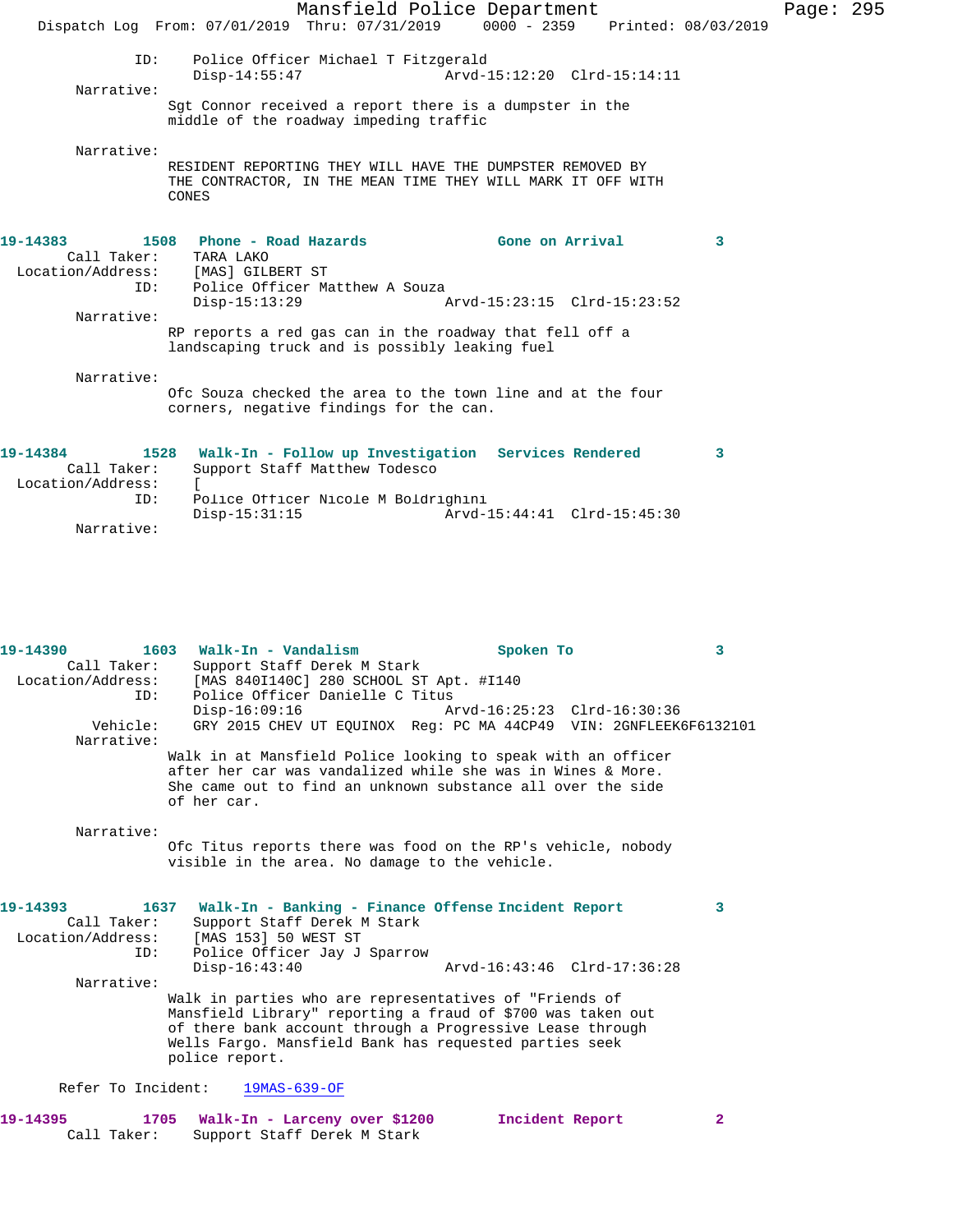ID: Police Officer Michael T Fitzgerald
Disp-14:55:47 Arvd-15:12:20 Clrd-15:14:11

Narrative:
Sgt Connor received a report there is a dumpster in the middle of the roadway impeding traffic

Narrative:
RESIDENT REPORTING THEY WILL HAVE THE DUMPSTER REMOVED BY THE CONTRACTOR, IN THE MEAN TIME THEY WILL MARK IT OFF WITH CONES

**19-14383 1508 Phone - Road Hazards Gone on Arrival 3**

Call Taker: TARA LAKO
Location/Address: [MAS] GILBERT ST
ID: Police Officer Matthew A Souza
Disp-15:13:29 Arvd-15:23:15 Clrd-15:23:52

Narrative:
RP reports a red gas can in the roadway that fell off a landscaping truck and is possibly leaking fuel

Narrative:
Ofc Souza checked the area to the town line and at the four corners, negative findings for the can.

**19-14384 1528 Walk-In - Follow up Investigation Services Rendered 3**

Call Taker: Support Staff Matthew Todesco
Location/Address: [
ID: Police Officer Nicole M Boldrighini
Disp-15:31:15 Arvd-15:44:41 Clrd-15:45:30

Narrative:

**19-14390 1603 Walk-In - Vandalism Spoken To 3**

Call Taker: Support Staff Derek M Stark
Location/Address: [MAS 840I140C] 280 SCHOOL ST Apt. #I140
ID: Police Officer Danielle C Titus
Disp-16:09:16 Arvd-16:25:23 Clrd-16:30:36
Vehicle: GRY 2015 CHEV UT EQUINOX Reg: PC MA 44CP49 VIN: 2GNFLEEK6F6132101

Narrative:
Walk in at Mansfield Police looking to speak with an officer after her car was vandalized while she was in Wines & More. She came out to find an unknown substance all over the side of her car.

Narrative:
Ofc Titus reports there was food on the RP's vehicle, nobody visible in the area. No damage to the vehicle.

**19-14393 1637 Walk-In - Banking - Finance Offense Incident Report 3**

Call Taker: Support Staff Derek M Stark
Location/Address: [MAS 153] 50 WEST ST
ID: Police Officer Jay J Sparrow
Disp-16:43:40 Arvd-16:43:46 Clrd-17:36:28

Narrative:
Walk in parties who are representatives of "Friends of Mansfield Library" reporting a fraud of $700 was taken out of there bank account through a Progressive Lease through Wells Fargo. Mansfield Bank has requested parties seek police report.

Refer To Incident: 19MAS-639-OF

**19-14395 1705 Walk-In - Larceny over $1200 Incident Report 2**

Call Taker: Support Staff Derek M Stark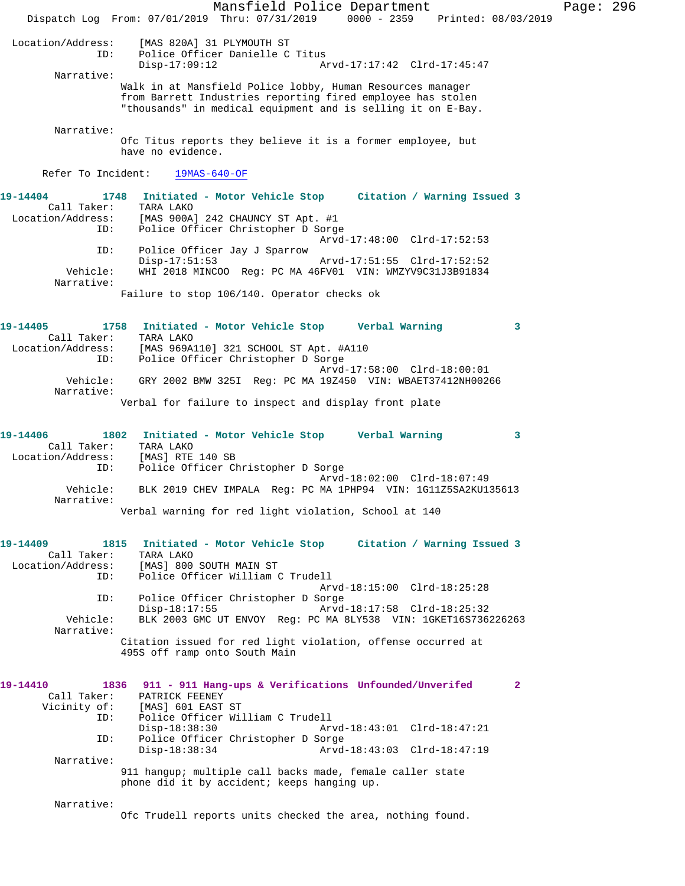Location/Address: [MAS 820A] 31 PLYMOUTH ST
ID: Police Officer Danielle C Titus
Disp-17:09:12 Arvd-17:17:42 Clrd-17:45:47

Narrative:
Walk in at Mansfield Police lobby, Human Resources manager from Barrett Industries reporting fired employee has stolen "thousands" in medical equipment and is selling it on E-Bay.

Narrative:
Ofc Titus reports they believe it is a former employee, but have no evidence.

Refer To Incident: 19MAS-640-OF

**19-14404 1748 Initiated - Motor Vehicle Stop Citation / Warning Issued 3**

Call Taker: TARA LAKO
Location/Address: [MAS 900A] 242 CHAUNCY ST Apt. #1
ID: Police Officer Christopher D Sorge
Arvd-17:48:00 Clrd-17:52:53
ID: Police Officer Jay J Sparrow
Disp-17:51:53 Arvd-17:51:55 Clrd-17:52:52
Vehicle: WHI 2018 MINCOO Reg: PC MA 46FV01 VIN: WMZYV9C31J3B91834

Narrative:
Failure to stop 106/140. Operator checks ok

**19-14405 1758 Initiated - Motor Vehicle Stop Verbal Warning 3**

Call Taker: TARA LAKO
Location/Address: [MAS 969A110] 321 SCHOOL ST Apt. #A110
ID: Police Officer Christopher D Sorge
Arvd-17:58:00 Clrd-18:00:01
Vehicle: GRY 2002 BMW 325I Reg: PC MA 19Z450 VIN: WBAET37412NH00266

Narrative:
Verbal for failure to inspect and display front plate

**19-14406 1802 Initiated - Motor Vehicle Stop Verbal Warning 3**

Call Taker: TARA LAKO
Location/Address: [MAS] RTE 140 SB
ID: Police Officer Christopher D Sorge
Arvd-18:02:00 Clrd-18:07:49
Vehicle: BLK 2019 CHEV IMPALA Reg: PC MA 1PHP94 VIN: 1G11Z5SA2KU135613

Narrative:
Verbal warning for red light violation, School at 140

**19-14409 1815 Initiated - Motor Vehicle Stop Citation / Warning Issued 3**

Call Taker: TARA LAKO
Location/Address: [MAS] 800 SOUTH MAIN ST
ID: Police Officer William C Trudell
Arvd-18:15:00 Clrd-18:25:28
ID: Police Officer Christopher D Sorge
Disp-18:17:55 Arvd-18:17:58 Clrd-18:25:32
Vehicle: BLK 2003 GMC UT ENVOY Reg: PC MA 8LY538 VIN: 1GKET16S736226263

Narrative:
Citation issued for red light violation, offense occurred at 495S off ramp onto South Main

**19-14410 1836 911 - 911 Hang-ups & Verifications Unfounded/Unverifed 2**

Call Taker: PATRICK FEENEY
Vicinity of: [MAS] 601 EAST ST
ID: Police Officer William C Trudell
Disp-18:38:30 Arvd-18:43:01 Clrd-18:47:21
ID: Police Officer Christopher D Sorge
Disp-18:38:34 Arvd-18:43:03 Clrd-18:47:19

Narrative:
911 hangup; multiple call backs made, female caller state phone did it by accident; keeps hanging up.

Narrative:
Ofc Trudell reports units checked the area, nothing found.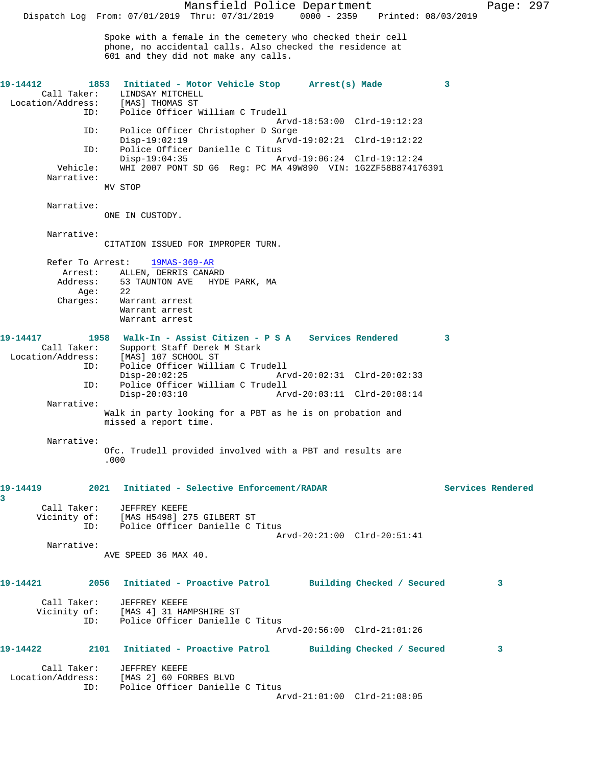Spoke with a female in the cemetery who checked their cell phone, no accidental calls. Also checked the residence at 601 and they did not make any calls.

**19-14412 1853 Initiated - Motor Vehicle Stop Arrest(s) Made 3**

```
        Call Taker:    LINDSAY MITCHELL
  Location/Address:    [MAS] THOMAS ST
                ID:    Police Officer William C Trudell
                                             Arvd-18:53:00  Clrd-19:12:23
                ID:    Police Officer Christopher D Sorge
                       Disp-19:02:19         Arvd-19:02:21  Clrd-19:12:22
                ID:    Police Officer Danielle C Titus
                       Disp-19:04:35         Arvd-19:06:24  Clrd-19:12:24
           Vehicle:    WHI 2007 PONT SD G6  Reg: PC MA 49W890  VIN: 1G2ZF58B874176391
         Narrative:
                     MV STOP

         Narrative:
                     ONE IN CUSTODY.

         Narrative:
                     CITATION ISSUED FOR IMPROPER TURN.

         Refer To Arrest:    19MAS-369-AR
            Arrest:    ALLEN, DERRIS CANARD
           Address:    53 TAUNTON AVE    HYDE PARK, MA
               Age:    22
           Charges:    Warrant arrest
                       Warrant arrest
                       Warrant arrest
```

**19-14417 1958 Walk-In - Assist Citizen - P S A Services Rendered 3**

```
        Call Taker:    Support Staff Derek M Stark
  Location/Address:    [MAS] 107 SCHOOL ST
                ID:    Police Officer William C Trudell
                       Disp-20:02:25         Arvd-20:02:31  Clrd-20:02:33
                ID:    Police Officer William C Trudell
                       Disp-20:03:10         Arvd-20:03:11  Clrd-20:08:14
         Narrative:
                     Walk in party looking for a PBT as he is on probation and
                     missed a report time.

         Narrative:
                     Ofc. Trudell provided involved with a PBT and results are
                     .000
```

**19-14419 2021 Initiated - Selective Enforcement/RADAR Services Rendered 3**

```
        Call Taker:    JEFFREY KEEFE
       Vicinity of:    [MAS H5498] 275 GILBERT ST
                ID:    Police Officer Danielle C Titus
                                             Arvd-20:21:00  Clrd-20:51:41
         Narrative:
                     AVE SPEED 36 MAX 40.
```

**19-14421 2056 Initiated - Proactive Patrol Building Checked / Secured 3**

```
        Call Taker:    JEFFREY KEEFE
       Vicinity of:    [MAS 4] 31 HAMPSHIRE ST
                ID:    Police Officer Danielle C Titus
                                             Arvd-20:56:00  Clrd-21:01:26
```

**19-14422 2101 Initiated - Proactive Patrol Building Checked / Secured 3**

```
        Call Taker:    JEFFREY KEEFE
  Location/Address:    [MAS 2] 60 FORBES BLVD
                ID:    Police Officer Danielle C Titus
                                             Arvd-21:01:00  Clrd-21:08:05
```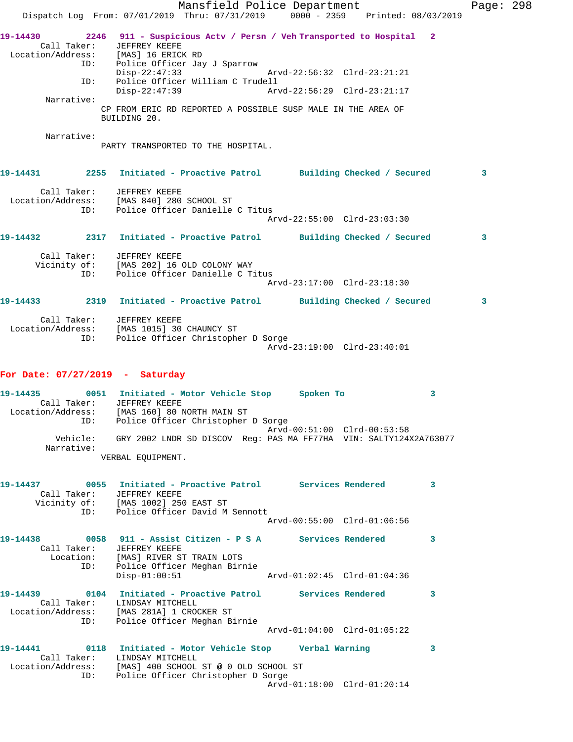Mansfield Police Department
Dispatch Log From: 07/01/2019 Thru: 07/31/2019 0000 - 2359 Printed: 08/03/2019

**19-14430 2246 911 - Suspicious Actv / Persn / Veh Transported to Hospital 2**

Call Taker: JEFFREY KEEFE
Location/Address: [MAS] 16 ERICK RD
ID: Police Officer Jay J Sparrow
Disp-22:47:33 Arvd-22:56:32 Clrd-23:21:21
ID: Police Officer William C Trudell
Disp-22:47:39 Arvd-22:56:29 Clrd-23:21:17
Narrative:
CP FROM ERIC RD REPORTED A POSSIBLE SUSP MALE IN THE AREA OF BUILDING 20.

Narrative:
PARTY TRANSPORTED TO THE HOSPITAL.

**19-14431 2255 Initiated - Proactive Patrol Building Checked / Secured 3**

Call Taker: JEFFREY KEEFE
Location/Address: [MAS 840] 280 SCHOOL ST
ID: Police Officer Danielle C Titus
Arvd-22:55:00 Clrd-23:03:30

**19-14432 2317 Initiated - Proactive Patrol Building Checked / Secured 3**

Call Taker: JEFFREY KEEFE
Vicinity of: [MAS 202] 16 OLD COLONY WAY
ID: Police Officer Danielle C Titus
Arvd-23:17:00 Clrd-23:18:30

**19-14433 2319 Initiated - Proactive Patrol Building Checked / Secured 3**

Call Taker: JEFFREY KEEFE
Location/Address: [MAS 1015] 30 CHAUNCY ST
ID: Police Officer Christopher D Sorge
Arvd-23:19:00 Clrd-23:40:01

## For Date: 07/27/2019 - Saturday

**19-14435 0051 Initiated - Motor Vehicle Stop Spoken To 3**

Call Taker: JEFFREY KEEFE
Location/Address: [MAS 160] 80 NORTH MAIN ST
ID: Police Officer Christopher D Sorge
Arvd-00:51:00 Clrd-00:53:58
Vehicle: GRY 2002 LNDR SD DISCOV Reg: PAS MA FF77HA VIN: SALTY124X2A763077
Narrative:
VERBAL EQUIPMENT.

**19-14437 0055 Initiated - Proactive Patrol Services Rendered 3**

Call Taker: JEFFREY KEEFE
Vicinity of: [MAS 1002] 250 EAST ST
ID: Police Officer David M Sennott
Arvd-00:55:00 Clrd-01:06:56

**19-14438 0058 911 - Assist Citizen - P S A Services Rendered 3**

Call Taker: JEFFREY KEEFE
Location: [MAS] RIVER ST TRAIN LOTS
ID: Police Officer Meghan Birnie
Disp-01:00:51 Arvd-01:02:45 Clrd-01:04:36

**19-14439 0104 Initiated - Proactive Patrol Services Rendered 3**

Call Taker: LINDSAY MITCHELL
Location/Address: [MAS 281A] 1 CROCKER ST
ID: Police Officer Meghan Birnie
Arvd-01:04:00 Clrd-01:05:22

**19-14441 0118 Initiated - Motor Vehicle Stop Verbal Warning 3**

Call Taker: LINDSAY MITCHELL
Location/Address: [MAS] 400 SCHOOL ST @ 0 OLD SCHOOL ST
ID: Police Officer Christopher D Sorge
Arvd-01:18:00 Clrd-01:20:14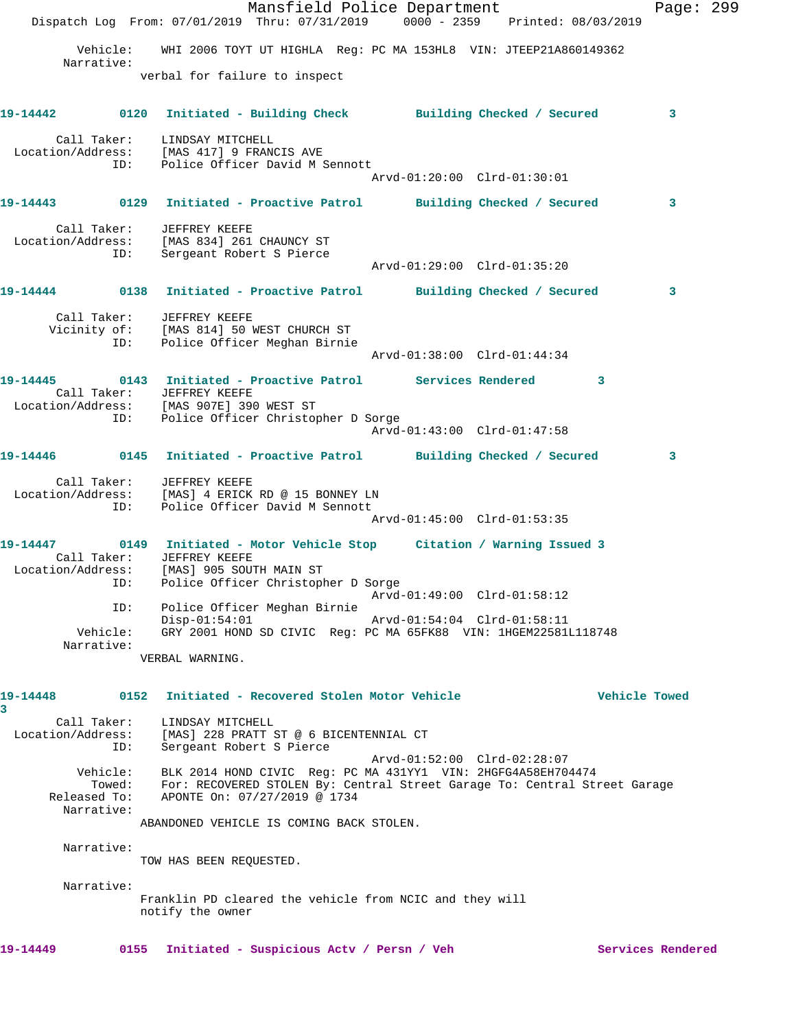Vehicle: WHI 2006 TOYT UT HIGHLA Reg: PC MA 153HL8 VIN: JTEEP21A860149362
Narrative:
verbal for failure to inspect

**19-14442** 0120 Initiated - Building Check — Building Checked / Secured 3

Call Taker: LINDSAY MITCHELL
Location/Address: [MAS 417] 9 FRANCIS AVE
ID: Police Officer David M Sennott
Arvd-01:20:00 Clrd-01:30:01

**19-14443** 0129 Initiated - Proactive Patrol — Building Checked / Secured 3

Call Taker: JEFFREY KEEFE
Location/Address: [MAS 834] 261 CHAUNCY ST
ID: Sergeant Robert S Pierce
Arvd-01:29:00 Clrd-01:35:20

**19-14444** 0138 Initiated - Proactive Patrol — Building Checked / Secured 3

Call Taker: JEFFREY KEEFE
Vicinity of: [MAS 814] 50 WEST CHURCH ST
ID: Police Officer Meghan Birnie
Arvd-01:38:00 Clrd-01:44:34

**19-14445** 0143 Initiated - Proactive Patrol — Services Rendered 3
Call Taker: JEFFREY KEEFE
Location/Address: [MAS 907E] 390 WEST ST
ID: Police Officer Christopher D Sorge
Arvd-01:43:00 Clrd-01:47:58

**19-14446** 0145 Initiated - Proactive Patrol — Building Checked / Secured 3

Call Taker: JEFFREY KEEFE
Location/Address: [MAS] 4 ERICK RD @ 15 BONNEY LN
ID: Police Officer David M Sennott
Arvd-01:45:00 Clrd-01:53:35

**19-14447** 0149 Initiated - Motor Vehicle Stop — Citation / Warning Issued 3
Call Taker: JEFFREY KEEFE
Location/Address: [MAS] 905 SOUTH MAIN ST
ID: Police Officer Christopher D Sorge
Arvd-01:49:00 Clrd-01:58:12
ID: Police Officer Meghan Birnie
Disp-01:54:01 Arvd-01:54:04 Clrd-01:58:11
Vehicle: GRY 2001 HOND SD CIVIC Reg: PC MA 65FK88 VIN: 1HGEM22581L118748
Narrative:
VERBAL WARNING.

**19-14448** 0152 Initiated - Recovered Stolen Motor Vehicle — Vehicle Towed 3
Call Taker: LINDSAY MITCHELL
Location/Address: [MAS] 228 PRATT ST @ 6 BICENTENNIAL CT
ID: Sergeant Robert S Pierce
Arvd-01:52:00 Clrd-02:28:07
Vehicle: BLK 2014 HOND CIVIC Reg: PC MA 431YY1 VIN: 2HGFG4A58EH704474
Towed: For: RECOVERED STOLEN By: Central Street Garage To: Central Street Garage
Released To: APONTE On: 07/27/2019 @ 1734
Narrative:
ABANDONED VEHICLE IS COMING BACK STOLEN.

Narrative:
TOW HAS BEEN REQUESTED.

Narrative:
Franklin PD cleared the vehicle from NCIC and they will notify the owner

**19-14449** 0155 Initiated - Suspicious Actv / Persn / Veh — Services Rendered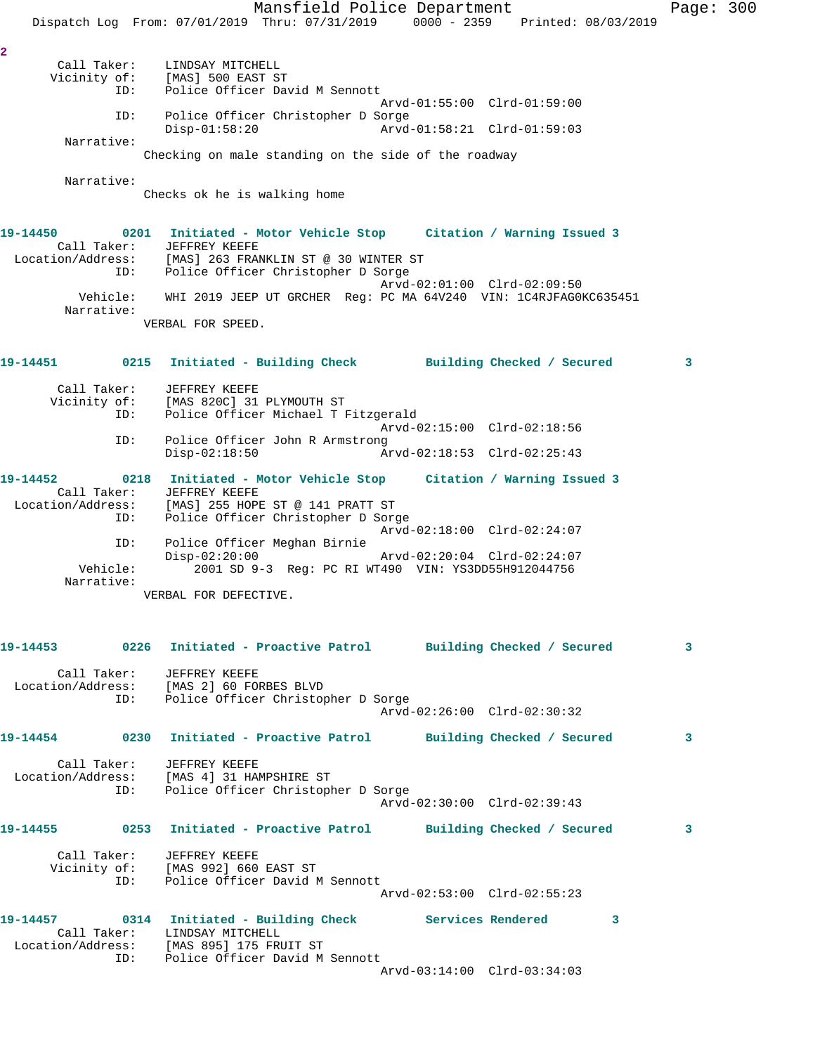2

```
       Call Taker:    LINDSAY MITCHELL
      Vicinity of:    [MAS] 500 EAST ST
               ID:    Police Officer David M Sennott
                                               Arvd-01:55:00  Clrd-01:59:00
               ID:    Police Officer Christopher D Sorge
                      Disp-01:58:20            Arvd-01:58:21  Clrd-01:59:03
        Narrative:
                     Checking on male standing on the side of the roadway

        Narrative:
                     Checks ok he is walking home
```

**19-14450** 0201 **Initiated - Motor Vehicle Stop** **Citation / Warning Issued 3**

```
       Call Taker:    JEFFREY KEEFE
 Location/Address:    [MAS] 263 FRANKLIN ST @ 30 WINTER ST
               ID:    Police Officer Christopher D Sorge
                                               Arvd-02:01:00  Clrd-02:09:50
          Vehicle:    WHI 2019 JEEP UT GRCHER  Reg: PC MA 64V240  VIN: 1C4RJFAG0KC635451
        Narrative:
                     VERBAL FOR SPEED.
```

**19-14451** 0215 **Initiated - Building Check** **Building Checked / Secured 3**

```
       Call Taker:    JEFFREY KEEFE
      Vicinity of:    [MAS 820C] 31 PLYMOUTH ST
               ID:    Police Officer Michael T Fitzgerald
                                               Arvd-02:15:00  Clrd-02:18:56
               ID:    Police Officer John R Armstrong
                      Disp-02:18:50            Arvd-02:18:53  Clrd-02:25:43
```

**19-14452** 0218 **Initiated - Motor Vehicle Stop** **Citation / Warning Issued 3**

```
       Call Taker:    JEFFREY KEEFE
 Location/Address:    [MAS] 255 HOPE ST @ 141 PRATT ST
               ID:    Police Officer Christopher D Sorge
                                               Arvd-02:18:00  Clrd-02:24:07
               ID:    Police Officer Meghan Birnie
                      Disp-02:20:00            Arvd-02:20:04  Clrd-02:24:07
          Vehicle:         2001 SD 9-3  Reg: PC RI WT490  VIN: YS3DD55H912044756
        Narrative:
                     VERBAL FOR DEFECTIVE.
```

**19-14453** 0226 **Initiated - Proactive Patrol** **Building Checked / Secured 3**

```
       Call Taker:    JEFFREY KEEFE
 Location/Address:    [MAS 2] 60 FORBES BLVD
               ID:    Police Officer Christopher D Sorge
                                               Arvd-02:26:00  Clrd-02:30:32
```

**19-14454** 0230 **Initiated - Proactive Patrol** **Building Checked / Secured 3**

```
       Call Taker:    JEFFREY KEEFE
 Location/Address:    [MAS 4] 31 HAMPSHIRE ST
               ID:    Police Officer Christopher D Sorge
                                               Arvd-02:30:00  Clrd-02:39:43
```

**19-14455** 0253 **Initiated - Proactive Patrol** **Building Checked / Secured 3**

```
       Call Taker:    JEFFREY KEEFE
      Vicinity of:    [MAS 992] 660 EAST ST
               ID:    Police Officer David M Sennott
                                               Arvd-02:53:00  Clrd-02:55:23
```

**19-14457** 0314 **Initiated - Building Check** **Services Rendered 3**

```
       Call Taker:    LINDSAY MITCHELL
 Location/Address:    [MAS 895] 175 FRUIT ST
               ID:    Police Officer David M Sennott
                                               Arvd-03:14:00  Clrd-03:34:03
```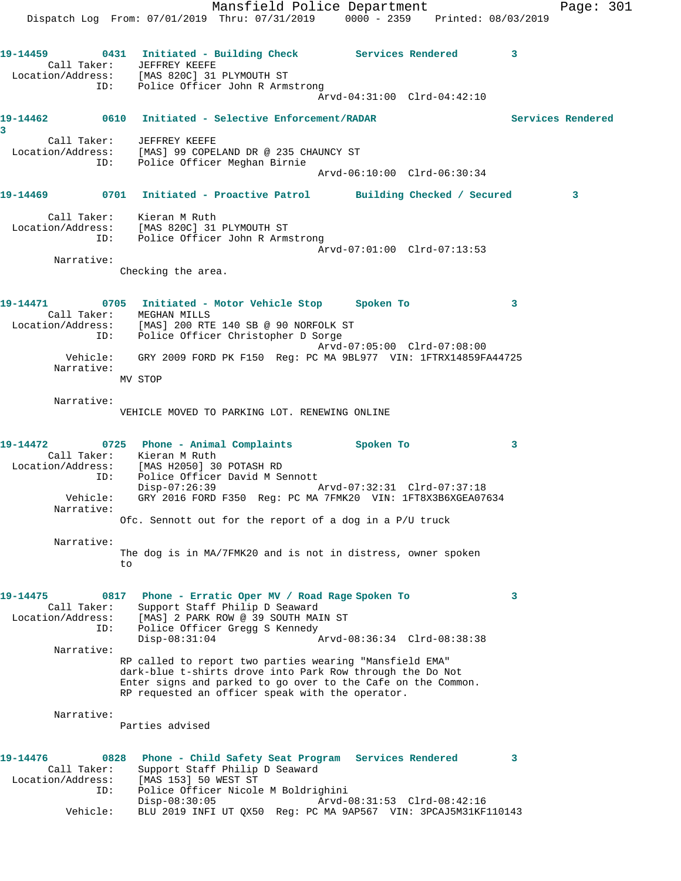19-14459 0431 Initiated - Building Check Services Rendered 3
Call Taker: JEFFREY KEEFE
Location/Address: [MAS 820C] 31 PLYMOUTH ST
ID: Police Officer John R Armstrong
Arvd-04:31:00 Clrd-04:42:10

19-14462 0610 Initiated - Selective Enforcement/RADAR Services Rendered 3
Call Taker: JEFFREY KEEFE
Location/Address: [MAS] 99 COPELAND DR @ 235 CHAUNCY ST
ID: Police Officer Meghan Birnie
Arvd-06:10:00 Clrd-06:30:34

19-14469 0701 Initiated - Proactive Patrol Building Checked / Secured 3
Call Taker: Kieran M Ruth
Location/Address: [MAS 820C] 31 PLYMOUTH ST
ID: Police Officer John R Armstrong
Arvd-07:01:00 Clrd-07:13:53
Narrative:
Checking the area.

19-14471 0705 Initiated - Motor Vehicle Stop Spoken To 3
Call Taker: MEGHAN MILLS
Location/Address: [MAS] 200 RTE 140 SB @ 90 NORFOLK ST
ID: Police Officer Christopher D Sorge
Arvd-07:05:00 Clrd-07:08:00
Vehicle: GRY 2009 FORD PK F150 Reg: PC MA 9BL977 VIN: 1FTRX14859FA44725
Narrative:
MV STOP

Narrative:
VEHICLE MOVED TO PARKING LOT. RENEWING ONLINE

19-14472 0725 Phone - Animal Complaints Spoken To 3
Call Taker: Kieran M Ruth
Location/Address: [MAS H2050] 30 POTASH RD
ID: Police Officer David M Sennott
Disp-07:26:39 Arvd-07:32:31 Clrd-07:37:18
Vehicle: GRY 2016 FORD F350 Reg: PC MA 7FMK20 VIN: 1FT8X3B6XGEA07634
Narrative:
Ofc. Sennott out for the report of a dog in a P/U truck

Narrative:
The dog is in MA/7FMK20 and is not in distress, owner spoken to

19-14475 0817 Phone - Erratic Oper MV / Road Rage Spoken To 3
Call Taker: Support Staff Philip D Seaward
Location/Address: [MAS] 2 PARK ROW @ 39 SOUTH MAIN ST
ID: Police Officer Gregg S Kennedy
Disp-08:31:04 Arvd-08:36:34 Clrd-08:38:38
Narrative:
RP called to report two parties wearing "Mansfield EMA" dark-blue t-shirts drove into Park Row through the Do Not Enter signs and parked to go over to the Cafe on the Common. RP requested an officer speak with the operator.

Narrative:
Parties advised

19-14476 0828 Phone - Child Safety Seat Program Services Rendered 3
Call Taker: Support Staff Philip D Seaward
Location/Address: [MAS 153] 50 WEST ST
ID: Police Officer Nicole M Boldrighini
Disp-08:30:05 Arvd-08:31:53 Clrd-08:42:16
Vehicle: BLU 2019 INFI UT QX50 Reg: PC MA 9AP567 VIN: 3PCAJ5M31KF110143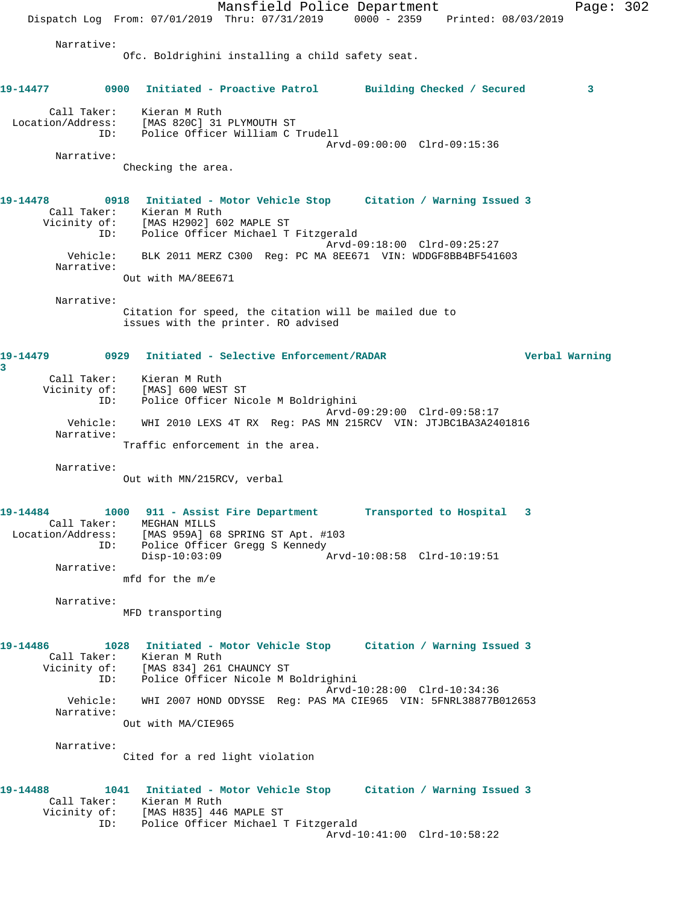Narrative:
Ofc. Boldrighini installing a child safety seat.

**19-14477 0900 Initiated - Proactive Patrol Building Checked / Secured 3**

Call Taker: Kieran M Ruth
Location/Address: [MAS 820C] 31 PLYMOUTH ST
ID: Police Officer William C Trudell
Arvd-09:00:00 Clrd-09:15:36

Narrative:
Checking the area.

**19-14478 0918 Initiated - Motor Vehicle Stop Citation / Warning Issued 3**

Call Taker: Kieran M Ruth
Vicinity of: [MAS H2902] 602 MAPLE ST
ID: Police Officer Michael T Fitzgerald
Arvd-09:18:00 Clrd-09:25:27
Vehicle: BLK 2011 MERZ C300 Reg: PC MA 8EE671 VIN: WDDGF8BB4BF541603

Narrative:
Out with MA/8EE671

Narrative:
Citation for speed, the citation will be mailed due to issues with the printer. RO advised

**19-14479 0929 Initiated - Selective Enforcement/RADAR Verbal Warning 3**

Call Taker: Kieran M Ruth
Vicinity of: [MAS] 600 WEST ST
ID: Police Officer Nicole M Boldrighini
Arvd-09:29:00 Clrd-09:58:17
Vehicle: WHI 2010 LEXS 4T RX Reg: PAS MN 215RCV VIN: JTJBC1BA3A2401816

Narrative:
Traffic enforcement in the area.

Narrative:
Out with MN/215RCV, verbal

**19-14484 1000 911 - Assist Fire Department Transported to Hospital 3**

Call Taker: MEGHAN MILLS
Location/Address: [MAS 959A] 68 SPRING ST Apt. #103
ID: Police Officer Gregg S Kennedy
Disp-10:03:09 Arvd-10:08:58 Clrd-10:19:51

Narrative:
mfd for the m/e

Narrative:
MFD transporting

**19-14486 1028 Initiated - Motor Vehicle Stop Citation / Warning Issued 3**

Call Taker: Kieran M Ruth
Vicinity of: [MAS 834] 261 CHAUNCY ST
ID: Police Officer Nicole M Boldrighini
Arvd-10:28:00 Clrd-10:34:36
Vehicle: WHI 2007 HOND ODYSSE Reg: PAS MA CIE965 VIN: 5FNRL38877B012653

Narrative:
Out with MA/CIE965

Narrative:
Cited for a red light violation

**19-14488 1041 Initiated - Motor Vehicle Stop Citation / Warning Issued 3**

Call Taker: Kieran M Ruth
Vicinity of: [MAS H835] 446 MAPLE ST
ID: Police Officer Michael T Fitzgerald
Arvd-10:41:00 Clrd-10:58:22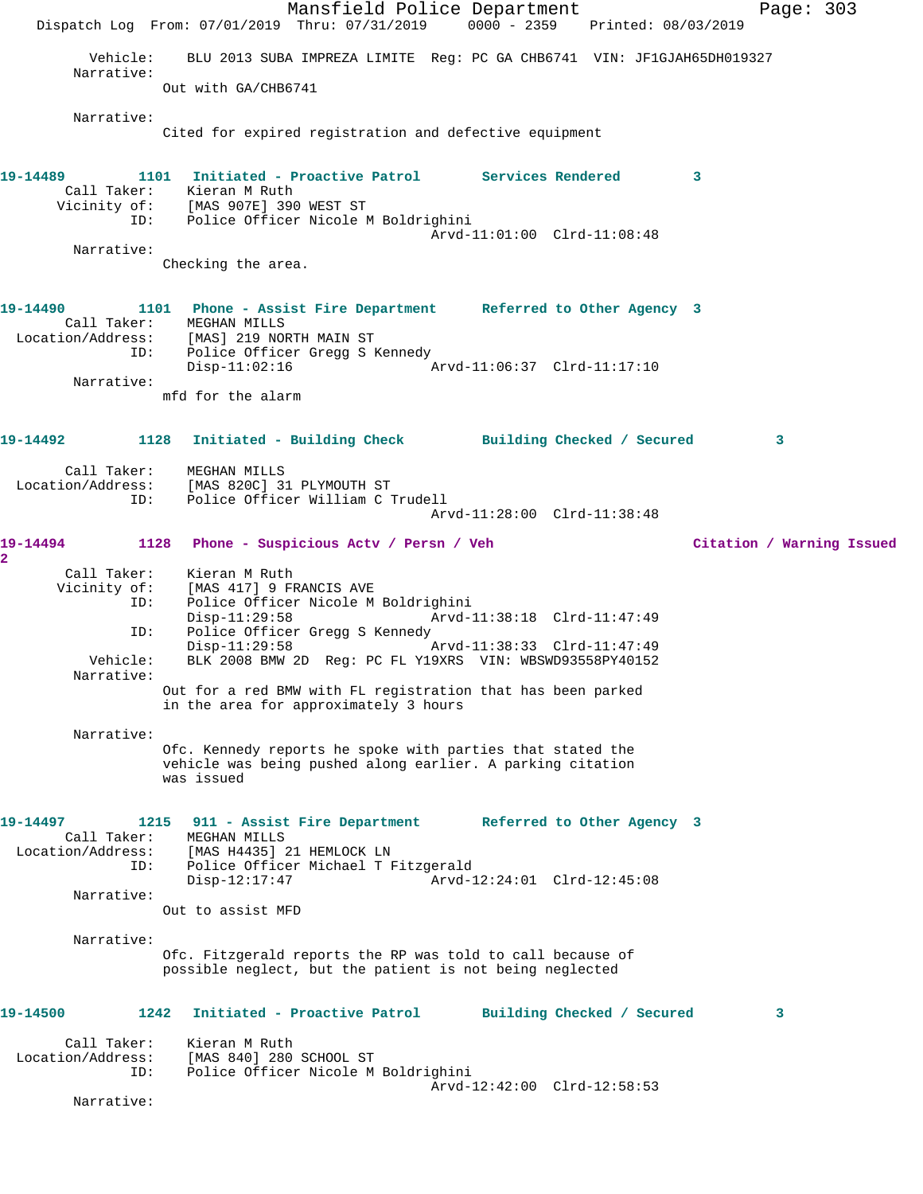Vehicle: BLU 2013 SUBA IMPREZA LIMITE Reg: PC GA CHB6741 VIN: JF1GJAH65DH019327

Narrative:
Out with GA/CHB6741

Narrative:
Cited for expired registration and defective equipment

**19-14489 1101 Initiated - Proactive Patrol Services Rendered 3**

Call Taker: Kieran M Ruth
Vicinity of: [MAS 907E] 390 WEST ST
ID: Police Officer Nicole M Boldrighini
Arvd-11:01:00 Clrd-11:08:48

Narrative:
Checking the area.

**19-14490 1101 Phone - Assist Fire Department Referred to Other Agency 3**

Call Taker: MEGHAN MILLS
Location/Address: [MAS] 219 NORTH MAIN ST
ID: Police Officer Gregg S Kennedy
Disp-11:02:16 Arvd-11:06:37 Clrd-11:17:10

Narrative:
mfd for the alarm

**19-14492 1128 Initiated - Building Check Building Checked / Secured 3**

Call Taker: MEGHAN MILLS
Location/Address: [MAS 820C] 31 PLYMOUTH ST
ID: Police Officer William C Trudell
Arvd-11:28:00 Clrd-11:38:48

**19-14494 1128 Phone - Suspicious Actv / Persn / Veh Citation / Warning Issued 2**

Call Taker: Kieran M Ruth
Vicinity of: [MAS 417] 9 FRANCIS AVE
ID: Police Officer Nicole M Boldrighini
Disp-11:29:58 Arvd-11:38:18 Clrd-11:47:49
ID: Police Officer Gregg S Kennedy
Disp-11:29:58 Arvd-11:38:33 Clrd-11:47:49
Vehicle: BLK 2008 BMW 2D Reg: PC FL Y19XRS VIN: WBSWD93558PY40152

Narrative:
Out for a red BMW with FL registration that has been parked in the area for approximately 3 hours

Narrative:
Ofc. Kennedy reports he spoke with parties that stated the vehicle was being pushed along earlier. A parking citation was issued

**19-14497 1215 911 - Assist Fire Department Referred to Other Agency 3**

Call Taker: MEGHAN MILLS
Location/Address: [MAS H4435] 21 HEMLOCK LN
ID: Police Officer Michael T Fitzgerald
Disp-12:17:47 Arvd-12:24:01 Clrd-12:45:08

Narrative:
Out to assist MFD

Narrative:
Ofc. Fitzgerald reports the RP was told to call because of possible neglect, but the patient is not being neglected

**19-14500 1242 Initiated - Proactive Patrol Building Checked / Secured 3**

Call Taker: Kieran M Ruth
Location/Address: [MAS 840] 280 SCHOOL ST
ID: Police Officer Nicole M Boldrighini
Arvd-12:42:00 Clrd-12:58:53

Narrative: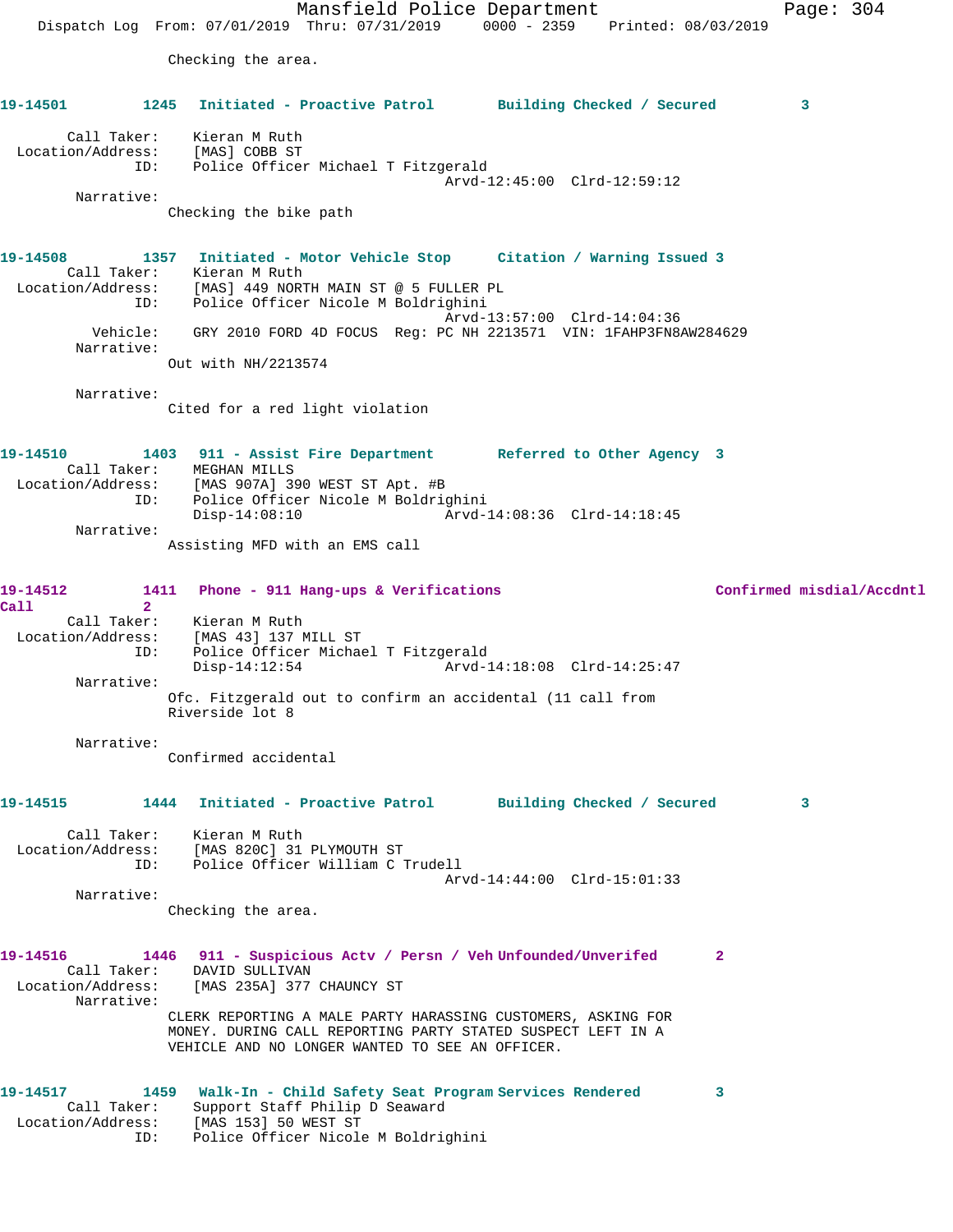Checking the area.

**19-14501 1245 Initiated - Proactive Patrol Building Checked / Secured 3**

Call Taker: Kieran M Ruth
Location/Address: [MAS] COBB ST
ID: Police Officer Michael T Fitzgerald
Arvd-12:45:00 Clrd-12:59:12
Narrative:
Checking the bike path

**19-14508 1357 Initiated - Motor Vehicle Stop Citation / Warning Issued 3**

Call Taker: Kieran M Ruth
Location/Address: [MAS] 449 NORTH MAIN ST @ 5 FULLER PL
ID: Police Officer Nicole M Boldrighini
Arvd-13:57:00 Clrd-14:04:36
Vehicle: GRY 2010 FORD 4D FOCUS Reg: PC NH 2213571 VIN: 1FAHP3FN8AW284629
Narrative:
Out with NH/2213574

Narrative:
Cited for a red light violation

**19-14510 1403 911 - Assist Fire Department Referred to Other Agency 3**

Call Taker: MEGHAN MILLS
Location/Address: [MAS 907A] 390 WEST ST Apt. #B
ID: Police Officer Nicole M Boldrighini
Disp-14:08:10 Arvd-14:08:36 Clrd-14:18:45
Narrative:
Assisting MFD with an EMS call

**19-14512 1411 Phone - 911 Hang-ups & Verifications Confirmed misdial/Accdntl Call 2**

Call Taker: Kieran M Ruth
Location/Address: [MAS 43] 137 MILL ST
ID: Police Officer Michael T Fitzgerald
Disp-14:12:54 Arvd-14:18:08 Clrd-14:25:47
Narrative:
Ofc. Fitzgerald out to confirm an accidental (11 call from Riverside lot 8

Narrative:
Confirmed accidental

**19-14515 1444 Initiated - Proactive Patrol Building Checked / Secured 3**

Call Taker: Kieran M Ruth
Location/Address: [MAS 820C] 31 PLYMOUTH ST
ID: Police Officer William C Trudell
Arvd-14:44:00 Clrd-15:01:33
Narrative:
Checking the area.

**19-14516 1446 911 - Suspicious Actv / Persn / Veh Unfounded/Unverifed 2**

Call Taker: DAVID SULLIVAN
Location/Address: [MAS 235A] 377 CHAUNCY ST
Narrative:
CLERK REPORTING A MALE PARTY HARASSING CUSTOMERS, ASKING FOR MONEY. DURING CALL REPORTING PARTY STATED SUSPECT LEFT IN A VEHICLE AND NO LONGER WANTED TO SEE AN OFFICER.

**19-14517 1459 Walk-In - Child Safety Seat Program Services Rendered 3**

Call Taker: Support Staff Philip D Seaward
Location/Address: [MAS 153] 50 WEST ST
ID: Police Officer Nicole M Boldrighini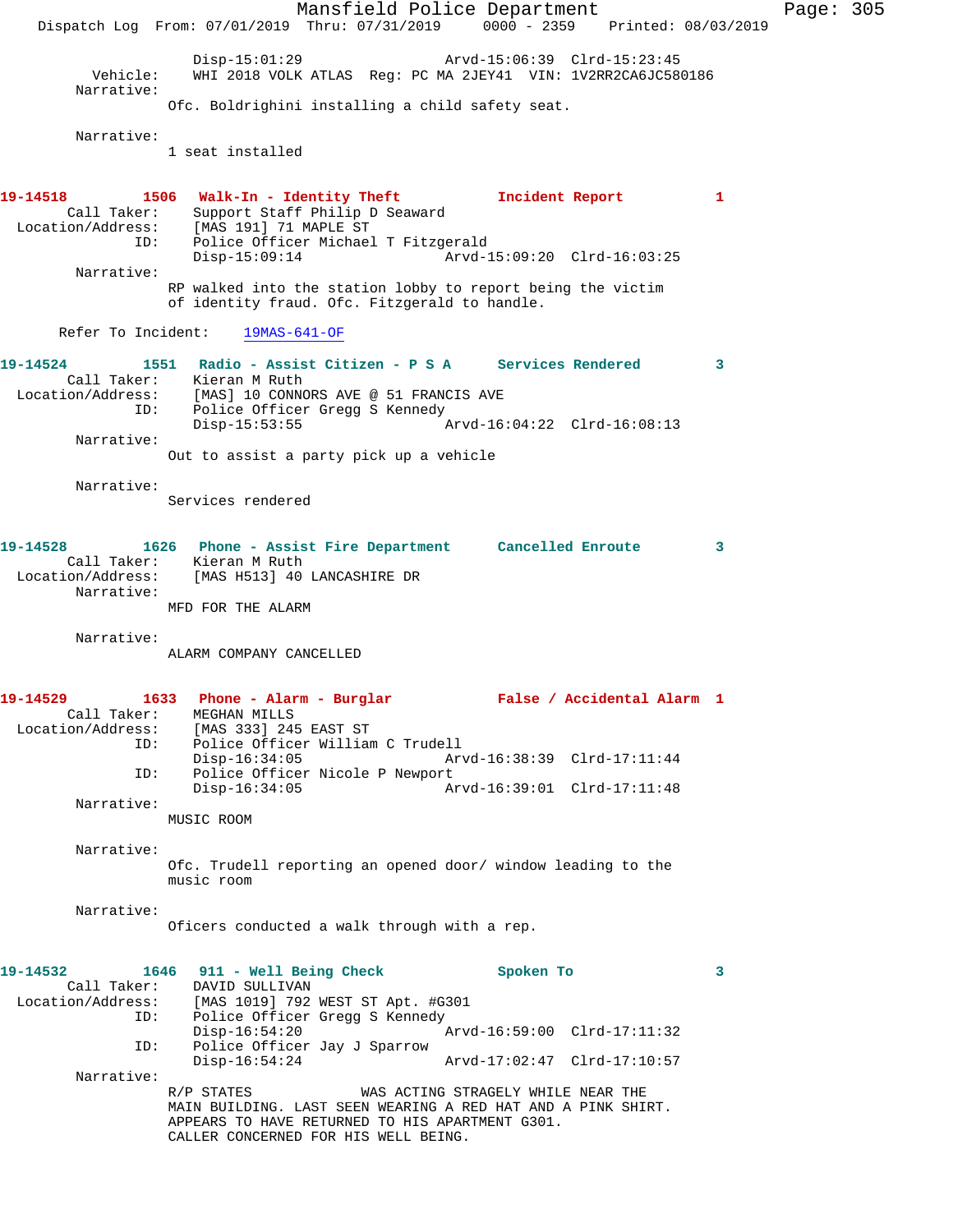Disp-15:01:29 Arvd-15:06:39 Clrd-15:23:45
Vehicle: WHI 2018 VOLK ATLAS Reg: PC MA 2JEY41 VIN: 1V2RR2CA6JC580186
Narrative:
Ofc. Boldrighini installing a child safety seat.

Narrative:
1 seat installed

**19-14518 1506 Walk-In - Identity Theft Incident Report 1**
Call Taker: Support Staff Philip D Seaward
Location/Address: [MAS 191] 71 MAPLE ST
ID: Police Officer Michael T Fitzgerald
Disp-15:09:14 Arvd-15:09:20 Clrd-16:03:25
Narrative:
RP walked into the station lobby to report being the victim of identity fraud. Ofc. Fitzgerald to handle.

Refer To Incident: 19MAS-641-OF

**19-14524 1551 Radio - Assist Citizen - P S A Services Rendered 3**
Call Taker: Kieran M Ruth
Location/Address: [MAS] 10 CONNORS AVE @ 51 FRANCIS AVE
ID: Police Officer Gregg S Kennedy
Disp-15:53:55 Arvd-16:04:22 Clrd-16:08:13
Narrative:
Out to assist a party pick up a vehicle

Narrative:
Services rendered

**19-14528 1626 Phone - Assist Fire Department Cancelled Enroute 3**
Call Taker: Kieran M Ruth
Location/Address: [MAS H513] 40 LANCASHIRE DR
Narrative:
MFD FOR THE ALARM

Narrative:
ALARM COMPANY CANCELLED

**19-14529 1633 Phone - Alarm - Burglar False / Accidental Alarm 1**
Call Taker: MEGHAN MILLS
Location/Address: [MAS 333] 245 EAST ST
ID: Police Officer William C Trudell
Disp-16:34:05 Arvd-16:38:39 Clrd-17:11:44
ID: Police Officer Nicole P Newport
Disp-16:34:05 Arvd-16:39:01 Clrd-17:11:48
Narrative:
MUSIC ROOM

Narrative:
Ofc. Trudell reporting an opened door/ window leading to the music room

Narrative:
Oficers conducted a walk through with a rep.

**19-14532 1646 911 - Well Being Check Spoken To 3**
Call Taker: DAVID SULLIVAN
Location/Address: [MAS 1019] 792 WEST ST Apt. #G301
ID: Police Officer Gregg S Kennedy
Disp-16:54:20 Arvd-16:59:00 Clrd-17:11:32
ID: Police Officer Jay J Sparrow
Disp-16:54:24 Arvd-17:02:47 Clrd-17:10:57
Narrative:
R/P STATES WAS ACTING STRAGELY WHILE NEAR THE MAIN BUILDING. LAST SEEN WEARING A RED HAT AND A PINK SHIRT. APPEARS TO HAVE RETURNED TO HIS APARTMENT G301. CALLER CONCERNED FOR HIS WELL BEING.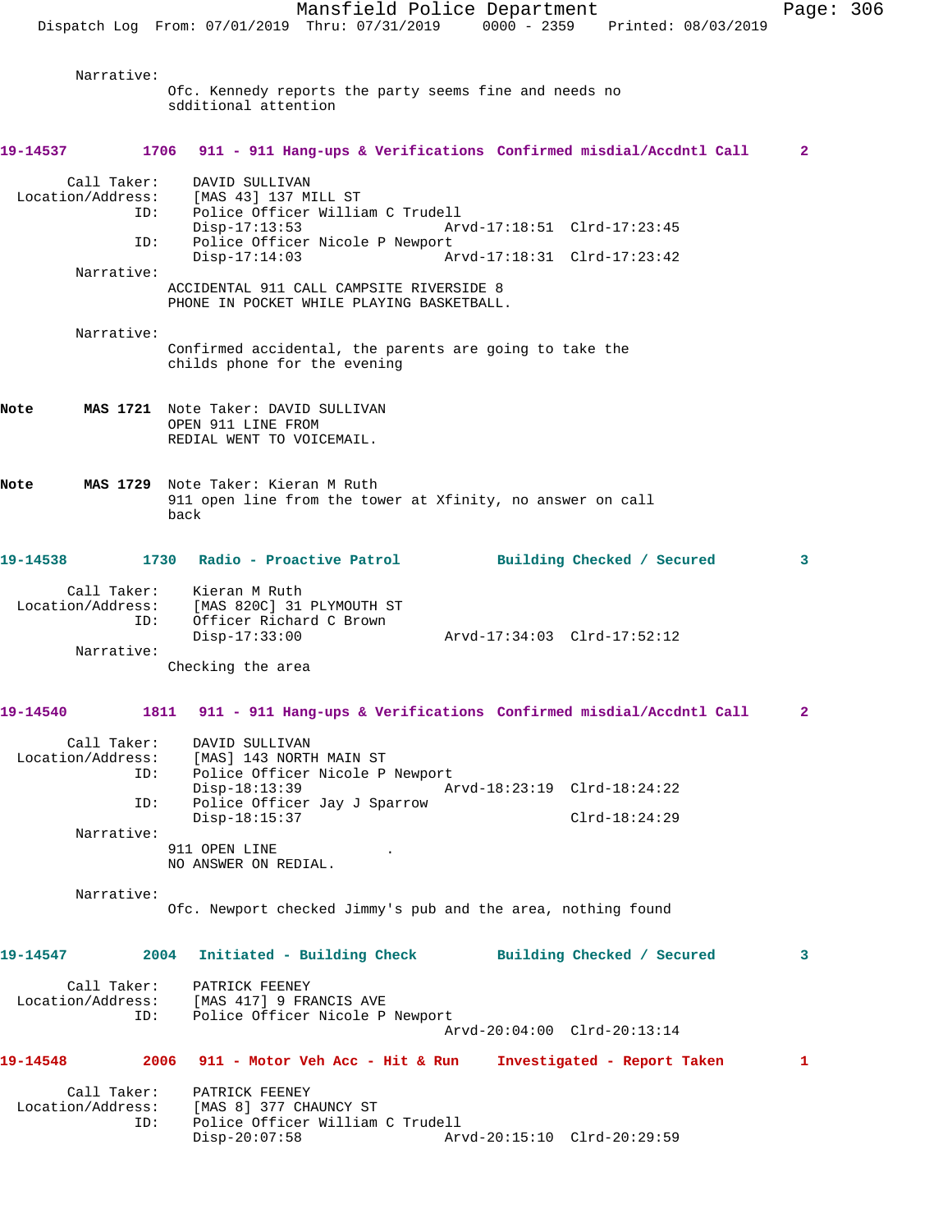Narrative:
Ofc. Kennedy reports the party seems fine and needs no sdditional attention

**19-14537 1706 911 - 911 Hang-ups & Verifications Confirmed misdial/Accdntl Call 2**

Call Taker: DAVID SULLIVAN
Location/Address: [MAS 43] 137 MILL ST
ID: Police Officer William C Trudell
Disp-17:13:53 Arvd-17:18:51 Clrd-17:23:45
ID: Police Officer Nicole P Newport
Disp-17:14:03 Arvd-17:18:31 Clrd-17:23:42
Narrative:
ACCIDENTAL 911 CALL CAMPSITE RIVERSIDE 8
PHONE IN POCKET WHILE PLAYING BASKETBALL.

Narrative:
Confirmed accidental, the parents are going to take the childs phone for the evening

**Note MAS 1721** Note Taker: DAVID SULLIVAN
OPEN 911 LINE FROM
REDIAL WENT TO VOICEMAIL.

**Note MAS 1729** Note Taker: Kieran M Ruth
911 open line from the tower at Xfinity, no answer on call back

**19-14538 1730 Radio - Proactive Patrol Building Checked / Secured 3**

Call Taker: Kieran M Ruth
Location/Address: [MAS 820C] 31 PLYMOUTH ST
ID: Officer Richard C Brown
Disp-17:33:00 Arvd-17:34:03 Clrd-17:52:12
Narrative:
Checking the area

**19-14540 1811 911 - 911 Hang-ups & Verifications Confirmed misdial/Accdntl Call 2**

Call Taker: DAVID SULLIVAN
Location/Address: [MAS] 143 NORTH MAIN ST
ID: Police Officer Nicole P Newport
Disp-18:13:39 Arvd-18:23:19 Clrd-18:24:22
ID: Police Officer Jay J Sparrow
Disp-18:15:37 Clrd-18:24:29
Narrative:
911 OPEN LINE .
NO ANSWER ON REDIAL.

Narrative:
Ofc. Newport checked Jimmy's pub and the area, nothing found

**19-14547 2004 Initiated - Building Check Building Checked / Secured 3**

Call Taker: PATRICK FEENEY
Location/Address: [MAS 417] 9 FRANCIS AVE
ID: Police Officer Nicole P Newport
Arvd-20:04:00 Clrd-20:13:14

**19-14548 2006 911 - Motor Veh Acc - Hit & Run Investigated - Report Taken 1**

Call Taker: PATRICK FEENEY
Location/Address: [MAS 8] 377 CHAUNCY ST
ID: Police Officer William C Trudell
Disp-20:07:58 Arvd-20:15:10 Clrd-20:29:59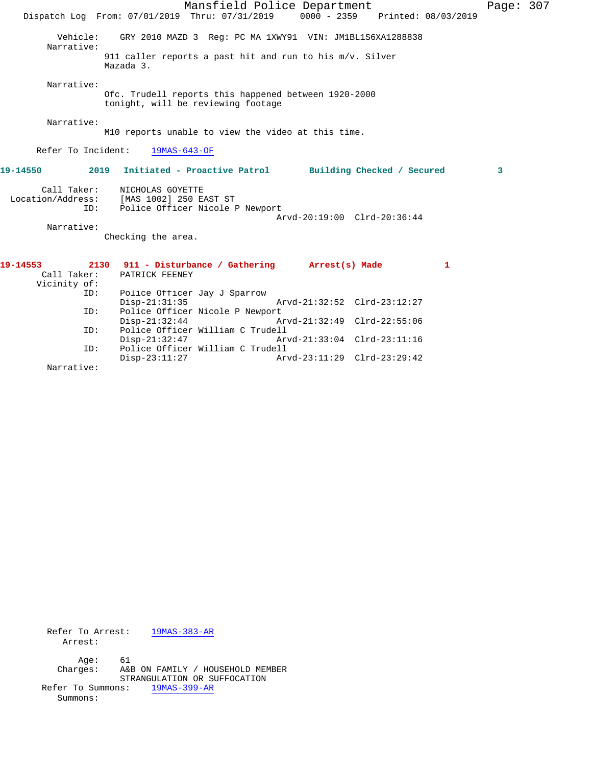Mansfield Police Department
Dispatch Log From: 07/01/2019 Thru: 07/31/2019 0000 - 2359 Printed: 08/03/2019

Vehicle: GRY 2010 MAZD 3 Reg: PC MA 1XWY91 VIN: JM1BL1S6XA1288838

Narrative:
911 caller reports a past hit and run to his m/v. Silver Mazada 3.

Narrative:
Ofc. Trudell reports this happened between 1920-2000 tonight, will be reviewing footage

Narrative:
M10 reports unable to view the video at this time.

Refer To Incident: 19MAS-643-OF

**19-14550 2019 Initiated - Proactive Patrol Building Checked / Secured 3**

Call Taker: NICHOLAS GOYETTE
Location/Address: [MAS 1002] 250 EAST ST
ID: Police Officer Nicole P Newport
Arvd-20:19:00 Clrd-20:36:44

Narrative:
Checking the area.

**19-14553 2130 911 - Disturbance / Gathering Arrest(s) Made 1**

Call Taker: PATRICK FEENEY
Vicinity of:
ID: Police Officer Jay J Sparrow
Disp-21:31:35 Arvd-21:32:52 Clrd-23:12:27
ID: Police Officer Nicole P Newport
Disp-21:32:44 Arvd-21:32:49 Clrd-22:55:06
ID: Police Officer William C Trudell
Disp-21:32:47 Arvd-21:33:04 Clrd-23:11:16
ID: Police Officer William C Trudell
Disp-23:11:27 Arvd-23:11:29 Clrd-23:29:42

Narrative:

Refer To Arrest: 19MAS-383-AR
Arrest:

Age: 61
Charges: A&B ON FAMILY / HOUSEHOLD MEMBER
STRANGULATION OR SUFFOCATION
Refer To Summons: 19MAS-399-AR
Summons: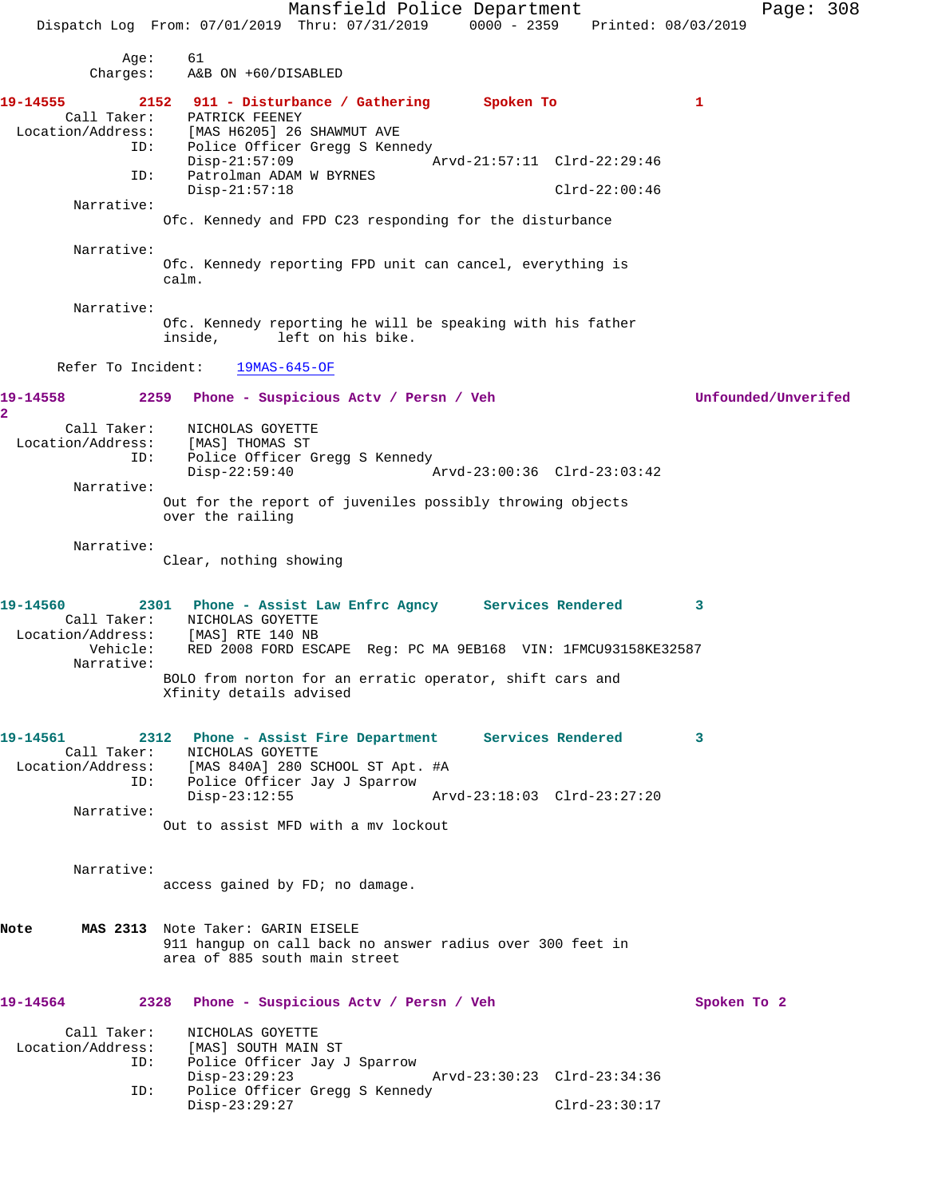Age: 61
Charges: A&B ON +60/DISABLED

**19-14555 2152 911 - Disturbance / Gathering Spoken To 1**

Call Taker: PATRICK FEENEY
Location/Address: [MAS H6205] 26 SHAWMUT AVE
ID: Police Officer Gregg S Kennedy
Disp-21:57:09 Arvd-21:57:11 Clrd-22:29:46
ID: Patrolman ADAM W BYRNES
Disp-21:57:18 Clrd-22:00:46

Narrative:
Ofc. Kennedy and FPD C23 responding for the disturbance

Narrative:
Ofc. Kennedy reporting FPD unit can cancel, everything is calm.

Narrative:
Ofc. Kennedy reporting he will be speaking with his father inside, left on his bike.

Refer To Incident: 19MAS-645-OF

**19-14558 2259 Phone - Suspicious Actv / Persn / Veh Unfounded/Unverifed 2**

Call Taker: NICHOLAS GOYETTE
Location/Address: [MAS] THOMAS ST
ID: Police Officer Gregg S Kennedy
Disp-22:59:40 Arvd-23:00:36 Clrd-23:03:42

Narrative:
Out for the report of juveniles possibly throwing objects over the railing

Narrative:
Clear, nothing showing

**19-14560 2301 Phone - Assist Law Enfrc Agncy Services Rendered 3**

Call Taker: NICHOLAS GOYETTE
Location/Address: [MAS] RTE 140 NB
Vehicle: RED 2008 FORD ESCAPE Reg: PC MA 9EB168 VIN: 1FMCU93158KE32587

Narrative:
BOLO from norton for an erratic operator, shift cars and Xfinity details advised

**19-14561 2312 Phone - Assist Fire Department Services Rendered 3**

Call Taker: NICHOLAS GOYETTE
Location/Address: [MAS 840A] 280 SCHOOL ST Apt. #A
ID: Police Officer Jay J Sparrow
Disp-23:12:55 Arvd-23:18:03 Clrd-23:27:20

Narrative:
Out to assist MFD with a mv lockout

Narrative:
access gained by FD; no damage.

**Note MAS 2313** Note Taker: GARIN EISELE
911 hangup on call back no answer radius over 300 feet in area of 885 south main street

**19-14564 2328 Phone - Suspicious Actv / Persn / Veh Spoken To 2**

Call Taker: NICHOLAS GOYETTE
Location/Address: [MAS] SOUTH MAIN ST
ID: Police Officer Jay J Sparrow
Disp-23:29:23 Arvd-23:30:23 Clrd-23:34:36
ID: Police Officer Gregg S Kennedy
Disp-23:29:27 Clrd-23:30:17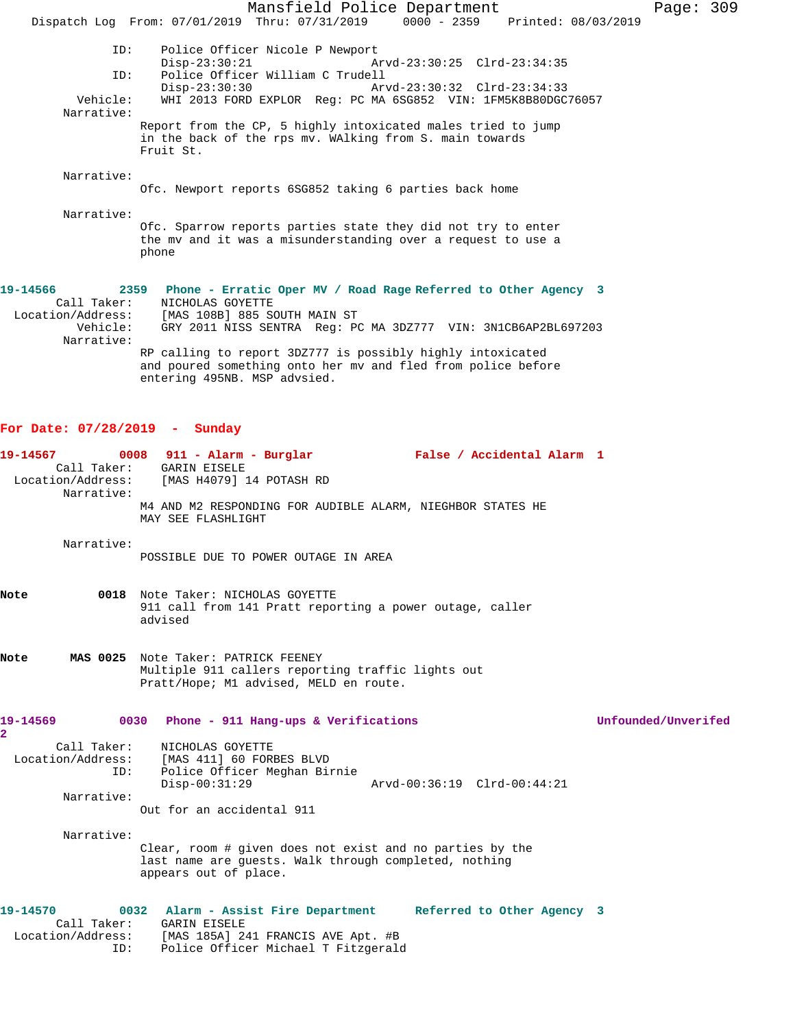```
            ID:    Police Officer Nicole P Newport
                   Disp-23:30:21                Arvd-23:30:25  Clrd-23:34:35
            ID:    Police Officer William C Trudell
                   Disp-23:30:30                Arvd-23:30:32  Clrd-23:34:33
       Vehicle:    WHI 2013 FORD EXPLOR  Reg: PC MA 6SG852  VIN: 1FM5K8B80DGC76057
     Narrative:    
                  Report from the CP, 5 highly intoxicated males tried to jump
                  in the back of the rps mv. WAlking from S. main towards
                  Fruit St.

     Narrative:    
                  Ofc. Newport reports 6SG852 taking 6 parties back home

     Narrative:    
                  Ofc. Sparrow reports parties state they did not try to enter
                  the mv and it was a misunderstanding over a request to use a
                  phone
```

**19-14566 2359 Phone - Erratic Oper MV / Road Rage Referred to Other Agency 3**

```
    Call Taker:    NICHOLAS GOYETTE
 Location/Address:    [MAS 108B] 885 SOUTH MAIN ST
       Vehicle:    GRY 2011 NISS SENTRA  Reg: PC MA 3DZ777  VIN: 3N1CB6AP2BL697203
     Narrative:    
                  RP calling to report 3DZ777 is possibly highly intoxicated
                  and poured something onto her mv and fled from police before
                  entering 495NB. MSP advsied.
```

## For Date: 07/28/2019 - Sunday

**19-14567 0008 911 - Alarm - Burglar False / Accidental Alarm 1**

```
    Call Taker:    GARIN EISELE
 Location/Address:    [MAS H4079] 14 POTASH RD
     Narrative:    
                  M4 AND M2 RESPONDING FOR AUDIBLE ALARM, NIEGHBOR STATES HE
                  MAY SEE FLASHLIGHT

     Narrative:    
                  POSSIBLE DUE TO POWER OUTAGE IN AREA
```

**Note 0018** Note Taker: NICHOLAS GOYETTE
911 call from 141 Pratt reporting a power outage, caller advised

**Note MAS 0025** Note Taker: PATRICK FEENEY
Multiple 911 callers reporting traffic lights out Pratt/Hope; M1 advised, MELD en route.

**19-14569 0030 Phone - 911 Hang-ups & Verifications Unfounded/Unverifed 2**

```
    Call Taker:    NICHOLAS GOYETTE
 Location/Address:    [MAS 411] 60 FORBES BLVD
            ID:    Police Officer Meghan Birnie
                   Disp-00:31:29                Arvd-00:36:19  Clrd-00:44:21
     Narrative:    
                  Out for an accidental 911

     Narrative:    
                  Clear, room # given does not exist and no parties by the
                  last name are guests. Walk through completed, nothing
                  appears out of place.
```

**19-14570 0032 Alarm - Assist Fire Department Referred to Other Agency 3**

```
    Call Taker:    GARIN EISELE
 Location/Address:    [MAS 185A] 241 FRANCIS AVE Apt. #B
            ID:    Police Officer Michael T Fitzgerald
```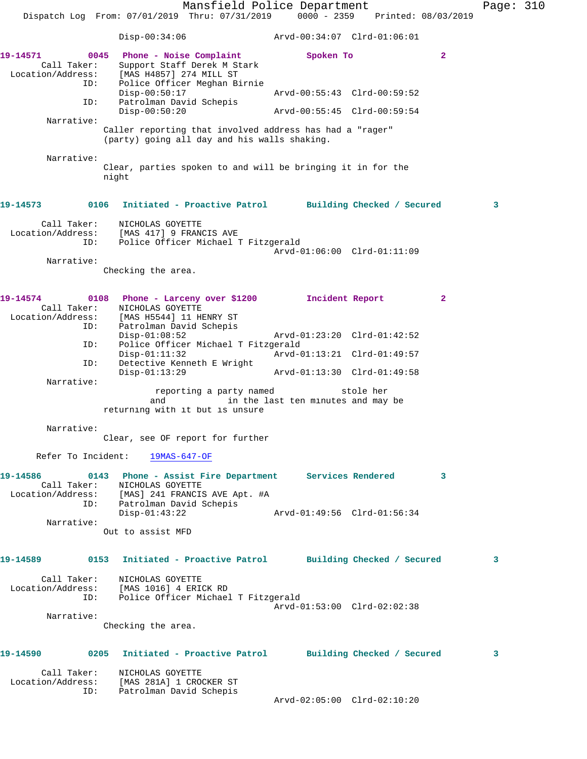Disp-00:34:06 Arvd-00:34:07 Clrd-01:06:01

**19-14571 0045 Phone - Noise Complaint Spoken To 2**

Call Taker: Support Staff Derek M Stark
Location/Address: [MAS H4857] 274 MILL ST
ID: Police Officer Meghan Birnie
Disp-00:50:17 Arvd-00:55:43 Clrd-00:59:52
ID: Patrolman David Schepis
Disp-00:50:20 Arvd-00:55:45 Clrd-00:59:54

Narrative:
Caller reporting that involved address has had a "rager" (party) going all day and his walls shaking.

Narrative:
Clear, parties spoken to and will be bringing it in for the night

**19-14573 0106 Initiated - Proactive Patrol Building Checked / Secured 3**

Call Taker: NICHOLAS GOYETTE
Location/Address: [MAS 417] 9 FRANCIS AVE
ID: Police Officer Michael T Fitzgerald
Arvd-01:06:00 Clrd-01:11:09

Narrative:
Checking the area.

**19-14574 0108 Phone - Larceny over $1200 Incident Report 2**

Call Taker: NICHOLAS GOYETTE
Location/Address: [MAS H5544] 11 HENRY ST
ID: Patrolman David Schepis
Disp-01:08:52 Arvd-01:23:20 Clrd-01:42:52
ID: Police Officer Michael T Fitzgerald
Disp-01:11:32 Arvd-01:13:21 Clrd-01:49:57
ID: Detective Kenneth E Wright
Disp-01:13:29 Arvd-01:13:30 Clrd-01:49:58

Narrative:
reporting a party named stole her and in the last ten minutes and may be returning with it but is unsure

Narrative:
Clear, see OF report for further

Refer To Incident: 19MAS-647-OF

**19-14586 0143 Phone - Assist Fire Department Services Rendered 3**

Call Taker: NICHOLAS GOYETTE
Location/Address: [MAS] 241 FRANCIS AVE Apt. #A
ID: Patrolman David Schepis
Disp-01:43:22 Arvd-01:49:56 Clrd-01:56:34

Narrative:
Out to assist MFD

**19-14589 0153 Initiated - Proactive Patrol Building Checked / Secured 3**

Call Taker: NICHOLAS GOYETTE
Location/Address: [MAS 1016] 4 ERICK RD
ID: Police Officer Michael T Fitzgerald
Arvd-01:53:00 Clrd-02:02:38

Narrative:
Checking the area.

**19-14590 0205 Initiated - Proactive Patrol Building Checked / Secured 3**

Call Taker: NICHOLAS GOYETTE
Location/Address: [MAS 281A] 1 CROCKER ST
ID: Patrolman David Schepis
Arvd-02:05:00 Clrd-02:10:20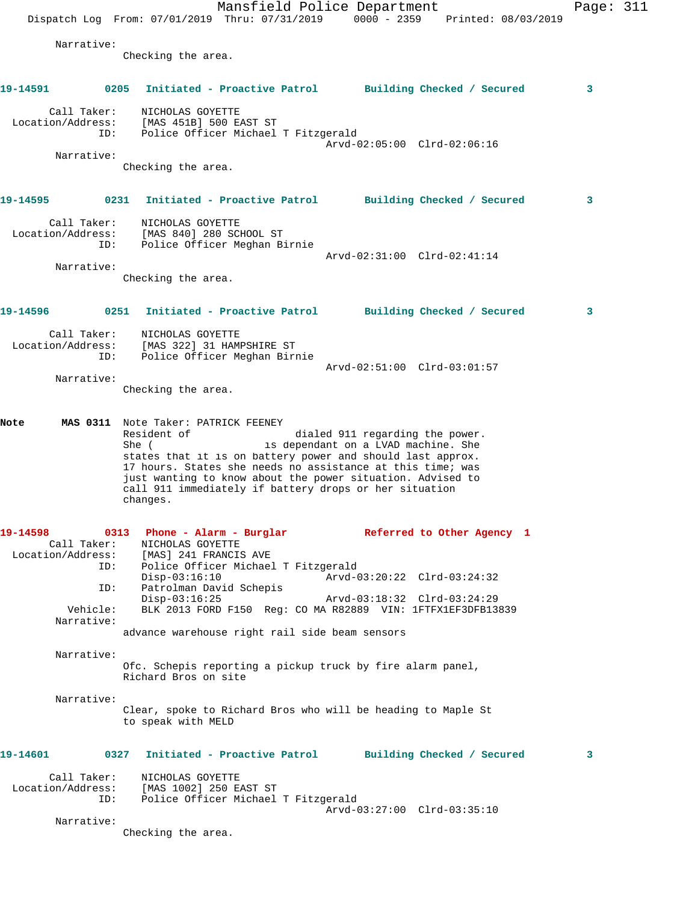Narrative:
Checking the area.

**19-14591 0205 Initiated - Proactive Patrol Building Checked / Secured 3**

Call Taker: NICHOLAS GOYETTE
Location/Address: [MAS 451B] 500 EAST ST
ID: Police Officer Michael T Fitzgerald
Arvd-02:05:00 Clrd-02:06:16
Narrative:
Checking the area.

**19-14595 0231 Initiated - Proactive Patrol Building Checked / Secured 3**

Call Taker: NICHOLAS GOYETTE
Location/Address: [MAS 840] 280 SCHOOL ST
ID: Police Officer Meghan Birnie
Arvd-02:31:00 Clrd-02:41:14
Narrative:
Checking the area.

**19-14596 0251 Initiated - Proactive Patrol Building Checked / Secured 3**

Call Taker: NICHOLAS GOYETTE
Location/Address: [MAS 322] 31 HAMPSHIRE ST
ID: Police Officer Meghan Birnie
Arvd-02:51:00 Clrd-03:01:57
Narrative:
Checking the area.

**Note MAS 0311** Note Taker: PATRICK FEENEY
Resident of dialed 911 regarding the power. She ( is dependant on a LVAD machine. She states that it is on battery power and should last approx. 17 hours. States she needs no assistance at this time; was just wanting to know about the power situation. Advised to call 911 immediately if battery drops or her situation changes.

**19-14598 0313 Phone - Alarm - Burglar Referred to Other Agency 1**

Call Taker: NICHOLAS GOYETTE
Location/Address: [MAS] 241 FRANCIS AVE
ID: Police Officer Michael T Fitzgerald
Disp-03:16:10 Arvd-03:20:22 Clrd-03:24:32
ID: Patrolman David Schepis
Disp-03:16:25 Arvd-03:18:32 Clrd-03:24:29
Vehicle: BLK 2013 FORD F150 Reg: CO MA R82889 VIN: 1FTFX1EF3DFB13839
Narrative:
advance warehouse right rail side beam sensors

Narrative:
Ofc. Schepis reporting a pickup truck by fire alarm panel, Richard Bros on site

Narrative:
Clear, spoke to Richard Bros who will be heading to Maple St to speak with MELD

**19-14601 0327 Initiated - Proactive Patrol Building Checked / Secured 3**

Call Taker: NICHOLAS GOYETTE
Location/Address: [MAS 1002] 250 EAST ST
ID: Police Officer Michael T Fitzgerald
Arvd-03:27:00 Clrd-03:35:10
Narrative:
Checking the area.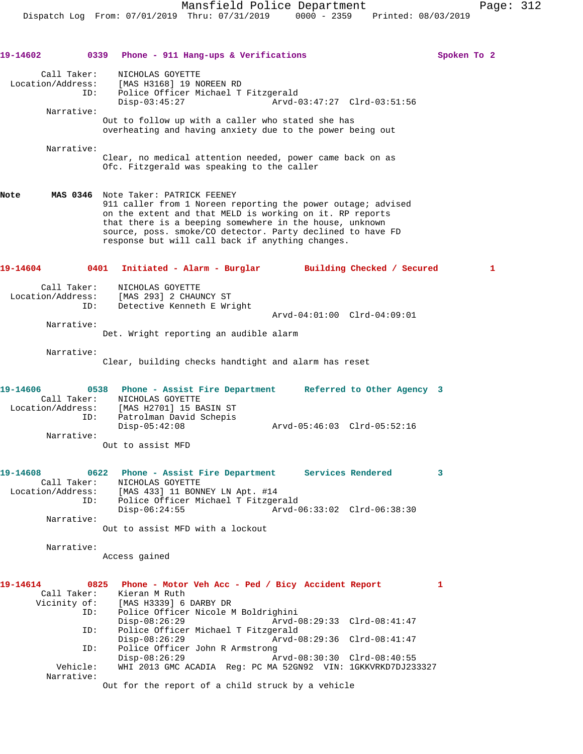**19-14602 0339 Phone - 911 Hang-ups & Verifications Spoken To 2**

Call Taker: NICHOLAS GOYETTE
Location/Address: [MAS H3168] 19 NOREEN RD
ID: Police Officer Michael T Fitzgerald
Disp-03:45:27 Arvd-03:47:27 Clrd-03:51:56

Narrative:
Out to follow up with a caller who stated she has overheating and having anxiety due to the power being out

Narrative:
Clear, no medical attention needed, power came back on as Ofc. Fitzgerald was speaking to the caller

**Note MAS 0346** Note Taker: PATRICK FEENEY
911 caller from 1 Noreen reporting the power outage; advised on the extent and that MELD is working on it. RP reports that there is a beeping somewhere in the house, unknown source, poss. smoke/CO detector. Party declined to have FD response but will call back if anything changes.

**19-14604 0401 Initiated - Alarm - Burglar Building Checked / Secured 1**

Call Taker: NICHOLAS GOYETTE
Location/Address: [MAS 293] 2 CHAUNCY ST
ID: Detective Kenneth E Wright
Arvd-04:01:00 Clrd-04:09:01

Narrative:
Det. Wright reporting an audible alarm

Narrative:
Clear, building checks handtight and alarm has reset

**19-14606 0538 Phone - Assist Fire Department Referred to Other Agency 3**

Call Taker: NICHOLAS GOYETTE
Location/Address: [MAS H2701] 15 BASIN ST
ID: Patrolman David Schepis
Disp-05:42:08 Arvd-05:46:03 Clrd-05:52:16

Narrative:
Out to assist MFD

**19-14608 0622 Phone - Assist Fire Department Services Rendered 3**

Call Taker: NICHOLAS GOYETTE
Location/Address: [MAS 433] 11 BONNEY LN Apt. #14
ID: Police Officer Michael T Fitzgerald
Disp-06:24:55 Arvd-06:33:02 Clrd-06:38:30

Narrative:
Out to assist MFD with a lockout

Narrative:
Access gained

**19-14614 0825 Phone - Motor Veh Acc - Ped / Bicy Accident Report 1**

Call Taker: Kieran M Ruth
Vicinity of: [MAS H3339] 6 DARBY DR
ID: Police Officer Nicole M Boldrighini
Disp-08:26:29 Arvd-08:29:33 Clrd-08:41:47
ID: Police Officer Michael T Fitzgerald
Disp-08:26:29 Arvd-08:29:36 Clrd-08:41:47
ID: Police Officer John R Armstrong
Disp-08:26:29 Arvd-08:30:30 Clrd-08:40:55
Vehicle: WHI 2013 GMC ACADIA Reg: PC MA 52GN92 VIN: 1GKKVRKD7DJ233327

Narrative:
Out for the report of a child struck by a vehicle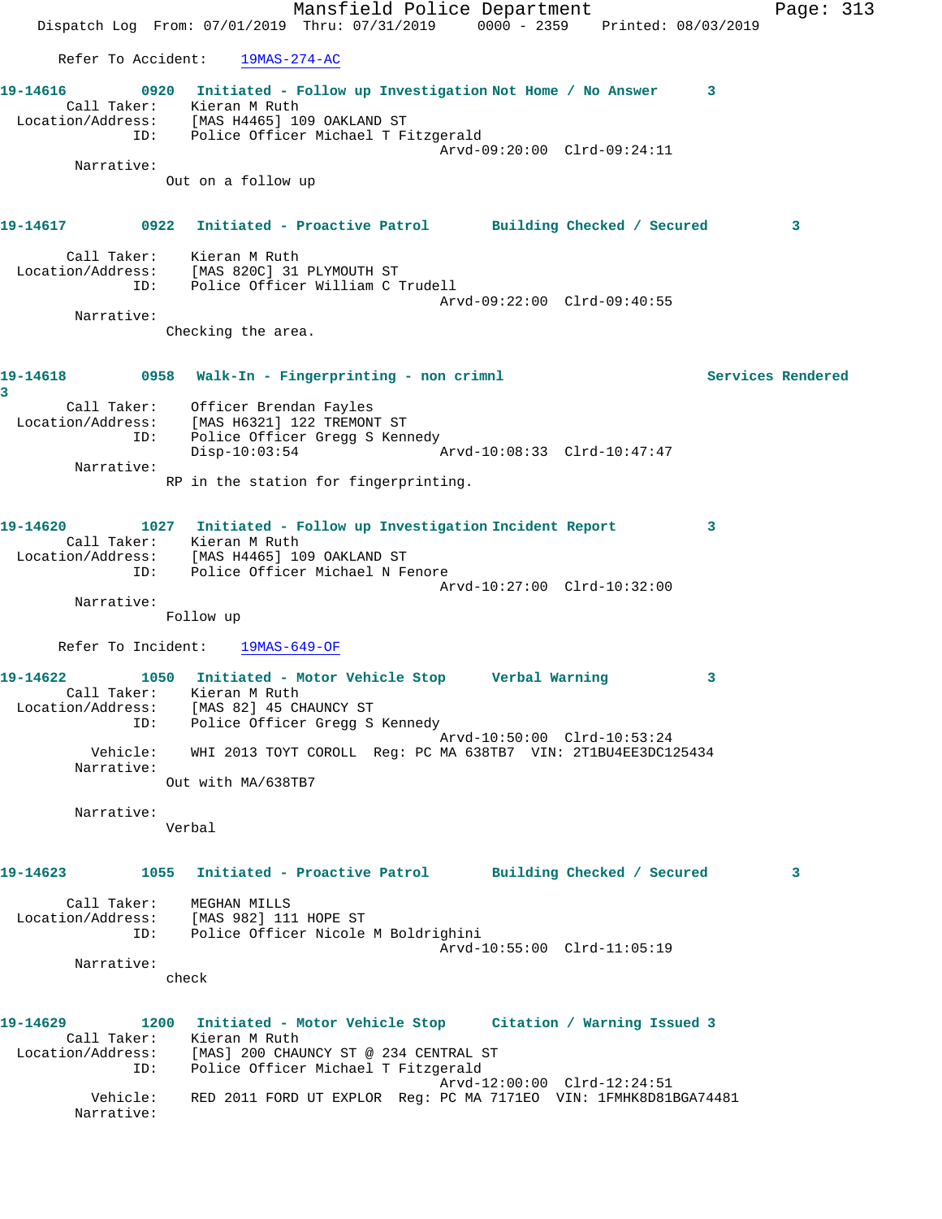Refer To Accident: 19MAS-274-AC

**19-14616** 0920 Initiated - Follow up Investigation Not Home / No Answer 3

Call Taker: Kieran M Ruth
Location/Address: [MAS H4465] 109 OAKLAND ST
ID: Police Officer Michael T Fitzgerald
Arvd-09:20:00 Clrd-09:24:11
Narrative:
Out on a follow up

**19-14617** 0922 Initiated - Proactive Patrol Building Checked / Secured 3

Call Taker: Kieran M Ruth
Location/Address: [MAS 820C] 31 PLYMOUTH ST
ID: Police Officer William C Trudell
Arvd-09:22:00 Clrd-09:40:55
Narrative:
Checking the area.

**19-14618** 0958 Walk-In - Fingerprinting - non crimnl Services Rendered 3

Call Taker: Officer Brendan Fayles
Location/Address: [MAS H6321] 122 TREMONT ST
ID: Police Officer Gregg S Kennedy
Disp-10:03:54 Arvd-10:08:33 Clrd-10:47:47
Narrative:
RP in the station for fingerprinting.

**19-14620** 1027 Initiated - Follow up Investigation Incident Report 3

Call Taker: Kieran M Ruth
Location/Address: [MAS H4465] 109 OAKLAND ST
ID: Police Officer Michael N Fenore
Arvd-10:27:00 Clrd-10:32:00
Narrative:
Follow up

Refer To Incident: 19MAS-649-OF

**19-14622** 1050 Initiated - Motor Vehicle Stop Verbal Warning 3

Call Taker: Kieran M Ruth
Location/Address: [MAS 82] 45 CHAUNCY ST
ID: Police Officer Gregg S Kennedy
Arvd-10:50:00 Clrd-10:53:24
Vehicle: WHI 2013 TOYT COROLL Reg: PC MA 638TB7 VIN: 2T1BU4EE3DC125434
Narrative:
Out with MA/638TB7

Narrative:
Verbal

**19-14623** 1055 Initiated - Proactive Patrol Building Checked / Secured 3

Call Taker: MEGHAN MILLS
Location/Address: [MAS 982] 111 HOPE ST
ID: Police Officer Nicole M Boldrighini
Arvd-10:55:00 Clrd-11:05:19
Narrative:
check

**19-14629** 1200 Initiated - Motor Vehicle Stop Citation / Warning Issued 3

Call Taker: Kieran M Ruth
Location/Address: [MAS] 200 CHAUNCY ST @ 234 CENTRAL ST
ID: Police Officer Michael T Fitzgerald
Arvd-12:00:00 Clrd-12:24:51
Vehicle: RED 2011 FORD UT EXPLOR Reg: PC MA 7171EO VIN: 1FMHK8D81BGA74481
Narrative: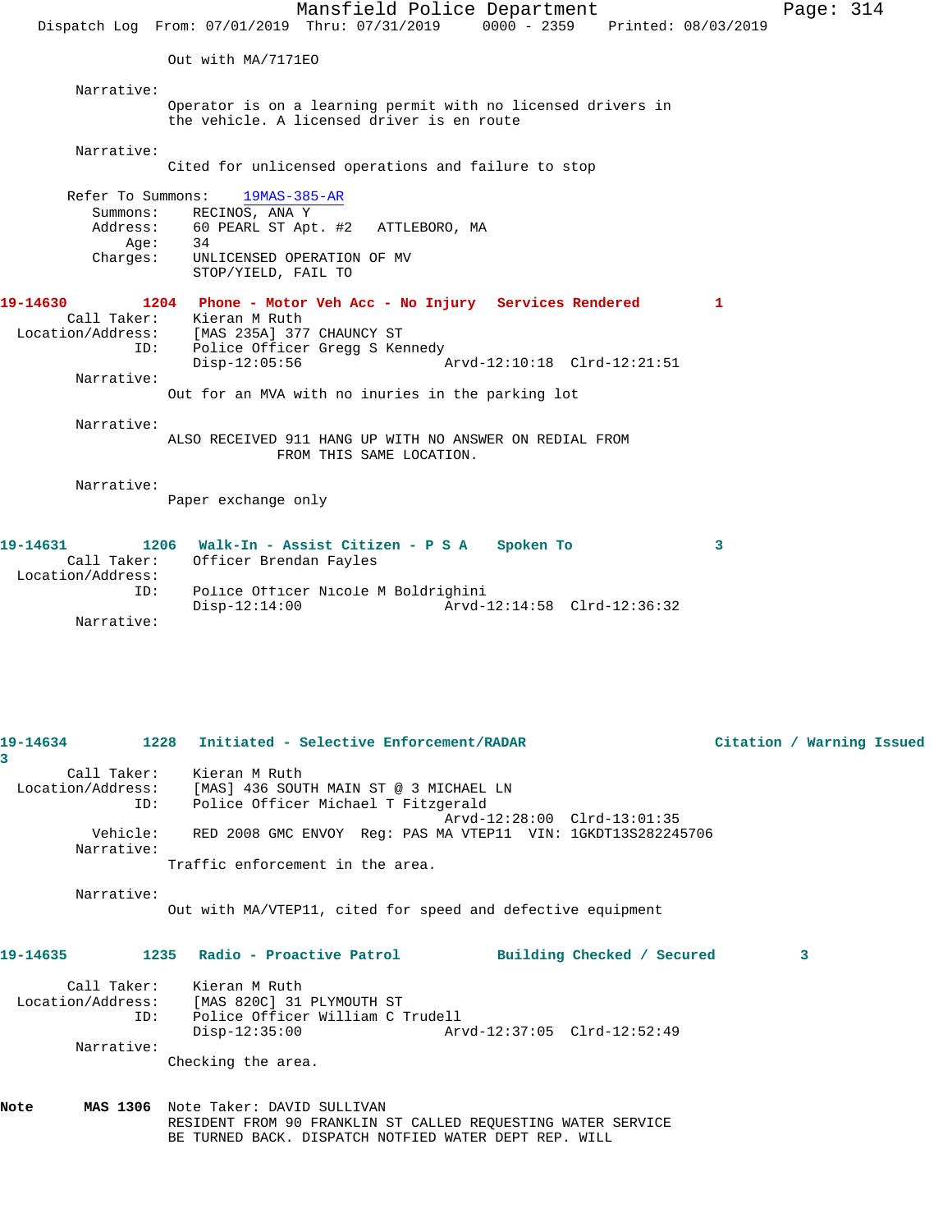Out with MA/7171EO

Narrative:
Operator is on a learning permit with no licensed drivers in the vehicle. A licensed driver is en route

Narrative:
Cited for unlicensed operations and failure to stop

Refer To Summons: 19MAS-385-AR
Summons: RECINOS, ANA Y
Address: 60 PEARL ST Apt. #2 ATTLEBORO, MA
Age: 34
Charges: UNLICENSED OPERATION OF MV
STOP/YIELD, FAIL TO

**19-14630** 1204 Phone - Motor Veh Acc - No Injury Services Rendered 1
Call Taker: Kieran M Ruth
Location/Address: [MAS 235A] 377 CHAUNCY ST
ID: Police Officer Gregg S Kennedy
Disp-12:05:56 Arvd-12:10:18 Clrd-12:21:51

Narrative:
Out for an MVA with no inuries in the parking lot

Narrative:
ALSO RECEIVED 911 HANG UP WITH NO ANSWER ON REDIAL FROM FROM THIS SAME LOCATION.

Narrative:
Paper exchange only

**19-14631** 1206 Walk-In - Assist Citizen - P S A Spoken To 3
Call Taker: Officer Brendan Fayles
Location/Address:
ID: Police Officer Nicole M Boldrighini
Disp-12:14:00 Arvd-12:14:58 Clrd-12:36:32

Narrative:

**19-14634** 1228 Initiated - Selective Enforcement/RADAR Citation / Warning Issued 3
Call Taker: Kieran M Ruth
Location/Address: [MAS] 436 SOUTH MAIN ST @ 3 MICHAEL LN
ID: Police Officer Michael T Fitzgerald
Arvd-12:28:00 Clrd-13:01:35
Vehicle: RED 2008 GMC ENVOY Reg: PAS MA VTEP11 VIN: 1GKDT13S282245706

Narrative:
Traffic enforcement in the area.

Narrative:
Out with MA/VTEP11, cited for speed and defective equipment

**19-14635** 1235 Radio - Proactive Patrol Building Checked / Secured 3
Call Taker: Kieran M Ruth
Location/Address: [MAS 820C] 31 PLYMOUTH ST
ID: Police Officer William C Trudell
Disp-12:35:00 Arvd-12:37:05 Clrd-12:52:49

Narrative:
Checking the area.

**Note** MAS 1306 Note Taker: DAVID SULLIVAN
RESIDENT FROM 90 FRANKLIN ST CALLED REQUESTING WATER SERVICE BE TURNED BACK. DISPATCH NOTFIED WATER DEPT REP. WILL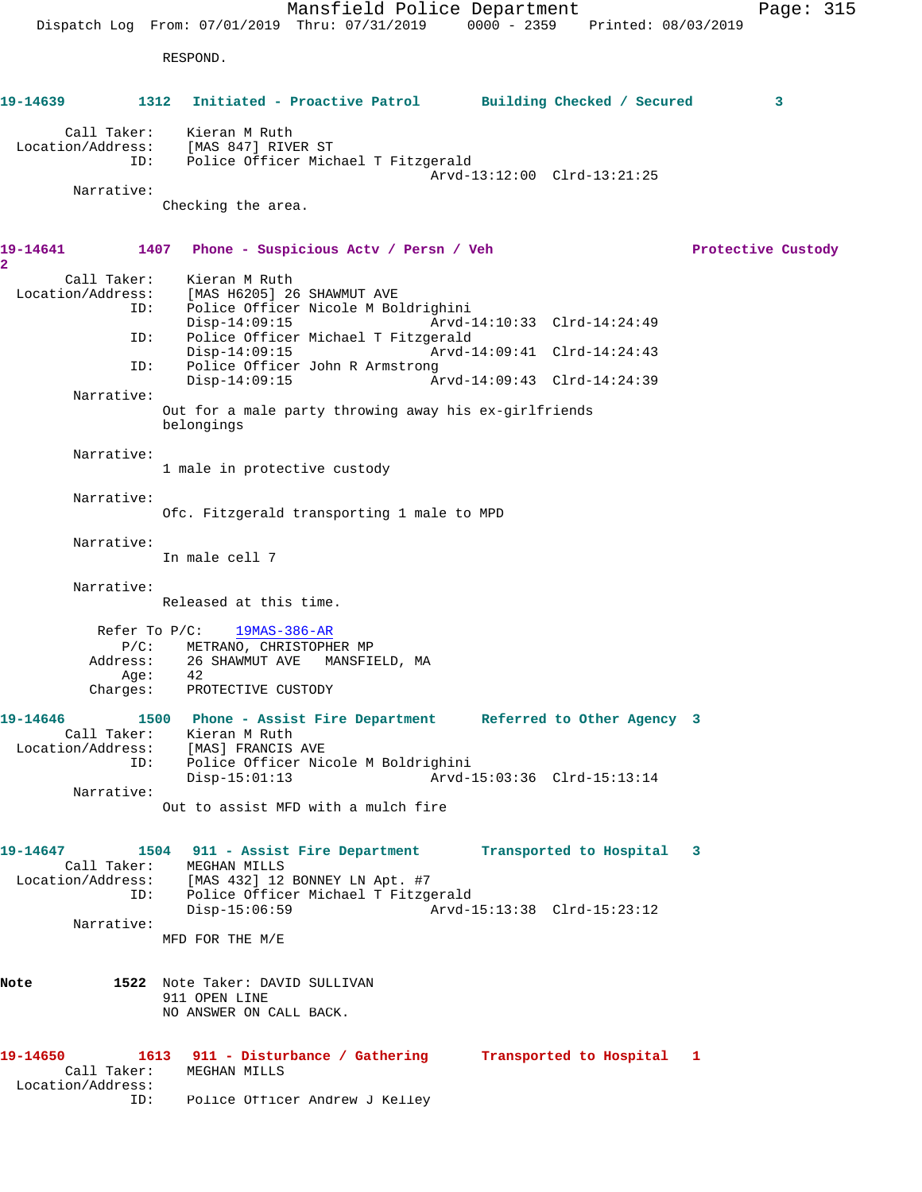RESPOND.

**19-14639 1312 Initiated - Proactive Patrol Building Checked / Secured 3**

Call Taker: Kieran M Ruth
Location/Address: [MAS 847] RIVER ST
ID: Police Officer Michael T Fitzgerald
Arvd-13:12:00 Clrd-13:21:25
Narrative:
Checking the area.

**19-14641 1407 Phone - Suspicious Actv / Persn / Veh Protective Custody 2**

Call Taker: Kieran M Ruth
Location/Address: [MAS H6205] 26 SHAWMUT AVE
ID: Police Officer Nicole M Boldrighini
Disp-14:09:15 Arvd-14:10:33 Clrd-14:24:49
ID: Police Officer Michael T Fitzgerald
Disp-14:09:15 Arvd-14:09:41 Clrd-14:24:43
ID: Police Officer John R Armstrong
Disp-14:09:15 Arvd-14:09:43 Clrd-14:24:39
Narrative:
Out for a male party throwing away his ex-girlfriends belongings

Narrative:
1 male in protective custody

Narrative:
Ofc. Fitzgerald transporting 1 male to MPD

Narrative:
In male cell 7

Narrative:
Released at this time.

Refer To P/C: 19MAS-386-AR
P/C: METRANO, CHRISTOPHER MP
Address: 26 SHAWMUT AVE MANSFIELD, MA
Age: 42
Charges: PROTECTIVE CUSTODY

**19-14646 1500 Phone - Assist Fire Department Referred to Other Agency 3**

Call Taker: Kieran M Ruth
Location/Address: [MAS] FRANCIS AVE
ID: Police Officer Nicole M Boldrighini
Disp-15:01:13 Arvd-15:03:36 Clrd-15:13:14
Narrative:
Out to assist MFD with a mulch fire

**19-14647 1504 911 - Assist Fire Department Transported to Hospital 3**

Call Taker: MEGHAN MILLS
Location/Address: [MAS 432] 12 BONNEY LN Apt. #7
ID: Police Officer Michael T Fitzgerald
Disp-15:06:59 Arvd-15:13:38 Clrd-15:23:12
Narrative:
MFD FOR THE M/E

**Note 1522** Note Taker: DAVID SULLIVAN
911 OPEN LINE
NO ANSWER ON CALL BACK.

**19-14650 1613 911 - Disturbance / Gathering Transported to Hospital 1**

Call Taker: MEGHAN MILLS
Location/Address:
ID: Police Officer Andrew J Kelley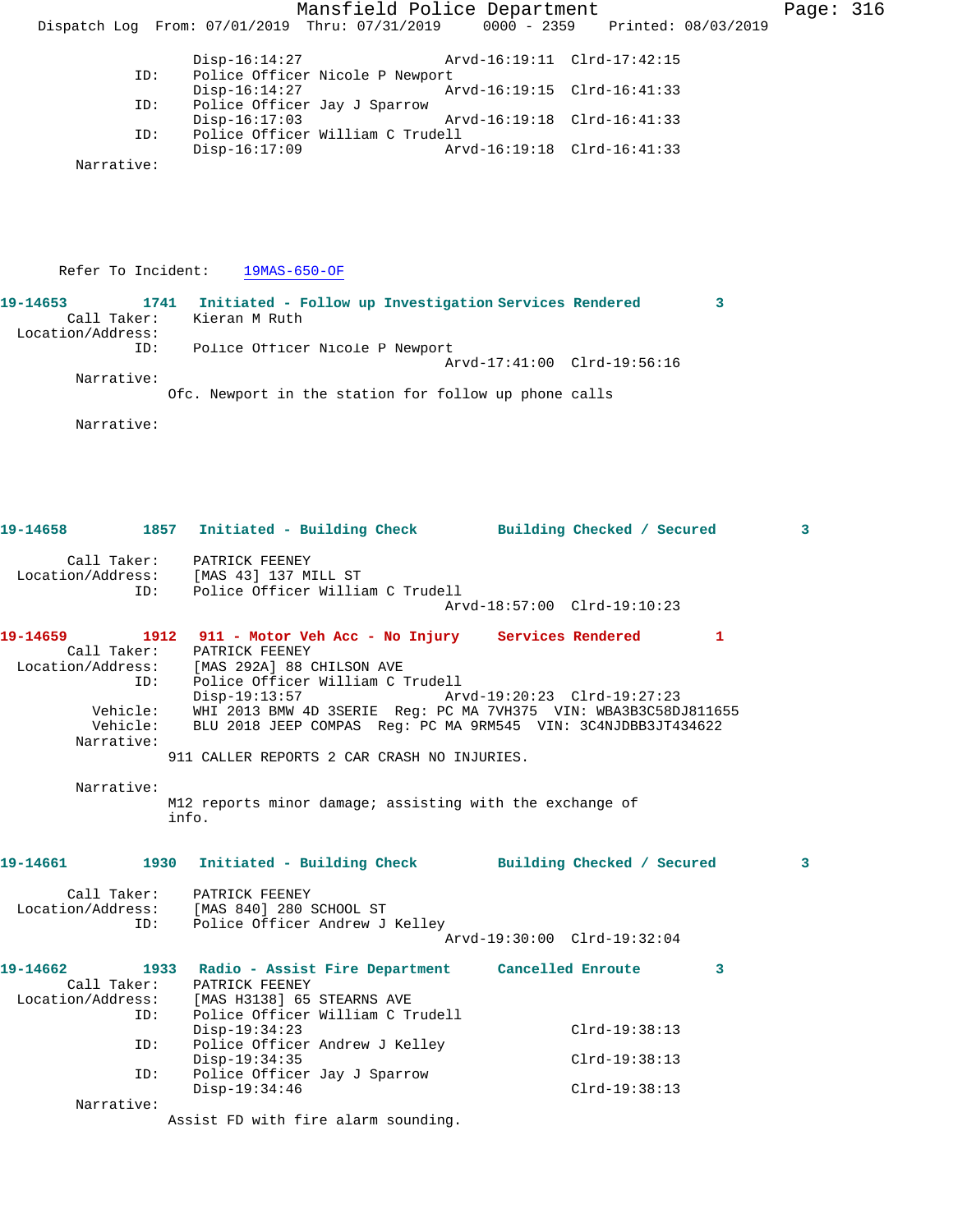```
                Disp-16:14:27                 Arvd-16:19:11  Clrd-17:42:15
          ID:   Police Officer Nicole P Newport
                Disp-16:14:27                 Arvd-16:19:15  Clrd-16:41:33
          ID:   Police Officer Jay J Sparrow
                Disp-16:17:03                 Arvd-16:19:18  Clrd-16:41:33
          ID:   Police Officer William C Trudell
                Disp-16:17:09                 Arvd-16:19:18  Clrd-16:41:33
     Narrative:

   Refer To Incident:   19MAS-650-OF

19-14653        1741  Initiated - Follow up Investigation Services Rendered        3
     Call Taker:    Kieran M Ruth
 Location/Address:
          ID:   Police Officer Nicole P Newport
                                              Arvd-17:41:00  Clrd-19:56:16
     Narrative:
              Ofc. Newport in the station for follow up phone calls

     Narrative:

19-14658        1857  Initiated - Building Check        Building Checked / Secured        3

     Call Taker:    PATRICK FEENEY
 Location/Address:    [MAS 43] 137 MILL ST
          ID:   Police Officer William C Trudell
                                              Arvd-18:57:00  Clrd-19:10:23

19-14659        1912  911 - Motor Veh Acc - No Injury    Services Rendered        1
     Call Taker:    PATRICK FEENEY
 Location/Address:    [MAS 292A] 88 CHILSON AVE
          ID:   Police Officer William C Trudell
                Disp-19:13:57                 Arvd-19:20:23  Clrd-19:27:23
       Vehicle:   WHI 2013 BMW 4D 3SERIE  Reg: PC MA 7VH375  VIN: WBA3B3C58DJ811655
       Vehicle:   BLU 2018 JEEP COMPAS  Reg: PC MA 9RM545  VIN: 3C4NJDBB3JT434622
     Narrative:
              911 CALLER REPORTS 2 CAR CRASH NO INJURIES.

     Narrative:
              M12 reports minor damage; assisting with the exchange of
              info.

19-14661        1930  Initiated - Building Check        Building Checked / Secured        3

     Call Taker:    PATRICK FEENEY
 Location/Address:    [MAS 840] 280 SCHOOL ST
          ID:   Police Officer Andrew J Kelley
                                              Arvd-19:30:00  Clrd-19:32:04

19-14662        1933  Radio - Assist Fire Department     Cancelled Enroute        3
     Call Taker:    PATRICK FEENEY
 Location/Address:    [MAS H3138] 65 STEARNS AVE
          ID:   Police Officer William C Trudell
                Disp-19:34:23                                Clrd-19:38:13
          ID:   Police Officer Andrew J Kelley
                Disp-19:34:35                                Clrd-19:38:13
          ID:   Police Officer Jay J Sparrow
                Disp-19:34:46                                Clrd-19:38:13
     Narrative:
              Assist FD with fire alarm sounding.
```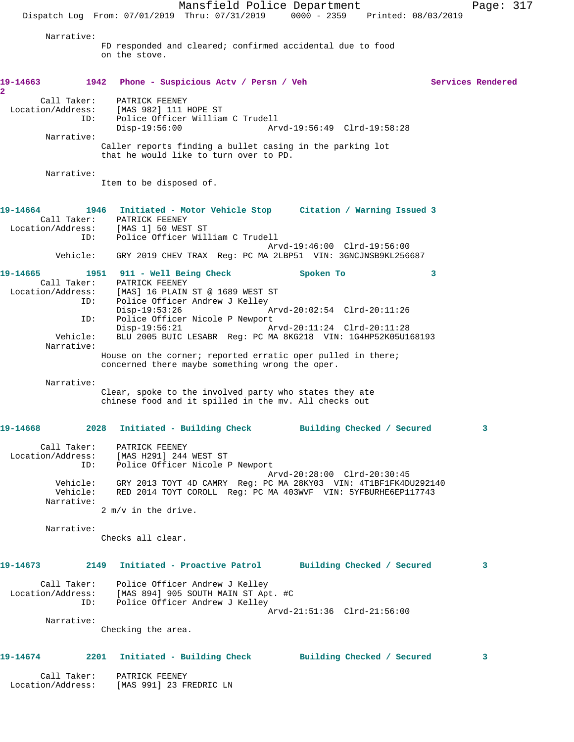Narrative:
FD responded and cleared; confirmed accidental due to food on the stove.

**19-14663 1942 Phone - Suspicious Actv / Persn / Veh Services Rendered 2**

Call Taker: PATRICK FEENEY
Location/Address: [MAS 982] 111 HOPE ST
ID: Police Officer William C Trudell
Disp-19:56:00 Arvd-19:56:49 Clrd-19:58:28

Narrative:
Caller reports finding a bullet casing in the parking lot that he would like to turn over to PD.

Narrative:
Item to be disposed of.

**19-14664 1946 Initiated - Motor Vehicle Stop Citation / Warning Issued 3**

Call Taker: PATRICK FEENEY
Location/Address: [MAS 1] 50 WEST ST
ID: Police Officer William C Trudell
Arvd-19:46:00 Clrd-19:56:00
Vehicle: GRY 2019 CHEV TRAX Reg: PC MA 2LBP51 VIN: 3GNCJNSB9KL256687

**19-14665 1951 911 - Well Being Check Spoken To 3**

Call Taker: PATRICK FEENEY
Location/Address: [MAS] 16 PLAIN ST @ 1689 WEST ST
ID: Police Officer Andrew J Kelley
Disp-19:53:26 Arvd-20:02:54 Clrd-20:11:26
ID: Police Officer Nicole P Newport
Disp-19:56:21 Arvd-20:11:24 Clrd-20:11:28
Vehicle: BLU 2005 BUIC LESABR Reg: PC MA 8KG218 VIN: 1G4HP52K05U168193

Narrative:
House on the corner; reported erratic oper pulled in there; concerned there maybe something wrong the oper.

Narrative:
Clear, spoke to the involved party who states they ate chinese food and it spilled in the mv. All checks out

**19-14668 2028 Initiated - Building Check Building Checked / Secured 3**

Call Taker: PATRICK FEENEY
Location/Address: [MAS H291] 244 WEST ST
ID: Police Officer Nicole P Newport
Arvd-20:28:00 Clrd-20:30:45
Vehicle: GRY 2013 TOYT 4D CAMRY Reg: PC MA 28KY03 VIN: 4T1BF1FK4DU292140
Vehicle: RED 2014 TOYT COROLL Reg: PC MA 403WVF VIN: 5YFBURHE6EP117743

Narrative:
2 m/v in the drive.

Narrative:
Checks all clear.

**19-14673 2149 Initiated - Proactive Patrol Building Checked / Secured 3**

Call Taker: Police Officer Andrew J Kelley
Location/Address: [MAS 894] 905 SOUTH MAIN ST Apt. #C
ID: Police Officer Andrew J Kelley
Arvd-21:51:36 Clrd-21:56:00

Narrative:
Checking the area.

**19-14674 2201 Initiated - Building Check Building Checked / Secured 3**

Call Taker: PATRICK FEENEY
Location/Address: [MAS 991] 23 FREDRIC LN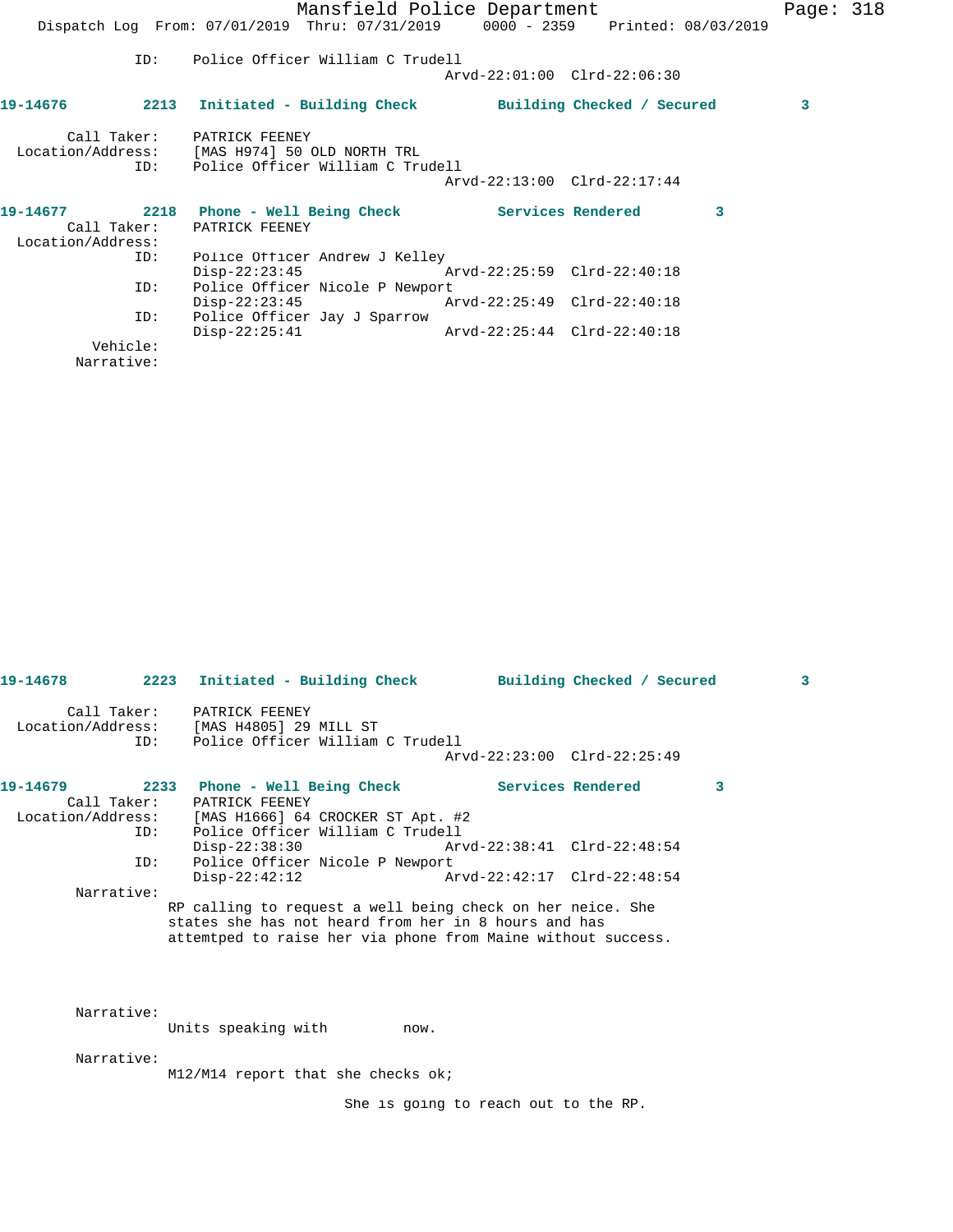ID: Police Officer William C Trudell
Arvd-22:01:00 Clrd-22:06:30

**19-14676 2213 Initiated - Building Check Building Checked / Secured 3**

Call Taker: PATRICK FEENEY
Location/Address: [MAS H974] 50 OLD NORTH TRL
ID: Police Officer William C Trudell
Arvd-22:13:00 Clrd-22:17:44

**19-14677 2218 Phone - Well Being Check Services Rendered 3**

Call Taker: PATRICK FEENEY
Location/Address:
ID: Police Officer Andrew J Kelley
Disp-22:23:45 Arvd-22:25:59 Clrd-22:40:18
ID: Police Officer Nicole P Newport
Disp-22:23:45 Arvd-22:25:49 Clrd-22:40:18
ID: Police Officer Jay J Sparrow
Disp-22:25:41 Arvd-22:25:44 Clrd-22:40:18
Vehicle:
Narrative:

**19-14678 2223 Initiated - Building Check Building Checked / Secured 3**

Call Taker: PATRICK FEENEY
Location/Address: [MAS H4805] 29 MILL ST
ID: Police Officer William C Trudell
Arvd-22:23:00 Clrd-22:25:49

**19-14679 2233 Phone - Well Being Check Services Rendered 3**

Call Taker: PATRICK FEENEY
Location/Address: [MAS H1666] 64 CROCKER ST Apt. #2
ID: Police Officer William C Trudell
Disp-22:38:30 Arvd-22:38:41 Clrd-22:48:54
ID: Police Officer Nicole P Newport
Disp-22:42:12 Arvd-22:42:17 Clrd-22:48:54
Narrative:
RP calling to request a well being check on her neice. She states she has not heard from her in 8 hours and has attemtped to raise her via phone from Maine without success.

Narrative:
Units speaking with now.

Narrative:
M12/M14 report that she checks ok;

She is going to reach out to the RP.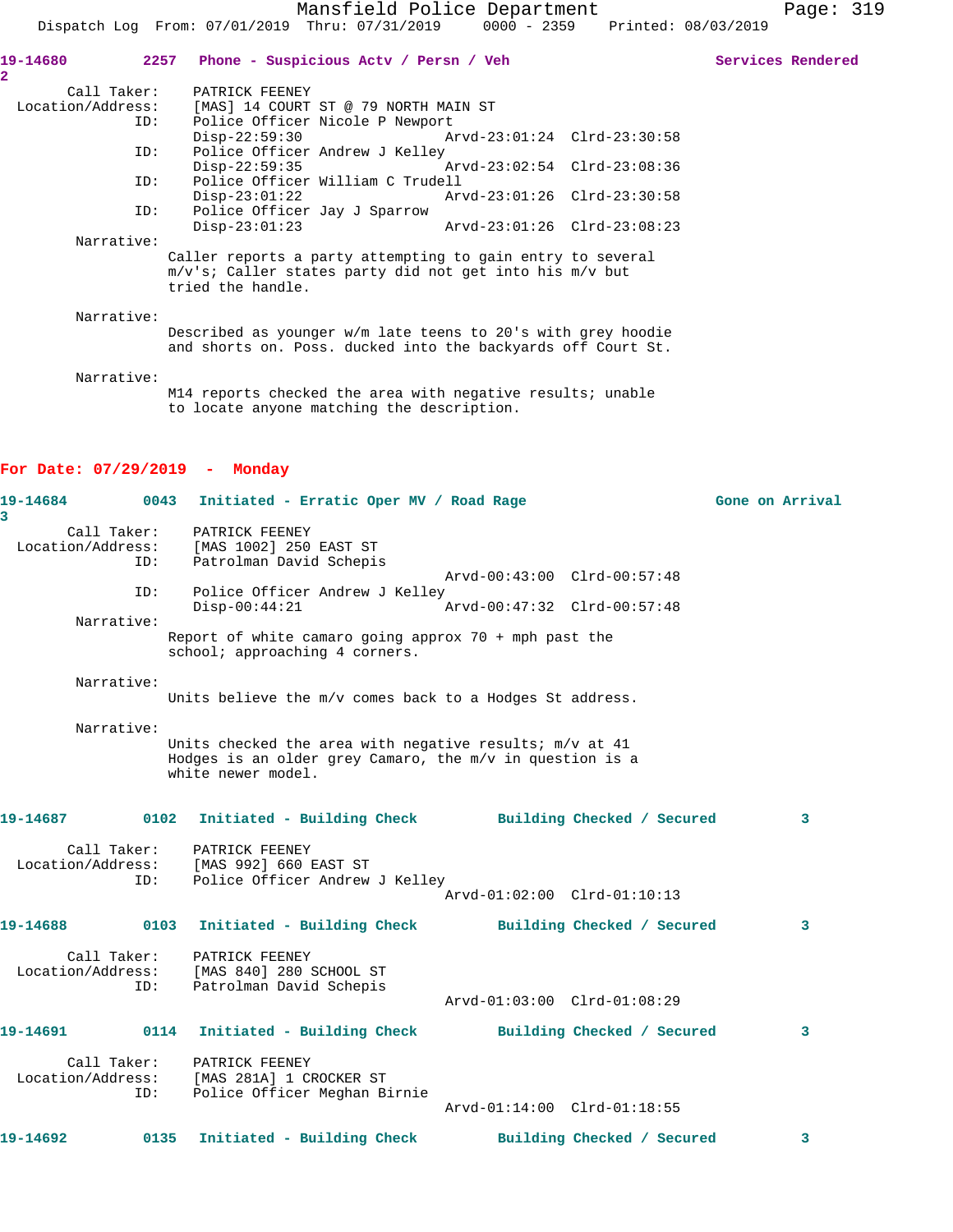**19-14680** 2257 Phone - Suspicious Actv / Persn / Veh — Services Rendered
2

```
        Call Taker:    PATRICK FEENEY
  Location/Address:    [MAS] 14 COURT ST @ 79 NORTH MAIN ST
                ID:    Police Officer Nicole P Newport
                       Disp-22:59:30                Arvd-23:01:24  Clrd-23:30:58
                ID:    Police Officer Andrew J Kelley
                       Disp-22:59:35                Arvd-23:02:54  Clrd-23:08:36
                ID:    Police Officer William C Trudell
                       Disp-23:01:22                Arvd-23:01:26  Clrd-23:30:58
                ID:    Police Officer Jay J Sparrow
                       Disp-23:01:23                Arvd-23:01:26  Clrd-23:08:23
         Narrative:
                       Caller reports a party attempting to gain entry to several
                       m/v's; Caller states party did not get into his m/v but
                       tried the handle.

         Narrative:
                       Described as younger w/m late teens to 20's with grey hoodie
                       and shorts on. Poss. ducked into the backyards off Court St.

         Narrative:
                       M14 reports checked the area with negative results; unable
                       to locate anyone matching the description.
```

## For Date: 07/29/2019 - Monday

**19-14684** 0043 Initiated - Erratic Oper MV / Road Rage — Gone on Arrival
3

```
        Call Taker:    PATRICK FEENEY
  Location/Address:    [MAS 1002] 250 EAST ST
                ID:    Patrolman David Schepis
                                                    Arvd-00:43:00  Clrd-00:57:48
                ID:    Police Officer Andrew J Kelley
                       Disp-00:44:21                Arvd-00:47:32  Clrd-00:57:48
         Narrative:
                       Report of white camaro going approx 70 + mph past the
                       school; approaching 4 corners.

         Narrative:
                       Units believe the m/v comes back to a Hodges St address.

         Narrative:
                       Units checked the area with negative results; m/v at 41
                       Hodges is an older grey Camaro, the m/v in question is a
                       white newer model.
```

**19-14687** 0102 Initiated - Building Check — Building Checked / Secured — 3

```
        Call Taker:    PATRICK FEENEY
  Location/Address:    [MAS 992] 660 EAST ST
                ID:    Police Officer Andrew J Kelley
                                                    Arvd-01:02:00  Clrd-01:10:13
```

**19-14688** 0103 Initiated - Building Check — Building Checked / Secured — 3

```
        Call Taker:    PATRICK FEENEY
  Location/Address:    [MAS 840] 280 SCHOOL ST
                ID:    Patrolman David Schepis
                                                    Arvd-01:03:00  Clrd-01:08:29
```

**19-14691** 0114 Initiated - Building Check — Building Checked / Secured — 3

```
        Call Taker:    PATRICK FEENEY
  Location/Address:    [MAS 281A] 1 CROCKER ST
                ID:    Police Officer Meghan Birnie
                                                    Arvd-01:14:00  Clrd-01:18:55
```

**19-14692** 0135 Initiated - Building Check — Building Checked / Secured — 3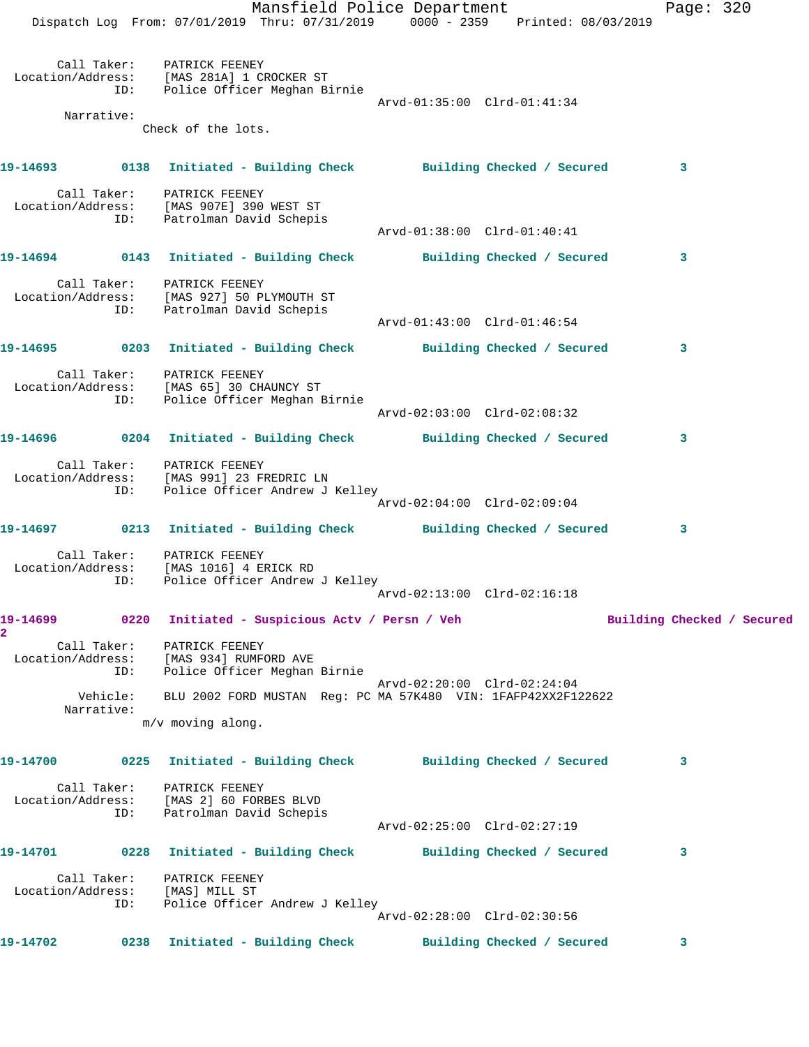Call Taker: PATRICK FEENEY
Location/Address: [MAS 281A] 1 CROCKER ST
ID: Police Officer Meghan Birnie
Arvd-01:35:00 Clrd-01:41:34
Narrative:
Check of the lots.

**19-14693** 0138 Initiated - Building Check    Building Checked / Secured    3

Call Taker: PATRICK FEENEY
Location/Address: [MAS 907E] 390 WEST ST
ID: Patrolman David Schepis
Arvd-01:38:00 Clrd-01:40:41

**19-14694** 0143 Initiated - Building Check    Building Checked / Secured    3

Call Taker: PATRICK FEENEY
Location/Address: [MAS 927] 50 PLYMOUTH ST
ID: Patrolman David Schepis
Arvd-01:43:00 Clrd-01:46:54

**19-14695** 0203 Initiated - Building Check    Building Checked / Secured    3

Call Taker: PATRICK FEENEY
Location/Address: [MAS 65] 30 CHAUNCY ST
ID: Police Officer Meghan Birnie
Arvd-02:03:00 Clrd-02:08:32

**19-14696** 0204 Initiated - Building Check    Building Checked / Secured    3

Call Taker: PATRICK FEENEY
Location/Address: [MAS 991] 23 FREDRIC LN
ID: Police Officer Andrew J Kelley
Arvd-02:04:00 Clrd-02:09:04

**19-14697** 0213 Initiated - Building Check    Building Checked / Secured    3

Call Taker: PATRICK FEENEY
Location/Address: [MAS 1016] 4 ERICK RD
ID: Police Officer Andrew J Kelley
Arvd-02:13:00 Clrd-02:16:18

**19-14699** 0220 Initiated - Suspicious Actv / Persn / Veh    Building Checked / Secured    2

Call Taker: PATRICK FEENEY
Location/Address: [MAS 934] RUMFORD AVE
ID: Police Officer Meghan Birnie
Arvd-02:20:00 Clrd-02:24:04
Vehicle: BLU 2002 FORD MUSTAN Reg: PC MA 57K480 VIN: 1FAFP42XX2F122622
Narrative:
m/v moving along.

**19-14700** 0225 Initiated - Building Check    Building Checked / Secured    3

Call Taker: PATRICK FEENEY
Location/Address: [MAS 2] 60 FORBES BLVD
ID: Patrolman David Schepis
Arvd-02:25:00 Clrd-02:27:19

**19-14701** 0228 Initiated - Building Check    Building Checked / Secured    3

Call Taker: PATRICK FEENEY
Location/Address: [MAS] MILL ST
ID: Police Officer Andrew J Kelley
Arvd-02:28:00 Clrd-02:30:56

**19-14702** 0238 Initiated - Building Check    Building Checked / Secured    3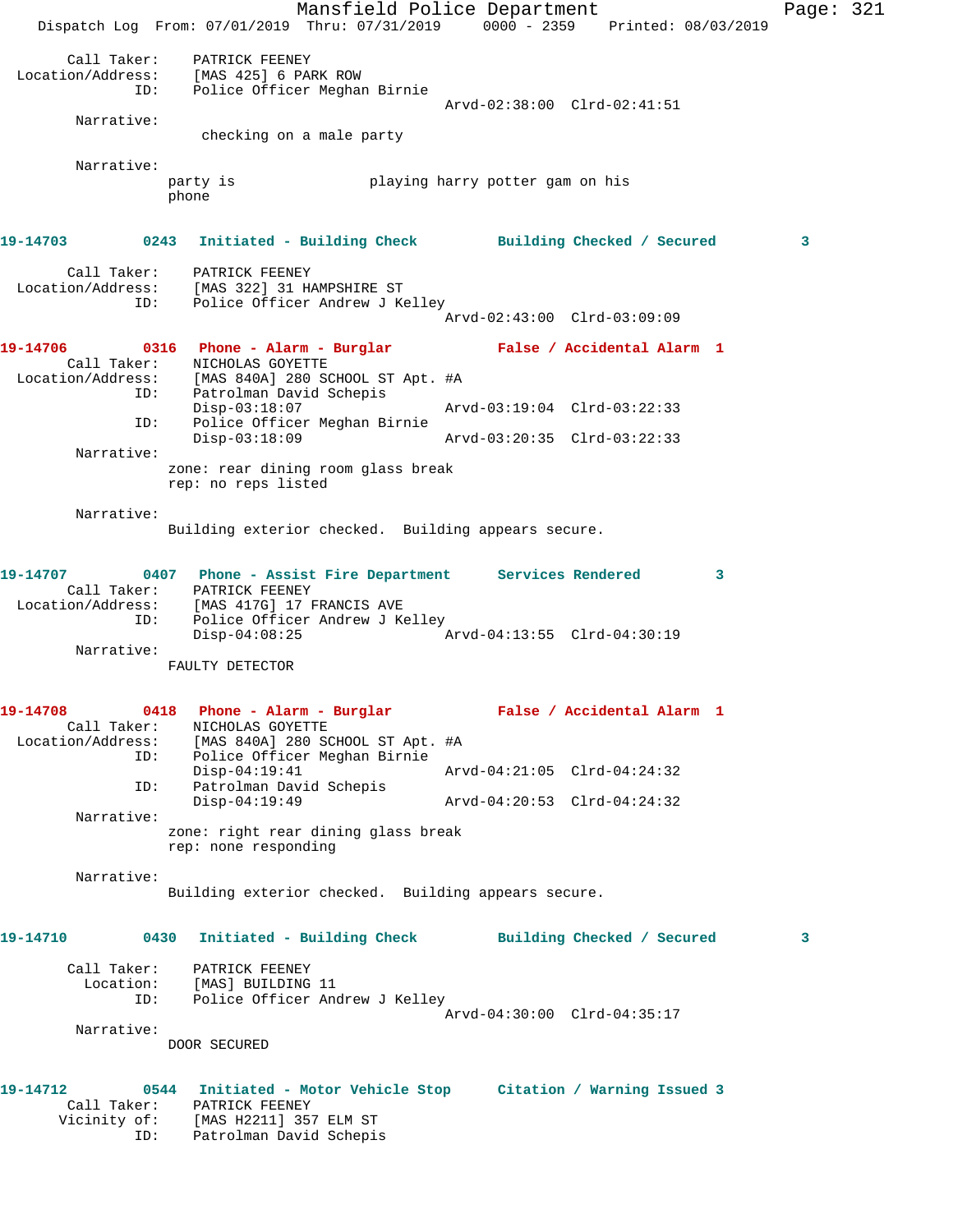```
        Call Taker:    PATRICK FEENEY
  Location/Address:    [MAS 425] 6 PARK ROW
                ID:    Police Officer Meghan Birnie
                                              Arvd-02:38:00  Clrd-02:41:51
         Narrative:
                        checking on a male party

         Narrative:
                    party is                playing harry potter gam on his
                    phone

19-14703         0243   Initiated - Building Check         Building Checked / Secured          3

        Call Taker:    PATRICK FEENEY
  Location/Address:    [MAS 322] 31 HAMPSHIRE ST
                ID:    Police Officer Andrew J Kelley
                                              Arvd-02:43:00  Clrd-03:09:09

19-14706         0316   Phone - Alarm - Burglar            False / Accidental Alarm  1
        Call Taker:    NICHOLAS GOYETTE
  Location/Address:    [MAS 840A] 280 SCHOOL ST Apt. #A
                ID:    Patrolman David Schepis
                       Disp-03:18:07                  Arvd-03:19:04  Clrd-03:22:33
                ID:    Police Officer Meghan Birnie
                       Disp-03:18:09                  Arvd-03:20:35  Clrd-03:22:33
         Narrative:
                    zone: rear dining room glass break
                    rep: no reps listed

         Narrative:
                    Building exterior checked.  Building appears secure.

19-14707         0407   Phone - Assist Fire Department      Services Rendered          3
        Call Taker:    PATRICK FEENEY
  Location/Address:    [MAS 417G] 17 FRANCIS AVE
                ID:    Police Officer Andrew J Kelley
                       Disp-04:08:25                  Arvd-04:13:55  Clrd-04:30:19
         Narrative:
                    FAULTY DETECTOR

19-14708         0418   Phone - Alarm - Burglar            False / Accidental Alarm  1
        Call Taker:    NICHOLAS GOYETTE
  Location/Address:    [MAS 840A] 280 SCHOOL ST Apt. #A
                ID:    Police Officer Meghan Birnie
                       Disp-04:19:41                  Arvd-04:21:05  Clrd-04:24:32
                ID:    Patrolman David Schepis
                       Disp-04:19:49                  Arvd-04:20:53  Clrd-04:24:32
         Narrative:
                    zone: right rear dining glass break
                    rep: none responding

         Narrative:
                    Building exterior checked.  Building appears secure.

19-14710         0430   Initiated - Building Check         Building Checked / Secured          3

        Call Taker:    PATRICK FEENEY
          Location:    [MAS] BUILDING 11
                ID:    Police Officer Andrew J Kelley
                                              Arvd-04:30:00  Clrd-04:35:17
         Narrative:
                    DOOR SECURED

19-14712         0544   Initiated - Motor Vehicle Stop      Citation / Warning Issued 3
        Call Taker:    PATRICK FEENEY
       Vicinity of:    [MAS H2211] 357 ELM ST
                ID:    Patrolman David Schepis
```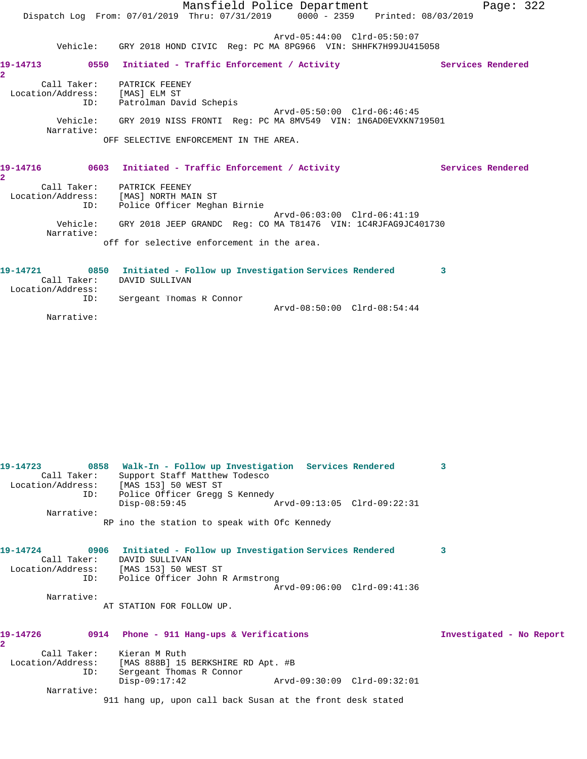Arvd-05:44:00 Clrd-05:50:07
Vehicle: GRY 2018 HOND CIVIC Reg: PC MA 8PG966 VIN: SHHFK7H99JU415058

**19-14713 0550 Initiated - Traffic Enforcement / Activity Services Rendered 2**

Call Taker: PATRICK FEENEY
Location/Address: [MAS] ELM ST
ID: Patrolman David Schepis
Arvd-05:50:00 Clrd-06:46:45
Vehicle: GRY 2019 NISS FRONTI Reg: PC MA 8MV549 VIN: 1N6AD0EVXKN719501
Narrative:
OFF SELECTIVE ENFORCEMENT IN THE AREA.

**19-14716 0603 Initiated - Traffic Enforcement / Activity Services Rendered 2**

Call Taker: PATRICK FEENEY
Location/Address: [MAS] NORTH MAIN ST
ID: Police Officer Meghan Birnie
Arvd-06:03:00 Clrd-06:41:19
Vehicle: GRY 2018 JEEP GRANDC Reg: CO MA T81476 VIN: 1C4RJFAG9JC401730
Narrative:
off for selective enforcement in the area.

**19-14721 0850 Initiated - Follow up Investigation Services Rendered 3**

Call Taker: DAVID SULLIVAN
Location/Address:
ID: Sergeant Thomas R Connor
Arvd-08:50:00 Clrd-08:54:44
Narrative:

**19-14723 0858 Walk-In - Follow up Investigation Services Rendered 3**

Call Taker: Support Staff Matthew Todesco
Location/Address: [MAS 153] 50 WEST ST
ID: Police Officer Gregg S Kennedy
Disp-08:59:45 Arvd-09:13:05 Clrd-09:22:31
Narrative:
RP ino the station to speak with Ofc Kennedy

**19-14724 0906 Initiated - Follow up Investigation Services Rendered 3**

Call Taker: DAVID SULLIVAN
Location/Address: [MAS 153] 50 WEST ST
ID: Police Officer John R Armstrong
Arvd-09:06:00 Clrd-09:41:36
Narrative:
AT STATION FOR FOLLOW UP.

**19-14726 0914 Phone - 911 Hang-ups & Verifications Investigated - No Report 2**

Call Taker: Kieran M Ruth
Location/Address: [MAS 888B] 15 BERKSHIRE RD Apt. #B
ID: Sergeant Thomas R Connor
Disp-09:17:42 Arvd-09:30:09 Clrd-09:32:01
Narrative:
911 hang up, upon call back Susan at the front desk stated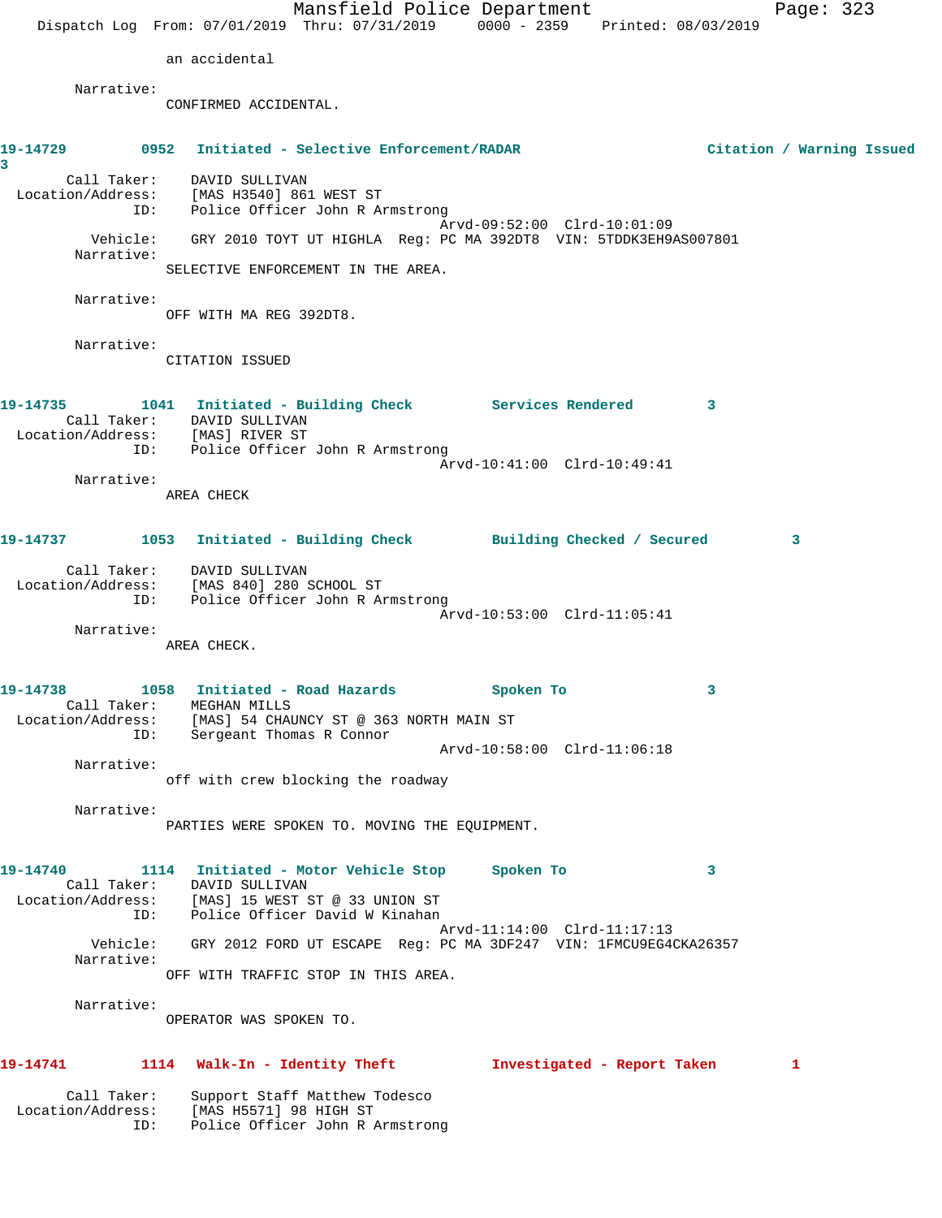an accidental

Narrative:
CONFIRMED ACCIDENTAL.

**19-14729 0952 Initiated - Selective Enforcement/RADAR Citation / Warning Issued 3**

Call Taker: DAVID SULLIVAN
Location/Address: [MAS H3540] 861 WEST ST
ID: Police Officer John R Armstrong
Arvd-09:52:00 Clrd-10:01:09
Vehicle: GRY 2010 TOYT UT HIGHLA Reg: PC MA 392DT8 VIN: 5TDDK3EH9AS007801
Narrative:
SELECTIVE ENFORCEMENT IN THE AREA.

Narrative:
OFF WITH MA REG 392DT8.

Narrative:
CITATION ISSUED

**19-14735 1041 Initiated - Building Check Services Rendered 3**

Call Taker: DAVID SULLIVAN
Location/Address: [MAS] RIVER ST
ID: Police Officer John R Armstrong
Arvd-10:41:00 Clrd-10:49:41
Narrative:
AREA CHECK

**19-14737 1053 Initiated - Building Check Building Checked / Secured 3**

Call Taker: DAVID SULLIVAN
Location/Address: [MAS 840] 280 SCHOOL ST
ID: Police Officer John R Armstrong
Arvd-10:53:00 Clrd-11:05:41
Narrative:
AREA CHECK.

**19-14738 1058 Initiated - Road Hazards Spoken To 3**

Call Taker: MEGHAN MILLS
Location/Address: [MAS] 54 CHAUNCY ST @ 363 NORTH MAIN ST
ID: Sergeant Thomas R Connor
Arvd-10:58:00 Clrd-11:06:18
Narrative:
off with crew blocking the roadway

Narrative:
PARTIES WERE SPOKEN TO. MOVING THE EQUIPMENT.

**19-14740 1114 Initiated - Motor Vehicle Stop Spoken To 3**

Call Taker: DAVID SULLIVAN
Location/Address: [MAS] 15 WEST ST @ 33 UNION ST
ID: Police Officer David W Kinahan
Arvd-11:14:00 Clrd-11:17:13
Vehicle: GRY 2012 FORD UT ESCAPE Reg: PC MA 3DF247 VIN: 1FMCU9EG4CKA26357
Narrative:
OFF WITH TRAFFIC STOP IN THIS AREA.

Narrative:
OPERATOR WAS SPOKEN TO.

**19-14741 1114 Walk-In - Identity Theft Investigated - Report Taken 1**

Call Taker: Support Staff Matthew Todesco
Location/Address: [MAS H5571] 98 HIGH ST
ID: Police Officer John R Armstrong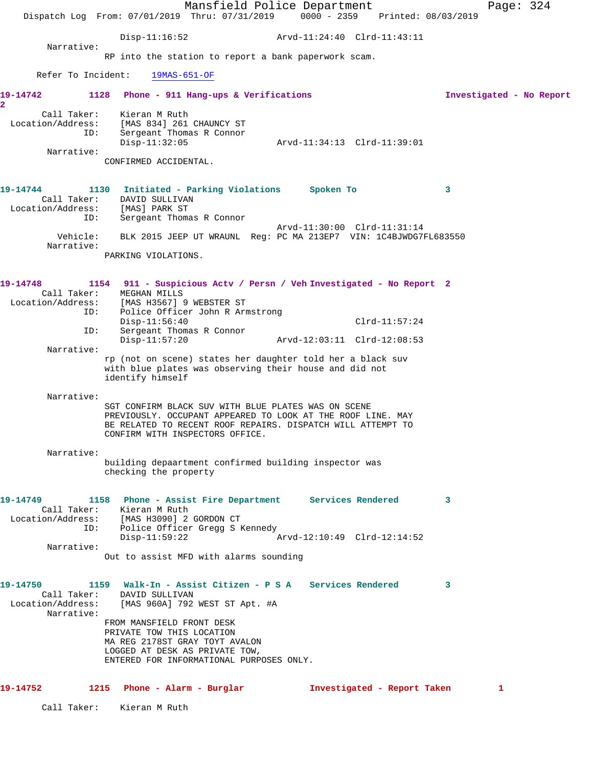Disp-11:16:52 Arvd-11:24:40 Clrd-11:43:11

Narrative:
RP into the station to report a bank paperwork scam.

Refer To Incident: 19MAS-651-OF

**19-14742** 1128 **Phone - 911 Hang-ups & Verifications** **Investigated - No Report 2**

Call Taker: Kieran M Ruth
Location/Address: [MAS 834] 261 CHAUNCY ST
ID: Sergeant Thomas R Connor
Disp-11:32:05 Arvd-11:34:13 Clrd-11:39:01

Narrative:
CONFIRMED ACCIDENTAL.

**19-14744** 1130 **Initiated - Parking Violations** **Spoken To** **3**

Call Taker: DAVID SULLIVAN
Location/Address: [MAS] PARK ST
ID: Sergeant Thomas R Connor
Arvd-11:30:00 Clrd-11:31:14
Vehicle: BLK 2015 JEEP UT WRAUNL Reg: PC MA 213EP7 VIN: 1C4BJWDG7FL683550

Narrative:
PARKING VIOLATIONS.

**19-14748** 1154 **911 - Suspicious Actv / Persn / Veh** **Investigated - No Report 2**

Call Taker: MEGHAN MILLS
Location/Address: [MAS H3567] 9 WEBSTER ST
ID: Police Officer John R Armstrong
Disp-11:56:40 Clrd-11:57:24
ID: Sergeant Thomas R Connor
Disp-11:57:20 Arvd-12:03:11 Clrd-12:08:53

Narrative:
rp (not on scene) states her daughter told her a black suv with blue plates was observing their house and did not identify himself

Narrative:
SGT CONFIRM BLACK SUV WITH BLUE PLATES WAS ON SCENE PREVIOUSLY. OCCUPANT APPEARED TO LOOK AT THE ROOF LINE. MAY BE RELATED TO RECENT ROOF REPAIRS. DISPATCH WILL ATTEMPT TO CONFIRM WITH INSPECTORS OFFICE.

Narrative:
building depaartment confirmed building inspector was checking the property

**19-14749** 1158 **Phone - Assist Fire Department** **Services Rendered** **3**

Call Taker: Kieran M Ruth
Location/Address: [MAS H3090] 2 GORDON CT
ID: Police Officer Gregg S Kennedy
Disp-11:59:22 Arvd-12:10:49 Clrd-12:14:52

Narrative:
Out to assist MFD with alarms sounding

**19-14750** 1159 **Walk-In - Assist Citizen - P S A** **Services Rendered** **3**

Call Taker: DAVID SULLIVAN
Location/Address: [MAS 960A] 792 WEST ST Apt. #A

Narrative:
FROM MANSFIELD FRONT DESK
PRIVATE TOW THIS LOCATION
MA REG 2178ST GRAY TOYT AVALON
LOGGED AT DESK AS PRIVATE TOW,
ENTERED FOR INFORMATIONAL PURPOSES ONLY.

**19-14752** 1215 **Phone - Alarm - Burglar** **Investigated - Report Taken** **1**

Call Taker: Kieran M Ruth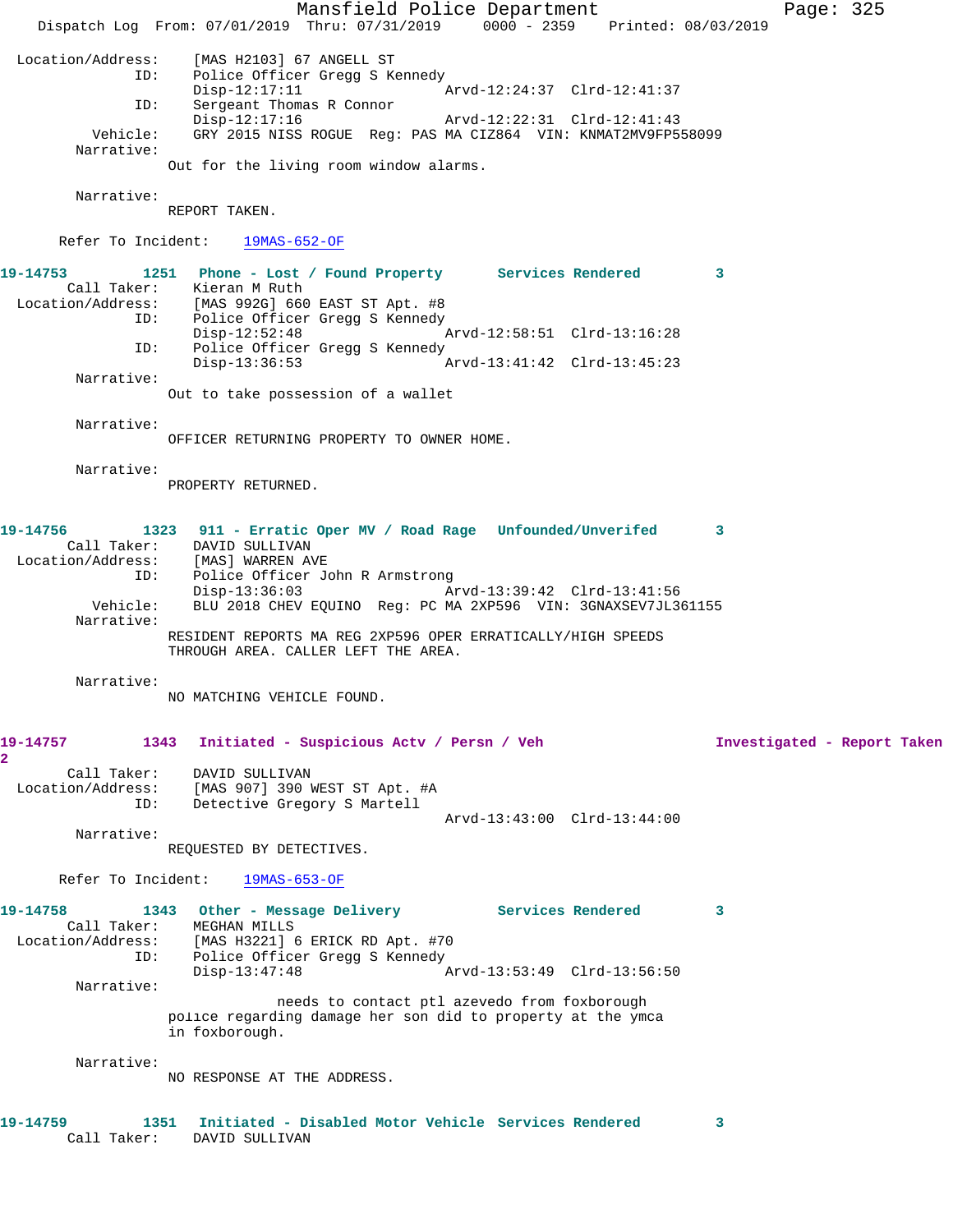```
 Location/Address:    [MAS H2103] 67 ANGELL ST
               ID:    Police Officer Gregg S Kennedy
                      Disp-12:17:11                 Arvd-12:24:37  Clrd-12:41:37
               ID:    Sergeant Thomas R Connor
                      Disp-12:17:16                 Arvd-12:22:31  Clrd-12:41:43
          Vehicle:    GRY 2015 NISS ROGUE  Reg: PAS MA CIZ864  VIN: KNMAT2MV9FP558099
        Narrative:
                  Out for the living room window alarms.

        Narrative:
                  REPORT TAKEN.

      Refer To Incident:    19MAS-652-OF

19-14753        1251   Phone - Lost / Found Property      Services Rendered         3
       Call Taker:    Kieran M Ruth
 Location/Address:    [MAS 992G] 660 EAST ST Apt. #8
               ID:    Police Officer Gregg S Kennedy
                      Disp-12:52:48                 Arvd-12:58:51  Clrd-13:16:28
               ID:    Police Officer Gregg S Kennedy
                      Disp-13:36:53                 Arvd-13:41:42  Clrd-13:45:23
        Narrative:
                  Out to take possession of a wallet

        Narrative:
                  OFFICER RETURNING PROPERTY TO OWNER HOME.

        Narrative:
                  PROPERTY RETURNED.

19-14756        1323   911 - Erratic Oper MV / Road Rage   Unfounded/Unverifed       3
       Call Taker:    DAVID SULLIVAN
 Location/Address:    [MAS] WARREN AVE
               ID:    Police Officer John R Armstrong
                      Disp-13:36:03                 Arvd-13:39:42  Clrd-13:41:56
          Vehicle:    BLU 2018 CHEV EQUINO  Reg: PC MA 2XP596  VIN: 3GNAXSEV7JL361155
        Narrative:
                  RESIDENT REPORTS MA REG 2XP596 OPER ERRATICALLY/HIGH SPEEDS
                  THROUGH AREA. CALLER LEFT THE AREA.

        Narrative:
                  NO MATCHING VEHICLE FOUND.

19-14757        1343   Initiated - Suspicious Actv / Persn / Veh               Investigated - Report Taken
2
       Call Taker:    DAVID SULLIVAN
 Location/Address:    [MAS 907] 390 WEST ST Apt. #A
               ID:    Detective Gregory S Martell
                                                    Arvd-13:43:00  Clrd-13:44:00
        Narrative:
                  REQUESTED BY DETECTIVES.

      Refer To Incident:    19MAS-653-OF

19-14758        1343   Other - Message Delivery           Services Rendered         3
       Call Taker:    MEGHAN MILLS
 Location/Address:    [MAS H3221] 6 ERICK RD Apt. #70
               ID:    Police Officer Gregg S Kennedy
                      Disp-13:47:48                 Arvd-13:53:49  Clrd-13:56:50
        Narrative:
                               needs to contact ptl azevedo from foxborough
                  police regarding damage her son did to property at the ymca
                  in foxborough.

        Narrative:
                  NO RESPONSE AT THE ADDRESS.

19-14759        1351   Initiated - Disabled Motor Vehicle  Services Rendered         3
       Call Taker:    DAVID SULLIVAN
```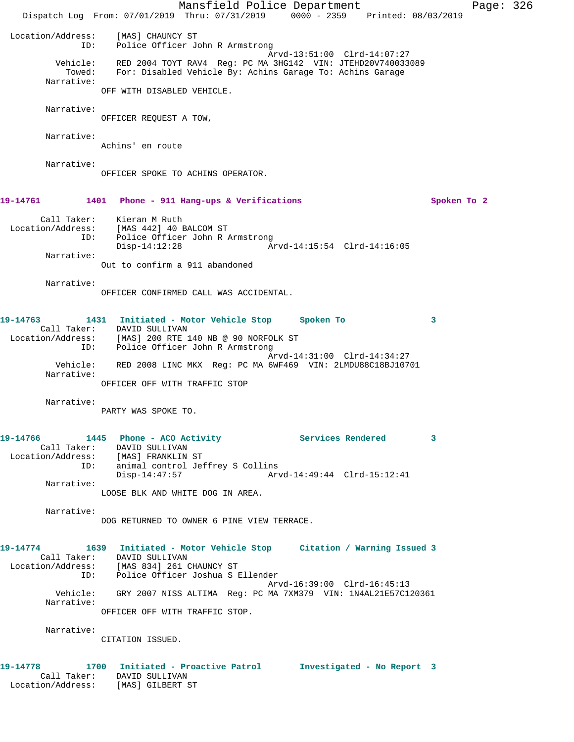Location/Address: [MAS] CHAUNCY ST
ID: Police Officer John R Armstrong
Arvd-13:51:00 Clrd-14:07:27
Vehicle: RED 2004 TOYT RAV4 Reg: PC MA 3HG142 VIN: JTEHD20V740033089
Towed: For: Disabled Vehicle By: Achins Garage To: Achins Garage
Narrative:
OFF WITH DISABLED VEHICLE.

Narrative:
OFFICER REQUEST A TOW,

Narrative:
Achins' en route

Narrative:
OFFICER SPOKE TO ACHINS OPERATOR.

**19-14761 1401 Phone - 911 Hang-ups & Verifications Spoken To 2**

Call Taker: Kieran M Ruth
Location/Address: [MAS 442] 40 BALCOM ST
ID: Police Officer John R Armstrong
Disp-14:12:28 Arvd-14:15:54 Clrd-14:16:05
Narrative:
Out to confirm a 911 abandoned

Narrative:
OFFICER CONFIRMED CALL WAS ACCIDENTAL.

**19-14763 1431 Initiated - Motor Vehicle Stop Spoken To 3**

Call Taker: DAVID SULLIVAN
Location/Address: [MAS] 200 RTE 140 NB @ 90 NORFOLK ST
ID: Police Officer John R Armstrong
Arvd-14:31:00 Clrd-14:34:27
Vehicle: RED 2008 LINC MKX Reg: PC MA 6WF469 VIN: 2LMDU88C18BJ10701
Narrative:
OFFICER OFF WITH TRAFFIC STOP

Narrative:
PARTY WAS SPOKE TO.

**19-14766 1445 Phone - ACO Activity Services Rendered 3**

Call Taker: DAVID SULLIVAN
Location/Address: [MAS] FRANKLIN ST
ID: animal control Jeffrey S Collins
Disp-14:47:57 Arvd-14:49:44 Clrd-15:12:41
Narrative:
LOOSE BLK AND WHITE DOG IN AREA.

Narrative:
DOG RETURNED TO OWNER 6 PINE VIEW TERRACE.

**19-14774 1639 Initiated - Motor Vehicle Stop Citation / Warning Issued 3**

Call Taker: DAVID SULLIVAN
Location/Address: [MAS 834] 261 CHAUNCY ST
ID: Police Officer Joshua S Ellender
Arvd-16:39:00 Clrd-16:45:13
Vehicle: GRY 2007 NISS ALTIMA Reg: PC MA 7XM379 VIN: 1N4AL21E57C120361
Narrative:
OFFICER OFF WITH TRAFFIC STOP.

Narrative:
CITATION ISSUED.

**19-14778 1700 Initiated - Proactive Patrol Investigated - No Report 3**

Call Taker: DAVID SULLIVAN
Location/Address: [MAS] GILBERT ST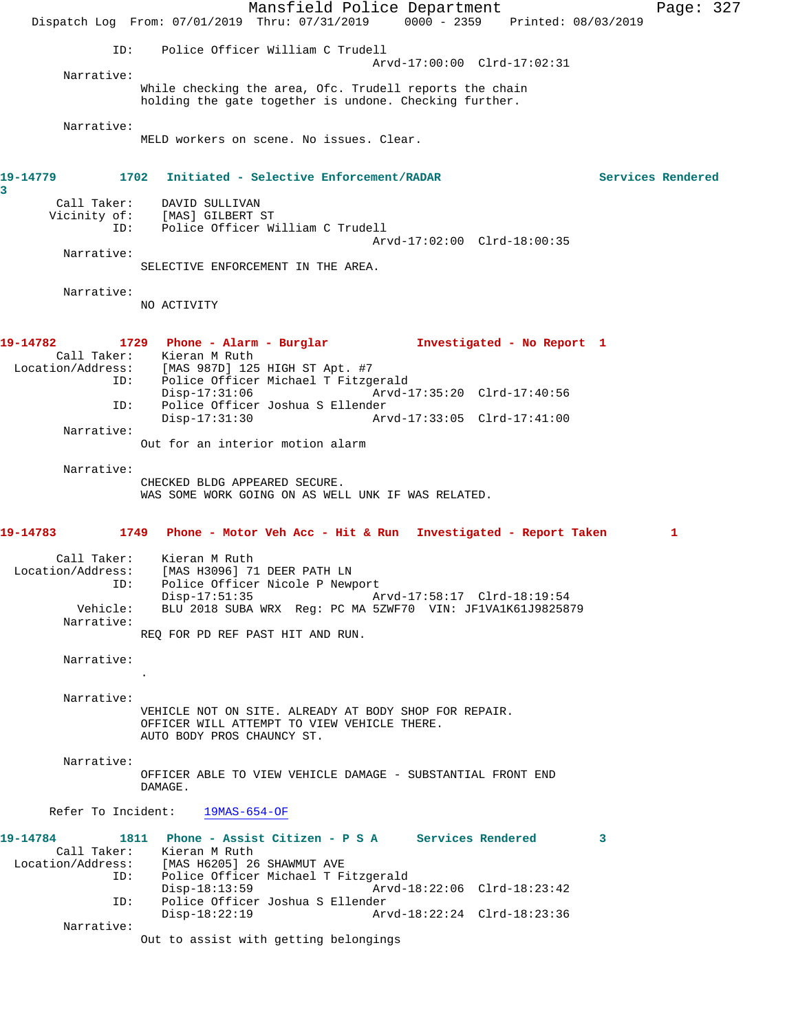ID: Police Officer William C Trudell
Arvd-17:00:00 Clrd-17:02:31

Narrative:
While checking the area, Ofc. Trudell reports the chain holding the gate together is undone. Checking further.

Narrative:
MELD workers on scene. No issues. Clear.

**19-14779 1702 Initiated - Selective Enforcement/RADAR Services Rendered 3**

Call Taker: DAVID SULLIVAN
Vicinity of: [MAS] GILBERT ST
ID: Police Officer William C Trudell
Arvd-17:02:00 Clrd-18:00:35

Narrative:
SELECTIVE ENFORCEMENT IN THE AREA.

Narrative:
NO ACTIVITY

**19-14782 1729 Phone - Alarm - Burglar Investigated - No Report 1**

Call Taker: Kieran M Ruth
Location/Address: [MAS 987D] 125 HIGH ST Apt. #7
ID: Police Officer Michael T Fitzgerald
Disp-17:31:06 Arvd-17:35:20 Clrd-17:40:56
ID: Police Officer Joshua S Ellender
Disp-17:31:30 Arvd-17:33:05 Clrd-17:41:00

Narrative:
Out for an interior motion alarm

Narrative:
CHECKED BLDG APPEARED SECURE.
WAS SOME WORK GOING ON AS WELL UNK IF WAS RELATED.

**19-14783 1749 Phone - Motor Veh Acc - Hit & Run Investigated - Report Taken 1**

Call Taker: Kieran M Ruth
Location/Address: [MAS H3096] 71 DEER PATH LN
ID: Police Officer Nicole P Newport
Disp-17:51:35 Arvd-17:58:17 Clrd-18:19:54
Vehicle: BLU 2018 SUBA WRX Reg: PC MA 5ZWF70 VIN: JF1VA1K61J9825879

Narrative:
REQ FOR PD REF PAST HIT AND RUN.

Narrative:
.

Narrative:
VEHICLE NOT ON SITE. ALREADY AT BODY SHOP FOR REPAIR.
OFFICER WILL ATTEMPT TO VIEW VEHICLE THERE.
AUTO BODY PROS CHAUNCY ST.

Narrative:
OFFICER ABLE TO VIEW VEHICLE DAMAGE - SUBSTANTIAL FRONT END DAMAGE.

Refer To Incident: 19MAS-654-OF

**19-14784 1811 Phone - Assist Citizen - P S A Services Rendered 3**

Call Taker: Kieran M Ruth
Location/Address: [MAS H6205] 26 SHAWMUT AVE
ID: Police Officer Michael T Fitzgerald
Disp-18:13:59 Arvd-18:22:06 Clrd-18:23:42
ID: Police Officer Joshua S Ellender
Disp-18:22:19 Arvd-18:22:24 Clrd-18:23:36

Narrative:
Out to assist with getting belongings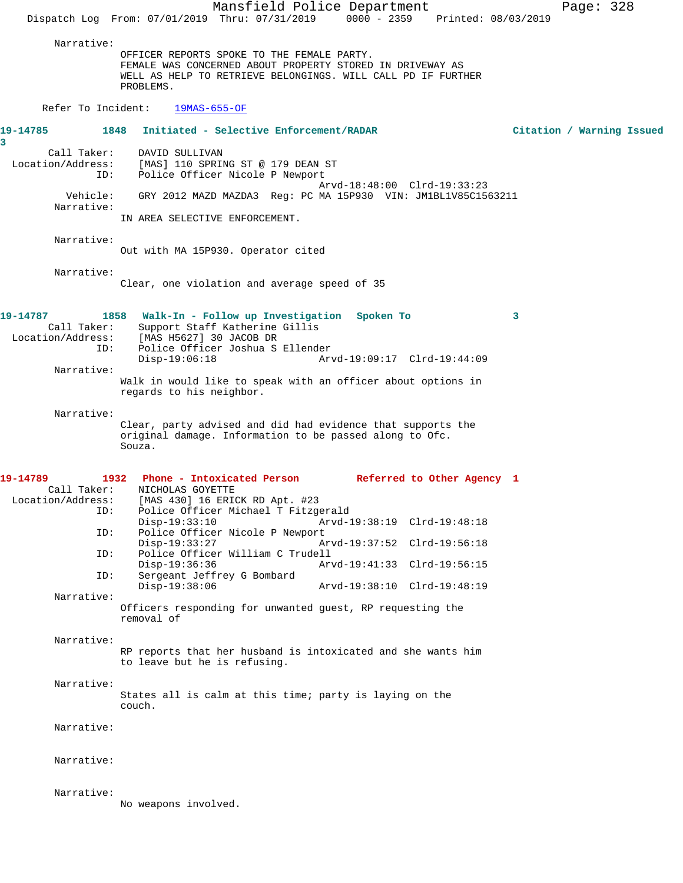Narrative:
OFFICER REPORTS SPOKE TO THE FEMALE PARTY.
FEMALE WAS CONCERNED ABOUT PROPERTY STORED IN DRIVEWAY AS WELL AS HELP TO RETRIEVE BELONGINGS. WILL CALL PD IF FURTHER PROBLEMS.

Refer To Incident: 19MAS-655-OF

**19-14785 1848 Initiated - Selective Enforcement/RADAR Citation / Warning Issued 3**

Call Taker: DAVID SULLIVAN
Location/Address: [MAS] 110 SPRING ST @ 179 DEAN ST
ID: Police Officer Nicole P Newport
Arvd-18:48:00 Clrd-19:33:23
Vehicle: GRY 2012 MAZD MAZDA3 Reg: PC MA 15P930 VIN: JM1BL1V85C1563211
Narrative:
IN AREA SELECTIVE ENFORCEMENT.

Narrative:
Out with MA 15P930. Operator cited

Narrative:
Clear, one violation and average speed of 35

**19-14787 1858 Walk-In - Follow up Investigation Spoken To 3**

Call Taker: Support Staff Katherine Gillis
Location/Address: [MAS H5627] 30 JACOB DR
ID: Police Officer Joshua S Ellender
Disp-19:06:18 Arvd-19:09:17 Clrd-19:44:09
Narrative:
Walk in would like to speak with an officer about options in regards to his neighbor.

Narrative:
Clear, party advised and did had evidence that supports the original damage. Information to be passed along to Ofc. Souza.

**19-14789 1932 Phone - Intoxicated Person Referred to Other Agency 1**

Call Taker: NICHOLAS GOYETTE
Location/Address: [MAS 430] 16 ERICK RD Apt. #23
ID: Police Officer Michael T Fitzgerald
Disp-19:33:10 Arvd-19:38:19 Clrd-19:48:18
ID: Police Officer Nicole P Newport
Disp-19:33:27 Arvd-19:37:52 Clrd-19:56:18
ID: Police Officer William C Trudell
Disp-19:36:36 Arvd-19:41:33 Clrd-19:56:15
ID: Sergeant Jeffrey G Bombard
Disp-19:38:06 Arvd-19:38:10 Clrd-19:48:19
Narrative:
Officers responding for unwanted guest, RP requesting the removal of

Narrative:
RP reports that her husband is intoxicated and she wants him to leave but he is refusing.

Narrative:
States all is calm at this time; party is laying on the couch.

Narrative:

Narrative:

Narrative:
No weapons involved.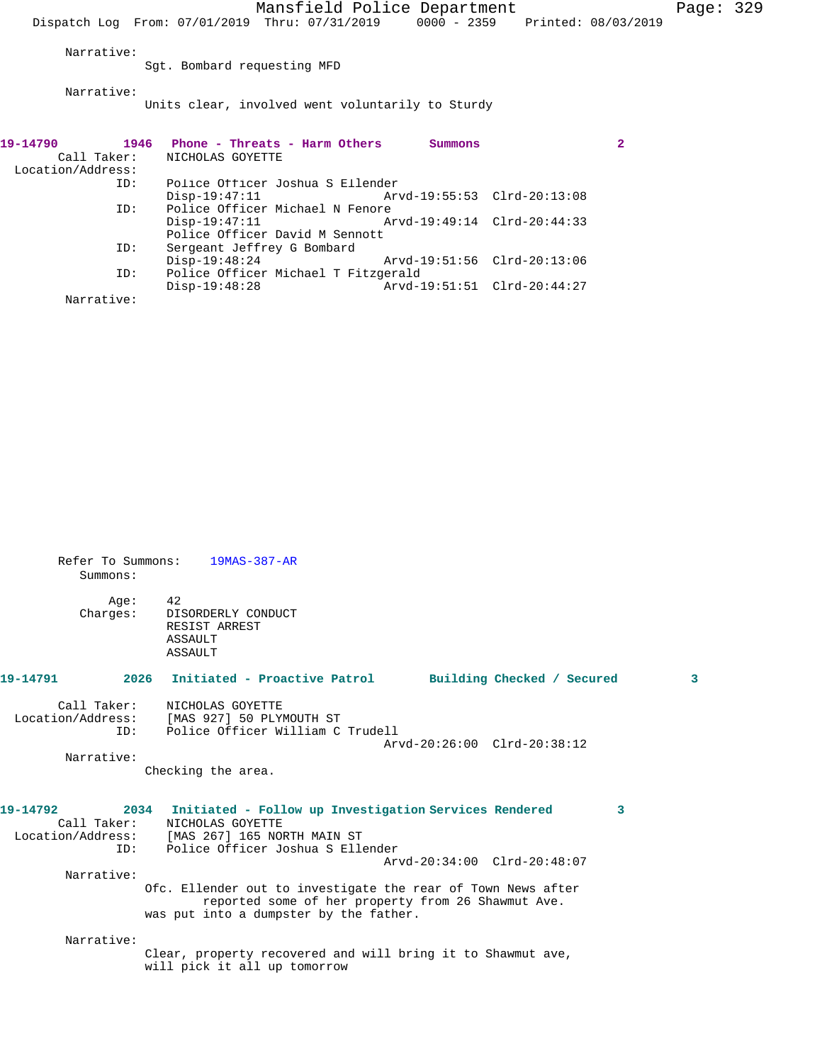Narrative:
Sgt. Bombard requesting MFD

Narrative:
Units clear, involved went voluntarily to Sturdy

**19-14790 1946 Phone - Threats - Harm Others Summons 2**

Call Taker: NICHOLAS GOYETTE
Location/Address:
ID: Police Officer Joshua S Ellender
Disp-19:47:11 Arvd-19:55:53 Clrd-20:13:08
ID: Police Officer Michael N Fenore
Disp-19:47:11 Arvd-19:49:14 Clrd-20:44:33
Police Officer David M Sennott
ID: Sergeant Jeffrey G Bombard
Disp-19:48:24 Arvd-19:51:56 Clrd-20:13:06
ID: Police Officer Michael T Fitzgerald
Disp-19:48:28 Arvd-19:51:51 Clrd-20:44:27
Narrative:

Refer To Summons: 19MAS-387-AR
Summons:

Age: 42
Charges: DISORDERLY CONDUCT
RESIST ARREST
ASSAULT
ASSAULT

**19-14791 2026 Initiated - Proactive Patrol Building Checked / Secured 3**

Call Taker: NICHOLAS GOYETTE
Location/Address: [MAS 927] 50 PLYMOUTH ST
ID: Police Officer William C Trudell
Arvd-20:26:00 Clrd-20:38:12
Narrative:
Checking the area.

**19-14792 2034 Initiated - Follow up Investigation Services Rendered 3**

Call Taker: NICHOLAS GOYETTE
Location/Address: [MAS 267] 165 NORTH MAIN ST
ID: Police Officer Joshua S Ellender
Arvd-20:34:00 Clrd-20:48:07
Narrative:
Ofc. Ellender out to investigate the rear of Town News after
reported some of her property from 26 Shawmut Ave.
was put into a dumpster by the father.

Narrative:
Clear, property recovered and will bring it to Shawmut ave,
will pick it all up tomorrow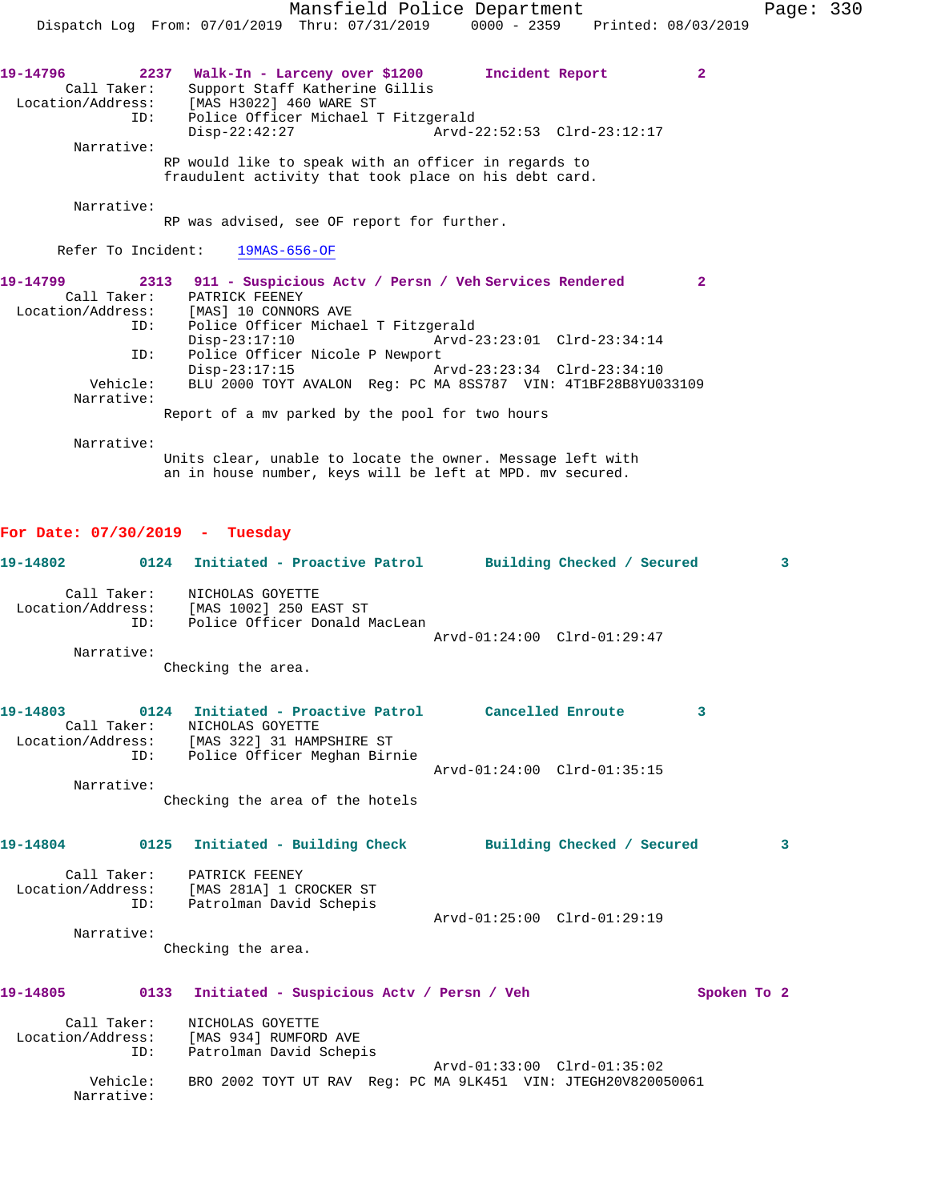**19-14796** 2237 **Walk-In - Larceny over $1200** **Incident Report** 2

Call Taker: Support Staff Katherine Gillis
Location/Address: [MAS H3022] 460 WARE ST
ID: Police Officer Michael T Fitzgerald
Disp-22:42:27 Arvd-22:52:53 Clrd-23:12:17

Narrative:
RP would like to speak with an officer in regards to fraudulent activity that took place on his debt card.

Narrative:
RP was advised, see OF report for further.

Refer To Incident: 19MAS-656-OF

**19-14799** 2313 **911 - Suspicious Actv / Persn / Veh** **Services Rendered** 2

Call Taker: PATRICK FEENEY
Location/Address: [MAS] 10 CONNORS AVE
ID: Police Officer Michael T Fitzgerald
Disp-23:17:10 Arvd-23:23:01 Clrd-23:34:14
ID: Police Officer Nicole P Newport
Disp-23:17:15 Arvd-23:23:34 Clrd-23:34:10
Vehicle: BLU 2000 TOYT AVALON Reg: PC MA 8SS787 VIN: 4T1BF28B8YU033109

Narrative:
Report of a mv parked by the pool for two hours

Narrative:
Units clear, unable to locate the owner. Message left with an in house number, keys will be left at MPD. mv secured.

## For Date: 07/30/2019 - Tuesday

**19-14802** 0124 **Initiated - Proactive Patrol** **Building Checked / Secured** 3

Call Taker: NICHOLAS GOYETTE
Location/Address: [MAS 1002] 250 EAST ST
ID: Police Officer Donald MacLean
Arvd-01:24:00 Clrd-01:29:47

Narrative:
Checking the area.

**19-14803** 0124 **Initiated - Proactive Patrol** **Cancelled Enroute** 3

Call Taker: NICHOLAS GOYETTE
Location/Address: [MAS 322] 31 HAMPSHIRE ST
ID: Police Officer Meghan Birnie
Arvd-01:24:00 Clrd-01:35:15

Narrative:
Checking the area of the hotels

**19-14804** 0125 **Initiated - Building Check** **Building Checked / Secured** 3

Call Taker: PATRICK FEENEY
Location/Address: [MAS 281A] 1 CROCKER ST
ID: Patrolman David Schepis
Arvd-01:25:00 Clrd-01:29:19

Narrative:
Checking the area.

**19-14805** 0133 **Initiated - Suspicious Actv / Persn / Veh** **Spoken To** 2

Call Taker: NICHOLAS GOYETTE
Location/Address: [MAS 934] RUMFORD AVE
ID: Patrolman David Schepis
Arvd-01:33:00 Clrd-01:35:02
Vehicle: BRO 2002 TOYT UT RAV Reg: PC MA 9LK451 VIN: JTEGH20V820050061

Narrative: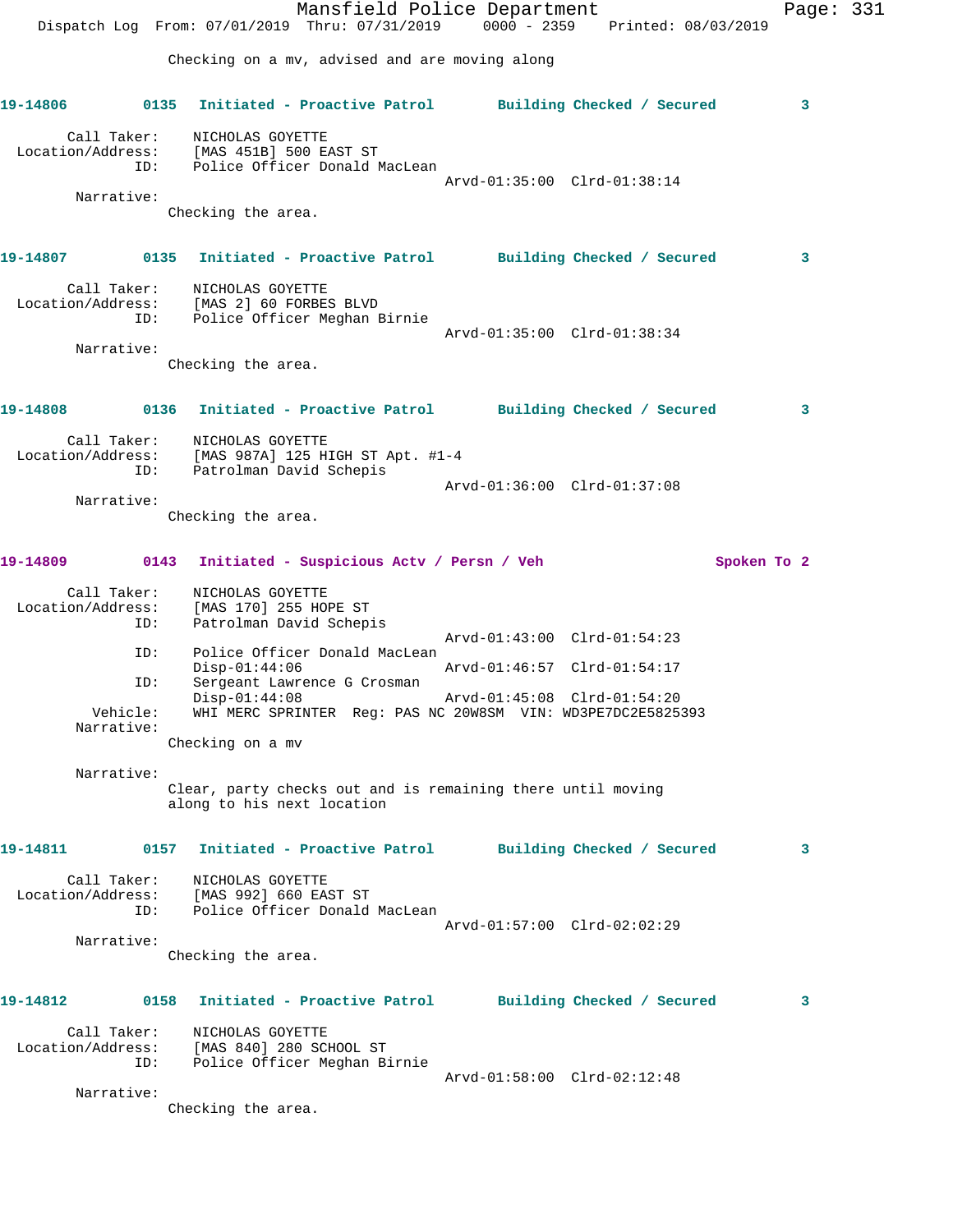Checking on a mv, advised and are moving along

**19-14806** 0135 Initiated - Proactive Patrol Building Checked / Secured 3

Call Taker: NICHOLAS GOYETTE
Location/Address: [MAS 451B] 500 EAST ST
ID: Police Officer Donald MacLean
Arvd-01:35:00 Clrd-01:38:14
Narrative:
Checking the area.

**19-14807** 0135 Initiated - Proactive Patrol Building Checked / Secured 3

Call Taker: NICHOLAS GOYETTE
Location/Address: [MAS 2] 60 FORBES BLVD
ID: Police Officer Meghan Birnie
Arvd-01:35:00 Clrd-01:38:34
Narrative:
Checking the area.

**19-14808** 0136 Initiated - Proactive Patrol Building Checked / Secured 3

Call Taker: NICHOLAS GOYETTE
Location/Address: [MAS 987A] 125 HIGH ST Apt. #1-4
ID: Patrolman David Schepis
Arvd-01:36:00 Clrd-01:37:08
Narrative:
Checking the area.

**19-14809** 0143 Initiated - Suspicious Actv / Persn / Veh Spoken To 2

Call Taker: NICHOLAS GOYETTE
Location/Address: [MAS 170] 255 HOPE ST
ID: Patrolman David Schepis
Arvd-01:43:00 Clrd-01:54:23
ID: Police Officer Donald MacLean
Disp-01:44:06 Arvd-01:46:57 Clrd-01:54:17
ID: Sergeant Lawrence G Crosman
Disp-01:44:08 Arvd-01:45:08 Clrd-01:54:20
Vehicle: WHI MERC SPRINTER Reg: PAS NC 20W8SM VIN: WD3PE7DC2E5825393
Narrative:
Checking on a mv

Narrative:
Clear, party checks out and is remaining there until moving along to his next location

**19-14811** 0157 Initiated - Proactive Patrol Building Checked / Secured 3

Call Taker: NICHOLAS GOYETTE
Location/Address: [MAS 992] 660 EAST ST
ID: Police Officer Donald MacLean
Arvd-01:57:00 Clrd-02:02:29
Narrative:
Checking the area.

**19-14812** 0158 Initiated - Proactive Patrol Building Checked / Secured 3

Call Taker: NICHOLAS GOYETTE
Location/Address: [MAS 840] 280 SCHOOL ST
ID: Police Officer Meghan Birnie
Arvd-01:58:00 Clrd-02:12:48
Narrative:
Checking the area.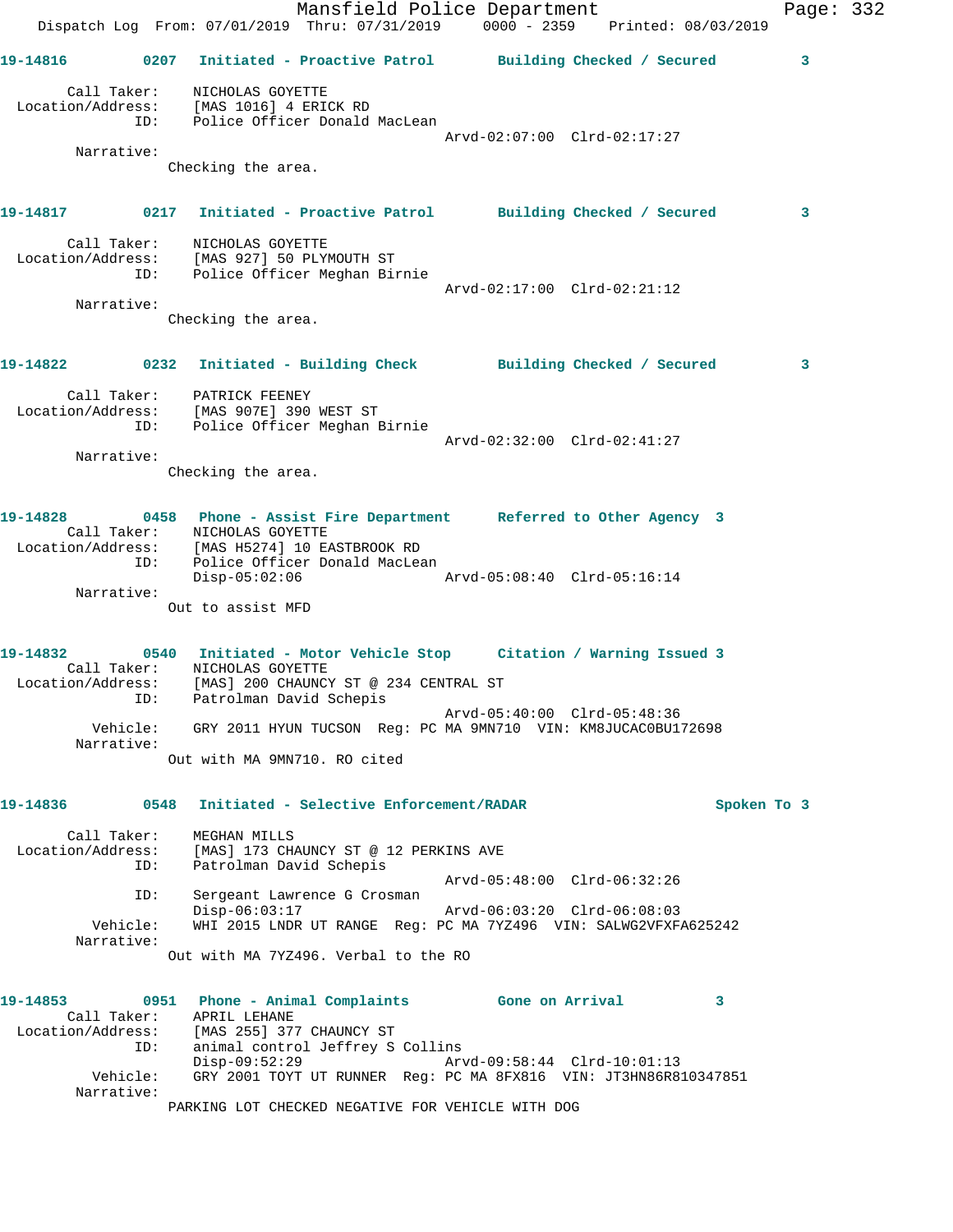19-14816 0207 Initiated - Proactive Patrol Building Checked / Secured 3

Call Taker: NICHOLAS GOYETTE
Location/Address: [MAS 1016] 4 ERICK RD
ID: Police Officer Donald MacLean
Arvd-02:07:00 Clrd-02:17:27
Narrative:
Checking the area.

19-14817 0217 Initiated - Proactive Patrol Building Checked / Secured 3

Call Taker: NICHOLAS GOYETTE
Location/Address: [MAS 927] 50 PLYMOUTH ST
ID: Police Officer Meghan Birnie
Arvd-02:17:00 Clrd-02:21:12
Narrative:
Checking the area.

19-14822 0232 Initiated - Building Check Building Checked / Secured 3

Call Taker: PATRICK FEENEY
Location/Address: [MAS 907E] 390 WEST ST
ID: Police Officer Meghan Birnie
Arvd-02:32:00 Clrd-02:41:27
Narrative:
Checking the area.

19-14828 0458 Phone - Assist Fire Department Referred to Other Agency 3
Call Taker: NICHOLAS GOYETTE
Location/Address: [MAS H5274] 10 EASTBROOK RD
ID: Police Officer Donald MacLean
Disp-05:02:06 Arvd-05:08:40 Clrd-05:16:14
Narrative:
Out to assist MFD

19-14832 0540 Initiated - Motor Vehicle Stop Citation / Warning Issued 3
Call Taker: NICHOLAS GOYETTE
Location/Address: [MAS] 200 CHAUNCY ST @ 234 CENTRAL ST
ID: Patrolman David Schepis
Arvd-05:40:00 Clrd-05:48:36
Vehicle: GRY 2011 HYUN TUCSON Reg: PC MA 9MN710 VIN: KM8JUCAC0BU172698
Narrative:
Out with MA 9MN710. RO cited

19-14836 0548 Initiated - Selective Enforcement/RADAR Spoken To 3

Call Taker: MEGHAN MILLS
Location/Address: [MAS] 173 CHAUNCY ST @ 12 PERKINS AVE
ID: Patrolman David Schepis
Arvd-05:48:00 Clrd-06:32:26
ID: Sergeant Lawrence G Crosman
Disp-06:03:17 Arvd-06:03:20 Clrd-06:08:03
Vehicle: WHI 2015 LNDR UT RANGE Reg: PC MA 7YZ496 VIN: SALWG2VFXFA625242
Narrative:
Out with MA 7YZ496. Verbal to the RO

19-14853 0951 Phone - Animal Complaints Gone on Arrival 3
Call Taker: APRIL LEHANE
Location/Address: [MAS 255] 377 CHAUNCY ST
ID: animal control Jeffrey S Collins
Disp-09:52:29 Arvd-09:58:44 Clrd-10:01:13
Vehicle: GRY 2001 TOYT UT RUNNER Reg: PC MA 8FX816 VIN: JT3HN86R810347851
Narrative:
PARKING LOT CHECKED NEGATIVE FOR VEHICLE WITH DOG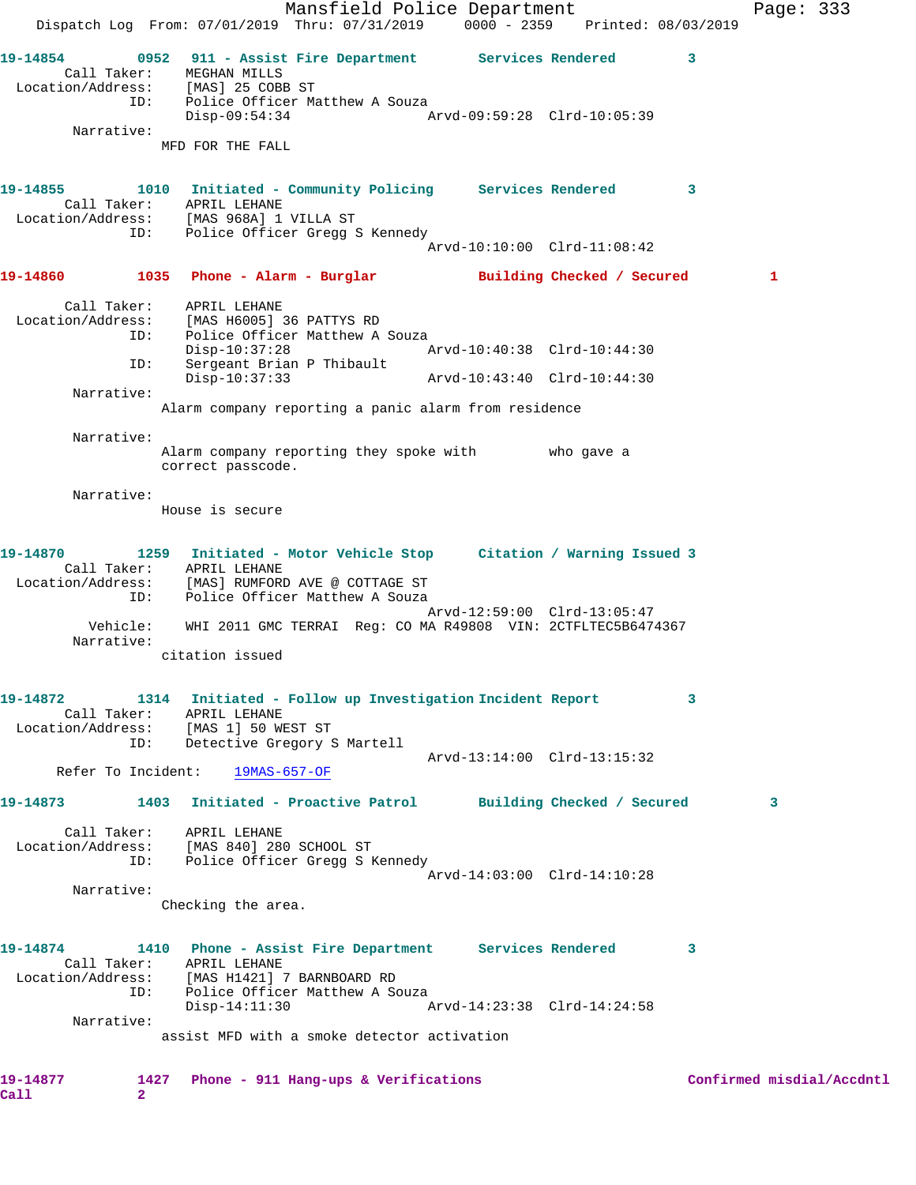19-14854 0952 911 - Assist Fire Department Services Rendered 3
Call Taker: MEGHAN MILLS
Location/Address: [MAS] 25 COBB ST
ID: Police Officer Matthew A Souza
Disp-09:54:34 Arvd-09:59:28 Clrd-10:05:39
Narrative:
MFD FOR THE FALL

19-14855 1010 Initiated - Community Policing Services Rendered 3
Call Taker: APRIL LEHANE
Location/Address: [MAS 968A] 1 VILLA ST
ID: Police Officer Gregg S Kennedy
Arvd-10:10:00 Clrd-11:08:42

19-14860 1035 Phone - Alarm - Burglar Building Checked / Secured 1
Call Taker: APRIL LEHANE
Location/Address: [MAS H6005] 36 PATTYS RD
ID: Police Officer Matthew A Souza
Disp-10:37:28 Arvd-10:40:38 Clrd-10:44:30
ID: Sergeant Brian P Thibault
Disp-10:37:33 Arvd-10:43:40 Clrd-10:44:30
Narrative:
Alarm company reporting a panic alarm from residence

Narrative:
Alarm company reporting they spoke with who gave a correct passcode.

Narrative:
House is secure

19-14870 1259 Initiated - Motor Vehicle Stop Citation / Warning Issued 3
Call Taker: APRIL LEHANE
Location/Address: [MAS] RUMFORD AVE @ COTTAGE ST
ID: Police Officer Matthew A Souza
Arvd-12:59:00 Clrd-13:05:47
Vehicle: WHI 2011 GMC TERRAI Reg: CO MA R49808 VIN: 2CTFLTEC5B6474367
Narrative:
citation issued

19-14872 1314 Initiated - Follow up Investigation Incident Report 3
Call Taker: APRIL LEHANE
Location/Address: [MAS 1] 50 WEST ST
ID: Detective Gregory S Martell
Arvd-13:14:00 Clrd-13:15:32
Refer To Incident: 19MAS-657-OF

19-14873 1403 Initiated - Proactive Patrol Building Checked / Secured 3
Call Taker: APRIL LEHANE
Location/Address: [MAS 840] 280 SCHOOL ST
ID: Police Officer Gregg S Kennedy
Arvd-14:03:00 Clrd-14:10:28
Narrative:
Checking the area.

19-14874 1410 Phone - Assist Fire Department Services Rendered 3
Call Taker: APRIL LEHANE
Location/Address: [MAS H1421] 7 BARNBOARD RD
ID: Police Officer Matthew A Souza
Disp-14:11:30 Arvd-14:23:38 Clrd-14:24:58
Narrative:
assist MFD with a smoke detector activation

19-14877 1427 Phone - 911 Hang-ups & Verifications Confirmed misdial/Accdntl Call 2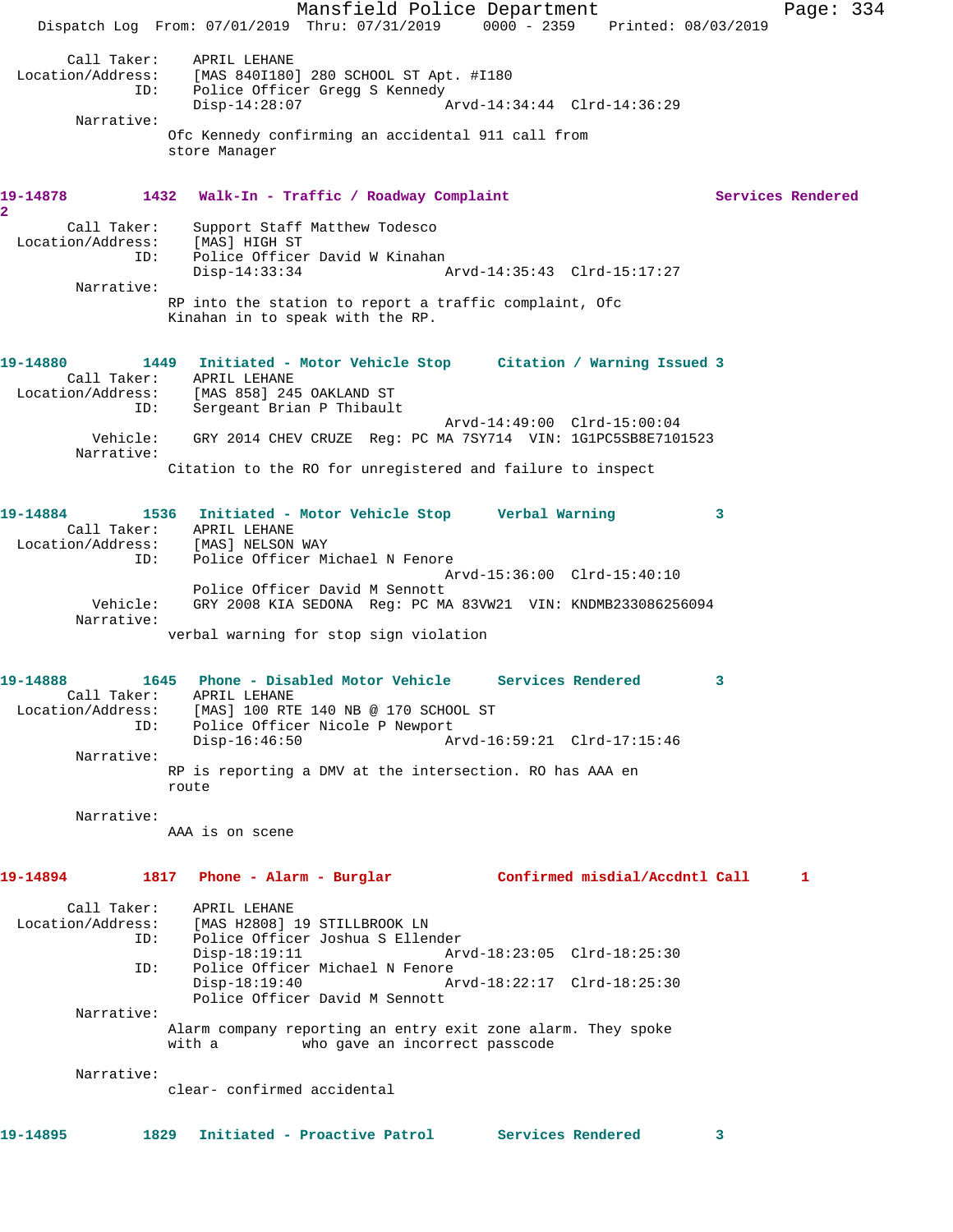Call Taker: APRIL LEHANE
Location/Address: [MAS 840I180] 280 SCHOOL ST Apt. #I180
ID: Police Officer Gregg S Kennedy
Disp-14:28:07 Arvd-14:34:44 Clrd-14:36:29
Narrative:
Ofc Kennedy confirming an accidental 911 call from store Manager

**19-14878 1432 Walk-In - Traffic / Roadway Complaint Services Rendered 2**

Call Taker: Support Staff Matthew Todesco
Location/Address: [MAS] HIGH ST
ID: Police Officer David W Kinahan
Disp-14:33:34 Arvd-14:35:43 Clrd-15:17:27
Narrative:
RP into the station to report a traffic complaint, Ofc Kinahan in to speak with the RP.

**19-14880 1449 Initiated - Motor Vehicle Stop Citation / Warning Issued 3**

Call Taker: APRIL LEHANE
Location/Address: [MAS 858] 245 OAKLAND ST
ID: Sergeant Brian P Thibault
Arvd-14:49:00 Clrd-15:00:04
Vehicle: GRY 2014 CHEV CRUZE Reg: PC MA 7SY714 VIN: 1G1PC5SB8E7101523
Narrative:
Citation to the RO for unregistered and failure to inspect

**19-14884 1536 Initiated - Motor Vehicle Stop Verbal Warning 3**

Call Taker: APRIL LEHANE
Location/Address: [MAS] NELSON WAY
ID: Police Officer Michael N Fenore
Arvd-15:36:00 Clrd-15:40:10
Police Officer David M Sennott
Vehicle: GRY 2008 KIA SEDONA Reg: PC MA 83VW21 VIN: KNDMB233086256094
Narrative:
verbal warning for stop sign violation

**19-14888 1645 Phone - Disabled Motor Vehicle Services Rendered 3**

Call Taker: APRIL LEHANE
Location/Address: [MAS] 100 RTE 140 NB @ 170 SCHOOL ST
ID: Police Officer Nicole P Newport
Disp-16:46:50 Arvd-16:59:21 Clrd-17:15:46
Narrative:
RP is reporting a DMV at the intersection. RO has AAA en route
Narrative:
AAA is on scene

**19-14894 1817 Phone - Alarm - Burglar Confirmed misdial/Accdntl Call 1**

Call Taker: APRIL LEHANE
Location/Address: [MAS H2808] 19 STILLBROOK LN
ID: Police Officer Joshua S Ellender
Disp-18:19:11 Arvd-18:23:05 Clrd-18:25:30
ID: Police Officer Michael N Fenore
Disp-18:19:40 Arvd-18:22:17 Clrd-18:25:30
Police Officer David M Sennott
Narrative:
Alarm company reporting an entry exit zone alarm. They spoke with a who gave an incorrect passcode
Narrative:
clear- confirmed accidental

**19-14895 1829 Initiated - Proactive Patrol Services Rendered 3**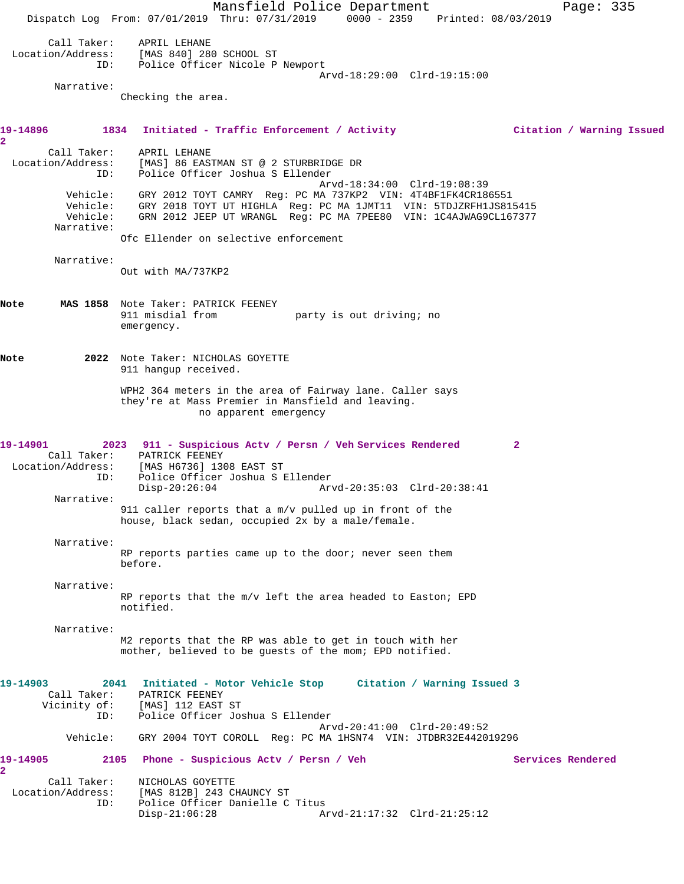Call Taker: APRIL LEHANE
Location/Address: [MAS 840] 280 SCHOOL ST
ID: Police Officer Nicole P Newport
Arvd-18:29:00 Clrd-19:15:00

Narrative:
Checking the area.

**19-14896 1834 Initiated - Traffic Enforcement / Activity Citation / Warning Issued 2**

Call Taker: APRIL LEHANE
Location/Address: [MAS] 86 EASTMAN ST @ 2 STURBRIDGE DR
ID: Police Officer Joshua S Ellender
Arvd-18:34:00 Clrd-19:08:39
Vehicle: GRY 2012 TOYT CAMRY Reg: PC MA 737KP2 VIN: 4T4BF1FK4CR186551
Vehicle: GRY 2018 TOYT UT HIGHLA Reg: PC MA 1JMT11 VIN: 5TDJZRFH1JS815415
Vehicle: GRN 2012 JEEP UT WRANGL Reg: PC MA 7PEE80 VIN: 1C4AJWAG9CL167377

Narrative:
Ofc Ellender on selective enforcement

Narrative:
Out with MA/737KP2

**Note MAS 1858** Note Taker: PATRICK FEENEY
911 misdial from party is out driving; no emergency.

**Note 2022** Note Taker: NICHOLAS GOYETTE
911 hangup received.

WPH2 364 meters in the area of Fairway lane. Caller says they're at Mass Premier in Mansfield and leaving.
no apparent emergency

**19-14901 2023 911 - Suspicious Actv / Persn / Veh Services Rendered 2**

Call Taker: PATRICK FEENEY
Location/Address: [MAS H6736] 1308 EAST ST
ID: Police Officer Joshua S Ellender
Disp-20:26:04 Arvd-20:35:03 Clrd-20:38:41

Narrative:
911 caller reports that a m/v pulled up in front of the house, black sedan, occupied 2x by a male/female.

Narrative:
RP reports parties came up to the door; never seen them before.

Narrative:
RP reports that the m/v left the area headed to Easton; EPD notified.

Narrative:
M2 reports that the RP was able to get in touch with her mother, believed to be guests of the mom; EPD notified.

**19-14903 2041 Initiated - Motor Vehicle Stop Citation / Warning Issued 3**

Call Taker: PATRICK FEENEY
Vicinity of: [MAS] 112 EAST ST
ID: Police Officer Joshua S Ellender
Arvd-20:41:00 Clrd-20:49:52
Vehicle: GRY 2004 TOYT COROLL Reg: PC MA 1HSN74 VIN: JTDBR32E442019296

**19-14905 2105 Phone - Suspicious Actv / Persn / Veh Services Rendered 2**

Call Taker: NICHOLAS GOYETTE
Location/Address: [MAS 812B] 243 CHAUNCY ST
ID: Police Officer Danielle C Titus
Disp-21:06:28 Arvd-21:17:32 Clrd-21:25:12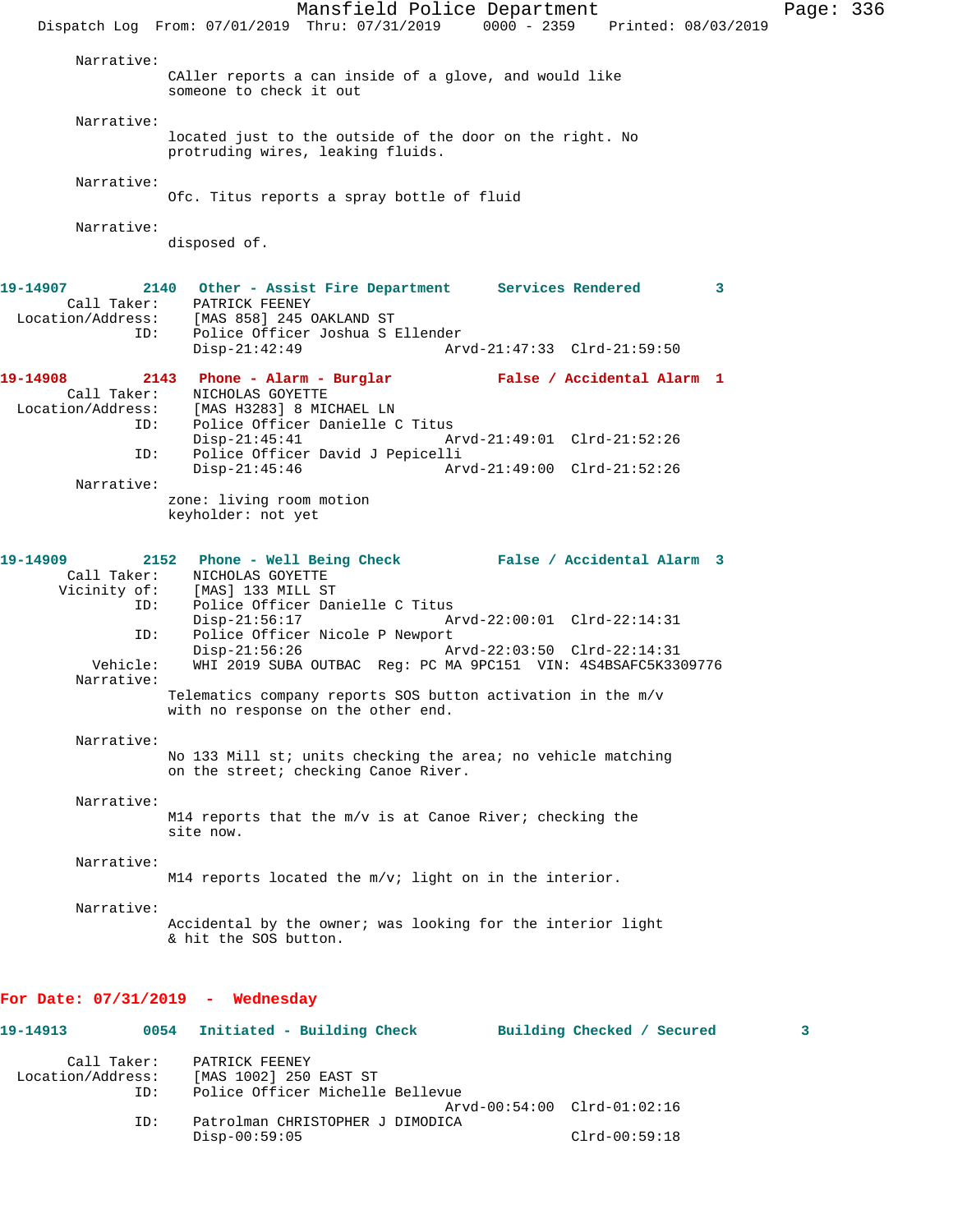Narrative:
CAller reports a can inside of a glove, and would like someone to check it out

Narrative:
located just to the outside of the door on the right. No protruding wires, leaking fluids.

Narrative:
Ofc. Titus reports a spray bottle of fluid

Narrative:
disposed of.

**19-14907 2140 Other - Assist Fire Department Services Rendered 3**

Call Taker: PATRICK FEENEY
Location/Address: [MAS 858] 245 OAKLAND ST
ID: Police Officer Joshua S Ellender
Disp-21:42:49 Arvd-21:47:33 Clrd-21:59:50

**19-14908 2143 Phone - Alarm - Burglar False / Accidental Alarm 1**

Call Taker: NICHOLAS GOYETTE
Location/Address: [MAS H3283] 8 MICHAEL LN
ID: Police Officer Danielle C Titus
Disp-21:45:41 Arvd-21:49:01 Clrd-21:52:26
ID: Police Officer David J Pepicelli
Disp-21:45:46 Arvd-21:49:00 Clrd-21:52:26

Narrative:
zone: living room motion
keyholder: not yet

**19-14909 2152 Phone - Well Being Check False / Accidental Alarm 3**

Call Taker: NICHOLAS GOYETTE
Vicinity of: [MAS] 133 MILL ST
ID: Police Officer Danielle C Titus
Disp-21:56:17 Arvd-22:00:01 Clrd-22:14:31
ID: Police Officer Nicole P Newport
Disp-21:56:26 Arvd-22:03:50 Clrd-22:14:31
Vehicle: WHI 2019 SUBA OUTBAC Reg: PC MA 9PC151 VIN: 4S4BSAFC5K3309776

Narrative:
Telematics company reports SOS button activation in the m/v with no response on the other end.

Narrative:
No 133 Mill st; units checking the area; no vehicle matching on the street; checking Canoe River.

Narrative:
M14 reports that the m/v is at Canoe River; checking the site now.

Narrative:
M14 reports located the m/v; light on in the interior.

Narrative:
Accidental by the owner; was looking for the interior light & hit the SOS button.

## For Date: 07/31/2019 - Wednesday

**19-14913 0054 Initiated - Building Check Building Checked / Secured 3**

Call Taker: PATRICK FEENEY
Location/Address: [MAS 1002] 250 EAST ST
ID: Police Officer Michelle Bellevue
Arvd-00:54:00 Clrd-01:02:16
ID: Patrolman CHRISTOPHER J DIMODICA
Disp-00:59:05 Clrd-00:59:18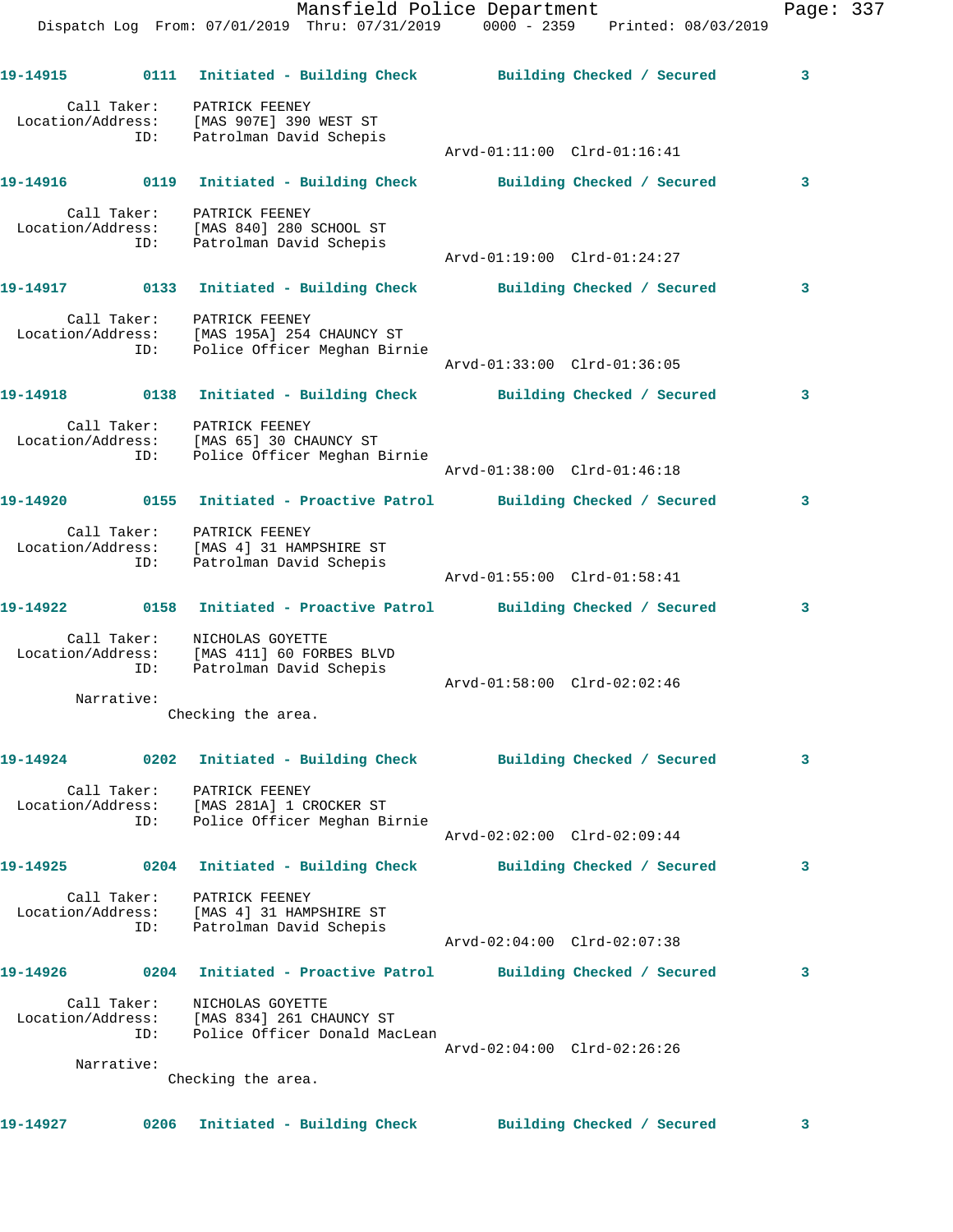**19-14915** 0111 Initiated - Building Check Building Checked / Secured 3

Call Taker: PATRICK FEENEY
Location/Address: [MAS 907E] 390 WEST ST
ID: Patrolman David Schepis
Arvd-01:11:00 Clrd-01:16:41

**19-14916** 0119 Initiated - Building Check Building Checked / Secured 3

Call Taker: PATRICK FEENEY
Location/Address: [MAS 840] 280 SCHOOL ST
ID: Patrolman David Schepis
Arvd-01:19:00 Clrd-01:24:27

**19-14917** 0133 Initiated - Building Check Building Checked / Secured 3

Call Taker: PATRICK FEENEY
Location/Address: [MAS 195A] 254 CHAUNCY ST
ID: Police Officer Meghan Birnie
Arvd-01:33:00 Clrd-01:36:05

**19-14918** 0138 Initiated - Building Check Building Checked / Secured 3

Call Taker: PATRICK FEENEY
Location/Address: [MAS 65] 30 CHAUNCY ST
ID: Police Officer Meghan Birnie
Arvd-01:38:00 Clrd-01:46:18

**19-14920** 0155 Initiated - Proactive Patrol Building Checked / Secured 3

Call Taker: PATRICK FEENEY
Location/Address: [MAS 4] 31 HAMPSHIRE ST
ID: Patrolman David Schepis
Arvd-01:55:00 Clrd-01:58:41

**19-14922** 0158 Initiated - Proactive Patrol Building Checked / Secured 3

Call Taker: NICHOLAS GOYETTE
Location/Address: [MAS 411] 60 FORBES BLVD
ID: Patrolman David Schepis
Arvd-01:58:00 Clrd-02:02:46

Narrative:
Checking the area.

**19-14924** 0202 Initiated - Building Check Building Checked / Secured 3

Call Taker: PATRICK FEENEY
Location/Address: [MAS 281A] 1 CROCKER ST
ID: Police Officer Meghan Birnie
Arvd-02:02:00 Clrd-02:09:44

**19-14925** 0204 Initiated - Building Check Building Checked / Secured 3

Call Taker: PATRICK FEENEY
Location/Address: [MAS 4] 31 HAMPSHIRE ST
ID: Patrolman David Schepis
Arvd-02:04:00 Clrd-02:07:38

**19-14926** 0204 Initiated - Proactive Patrol Building Checked / Secured 3

Call Taker: NICHOLAS GOYETTE
Location/Address: [MAS 834] 261 CHAUNCY ST
ID: Police Officer Donald MacLean
Arvd-02:04:00 Clrd-02:26:26

Narrative:
Checking the area.

**19-14927** 0206 Initiated - Building Check Building Checked / Secured 3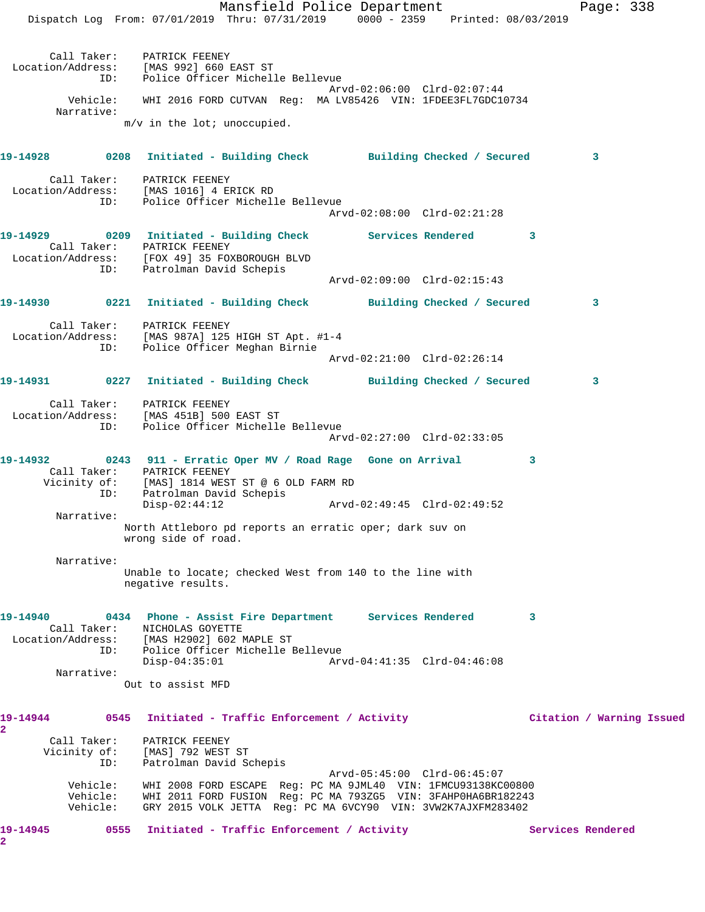Call Taker: PATRICK FEENEY
Location/Address: [MAS 992] 660 EAST ST
ID: Police Officer Michelle Bellevue
Arvd-02:06:00 Clrd-02:07:44
Vehicle: WHI 2016 FORD CUTVAN Reg: MA LV85426 VIN: 1FDEE3FL7GDC10734
Narrative:
m/v in the lot; unoccupied.

**19-14928 0208 Initiated - Building Check Building Checked / Secured 3**

Call Taker: PATRICK FEENEY
Location/Address: [MAS 1016] 4 ERICK RD
ID: Police Officer Michelle Bellevue
Arvd-02:08:00 Clrd-02:21:28

**19-14929 0209 Initiated - Building Check Services Rendered 3**

Call Taker: PATRICK FEENEY
Location/Address: [FOX 49] 35 FOXBOROUGH BLVD
ID: Patrolman David Schepis
Arvd-02:09:00 Clrd-02:15:43

**19-14930 0221 Initiated - Building Check Building Checked / Secured 3**

Call Taker: PATRICK FEENEY
Location/Address: [MAS 987A] 125 HIGH ST Apt. #1-4
ID: Police Officer Meghan Birnie
Arvd-02:21:00 Clrd-02:26:14

**19-14931 0227 Initiated - Building Check Building Checked / Secured 3**

Call Taker: PATRICK FEENEY
Location/Address: [MAS 451B] 500 EAST ST
ID: Police Officer Michelle Bellevue
Arvd-02:27:00 Clrd-02:33:05

**19-14932 0243 911 - Erratic Oper MV / Road Rage Gone on Arrival 3**

Call Taker: PATRICK FEENEY
Vicinity of: [MAS] 1814 WEST ST @ 6 OLD FARM RD
ID: Patrolman David Schepis
Disp-02:44:12 Arvd-02:49:45 Clrd-02:49:52
Narrative:
North Attleboro pd reports an erratic oper; dark suv on wrong side of road.

Narrative:
Unable to locate; checked West from 140 to the line with negative results.

**19-14940 0434 Phone - Assist Fire Department Services Rendered 3**

Call Taker: NICHOLAS GOYETTE
Location/Address: [MAS H2902] 602 MAPLE ST
ID: Police Officer Michelle Bellevue
Disp-04:35:01 Arvd-04:41:35 Clrd-04:46:08
Narrative:
Out to assist MFD

**19-14944 0545 Initiated - Traffic Enforcement / Activity Citation / Warning Issued 2**

Call Taker: PATRICK FEENEY
Vicinity of: [MAS] 792 WEST ST
ID: Patrolman David Schepis
Arvd-05:45:00 Clrd-06:45:07
Vehicle: WHI 2008 FORD ESCAPE Reg: PC MA 9JML40 VIN: 1FMCU93138KC00800
Vehicle: WHI 2011 FORD FUSION Reg: PC MA 793ZG5 VIN: 3FAHP0HA6BR182243
Vehicle: GRY 2015 VOLK JETTA Reg: PC MA 6VCY90 VIN: 3VW2K7AJXFM283402

**19-14945 0555 Initiated - Traffic Enforcement / Activity Services Rendered 2**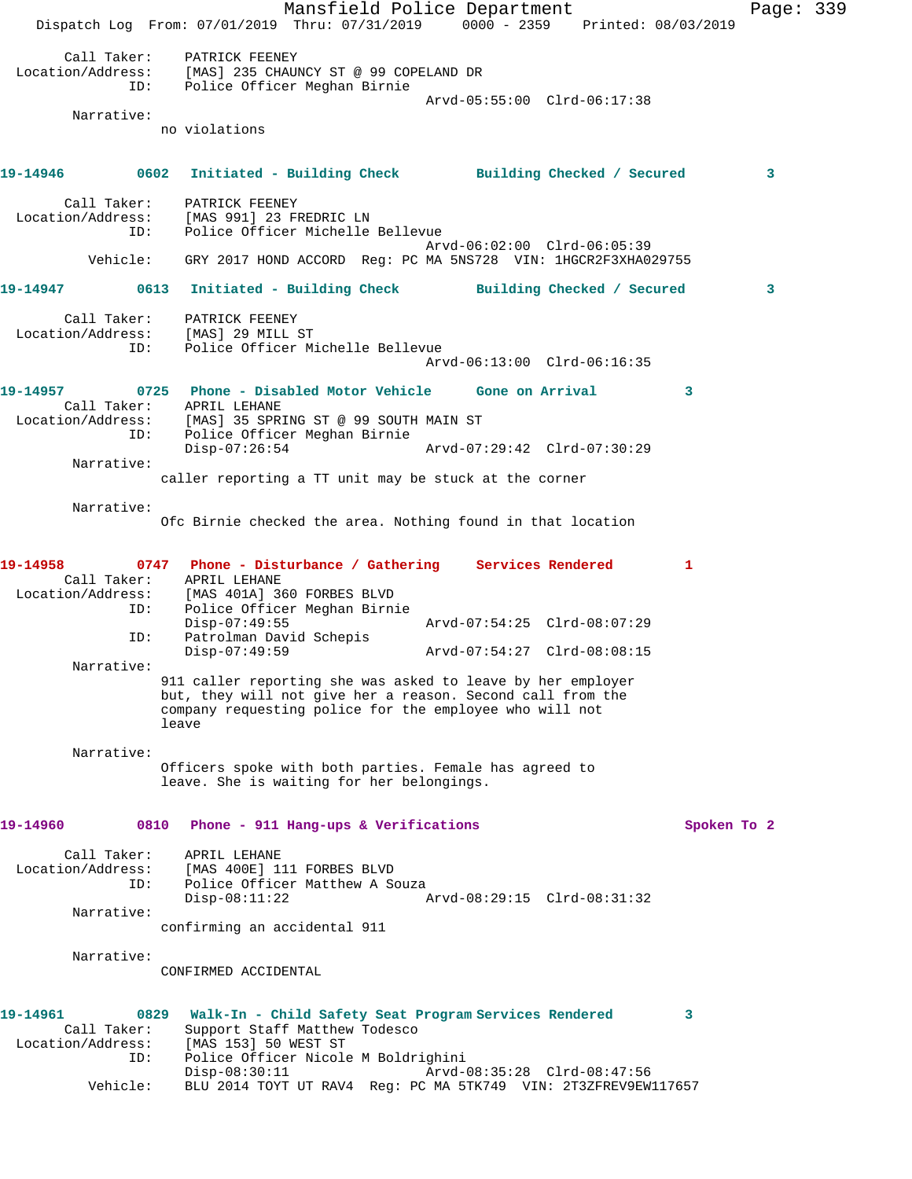```
        Call Taker:    PATRICK FEENEY
  Location/Address:    [MAS] 235 CHAUNCY ST @ 99 COPELAND DR
                ID:    Police Officer Meghan Birnie
                                            Arvd-05:55:00  Clrd-06:17:38
         Narrative:
                     no violations


19-14946        0602   Initiated - Building Check         Building Checked / Secured         3

        Call Taker:    PATRICK FEENEY
  Location/Address:    [MAS 991] 23 FREDRIC LN
                ID:    Police Officer Michelle Bellevue
                                            Arvd-06:02:00  Clrd-06:05:39
           Vehicle:    GRY 2017 HOND ACCORD  Reg: PC MA 5NS728  VIN: 1HGCR2F3XHA029755

19-14947        0613   Initiated - Building Check         Building Checked / Secured         3

        Call Taker:    PATRICK FEENEY
  Location/Address:    [MAS] 29 MILL ST
                ID:    Police Officer Michelle Bellevue
                                            Arvd-06:13:00  Clrd-06:16:35

19-14957        0725   Phone - Disabled Motor Vehicle     Gone on Arrival          3
        Call Taker:    APRIL LEHANE
  Location/Address:    [MAS] 35 SPRING ST @ 99 SOUTH MAIN ST
                ID:    Police Officer Meghan Birnie
                       Disp-07:26:54                Arvd-07:29:42  Clrd-07:30:29
         Narrative:
                     caller reporting a TT unit may be stuck at the corner

         Narrative:
                     Ofc Birnie checked the area. Nothing found in that location


19-14958        0747   Phone - Disturbance / Gathering    Services Rendered        1
        Call Taker:    APRIL LEHANE
  Location/Address:    [MAS 401A] 360 FORBES BLVD
                ID:    Police Officer Meghan Birnie
                       Disp-07:49:55                Arvd-07:54:25  Clrd-08:07:29
                ID:    Patrolman David Schepis
                       Disp-07:49:59                Arvd-07:54:27  Clrd-08:08:15
         Narrative:
                     911 caller reporting she was asked to leave by her employer
                     but, they will not give her a reason. Second call from the
                     company requesting police for the employee who will not
                     leave

         Narrative:
                     Officers spoke with both parties. Female has agreed to
                     leave. She is waiting for her belongings.


19-14960        0810   Phone - 911 Hang-ups & Verifications                       Spoken To 2

        Call Taker:    APRIL LEHANE
  Location/Address:    [MAS 400E] 111 FORBES BLVD
                ID:    Police Officer Matthew A Souza
                       Disp-08:11:22                Arvd-08:29:15  Clrd-08:31:32
         Narrative:
                     confirming an accidental 911

         Narrative:
                     CONFIRMED ACCIDENTAL


19-14961        0829   Walk-In - Child Safety Seat Program Services Rendered        3
        Call Taker:    Support Staff Matthew Todesco
  Location/Address:    [MAS 153] 50 WEST ST
                ID:    Police Officer Nicole M Boldrighini
                       Disp-08:30:11                Arvd-08:35:28  Clrd-08:47:56
           Vehicle:    BLU 2014 TOYT UT RAV4  Reg: PC MA 5TK749  VIN: 2T3ZFREV9EW117657
```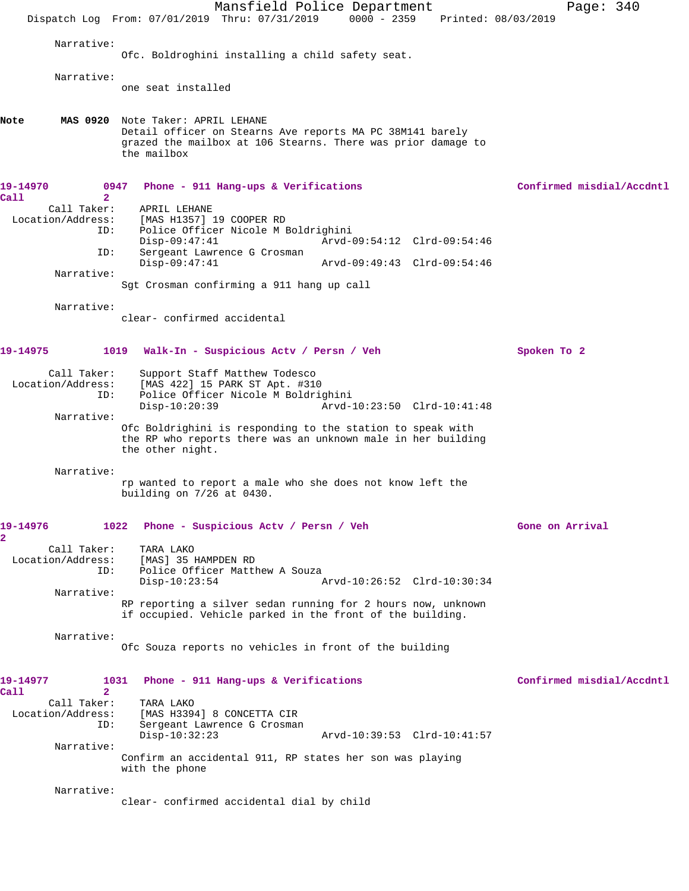Narrative:
Ofc. Boldroghini installing a child safety seat.

Narrative:
one seat installed

**Note** **MAS 0920** Note Taker: APRIL LEHANE
Detail officer on Stearns Ave reports MA PC 38M141 barely grazed the mailbox at 106 Stearns. There was prior damage to the mailbox

**19-14970** **0947** **Phone - 911 Hang-ups & Verifications** **Confirmed misdial/Accdntl Call 2**

Call Taker: APRIL LEHANE
Location/Address: [MAS H1357] 19 COOPER RD
ID: Police Officer Nicole M Boldrighini
Disp-09:47:41 Arvd-09:54:12 Clrd-09:54:46
ID: Sergeant Lawrence G Crosman
Disp-09:47:41 Arvd-09:49:43 Clrd-09:54:46

Narrative:
Sgt Crosman confirming a 911 hang up call

Narrative:
clear- confirmed accidental

**19-14975** **1019** **Walk-In - Suspicious Actv / Persn / Veh** **Spoken To 2**

Call Taker: Support Staff Matthew Todesco
Location/Address: [MAS 422] 15 PARK ST Apt. #310
ID: Police Officer Nicole M Boldrighini
Disp-10:20:39 Arvd-10:23:50 Clrd-10:41:48

Narrative:
Ofc Boldrighini is responding to the station to speak with the RP who reports there was an unknown male in her building the other night.

Narrative:
rp wanted to report a male who she does not know left the building on 7/26 at 0430.

**19-14976** **1022** **Phone - Suspicious Actv / Persn / Veh** **Gone on Arrival 2**

Call Taker: TARA LAKO
Location/Address: [MAS] 35 HAMPDEN RD
ID: Police Officer Matthew A Souza
Disp-10:23:54 Arvd-10:26:52 Clrd-10:30:34

Narrative:
RP reporting a silver sedan running for 2 hours now, unknown if occupied. Vehicle parked in the front of the building.

Narrative:
Ofc Souza reports no vehicles in front of the building

**19-14977** **1031** **Phone - 911 Hang-ups & Verifications** **Confirmed misdial/Accdntl Call 2**

Call Taker: TARA LAKO
Location/Address: [MAS H3394] 8 CONCETTA CIR
ID: Sergeant Lawrence G Crosman
Disp-10:32:23 Arvd-10:39:53 Clrd-10:41:57

Narrative:
Confirm an accidental 911, RP states her son was playing with the phone

Narrative:
clear- confirmed accidental dial by child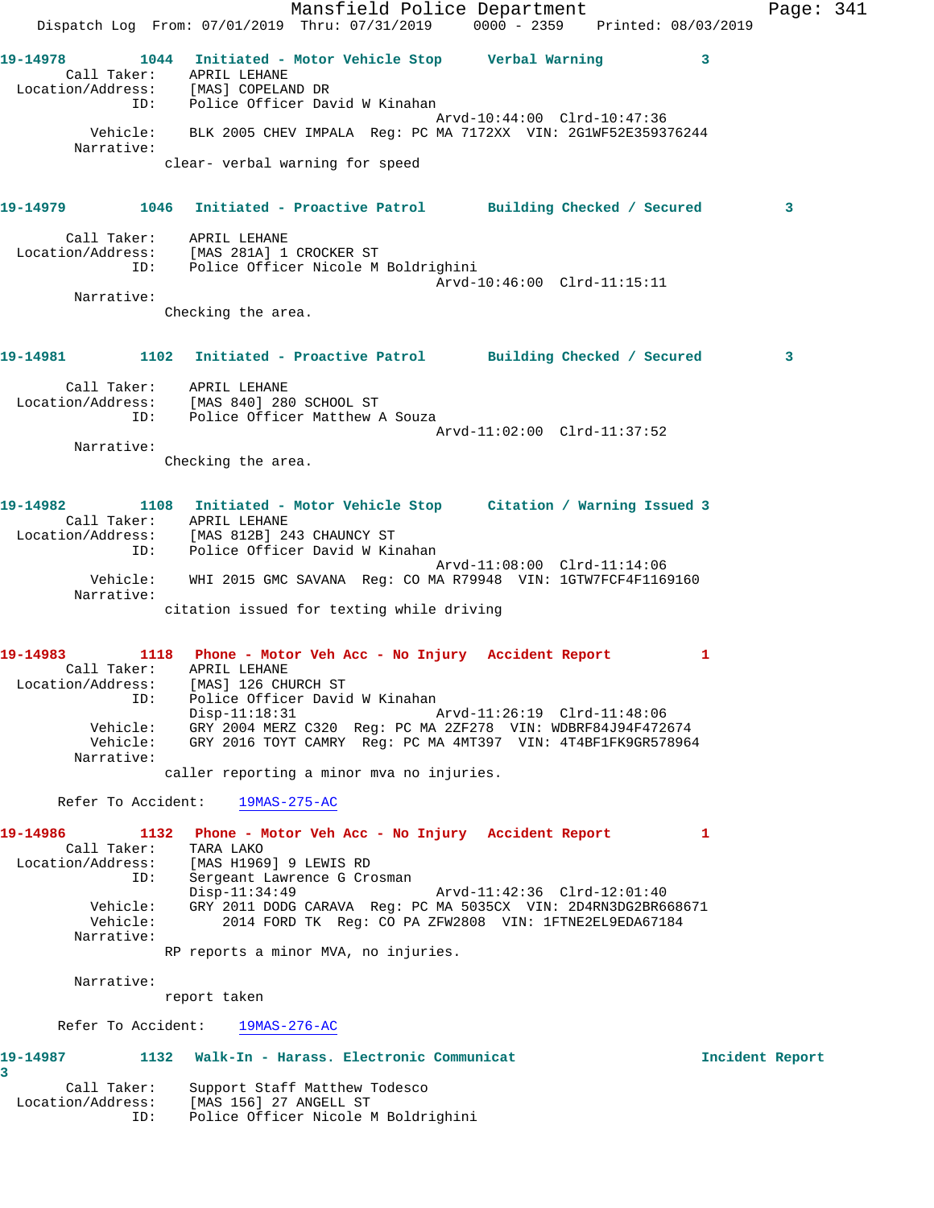19-14978 1044 Initiated - Motor Vehicle Stop Verbal Warning 3
Call Taker: APRIL LEHANE
Location/Address: [MAS] COPELAND DR
ID: Police Officer David W Kinahan
Arvd-10:44:00 Clrd-10:47:36
Vehicle: BLK 2005 CHEV IMPALA Reg: PC MA 7172XX VIN: 2G1WF52E359376244
Narrative:
clear- verbal warning for speed

19-14979 1046 Initiated - Proactive Patrol Building Checked / Secured 3
Call Taker: APRIL LEHANE
Location/Address: [MAS 281A] 1 CROCKER ST
ID: Police Officer Nicole M Boldrighini
Arvd-10:46:00 Clrd-11:15:11
Narrative:
Checking the area.

19-14981 1102 Initiated - Proactive Patrol Building Checked / Secured 3
Call Taker: APRIL LEHANE
Location/Address: [MAS 840] 280 SCHOOL ST
ID: Police Officer Matthew A Souza
Arvd-11:02:00 Clrd-11:37:52
Narrative:
Checking the area.

19-14982 1108 Initiated - Motor Vehicle Stop Citation / Warning Issued 3
Call Taker: APRIL LEHANE
Location/Address: [MAS 812B] 243 CHAUNCY ST
ID: Police Officer David W Kinahan
Arvd-11:08:00 Clrd-11:14:06
Vehicle: WHI 2015 GMC SAVANA Reg: CO MA R79948 VIN: 1GTW7FCF4F1169160
Narrative:
citation issued for texting while driving

19-14983 1118 Phone - Motor Veh Acc - No Injury Accident Report 1
Call Taker: APRIL LEHANE
Location/Address: [MAS] 126 CHURCH ST
ID: Police Officer David W Kinahan
Disp-11:18:31 Arvd-11:26:19 Clrd-11:48:06
Vehicle: GRY 2004 MERZ C320 Reg: PC MA 2ZF278 VIN: WDBRF84J94F472674
Vehicle: GRY 2016 TOYT CAMRY Reg: PC MA 4MT397 VIN: 4T4BF1FK9GR578964
Narrative:
caller reporting a minor mva no injuries.

Refer To Accident: 19MAS-275-AC

19-14986 1132 Phone - Motor Veh Acc - No Injury Accident Report 1
Call Taker: TARA LAKO
Location/Address: [MAS H1969] 9 LEWIS RD
ID: Sergeant Lawrence G Crosman
Disp-11:34:49 Arvd-11:42:36 Clrd-12:01:40
Vehicle: GRY 2011 DODG CARAVA Reg: PC MA 5035CX VIN: 2D4RN3DG2BR668671
Vehicle: 2014 FORD TK Reg: CO PA ZFW2808 VIN: 1FTNE2EL9EDA67184
Narrative:
RP reports a minor MVA, no injuries.

Narrative:
report taken

Refer To Accident: 19MAS-276-AC

19-14987 1132 Walk-In - Harass. Electronic Communicat Incident Report 3
Call Taker: Support Staff Matthew Todesco
Location/Address: [MAS 156] 27 ANGELL ST
ID: Police Officer Nicole M Boldrighini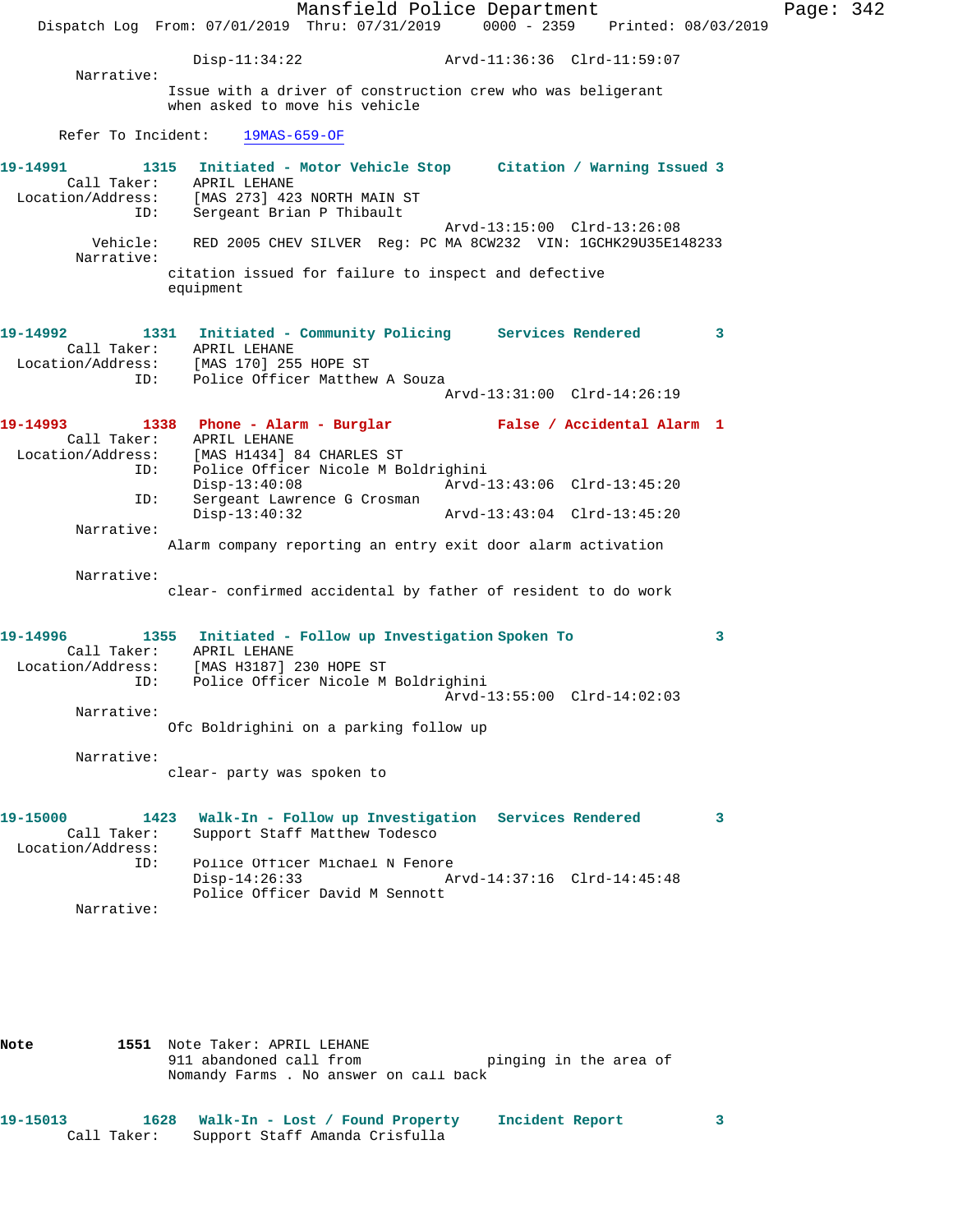Disp-11:34:22 Arvd-11:36:36 Clrd-11:59:07

Narrative:
Issue with a driver of construction crew who was beligerant when asked to move his vehicle

Refer To Incident: 19MAS-659-OF

**19-14991** 1315 Initiated - Motor Vehicle Stop — Citation / Warning Issued 3
Call Taker: APRIL LEHANE
Location/Address: [MAS 273] 423 NORTH MAIN ST
ID: Sergeant Brian P Thibault
Arvd-13:15:00 Clrd-13:26:08
Vehicle: RED 2005 CHEV SILVER Reg: PC MA 8CW232 VIN: 1GCHK29U35E148233
Narrative:
citation issued for failure to inspect and defective equipment

**19-14992** 1331 Initiated - Community Policing — Services Rendered 3
Call Taker: APRIL LEHANE
Location/Address: [MAS 170] 255 HOPE ST
ID: Police Officer Matthew A Souza
Arvd-13:31:00 Clrd-14:26:19

**19-14993** 1338 Phone - Alarm - Burglar — False / Accidental Alarm 1
Call Taker: APRIL LEHANE
Location/Address: [MAS H1434] 84 CHARLES ST
ID: Police Officer Nicole M Boldrighini
Disp-13:40:08 Arvd-13:43:06 Clrd-13:45:20
ID: Sergeant Lawrence G Crosman
Disp-13:40:32 Arvd-13:43:04 Clrd-13:45:20
Narrative:
Alarm company reporting an entry exit door alarm activation

Narrative:
clear- confirmed accidental by father of resident to do work

**19-14996** 1355 Initiated - Follow up Investigation — Spoken To 3
Call Taker: APRIL LEHANE
Location/Address: [MAS H3187] 230 HOPE ST
ID: Police Officer Nicole M Boldrighini
Arvd-13:55:00 Clrd-14:02:03
Narrative:
Ofc Boldrighini on a parking follow up

Narrative:
clear- party was spoken to

**19-15000** 1423 Walk-In - Follow up Investigation — Services Rendered 3
Call Taker: Support Staff Matthew Todesco
Location/Address:
ID: Police Officer Michael N Fenore
Disp-14:26:33 Arvd-14:37:16 Clrd-14:45:48
Police Officer David M Sennott
Narrative:

**Note** 1551 Note Taker: APRIL LEHANE
911 abandoned call from pinging in the area of Nomandy Farms . No answer on call back

**19-15013** 1628 Walk-In - Lost / Found Property — Incident Report 3
Call Taker: Support Staff Amanda Crisfulla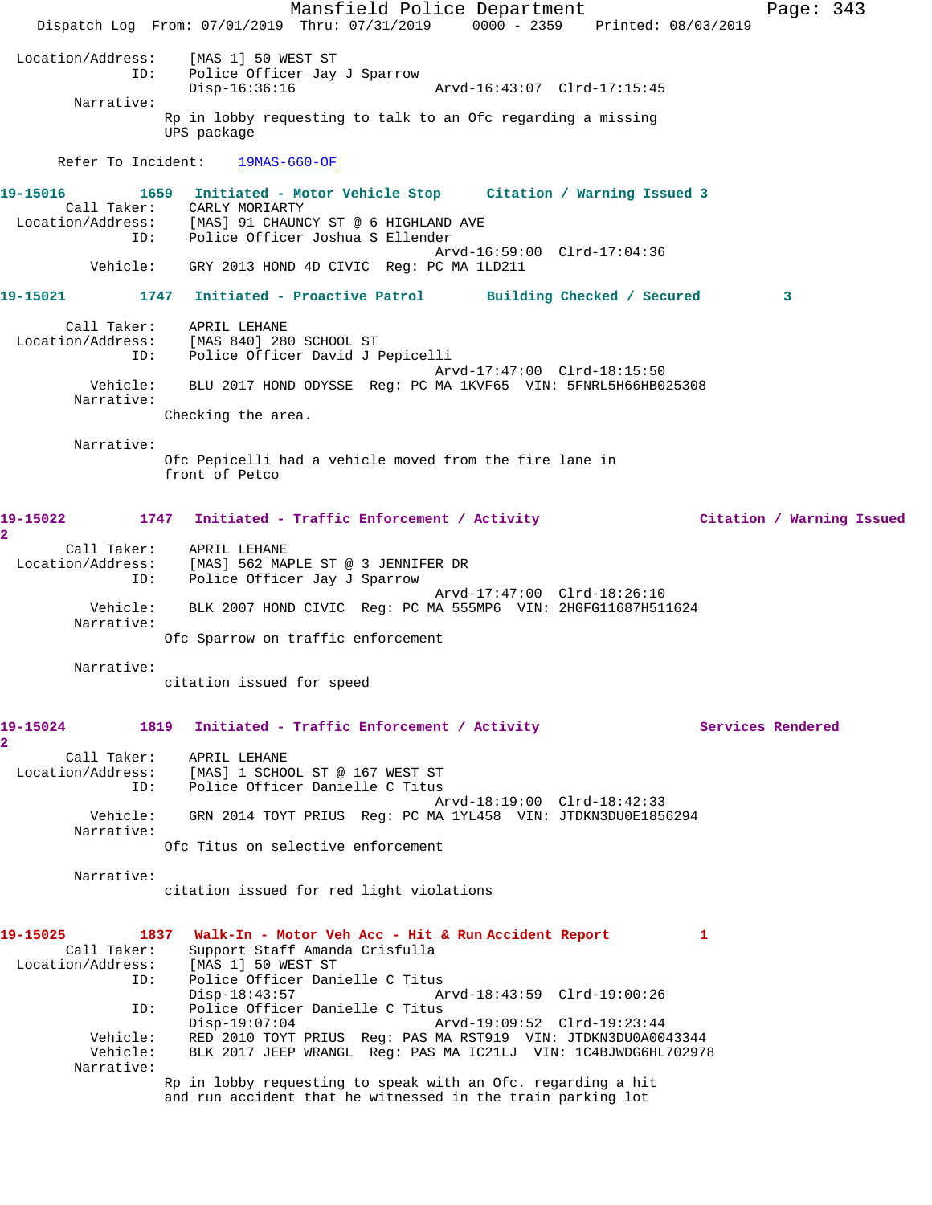```
Location/Address:    [MAS 1] 50 WEST ST
              ID:    Police Officer Jay J Sparrow
                     Disp-16:36:16                 Arvd-16:43:07  Clrd-17:15:45
       Narrative:
                  Rp in lobby requesting to talk to an Ofc regarding a missing
                  UPS package

      Refer To Incident:    19MAS-660-OF

19-15016         1659   Initiated - Motor Vehicle Stop      Citation / Warning Issued 3
        Call Taker:    CARLY MORIARTY
  Location/Address:    [MAS] 91 CHAUNCY ST @ 6 HIGHLAND AVE
                ID:    Police Officer Joshua S Ellender
                                                   Arvd-16:59:00  Clrd-17:04:36
           Vehicle:    GRY 2013 HOND 4D CIVIC  Reg: PC MA 1LD211

19-15021         1747   Initiated - Proactive Patrol        Building Checked / Secured         3

        Call Taker:    APRIL LEHANE
  Location/Address:    [MAS 840] 280 SCHOOL ST
                ID:    Police Officer David J Pepicelli
                                                   Arvd-17:47:00  Clrd-18:15:50
           Vehicle:    BLU 2017 HOND ODYSSE  Reg: PC MA 1KVF65  VIN: 5FNRL5H66HB025308
         Narrative:
                  Checking the area.

         Narrative:
                  Ofc Pepicelli had a vehicle moved from the fire lane in
                  front of Petco

19-15022         1747   Initiated - Traffic Enforcement / Activity                  Citation / Warning Issued
2
        Call Taker:    APRIL LEHANE
  Location/Address:    [MAS] 562 MAPLE ST @ 3 JENNIFER DR
                ID:    Police Officer Jay J Sparrow
                                                   Arvd-17:47:00  Clrd-18:26:10
           Vehicle:    BLK 2007 HOND CIVIC  Reg: PC MA 555MP6  VIN: 2HGFG11687H511624
         Narrative:
                  Ofc Sparrow on traffic enforcement

         Narrative:
                  citation issued for speed

19-15024         1819   Initiated - Traffic Enforcement / Activity                  Services Rendered
2
        Call Taker:    APRIL LEHANE
  Location/Address:    [MAS] 1 SCHOOL ST @ 167 WEST ST
                ID:    Police Officer Danielle C Titus
                                                   Arvd-18:19:00  Clrd-18:42:33
           Vehicle:    GRN 2014 TOYT PRIUS  Reg: PC MA 1YL458  VIN: JTDKN3DU0E1856294
         Narrative:
                  Ofc Titus on selective enforcement

         Narrative:
                  citation issued for red light violations

19-15025         1837   Walk-In - Motor Veh Acc - Hit & Run Accident Report          1
        Call Taker:    Support Staff Amanda Crisfulla
  Location/Address:    [MAS 1] 50 WEST ST
                ID:    Police Officer Danielle C Titus
                       Disp-18:43:57               Arvd-18:43:59  Clrd-19:00:26
                ID:    Police Officer Danielle C Titus
                       Disp-19:07:04               Arvd-19:09:52  Clrd-19:23:44
           Vehicle:    RED 2010 TOYT PRIUS  Reg: PAS MA RST919  VIN: JTDKN3DU0A0043344
           Vehicle:    BLK 2017 JEEP WRANGL  Reg: PAS MA IC21LJ  VIN: 1C4BJWDG6HL702978
         Narrative:
                  Rp in lobby requesting to speak with an Ofc. regarding a hit
                  and run accident that he witnessed in the train parking lot
```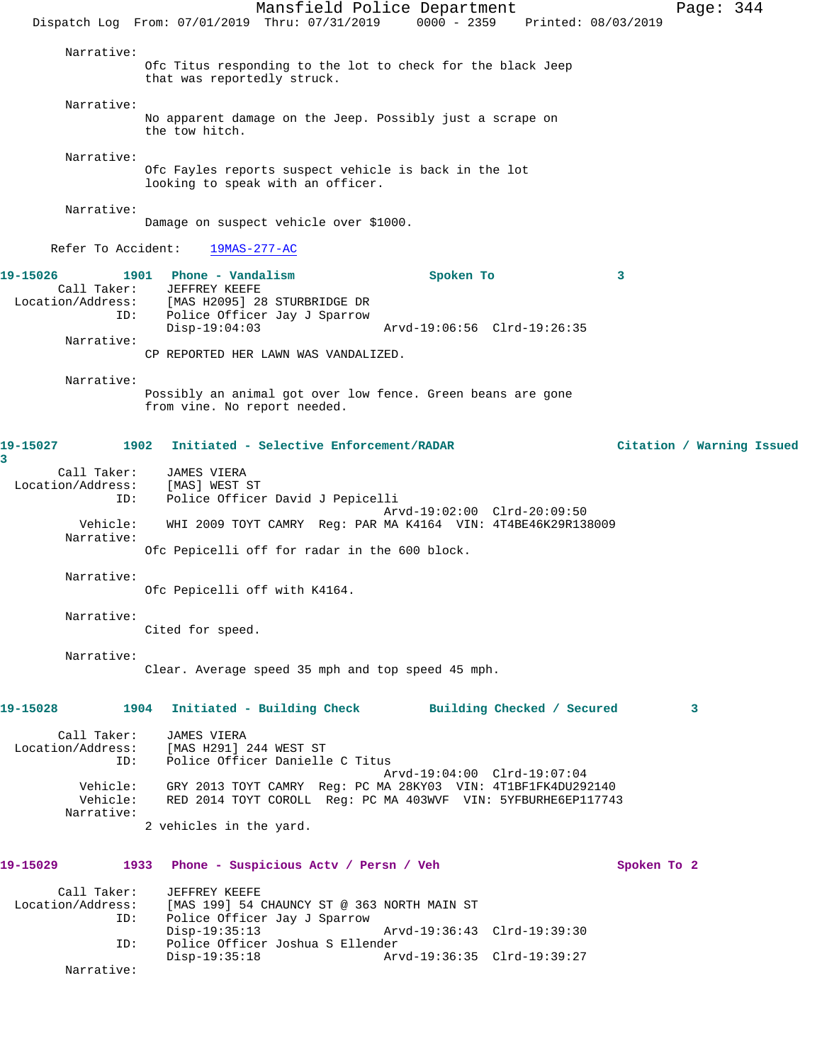Narrative:
Ofc Titus responding to the lot to check for the black Jeep that was reportedly struck.

Narrative:
No apparent damage on the Jeep. Possibly just a scrape on the tow hitch.

Narrative:
Ofc Fayles reports suspect vehicle is back in the lot looking to speak with an officer.

Narrative:
Damage on suspect vehicle over $1000.

Refer To Accident: 19MAS-277-AC

**19-15026** 1901 **Phone - Vandalism** **Spoken To** 3

Call Taker: JEFFREY KEEFE
Location/Address: [MAS H2095] 28 STURBRIDGE DR
ID: Police Officer Jay J Sparrow
Disp-19:04:03 Arvd-19:06:56 Clrd-19:26:35

Narrative:
CP REPORTED HER LAWN WAS VANDALIZED.

Narrative:
Possibly an animal got over low fence. Green beans are gone from vine. No report needed.

**19-15027** 1902 **Initiated - Selective Enforcement/RADAR** **Citation / Warning Issued** 3

Call Taker: JAMES VIERA
Location/Address: [MAS] WEST ST
ID: Police Officer David J Pepicelli
Arvd-19:02:00 Clrd-20:09:50
Vehicle: WHI 2009 TOYT CAMRY Reg: PAR MA K4164 VIN: 4T4BE46K29R138009

Narrative:
Ofc Pepicelli off for radar in the 600 block.

Narrative:
Ofc Pepicelli off with K4164.

Narrative:
Cited for speed.

Narrative:
Clear. Average speed 35 mph and top speed 45 mph.

**19-15028** 1904 **Initiated - Building Check** **Building Checked / Secured** 3

Call Taker: JAMES VIERA
Location/Address: [MAS H291] 244 WEST ST
ID: Police Officer Danielle C Titus
Arvd-19:04:00 Clrd-19:07:04
Vehicle: GRY 2013 TOYT CAMRY Reg: PC MA 28KY03 VIN: 4T1BF1FK4DU292140
Vehicle: RED 2014 TOYT COROLL Reg: PC MA 403WVF VIN: 5YFBURHE6EP117743

Narrative:
2 vehicles in the yard.

**19-15029** 1933 **Phone - Suspicious Actv / Persn / Veh** **Spoken To** 2

Call Taker: JEFFREY KEEFE
Location/Address: [MAS 199] 54 CHAUNCY ST @ 363 NORTH MAIN ST
ID: Police Officer Jay J Sparrow
Disp-19:35:13 Arvd-19:36:43 Clrd-19:39:30
ID: Police Officer Joshua S Ellender
Disp-19:35:18 Arvd-19:36:35 Clrd-19:39:27

Narrative: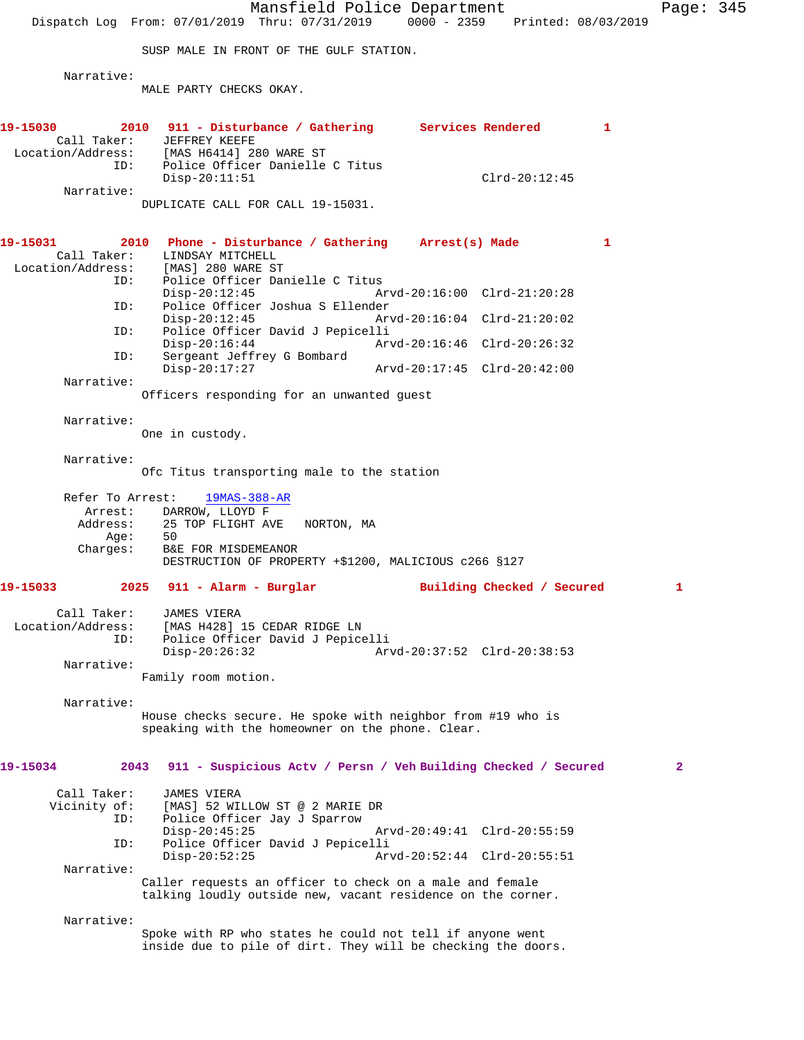SUSP MALE IN FRONT OF THE GULF STATION.

Narrative:
MALE PARTY CHECKS OKAY.

**19-15030 2010 911 - Disturbance / Gathering Services Rendered 1**

Call Taker: JEFFREY KEEFE
Location/Address: [MAS H6414] 280 WARE ST
ID: Police Officer Danielle C Titus
Disp-20:11:51 Clrd-20:12:45
Narrative:
DUPLICATE CALL FOR CALL 19-15031.

**19-15031 2010 Phone - Disturbance / Gathering Arrest(s) Made 1**

Call Taker: LINDSAY MITCHELL
Location/Address: [MAS] 280 WARE ST
ID: Police Officer Danielle C Titus
Disp-20:12:45 Arvd-20:16:00 Clrd-21:20:28
ID: Police Officer Joshua S Ellender
Disp-20:12:45 Arvd-20:16:04 Clrd-21:20:02
ID: Police Officer David J Pepicelli
Disp-20:16:44 Arvd-20:16:46 Clrd-20:26:32
ID: Sergeant Jeffrey G Bombard
Disp-20:17:27 Arvd-20:17:45 Clrd-20:42:00
Narrative:
Officers responding for an unwanted guest

Narrative:
One in custody.

Narrative:
Ofc Titus transporting male to the station

Refer To Arrest: 19MAS-388-AR
Arrest: DARROW, LLOYD F
Address: 25 TOP FLIGHT AVE NORTON, MA
Age: 50
Charges: B&E FOR MISDEMEANOR
DESTRUCTION OF PROPERTY +$1200, MALICIOUS c266 §127

**19-15033 2025 911 - Alarm - Burglar Building Checked / Secured 1**

Call Taker: JAMES VIERA
Location/Address: [MAS H428] 15 CEDAR RIDGE LN
ID: Police Officer David J Pepicelli
Disp-20:26:32 Arvd-20:37:52 Clrd-20:38:53
Narrative:
Family room motion.

Narrative:
House checks secure. He spoke with neighbor from #19 who is speaking with the homeowner on the phone. Clear.

**19-15034 2043 911 - Suspicious Actv / Persn / Veh Building Checked / Secured 2**

Call Taker: JAMES VIERA
Vicinity of: [MAS] 52 WILLOW ST @ 2 MARIE DR
ID: Police Officer Jay J Sparrow
Disp-20:45:25 Arvd-20:49:41 Clrd-20:55:59
ID: Police Officer David J Pepicelli
Disp-20:52:25 Arvd-20:52:44 Clrd-20:55:51
Narrative:
Caller requests an officer to check on a male and female talking loudly outside new, vacant residence on the corner.

Narrative:
Spoke with RP who states he could not tell if anyone went inside due to pile of dirt. They will be checking the doors.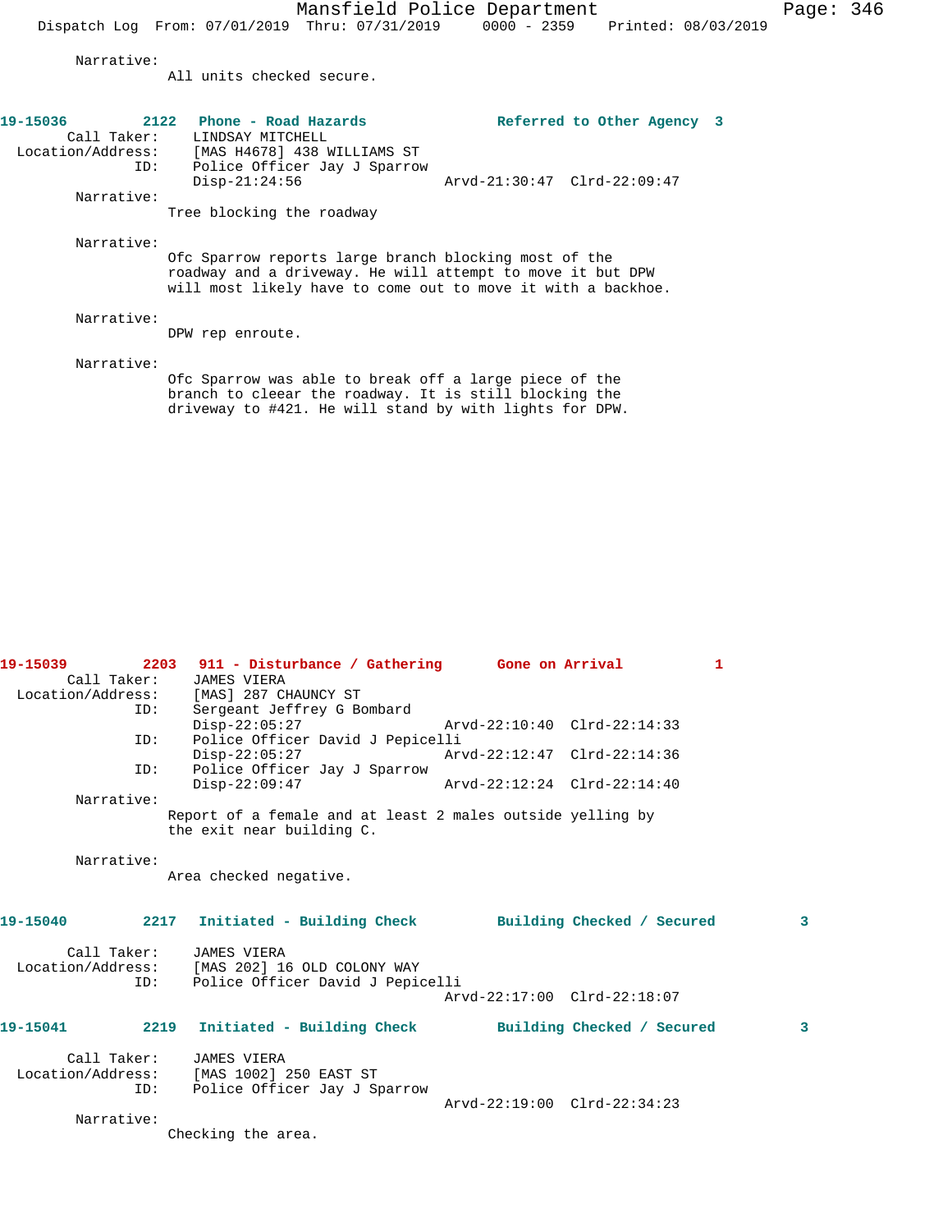Narrative:
All units checked secure.

**19-15036 2122 Phone - Road Hazards Referred to Other Agency 3**

Call Taker: LINDSAY MITCHELL
Location/Address: [MAS H4678] 438 WILLIAMS ST
ID: Police Officer Jay J Sparrow
Disp-21:24:56 Arvd-21:30:47 Clrd-22:09:47

Narrative:
Tree blocking the roadway

Narrative:
Ofc Sparrow reports large branch blocking most of the roadway and a driveway. He will attempt to move it but DPW will most likely have to come out to move it with a backhoe.

Narrative:
DPW rep enroute.

Narrative:
Ofc Sparrow was able to break off a large piece of the branch to clear the roadway. It is still blocking the driveway to #421. He will stand by with lights for DPW.

**19-15039 2203 911 - Disturbance / Gathering Gone on Arrival 1**

Call Taker: JAMES VIERA
Location/Address: [MAS] 287 CHAUNCY ST
ID: Sergeant Jeffrey G Bombard
Disp-22:05:27 Arvd-22:10:40 Clrd-22:14:33
ID: Police Officer David J Pepicelli
Disp-22:05:27 Arvd-22:12:47 Clrd-22:14:36
ID: Police Officer Jay J Sparrow
Disp-22:09:47 Arvd-22:12:24 Clrd-22:14:40

Narrative:
Report of a female and at least 2 males outside yelling by the exit near building C.

Narrative:
Area checked negative.

**19-15040 2217 Initiated - Building Check Building Checked / Secured 3**

Call Taker: JAMES VIERA
Location/Address: [MAS 202] 16 OLD COLONY WAY
ID: Police Officer David J Pepicelli
Arvd-22:17:00 Clrd-22:18:07

**19-15041 2219 Initiated - Building Check Building Checked / Secured 3**

Call Taker: JAMES VIERA
Location/Address: [MAS 1002] 250 EAST ST
ID: Police Officer Jay J Sparrow
Arvd-22:19:00 Clrd-22:34:23

Narrative:
Checking the area.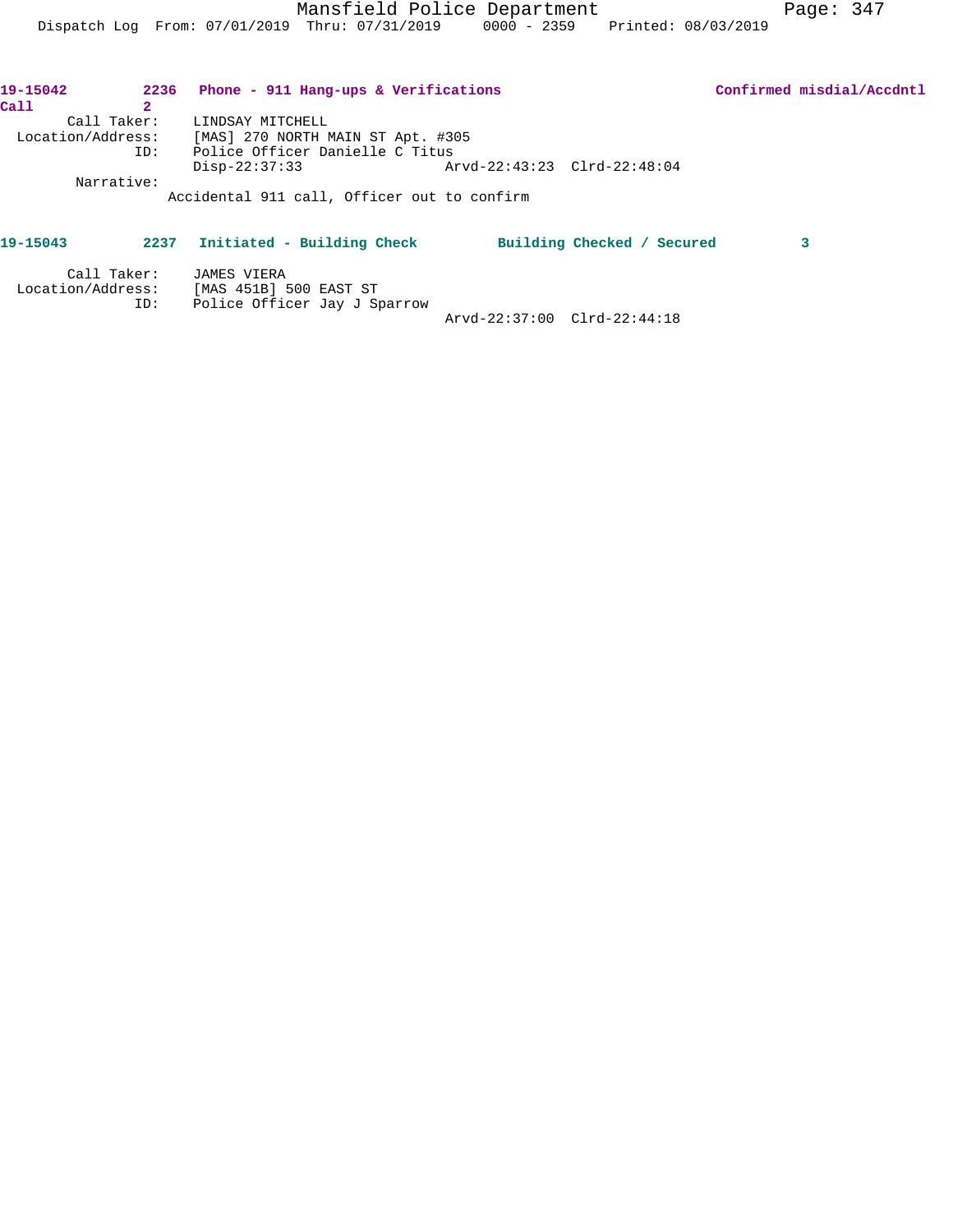**19-15042 2236 Phone - 911 Hang-ups & Verifications Confirmed misdial/Accdntl Call 2**

Call Taker: LINDSAY MITCHELL
Location/Address: [MAS] 270 NORTH MAIN ST Apt. #305
ID: Police Officer Danielle C Titus
Disp-22:37:33 Arvd-22:43:23 Clrd-22:48:04
Narrative:
Accidental 911 call, Officer out to confirm

**19-15043 2237 Initiated - Building Check Building Checked / Secured 3**

Call Taker: JAMES VIERA
Location/Address: [MAS 451B] 500 EAST ST
ID: Police Officer Jay J Sparrow
Arvd-22:37:00 Clrd-22:44:18